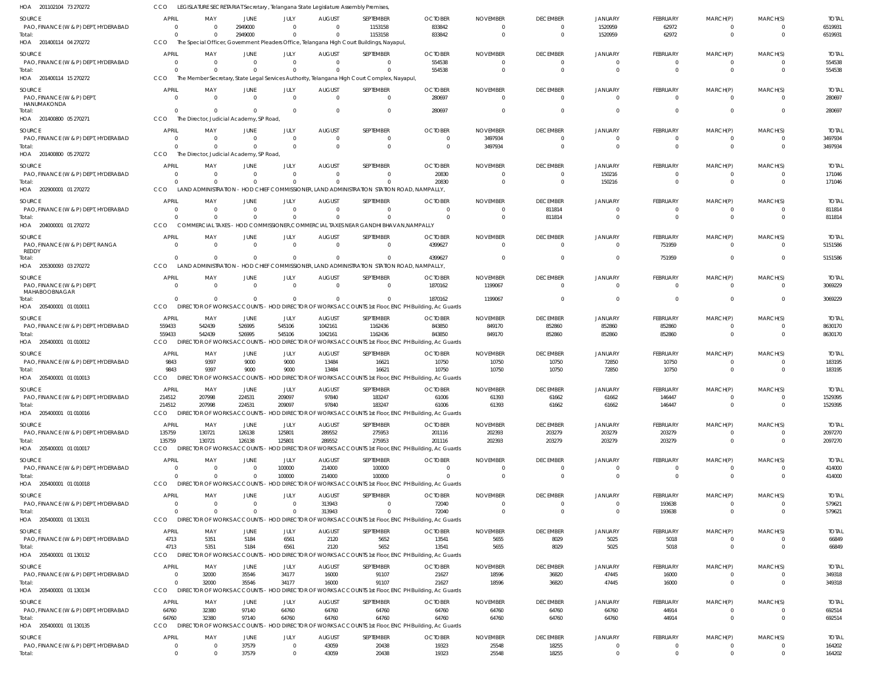HOA 201102104 73 270272 CCO LEGISLATURE SECRETARIAT Secretary , Telangana State Legislature Assembly Premises,

| SOURCE | APRIL | MAY | JUNE | JULY | AUGUST | SEPTEMBER | OCTOBER | NOVEMBER | DECEMBER | JANUARY | FEBRUARY | MARCH(P) | MARCH(S) | TOTAL |
|---|---|---|---|---|---|---|---|---|---|---|---|---|---|---|
| PAO, FINANCE (W & P) DEPT, HYDERABAD | 0 | 0 | 2949000 | 0 | 0 | 1153158 | 833842 | 0 | 0 | 1520959 | 62972 | 0 | 0 | 6519931 |
| Total: | 0 | 0 | 2949000 | 0 | 0 | 1153158 | 833842 | 0 | 0 | 1520959 | 62972 | 0 | 0 | 6519931 |

HOA 201400114 04 270272 CCO The Special Officer, Government Pleaders Office, Telangana High Court Buildings, Nayapul,

| SOURCE | APRIL | MAY | JUNE | JULY | AUGUST | SEPTEMBER | OCTOBER | NOVEMBER | DECEMBER | JANUARY | FEBRUARY | MARCH(P) | MARCH(S) | TOTAL |
|---|---|---|---|---|---|---|---|---|---|---|---|---|---|---|
| PAO, FINANCE (W & P) DEPT, HYDERABAD | 0 | 0 | 0 | 0 | 0 | 0 | 554538 | 0 | 0 | 0 | 0 | 0 | 0 | 554538 |
| Total: | 0 | 0 | 0 | 0 | 0 | 0 | 554538 | 0 | 0 | 0 | 0 | 0 | 0 | 554538 |

HOA 201400114 15 270272 CCO The Member Secretary, State Legal Services Authority, Telangana High Court Complex, Nayapul,

| SOURCE | APRIL | MAY | JUNE | JULY | AUGUST | SEPTEMBER | OCTOBER | NOVEMBER | DECEMBER | JANUARY | FEBRUARY | MARCH(P) | MARCH(S) | TOTAL |
|---|---|---|---|---|---|---|---|---|---|---|---|---|---|---|
| PAO, FINANCE (W & P) DEPT, HANUMAKONDA | 0 | 0 | 0 | 0 | 0 | 0 | 280697 | 0 | 0 | 0 | 0 | 0 | 0 | 280697 |
| Total: | 0 | 0 | 0 | 0 | 0 | 0 | 280697 | 0 | 0 | 0 | 0 | 0 | 0 | 280697 |

HOA 201400800 05 270271 CCO The Director, Judicial Academy, SP Road,

| SOURCE | APRIL | MAY | JUNE | JULY | AUGUST | SEPTEMBER | OCTOBER | NOVEMBER | DECEMBER | JANUARY | FEBRUARY | MARCH(P) | MARCH(S) | TOTAL |
|---|---|---|---|---|---|---|---|---|---|---|---|---|---|---|
| PAO, FINANCE (W & P) DEPT, HYDERABAD | 0 | 0 | 0 | 0 | 0 | 0 | 0 | 3497934 | 0 | 0 | 0 | 0 | 0 | 3497934 |
| Total: | 0 | 0 | 0 | 0 | 0 | 0 | 0 | 3497934 | 0 | 0 | 0 | 0 | 0 | 3497934 |

HOA 201400800 05 270272 CCO The Director, Judicial Academy, SP Road,

| SOURCE | APRIL | MAY | JUNE | JULY | AUGUST | SEPTEMBER | OCTOBER | NOVEMBER | DECEMBER | JANUARY | FEBRUARY | MARCH(P) | MARCH(S) | TOTAL |
|---|---|---|---|---|---|---|---|---|---|---|---|---|---|---|
| PAO, FINANCE (W & P) DEPT, HYDERABAD | 0 | 0 | 0 | 0 | 0 | 0 | 20830 | 0 | 0 | 150216 | 0 | 0 | 0 | 171046 |
| Total: | 0 | 0 | 0 | 0 | 0 | 0 | 20830 | 0 | 0 | 150216 | 0 | 0 | 0 | 171046 |

HOA 202900001 01 270272 CCO LAND ADMINISTRATION - HOD CHIEF COMMISSIONER, LAND ADMINISTRATION STATION ROAD, NAMPALLY,

| SOURCE | APRIL | MAY | JUNE | JULY | AUGUST | SEPTEMBER | OCTOBER | NOVEMBER | DECEMBER | JANUARY | FEBRUARY | MARCH(P) | MARCH(S) | TOTAL |
|---|---|---|---|---|---|---|---|---|---|---|---|---|---|---|
| PAO, FINANCE (W & P) DEPT, HYDERABAD | 0 | 0 | 0 | 0 | 0 | 0 | 0 | 0 | 811814 | 0 | 0 | 0 | 0 | 811814 |
| Total: | 0 | 0 | 0 | 0 | 0 | 0 | 0 | 0 | 811814 | 0 | 0 | 0 | 0 | 811814 |

HOA 204000001 01 270272 CCO COMMERCIAL TAXES - HOD COMMISSIONER,COMMERCIAL TAXES NEAR GANDHI BHAVAN,NAMPALLY

| SOURCE | APRIL | MAY | JUNE | JULY | AUGUST | SEPTEMBER | OCTOBER | NOVEMBER | DECEMBER | JANUARY | FEBRUARY | MARCH(P) | MARCH(S) | TOTAL |
|---|---|---|---|---|---|---|---|---|---|---|---|---|---|---|
| PAO, FINANCE (W & P) DEPT, RANGA REDDY | 0 | 0 | 0 | 0 | 0 | 0 | 4399627 | 0 | 0 | 0 | 751959 | 0 | 0 | 5151586 |
| Total: | 0 | 0 | 0 | 0 | 0 | 0 | 4399627 | 0 | 0 | 0 | 751959 | 0 | 0 | 5151586 |

HOA 205300093 03 270272 CCO LAND ADMINISTRATION - HOD CHIEF COMMISSIONER, LAND ADMINISTRATION STATION ROAD, NAMPALLY,

| SOURCE | APRIL | MAY | JUNE | JULY | AUGUST | SEPTEMBER | OCTOBER | NOVEMBER | DECEMBER | JANUARY | FEBRUARY | MARCH(P) | MARCH(S) | TOTAL |
|---|---|---|---|---|---|---|---|---|---|---|---|---|---|---|
| PAO, FINANCE (W & P) DEPT, MAHABOOBNAGAR | 0 | 0 | 0 | 0 | 0 | 0 | 1870162 | 1199067 | 0 | 0 | 0 | 0 | 0 | 3069229 |
| Total: | 0 | 0 | 0 | 0 | 0 | 0 | 1870162 | 1199067 | 0 | 0 | 0 | 0 | 0 | 3069229 |

HOA 205400001 01 010011 CCO DIRECTOR OF WORKS ACCOUNTS - HOD DIRECTOR OF WORKS ACCOUNTS 1st Floor, ENC PH Building, Ac Guards

| SOURCE | APRIL | MAY | JUNE | JULY | AUGUST | SEPTEMBER | OCTOBER | NOVEMBER | DECEMBER | JANUARY | FEBRUARY | MARCH(P) | MARCH(S) | TOTAL |
|---|---|---|---|---|---|---|---|---|---|---|---|---|---|---|
| PAO, FINANCE (W & P) DEPT, HYDERABAD | 559433 | 542439 | 526995 | 545106 | 1042161 | 1162436 | 843850 | 849170 | 852860 | 852860 | 852860 | 0 | 0 | 8630170 |
| Total: | 559433 | 542439 | 526995 | 545106 | 1042161 | 1162436 | 843850 | 849170 | 852860 | 852860 | 852860 | 0 | 0 | 8630170 |

HOA 205400001 01 010012 CCO DIRECTOR OF WORKS ACCOUNTS - HOD DIRECTOR OF WORKS ACCOUNTS 1st Floor, ENC PH Building, Ac Guards

| SOURCE | APRIL | MAY | JUNE | JULY | AUGUST | SEPTEMBER | OCTOBER | NOVEMBER | DECEMBER | JANUARY | FEBRUARY | MARCH(P) | MARCH(S) | TOTAL |
|---|---|---|---|---|---|---|---|---|---|---|---|---|---|---|
| PAO, FINANCE (W & P) DEPT, HYDERABAD | 9843 | 9397 | 9000 | 9000 | 13484 | 16621 | 10750 | 10750 | 10750 | 72850 | 10750 | 0 | 0 | 183195 |
| Total: | 9843 | 9397 | 9000 | 9000 | 13484 | 16621 | 10750 | 10750 | 10750 | 72850 | 10750 | 0 | 0 | 183195 |

HOA 205400001 01 010013 CCO DIRECTOR OF WORKS ACCOUNTS - HOD DIRECTOR OF WORKS ACCOUNTS 1st Floor, ENC PH Building, Ac Guards

| SOURCE | APRIL | MAY | JUNE | JULY | AUGUST | SEPTEMBER | OCTOBER | NOVEMBER | DECEMBER | JANUARY | FEBRUARY | MARCH(P) | MARCH(S) | TOTAL |
|---|---|---|---|---|---|---|---|---|---|---|---|---|---|---|
| PAO, FINANCE (W & P) DEPT, HYDERABAD | 214512 | 207998 | 224531 | 209097 | 97840 | 183247 | 61006 | 61393 | 61662 | 61662 | 146447 | 0 | 0 | 1529395 |
| Total: | 214512 | 207998 | 224531 | 209097 | 97840 | 183247 | 61006 | 61393 | 61662 | 61662 | 146447 | 0 | 0 | 1529395 |

HOA 205400001 01 010016 CCO DIRECTOR OF WORKS ACCOUNTS - HOD DIRECTOR OF WORKS ACCOUNTS 1st Floor, ENC PH Building, Ac Guards

| SOURCE | APRIL | MAY | JUNE | JULY | AUGUST | SEPTEMBER | OCTOBER | NOVEMBER | DECEMBER | JANUARY | FEBRUARY | MARCH(P) | MARCH(S) | TOTAL |
|---|---|---|---|---|---|---|---|---|---|---|---|---|---|---|
| PAO, FINANCE (W & P) DEPT, HYDERABAD | 135759 | 130721 | 126138 | 125801 | 289552 | 275953 | 201116 | 202393 | 203279 | 203279 | 203279 | 0 | 0 | 2097270 |
| Total: | 135759 | 130721 | 126138 | 125801 | 289552 | 275953 | 201116 | 202393 | 203279 | 203279 | 203279 | 0 | 0 | 2097270 |

HOA 205400001 01 010017 CCO DIRECTOR OF WORKS ACCOUNTS - HOD DIRECTOR OF WORKS ACCOUNTS 1st Floor, ENC PH Building, Ac Guards

| SOURCE | APRIL | MAY | JUNE | JULY | AUGUST | SEPTEMBER | OCTOBER | NOVEMBER | DECEMBER | JANUARY | FEBRUARY | MARCH(P) | MARCH(S) | TOTAL |
|---|---|---|---|---|---|---|---|---|---|---|---|---|---|---|
| PAO, FINANCE (W & P) DEPT, HYDERABAD | 0 | 0 | 0 | 100000 | 214000 | 100000 | 0 | 0 | 0 | 0 | 0 | 0 | 0 | 414000 |
| Total: | 0 | 0 | 0 | 100000 | 214000 | 100000 | 0 | 0 | 0 | 0 | 0 | 0 | 0 | 414000 |

HOA 205400001 01 010018 CCO DIRECTOR OF WORKS ACCOUNTS - HOD DIRECTOR OF WORKS ACCOUNTS 1st Floor, ENC PH Building, Ac Guards

| SOURCE | APRIL | MAY | JUNE | JULY | AUGUST | SEPTEMBER | OCTOBER | NOVEMBER | DECEMBER | JANUARY | FEBRUARY | MARCH(P) | MARCH(S) | TOTAL |
|---|---|---|---|---|---|---|---|---|---|---|---|---|---|---|
| PAO, FINANCE (W & P) DEPT, HYDERABAD | 0 | 0 | 0 | 0 | 313943 | 0 | 72040 | 0 | 0 | 0 | 193638 | 0 | 0 | 579621 |
| Total: | 0 | 0 | 0 | 0 | 313943 | 0 | 72040 | 0 | 0 | 0 | 193638 | 0 | 0 | 579621 |

HOA 205400001 01 130131 CCO DIRECTOR OF WORKS ACCOUNTS - HOD DIRECTOR OF WORKS ACCOUNTS 1st Floor, ENC PH Building, Ac Guards

| SOURCE | APRIL | MAY | JUNE | JULY | AUGUST | SEPTEMBER | OCTOBER | NOVEMBER | DECEMBER | JANUARY | FEBRUARY | MARCH(P) | MARCH(S) | TOTAL |
|---|---|---|---|---|---|---|---|---|---|---|---|---|---|---|
| PAO, FINANCE (W & P) DEPT, HYDERABAD | 4713 | 5351 | 5184 | 6561 | 2120 | 5652 | 13541 | 5655 | 8029 | 5025 | 5018 | 0 | 0 | 66849 |
| Total: | 4713 | 5351 | 5184 | 6561 | 2120 | 5652 | 13541 | 5655 | 8029 | 5025 | 5018 | 0 | 0 | 66849 |

HOA 205400001 01 130132 CCO DIRECTOR OF WORKS ACCOUNTS - HOD DIRECTOR OF WORKS ACCOUNTS 1st Floor, ENC PH Building, Ac Guards

| SOURCE | APRIL | MAY | JUNE | JULY | AUGUST | SEPTEMBER | OCTOBER | NOVEMBER | DECEMBER | JANUARY | FEBRUARY | MARCH(P) | MARCH(S) | TOTAL |
|---|---|---|---|---|---|---|---|---|---|---|---|---|---|---|
| PAO, FINANCE (W & P) DEPT, HYDERABAD | 0 | 32000 | 35546 | 34177 | 16000 | 91107 | 21627 | 18596 | 36820 | 47445 | 16000 | 0 | 0 | 349318 |
| Total: | 0 | 32000 | 35546 | 34177 | 16000 | 91107 | 21627 | 18596 | 36820 | 47445 | 16000 | 0 | 0 | 349318 |

HOA 205400001 01 130134 CCO DIRECTOR OF WORKS ACCOUNTS - HOD DIRECTOR OF WORKS ACCOUNTS 1st Floor, ENC PH Building, Ac Guards

| SOURCE | APRIL | MAY | JUNE | JULY | AUGUST | SEPTEMBER | OCTOBER | NOVEMBER | DECEMBER | JANUARY | FEBRUARY | MARCH(P) | MARCH(S) | TOTAL |
|---|---|---|---|---|---|---|---|---|---|---|---|---|---|---|
| PAO, FINANCE (W & P) DEPT, HYDERABAD | 64760 | 32380 | 97140 | 64760 | 64760 | 64760 | 64760 | 64760 | 64760 | 64760 | 44914 | 0 | 0 | 692514 |
| Total: | 64760 | 32380 | 97140 | 64760 | 64760 | 64760 | 64760 | 64760 | 64760 | 64760 | 44914 | 0 | 0 | 692514 |

HOA 205400001 01 130135 CCO DIRECTOR OF WORKS ACCOUNTS - HOD DIRECTOR OF WORKS ACCOUNTS 1st Floor, ENC PH Building, Ac Guards

| SOURCE | APRIL | MAY | JUNE | JULY | AUGUST | SEPTEMBER | OCTOBER | NOVEMBER | DECEMBER | JANUARY | FEBRUARY | MARCH(P) | MARCH(S) | TOTAL |
|---|---|---|---|---|---|---|---|---|---|---|---|---|---|---|
| PAO, FINANCE (W & P) DEPT, HYDERABAD | 0 | 0 | 37579 | 0 | 43059 | 20438 | 19323 | 25548 | 18255 | 0 | 0 | 0 | 0 | 164202 |
| Total: | 0 | 0 | 37579 | 0 | 43059 | 20438 | 19323 | 25548 | 18255 | 0 | 0 | 0 | 0 | 164202 |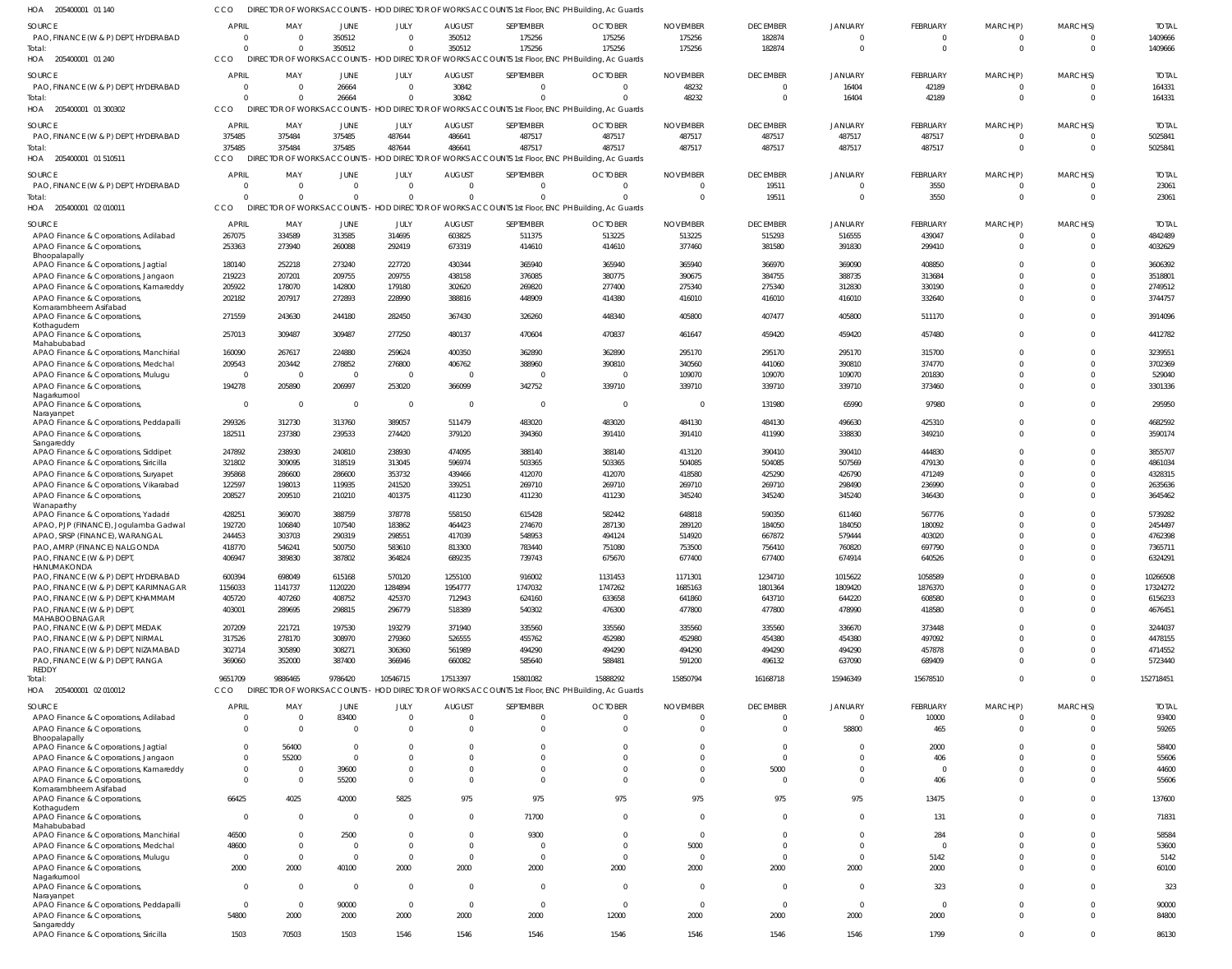HOA 205400001 01 140 CCO DIRECTOR OF WORKS ACCOUNTS - HOD DIRECTOR OF WORKS ACCOUNTS 1st Floor, ENC PH Building, Ac Guards

| SOURCE | APRIL | MAY | JUNE | JULY | AUGUST | SEPTEMBER | OCTOBER | NOVEMBER | DECEMBER | JANUARY | FEBRUARY | MARCH(P) | MARCH(S) | TOTAL |
|---|---|---|---|---|---|---|---|---|---|---|---|---|---|---|
| PAO, FINANCE (W & P) DEPT, HYDERABAD | 0 | 0 | 350512 | 0 | 350512 | 175256 | 175256 | 175256 | 182874 | 0 | 0 | 0 | 0 | 1409666 |
| Total: | 0 | 0 | 350512 | 0 | 350512 | 175256 | 175256 | 175256 | 182874 | 0 | 0 | 0 | 0 | 1409666 |

HOA 205400001 01 240 CCO DIRECTOR OF WORKS ACCOUNTS - HOD DIRECTOR OF WORKS ACCOUNTS 1st Floor, ENC PH Building, Ac Guards

| SOURCE | APRIL | MAY | JUNE | JULY | AUGUST | SEPTEMBER | OCTOBER | NOVEMBER | DECEMBER | JANUARY | FEBRUARY | MARCH(P) | MARCH(S) | TOTAL |
|---|---|---|---|---|---|---|---|---|---|---|---|---|---|---|
| PAO, FINANCE (W & P) DEPT, HYDERABAD | 0 | 0 | 26664 | 0 | 30842 | 0 | 0 | 48232 | 0 | 16404 | 42189 | 0 | 0 | 164331 |
| Total: | 0 | 0 | 26664 | 0 | 30842 | 0 | 0 | 48232 | 0 | 16404 | 42189 | 0 | 0 | 164331 |

HOA 205400001 01 300302 CCO DIRECTOR OF WORKS ACCOUNTS - HOD DIRECTOR OF WORKS ACCOUNTS 1st Floor, ENC PH Building, Ac Guards

| SOURCE | APRIL | MAY | JUNE | JULY | AUGUST | SEPTEMBER | OCTOBER | NOVEMBER | DECEMBER | JANUARY | FEBRUARY | MARCH(P) | MARCH(S) | TOTAL |
|---|---|---|---|---|---|---|---|---|---|---|---|---|---|---|
| PAO, FINANCE (W & P) DEPT, HYDERABAD | 375485 | 375484 | 375485 | 487644 | 486641 | 487517 | 487517 | 487517 | 487517 | 487517 | 487517 | 0 | 0 | 5025841 |
| Total: | 375485 | 375484 | 375485 | 487644 | 486641 | 487517 | 487517 | 487517 | 487517 | 487517 | 487517 | 0 | 0 | 5025841 |

HOA 205400001 01 510511 CCO DIRECTOR OF WORKS ACCOUNTS - HOD DIRECTOR OF WORKS ACCOUNTS 1st Floor, ENC PH Building, Ac Guards

| SOURCE | APRIL | MAY | JUNE | JULY | AUGUST | SEPTEMBER | OCTOBER | NOVEMBER | DECEMBER | JANUARY | FEBRUARY | MARCH(P) | MARCH(S) | TOTAL |
|---|---|---|---|---|---|---|---|---|---|---|---|---|---|---|
| PAO, FINANCE (W & P) DEPT, HYDERABAD | 0 | 0 | 0 | 0 | 0 | 0 | 0 | 0 | 19511 | 0 | 3550 | 0 | 0 | 23061 |
| Total: | 0 | 0 | 0 | 0 | 0 | 0 | 0 | 0 | 19511 | 0 | 3550 | 0 | 0 | 23061 |

HOA 205400001 02 010011 CCO DIRECTOR OF WORKS ACCOUNTS - HOD DIRECTOR OF WORKS ACCOUNTS 1st Floor, ENC PH Building, Ac Guards

| SOURCE | APRIL | MAY | JUNE | JULY | AUGUST | SEPTEMBER | OCTOBER | NOVEMBER | DECEMBER | JANUARY | FEBRUARY | MARCH(P) | MARCH(S) | TOTAL |
|---|---|---|---|---|---|---|---|---|---|---|---|---|---|---|
| APAO Finance & Corporations, Adilabad | 267075 | 334589 | 313585 | 314695 | 603825 | 511375 | 513225 | 513225 | 515293 | 516555 | 439047 | 0 | 0 | 4842489 |
| APAO Finance & Corporations, Bhoopalapally | 253363 | 273940 | 260088 | 292419 | 673319 | 414610 | 414610 | 377460 | 381580 | 391830 | 299410 | 0 | 0 | 4032629 |
| APAO Finance & Corporations, Jagtial | 180140 | 252218 | 273240 | 227720 | 430344 | 365940 | 365940 | 365940 | 366970 | 369090 | 408850 | 0 | 0 | 3606392 |
| APAO Finance & Corporations, Jangaon | 219223 | 207201 | 209755 | 209755 | 438158 | 376085 | 380775 | 390675 | 384755 | 388735 | 313684 | 0 | 0 | 3518801 |
| APAO Finance & Corporations, Kamareddy | 205922 | 178070 | 142800 | 179180 | 302620 | 269820 | 277400 | 275340 | 275340 | 312830 | 330190 | 0 | 0 | 2749512 |
| APAO Finance & Corporations, Komarambheem Asifabad | 202182 | 207917 | 272893 | 228990 | 388816 | 448979 | 414380 | 416010 | 416010 | 416010 | 332640 | 0 | 0 | 3744757 |
| APAO Finance & Corporations, Kothagudem | 271559 | 243630 | 244180 | 282450 | 367430 | 326260 | 448340 | 405800 | 407477 | 405800 | 511170 | 0 | 0 | 3914096 |
| APAO Finance & Corporations, Mahabubabad | 257013 | 309487 | 309487 | 277250 | 480137 | 470604 | 470837 | 461647 | 459420 | 459420 | 457480 | 0 | 0 | 4412782 |
| APAO Finance & Corporations, Manchirial | 160090 | 267617 | 224880 | 259624 | 400350 | 362890 | 362890 | 295170 | 295170 | 295170 | 315700 | 0 | 0 | 3239551 |
| APAO Finance & Corporations, Medchal | 209543 | 203442 | 278852 | 276800 | 406762 | 388960 | 390810 | 340560 | 441060 | 390810 | 374770 | 0 | 0 | 3702369 |
| APAO Finance & Corporations, Mulugu | 0 | 0 | 0 | 0 | 0 | 0 | 0 | 109070 | 109070 | 109070 | 201830 | 0 | 0 | 529040 |
| APAO Finance & Corporations, Nagarkurnool | 194278 | 205890 | 206997 | 253020 | 366099 | 342752 | 339710 | 339710 | 339710 | 339710 | 373460 | 0 | 0 | 3301336 |
| APAO Finance & Corporations, Narayanpet | 0 | 0 | 0 | 0 | 0 | 0 | 0 | 0 | 131980 | 65990 | 97980 | 0 | 0 | 295950 |
| APAO Finance & Corporations, Peddapalli | 299326 | 312730 | 313760 | 389057 | 511479 | 483020 | 483020 | 484130 | 484130 | 496630 | 425310 | 0 | 0 | 4682592 |
| APAO Finance & Corporations, Sangareddy | 182511 | 237380 | 239533 | 274420 | 379120 | 394360 | 391410 | 391410 | 411990 | 338830 | 349210 | 0 | 0 | 3590174 |
| APAO Finance & Corporations, Siddipet | 247892 | 238930 | 240810 | 238930 | 474095 | 388140 | 388140 | 413120 | 390410 | 390410 | 444830 | 0 | 0 | 3855707 |
| APAO Finance & Corporations, Siricilla | 321802 | 309095 | 318519 | 313045 | 596974 | 503365 | 503365 | 504085 | 504085 | 507569 | 479130 | 0 | 0 | 4861034 |
| APAO Finance & Corporations, Suryapet | 395868 | 286600 | 286600 | 353732 | 439466 | 412070 | 412070 | 418580 | 425290 | 426790 | 471249 | 0 | 0 | 4328315 |
| APAO Finance & Corporations, Vikarabad | 122597 | 198013 | 119935 | 241520 | 339251 | 269710 | 269710 | 269710 | 269710 | 298490 | 236990 | 0 | 0 | 2635636 |
| APAO Finance & Corporations, Wanaparthy | 208527 | 209510 | 210210 | 401375 | 411230 | 411230 | 411230 | 345240 | 345240 | 345240 | 346430 | 0 | 0 | 3645462 |
| APAO Finance & Corporations, Yadadri | 428251 | 369070 | 388759 | 378778 | 558150 | 615428 | 582442 | 648818 | 590350 | 611460 | 567776 | 0 | 0 | 5739282 |
| APAO, PJP (FINANCE), Jogulamba Gadwal | 192720 | 106840 | 107540 | 183862 | 464423 | 274670 | 287130 | 289120 | 184050 | 184050 | 180092 | 0 | 0 | 2454497 |
| APAO, SRSP (FINANCE), WARANGAL | 244453 | 303703 | 290319 | 298551 | 417039 | 548953 | 494124 | 514920 | 667872 | 579444 | 403020 | 0 | 0 | 4762398 |
| PAO, AMRP (FINANCE) NALGONDA | 418770 | 546241 | 500750 | 583610 | 813300 | 783440 | 751080 | 753500 | 756410 | 760820 | 697790 | 0 | 0 | 7365711 |
| PAO, FINANCE (W & P) DEPT, HANUMAKONDA | 406947 | 389830 | 387802 | 364824 | 689235 | 739743 | 675670 | 677400 | 677400 | 674914 | 640526 | 0 | 0 | 6324291 |
| PAO, FINANCE (W & P) DEPT, HYDERABAD | 600394 | 698049 | 615168 | 570120 | 1255100 | 916002 | 1131453 | 1171301 | 1234710 | 1015622 | 1058589 | 0 | 0 | 10266508 |
| PAO, FINANCE (W & P) DEPT, KARIMNAGAR | 1156033 | 1141737 | 1120220 | 1284894 | 1954777 | 1747032 | 1747262 | 1685163 | 1801364 | 1809420 | 1876370 | 0 | 0 | 17324272 |
| PAO, FINANCE (W & P) DEPT, KHAMMAM | 405720 | 407260 | 408752 | 425370 | 712943 | 624160 | 633658 | 641860 | 643710 | 644220 | 608580 | 0 | 0 | 6156233 |
| PAO, FINANCE (W & P) DEPT, MAHABOOBNAGAR | 403001 | 289695 | 298815 | 296779 | 518389 | 540302 | 476300 | 477800 | 477800 | 478990 | 418580 | 0 | 0 | 4676451 |
| PAO, FINANCE (W & P) DEPT, MEDAK | 207209 | 221721 | 197530 | 193279 | 371940 | 335560 | 335560 | 335560 | 335560 | 336670 | 373448 | 0 | 0 | 3244037 |
| PAO, FINANCE (W & P) DEPT, NIRMAL | 317526 | 278170 | 308970 | 279360 | 526555 | 455762 | 452980 | 452980 | 454380 | 454380 | 497092 | 0 | 0 | 4478155 |
| PAO, FINANCE (W & P) DEPT, NIZAMABAD | 302714 | 305890 | 308271 | 306360 | 561989 | 494290 | 494290 | 494290 | 494290 | 494290 | 457878 | 0 | 0 | 4714552 |
| PAO, FINANCE (W & P) DEPT, RANGA REDDY | 369060 | 352000 | 387400 | 366946 | 660082 | 585640 | 588481 | 591200 | 496132 | 637090 | 689409 | 0 | 0 | 5723440 |
| Total: | 9651709 | 9886465 | 9786420 | 10546715 | 17513397 | 15801082 | 15888292 | 15850794 | 16168718 | 15946349 | 15678510 | 0 | 0 | 152718451 |

HOA 205400001 02 010012 CCO DIRECTOR OF WORKS ACCOUNTS - HOD DIRECTOR OF WORKS ACCOUNTS 1st Floor, ENC PH Building, Ac Guards

| SOURCE | APRIL | MAY | JUNE | JULY | AUGUST | SEPTEMBER | OCTOBER | NOVEMBER | DECEMBER | JANUARY | FEBRUARY | MARCH(P) | MARCH(S) | TOTAL |
|---|---|---|---|---|---|---|---|---|---|---|---|---|---|---|
| APAO Finance & Corporations, Adilabad | 0 | 0 | 83400 | 0 | 0 | 0 | 0 | 0 | 0 | 0 | 10000 | 0 | 0 | 93400 |
| APAO Finance & Corporations, Bhoopalapally | 0 | 0 | 0 | 0 | 0 | 0 | 0 | 0 | 0 | 58800 | 465 | 0 | 0 | 59265 |
| APAO Finance & Corporations, Jagtial | 0 | 56400 | 0 | 0 | 0 | 0 | 0 | 0 | 0 | 0 | 2000 | 0 | 0 | 58400 |
| APAO Finance & Corporations, Jangaon | 0 | 55200 | 0 | 0 | 0 | 0 | 0 | 0 | 0 | 0 | 406 | 0 | 0 | 55606 |
| APAO Finance & Corporations, Kamareddy | 0 | 0 | 39600 | 0 | 0 | 0 | 0 | 0 | 5000 | 0 | 0 | 0 | 0 | 44600 |
| APAO Finance & Corporations, Komarambheem Asifabad | 0 | 0 | 55200 | 0 | 0 | 0 | 0 | 0 | 0 | 0 | 406 | 0 | 0 | 55606 |
| APAO Finance & Corporations, Kothagudem | 66425 | 4025 | 42000 | 5825 | 975 | 975 | 975 | 975 | 975 | 975 | 13475 | 0 | 0 | 137600 |
| APAO Finance & Corporations, Mahabubabad | 0 | 0 | 0 | 0 | 0 | 71700 | 0 | 0 | 0 | 0 | 131 | 0 | 0 | 71831 |
| APAO Finance & Corporations, Manchirial | 46500 | 0 | 2500 | 0 | 0 | 9300 | 0 | 0 | 0 | 0 | 284 | 0 | 0 | 58584 |
| APAO Finance & Corporations, Medchal | 48600 | 0 | 0 | 0 | 0 | 0 | 0 | 5000 | 0 | 0 | 0 | 0 | 0 | 53600 |
| APAO Finance & Corporations, Mulugu | 0 | 0 | 0 | 0 | 0 | 0 | 0 | 0 | 0 | 0 | 5142 | 0 | 0 | 5142 |
| APAO Finance & Corporations, Nagarkurnool | 2000 | 2000 | 40100 | 2000 | 2000 | 2000 | 2000 | 2000 | 2000 | 2000 | 2000 | 0 | 0 | 60100 |
| APAO Finance & Corporations, Narayanpet | 0 | 0 | 0 | 0 | 0 | 0 | 0 | 0 | 0 | 0 | 323 | 0 | 0 | 323 |
| APAO Finance & Corporations, Peddapalli | 0 | 0 | 90000 | 0 | 0 | 0 | 0 | 0 | 0 | 0 | 0 | 0 | 0 | 90000 |
| APAO Finance & Corporations, Sangareddy | 54800 | 2000 | 2000 | 2000 | 2000 | 2000 | 12000 | 2000 | 2000 | 2000 | 2000 | 0 | 0 | 84800 |
| APAO Finance & Corporations, Siricilla | 1503 | 70503 | 1503 | 1546 | 1546 | 1546 | 1546 | 1546 | 1546 | 1546 | 1799 | 0 | 0 | 86130 |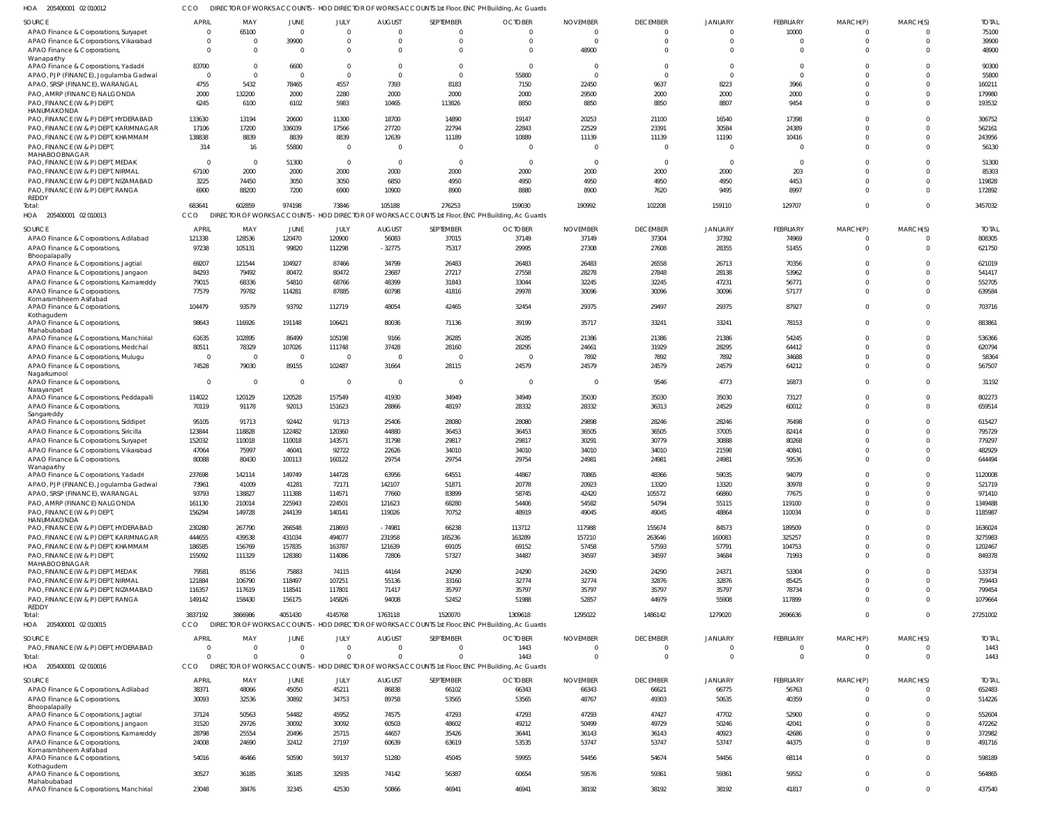HOA 205400001 02 010012 CCO DIRECTOR OF WORKS ACCOUNTS - HOD DIRECTOR OF WORKS ACCOUNTS 1st Floor, ENC PH Building, Ac Guards

| SOURCE | APRIL | MAY | JUNE | JULY | AUGUST | SEPTEMBER | OCTOBER | NOVEMBER | DECEMBER | JANUARY | FEBRUARY | MARCH(P) | MARCH(S) | TOTAL |
|---|---|---|---|---|---|---|---|---|---|---|---|---|---|---|
| APAO Finance & Corporations, Suryapet | 0 | 65100 | 0 | 0 | 0 | 0 | 0 | 0 | 0 | 0 | 10000 | 0 | 0 | 75100 |
| APAO Finance & Corporations, Vikarabad | 0 | 0 | 39900 | 0 | 0 | 0 | 0 | 0 | 0 | 0 | 0 | 0 | 0 | 39900 |
| APAO Finance & Corporations, Wanaparthy | 0 | 0 | 0 | 0 | 0 | 0 | 0 | 48900 | 0 | 0 | 0 | 0 | 0 | 48900 |
| APAO Finance & Corporations, Yadadri | 83700 | 0 | 6600 | 0 | 0 | 0 | 0 | 0 | 0 | 0 | 0 | 0 | 0 | 90300 |
| APAO, PJP (FINANCE), Jogulamba Gadwal | 0 | 0 | 0 | 0 | 0 | 0 | 55800 | 0 | 0 | 0 | 0 | 0 | 0 | 55800 |
| APAO, SRSP (FINANCE), WARANGAL | 4755 | 5432 | 78465 | 4557 | 7393 | 8183 | 7150 | 22450 | 9637 | 8223 | 3966 | 0 | 0 | 160211 |
| PAO, AMRP (FINANCE) NALGONDA | 2000 | 132200 | 2000 | 2280 | 2000 | 2000 | 2000 | 29500 | 2000 | 2000 | 2000 | 0 | 0 | 179980 |
| PAO, FINANCE (W & P) DEPT, HANUMAKONDA | 6245 | 6100 | 6102 | 5983 | 10465 | 113826 | 8850 | 8850 | 8850 | 8807 | 9454 | 0 | 0 | 193532 |
| PAO, FINANCE (W & P) DEPT, HYDERABAD | 133630 | 13194 | 20600 | 11300 | 18700 | 14890 | 19147 | 20253 | 21100 | 16540 | 17398 | 0 | 0 | 306752 |
| PAO, FINANCE (W & P) DEPT, KARIMNAGAR | 17106 | 17200 | 336039 | 17566 | 27720 | 22794 | 22843 | 22529 | 23391 | 30584 | 24389 | 0 | 0 | 562161 |
| PAO, FINANCE (W & P) DEPT, KHAMMAM | 138838 | 8839 | 8839 | 8839 | 12639 | 11189 | 10889 | 11139 | 11139 | 11190 | 10416 | 0 | 0 | 243956 |
| PAO, FINANCE (W & P) DEPT, MAHABOOBNAGAR | 314 | 16 | 55800 | 0 | 0 | 0 | 0 | 0 | 0 | 0 | 0 | 0 | 0 | 56130 |
| PAO, FINANCE (W & P) DEPT, MEDAK | 0 | 0 | 51300 | 0 | 0 | 0 | 0 | 0 | 0 | 0 | 0 | 0 | 0 | 51300 |
| PAO, FINANCE (W & P) DEPT, NIRMAL | 67100 | 2000 | 2000 | 2000 | 2000 | 2000 | 2000 | 2000 | 2000 | 2000 | 203 | 0 | 0 | 85303 |
| PAO, FINANCE (W & P) DEPT, NIZAMABAD | 3225 | 74450 | 3050 | 3050 | 6850 | 4950 | 4950 | 4950 | 4950 | 4950 | 4453 | 0 | 0 | 119828 |
| PAO, FINANCE (W & P) DEPT, RANGA REDDY | 6900 | 88200 | 7200 | 6900 | 10900 | 8900 | 8880 | 8900 | 7620 | 9495 | 8997 | 0 | 0 | 172892 |
| Total: | 683641 | 602859 | 974198 | 73846 | 105188 | 276253 | 159030 | 190992 | 102208 | 159110 | 129707 | 0 | 0 | 3457032 |

HOA 205400001 02 010013 CCO DIRECTOR OF WORKS ACCOUNTS - HOD DIRECTOR OF WORKS ACCOUNTS 1st Floor, ENC PH Building, Ac Guards

| SOURCE | APRIL | MAY | JUNE | JULY | AUGUST | SEPTEMBER | OCTOBER | NOVEMBER | DECEMBER | JANUARY | FEBRUARY | MARCH(P) | MARCH(S) | TOTAL |
|---|---|---|---|---|---|---|---|---|---|---|---|---|---|---|
| APAO Finance & Corporations, Adilabad | 121338 | 128536 | 120470 | 120900 | 56083 | 37015 | 37149 | 37149 | 37304 | 37392 | 74969 | 0 | 0 | 808305 |
| APAO Finance & Corporations, Bhoopalapally | 97238 | 105131 | 99820 | 112298 | -32775 | 75317 | 29995 | 27308 | 27608 | 28355 | 51455 | 0 | 0 | 621750 |
| APAO Finance & Corporations, Jagtial | 69207 | 121544 | 104927 | 87466 | 34799 | 26483 | 26483 | 26483 | 26558 | 26713 | 70356 | 0 | 0 | 621019 |
| APAO Finance & Corporations, Jangaon | 84293 | 79492 | 80472 | 80472 | 23687 | 27217 | 27558 | 28278 | 27848 | 28138 | 53962 | 0 | 0 | 541417 |
| APAO Finance & Corporations, Kamareddy | 79015 | 68336 | 54810 | 68766 | 48399 | 31843 | 33044 | 32245 | 32245 | 47231 | 56771 | 0 | 0 | 552705 |
| APAO Finance & Corporations, Komarambheem Asifabad | 77579 | 79782 | 114281 | 87885 | 60798 | 41816 | 29978 | 30096 | 30096 | 30096 | 57177 | 0 | 0 | 639584 |
| APAO Finance & Corporations, Kothagudem | 104479 | 93579 | 93792 | 112719 | 48054 | 42465 | 32454 | 29375 | 29497 | 29375 | 87927 | 0 | 0 | 703716 |
| APAO Finance & Corporations, Mahabubabad | 98643 | 116926 | 191148 | 106421 | 80036 | 71136 | 39199 | 35717 | 33241 | 33241 | 78153 | 0 | 0 | 883861 |
| APAO Finance & Corporations, Manchirial | 61635 | 102895 | 86499 | 105198 | 9166 | 26285 | 26285 | 21386 | 21386 | 21386 | 54245 | 0 | 0 | 536366 |
| APAO Finance & Corporations, Medchal | 80511 | 78329 | 107026 | 111748 | 37428 | 28160 | 28295 | 24661 | 31929 | 28295 | 64412 | 0 | 0 | 620794 |
| APAO Finance & Corporations, Mulugu | 0 | 0 | 0 | 0 | 0 | 0 | 0 | 7892 | 7892 | 7892 | 34688 | 0 | 0 | 58364 |
| APAO Finance & Corporations, Nagarkurnool | 74528 | 79030 | 89155 | 102487 | 31664 | 28115 | 24579 | 24579 | 24579 | 24579 | 64212 | 0 | 0 | 567507 |
| APAO Finance & Corporations, Narayanpet | 0 | 0 | 0 | 0 | 0 | 0 | 0 | 0 | 9546 | 4773 | 16873 | 0 | 0 | 31192 |
| APAO Finance & Corporations, Peddapalli | 114022 | 120129 | 120528 | 157549 | 41930 | 34949 | 34949 | 35030 | 35030 | 35030 | 73127 | 0 | 0 | 802273 |
| APAO Finance & Corporations, Sangareddy | 70119 | 91178 | 92013 | 151623 | 28866 | 48197 | 28332 | 28332 | 36313 | 24529 | 60012 | 0 | 0 | 659514 |
| APAO Finance & Corporations, Siddipet | 95105 | 91713 | 92442 | 91713 | 25406 | 28080 | 28080 | 29898 | 28246 | 28246 | 76498 | 0 | 0 | 615427 |
| APAO Finance & Corporations, Siricilla | 123844 | 118828 | 122482 | 120360 | 44880 | 36453 | 36453 | 36505 | 36505 | 37005 | 82414 | 0 | 0 | 795729 |
| APAO Finance & Corporations, Suryapet | 152032 | 110018 | 110018 | 143571 | 31798 | 29817 | 29817 | 30291 | 30779 | 30888 | 80268 | 0 | 0 | 779297 |
| APAO Finance & Corporations, Vikarabad | 47064 | 75997 | 46041 | 92722 | 22626 | 34010 | 34010 | 34010 | 34010 | 21598 | 40841 | 0 | 0 | 482929 |
| APAO Finance & Corporations, Wanaparthy | 80088 | 80430 | 100113 | 160122 | 29754 | 29754 | 29754 | 24981 | 24981 | 24981 | 59536 | 0 | 0 | 644494 |
| APAO Finance & Corporations, Yadadri | 237698 | 142114 | 149749 | 144728 | 63956 | 64551 | 44867 | 70865 | 48366 | 59035 | 94079 | 0 | 0 | 1120008 |
| APAO, PJP (FINANCE), Jogulamba Gadwal | 73961 | 41009 | 41281 | 72171 | 142107 | 51871 | 20778 | 20923 | 13320 | 13320 | 30978 | 0 | 0 | 521719 |
| APAO, SRSP (FINANCE), WARANGAL | 93793 | 138827 | 111388 | 114571 | 77660 | 83899 | 58745 | 42420 | 105572 | 66860 | 77675 | 0 | 0 | 971410 |
| PAO, AMRP (FINANCE) NALGONDA | 161130 | 210014 | 225943 | 224501 | 121623 | 68280 | 54406 | 54582 | 54794 | 55115 | 119100 | 0 | 0 | 1349488 |
| PAO, FINANCE (W & P) DEPT, HANUMAKONDA | 156294 | 149728 | 244139 | 140141 | 119026 | 70752 | 48919 | 49045 | 49045 | 48864 | 110034 | 0 | 0 | 1185987 |
| PAO, FINANCE (W & P) DEPT, HYDERABAD | 230280 | 267790 | 266548 | 218693 | -74981 | 66238 | 113712 | 117988 | 155674 | 84573 | 189509 | 0 | 0 | 1636024 |
| PAO, FINANCE (W & P) DEPT, KARIMNAGAR | 444655 | 439538 | 431034 | 494077 | 231958 | 165236 | 163289 | 157210 | 263646 | 160083 | 325257 | 0 | 0 | 3275983 |
| PAO, FINANCE (W & P) DEPT, KHAMMAM | 186585 | 156769 | 157835 | 163787 | 121639 | 69105 | 69152 | 57458 | 57593 | 57791 | 104753 | 0 | 0 | 1202467 |
| PAO, FINANCE (W & P) DEPT, MAHABOOBNAGAR | 155092 | 111329 | 128380 | 114086 | 72806 | 57327 | 34487 | 34597 | 34597 | 34684 | 71993 | 0 | 0 | 849378 |
| PAO, FINANCE (W & P) DEPT, MEDAK | 79581 | 85156 | 75883 | 74115 | 44164 | 24290 | 24290 | 24290 | 24290 | 24371 | 53304 | 0 | 0 | 533734 |
| PAO, FINANCE (W & P) DEPT, NIRMAL | 121884 | 106790 | 118497 | 107251 | 55136 | 33160 | 32774 | 32774 | 32876 | 32876 | 85425 | 0 | 0 | 759443 |
| PAO, FINANCE (W & P) DEPT, NIZAMABAD | 116357 | 117619 | 118541 | 117801 | 71417 | 35797 | 35797 | 35797 | 35797 | 35797 | 78734 | 0 | 0 | 799454 |
| PAO, FINANCE (W & P) DEPT, RANGA REDDY | 149142 | 158430 | 156175 | 145826 | 94008 | 52452 | 51988 | 52857 | 44979 | 55908 | 117899 | 0 | 0 | 1079664 |
| Total: | 3837192 | 3866986 | 4051430 | 4145768 | 1763118 | 1520070 | 1309618 | 1295022 | 1486142 | 1279020 | 2696636 | 0 | 0 | 27251002 |

HOA 205400001 02 010015 CCO DIRECTOR OF WORKS ACCOUNTS - HOD DIRECTOR OF WORKS ACCOUNTS 1st Floor, ENC PH Building, Ac Guards

| SOURCE | APRIL | MAY | JUNE | JULY | AUGUST | SEPTEMBER | OCTOBER | NOVEMBER | DECEMBER | JANUARY | FEBRUARY | MARCH(P) | MARCH(S) | TOTAL |
|---|---|---|---|---|---|---|---|---|---|---|---|---|---|---|
| PAO, FINANCE (W & P) DEPT, HYDERABAD | 0 | 0 | 0 | 0 | 0 | 0 | 1443 | 0 | 0 | 0 | 0 | 0 | 0 | 1443 |
| Total: | 0 | 0 | 0 | 0 | 0 | 0 | 1443 | 0 | 0 | 0 | 0 | 0 | 0 | 1443 |

HOA 205400001 02 010016 CCO DIRECTOR OF WORKS ACCOUNTS - HOD DIRECTOR OF WORKS ACCOUNTS 1st Floor, ENC PH Building, Ac Guards

| SOURCE | APRIL | MAY | JUNE | JULY | AUGUST | SEPTEMBER | OCTOBER | NOVEMBER | DECEMBER | JANUARY | FEBRUARY | MARCH(P) | MARCH(S) | TOTAL |
|---|---|---|---|---|---|---|---|---|---|---|---|---|---|---|
| APAO Finance & Corporations, Adilabad | 38371 | 48066 | 45050 | 45211 | 86838 | 66102 | 66343 | 66343 | 66621 | 66775 | 56763 | 0 | 0 | 652483 |
| APAO Finance & Corporations, Bhoopalapally | 30093 | 32536 | 30892 | 34753 | 89758 | 53565 | 53565 | 48767 | 49303 | 50635 | 40359 | 0 | 0 | 514226 |
| APAO Finance & Corporations, Jagtial | 37124 | 50563 | 54482 | 45952 | 74575 | 47293 | 47293 | 47293 | 47427 | 47702 | 52900 | 0 | 0 | 552604 |
| APAO Finance & Corporations, Jangaon | 31520 | 29726 | 30092 | 30092 | 60503 | 48602 | 49212 | 50499 | 49729 | 50246 | 42041 | 0 | 0 | 472262 |
| APAO Finance & Corporations, Kamareddy | 28798 | 25554 | 20496 | 25715 | 44657 | 35426 | 36441 | 36143 | 36143 | 40923 | 42686 | 0 | 0 | 372982 |
| APAO Finance & Corporations, Komarambheem Asifabad | 24008 | 24690 | 32412 | 27197 | 60639 | 63619 | 53535 | 53747 | 53747 | 53747 | 44375 | 0 | 0 | 491716 |
| APAO Finance & Corporations, Kothagudem | 54016 | 46466 | 50590 | 59137 | 51280 | 45045 | 59955 | 54456 | 54674 | 54456 | 68114 | 0 | 0 | 598189 |
| APAO Finance & Corporations, Mahabubabad | 30527 | 36185 | 36185 | 32935 | 74142 | 56387 | 60654 | 59576 | 59361 | 59361 | 59552 | 0 | 0 | 564865 |
| APAO Finance & Corporations, Manchirial | 23048 | 38476 | 32345 | 42530 | 50866 | 46941 | 46941 | 38192 | 38192 | 38192 | 41817 | 0 | 0 | 437540 |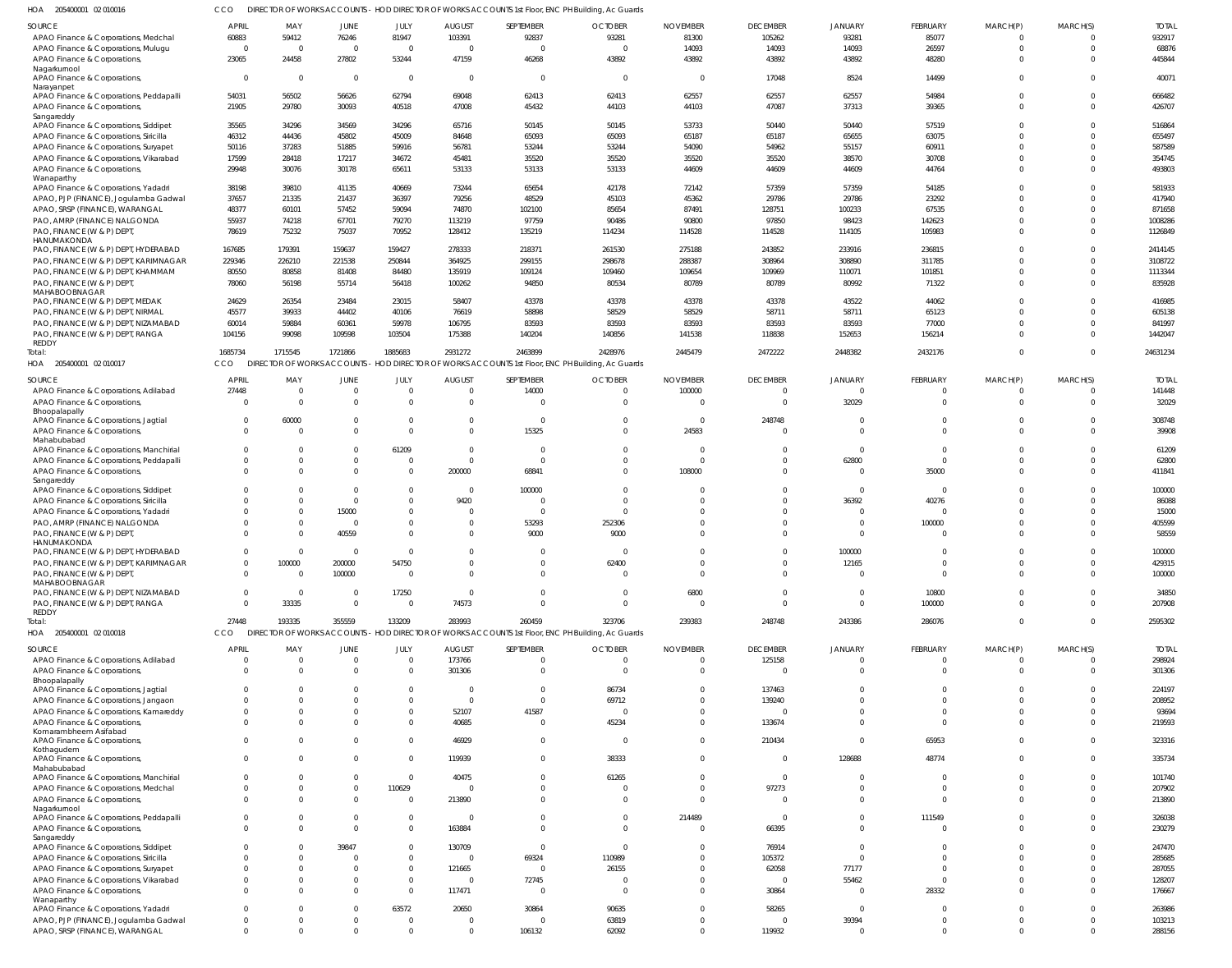HOA 205400001 02 010016 CCO DIRECTOR OF WORKS ACCOUNTS - HOD DIRECTOR OF WORKS ACCOUNTS 1st Floor, ENC PH Building, Ac Guards

| SOURCE | APRIL | MAY | JUNE | JULY | AUGUST | SEPTEMBER | OCTOBER | NOVEMBER | DECEMBER | JANUARY | FEBRUARY | MARCH(P) | MARCH(S) | TOTAL |
|---|---|---|---|---|---|---|---|---|---|---|---|---|---|---|
| APAO Finance & Corporations, Medchal | 60883 | 59412 | 76246 | 81947 | 103391 | 92837 | 93281 | 81300 | 105262 | 93281 | 85077 | 0 | 0 | 932917 |
| APAO Finance & Corporations, Mulugu | 0 | 0 | 0 | 0 | 0 | 0 | 0 | 14093 | 14093 | 14093 | 26597 | 0 | 0 | 68876 |
| APAO Finance & Corporations, Nagarkurnool | 23065 | 24458 | 27802 | 53244 | 47159 | 46268 | 43892 | 43892 | 43892 | 43892 | 48280 | 0 | 0 | 445844 |
| APAO Finance & Corporations, Narayanpet | 0 | 0 | 0 | 0 | 0 | 0 | 0 | 0 | 17048 | 8524 | 14499 | 0 | 0 | 40071 |
| APAO Finance & Corporations, Peddapalli | 54031 | 56502 | 56626 | 62794 | 69048 | 62413 | 62413 | 62557 | 62557 | 62557 | 54984 | 0 | 0 | 666482 |
| APAO Finance & Corporations, Sangareddy | 21905 | 29780 | 30093 | 40518 | 47008 | 45432 | 44103 | 44103 | 47087 | 37313 | 39365 | 0 | 0 | 426707 |
| APAO Finance & Corporations, Siddipet | 35565 | 34296 | 34569 | 34296 | 65716 | 50145 | 50145 | 53733 | 50440 | 50440 | 57519 | 0 | 0 | 516864 |
| APAO Finance & Corporations, Siricilla | 46312 | 44436 | 45802 | 45009 | 84648 | 65093 | 65093 | 65187 | 65187 | 65655 | 63075 | 0 | 0 | 655497 |
| APAO Finance & Corporations, Suryapet | 50116 | 37283 | 51885 | 59916 | 56781 | 53244 | 53244 | 54090 | 54962 | 55157 | 60911 | 0 | 0 | 587589 |
| APAO Finance & Corporations, Vikarabad | 17599 | 28418 | 17217 | 34672 | 45481 | 35520 | 35520 | 35520 | 35520 | 38570 | 30708 | 0 | 0 | 354745 |
| APAO Finance & Corporations, Wanaparthy | 29948 | 30076 | 30178 | 65611 | 53133 | 53133 | 53133 | 44609 | 44609 | 44609 | 44764 | 0 | 0 | 493803 |
| APAO Finance & Corporations, Yadadri | 38198 | 39810 | 41135 | 40669 | 73244 | 65654 | 42178 | 72142 | 57359 | 57359 | 54185 | 0 | 0 | 581933 |
| APAO, PJP (FINANCE), Jogulamba Gadwal | 37657 | 21335 | 21437 | 36397 | 79256 | 48529 | 45103 | 45362 | 29786 | 29786 | 23292 | 0 | 0 | 417940 |
| APAO, SRSP (FINANCE), WARANGAL | 48377 | 60101 | 57452 | 59094 | 74870 | 102100 | 85654 | 87491 | 128751 | 100233 | 67535 | 0 | 0 | 871658 |
| PAO, AMRP (FINANCE) NALGONDA | 55937 | 74218 | 67701 | 79270 | 113219 | 97759 | 90486 | 90800 | 97850 | 98423 | 142623 | 0 | 0 | 1008286 |
| PAO, FINANCE (W & P) DEPT, HANUMAKONDA | 78619 | 75232 | 75037 | 70952 | 128412 | 135219 | 114234 | 114528 | 114528 | 114105 | 105983 | 0 | 0 | 1126849 |
| PAO, FINANCE (W & P) DEPT, HYDERABAD | 167685 | 179391 | 159637 | 159427 | 278333 | 218371 | 261530 | 275188 | 243852 | 233916 | 236815 | 0 | 0 | 2414145 |
| PAO, FINANCE (W & P) DEPT, KARIMNAGAR | 229346 | 226210 | 221538 | 250844 | 364925 | 299155 | 298678 | 288387 | 308964 | 308890 | 311785 | 0 | 0 | 3108722 |
| PAO, FINANCE (W & P) DEPT, KHAMMAM | 80550 | 80858 | 81408 | 84480 | 135919 | 109124 | 109460 | 109654 | 109969 | 110071 | 101851 | 0 | 0 | 1113344 |
| PAO, FINANCE (W & P) DEPT, MAHABOOBNAGAR | 78060 | 56198 | 55714 | 56418 | 100262 | 94850 | 80534 | 80789 | 80789 | 80992 | 71322 | 0 | 0 | 835928 |
| PAO, FINANCE (W & P) DEPT, MEDAK | 24629 | 26354 | 23484 | 23015 | 58407 | 43378 | 43378 | 43378 | 43378 | 43522 | 44062 | 0 | 0 | 416985 |
| PAO, FINANCE (W & P) DEPT, NIRMAL | 45577 | 39933 | 44402 | 40106 | 76619 | 58898 | 58529 | 58529 | 58711 | 58711 | 65123 | 0 | 0 | 605138 |
| PAO, FINANCE (W & P) DEPT, NIZAMABAD | 60014 | 59884 | 60361 | 59978 | 106795 | 83593 | 83593 | 83593 | 83593 | 83593 | 77000 | 0 | 0 | 841997 |
| PAO, FINANCE (W & P) DEPT, RANGA REDDY | 104156 | 99098 | 109598 | 103504 | 175388 | 140204 | 140856 | 141538 | 118838 | 152653 | 156214 | 0 | 0 | 1442047 |
| Total: | 1685734 | 1715545 | 1721866 | 1885683 | 2931272 | 2463899 | 2428976 | 2445479 | 2472222 | 2448382 | 2432176 | 0 | 0 | 24631234 |

HOA 205400001 02 010017 CCO DIRECTOR OF WORKS ACCOUNTS - HOD DIRECTOR OF WORKS ACCOUNTS 1st Floor, ENC PH Building, Ac Guards

| SOURCE | APRIL | MAY | JUNE | JULY | AUGUST | SEPTEMBER | OCTOBER | NOVEMBER | DECEMBER | JANUARY | FEBRUARY | MARCH(P) | MARCH(S) | TOTAL |
|---|---|---|---|---|---|---|---|---|---|---|---|---|---|---|
| APAO Finance & Corporations, Adilabad | 27448 | 0 | 0 | 0 | 0 | 14000 | 0 | 100000 | 0 | 0 | 0 | 0 | 0 | 141448 |
| APAO Finance & Corporations, Bhoopalapally | 0 | 0 | 0 | 0 | 0 | 0 | 0 | 0 | 0 | 32029 | 0 | 0 | 0 | 32029 |
| APAO Finance & Corporations, Jagtial | 0 | 60000 | 0 | 0 | 0 | 0 | 0 | 0 | 248748 | 0 | 0 | 0 | 0 | 308748 |
| APAO Finance & Corporations, Mahabubabad | 0 | 0 | 0 | 0 | 0 | 15325 | 0 | 24583 | 0 | 0 | 0 | 0 | 0 | 39908 |
| APAO Finance & Corporations, Manchirial | 0 | 0 | 0 | 61209 | 0 | 0 | 0 | 0 | 0 | 0 | 0 | 0 | 0 | 61209 |
| APAO Finance & Corporations, Peddapalli | 0 | 0 | 0 | 0 | 0 | 0 | 0 | 0 | 0 | 62800 | 0 | 0 | 0 | 62800 |
| APAO Finance & Corporations, Sangareddy | 0 | 0 | 0 | 0 | 200000 | 68841 | 0 | 108000 | 0 | 0 | 35000 | 0 | 0 | 411841 |
| APAO Finance & Corporations, Siddipet | 0 | 0 | 0 | 0 | 0 | 100000 | 0 | 0 | 0 | 0 | 0 | 0 | 0 | 100000 |
| APAO Finance & Corporations, Siricilla | 0 | 0 | 0 | 0 | 9420 | 0 | 0 | 0 | 0 | 36392 | 40276 | 0 | 0 | 86088 |
| APAO Finance & Corporations, Yadadri | 0 | 0 | 15000 | 0 | 0 | 0 | 0 | 0 | 0 | 0 | 0 | 0 | 0 | 15000 |
| PAO, AMRP (FINANCE) NALGONDA | 0 | 0 | 0 | 0 | 0 | 53293 | 252306 | 0 | 0 | 0 | 100000 | 0 | 0 | 405599 |
| PAO, FINANCE (W & P) DEPT, HANUMAKONDA | 0 | 0 | 40559 | 0 | 0 | 9000 | 9000 | 0 | 0 | 0 | 0 | 0 | 0 | 58559 |
| PAO, FINANCE (W & P) DEPT, HYDERABAD | 0 | 0 | 0 | 0 | 0 | 0 | 0 | 0 | 0 | 100000 | 0 | 0 | 0 | 100000 |
| PAO, FINANCE (W & P) DEPT, KARIMNAGAR | 0 | 100000 | 200000 | 54750 | 0 | 0 | 62400 | 0 | 0 | 12165 | 0 | 0 | 0 | 429315 |
| PAO, FINANCE (W & P) DEPT, MAHABOOBNAGAR | 0 | 0 | 100000 | 0 | 0 | 0 | 0 | 0 | 0 | 0 | 0 | 0 | 0 | 100000 |
| PAO, FINANCE (W & P) DEPT, NIZAMABAD | 0 | 0 | 0 | 17250 | 0 | 0 | 0 | 6800 | 0 | 0 | 10800 | 0 | 0 | 34850 |
| PAO, FINANCE (W & P) DEPT, RANGA REDDY | 0 | 33335 | 0 | 0 | 74573 | 0 | 0 | 0 | 0 | 0 | 100000 | 0 | 0 | 207908 |
| Total: | 27448 | 193335 | 355559 | 133209 | 283993 | 260459 | 323706 | 239383 | 248748 | 243386 | 286076 | 0 | 0 | 2595302 |

HOA 205400001 02 010018 CCO DIRECTOR OF WORKS ACCOUNTS - HOD DIRECTOR OF WORKS ACCOUNTS 1st Floor, ENC PH Building, Ac Guards

| SOURCE | APRIL | MAY | JUNE | JULY | AUGUST | SEPTEMBER | OCTOBER | NOVEMBER | DECEMBER | JANUARY | FEBRUARY | MARCH(P) | MARCH(S) | TOTAL |
|---|---|---|---|---|---|---|---|---|---|---|---|---|---|---|
| APAO Finance & Corporations, Adilabad | 0 | 0 | 0 | 0 | 173766 | 0 | 0 | 0 | 125158 | 0 | 0 | 0 | 0 | 298924 |
| APAO Finance & Corporations, Bhoopalapally | 0 | 0 | 0 | 0 | 301306 | 0 | 0 | 0 | 0 | 0 | 0 | 0 | 0 | 301306 |
| APAO Finance & Corporations, Jagtial | 0 | 0 | 0 | 0 | 0 | 0 | 86734 | 0 | 137463 | 0 | 0 | 0 | 0 | 224197 |
| APAO Finance & Corporations, Jangaon | 0 | 0 | 0 | 0 | 0 | 0 | 69712 | 0 | 139240 | 0 | 0 | 0 | 0 | 208952 |
| APAO Finance & Corporations, Kamareddy | 0 | 0 | 0 | 0 | 52107 | 41587 | 0 | 0 | 0 | 0 | 0 | 0 | 0 | 93694 |
| APAO Finance & Corporations, Komarambheem Asifabad | 0 | 0 | 0 | 0 | 40685 | 0 | 45234 | 0 | 133674 | 0 | 0 | 0 | 0 | 219593 |
| APAO Finance & Corporations, Kothagudem | 0 | 0 | 0 | 0 | 46929 | 0 | 0 | 0 | 210434 | 0 | 65953 | 0 | 0 | 323316 |
| APAO Finance & Corporations, Mahabubabad | 0 | 0 | 0 | 0 | 119939 | 0 | 38333 | 0 | 0 | 128688 | 48774 | 0 | 0 | 335734 |
| APAO Finance & Corporations, Manchirial | 0 | 0 | 0 | 0 | 40475 | 0 | 61265 | 0 | 0 | 0 | 0 | 0 | 0 | 101740 |
| APAO Finance & Corporations, Medchal | 0 | 0 | 0 | 110629 | 0 | 0 | 0 | 0 | 97273 | 0 | 0 | 0 | 0 | 207902 |
| APAO Finance & Corporations, Nagarkurnool | 0 | 0 | 0 | 0 | 213890 | 0 | 0 | 0 | 0 | 0 | 0 | 0 | 0 | 213890 |
| APAO Finance & Corporations, Peddapalli | 0 | 0 | 0 | 0 | 0 | 0 | 0 | 214489 | 0 | 0 | 111549 | 0 | 0 | 326038 |
| APAO Finance & Corporations, Sangareddy | 0 | 0 | 0 | 0 | 163884 | 0 | 0 | 0 | 66395 | 0 | 0 | 0 | 0 | 230279 |
| APAO Finance & Corporations, Siddipet | 0 | 0 | 39847 | 0 | 130709 | 0 | 0 | 0 | 76914 | 0 | 0 | 0 | 0 | 247470 |
| APAO Finance & Corporations, Siricilla | 0 | 0 | 0 | 0 | 0 | 69324 | 110989 | 0 | 105372 | 0 | 0 | 0 | 0 | 285685 |
| APAO Finance & Corporations, Suryapet | 0 | 0 | 0 | 0 | 121665 | 0 | 26155 | 0 | 62058 | 77177 | 0 | 0 | 0 | 287055 |
| APAO Finance & Corporations, Vikarabad | 0 | 0 | 0 | 0 | 0 | 72745 | 0 | 0 | 0 | 55462 | 0 | 0 | 0 | 128207 |
| APAO Finance & Corporations, Wanaparthy | 0 | 0 | 0 | 0 | 117471 | 0 | 0 | 0 | 30864 | 0 | 28332 | 0 | 0 | 176667 |
| APAO Finance & Corporations, Yadadri | 0 | 0 | 0 | 63572 | 20650 | 30864 | 90635 | 0 | 58265 | 0 | 0 | 0 | 0 | 263986 |
| APAO, PJP (FINANCE), Jogulamba Gadwal | 0 | 0 | 0 | 0 | 0 | 0 | 63819 | 0 | 0 | 39394 | 0 | 0 | 0 | 103213 |
| APAO, SRSP (FINANCE), WARANGAL | 0 | 0 | 0 | 0 | 0 | 106132 | 62092 | 0 | 119932 | 0 | 0 | 0 | 0 | 288156 |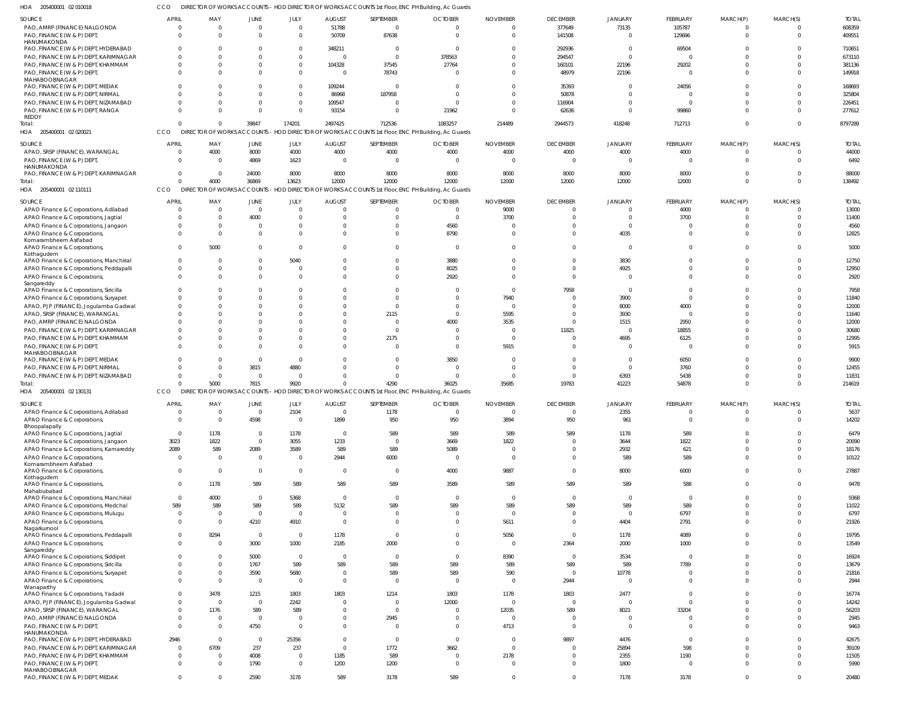HOA 205400001 02 010018 CCO DIRECTOR OF WORKS ACCOUNTS - HOD DIRECTOR OF WORKS ACCOUNTS 1st Floor, ENC PH Building, Ac Guards

| SOURCE | APRIL | MAY | JUNE | JULY | AUGUST | SEPTEMBER | OCTOBER | NOVEMBER | DECEMBER | JANUARY | FEBRUARY | MARCH(P) | MARCH(S) | TOTAL |
|---|---|---|---|---|---|---|---|---|---|---|---|---|---|---|
| PAO, AMRP (FINANCE) NALGONDA | 0 | 0 | 0 | 0 | 51788 | 0 | 0 | 0 | 377649 | 73135 | 105787 | 0 | 0 | 608359 |
| PAO, FINANCE (W & P) DEPT, HANUMAKONDA | 0 | 0 | 0 | 0 | 50709 | 87638 | 0 | 0 | 141508 | 0 | 129696 | 0 | 0 | 409551 |
| PAO, FINANCE (W & P) DEPT, HYDERABAD | 0 | 0 | 0 | 0 | 348211 | 0 | 0 | 0 | 292936 | 0 | 69504 | 0 | 0 | 710651 |
| PAO, FINANCE (W & P) DEPT, KARIMNAGAR | 0 | 0 | 0 | 0 | 0 | 0 | 378563 | 0 | 294547 | 0 | 0 | 0 | 0 | 673110 |
| PAO, FINANCE (W & P) DEPT, KHAMMAM | 0 | 0 | 0 | 0 | 104328 | 37545 | 27764 | 0 | 160101 | 22196 | 29202 | 0 | 0 | 381136 |
| PAO, FINANCE (W & P) DEPT, MAHABOOBNAGAR | 0 | 0 | 0 | 0 | 0 | 78743 | 0 | 0 | 48979 | 22196 | 0 | 0 | 0 | 149918 |
| PAO, FINANCE (W & P) DEPT, MEDAK | 0 | 0 | 0 | 0 | 109244 | 0 | 0 | 0 | 35393 | 0 | 24056 | 0 | 0 | 168693 |
| PAO, FINANCE (W & P) DEPT, NIRMAL | 0 | 0 | 0 | 0 | 86968 | 187958 | 0 | 0 | 50878 | 0 | 0 | 0 | 0 | 325804 |
| PAO, FINANCE (W & P) DEPT, NIZAMABAD | 0 | 0 | 0 | 0 | 109547 | 0 | 0 | 0 | 116904 | 0 | 0 | 0 | 0 | 226451 |
| PAO, FINANCE (W & P) DEPT, RANGA REDDY | 0 | 0 | 0 | 0 | 93154 | 0 | 21962 | 0 | 62636 | 0 | 99860 | 0 | 0 | 277612 |
| Total: | 0 | 0 | 39847 | 174201 | 2497425 | 712536 | 1083257 | 214489 | 2944573 | 418248 | 712713 | 0 | 0 | 8797289 |

HOA 205400001 02 020021 CCO DIRECTOR OF WORKS ACCOUNTS - HOD DIRECTOR OF WORKS ACCOUNTS 1st Floor, ENC PH Building, Ac Guards

| SOURCE | APRIL | MAY | JUNE | JULY | AUGUST | SEPTEMBER | OCTOBER | NOVEMBER | DECEMBER | JANUARY | FEBRUARY | MARCH(P) | MARCH(S) | TOTAL |
|---|---|---|---|---|---|---|---|---|---|---|---|---|---|---|
| APAO, SRSP (FINANCE), WARANGAL | 0 | 4000 | 8000 | 4000 | 4000 | 4000 | 4000 | 4000 | 4000 | 4000 | 4000 | 0 | 0 | 44000 |
| PAO, FINANCE (W & P) DEPT, HANUMAKONDA | 0 | 0 | 4869 | 1623 | 0 | 0 | 0 | 0 | 0 | 0 | 0 | 0 | 0 | 6492 |
| PAO, FINANCE (W & P) DEPT, KARIMNAGAR | 0 | 0 | 24000 | 8000 | 8000 | 8000 | 8000 | 8000 | 8000 | 8000 | 8000 | 0 | 0 | 88000 |
| Total: | 0 | 4000 | 36869 | 13623 | 12000 | 12000 | 12000 | 12000 | 12000 | 12000 | 12000 | 0 | 0 | 138492 |

HOA 205400001 02 110111 CCO DIRECTOR OF WORKS ACCOUNTS - HOD DIRECTOR OF WORKS ACCOUNTS 1st Floor, ENC PH Building, Ac Guards

| SOURCE | APRIL | MAY | JUNE | JULY | AUGUST | SEPTEMBER | OCTOBER | NOVEMBER | DECEMBER | JANUARY | FEBRUARY | MARCH(P) | MARCH(S) | TOTAL |
|---|---|---|---|---|---|---|---|---|---|---|---|---|---|---|
| APAO Finance & Corporations, Adilabad | 0 | 0 | 0 | 0 | 0 | 0 | 0 | 9000 | 0 | 0 | 4000 | 0 | 0 | 13000 |
| APAO Finance & Corporations, Jagtial | 0 | 0 | 4000 | 0 | 0 | 0 | 0 | 3700 | 0 | 0 | 3700 | 0 | 0 | 11400 |
| APAO Finance & Corporations, Jangaon | 0 | 0 | 0 | 0 | 0 | 0 | 4560 | 0 | 0 | 0 | 0 | 0 | 0 | 4560 |
| APAO Finance & Corporations, Komarambheem Asifabad | 0 | 0 | 0 | 0 | 0 | 0 | 8790 | 0 | 0 | 4035 | 0 | 0 | 0 | 12825 |
| APAO Finance & Corporations, Kothagudem | 0 | 5000 | 0 | 0 | 0 | 0 | 0 | 0 | 0 | 0 | 0 | 0 | 0 | 5000 |
| APAO Finance & Corporations, Manchirial | 0 | 0 | 0 | 5040 | 0 | 0 | 3880 | 0 | 0 | 3830 | 0 | 0 | 0 | 12750 |
| APAO Finance & Corporations, Peddapalli | 0 | 0 | 0 | 0 | 0 | 0 | 8025 | 0 | 0 | 4925 | 0 | 0 | 0 | 12950 |
| APAO Finance & Corporations, Sangareddy | 0 | 0 | 0 | 0 | 0 | 0 | 2920 | 0 | 0 | 0 | 0 | 0 | 0 | 2920 |
| APAO Finance & Corporations, Siricilla | 0 | 0 | 0 | 0 | 0 | 0 | 0 | 0 | 7958 | 0 | 0 | 0 | 0 | 7958 |
| APAO Finance & Corporations, Suryapet | 0 | 0 | 0 | 0 | 0 | 0 | 0 | 7940 | 0 | 3900 | 0 | 0 | 0 | 11840 |
| APAO, PJP (FINANCE), Jogulamba Gadwal | 0 | 0 | 0 | 0 | 0 | 0 | 0 | 0 | 0 | 8000 | 4000 | 0 | 0 | 12000 |
| APAO, SRSP (FINANCE), WARANGAL | 0 | 0 | 0 | 0 | 0 | 2115 | 0 | 5595 | 0 | 3930 | 0 | 0 | 0 | 11640 |
| PAO, AMRP (FINANCE) NALGONDA | 0 | 0 | 0 | 0 | 0 | 0 | 4000 | 3535 | 0 | 1515 | 2950 | 0 | 0 | 12000 |
| PAO, FINANCE (W & P) DEPT, KARIMNAGAR | 0 | 0 | 0 | 0 | 0 | 0 | 0 | 0 | 11825 | 0 | 18855 | 0 | 0 | 30680 |
| PAO, FINANCE (W & P) DEPT, KHAMMAM | 0 | 0 | 0 | 0 | 0 | 2175 | 0 | 0 | 0 | 4695 | 6125 | 0 | 0 | 12995 |
| PAO, FINANCE (W & P) DEPT, MAHABOOBNAGAR | 0 | 0 | 0 | 0 | 0 | 0 | 0 | 5915 | 0 | 0 | 0 | 0 | 0 | 5915 |
| PAO, FINANCE (W & P) DEPT, MEDAK | 0 | 0 | 0 | 0 | 0 | 0 | 3850 | 0 | 0 | 0 | 6050 | 0 | 0 | 9900 |
| PAO, FINANCE (W & P) DEPT, NIRMAL | 0 | 0 | 3815 | 4880 | 0 | 0 | 0 | 0 | 0 | 0 | 3760 | 0 | 0 | 12455 |
| PAO, FINANCE (W & P) DEPT, NIZAMABAD | 0 | 0 | 0 | 0 | 0 | 0 | 0 | 0 | 0 | 6393 | 5438 | 0 | 0 | 11831 |
| Total: | 0 | 5000 | 7815 | 9920 | 0 | 4290 | 36025 | 35685 | 19783 | 41223 | 54878 | 0 | 0 | 214619 |

HOA 205400001 02 130131 CCO DIRECTOR OF WORKS ACCOUNTS - HOD DIRECTOR OF WORKS ACCOUNTS 1st Floor, ENC PH Building, Ac Guards

| SOURCE | APRIL | MAY | JUNE | JULY | AUGUST | SEPTEMBER | OCTOBER | NOVEMBER | DECEMBER | JANUARY | FEBRUARY | MARCH(P) | MARCH(S) | TOTAL |
|---|---|---|---|---|---|---|---|---|---|---|---|---|---|---|
| APAO Finance & Corporations, Adilabad | 0 | 0 | 0 | 2104 | 0 | 1178 | 0 | 0 | 0 | 2355 | 0 | 0 | 0 | 5637 |
| APAO Finance & Corporations, Bhoopalapally | 0 | 0 | 4598 | 0 | 1899 | 950 | 950 | 3894 | 950 | 961 | 0 | 0 | 0 | 14202 |
| APAO Finance & Corporations, Jagtial | 0 | 1178 | 0 | 1178 | 0 | 589 | 589 | 589 | 589 | 1178 | 589 | 0 | 0 | 6479 |
| APAO Finance & Corporations, Jangaon | 3023 | 1822 | 0 | 3055 | 1233 | 0 | 3669 | 1822 | 0 | 3644 | 1822 | 0 | 0 | 20090 |
| APAO Finance & Corporations, Kamareddy | 2089 | 589 | 2089 | 3589 | 589 | 589 | 5089 | 0 | 0 | 2932 | 621 | 0 | 0 | 18176 |
| APAO Finance & Corporations, Komarambheem Asifabad | 0 | 0 | 0 | 0 | 2944 | 6000 | 0 | 0 | 0 | 589 | 589 | 0 | 0 | 10122 |
| APAO Finance & Corporations, Kothagudem | 0 | 0 | 0 | 0 | 0 | 0 | 4000 | 9887 | 0 | 8000 | 6000 | 0 | 0 | 27887 |
| APAO Finance & Corporations, Mahabubabad | 0 | 1178 | 589 | 589 | 589 | 589 | 3589 | 589 | 589 | 589 | 588 | 0 | 0 | 9478 |
| APAO Finance & Corporations, Manchirial | 0 | 4000 | 0 | 5368 | 0 | 0 | 0 | 0 | 0 | 0 | 0 | 0 | 0 | 9368 |
| APAO Finance & Corporations, Medchal | 589 | 589 | 589 | 589 | 5132 | 589 | 589 | 589 | 589 | 589 | 589 | 0 | 0 | 11022 |
| APAO Finance & Corporations, Mulugu | 0 | 0 | 0 | 0 | 0 | 0 | 0 | 0 | 0 | 0 | 6797 | 0 | 0 | 6797 |
| APAO Finance & Corporations, Nagarkurnool | 0 | 0 | 4210 | 4910 | 0 | 0 | 0 | 5611 | 0 | 4404 | 2791 | 0 | 0 | 21926 |
| APAO Finance & Corporations, Peddapalli | 0 | 8294 | 0 | 0 | 1178 | 0 | 0 | 5056 | 0 | 1178 | 4089 | 0 | 0 | 19795 |
| APAO Finance & Corporations, Sangareddy | 0 | 0 | 3000 | 1000 | 2185 | 2000 | 0 | 0 | 2364 | 2000 | 1000 | 0 | 0 | 13549 |
| APAO Finance & Corporations, Siddipet | 0 | 0 | 5000 | 0 | 0 | 0 | 0 | 8390 | 0 | 3534 | 0 | 0 | 0 | 16924 |
| APAO Finance & Corporations, Siricilla | 0 | 0 | 1767 | 589 | 589 | 589 | 589 | 589 | 589 | 589 | 7789 | 0 | 0 | 13679 |
| APAO Finance & Corporations, Suryapet | 0 | 0 | 3590 | 5680 | 0 | 589 | 589 | 590 | 0 | 10778 | 0 | 0 | 0 | 21816 |
| APAO Finance & Corporations, Wanaparthy | 0 | 0 | 0 | 0 | 0 | 0 | 0 | 0 | 2944 | 0 | 0 | 0 | 0 | 2944 |
| APAO Finance & Corporations, Yadadri | 0 | 3478 | 1215 | 1803 | 1803 | 1214 | 1803 | 1178 | 1803 | 2477 | 0 | 0 | 0 | 16774 |
| APAO, PJP (FINANCE), Jogulamba Gadwal | 0 | 0 | 0 | 2242 | 0 | 0 | 12000 | 0 | 0 | 0 | 0 | 0 | 0 | 14242 |
| APAO, SRSP (FINANCE), WARANGAL | 0 | 1176 | 589 | 589 | 0 | 0 | 0 | 12035 | 589 | 8021 | 33204 | 0 | 0 | 56203 |
| PAO, AMRP (FINANCE) NALGONDA | 0 | 0 | 0 | 0 | 0 | 2945 | 0 | 0 | 0 | 0 | 0 | 0 | 0 | 2945 |
| PAO, FINANCE (W & P) DEPT, HANUMAKONDA | 0 | 0 | 4750 | 0 | 0 | 0 | 0 | 4713 | 0 | 0 | 0 | 0 | 0 | 9463 |
| PAO, FINANCE (W & P) DEPT, HYDERABAD | 2946 | 0 | 0 | 25356 | 0 | 0 | 0 | 0 | 9897 | 4476 | 0 | 0 | 0 | 42675 |
| PAO, FINANCE (W & P) DEPT, KARIMNAGAR | 0 | 6709 | 237 | 237 | 0 | 1772 | 3662 | 0 | 0 | 25894 | 598 | 0 | 0 | 39109 |
| PAO, FINANCE (W & P) DEPT, KHAMMAM | 0 | 0 | 4008 | 0 | 1185 | 589 | 0 | 2178 | 0 | 2355 | 1190 | 0 | 0 | 11505 |
| PAO, FINANCE (W & P) DEPT, MAHABOOBNAGAR | 0 | 0 | 1790 | 0 | 1200 | 1200 | 0 | 0 | 0 | 1800 | 0 | 0 | 0 | 5990 |
| PAO, FINANCE (W & P) DEPT, MEDAK | 0 | 0 | 2590 | 3178 | 589 | 3178 | 589 | 0 | 0 | 7178 | 3178 | 0 | 0 | 20480 |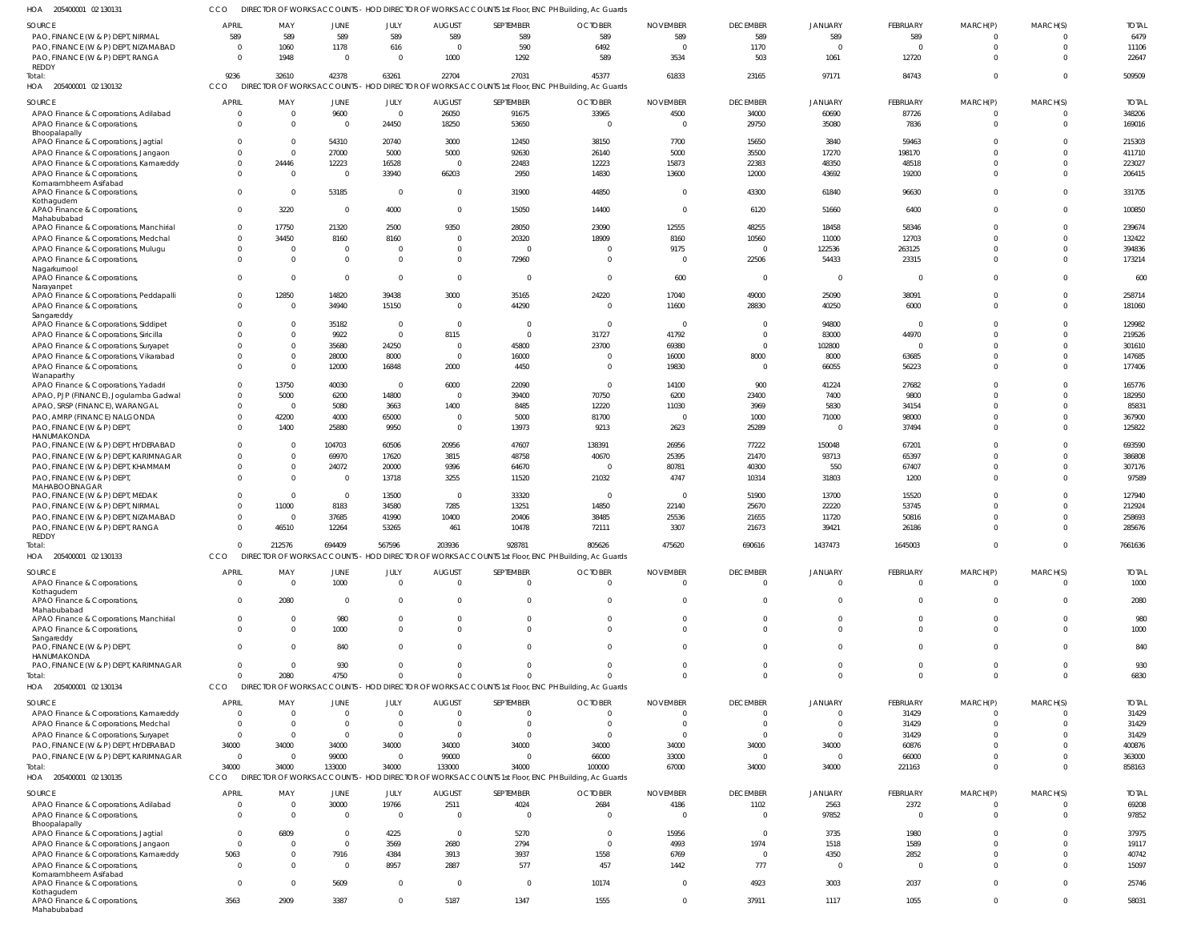HOA 205400001 02 130131 CCO DIRECTOR OF WORKS ACCOUNTS - HOD DIRECTOR OF WORKS ACCOUNTS 1st Floor, ENC PH Building, Ac Guards

| SOURCE | APRIL | MAY | JUNE | JULY | AUGUST | SEPTEMBER | OCTOBER | NOVEMBER | DECEMBER | JANUARY | FEBRUARY | MARCH(P) | MARCH(S) | TOTAL |
|---|---|---|---|---|---|---|---|---|---|---|---|---|---|---|
| PAO, FINANCE (W & P) DEPT, NIRMAL | 589 | 589 | 589 | 589 | 589 | 589 | 589 | 589 | 589 | 589 | 589 | 0 | 0 | 6479 |
| PAO, FINANCE (W & P) DEPT, NIZAMABAD | 0 | 1060 | 1178 | 616 | 0 | 590 | 6492 | 0 | 1170 | 0 | 0 | 0 | 0 | 11106 |
| PAO, FINANCE (W & P) DEPT, RANGA REDDY | 0 | 1948 | 0 | 0 | 1000 | 1292 | 589 | 3534 | 503 | 1061 | 12720 | 0 | 0 | 22647 |
| Total: | 9236 | 32610 | 42378 | 63261 | 22704 | 27031 | 45377 | 61833 | 23165 | 97171 | 84743 | 0 | 0 | 509509 |

HOA 205400001 02 130132 CCO DIRECTOR OF WORKS ACCOUNTS - HOD DIRECTOR OF WORKS ACCOUNTS 1st Floor, ENC PH Building, Ac Guards

| SOURCE | APRIL | MAY | JUNE | JULY | AUGUST | SEPTEMBER | OCTOBER | NOVEMBER | DECEMBER | JANUARY | FEBRUARY | MARCH(P) | MARCH(S) | TOTAL |
|---|---|---|---|---|---|---|---|---|---|---|---|---|---|---|
| APAO Finance & Corporations, Adilabad | 0 | 0 | 9600 | 0 | 26050 | 91675 | 33965 | 4500 | 34000 | 60690 | 87726 | 0 | 0 | 348206 |
| APAO Finance & Corporations, Bhoopalapally | 0 | 0 | 0 | 24450 | 18250 | 53650 | 0 | 0 | 29750 | 35080 | 7836 | 0 | 0 | 169016 |
| APAO Finance & Corporations, Jagtial | 0 | 0 | 54310 | 20740 | 3000 | 12450 | 38150 | 7700 | 15650 | 3840 | 59463 | 0 | 0 | 215303 |
| APAO Finance & Corporations, Jangaon | 0 | 0 | 27000 | 5000 | 5000 | 92630 | 26140 | 5000 | 35500 | 17270 | 198170 | 0 | 0 | 411710 |
| APAO Finance & Corporations, Kamareddy | 0 | 24446 | 12223 | 16528 | 0 | 22483 | 12223 | 15873 | 22383 | 48350 | 48518 | 0 | 0 | 223027 |
| APAO Finance & Corporations, Komarambheem Asifabad | 0 | 0 | 0 | 33940 | 66203 | 2950 | 14830 | 13600 | 12000 | 43692 | 19200 | 0 | 0 | 206415 |
| APAO Finance & Corporations, Kothagudem | 0 | 0 | 53185 | 0 | 0 | 31900 | 44850 | 0 | 43300 | 61840 | 96630 | 0 | 0 | 331705 |
| APAO Finance & Corporations, Mahabubabad | 0 | 3220 | 0 | 4000 | 0 | 15050 | 14400 | 0 | 6120 | 51660 | 6400 | 0 | 0 | 100850 |
| APAO Finance & Corporations, Manchirial | 0 | 17750 | 21320 | 2500 | 9350 | 28050 | 23090 | 12555 | 48255 | 18458 | 58346 | 0 | 0 | 239674 |
| APAO Finance & Corporations, Medchal | 0 | 34450 | 8160 | 8160 | 0 | 20320 | 18909 | 8160 | 10560 | 11000 | 12703 | 0 | 0 | 132422 |
| APAO Finance & Corporations, Mulugu | 0 | 0 | 0 | 0 | 0 | 0 | 0 | 9175 | 0 | 122536 | 263125 | 0 | 0 | 394836 |
| APAO Finance & Corporations, Nagarkurnool | 0 | 0 | 0 | 0 | 0 | 72960 | 0 | 0 | 22506 | 54433 | 23315 | 0 | 0 | 173214 |
| APAO Finance & Corporations, Narayanpet | 0 | 0 | 0 | 0 | 0 | 0 | 0 | 600 | 0 | 0 | 0 | 0 | 0 | 600 |
| APAO Finance & Corporations, Peddapalli | 0 | 12850 | 14820 | 39438 | 3000 | 35165 | 24220 | 17040 | 49000 | 25090 | 38091 | 0 | 0 | 258714 |
| APAO Finance & Corporations, Sangareddy | 0 | 0 | 34940 | 15150 | 0 | 44290 | 0 | 11600 | 28830 | 40250 | 6000 | 0 | 0 | 181060 |
| APAO Finance & Corporations, Siddipet | 0 | 0 | 35182 | 0 | 0 | 0 | 0 | 0 | 0 | 94800 | 0 | 0 | 0 | 129982 |
| APAO Finance & Corporations, Siricilla | 0 | 0 | 9922 | 0 | 8115 | 0 | 31727 | 41792 | 0 | 83000 | 44970 | 0 | 0 | 219526 |
| APAO Finance & Corporations, Suryapet | 0 | 0 | 35680 | 24250 | 0 | 45800 | 23700 | 69380 | 0 | 102800 | 0 | 0 | 0 | 301610 |
| APAO Finance & Corporations, Vikarabad | 0 | 0 | 28000 | 8000 | 0 | 16000 | 0 | 16000 | 8000 | 8000 | 63685 | 0 | 0 | 147685 |
| APAO Finance & Corporations, Wanaparthy | 0 | 0 | 12000 | 16848 | 2000 | 4450 | 0 | 19830 | 0 | 66055 | 56223 | 0 | 0 | 177406 |
| APAO Finance & Corporations, Yadadri | 0 | 13750 | 40030 | 0 | 6000 | 22090 | 0 | 14100 | 900 | 41224 | 27682 | 0 | 0 | 165776 |
| APAO, PJP (FINANCE), Jogulamba Gadwal | 0 | 5000 | 6200 | 14800 | 0 | 39400 | 70750 | 6200 | 23400 | 7400 | 9800 | 0 | 0 | 182950 |
| APAO, SRSP (FINANCE), WARANGAL | 0 | 0 | 5080 | 3663 | 1400 | 8485 | 12220 | 11030 | 3969 | 5830 | 34154 | 0 | 0 | 85831 |
| PAO, AMRP (FINANCE) NALGONDA | 0 | 42200 | 4000 | 65000 | 0 | 5000 | 81700 | 0 | 1000 | 71000 | 98000 | 0 | 0 | 367900 |
| PAO, FINANCE (W & P) DEPT, HANUMAKONDA | 0 | 1400 | 25880 | 9950 | 0 | 13973 | 9213 | 2623 | 25289 | 0 | 37494 | 0 | 0 | 125822 |
| PAO, FINANCE (W & P) DEPT, HYDERABAD | 0 | 0 | 104703 | 60506 | 20956 | 47607 | 138391 | 26956 | 77222 | 150048 | 67201 | 0 | 0 | 693590 |
| PAO, FINANCE (W & P) DEPT, KARIMNAGAR | 0 | 0 | 69970 | 17620 | 3815 | 48758 | 40670 | 25395 | 21470 | 93713 | 65397 | 0 | 0 | 386808 |
| PAO, FINANCE (W & P) DEPT, KHAMMAM | 0 | 0 | 24072 | 20000 | 9396 | 64670 | 0 | 80781 | 40300 | 550 | 67407 | 0 | 0 | 307176 |
| PAO, FINANCE (W & P) DEPT, MAHABOOBNAGAR | 0 | 0 | 0 | 13718 | 3255 | 11520 | 21032 | 4747 | 10314 | 31803 | 1200 | 0 | 0 | 97589 |
| PAO, FINANCE (W & P) DEPT, MEDAK | 0 | 0 | 0 | 13500 | 0 | 33320 | 0 | 0 | 51900 | 13700 | 15520 | 0 | 0 | 127940 |
| PAO, FINANCE (W & P) DEPT, NIRMAL | 0 | 11000 | 8183 | 34580 | 7285 | 13251 | 14850 | 22140 | 25670 | 22220 | 53745 | 0 | 0 | 212924 |
| PAO, FINANCE (W & P) DEPT, NIZAMABAD | 0 | 0 | 37685 | 41990 | 10400 | 20406 | 38485 | 25536 | 21655 | 11720 | 50816 | 0 | 0 | 258693 |
| PAO, FINANCE (W & P) DEPT, RANGA REDDY | 0 | 46510 | 12264 | 53265 | 461 | 10478 | 72111 | 3307 | 21673 | 39421 | 26186 | 0 | 0 | 285676 |
| Total: | 0 | 212576 | 694409 | 567596 | 203936 | 928781 | 805626 | 475620 | 690616 | 1437473 | 1645003 | 0 | 0 | 7661636 |

HOA 205400001 02 130133 CCO DIRECTOR OF WORKS ACCOUNTS - HOD DIRECTOR OF WORKS ACCOUNTS 1st Floor, ENC PH Building, Ac Guards

| SOURCE | APRIL | MAY | JUNE | JULY | AUGUST | SEPTEMBER | OCTOBER | NOVEMBER | DECEMBER | JANUARY | FEBRUARY | MARCH(P) | MARCH(S) | TOTAL |
|---|---|---|---|---|---|---|---|---|---|---|---|---|---|---|
| APAO Finance & Corporations, Kothagudem | 0 | 0 | 1000 | 0 | 0 | 0 | 0 | 0 | 0 | 0 | 0 | 0 | 0 | 1000 |
| APAO Finance & Corporations, Mahabubabad | 0 | 2080 | 0 | 0 | 0 | 0 | 0 | 0 | 0 | 0 | 0 | 0 | 0 | 2080 |
| APAO Finance & Corporations, Manchirial | 0 | 0 | 980 | 0 | 0 | 0 | 0 | 0 | 0 | 0 | 0 | 0 | 0 | 980 |
| APAO Finance & Corporations, Sangareddy | 0 | 0 | 1000 | 0 | 0 | 0 | 0 | 0 | 0 | 0 | 0 | 0 | 0 | 1000 |
| PAO, FINANCE (W & P) DEPT, HANUMAKONDA | 0 | 0 | 840 | 0 | 0 | 0 | 0 | 0 | 0 | 0 | 0 | 0 | 0 | 840 |
| PAO, FINANCE (W & P) DEPT, KARIMNAGAR | 0 | 0 | 930 | 0 | 0 | 0 | 0 | 0 | 0 | 0 | 0 | 0 | 0 | 930 |
| Total: | 0 | 2080 | 4750 | 0 | 0 | 0 | 0 | 0 | 0 | 0 | 0 | 0 | 0 | 6830 |

HOA 205400001 02 130134 CCO DIRECTOR OF WORKS ACCOUNTS - HOD DIRECTOR OF WORKS ACCOUNTS 1st Floor, ENC PH Building, Ac Guards

| SOURCE | APRIL | MAY | JUNE | JULY | AUGUST | SEPTEMBER | OCTOBER | NOVEMBER | DECEMBER | JANUARY | FEBRUARY | MARCH(P) | MARCH(S) | TOTAL |
|---|---|---|---|---|---|---|---|---|---|---|---|---|---|---|
| APAO Finance & Corporations, Kamareddy | 0 | 0 | 0 | 0 | 0 | 0 | 0 | 0 | 0 | 0 | 31429 | 0 | 0 | 31429 |
| APAO Finance & Corporations, Medchal | 0 | 0 | 0 | 0 | 0 | 0 | 0 | 0 | 0 | 0 | 31429 | 0 | 0 | 31429 |
| APAO Finance & Corporations, Suryapet | 0 | 0 | 0 | 0 | 0 | 0 | 0 | 0 | 0 | 0 | 31429 | 0 | 0 | 31429 |
| PAO, FINANCE (W & P) DEPT, HYDERABAD | 34000 | 34000 | 34000 | 34000 | 34000 | 34000 | 34000 | 34000 | 34000 | 34000 | 60876 | 0 | 0 | 400876 |
| PAO, FINANCE (W & P) DEPT, KARIMNAGAR | 0 | 0 | 99000 | 0 | 99000 | 0 | 66000 | 33000 | 0 | 0 | 66000 | 0 | 0 | 363000 |
| Total: | 34000 | 34000 | 133000 | 34000 | 133000 | 34000 | 100000 | 67000 | 34000 | 34000 | 221163 | 0 | 0 | 858163 |

HOA 205400001 02 130135 CCO DIRECTOR OF WORKS ACCOUNTS - HOD DIRECTOR OF WORKS ACCOUNTS 1st Floor, ENC PH Building, Ac Guards

| SOURCE | APRIL | MAY | JUNE | JULY | AUGUST | SEPTEMBER | OCTOBER | NOVEMBER | DECEMBER | JANUARY | FEBRUARY | MARCH(P) | MARCH(S) | TOTAL |
|---|---|---|---|---|---|---|---|---|---|---|---|---|---|---|
| APAO Finance & Corporations, Adilabad | 0 | 0 | 30000 | 19766 | 2511 | 4024 | 2684 | 4186 | 1102 | 2563 | 2372 | 0 | 0 | 69208 |
| APAO Finance & Corporations, Bhoopalapally | 0 | 0 | 0 | 0 | 0 | 0 | 0 | 0 | 0 | 97852 | 0 | 0 | 0 | 97852 |
| APAO Finance & Corporations, Jagtial | 0 | 6809 | 0 | 4225 | 0 | 5270 | 0 | 15956 | 0 | 3735 | 1980 | 0 | 0 | 37975 |
| APAO Finance & Corporations, Jangaon | 0 | 0 | 0 | 3569 | 2680 | 2794 | 0 | 4993 | 1974 | 1518 | 1589 | 0 | 0 | 19117 |
| APAO Finance & Corporations, Kamareddy | 5063 | 0 | 7916 | 4384 | 3913 | 3937 | 1558 | 6769 | 0 | 4350 | 2852 | 0 | 0 | 40742 |
| APAO Finance & Corporations, Komarambheem Asifabad | 0 | 0 | 0 | 8957 | 2887 | 577 | 457 | 1442 | 777 | 0 | 0 | 0 | 0 | 15097 |
| APAO Finance & Corporations, Kothagudem | 0 | 0 | 5609 | 0 | 0 | 0 | 10174 | 0 | 4923 | 3003 | 2037 | 0 | 0 | 25746 |
| APAO Finance & Corporations, Mahabubabad | 3563 | 2909 | 3387 | 0 | 5187 | 1347 | 1555 | 0 | 37911 | 1117 | 1055 | 0 | 0 | 58031 |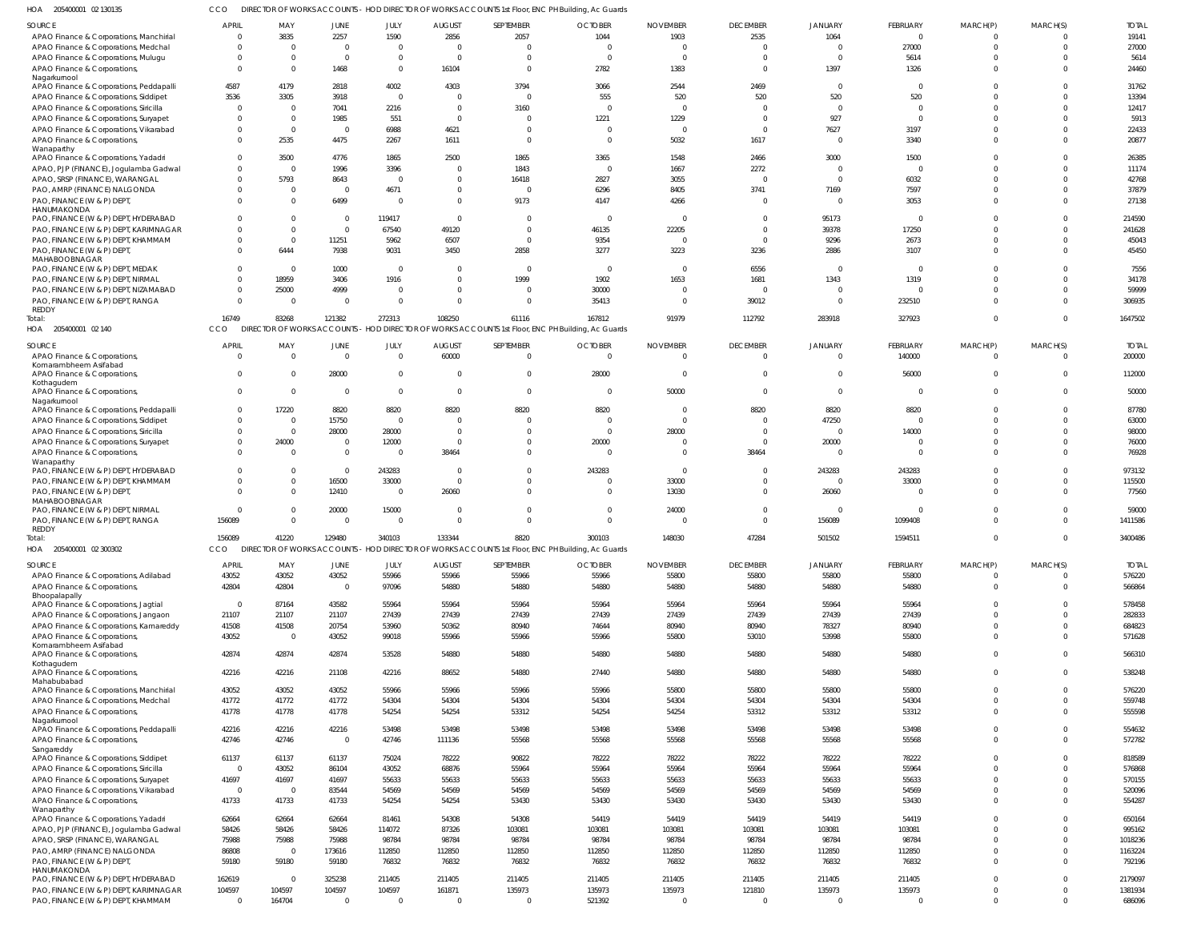HOA 205400001 02 130135 CCO DIRECTOR OF WORKS ACCOUNTS - HOD DIRECTOR OF WORKS ACCOUNTS 1st Floor, ENC PH Building, Ac Guards

| SOURCE | APRIL | MAY | JUNE | JULY | AUGUST | SEPTEMBER | OCTOBER | NOVEMBER | DECEMBER | JANUARY | FEBRUARY | MARCH(P) | MARCH(S) | TOTAL |
|---|---|---|---|---|---|---|---|---|---|---|---|---|---|---|
| APAO Finance & Corporations, Manchirial | 0 | 3835 | 2257 | 1590 | 2856 | 2057 | 1044 | 1903 | 2535 | 1064 | 0 | 0 | 0 | 19141 |
| APAO Finance & Corporations, Medchal | 0 | 0 | 0 | 0 | 0 | 0 | 0 | 0 | 0 | 0 | 27000 | 0 | 0 | 27000 |
| APAO Finance & Corporations, Mulugu | 0 | 0 | 0 | 0 | 0 | 0 | 0 | 0 | 0 | 0 | 5614 | 0 | 0 | 5614 |
| APAO Finance & Corporations, Nagarkurnool | 0 | 0 | 1468 | 0 | 16104 | 0 | 2782 | 1383 | 0 | 1397 | 1326 | 0 | 0 | 24460 |
| APAO Finance & Corporations, Peddapalli | 4587 | 4179 | 2818 | 4002 | 4303 | 3794 | 3066 | 2544 | 2469 | 0 | 0 | 0 | 0 | 31762 |
| APAO Finance & Corporations, Siddipet | 3536 | 3305 | 3918 | 0 | 0 | 0 | 555 | 520 | 520 | 520 | 520 | 0 | 0 | 13394 |
| APAO Finance & Corporations, Siricilla | 0 | 0 | 7041 | 2216 | 0 | 3160 | 0 | 0 | 0 | 0 | 0 | 0 | 0 | 12417 |
| APAO Finance & Corporations, Suryapet | 0 | 0 | 1985 | 551 | 0 | 0 | 1221 | 1229 | 0 | 927 | 0 | 0 | 0 | 5913 |
| APAO Finance & Corporations, Vikarabad | 0 | 0 | 0 | 6988 | 4621 | 0 | 0 | 0 | 0 | 7627 | 3197 | 0 | 0 | 22433 |
| APAO Finance & Corporations, Wanaparthy | 0 | 2535 | 4475 | 2267 | 1611 | 0 | 0 | 5032 | 1617 | 0 | 3340 | 0 | 0 | 20877 |
| APAO Finance & Corporations, Yadadri | 0 | 3500 | 4776 | 1865 | 2500 | 1865 | 3365 | 1548 | 2466 | 3000 | 1500 | 0 | 0 | 26385 |
| APAO, PJP (FINANCE), Jogulamba Gadwal | 0 | 0 | 1996 | 3396 | 0 | 1843 | 0 | 1667 | 2272 | 0 | 0 | 0 | 0 | 11174 |
| APAO, SRSP (FINANCE), WARANGAL | 0 | 5793 | 8643 | 0 | 0 | 16418 | 2827 | 3055 | 0 | 0 | 6032 | 0 | 0 | 42768 |
| PAO, AMRP (FINANCE) NALGONDA | 0 | 0 | 0 | 4671 | 0 | 0 | 6296 | 8405 | 3741 | 7169 | 7597 | 0 | 0 | 37879 |
| PAO, FINANCE (W & P) DEPT, HANUMAKONDA | 0 | 0 | 6499 | 0 | 0 | 9173 | 4147 | 4266 | 0 | 0 | 3053 | 0 | 0 | 27138 |
| PAO, FINANCE (W & P) DEPT, HYDERABAD | 0 | 0 | 0 | 119417 | 0 | 0 | 0 | 0 | 0 | 95173 | 0 | 0 | 0 | 214590 |
| PAO, FINANCE (W & P) DEPT, KARIMNAGAR | 0 | 0 | 0 | 67540 | 49120 | 0 | 46135 | 22205 | 0 | 39378 | 17250 | 0 | 0 | 241628 |
| PAO, FINANCE (W & P) DEPT, KHAMMAM | 0 | 0 | 11251 | 5962 | 6507 | 0 | 9354 | 0 | 0 | 9296 | 2673 | 0 | 0 | 45043 |
| PAO, FINANCE (W & P) DEPT, MAHABOOBNAGAR | 0 | 6444 | 7938 | 9031 | 3450 | 2858 | 3277 | 3223 | 3236 | 2886 | 3107 | 0 | 0 | 45450 |
| PAO, FINANCE (W & P) DEPT, MEDAK | 0 | 0 | 1000 | 0 | 0 | 0 | 0 | 0 | 6556 | 0 | 0 | 0 | 0 | 7556 |
| PAO, FINANCE (W & P) DEPT, NIRMAL | 0 | 18959 | 3406 | 1916 | 0 | 1999 | 1902 | 1653 | 1681 | 1343 | 1319 | 0 | 0 | 34178 |
| PAO, FINANCE (W & P) DEPT, NIZAMABAD | 0 | 25000 | 4999 | 0 | 0 | 0 | 30000 | 0 | 0 | 0 | 0 | 0 | 0 | 59999 |
| PAO, FINANCE (W & P) DEPT, RANGA REDDY | 0 | 0 | 0 | 0 | 0 | 0 | 35413 | 0 | 39012 | 0 | 232510 | 0 | 0 | 306935 |
| Total: | 16749 | 83268 | 121382 | 272313 | 108250 | 61116 | 167812 | 91979 | 112792 | 283918 | 327923 | 0 | 0 | 1647502 |

HOA 205400001 02 140 CCO DIRECTOR OF WORKS ACCOUNTS - HOD DIRECTOR OF WORKS ACCOUNTS 1st Floor, ENC PH Building, Ac Guards

| SOURCE | APRIL | MAY | JUNE | JULY | AUGUST | SEPTEMBER | OCTOBER | NOVEMBER | DECEMBER | JANUARY | FEBRUARY | MARCH(P) | MARCH(S) | TOTAL |
|---|---|---|---|---|---|---|---|---|---|---|---|---|---|---|
| APAO Finance & Corporations, Komarambheem Asifabad | 0 | 0 | 0 | 0 | 60000 | 0 | 0 | 0 | 0 | 0 | 140000 | 0 | 0 | 200000 |
| APAO Finance & Corporations, Kothagudem | 0 | 0 | 28000 | 0 | 0 | 0 | 28000 | 0 | 0 | 0 | 56000 | 0 | 0 | 112000 |
| APAO Finance & Corporations, Nagarkurnool | 0 | 0 | 0 | 0 | 0 | 0 | 0 | 50000 | 0 | 0 | 0 | 0 | 0 | 50000 |
| APAO Finance & Corporations, Peddapalli | 0 | 17220 | 8820 | 8820 | 8820 | 8820 | 8820 | 0 | 8820 | 8820 | 8820 | 0 | 0 | 87780 |
| APAO Finance & Corporations, Siddipet | 0 | 0 | 15750 | 0 | 0 | 0 | 0 | 0 | 0 | 47250 | 0 | 0 | 0 | 63000 |
| APAO Finance & Corporations, Siricilla | 0 | 0 | 28000 | 28000 | 0 | 0 | 0 | 28000 | 0 | 0 | 14000 | 0 | 0 | 98000 |
| APAO Finance & Corporations, Suryapet | 0 | 24000 | 0 | 12000 | 0 | 0 | 20000 | 0 | 0 | 20000 | 0 | 0 | 0 | 76000 |
| APAO Finance & Corporations, Wanaparthy | 0 | 0 | 0 | 0 | 38464 | 0 | 0 | 0 | 38464 | 0 | 0 | 0 | 0 | 76928 |
| PAO, FINANCE (W & P) DEPT, HYDERABAD | 0 | 0 | 0 | 243283 | 0 | 0 | 243283 | 0 | 0 | 243283 | 243283 | 0 | 0 | 973132 |
| PAO, FINANCE (W & P) DEPT, KHAMMAM | 0 | 0 | 16500 | 33000 | 0 | 0 | 0 | 33000 | 0 | 0 | 33000 | 0 | 0 | 115500 |
| PAO, FINANCE (W & P) DEPT, MAHABOOBNAGAR | 0 | 0 | 12410 | 0 | 26060 | 0 | 0 | 13030 | 0 | 26060 | 0 | 0 | 0 | 77560 |
| PAO, FINANCE (W & P) DEPT, NIRMAL | 0 | 0 | 20000 | 15000 | 0 | 0 | 0 | 24000 | 0 | 0 | 0 | 0 | 0 | 59000 |
| PAO, FINANCE (W & P) DEPT, RANGA REDDY | 156089 | 0 | 0 | 0 | 0 | 0 | 0 | 0 | 0 | 156089 | 1099408 | 0 | 0 | 1411586 |
| Total: | 156089 | 41220 | 129480 | 340103 | 133344 | 8820 | 300103 | 148030 | 47284 | 501502 | 1594511 | 0 | 0 | 3400486 |

HOA 205400001 02 300302 CCO DIRECTOR OF WORKS ACCOUNTS - HOD DIRECTOR OF WORKS ACCOUNTS 1st Floor, ENC PH Building, Ac Guards

| SOURCE | APRIL | MAY | JUNE | JULY | AUGUST | SEPTEMBER | OCTOBER | NOVEMBER | DECEMBER | JANUARY | FEBRUARY | MARCH(P) | MARCH(S) | TOTAL |
|---|---|---|---|---|---|---|---|---|---|---|---|---|---|---|
| APAO Finance & Corporations, Adilabad | 43052 | 43052 | 43052 | 55966 | 55966 | 55966 | 55966 | 55800 | 55800 | 55800 | 55800 | 0 | 0 | 576220 |
| APAO Finance & Corporations, Bhoopalapally | 42804 | 42804 | 0 | 97096 | 54880 | 54880 | 54880 | 54880 | 54880 | 54880 | 54880 | 0 | 0 | 566864 |
| APAO Finance & Corporations, Jagtial | 0 | 87164 | 43582 | 55964 | 55964 | 55964 | 55964 | 55964 | 55964 | 55964 | 55964 | 0 | 0 | 578458 |
| APAO Finance & Corporations, Jangaon | 21107 | 21107 | 21107 | 27439 | 27439 | 27439 | 27439 | 27439 | 27439 | 27439 | 27439 | 0 | 0 | 282833 |
| APAO Finance & Corporations, Kamareddy | 41508 | 41508 | 20754 | 53960 | 50362 | 80940 | 74644 | 80940 | 80940 | 78327 | 80940 | 0 | 0 | 684823 |
| APAO Finance & Corporations, Komarambheem Asifabad | 43052 | 0 | 43052 | 99018 | 55966 | 55966 | 55966 | 55800 | 53010 | 53998 | 55800 | 0 | 0 | 571628 |
| APAO Finance & Corporations, Kothagudem | 42874 | 42874 | 42874 | 53528 | 54880 | 54880 | 54880 | 54880 | 54880 | 54880 | 54880 | 0 | 0 | 566310 |
| APAO Finance & Corporations, Mahabubabad | 42216 | 42216 | 21108 | 42216 | 88652 | 54880 | 27440 | 54880 | 54880 | 54880 | 54880 | 0 | 0 | 538248 |
| APAO Finance & Corporations, Manchirial | 43052 | 43052 | 43052 | 55966 | 55966 | 55966 | 55966 | 55800 | 55800 | 55800 | 55800 | 0 | 0 | 576220 |
| APAO Finance & Corporations, Medchal | 41772 | 41772 | 41772 | 54304 | 54304 | 54304 | 54304 | 54304 | 54304 | 54304 | 54304 | 0 | 0 | 559748 |
| APAO Finance & Corporations, Nagarkurnool | 41778 | 41778 | 41778 | 54254 | 54254 | 53312 | 54254 | 54254 | 53312 | 53312 | 53312 | 0 | 0 | 555598 |
| APAO Finance & Corporations, Peddapalli | 42216 | 42216 | 42216 | 53498 | 53498 | 53498 | 53498 | 53498 | 53498 | 53498 | 53498 | 0 | 0 | 554632 |
| APAO Finance & Corporations, Sangareddy | 42746 | 42746 | 0 | 42746 | 111136 | 55568 | 55568 | 55568 | 55568 | 55568 | 55568 | 0 | 0 | 572782 |
| APAO Finance & Corporations, Siddipet | 61137 | 61137 | 61137 | 75024 | 78222 | 90822 | 78222 | 78222 | 78222 | 78222 | 78222 | 0 | 0 | 818589 |
| APAO Finance & Corporations, Siricilla | 0 | 43052 | 86104 | 43052 | 68876 | 55964 | 55964 | 55964 | 55964 | 55964 | 55964 | 0 | 0 | 576868 |
| APAO Finance & Corporations, Suryapet | 41697 | 41697 | 41697 | 55633 | 55633 | 55633 | 55633 | 55633 | 55633 | 55633 | 55633 | 0 | 0 | 570155 |
| APAO Finance & Corporations, Vikarabad | 0 | 0 | 83544 | 54569 | 54569 | 54569 | 54569 | 54569 | 54569 | 54569 | 54569 | 0 | 0 | 520096 |
| APAO Finance & Corporations, Wanaparthy | 41733 | 41733 | 41733 | 54254 | 54254 | 53430 | 53430 | 53430 | 53430 | 53430 | 53430 | 0 | 0 | 554287 |
| APAO Finance & Corporations, Yadadri | 62664 | 62664 | 62664 | 81461 | 54308 | 54308 | 54419 | 54419 | 54419 | 54419 | 54419 | 0 | 0 | 650164 |
| APAO, PJP (FINANCE), Jogulamba Gadwal | 58426 | 58426 | 58426 | 114072 | 87326 | 103081 | 103081 | 103081 | 103081 | 103081 | 103081 | 0 | 0 | 995162 |
| APAO, SRSP (FINANCE), WARANGAL | 75988 | 75988 | 75988 | 98784 | 98784 | 98784 | 98784 | 98784 | 98784 | 98784 | 98784 | 0 | 0 | 1018236 |
| PAO, AMRP (FINANCE) NALGONDA | 86808 | 0 | 173616 | 112850 | 112850 | 112850 | 112850 | 112850 | 112850 | 112850 | 112850 | 0 | 0 | 1163224 |
| PAO, FINANCE (W & P) DEPT, HANUMAKONDA | 59180 | 59180 | 59180 | 76832 | 76832 | 76832 | 76832 | 76832 | 76832 | 76832 | 76832 | 0 | 0 | 792196 |
| PAO, FINANCE (W & P) DEPT, HYDERABAD | 162619 | 0 | 325238 | 211405 | 211405 | 211405 | 211405 | 211405 | 211405 | 211405 | 211405 | 0 | 0 | 2179097 |
| PAO, FINANCE (W & P) DEPT, KARIMNAGAR | 104597 | 104597 | 104597 | 104597 | 161871 | 135973 | 135973 | 135973 | 121810 | 135973 | 135973 | 0 | 0 | 1381934 |
| PAO, FINANCE (W & P) DEPT, KHAMMAM | 0 | 164704 | 0 | 0 | 0 | 0 | 521392 | 0 | 0 | 0 | 0 | 0 | 0 | 686096 |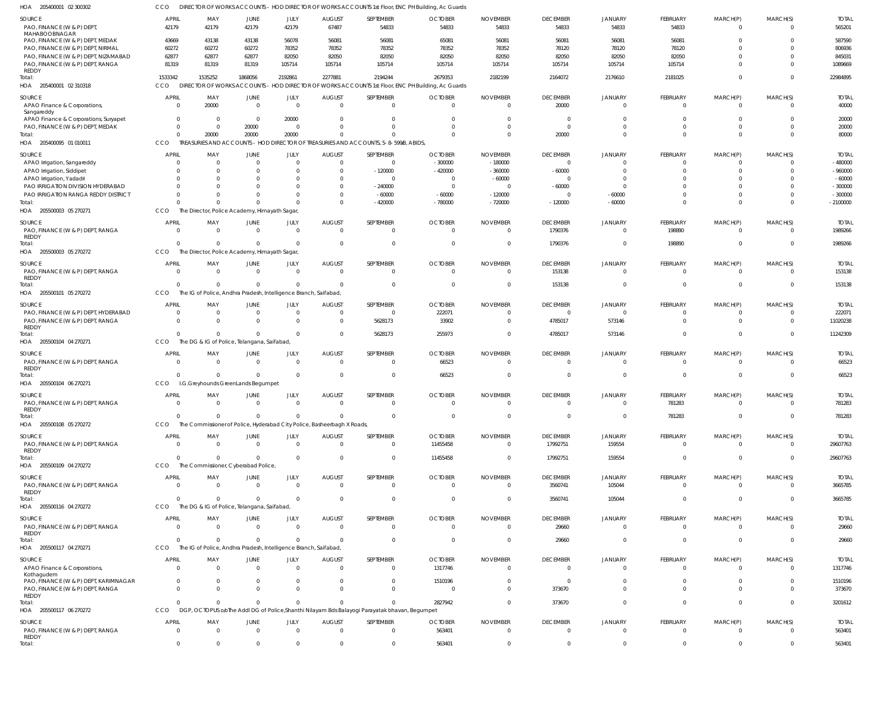HOA 205400001 02 300302 CCO DIRECTOR OF WORKS ACCOUNTS - HOD DIRECTOR OF WORKS ACCOUNTS 1st Floor, ENC PH Building, Ac Guards

| SOURCE | APRIL | MAY | JUNE | JULY | AUGUST | SEPTEMBER | OCTOBER | NOVEMBER | DECEMBER | JANUARY | FEBRUARY | MARCH(P) | MARCH(S) | TOTAL |
|---|---|---|---|---|---|---|---|---|---|---|---|---|---|---|
| PAO, FINANCE (W & P) DEPT, MAHABOOBNAGAR | 42179 | 42179 | 42179 | 42179 | 67487 | 54833 | 54833 | 54833 | 54833 | 54833 | 54833 | 0 | 0 | 565201 |
| PAO, FINANCE (W & P) DEPT, MEDAK | 43669 | 43138 | 43138 | 56078 | 56081 | 56081 | 65081 | 56081 | 56081 | 56081 | 56081 | 0 | 0 | 587590 |
| PAO, FINANCE (W & P) DEPT, NIRMAL | 60272 | 60272 | 60272 | 78352 | 78352 | 78352 | 78352 | 78352 | 78120 | 78120 | 78120 | 0 | 0 | 806936 |
| PAO, FINANCE (W & P) DEPT, NIZAMABAD | 62877 | 62877 | 62877 | 82050 | 82050 | 82050 | 82050 | 82050 | 82050 | 82050 | 82050 | 0 | 0 | 845031 |
| PAO, FINANCE (W & P) DEPT, RANGA REDDY | 81319 | 81319 | 81319 | 105714 | 105714 | 105714 | 105714 | 105714 | 105714 | 105714 | 105714 | 0 | 0 | 1089669 |
| Total: | 1533342 | 1535252 | 1868056 | 2192861 | 2277881 | 2194244 | 2679353 | 2182199 | 2164072 | 2176610 | 2181025 | 0 | 0 | 22984895 |

HOA 205400001 02 310318 CCO DIRECTOR OF WORKS ACCOUNTS - HOD DIRECTOR OF WORKS ACCOUNTS 1st Floor, ENC PH Building, Ac Guards

| SOURCE | APRIL | MAY | JUNE | JULY | AUGUST | SEPTEMBER | OCTOBER | NOVEMBER | DECEMBER | JANUARY | FEBRUARY | MARCH(P) | MARCH(S) | TOTAL |
|---|---|---|---|---|---|---|---|---|---|---|---|---|---|---|
| APAO Finance & Corporations, Sangareddy | 0 | 20000 | 0 | 0 | 0 | 0 | 0 | 0 | 20000 | 0 | 0 | 0 | 0 | 40000 |
| APAO Finance & Corporations, Suryapet | 0 | 0 | 0 | 20000 | 0 | 0 | 0 | 0 | 0 | 0 | 0 | 0 | 0 | 20000 |
| PAO, FINANCE (W & P) DEPT, MEDAK | 0 | 0 | 20000 | 0 | 0 | 0 | 0 | 0 | 0 | 0 | 0 | 0 | 0 | 20000 |
| Total: | 0 | 20000 | 20000 | 20000 | 0 | 0 | 0 | 0 | 20000 | 0 | 0 | 0 | 0 | 80000 |

HOA 205400095 01 010011 CCO TREASURIES AND ACCOUNTS - HOD DIRECTOR OF TREASURIES AND ACCOUNTS, 5-8-599/B, ABIDS,

| SOURCE | APRIL | MAY | JUNE | JULY | AUGUST | SEPTEMBER | OCTOBER | NOVEMBER | DECEMBER | JANUARY | FEBRUARY | MARCH(P) | MARCH(S) | TOTAL |
|---|---|---|---|---|---|---|---|---|---|---|---|---|---|---|
| APAO Irrigation, Sangareddy | 0 | 0 | 0 | 0 | 0 | 0 | -300000 | -180000 | 0 | 0 | 0 | 0 | 0 | -480000 |
| APAO Irrigation, Siddipet | 0 | 0 | 0 | 0 | 0 | -120000 | -420000 | -360000 | -60000 | 0 | 0 | 0 | 0 | -960000 |
| APAO Irrigation, Yadadri | 0 | 0 | 0 | 0 | 0 | 0 | 0 | -60000 | 0 | 0 | 0 | 0 | 0 | -60000 |
| PAO IRRIGATION DIVISION HYDERABAD | 0 | 0 | 0 | 0 | 0 | -240000 | 0 | 0 | -60000 | 0 | 0 | 0 | 0 | -300000 |
| PAO IRRIGATION RANGA REDDY DISTRICT | 0 | 0 | 0 | 0 | 0 | -60000 | -60000 | -120000 | 0 | -60000 | 0 | 0 | 0 | -300000 |
| Total: | 0 | 0 | 0 | 0 | 0 | -420000 | -780000 | -720000 | -120000 | -60000 | 0 | 0 | 0 | -2100000 |

HOA 205500003 05 270271 CCO The Director, Police Academy, Himayath Sagar,

| SOURCE | APRIL | MAY | JUNE | JULY | AUGUST | SEPTEMBER | OCTOBER | NOVEMBER | DECEMBER | JANUARY | FEBRUARY | MARCH(P) | MARCH(S) | TOTAL |
|---|---|---|---|---|---|---|---|---|---|---|---|---|---|---|
| PAO, FINANCE (W & P) DEPT, RANGA REDDY | 0 | 0 | 0 | 0 | 0 | 0 | 0 | 0 | 1790376 | 0 | 198890 | 0 | 0 | 1989266 |
| Total: | 0 | 0 | 0 | 0 | 0 | 0 | 0 | 0 | 1790376 | 0 | 198890 | 0 | 0 | 1989266 |

HOA 205500003 05 270272 CCO The Director, Police Academy, Himayath Sagar,

| SOURCE | APRIL | MAY | JUNE | JULY | AUGUST | SEPTEMBER | OCTOBER | NOVEMBER | DECEMBER | JANUARY | FEBRUARY | MARCH(P) | MARCH(S) | TOTAL |
|---|---|---|---|---|---|---|---|---|---|---|---|---|---|---|
| PAO, FINANCE (W & P) DEPT, RANGA REDDY | 0 | 0 | 0 | 0 | 0 | 0 | 0 | 0 | 153138 | 0 | 0 | 0 | 0 | 153138 |
| Total: | 0 | 0 | 0 | 0 | 0 | 0 | 0 | 0 | 153138 | 0 | 0 | 0 | 0 | 153138 |

HOA 205500101 05 270272 CCO The IG of Police, Andhra Pradesh, Intelligence Branch, Saifabad,

| SOURCE | APRIL | MAY | JUNE | JULY | AUGUST | SEPTEMBER | OCTOBER | NOVEMBER | DECEMBER | JANUARY | FEBRUARY | MARCH(P) | MARCH(S) | TOTAL |
|---|---|---|---|---|---|---|---|---|---|---|---|---|---|---|
| PAO, FINANCE (W & P) DEPT, HYDERABAD | 0 | 0 | 0 | 0 | 0 | 0 | 222071 | 0 | 0 | 0 | 0 | 0 | 0 | 222071 |
| PAO, FINANCE (W & P) DEPT, RANGA REDDY | 0 | 0 | 0 | 0 | 0 | 5628173 | 33902 | 0 | 4785017 | 573146 | 0 | 0 | 0 | 11020238 |
| Total: | 0 | 0 | 0 | 0 | 0 | 5628173 | 255973 | 0 | 4785017 | 573146 | 0 | 0 | 0 | 11242309 |

HOA 205500104 04 270271 CCO The DG & IG of Police, Telangana, Saifabad,

| SOURCE | APRIL | MAY | JUNE | JULY | AUGUST | SEPTEMBER | OCTOBER | NOVEMBER | DECEMBER | JANUARY | FEBRUARY | MARCH(P) | MARCH(S) | TOTAL |
|---|---|---|---|---|---|---|---|---|---|---|---|---|---|---|
| PAO, FINANCE (W & P) DEPT, RANGA REDDY | 0 | 0 | 0 | 0 | 0 | 0 | 66523 | 0 | 0 | 0 | 0 | 0 | 0 | 66523 |
| Total: | 0 | 0 | 0 | 0 | 0 | 0 | 66523 | 0 | 0 | 0 | 0 | 0 | 0 | 66523 |

HOA 205500104 06 270271 CCO I.G.Greyhounds GreenLands Begumpet

| SOURCE | APRIL | MAY | JUNE | JULY | AUGUST | SEPTEMBER | OCTOBER | NOVEMBER | DECEMBER | JANUARY | FEBRUARY | MARCH(P) | MARCH(S) | TOTAL |
|---|---|---|---|---|---|---|---|---|---|---|---|---|---|---|
| PAO, FINANCE (W & P) DEPT, RANGA REDDY | 0 | 0 | 0 | 0 | 0 | 0 | 0 | 0 | 0 | 0 | 781283 | 0 | 0 | 781283 |
| Total: | 0 | 0 | 0 | 0 | 0 | 0 | 0 | 0 | 0 | 0 | 781283 | 0 | 0 | 781283 |

HOA 205500108 05 270272 CCO The Commissioner of Police, Hyderabad City Police, Basheerbagh X Roads,

| SOURCE | APRIL | MAY | JUNE | JULY | AUGUST | SEPTEMBER | OCTOBER | NOVEMBER | DECEMBER | JANUARY | FEBRUARY | MARCH(P) | MARCH(S) | TOTAL |
|---|---|---|---|---|---|---|---|---|---|---|---|---|---|---|
| PAO, FINANCE (W & P) DEPT, RANGA REDDY | 0 | 0 | 0 | 0 | 0 | 0 | 11455458 | 0 | 17992751 | 159554 | 0 | 0 | 0 | 29607763 |
| Total: | 0 | 0 | 0 | 0 | 0 | 0 | 11455458 | 0 | 17992751 | 159554 | 0 | 0 | 0 | 29607763 |

HOA 205500109 04 270272 CCO The Commissioner, Cyberabad Police,

| SOURCE | APRIL | MAY | JUNE | JULY | AUGUST | SEPTEMBER | OCTOBER | NOVEMBER | DECEMBER | JANUARY | FEBRUARY | MARCH(P) | MARCH(S) | TOTAL |
|---|---|---|---|---|---|---|---|---|---|---|---|---|---|---|
| PAO, FINANCE (W & P) DEPT, RANGA REDDY | 0 | 0 | 0 | 0 | 0 | 0 | 0 | 0 | 3560741 | 105044 | 0 | 0 | 0 | 3665785 |
| Total: | 0 | 0 | 0 | 0 | 0 | 0 | 0 | 0 | 3560741 | 105044 | 0 | 0 | 0 | 3665785 |

HOA 205500116 04 270272 CCO The DG & IG of Police, Telangana, Saifabad,

| SOURCE | APRIL | MAY | JUNE | JULY | AUGUST | SEPTEMBER | OCTOBER | NOVEMBER | DECEMBER | JANUARY | FEBRUARY | MARCH(P) | MARCH(S) | TOTAL |
|---|---|---|---|---|---|---|---|---|---|---|---|---|---|---|
| PAO, FINANCE (W & P) DEPT, RANGA REDDY | 0 | 0 | 0 | 0 | 0 | 0 | 0 | 0 | 29660 | 0 | 0 | 0 | 0 | 29660 |
| Total: | 0 | 0 | 0 | 0 | 0 | 0 | 0 | 0 | 29660 | 0 | 0 | 0 | 0 | 29660 |

HOA 205500117 04 270271 CCO The IG of Police, Andhra Pradesh, Intelligence Branch, Saifabad,

| SOURCE | APRIL | MAY | JUNE | JULY | AUGUST | SEPTEMBER | OCTOBER | NOVEMBER | DECEMBER | JANUARY | FEBRUARY | MARCH(P) | MARCH(S) | TOTAL |
|---|---|---|---|---|---|---|---|---|---|---|---|---|---|---|
| APAO Finance & Corporations, Kothagudem | 0 | 0 | 0 | 0 | 0 | 0 | 1317746 | 0 | 0 | 0 | 0 | 0 | 0 | 1317746 |
| PAO, FINANCE (W & P) DEPT, KARIMNAGAR | 0 | 0 | 0 | 0 | 0 | 0 | 1510196 | 0 | 0 | 0 | 0 | 0 | 0 | 1510196 |
| PAO, FINANCE (W & P) DEPT, RANGA REDDY | 0 | 0 | 0 | 0 | 0 | 0 | 0 | 0 | 373670 | 0 | 0 | 0 | 0 | 373670 |
| Total: | 0 | 0 | 0 | 0 | 0 | 0 | 2827942 | 0 | 373670 | 0 | 0 | 0 | 0 | 3201612 |

HOA 205500117 06 270272 CCO DGP, OCTOPUS o/o The Addl DG of Police,Shanthi Nilayam Bds Balayogi Parayatak bhavan, Begumpet

| SOURCE | APRIL | MAY | JUNE | JULY | AUGUST | SEPTEMBER | OCTOBER | NOVEMBER | DECEMBER | JANUARY | FEBRUARY | MARCH(P) | MARCH(S) | TOTAL |
|---|---|---|---|---|---|---|---|---|---|---|---|---|---|---|
| PAO, FINANCE (W & P) DEPT, RANGA REDDY | 0 | 0 | 0 | 0 | 0 | 0 | 563401 | 0 | 0 | 0 | 0 | 0 | 0 | 563401 |
| Total: | 0 | 0 | 0 | 0 | 0 | 0 | 563401 | 0 | 0 | 0 | 0 | 0 | 0 | 563401 |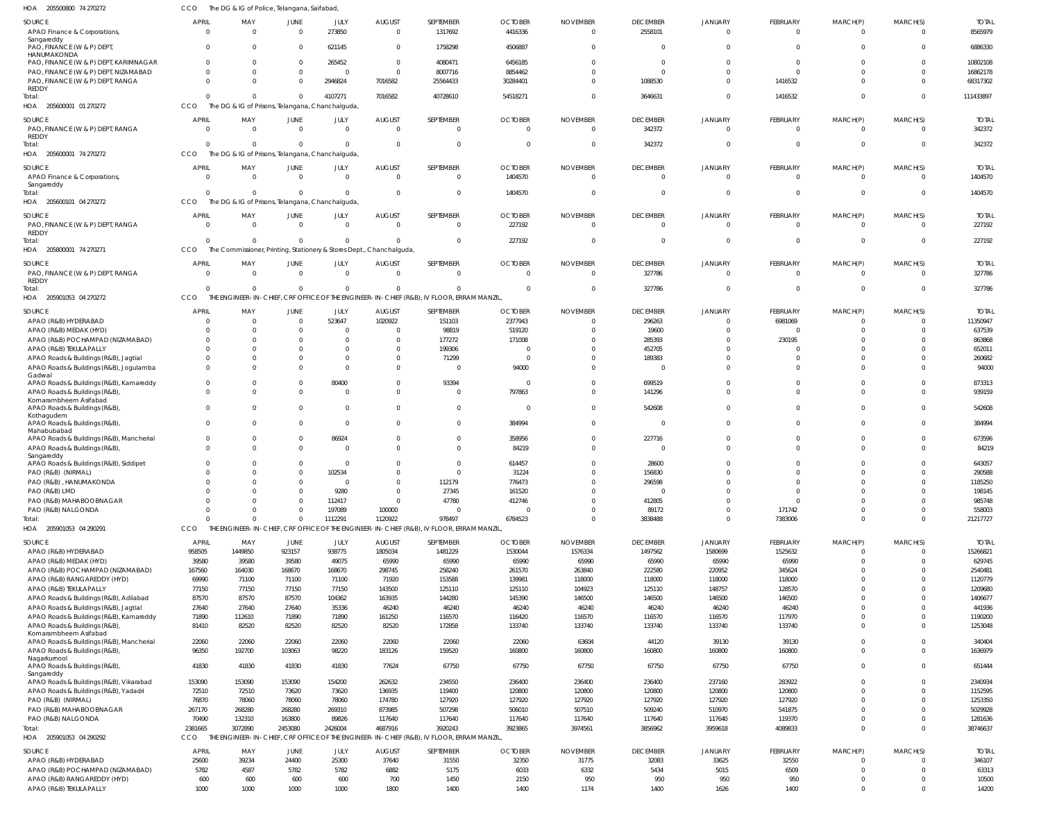HOA 205500800 74 270272 CCO The DG & IG of Police, Telangana, Saifabad,

| SOURCE | APRIL | MAY | JUNE | JULY | AUGUST | SEPTEMBER | OCTOBER | NOVEMBER | DECEMBER | JANUARY | FEBRUARY | MARCH(P) | MARCH(S) | TOTAL |
|---|---|---|---|---|---|---|---|---|---|---|---|---|---|---|
| APAO Finance & Corporations, Sangareddy | 0 | 0 | 0 | 273850 | 0 | 1317692 | 4416336 | 0 | 2558101 | 0 | 0 | 0 | 0 | 8565979 |
| PAO, FINANCE (W & P) DEPT, HANUMAKONDA | 0 | 0 | 0 | 621145 | 0 | 1758298 | 4506887 | 0 | 0 | 0 | 0 | 0 | 0 | 6886330 |
| PAO, FINANCE (W & P) DEPT, KARIMNAGAR | 0 | 0 | 0 | 265452 | 0 | 4080471 | 6456185 | 0 | 0 | 0 | 0 | 0 | 0 | 10802108 |
| PAO, FINANCE (W & P) DEPT, NIZAMABAD | 0 | 0 | 0 | 0 | 0 | 8007716 | 8854462 | 0 | 0 | 0 | 0 | 0 | 0 | 16862178 |
| PAO, FINANCE (W & P) DEPT, RANGA REDDY | 0 | 0 | 0 | 2946824 | 7016582 | 25564433 | 30284401 | 0 | 1088530 | 0 | 1416532 | 0 | 0 | 68317302 |
| Total: | 0 | 0 | 0 | 4107271 | 7016582 | 40728610 | 54518271 | 0 | 3646631 | 0 | 1416532 | 0 | 0 | 111433897 |

HOA 205600001 01 270272 CCO The DG & IG of Prisons, Telangana, Chanchalguda,

| SOURCE | APRIL | MAY | JUNE | JULY | AUGUST | SEPTEMBER | OCTOBER | NOVEMBER | DECEMBER | JANUARY | FEBRUARY | MARCH(P) | MARCH(S) | TOTAL |
|---|---|---|---|---|---|---|---|---|---|---|---|---|---|---|
| PAO, FINANCE (W & P) DEPT, RANGA REDDY | 0 | 0 | 0 | 0 | 0 | 0 | 0 | 0 | 342372 | 0 | 0 | 0 | 0 | 342372 |
| Total: | 0 | 0 | 0 | 0 | 0 | 0 | 0 | 0 | 342372 | 0 | 0 | 0 | 0 | 342372 |

HOA 205600001 74 270272 CCO The DG & IG of Prisons, Telangana, Chanchalguda,

| SOURCE | APRIL | MAY | JUNE | JULY | AUGUST | SEPTEMBER | OCTOBER | NOVEMBER | DECEMBER | JANUARY | FEBRUARY | MARCH(P) | MARCH(S) | TOTAL |
|---|---|---|---|---|---|---|---|---|---|---|---|---|---|---|
| APAO Finance & Corporations, Sangareddy | 0 | 0 | 0 | 0 | 0 | 0 | 1404570 | 0 | 0 | 0 | 0 | 0 | 0 | 1404570 |
| Total: | 0 | 0 | 0 | 0 | 0 | 0 | 1404570 | 0 | 0 | 0 | 0 | 0 | 0 | 1404570 |

HOA 205600101 04 270272 CCO The DG & IG of Prisons, Telangana, Chanchalguda,

| SOURCE | APRIL | MAY | JUNE | JULY | AUGUST | SEPTEMBER | OCTOBER | NOVEMBER | DECEMBER | JANUARY | FEBRUARY | MARCH(P) | MARCH(S) | TOTAL |
|---|---|---|---|---|---|---|---|---|---|---|---|---|---|---|
| PAO, FINANCE (W & P) DEPT, RANGA REDDY | 0 | 0 | 0 | 0 | 0 | 0 | 227192 | 0 | 0 | 0 | 0 | 0 | 0 | 227192 |
| Total: | 0 | 0 | 0 | 0 | 0 | 0 | 227192 | 0 | 0 | 0 | 0 | 0 | 0 | 227192 |

HOA 205800001 74 270271 CCO The Commissioner, Printing, Stationery & Stores Dept., Chanchalguda,

| SOURCE | APRIL | MAY | JUNE | JULY | AUGUST | SEPTEMBER | OCTOBER | NOVEMBER | DECEMBER | JANUARY | FEBRUARY | MARCH(P) | MARCH(S) | TOTAL |
|---|---|---|---|---|---|---|---|---|---|---|---|---|---|---|
| PAO, FINANCE (W & P) DEPT, RANGA REDDY | 0 | 0 | 0 | 0 | 0 | 0 | 0 | 0 | 327786 | 0 | 0 | 0 | 0 | 327786 |
| Total: | 0 | 0 | 0 | 0 | 0 | 0 | 0 | 0 | 327786 | 0 | 0 | 0 | 0 | 327786 |

HOA 205901053 04 270272 CCO THE ENGINEER-IN-CHIEF, CRF OFFICE OF THE ENGINEER-IN-CHIEF (R&B), IV FLOOR, ERRAM MANZIL,

| SOURCE | APRIL | MAY | JUNE | JULY | AUGUST | SEPTEMBER | OCTOBER | NOVEMBER | DECEMBER | JANUARY | FEBRUARY | MARCH(P) | MARCH(S) | TOTAL |
|---|---|---|---|---|---|---|---|---|---|---|---|---|---|---|
| APAO (R&B) HYDERABAD | 0 | 0 | 0 | 523647 | 1020922 | 151103 | 2377943 | 0 | 296263 | 0 | 6981069 | 0 | 0 | 11350947 |
| APAO (R&B) MEDAK (HYD) | 0 | 0 | 0 | 0 | 0 | 98819 | 519120 | 0 | 19600 | 0 | 0 | 0 | 0 | 637539 |
| APAO (R&B) POCHAMPAD (NIZAMABAD) | 0 | 0 | 0 | 0 | 0 | 177272 | 171008 | 0 | 285393 | 0 | 230195 | 0 | 0 | 863868 |
| APAO (R&B) TEKULAPALLY | 0 | 0 | 0 | 0 | 0 | 199306 | 0 | 0 | 452705 | 0 | 0 | 0 | 0 | 652011 |
| APAO Roads & Buildings (R&B), Jagtial | 0 | 0 | 0 | 0 | 0 | 71299 | 0 | 0 | 189383 | 0 | 0 | 0 | 0 | 260682 |
| APAO Roads & Buildings (R&B), Jogulamba Gadwal | 0 | 0 | 0 | 0 | 0 | 0 | 94000 | 0 | 0 | 0 | 0 | 0 | 0 | 94000 |
| APAO Roads & Buildings (R&B), Kamareddy | 0 | 0 | 0 | 80400 | 0 | 93394 | 0 | 0 | 699519 | 0 | 0 | 0 | 0 | 873313 |
| APAO Roads & Buildings (R&B), Komarambheem Asifabad | 0 | 0 | 0 | 0 | 0 | 0 | 797863 | 0 | 141296 | 0 | 0 | 0 | 0 | 939159 |
| APAO Roads & Buildings (R&B), Kothagudem | 0 | 0 | 0 | 0 | 0 | 0 | 0 | 0 | 542608 | 0 | 0 | 0 | 0 | 542608 |
| APAO Roads & Buildings (R&B), Mahabubabad | 0 | 0 | 0 | 0 | 0 | 0 | 384994 | 0 | 0 | 0 | 0 | 0 | 0 | 384994 |
| APAO Roads & Buildings (R&B), Mancherial | 0 | 0 | 0 | 86924 | 0 | 0 | 358956 | 0 | 227716 | 0 | 0 | 0 | 0 | 673596 |
| APAO Roads & Buildings (R&B), Sangareddy | 0 | 0 | 0 | 0 | 0 | 0 | 84219 | 0 | 0 | 0 | 0 | 0 | 0 | 84219 |
| APAO Roads & Buildings (R&B), Siddipet | 0 | 0 | 0 | 0 | 0 | 0 | 614457 | 0 | 28600 | 0 | 0 | 0 | 0 | 643057 |
| PAO (R&B) (NIRMAL) | 0 | 0 | 0 | 102534 | 0 | 0 | 31224 | 0 | 156830 | 0 | 0 | 0 | 0 | 290588 |
| PAO (R&B), HANUMAKONDA | 0 | 0 | 0 | 0 | 0 | 112179 | 776473 | 0 | 296598 | 0 | 0 | 0 | 0 | 1185250 |
| PAO (R&B) LMD | 0 | 0 | 0 | 9280 | 0 | 27345 | 161520 | 0 | 0 | 0 | 0 | 0 | 0 | 198145 |
| PAO (R&B) MAHABOOBNAGAR | 0 | 0 | 0 | 112417 | 0 | 47780 | 412746 | 0 | 412805 | 0 | 0 | 0 | 0 | 985748 |
| PAO (R&B) NALGONDA | 0 | 0 | 0 | 197089 | 100000 | 0 | 0 | 0 | 89172 | 0 | 171742 | 0 | 0 | 558003 |
| Total: | 0 | 0 | 0 | 1112291 | 1120922 | 978497 | 6784523 | 0 | 3838488 | 0 | 7383006 | 0 | 0 | 21217727 |

HOA 205901053 04 290291 CCO THE ENGINEER-IN-CHIEF, CRF OFFICE OF THE ENGINEER-IN-CHIEF (R&B), IV FLOOR, ERRAM MANZIL,

| SOURCE | APRIL | MAY | JUNE | JULY | AUGUST | SEPTEMBER | OCTOBER | NOVEMBER | DECEMBER | JANUARY | FEBRUARY | MARCH(P) | MARCH(S) | TOTAL |
|---|---|---|---|---|---|---|---|---|---|---|---|---|---|---|
| APAO (R&B) HYDERABAD | 958505 | 1449850 | 923157 | 938775 | 1805034 | 1481229 | 1530044 | 1576334 | 1497562 | 1580699 | 1525632 | 0 | 0 | 15266821 |
| APAO (R&B) MEDAK (HYD) | 39580 | 39580 | 39580 | 49075 | 65990 | 65990 | 65990 | 65990 | 65990 | 65990 | 65990 | 0 | 0 | 629745 |
| APAO (R&B) POCHAMPAD (NIZAMABAD) | 167560 | 164030 | 168670 | 168670 | 298745 | 258240 | 261570 | 263840 | 222580 | 220952 | 345624 | 0 | 0 | 2540481 |
| APAO (R&B) RANGAREDDY (HYD) | 69990 | 71100 | 71100 | 71100 | 71920 | 153588 | 139981 | 118000 | 118000 | 118000 | 118000 | 0 | 0 | 1120779 |
| APAO (R&B) TEKULAPALLY | 77150 | 77150 | 77150 | 77150 | 143500 | 125110 | 125110 | 104923 | 125110 | 148757 | 128570 | 0 | 0 | 1209680 |
| APAO Roads & Buildings (R&B), Adilabad | 87570 | 87570 | 87570 | 104362 | 163935 | 144280 | 145390 | 146500 | 146500 | 146500 | 146500 | 0 | 0 | 1406677 |
| APAO Roads & Buildings (R&B), Jagtial | 27640 | 27640 | 27640 | 35336 | 46240 | 46240 | 46240 | 46240 | 46240 | 46240 | 46240 | 0 | 0 | 441936 |
| APAO Roads & Buildings (R&B), Kamareddy | 71890 | 112610 | 71890 | 71890 | 161250 | 116570 | 116420 | 116570 | 116570 | 116570 | 117970 | 0 | 0 | 1190200 |
| APAO Roads & Buildings (R&B), Komarambheem Asifabad | 81410 | 82520 | 82520 | 82520 | 82520 | 172858 | 133740 | 133740 | 133740 | 133740 | 133740 | 0 | 0 | 1253048 |
| APAO Roads & Buildings (R&B), Mancherial | 22060 | 22060 | 22060 | 22060 | 22060 | 22060 | 22060 | 63604 | 44120 | 39130 | 39130 | 0 | 0 | 340404 |
| APAO Roads & Buildings (R&B), Nagarkurnool | 96350 | 192700 | 103063 | 98220 | 183126 | 159520 | 160800 | 160800 | 160800 | 160800 | 160800 | 0 | 0 | 1636979 |
| APAO Roads & Buildings (R&B), Sangareddy | 41830 | 41830 | 41830 | 41830 | 77624 | 67750 | 67750 | 67750 | 67750 | 67750 | 67750 | 0 | 0 | 651444 |
| APAO Roads & Buildings (R&B), Vikarabad | 153090 | 153090 | 153090 | 154200 | 262632 | 234550 | 236400 | 236400 | 236400 | 237160 | 283922 | 0 | 0 | 2340934 |
| APAO Roads & Buildings (R&B), Yadadri | 72510 | 72510 | 73620 | 73620 | 136935 | 119400 | 120800 | 120800 | 120800 | 120800 | 120800 | 0 | 0 | 1152595 |
| PAO (R&B) (NIRMAL) | 76870 | 78060 | 78060 | 78060 | 174780 | 127920 | 127920 | 127920 | 127920 | 127920 | 127920 | 0 | 0 | 1253350 |
| PAO (R&B) MAHABOOBNAGAR | 267170 | 268280 | 268280 | 269310 | 873985 | 507298 | 506010 | 507510 | 509240 | 510970 | 541875 | 0 | 0 | 5029928 |
| PAO (R&B) NALGONDA | 70490 | 132310 | 163800 | 89826 | 117640 | 117640 | 117640 | 117640 | 117640 | 117640 | 119370 | 0 | 0 | 1281636 |
| Total: | 2381665 | 3072890 | 2453080 | 2426004 | 4687916 | 3920243 | 3923865 | 3974561 | 3856962 | 3959618 | 4089833 | 0 | 0 | 38746637 |

HOA 205901053 04 290292 CCO THE ENGINEER-IN-CHIEF, CRF OFFICE OF THE ENGINEER-IN-CHIEF (R&B), IV FLOOR, ERRAM MANZIL,

| SOURCE | APRIL | MAY | JUNE | JULY | AUGUST | SEPTEMBER | OCTOBER | NOVEMBER | DECEMBER | JANUARY | FEBRUARY | MARCH(P) | MARCH(S) | TOTAL |
|---|---|---|---|---|---|---|---|---|---|---|---|---|---|---|
| APAO (R&B) HYDERABAD | 25600 | 39234 | 24400 | 25300 | 37640 | 31550 | 32350 | 31775 | 32083 | 33625 | 32550 | 0 | 0 | 346107 |
| APAO (R&B) POCHAMPAD (NIZAMABAD) | 5782 | 4587 | 5782 | 5782 | 6882 | 5175 | 6033 | 6332 | 5434 | 5015 | 6509 | 0 | 0 | 63313 |
| APAO (R&B) RANGAREDDY (HYD) | 600 | 600 | 600 | 600 | 700 | 1450 | 2150 | 950 | 950 | 950 | 950 | 0 | 0 | 10500 |
| APAO (R&B) TEKULAPALLY | 1000 | 1000 | 1000 | 1000 | 1800 | 1400 | 1400 | 1174 | 1400 | 1626 | 1400 | 0 | 0 | 14200 |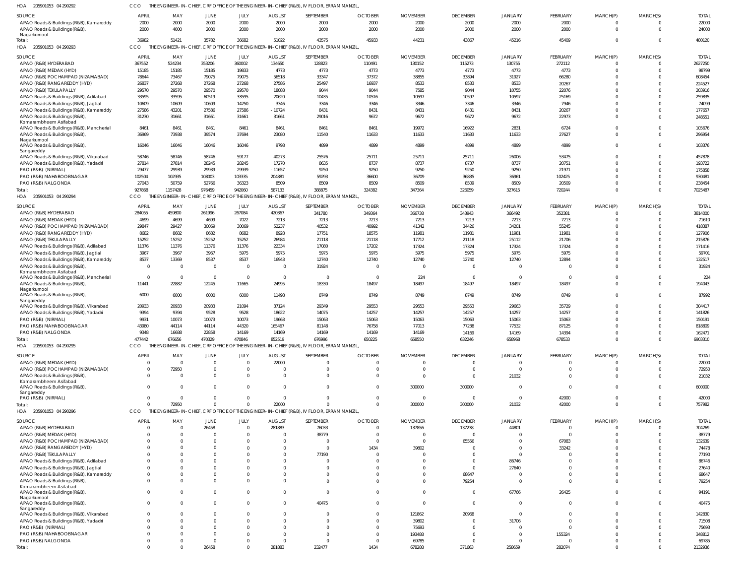HOA 205901053 04 290292 CCO THE ENGINEER-IN-CHIEF, CRF OFFICE OF THE ENGINEER-IN-CHIEF (R&B), IV FLOOR, ERRAM MANZIL,

| SOURCE | APRIL | MAY | JUNE | JULY | AUGUST | SEPTEMBER | OCTOBER | NOVEMBER | DECEMBER | JANUARY | FEBRUARY | MARCH(P) | MARCH(S) | TOTAL |
|---|---|---|---|---|---|---|---|---|---|---|---|---|---|---|
| APAO Roads & Buildings (R&B), Kamareddy | 2000 | 2000 | 2000 | 2000 | 2000 | 2000 | 2000 | 2000 | 2000 | 2000 | 2000 | 0 | 0 | 22000 |
| APAO Roads & Buildings (R&B), Nagarkurnool | 2000 | 4000 | 2000 | 2000 | 2000 | 2000 | 2000 | 2000 | 2000 | 2000 | 2000 | 0 | 0 | 24000 |
| Total: | 36982 | 51421 | 35782 | 36682 | 51022 | 43575 | 45933 | 44231 | 43867 | 45216 | 45409 | 0 | 0 | 480120 |

HOA 205901053 04 290293 CCO THE ENGINEER-IN-CHIEF, CRF OFFICE OF THE ENGINEER-IN-CHIEF (R&B), IV FLOOR, ERRAM MANZIL,

| SOURCE | APRIL | MAY | JUNE | JULY | AUGUST | SEPTEMBER | OCTOBER | NOVEMBER | DECEMBER | JANUARY | FEBRUARY | MARCH(P) | MARCH(S) | TOTAL |
|---|---|---|---|---|---|---|---|---|---|---|---|---|---|---|
| APAO (R&B) HYDERABAD | 367552 | 524234 | 353206 | 360002 | 134650 | 128823 | 110491 | 130152 | 115273 | 130755 | 272112 | 0 | 0 | 2627250 |
| APAO (R&B) MEDAK (HYD) | 15185 | 15185 | 15185 | 19833 | 4773 | 4773 | 4773 | 4773 | 4773 | 4773 | 4773 | 0 | 0 | 98799 |
| APAO (R&B) POCHAMPAD (NIZAMABAD) | 78644 | 73467 | 79075 | 79075 | 56518 | 33347 | 37372 | 38855 | 33894 | 31927 | 66280 | 0 | 0 | 608454 |
| APAO (R&B) RANGAREDDY (HYD) | 26837 | 27268 | 27268 | 27268 | 27586 | 25497 | 16937 | 8533 | 8533 | 8533 | 20267 | 0 | 0 | 224527 |
| APAO (R&B) TEKULAPALLY | 29570 | 29570 | 29570 | 29570 | 18088 | 9044 | 9044 | 7585 | 9044 | 10755 | 22076 | 0 | 0 | 203916 |
| APAO Roads & Buildings (R&B), Adilabad | 33595 | 33595 | 60519 | 33595 | 20620 | 10435 | 10516 | 10597 | 10597 | 10597 | 25169 | 0 | 0 | 259835 |
| APAO Roads & Buildings (R&B), Jagtial | 10609 | 10609 | 10609 | 14250 | 3346 | 3346 | 3346 | 3346 | 3346 | 3346 | 7946 | 0 | 0 | 74099 |
| APAO Roads & Buildings (R&B), Kamareddy | 27586 | 43201 | 27586 | 27586 | -10724 | 8431 | 8431 | 8431 | 8431 | 8431 | 20267 | 0 | 0 | 177657 |
| APAO Roads & Buildings (R&B), Komarambheem Asifabad | 31230 | 31661 | 31661 | 31661 | 31661 | 29016 | 9672 | 9672 | 9672 | 9672 | 22973 | 0 | 0 | 248551 |
| APAO Roads & Buildings (R&B), Mancherial | 8461 | 8461 | 8461 | 8461 | 8461 | 8461 | 8461 | 19972 | 16922 | 2831 | 6724 | 0 | 0 | 105676 |
| APAO Roads & Buildings (R&B), Nagarkurnool | 36969 | 73938 | 39574 | 37694 | 23080 | 11540 | 11633 | 11633 | 11633 | 11633 | 27627 | 0 | 0 | 296954 |
| APAO Roads & Buildings (R&B), Sangareddy | 16046 | 16046 | 16046 | 16046 | 9798 | 4899 | 4899 | 4899 | 4899 | 4899 | 4899 | 0 | 0 | 103376 |
| APAO Roads & Buildings (R&B), Vikarabad | 58746 | 58746 | 58746 | 59177 | 40273 | 25576 | 25711 | 25711 | 25711 | 26006 | 53475 | 0 | 0 | 457878 |
| APAO Roads & Buildings (R&B), Yadadri | 27814 | 27814 | 28245 | 28245 | 17270 | 8635 | 8737 | 8737 | 8737 | 8737 | 20751 | 0 | 0 | 193722 |
| PAO (R&B) (NIRMAL) | 29477 | 29939 | 29939 | 29939 | -11657 | 9250 | 9250 | 9250 | 9250 | 9250 | 21971 | 0 | 0 | 175858 |
| PAO (R&B) MAHABOOBNAGAR | 102504 | 102935 | 108003 | 103335 | 204881 | 59293 | 36600 | 36709 | 36835 | 36961 | 102425 | 0 | 0 | 930481 |
| PAO (R&B) NALGONDA | 27043 | 50759 | 52766 | 36323 | 8509 | 8509 | 8509 | 8509 | 8509 | 8509 | 20509 | 0 | 0 | 238454 |
| Total: | 927868 | 1157428 | 976459 | 942060 | 587133 | 388875 | 324382 | 347364 | 326059 | 327615 | 720244 | 0 | 0 | 7025487 |

HOA 205901053 04 290294 CCO THE ENGINEER-IN-CHIEF, CRF OFFICE OF THE ENGINEER-IN-CHIEF (R&B), IV FLOOR, ERRAM MANZIL,

| SOURCE | APRIL | MAY | JUNE | JULY | AUGUST | SEPTEMBER | OCTOBER | NOVEMBER | DECEMBER | JANUARY | FEBRUARY | MARCH(P) | MARCH(S) | TOTAL |
|---|---|---|---|---|---|---|---|---|---|---|---|---|---|---|
| APAO (R&B) HYDERABAD | 284055 | 459800 | 261996 | 267084 | 420367 | 341780 | 349364 | 366738 | 343943 | 366492 | 352381 | 0 | 0 | 3814000 |
| APAO (R&B) MEDAK (HYD) | 4699 | 4699 | 4699 | 7022 | 7213 | 7213 | 7213 | 7213 | 7213 | 7213 | 7213 | 0 | 0 | 71610 |
| APAO (R&B) POCHAMPAD (NIZAMABAD) | 29847 | 29427 | 30069 | 30069 | 52237 | 40532 | 40992 | 41342 | 34426 | 34201 | 55245 | 0 | 0 | 418387 |
| APAO (R&B) RANGAREDDY (HYD) | 8682 | 8682 | 8682 | 8682 | 8928 | 17751 | 18575 | 11981 | 11981 | 11981 | 11981 | 0 | 0 | 127906 |
| APAO (R&B) TEKULAPALLY | 15252 | 15252 | 15252 | 15252 | 26984 | 21118 | 21118 | 17712 | 21118 | 25112 | 21706 | 0 | 0 | 215876 |
| APAO Roads & Buildings (R&B), Adilabad | 11376 | 11376 | 11376 | 11376 | 22334 | 17080 | 17202 | 17324 | 17324 | 17324 | 17324 | 0 | 0 | 171416 |
| APAO Roads & Buildings (R&B), Jagtial | 3967 | 3967 | 3967 | 5975 | 5975 | 5975 | 5975 | 5975 | 5975 | 5975 | 5975 | 0 | 0 | 59701 |
| APAO Roads & Buildings (R&B), Kamareddy | 8537 | 13369 | 8537 | 8537 | 16943 | 12740 | 12740 | 12740 | 12740 | 12740 | 12894 | 0 | 0 | 132517 |
| APAO Roads & Buildings (R&B), Komarambheem Asifabad | 0 | 0 | 0 | 0 | 0 | 31924 | 0 | 0 | 0 | 0 | 0 | 0 | 0 | 31924 |
| APAO Roads & Buildings (R&B), Mancherial | 0 | 0 | 0 | 0 | 0 | 0 | 0 | 224 | 0 | 0 | 0 | 0 | 0 | 224 |
| APAO Roads & Buildings (R&B), Nagarkurnool | 11441 | 22882 | 12245 | 11665 | 24995 | 18330 | 18497 | 18497 | 18497 | 18497 | 18497 | 0 | 0 | 194043 |
| APAO Roads & Buildings (R&B), Sangareddy | 6000 | 6000 | 6000 | 6000 | 11498 | 8749 | 8749 | 8749 | 8749 | 8749 | 8749 | 0 | 0 | 87992 |
| APAO Roads & Buildings (R&B), Vikarabad | 20933 | 20933 | 20933 | 21094 | 37124 | 29349 | 29553 | 29553 | 29553 | 29663 | 35729 | 0 | 0 | 304417 |
| APAO Roads & Buildings (R&B), Yadadri | 9394 | 9394 | 9528 | 9528 | 18622 | 14075 | 14257 | 14257 | 14257 | 14257 | 14257 | 0 | 0 | 141826 |
| PAO (R&B) (NIRMAL) | 9931 | 10073 | 10073 | 10073 | 19663 | 15063 | 15063 | 15063 | 15063 | 15063 | 15063 | 0 | 0 | 150191 |
| PAO (R&B) MAHABOOBNAGAR | 43980 | 44114 | 44114 | 44320 | 165467 | 81148 | 76758 | 77013 | 77238 | 77532 | 87125 | 0 | 0 | 818809 |
| PAO (R&B) NALGONDA | 9348 | 16688 | 22858 | 14169 | 14169 | 14169 | 14169 | 14169 | 14169 | 14169 | 14394 | 0 | 0 | 162471 |
| Total: | 477442 | 676656 | 470329 | 470846 | 852519 | 676996 | 650225 | 658550 | 632246 | 658968 | 678533 | 0 | 0 | 6903310 |

HOA 205901053 04 290295 CCO THE ENGINEER-IN-CHIEF, CRF OFFICE OF THE ENGINEER-IN-CHIEF (R&B), IV FLOOR, ERRAM MANZIL,

| SOURCE | APRIL | MAY | JUNE | JULY | AUGUST | SEPTEMBER | OCTOBER | NOVEMBER | DECEMBER | JANUARY | FEBRUARY | MARCH(P) | MARCH(S) | TOTAL |
|---|---|---|---|---|---|---|---|---|---|---|---|---|---|---|
| APAO (R&B) MEDAK (HYD) | 0 | 0 | 0 | 0 | 22000 | 0 | 0 | 0 | 0 | 0 | 0 | 0 | 0 | 22000 |
| APAO (R&B) POCHAMPAD (NIZAMABAD) | 0 | 72950 | 0 | 0 | 0 | 0 | 0 | 0 | 0 | 0 | 0 | 0 | 0 | 72950 |
| APAO Roads & Buildings (R&B), Komarambheem Asifabad | 0 | 0 | 0 | 0 | 0 | 0 | 0 | 0 | 0 | 21032 | 0 | 0 | 0 | 21032 |
| APAO Roads & Buildings (R&B), Sangareddy | 0 | 0 | 0 | 0 | 0 | 0 | 0 | 300000 | 300000 | 0 | 0 | 0 | 0 | 600000 |
| PAO (R&B) (NIRMAL) | 0 | 0 | 0 | 0 | 0 | 0 | 0 | 0 | 0 | 0 | 42000 | 0 | 0 | 42000 |
| Total: | 0 | 72950 | 0 | 0 | 22000 | 0 | 0 | 300000 | 300000 | 21032 | 42000 | 0 | 0 | 757982 |

HOA 205901053 04 290296 CCO THE ENGINEER-IN-CHIEF, CRF OFFICE OF THE ENGINEER-IN-CHIEF (R&B), IV FLOOR, ERRAM MANZIL,

| SOURCE | APRIL | MAY | JUNE | JULY | AUGUST | SEPTEMBER | OCTOBER | NOVEMBER | DECEMBER | JANUARY | FEBRUARY | MARCH(P) | MARCH(S) | TOTAL |
|---|---|---|---|---|---|---|---|---|---|---|---|---|---|---|
| APAO (R&B) HYDERABAD | 0 | 0 | 26458 | 0 | 281883 | 76033 | 0 | 137856 | 137238 | 44801 | 0 | 0 | 0 | 704269 |
| APAO (R&B) MEDAK (HYD) | 0 | 0 | 0 | 0 | 0 | 38779 | 0 | 0 | 0 | 0 | 0 | 0 | 0 | 38779 |
| APAO (R&B) POCHAMPAD (NIZAMABAD) | 0 | 0 | 0 | 0 | 0 | 0 | 0 | 0 | 65556 | 0 | 67083 | 0 | 0 | 132639 |
| APAO (R&B) RANGAREDDY (HYD) | 0 | 0 | 0 | 0 | 0 | 0 | 1434 | 39802 | 0 | 0 | 33242 | 0 | 0 | 74478 |
| APAO (R&B) TEKULAPALLY | 0 | 0 | 0 | 0 | 0 | 77190 | 0 | 0 | 0 | 0 | 0 | 0 | 0 | 77190 |
| APAO Roads & Buildings (R&B), Adilabad | 0 | 0 | 0 | 0 | 0 | 0 | 0 | 0 | 0 | 86746 | 0 | 0 | 0 | 86746 |
| APAO Roads & Buildings (R&B), Jagtial | 0 | 0 | 0 | 0 | 0 | 0 | 0 | 0 | 0 | 27640 | 0 | 0 | 0 | 27640 |
| APAO Roads & Buildings (R&B), Kamareddy | 0 | 0 | 0 | 0 | 0 | 0 | 0 | 0 | 68647 | 0 | 0 | 0 | 0 | 68647 |
| APAO Roads & Buildings (R&B), Komarambheem Asifabad | 0 | 0 | 0 | 0 | 0 | 0 | 0 | 0 | 79254 | 0 | 0 | 0 | 0 | 79254 |
| APAO Roads & Buildings (R&B), Nagarkurnool | 0 | 0 | 0 | 0 | 0 | 0 | 0 | 0 | 0 | 67766 | 26425 | 0 | 0 | 94191 |
| APAO Roads & Buildings (R&B), Sangareddy | 0 | 0 | 0 | 0 | 0 | 40475 | 0 | 0 | 0 | 0 | 0 | 0 | 0 | 40475 |
| APAO Roads & Buildings (R&B), Vikarabad | 0 | 0 | 0 | 0 | 0 | 0 | 0 | 121862 | 20968 | 0 | 0 | 0 | 0 | 142830 |
| APAO Roads & Buildings (R&B), Yadadri | 0 | 0 | 0 | 0 | 0 | 0 | 0 | 39802 | 0 | 31706 | 0 | 0 | 0 | 71508 |
| PAO (R&B) (NIRMAL) | 0 | 0 | 0 | 0 | 0 | 0 | 0 | 75693 | 0 | 0 | 0 | 0 | 0 | 75693 |
| PAO (R&B) MAHABOOBNAGAR | 0 | 0 | 0 | 0 | 0 | 0 | 0 | 193488 | 0 | 0 | 155324 | 0 | 0 | 348812 |
| PAO (R&B) NALGONDA | 0 | 0 | 0 | 0 | 0 | 0 | 0 | 69785 | 0 | 0 | 0 | 0 | 0 | 69785 |
| Total: | 0 | 0 | 26458 | 0 | 281883 | 232477 | 1434 | 678288 | 371663 | 258659 | 282074 | 0 | 0 | 2132936 |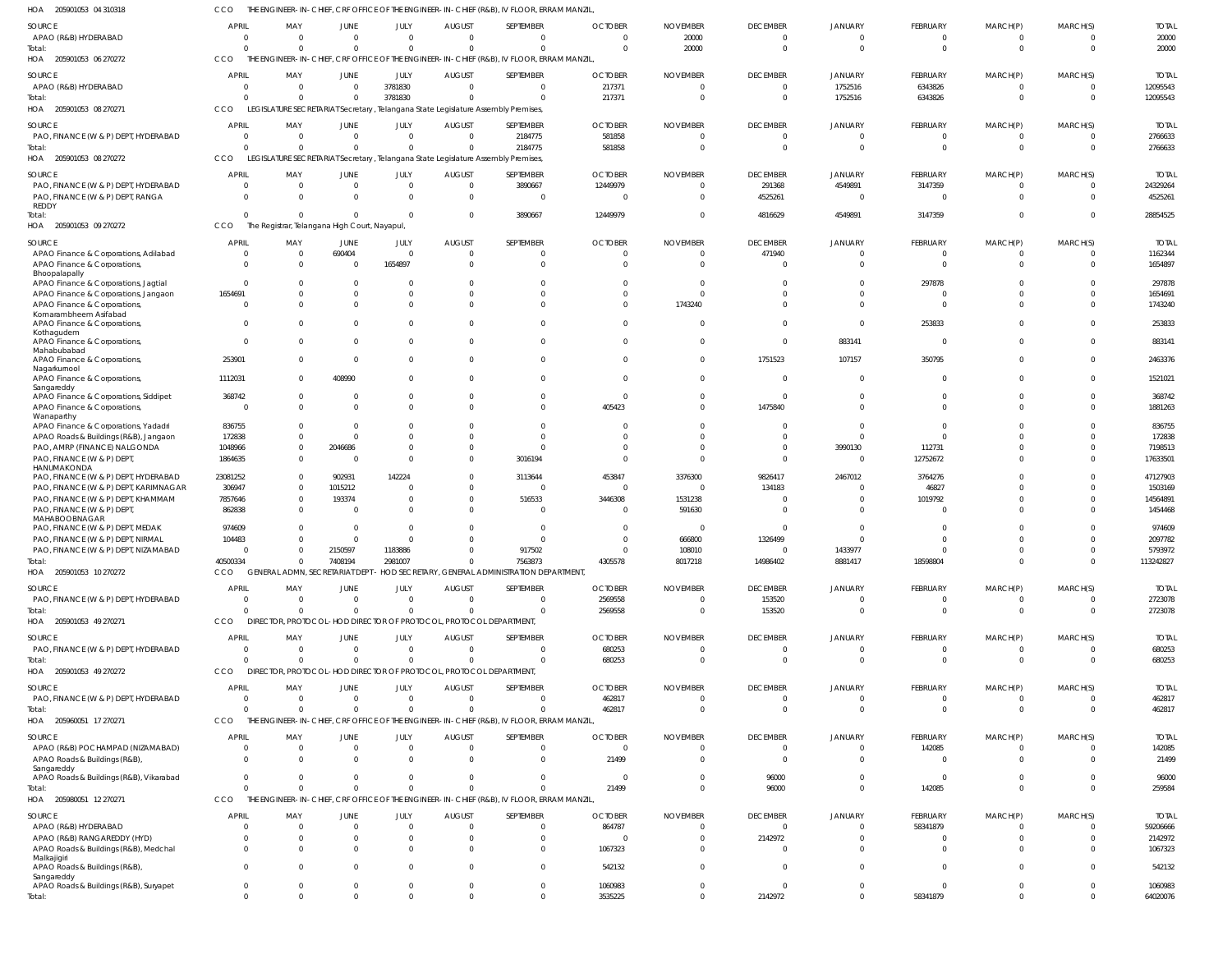HOA 205901053 04 310318 CCO THE ENGINEER-IN-CHIEF, CRF OFFICE OF THE ENGINEER-IN-CHIEF (R&B), IV FLOOR, ERRAM MANZIL,

| SOURCE | APRIL | MAY | JUNE | JULY | AUGUST | SEPTEMBER | OCTOBER | NOVEMBER | DECEMBER | JANUARY | FEBRUARY | MARCH(P) | MARCH(S) | TOTAL |
|---|---|---|---|---|---|---|---|---|---|---|---|---|---|---|
| APAO (R&B) HYDERABAD | 0 | 0 | 0 | 0 | 0 | 0 | 0 | 20000 | 0 | 0 | 0 | 0 | 0 | 20000 |
| Total: | 0 | 0 | 0 | 0 | 0 | 0 | 0 | 20000 | 0 | 0 | 0 | 0 | 0 | 20000 |

HOA 205901053 06 270272 CCO THE ENGINEER-IN-CHIEF, CRF OFFICE OF THE ENGINEER-IN-CHIEF (R&B), IV FLOOR, ERRAM MANZIL,

| SOURCE | APRIL | MAY | JUNE | JULY | AUGUST | SEPTEMBER | OCTOBER | NOVEMBER | DECEMBER | JANUARY | FEBRUARY | MARCH(P) | MARCH(S) | TOTAL |
|---|---|---|---|---|---|---|---|---|---|---|---|---|---|---|
| APAO (R&B) HYDERABAD | 0 | 0 | 0 | 3781830 | 0 | 0 | 217371 | 0 | 0 | 1752516 | 6343826 | 0 | 0 | 12095543 |
| Total: | 0 | 0 | 0 | 3781830 | 0 | 0 | 217371 | 0 | 0 | 1752516 | 6343826 | 0 | 0 | 12095543 |

HOA 205901053 08 270271 CCO LEGISLATURE SECRETARIAT Secretary , Telangana State Legislature Assembly Premises,

| SOURCE | APRIL | MAY | JUNE | JULY | AUGUST | SEPTEMBER | OCTOBER | NOVEMBER | DECEMBER | JANUARY | FEBRUARY | MARCH(P) | MARCH(S) | TOTAL |
|---|---|---|---|---|---|---|---|---|---|---|---|---|---|---|
| PAO, FINANCE (W & P) DEPT, HYDERABAD | 0 | 0 | 0 | 0 | 0 | 2184775 | 581858 | 0 | 0 | 0 | 0 | 0 | 0 | 2766633 |
| Total: | 0 | 0 | 0 | 0 | 0 | 2184775 | 581858 | 0 | 0 | 0 | 0 | 0 | 0 | 2766633 |

HOA 205901053 08 270272 CCO LEGISLATURE SECRETARIAT Secretary , Telangana State Legislature Assembly Premises,

| SOURCE | APRIL | MAY | JUNE | JULY | AUGUST | SEPTEMBER | OCTOBER | NOVEMBER | DECEMBER | JANUARY | FEBRUARY | MARCH(P) | MARCH(S) | TOTAL |
|---|---|---|---|---|---|---|---|---|---|---|---|---|---|---|
| PAO, FINANCE (W & P) DEPT, HYDERABAD | 0 | 0 | 0 | 0 | 0 | 3890667 | 12449979 | 0 | 291368 | 4549891 | 3147359 | 0 | 0 | 24329264 |
| PAO, FINANCE (W & P) DEPT, RANGA REDDY | 0 | 0 | 0 | 0 | 0 | 0 | 0 | 0 | 4525261 | 0 | 0 | 0 | 0 | 4525261 |
| Total: | 0 | 0 | 0 | 0 | 0 | 3890667 | 12449979 | 0 | 4816629 | 4549891 | 3147359 | 0 | 0 | 28854525 |

HOA 205901053 09 270272 CCO The Registrar, Telangana High Court, Nayapul,

| SOURCE | APRIL | MAY | JUNE | JULY | AUGUST | SEPTEMBER | OCTOBER | NOVEMBER | DECEMBER | JANUARY | FEBRUARY | MARCH(P) | MARCH(S) | TOTAL |
|---|---|---|---|---|---|---|---|---|---|---|---|---|---|---|
| APAO Finance & Corporations, Adilabad | 0 | 0 | 690404 | 0 | 0 | 0 | 0 | 0 | 471940 | 0 | 0 | 0 | 0 | 1162344 |
| APAO Finance & Corporations, Bhoopalapally | 0 | 0 | 0 | 1654897 | 0 | 0 | 0 | 0 | 0 | 0 | 0 | 0 | 0 | 1654897 |
| APAO Finance & Corporations, Jagtial | 0 | 0 | 0 | 0 | 0 | 0 | 0 | 0 | 0 | 0 | 297878 | 0 | 0 | 297878 |
| APAO Finance & Corporations, Jangaon | 1654691 | 0 | 0 | 0 | 0 | 0 | 0 | 0 | 0 | 0 | 0 | 0 | 0 | 1654691 |
| APAO Finance & Corporations, Komarambheem Asifabad | 0 | 0 | 0 | 0 | 0 | 0 | 0 | 1743240 | 0 | 0 | 0 | 0 | 0 | 1743240 |
| APAO Finance & Corporations, Kothagudem | 0 | 0 | 0 | 0 | 0 | 0 | 0 | 0 | 0 | 0 | 253833 | 0 | 0 | 253833 |
| APAO Finance & Corporations, Mahabubabad | 0 | 0 | 0 | 0 | 0 | 0 | 0 | 0 | 0 | 883141 | 0 | 0 | 0 | 883141 |
| APAO Finance & Corporations, Nagarkurnool | 253901 | 0 | 0 | 0 | 0 | 0 | 0 | 0 | 1751523 | 107157 | 350795 | 0 | 0 | 2463376 |
| APAO Finance & Corporations, Sangareddy | 1112031 | 0 | 408990 | 0 | 0 | 0 | 0 | 0 | 0 | 0 | 0 | 0 | 0 | 1521021 |
| APAO Finance & Corporations, Siddipet | 368742 | 0 | 0 | 0 | 0 | 0 | 0 | 0 | 0 | 0 | 0 | 0 | 0 | 368742 |
| APAO Finance & Corporations, Wanaparthy | 0 | 0 | 0 | 0 | 0 | 0 | 405423 | 0 | 1475840 | 0 | 0 | 0 | 0 | 1881263 |
| APAO Finance & Corporations, Yadadri | 836755 | 0 | 0 | 0 | 0 | 0 | 0 | 0 | 0 | 0 | 0 | 0 | 0 | 836755 |
| APAO Roads & Buildings (R&B), Jangaon | 172838 | 0 | 0 | 0 | 0 | 0 | 0 | 0 | 0 | 0 | 0 | 0 | 0 | 172838 |
| PAO, AMRP (FINANCE) NALGONDA | 1048966 | 0 | 2046686 | 0 | 0 | 0 | 0 | 0 | 0 | 3990130 | 112731 | 0 | 0 | 7198513 |
| PAO, FINANCE (W & P) DEPT, HANUMAKONDA | 1864635 | 0 | 0 | 0 | 0 | 3016194 | 0 | 0 | 0 | 0 | 12752672 | 0 | 0 | 17633501 |
| PAO, FINANCE (W & P) DEPT, HYDERABAD | 23081252 | 0 | 902931 | 142224 | 0 | 3113644 | 453847 | 3376300 | 9826417 | 2467012 | 3764276 | 0 | 0 | 47127903 |
| PAO, FINANCE (W & P) DEPT, KARIMNAGAR | 306947 | 0 | 1015212 | 0 | 0 | 0 | 0 | 0 | 134183 | 0 | 46827 | 0 | 0 | 1503169 |
| PAO, FINANCE (W & P) DEPT, KHAMMAM | 7857646 | 0 | 193374 | 0 | 0 | 516533 | 3446308 | 1531238 | 0 | 0 | 1019792 | 0 | 0 | 14564891 |
| PAO, FINANCE (W & P) DEPT, MAHABOOBNAGAR | 862838 | 0 | 0 | 0 | 0 | 0 | 0 | 591630 | 0 | 0 | 0 | 0 | 0 | 1454468 |
| PAO, FINANCE (W & P) DEPT, MEDAK | 974609 | 0 | 0 | 0 | 0 | 0 | 0 | 0 | 0 | 0 | 0 | 0 | 0 | 974609 |
| PAO, FINANCE (W & P) DEPT, NIRMAL | 104483 | 0 | 0 | 0 | 0 | 0 | 0 | 666800 | 1326499 | 0 | 0 | 0 | 0 | 2097782 |
| PAO, FINANCE (W & P) DEPT, NIZAMABAD | 0 | 0 | 2150597 | 1183886 | 0 | 917502 | 0 | 108010 | 0 | 1433977 | 0 | 0 | 0 | 5793972 |
| Total: | 40500334 | 0 | 7408194 | 2981007 | 0 | 7563873 | 4305578 | 8017218 | 14986402 | 8881417 | 18598804 | 0 | 0 | 113242827 |

HOA 205901053 10 270272 CCO GENERAL ADMN, SECRETARIAT DEPT - HOD SECRETARY, GENERAL ADMINISTRATION DEPARTMENT,

| SOURCE | APRIL | MAY | JUNE | JULY | AUGUST | SEPTEMBER | OCTOBER | NOVEMBER | DECEMBER | JANUARY | FEBRUARY | MARCH(P) | MARCH(S) | TOTAL |
|---|---|---|---|---|---|---|---|---|---|---|---|---|---|---|
| PAO, FINANCE (W & P) DEPT, HYDERABAD | 0 | 0 | 0 | 0 | 0 | 0 | 2569558 | 0 | 153520 | 0 | 0 | 0 | 0 | 2723078 |
| Total: | 0 | 0 | 0 | 0 | 0 | 0 | 2569558 | 0 | 153520 | 0 | 0 | 0 | 0 | 2723078 |

HOA 205901053 49 270271 CCO DIRECTOR, PROTOCOL - HOD DIRECTOR OF PROTOCOL, PROTOCOL DEPARTMENT,

| SOURCE | APRIL | MAY | JUNE | JULY | AUGUST | SEPTEMBER | OCTOBER | NOVEMBER | DECEMBER | JANUARY | FEBRUARY | MARCH(P) | MARCH(S) | TOTAL |
|---|---|---|---|---|---|---|---|---|---|---|---|---|---|---|
| PAO, FINANCE (W & P) DEPT, HYDERABAD | 0 | 0 | 0 | 0 | 0 | 0 | 680253 | 0 | 0 | 0 | 0 | 0 | 0 | 680253 |
| Total: | 0 | 0 | 0 | 0 | 0 | 0 | 680253 | 0 | 0 | 0 | 0 | 0 | 0 | 680253 |

HOA 205901053 49 270272 CCO DIRECTOR, PROTOCOL - HOD DIRECTOR OF PROTOCOL, PROTOCOL DEPARTMENT,

| SOURCE | APRIL | MAY | JUNE | JULY | AUGUST | SEPTEMBER | OCTOBER | NOVEMBER | DECEMBER | JANUARY | FEBRUARY | MARCH(P) | MARCH(S) | TOTAL |
|---|---|---|---|---|---|---|---|---|---|---|---|---|---|---|
| PAO, FINANCE (W & P) DEPT, HYDERABAD | 0 | 0 | 0 | 0 | 0 | 0 | 462817 | 0 | 0 | 0 | 0 | 0 | 0 | 462817 |
| Total: | 0 | 0 | 0 | 0 | 0 | 0 | 462817 | 0 | 0 | 0 | 0 | 0 | 0 | 462817 |

HOA 205960051 17 270271 CCO THE ENGINEER-IN-CHIEF, CRF OFFICE OF THE ENGINEER-IN-CHIEF (R&B), IV FLOOR, ERRAM MANZIL,

| SOURCE | APRIL | MAY | JUNE | JULY | AUGUST | SEPTEMBER | OCTOBER | NOVEMBER | DECEMBER | JANUARY | FEBRUARY | MARCH(P) | MARCH(S) | TOTAL |
|---|---|---|---|---|---|---|---|---|---|---|---|---|---|---|
| APAO (R&B) POCHAMPAD (NIZAMABAD) | 0 | 0 | 0 | 0 | 0 | 0 | 0 | 0 | 0 | 0 | 142085 | 0 | 0 | 142085 |
| APAO Roads & Buildings (R&B), Sangareddy | 0 | 0 | 0 | 0 | 0 | 0 | 21499 | 0 | 0 | 0 | 0 | 0 | 0 | 21499 |
| APAO Roads & Buildings (R&B), Vikarabad | 0 | 0 | 0 | 0 | 0 | 0 | 0 | 0 | 96000 | 0 | 0 | 0 | 0 | 96000 |
| Total: | 0 | 0 | 0 | 0 | 0 | 0 | 21499 | 0 | 96000 | 0 | 142085 | 0 | 0 | 259584 |

HOA 205980051 12 270271 CCO THE ENGINEER-IN-CHIEF, CRF OFFICE OF THE ENGINEER-IN-CHIEF (R&B), IV FLOOR, ERRAM MANZIL,

| SOURCE | APRIL | MAY | JUNE | JULY | AUGUST | SEPTEMBER | OCTOBER | NOVEMBER | DECEMBER | JANUARY | FEBRUARY | MARCH(P) | MARCH(S) | TOTAL |
|---|---|---|---|---|---|---|---|---|---|---|---|---|---|---|
| APAO (R&B) HYDERABAD | 0 | 0 | 0 | 0 | 0 | 0 | 864787 | 0 | 0 | 0 | 58341879 | 0 | 0 | 59206666 |
| APAO (R&B) RANGAREDDY (HYD) | 0 | 0 | 0 | 0 | 0 | 0 | 0 | 0 | 2142972 | 0 | 0 | 0 | 0 | 2142972 |
| APAO Roads & Buildings (R&B), Medchal Malkajigiri | 0 | 0 | 0 | 0 | 0 | 0 | 1067323 | 0 | 0 | 0 | 0 | 0 | 0 | 1067323 |
| APAO Roads & Buildings (R&B), Sangareddy | 0 | 0 | 0 | 0 | 0 | 0 | 542132 | 0 | 0 | 0 | 0 | 0 | 0 | 542132 |
| APAO Roads & Buildings (R&B), Suryapet | 0 | 0 | 0 | 0 | 0 | 0 | 1060983 | 0 | 0 | 0 | 0 | 0 | 0 | 1060983 |
| Total: | 0 | 0 | 0 | 0 | 0 | 0 | 3535225 | 0 | 2142972 | 0 | 58341879 | 0 | 0 | 64020076 |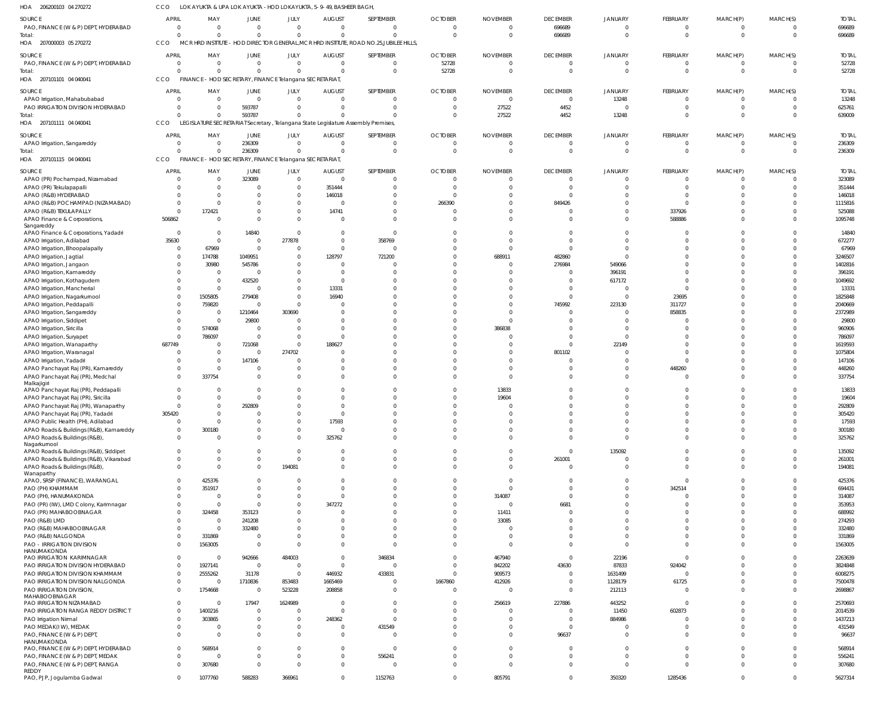HOA 206200103 04 270272 CCO LOKAYUKTA & UPA LOKAYUKTA - HOD LOKAYUKTA, 5-9-49, BASHEER BAGH,

| SOURCE | APRIL | MAY | JUNE | JULY | AUGUST | SEPTEMBER | OCTOBER | NOVEMBER | DECEMBER | JANUARY | FEBRUARY | MARCH(P) | MARCH(S) | TOTAL |
|---|---|---|---|---|---|---|---|---|---|---|---|---|---|---|
| PAO, FINANCE (W & P) DEPT, HYDERABAD | 0 | 0 | 0 | 0 | 0 | 0 | 0 | 0 | 696689 | 0 | 0 | 0 | 0 | 696689 |
| Total: | 0 | 0 | 0 | 0 | 0 | 0 | 0 | 0 | 696689 | 0 | 0 | 0 | 0 | 696689 |

HOA 207000003 05 270272 CCO MCR HRD INSTITUTE - HOD DIRECTOR GENERAL,MCR HRD INSTITUTE, ROAD NO.25,JUBILEE HILLS,

| SOURCE | APRIL | MAY | JUNE | JULY | AUGUST | SEPTEMBER | OCTOBER | NOVEMBER | DECEMBER | JANUARY | FEBRUARY | MARCH(P) | MARCH(S) | TOTAL |
|---|---|---|---|---|---|---|---|---|---|---|---|---|---|---|
| PAO, FINANCE (W & P) DEPT, HYDERABAD | 0 | 0 | 0 | 0 | 0 | 0 | 52728 | 0 | 0 | 0 | 0 | 0 | 0 | 52728 |
| Total: | 0 | 0 | 0 | 0 | 0 | 0 | 52728 | 0 | 0 | 0 | 0 | 0 | 0 | 52728 |

HOA 207101101 04 040041 CCO FINANCE - HOD SECRETARY, FINANCE Telangana SECRETARIAT,

| SOURCE | APRIL | MAY | JUNE | JULY | AUGUST | SEPTEMBER | OCTOBER | NOVEMBER | DECEMBER | JANUARY | FEBRUARY | MARCH(P) | MARCH(S) | TOTAL |
|---|---|---|---|---|---|---|---|---|---|---|---|---|---|---|
| APAO Irrigation, Mahabubabad | 0 | 0 | 0 | 0 | 0 | 0 | 0 | 0 | 0 | 13248 | 0 | 0 | 0 | 13248 |
| PAO IRRIGATION DIVISION HYDERABAD | 0 | 0 | 593787 | 0 | 0 | 0 | 0 | 27522 | 4452 | 0 | 0 | 0 | 0 | 625761 |
| Total: | 0 | 0 | 593787 | 0 | 0 | 0 | 0 | 27522 | 4452 | 13248 | 0 | 0 | 0 | 639009 |

HOA 207101111 04 040041 CCO LEGISLATURE SECRETARIAT Secretary , Telangana State Legislature Assembly Premises,

| SOURCE | APRIL | MAY | JUNE | JULY | AUGUST | SEPTEMBER | OCTOBER | NOVEMBER | DECEMBER | JANUARY | FEBRUARY | MARCH(P) | MARCH(S) | TOTAL |
|---|---|---|---|---|---|---|---|---|---|---|---|---|---|---|
| APAO Irrigation, Sangareddy | 0 | 0 | 236309 | 0 | 0 | 0 | 0 | 0 | 0 | 0 | 0 | 0 | 0 | 236309 |
| Total: | 0 | 0 | 236309 | 0 | 0 | 0 | 0 | 0 | 0 | 0 | 0 | 0 | 0 | 236309 |

HOA 207101115 04 040041 CCO FINANCE - HOD SECRETARY, FINANCE Telangana SECRETARIAT,

| SOURCE | APRIL | MAY | JUNE | JULY | AUGUST | SEPTEMBER | OCTOBER | NOVEMBER | DECEMBER | JANUARY | FEBRUARY | MARCH(P) | MARCH(S) | TOTAL |
|---|---|---|---|---|---|---|---|---|---|---|---|---|---|---|
| APAO (PR) Pochampad, Nizamabad | 0 | 0 | 323089 | 0 | 0 | 0 | 0 | 0 | 0 | 0 | 0 | 0 | 0 | 323089 |
| APAO (PR) Tekulapapalli | 0 | 0 | 0 | 0 | 351444 | 0 | 0 | 0 | 0 | 0 | 0 | 0 | 0 | 351444 |
| APAO (R&B) HYDERABAD | 0 | 0 | 0 | 0 | 146018 | 0 | 0 | 0 | 0 | 0 | 0 | 0 | 0 | 146018 |
| APAO (R&B) POCHAMPAD (NIZAMABAD) | 0 | 0 | 0 | 0 | 0 | 0 | 266390 | 0 | 849426 | 0 | 0 | 0 | 0 | 1115816 |
| APAO (R&B) TEKULAPALLY | 0 | 172421 | 0 | 0 | 14741 | 0 | 0 | 0 | 0 | 0 | 337926 | 0 | 0 | 525088 |
| APAO Finance & Corporations, Sangareddy | 506862 | 0 | 0 | 0 | 0 | 0 | 0 | 0 | 0 | 0 | 588886 | 0 | 0 | 1095748 |
| APAO Finance & Corporations, Yadadri | 0 | 0 | 14840 | 0 | 0 | 0 | 0 | 0 | 0 | 0 | 0 | 0 | 0 | 14840 |
| APAO Irrigation, Adilabad | 35630 | 0 | 0 | 277878 | 0 | 358769 | 0 | 0 | 0 | 0 | 0 | 0 | 0 | 672277 |
| APAO Irrigation, Bhoopalapally | 0 | 67969 | 0 | 0 | 0 | 0 | 0 | 0 | 0 | 0 | 0 | 0 | 0 | 67969 |
| APAO Irrigation, Jagtial | 0 | 174788 | 1049951 | 0 | 128797 | 721200 | 0 | 688911 | 482860 | 0 | 0 | 0 | 0 | 3246507 |
| APAO Irrigation, Jangaon | 0 | 30980 | 545786 | 0 | 0 | 0 | 0 | 0 | 276984 | 549066 | 0 | 0 | 0 | 1402816 |
| APAO Irrigation, Kamareddy | 0 | 0 | 0 | 0 | 0 | 0 | 0 | 0 | 0 | 396191 | 0 | 0 | 0 | 396191 |
| APAO Irrigation, Kothagudem | 0 | 0 | 432520 | 0 | 0 | 0 | 0 | 0 | 0 | 617172 | 0 | 0 | 0 | 1049692 |
| APAO Irrigation, Mancherial | 0 | 0 | 0 | 0 | 13331 | 0 | 0 | 0 | 0 | 0 | 0 | 0 | 0 | 13331 |
| APAO Irrigation, Nagarkurnool | 0 | 1505805 | 279408 | 0 | 16940 | 0 | 0 | 0 | 0 | 0 | 23695 | 0 | 0 | 1825848 |
| APAO Irrigation, Peddapalli | 0 | 759820 | 0 | 0 | 0 | 0 | 0 | 0 | 745992 | 223130 | 311727 | 0 | 0 | 2040669 |
| APAO Irrigation, Sangareddy | 0 | 0 | 1210464 | 303690 | 0 | 0 | 0 | 0 | 0 | 0 | 858835 | 0 | 0 | 2372989 |
| APAO Irrigation, Siddipet | 0 | 0 | 29800 | 0 | 0 | 0 | 0 | 0 | 0 | 0 | 0 | 0 | 0 | 29800 |
| APAO Irrigation, Siricilla | 0 | 574068 | 0 | 0 | 0 | 0 | 0 | 386838 | 0 | 0 | 0 | 0 | 0 | 960906 |
| APAO Irrigation, Suryapet | 0 | 786097 | 0 | 0 | 0 | 0 | 0 | 0 | 0 | 0 | 0 | 0 | 0 | 786097 |
| APAO Irrigation, Wanaparthy | 687749 | 0 | 721068 | 0 | 188627 | 0 | 0 | 0 | 0 | 22149 | 0 | 0 | 0 | 1619593 |
| APAO Irrigation, Waranagal | 0 | 0 | 0 | 274702 | 0 | 0 | 0 | 0 | 801102 | 0 | 0 | 0 | 0 | 1075804 |
| APAO Irrigation, Yadadri | 0 | 0 | 147106 | 0 | 0 | 0 | 0 | 0 | 0 | 0 | 0 | 0 | 0 | 147106 |
| APAO Panchayat Raj (PR), Kamareddy | 0 | 0 | 0 | 0 | 0 | 0 | 0 | 0 | 0 | 0 | 448260 | 0 | 0 | 448260 |
| APAO Panchayat Raj (PR), Medchal Malkajigiri | 0 | 337754 | 0 | 0 | 0 | 0 | 0 | 0 | 0 | 0 | 0 | 0 | 0 | 337754 |
| APAO Panchayat Raj (PR), Peddapalli | 0 | 0 | 0 | 0 | 0 | 0 | 0 | 13833 | 0 | 0 | 0 | 0 | 0 | 13833 |
| APAO Panchayat Raj (PR), Siricilla | 0 | 0 | 0 | 0 | 0 | 0 | 0 | 19604 | 0 | 0 | 0 | 0 | 0 | 19604 |
| APAO Panchayat Raj (PR), Wanaparthy | 0 | 0 | 292809 | 0 | 0 | 0 | 0 | 0 | 0 | 0 | 0 | 0 | 0 | 292809 |
| APAO Panchayat Raj (PR), Yadadri | 305420 | 0 | 0 | 0 | 0 | 0 | 0 | 0 | 0 | 0 | 0 | 0 | 0 | 305420 |
| APAO Public Health (PH), Adilabad | 0 | 0 | 0 | 0 | 17593 | 0 | 0 | 0 | 0 | 0 | 0 | 0 | 0 | 17593 |
| APAO Roads & Buildings (R&B), Kamareddy | 0 | 300180 | 0 | 0 | 0 | 0 | 0 | 0 | 0 | 0 | 0 | 0 | 0 | 300180 |
| APAO Roads & Buildings (R&B), Nagarkurnool | 0 | 0 | 0 | 0 | 325762 | 0 | 0 | 0 | 0 | 0 | 0 | 0 | 0 | 325762 |
| APAO Roads & Buildings (R&B), Siddipet | 0 | 0 | 0 | 0 | 0 | 0 | 0 | 0 | 0 | 135092 | 0 | 0 | 0 | 135092 |
| APAO Roads & Buildings (R&B), Vikarabad | 0 | 0 | 0 | 0 | 0 | 0 | 0 | 0 | 261001 | 0 | 0 | 0 | 0 | 261001 |
| APAO Roads & Buildings (R&B), Wanaparthy | 0 | 0 | 0 | 194081 | 0 | 0 | 0 | 0 | 0 | 0 | 0 | 0 | 0 | 194081 |
| APAO, SRSP (FINANCE), WARANGAL | 0 | 425376 | 0 | 0 | 0 | 0 | 0 | 0 | 0 | 0 | 0 | 0 | 0 | 425376 |
| PAO (PH) KHAMMAM | 0 | 351917 | 0 | 0 | 0 | 0 | 0 | 0 | 0 | 0 | 342514 | 0 | 0 | 694431 |
| PAO (PH), HANUMAKONDA | 0 | 0 | 0 | 0 | 0 | 0 | 0 | 314087 | 0 | 0 | 0 | 0 | 0 | 314087 |
| PAO (PR) (IW), LMD Colony, Karimnagar | 0 | 0 | 0 | 0 | 347272 | 0 | 0 | 0 | 6681 | 0 | 0 | 0 | 0 | 353953 |
| PAO (PR) MAHABOOBNAGAR | 0 | 324458 | 353123 | 0 | 0 | 0 | 0 | 11411 | 0 | 0 | 0 | 0 | 0 | 688992 |
| PAO (R&B) LMD | 0 | 0 | 241208 | 0 | 0 | 0 | 0 | 33085 | 0 | 0 | 0 | 0 | 0 | 274293 |
| PAO (R&B) MAHABOOBNAGAR | 0 | 0 | 332480 | 0 | 0 | 0 | 0 | 0 | 0 | 0 | 0 | 0 | 0 | 332480 |
| PAO (R&B) NALGONDA | 0 | 331869 | 0 | 0 | 0 | 0 | 0 | 0 | 0 | 0 | 0 | 0 | 0 | 331869 |
| PAO - IRRIGATION DIVISION HANUMAKONDA | 0 | 1563005 | 0 | 0 | 0 | 0 | 0 | 0 | 0 | 0 | 0 | 0 | 0 | 1563005 |
| PAO IRRIGATION KARIMNAGAR | 0 | 0 | 942666 | 484003 | 0 | 346834 | 0 | 467940 | 0 | 22196 | 0 | 0 | 0 | 2263639 |
| PAO IRRIGATION DIVISION HYDERABAD | 0 | 1927141 | 0 | 0 | 0 | 0 | 0 | 842202 | 43630 | 87833 | 924042 | 0 | 0 | 3824848 |
| PAO IRRIGATION DIVISION KHAMMAM | 0 | 2555262 | 31178 | 0 | 446932 | 433831 | 0 | 909573 | 0 | 1631499 | 0 | 0 | 0 | 6008275 |
| PAO IRRIGATION DIVISION NALGONDA | 0 | 0 | 1710836 | 853483 | 1665469 | 0 | 1667860 | 412926 | 0 | 1128179 | 61725 | 0 | 0 | 7500478 |
| PAO IRRIGATION DIVISION, MAHABOOBNAGAR | 0 | 1754668 | 0 | 523228 | 208858 | 0 | 0 | 0 | 0 | 212113 | 0 | 0 | 0 | 2698867 |
| PAO IRRIGATION NIZAMABAD | 0 | 0 | 17947 | 1624989 | 0 | 0 | 0 | 256619 | 227886 | 443252 | 0 | 0 | 0 | 2570693 |
| PAO IRRIGATION RANGA REDDY DISTRICT | 0 | 1400216 | 0 | 0 | 0 | 0 | 0 | 0 | 0 | 11450 | 602873 | 0 | 0 | 2014539 |
| PAO Irrigation Nirmal | 0 | 303865 | 0 | 0 | 248362 | 0 | 0 | 0 | 0 | 884986 | 0 | 0 | 0 | 1437213 |
| PAO MEDAK(IW), MEDAK | 0 | 0 | 0 | 0 | 0 | 431549 | 0 | 0 | 0 | 0 | 0 | 0 | 0 | 431549 |
| PAO, FINANCE (W & P) DEPT, HANUMAKONDA | 0 | 0 | 0 | 0 | 0 | 0 | 0 | 0 | 96637 | 0 | 0 | 0 | 0 | 96637 |
| PAO, FINANCE (W & P) DEPT, HYDERABAD | 0 | 568914 | 0 | 0 | 0 | 0 | 0 | 0 | 0 | 0 | 0 | 0 | 0 | 568914 |
| PAO, FINANCE (W & P) DEPT, MEDAK | 0 | 0 | 0 | 0 | 0 | 556241 | 0 | 0 | 0 | 0 | 0 | 0 | 0 | 556241 |
| PAO, FINANCE (W & P) DEPT, RANGA REDDY | 0 | 307680 | 0 | 0 | 0 | 0 | 0 | 0 | 0 | 0 | 0 | 0 | 0 | 307680 |
| PAO, PJP, Jogulamba Gadwal | 0 | 1077760 | 588283 | 366961 | 0 | 1152763 | 0 | 805791 | 0 | 350320 | 1285436 | 0 | 0 | 5627314 |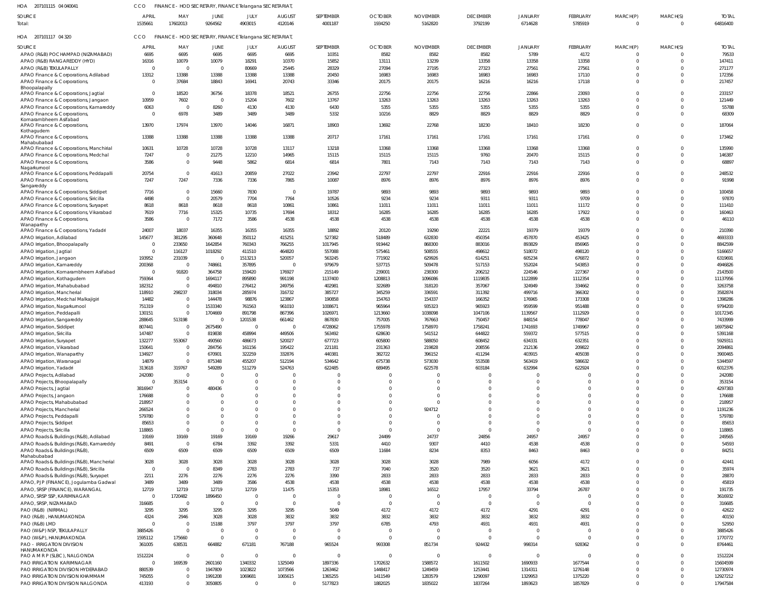HOA 207101115 04 040041 CCO FINANCE - HOD SECRETARY, FINANCE Telangana SECRETARIAT,

| SOURCE | APRIL | MAY | JUNE | JULY | AUGUST | SEPTEMBER | OCTOBER | NOVEMBER | DECEMBER | JANUARY | FEBRUARY | MARCH(P) | MARCH(S) | TOTAL |
|---|---|---|---|---|---|---|---|---|---|---|---|---|---|---|
| Total: | 1535661 | 17602013 | 9264562 | 4903015 | 4120146 | 4001187 | 1934250 | 5162820 | 3792199 | 6714628 | 5785919 | 0 | 0 | 64816400 |

HOA 207101117 04 320 CCO FINANCE - HOD SECRETARY, FINANCE Telangana SECRETARIAT,

| SOURCE | APRIL | MAY | JUNE | JULY | AUGUST | SEPTEMBER | OCTOBER | NOVEMBER | DECEMBER | JANUARY | FEBRUARY | MARCH(P) | MARCH(S) | TOTAL |
|---|---|---|---|---|---|---|---|---|---|---|---|---|---|---|
| APAO (R&B) POCHAMPAD (NIZAMABAD) | 6695 | 6695 | 6695 | 6695 | 6695 | 10351 | 8582 | 8582 | 8582 | 5789 | 4172 | 0 | 0 | 79533 |
| APAO (R&B) RANGAREDDY (HYD) | 16316 | 10079 | 10079 | 18291 | 10370 | 15852 | 13111 | 13239 | 13358 | 13358 | 13358 | 0 | 0 | 147411 |
| APAO (R&B) TEKULAPALLY | 0 | 0 | 0 | 80669 | 25445 | 28329 | 27094 | 27195 | 27323 | 27561 | 27561 | 0 | 0 | 271177 |
| APAO Finance & Corporations, Adilabad | 13312 | 13388 | 13388 | 13388 | 13388 | 20450 | 16983 | 16983 | 16983 | 16983 | 17110 | 0 | 0 | 172356 |
| APAO Finance & Corporations, Bhoopalapally | 0 | 37684 | 18843 | 16941 | 20743 | 33346 | 20175 | 20175 | 16216 | 16216 | 17118 | 0 | 0 | 217457 |
| APAO Finance & Corporations, Jagtial | 0 | 18520 | 36756 | 18378 | 18521 | 26755 | 22756 | 22756 | 22756 | 22866 | 23093 | 0 | 0 | 233157 |
| APAO Finance & Corporations, Jangaon | 10959 | 7602 | 0 | 15204 | 7602 | 13767 | 13263 | 13263 | 13263 | 13263 | 13263 | 0 | 0 | 121449 |
| APAO Finance & Corporations, Kamareddy | 6063 | 0 | 8260 | 4130 | 4130 | 6430 | 5355 | 5355 | 5355 | 5355 | 5355 | 0 | 0 | 55788 |
| APAO Finance & Corporations, Komarambheem Asifabad | 0 | 6978 | 3489 | 3489 | 3489 | 5332 | 10216 | 8829 | 8829 | 8829 | 8829 | 0 | 0 | 68309 |
| APAO Finance & Corporations, Kothagudem | 13970 | 17974 | 13970 | 14046 | 16871 | 18903 | 13692 | 22768 | 18230 | 18410 | 18230 | 0 | 0 | 187064 |
| APAO Finance & Corporations, Mahabubabad | 13388 | 13388 | 13388 | 13388 | 13388 | 20717 | 17161 | 17161 | 17161 | 17161 | 17161 | 0 | 0 | 173462 |
| APAO Finance & Corporations, Manchirial | 10631 | 10728 | 10728 | 10728 | 13117 | 13218 | 13368 | 13368 | 13368 | 13368 | 13368 | 0 | 0 | 135990 |
| APAO Finance & Corporations, Medchal | 7247 | 0 | 21275 | 12210 | 14965 | 15115 | 15115 | 15115 | 9760 | 20470 | 15115 | 0 | 0 | 146387 |
| APAO Finance & Corporations, Nagarkurnool | 3586 | 0 | 9448 | 5862 | 6814 | 6814 | 7801 | 7143 | 7143 | 7143 | 7143 | 0 | 0 | 68897 |
| APAO Finance & Corporations, Peddapalli | 20754 | 0 | 41613 | 20859 | 27022 | 23942 | 22797 | 22797 | 22916 | 22916 | 22916 | 0 | 0 | 248532 |
| APAO Finance & Corporations, Sangareddy | 7247 | 7247 | 7336 | 7336 | 7865 | 10087 | 8976 | 8976 | 8976 | 8976 | 8976 | 0 | 0 | 91998 |
| APAO Finance & Corporations, Siddipet | 7716 | 0 | 15660 | 7830 | 0 | 19787 | 9893 | 9893 | 9893 | 9893 | 9893 | 0 | 0 | 100458 |
| APAO Finance & Corporations, Siricilla | 4498 | 0 | 20579 | 7704 | 7764 | 10526 | 9234 | 9234 | 9311 | 9311 | 9709 | 0 | 0 | 97870 |
| APAO Finance & Corporations, Suryapet | 8618 | 8618 | 8618 | 8618 | 10861 | 10861 | 11011 | 11011 | 11011 | 11011 | 11172 | 0 | 0 | 111410 |
| APAO Finance & Corporations, Vikarabad | 7619 | 7716 | 15325 | 10735 | 17694 | 18312 | 16285 | 16285 | 16285 | 16285 | 17922 | 0 | 0 | 160463 |
| APAO Finance & Corporations, Wanaparthy | 3586 | 0 | 7172 | 3586 | 4538 | 4538 | 4538 | 4538 | 4538 | 4538 | 4538 | 0 | 0 | 46110 |
| APAO Finance & Corporations, Yadadri | 24007 | 18037 | 16355 | 16355 | 16355 | 18892 | 20120 | 19290 | 22221 | 19379 | 19379 | 0 | 0 | 210390 |
| APAO Irrigation, Adilabad | 145677 | 381295 | 360648 | 350112 | 415251 | 527382 | 518489 | 632830 | 450354 | 457870 | 453425 | 0 | 0 | 4693333 |
| APAO Irrigation, Bhoopalapally | 0 | 233650 | 1642854 | 760343 | 766255 | 1017945 | 919442 | 868300 | 883016 | 893829 | 856965 | 0 | 0 | 8842599 |
| APAO Irrigation, Jagtial | 0 | 116127 | 1018292 | 411510 | 464820 | 557088 | 575461 | 508555 | 498612 | 518072 | 498120 | 0 | 0 | 5166657 |
| APAO Irrigation, Jangaon | 193952 | 231039 | 0 | 1513213 | 520057 | 563245 | 771902 | 629926 | 614251 | 605234 | 676872 | 0 | 0 | 6319691 |
| APAO Irrigation, Kamareddy | 200368 | 0 | 748661 | 357895 | 0 | 979679 | 537715 | 509478 | 517153 | 552024 | 543853 | 0 | 0 | 4946826 |
| APAO Irrigation, Komarambheem Asifabad | 0 | 91820 | 364758 | 159420 | 176927 | 215149 | 239001 | 238300 | 206212 | 224546 | 227367 | 0 | 0 | 2143500 |
| APAO Irrigation, Kothagudem | 759364 | 0 | 1694117 | 895890 | 991198 | 1137400 | 1208813 | 1096086 | 1119835 | 1122899 | 1112354 | 0 | 0 | 11137956 |
| APAO Irrigation, Mahabubabad | 182312 | 0 | 494810 | 276412 | 249756 | 402981 | 322689 | 318120 | 357067 | 324949 | 334662 | 0 | 0 | 3263758 |
| APAO Irrigation, Mancherial | 118910 | 298237 | 318034 | 285974 | 316732 | 385727 | 345259 | 336591 | 311392 | 499716 | 366302 | 0 | 0 | 3582874 |
| APAO Irrigation, Medchal Malkajigiri | 14482 | 0 | 144478 | 98876 | 123867 | 190858 | 154763 | 154337 | 166352 | 176965 | 173308 | 0 | 0 | 1398286 |
| APAO Irrigation, Nagarkurnool | 751319 | 0 | 1533340 | 761563 | 961010 | 1008671 | 965964 | 935323 | 965923 | 959599 | 951488 | 0 | 0 | 9794200 |
| APAO Irrigation, Peddapalli | 130151 | 0 | 1704669 | 891798 | 867396 | 1026971 | 1213660 | 1038098 | 1047106 | 1139567 | 1112929 | 0 | 0 | 10172345 |
| APAO Irrigation, Sangareddy | 288645 | 513198 | 0 | 1201538 | 661462 | 867830 | 757005 | 767663 | 750457 | 848154 | 778047 | 0 | 0 | 7433999 |
| APAO Irrigation, Siddipet | 807441 | 0 | 2675490 | 0 | 0 | 4728062 | 1755978 | 1758970 | 1758241 | 1741693 | 1749967 | 0 | 0 | 16975842 |
| APAO Irrigation, Siricilla | 147487 | 0 | 819838 | 458994 | 449506 | 563492 | 628630 | 541512 | 644822 | 559372 | 577515 | 0 | 0 | 5391168 |
| APAO Irrigation, Suryapet | 132277 | 553067 | 490560 | 486673 | 520027 | 677723 | 605800 | 588050 | 608452 | 634331 | 632351 | 0 | 0 | 5929311 |
| APAO Irrigation, Vikarabad | 150641 | 0 | 284756 | 161156 | 195422 | 221181 | 231363 | 219828 | 208556 | 212136 | 209822 | 0 | 0 | 2094861 |
| APAO Irrigation, Wanaparthy | 134927 | 0 | 670901 | 322259 | 332876 | 440381 | 382722 | 396152 | 411294 | 403915 | 405038 | 0 | 0 | 3900465 |
| APAO Irrigation, Waranagal | 14879 | 0 | 875348 | 455207 | 512194 | 534642 | 675738 | 573030 | 553508 | 563419 | 586632 | 0 | 0 | 5344597 |
| APAO Irrigation, Yadadri | 313618 | 319767 | 549289 | 511279 | 524763 | 622485 | 689495 | 622578 | 603184 | 632994 | 622924 | 0 | 0 | 6012376 |
| APAO Projects, Adilabad | 242080 | 0 | 0 | 0 | 0 | 0 | 0 | 0 | 0 | 0 | 0 | 0 | 0 | 242080 |
| APAO Projects, Bhoopalapally | 0 | 353154 | 0 | 0 | 0 | 0 | 0 | 0 | 0 | 0 | 0 | 0 | 0 | 353154 |
| APAO Projects, Jagtial | 3816947 | 0 | 480436 | 0 | 0 | 0 | 0 | 0 | 0 | 0 | 0 | 0 | 0 | 4297383 |
| APAO Projects, Jangaon | 176688 | 0 | 0 | 0 | 0 | 0 | 0 | 0 | 0 | 0 | 0 | 0 | 0 | 176688 |
| APAO Projects, Mahabubabad | 218957 | 0 | 0 | 0 | 0 | 0 | 0 | 0 | 0 | 0 | 0 | 0 | 0 | 218957 |
| APAO Projects, Mancherial | 266524 | 0 | 0 | 0 | 0 | 0 | 0 | 924712 | 0 | 0 | 0 | 0 | 0 | 1191236 |
| APAO Projects, Peddapalli | 579780 | 0 | 0 | 0 | 0 | 0 | 0 | 0 | 0 | 0 | 0 | 0 | 0 | 579780 |
| APAO Projects, Siddipet | 85653 | 0 | 0 | 0 | 0 | 0 | 0 | 0 | 0 | 0 | 0 | 0 | 0 | 85653 |
| APAO Projects, Siricilla | 118865 | 0 | 0 | 0 | 0 | 0 | 0 | 0 | 0 | 0 | 0 | 0 | 0 | 118865 |
| APAO Roads & Buildings (R&B), Adilabad | 19169 | 19169 | 19169 | 19169 | 19266 | 29617 | 24499 | 24737 | 24856 | 24957 | 24957 | 0 | 0 | 249565 |
| APAO Roads & Buildings (R&B), Kamareddy | 8491 | 0 | 6784 | 3392 | 3392 | 5331 | 4410 | 9307 | 4410 | 4538 | 4538 | 0 | 0 | 54593 |
| APAO Roads & Buildings (R&B), Mahabubabad | 6509 | 6509 | 6509 | 6509 | 6509 | 6509 | 11684 | 8234 | 8353 | 8463 | 8463 | 0 | 0 | 84251 |
| APAO Roads & Buildings (R&B), Mancherial | 3028 | 3028 | 3028 | 3028 | 3028 | 3028 | 3028 | 3028 | 7989 | 6056 | 4172 | 0 | 0 | 42441 |
| APAO Roads & Buildings (R&B), Siricilla | 0 | 0 | 8349 | 2783 | 2783 | 737 | 7040 | 3520 | 3520 | 3621 | 3621 | 0 | 0 | 35974 |
| APAO Roads & Buildings (R&B), Suryapet | 2211 | 2276 | 2276 | 2276 | 2276 | 3390 | 2833 | 2833 | 2833 | 2833 | 2833 | 0 | 0 | 28870 |
| APAO, PJP (FINANCE), Jogulamba Gadwal | 3489 | 3489 | 3489 | 3586 | 4538 | 4538 | 4538 | 4538 | 4538 | 4538 | 4538 | 0 | 0 | 45819 |
| APAO, SRSP (FINANCE), WARANGAL | 12719 | 12719 | 12719 | 12719 | 11475 | 15353 | 18981 | 16512 | 17957 | 33794 | 26787 | 0 | 0 | 191735 |
| APAO, SRSP SSP, KARIMNAGAR | 0 | 1720482 | 1896450 | 0 | 0 | 0 | 0 | 0 | 0 | 0 | 0 | 0 | 0 | 3616932 |
| APAO, SRSP, NIZAMABAD | 316685 | 0 | 0 | 0 | 0 | 0 | 0 | 0 | 0 | 0 | 0 | 0 | 0 | 316685 |
| PAO (R&B) (NIRMAL) | 3295 | 3295 | 3295 | 3295 | 3295 | 5049 | 4172 | 4172 | 4172 | 4291 | 4291 | 0 | 0 | 42622 |
| PAO (R&B), HANUMAKONDA | 4324 | 2946 | 3028 | 3028 | 3832 | 3832 | 3832 | 3832 | 3832 | 3832 | 3832 | 0 | 0 | 40150 |
| PAO (R&B) LMD | 0 | 0 | 15188 | 3797 | 3797 | 3797 | 6785 | 4793 | 4931 | 4931 | 4931 | 0 | 0 | 52950 |
| PAO (W&P) NSP, TEKULAPALLY | 3885426 | 0 | 0 | 0 | 0 | 0 | 0 | 0 | 0 | 0 | 0 | 0 | 0 | 3885426 |
| PAO (W&P), HANUMAKONDA | 1595112 | 175660 | 0 | 0 | 0 | 0 | 0 | 0 | 0 | 0 | 0 | 0 | 0 | 1770772 |
| PAO - IRRIGATION DIVISION HANUMAKONDA | 361005 | 638531 | 664882 | 671181 | 767188 | 965524 | 993308 | 851734 | 924432 | 998314 | 928362 | 0 | 0 | 8764461 |
| PAO A M R P (SLBC), NALGONDA | 1512224 | 0 | 0 | 0 | 0 | 0 | 0 | 0 | 0 | 0 | 0 | 0 | 0 | 1512224 |
| PAO IRRIGATION KARIMNAGAR | 0 | 169539 | 2601160 | 1340332 | 1325049 | 1897336 | 1702632 | 1588572 | 1611502 | 1690933 | 1677544 | 0 | 0 | 15604599 |
| PAO IRRIGATION DIVISION HYDERABAD | 880539 | 0 | 1947809 | 1023822 | 1073566 | 1263462 | 1448417 | 1249459 | 1253441 | 1314311 | 1276148 | 0 | 0 | 12730974 |
| PAO IRRIGATION DIVISION KHAMMAM | 745055 | 0 | 1991208 | 1069681 | 1065615 | 1365255 | 1411549 | 1283579 | 1290097 | 1329953 | 1375220 | 0 | 0 | 12927212 |
| PAO IRRIGATION DIVISION NALGONDA | 413193 | 0 | 3050805 | 0 | 0 | 5177823 | 1882025 | 1835022 | 1837264 | 1893623 | 1857829 | 0 | 0 | 17947584 |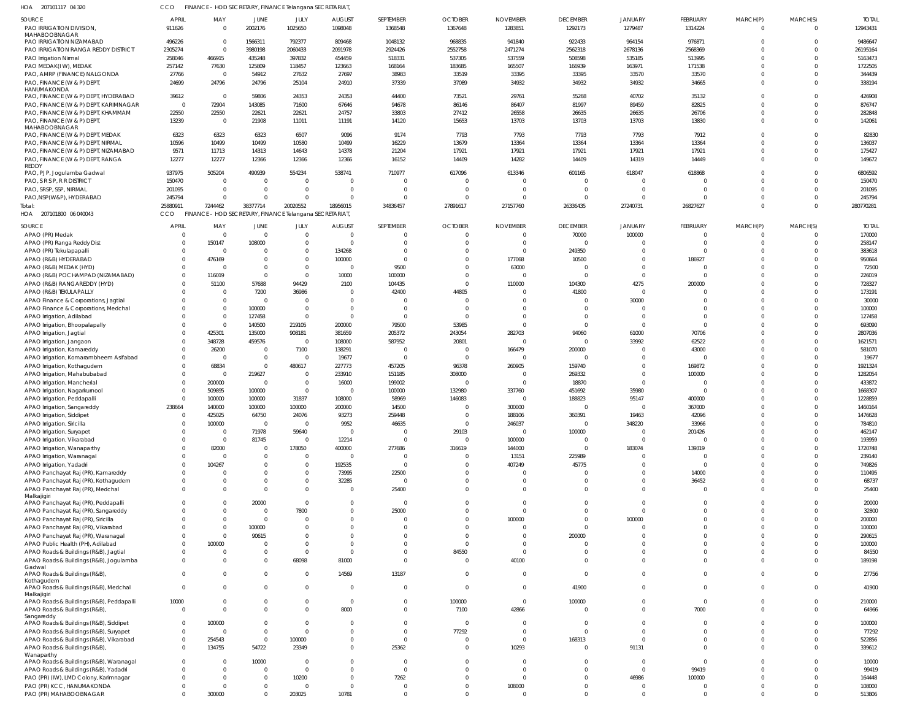HOA 207101117 04 320 CCO FINANCE - HOD SECRETARY, FINANCE Telangana SECRETARIAT,

| SOURCE | APRIL | MAY | JUNE | JULY | AUGUST | SEPTEMBER | OCTOBER | NOVEMBER | DECEMBER | JANUARY | FEBRUARY | MARCH(P) | MARCH(S) | TOTAL |
|---|---|---|---|---|---|---|---|---|---|---|---|---|---|---|
| PAO IRRIGATION DIVISION, MAHABOOBNAGAR | 911626 | 0 | 2002176 | 1025650 | 1098048 | 1368548 | 1367648 | 1283851 | 1292173 | 1279487 | 1314224 | 0 | 0 | 12943431 |
| PAO IRRIGATION NIZAMABAD | 496226 | 0 | 1566311 | 792377 | 809468 | 1048132 | 968835 | 941840 | 922433 | 964154 | 976871 | 0 | 0 | 9486647 |
| PAO IRRIGATION RANGA REDDY DISTRICT | 2305274 | 0 | 3980198 | 2060433 | 2091978 | 2924426 | 2552758 | 2471274 | 2562318 | 2678136 | 2568369 | 0 | 0 | 26195164 |
| PAO Irrigation Nirmal | 258046 | 466915 | 435248 | 397832 | 454459 | 518331 | 537305 | 537559 | 508598 | 535185 | 513995 | 0 | 0 | 5163473 |
| PAO MEDAK(IW), MEDAK | 257142 | 77630 | 125809 | 118457 | 123663 | 168164 | 183685 | 165507 | 166939 | 163971 | 171538 | 0 | 0 | 1722505 |
| PAO, AMRP (FINANCE) NALGONDA | 27766 | 0 | 54912 | 27632 | 27697 | 38983 | 33519 | 33395 | 33395 | 33570 | 33570 | 0 | 0 | 344439 |
| PAO, FINANCE (W & P) DEPT, HANUMAKONDA | 24699 | 24796 | 24796 | 25104 | 24910 | 37339 | 37089 | 34932 | 34932 | 34932 | 34665 | 0 | 0 | 338194 |
| PAO, FINANCE (W & P) DEPT, HYDERABAD | 39612 | 0 | 59806 | 24353 | 24353 | 44400 | 73521 | 29761 | 55268 | 40702 | 35132 | 0 | 0 | 426908 |
| PAO, FINANCE (W & P) DEPT, KARIMNAGAR | 0 | 72904 | 143085 | 71600 | 67646 | 94678 | 86146 | 86407 | 81997 | 89459 | 82825 | 0 | 0 | 876747 |
| PAO, FINANCE (W & P) DEPT, KHAMMAM | 22550 | 22550 | 22621 | 22621 | 24757 | 33803 | 27412 | 26558 | 26635 | 26635 | 26706 | 0 | 0 | 282848 |
| PAO, FINANCE (W & P) DEPT, MAHABOOBNAGAR | 13239 | 0 | 21908 | 11011 | 11191 | 14120 | 15653 | 13703 | 13703 | 13703 | 13830 | 0 | 0 | 142061 |
| PAO, FINANCE (W & P) DEPT, MEDAK | 6323 | 6323 | 6323 | 6507 | 9096 | 9174 | 7793 | 7793 | 7793 | 7793 | 7912 | 0 | 0 | 82830 |
| PAO, FINANCE (W & P) DEPT, NIRMAL | 10596 | 10499 | 10499 | 10580 | 10499 | 16229 | 13679 | 13364 | 13364 | 13364 | 13364 | 0 | 0 | 136037 |
| PAO, FINANCE (W & P) DEPT, NIZAMABAD | 9571 | 11713 | 14313 | 14643 | 14378 | 21204 | 17921 | 17921 | 17921 | 17921 | 17921 | 0 | 0 | 175427 |
| PAO, FINANCE (W & P) DEPT, RANGA REDDY | 12277 | 12277 | 12366 | 12366 | 12366 | 16152 | 14409 | 14282 | 14409 | 14319 | 14449 | 0 | 0 | 149672 |
| PAO, PJP, Jogulamba Gadwal | 937975 | 505204 | 490939 | 554234 | 538741 | 710977 | 617096 | 613346 | 601165 | 618047 | 618868 | 0 | 0 | 6806592 |
| PAO, S R S P, R R DISTRICT | 150470 | 0 | 0 | 0 | 0 | 0 | 0 | 0 | 0 | 0 | 0 | 0 | 0 | 150470 |
| PAO, SRSP, SSP, NIRMAL | 201095 | 0 | 0 | 0 | 0 | 0 | 0 | 0 | 0 | 0 | 0 | 0 | 0 | 201095 |
| PAO,NSP(W&P), HYDERABAD | 245794 | 0 | 0 | 0 | 0 | 0 | 0 | 0 | 0 | 0 | 0 | 0 | 0 | 245794 |
| Total: | 25880911 | 7244462 | 38377714 | 20020552 | 18956015 | 34836457 | 27891617 | 27157760 | 26336435 | 27240731 | 26827627 | 0 | 0 | 280770281 |

HOA 207101800 06 040043 CCO FINANCE - HOD SECRETARY, FINANCE Telangana SECRETARIAT,

| SOURCE | APRIL | MAY | JUNE | JULY | AUGUST | SEPTEMBER | OCTOBER | NOVEMBER | DECEMBER | JANUARY | FEBRUARY | MARCH(P) | MARCH(S) | TOTAL |
|---|---|---|---|---|---|---|---|---|---|---|---|---|---|---|
| APAO (PR) Medak | 0 | 0 | 0 | 0 | 0 | 0 | 0 | 0 | 70000 | 100000 | 0 | 0 | 0 | 170000 |
| APAO (PR) Ranga Reddy Dist | 0 | 150147 | 108000 | 0 | 0 | 0 | 0 | 0 | 0 | 0 | 0 | 0 | 0 | 258147 |
| APAO (PR) Tekulapapalli | 0 | 0 | 0 | 0 | 134268 | 0 | 0 | 0 | 249350 | 0 | 0 | 0 | 0 | 383618 |
| APAO (R&B) HYDERABAD | 0 | 476169 | 0 | 0 | 100000 | 0 | 0 | 177068 | 10500 | 0 | 186927 | 0 | 0 | 950664 |
| APAO (R&B) MEDAK (HYD) | 0 | 0 | 0 | 0 | 0 | 9500 | 0 | 63000 | 0 | 0 | 0 | 0 | 0 | 72500 |
| APAO (R&B) POCHAMPAD (NIZAMABAD) | 0 | 116019 | 0 | 0 | 10000 | 100000 | 0 | 0 | 0 | 0 | 0 | 0 | 0 | 226019 |
| APAO (R&B) RANGAREDDY (HYD) | 0 | 51100 | 57688 | 94429 | 2100 | 104435 | 0 | 110000 | 104300 | 4275 | 200000 | 0 | 0 | 728327 |
| APAO (R&B) TEKULAPALLY | 0 | 0 | 7200 | 36986 | 0 | 42400 | 44805 | 0 | 41800 | 0 | 0 | 0 | 0 | 173191 |
| APAO Finance & Corporations, Jagtial | 0 | 0 | 0 | 0 | 0 | 0 | 0 | 0 | 0 | 30000 | 0 | 0 | 0 | 30000 |
| APAO Finance & Corporations, Medchal | 0 | 0 | 100000 | 0 | 0 | 0 | 0 | 0 | 0 | 0 | 0 | 0 | 0 | 100000 |
| APAO Irrigation, Adilabad | 0 | 0 | 127458 | 0 | 0 | 0 | 0 | 0 | 0 | 0 | 0 | 0 | 0 | 127458 |
| APAO Irrigation, Bhoopalapally | 0 | 0 | 140500 | 219105 | 200000 | 79500 | 53985 | 0 | 0 | 0 | 0 | 0 | 0 | 693090 |
| APAO Irrigation, Jagtial | 0 | 425301 | 135000 | 908181 | 381659 | 205372 | 243054 | 282703 | 94060 | 61000 | 70706 | 0 | 0 | 2807036 |
| APAO Irrigation, Jangaon | 0 | 348728 | 459576 | 0 | 108000 | 587952 | 20801 | 0 | 0 | 33992 | 62522 | 0 | 0 | 1621571 |
| APAO Irrigation, Kamareddy | 0 | 26200 | 0 | 7100 | 138291 | 0 | 0 | 166479 | 200000 | 0 | 43000 | 0 | 0 | 581070 |
| APAO Irrigation, Komarambheem Asifabad | 0 | 0 | 0 | 0 | 19677 | 0 | 0 | 0 | 0 | 0 | 0 | 0 | 0 | 19677 |
| APAO Irrigation, Kothagudem | 0 | 68834 | 0 | 480617 | 227773 | 457205 | 96378 | 260905 | 159740 | 0 | 169872 | 0 | 0 | 1921324 |
| APAO Irrigation, Mahabubabad | 0 | 0 | 219627 | 0 | 233910 | 151185 | 308000 | 0 | 269332 | 0 | 100000 | 0 | 0 | 1282054 |
| APAO Irrigation, Mancherial | 0 | 200000 | 0 | 0 | 16000 | 199002 | 0 | 0 | 18870 | 0 | 0 | 0 | 0 | 433872 |
| APAO Irrigation, Nagarkurnool | 0 | 509895 | 100000 | 0 | 0 | 100000 | 132980 | 337760 | 451692 | 35980 | 0 | 0 | 0 | 1668307 |
| APAO Irrigation, Peddapalli | 0 | 100000 | 100000 | 31837 | 108000 | 58969 | 146083 | 0 | 188823 | 95147 | 400000 | 0 | 0 | 1228859 |
| APAO Irrigation, Sangareddy | 238664 | 140000 | 100000 | 100000 | 200000 | 14500 | 0 | 300000 | 0 | 0 | 367000 | 0 | 0 | 1460164 |
| APAO Irrigation, Siddipet | 0 | 425025 | 64750 | 24076 | 93273 | 259448 | 0 | 188106 | 360391 | 19463 | 42096 | 0 | 0 | 1476628 |
| APAO Irrigation, Siricilla | 0 | 100000 | 0 | 0 | 9952 | 46635 | 0 | 246037 | 0 | 348220 | 33966 | 0 | 0 | 784810 |
| APAO Irrigation, Suryapet | 0 | 0 | 71978 | 59640 | 0 | 0 | 29103 | 0 | 100000 | 0 | 201426 | 0 | 0 | 462147 |
| APAO Irrigation, Vikarabad | 0 | 0 | 81745 | 0 | 12214 | 0 | 0 | 100000 | 0 | 0 | 0 | 0 | 0 | 193959 |
| APAO Irrigation, Wanaparthy | 0 | 82000 | 0 | 178050 | 400000 | 277686 | 316619 | 144000 | 0 | 183074 | 139319 | 0 | 0 | 1720748 |
| APAO Irrigation, Waranagal | 0 | 0 | 0 | 0 | 0 | 0 | 0 | 13151 | 225989 | 0 | 0 | 0 | 0 | 239140 |
| APAO Irrigation, Yadadri | 0 | 104267 | 0 | 0 | 192535 | 0 | 0 | 407249 | 45775 | 0 | 0 | 0 | 0 | 749826 |
| APAO Panchayat Raj (PR), Kamareddy | 0 | 0 | 0 | 0 | 73995 | 22500 | 0 | 0 | 0 | 0 | 14000 | 0 | 0 | 110495 |
| APAO Panchayat Raj (PR), Kothagudem | 0 | 0 | 0 | 0 | 32285 | 0 | 0 | 0 | 0 | 0 | 36452 | 0 | 0 | 68737 |
| APAO Panchayat Raj (PR), Medchal Malkajigiri | 0 | 0 | 0 | 0 | 0 | 25400 | 0 | 0 | 0 | 0 | 0 | 0 | 0 | 25400 |
| APAO Panchayat Raj (PR), Peddapalli | 0 | 0 | 20000 | 0 | 0 | 0 | 0 | 0 | 0 | 0 | 0 | 0 | 0 | 20000 |
| APAO Panchayat Raj (PR), Sangareddy | 0 | 0 | 0 | 7800 | 0 | 25000 | 0 | 0 | 0 | 0 | 0 | 0 | 0 | 32800 |
| APAO Panchayat Raj (PR), Siricilla | 0 | 0 | 0 | 0 | 0 | 0 | 0 | 100000 | 0 | 100000 | 0 | 0 | 0 | 200000 |
| APAO Panchayat Raj (PR), Vikarabad | 0 | 0 | 100000 | 0 | 0 | 0 | 0 | 0 | 0 | 0 | 0 | 0 | 0 | 100000 |
| APAO Panchayat Raj (PR), Waranagal | 0 | 0 | 90615 | 0 | 0 | 0 | 0 | 0 | 200000 | 0 | 0 | 0 | 0 | 290615 |
| APAO Public Health (PH), Adilabad | 0 | 100000 | 0 | 0 | 0 | 0 | 0 | 0 | 0 | 0 | 0 | 0 | 0 | 100000 |
| APAO Roads & Buildings (R&B), Jagtial | 0 | 0 | 0 | 0 | 0 | 0 | 84550 | 0 | 0 | 0 | 0 | 0 | 0 | 84550 |
| APAO Roads & Buildings (R&B), Jogulamba Gadwal | 0 | 0 | 0 | 68098 | 81000 | 0 | 0 | 40100 | 0 | 0 | 0 | 0 | 0 | 189198 |
| APAO Roads & Buildings (R&B), Kothagudem | 0 | 0 | 0 | 0 | 14569 | 13187 | 0 | 0 | 0 | 0 | 0 | 0 | 0 | 27756 |
| APAO Roads & Buildings (R&B), Medchal Malkajigiri | 0 | 0 | 0 | 0 | 0 | 0 | 0 | 0 | 41900 | 0 | 0 | 0 | 0 | 41900 |
| APAO Roads & Buildings (R&B), Peddapalli | 10000 | 0 | 0 | 0 | 0 | 0 | 100000 | 0 | 100000 | 0 | 0 | 0 | 0 | 210000 |
| APAO Roads & Buildings (R&B), Sangareddy | 0 | 0 | 0 | 0 | 8000 | 0 | 7100 | 42866 | 0 | 0 | 7000 | 0 | 0 | 64966 |
| APAO Roads & Buildings (R&B), Siddipet | 0 | 100000 | 0 | 0 | 0 | 0 | 0 | 0 | 0 | 0 | 0 | 0 | 0 | 100000 |
| APAO Roads & Buildings (R&B), Suryapet | 0 | 0 | 0 | 0 | 0 | 0 | 77292 | 0 | 0 | 0 | 0 | 0 | 0 | 77292 |
| APAO Roads & Buildings (R&B), Vikarabad | 0 | 254543 | 0 | 100000 | 0 | 0 | 0 | 0 | 168313 | 0 | 0 | 0 | 0 | 522856 |
| APAO Roads & Buildings (R&B), Wanaparthy | 0 | 134755 | 54722 | 23349 | 0 | 25362 | 0 | 10293 | 0 | 91131 | 0 | 0 | 0 | 339612 |
| APAO Roads & Buildings (R&B), Waranagal | 0 | 0 | 10000 | 0 | 0 | 0 | 0 | 0 | 0 | 0 | 0 | 0 | 0 | 10000 |
| APAO Roads & Buildings (R&B), Yadadri | 0 | 0 | 0 | 0 | 0 | 0 | 0 | 0 | 0 | 0 | 99419 | 0 | 0 | 99419 |
| PAO (PR) (IW), LMD Colony, Karimnagar | 0 | 0 | 0 | 10200 | 0 | 7262 | 0 | 0 | 0 | 46986 | 100000 | 0 | 0 | 164448 |
| PAO (PR) KCC, HANUMAKONDA | 0 | 0 | 0 | 0 | 0 | 0 | 0 | 108000 | 0 | 0 | 0 | 0 | 0 | 108000 |
| PAO (PR) MAHABOOBNAGAR | 0 | 300000 | 0 | 203025 | 10781 | 0 | 0 | 0 | 0 | 0 | 0 | 0 | 0 | 513806 |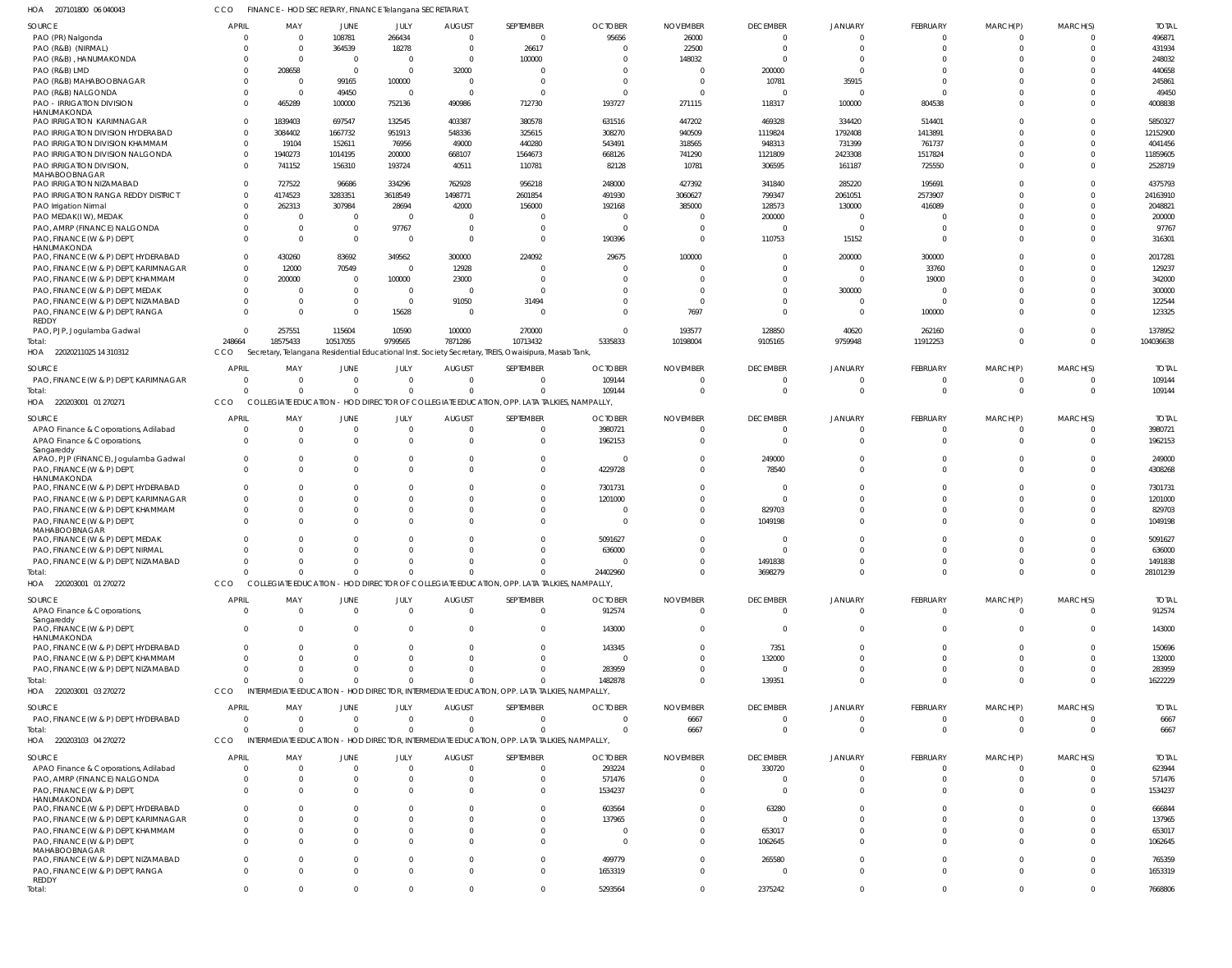HOA 207101800 06 040043 CCO FINANCE - HOD SECRETARY, FINANCE Telangana SECRETARIAT,

| SOURCE | APRIL | MAY | JUNE | JULY | AUGUST | SEPTEMBER | OCTOBER | NOVEMBER | DECEMBER | JANUARY | FEBRUARY | MARCH(P) | MARCH(S) | TOTAL |
|---|---|---|---|---|---|---|---|---|---|---|---|---|---|---|
| PAO (PR) Nalgonda | 0 | 0 | 108781 | 266434 | 0 | 0 | 95656 | 26000 | 0 | 0 | 0 | 0 | 0 | 496871 |
| PAO (R&B) (NIRMAL) | 0 | 0 | 364539 | 18278 | 0 | 26617 | 0 | 22500 | 0 | 0 | 0 | 0 | 0 | 431934 |
| PAO (R&B), HANUMAKONDA | 0 | 0 | 0 | 0 | 0 | 100000 | 0 | 148032 | 0 | 0 | 0 | 0 | 0 | 248032 |
| PAO (R&B) LMD | 0 | 208658 | 0 | 0 | 32000 | 0 | 0 | 0 | 200000 | 0 | 0 | 0 | 0 | 440658 |
| PAO (R&B) MAHABOOBNAGAR | 0 | 0 | 99165 | 100000 | 0 | 0 | 0 | 0 | 10781 | 35915 | 0 | 0 | 0 | 245861 |
| PAO (R&B) NALGONDA | 0 | 0 | 49450 | 0 | 0 | 0 | 0 | 0 | 0 | 0 | 0 | 0 | 0 | 49450 |
| PAO - IRRIGATION DIVISION HANUMAKONDA | 0 | 465289 | 100000 | 752136 | 490986 | 712730 | 193727 | 271115 | 118317 | 100000 | 804538 | 0 | 0 | 4008838 |
| PAO IRRIGATION KARIMNAGAR | 0 | 1839403 | 697547 | 132545 | 403387 | 380578 | 631516 | 447202 | 469328 | 334420 | 514401 | 0 | 0 | 5850327 |
| PAO IRRIGATION DIVISION HYDERABAD | 0 | 3084402 | 1667732 | 951913 | 548336 | 325615 | 308270 | 940509 | 1119824 | 1792408 | 1413891 | 0 | 0 | 12152900 |
| PAO IRRIGATION DIVISION KHAMMAM | 0 | 19104 | 152611 | 76956 | 49000 | 440280 | 543491 | 318565 | 948313 | 731399 | 761737 | 0 | 0 | 4041456 |
| PAO IRRIGATION DIVISION NALGONDA | 0 | 1940273 | 1014195 | 200000 | 668107 | 1564673 | 668126 | 741290 | 1121809 | 2423308 | 1517824 | 0 | 0 | 11859605 |
| PAO IRRIGATION DIVISION, MAHABOOBNAGAR | 0 | 741152 | 156310 | 193724 | 40511 | 110781 | 82128 | 10781 | 306595 | 161187 | 725550 | 0 | 0 | 2528719 |
| PAO IRRIGATION NIZAMABAD | 0 | 727522 | 96686 | 334296 | 762928 | 956218 | 248000 | 427392 | 341840 | 285220 | 195691 | 0 | 0 | 4375793 |
| PAO IRRIGATION RANGA REDDY DISTRICT | 0 | 4174523 | 3283351 | 3618549 | 1498771 | 2601854 | 491930 | 3060627 | 799347 | 2061051 | 2573907 | 0 | 0 | 24163910 |
| PAO Irrigation Nirmal | 0 | 262313 | 307984 | 28694 | 42000 | 156000 | 192168 | 385000 | 128573 | 130000 | 416089 | 0 | 0 | 2048821 |
| PAO MEDAK(IW), MEDAK | 0 | 0 | 0 | 0 | 0 | 0 | 0 | 0 | 200000 | 0 | 0 | 0 | 0 | 200000 |
| PAO, AMRP (FINANCE) NALGONDA | 0 | 0 | 0 | 97767 | 0 | 0 | 0 | 0 | 0 | 0 | 0 | 0 | 0 | 97767 |
| PAO, FINANCE (W & P) DEPT, HANUMAKONDA | 0 | 0 | 0 | 0 | 0 | 0 | 190396 | 0 | 110753 | 15152 | 0 | 0 | 0 | 316301 |
| PAO, FINANCE (W & P) DEPT, HYDERABAD | 0 | 430260 | 83692 | 349562 | 300000 | 224092 | 29675 | 100000 | 0 | 200000 | 300000 | 0 | 0 | 2017281 |
| PAO, FINANCE (W & P) DEPT, KARIMNAGAR | 0 | 12000 | 70549 | 0 | 12928 | 0 | 0 | 0 | 0 | 0 | 33760 | 0 | 0 | 129237 |
| PAO, FINANCE (W & P) DEPT, KHAMMAM | 0 | 200000 | 0 | 100000 | 23000 | 0 | 0 | 0 | 0 | 0 | 19000 | 0 | 0 | 342000 |
| PAO, FINANCE (W & P) DEPT, MEDAK | 0 | 0 | 0 | 0 | 0 | 0 | 0 | 0 | 0 | 300000 | 0 | 0 | 0 | 300000 |
| PAO, FINANCE (W & P) DEPT, NIZAMABAD | 0 | 0 | 0 | 0 | 91050 | 31494 | 0 | 0 | 0 | 0 | 0 | 0 | 0 | 122544 |
| PAO, FINANCE (W & P) DEPT, RANGA REDDY | 0 | 0 | 0 | 15628 | 0 | 0 | 0 | 7697 | 0 | 0 | 100000 | 0 | 0 | 123325 |
| PAO, PJP, Jogulamba Gadwal | 0 | 257551 | 115604 | 10590 | 100000 | 270000 | 0 | 193577 | 128850 | 40620 | 262160 | 0 | 0 | 1378952 |
| Total: | 248664 | 18575433 | 10517055 | 9799565 | 7871286 | 10713432 | 5335833 | 10198004 | 9105165 | 9759948 | 11912253 | 0 | 0 | 104036638 |

HOA 220202110 25 14 310312 CCO Secretary, Telangana Residential Educational Inst. Society Secretary, TREIS, Owaisipura, Masab Tank,

| SOURCE | APRIL | MAY | JUNE | JULY | AUGUST | SEPTEMBER | OCTOBER | NOVEMBER | DECEMBER | JANUARY | FEBRUARY | MARCH(P) | MARCH(S) | TOTAL |
|---|---|---|---|---|---|---|---|---|---|---|---|---|---|---|
| PAO, FINANCE (W & P) DEPT, KARIMNAGAR | 0 | 0 | 0 | 0 | 0 | 0 | 109144 | 0 | 0 | 0 | 0 | 0 | 0 | 109144 |
| Total: | 0 | 0 | 0 | 0 | 0 | 0 | 109144 | 0 | 0 | 0 | 0 | 0 | 0 | 109144 |

HOA 220203001 01 270271 CCO COLLEGIATE EDUCATION - HOD DIRECTOR OF COLLEGIATE EDUCATION, OPP. LATA TALKIES, NAMPALLY,

| SOURCE | APRIL | MAY | JUNE | JULY | AUGUST | SEPTEMBER | OCTOBER | NOVEMBER | DECEMBER | JANUARY | FEBRUARY | MARCH(P) | MARCH(S) | TOTAL |
|---|---|---|---|---|---|---|---|---|---|---|---|---|---|---|
| APAO Finance & Corporations, Adilabad | 0 | 0 | 0 | 0 | 0 | 0 | 3980721 | 0 | 0 | 0 | 0 | 0 | 0 | 3980721 |
| APAO Finance & Corporations, Sangareddy | 0 | 0 | 0 | 0 | 0 | 0 | 1962153 | 0 | 0 | 0 | 0 | 0 | 0 | 1962153 |
| APAO, PJP (FINANCE), Jogulamba Gadwal | 0 | 0 | 0 | 0 | 0 | 0 | 0 | 0 | 249000 | 0 | 0 | 0 | 0 | 249000 |
| PAO, FINANCE (W & P) DEPT, HANUMAKONDA | 0 | 0 | 0 | 0 | 0 | 0 | 4229728 | 0 | 78540 | 0 | 0 | 0 | 0 | 4308268 |
| PAO, FINANCE (W & P) DEPT, HYDERABAD | 0 | 0 | 0 | 0 | 0 | 0 | 7301731 | 0 | 0 | 0 | 0 | 0 | 0 | 7301731 |
| PAO, FINANCE (W & P) DEPT, KARIMNAGAR | 0 | 0 | 0 | 0 | 0 | 0 | 1201000 | 0 | 0 | 0 | 0 | 0 | 0 | 1201000 |
| PAO, FINANCE (W & P) DEPT, KHAMMAM | 0 | 0 | 0 | 0 | 0 | 0 | 0 | 0 | 829703 | 0 | 0 | 0 | 0 | 829703 |
| PAO, FINANCE (W & P) DEPT, MAHABOOBNAGAR | 0 | 0 | 0 | 0 | 0 | 0 | 0 | 0 | 1049198 | 0 | 0 | 0 | 0 | 1049198 |
| PAO, FINANCE (W & P) DEPT, MEDAK | 0 | 0 | 0 | 0 | 0 | 0 | 5091627 | 0 | 0 | 0 | 0 | 0 | 0 | 5091627 |
| PAO, FINANCE (W & P) DEPT, NIRMAL | 0 | 0 | 0 | 0 | 0 | 0 | 636000 | 0 | 0 | 0 | 0 | 0 | 0 | 636000 |
| PAO, FINANCE (W & P) DEPT, NIZAMABAD | 0 | 0 | 0 | 0 | 0 | 0 | 0 | 0 | 1491838 | 0 | 0 | 0 | 0 | 1491838 |
| Total: | 0 | 0 | 0 | 0 | 0 | 0 | 24402960 | 0 | 3698279 | 0 | 0 | 0 | 0 | 28101239 |

HOA 220203001 01 270272 CCO COLLEGIATE EDUCATION - HOD DIRECTOR OF COLLEGIATE EDUCATION, OPP. LATA TALKIES, NAMPALLY,

| SOURCE | APRIL | MAY | JUNE | JULY | AUGUST | SEPTEMBER | OCTOBER | NOVEMBER | DECEMBER | JANUARY | FEBRUARY | MARCH(P) | MARCH(S) | TOTAL |
|---|---|---|---|---|---|---|---|---|---|---|---|---|---|---|
| APAO Finance & Corporations, Sangareddy | 0 | 0 | 0 | 0 | 0 | 0 | 912574 | 0 | 0 | 0 | 0 | 0 | 0 | 912574 |
| PAO, FINANCE (W & P) DEPT, HANUMAKONDA | 0 | 0 | 0 | 0 | 0 | 0 | 143000 | 0 | 0 | 0 | 0 | 0 | 0 | 143000 |
| PAO, FINANCE (W & P) DEPT, HYDERABAD | 0 | 0 | 0 | 0 | 0 | 0 | 143345 | 0 | 7351 | 0 | 0 | 0 | 0 | 150696 |
| PAO, FINANCE (W & P) DEPT, KHAMMAM | 0 | 0 | 0 | 0 | 0 | 0 | 0 | 0 | 132000 | 0 | 0 | 0 | 0 | 132000 |
| PAO, FINANCE (W & P) DEPT, NIZAMABAD | 0 | 0 | 0 | 0 | 0 | 0 | 283959 | 0 | 0 | 0 | 0 | 0 | 0 | 283959 |
| Total: | 0 | 0 | 0 | 0 | 0 | 0 | 1482878 | 0 | 139351 | 0 | 0 | 0 | 0 | 1622229 |

HOA 220203001 03 270272 CCO INTERMEDIATE EDUCATION - HOD DIRECTOR, INTERMEDIATE EDUCATION, OPP. LATA TALKIES, NAMPALLY,

| SOURCE | APRIL | MAY | JUNE | JULY | AUGUST | SEPTEMBER | OCTOBER | NOVEMBER | DECEMBER | JANUARY | FEBRUARY | MARCH(P) | MARCH(S) | TOTAL |
|---|---|---|---|---|---|---|---|---|---|---|---|---|---|---|
| PAO, FINANCE (W & P) DEPT, HYDERABAD | 0 | 0 | 0 | 0 | 0 | 0 | 0 | 6667 | 0 | 0 | 0 | 0 | 0 | 6667 |
| Total: | 0 | 0 | 0 | 0 | 0 | 0 | 0 | 6667 | 0 | 0 | 0 | 0 | 0 | 6667 |

HOA 220203103 04 270272 CCO INTERMEDIATE EDUCATION - HOD DIRECTOR, INTERMEDIATE EDUCATION, OPP. LATA TALKIES, NAMPALLY,

| SOURCE | APRIL | MAY | JUNE | JULY | AUGUST | SEPTEMBER | OCTOBER | NOVEMBER | DECEMBER | JANUARY | FEBRUARY | MARCH(P) | MARCH(S) | TOTAL |
|---|---|---|---|---|---|---|---|---|---|---|---|---|---|---|
| APAO Finance & Corporations, Adilabad | 0 | 0 | 0 | 0 | 0 | 0 | 293224 | 0 | 330720 | 0 | 0 | 0 | 0 | 623944 |
| PAO, AMRP (FINANCE) NALGONDA | 0 | 0 | 0 | 0 | 0 | 0 | 571476 | 0 | 0 | 0 | 0 | 0 | 0 | 571476 |
| PAO, FINANCE (W & P) DEPT, HANUMAKONDA | 0 | 0 | 0 | 0 | 0 | 0 | 1534237 | 0 | 0 | 0 | 0 | 0 | 0 | 1534237 |
| PAO, FINANCE (W & P) DEPT, HYDERABAD | 0 | 0 | 0 | 0 | 0 | 0 | 603564 | 0 | 63280 | 0 | 0 | 0 | 0 | 666844 |
| PAO, FINANCE (W & P) DEPT, KARIMNAGAR | 0 | 0 | 0 | 0 | 0 | 0 | 137965 | 0 | 0 | 0 | 0 | 0 | 0 | 137965 |
| PAO, FINANCE (W & P) DEPT, KHAMMAM | 0 | 0 | 0 | 0 | 0 | 0 | 0 | 0 | 653017 | 0 | 0 | 0 | 0 | 653017 |
| PAO, FINANCE (W & P) DEPT, MAHABOOBNAGAR | 0 | 0 | 0 | 0 | 0 | 0 | 0 | 0 | 1062645 | 0 | 0 | 0 | 0 | 1062645 |
| PAO, FINANCE (W & P) DEPT, NIZAMABAD | 0 | 0 | 0 | 0 | 0 | 0 | 499779 | 0 | 265580 | 0 | 0 | 0 | 0 | 765359 |
| PAO, FINANCE (W & P) DEPT, RANGA REDDY | 0 | 0 | 0 | 0 | 0 | 0 | 1653319 | 0 | 0 | 0 | 0 | 0 | 0 | 1653319 |
| Total: | 0 | 0 | 0 | 0 | 0 | 0 | 5293564 | 0 | 2375242 | 0 | 0 | 0 | 0 | 7668806 |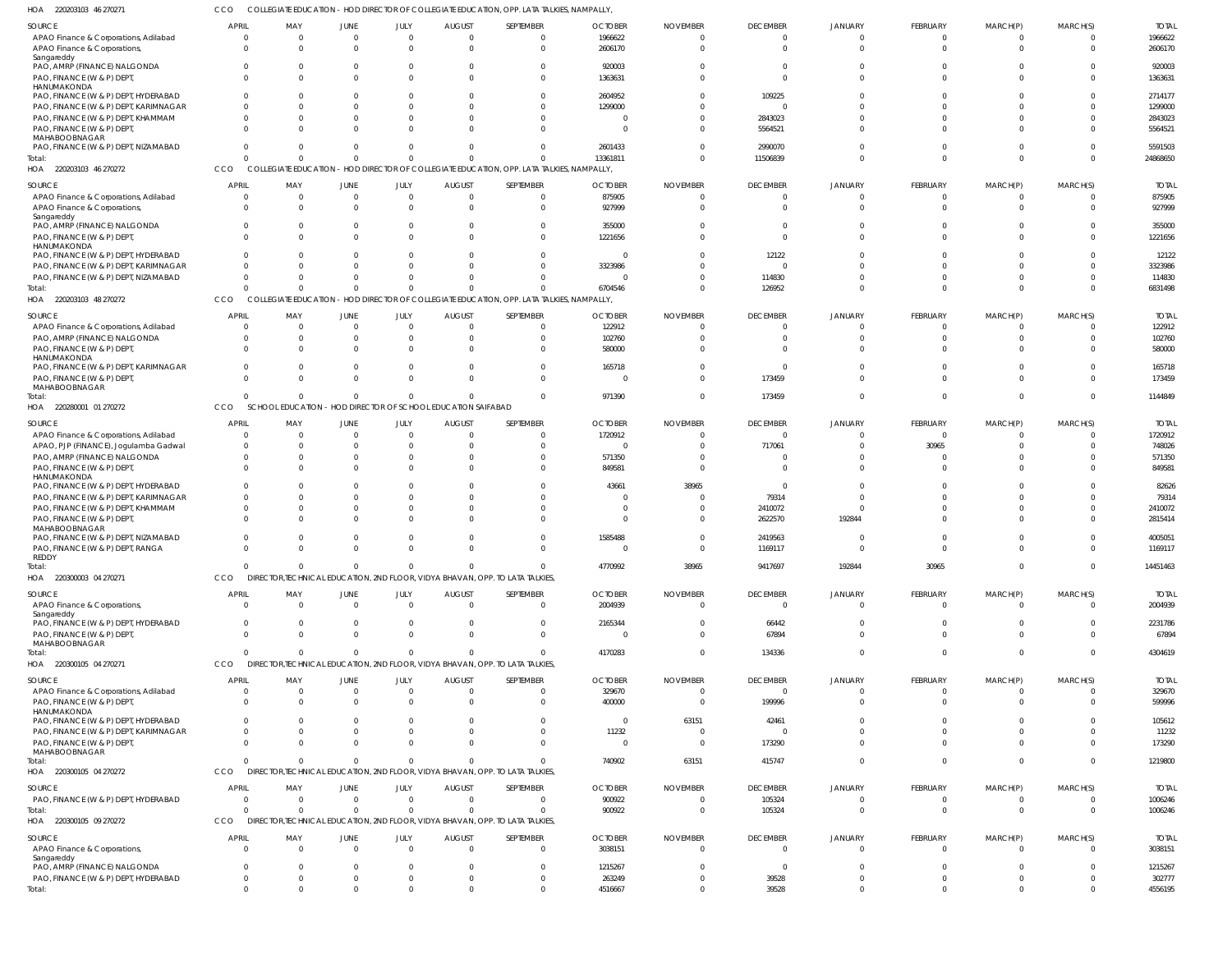HOA 220203103 46 270271 CCO COLLEGIATE EDUCATION - HOD DIRECTOR OF COLLEGIATE EDUCATION, OPP. LATA TALKIES, NAMPALLY,

| SOURCE | APRIL | MAY | JUNE | JULY | AUGUST | SEPTEMBER | OCTOBER | NOVEMBER | DECEMBER | JANUARY | FEBRUARY | MARCH(P) | MARCH(S) | TOTAL |
|---|---|---|---|---|---|---|---|---|---|---|---|---|---|---|
| APAO Finance & Corporations, Adilabad | 0 | 0 | 0 | 0 | 0 | 0 | 1966622 | 0 | 0 | 0 | 0 | 0 | 0 | 1966622 |
| APAO Finance & Corporations, Sangareddy | 0 | 0 | 0 | 0 | 0 | 0 | 2606170 | 0 | 0 | 0 | 0 | 0 | 0 | 2606170 |
| PAO, AMRP (FINANCE) NALGONDA | 0 | 0 | 0 | 0 | 0 | 0 | 920003 | 0 | 0 | 0 | 0 | 0 | 0 | 920003 |
| PAO, FINANCE (W & P) DEPT, HANUMAKONDA | 0 | 0 | 0 | 0 | 0 | 0 | 1363631 | 0 | 0 | 0 | 0 | 0 | 0 | 1363631 |
| PAO, FINANCE (W & P) DEPT, HYDERABAD | 0 | 0 | 0 | 0 | 0 | 0 | 2604952 | 0 | 109225 | 0 | 0 | 0 | 0 | 2714177 |
| PAO, FINANCE (W & P) DEPT, KARIMNAGAR | 0 | 0 | 0 | 0 | 0 | 0 | 1299000 | 0 | 0 | 0 | 0 | 0 | 0 | 1299000 |
| PAO, FINANCE (W & P) DEPT, KHAMMAM | 0 | 0 | 0 | 0 | 0 | 0 | 0 | 0 | 2843023 | 0 | 0 | 0 | 0 | 2843023 |
| PAO, FINANCE (W & P) DEPT, MAHABOOBNAGAR | 0 | 0 | 0 | 0 | 0 | 0 | 0 | 0 | 5564521 | 0 | 0 | 0 | 0 | 5564521 |
| PAO, FINANCE (W & P) DEPT, NIZAMABAD | 0 | 0 | 0 | 0 | 0 | 0 | 2601433 | 0 | 2990070 | 0 | 0 | 0 | 0 | 5591503 |
| Total: | 0 | 0 | 0 | 0 | 0 | 0 | 13361811 | 0 | 11506839 | 0 | 0 | 0 | 0 | 24868650 |

HOA 220203103 46 270272 CCO COLLEGIATE EDUCATION - HOD DIRECTOR OF COLLEGIATE EDUCATION, OPP. LATA TALKIES, NAMPALLY,

| SOURCE | APRIL | MAY | JUNE | JULY | AUGUST | SEPTEMBER | OCTOBER | NOVEMBER | DECEMBER | JANUARY | FEBRUARY | MARCH(P) | MARCH(S) | TOTAL |
|---|---|---|---|---|---|---|---|---|---|---|---|---|---|---|
| APAO Finance & Corporations, Adilabad | 0 | 0 | 0 | 0 | 0 | 0 | 875905 | 0 | 0 | 0 | 0 | 0 | 0 | 875905 |
| APAO Finance & Corporations, Sangareddy | 0 | 0 | 0 | 0 | 0 | 0 | 927999 | 0 | 0 | 0 | 0 | 0 | 0 | 927999 |
| PAO, AMRP (FINANCE) NALGONDA | 0 | 0 | 0 | 0 | 0 | 0 | 355000 | 0 | 0 | 0 | 0 | 0 | 0 | 355000 |
| PAO, FINANCE (W & P) DEPT, HANUMAKONDA | 0 | 0 | 0 | 0 | 0 | 0 | 1221656 | 0 | 0 | 0 | 0 | 0 | 0 | 1221656 |
| PAO, FINANCE (W & P) DEPT, HYDERABAD | 0 | 0 | 0 | 0 | 0 | 0 | 0 | 0 | 12122 | 0 | 0 | 0 | 0 | 12122 |
| PAO, FINANCE (W & P) DEPT, KARIMNAGAR | 0 | 0 | 0 | 0 | 0 | 0 | 3323986 | 0 | 0 | 0 | 0 | 0 | 0 | 3323986 |
| PAO, FINANCE (W & P) DEPT, NIZAMABAD | 0 | 0 | 0 | 0 | 0 | 0 | 0 | 0 | 114830 | 0 | 0 | 0 | 0 | 114830 |
| Total: | 0 | 0 | 0 | 0 | 0 | 0 | 6704546 | 0 | 126952 | 0 | 0 | 0 | 0 | 6831498 |

HOA 220203103 48 270272 CCO COLLEGIATE EDUCATION - HOD DIRECTOR OF COLLEGIATE EDUCATION, OPP. LATA TALKIES, NAMPALLY,

| SOURCE | APRIL | MAY | JUNE | JULY | AUGUST | SEPTEMBER | OCTOBER | NOVEMBER | DECEMBER | JANUARY | FEBRUARY | MARCH(P) | MARCH(S) | TOTAL |
|---|---|---|---|---|---|---|---|---|---|---|---|---|---|---|
| APAO Finance & Corporations, Adilabad | 0 | 0 | 0 | 0 | 0 | 0 | 122912 | 0 | 0 | 0 | 0 | 0 | 0 | 122912 |
| PAO, AMRP (FINANCE) NALGONDA | 0 | 0 | 0 | 0 | 0 | 0 | 102760 | 0 | 0 | 0 | 0 | 0 | 0 | 102760 |
| PAO, FINANCE (W & P) DEPT, HANUMAKONDA | 0 | 0 | 0 | 0 | 0 | 0 | 580000 | 0 | 0 | 0 | 0 | 0 | 0 | 580000 |
| PAO, FINANCE (W & P) DEPT, KARIMNAGAR | 0 | 0 | 0 | 0 | 0 | 0 | 165718 | 0 | 0 | 0 | 0 | 0 | 0 | 165718 |
| PAO, FINANCE (W & P) DEPT, MAHABOOBNAGAR | 0 | 0 | 0 | 0 | 0 | 0 | 0 | 0 | 173459 | 0 | 0 | 0 | 0 | 173459 |
| Total: | 0 | 0 | 0 | 0 | 0 | 0 | 971390 | 0 | 173459 | 0 | 0 | 0 | 0 | 1144849 |

HOA 220280001 01 270272 CCO SCHOOL EDUCATION - HOD DIRECTOR OF SCHOOL EDUCATION SAIFABAD

| SOURCE | APRIL | MAY | JUNE | JULY | AUGUST | SEPTEMBER | OCTOBER | NOVEMBER | DECEMBER | JANUARY | FEBRUARY | MARCH(P) | MARCH(S) | TOTAL |
|---|---|---|---|---|---|---|---|---|---|---|---|---|---|---|
| APAO Finance & Corporations, Adilabad | 0 | 0 | 0 | 0 | 0 | 0 | 1720912 | 0 | 0 | 0 | 0 | 0 | 0 | 1720912 |
| APAO, PJP (FINANCE), Jogulamba Gadwal | 0 | 0 | 0 | 0 | 0 | 0 | 0 | 0 | 717061 | 0 | 30965 | 0 | 0 | 748026 |
| PAO, AMRP (FINANCE) NALGONDA | 0 | 0 | 0 | 0 | 0 | 0 | 571350 | 0 | 0 | 0 | 0 | 0 | 0 | 571350 |
| PAO, FINANCE (W & P) DEPT, HANUMAKONDA | 0 | 0 | 0 | 0 | 0 | 0 | 849581 | 0 | 0 | 0 | 0 | 0 | 0 | 849581 |
| PAO, FINANCE (W & P) DEPT, HYDERABAD | 0 | 0 | 0 | 0 | 0 | 0 | 43661 | 38965 | 0 | 0 | 0 | 0 | 0 | 82626 |
| PAO, FINANCE (W & P) DEPT, KARIMNAGAR | 0 | 0 | 0 | 0 | 0 | 0 | 0 | 0 | 79314 | 0 | 0 | 0 | 0 | 79314 |
| PAO, FINANCE (W & P) DEPT, KHAMMAM | 0 | 0 | 0 | 0 | 0 | 0 | 0 | 0 | 2410072 | 0 | 0 | 0 | 0 | 2410072 |
| PAO, FINANCE (W & P) DEPT, MAHABOOBNAGAR | 0 | 0 | 0 | 0 | 0 | 0 | 0 | 0 | 2622570 | 192844 | 0 | 0 | 0 | 2815414 |
| PAO, FINANCE (W & P) DEPT, NIZAMABAD | 0 | 0 | 0 | 0 | 0 | 0 | 1585488 | 0 | 2419563 | 0 | 0 | 0 | 0 | 4005051 |
| PAO, FINANCE (W & P) DEPT, RANGA REDDY | 0 | 0 | 0 | 0 | 0 | 0 | 0 | 0 | 1169117 | 0 | 0 | 0 | 0 | 1169117 |
| Total: | 0 | 0 | 0 | 0 | 0 | 0 | 4770992 | 38965 | 9417697 | 192844 | 30965 | 0 | 0 | 14451463 |

HOA 220300003 04 270271 CCO DIRECTOR,TECHNICAL EDUCATION, 2ND FLOOR, VIDYA BHAVAN, OPP. TO LATA TALKIES,

| SOURCE | APRIL | MAY | JUNE | JULY | AUGUST | SEPTEMBER | OCTOBER | NOVEMBER | DECEMBER | JANUARY | FEBRUARY | MARCH(P) | MARCH(S) | TOTAL |
|---|---|---|---|---|---|---|---|---|---|---|---|---|---|---|
| APAO Finance & Corporations, Sangareddy | 0 | 0 | 0 | 0 | 0 | 0 | 2004939 | 0 | 0 | 0 | 0 | 0 | 0 | 2004939 |
| PAO, FINANCE (W & P) DEPT, HYDERABAD | 0 | 0 | 0 | 0 | 0 | 0 | 2165344 | 0 | 66442 | 0 | 0 | 0 | 0 | 2231786 |
| PAO, FINANCE (W & P) DEPT, MAHABOOBNAGAR | 0 | 0 | 0 | 0 | 0 | 0 | 0 | 0 | 67894 | 0 | 0 | 0 | 0 | 67894 |
| Total: | 0 | 0 | 0 | 0 | 0 | 0 | 4170283 | 0 | 134336 | 0 | 0 | 0 | 0 | 4304619 |

HOA 220300105 04 270271 CCO DIRECTOR,TECHNICAL EDUCATION, 2ND FLOOR, VIDYA BHAVAN, OPP. TO LATA TALKIES,

| SOURCE | APRIL | MAY | JUNE | JULY | AUGUST | SEPTEMBER | OCTOBER | NOVEMBER | DECEMBER | JANUARY | FEBRUARY | MARCH(P) | MARCH(S) | TOTAL |
|---|---|---|---|---|---|---|---|---|---|---|---|---|---|---|
| APAO Finance & Corporations, Adilabad | 0 | 0 | 0 | 0 | 0 | 0 | 329670 | 0 | 0 | 0 | 0 | 0 | 0 | 329670 |
| PAO, FINANCE (W & P) DEPT, HANUMAKONDA | 0 | 0 | 0 | 0 | 0 | 0 | 400000 | 0 | 199996 | 0 | 0 | 0 | 0 | 599996 |
| PAO, FINANCE (W & P) DEPT, HYDERABAD | 0 | 0 | 0 | 0 | 0 | 0 | 0 | 63151 | 42461 | 0 | 0 | 0 | 0 | 105612 |
| PAO, FINANCE (W & P) DEPT, KARIMNAGAR | 0 | 0 | 0 | 0 | 0 | 0 | 11232 | 0 | 0 | 0 | 0 | 0 | 0 | 11232 |
| PAO, FINANCE (W & P) DEPT, MAHABOOBNAGAR | 0 | 0 | 0 | 0 | 0 | 0 | 0 | 0 | 173290 | 0 | 0 | 0 | 0 | 173290 |
| Total: | 0 | 0 | 0 | 0 | 0 | 0 | 740902 | 63151 | 415747 | 0 | 0 | 0 | 0 | 1219800 |

HOA 220300105 04 270272 CCO DIRECTOR,TECHNICAL EDUCATION, 2ND FLOOR, VIDYA BHAVAN, OPP. TO LATA TALKIES,

| SOURCE | APRIL | MAY | JUNE | JULY | AUGUST | SEPTEMBER | OCTOBER | NOVEMBER | DECEMBER | JANUARY | FEBRUARY | MARCH(P) | MARCH(S) | TOTAL |
|---|---|---|---|---|---|---|---|---|---|---|---|---|---|---|
| PAO, FINANCE (W & P) DEPT, HYDERABAD | 0 | 0 | 0 | 0 | 0 | 0 | 900922 | 0 | 105324 | 0 | 0 | 0 | 0 | 1006246 |
| Total: | 0 | 0 | 0 | 0 | 0 | 0 | 900922 | 0 | 105324 | 0 | 0 | 0 | 0 | 1006246 |

HOA 220300105 09 270272 CCO DIRECTOR,TECHNICAL EDUCATION, 2ND FLOOR, VIDYA BHAVAN, OPP. TO LATA TALKIES,

| SOURCE | APRIL | MAY | JUNE | JULY | AUGUST | SEPTEMBER | OCTOBER | NOVEMBER | DECEMBER | JANUARY | FEBRUARY | MARCH(P) | MARCH(S) | TOTAL |
|---|---|---|---|---|---|---|---|---|---|---|---|---|---|---|
| APAO Finance & Corporations, Sangareddy | 0 | 0 | 0 | 0 | 0 | 0 | 3038151 | 0 | 0 | 0 | 0 | 0 | 0 | 3038151 |
| PAO, AMRP (FINANCE) NALGONDA | 0 | 0 | 0 | 0 | 0 | 0 | 1215267 | 0 | 0 | 0 | 0 | 0 | 0 | 1215267 |
| PAO, FINANCE (W & P) DEPT, HYDERABAD | 0 | 0 | 0 | 0 | 0 | 0 | 263249 | 0 | 39528 | 0 | 0 | 0 | 0 | 302777 |
| Total: | 0 | 0 | 0 | 0 | 0 | 0 | 4516667 | 0 | 39528 | 0 | 0 | 0 | 0 | 4556195 |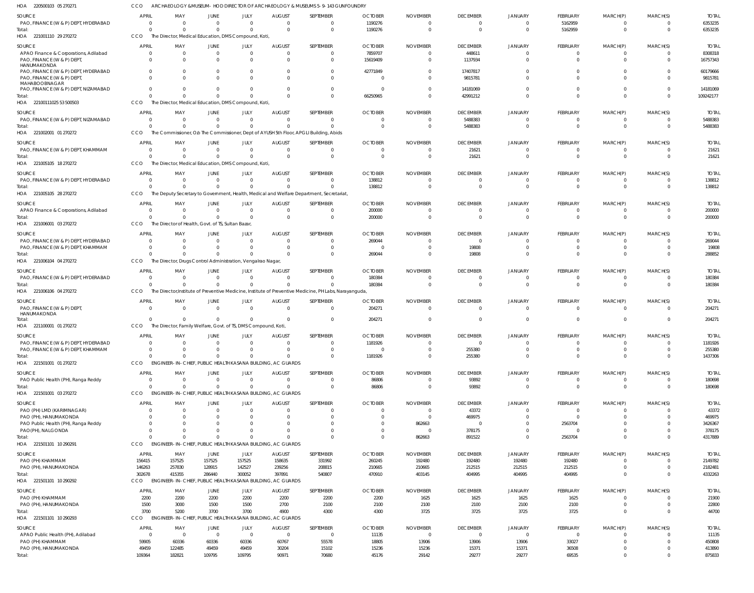HOA 220500103 05 270271 CCO ARCHAEOLOGY &MUSEUM- HOD DIRECTOR OF ARCHAEOLOGY & MUSEUMS 5-9-143 GUNFOUNDRY

| SOURCE | APRIL | MAY | JUNE | JULY | AUGUST | SEPTEMBER | OCTOBER | NOVEMBER | DECEMBER | JANUARY | FEBRUARY | MARCH(P) | MARCH(S) | TOTAL |
|---|---|---|---|---|---|---|---|---|---|---|---|---|---|---|
| PAO, FINANCE (W & P) DEPT, HYDERABAD | 0 | 0 | 0 | 0 | 0 | 0 | 1190276 | 0 | 0 | 0 | 5162959 | 0 | 0 | 6353235 |
| Total: | 0 | 0 | 0 | 0 | 0 | 0 | 1190276 | 0 | 0 | 0 | 5162959 | 0 | 0 | 6353235 |

HOA 221001110 29 270272 CCO The Director, Medical Education, DMS Compound, Koti,

| SOURCE | APRIL | MAY | JUNE | JULY | AUGUST | SEPTEMBER | OCTOBER | NOVEMBER | DECEMBER | JANUARY | FEBRUARY | MARCH(P) | MARCH(S) | TOTAL |
|---|---|---|---|---|---|---|---|---|---|---|---|---|---|---|
| APAO Finance & Corporations, Adilabad | 0 | 0 | 0 | 0 | 0 | 0 | 7859707 | 0 | 448611 | 0 | 0 | 0 | 0 | 8308318 |
| PAO, FINANCE (W & P) DEPT, HANUMAKONDA | 0 | 0 | 0 | 0 | 0 | 0 | 15619409 | 0 | 1137934 | 0 | 0 | 0 | 0 | 16757343 |
| PAO, FINANCE (W & P) DEPT, HYDERABAD | 0 | 0 | 0 | 0 | 0 | 0 | 42771849 | 0 | 17407817 | 0 | 0 | 0 | 0 | 60179666 |
| PAO, FINANCE (W & P) DEPT, MAHABOOBNAGAR | 0 | 0 | 0 | 0 | 0 | 0 | 0 | 0 | 9815781 | 0 | 0 | 0 | 0 | 9815781 |
| PAO, FINANCE (W & P) DEPT, NIZAMABAD | 0 | 0 | 0 | 0 | 0 | 0 | 0 | 0 | 14181069 | 0 | 0 | 0 | 0 | 14181069 |
| Total: | 0 | 0 | 0 | 0 | 0 | 0 | 66250965 | 0 | 42991212 | 0 | 0 | 0 | 0 | 109242177 |

HOA 22100111025 53 500503 CCO The Director, Medical Education, DMS Compound, Koti,

| SOURCE | APRIL | MAY | JUNE | JULY | AUGUST | SEPTEMBER | OCTOBER | NOVEMBER | DECEMBER | JANUARY | FEBRUARY | MARCH(P) | MARCH(S) | TOTAL |
|---|---|---|---|---|---|---|---|---|---|---|---|---|---|---|
| PAO, FINANCE (W & P) DEPT, NIZAMABAD | 0 | 0 | 0 | 0 | 0 | 0 | 0 | 0 | 5488383 | 0 | 0 | 0 | 0 | 5488383 |
| Total: | 0 | 0 | 0 | 0 | 0 | 0 | 0 | 0 | 5488383 | 0 | 0 | 0 | 0 | 5488383 |

HOA 221002001 01 270272 CCO The Commissioner, O/o The Commissioner, Dept of AYUSH 5th Floor, APGLI Building, Abids

| SOURCE | APRIL | MAY | JUNE | JULY | AUGUST | SEPTEMBER | OCTOBER | NOVEMBER | DECEMBER | JANUARY | FEBRUARY | MARCH(P) | MARCH(S) | TOTAL |
|---|---|---|---|---|---|---|---|---|---|---|---|---|---|---|
| PAO, FINANCE (W & P) DEPT, KHAMMAM | 0 | 0 | 0 | 0 | 0 | 0 | 0 | 0 | 21621 | 0 | 0 | 0 | 0 | 21621 |
| Total: | 0 | 0 | 0 | 0 | 0 | 0 | 0 | 0 | 21621 | 0 | 0 | 0 | 0 | 21621 |

HOA 221005105 18 270272 CCO The Director, Medical Education, DMS Compound, Koti,

| SOURCE | APRIL | MAY | JUNE | JULY | AUGUST | SEPTEMBER | OCTOBER | NOVEMBER | DECEMBER | JANUARY | FEBRUARY | MARCH(P) | MARCH(S) | TOTAL |
|---|---|---|---|---|---|---|---|---|---|---|---|---|---|---|
| PAO, FINANCE (W & P) DEPT, HYDERABAD | 0 | 0 | 0 | 0 | 0 | 0 | 138812 | 0 | 0 | 0 | 0 | 0 | 0 | 138812 |
| Total: | 0 | 0 | 0 | 0 | 0 | 0 | 138812 | 0 | 0 | 0 | 0 | 0 | 0 | 138812 |

HOA 221005105 28 270272 CCO The Deputy Secretary to Government, Health, Medical and Welfare Department, Secretariat,

| SOURCE | APRIL | MAY | JUNE | JULY | AUGUST | SEPTEMBER | OCTOBER | NOVEMBER | DECEMBER | JANUARY | FEBRUARY | MARCH(P) | MARCH(S) | TOTAL |
|---|---|---|---|---|---|---|---|---|---|---|---|---|---|---|
| APAO Finance & Corporations, Adilabad | 0 | 0 | 0 | 0 | 0 | 0 | 200000 | 0 | 0 | 0 | 0 | 0 | 0 | 200000 |
| Total: | 0 | 0 | 0 | 0 | 0 | 0 | 200000 | 0 | 0 | 0 | 0 | 0 | 0 | 200000 |

HOA 221006001 03 270272 CCO The Director of Health, Govt. of TS, Sultan Bazar,

| SOURCE | APRIL | MAY | JUNE | JULY | AUGUST | SEPTEMBER | OCTOBER | NOVEMBER | DECEMBER | JANUARY | FEBRUARY | MARCH(P) | MARCH(S) | TOTAL |
|---|---|---|---|---|---|---|---|---|---|---|---|---|---|---|
| PAO, FINANCE (W & P) DEPT, HYDERABAD | 0 | 0 | 0 | 0 | 0 | 0 | 269044 | 0 | 0 | 0 | 0 | 0 | 0 | 269044 |
| PAO, FINANCE (W & P) DEPT, KHAMMAM | 0 | 0 | 0 | 0 | 0 | 0 | 0 | 0 | 19808 | 0 | 0 | 0 | 0 | 19808 |
| Total: | 0 | 0 | 0 | 0 | 0 | 0 | 269044 | 0 | 19808 | 0 | 0 | 0 | 0 | 288852 |

HOA 221006104 04 270272 CCO The Director, Drugs Control Administration, Vengalrao Nagar,

| SOURCE | APRIL | MAY | JUNE | JULY | AUGUST | SEPTEMBER | OCTOBER | NOVEMBER | DECEMBER | JANUARY | FEBRUARY | MARCH(P) | MARCH(S) | TOTAL |
|---|---|---|---|---|---|---|---|---|---|---|---|---|---|---|
| PAO, FINANCE (W & P) DEPT, HYDERABAD | 0 | 0 | 0 | 0 | 0 | 0 | 180384 | 0 | 0 | 0 | 0 | 0 | 0 | 180384 |
| Total: | 0 | 0 | 0 | 0 | 0 | 0 | 180384 | 0 | 0 | 0 | 0 | 0 | 0 | 180384 |

HOA 221006106 04 270272 CCO The Director,Institute of Preventive Medicine, Institute of Preventive Medicine, PH Labs, Narayanguda,

| SOURCE | APRIL | MAY | JUNE | JULY | AUGUST | SEPTEMBER | OCTOBER | NOVEMBER | DECEMBER | JANUARY | FEBRUARY | MARCH(P) | MARCH(S) | TOTAL |
|---|---|---|---|---|---|---|---|---|---|---|---|---|---|---|
| PAO, FINANCE (W & P) DEPT, HANUMAKONDA | 0 | 0 | 0 | 0 | 0 | 0 | 204271 | 0 | 0 | 0 | 0 | 0 | 0 | 204271 |
| Total: | 0 | 0 | 0 | 0 | 0 | 0 | 204271 | 0 | 0 | 0 | 0 | 0 | 0 | 204271 |

HOA 221100001 01 270272 CCO The Director, Family Welfare, Govt. of TS, DMS Compound, Koti,

| SOURCE | APRIL | MAY | JUNE | JULY | AUGUST | SEPTEMBER | OCTOBER | NOVEMBER | DECEMBER | JANUARY | FEBRUARY | MARCH(P) | MARCH(S) | TOTAL |
|---|---|---|---|---|---|---|---|---|---|---|---|---|---|---|
| PAO, FINANCE (W & P) DEPT, HYDERABAD | 0 | 0 | 0 | 0 | 0 | 0 | 1181926 | 0 | 0 | 0 | 0 | 0 | 0 | 1181926 |
| PAO, FINANCE (W & P) DEPT, KHAMMAM | 0 | 0 | 0 | 0 | 0 | 0 | 0 | 0 | 255380 | 0 | 0 | 0 | 0 | 255380 |
| Total: | 0 | 0 | 0 | 0 | 0 | 0 | 1181926 | 0 | 255380 | 0 | 0 | 0 | 0 | 1437306 |

HOA 221501001 01 270272 CCO ENGINEER-IN-CHIEF, PUBLIC HEALTH KASANA BUILDING, AC GUARDS

| SOURCE | APRIL | MAY | JUNE | JULY | AUGUST | SEPTEMBER | OCTOBER | NOVEMBER | DECEMBER | JANUARY | FEBRUARY | MARCH(P) | MARCH(S) | TOTAL |
|---|---|---|---|---|---|---|---|---|---|---|---|---|---|---|
| PAO Public Health (PH), Ranga Reddy | 0 | 0 | 0 | 0 | 0 | 0 | 86806 | 0 | 93892 | 0 | 0 | 0 | 0 | 180698 |
| Total: | 0 | 0 | 0 | 0 | 0 | 0 | 86806 | 0 | 93892 | 0 | 0 | 0 | 0 | 180698 |

HOA 221501001 03 270272 CCO ENGINEER-IN-CHIEF, PUBLIC HEALTH KASANA BUILDING, AC GUARDS

| SOURCE | APRIL | MAY | JUNE | JULY | AUGUST | SEPTEMBER | OCTOBER | NOVEMBER | DECEMBER | JANUARY | FEBRUARY | MARCH(P) | MARCH(S) | TOTAL |
|---|---|---|---|---|---|---|---|---|---|---|---|---|---|---|
| PAO (PH) LMD (KARIMNAGAR) | 0 | 0 | 0 | 0 | 0 | 0 | 0 | 0 | 43372 | 0 | 0 | 0 | 0 | 43372 |
| PAO (PH), HANUMAKONDA | 0 | 0 | 0 | 0 | 0 | 0 | 0 | 0 | 469975 | 0 | 0 | 0 | 0 | 469975 |
| PAO Public Health (PH), Ranga Reddy | 0 | 0 | 0 | 0 | 0 | 0 | 0 | 862663 | 0 | 0 | 2563704 | 0 | 0 | 3426367 |
| PAO(PH), NALGONDA | 0 | 0 | 0 | 0 | 0 | 0 | 0 | 0 | 378175 | 0 | 0 | 0 | 0 | 378175 |
| Total: | 0 | 0 | 0 | 0 | 0 | 0 | 0 | 862663 | 891522 | 0 | 2563704 | 0 | 0 | 4317889 |

HOA 221501101 10 290291 CCO ENGINEER-IN-CHIEF, PUBLIC HEALTH KASANA BUILDING, AC GUARDS

| SOURCE | APRIL | MAY | JUNE | JULY | AUGUST | SEPTEMBER | OCTOBER | NOVEMBER | DECEMBER | JANUARY | FEBRUARY | MARCH(P) | MARCH(S) | TOTAL |
|---|---|---|---|---|---|---|---|---|---|---|---|---|---|---|
| PAO (PH) KHAMMAM | 156415 | 157525 | 157525 | 157525 | 158635 | 331992 | 260245 | 192480 | 192480 | 192480 | 192480 | 0 | 0 | 2149782 |
| PAO (PH), HANUMAKONDA | 146263 | 257830 | 128915 | 142527 | 239256 | 208815 | 210665 | 210665 | 212515 | 212515 | 212515 | 0 | 0 | 2182481 |
| Total: | 302678 | 415355 | 286440 | 300052 | 397891 | 540807 | 470910 | 403145 | 404995 | 404995 | 404995 | 0 | 0 | 4332263 |

HOA 221501101 10 290292 CCO ENGINEER-IN-CHIEF, PUBLIC HEALTH KASANA BUILDING, AC GUARDS

| SOURCE | APRIL | MAY | JUNE | JULY | AUGUST | SEPTEMBER | OCTOBER | NOVEMBER | DECEMBER | JANUARY | FEBRUARY | MARCH(P) | MARCH(S) | TOTAL |
|---|---|---|---|---|---|---|---|---|---|---|---|---|---|---|
| PAO (PH) KHAMMAM | 2200 | 2200 | 2200 | 2200 | 2200 | 2200 | 2200 | 1625 | 1625 | 1625 | 1625 | 0 | 0 | 21900 |
| PAO (PH), HANUMAKONDA | 1500 | 3000 | 1500 | 1500 | 2700 | 2100 | 2100 | 2100 | 2100 | 2100 | 2100 | 0 | 0 | 22800 |
| Total: | 3700 | 5200 | 3700 | 3700 | 4900 | 4300 | 4300 | 3725 | 3725 | 3725 | 3725 | 0 | 0 | 44700 |

HOA 221501101 10 290293 CCO ENGINEER-IN-CHIEF, PUBLIC HEALTH KASANA BUILDING, AC GUARDS

| SOURCE | APRIL | MAY | JUNE | JULY | AUGUST | SEPTEMBER | OCTOBER | NOVEMBER | DECEMBER | JANUARY | FEBRUARY | MARCH(P) | MARCH(S) | TOTAL |
|---|---|---|---|---|---|---|---|---|---|---|---|---|---|---|
| APAO Public Health (PH), Adilabad | 0 | 0 | 0 | 0 | 0 | 0 | 11135 | 0 | 0 | 0 | 0 | 0 | 0 | 11135 |
| PAO (PH) KHAMMAM | 59905 | 60336 | 60336 | 60336 | 60767 | 55578 | 18805 | 13906 | 13906 | 13906 | 33027 | 0 | 0 | 450808 |
| PAO (PH), HANUMAKONDA | 49459 | 122485 | 49459 | 49459 | 30204 | 15102 | 15236 | 15236 | 15371 | 15371 | 36508 | 0 | 0 | 413890 |
| Total: | 109364 | 182821 | 109795 | 109795 | 90971 | 70680 | 45176 | 29142 | 29277 | 29277 | 69535 | 0 | 0 | 875833 |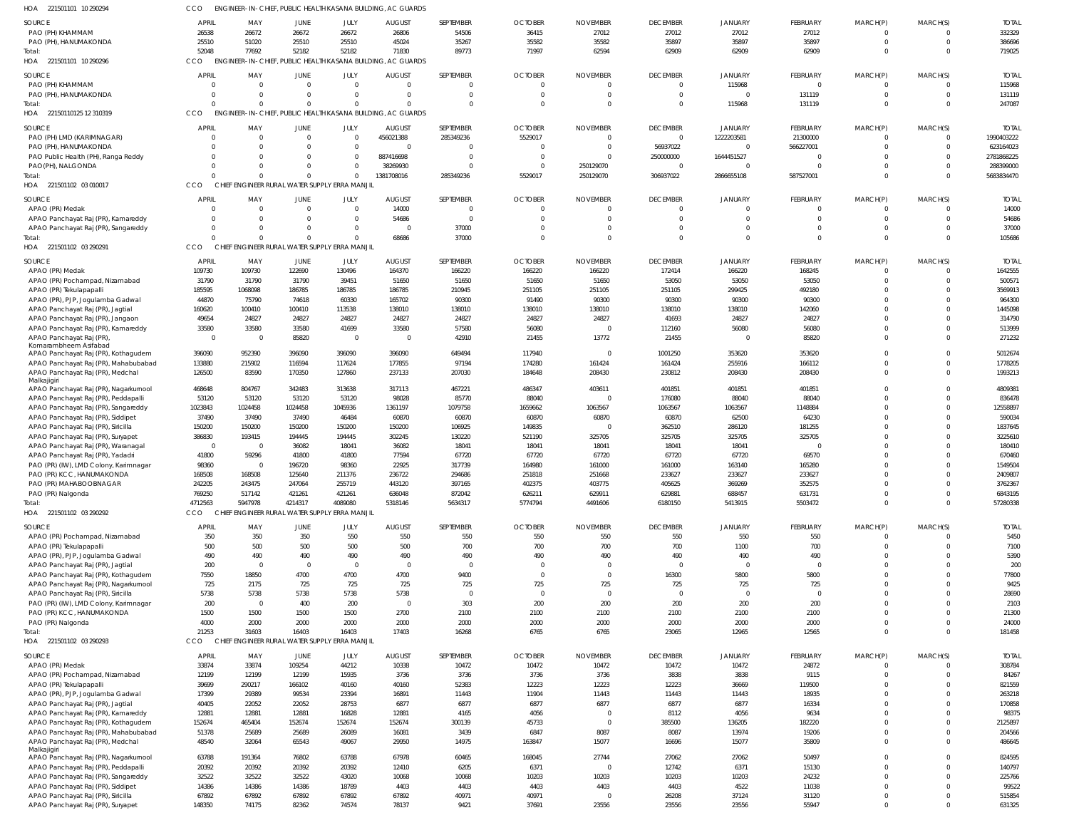HOA 221501101 10 290294 CCO ENGINEER- IN- CHIEF, PUBLIC HEALTH KASANA BUILDING, AC GUARDS

| SOURCE | APRIL | MAY | JUNE | JULY | AUGUST | SEPTEMBER | OCTOBER | NOVEMBER | DECEMBER | JANUARY | FEBRUARY | MARCH(P) | MARCH(S) | TOTAL |
|---|---|---|---|---|---|---|---|---|---|---|---|---|---|---|
| PAO (PH) KHAMMAM | 26538 | 26672 | 26672 | 26672 | 26806 | 54506 | 36415 | 27012 | 27012 | 27012 | 27012 | 0 | 0 | 332329 |
| PAO (PH), HANUMAKONDA | 25510 | 51020 | 25510 | 25510 | 45024 | 35267 | 35582 | 35582 | 35897 | 35897 | 35897 | 0 | 0 | 386696 |
| Total: | 52048 | 77692 | 52182 | 52182 | 71830 | 89773 | 71997 | 62594 | 62909 | 62909 | 62909 | 0 | 0 | 719025 |

HOA 221501101 10 290296 CCO ENGINEER- IN- CHIEF, PUBLIC HEALTH KASANA BUILDING, AC GUARDS

| SOURCE | APRIL | MAY | JUNE | JULY | AUGUST | SEPTEMBER | OCTOBER | NOVEMBER | DECEMBER | JANUARY | FEBRUARY | MARCH(P) | MARCH(S) | TOTAL |
|---|---|---|---|---|---|---|---|---|---|---|---|---|---|---|
| PAO (PH) KHAMMAM | 0 | 0 | 0 | 0 | 0 | 0 | 0 | 0 | 0 | 115968 | 0 | 0 | 0 | 115968 |
| PAO (PH), HANUMAKONDA | 0 | 0 | 0 | 0 | 0 | 0 | 0 | 0 | 0 | 0 | 131119 | 0 | 0 | 131119 |
| Total: | 0 | 0 | 0 | 0 | 0 | 0 | 0 | 0 | 0 | 115968 | 131119 | 0 | 0 | 247087 |

HOA 221501101 25 12 310319 CCO ENGINEER- IN- CHIEF, PUBLIC HEALTH KASANA BUILDING, AC GUARDS

| SOURCE | APRIL | MAY | JUNE | JULY | AUGUST | SEPTEMBER | OCTOBER | NOVEMBER | DECEMBER | JANUARY | FEBRUARY | MARCH(P) | MARCH(S) | TOTAL |
|---|---|---|---|---|---|---|---|---|---|---|---|---|---|---|
| PAO (PH) LMD (KARIMNAGAR) | 0 | 0 | 0 | 0 | 456021388 | 285349236 | 5529017 | 0 | 0 | 1222203581 | 21300000 | 0 | 0 | 1990403222 |
| PAO (PH), HANUMAKONDA | 0 | 0 | 0 | 0 | 0 | 0 | 0 | 0 | 56937022 | 0 | 566227001 | 0 | 0 | 623164023 |
| PAO Public Health (PH), Ranga Reddy | 0 | 0 | 0 | 0 | 887416698 | 0 | 0 | 0 | 250000000 | 1644451527 | 0 | 0 | 0 | 2781868225 |
| PAO(PH), NALGONDA | 0 | 0 | 0 | 0 | 38269930 | 0 | 0 | 250129070 | 0 | 0 | 0 | 0 | 0 | 288399000 |
| Total: | 0 | 0 | 0 | 0 | 1381708016 | 285349236 | 5529017 | 250129070 | 306937022 | 2866655108 | 587527001 | 0 | 0 | 5683834470 |

HOA 221501102 03 010017 CCO CHIEF ENGINEER RURAL WATER SUPPLY ERRA MANJIL

| SOURCE | APRIL | MAY | JUNE | JULY | AUGUST | SEPTEMBER | OCTOBER | NOVEMBER | DECEMBER | JANUARY | FEBRUARY | MARCH(P) | MARCH(S) | TOTAL |
|---|---|---|---|---|---|---|---|---|---|---|---|---|---|---|
| APAO (PR) Medak | 0 | 0 | 0 | 0 | 14000 | 0 | 0 | 0 | 0 | 0 | 0 | 0 | 0 | 14000 |
| APAO Panchayat Raj (PR), Kamareddy | 0 | 0 | 0 | 0 | 54686 | 0 | 0 | 0 | 0 | 0 | 0 | 0 | 0 | 54686 |
| APAO Panchayat Raj (PR), Sangareddy | 0 | 0 | 0 | 0 | 0 | 37000 | 0 | 0 | 0 | 0 | 0 | 0 | 0 | 37000 |
| Total: | 0 | 0 | 0 | 0 | 68686 | 37000 | 0 | 0 | 0 | 0 | 0 | 0 | 0 | 105686 |

HOA 221501102 03 290291 CCO CHIEF ENGINEER RURAL WATER SUPPLY ERRA MANJIL

| SOURCE | APRIL | MAY | JUNE | JULY | AUGUST | SEPTEMBER | OCTOBER | NOVEMBER | DECEMBER | JANUARY | FEBRUARY | MARCH(P) | MARCH(S) | TOTAL |
|---|---|---|---|---|---|---|---|---|---|---|---|---|---|---|
| APAO (PR) Medak | 109730 | 109730 | 122690 | 130496 | 164370 | 166220 | 166220 | 166220 | 172414 | 166220 | 168245 | 0 | 0 | 1642555 |
| APAO (PR) Pochampad, Nizamabad | 31790 | 31790 | 31790 | 39451 | 51650 | 51650 | 51650 | 51650 | 53050 | 53050 | 53050 | 0 | 0 | 500571 |
| APAO (PR) Tekulapalli | 185595 | 1068098 | 186785 | 186785 | 186785 | 210945 | 251105 | 251105 | 251105 | 299425 | 492180 | 0 | 0 | 3569913 |
| APAO (PR), PJP, Jogulamba Gadwal | 44870 | 75790 | 74618 | 60330 | 165702 | 90300 | 91490 | 90300 | 90300 | 90300 | 90300 | 0 | 0 | 964300 |
| APAO Panchayat Raj (PR), Jagtial | 160620 | 100410 | 100410 | 113538 | 138010 | 138010 | 138010 | 138010 | 138010 | 138010 | 142060 | 0 | 0 | 1445098 |
| APAO Panchayat Raj (PR), Jangaon | 49654 | 24827 | 24827 | 24827 | 24827 | 24827 | 24827 | 24827 | 41693 | 24827 | 24827 | 0 | 0 | 314790 |
| APAO Panchayat Raj (PR), Kamareddy | 33580 | 33580 | 33580 | 41699 | 33580 | 57580 | 56080 | 0 | 112160 | 56080 | 56080 | 0 | 0 | 513999 |
| APAO Panchayat Raj (PR), Komarambheem Asifabad | 0 | 0 | 85820 | 0 | 0 | 42910 | 21455 | 13772 | 21455 | 0 | 85820 | 0 | 0 | 271232 |
| APAO Panchayat Raj (PR), Kothagudem | 396090 | 952390 | 396090 | 396090 | 396090 | 649494 | 117940 | 0 | 1001250 | 353620 | 353620 | 0 | 0 | 5012674 |
| APAO Panchayat Raj (PR), Mahabubabad | 133880 | 215902 | 116594 | 117624 | 177855 | 97194 | 174280 | 161424 | 161424 | 255916 | 166112 | 0 | 0 | 1778205 |
| APAO Panchayat Raj (PR), Medchal Malkajigiri | 126500 | 83590 | 170350 | 127860 | 237133 | 207030 | 184648 | 208430 | 230812 | 208430 | 208430 | 0 | 0 | 1993213 |
| APAO Panchayat Raj (PR), Nagarkurnool | 468648 | 804767 | 342483 | 313638 | 317113 | 467221 | 486347 | 403611 | 401851 | 401851 | 401851 | 0 | 0 | 4809381 |
| APAO Panchayat Raj (PR), Peddapalli | 53120 | 53120 | 53120 | 53120 | 98028 | 85770 | 88040 | 0 | 176080 | 88040 | 88040 | 0 | 0 | 836478 |
| APAO Panchayat Raj (PR), Sangareddy | 1023843 | 1024458 | 1024458 | 1045936 | 1361197 | 1079758 | 1659662 | 1063567 | 1063567 | 1063567 | 1148884 | 0 | 0 | 12558897 |
| APAO Panchayat Raj (PR), Siddipet | 37490 | 37490 | 37490 | 46484 | 60870 | 60870 | 60870 | 60870 | 60870 | 62500 | 64230 | 0 | 0 | 590034 |
| APAO Panchayat Raj (PR), Siricilla | 150200 | 150200 | 150200 | 150200 | 150200 | 106925 | 149835 | 0 | 362510 | 286120 | 181255 | 0 | 0 | 1837645 |
| APAO Panchayat Raj (PR), Suryapet | 386830 | 193415 | 194445 | 194445 | 302245 | 130220 | 521190 | 325705 | 325705 | 325705 | 325705 | 0 | 0 | 3225610 |
| APAO Panchayat Raj (PR), Waranagal | 0 | 0 | 36082 | 18041 | 36082 | 18041 | 18041 | 18041 | 18041 | 18041 | 0 | 0 | 0 | 180410 |
| APAO Panchayat Raj (PR), Yadadri | 41800 | 59296 | 41800 | 41800 | 77594 | 67720 | 67720 | 67720 | 67720 | 67720 | 69570 | 0 | 0 | 670460 |
| PAO (PR) (IW), LMD Colony, Karimnagar | 98360 | 0 | 196720 | 98360 | 22925 | 317739 | 164980 | 161000 | 161000 | 163140 | 165280 | 0 | 0 | 1549504 |
| PAO (PR) KCC, HANUMAKONDA | 168508 | 168508 | 125640 | 211376 | 236722 | 294686 | 251818 | 251668 | 233627 | 233627 | 233627 | 0 | 0 | 2409807 |
| PAO (PR) MAHABOOBNAGAR | 242205 | 243475 | 247064 | 255719 | 443120 | 397165 | 402375 | 403775 | 405625 | 369269 | 352575 | 0 | 0 | 3762367 |
| PAO (PR) Nalgonda | 769250 | 517142 | 421261 | 421261 | 636048 | 872042 | 626211 | 629911 | 629881 | 688457 | 631731 | 0 | 0 | 6843195 |
| Total: | 4712563 | 5947978 | 4214317 | 4089080 | 5318146 | 5634317 | 5774794 | 4491606 | 6180150 | 5413915 | 5503472 | 0 | 0 | 57280338 |

HOA 221501102 03 290292 CCO CHIEF ENGINEER RURAL WATER SUPPLY ERRA MANJIL

| SOURCE | APRIL | MAY | JUNE | JULY | AUGUST | SEPTEMBER | OCTOBER | NOVEMBER | DECEMBER | JANUARY | FEBRUARY | MARCH(P) | MARCH(S) | TOTAL |
|---|---|---|---|---|---|---|---|---|---|---|---|---|---|---|
| APAO (PR) Pochampad, Nizamabad | 350 | 350 | 350 | 550 | 550 | 550 | 550 | 550 | 550 | 550 | 550 | 0 | 0 | 5450 |
| APAO (PR) Tekulapalli | 500 | 500 | 500 | 500 | 500 | 700 | 700 | 700 | 700 | 1100 | 700 | 0 | 0 | 7100 |
| APAO (PR), PJP, Jogulamba Gadwal | 490 | 490 | 490 | 490 | 490 | 490 | 490 | 490 | 490 | 490 | 490 | 0 | 0 | 5390 |
| APAO Panchayat Raj (PR), Jagtial | 200 | 0 | 0 | 0 | 0 | 0 | 0 | 0 | 0 | 0 | 0 | 0 | 0 | 200 |
| APAO Panchayat Raj (PR), Kothagudem | 7550 | 18850 | 4700 | 4700 | 4700 | 9400 | 0 | 0 | 16300 | 5800 | 5800 | 0 | 0 | 77800 |
| APAO Panchayat Raj (PR), Nagarkurnool | 725 | 2175 | 725 | 725 | 725 | 725 | 725 | 725 | 725 | 725 | 725 | 0 | 0 | 9425 |
| APAO Panchayat Raj (PR), Siricilla | 5738 | 5738 | 5738 | 5738 | 5738 | 0 | 0 | 0 | 0 | 0 | 0 | 0 | 0 | 28690 |
| PAO (PR) (IW), LMD Colony, Karimnagar | 200 | 0 | 400 | 200 | 0 | 303 | 200 | 200 | 200 | 200 | 200 | 0 | 0 | 2103 |
| PAO (PR) KCC, HANUMAKONDA | 1500 | 1500 | 1500 | 1500 | 2700 | 2100 | 2100 | 2100 | 2100 | 2100 | 2100 | 0 | 0 | 21300 |
| PAO (PR) Nalgonda | 4000 | 2000 | 2000 | 2000 | 2000 | 2000 | 2000 | 2000 | 2000 | 2000 | 2000 | 0 | 0 | 24000 |
| Total: | 21253 | 31603 | 16403 | 16403 | 17403 | 16268 | 6765 | 6765 | 23065 | 12965 | 12565 | 0 | 0 | 181458 |

HOA 221501102 03 290293 CCO CHIEF ENGINEER RURAL WATER SUPPLY ERRA MANJIL

| SOURCE | APRIL | MAY | JUNE | JULY | AUGUST | SEPTEMBER | OCTOBER | NOVEMBER | DECEMBER | JANUARY | FEBRUARY | MARCH(P) | MARCH(S) | TOTAL |
|---|---|---|---|---|---|---|---|---|---|---|---|---|---|---|
| APAO (PR) Medak | 33874 | 33874 | 109254 | 44212 | 10338 | 10472 | 10472 | 10472 | 10472 | 10472 | 24872 | 0 | 0 | 308784 |
| APAO (PR) Pochampad, Nizamabad | 12199 | 12199 | 12199 | 15935 | 3736 | 3736 | 3736 | 3736 | 3838 | 3838 | 9115 | 0 | 0 | 84267 |
| APAO (PR) Tekulapalli | 39699 | 290217 | 166102 | 40160 | 40160 | 52383 | 12223 | 12223 | 12223 | 36669 | 119500 | 0 | 0 | 821559 |
| APAO (PR), PJP, Jogulamba Gadwal | 17399 | 29389 | 99534 | 23394 | 16891 | 11443 | 11904 | 11443 | 11443 | 11443 | 18935 | 0 | 0 | 263218 |
| APAO Panchayat Raj (PR), Jagtial | 40405 | 22052 | 22052 | 28753 | 6877 | 6877 | 6877 | 6877 | 6877 | 6877 | 16334 | 0 | 0 | 170858 |
| APAO Panchayat Raj (PR), Kamareddy | 12881 | 12881 | 12881 | 16828 | 12881 | 4165 | 4056 | 0 | 8112 | 4056 | 9634 | 0 | 0 | 98375 |
| APAO Panchayat Raj (PR), Kothagudem | 152674 | 465404 | 152674 | 152674 | 152674 | 300139 | 45733 | 0 | 385500 | 136205 | 182220 | 0 | 0 | 2125897 |
| APAO Panchayat Raj (PR), Mahabubabad | 51378 | 25689 | 25689 | 26089 | 16081 | 3439 | 6847 | 8087 | 8087 | 13974 | 19206 | 0 | 0 | 204566 |
| APAO Panchayat Raj (PR), Medchal Malkajigiri | 48540 | 32064 | 65543 | 49067 | 29950 | 14975 | 163847 | 15077 | 16696 | 15077 | 35809 | 0 | 0 | 486645 |
| APAO Panchayat Raj (PR), Nagarkurnool | 63788 | 191364 | 76802 | 63788 | 67978 | 60465 | 168045 | 27744 | 27062 | 27062 | 50497 | 0 | 0 | 824595 |
| APAO Panchayat Raj (PR), Peddapalli | 20392 | 20392 | 20392 | 20392 | 12410 | 6205 | 6371 | 0 | 12742 | 6371 | 15130 | 0 | 0 | 140797 |
| APAO Panchayat Raj (PR), Sangareddy | 32522 | 32522 | 32522 | 43020 | 10068 | 10068 | 10203 | 10203 | 10203 | 10203 | 24232 | 0 | 0 | 225766 |
| APAO Panchayat Raj (PR), Siddipet | 14386 | 14386 | 14386 | 18789 | 4403 | 4403 | 4403 | 4403 | 4403 | 4522 | 11038 | 0 | 0 | 99522 |
| APAO Panchayat Raj (PR), Siricilla | 67892 | 67892 | 67892 | 67892 | 67892 | 40971 | 40971 | 0 | 26208 | 37124 | 31120 | 0 | 0 | 515854 |
| APAO Panchayat Raj (PR), Suryapet | 148350 | 74175 | 82362 | 74574 | 78137 | 9421 | 37691 | 23556 | 23556 | 23556 | 55947 | 0 | 0 | 631325 |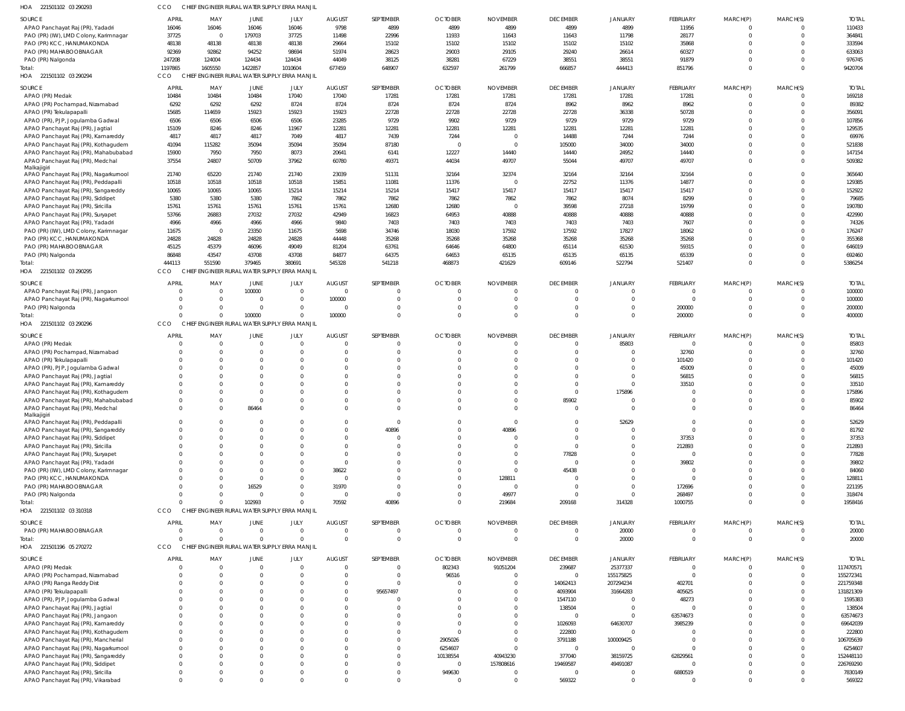HOA 221501102 03 290293 CCO CHIEF ENGINEER RURAL WATER SUPPLY ERRA MANJIL

| SOURCE | APRIL | MAY | JUNE | JULY | AUGUST | SEPTEMBER | OCTOBER | NOVEMBER | DECEMBER | JANUARY | FEBRUARY | MARCH(P) | MARCH(S) | TOTAL |
|---|---|---|---|---|---|---|---|---|---|---|---|---|---|---|
| APAO Panchayat Raj (PR), Yadadri | 16046 | 16046 | 16046 | 16046 | 9798 | 4899 | 4899 | 4899 | 4899 | 4899 | 11956 | 0 | 0 | 110433 |
| PAO (PR) (IW), LMD Colony, Karimnagar | 37725 | 0 | 179703 | 37725 | 11498 | 22996 | 11933 | 11643 | 11643 | 11798 | 28177 | 0 | 0 | 364841 |
| PAO (PR) KCC, HANUMAKONDA | 48138 | 48138 | 48138 | 48138 | 29664 | 15102 | 15102 | 15102 | 15102 | 15102 | 35868 | 0 | 0 | 333594 |
| PAO (PR) MAHABOOBNAGAR | 92369 | 92862 | 94252 | 98694 | 51974 | 28623 | 29003 | 29105 | 29240 | 26614 | 60327 | 0 | 0 | 633063 |
| PAO (PR) Nalgonda | 247208 | 124004 | 124434 | 124434 | 44049 | 38125 | 38281 | 67229 | 38551 | 38551 | 91879 | 0 | 0 | 976745 |
| Total: | 1197865 | 1605550 | 1422857 | 1010604 | 677459 | 648907 | 632597 | 261799 | 666857 | 444413 | 851796 | 0 | 0 | 9420704 |

HOA 221501102 03 290294 CCO CHIEF ENGINEER RURAL WATER SUPPLY ERRA MANJIL

| SOURCE | APRIL | MAY | JUNE | JULY | AUGUST | SEPTEMBER | OCTOBER | NOVEMBER | DECEMBER | JANUARY | FEBRUARY | MARCH(P) | MARCH(S) | TOTAL |
|---|---|---|---|---|---|---|---|---|---|---|---|---|---|---|
| APAO (PR) Medak | 10484 | 10484 | 10484 | 17040 | 17040 | 17281 | 17281 | 17281 | 17281 | 17281 | 17281 | 0 | 0 | 169218 |
| APAO (PR) Pochampad, Nizamabad | 6292 | 6292 | 6292 | 8724 | 8724 | 8724 | 8724 | 8724 | 8962 | 8962 | 8962 | 0 | 0 | 89382 |
| APAO (PR) Tekulapalli | 15685 | 114659 | 15923 | 15923 | 15923 | 22728 | 22728 | 22728 | 22728 | 36338 | 50728 | 0 | 0 | 356091 |
| APAO (PR), PJP, Jogulamba Gadwal | 6506 | 6506 | 6506 | 6506 | 23285 | 9729 | 9902 | 9729 | 9729 | 9729 | 9729 | 0 | 0 | 107856 |
| APAO Panchayat Raj (PR), Jagtial | 15109 | 8246 | 8246 | 11967 | 12281 | 12281 | 12281 | 12281 | 12281 | 12281 | 12281 | 0 | 0 | 129535 |
| APAO Panchayat Raj (PR), Kamareddy | 4817 | 4817 | 4817 | 7049 | 4817 | 7439 | 7244 | 0 | 14488 | 7244 | 7244 | 0 | 0 | 69976 |
| APAO Panchayat Raj (PR), Kothagudem | 41094 | 115282 | 35094 | 35094 | 35094 | 87180 | 0 | 0 | 105000 | 34000 | 34000 | 0 | 0 | 521838 |
| APAO Panchayat Raj (PR), Mahabubabad | 15900 | 7950 | 7950 | 8073 | 20641 | 6141 | 12227 | 14440 | 14440 | 24952 | 14440 | 0 | 0 | 147154 |
| APAO Panchayat Raj (PR), Medchal Malkajigiri | 37554 | 24807 | 50709 | 37962 | 60780 | 49371 | 44034 | 49707 | 55044 | 49707 | 49707 | 0 | 0 | 509382 |
| APAO Panchayat Raj (PR), Nagarkurnool | 21740 | 65220 | 21740 | 21740 | 23039 | 51131 | 32164 | 32374 | 32164 | 32164 | 32164 | 0 | 0 | 365640 |
| APAO Panchayat Raj (PR), Peddapalli | 10518 | 10518 | 10518 | 10518 | 15851 | 11081 | 11376 | 0 | 22752 | 11376 | 14877 | 0 | 0 | 129385 |
| APAO Panchayat Raj (PR), Sangareddy | 10065 | 10065 | 10065 | 15214 | 15214 | 15214 | 15417 | 15417 | 15417 | 15417 | 15417 | 0 | 0 | 152922 |
| APAO Panchayat Raj (PR), Siddipet | 5380 | 5380 | 5380 | 7862 | 7862 | 7862 | 7862 | 7862 | 7862 | 8074 | 8299 | 0 | 0 | 79685 |
| APAO Panchayat Raj (PR), Siricilla | 15761 | 15761 | 15761 | 15761 | 15761 | 12680 | 12680 | 0 | 39598 | 27218 | 19799 | 0 | 0 | 190780 |
| APAO Panchayat Raj (PR), Suryapet | 53766 | 26883 | 27032 | 27032 | 42949 | 16823 | 64953 | 40888 | 40888 | 40888 | 40888 | 0 | 0 | 422990 |
| APAO Panchayat Raj (PR), Yadadri | 4966 | 4966 | 4966 | 4966 | 9840 | 7403 | 7403 | 7403 | 7403 | 7403 | 7607 | 0 | 0 | 74326 |
| PAO (PR) (IW), LMD Colony, Karimnagar | 11675 | 0 | 23350 | 11675 | 5698 | 34746 | 18030 | 17592 | 17592 | 17827 | 18062 | 0 | 0 | 176247 |
| PAO (PR) KCC, HANUMAKONDA | 24828 | 24828 | 24828 | 24828 | 44448 | 35268 | 35268 | 35268 | 35268 | 35268 | 35268 | 0 | 0 | 355368 |
| PAO (PR) MAHABOOBNAGAR | 45125 | 45379 | 46096 | 49049 | 81204 | 63761 | 64646 | 64800 | 65114 | 61530 | 59315 | 0 | 0 | 646019 |
| PAO (PR) Nalgonda | 86848 | 43547 | 43708 | 43708 | 84877 | 64375 | 64653 | 65135 | 65135 | 65135 | 65339 | 0 | 0 | 692460 |
| Total: | 444113 | 551590 | 379465 | 380691 | 545328 | 541218 | 468873 | 421629 | 609146 | 522794 | 521407 | 0 | 0 | 5386254 |

HOA 221501102 03 290295 CCO CHIEF ENGINEER RURAL WATER SUPPLY ERRA MANJIL

| SOURCE | APRIL | MAY | JUNE | JULY | AUGUST | SEPTEMBER | OCTOBER | NOVEMBER | DECEMBER | JANUARY | FEBRUARY | MARCH(P) | MARCH(S) | TOTAL |
|---|---|---|---|---|---|---|---|---|---|---|---|---|---|---|
| APAO Panchayat Raj (PR), Jangaon | 0 | 0 | 100000 | 0 | 0 | 0 | 0 | 0 | 0 | 0 | 0 | 0 | 0 | 100000 |
| APAO Panchayat Raj (PR), Nagarkurnool | 0 | 0 | 0 | 0 | 100000 | 0 | 0 | 0 | 0 | 0 | 0 | 0 | 0 | 100000 |
| PAO (PR) Nalgonda | 0 | 0 | 0 | 0 | 0 | 0 | 0 | 0 | 0 | 0 | 200000 | 0 | 0 | 200000 |
| Total: | 0 | 0 | 100000 | 0 | 100000 | 0 | 0 | 0 | 0 | 0 | 200000 | 0 | 0 | 400000 |

HOA 221501102 03 290296 CCO CHIEF ENGINEER RURAL WATER SUPPLY ERRA MANJIL

| SOURCE | APRIL | MAY | JUNE | JULY | AUGUST | SEPTEMBER | OCTOBER | NOVEMBER | DECEMBER | JANUARY | FEBRUARY | MARCH(P) | MARCH(S) | TOTAL |
|---|---|---|---|---|---|---|---|---|---|---|---|---|---|---|
| APAO (PR) Medak | 0 | 0 | 0 | 0 | 0 | 0 | 0 | 0 | 0 | 85803 | 0 | 0 | 0 | 85803 |
| APAO (PR) Pochampad, Nizamabad | 0 | 0 | 0 | 0 | 0 | 0 | 0 | 0 | 0 | 0 | 32760 | 0 | 0 | 32760 |
| APAO (PR) Tekulapalli | 0 | 0 | 0 | 0 | 0 | 0 | 0 | 0 | 0 | 0 | 101420 | 0 | 0 | 101420 |
| APAO (PR), PJP, Jogulamba Gadwal | 0 | 0 | 0 | 0 | 0 | 0 | 0 | 0 | 0 | 0 | 45009 | 0 | 0 | 45009 |
| APAO Panchayat Raj (PR), Jagtial | 0 | 0 | 0 | 0 | 0 | 0 | 0 | 0 | 0 | 0 | 56815 | 0 | 0 | 56815 |
| APAO Panchayat Raj (PR), Kamareddy | 0 | 0 | 0 | 0 | 0 | 0 | 0 | 0 | 0 | 0 | 33510 | 0 | 0 | 33510 |
| APAO Panchayat Raj (PR), Kothagudem | 0 | 0 | 0 | 0 | 0 | 0 | 0 | 0 | 0 | 175896 | 0 | 0 | 0 | 175896 |
| APAO Panchayat Raj (PR), Mahabubabad | 0 | 0 | 0 | 0 | 0 | 0 | 0 | 0 | 85902 | 0 | 0 | 0 | 0 | 85902 |
| APAO Panchayat Raj (PR), Medchal Malkajigiri | 0 | 0 | 86464 | 0 | 0 | 0 | 0 | 0 | 0 | 0 | 0 | 0 | 0 | 86464 |
| APAO Panchayat Raj (PR), Peddapalli | 0 | 0 | 0 | 0 | 0 | 0 | 0 | 0 | 0 | 52629 | 0 | 0 | 0 | 52629 |
| APAO Panchayat Raj (PR), Sangareddy | 0 | 0 | 0 | 0 | 0 | 40896 | 0 | 40896 | 0 | 0 | 0 | 0 | 0 | 81792 |
| APAO Panchayat Raj (PR), Siddipet | 0 | 0 | 0 | 0 | 0 | 0 | 0 | 0 | 0 | 0 | 37353 | 0 | 0 | 37353 |
| APAO Panchayat Raj (PR), Siricilla | 0 | 0 | 0 | 0 | 0 | 0 | 0 | 0 | 0 | 0 | 212893 | 0 | 0 | 212893 |
| APAO Panchayat Raj (PR), Suryapet | 0 | 0 | 0 | 0 | 0 | 0 | 0 | 0 | 77828 | 0 | 0 | 0 | 0 | 77828 |
| APAO Panchayat Raj (PR), Yadadri | 0 | 0 | 0 | 0 | 0 | 0 | 0 | 0 | 0 | 0 | 39802 | 0 | 0 | 39802 |
| PAO (PR) (IW), LMD Colony, Karimnagar | 0 | 0 | 0 | 0 | 38622 | 0 | 0 | 0 | 45438 | 0 | 0 | 0 | 0 | 84060 |
| PAO (PR) KCC, HANUMAKONDA | 0 | 0 | 0 | 0 | 0 | 0 | 0 | 128811 | 0 | 0 | 0 | 0 | 0 | 128811 |
| PAO (PR) MAHABOOBNAGAR | 0 | 0 | 16529 | 0 | 31970 | 0 | 0 | 0 | 0 | 0 | 172696 | 0 | 0 | 221195 |
| PAO (PR) Nalgonda | 0 | 0 | 0 | 0 | 0 | 0 | 0 | 49977 | 0 | 0 | 268497 | 0 | 0 | 318474 |
| Total: | 0 | 0 | 102993 | 0 | 70592 | 40896 | 0 | 219684 | 209168 | 314328 | 1000755 | 0 | 0 | 1958416 |

HOA 221501102 03 310318 CCO CHIEF ENGINEER RURAL WATER SUPPLY ERRA MANJIL

| SOURCE | APRIL | MAY | JUNE | JULY | AUGUST | SEPTEMBER | OCTOBER | NOVEMBER | DECEMBER | JANUARY | FEBRUARY | MARCH(P) | MARCH(S) | TOTAL |
|---|---|---|---|---|---|---|---|---|---|---|---|---|---|---|
| PAO (PR) MAHABOOBNAGAR | 0 | 0 | 0 | 0 | 0 | 0 | 0 | 0 | 0 | 20000 | 0 | 0 | 0 | 20000 |
| Total: | 0 | 0 | 0 | 0 | 0 | 0 | 0 | 0 | 0 | 20000 | 0 | 0 | 0 | 20000 |

HOA 221501196 05 270272 CCO CHIEF ENGINEER RURAL WATER SUPPLY ERRA MANJIL

| SOURCE | APRIL | MAY | JUNE | JULY | AUGUST | SEPTEMBER | OCTOBER | NOVEMBER | DECEMBER | JANUARY | FEBRUARY | MARCH(P) | MARCH(S) | TOTAL |
|---|---|---|---|---|---|---|---|---|---|---|---|---|---|---|
| APAO (PR) Medak | 0 | 0 | 0 | 0 | 0 | 0 | 802343 | 91051204 | 239687 | 25377337 | 0 | 0 | 0 | 117470571 |
| APAO (PR) Pochampad, Nizamabad | 0 | 0 | 0 | 0 | 0 | 0 | 96516 | 0 | 0 | 155175825 | 0 | 0 | 0 | 155272341 |
| APAO (PR) Ranga Reddy Dist | 0 | 0 | 0 | 0 | 0 | 0 | 0 | 0 | 14062413 | 207294234 | 402701 | 0 | 0 | 221759348 |
| APAO (PR) Tekulapalli | 0 | 0 | 0 | 0 | 0 | 95657497 | 0 | 0 | 4093904 | 31664283 | 405625 | 0 | 0 | 131821309 |
| APAO (PR), PJP, Jogulamba Gadwal | 0 | 0 | 0 | 0 | 0 | 0 | 0 | 0 | 1547110 | 0 | 48273 | 0 | 0 | 1595383 |
| APAO Panchayat Raj (PR), Jagtial | 0 | 0 | 0 | 0 | 0 | 0 | 0 | 0 | 138504 | 0 | 0 | 0 | 0 | 138504 |
| APAO Panchayat Raj (PR), Jangaon | 0 | 0 | 0 | 0 | 0 | 0 | 0 | 0 | 0 | 0 | 63574673 | 0 | 0 | 63574673 |
| APAO Panchayat Raj (PR), Kamareddy | 0 | 0 | 0 | 0 | 0 | 0 | 0 | 0 | 1026093 | 64630707 | 3985239 | 0 | 0 | 69642039 |
| APAO Panchayat Raj (PR), Kothagudem | 0 | 0 | 0 | 0 | 0 | 0 | 0 | 0 | 222800 | 0 | 0 | 0 | 0 | 222800 |
| APAO Panchayat Raj (PR), Mancherial | 0 | 0 | 0 | 0 | 0 | 0 | 2905026 | 0 | 3791188 | 100009425 | 0 | 0 | 0 | 106705639 |
| APAO Panchayat Raj (PR), Nagarkurnool | 0 | 0 | 0 | 0 | 0 | 0 | 6254607 | 0 | 0 | 0 | 0 | 0 | 0 | 6254607 |
| APAO Panchayat Raj (PR), Sangareddy | 0 | 0 | 0 | 0 | 0 | 0 | 10138554 | 40943230 | 377040 | 38159725 | 62829561 | 0 | 0 | 152448110 |
| APAO Panchayat Raj (PR), Siddipet | 0 | 0 | 0 | 0 | 0 | 0 | 0 | 157808616 | 19469587 | 49491087 | 0 | 0 | 0 | 226769290 |
| APAO Panchayat Raj (PR), Siricilla | 0 | 0 | 0 | 0 | 0 | 0 | 949630 | 0 | 0 | 0 | 6880519 | 0 | 0 | 7830149 |
| APAO Panchayat Raj (PR), Vikarabad | 0 | 0 | 0 | 0 | 0 | 0 | 0 | 0 | 569322 | 0 | 0 | 0 | 0 | 569322 |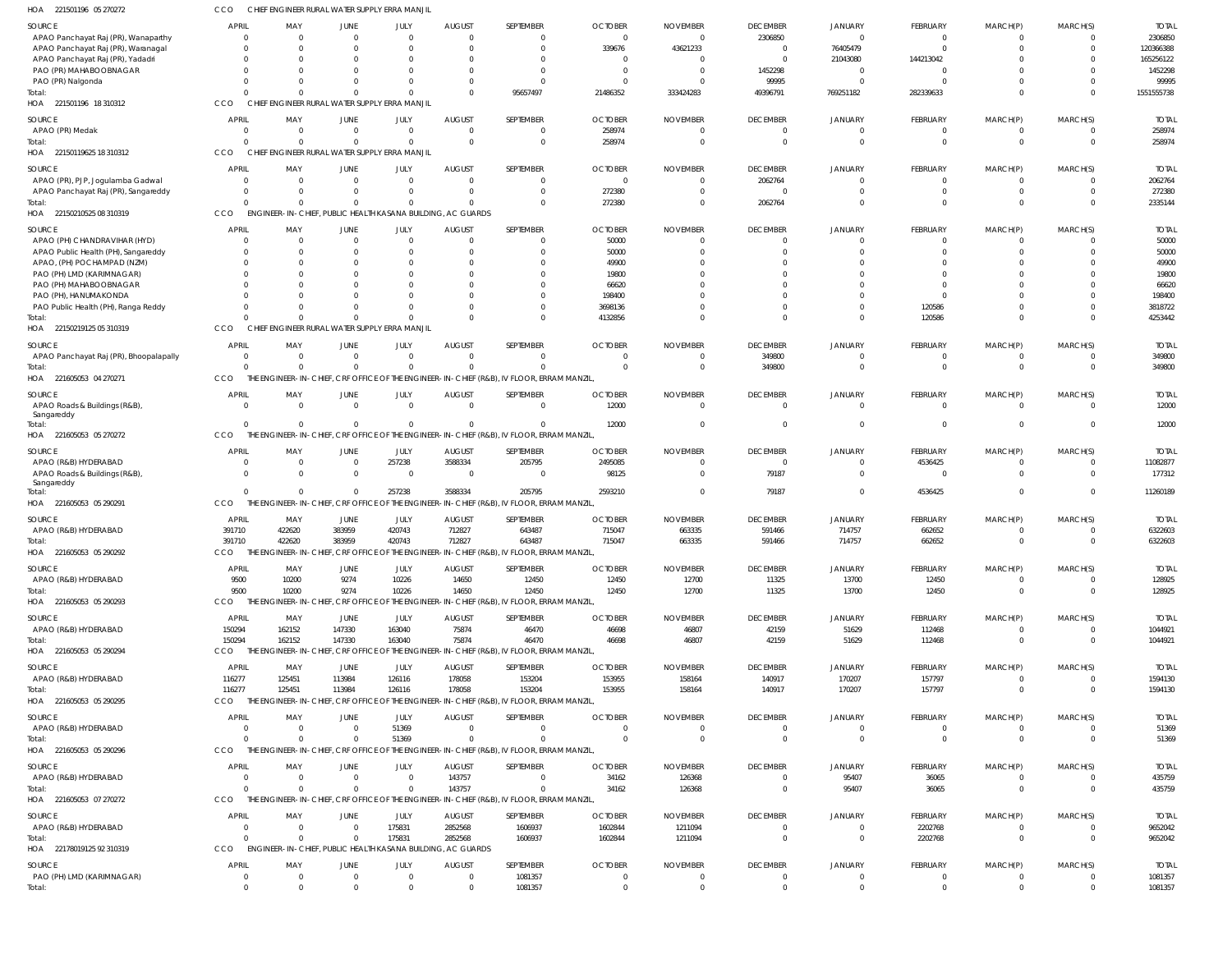HOA 221501196 05 270272 CCO CHIEF ENGINEER RURAL WATER SUPPLY ERRA MANJIL

| SOURCE | APRIL | MAY | JUNE | JULY | AUGUST | SEPTEMBER | OCTOBER | NOVEMBER | DECEMBER | JANUARY | FEBRUARY | MARCH(P) | MARCH(S) | TOTAL |
|---|---|---|---|---|---|---|---|---|---|---|---|---|---|---|
| APAO Panchayat Raj (PR), Wanaparthy | 0 | 0 | 0 | 0 | 0 | 0 | 0 | 0 | 2306850 | 0 | 0 | 0 | 0 | 2306850 |
| APAO Panchayat Raj (PR), Waranagal | 0 | 0 | 0 | 0 | 0 | 0 | 339676 | 43621233 | 0 | 76405479 | 0 | 0 | 0 | 120366388 |
| APAO Panchayat Raj (PR), Yadadri | 0 | 0 | 0 | 0 | 0 | 0 | 0 | 0 | 0 | 21043080 | 144213042 | 0 | 0 | 165256122 |
| PAO (PR) MAHABOOBNAGAR | 0 | 0 | 0 | 0 | 0 | 0 | 0 | 0 | 1452298 | 0 | 0 | 0 | 0 | 1452298 |
| PAO (PR) Nalgonda | 0 | 0 | 0 | 0 | 0 | 0 | 0 | 0 | 99995 | 0 | 0 | 0 | 0 | 99995 |
| Total: | 0 | 0 | 0 | 0 | 0 | 95657497 | 21486352 | 333424283 | 49396791 | 769251182 | 282339633 | 0 | 0 | 1551555738 |

HOA 221501196 18 310312 CCO CHIEF ENGINEER RURAL WATER SUPPLY ERRA MANJIL

| SOURCE | APRIL | MAY | JUNE | JULY | AUGUST | SEPTEMBER | OCTOBER | NOVEMBER | DECEMBER | JANUARY | FEBRUARY | MARCH(P) | MARCH(S) | TOTAL |
|---|---|---|---|---|---|---|---|---|---|---|---|---|---|---|
| APAO (PR) Medak | 0 | 0 | 0 | 0 | 0 | 0 | 258974 | 0 | 0 | 0 | 0 | 0 | 0 | 258974 |
| Total: | 0 | 0 | 0 | 0 | 0 | 0 | 258974 | 0 | 0 | 0 | 0 | 0 | 0 | 258974 |

HOA 22150119625 18 310312 CCO CHIEF ENGINEER RURAL WATER SUPPLY ERRA MANJIL

| SOURCE | APRIL | MAY | JUNE | JULY | AUGUST | SEPTEMBER | OCTOBER | NOVEMBER | DECEMBER | JANUARY | FEBRUARY | MARCH(P) | MARCH(S) | TOTAL |
|---|---|---|---|---|---|---|---|---|---|---|---|---|---|---|
| APAO (PR), PJP, Jogulamba Gadwal | 0 | 0 | 0 | 0 | 0 | 0 | 0 | 0 | 2062764 | 0 | 0 | 0 | 0 | 2062764 |
| APAO Panchayat Raj (PR), Sangareddy | 0 | 0 | 0 | 0 | 0 | 0 | 272380 | 0 | 0 | 0 | 0 | 0 | 0 | 272380 |
| Total: | 0 | 0 | 0 | 0 | 0 | 0 | 272380 | 0 | 2062764 | 0 | 0 | 0 | 0 | 2335144 |

HOA 22150210525 08 310319 CCO ENGINEER-IN-CHIEF, PUBLIC HEALTH KASANA BUILDING, AC GUARDS

| SOURCE | APRIL | MAY | JUNE | JULY | AUGUST | SEPTEMBER | OCTOBER | NOVEMBER | DECEMBER | JANUARY | FEBRUARY | MARCH(P) | MARCH(S) | TOTAL |
|---|---|---|---|---|---|---|---|---|---|---|---|---|---|---|
| APAO (PH) CHANDRAVIHAR (HYD) | 0 | 0 | 0 | 0 | 0 | 0 | 50000 | 0 | 0 | 0 | 0 | 0 | 0 | 50000 |
| APAO Public Health (PH), Sangareddy | 0 | 0 | 0 | 0 | 0 | 0 | 50000 | 0 | 0 | 0 | 0 | 0 | 0 | 50000 |
| APAO, (PH) POCHAMPAD (NZM) | 0 | 0 | 0 | 0 | 0 | 0 | 49900 | 0 | 0 | 0 | 0 | 0 | 0 | 49900 |
| PAO (PH) LMD (KARIMNAGAR) | 0 | 0 | 0 | 0 | 0 | 0 | 19800 | 0 | 0 | 0 | 0 | 0 | 0 | 19800 |
| PAO (PH) MAHABOOBNAGAR | 0 | 0 | 0 | 0 | 0 | 0 | 66620 | 0 | 0 | 0 | 0 | 0 | 0 | 66620 |
| PAO (PH), HANUMAKONDA | 0 | 0 | 0 | 0 | 0 | 0 | 198400 | 0 | 0 | 0 | 0 | 0 | 0 | 198400 |
| PAO Public Health (PH), Ranga Reddy | 0 | 0 | 0 | 0 | 0 | 0 | 3698136 | 0 | 0 | 0 | 120586 | 0 | 0 | 3818722 |
| Total: | 0 | 0 | 0 | 0 | 0 | 0 | 4132856 | 0 | 0 | 0 | 120586 | 0 | 0 | 4253442 |

HOA 22150219125 05 310319 CCO CHIEF ENGINEER RURAL WATER SUPPLY ERRA MANJIL

| SOURCE | APRIL | MAY | JUNE | JULY | AUGUST | SEPTEMBER | OCTOBER | NOVEMBER | DECEMBER | JANUARY | FEBRUARY | MARCH(P) | MARCH(S) | TOTAL |
|---|---|---|---|---|---|---|---|---|---|---|---|---|---|---|
| APAO Panchayat Raj (PR), Bhoopalapally | 0 | 0 | 0 | 0 | 0 | 0 | 0 | 0 | 349800 | 0 | 0 | 0 | 0 | 349800 |
| Total: | 0 | 0 | 0 | 0 | 0 | 0 | 0 | 0 | 349800 | 0 | 0 | 0 | 0 | 349800 |

HOA 221605053 04 270271 CCO THE ENGINEER-IN-CHIEF, CRF OFFICE OF THE ENGINEER-IN-CHIEF (R&B), IV FLOOR, ERRAM MANZIL,

| SOURCE | APRIL | MAY | JUNE | JULY | AUGUST | SEPTEMBER | OCTOBER | NOVEMBER | DECEMBER | JANUARY | FEBRUARY | MARCH(P) | MARCH(S) | TOTAL |
|---|---|---|---|---|---|---|---|---|---|---|---|---|---|---|
| APAO Roads & Buildings (R&B), Sangareddy | 0 | 0 | 0 | 0 | 0 | 0 | 12000 | 0 | 0 | 0 | 0 | 0 | 0 | 12000 |
| Total: | 0 | 0 | 0 | 0 | 0 | 0 | 12000 | 0 | 0 | 0 | 0 | 0 | 0 | 12000 |

HOA 221605053 05 270272 CCO THE ENGINEER-IN-CHIEF, CRF OFFICE OF THE ENGINEER-IN-CHIEF (R&B), IV FLOOR, ERRAM MANZIL,

| SOURCE | APRIL | MAY | JUNE | JULY | AUGUST | SEPTEMBER | OCTOBER | NOVEMBER | DECEMBER | JANUARY | FEBRUARY | MARCH(P) | MARCH(S) | TOTAL |
|---|---|---|---|---|---|---|---|---|---|---|---|---|---|---|
| APAO (R&B) HYDERABAD | 0 | 0 | 0 | 257238 | 3588334 | 205795 | 2495085 | 0 | 0 | 0 | 4536425 | 0 | 0 | 11082877 |
| APAO Roads & Buildings (R&B), Sangareddy | 0 | 0 | 0 | 0 | 0 | 0 | 98125 | 0 | 79187 | 0 | 0 | 0 | 0 | 177312 |
| Total: | 0 | 0 | 0 | 257238 | 3588334 | 205795 | 2593210 | 0 | 79187 | 0 | 4536425 | 0 | 0 | 11260189 |

HOA 221605053 05 290291 CCO THE ENGINEER-IN-CHIEF, CRF OFFICE OF THE ENGINEER-IN-CHIEF (R&B), IV FLOOR, ERRAM MANZIL,

| SOURCE | APRIL | MAY | JUNE | JULY | AUGUST | SEPTEMBER | OCTOBER | NOVEMBER | DECEMBER | JANUARY | FEBRUARY | MARCH(P) | MARCH(S) | TOTAL |
|---|---|---|---|---|---|---|---|---|---|---|---|---|---|---|
| APAO (R&B) HYDERABAD | 391710 | 422620 | 383959 | 420743 | 712827 | 643487 | 715047 | 663335 | 591466 | 714757 | 662652 | 0 | 0 | 6322603 |
| Total: | 391710 | 422620 | 383959 | 420743 | 712827 | 643487 | 715047 | 663335 | 591466 | 714757 | 662652 | 0 | 0 | 6322603 |

HOA 221605053 05 290292 CCO THE ENGINEER-IN-CHIEF, CRF OFFICE OF THE ENGINEER-IN-CHIEF (R&B), IV FLOOR, ERRAM MANZIL,

| SOURCE | APRIL | MAY | JUNE | JULY | AUGUST | SEPTEMBER | OCTOBER | NOVEMBER | DECEMBER | JANUARY | FEBRUARY | MARCH(P) | MARCH(S) | TOTAL |
|---|---|---|---|---|---|---|---|---|---|---|---|---|---|---|
| APAO (R&B) HYDERABAD | 9500 | 10200 | 9274 | 10226 | 14650 | 12450 | 12450 | 12700 | 11325 | 13700 | 12450 | 0 | 0 | 128925 |
| Total: | 9500 | 10200 | 9274 | 10226 | 14650 | 12450 | 12450 | 12700 | 11325 | 13700 | 12450 | 0 | 0 | 128925 |

HOA 221605053 05 290293 CCO THE ENGINEER-IN-CHIEF, CRF OFFICE OF THE ENGINEER-IN-CHIEF (R&B), IV FLOOR, ERRAM MANZIL,

| SOURCE | APRIL | MAY | JUNE | JULY | AUGUST | SEPTEMBER | OCTOBER | NOVEMBER | DECEMBER | JANUARY | FEBRUARY | MARCH(P) | MARCH(S) | TOTAL |
|---|---|---|---|---|---|---|---|---|---|---|---|---|---|---|
| APAO (R&B) HYDERABAD | 150294 | 162152 | 147330 | 163040 | 75874 | 46470 | 46698 | 46807 | 42159 | 51629 | 112468 | 0 | 0 | 1044921 |
| Total: | 150294 | 162152 | 147330 | 163040 | 75874 | 46470 | 46698 | 46807 | 42159 | 51629 | 112468 | 0 | 0 | 1044921 |

HOA 221605053 05 290294 CCO THE ENGINEER-IN-CHIEF, CRF OFFICE OF THE ENGINEER-IN-CHIEF (R&B), IV FLOOR, ERRAM MANZIL,

| SOURCE | APRIL | MAY | JUNE | JULY | AUGUST | SEPTEMBER | OCTOBER | NOVEMBER | DECEMBER | JANUARY | FEBRUARY | MARCH(P) | MARCH(S) | TOTAL |
|---|---|---|---|---|---|---|---|---|---|---|---|---|---|---|
| APAO (R&B) HYDERABAD | 116277 | 125451 | 113984 | 126116 | 178058 | 153204 | 153955 | 158164 | 140917 | 170207 | 157797 | 0 | 0 | 1594130 |
| Total: | 116277 | 125451 | 113984 | 126116 | 178058 | 153204 | 153955 | 158164 | 140917 | 170207 | 157797 | 0 | 0 | 1594130 |

HOA 221605053 05 290295 CCO THE ENGINEER-IN-CHIEF, CRF OFFICE OF THE ENGINEER-IN-CHIEF (R&B), IV FLOOR, ERRAM MANZIL,

| SOURCE | APRIL | MAY | JUNE | JULY | AUGUST | SEPTEMBER | OCTOBER | NOVEMBER | DECEMBER | JANUARY | FEBRUARY | MARCH(P) | MARCH(S) | TOTAL |
|---|---|---|---|---|---|---|---|---|---|---|---|---|---|---|
| APAO (R&B) HYDERABAD | 0 | 0 | 0 | 51369 | 0 | 0 | 0 | 0 | 0 | 0 | 0 | 0 | 0 | 51369 |
| Total: | 0 | 0 | 0 | 51369 | 0 | 0 | 0 | 0 | 0 | 0 | 0 | 0 | 0 | 51369 |

HOA 221605053 05 290296 CCO THE ENGINEER-IN-CHIEF, CRF OFFICE OF THE ENGINEER-IN-CHIEF (R&B), IV FLOOR, ERRAM MANZIL,

| SOURCE | APRIL | MAY | JUNE | JULY | AUGUST | SEPTEMBER | OCTOBER | NOVEMBER | DECEMBER | JANUARY | FEBRUARY | MARCH(P) | MARCH(S) | TOTAL |
|---|---|---|---|---|---|---|---|---|---|---|---|---|---|---|
| APAO (R&B) HYDERABAD | 0 | 0 | 0 | 0 | 143757 | 0 | 34162 | 126368 | 0 | 95407 | 36065 | 0 | 0 | 435759 |
| Total: | 0 | 0 | 0 | 0 | 143757 | 0 | 34162 | 126368 | 0 | 95407 | 36065 | 0 | 0 | 435759 |

HOA 221605053 07 270272 CCO THE ENGINEER-IN-CHIEF, CRF OFFICE OF THE ENGINEER-IN-CHIEF (R&B), IV FLOOR, ERRAM MANZIL,

| SOURCE | APRIL | MAY | JUNE | JULY | AUGUST | SEPTEMBER | OCTOBER | NOVEMBER | DECEMBER | JANUARY | FEBRUARY | MARCH(P) | MARCH(S) | TOTAL |
|---|---|---|---|---|---|---|---|---|---|---|---|---|---|---|
| APAO (R&B) HYDERABAD | 0 | 0 | 0 | 175831 | 2852568 | 1606937 | 1602844 | 1211094 | 0 | 0 | 2202768 | 0 | 0 | 9652042 |
| Total: | 0 | 0 | 0 | 175831 | 2852568 | 1606937 | 1602844 | 1211094 | 0 | 0 | 2202768 | 0 | 0 | 9652042 |

HOA 22178019125 92 310319 CCO ENGINEER-IN-CHIEF, PUBLIC HEALTH KASANA BUILDING, AC GUARDS

| SOURCE | APRIL | MAY | JUNE | JULY | AUGUST | SEPTEMBER | OCTOBER | NOVEMBER | DECEMBER | JANUARY | FEBRUARY | MARCH(P) | MARCH(S) | TOTAL |
|---|---|---|---|---|---|---|---|---|---|---|---|---|---|---|
| PAO (PH) LMD (KARIMNAGAR) | 0 | 0 | 0 | 0 | 0 | 1081357 | 0 | 0 | 0 | 0 | 0 | 0 | 0 | 1081357 |
| Total: | 0 | 0 | 0 | 0 | 0 | 1081357 | 0 | 0 | 0 | 0 | 0 | 0 | 0 | 1081357 |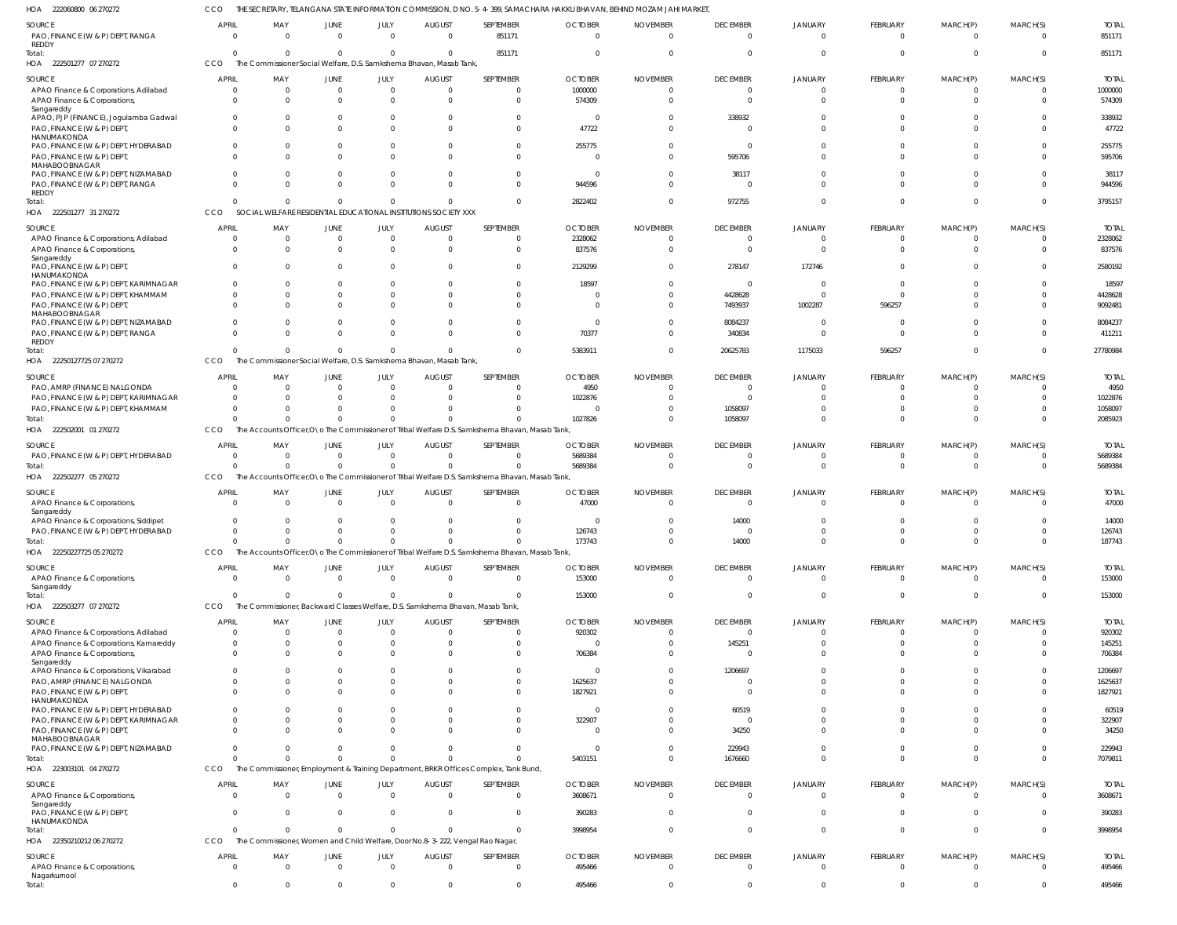HOA 222060800 06 270272 CCO THE SECRETARY, TELANGANA STATE INFORMATION COMMISSION, D NO. 5-4-399, SAMACHARA HAKKU BHAVAN, BEHIND MOZAM JAHI MARKET,

| SOURCE | APRIL | MAY | JUNE | JULY | AUGUST | SEPTEMBER | OCTOBER | NOVEMBER | DECEMBER | JANUARY | FEBRUARY | MARCH(P) | MARCH(S) | TOTAL |
|---|---|---|---|---|---|---|---|---|---|---|---|---|---|---|
| PAO, FINANCE (W & P) DEPT, RANGA REDDY | 0 | 0 | 0 | 0 | 0 | 851171 | 0 | 0 | 0 | 0 | 0 | 0 | 0 | 851171 |
| Total: | 0 | 0 | 0 | 0 | 0 | 851171 | 0 | 0 | 0 | 0 | 0 | 0 | 0 | 851171 |

HOA 222501277 07 270272 CCO The Commissioner Social Welfare, D.S. Samkshema Bhavan, Masab Tank,

| SOURCE | APRIL | MAY | JUNE | JULY | AUGUST | SEPTEMBER | OCTOBER | NOVEMBER | DECEMBER | JANUARY | FEBRUARY | MARCH(P) | MARCH(S) | TOTAL |
|---|---|---|---|---|---|---|---|---|---|---|---|---|---|---|
| APAO Finance & Corporations, Adilabad | 0 | 0 | 0 | 0 | 0 | 0 | 1000000 | 0 | 0 | 0 | 0 | 0 | 0 | 1000000 |
| APAO Finance & Corporations, Sangareddy | 0 | 0 | 0 | 0 | 0 | 0 | 574309 | 0 | 0 | 0 | 0 | 0 | 0 | 574309 |
| APAO, PJP (FINANCE), Jogulamba Gadwal | 0 | 0 | 0 | 0 | 0 | 0 | 0 | 0 | 338932 | 0 | 0 | 0 | 0 | 338932 |
| PAO, FINANCE (W & P) DEPT, HANUMAKONDA | 0 | 0 | 0 | 0 | 0 | 0 | 47722 | 0 | 0 | 0 | 0 | 0 | 0 | 47722 |
| PAO, FINANCE (W & P) DEPT, HYDERABAD | 0 | 0 | 0 | 0 | 0 | 0 | 255775 | 0 | 0 | 0 | 0 | 0 | 0 | 255775 |
| PAO, FINANCE (W & P) DEPT, MAHABOOBNAGAR | 0 | 0 | 0 | 0 | 0 | 0 | 0 | 0 | 595706 | 0 | 0 | 0 | 0 | 595706 |
| PAO, FINANCE (W & P) DEPT, NIZAMABAD | 0 | 0 | 0 | 0 | 0 | 0 | 0 | 0 | 38117 | 0 | 0 | 0 | 0 | 38117 |
| PAO, FINANCE (W & P) DEPT, RANGA REDDY | 0 | 0 | 0 | 0 | 0 | 0 | 944596 | 0 | 0 | 0 | 0 | 0 | 0 | 944596 |
| Total: | 0 | 0 | 0 | 0 | 0 | 0 | 2822402 | 0 | 972755 | 0 | 0 | 0 | 0 | 3795157 |

HOA 222501277 31 270272 CCO SOCIAL WELFARE RESIDENTIAL EDUCATIONAL INSTITUTIONS SOCIETY XXX

| SOURCE | APRIL | MAY | JUNE | JULY | AUGUST | SEPTEMBER | OCTOBER | NOVEMBER | DECEMBER | JANUARY | FEBRUARY | MARCH(P) | MARCH(S) | TOTAL |
|---|---|---|---|---|---|---|---|---|---|---|---|---|---|---|
| APAO Finance & Corporations, Adilabad | 0 | 0 | 0 | 0 | 0 | 0 | 2328062 | 0 | 0 | 0 | 0 | 0 | 0 | 2328062 |
| APAO Finance & Corporations, Sangareddy | 0 | 0 | 0 | 0 | 0 | 0 | 837576 | 0 | 0 | 0 | 0 | 0 | 0 | 837576 |
| PAO, FINANCE (W & P) DEPT, HANUMAKONDA | 0 | 0 | 0 | 0 | 0 | 0 | 2129299 | 0 | 278147 | 172746 | 0 | 0 | 0 | 2580192 |
| PAO, FINANCE (W & P) DEPT, KARIMNAGAR | 0 | 0 | 0 | 0 | 0 | 0 | 18597 | 0 | 0 | 0 | 0 | 0 | 0 | 18597 |
| PAO, FINANCE (W & P) DEPT, KHAMMAM | 0 | 0 | 0 | 0 | 0 | 0 | 0 | 0 | 4428628 | 0 | 0 | 0 | 0 | 4428628 |
| PAO, FINANCE (W & P) DEPT, MAHABOOBNAGAR | 0 | 0 | 0 | 0 | 0 | 0 | 0 | 0 | 7493937 | 1002287 | 596257 | 0 | 0 | 9092481 |
| PAO, FINANCE (W & P) DEPT, NIZAMABAD | 0 | 0 | 0 | 0 | 0 | 0 | 0 | 0 | 8084237 | 0 | 0 | 0 | 0 | 8084237 |
| PAO, FINANCE (W & P) DEPT, RANGA REDDY | 0 | 0 | 0 | 0 | 0 | 0 | 70377 | 0 | 340834 | 0 | 0 | 0 | 0 | 411211 |
| Total: | 0 | 0 | 0 | 0 | 0 | 0 | 5383911 | 0 | 20625783 | 1175033 | 596257 | 0 | 0 | 27780984 |

HOA 22250127725 07 270272 CCO The Commissioner Social Welfare, D.S. Samkshema Bhavan, Masab Tank,

| SOURCE | APRIL | MAY | JUNE | JULY | AUGUST | SEPTEMBER | OCTOBER | NOVEMBER | DECEMBER | JANUARY | FEBRUARY | MARCH(P) | MARCH(S) | TOTAL |
|---|---|---|---|---|---|---|---|---|---|---|---|---|---|---|
| PAO, AMRP (FINANCE) NALGONDA | 0 | 0 | 0 | 0 | 0 | 0 | 4950 | 0 | 0 | 0 | 0 | 0 | 0 | 4950 |
| PAO, FINANCE (W & P) DEPT, KARIMNAGAR | 0 | 0 | 0 | 0 | 0 | 0 | 1022876 | 0 | 0 | 0 | 0 | 0 | 0 | 1022876 |
| PAO, FINANCE (W & P) DEPT, KHAMMAM | 0 | 0 | 0 | 0 | 0 | 0 | 0 | 0 | 1058097 | 0 | 0 | 0 | 0 | 1058097 |
| Total: | 0 | 0 | 0 | 0 | 0 | 0 | 1027826 | 0 | 1058097 | 0 | 0 | 0 | 0 | 2085923 |

HOA 222502001 01 270272 CCO The Accounts Officer,O\o The Commissioner of Tribal Welfare D.S. Samkshema Bhavan, Masab Tank,

| SOURCE | APRIL | MAY | JUNE | JULY | AUGUST | SEPTEMBER | OCTOBER | NOVEMBER | DECEMBER | JANUARY | FEBRUARY | MARCH(P) | MARCH(S) | TOTAL |
|---|---|---|---|---|---|---|---|---|---|---|---|---|---|---|
| PAO, FINANCE (W & P) DEPT, HYDERABAD | 0 | 0 | 0 | 0 | 0 | 0 | 5689384 | 0 | 0 | 0 | 0 | 0 | 0 | 5689384 |
| Total: | 0 | 0 | 0 | 0 | 0 | 0 | 5689384 | 0 | 0 | 0 | 0 | 0 | 0 | 5689384 |

HOA 222502277 05 270272 CCO The Accounts Officer,O\o The Commissioner of Tribal Welfare D.S. Samkshema Bhavan, Masab Tank,

| SOURCE | APRIL | MAY | JUNE | JULY | AUGUST | SEPTEMBER | OCTOBER | NOVEMBER | DECEMBER | JANUARY | FEBRUARY | MARCH(P) | MARCH(S) | TOTAL |
|---|---|---|---|---|---|---|---|---|---|---|---|---|---|---|
| APAO Finance & Corporations, Sangareddy | 0 | 0 | 0 | 0 | 0 | 0 | 47000 | 0 | 0 | 0 | 0 | 0 | 0 | 47000 |
| APAO Finance & Corporations, Siddipet | 0 | 0 | 0 | 0 | 0 | 0 | 0 | 0 | 14000 | 0 | 0 | 0 | 0 | 14000 |
| PAO, FINANCE (W & P) DEPT, HYDERABAD | 0 | 0 | 0 | 0 | 0 | 0 | 126743 | 0 | 0 | 0 | 0 | 0 | 0 | 126743 |
| Total: | 0 | 0 | 0 | 0 | 0 | 0 | 173743 | 0 | 14000 | 0 | 0 | 0 | 0 | 187743 |

HOA 22250227725 05 270272 CCO The Accounts Officer,O\o The Commissioner of Tribal Welfare D.S. Samkshema Bhavan, Masab Tank,

| SOURCE | APRIL | MAY | JUNE | JULY | AUGUST | SEPTEMBER | OCTOBER | NOVEMBER | DECEMBER | JANUARY | FEBRUARY | MARCH(P) | MARCH(S) | TOTAL |
|---|---|---|---|---|---|---|---|---|---|---|---|---|---|---|
| APAO Finance & Corporations, Sangareddy | 0 | 0 | 0 | 0 | 0 | 0 | 153000 | 0 | 0 | 0 | 0 | 0 | 0 | 153000 |
| Total: | 0 | 0 | 0 | 0 | 0 | 0 | 153000 | 0 | 0 | 0 | 0 | 0 | 0 | 153000 |

HOA 222503277 07 270272 CCO The Commissioner, Backward Classes Welfare, D.S. Samkshema Bhavan, Masab Tank,

| SOURCE | APRIL | MAY | JUNE | JULY | AUGUST | SEPTEMBER | OCTOBER | NOVEMBER | DECEMBER | JANUARY | FEBRUARY | MARCH(P) | MARCH(S) | TOTAL |
|---|---|---|---|---|---|---|---|---|---|---|---|---|---|---|
| APAO Finance & Corporations, Adilabad | 0 | 0 | 0 | 0 | 0 | 0 | 920302 | 0 | 0 | 0 | 0 | 0 | 0 | 920302 |
| APAO Finance & Corporations, Kamareddy | 0 | 0 | 0 | 0 | 0 | 0 | 0 | 0 | 145251 | 0 | 0 | 0 | 0 | 145251 |
| APAO Finance & Corporations, Sangareddy | 0 | 0 | 0 | 0 | 0 | 0 | 706384 | 0 | 0 | 0 | 0 | 0 | 0 | 706384 |
| APAO Finance & Corporations, Vikarabad | 0 | 0 | 0 | 0 | 0 | 0 | 0 | 0 | 1206697 | 0 | 0 | 0 | 0 | 1206697 |
| PAO, AMRP (FINANCE) NALGONDA | 0 | 0 | 0 | 0 | 0 | 0 | 1625637 | 0 | 0 | 0 | 0 | 0 | 0 | 1625637 |
| PAO, FINANCE (W & P) DEPT, HANUMAKONDA | 0 | 0 | 0 | 0 | 0 | 0 | 1827921 | 0 | 0 | 0 | 0 | 0 | 0 | 1827921 |
| PAO, FINANCE (W & P) DEPT, HYDERABAD | 0 | 0 | 0 | 0 | 0 | 0 | 0 | 0 | 60519 | 0 | 0 | 0 | 0 | 60519 |
| PAO, FINANCE (W & P) DEPT, KARIMNAGAR | 0 | 0 | 0 | 0 | 0 | 0 | 322907 | 0 | 0 | 0 | 0 | 0 | 0 | 322907 |
| PAO, FINANCE (W & P) DEPT, MAHABOOBNAGAR | 0 | 0 | 0 | 0 | 0 | 0 | 0 | 0 | 34250 | 0 | 0 | 0 | 0 | 34250 |
| PAO, FINANCE (W & P) DEPT, NIZAMABAD | 0 | 0 | 0 | 0 | 0 | 0 | 0 | 0 | 229943 | 0 | 0 | 0 | 0 | 229943 |
| Total: | 0 | 0 | 0 | 0 | 0 | 0 | 5403151 | 0 | 1676660 | 0 | 0 | 0 | 0 | 7079811 |

HOA 223003101 04 270272 CCO The Commissioner, Employment & Training Department, BRKR Offices Complex, Tank Bund,

| SOURCE | APRIL | MAY | JUNE | JULY | AUGUST | SEPTEMBER | OCTOBER | NOVEMBER | DECEMBER | JANUARY | FEBRUARY | MARCH(P) | MARCH(S) | TOTAL |
|---|---|---|---|---|---|---|---|---|---|---|---|---|---|---|
| APAO Finance & Corporations, Sangareddy | 0 | 0 | 0 | 0 | 0 | 0 | 3608671 | 0 | 0 | 0 | 0 | 0 | 0 | 3608671 |
| PAO, FINANCE (W & P) DEPT, HANUMAKONDA | 0 | 0 | 0 | 0 | 0 | 0 | 390283 | 0 | 0 | 0 | 0 | 0 | 0 | 390283 |
| Total: | 0 | 0 | 0 | 0 | 0 | 0 | 3998954 | 0 | 0 | 0 | 0 | 0 | 0 | 3998954 |

HOA 223502102 12 06 270272 CCO The Commissioner, Women and Child Welfare, Door No.8-3-222, Vengal Rao Nagar,

| SOURCE | APRIL | MAY | JUNE | JULY | AUGUST | SEPTEMBER | OCTOBER | NOVEMBER | DECEMBER | JANUARY | FEBRUARY | MARCH(P) | MARCH(S) | TOTAL |
|---|---|---|---|---|---|---|---|---|---|---|---|---|---|---|
| APAO Finance & Corporations, Nagarkurnool | 0 | 0 | 0 | 0 | 0 | 0 | 495466 | 0 | 0 | 0 | 0 | 0 | 0 | 495466 |
| Total: | 0 | 0 | 0 | 0 | 0 | 0 | 495466 | 0 | 0 | 0 | 0 | 0 | 0 | 495466 |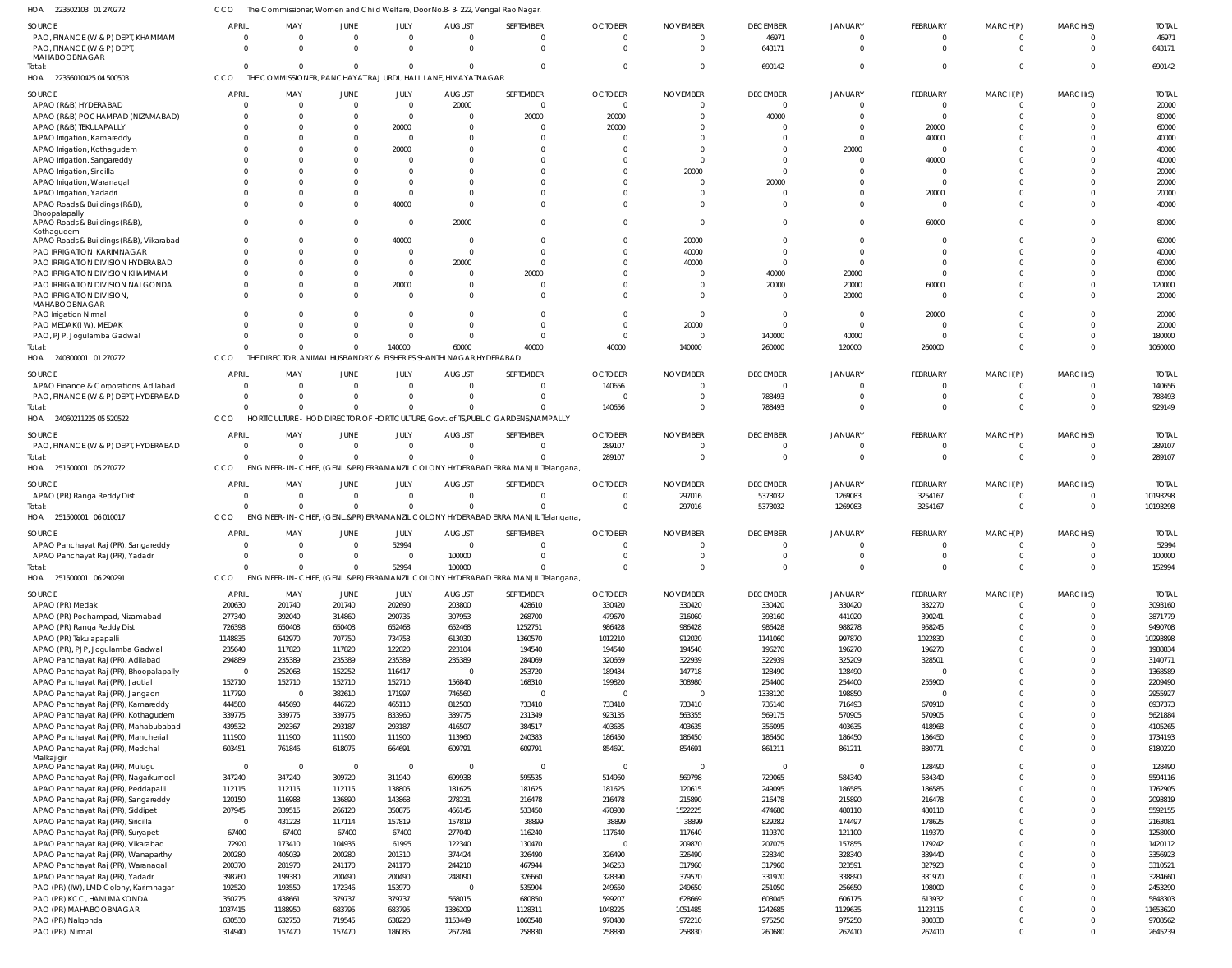HOA 223502103 01 270272 CCO The Commissioner, Women and Child Welfare, Door No.8-3-222, Vengal Rao Nagar,

| SOURCE | APRIL | MAY | JUNE | JULY | AUGUST | SEPTEMBER | OCTOBER | NOVEMBER | DECEMBER | JANUARY | FEBRUARY | MARCH(P) | MARCH(S) | TOTAL |
|---|---|---|---|---|---|---|---|---|---|---|---|---|---|---|
| PAO, FINANCE (W & P) DEPT, KHAMMAM | 0 | 0 | 0 | 0 | 0 | 0 | 0 | 0 | 46971 | 0 | 0 | 0 | 0 | 46971 |
| PAO, FINANCE (W & P) DEPT, MAHABOOBNAGAR | 0 | 0 | 0 | 0 | 0 | 0 | 0 | 0 | 643171 | 0 | 0 | 0 | 0 | 643171 |
| Total: | 0 | 0 | 0 | 0 | 0 | 0 | 0 | 0 | 690142 | 0 | 0 | 0 | 0 | 690142 |

HOA 223560104 25 04 500503 CCO THE COMMISSIONER, PANCHAYAT RAJ URDU HALL LANE, HIMAYATNAGAR

| SOURCE | APRIL | MAY | JUNE | JULY | AUGUST | SEPTEMBER | OCTOBER | NOVEMBER | DECEMBER | JANUARY | FEBRUARY | MARCH(P) | MARCH(S) | TOTAL |
|---|---|---|---|---|---|---|---|---|---|---|---|---|---|---|
| APAO (R&B) HYDERABAD | 0 | 0 | 0 | 0 | 20000 | 0 | 0 | 0 | 0 | 0 | 0 | 0 | 0 | 20000 |
| APAO (R&B) POCHAMPAD (NIZAMABAD) | 0 | 0 | 0 | 0 | 0 | 20000 | 20000 | 0 | 40000 | 0 | 0 | 0 | 0 | 80000 |
| APAO (R&B) TEKULAPALLY | 0 | 0 | 0 | 20000 | 0 | 0 | 20000 | 0 | 0 | 0 | 20000 | 0 | 0 | 60000 |
| APAO Irrigation, Kamareddy | 0 | 0 | 0 | 0 | 0 | 0 | 0 | 0 | 0 | 0 | 40000 | 0 | 0 | 40000 |
| APAO Irrigation, Kothagudem | 0 | 0 | 0 | 20000 | 0 | 0 | 0 | 0 | 0 | 20000 | 0 | 0 | 0 | 40000 |
| APAO Irrigation, Sangareddy | 0 | 0 | 0 | 0 | 0 | 0 | 0 | 0 | 0 | 0 | 40000 | 0 | 0 | 40000 |
| APAO Irrigation, Siricilla | 0 | 0 | 0 | 0 | 0 | 0 | 0 | 20000 | 0 | 0 | 0 | 0 | 0 | 20000 |
| APAO Irrigation, Waranagal | 0 | 0 | 0 | 0 | 0 | 0 | 0 | 0 | 20000 | 0 | 0 | 0 | 0 | 20000 |
| APAO Irrigation, Yadadri | 0 | 0 | 0 | 0 | 0 | 0 | 0 | 0 | 0 | 0 | 20000 | 0 | 0 | 20000 |
| APAO Roads & Buildings (R&B), Bhoopalapally | 0 | 0 | 0 | 40000 | 0 | 0 | 0 | 0 | 0 | 0 | 0 | 0 | 0 | 40000 |
| APAO Roads & Buildings (R&B), Kothagudem | 0 | 0 | 0 | 0 | 20000 | 0 | 0 | 0 | 0 | 0 | 60000 | 0 | 0 | 80000 |
| APAO Roads & Buildings (R&B), Vikarabad | 0 | 0 | 0 | 40000 | 0 | 0 | 0 | 20000 | 0 | 0 | 0 | 0 | 0 | 60000 |
| PAO IRRIGATION KARIMNAGAR | 0 | 0 | 0 | 0 | 0 | 0 | 0 | 40000 | 0 | 0 | 0 | 0 | 0 | 40000 |
| PAO IRRIGATION DIVISION HYDERABAD | 0 | 0 | 0 | 0 | 20000 | 0 | 0 | 40000 | 0 | 0 | 0 | 0 | 0 | 60000 |
| PAO IRRIGATION DIVISION KHAMMAM | 0 | 0 | 0 | 0 | 0 | 20000 | 0 | 0 | 40000 | 20000 | 0 | 0 | 0 | 80000 |
| PAO IRRIGATION DIVISION NALGONDA | 0 | 0 | 0 | 20000 | 0 | 0 | 0 | 0 | 20000 | 20000 | 60000 | 0 | 0 | 120000 |
| PAO IRRIGATION DIVISION, MAHABOOBNAGAR | 0 | 0 | 0 | 0 | 0 | 0 | 0 | 0 | 0 | 20000 | 0 | 0 | 0 | 20000 |
| PAO Irrigation Nirmal | 0 | 0 | 0 | 0 | 0 | 0 | 0 | 0 | 0 | 0 | 20000 | 0 | 0 | 20000 |
| PAO MEDAK(IW), MEDAK | 0 | 0 | 0 | 0 | 0 | 0 | 0 | 20000 | 0 | 0 | 0 | 0 | 0 | 20000 |
| PAO, PJP, Jogulamba Gadwal | 0 | 0 | 0 | 0 | 0 | 0 | 0 | 0 | 140000 | 40000 | 0 | 0 | 0 | 180000 |
| Total: | 0 | 0 | 0 | 140000 | 60000 | 40000 | 40000 | 140000 | 260000 | 120000 | 260000 | 0 | 0 | 1060000 |

HOA 240300001 01 270272 CCO THE DIRECTOR, ANIMAL HUSBANDRY & FISHERIES SHANTHI NAGAR,HYDERABAD

| SOURCE | APRIL | MAY | JUNE | JULY | AUGUST | SEPTEMBER | OCTOBER | NOVEMBER | DECEMBER | JANUARY | FEBRUARY | MARCH(P) | MARCH(S) | TOTAL |
|---|---|---|---|---|---|---|---|---|---|---|---|---|---|---|
| APAO Finance & Corporations, Adilabad | 0 | 0 | 0 | 0 | 0 | 0 | 140656 | 0 | 0 | 0 | 0 | 0 | 0 | 140656 |
| PAO, FINANCE (W & P) DEPT, HYDERABAD | 0 | 0 | 0 | 0 | 0 | 0 | 0 | 0 | 788493 | 0 | 0 | 0 | 0 | 788493 |
| Total: | 0 | 0 | 0 | 0 | 0 | 0 | 140656 | 0 | 788493 | 0 | 0 | 0 | 0 | 929149 |

HOA 240601112 25 05 520522 CCO HORTICULTURE - HOD DIRECTOR OF HORTICULTURE, Govt. of TS,PUBLIC GARDENS,NAMPALLY

| SOURCE | APRIL | MAY | JUNE | JULY | AUGUST | SEPTEMBER | OCTOBER | NOVEMBER | DECEMBER | JANUARY | FEBRUARY | MARCH(P) | MARCH(S) | TOTAL |
|---|---|---|---|---|---|---|---|---|---|---|---|---|---|---|
| PAO, FINANCE (W & P) DEPT, HYDERABAD | 0 | 0 | 0 | 0 | 0 | 0 | 289107 | 0 | 0 | 0 | 0 | 0 | 0 | 289107 |
| Total: | 0 | 0 | 0 | 0 | 0 | 0 | 289107 | 0 | 0 | 0 | 0 | 0 | 0 | 289107 |

HOA 251500001 05 270272 CCO ENGINEER-IN-CHIEF, (GENL.&PR) ERRAMANZIL COLONY HYDERABAD ERRA MANJIL Telangana,

| SOURCE | APRIL | MAY | JUNE | JULY | AUGUST | SEPTEMBER | OCTOBER | NOVEMBER | DECEMBER | JANUARY | FEBRUARY | MARCH(P) | MARCH(S) | TOTAL |
|---|---|---|---|---|---|---|---|---|---|---|---|---|---|---|
| APAO (PR) Ranga Reddy Dist | 0 | 0 | 0 | 0 | 0 | 0 | 0 | 297016 | 5373032 | 1269083 | 3254167 | 0 | 0 | 10193298 |
| Total: | 0 | 0 | 0 | 0 | 0 | 0 | 0 | 297016 | 5373032 | 1269083 | 3254167 | 0 | 0 | 10193298 |

HOA 251500001 06 010017 CCO ENGINEER-IN-CHIEF, (GENL.&PR) ERRAMANZIL COLONY HYDERABAD ERRA MANJIL Telangana,

| SOURCE | APRIL | MAY | JUNE | JULY | AUGUST | SEPTEMBER | OCTOBER | NOVEMBER | DECEMBER | JANUARY | FEBRUARY | MARCH(P) | MARCH(S) | TOTAL |
|---|---|---|---|---|---|---|---|---|---|---|---|---|---|---|
| APAO Panchayat Raj (PR), Sangareddy | 0 | 0 | 0 | 52994 | 0 | 0 | 0 | 0 | 0 | 0 | 0 | 0 | 0 | 52994 |
| APAO Panchayat Raj (PR), Yadadri | 0 | 0 | 0 | 0 | 100000 | 0 | 0 | 0 | 0 | 0 | 0 | 0 | 0 | 100000 |
| Total: | 0 | 0 | 0 | 52994 | 100000 | 0 | 0 | 0 | 0 | 0 | 0 | 0 | 0 | 152994 |

HOA 251500001 06 290291 CCO ENGINEER-IN-CHIEF, (GENL.&PR) ERRAMANZIL COLONY HYDERABAD ERRA MANJIL Telangana,

| SOURCE | APRIL | MAY | JUNE | JULY | AUGUST | SEPTEMBER | OCTOBER | NOVEMBER | DECEMBER | JANUARY | FEBRUARY | MARCH(P) | MARCH(S) | TOTAL |
|---|---|---|---|---|---|---|---|---|---|---|---|---|---|---|
| APAO (PR) Medak | 200630 | 201740 | 201740 | 202690 | 203800 | 428610 | 330420 | 330420 | 330420 | 330420 | 332270 | 0 | 0 | 3093160 |
| APAO (PR) Pochampad, Nizamabad | 277340 | 392040 | 314860 | 290735 | 307953 | 268700 | 479670 | 316060 | 393160 | 441020 | 390241 | 0 | 0 | 3871779 |
| APAO (PR) Ranga Reddy Dist | 726398 | 650408 | 650408 | 652468 | 652468 | 1252751 | 986428 | 986428 | 986428 | 988278 | 958245 | 0 | 0 | 9490708 |
| APAO (PR) Tekulapalli | 1148835 | 642970 | 707750 | 734753 | 613030 | 1360570 | 1012210 | 912020 | 1141060 | 997870 | 1022830 | 0 | 0 | 10293898 |
| APAO (PR), PJP, Jogulamba Gadwal | 235640 | 117820 | 117820 | 122020 | 223104 | 194540 | 194540 | 194540 | 196270 | 196270 | 196270 | 0 | 0 | 1988834 |
| APAO Panchayat Raj (PR), Adilabad | 294889 | 235389 | 235389 | 235389 | 235389 | 284069 | 320669 | 322939 | 322939 | 325209 | 328501 | 0 | 0 | 3140771 |
| APAO Panchayat Raj (PR), Bhoopalapally | 0 | 252068 | 152252 | 116417 | 0 | 253720 | 189434 | 147718 | 128490 | 128490 | 0 | 0 | 0 | 1368589 |
| APAO Panchayat Raj (PR), Jagtial | 152710 | 152710 | 152710 | 152710 | 156840 | 168310 | 199820 | 308980 | 254400 | 254400 | 255900 | 0 | 0 | 2209490 |
| APAO Panchayat Raj (PR), Jangaon | 117790 | 0 | 382610 | 171997 | 746560 | 0 | 0 | 0 | 1338120 | 198850 | 0 | 0 | 0 | 2955927 |
| APAO Panchayat Raj (PR), Kamareddy | 444580 | 445690 | 446720 | 465110 | 812500 | 733410 | 733410 | 733410 | 735140 | 716493 | 670910 | 0 | 0 | 6937373 |
| APAO Panchayat Raj (PR), Kothagudem | 339775 | 339775 | 339775 | 833960 | 339775 | 231349 | 923135 | 563355 | 569175 | 570905 | 570905 | 0 | 0 | 5621884 |
| APAO Panchayat Raj (PR), Mahabubabad | 439532 | 292367 | 293187 | 293187 | 416507 | 384517 | 403635 | 403635 | 356095 | 403635 | 418968 | 0 | 0 | 4105265 |
| APAO Panchayat Raj (PR), Mancherial | 111900 | 111900 | 111900 | 111900 | 113960 | 240383 | 186450 | 186450 | 186450 | 186450 | 186450 | 0 | 0 | 1734193 |
| APAO Panchayat Raj (PR), Medchal Malkajigiri | 603451 | 761846 | 618075 | 664691 | 609791 | 609791 | 854691 | 854691 | 861211 | 861211 | 880771 | 0 | 0 | 8180220 |
| APAO Panchayat Raj (PR), Mulugu | 0 | 0 | 0 | 0 | 0 | 0 | 0 | 0 | 0 | 0 | 128490 | 0 | 0 | 128490 |
| APAO Panchayat Raj (PR), Nagarkurnool | 347240 | 347240 | 309720 | 311940 | 699938 | 595535 | 514960 | 569798 | 729065 | 584340 | 584340 | 0 | 0 | 5594116 |
| APAO Panchayat Raj (PR), Peddapalli | 112115 | 112115 | 112115 | 138805 | 181625 | 181625 | 181625 | 120615 | 249095 | 186585 | 186585 | 0 | 0 | 1762905 |
| APAO Panchayat Raj (PR), Sangareddy | 120150 | 116988 | 136890 | 143868 | 278231 | 216478 | 216478 | 215890 | 216478 | 215890 | 216478 | 0 | 0 | 2093819 |
| APAO Panchayat Raj (PR), Siddipet | 207945 | 339515 | 266120 | 350875 | 466145 | 533450 | 470980 | 1522225 | 474680 | 480110 | 480110 | 0 | 0 | 5592155 |
| APAO Panchayat Raj (PR), Siricilla | 0 | 431228 | 117114 | 157819 | 157819 | 38899 | 38899 | 38899 | 829282 | 174497 | 178625 | 0 | 0 | 2163081 |
| APAO Panchayat Raj (PR), Suryapet | 67400 | 67400 | 67400 | 67400 | 277040 | 116240 | 117640 | 117640 | 119370 | 121100 | 119370 | 0 | 0 | 1258000 |
| APAO Panchayat Raj (PR), Vikarabad | 72920 | 173410 | 104935 | 61995 | 122340 | 130470 | 0 | 209870 | 207075 | 157855 | 179242 | 0 | 0 | 1420112 |
| APAO Panchayat Raj (PR), Wanaparthy | 200280 | 405039 | 200280 | 201310 | 374424 | 326490 | 326490 | 326490 | 328340 | 328340 | 339440 | 0 | 0 | 3356923 |
| APAO Panchayat Raj (PR), Waranagal | 200370 | 281970 | 241170 | 241170 | 244210 | 467944 | 346253 | 317960 | 317960 | 323591 | 327923 | 0 | 0 | 3310521 |
| APAO Panchayat Raj (PR), Yadadri | 398760 | 199380 | 200490 | 200490 | 248090 | 326660 | 328390 | 379570 | 331970 | 338890 | 331970 | 0 | 0 | 3284660 |
| PAO (PR) (IW), LMD Colony, Karimnagar | 192520 | 193550 | 172346 | 153970 | 0 | 535904 | 249650 | 249650 | 251150 | 256650 | 198000 | 0 | 0 | 2453290 |
| PAO (PR) KCC, HANUMAKONDA | 350275 | 438661 | 379737 | 379737 | 568015 | 680850 | 599207 | 628669 | 603045 | 606175 | 613932 | 0 | 0 | 5848303 |
| PAO (PR) MAHABOOBNAGAR | 1037415 | 1188950 | 683795 | 683795 | 1336209 | 1128311 | 1048225 | 1051485 | 1242685 | 1129635 | 1123115 | 0 | 0 | 11653620 |
| PAO (PR) Nalgonda | 630530 | 632750 | 719545 | 638220 | 1153449 | 1060548 | 970480 | 972210 | 975250 | 975250 | 980330 | 0 | 0 | 9708562 |
| PAO (PR), Nirmal | 314940 | 157470 | 157470 | 186085 | 267284 | 258830 | 258830 | 258830 | 260680 | 262410 | 262410 | 0 | 0 | 2645239 |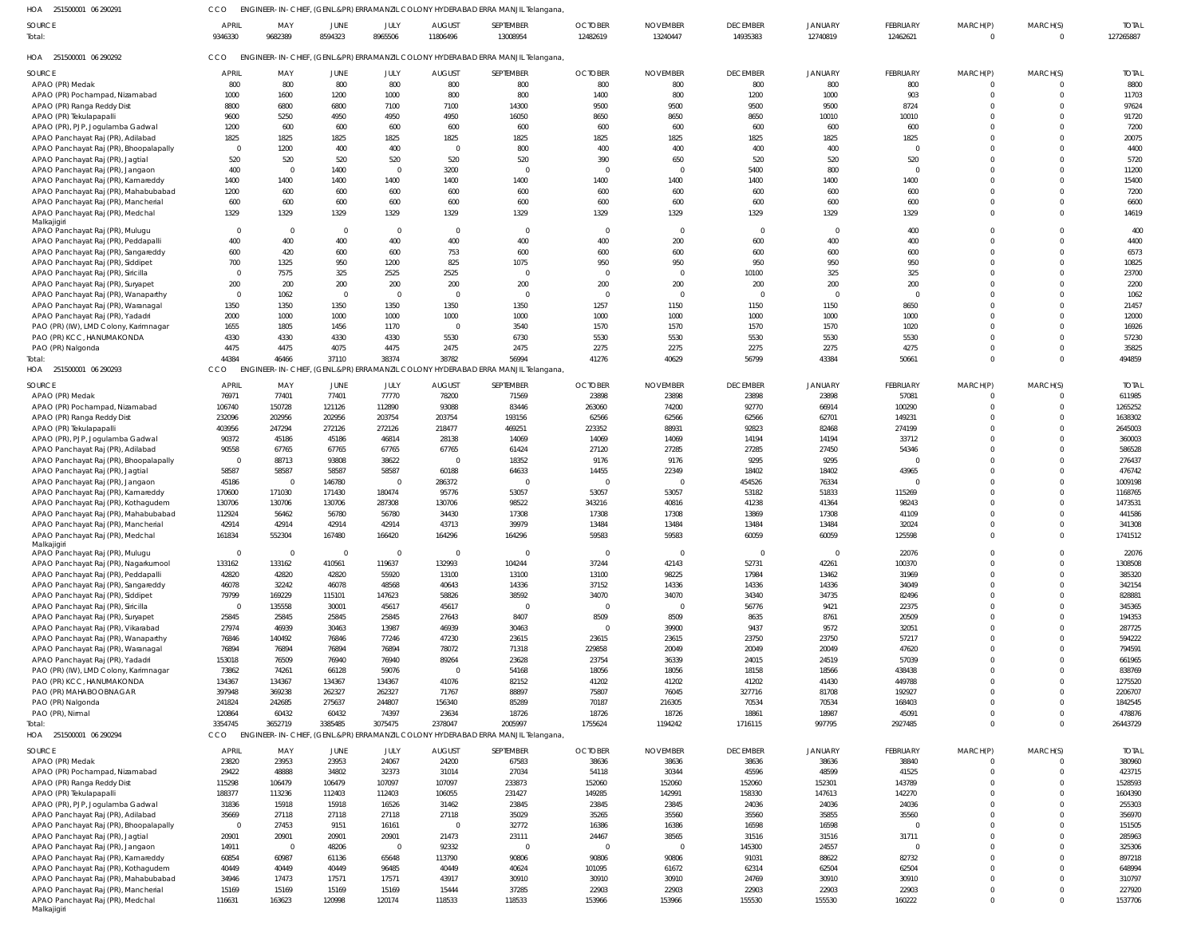HOA 251500001 06 290291 CCO ENGINEER-IN-CHIEF, (GENL.&PR) ERRAMANZIL COLONY HYDERABAD ERRA MANJIL Telangana,

| SOURCE | APRIL | MAY | JUNE | JULY | AUGUST | SEPTEMBER | OCTOBER | NOVEMBER | DECEMBER | JANUARY | FEBRUARY | MARCH(P) | MARCH(S) | TOTAL |
|---|---|---|---|---|---|---|---|---|---|---|---|---|---|---|
| Total: | 9346330 | 9682389 | 8594323 | 8965506 | 11806496 | 13008954 | 12482619 | 13240447 | 14935383 | 12740819 | 12462621 | 0 | 0 | 127265887 |

HOA 251500001 06 290292 CCO ENGINEER-IN-CHIEF, (GENL.&PR) ERRAMANZIL COLONY HYDERABAD ERRA MANJIL Telangana,

| SOURCE | APRIL | MAY | JUNE | JULY | AUGUST | SEPTEMBER | OCTOBER | NOVEMBER | DECEMBER | JANUARY | FEBRUARY | MARCH(P) | MARCH(S) | TOTAL |
|---|---|---|---|---|---|---|---|---|---|---|---|---|---|---|
| APAO (PR) Medak | 800 | 800 | 800 | 800 | 800 | 800 | 800 | 800 | 800 | 800 | 800 | 0 | 0 | 8800 |
| APAO (PR) Pochampad, Nizamabad | 1000 | 1600 | 1200 | 1000 | 800 | 800 | 1400 | 800 | 1200 | 1000 | 903 | 0 | 0 | 11703 |
| APAO (PR) Ranga Reddy Dist | 8800 | 6800 | 6800 | 7100 | 7100 | 14300 | 9500 | 9500 | 9500 | 9500 | 8724 | 0 | 0 | 97624 |
| APAO (PR) Tekulapapalli | 9600 | 5250 | 4950 | 4950 | 4950 | 16050 | 8650 | 8650 | 8650 | 10010 | 10010 | 0 | 0 | 91720 |
| APAO (PR), PJP, Jogulamba Gadwal | 1200 | 600 | 600 | 600 | 600 | 600 | 600 | 600 | 600 | 600 | 600 | 0 | 0 | 7200 |
| APAO Panchayat Raj (PR), Adilabad | 1825 | 1825 | 1825 | 1825 | 1825 | 1825 | 1825 | 1825 | 1825 | 1825 | 1825 | 0 | 0 | 20075 |
| APAO Panchayat Raj (PR), Bhoopalapally | 0 | 1200 | 400 | 400 | 0 | 800 | 400 | 400 | 400 | 400 | 0 | 0 | 0 | 4400 |
| APAO Panchayat Raj (PR), Jagtial | 520 | 520 | 520 | 520 | 520 | 520 | 390 | 650 | 520 | 520 | 520 | 0 | 0 | 5720 |
| APAO Panchayat Raj (PR), Jangaon | 400 | 0 | 1400 | 0 | 3200 | 0 | 0 | 0 | 5400 | 800 | 0 | 0 | 0 | 11200 |
| APAO Panchayat Raj (PR), Kamareddy | 1400 | 1400 | 1400 | 1400 | 1400 | 1400 | 1400 | 1400 | 1400 | 1400 | 1400 | 0 | 0 | 15400 |
| APAO Panchayat Raj (PR), Mahabubabad | 1200 | 600 | 600 | 600 | 600 | 600 | 600 | 600 | 600 | 600 | 600 | 0 | 0 | 7200 |
| APAO Panchayat Raj (PR), Mancherial | 600 | 600 | 600 | 600 | 600 | 600 | 600 | 600 | 600 | 600 | 600 | 0 | 0 | 6600 |
| APAO Panchayat Raj (PR), Medchal Malkajigiri | 1329 | 1329 | 1329 | 1329 | 1329 | 1329 | 1329 | 1329 | 1329 | 1329 | 1329 | 0 | 0 | 14619 |
| APAO Panchayat Raj (PR), Mulugu | 0 | 0 | 0 | 0 | 0 | 0 | 0 | 0 | 0 | 0 | 400 | 0 | 0 | 400 |
| APAO Panchayat Raj (PR), Peddapalli | 400 | 400 | 400 | 400 | 400 | 400 | 400 | 200 | 600 | 400 | 400 | 0 | 0 | 4400 |
| APAO Panchayat Raj (PR), Sangareddy | 600 | 420 | 600 | 600 | 753 | 600 | 600 | 600 | 600 | 600 | 600 | 0 | 0 | 6573 |
| APAO Panchayat Raj (PR), Siddipet | 700 | 1325 | 950 | 1200 | 825 | 1075 | 950 | 950 | 950 | 950 | 950 | 0 | 0 | 10825 |
| APAO Panchayat Raj (PR), Siricilla | 0 | 7575 | 325 | 2525 | 2525 | 0 | 0 | 0 | 10100 | 325 | 325 | 0 | 0 | 23700 |
| APAO Panchayat Raj (PR), Suryapet | 200 | 200 | 200 | 200 | 200 | 200 | 200 | 200 | 200 | 200 | 200 | 0 | 0 | 2200 |
| APAO Panchayat Raj (PR), Wanapathy | 0 | 1062 | 0 | 0 | 0 | 0 | 0 | 0 | 0 | 0 | 0 | 0 | 0 | 1062 |
| APAO Panchayat Raj (PR), Waranagal | 1350 | 1350 | 1350 | 1350 | 1350 | 1350 | 1257 | 1150 | 1150 | 1150 | 8650 | 0 | 0 | 21457 |
| APAO Panchayat Raj (PR), Yadadri | 2000 | 1000 | 1000 | 1000 | 1000 | 1000 | 1000 | 1000 | 1000 | 1000 | 1000 | 0 | 0 | 12000 |
| PAO (PR) (IW), LMD Colony, Karimnagar | 1655 | 1805 | 1456 | 1170 | 0 | 3540 | 1570 | 1570 | 1570 | 1570 | 1020 | 0 | 0 | 16926 |
| PAO (PR) KCC, HANUMAKONDA | 4330 | 4330 | 4330 | 4330 | 5530 | 6730 | 5530 | 5530 | 5530 | 5530 | 5530 | 0 | 0 | 57230 |
| PAO (PR) Nalgonda | 4475 | 4475 | 4075 | 4475 | 2475 | 2475 | 2275 | 2275 | 2275 | 2275 | 4275 | 0 | 0 | 35825 |
| Total: | 44384 | 46466 | 37110 | 38374 | 38782 | 56994 | 41276 | 40629 | 56799 | 43384 | 50661 | 0 | 0 | 494859 |

HOA 251500001 06 290293 CCO ENGINEER-IN-CHIEF, (GENL.&PR) ERRAMANZIL COLONY HYDERABAD ERRA MANJIL Telangana,

| SOURCE | APRIL | MAY | JUNE | JULY | AUGUST | SEPTEMBER | OCTOBER | NOVEMBER | DECEMBER | JANUARY | FEBRUARY | MARCH(P) | MARCH(S) | TOTAL |
|---|---|---|---|---|---|---|---|---|---|---|---|---|---|---|
| APAO (PR) Medak | 76971 | 77401 | 77401 | 77770 | 78200 | 71569 | 23898 | 23898 | 23898 | 23898 | 57081 | 0 | 0 | 611985 |
| APAO (PR) Pochampad, Nizamabad | 106740 | 150728 | 121126 | 112890 | 93088 | 83446 | 263060 | 74200 | 92770 | 66914 | 100290 | 0 | 0 | 1265252 |
| APAO (PR) Ranga Reddy Dist | 232096 | 202956 | 202956 | 203754 | 203754 | 193156 | 62566 | 62566 | 62566 | 62701 | 149231 | 0 | 0 | 1638302 |
| APAO (PR) Tekulapapalli | 403956 | 247294 | 272126 | 272126 | 218477 | 469251 | 223352 | 88931 | 92823 | 82468 | 274199 | 0 | 0 | 2645003 |
| APAO (PR), PJP, Jogulamba Gadwal | 90372 | 45186 | 45186 | 46814 | 28138 | 14069 | 14069 | 14069 | 14194 | 14194 | 33712 | 0 | 0 | 360003 |
| APAO Panchayat Raj (PR), Adilabad | 90558 | 67765 | 67765 | 67765 | 67765 | 61424 | 27120 | 27285 | 27285 | 27450 | 54346 | 0 | 0 | 586528 |
| APAO Panchayat Raj (PR), Bhoopalapally | 0 | 88713 | 93808 | 38622 | 0 | 18352 | 9176 | 9176 | 9295 | 9295 | 0 | 0 | 0 | 276437 |
| APAO Panchayat Raj (PR), Jagtial | 58587 | 58587 | 58587 | 58587 | 60188 | 64633 | 14455 | 22349 | 18402 | 18402 | 43965 | 0 | 0 | 476742 |
| APAO Panchayat Raj (PR), Jangaon | 45186 | 0 | 146780 | 0 | 286372 | 0 | 0 | 0 | 454526 | 76334 | 0 | 0 | 0 | 1009198 |
| APAO Panchayat Raj (PR), Kamareddy | 170600 | 171030 | 171430 | 180474 | 95776 | 53057 | 53057 | 53057 | 53182 | 51833 | 115269 | 0 | 0 | 1168765 |
| APAO Panchayat Raj (PR), Kothagudem | 130706 | 130706 | 130706 | 287308 | 130706 | 98522 | 343216 | 40816 | 41238 | 41364 | 98243 | 0 | 0 | 1473531 |
| APAO Panchayat Raj (PR), Mahabubabad | 112924 | 56462 | 56780 | 56780 | 34430 | 17308 | 17308 | 17308 | 13869 | 17308 | 41109 | 0 | 0 | 441586 |
| APAO Panchayat Raj (PR), Mancherial | 42914 | 42914 | 42914 | 42914 | 43713 | 39979 | 13484 | 13484 | 13484 | 13484 | 32024 | 0 | 0 | 341308 |
| APAO Panchayat Raj (PR), Medchal Malkajigiri | 161834 | 552304 | 167480 | 166420 | 164296 | 164296 | 59583 | 59583 | 60059 | 60059 | 125598 | 0 | 0 | 1741512 |
| APAO Panchayat Raj (PR), Mulugu | 0 | 0 | 0 | 0 | 0 | 0 | 0 | 0 | 0 | 0 | 22076 | 0 | 0 | 22076 |
| APAO Panchayat Raj (PR), Nagarkurnool | 133162 | 133162 | 410561 | 119637 | 132993 | 104244 | 37244 | 42143 | 52731 | 42261 | 100370 | 0 | 0 | 1308508 |
| APAO Panchayat Raj (PR), Peddapalli | 42820 | 42820 | 42820 | 55920 | 13100 | 13100 | 13100 | 98225 | 17984 | 13462 | 31969 | 0 | 0 | 385320 |
| APAO Panchayat Raj (PR), Sangareddy | 46078 | 32242 | 46078 | 48568 | 40643 | 14336 | 37152 | 14336 | 14336 | 14336 | 34049 | 0 | 0 | 342154 |
| APAO Panchayat Raj (PR), Siddipet | 79799 | 169229 | 115101 | 147623 | 58826 | 38592 | 34070 | 34070 | 34340 | 34735 | 82496 | 0 | 0 | 828881 |
| APAO Panchayat Raj (PR), Siricilla | 0 | 135558 | 30001 | 45617 | 45617 | 0 | 0 | 0 | 56776 | 9421 | 22375 | 0 | 0 | 345365 |
| APAO Panchayat Raj (PR), Suryapet | 25845 | 25845 | 25845 | 25845 | 27643 | 8407 | 8509 | 8509 | 8635 | 8761 | 20509 | 0 | 0 | 194353 |
| APAO Panchayat Raj (PR), Vikarabad | 27974 | 46939 | 30463 | 13987 | 46939 | 30463 | 0 | 39900 | 9437 | 9572 | 32051 | 0 | 0 | 287725 |
| APAO Panchayat Raj (PR), Wanapathy | 76846 | 140492 | 76846 | 77246 | 47230 | 23615 | 23615 | 23615 | 23750 | 23750 | 57217 | 0 | 0 | 594222 |
| APAO Panchayat Raj (PR), Waranagal | 76894 | 76894 | 76894 | 76894 | 78072 | 71318 | 229858 | 20049 | 20049 | 20049 | 47620 | 0 | 0 | 794591 |
| APAO Panchayat Raj (PR), Yadadri | 153018 | 76509 | 76940 | 76940 | 89264 | 23628 | 23754 | 36339 | 24015 | 24519 | 57039 | 0 | 0 | 661965 |
| PAO (PR) (IW), LMD Colony, Karimnagar | 73862 | 74261 | 66128 | 59076 | 0 | 54168 | 18056 | 18056 | 18158 | 18566 | 438438 | 0 | 0 | 838769 |
| PAO (PR) KCC, HANUMAKONDA | 134367 | 134367 | 134367 | 134367 | 41076 | 82152 | 41202 | 41202 | 41202 | 41430 | 449788 | 0 | 0 | 1275520 |
| PAO (PR) MAHABOOBNAGAR | 297948 | 369238 | 262327 | 262327 | 71767 | 88897 | 75807 | 76045 | 327716 | 81708 | 192927 | 0 | 0 | 2206707 |
| PAO (PR) Nalgonda | 241824 | 242685 | 275637 | 244807 | 156340 | 85289 | 70187 | 216305 | 70534 | 70534 | 168403 | 0 | 0 | 1842545 |
| PAO (PR), Nirmal | 120864 | 60432 | 60432 | 74397 | 23634 | 18726 | 18726 | 18726 | 18861 | 18987 | 45091 | 0 | 0 | 478876 |
| Total: | 3354745 | 3652719 | 3385485 | 3075475 | 2378047 | 2005997 | 1755624 | 1194242 | 1716115 | 997795 | 2927485 | 0 | 0 | 26443729 |

HOA 251500001 06 290294 CCO ENGINEER-IN-CHIEF, (GENL.&PR) ERRAMANZIL COLONY HYDERABAD ERRA MANJIL Telangana,

| SOURCE | APRIL | MAY | JUNE | JULY | AUGUST | SEPTEMBER | OCTOBER | NOVEMBER | DECEMBER | JANUARY | FEBRUARY | MARCH(P) | MARCH(S) | TOTAL |
|---|---|---|---|---|---|---|---|---|---|---|---|---|---|---|
| APAO (PR) Medak | 23820 | 23953 | 23953 | 24067 | 24200 | 67583 | 38636 | 38636 | 38636 | 38636 | 38840 | 0 | 0 | 380960 |
| APAO (PR) Pochampad, Nizamabad | 29422 | 48888 | 34802 | 32373 | 31014 | 27034 | 54118 | 30344 | 45596 | 48599 | 41525 | 0 | 0 | 423715 |
| APAO (PR) Ranga Reddy Dist | 115298 | 106479 | 106479 | 107097 | 107097 | 233873 | 152060 | 152060 | 152060 | 152301 | 143789 | 0 | 0 | 1528593 |
| APAO (PR) Tekulapapalli | 188377 | 113236 | 112403 | 112403 | 106055 | 231427 | 149285 | 142991 | 158330 | 147613 | 142270 | 0 | 0 | 1604390 |
| APAO (PR), PJP, Jogulamba Gadwal | 31836 | 15918 | 15918 | 16526 | 31462 | 23845 | 23845 | 23845 | 24036 | 24036 | 24036 | 0 | 0 | 255303 |
| APAO Panchayat Raj (PR), Adilabad | 35669 | 27118 | 27118 | 27118 | 27118 | 35029 | 35265 | 35560 | 35560 | 35855 | 35560 | 0 | 0 | 356970 |
| APAO Panchayat Raj (PR), Bhoopalapally | 0 | 27453 | 9151 | 16161 | 0 | 32772 | 16386 | 16386 | 16598 | 16598 | 0 | 0 | 0 | 151505 |
| APAO Panchayat Raj (PR), Jagtial | 20901 | 20901 | 20901 | 20901 | 21473 | 23111 | 24467 | 38565 | 31516 | 31516 | 31711 | 0 | 0 | 285963 |
| APAO Panchayat Raj (PR), Jangaon | 14911 | 0 | 48206 | 0 | 92332 | 0 | 0 | 0 | 145300 | 24557 | 0 | 0 | 0 | 325306 |
| APAO Panchayat Raj (PR), Kamareddy | 60854 | 60987 | 61136 | 65648 | 113790 | 90806 | 90806 | 90806 | 91031 | 88622 | 82732 | 0 | 0 | 897218 |
| APAO Panchayat Raj (PR), Kothagudem | 40449 | 40449 | 40449 | 96485 | 40449 | 40624 | 101095 | 61672 | 62314 | 62504 | 62504 | 0 | 0 | 648994 |
| APAO Panchayat Raj (PR), Mahabubabad | 34946 | 17473 | 17571 | 17571 | 43917 | 30910 | 30910 | 30910 | 24769 | 30910 | 30910 | 0 | 0 | 310797 |
| APAO Panchayat Raj (PR), Mancherial | 15169 | 15169 | 15169 | 15169 | 15444 | 37285 | 22903 | 22903 | 22903 | 22903 | 22903 | 0 | 0 | 227920 |
| APAO Panchayat Raj (PR), Medchal Malkajigiri | 116631 | 163623 | 120998 | 120174 | 118533 | 118533 | 153966 | 153966 | 155530 | 155530 | 160222 | 0 | 0 | 1537706 |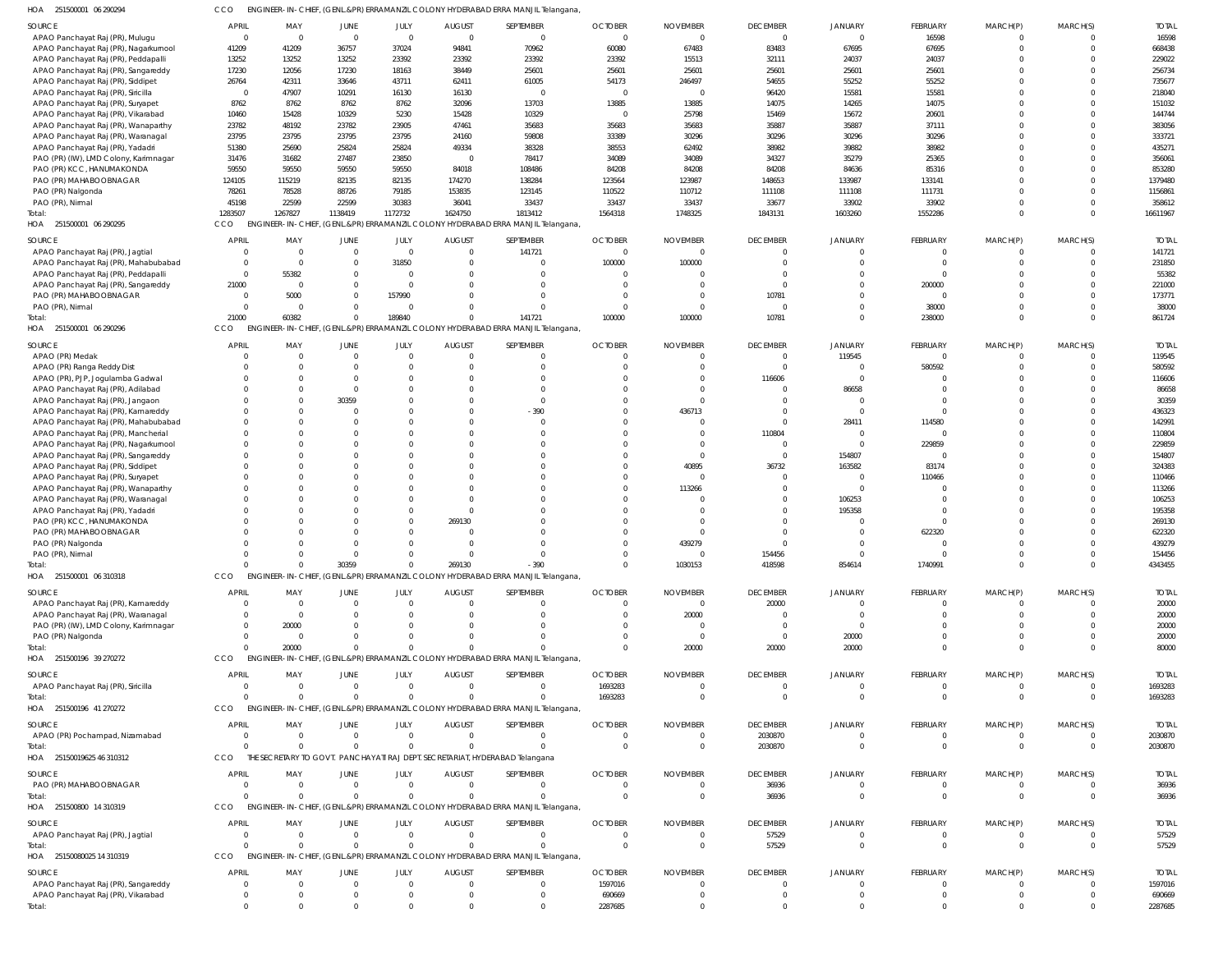HOA 251500001 06 290294 CCO ENGINEER-IN-CHIEF, (GENL.&PR) ERRAMANZIL COLONY HYDERABAD ERRA MANJIL Telangana,

| SOURCE | APRIL | MAY | JUNE | JULY | AUGUST | SEPTEMBER | OCTOBER | NOVEMBER | DECEMBER | JANUARY | FEBRUARY | MARCH(P) | MARCH(S) | TOTAL |
|---|---|---|---|---|---|---|---|---|---|---|---|---|---|---|
| APAO Panchayat Raj (PR), Mulugu | 0 | 0 | 0 | 0 | 0 | 0 | 0 | 0 | 0 | 0 | 16598 | 0 | 0 | 16598 |
| APAO Panchayat Raj (PR), Nagarkurnool | 41209 | 41209 | 36757 | 37024 | 94841 | 70962 | 60080 | 67483 | 83483 | 67695 | 67695 | 0 | 0 | 668438 |
| APAO Panchayat Raj (PR), Peddapalli | 13252 | 13252 | 13252 | 23392 | 23392 | 23392 | 23392 | 15513 | 32111 | 24037 | 24037 | 0 | 0 | 229022 |
| APAO Panchayat Raj (PR), Sangareddy | 17230 | 12056 | 17230 | 18163 | 38449 | 25601 | 25601 | 25601 | 25601 | 25601 | 25601 | 0 | 0 | 256734 |
| APAO Panchayat Raj (PR), Siddipet | 26764 | 42311 | 33646 | 43711 | 62411 | 61005 | 54173 | 246497 | 54655 | 55252 | 55252 | 0 | 0 | 735677 |
| APAO Panchayat Raj (PR), Siricilla | 0 | 47907 | 10291 | 16130 | 16130 | 0 | 0 | 0 | 96420 | 15581 | 15581 | 0 | 0 | 218040 |
| APAO Panchayat Raj (PR), Suryapet | 8762 | 8762 | 8762 | 8762 | 32096 | 13703 | 13885 | 13885 | 14075 | 14265 | 14075 | 0 | 0 | 151032 |
| APAO Panchayat Raj (PR), Vikarabad | 10460 | 15428 | 10329 | 5230 | 15428 | 10329 | 0 | 25798 | 15469 | 15672 | 20601 | 0 | 0 | 144744 |
| APAO Panchayat Raj (PR), Wanaparthy | 23782 | 48192 | 23782 | 23905 | 47461 | 35683 | 35683 | 35683 | 35887 | 35887 | 37111 | 0 | 0 | 383056 |
| APAO Panchayat Raj (PR), Waranagal | 23795 | 23795 | 23795 | 23795 | 24160 | 59808 | 33389 | 30296 | 30296 | 30296 | 30296 | 0 | 0 | 333721 |
| APAO Panchayat Raj (PR), Yadadri | 51380 | 25690 | 25824 | 25824 | 49334 | 38328 | 38553 | 62492 | 38982 | 39882 | 38982 | 0 | 0 | 435271 |
| PAO (PR) (IW), LMD Colony, Karimnagar | 31476 | 31682 | 27487 | 23850 | 0 | 78417 | 34089 | 34089 | 34327 | 35279 | 25365 | 0 | 0 | 356061 |
| PAO (PR) KCC, HANUMAKONDA | 59550 | 59550 | 59550 | 59550 | 84018 | 108486 | 84208 | 84208 | 84208 | 84636 | 85316 | 0 | 0 | 853280 |
| PAO (PR) MAHABOOBNAGAR | 124105 | 115219 | 82135 | 82135 | 174270 | 138284 | 123564 | 123987 | 148653 | 133987 | 133141 | 0 | 0 | 1379480 |
| PAO (PR) Nalgonda | 78261 | 78528 | 88726 | 79185 | 153835 | 123145 | 110522 | 110712 | 111108 | 111108 | 111731 | 0 | 0 | 1156861 |
| PAO (PR), Nirmal | 45198 | 22599 | 22599 | 30383 | 36041 | 33437 | 33437 | 33437 | 33677 | 33902 | 33902 | 0 | 0 | 358612 |
| Total: | 1283507 | 1267827 | 1138419 | 1172732 | 1624750 | 1813412 | 1564318 | 1748325 | 1843131 | 1603260 | 1552286 | 0 | 0 | 16611967 |

HOA 251500001 06 290295 CCO ENGINEER-IN-CHIEF, (GENL.&PR) ERRAMANZIL COLONY HYDERABAD ERRA MANJIL Telangana,

| SOURCE | APRIL | MAY | JUNE | JULY | AUGUST | SEPTEMBER | OCTOBER | NOVEMBER | DECEMBER | JANUARY | FEBRUARY | MARCH(P) | MARCH(S) | TOTAL |
|---|---|---|---|---|---|---|---|---|---|---|---|---|---|---|
| APAO Panchayat Raj (PR), Jagtial | 0 | 0 | 0 | 0 | 0 | 141721 | 0 | 0 | 0 | 0 | 0 | 0 | 0 | 141721 |
| APAO Panchayat Raj (PR), Mahabubabad | 0 | 0 | 0 | 31850 | 0 | 0 | 100000 | 100000 | 0 | 0 | 0 | 0 | 0 | 231850 |
| APAO Panchayat Raj (PR), Peddapalli | 0 | 55382 | 0 | 0 | 0 | 0 | 0 | 0 | 0 | 0 | 0 | 0 | 0 | 55382 |
| APAO Panchayat Raj (PR), Sangareddy | 21000 | 0 | 0 | 0 | 0 | 0 | 0 | 0 | 0 | 0 | 200000 | 0 | 0 | 221000 |
| PAO (PR) MAHABOOBNAGAR | 0 | 5000 | 0 | 157990 | 0 | 0 | 0 | 0 | 10781 | 0 | 0 | 0 | 0 | 173771 |
| PAO (PR), Nirmal | 0 | 0 | 0 | 0 | 0 | 0 | 0 | 0 | 0 | 0 | 38000 | 0 | 0 | 38000 |
| Total: | 21000 | 60382 | 0 | 189840 | 0 | 141721 | 100000 | 100000 | 10781 | 0 | 238000 | 0 | 0 | 861724 |

HOA 251500001 06 290296 CCO ENGINEER-IN-CHIEF, (GENL.&PR) ERRAMANZIL COLONY HYDERABAD ERRA MANJIL Telangana,

| SOURCE | APRIL | MAY | JUNE | JULY | AUGUST | SEPTEMBER | OCTOBER | NOVEMBER | DECEMBER | JANUARY | FEBRUARY | MARCH(P) | MARCH(S) | TOTAL |
|---|---|---|---|---|---|---|---|---|---|---|---|---|---|---|
| APAO (PR) Medak | 0 | 0 | 0 | 0 | 0 | 0 | 0 | 0 | 0 | 119545 | 0 | 0 | 0 | 119545 |
| APAO (PR) Ranga Reddy Dist | 0 | 0 | 0 | 0 | 0 | 0 | 0 | 0 | 0 | 0 | 580592 | 0 | 0 | 580592 |
| APAO (PR), PJP, Jogulamba Gadwal | 0 | 0 | 0 | 0 | 0 | 0 | 0 | 0 | 116606 | 0 | 0 | 0 | 0 | 116606 |
| APAO Panchayat Raj (PR), Adilabad | 0 | 0 | 0 | 0 | 0 | 0 | 0 | 0 | 0 | 86658 | 0 | 0 | 0 | 86658 |
| APAO Panchayat Raj (PR), Jangaon | 0 | 0 | 30359 | 0 | 0 | 0 | 0 | 0 | 0 | 0 | 0 | 0 | 0 | 30359 |
| APAO Panchayat Raj (PR), Kamareddy | 0 | 0 | 0 | 0 | 0 | -390 | 0 | 436713 | 0 | 0 | 0 | 0 | 0 | 436323 |
| APAO Panchayat Raj (PR), Mahabubabad | 0 | 0 | 0 | 0 | 0 | 0 | 0 | 0 | 0 | 28411 | 114580 | 0 | 0 | 142991 |
| APAO Panchayat Raj (PR), Mancherial | 0 | 0 | 0 | 0 | 0 | 0 | 0 | 0 | 110804 | 0 | 0 | 0 | 0 | 110804 |
| APAO Panchayat Raj (PR), Nagarkurnool | 0 | 0 | 0 | 0 | 0 | 0 | 0 | 0 | 0 | 0 | 229859 | 0 | 0 | 229859 |
| APAO Panchayat Raj (PR), Sangareddy | 0 | 0 | 0 | 0 | 0 | 0 | 0 | 0 | 0 | 154807 | 0 | 0 | 0 | 154807 |
| APAO Panchayat Raj (PR), Siddipet | 0 | 0 | 0 | 0 | 0 | 0 | 0 | 40895 | 36732 | 163582 | 83174 | 0 | 0 | 324383 |
| APAO Panchayat Raj (PR), Suryapet | 0 | 0 | 0 | 0 | 0 | 0 | 0 | 0 | 0 | 0 | 110466 | 0 | 0 | 110466 |
| APAO Panchayat Raj (PR), Wanaparthy | 0 | 0 | 0 | 0 | 0 | 0 | 0 | 113266 | 0 | 0 | 0 | 0 | 0 | 113266 |
| APAO Panchayat Raj (PR), Waranagal | 0 | 0 | 0 | 0 | 0 | 0 | 0 | 0 | 0 | 106253 | 0 | 0 | 0 | 106253 |
| APAO Panchayat Raj (PR), Yadadri | 0 | 0 | 0 | 0 | 0 | 0 | 0 | 0 | 0 | 195358 | 0 | 0 | 0 | 195358 |
| PAO (PR) KCC, HANUMAKONDA | 0 | 0 | 0 | 0 | 269130 | 0 | 0 | 0 | 0 | 0 | 0 | 0 | 0 | 269130 |
| PAO (PR) MAHABOOBNAGAR | 0 | 0 | 0 | 0 | 0 | 0 | 0 | 0 | 0 | 0 | 622320 | 0 | 0 | 622320 |
| PAO (PR) Nalgonda | 0 | 0 | 0 | 0 | 0 | 0 | 0 | 439279 | 0 | 0 | 0 | 0 | 0 | 439279 |
| PAO (PR), Nirmal | 0 | 0 | 0 | 0 | 0 | 0 | 0 | 0 | 154456 | 0 | 0 | 0 | 0 | 154456 |
| Total: | 0 | 0 | 30359 | 0 | 269130 | -390 | 0 | 1030153 | 418598 | 854614 | 1740991 | 0 | 0 | 4343455 |

HOA 251500001 06 310318 CCO ENGINEER-IN-CHIEF, (GENL.&PR) ERRAMANZIL COLONY HYDERABAD ERRA MANJIL Telangana,

| SOURCE | APRIL | MAY | JUNE | JULY | AUGUST | SEPTEMBER | OCTOBER | NOVEMBER | DECEMBER | JANUARY | FEBRUARY | MARCH(P) | MARCH(S) | TOTAL |
|---|---|---|---|---|---|---|---|---|---|---|---|---|---|---|
| APAO Panchayat Raj (PR), Kamareddy | 0 | 0 | 0 | 0 | 0 | 0 | 0 | 0 | 20000 | 0 | 0 | 0 | 0 | 20000 |
| APAO Panchayat Raj (PR), Waranagal | 0 | 0 | 0 | 0 | 0 | 0 | 0 | 20000 | 0 | 0 | 0 | 0 | 0 | 20000 |
| PAO (PR) (IW), LMD Colony, Karimnagar | 0 | 20000 | 0 | 0 | 0 | 0 | 0 | 0 | 0 | 0 | 0 | 0 | 0 | 20000 |
| PAO (PR) Nalgonda | 0 | 0 | 0 | 0 | 0 | 0 | 0 | 0 | 0 | 20000 | 0 | 0 | 0 | 20000 |
| Total: | 0 | 20000 | 0 | 0 | 0 | 0 | 0 | 20000 | 20000 | 20000 | 0 | 0 | 0 | 80000 |

HOA 251500196 39 270272 CCO ENGINEER-IN-CHIEF, (GENL.&PR) ERRAMANZIL COLONY HYDERABAD ERRA MANJIL Telangana,

| SOURCE | APRIL | MAY | JUNE | JULY | AUGUST | SEPTEMBER | OCTOBER | NOVEMBER | DECEMBER | JANUARY | FEBRUARY | MARCH(P) | MARCH(S) | TOTAL |
|---|---|---|---|---|---|---|---|---|---|---|---|---|---|---|
| APAO Panchayat Raj (PR), Siricilla | 0 | 0 | 0 | 0 | 0 | 0 | 1693283 | 0 | 0 | 0 | 0 | 0 | 0 | 1693283 |
| Total: | 0 | 0 | 0 | 0 | 0 | 0 | 1693283 | 0 | 0 | 0 | 0 | 0 | 0 | 1693283 |

HOA 251500196 41 270272 CCO ENGINEER-IN-CHIEF, (GENL.&PR) ERRAMANZIL COLONY HYDERABAD ERRA MANJIL Telangana,

| SOURCE | APRIL | MAY | JUNE | JULY | AUGUST | SEPTEMBER | OCTOBER | NOVEMBER | DECEMBER | JANUARY | FEBRUARY | MARCH(P) | MARCH(S) | TOTAL |
|---|---|---|---|---|---|---|---|---|---|---|---|---|---|---|
| APAO (PR) Pochampad, Nizamabad | 0 | 0 | 0 | 0 | 0 | 0 | 0 | 0 | 2030870 | 0 | 0 | 0 | 0 | 2030870 |
| Total: | 0 | 0 | 0 | 0 | 0 | 0 | 0 | 0 | 2030870 | 0 | 0 | 0 | 0 | 2030870 |

HOA 25150019625 46 310312 CCO THE SECRETARY TO GOVT. PANCHAYATI RAJ DEPT. SECRETARIAT, HYDERABAD Telangana

| SOURCE | APRIL | MAY | JUNE | JULY | AUGUST | SEPTEMBER | OCTOBER | NOVEMBER | DECEMBER | JANUARY | FEBRUARY | MARCH(P) | MARCH(S) | TOTAL |
|---|---|---|---|---|---|---|---|---|---|---|---|---|---|---|
| PAO (PR) MAHABOOBNAGAR | 0 | 0 | 0 | 0 | 0 | 0 | 0 | 0 | 36936 | 0 | 0 | 0 | 0 | 36936 |
| Total: | 0 | 0 | 0 | 0 | 0 | 0 | 0 | 0 | 36936 | 0 | 0 | 0 | 0 | 36936 |

HOA 251500800 14 310319 CCO ENGINEER-IN-CHIEF, (GENL.&PR) ERRAMANZIL COLONY HYDERABAD ERRA MANJIL Telangana,

| SOURCE | APRIL | MAY | JUNE | JULY | AUGUST | SEPTEMBER | OCTOBER | NOVEMBER | DECEMBER | JANUARY | FEBRUARY | MARCH(P) | MARCH(S) | TOTAL |
|---|---|---|---|---|---|---|---|---|---|---|---|---|---|---|
| APAO Panchayat Raj (PR), Jagtial | 0 | 0 | 0 | 0 | 0 | 0 | 0 | 0 | 57529 | 0 | 0 | 0 | 0 | 57529 |
| Total: | 0 | 0 | 0 | 0 | 0 | 0 | 0 | 0 | 57529 | 0 | 0 | 0 | 0 | 57529 |

HOA 25150080025 14 310319 CCO ENGINEER-IN-CHIEF, (GENL.&PR) ERRAMANZIL COLONY HYDERABAD ERRA MANJIL Telangana,

| SOURCE | APRIL | MAY | JUNE | JULY | AUGUST | SEPTEMBER | OCTOBER | NOVEMBER | DECEMBER | JANUARY | FEBRUARY | MARCH(P) | MARCH(S) | TOTAL |
|---|---|---|---|---|---|---|---|---|---|---|---|---|---|---|
| APAO Panchayat Raj (PR), Sangareddy | 0 | 0 | 0 | 0 | 0 | 0 | 1597016 | 0 | 0 | 0 | 0 | 0 | 0 | 1597016 |
| APAO Panchayat Raj (PR), Vikarabad | 0 | 0 | 0 | 0 | 0 | 0 | 690669 | 0 | 0 | 0 | 0 | 0 | 0 | 690669 |
| Total: | 0 | 0 | 0 | 0 | 0 | 0 | 2287685 | 0 | 0 | 0 | 0 | 0 | 0 | 2287685 |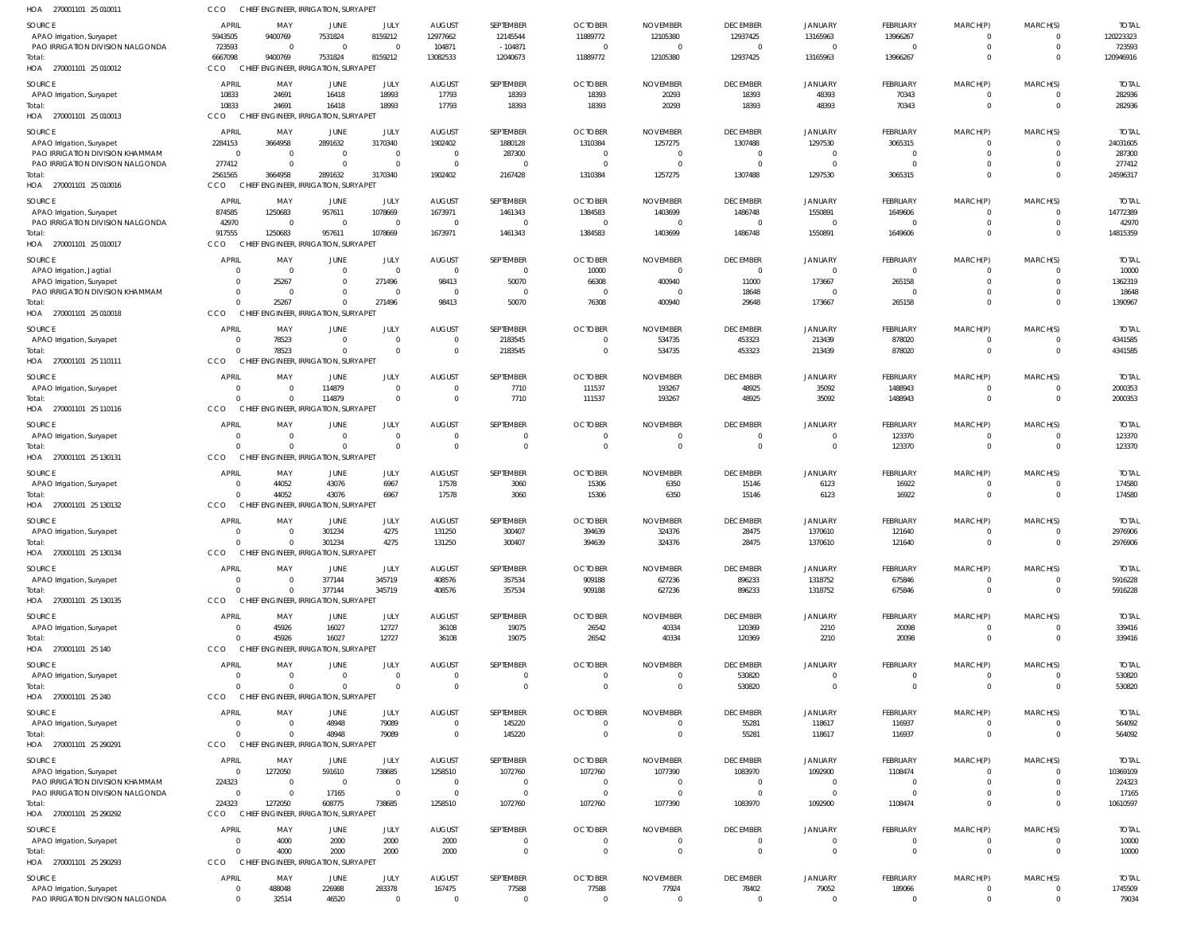HOA 270001101 25 010011 CCO CHIEF ENGINEER, IRRIGATION, SURYAPET

| SOURCE | APRIL | MAY | JUNE | JULY | AUGUST | SEPTEMBER | OCTOBER | NOVEMBER | DECEMBER | JANUARY | FEBRUARY | MARCH(P) | MARCH(S) | TOTAL |
|---|---|---|---|---|---|---|---|---|---|---|---|---|---|---|
| APAO Irrigation, Suryapet | 5943505 | 9400769 | 7531824 | 8159212 | 12977662 | 12145544 | 11889772 | 12105380 | 12937425 | 13165963 | 13966267 | 0 | 0 | 120223323 |
| PAO IRRIGATION DIVISION NALGONDA | 723593 | 0 | 0 | 0 | 104871 | -104871 | 0 | 0 | 0 | 0 | 0 | 0 | 0 | 723593 |
| Total: | 6667098 | 9400769 | 7531824 | 8159212 | 13082533 | 12040673 | 11889772 | 12105380 | 12937425 | 13165963 | 13966267 | 0 | 0 | 120946916 |

HOA 270001101 25 010012 CCO CHIEF ENGINEER, IRRIGATION, SURYAPET

| SOURCE | APRIL | MAY | JUNE | JULY | AUGUST | SEPTEMBER | OCTOBER | NOVEMBER | DECEMBER | JANUARY | FEBRUARY | MARCH(P) | MARCH(S) | TOTAL |
|---|---|---|---|---|---|---|---|---|---|---|---|---|---|---|
| APAO Irrigation, Suryapet | 10833 | 24691 | 16418 | 18993 | 17793 | 18393 | 18393 | 20293 | 18393 | 48393 | 70343 | 0 | 0 | 282936 |
| Total: | 10833 | 24691 | 16418 | 18993 | 17793 | 18393 | 18393 | 20293 | 18393 | 48393 | 70343 | 0 | 0 | 282936 |

HOA 270001101 25 010013 CCO CHIEF ENGINEER, IRRIGATION, SURYAPET

| SOURCE | APRIL | MAY | JUNE | JULY | AUGUST | SEPTEMBER | OCTOBER | NOVEMBER | DECEMBER | JANUARY | FEBRUARY | MARCH(P) | MARCH(S) | TOTAL |
|---|---|---|---|---|---|---|---|---|---|---|---|---|---|---|
| APAO Irrigation, Suryapet | 2284153 | 3664958 | 2891632 | 3170340 | 1902402 | 1880128 | 1310384 | 1257275 | 1307488 | 1297530 | 3065315 | 0 | 0 | 24031605 |
| PAO IRRIGATION DIVISION KHAMMAM | 0 | 0 | 0 | 0 | 0 | 287300 | 0 | 0 | 0 | 0 | 0 | 0 | 0 | 287300 |
| PAO IRRIGATION DIVISION NALGONDA | 277412 | 0 | 0 | 0 | 0 | 0 | 0 | 0 | 0 | 0 | 0 | 0 | 0 | 277412 |
| Total: | 2561565 | 3664958 | 2891632 | 3170340 | 1902402 | 2167428 | 1310384 | 1257275 | 1307488 | 1297530 | 3065315 | 0 | 0 | 24596317 |

HOA 270001101 25 010016 CCO CHIEF ENGINEER, IRRIGATION, SURYAPET

| SOURCE | APRIL | MAY | JUNE | JULY | AUGUST | SEPTEMBER | OCTOBER | NOVEMBER | DECEMBER | JANUARY | FEBRUARY | MARCH(P) | MARCH(S) | TOTAL |
|---|---|---|---|---|---|---|---|---|---|---|---|---|---|---|
| APAO Irrigation, Suryapet | 874585 | 1250683 | 957611 | 1078669 | 1673971 | 1461343 | 1384583 | 1403699 | 1486748 | 1550891 | 1649606 | 0 | 0 | 14772389 |
| PAO IRRIGATION DIVISION NALGONDA | 42970 | 0 | 0 | 0 | 0 | 0 | 0 | 0 | 0 | 0 | 0 | 0 | 0 | 42970 |
| Total: | 917555 | 1250683 | 957611 | 1078669 | 1673971 | 1461343 | 1384583 | 1403699 | 1486748 | 1550891 | 1649606 | 0 | 0 | 14815359 |

HOA 270001101 25 010017 CCO CHIEF ENGINEER, IRRIGATION, SURYAPET

| SOURCE | APRIL | MAY | JUNE | JULY | AUGUST | SEPTEMBER | OCTOBER | NOVEMBER | DECEMBER | JANUARY | FEBRUARY | MARCH(P) | MARCH(S) | TOTAL |
|---|---|---|---|---|---|---|---|---|---|---|---|---|---|---|
| APAO Irrigation, Jagtial | 0 | 0 | 0 | 0 | 0 | 0 | 10000 | 0 | 0 | 0 | 0 | 0 | 0 | 10000 |
| APAO Irrigation, Suryapet | 0 | 25267 | 0 | 271496 | 98413 | 50070 | 66308 | 400940 | 11000 | 173667 | 265158 | 0 | 0 | 1362319 |
| PAO IRRIGATION DIVISION KHAMMAM | 0 | 0 | 0 | 0 | 0 | 0 | 0 | 0 | 18648 | 0 | 0 | 0 | 0 | 18648 |
| Total: | 0 | 25267 | 0 | 271496 | 98413 | 50070 | 76308 | 400940 | 29648 | 173667 | 265158 | 0 | 0 | 1390967 |

HOA 270001101 25 010018 CCO CHIEF ENGINEER, IRRIGATION, SURYAPET

| SOURCE | APRIL | MAY | JUNE | JULY | AUGUST | SEPTEMBER | OCTOBER | NOVEMBER | DECEMBER | JANUARY | FEBRUARY | MARCH(P) | MARCH(S) | TOTAL |
|---|---|---|---|---|---|---|---|---|---|---|---|---|---|---|
| APAO Irrigation, Suryapet | 0 | 78523 | 0 | 0 | 0 | 2183545 | 0 | 534735 | 453323 | 213439 | 878020 | 0 | 0 | 4341585 |
| Total: | 0 | 78523 | 0 | 0 | 0 | 2183545 | 0 | 534735 | 453323 | 213439 | 878020 | 0 | 0 | 4341585 |

HOA 270001101 25 110111 CCO CHIEF ENGINEER, IRRIGATION, SURYAPET

| SOURCE | APRIL | MAY | JUNE | JULY | AUGUST | SEPTEMBER | OCTOBER | NOVEMBER | DECEMBER | JANUARY | FEBRUARY | MARCH(P) | MARCH(S) | TOTAL |
|---|---|---|---|---|---|---|---|---|---|---|---|---|---|---|
| APAO Irrigation, Suryapet | 0 | 0 | 114879 | 0 | 0 | 7710 | 111537 | 193267 | 48925 | 35092 | 1488943 | 0 | 0 | 2000353 |
| Total: | 0 | 0 | 114879 | 0 | 0 | 7710 | 111537 | 193267 | 48925 | 35092 | 1488943 | 0 | 0 | 2000353 |

HOA 270001101 25 110116 CCO CHIEF ENGINEER, IRRIGATION, SURYAPET

| SOURCE | APRIL | MAY | JUNE | JULY | AUGUST | SEPTEMBER | OCTOBER | NOVEMBER | DECEMBER | JANUARY | FEBRUARY | MARCH(P) | MARCH(S) | TOTAL |
|---|---|---|---|---|---|---|---|---|---|---|---|---|---|---|
| APAO Irrigation, Suryapet | 0 | 0 | 0 | 0 | 0 | 0 | 0 | 0 | 0 | 0 | 123370 | 0 | 0 | 123370 |
| Total: | 0 | 0 | 0 | 0 | 0 | 0 | 0 | 0 | 0 | 0 | 123370 | 0 | 0 | 123370 |

HOA 270001101 25 130131 CCO CHIEF ENGINEER, IRRIGATION, SURYAPET

| SOURCE | APRIL | MAY | JUNE | JULY | AUGUST | SEPTEMBER | OCTOBER | NOVEMBER | DECEMBER | JANUARY | FEBRUARY | MARCH(P) | MARCH(S) | TOTAL |
|---|---|---|---|---|---|---|---|---|---|---|---|---|---|---|
| APAO Irrigation, Suryapet | 0 | 44052 | 43076 | 6967 | 17578 | 3060 | 15306 | 6350 | 15146 | 6123 | 16922 | 0 | 0 | 174580 |
| Total: | 0 | 44052 | 43076 | 6967 | 17578 | 3060 | 15306 | 6350 | 15146 | 6123 | 16922 | 0 | 0 | 174580 |

HOA 270001101 25 130132 CCO CHIEF ENGINEER, IRRIGATION, SURYAPET

| SOURCE | APRIL | MAY | JUNE | JULY | AUGUST | SEPTEMBER | OCTOBER | NOVEMBER | DECEMBER | JANUARY | FEBRUARY | MARCH(P) | MARCH(S) | TOTAL |
|---|---|---|---|---|---|---|---|---|---|---|---|---|---|---|
| APAO Irrigation, Suryapet | 0 | 0 | 301234 | 4275 | 131250 | 300407 | 394639 | 324376 | 28475 | 1370610 | 121640 | 0 | 0 | 2976906 |
| Total: | 0 | 0 | 301234 | 4275 | 131250 | 300407 | 394639 | 324376 | 28475 | 1370610 | 121640 | 0 | 0 | 2976906 |

HOA 270001101 25 130134 CCO CHIEF ENGINEER, IRRIGATION, SURYAPET

| SOURCE | APRIL | MAY | JUNE | JULY | AUGUST | SEPTEMBER | OCTOBER | NOVEMBER | DECEMBER | JANUARY | FEBRUARY | MARCH(P) | MARCH(S) | TOTAL |
|---|---|---|---|---|---|---|---|---|---|---|---|---|---|---|
| APAO Irrigation, Suryapet | 0 | 0 | 377144 | 345719 | 408576 | 357534 | 909188 | 627236 | 896233 | 1318752 | 675846 | 0 | 0 | 5916228 |
| Total: | 0 | 0 | 377144 | 345719 | 408576 | 357534 | 909188 | 627236 | 896233 | 1318752 | 675846 | 0 | 0 | 5916228 |

HOA 270001101 25 130135 CCO CHIEF ENGINEER, IRRIGATION, SURYAPET

| SOURCE | APRIL | MAY | JUNE | JULY | AUGUST | SEPTEMBER | OCTOBER | NOVEMBER | DECEMBER | JANUARY | FEBRUARY | MARCH(P) | MARCH(S) | TOTAL |
|---|---|---|---|---|---|---|---|---|---|---|---|---|---|---|
| APAO Irrigation, Suryapet | 0 | 45926 | 16027 | 12727 | 36108 | 19075 | 26542 | 40334 | 120369 | 2210 | 20098 | 0 | 0 | 339416 |
| Total: | 0 | 45926 | 16027 | 12727 | 36108 | 19075 | 26542 | 40334 | 120369 | 2210 | 20098 | 0 | 0 | 339416 |

HOA 270001101 25 140 CCO CHIEF ENGINEER, IRRIGATION, SURYAPET

| SOURCE | APRIL | MAY | JUNE | JULY | AUGUST | SEPTEMBER | OCTOBER | NOVEMBER | DECEMBER | JANUARY | FEBRUARY | MARCH(P) | MARCH(S) | TOTAL |
|---|---|---|---|---|---|---|---|---|---|---|---|---|---|---|
| APAO Irrigation, Suryapet | 0 | 0 | 0 | 0 | 0 | 0 | 0 | 0 | 530820 | 0 | 0 | 0 | 0 | 530820 |
| Total: | 0 | 0 | 0 | 0 | 0 | 0 | 0 | 0 | 530820 | 0 | 0 | 0 | 0 | 530820 |

HOA 270001101 25 240 CCO CHIEF ENGINEER, IRRIGATION, SURYAPET

| SOURCE | APRIL | MAY | JUNE | JULY | AUGUST | SEPTEMBER | OCTOBER | NOVEMBER | DECEMBER | JANUARY | FEBRUARY | MARCH(P) | MARCH(S) | TOTAL |
|---|---|---|---|---|---|---|---|---|---|---|---|---|---|---|
| APAO Irrigation, Suryapet | 0 | 0 | 48948 | 79089 | 0 | 145220 | 0 | 0 | 55281 | 118617 | 116937 | 0 | 0 | 564092 |
| Total: | 0 | 0 | 48948 | 79089 | 0 | 145220 | 0 | 0 | 55281 | 118617 | 116937 | 0 | 0 | 564092 |

HOA 270001101 25 290291 CCO CHIEF ENGINEER, IRRIGATION, SURYAPET

| SOURCE | APRIL | MAY | JUNE | JULY | AUGUST | SEPTEMBER | OCTOBER | NOVEMBER | DECEMBER | JANUARY | FEBRUARY | MARCH(P) | MARCH(S) | TOTAL |
|---|---|---|---|---|---|---|---|---|---|---|---|---|---|---|
| APAO Irrigation, Suryapet | 0 | 1272050 | 591610 | 738685 | 1258510 | 1072760 | 1072760 | 1077390 | 1083970 | 1092900 | 1108474 | 0 | 0 | 10369109 |
| PAO IRRIGATION DIVISION KHAMMAM | 224323 | 0 | 0 | 0 | 0 | 0 | 0 | 0 | 0 | 0 | 0 | 0 | 0 | 224323 |
| PAO IRRIGATION DIVISION NALGONDA | 0 | 0 | 17165 | 0 | 0 | 0 | 0 | 0 | 0 | 0 | 0 | 0 | 0 | 17165 |
| Total: | 224323 | 1272050 | 608775 | 738685 | 1258510 | 1072760 | 1072760 | 1077390 | 1083970 | 1092900 | 1108474 | 0 | 0 | 10610597 |

HOA 270001101 25 290292 CCO CHIEF ENGINEER, IRRIGATION, SURYAPET

| SOURCE | APRIL | MAY | JUNE | JULY | AUGUST | SEPTEMBER | OCTOBER | NOVEMBER | DECEMBER | JANUARY | FEBRUARY | MARCH(P) | MARCH(S) | TOTAL |
|---|---|---|---|---|---|---|---|---|---|---|---|---|---|---|
| APAO Irrigation, Suryapet | 0 | 4000 | 2000 | 2000 | 2000 | 0 | 0 | 0 | 0 | 0 | 0 | 0 | 0 | 10000 |
| Total: | 0 | 4000 | 2000 | 2000 | 2000 | 0 | 0 | 0 | 0 | 0 | 0 | 0 | 0 | 10000 |

HOA 270001101 25 290293 CCO CHIEF ENGINEER, IRRIGATION, SURYAPET

| SOURCE | APRIL | MAY | JUNE | JULY | AUGUST | SEPTEMBER | OCTOBER | NOVEMBER | DECEMBER | JANUARY | FEBRUARY | MARCH(P) | MARCH(S) | TOTAL |
|---|---|---|---|---|---|---|---|---|---|---|---|---|---|---|
| APAO Irrigation, Suryapet | 0 | 488048 | 226988 | 283378 | 167475 | 77588 | 77588 | 77924 | 78402 | 79052 | 189066 | 0 | 0 | 1745509 |
| PAO IRRIGATION DIVISION NALGONDA | 0 | 32514 | 46520 | 0 | 0 | 0 | 0 | 0 | 0 | 0 | 0 | 0 | 0 | 79034 |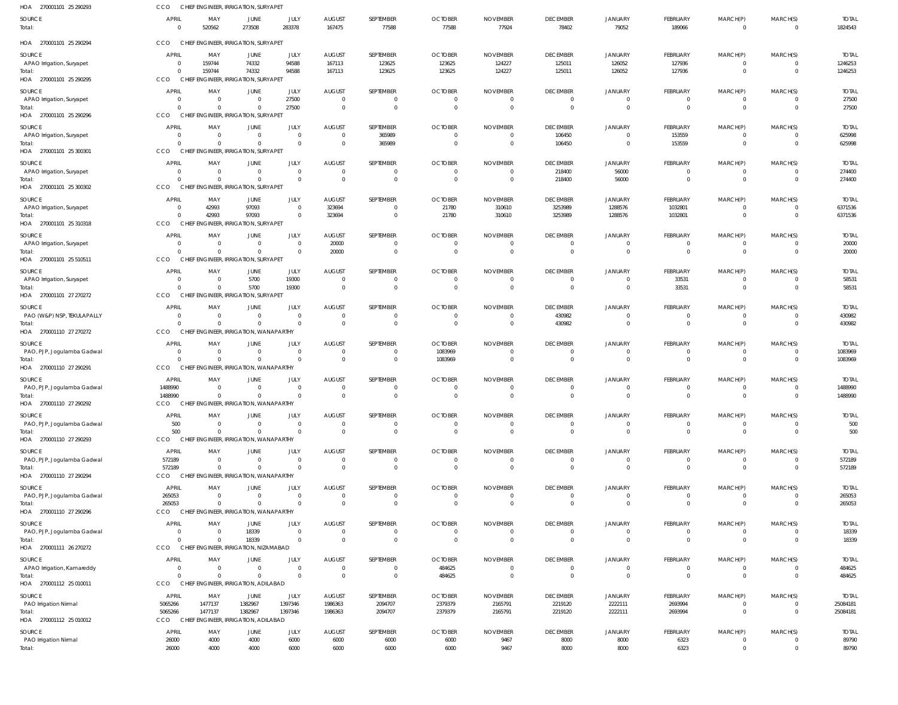HOA 270001101 25 290293 CCO CHIEF ENGINEER, IRRIGATION, SURYAPET

| SOURCE | APRIL | MAY | JUNE | JULY | AUGUST | SEPTEMBER | OCTOBER | NOVEMBER | DECEMBER | JANUARY | FEBRUARY | MARCH(P) | MARCH(S) | TOTAL |
|---|---|---|---|---|---|---|---|---|---|---|---|---|---|---|
| Total: | 0 | 520562 | 273508 | 283378 | 167475 | 77588 | 77588 | 77924 | 78402 | 79052 | 189066 | 0 | 0 | 1824543 |

HOA 270001101 25 290294 CCO CHIEF ENGINEER, IRRIGATION, SURYAPET

| SOURCE | APRIL | MAY | JUNE | JULY | AUGUST | SEPTEMBER | OCTOBER | NOVEMBER | DECEMBER | JANUARY | FEBRUARY | MARCH(P) | MARCH(S) | TOTAL |
|---|---|---|---|---|---|---|---|---|---|---|---|---|---|---|
| APAO Irrigation, Suryapet | 0 | 159744 | 74332 | 94588 | 167113 | 123625 | 123625 | 124227 | 125011 | 126052 | 127936 | 0 | 0 | 1246253 |
| Total: | 0 | 159744 | 74332 | 94588 | 167113 | 123625 | 123625 | 124227 | 125011 | 126052 | 127936 | 0 | 0 | 1246253 |

HOA 270001101 25 290295 CCO CHIEF ENGINEER, IRRIGATION, SURYAPET

| SOURCE | APRIL | MAY | JUNE | JULY | AUGUST | SEPTEMBER | OCTOBER | NOVEMBER | DECEMBER | JANUARY | FEBRUARY | MARCH(P) | MARCH(S) | TOTAL |
|---|---|---|---|---|---|---|---|---|---|---|---|---|---|---|
| APAO Irrigation, Suryapet | 0 | 0 | 0 | 27500 | 0 | 0 | 0 | 0 | 0 | 0 | 0 | 0 | 0 | 27500 |
| Total: | 0 | 0 | 0 | 27500 | 0 | 0 | 0 | 0 | 0 | 0 | 0 | 0 | 0 | 27500 |

HOA 270001101 25 290296 CCO CHIEF ENGINEER, IRRIGATION, SURYAPET

| SOURCE | APRIL | MAY | JUNE | JULY | AUGUST | SEPTEMBER | OCTOBER | NOVEMBER | DECEMBER | JANUARY | FEBRUARY | MARCH(P) | MARCH(S) | TOTAL |
|---|---|---|---|---|---|---|---|---|---|---|---|---|---|---|
| APAO Irrigation, Suryapet | 0 | 0 | 0 | 0 | 0 | 365989 | 0 | 0 | 106450 | 0 | 153559 | 0 | 0 | 625998 |
| Total: | 0 | 0 | 0 | 0 | 0 | 365989 | 0 | 0 | 106450 | 0 | 153559 | 0 | 0 | 625998 |

HOA 270001101 25 300301 CCO CHIEF ENGINEER, IRRIGATION, SURYAPET

| SOURCE | APRIL | MAY | JUNE | JULY | AUGUST | SEPTEMBER | OCTOBER | NOVEMBER | DECEMBER | JANUARY | FEBRUARY | MARCH(P) | MARCH(S) | TOTAL |
|---|---|---|---|---|---|---|---|---|---|---|---|---|---|---|
| APAO Irrigation, Suryapet | 0 | 0 | 0 | 0 | 0 | 0 | 0 | 0 | 218400 | 56000 | 0 | 0 | 0 | 274400 |
| Total: | 0 | 0 | 0 | 0 | 0 | 0 | 0 | 0 | 218400 | 56000 | 0 | 0 | 0 | 274400 |

HOA 270001101 25 300302 CCO CHIEF ENGINEER, IRRIGATION, SURYAPET

| SOURCE | APRIL | MAY | JUNE | JULY | AUGUST | SEPTEMBER | OCTOBER | NOVEMBER | DECEMBER | JANUARY | FEBRUARY | MARCH(P) | MARCH(S) | TOTAL |
|---|---|---|---|---|---|---|---|---|---|---|---|---|---|---|
| APAO Irrigation, Suryapet | 0 | 42993 | 97093 | 0 | 323694 | 0 | 21780 | 310610 | 3253989 | 1288576 | 1032801 | 0 | 0 | 6371536 |
| Total: | 0 | 42993 | 97093 | 0 | 323694 | 0 | 21780 | 310610 | 3253989 | 1288576 | 1032801 | 0 | 0 | 6371536 |

HOA 270001101 25 310318 CCO CHIEF ENGINEER, IRRIGATION, SURYAPET

| SOURCE | APRIL | MAY | JUNE | JULY | AUGUST | SEPTEMBER | OCTOBER | NOVEMBER | DECEMBER | JANUARY | FEBRUARY | MARCH(P) | MARCH(S) | TOTAL |
|---|---|---|---|---|---|---|---|---|---|---|---|---|---|---|
| APAO Irrigation, Suryapet | 0 | 0 | 0 | 0 | 20000 | 0 | 0 | 0 | 0 | 0 | 0 | 0 | 0 | 20000 |
| Total: | 0 | 0 | 0 | 0 | 20000 | 0 | 0 | 0 | 0 | 0 | 0 | 0 | 0 | 20000 |

HOA 270001101 25 510511 CCO CHIEF ENGINEER, IRRIGATION, SURYAPET

| SOURCE | APRIL | MAY | JUNE | JULY | AUGUST | SEPTEMBER | OCTOBER | NOVEMBER | DECEMBER | JANUARY | FEBRUARY | MARCH(P) | MARCH(S) | TOTAL |
|---|---|---|---|---|---|---|---|---|---|---|---|---|---|---|
| APAO Irrigation, Suryapet | 0 | 0 | 5700 | 19300 | 0 | 0 | 0 | 0 | 0 | 0 | 33531 | 0 | 0 | 58531 |
| Total: | 0 | 0 | 5700 | 19300 | 0 | 0 | 0 | 0 | 0 | 0 | 33531 | 0 | 0 | 58531 |

HOA 270001101 27 270272 CCO CHIEF ENGINEER, IRRIGATION, SURYAPET

| SOURCE | APRIL | MAY | JUNE | JULY | AUGUST | SEPTEMBER | OCTOBER | NOVEMBER | DECEMBER | JANUARY | FEBRUARY | MARCH(P) | MARCH(S) | TOTAL |
|---|---|---|---|---|---|---|---|---|---|---|---|---|---|---|
| PAO (W&P) NSP, TEKULAPALLY | 0 | 0 | 0 | 0 | 0 | 0 | 0 | 0 | 430982 | 0 | 0 | 0 | 0 | 430982 |
| Total: | 0 | 0 | 0 | 0 | 0 | 0 | 0 | 0 | 430982 | 0 | 0 | 0 | 0 | 430982 |

HOA 270001110 27 270272 CCO CHIEF ENGINEER, IRRIGATION, WANAPARTHY

| SOURCE | APRIL | MAY | JUNE | JULY | AUGUST | SEPTEMBER | OCTOBER | NOVEMBER | DECEMBER | JANUARY | FEBRUARY | MARCH(P) | MARCH(S) | TOTAL |
|---|---|---|---|---|---|---|---|---|---|---|---|---|---|---|
| PAO, PJP, Jogulamba Gadwal | 0 | 0 | 0 | 0 | 0 | 0 | 1083969 | 0 | 0 | 0 | 0 | 0 | 0 | 1083969 |
| Total: | 0 | 0 | 0 | 0 | 0 | 0 | 1083969 | 0 | 0 | 0 | 0 | 0 | 0 | 1083969 |

HOA 270001110 27 290291 CCO CHIEF ENGINEER, IRRIGATION, WANAPARTHY

| SOURCE | APRIL | MAY | JUNE | JULY | AUGUST | SEPTEMBER | OCTOBER | NOVEMBER | DECEMBER | JANUARY | FEBRUARY | MARCH(P) | MARCH(S) | TOTAL |
|---|---|---|---|---|---|---|---|---|---|---|---|---|---|---|
| PAO, PJP, Jogulamba Gadwal | 1488990 | 0 | 0 | 0 | 0 | 0 | 0 | 0 | 0 | 0 | 0 | 0 | 0 | 1488990 |
| Total: | 1488990 | 0 | 0 | 0 | 0 | 0 | 0 | 0 | 0 | 0 | 0 | 0 | 0 | 1488990 |

HOA 270001110 27 290292 CCO CHIEF ENGINEER, IRRIGATION, WANAPARTHY

| SOURCE | APRIL | MAY | JUNE | JULY | AUGUST | SEPTEMBER | OCTOBER | NOVEMBER | DECEMBER | JANUARY | FEBRUARY | MARCH(P) | MARCH(S) | TOTAL |
|---|---|---|---|---|---|---|---|---|---|---|---|---|---|---|
| PAO, PJP, Jogulamba Gadwal | 500 | 0 | 0 | 0 | 0 | 0 | 0 | 0 | 0 | 0 | 0 | 0 | 0 | 500 |
| Total: | 500 | 0 | 0 | 0 | 0 | 0 | 0 | 0 | 0 | 0 | 0 | 0 | 0 | 500 |

HOA 270001110 27 290293 CCO CHIEF ENGINEER, IRRIGATION, WANAPARTHY

| SOURCE | APRIL | MAY | JUNE | JULY | AUGUST | SEPTEMBER | OCTOBER | NOVEMBER | DECEMBER | JANUARY | FEBRUARY | MARCH(P) | MARCH(S) | TOTAL |
|---|---|---|---|---|---|---|---|---|---|---|---|---|---|---|
| PAO, PJP, Jogulamba Gadwal | 572189 | 0 | 0 | 0 | 0 | 0 | 0 | 0 | 0 | 0 | 0 | 0 | 0 | 572189 |
| Total: | 572189 | 0 | 0 | 0 | 0 | 0 | 0 | 0 | 0 | 0 | 0 | 0 | 0 | 572189 |

HOA 270001110 27 290294 CCO CHIEF ENGINEER, IRRIGATION, WANAPARTHY

| SOURCE | APRIL | MAY | JUNE | JULY | AUGUST | SEPTEMBER | OCTOBER | NOVEMBER | DECEMBER | JANUARY | FEBRUARY | MARCH(P) | MARCH(S) | TOTAL |
|---|---|---|---|---|---|---|---|---|---|---|---|---|---|---|
| PAO, PJP, Jogulamba Gadwal | 265053 | 0 | 0 | 0 | 0 | 0 | 0 | 0 | 0 | 0 | 0 | 0 | 0 | 265053 |
| Total: | 265053 | 0 | 0 | 0 | 0 | 0 | 0 | 0 | 0 | 0 | 0 | 0 | 0 | 265053 |

HOA 270001110 27 290296 CCO CHIEF ENGINEER, IRRIGATION, WANAPARTHY

| SOURCE | APRIL | MAY | JUNE | JULY | AUGUST | SEPTEMBER | OCTOBER | NOVEMBER | DECEMBER | JANUARY | FEBRUARY | MARCH(P) | MARCH(S) | TOTAL |
|---|---|---|---|---|---|---|---|---|---|---|---|---|---|---|
| PAO, PJP, Jogulamba Gadwal | 0 | 0 | 18339 | 0 | 0 | 0 | 0 | 0 | 0 | 0 | 0 | 0 | 0 | 18339 |
| Total: | 0 | 0 | 18339 | 0 | 0 | 0 | 0 | 0 | 0 | 0 | 0 | 0 | 0 | 18339 |

HOA 270001111 26 270272 CCO CHIEF ENGINEER, IRRIGATION, NIZAMABAD

| SOURCE | APRIL | MAY | JUNE | JULY | AUGUST | SEPTEMBER | OCTOBER | NOVEMBER | DECEMBER | JANUARY | FEBRUARY | MARCH(P) | MARCH(S) | TOTAL |
|---|---|---|---|---|---|---|---|---|---|---|---|---|---|---|
| APAO Irrigation, Kamareddy | 0 | 0 | 0 | 0 | 0 | 0 | 484625 | 0 | 0 | 0 | 0 | 0 | 0 | 484625 |
| Total: | 0 | 0 | 0 | 0 | 0 | 0 | 484625 | 0 | 0 | 0 | 0 | 0 | 0 | 484625 |

HOA 270001112 25 010011 CCO CHIEF ENGINEER, IRRIGATION, ADILABAD

| SOURCE | APRIL | MAY | JUNE | JULY | AUGUST | SEPTEMBER | OCTOBER | NOVEMBER | DECEMBER | JANUARY | FEBRUARY | MARCH(P) | MARCH(S) | TOTAL |
|---|---|---|---|---|---|---|---|---|---|---|---|---|---|---|
| PAO Irrigation Nirmal | 5065266 | 1477137 | 1382967 | 1397346 | 1986363 | 2094707 | 2379379 | 2165791 | 2219120 | 2222111 | 2693994 | 0 | 0 | 25084181 |
| Total: | 5065266 | 1477137 | 1382967 | 1397346 | 1986363 | 2094707 | 2379379 | 2165791 | 2219120 | 2222111 | 2693994 | 0 | 0 | 25084181 |

HOA 270001112 25 010012 CCO CHIEF ENGINEER, IRRIGATION, ADILABAD

| SOURCE | APRIL | MAY | JUNE | JULY | AUGUST | SEPTEMBER | OCTOBER | NOVEMBER | DECEMBER | JANUARY | FEBRUARY | MARCH(P) | MARCH(S) | TOTAL |
|---|---|---|---|---|---|---|---|---|---|---|---|---|---|---|
| PAO Irrigation Nirmal | 26000 | 4000 | 4000 | 6000 | 6000 | 6000 | 6000 | 9467 | 8000 | 8000 | 6323 | 0 | 0 | 89790 |
| Total: | 26000 | 4000 | 4000 | 6000 | 6000 | 6000 | 6000 | 9467 | 8000 | 8000 | 6323 | 0 | 0 | 89790 |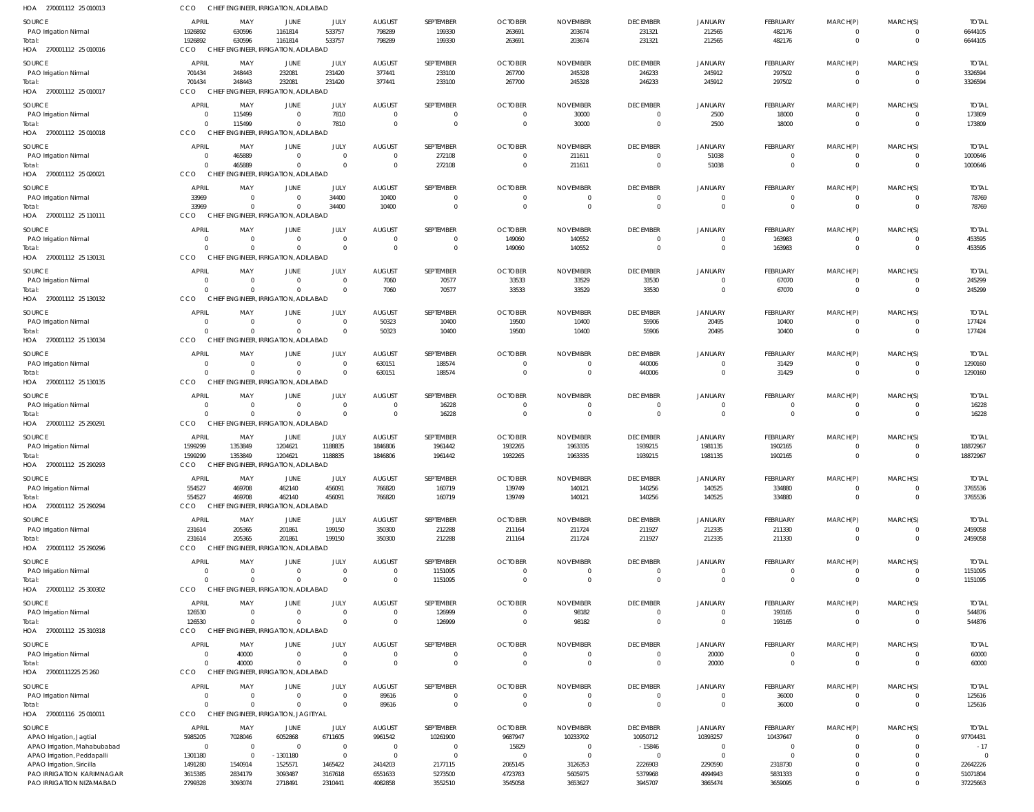HOA 270001112 25 010013 CCO CHIEF ENGINEER, IRRIGATION, ADILABAD

| SOURCE | APRIL | MAY | JUNE | JULY | AUGUST | SEPTEMBER | OCTOBER | NOVEMBER | DECEMBER | JANUARY | FEBRUARY | MARCH(P) | MARCH(S) | TOTAL |
|---|---|---|---|---|---|---|---|---|---|---|---|---|---|---|
| PAO Irrigation Nirmal | 1926892 | 630596 | 1161814 | 533757 | 798289 | 199330 | 263691 | 203674 | 231321 | 212565 | 482176 | 0 | 0 | 6644105 |
| Total: | 1926892 | 630596 | 1161814 | 533757 | 798289 | 199330 | 263691 | 203674 | 231321 | 212565 | 482176 | 0 | 0 | 6644105 |

HOA 270001112 25 010016 CCO CHIEF ENGINEER, IRRIGATION, ADILABAD

| SOURCE | APRIL | MAY | JUNE | JULY | AUGUST | SEPTEMBER | OCTOBER | NOVEMBER | DECEMBER | JANUARY | FEBRUARY | MARCH(P) | MARCH(S) | TOTAL |
|---|---|---|---|---|---|---|---|---|---|---|---|---|---|---|
| PAO Irrigation Nirmal | 701434 | 248443 | 232081 | 231420 | 377441 | 233100 | 267700 | 245328 | 246233 | 245912 | 297502 | 0 | 0 | 3326594 |
| Total: | 701434 | 248443 | 232081 | 231420 | 377441 | 233100 | 267700 | 245328 | 246233 | 245912 | 297502 | 0 | 0 | 3326594 |

HOA 270001112 25 010017 CCO CHIEF ENGINEER, IRRIGATION, ADILABAD

| SOURCE | APRIL | MAY | JUNE | JULY | AUGUST | SEPTEMBER | OCTOBER | NOVEMBER | DECEMBER | JANUARY | FEBRUARY | MARCH(P) | MARCH(S) | TOTAL |
|---|---|---|---|---|---|---|---|---|---|---|---|---|---|---|
| PAO Irrigation Nirmal | 0 | 115499 | 0 | 7810 | 0 | 0 | 0 | 30000 | 0 | 2500 | 18000 | 0 | 0 | 173809 |
| Total: | 0 | 115499 | 0 | 7810 | 0 | 0 | 0 | 30000 | 0 | 2500 | 18000 | 0 | 0 | 173809 |

HOA 270001112 25 010018 CCO CHIEF ENGINEER, IRRIGATION, ADILABAD

| SOURCE | APRIL | MAY | JUNE | JULY | AUGUST | SEPTEMBER | OCTOBER | NOVEMBER | DECEMBER | JANUARY | FEBRUARY | MARCH(P) | MARCH(S) | TOTAL |
|---|---|---|---|---|---|---|---|---|---|---|---|---|---|---|
| PAO Irrigation Nirmal | 0 | 465889 | 0 | 0 | 0 | 272108 | 0 | 211611 | 0 | 51038 | 0 | 0 | 0 | 1000646 |
| Total: | 0 | 465889 | 0 | 0 | 0 | 272108 | 0 | 211611 | 0 | 51038 | 0 | 0 | 0 | 1000646 |

HOA 270001112 25 020021 CCO CHIEF ENGINEER, IRRIGATION, ADILABAD

| SOURCE | APRIL | MAY | JUNE | JULY | AUGUST | SEPTEMBER | OCTOBER | NOVEMBER | DECEMBER | JANUARY | FEBRUARY | MARCH(P) | MARCH(S) | TOTAL |
|---|---|---|---|---|---|---|---|---|---|---|---|---|---|---|
| PAO Irrigation Nirmal | 33969 | 0 | 0 | 34400 | 10400 | 0 | 0 | 0 | 0 | 0 | 0 | 0 | 0 | 78769 |
| Total: | 33969 | 0 | 0 | 34400 | 10400 | 0 | 0 | 0 | 0 | 0 | 0 | 0 | 0 | 78769 |

HOA 270001112 25 110111 CCO CHIEF ENGINEER, IRRIGATION, ADILABAD

| SOURCE | APRIL | MAY | JUNE | JULY | AUGUST | SEPTEMBER | OCTOBER | NOVEMBER | DECEMBER | JANUARY | FEBRUARY | MARCH(P) | MARCH(S) | TOTAL |
|---|---|---|---|---|---|---|---|---|---|---|---|---|---|---|
| PAO Irrigation Nirmal | 0 | 0 | 0 | 0 | 0 | 0 | 149060 | 140552 | 0 | 0 | 163983 | 0 | 0 | 453595 |
| Total: | 0 | 0 | 0 | 0 | 0 | 0 | 149060 | 140552 | 0 | 0 | 163983 | 0 | 0 | 453595 |

HOA 270001112 25 130131 CCO CHIEF ENGINEER, IRRIGATION, ADILABAD

| SOURCE | APRIL | MAY | JUNE | JULY | AUGUST | SEPTEMBER | OCTOBER | NOVEMBER | DECEMBER | JANUARY | FEBRUARY | MARCH(P) | MARCH(S) | TOTAL |
|---|---|---|---|---|---|---|---|---|---|---|---|---|---|---|
| PAO Irrigation Nirmal | 0 | 0 | 0 | 0 | 7060 | 70577 | 33533 | 33529 | 33530 | 0 | 67070 | 0 | 0 | 245299 |
| Total: | 0 | 0 | 0 | 0 | 7060 | 70577 | 33533 | 33529 | 33530 | 0 | 67070 | 0 | 0 | 245299 |

HOA 270001112 25 130132 CCO CHIEF ENGINEER, IRRIGATION, ADILABAD

| SOURCE | APRIL | MAY | JUNE | JULY | AUGUST | SEPTEMBER | OCTOBER | NOVEMBER | DECEMBER | JANUARY | FEBRUARY | MARCH(P) | MARCH(S) | TOTAL |
|---|---|---|---|---|---|---|---|---|---|---|---|---|---|---|
| PAO Irrigation Nirmal | 0 | 0 | 0 | 0 | 50323 | 10400 | 19500 | 10400 | 55906 | 20495 | 10400 | 0 | 0 | 177424 |
| Total: | 0 | 0 | 0 | 0 | 50323 | 10400 | 19500 | 10400 | 55906 | 20495 | 10400 | 0 | 0 | 177424 |

HOA 270001112 25 130134 CCO CHIEF ENGINEER, IRRIGATION, ADILABAD

| SOURCE | APRIL | MAY | JUNE | JULY | AUGUST | SEPTEMBER | OCTOBER | NOVEMBER | DECEMBER | JANUARY | FEBRUARY | MARCH(P) | MARCH(S) | TOTAL |
|---|---|---|---|---|---|---|---|---|---|---|---|---|---|---|
| PAO Irrigation Nirmal | 0 | 0 | 0 | 0 | 630151 | 188574 | 0 | 0 | 440006 | 0 | 31429 | 0 | 0 | 1290160 |
| Total: | 0 | 0 | 0 | 0 | 630151 | 188574 | 0 | 0 | 440006 | 0 | 31429 | 0 | 0 | 1290160 |

HOA 270001112 25 130135 CCO CHIEF ENGINEER, IRRIGATION, ADILABAD

| SOURCE | APRIL | MAY | JUNE | JULY | AUGUST | SEPTEMBER | OCTOBER | NOVEMBER | DECEMBER | JANUARY | FEBRUARY | MARCH(P) | MARCH(S) | TOTAL |
|---|---|---|---|---|---|---|---|---|---|---|---|---|---|---|
| PAO Irrigation Nirmal | 0 | 0 | 0 | 0 | 0 | 16228 | 0 | 0 | 0 | 0 | 0 | 0 | 0 | 16228 |
| Total: | 0 | 0 | 0 | 0 | 0 | 16228 | 0 | 0 | 0 | 0 | 0 | 0 | 0 | 16228 |

HOA 270001112 25 290291 CCO CHIEF ENGINEER, IRRIGATION, ADILABAD

| SOURCE | APRIL | MAY | JUNE | JULY | AUGUST | SEPTEMBER | OCTOBER | NOVEMBER | DECEMBER | JANUARY | FEBRUARY | MARCH(P) | MARCH(S) | TOTAL |
|---|---|---|---|---|---|---|---|---|---|---|---|---|---|---|
| PAO Irrigation Nirmal | 1599299 | 1353849 | 1204621 | 1188835 | 1846806 | 1961442 | 1932265 | 1963335 | 1939215 | 1981135 | 1902165 | 0 | 0 | 18872967 |
| Total: | 1599299 | 1353849 | 1204621 | 1188835 | 1846806 | 1961442 | 1932265 | 1963335 | 1939215 | 1981135 | 1902165 | 0 | 0 | 18872967 |

HOA 270001112 25 290293 CCO CHIEF ENGINEER, IRRIGATION, ADILABAD

| SOURCE | APRIL | MAY | JUNE | JULY | AUGUST | SEPTEMBER | OCTOBER | NOVEMBER | DECEMBER | JANUARY | FEBRUARY | MARCH(P) | MARCH(S) | TOTAL |
|---|---|---|---|---|---|---|---|---|---|---|---|---|---|---|
| PAO Irrigation Nirmal | 554527 | 469708 | 462140 | 456091 | 766820 | 160719 | 139749 | 140121 | 140256 | 140525 | 334880 | 0 | 0 | 3765536 |
| Total: | 554527 | 469708 | 462140 | 456091 | 766820 | 160719 | 139749 | 140121 | 140256 | 140525 | 334880 | 0 | 0 | 3765536 |

HOA 270001112 25 290294 CCO CHIEF ENGINEER, IRRIGATION, ADILABAD

| SOURCE | APRIL | MAY | JUNE | JULY | AUGUST | SEPTEMBER | OCTOBER | NOVEMBER | DECEMBER | JANUARY | FEBRUARY | MARCH(P) | MARCH(S) | TOTAL |
|---|---|---|---|---|---|---|---|---|---|---|---|---|---|---|
| PAO Irrigation Nirmal | 231614 | 205365 | 201861 | 199150 | 350300 | 212288 | 211164 | 211724 | 211927 | 212335 | 211330 | 0 | 0 | 2459058 |
| Total: | 231614 | 205365 | 201861 | 199150 | 350300 | 212288 | 211164 | 211724 | 211927 | 212335 | 211330 | 0 | 0 | 2459058 |

HOA 270001112 25 290296 CCO CHIEF ENGINEER, IRRIGATION, ADILABAD

| SOURCE | APRIL | MAY | JUNE | JULY | AUGUST | SEPTEMBER | OCTOBER | NOVEMBER | DECEMBER | JANUARY | FEBRUARY | MARCH(P) | MARCH(S) | TOTAL |
|---|---|---|---|---|---|---|---|---|---|---|---|---|---|---|
| PAO Irrigation Nirmal | 0 | 0 | 0 | 0 | 0 | 1151095 | 0 | 0 | 0 | 0 | 0 | 0 | 0 | 1151095 |
| Total: | 0 | 0 | 0 | 0 | 0 | 1151095 | 0 | 0 | 0 | 0 | 0 | 0 | 0 | 1151095 |

HOA 270001112 25 300302 CCO CHIEF ENGINEER, IRRIGATION, ADILABAD

| SOURCE | APRIL | MAY | JUNE | JULY | AUGUST | SEPTEMBER | OCTOBER | NOVEMBER | DECEMBER | JANUARY | FEBRUARY | MARCH(P) | MARCH(S) | TOTAL |
|---|---|---|---|---|---|---|---|---|---|---|---|---|---|---|
| PAO Irrigation Nirmal | 126530 | 0 | 0 | 0 | 0 | 126999 | 0 | 98182 | 0 | 0 | 193165 | 0 | 0 | 544876 |
| Total: | 126530 | 0 | 0 | 0 | 0 | 126999 | 0 | 98182 | 0 | 0 | 193165 | 0 | 0 | 544876 |

HOA 270001112 25 310318 CCO CHIEF ENGINEER, IRRIGATION, ADILABAD

| SOURCE | APRIL | MAY | JUNE | JULY | AUGUST | SEPTEMBER | OCTOBER | NOVEMBER | DECEMBER | JANUARY | FEBRUARY | MARCH(P) | MARCH(S) | TOTAL |
|---|---|---|---|---|---|---|---|---|---|---|---|---|---|---|
| PAO Irrigation Nirmal | 0 | 40000 | 0 | 0 | 0 | 0 | 0 | 0 | 0 | 20000 | 0 | 0 | 0 | 60000 |
| Total: | 0 | 40000 | 0 | 0 | 0 | 0 | 0 | 0 | 0 | 20000 | 0 | 0 | 0 | 60000 |

HOA 27000111225 25 260 CCO CHIEF ENGINEER, IRRIGATION, ADILABAD

| SOURCE | APRIL | MAY | JUNE | JULY | AUGUST | SEPTEMBER | OCTOBER | NOVEMBER | DECEMBER | JANUARY | FEBRUARY | MARCH(P) | MARCH(S) | TOTAL |
|---|---|---|---|---|---|---|---|---|---|---|---|---|---|---|
| PAO Irrigation Nirmal | 0 | 0 | 0 | 0 | 89616 | 0 | 0 | 0 | 0 | 0 | 36000 | 0 | 0 | 125616 |
| Total: | 0 | 0 | 0 | 0 | 89616 | 0 | 0 | 0 | 0 | 0 | 36000 | 0 | 0 | 125616 |

HOA 270001116 25 010011 CCO CHIEF ENGINEER, IRRIGATION, JAGITIYAL

| SOURCE | APRIL | MAY | JUNE | JULY | AUGUST | SEPTEMBER | OCTOBER | NOVEMBER | DECEMBER | JANUARY | FEBRUARY | MARCH(P) | MARCH(S) | TOTAL |
|---|---|---|---|---|---|---|---|---|---|---|---|---|---|---|
| APAO Irrigation, Jagtial | 5985205 | 7028046 | 6052868 | 6711605 | 9961542 | 10261900 | 9687947 | 10233702 | 10950712 | 10393257 | 10437647 | 0 | 0 | 97704431 |
| APAO Irrigation, Mahabubabad | 0 | 0 | 0 | 0 | 0 | 0 | 15829 | 0 | -15846 | 0 | 0 | 0 | 0 | -17 |
| APAO Irrigation, Peddapalli | 1301180 | 0 | -1301180 | 0 | 0 | 0 | 0 | 0 | 0 | 0 | 0 | 0 | 0 | 0 |
| APAO Irrigation, Siricilla | 1491280 | 1540914 | 1525571 | 1465422 | 2414203 | 2177115 | 2065145 | 3126353 | 2226903 | 2290590 | 2318730 | 0 | 0 | 22642226 |
| PAO IRRIGATION KARIMNAGAR | 3615385 | 2834179 | 3093487 | 3167618 | 6551633 | 5273500 | 4723783 | 5605975 | 5379968 | 4994943 | 5831333 | 0 | 0 | 51071804 |
| PAO IRRIGATION NIZAMABAD | 2799328 | 3093074 | 2718491 | 2310441 | 4082858 | 3552510 | 3545058 | 3653627 | 3945707 | 3865474 | 3659095 | 0 | 0 | 37225663 |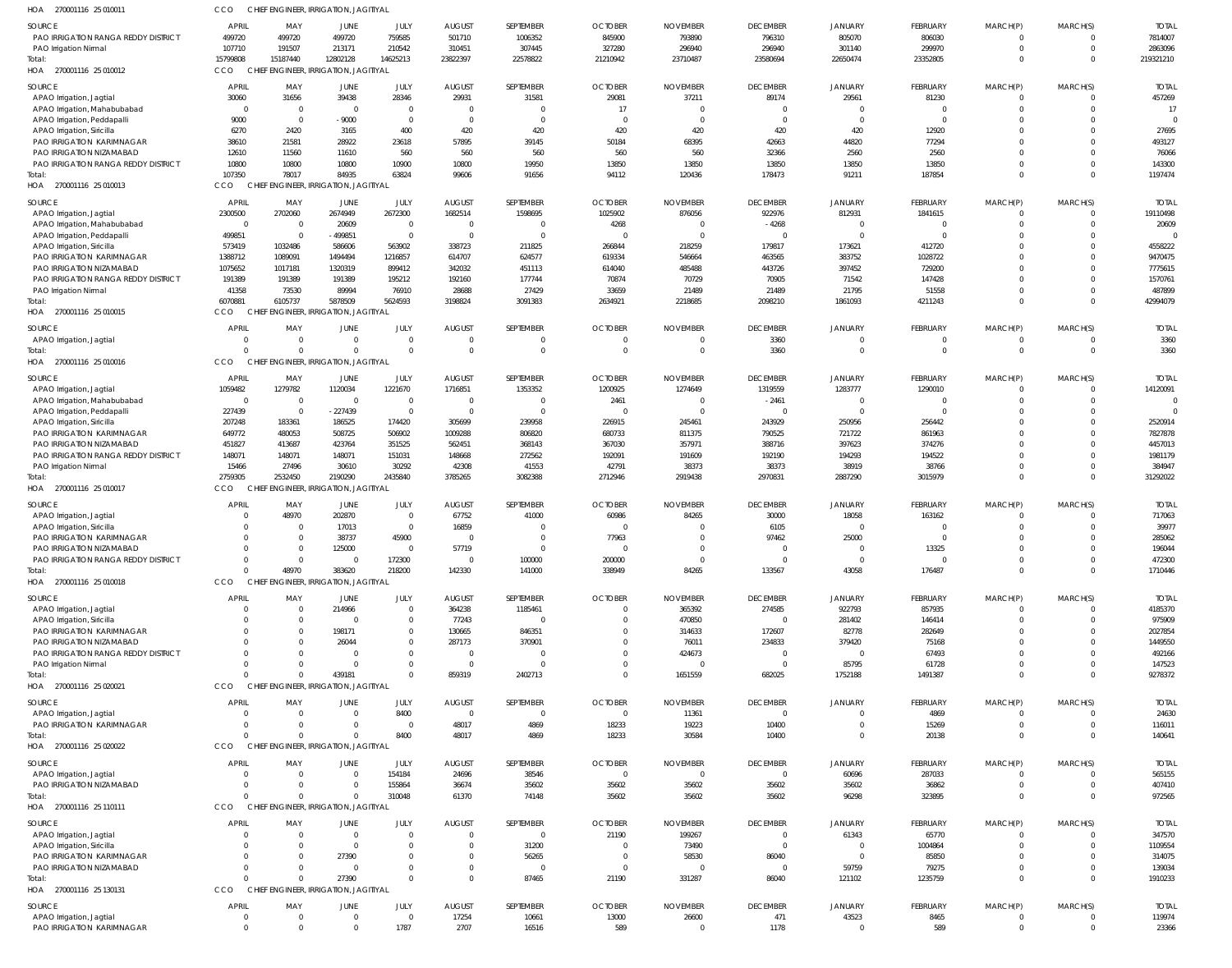HOA 270001116 25 010011 CCO CHIEF ENGINEER, IRRIGATION, JAGITIYAL

| SOURCE | APRIL | MAY | JUNE | JULY | AUGUST | SEPTEMBER | OCTOBER | NOVEMBER | DECEMBER | JANUARY | FEBRUARY | MARCH(P) | MARCH(S) | TOTAL |
|---|---|---|---|---|---|---|---|---|---|---|---|---|---|---|
| PAO IRRIGATION RANGA REDDY DISTRICT | 499720 | 499720 | 499720 | 759585 | 501710 | 1006352 | 845900 | 793890 | 796310 | 805070 | 806030 | 0 | 0 | 7814007 |
| PAO Irrigation Nirmal | 107710 | 191507 | 213171 | 210542 | 310451 | 307445 | 327280 | 296940 | 296940 | 301140 | 299970 | 0 | 0 | 2863096 |
| Total: | 15799808 | 15187440 | 12802128 | 14625213 | 23822397 | 22578822 | 21210942 | 23710487 | 23580694 | 22650474 | 23352805 | 0 | 0 | 219321210 |

HOA 270001116 25 010012 CCO CHIEF ENGINEER, IRRIGATION, JAGITIYAL

| SOURCE | APRIL | MAY | JUNE | JULY | AUGUST | SEPTEMBER | OCTOBER | NOVEMBER | DECEMBER | JANUARY | FEBRUARY | MARCH(P) | MARCH(S) | TOTAL |
|---|---|---|---|---|---|---|---|---|---|---|---|---|---|---|
| APAO Irrigation, Jagtial | 30060 | 31656 | 39438 | 28346 | 29931 | 31581 | 29081 | 37211 | 89174 | 29561 | 81230 | 0 | 0 | 457269 |
| APAO Irrigation, Mahabubabad | 0 | 0 | 0 | 0 | 0 | 0 | 17 | 0 | 0 | 0 | 0 | 0 | 0 | 17 |
| APAO Irrigation, Peddapalli | 9000 | 0 | -9000 | 0 | 0 | 0 | 0 | 0 | 0 | 0 | 0 | 0 | 0 | 0 |
| APAO Irrigation, Siricilla | 6270 | 2420 | 3165 | 400 | 420 | 420 | 420 | 420 | 420 | 420 | 12920 | 0 | 0 | 27695 |
| PAO IRRIGATION KARIMNAGAR | 38610 | 21581 | 28922 | 23618 | 57895 | 39145 | 50184 | 68395 | 42663 | 44820 | 77294 | 0 | 0 | 493127 |
| PAO IRRIGATION NIZAMABAD | 12610 | 11560 | 11610 | 560 | 560 | 560 | 560 | 560 | 32366 | 2560 | 2560 | 0 | 0 | 76066 |
| PAO IRRIGATION RANGA REDDY DISTRICT | 10800 | 10800 | 10800 | 10900 | 10800 | 19950 | 13850 | 13850 | 13850 | 13850 | 13850 | 0 | 0 | 143300 |
| Total: | 107350 | 78017 | 84935 | 63824 | 99606 | 91656 | 94112 | 120436 | 178473 | 91211 | 187854 | 0 | 0 | 1197474 |

HOA 270001116 25 010013 CCO CHIEF ENGINEER, IRRIGATION, JAGITIYAL

| SOURCE | APRIL | MAY | JUNE | JULY | AUGUST | SEPTEMBER | OCTOBER | NOVEMBER | DECEMBER | JANUARY | FEBRUARY | MARCH(P) | MARCH(S) | TOTAL |
|---|---|---|---|---|---|---|---|---|---|---|---|---|---|---|
| APAO Irrigation, Jagtial | 2300500 | 2702060 | 2674949 | 2672300 | 1682514 | 1598695 | 1025902 | 876056 | 922976 | 812931 | 1841615 | 0 | 0 | 19110498 |
| APAO Irrigation, Mahabubabad | 0 | 0 | 20609 | 0 | 0 | 0 | 4268 | 0 | -4268 | 0 | 0 | 0 | 0 | 20609 |
| APAO Irrigation, Peddapalli | 499851 | 0 | -499851 | 0 | 0 | 0 | 0 | 0 | 0 | 0 | 0 | 0 | 0 | 0 |
| APAO Irrigation, Siricilla | 573419 | 1032486 | 586606 | 563902 | 338723 | 211825 | 266844 | 218259 | 179817 | 173621 | 412720 | 0 | 0 | 4558222 |
| PAO IRRIGATION KARIMNAGAR | 1388712 | 1089091 | 1494494 | 1216857 | 614707 | 624577 | 619334 | 546664 | 463565 | 383752 | 1028722 | 0 | 0 | 9470475 |
| PAO IRRIGATION NIZAMABAD | 1075652 | 1017181 | 1320319 | 899412 | 342032 | 451113 | 614040 | 485488 | 443726 | 397452 | 729200 | 0 | 0 | 7775615 |
| PAO IRRIGATION RANGA REDDY DISTRICT | 191389 | 191389 | 191389 | 195212 | 192160 | 177744 | 70874 | 70729 | 70905 | 71542 | 147428 | 0 | 0 | 1570761 |
| PAO Irrigation Nirmal | 41358 | 73530 | 89994 | 76910 | 28688 | 27429 | 33659 | 21489 | 21489 | 21795 | 51558 | 0 | 0 | 487899 |
| Total: | 6070881 | 6105737 | 5878509 | 5624593 | 3198824 | 3091383 | 2634921 | 2218685 | 2098210 | 1861093 | 4211243 | 0 | 0 | 42994079 |

HOA 270001116 25 010015 CCO CHIEF ENGINEER, IRRIGATION, JAGITIYAL

| SOURCE | APRIL | MAY | JUNE | JULY | AUGUST | SEPTEMBER | OCTOBER | NOVEMBER | DECEMBER | JANUARY | FEBRUARY | MARCH(P) | MARCH(S) | TOTAL |
|---|---|---|---|---|---|---|---|---|---|---|---|---|---|---|
| APAO Irrigation, Jagtial | 0 | 0 | 0 | 0 | 0 | 0 | 0 | 0 | 3360 | 0 | 0 | 0 | 0 | 3360 |
| Total: | 0 | 0 | 0 | 0 | 0 | 0 | 0 | 0 | 3360 | 0 | 0 | 0 | 0 | 3360 |

HOA 270001116 25 010016 CCO CHIEF ENGINEER, IRRIGATION, JAGITIYAL

| SOURCE | APRIL | MAY | JUNE | JULY | AUGUST | SEPTEMBER | OCTOBER | NOVEMBER | DECEMBER | JANUARY | FEBRUARY | MARCH(P) | MARCH(S) | TOTAL |
|---|---|---|---|---|---|---|---|---|---|---|---|---|---|---|
| APAO Irrigation, Jagtial | 1059482 | 1279782 | 1120034 | 1221670 | 1716851 | 1353352 | 1200925 | 1274649 | 1319559 | 1283777 | 1290010 | 0 | 0 | 14120091 |
| APAO Irrigation, Mahabubabad | 0 | 0 | 0 | 0 | 0 | 0 | 2461 | 0 | -2461 | 0 | 0 | 0 | 0 | 0 |
| APAO Irrigation, Peddapalli | 227439 | 0 | -227439 | 0 | 0 | 0 | 0 | 0 | 0 | 0 | 0 | 0 | 0 | 0 |
| APAO Irrigation, Siricilla | 207248 | 183361 | 186525 | 174420 | 305699 | 239958 | 226915 | 245461 | 243929 | 250956 | 256442 | 0 | 0 | 2520914 |
| PAO IRRIGATION KARIMNAGAR | 649772 | 480053 | 508725 | 506902 | 1009288 | 806820 | 680733 | 811375 | 790525 | 721722 | 861963 | 0 | 0 | 7827878 |
| PAO IRRIGATION NIZAMABAD | 451827 | 413687 | 423764 | 351525 | 562451 | 368143 | 367030 | 357971 | 388716 | 397623 | 374276 | 0 | 0 | 4457013 |
| PAO IRRIGATION RANGA REDDY DISTRICT | 148071 | 148071 | 148071 | 151031 | 148668 | 272562 | 192091 | 191609 | 192190 | 194293 | 194522 | 0 | 0 | 1981179 |
| PAO Irrigation Nirmal | 15466 | 27496 | 30610 | 30292 | 42308 | 41553 | 42791 | 38373 | 38373 | 38919 | 38766 | 0 | 0 | 384947 |
| Total: | 2759305 | 2532450 | 2190290 | 2435840 | 3785265 | 3082388 | 2712946 | 2919438 | 2970831 | 2887290 | 3015979 | 0 | 0 | 31292022 |

HOA 270001116 25 010017 CCO CHIEF ENGINEER, IRRIGATION, JAGITIYAL

| SOURCE | APRIL | MAY | JUNE | JULY | AUGUST | SEPTEMBER | OCTOBER | NOVEMBER | DECEMBER | JANUARY | FEBRUARY | MARCH(P) | MARCH(S) | TOTAL |
|---|---|---|---|---|---|---|---|---|---|---|---|---|---|---|
| APAO Irrigation, Jagtial | 0 | 48970 | 202870 | 0 | 67752 | 41000 | 60986 | 84265 | 30000 | 18058 | 163162 | 0 | 0 | 717063 |
| APAO Irrigation, Siricilla | 0 | 0 | 17013 | 0 | 16859 | 0 | 0 | 0 | 6105 | 0 | 0 | 0 | 0 | 39977 |
| PAO IRRIGATION KARIMNAGAR | 0 | 0 | 38737 | 45900 | 0 | 0 | 77963 | 0 | 97462 | 25000 | 0 | 0 | 0 | 285062 |
| PAO IRRIGATION NIZAMABAD | 0 | 0 | 125000 | 0 | 57719 | 0 | 0 | 0 | 0 | 0 | 13325 | 0 | 0 | 196044 |
| PAO IRRIGATION RANGA REDDY DISTRICT | 0 | 0 | 0 | 172300 | 0 | 100000 | 200000 | 0 | 0 | 0 | 0 | 0 | 0 | 472300 |
| Total: | 0 | 48970 | 383620 | 218200 | 142330 | 141000 | 338949 | 84265 | 133567 | 43058 | 176487 | 0 | 0 | 1710446 |

HOA 270001116 25 010018 CCO CHIEF ENGINEER, IRRIGATION, JAGITIYAL

| SOURCE | APRIL | MAY | JUNE | JULY | AUGUST | SEPTEMBER | OCTOBER | NOVEMBER | DECEMBER | JANUARY | FEBRUARY | MARCH(P) | MARCH(S) | TOTAL |
|---|---|---|---|---|---|---|---|---|---|---|---|---|---|---|
| APAO Irrigation, Jagtial | 0 | 0 | 214966 | 0 | 364238 | 1185461 | 0 | 365392 | 274585 | 922793 | 857935 | 0 | 0 | 4185370 |
| APAO Irrigation, Siricilla | 0 | 0 | 0 | 0 | 77243 | 0 | 0 | 470850 | 0 | 281402 | 146414 | 0 | 0 | 975909 |
| PAO IRRIGATION KARIMNAGAR | 0 | 0 | 198171 | 0 | 130665 | 846351 | 0 | 314633 | 172607 | 82778 | 282649 | 0 | 0 | 2027854 |
| PAO IRRIGATION NIZAMABAD | 0 | 0 | 26044 | 0 | 287173 | 370901 | 0 | 76011 | 234833 | 379420 | 75168 | 0 | 0 | 1449550 |
| PAO IRRIGATION RANGA REDDY DISTRICT | 0 | 0 | 0 | 0 | 0 | 0 | 0 | 424673 | 0 | 0 | 67493 | 0 | 0 | 492166 |
| PAO Irrigation Nirmal | 0 | 0 | 0 | 0 | 0 | 0 | 0 | 0 | 0 | 85795 | 61728 | 0 | 0 | 147523 |
| Total: | 0 | 0 | 439181 | 0 | 859319 | 2402713 | 0 | 1651559 | 682025 | 1752188 | 1491387 | 0 | 0 | 9278372 |

HOA 270001116 25 020021 CCO CHIEF ENGINEER, IRRIGATION, JAGITIYAL

| SOURCE | APRIL | MAY | JUNE | JULY | AUGUST | SEPTEMBER | OCTOBER | NOVEMBER | DECEMBER | JANUARY | FEBRUARY | MARCH(P) | MARCH(S) | TOTAL |
|---|---|---|---|---|---|---|---|---|---|---|---|---|---|---|
| APAO Irrigation, Jagtial | 0 | 0 | 0 | 8400 | 0 | 0 | 0 | 11361 | 0 | 0 | 4869 | 0 | 0 | 24630 |
| PAO IRRIGATION KARIMNAGAR | 0 | 0 | 0 | 0 | 48017 | 4869 | 18233 | 19223 | 10400 | 0 | 15269 | 0 | 0 | 116011 |
| Total: | 0 | 0 | 0 | 8400 | 48017 | 4869 | 18233 | 30584 | 10400 | 0 | 20138 | 0 | 0 | 140641 |

HOA 270001116 25 020022 CCO CHIEF ENGINEER, IRRIGATION, JAGITIYAL

| SOURCE | APRIL | MAY | JUNE | JULY | AUGUST | SEPTEMBER | OCTOBER | NOVEMBER | DECEMBER | JANUARY | FEBRUARY | MARCH(P) | MARCH(S) | TOTAL |
|---|---|---|---|---|---|---|---|---|---|---|---|---|---|---|
| APAO Irrigation, Jagtial | 0 | 0 | 0 | 154184 | 24696 | 38546 | 0 | 0 | 0 | 60696 | 287033 | 0 | 0 | 565155 |
| PAO IRRIGATION NIZAMABAD | 0 | 0 | 0 | 155864 | 36674 | 35602 | 35602 | 35602 | 35602 | 35602 | 36862 | 0 | 0 | 407410 |
| Total: | 0 | 0 | 0 | 310048 | 61370 | 74148 | 35602 | 35602 | 35602 | 96298 | 323895 | 0 | 0 | 972565 |

HOA 270001116 25 110111 CCO CHIEF ENGINEER, IRRIGATION, JAGITIYAL

| SOURCE | APRIL | MAY | JUNE | JULY | AUGUST | SEPTEMBER | OCTOBER | NOVEMBER | DECEMBER | JANUARY | FEBRUARY | MARCH(P) | MARCH(S) | TOTAL |
|---|---|---|---|---|---|---|---|---|---|---|---|---|---|---|
| APAO Irrigation, Jagtial | 0 | 0 | 0 | 0 | 0 | 0 | 21190 | 199267 | 0 | 61343 | 65770 | 0 | 0 | 347570 |
| APAO Irrigation, Siricilla | 0 | 0 | 0 | 0 | 0 | 31200 | 0 | 73490 | 0 | 0 | 1004864 | 0 | 0 | 1109554 |
| PAO IRRIGATION KARIMNAGAR | 0 | 0 | 27390 | 0 | 0 | 56265 | 0 | 58530 | 86040 | 0 | 85850 | 0 | 0 | 314075 |
| PAO IRRIGATION NIZAMABAD | 0 | 0 | 0 | 0 | 0 | 0 | 0 | 0 | 0 | 59759 | 79275 | 0 | 0 | 139034 |
| Total: | 0 | 0 | 27390 | 0 | 0 | 87465 | 21190 | 331287 | 86040 | 121102 | 1235759 | 0 | 0 | 1910233 |

HOA 270001116 25 130131 CCO CHIEF ENGINEER, IRRIGATION, JAGITIYAL

| SOURCE | APRIL | MAY | JUNE | JULY | AUGUST | SEPTEMBER | OCTOBER | NOVEMBER | DECEMBER | JANUARY | FEBRUARY | MARCH(P) | MARCH(S) | TOTAL |
|---|---|---|---|---|---|---|---|---|---|---|---|---|---|---|
| APAO Irrigation, Jagtial | 0 | 0 | 0 | 0 | 17254 | 10661 | 13000 | 26600 | 471 | 43523 | 8465 | 0 | 0 | 119974 |
| PAO IRRIGATION KARIMNAGAR | 0 | 0 | 0 | 1787 | 2707 | 16516 | 589 | 0 | 1178 | 0 | 589 | 0 | 0 | 23366 |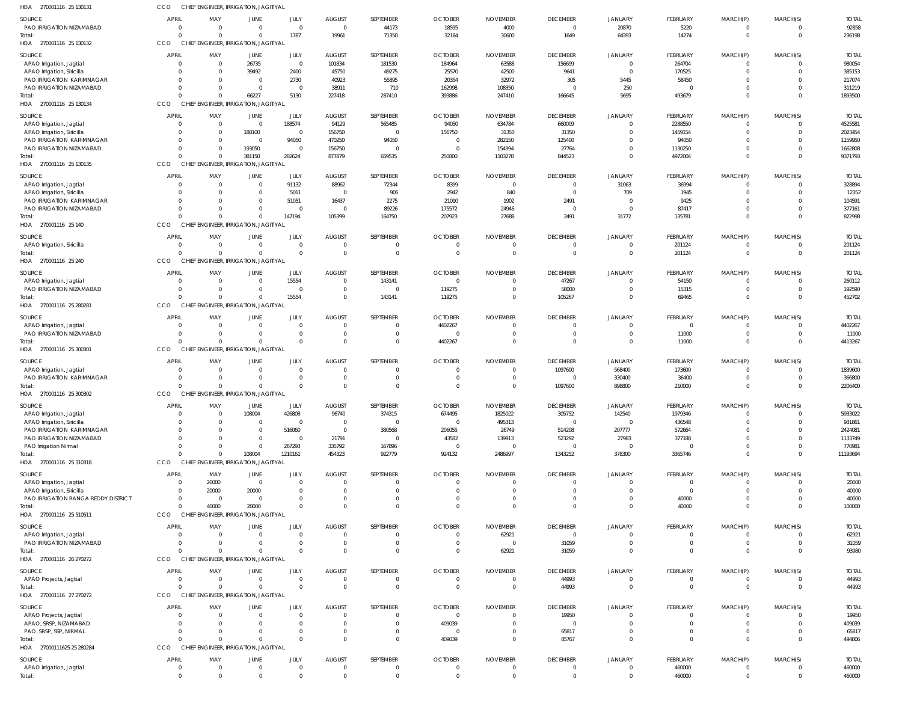HOA 270001116 25 130131 CCO CHIEF ENGINEER, IRRIGATION, JAGITIYAL

| SOURCE | APRIL | MAY | JUNE | JULY | AUGUST | SEPTEMBER | OCTOBER | NOVEMBER | DECEMBER | JANUARY | FEBRUARY | MARCH(P) | MARCH(S) | TOTAL |
|---|---|---|---|---|---|---|---|---|---|---|---|---|---|---|
| PAO IRRIGATION NIZAMABAD | 0 | 0 | 0 | 0 | 0 | 44173 | 18595 | 4000 | 0 | 20870 | 5220 | 0 | 0 | 92858 |
| Total: | 0 | 0 | 0 | 1787 | 19961 | 71350 | 32184 | 30600 | 1649 | 64393 | 14274 | 0 | 0 | 236198 |

HOA 270001116 25 130132 CCO CHIEF ENGINEER, IRRIGATION, JAGITIYAL

| SOURCE | APRIL | MAY | JUNE | JULY | AUGUST | SEPTEMBER | OCTOBER | NOVEMBER | DECEMBER | JANUARY | FEBRUARY | MARCH(P) | MARCH(S) | TOTAL |
|---|---|---|---|---|---|---|---|---|---|---|---|---|---|---|
| APAO Irrigation, Jagtial | 0 | 0 | 26735 | 0 | 101834 | 181530 | 184964 | 63588 | 156699 | 0 | 264704 | 0 | 0 | 980054 |
| APAO Irrigation, Siricilla | 0 | 0 | 39492 | 2400 | 45750 | 49275 | 25570 | 42500 | 9641 | 0 | 170525 | 0 | 0 | 385153 |
| PAO IRRIGATION KARIMNAGAR | 0 | 0 | 0 | 2730 | 40923 | 55895 | 20354 | 32972 | 305 | 5445 | 58450 | 0 | 0 | 217074 |
| PAO IRRIGATION NIZAMABAD | 0 | 0 | 0 | 0 | 38911 | 710 | 162998 | 108350 | 0 | 250 | 0 | 0 | 0 | 311219 |
| Total: | 0 | 0 | 66227 | 5130 | 227418 | 287410 | 393886 | 247410 | 166645 | 5695 | 493679 | 0 | 0 | 1893500 |

HOA 270001116 25 130134 CCO CHIEF ENGINEER, IRRIGATION, JAGITIYAL

| SOURCE | APRIL | MAY | JUNE | JULY | AUGUST | SEPTEMBER | OCTOBER | NOVEMBER | DECEMBER | JANUARY | FEBRUARY | MARCH(P) | MARCH(S) | TOTAL |
|---|---|---|---|---|---|---|---|---|---|---|---|---|---|---|
| APAO Irrigation, Jagtial | 0 | 0 | 0 | 188574 | 94129 | 565485 | 94050 | 634784 | 660009 | 0 | 2288550 | 0 | 0 | 4525581 |
| APAO Irrigation, Siricilla | 0 | 0 | 188100 | 0 | 156750 | 0 | 156750 | 31350 | 31350 | 0 | 1459154 | 0 | 0 | 2023454 |
| PAO IRRIGATION KARIMNAGAR | 0 | 0 | 0 | 94050 | 470250 | 94050 | 0 | 282150 | 125400 | 0 | 94050 | 0 | 0 | 1159950 |
| PAO IRRIGATION NIZAMABAD | 0 | 0 | 193050 | 0 | 156750 | 0 | 0 | 154994 | 27764 | 0 | 1130250 | 0 | 0 | 1662808 |
| Total: | 0 | 0 | 381150 | 282624 | 877879 | 659535 | 250800 | 1103278 | 844523 | 0 | 4972004 | 0 | 0 | 9371793 |

HOA 270001116 25 130135 CCO CHIEF ENGINEER, IRRIGATION, JAGITIYAL

| SOURCE | APRIL | MAY | JUNE | JULY | AUGUST | SEPTEMBER | OCTOBER | NOVEMBER | DECEMBER | JANUARY | FEBRUARY | MARCH(P) | MARCH(S) | TOTAL |
|---|---|---|---|---|---|---|---|---|---|---|---|---|---|---|
| APAO Irrigation, Jagtial | 0 | 0 | 0 | 91132 | 88962 | 72344 | 8399 | 0 | 0 | 31063 | 36994 | 0 | 0 | 328894 |
| APAO Irrigation, Siricilla | 0 | 0 | 0 | 5011 | 0 | 905 | 2942 | 840 | 0 | 709 | 1945 | 0 | 0 | 12352 |
| PAO IRRIGATION KARIMNAGAR | 0 | 0 | 0 | 51051 | 16437 | 2275 | 21010 | 1902 | 2491 | 0 | 9425 | 0 | 0 | 104591 |
| PAO IRRIGATION NIZAMABAD | 0 | 0 | 0 | 0 | 0 | 89226 | 175572 | 24946 | 0 | 0 | 87417 | 0 | 0 | 377161 |
| Total: | 0 | 0 | 0 | 147194 | 105399 | 164750 | 207923 | 27688 | 2491 | 31772 | 135781 | 0 | 0 | 822998 |

HOA 270001116 25 140 CCO CHIEF ENGINEER, IRRIGATION, JAGITIYAL

| SOURCE | APRIL | MAY | JUNE | JULY | AUGUST | SEPTEMBER | OCTOBER | NOVEMBER | DECEMBER | JANUARY | FEBRUARY | MARCH(P) | MARCH(S) | TOTAL |
|---|---|---|---|---|---|---|---|---|---|---|---|---|---|---|
| APAO Irrigation, Siricilla | 0 | 0 | 0 | 0 | 0 | 0 | 0 | 0 | 0 | 0 | 201124 | 0 | 0 | 201124 |
| Total: | 0 | 0 | 0 | 0 | 0 | 0 | 0 | 0 | 0 | 0 | 201124 | 0 | 0 | 201124 |

HOA 270001116 25 240 CCO CHIEF ENGINEER, IRRIGATION, JAGITIYAL

| SOURCE | APRIL | MAY | JUNE | JULY | AUGUST | SEPTEMBER | OCTOBER | NOVEMBER | DECEMBER | JANUARY | FEBRUARY | MARCH(P) | MARCH(S) | TOTAL |
|---|---|---|---|---|---|---|---|---|---|---|---|---|---|---|
| APAO Irrigation, Jagtial | 0 | 0 | 0 | 15554 | 0 | 143141 | 0 | 0 | 47267 | 0 | 54150 | 0 | 0 | 260112 |
| PAO IRRIGATION NIZAMABAD | 0 | 0 | 0 | 0 | 0 | 0 | 119275 | 0 | 58000 | 0 | 15315 | 0 | 0 | 192590 |
| Total: | 0 | 0 | 0 | 15554 | 0 | 143141 | 119275 | 0 | 105267 | 0 | 69465 | 0 | 0 | 452702 |

HOA 270001116 25 280281 CCO CHIEF ENGINEER, IRRIGATION, JAGITIYAL

| SOURCE | APRIL | MAY | JUNE | JULY | AUGUST | SEPTEMBER | OCTOBER | NOVEMBER | DECEMBER | JANUARY | FEBRUARY | MARCH(P) | MARCH(S) | TOTAL |
|---|---|---|---|---|---|---|---|---|---|---|---|---|---|---|
| APAO Irrigation, Jagtial | 0 | 0 | 0 | 0 | 0 | 0 | 4402267 | 0 | 0 | 0 | 0 | 0 | 0 | 4402267 |
| PAO IRRIGATION NIZAMABAD | 0 | 0 | 0 | 0 | 0 | 0 | 0 | 0 | 0 | 0 | 11000 | 0 | 0 | 11000 |
| Total: | 0 | 0 | 0 | 0 | 0 | 0 | 4402267 | 0 | 0 | 0 | 11000 | 0 | 0 | 4413267 |

HOA 270001116 25 300301 CCO CHIEF ENGINEER, IRRIGATION, JAGITIYAL

| SOURCE | APRIL | MAY | JUNE | JULY | AUGUST | SEPTEMBER | OCTOBER | NOVEMBER | DECEMBER | JANUARY | FEBRUARY | MARCH(P) | MARCH(S) | TOTAL |
|---|---|---|---|---|---|---|---|---|---|---|---|---|---|---|
| APAO Irrigation, Jagtial | 0 | 0 | 0 | 0 | 0 | 0 | 0 | 0 | 1097600 | 568400 | 173600 | 0 | 0 | 1839600 |
| PAO IRRIGATION KARIMNAGAR | 0 | 0 | 0 | 0 | 0 | 0 | 0 | 0 | 0 | 330400 | 36400 | 0 | 0 | 366800 |
| Total: | 0 | 0 | 0 | 0 | 0 | 0 | 0 | 0 | 1097600 | 898800 | 210000 | 0 | 0 | 2206400 |

HOA 270001116 25 300302 CCO CHIEF ENGINEER, IRRIGATION, JAGITIYAL

| SOURCE | APRIL | MAY | JUNE | JULY | AUGUST | SEPTEMBER | OCTOBER | NOVEMBER | DECEMBER | JANUARY | FEBRUARY | MARCH(P) | MARCH(S) | TOTAL |
|---|---|---|---|---|---|---|---|---|---|---|---|---|---|---|
| APAO Irrigation, Jagtial | 0 | 0 | 108004 | 426808 | 96740 | 374315 | 674495 | 1825022 | 305752 | 142540 | 1979346 | 0 | 0 | 5933022 |
| APAO Irrigation, Siricilla | 0 | 0 | 0 | 0 | 0 | 0 | 0 | 495313 | 0 | 0 | 436548 | 0 | 0 | 931861 |
| PAO IRRIGATION KARIMNAGAR | 0 | 0 | 0 | 516060 | 0 | 380568 | 206055 | 26749 | 514208 | 207777 | 572664 | 0 | 0 | 2424081 |
| PAO IRRIGATION NIZAMABAD | 0 | 0 | 0 | 0 | 21791 | 0 | 43582 | 139913 | 523292 | 27983 | 377188 | 0 | 0 | 1133749 |
| PAO Irrigation Nirmal | 0 | 0 | 0 | 267293 | 335792 | 167896 | 0 | 0 | 0 | 0 | 0 | 0 | 0 | 770981 |
| Total: | 0 | 0 | 108004 | 1210161 | 454323 | 922779 | 924132 | 2486997 | 1343252 | 378300 | 3365746 | 0 | 0 | 11193694 |

HOA 270001116 25 310318 CCO CHIEF ENGINEER, IRRIGATION, JAGITIYAL

| SOURCE | APRIL | MAY | JUNE | JULY | AUGUST | SEPTEMBER | OCTOBER | NOVEMBER | DECEMBER | JANUARY | FEBRUARY | MARCH(P) | MARCH(S) | TOTAL |
|---|---|---|---|---|---|---|---|---|---|---|---|---|---|---|
| APAO Irrigation, Jagtial | 0 | 20000 | 0 | 0 | 0 | 0 | 0 | 0 | 0 | 0 | 0 | 0 | 0 | 20000 |
| APAO Irrigation, Siricilla | 0 | 20000 | 20000 | 0 | 0 | 0 | 0 | 0 | 0 | 0 | 0 | 0 | 0 | 40000 |
| PAO IRRIGATION RANGA REDDY DISTRICT | 0 | 0 | 0 | 0 | 0 | 0 | 0 | 0 | 0 | 0 | 40000 | 0 | 0 | 40000 |
| Total: | 0 | 40000 | 20000 | 0 | 0 | 0 | 0 | 0 | 0 | 0 | 40000 | 0 | 0 | 100000 |

HOA 270001116 25 510511 CCO CHIEF ENGINEER, IRRIGATION, JAGITIYAL

| SOURCE | APRIL | MAY | JUNE | JULY | AUGUST | SEPTEMBER | OCTOBER | NOVEMBER | DECEMBER | JANUARY | FEBRUARY | MARCH(P) | MARCH(S) | TOTAL |
|---|---|---|---|---|---|---|---|---|---|---|---|---|---|---|
| APAO Irrigation, Jagtial | 0 | 0 | 0 | 0 | 0 | 0 | 0 | 62921 | 0 | 0 | 0 | 0 | 0 | 62921 |
| PAO IRRIGATION NIZAMABAD | 0 | 0 | 0 | 0 | 0 | 0 | 0 | 0 | 31059 | 0 | 0 | 0 | 0 | 31059 |
| Total: | 0 | 0 | 0 | 0 | 0 | 0 | 0 | 62921 | 31059 | 0 | 0 | 0 | 0 | 93980 |

HOA 270001116 26 270272 CCO CHIEF ENGINEER, IRRIGATION, JAGITIYAL

| SOURCE | APRIL | MAY | JUNE | JULY | AUGUST | SEPTEMBER | OCTOBER | NOVEMBER | DECEMBER | JANUARY | FEBRUARY | MARCH(P) | MARCH(S) | TOTAL |
|---|---|---|---|---|---|---|---|---|---|---|---|---|---|---|
| APAO Projects, Jagtial | 0 | 0 | 0 | 0 | 0 | 0 | 0 | 0 | 44993 | 0 | 0 | 0 | 0 | 44993 |
| Total: | 0 | 0 | 0 | 0 | 0 | 0 | 0 | 0 | 44993 | 0 | 0 | 0 | 0 | 44993 |

HOA 270001116 27 270272 CCO CHIEF ENGINEER, IRRIGATION, JAGITIYAL

| SOURCE | APRIL | MAY | JUNE | JULY | AUGUST | SEPTEMBER | OCTOBER | NOVEMBER | DECEMBER | JANUARY | FEBRUARY | MARCH(P) | MARCH(S) | TOTAL |
|---|---|---|---|---|---|---|---|---|---|---|---|---|---|---|
| APAO Projects, Jagtial | 0 | 0 | 0 | 0 | 0 | 0 | 0 | 0 | 19950 | 0 | 0 | 0 | 0 | 19950 |
| APAO, SRSP, NIZAMABAD | 0 | 0 | 0 | 0 | 0 | 0 | 409039 | 0 | 0 | 0 | 0 | 0 | 0 | 409039 |
| PAO, SRSP, SSP, NIRMAL | 0 | 0 | 0 | 0 | 0 | 0 | 0 | 0 | 65817 | 0 | 0 | 0 | 0 | 65817 |
| Total: | 0 | 0 | 0 | 0 | 0 | 0 | 409039 | 0 | 85767 | 0 | 0 | 0 | 0 | 494806 |

HOA 27000111625 25 280284 CCO CHIEF ENGINEER, IRRIGATION, JAGITIYAL

| SOURCE | APRIL | MAY | JUNE | JULY | AUGUST | SEPTEMBER | OCTOBER | NOVEMBER | DECEMBER | JANUARY | FEBRUARY | MARCH(P) | MARCH(S) | TOTAL |
|---|---|---|---|---|---|---|---|---|---|---|---|---|---|---|
| APAO Irrigation, Jagtial | 0 | 0 | 0 | 0 | 0 | 0 | 0 | 0 | 0 | 0 | 460000 | 0 | 0 | 460000 |
| Total: | 0 | 0 | 0 | 0 | 0 | 0 | 0 | 0 | 0 | 0 | 460000 | 0 | 0 | 460000 |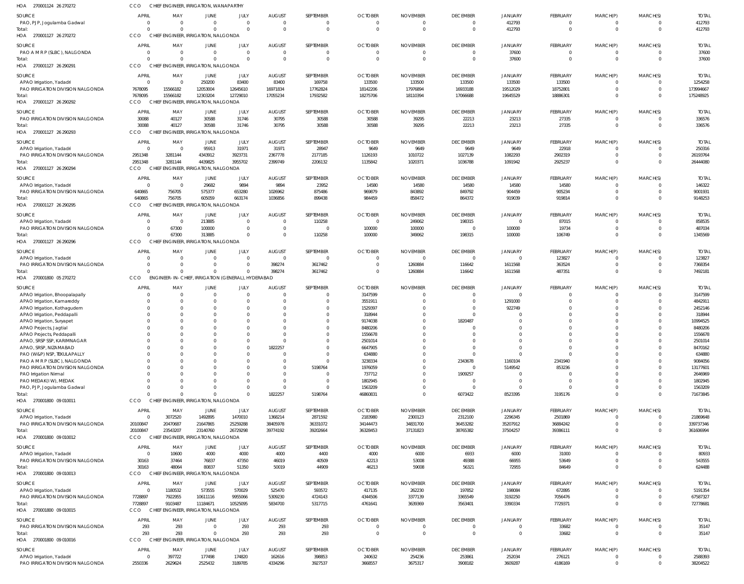HOA 270001124 26 270272 CCO CHIEF ENGINEER, IRRIGATION, WANAPARTHY

| SOURCE | APRIL | MAY | JUNE | JULY | AUGUST | SEPTEMBER | OCTOBER | NOVEMBER | DECEMBER | JANUARY | FEBRUARY | MARCH(P) | MARCH(S) | TOTAL |
|---|---|---|---|---|---|---|---|---|---|---|---|---|---|---|
| PAO, PJP, Jogulamba Gadwal | 0 | 0 | 0 | 0 | 0 | 0 | 0 | 0 | 0 | 412793 | 0 | 0 | 0 | 412793 |
| Total: | 0 | 0 | 0 | 0 | 0 | 0 | 0 | 0 | 0 | 412793 | 0 | 0 | 0 | 412793 |

HOA 270001127 26 270272 CCO CHIEF ENGINEER, IRRIGATION, NALGONDA

| SOURCE | APRIL | MAY | JUNE | JULY | AUGUST | SEPTEMBER | OCTOBER | NOVEMBER | DECEMBER | JANUARY | FEBRUARY | MARCH(P) | MARCH(S) | TOTAL |
|---|---|---|---|---|---|---|---|---|---|---|---|---|---|---|
| PAO A M R P (SLBC), NALGONDA | 0 | 0 | 0 | 0 | 0 | 0 | 0 | 0 | 0 | 37600 | 0 | 0 | 0 | 37600 |
| Total: | 0 | 0 | 0 | 0 | 0 | 0 | 0 | 0 | 0 | 37600 | 0 | 0 | 0 | 37600 |

HOA 270001127 26 290291 CCO CHIEF ENGINEER, IRRIGATION, NALGONDA

| SOURCE | APRIL | MAY | JUNE | JULY | AUGUST | SEPTEMBER | OCTOBER | NOVEMBER | DECEMBER | JANUARY | FEBRUARY | MARCH(P) | MARCH(S) | TOTAL |
|---|---|---|---|---|---|---|---|---|---|---|---|---|---|---|
| APAO Irrigation, Yadadri | 0 | 0 | 250200 | 83400 | 83400 | 169758 | 133500 | 133500 | 133500 | 133500 | 133500 | 0 | 0 | 1254258 |
| PAO IRRIGATION DIVISION NALGONDA | 7678095 | 15566182 | 12053004 | 12645610 | 16971834 | 17762824 | 18142206 | 17976894 | 16933188 | 19512029 | 18752801 | 0 | 0 | 173994667 |
| Total: | 7678095 | 15566182 | 12303204 | 12729010 | 17055234 | 17932582 | 18275706 | 18110394 | 17066688 | 19645529 | 18886301 | 0 | 0 | 175248925 |

HOA 270001127 26 290292 CCO CHIEF ENGINEER, IRRIGATION, NALGONDA

| SOURCE | APRIL | MAY | JUNE | JULY | AUGUST | SEPTEMBER | OCTOBER | NOVEMBER | DECEMBER | JANUARY | FEBRUARY | MARCH(P) | MARCH(S) | TOTAL |
|---|---|---|---|---|---|---|---|---|---|---|---|---|---|---|
| PAO IRRIGATION DIVISION NALGONDA | 30088 | 40127 | 30588 | 31746 | 30795 | 30588 | 30588 | 39295 | 22213 | 23213 | 27335 | 0 | 0 | 336576 |
| Total: | 30088 | 40127 | 30588 | 31746 | 30795 | 30588 | 30588 | 39295 | 22213 | 23213 | 27335 | 0 | 0 | 336576 |

HOA 270001127 26 290293 CCO CHIEF ENGINEER, IRRIGATION, NALGONDA

| SOURCE | APRIL | MAY | JUNE | JULY | AUGUST | SEPTEMBER | OCTOBER | NOVEMBER | DECEMBER | JANUARY | FEBRUARY | MARCH(P) | MARCH(S) | TOTAL |
|---|---|---|---|---|---|---|---|---|---|---|---|---|---|---|
| APAO Irrigation, Yadadri | 0 | 0 | 95913 | 31971 | 31971 | 28947 | 9649 | 9649 | 9649 | 9649 | 22918 | 0 | 0 | 250316 |
| PAO IRRIGATION DIVISION NALGONDA | 2951348 | 3281144 | 4343912 | 3923731 | 2367778 | 2177185 | 1126193 | 1010722 | 1027139 | 1082293 | 2902319 | 0 | 0 | 26193764 |
| Total: | 2951348 | 3281144 | 4439825 | 3955702 | 2399749 | 2206132 | 1135842 | 1020371 | 1036788 | 1091942 | 2925237 | 0 | 0 | 26444080 |

HOA 270001127 26 290294 CCO CHIEF ENGINEER, IRRIGATION, NALGONDA

| SOURCE | APRIL | MAY | JUNE | JULY | AUGUST | SEPTEMBER | OCTOBER | NOVEMBER | DECEMBER | JANUARY | FEBRUARY | MARCH(P) | MARCH(S) | TOTAL |
|---|---|---|---|---|---|---|---|---|---|---|---|---|---|---|
| APAO Irrigation, Yadadri | 0 | 0 | 29682 | 9894 | 9894 | 23952 | 14580 | 14580 | 14580 | 14580 | 14580 | 0 | 0 | 146322 |
| PAO IRRIGATION DIVISION NALGONDA | 640865 | 756705 | 575377 | 653280 | 1026962 | 875486 | 969879 | 843892 | 849792 | 904459 | 905234 | 0 | 0 | 9001931 |
| Total: | 640865 | 756705 | 605059 | 663174 | 1036856 | 899438 | 984459 | 858472 | 864372 | 919039 | 919814 | 0 | 0 | 9148253 |

HOA 270001127 26 290295 CCO CHIEF ENGINEER, IRRIGATION, NALGONDA

| SOURCE | APRIL | MAY | JUNE | JULY | AUGUST | SEPTEMBER | OCTOBER | NOVEMBER | DECEMBER | JANUARY | FEBRUARY | MARCH(P) | MARCH(S) | TOTAL |
|---|---|---|---|---|---|---|---|---|---|---|---|---|---|---|
| APAO Irrigation, Yadadri | 0 | 0 | 213885 | 0 | 0 | 110258 | 0 | 249062 | 198315 | 0 | 87015 | 0 | 0 | 858535 |
| PAO IRRIGATION DIVISION NALGONDA | 0 | 67300 | 100000 | 0 | 0 | 0 | 100000 | 100000 | 0 | 100000 | 19734 | 0 | 0 | 487034 |
| Total: | 0 | 67300 | 313885 | 0 | 0 | 110258 | 100000 | 349062 | 198315 | 100000 | 106749 | 0 | 0 | 1345569 |

HOA 270001127 26 290296 CCO CHIEF ENGINEER, IRRIGATION, NALGONDA

| SOURCE | APRIL | MAY | JUNE | JULY | AUGUST | SEPTEMBER | OCTOBER | NOVEMBER | DECEMBER | JANUARY | FEBRUARY | MARCH(P) | MARCH(S) | TOTAL |
|---|---|---|---|---|---|---|---|---|---|---|---|---|---|---|
| APAO Irrigation, Yadadri | 0 | 0 | 0 | 0 | 0 | 0 | 0 | 0 | 0 | 0 | 123827 | 0 | 0 | 123827 |
| PAO IRRIGATION DIVISION NALGONDA | 0 | 0 | 0 | 0 | 398274 | 3617462 | 0 | 1260884 | 116642 | 1611568 | 363524 | 0 | 0 | 7368354 |
| Total: | 0 | 0 | 0 | 0 | 398274 | 3617462 | 0 | 1260884 | 116642 | 1611568 | 487351 | 0 | 0 | 7492181 |

HOA 270001800 05 270272 CCO ENGINEER-IN-CHIEF, IRRIGATION (GENERAL), HYDERABAD

| SOURCE | APRIL | MAY | JUNE | JULY | AUGUST | SEPTEMBER | OCTOBER | NOVEMBER | DECEMBER | JANUARY | FEBRUARY | MARCH(P) | MARCH(S) | TOTAL |
|---|---|---|---|---|---|---|---|---|---|---|---|---|---|---|
| APAO Irrigation, Bhoopalapally | 0 | 0 | 0 | 0 | 0 | 0 | 3147599 | 0 | 0 | 0 | 0 | 0 | 0 | 3147599 |
| APAO Irrigation, Kamareddy | 0 | 0 | 0 | 0 | 0 | 0 | 3551911 | 0 | 0 | 1291000 | 0 | 0 | 0 | 4842911 |
| APAO Irrigation, Kothagudem | 0 | 0 | 0 | 0 | 0 | 0 | 1529397 | 0 | 0 | 922749 | 0 | 0 | 0 | 2452146 |
| APAO Irrigation, Peddapalli | 0 | 0 | 0 | 0 | 0 | 0 | 318944 | 0 | 0 | 0 | 0 | 0 | 0 | 318944 |
| APAO Irrigation, Suryapet | 0 | 0 | 0 | 0 | 0 | 0 | 9174038 | 0 | 1820487 | 0 | 0 | 0 | 0 | 10994525 |
| APAO Projects, Jagtial | 0 | 0 | 0 | 0 | 0 | 0 | 8480206 | 0 | 0 | 0 | 0 | 0 | 0 | 8480206 |
| APAO Projects, Peddapalli | 0 | 0 | 0 | 0 | 0 | 0 | 1556678 | 0 | 0 | 0 | 0 | 0 | 0 | 1556678 |
| APAO, SRSP SSP, KARIMNAGAR | 0 | 0 | 0 | 0 | 0 | 0 | 2501014 | 0 | 0 | 0 | 0 | 0 | 0 | 2501014 |
| APAO, SRSP, NIZAMABAD | 0 | 0 | 0 | 0 | 1822257 | 0 | 6647905 | 0 | 0 | 0 | 0 | 0 | 0 | 8470162 |
| PAO (W&P) NSP, TEKULAPALLY | 0 | 0 | 0 | 0 | 0 | 0 | 634880 | 0 | 0 | 0 | 0 | 0 | 0 | 634880 |
| PAO A M R P (SLBC), NALGONDA | 0 | 0 | 0 | 0 | 0 | 0 | 3238334 | 0 | 2343678 | 1160104 | 2341940 | 0 | 0 | 9084056 |
| PAO IRRIGATION DIVISION NALGONDA | 0 | 0 | 0 | 0 | 0 | 5198764 | 1976059 | 0 | 0 | 5149542 | 853236 | 0 | 0 | 13177601 |
| PAO Irrigation Nirmal | 0 | 0 | 0 | 0 | 0 | 0 | 737712 | 0 | 1909257 | 0 | 0 | 0 | 0 | 2646969 |
| PAO MEDAK(IW), MEDAK | 0 | 0 | 0 | 0 | 0 | 0 | 1802945 | 0 | 0 | 0 | 0 | 0 | 0 | 1802945 |
| PAO, PJP, Jogulamba Gadwal | 0 | 0 | 0 | 0 | 0 | 0 | 1563209 | 0 | 0 | 0 | 0 | 0 | 0 | 1563209 |
| Total: | 0 | 0 | 0 | 0 | 1822257 | 5198764 | 46860831 | 0 | 6073422 | 8523395 | 3195176 | 0 | 0 | 71673845 |

HOA 270001800 09 010011 CCO CHIEF ENGINEER, IRRIGATION, NALGONDA

| SOURCE | APRIL | MAY | JUNE | JULY | AUGUST | SEPTEMBER | OCTOBER | NOVEMBER | DECEMBER | JANUARY | FEBRUARY | MARCH(P) | MARCH(S) | TOTAL |
|---|---|---|---|---|---|---|---|---|---|---|---|---|---|---|
| APAO Irrigation, Yadadri | 0 | 3072520 | 1492895 | 1470010 | 1368214 | 2871592 | 2183980 | 2300123 | 2312100 | 2296345 | 2501869 | 0 | 0 | 21869648 |
| PAO IRRIGATION DIVISION NALGONDA | 20100847 | 20470687 | 21647865 | 25259288 | 38405978 | 36331072 | 34144473 | 34831700 | 36453282 | 35207912 | 36884242 | 0 | 0 | 339737346 |
| Total: | 20100847 | 23543207 | 23140760 | 26729298 | 39774192 | 39202664 | 36328453 | 37131823 | 38765382 | 37504257 | 39386111 | 0 | 0 | 361606994 |

HOA 270001800 09 010012 CCO CHIEF ENGINEER, IRRIGATION, NALGONDA

| SOURCE | APRIL | MAY | JUNE | JULY | AUGUST | SEPTEMBER | OCTOBER | NOVEMBER | DECEMBER | JANUARY | FEBRUARY | MARCH(P) | MARCH(S) | TOTAL |
|---|---|---|---|---|---|---|---|---|---|---|---|---|---|---|
| APAO Irrigation, Yadadri | 0 | 10600 | 4000 | 4000 | 4000 | 4400 | 4000 | 6000 | 6933 | 6000 | 31000 | 0 | 0 | 80933 |
| PAO IRRIGATION DIVISION NALGONDA | 30163 | 37464 | 76837 | 47350 | 46019 | 40509 | 42213 | 53008 | 49388 | 66955 | 53649 | 0 | 0 | 543555 |
| Total: | 30163 | 48064 | 80837 | 51350 | 50019 | 44909 | 46213 | 59008 | 56321 | 72955 | 84649 | 0 | 0 | 624488 |

HOA 270001800 09 010013 CCO CHIEF ENGINEER, IRRIGATION, NALGONDA

| SOURCE | APRIL | MAY | JUNE | JULY | AUGUST | SEPTEMBER | OCTOBER | NOVEMBER | DECEMBER | JANUARY | FEBRUARY | MARCH(P) | MARCH(S) | TOTAL |
|---|---|---|---|---|---|---|---|---|---|---|---|---|---|---|
| APAO Irrigation, Yadadri | 0 | 1180532 | 573555 | 570029 | 525470 | 593572 | 417135 | 262230 | 197852 | 198084 | 672895 | 0 | 0 | 5191354 |
| PAO IRRIGATION DIVISION NALGONDA | 7728897 | 7922955 | 10611116 | 9955066 | 5309230 | 4724143 | 4344506 | 3377139 | 3365549 | 3192250 | 7056476 | 0 | 0 | 67587327 |
| Total: | 7728897 | 9103487 | 11184671 | 10525095 | 5834700 | 5317715 | 4761641 | 3639369 | 3563401 | 3390334 | 7729371 | 0 | 0 | 72778681 |

HOA 270001800 09 010015 CCO CHIEF ENGINEER, IRRIGATION, NALGONDA

| SOURCE | APRIL | MAY | JUNE | JULY | AUGUST | SEPTEMBER | OCTOBER | NOVEMBER | DECEMBER | JANUARY | FEBRUARY | MARCH(P) | MARCH(S) | TOTAL |
|---|---|---|---|---|---|---|---|---|---|---|---|---|---|---|
| PAO IRRIGATION DIVISION NALGONDA | 293 | 293 | 0 | 293 | 293 | 293 | 0 | 0 | 0 | 0 | 33682 | 0 | 0 | 35147 |
| Total: | 293 | 293 | 0 | 293 | 293 | 293 | 0 | 0 | 0 | 0 | 33682 | 0 | 0 | 35147 |

HOA 270001800 09 010016 CCO CHIEF ENGINEER, IRRIGATION, NALGONDA

| SOURCE | APRIL | MAY | JUNE | JULY | AUGUST | SEPTEMBER | OCTOBER | NOVEMBER | DECEMBER | JANUARY | FEBRUARY | MARCH(P) | MARCH(S) | TOTAL |
|---|---|---|---|---|---|---|---|---|---|---|---|---|---|---|
| APAO Irrigation, Yadadri | 0 | 397722 | 177498 | 174820 | 162616 | 398853 | 240632 | 254236 | 253861 | 252034 | 276121 | 0 | 0 | 2588393 |
| PAO IRRIGATION DIVISION NALGONDA | 2550336 | 2629624 | 2525432 | 3189785 | 4334296 | 3927537 | 3668557 | 3675317 | 3908182 | 3609287 | 4186169 | 0 | 0 | 38204522 |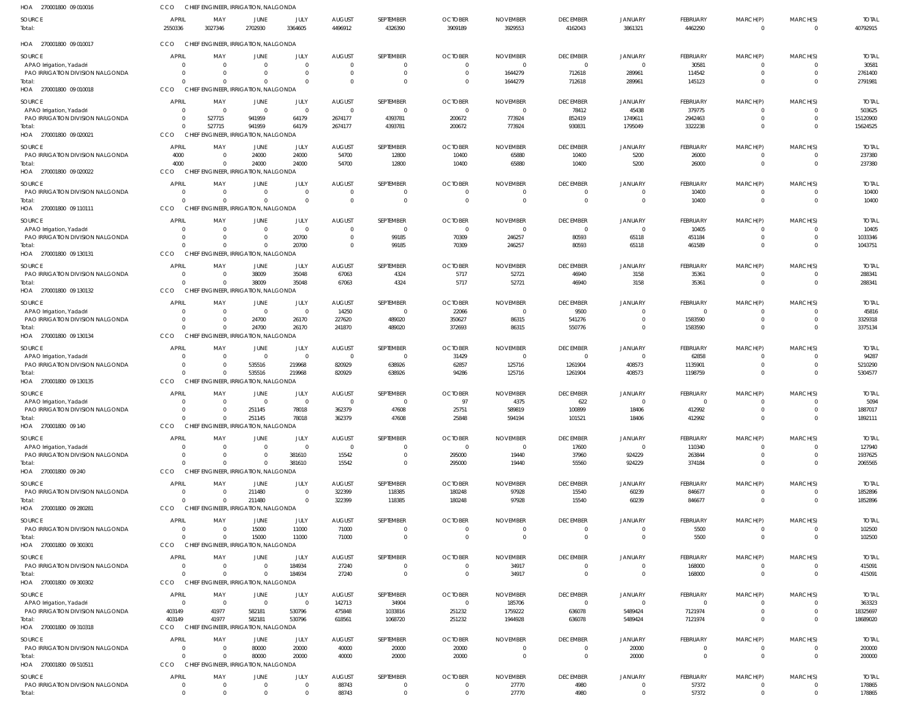HOA 270001800 09 010016 CCO CHIEF ENGINEER, IRRIGATION, NALGONDA

| SOURCE | APRIL | MAY | JUNE | JULY | AUGUST | SEPTEMBER | OCTOBER | NOVEMBER | DECEMBER | JANUARY | FEBRUARY | MARCH(P) | MARCH(S) | TOTAL |
|---|---|---|---|---|---|---|---|---|---|---|---|---|---|---|
| Total: | 2550336 | 3027346 | 2702930 | 3364605 | 4496912 | 4326390 | 3909189 | 3929553 | 4162043 | 3861321 | 4462290 | 0 | 0 | 40792915 |

HOA 270001800 09 010017 CCO CHIEF ENGINEER, IRRIGATION, NALGONDA

| SOURCE | APRIL | MAY | JUNE | JULY | AUGUST | SEPTEMBER | OCTOBER | NOVEMBER | DECEMBER | JANUARY | FEBRUARY | MARCH(P) | MARCH(S) | TOTAL |
|---|---|---|---|---|---|---|---|---|---|---|---|---|---|---|
| APAO Irrigation, Yadadri | 0 | 0 | 0 | 0 | 0 | 0 | 0 | 0 | 0 | 0 | 30581 | 0 | 0 | 30581 |
| PAO IRRIGATION DIVISION NALGONDA | 0 | 0 | 0 | 0 | 0 | 0 | 0 | 1644279 | 712618 | 289961 | 114542 | 0 | 0 | 2761400 |
| Total: | 0 | 0 | 0 | 0 | 0 | 0 | 0 | 1644279 | 712618 | 289961 | 145123 | 0 | 0 | 2791981 |

HOA 270001800 09 010018 CCO CHIEF ENGINEER, IRRIGATION, NALGONDA

| SOURCE | APRIL | MAY | JUNE | JULY | AUGUST | SEPTEMBER | OCTOBER | NOVEMBER | DECEMBER | JANUARY | FEBRUARY | MARCH(P) | MARCH(S) | TOTAL |
|---|---|---|---|---|---|---|---|---|---|---|---|---|---|---|
| APAO Irrigation, Yadadri | 0 | 0 | 0 | 0 | 0 | 0 | 0 | 0 | 78412 | 45438 | 379775 | 0 | 0 | 503625 |
| PAO IRRIGATION DIVISION NALGONDA | 0 | 527715 | 941959 | 64179 | 2674177 | 4393781 | 200672 | 773924 | 852419 | 1749611 | 2942463 | 0 | 0 | 15120900 |
| Total: | 0 | 527715 | 941959 | 64179 | 2674177 | 4393781 | 200672 | 773924 | 930831 | 1795049 | 3322238 | 0 | 0 | 15624525 |

HOA 270001800 09 020021 CCO CHIEF ENGINEER, IRRIGATION, NALGONDA

| SOURCE | APRIL | MAY | JUNE | JULY | AUGUST | SEPTEMBER | OCTOBER | NOVEMBER | DECEMBER | JANUARY | FEBRUARY | MARCH(P) | MARCH(S) | TOTAL |
|---|---|---|---|---|---|---|---|---|---|---|---|---|---|---|
| PAO IRRIGATION DIVISION NALGONDA | 4000 | 0 | 24000 | 24000 | 54700 | 12800 | 10400 | 65880 | 10400 | 5200 | 26000 | 0 | 0 | 237380 |
| Total: | 4000 | 0 | 24000 | 24000 | 54700 | 12800 | 10400 | 65880 | 10400 | 5200 | 26000 | 0 | 0 | 237380 |

HOA 270001800 09 020022 CCO CHIEF ENGINEER, IRRIGATION, NALGONDA

| SOURCE | APRIL | MAY | JUNE | JULY | AUGUST | SEPTEMBER | OCTOBER | NOVEMBER | DECEMBER | JANUARY | FEBRUARY | MARCH(P) | MARCH(S) | TOTAL |
|---|---|---|---|---|---|---|---|---|---|---|---|---|---|---|
| PAO IRRIGATION DIVISION NALGONDA | 0 | 0 | 0 | 0 | 0 | 0 | 0 | 0 | 0 | 0 | 10400 | 0 | 0 | 10400 |
| Total: | 0 | 0 | 0 | 0 | 0 | 0 | 0 | 0 | 0 | 0 | 10400 | 0 | 0 | 10400 |

HOA 270001800 09 110111 CCO CHIEF ENGINEER, IRRIGATION, NALGONDA

| SOURCE | APRIL | MAY | JUNE | JULY | AUGUST | SEPTEMBER | OCTOBER | NOVEMBER | DECEMBER | JANUARY | FEBRUARY | MARCH(P) | MARCH(S) | TOTAL |
|---|---|---|---|---|---|---|---|---|---|---|---|---|---|---|
| APAO Irrigation, Yadadri | 0 | 0 | 0 | 0 | 0 | 0 | 0 | 0 | 0 | 0 | 10405 | 0 | 0 | 10405 |
| PAO IRRIGATION DIVISION NALGONDA | 0 | 0 | 0 | 20700 | 0 | 99185 | 70309 | 246257 | 80593 | 65118 | 451184 | 0 | 0 | 1033346 |
| Total: | 0 | 0 | 0 | 20700 | 0 | 99185 | 70309 | 246257 | 80593 | 65118 | 461589 | 0 | 0 | 1043751 |

HOA 270001800 09 130131 CCO CHIEF ENGINEER, IRRIGATION, NALGONDA

| SOURCE | APRIL | MAY | JUNE | JULY | AUGUST | SEPTEMBER | OCTOBER | NOVEMBER | DECEMBER | JANUARY | FEBRUARY | MARCH(P) | MARCH(S) | TOTAL |
|---|---|---|---|---|---|---|---|---|---|---|---|---|---|---|
| PAO IRRIGATION DIVISION NALGONDA | 0 | 0 | 38009 | 35048 | 67063 | 4324 | 5717 | 52721 | 46940 | 3158 | 35361 | 0 | 0 | 288341 |
| Total: | 0 | 0 | 38009 | 35048 | 67063 | 4324 | 5717 | 52721 | 46940 | 3158 | 35361 | 0 | 0 | 288341 |

HOA 270001800 09 130132 CCO CHIEF ENGINEER, IRRIGATION, NALGONDA

| SOURCE | APRIL | MAY | JUNE | JULY | AUGUST | SEPTEMBER | OCTOBER | NOVEMBER | DECEMBER | JANUARY | FEBRUARY | MARCH(P) | MARCH(S) | TOTAL |
|---|---|---|---|---|---|---|---|---|---|---|---|---|---|---|
| APAO Irrigation, Yadadri | 0 | 0 | 0 | 0 | 14250 | 0 | 22066 | 0 | 9500 | 0 | 0 | 0 | 0 | 45816 |
| PAO IRRIGATION DIVISION NALGONDA | 0 | 0 | 24700 | 26170 | 227620 | 489020 | 350627 | 86315 | 541276 | 0 | 1583590 | 0 | 0 | 3329318 |
| Total: | 0 | 0 | 24700 | 26170 | 241870 | 489020 | 372693 | 86315 | 550776 | 0 | 1583590 | 0 | 0 | 3375134 |

HOA 270001800 09 130134 CCO CHIEF ENGINEER, IRRIGATION, NALGONDA

| SOURCE | APRIL | MAY | JUNE | JULY | AUGUST | SEPTEMBER | OCTOBER | NOVEMBER | DECEMBER | JANUARY | FEBRUARY | MARCH(P) | MARCH(S) | TOTAL |
|---|---|---|---|---|---|---|---|---|---|---|---|---|---|---|
| APAO Irrigation, Yadadri | 0 | 0 | 0 | 0 | 0 | 0 | 31429 | 0 | 0 | 0 | 62858 | 0 | 0 | 94287 |
| PAO IRRIGATION DIVISION NALGONDA | 0 | 0 | 535516 | 219968 | 820929 | 638926 | 62857 | 125716 | 1261904 | 408573 | 1135901 | 0 | 0 | 5210290 |
| Total: | 0 | 0 | 535516 | 219968 | 820929 | 638926 | 94286 | 125716 | 1261904 | 408573 | 1198759 | 0 | 0 | 5304577 |

HOA 270001800 09 130135 CCO CHIEF ENGINEER, IRRIGATION, NALGONDA

| SOURCE | APRIL | MAY | JUNE | JULY | AUGUST | SEPTEMBER | OCTOBER | NOVEMBER | DECEMBER | JANUARY | FEBRUARY | MARCH(P) | MARCH(S) | TOTAL |
|---|---|---|---|---|---|---|---|---|---|---|---|---|---|---|
| APAO Irrigation, Yadadri | 0 | 0 | 0 | 0 | 0 | 0 | 97 | 4375 | 622 | 0 | 0 | 0 | 0 | 5094 |
| PAO IRRIGATION DIVISION NALGONDA | 0 | 0 | 251145 | 78018 | 362379 | 47608 | 25751 | 589819 | 100899 | 18406 | 412992 | 0 | 0 | 1887017 |
| Total: | 0 | 0 | 251145 | 78018 | 362379 | 47608 | 25848 | 594194 | 101521 | 18406 | 412992 | 0 | 0 | 1892111 |

HOA 270001800 09 140 CCO CHIEF ENGINEER, IRRIGATION, NALGONDA

| SOURCE | APRIL | MAY | JUNE | JULY | AUGUST | SEPTEMBER | OCTOBER | NOVEMBER | DECEMBER | JANUARY | FEBRUARY | MARCH(P) | MARCH(S) | TOTAL |
|---|---|---|---|---|---|---|---|---|---|---|---|---|---|---|
| APAO Irrigation, Yadadri | 0 | 0 | 0 | 0 | 0 | 0 | 0 | 0 | 17600 | 0 | 110340 | 0 | 0 | 127940 |
| PAO IRRIGATION DIVISION NALGONDA | 0 | 0 | 0 | 381610 | 15542 | 0 | 295000 | 19440 | 37960 | 924229 | 263844 | 0 | 0 | 1937625 |
| Total: | 0 | 0 | 0 | 381610 | 15542 | 0 | 295000 | 19440 | 55560 | 924229 | 374184 | 0 | 0 | 2065565 |

HOA 270001800 09 240 CCO CHIEF ENGINEER, IRRIGATION, NALGONDA

| SOURCE | APRIL | MAY | JUNE | JULY | AUGUST | SEPTEMBER | OCTOBER | NOVEMBER | DECEMBER | JANUARY | FEBRUARY | MARCH(P) | MARCH(S) | TOTAL |
|---|---|---|---|---|---|---|---|---|---|---|---|---|---|---|
| PAO IRRIGATION DIVISION NALGONDA | 0 | 0 | 211480 | 0 | 322399 | 118385 | 180248 | 97928 | 15540 | 60239 | 846677 | 0 | 0 | 1852896 |
| Total: | 0 | 0 | 211480 | 0 | 322399 | 118385 | 180248 | 97928 | 15540 | 60239 | 846677 | 0 | 0 | 1852896 |

HOA 270001800 09 280281 CCO CHIEF ENGINEER, IRRIGATION, NALGONDA

| SOURCE | APRIL | MAY | JUNE | JULY | AUGUST | SEPTEMBER | OCTOBER | NOVEMBER | DECEMBER | JANUARY | FEBRUARY | MARCH(P) | MARCH(S) | TOTAL |
|---|---|---|---|---|---|---|---|---|---|---|---|---|---|---|
| PAO IRRIGATION DIVISION NALGONDA | 0 | 0 | 15000 | 11000 | 71000 | 0 | 0 | 0 | 0 | 0 | 5500 | 0 | 0 | 102500 |
| Total: | 0 | 0 | 15000 | 11000 | 71000 | 0 | 0 | 0 | 0 | 0 | 5500 | 0 | 0 | 102500 |

HOA 270001800 09 300301 CCO CHIEF ENGINEER, IRRIGATION, NALGONDA

| SOURCE | APRIL | MAY | JUNE | JULY | AUGUST | SEPTEMBER | OCTOBER | NOVEMBER | DECEMBER | JANUARY | FEBRUARY | MARCH(P) | MARCH(S) | TOTAL |
|---|---|---|---|---|---|---|---|---|---|---|---|---|---|---|
| PAO IRRIGATION DIVISION NALGONDA | 0 | 0 | 0 | 184934 | 27240 | 0 | 0 | 34917 | 0 | 0 | 168000 | 0 | 0 | 415091 |
| Total: | 0 | 0 | 0 | 184934 | 27240 | 0 | 0 | 34917 | 0 | 0 | 168000 | 0 | 0 | 415091 |

HOA 270001800 09 300302 CCO CHIEF ENGINEER, IRRIGATION, NALGONDA

| SOURCE | APRIL | MAY | JUNE | JULY | AUGUST | SEPTEMBER | OCTOBER | NOVEMBER | DECEMBER | JANUARY | FEBRUARY | MARCH(P) | MARCH(S) | TOTAL |
|---|---|---|---|---|---|---|---|---|---|---|---|---|---|---|
| APAO Irrigation, Yadadri | 0 | 0 | 0 | 0 | 142713 | 34904 | 0 | 185706 | 0 | 0 | 0 | 0 | 0 | 363323 |
| PAO IRRIGATION DIVISION NALGONDA | 403149 | 41977 | 582181 | 530796 | 475848 | 1033816 | 251232 | 1759222 | 636078 | 5489424 | 7121974 | 0 | 0 | 18325697 |
| Total: | 403149 | 41977 | 582181 | 530796 | 618561 | 1068720 | 251232 | 1944928 | 636078 | 5489424 | 7121974 | 0 | 0 | 18689020 |

HOA 270001800 09 310318 CCO CHIEF ENGINEER, IRRIGATION, NALGONDA

| SOURCE | APRIL | MAY | JUNE | JULY | AUGUST | SEPTEMBER | OCTOBER | NOVEMBER | DECEMBER | JANUARY | FEBRUARY | MARCH(P) | MARCH(S) | TOTAL |
|---|---|---|---|---|---|---|---|---|---|---|---|---|---|---|
| PAO IRRIGATION DIVISION NALGONDA | 0 | 0 | 80000 | 20000 | 40000 | 20000 | 20000 | 0 | 0 | 20000 | 0 | 0 | 0 | 200000 |
| Total: | 0 | 0 | 80000 | 20000 | 40000 | 20000 | 20000 | 0 | 0 | 20000 | 0 | 0 | 0 | 200000 |

HOA 270001800 09 510511 CCO CHIEF ENGINEER, IRRIGATION, NALGONDA

| SOURCE | APRIL | MAY | JUNE | JULY | AUGUST | SEPTEMBER | OCTOBER | NOVEMBER | DECEMBER | JANUARY | FEBRUARY | MARCH(P) | MARCH(S) | TOTAL |
|---|---|---|---|---|---|---|---|---|---|---|---|---|---|---|
| PAO IRRIGATION DIVISION NALGONDA | 0 | 0 | 0 | 0 | 88743 | 0 | 0 | 27770 | 4980 | 0 | 57372 | 0 | 0 | 178865 |
| Total: | 0 | 0 | 0 | 0 | 88743 | 0 | 0 | 27770 | 4980 | 0 | 57372 | 0 | 0 | 178865 |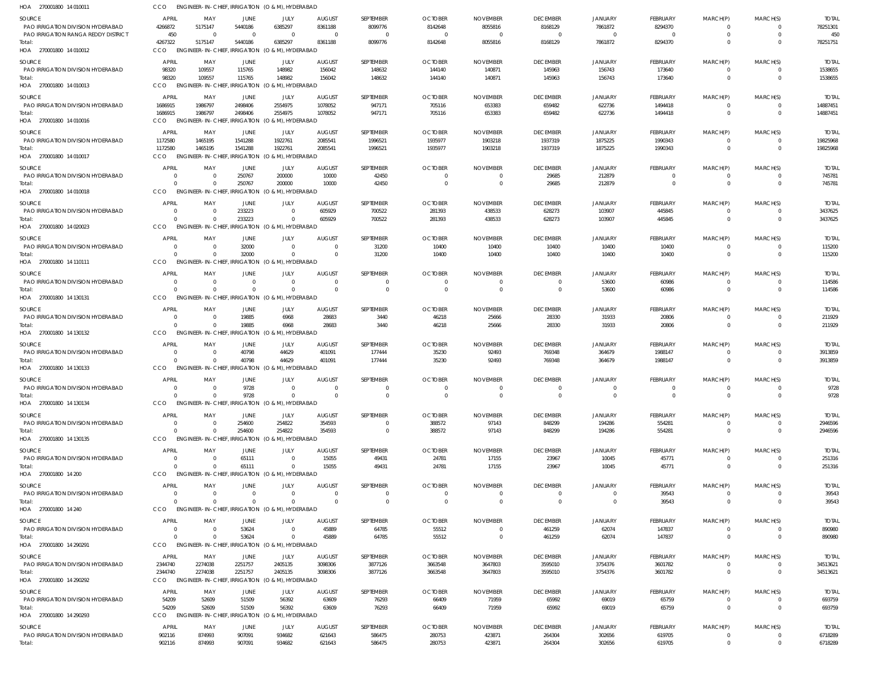HOA 270001800 14 010011 CCO ENGINEER-IN-CHIEF, IRRIGATION (O & M), HYDERABAD

| SOURCE | APRIL | MAY | JUNE | JULY | AUGUST | SEPTEMBER | OCTOBER | NOVEMBER | DECEMBER | JANUARY | FEBRUARY | MARCH(P) | MARCH(S) | TOTAL |
|---|---|---|---|---|---|---|---|---|---|---|---|---|---|---|
| PAO IRRIGATION DIVISION HYDERABAD | 4266872 | 5175147 | 5440186 | 6385297 | 8361188 | 8099776 | 8142648 | 8055816 | 8168129 | 7861872 | 8294370 | 0 | 0 | 78251301 |
| PAO IRRIGATION RANGA REDDY DISTRICT | 450 | 0 | 0 | 0 | 0 | 0 | 0 | 0 | 0 | 0 | 0 | 0 | 0 | 450 |
| Total: | 4267322 | 5175147 | 5440186 | 6385297 | 8361188 | 8099776 | 8142648 | 8055816 | 8168129 | 7861872 | 8294370 | 0 | 0 | 78251751 |

HOA 270001800 14 010012 CCO ENGINEER-IN-CHIEF, IRRIGATION (O & M), HYDERABAD

| SOURCE | APRIL | MAY | JUNE | JULY | AUGUST | SEPTEMBER | OCTOBER | NOVEMBER | DECEMBER | JANUARY | FEBRUARY | MARCH(P) | MARCH(S) | TOTAL |
|---|---|---|---|---|---|---|---|---|---|---|---|---|---|---|
| PAO IRRIGATION DIVISION HYDERABAD | 98320 | 109557 | 115765 | 148982 | 156042 | 148632 | 144140 | 140871 | 145963 | 156743 | 173640 | 0 | 0 | 1538655 |
| Total: | 98320 | 109557 | 115765 | 148982 | 156042 | 148632 | 144140 | 140871 | 145963 | 156743 | 173640 | 0 | 0 | 1538655 |

HOA 270001800 14 010013 CCO ENGINEER-IN-CHIEF, IRRIGATION (O & M), HYDERABAD

| SOURCE | APRIL | MAY | JUNE | JULY | AUGUST | SEPTEMBER | OCTOBER | NOVEMBER | DECEMBER | JANUARY | FEBRUARY | MARCH(P) | MARCH(S) | TOTAL |
|---|---|---|---|---|---|---|---|---|---|---|---|---|---|---|
| PAO IRRIGATION DIVISION HYDERABAD | 1686915 | 1986797 | 2498406 | 2554975 | 1078052 | 947171 | 705116 | 653383 | 659482 | 622736 | 1494418 | 0 | 0 | 14887451 |
| Total: | 1686915 | 1986797 | 2498406 | 2554975 | 1078052 | 947171 | 705116 | 653383 | 659482 | 622736 | 1494418 | 0 | 0 | 14887451 |

HOA 270001800 14 010016 CCO ENGINEER-IN-CHIEF, IRRIGATION (O & M), HYDERABAD

| SOURCE | APRIL | MAY | JUNE | JULY | AUGUST | SEPTEMBER | OCTOBER | NOVEMBER | DECEMBER | JANUARY | FEBRUARY | MARCH(P) | MARCH(S) | TOTAL |
|---|---|---|---|---|---|---|---|---|---|---|---|---|---|---|
| PAO IRRIGATION DIVISION HYDERABAD | 1172580 | 1465195 | 1541288 | 1922761 | 2085541 | 1996521 | 1935977 | 1903218 | 1937319 | 1875225 | 1990343 | 0 | 0 | 19825968 |
| Total: | 1172580 | 1465195 | 1541288 | 1922761 | 2085541 | 1996521 | 1935977 | 1903218 | 1937319 | 1875225 | 1990343 | 0 | 0 | 19825968 |

HOA 270001800 14 010017 CCO ENGINEER-IN-CHIEF, IRRIGATION (O & M), HYDERABAD

| SOURCE | APRIL | MAY | JUNE | JULY | AUGUST | SEPTEMBER | OCTOBER | NOVEMBER | DECEMBER | JANUARY | FEBRUARY | MARCH(P) | MARCH(S) | TOTAL |
|---|---|---|---|---|---|---|---|---|---|---|---|---|---|---|
| PAO IRRIGATION DIVISION HYDERABAD | 0 | 0 | 250767 | 200000 | 10000 | 42450 | 0 | 0 | 29685 | 212879 | 0 | 0 | 0 | 745781 |
| Total: | 0 | 0 | 250767 | 200000 | 10000 | 42450 | 0 | 0 | 29685 | 212879 | 0 | 0 | 0 | 745781 |

HOA 270001800 14 010018 CCO ENGINEER-IN-CHIEF, IRRIGATION (O & M), HYDERABAD

| SOURCE | APRIL | MAY | JUNE | JULY | AUGUST | SEPTEMBER | OCTOBER | NOVEMBER | DECEMBER | JANUARY | FEBRUARY | MARCH(P) | MARCH(S) | TOTAL |
|---|---|---|---|---|---|---|---|---|---|---|---|---|---|---|
| PAO IRRIGATION DIVISION HYDERABAD | 0 | 0 | 233223 | 0 | 605929 | 700522 | 281393 | 438533 | 628273 | 103907 | 445845 | 0 | 0 | 3437625 |
| Total: | 0 | 0 | 233223 | 0 | 605929 | 700522 | 281393 | 438533 | 628273 | 103907 | 445845 | 0 | 0 | 3437625 |

HOA 270001800 14 020023 CCO ENGINEER-IN-CHIEF, IRRIGATION (O & M), HYDERABAD

| SOURCE | APRIL | MAY | JUNE | JULY | AUGUST | SEPTEMBER | OCTOBER | NOVEMBER | DECEMBER | JANUARY | FEBRUARY | MARCH(P) | MARCH(S) | TOTAL |
|---|---|---|---|---|---|---|---|---|---|---|---|---|---|---|
| PAO IRRIGATION DIVISION HYDERABAD | 0 | 0 | 32000 | 0 | 0 | 31200 | 10400 | 10400 | 10400 | 10400 | 10400 | 0 | 0 | 115200 |
| Total: | 0 | 0 | 32000 | 0 | 0 | 31200 | 10400 | 10400 | 10400 | 10400 | 10400 | 0 | 0 | 115200 |

HOA 270001800 14 110111 CCO ENGINEER-IN-CHIEF, IRRIGATION (O & M), HYDERABAD

| SOURCE | APRIL | MAY | JUNE | JULY | AUGUST | SEPTEMBER | OCTOBER | NOVEMBER | DECEMBER | JANUARY | FEBRUARY | MARCH(P) | MARCH(S) | TOTAL |
|---|---|---|---|---|---|---|---|---|---|---|---|---|---|---|
| PAO IRRIGATION DIVISION HYDERABAD | 0 | 0 | 0 | 0 | 0 | 0 | 0 | 0 | 0 | 53600 | 60986 | 0 | 0 | 114586 |
| Total: | 0 | 0 | 0 | 0 | 0 | 0 | 0 | 0 | 0 | 53600 | 60986 | 0 | 0 | 114586 |

HOA 270001800 14 130131 CCO ENGINEER-IN-CHIEF, IRRIGATION (O & M), HYDERABAD

| SOURCE | APRIL | MAY | JUNE | JULY | AUGUST | SEPTEMBER | OCTOBER | NOVEMBER | DECEMBER | JANUARY | FEBRUARY | MARCH(P) | MARCH(S) | TOTAL |
|---|---|---|---|---|---|---|---|---|---|---|---|---|---|---|
| PAO IRRIGATION DIVISION HYDERABAD | 0 | 0 | 19885 | 6968 | 28683 | 3440 | 46218 | 25666 | 28330 | 31933 | 20806 | 0 | 0 | 211929 |
| Total: | 0 | 0 | 19885 | 6968 | 28683 | 3440 | 46218 | 25666 | 28330 | 31933 | 20806 | 0 | 0 | 211929 |

HOA 270001800 14 130132 CCO ENGINEER-IN-CHIEF, IRRIGATION (O & M), HYDERABAD

| SOURCE | APRIL | MAY | JUNE | JULY | AUGUST | SEPTEMBER | OCTOBER | NOVEMBER | DECEMBER | JANUARY | FEBRUARY | MARCH(P) | MARCH(S) | TOTAL |
|---|---|---|---|---|---|---|---|---|---|---|---|---|---|---|
| PAO IRRIGATION DIVISION HYDERABAD | 0 | 0 | 40798 | 44629 | 401091 | 177444 | 35230 | 92493 | 769348 | 364679 | 1988147 | 0 | 0 | 3913859 |
| Total: | 0 | 0 | 40798 | 44629 | 401091 | 177444 | 35230 | 92493 | 769348 | 364679 | 1988147 | 0 | 0 | 3913859 |

HOA 270001800 14 130133 CCO ENGINEER-IN-CHIEF, IRRIGATION (O & M), HYDERABAD

| SOURCE | APRIL | MAY | JUNE | JULY | AUGUST | SEPTEMBER | OCTOBER | NOVEMBER | DECEMBER | JANUARY | FEBRUARY | MARCH(P) | MARCH(S) | TOTAL |
|---|---|---|---|---|---|---|---|---|---|---|---|---|---|---|
| PAO IRRIGATION DIVISION HYDERABAD | 0 | 0 | 9728 | 0 | 0 | 0 | 0 | 0 | 0 | 0 | 0 | 0 | 0 | 9728 |
| Total: | 0 | 0 | 9728 | 0 | 0 | 0 | 0 | 0 | 0 | 0 | 0 | 0 | 0 | 9728 |

HOA 270001800 14 130134 CCO ENGINEER-IN-CHIEF, IRRIGATION (O & M), HYDERABAD

| SOURCE | APRIL | MAY | JUNE | JULY | AUGUST | SEPTEMBER | OCTOBER | NOVEMBER | DECEMBER | JANUARY | FEBRUARY | MARCH(P) | MARCH(S) | TOTAL |
|---|---|---|---|---|---|---|---|---|---|---|---|---|---|---|
| PAO IRRIGATION DIVISION HYDERABAD | 0 | 0 | 254600 | 254822 | 354593 | 0 | 388572 | 97143 | 848299 | 194286 | 554281 | 0 | 0 | 2946596 |
| Total: | 0 | 0 | 254600 | 254822 | 354593 | 0 | 388572 | 97143 | 848299 | 194286 | 554281 | 0 | 0 | 2946596 |

HOA 270001800 14 130135 CCO ENGINEER-IN-CHIEF, IRRIGATION (O & M), HYDERABAD

| SOURCE | APRIL | MAY | JUNE | JULY | AUGUST | SEPTEMBER | OCTOBER | NOVEMBER | DECEMBER | JANUARY | FEBRUARY | MARCH(P) | MARCH(S) | TOTAL |
|---|---|---|---|---|---|---|---|---|---|---|---|---|---|---|
| PAO IRRIGATION DIVISION HYDERABAD | 0 | 0 | 65111 | 0 | 15055 | 49431 | 24781 | 17155 | 23967 | 10045 | 45771 | 0 | 0 | 251316 |
| Total: | 0 | 0 | 65111 | 0 | 15055 | 49431 | 24781 | 17155 | 23967 | 10045 | 45771 | 0 | 0 | 251316 |

HOA 270001800 14 200 CCO ENGINEER-IN-CHIEF, IRRIGATION (O & M), HYDERABAD

| SOURCE | APRIL | MAY | JUNE | JULY | AUGUST | SEPTEMBER | OCTOBER | NOVEMBER | DECEMBER | JANUARY | FEBRUARY | MARCH(P) | MARCH(S) | TOTAL |
|---|---|---|---|---|---|---|---|---|---|---|---|---|---|---|
| PAO IRRIGATION DIVISION HYDERABAD | 0 | 0 | 0 | 0 | 0 | 0 | 0 | 0 | 0 | 0 | 39543 | 0 | 0 | 39543 |
| Total: | 0 | 0 | 0 | 0 | 0 | 0 | 0 | 0 | 0 | 0 | 39543 | 0 | 0 | 39543 |

HOA 270001800 14 240 CCO ENGINEER-IN-CHIEF, IRRIGATION (O & M), HYDERABAD

| SOURCE | APRIL | MAY | JUNE | JULY | AUGUST | SEPTEMBER | OCTOBER | NOVEMBER | DECEMBER | JANUARY | FEBRUARY | MARCH(P) | MARCH(S) | TOTAL |
|---|---|---|---|---|---|---|---|---|---|---|---|---|---|---|
| PAO IRRIGATION DIVISION HYDERABAD | 0 | 0 | 53624 | 0 | 45889 | 64785 | 55512 | 0 | 461259 | 62074 | 147837 | 0 | 0 | 890980 |
| Total: | 0 | 0 | 53624 | 0 | 45889 | 64785 | 55512 | 0 | 461259 | 62074 | 147837 | 0 | 0 | 890980 |

HOA 270001800 14 290291 CCO ENGINEER-IN-CHIEF, IRRIGATION (O & M), HYDERABAD

| SOURCE | APRIL | MAY | JUNE | JULY | AUGUST | SEPTEMBER | OCTOBER | NOVEMBER | DECEMBER | JANUARY | FEBRUARY | MARCH(P) | MARCH(S) | TOTAL |
|---|---|---|---|---|---|---|---|---|---|---|---|---|---|---|
| PAO IRRIGATION DIVISION HYDERABAD | 2344740 | 2274038 | 2251757 | 2405135 | 3098306 | 3877126 | 3663548 | 3647803 | 3595010 | 3754376 | 3601782 | 0 | 0 | 34513621 |
| Total: | 2344740 | 2274038 | 2251757 | 2405135 | 3098306 | 3877126 | 3663548 | 3647803 | 3595010 | 3754376 | 3601782 | 0 | 0 | 34513621 |

HOA 270001800 14 290292 CCO ENGINEER-IN-CHIEF, IRRIGATION (O & M), HYDERABAD

| SOURCE | APRIL | MAY | JUNE | JULY | AUGUST | SEPTEMBER | OCTOBER | NOVEMBER | DECEMBER | JANUARY | FEBRUARY | MARCH(P) | MARCH(S) | TOTAL |
|---|---|---|---|---|---|---|---|---|---|---|---|---|---|---|
| PAO IRRIGATION DIVISION HYDERABAD | 54209 | 52609 | 51509 | 56392 | 63609 | 76293 | 66409 | 71959 | 65992 | 69019 | 65759 | 0 | 0 | 693759 |
| Total: | 54209 | 52609 | 51509 | 56392 | 63609 | 76293 | 66409 | 71959 | 65992 | 69019 | 65759 | 0 | 0 | 693759 |

HOA 270001800 14 290293 CCO ENGINEER-IN-CHIEF, IRRIGATION (O & M), HYDERABAD

| SOURCE | APRIL | MAY | JUNE | JULY | AUGUST | SEPTEMBER | OCTOBER | NOVEMBER | DECEMBER | JANUARY | FEBRUARY | MARCH(P) | MARCH(S) | TOTAL |
|---|---|---|---|---|---|---|---|---|---|---|---|---|---|---|
| PAO IRRIGATION DIVISION HYDERABAD | 902116 | 874993 | 907091 | 934682 | 621643 | 586475 | 280753 | 423871 | 264304 | 302656 | 619705 | 0 | 0 | 6718289 |
| Total: | 902116 | 874993 | 907091 | 934682 | 621643 | 586475 | 280753 | 423871 | 264304 | 302656 | 619705 | 0 | 0 | 6718289 |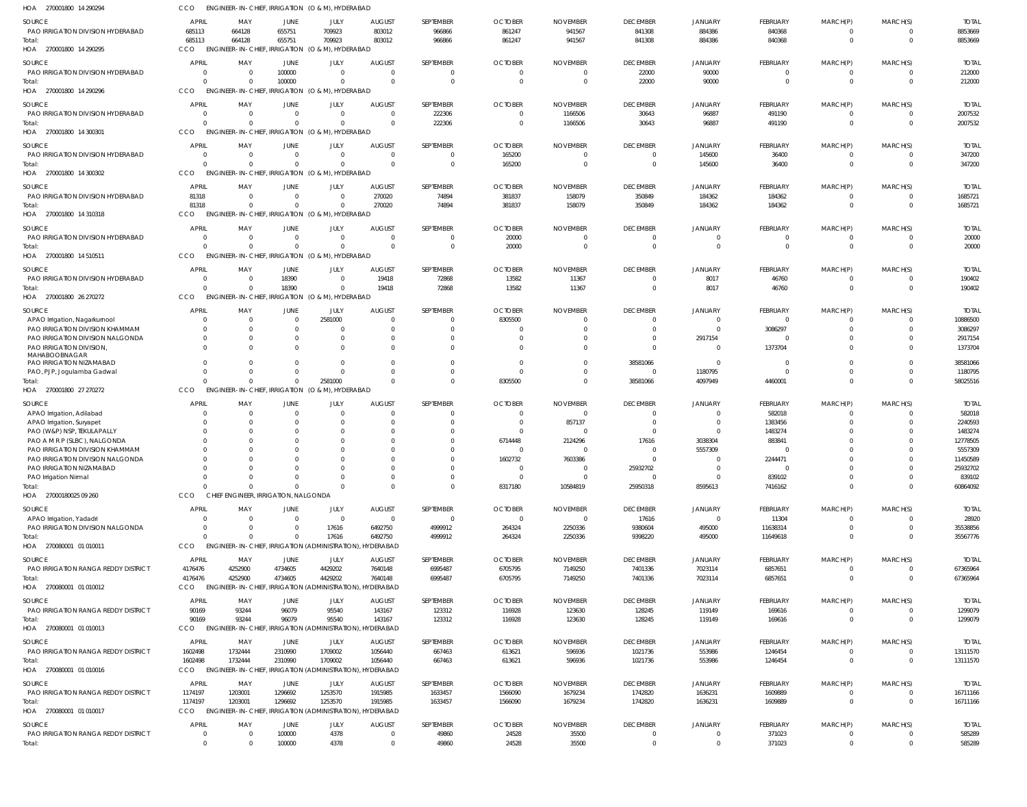HOA 270001800 14 290294 CCO ENGINEER-IN-CHIEF, IRRIGATION (O & M), HYDERABAD

| SOURCE | APRIL | MAY | JUNE | JULY | AUGUST | SEPTEMBER | OCTOBER | NOVEMBER | DECEMBER | JANUARY | FEBRUARY | MARCH(P) | MARCH(S) | TOTAL |
|---|---|---|---|---|---|---|---|---|---|---|---|---|---|---|
| PAO IRRIGATION DIVISION HYDERABAD | 685113 | 664128 | 655751 | 709923 | 803012 | 966866 | 861247 | 941567 | 841308 | 884386 | 840368 | 0 | 0 | 8853669 |
| Total: | 685113 | 664128 | 655751 | 709923 | 803012 | 966866 | 861247 | 941567 | 841308 | 884386 | 840368 | 0 | 0 | 8853669 |

HOA 270001800 14 290295 CCO ENGINEER-IN-CHIEF, IRRIGATION (O & M), HYDERABAD

| SOURCE | APRIL | MAY | JUNE | JULY | AUGUST | SEPTEMBER | OCTOBER | NOVEMBER | DECEMBER | JANUARY | FEBRUARY | MARCH(P) | MARCH(S) | TOTAL |
|---|---|---|---|---|---|---|---|---|---|---|---|---|---|---|
| PAO IRRIGATION DIVISION HYDERABAD | 0 | 0 | 100000 | 0 | 0 | 0 | 0 | 0 | 22000 | 90000 | 0 | 0 | 0 | 212000 |
| Total: | 0 | 0 | 100000 | 0 | 0 | 0 | 0 | 0 | 22000 | 90000 | 0 | 0 | 0 | 212000 |

HOA 270001800 14 290296 CCO ENGINEER-IN-CHIEF, IRRIGATION (O & M), HYDERABAD

| SOURCE | APRIL | MAY | JUNE | JULY | AUGUST | SEPTEMBER | OCTOBER | NOVEMBER | DECEMBER | JANUARY | FEBRUARY | MARCH(P) | MARCH(S) | TOTAL |
|---|---|---|---|---|---|---|---|---|---|---|---|---|---|---|
| PAO IRRIGATION DIVISION HYDERABAD | 0 | 0 | 0 | 0 | 0 | 222306 | 0 | 1166506 | 30643 | 96887 | 491190 | 0 | 0 | 2007532 |
| Total: | 0 | 0 | 0 | 0 | 0 | 222306 | 0 | 1166506 | 30643 | 96887 | 491190 | 0 | 0 | 2007532 |

HOA 270001800 14 300301 CCO ENGINEER-IN-CHIEF, IRRIGATION (O & M), HYDERABAD

| SOURCE | APRIL | MAY | JUNE | JULY | AUGUST | SEPTEMBER | OCTOBER | NOVEMBER | DECEMBER | JANUARY | FEBRUARY | MARCH(P) | MARCH(S) | TOTAL |
|---|---|---|---|---|---|---|---|---|---|---|---|---|---|---|
| PAO IRRIGATION DIVISION HYDERABAD | 0 | 0 | 0 | 0 | 0 | 0 | 165200 | 0 | 0 | 145600 | 36400 | 0 | 0 | 347200 |
| Total: | 0 | 0 | 0 | 0 | 0 | 0 | 165200 | 0 | 0 | 145600 | 36400 | 0 | 0 | 347200 |

HOA 270001800 14 300302 CCO ENGINEER-IN-CHIEF, IRRIGATION (O & M), HYDERABAD

| SOURCE | APRIL | MAY | JUNE | JULY | AUGUST | SEPTEMBER | OCTOBER | NOVEMBER | DECEMBER | JANUARY | FEBRUARY | MARCH(P) | MARCH(S) | TOTAL |
|---|---|---|---|---|---|---|---|---|---|---|---|---|---|---|
| PAO IRRIGATION DIVISION HYDERABAD | 81318 | 0 | 0 | 0 | 270020 | 74894 | 381837 | 158079 | 350849 | 184362 | 184362 | 0 | 0 | 1685721 |
| Total: | 81318 | 0 | 0 | 0 | 270020 | 74894 | 381837 | 158079 | 350849 | 184362 | 184362 | 0 | 0 | 1685721 |

HOA 270001800 14 310318 CCO ENGINEER-IN-CHIEF, IRRIGATION (O & M), HYDERABAD

| SOURCE | APRIL | MAY | JUNE | JULY | AUGUST | SEPTEMBER | OCTOBER | NOVEMBER | DECEMBER | JANUARY | FEBRUARY | MARCH(P) | MARCH(S) | TOTAL |
|---|---|---|---|---|---|---|---|---|---|---|---|---|---|---|
| PAO IRRIGATION DIVISION HYDERABAD | 0 | 0 | 0 | 0 | 0 | 0 | 20000 | 0 | 0 | 0 | 0 | 0 | 0 | 20000 |
| Total: | 0 | 0 | 0 | 0 | 0 | 0 | 20000 | 0 | 0 | 0 | 0 | 0 | 0 | 20000 |

HOA 270001800 14 510511 CCO ENGINEER-IN-CHIEF, IRRIGATION (O & M), HYDERABAD

| SOURCE | APRIL | MAY | JUNE | JULY | AUGUST | SEPTEMBER | OCTOBER | NOVEMBER | DECEMBER | JANUARY | FEBRUARY | MARCH(P) | MARCH(S) | TOTAL |
|---|---|---|---|---|---|---|---|---|---|---|---|---|---|---|
| PAO IRRIGATION DIVISION HYDERABAD | 0 | 0 | 18390 | 0 | 19418 | 72868 | 13582 | 11367 | 0 | 8017 | 46760 | 0 | 0 | 190402 |
| Total: | 0 | 0 | 18390 | 0 | 19418 | 72868 | 13582 | 11367 | 0 | 8017 | 46760 | 0 | 0 | 190402 |

HOA 270001800 26 270272 CCO ENGINEER-IN-CHIEF, IRRIGATION (O & M), HYDERABAD

| SOURCE | APRIL | MAY | JUNE | JULY | AUGUST | SEPTEMBER | OCTOBER | NOVEMBER | DECEMBER | JANUARY | FEBRUARY | MARCH(P) | MARCH(S) | TOTAL |
|---|---|---|---|---|---|---|---|---|---|---|---|---|---|---|
| APAO Irrigation, Nagarkurnool | 0 | 0 | 0 | 2581000 | 0 | 0 | 8305500 | 0 | 0 | 0 | 0 | 0 | 0 | 10886500 |
| PAO IRRIGATION DIVISION KHAMMAM | 0 | 0 | 0 | 0 | 0 | 0 | 0 | 0 | 0 | 0 | 3086297 | 0 | 0 | 3086297 |
| PAO IRRIGATION DIVISION NALGONDA | 0 | 0 | 0 | 0 | 0 | 0 | 0 | 0 | 0 | 2917154 | 0 | 0 | 0 | 2917154 |
| PAO IRRIGATION DIVISION, MAHABOOBNAGAR | 0 | 0 | 0 | 0 | 0 | 0 | 0 | 0 | 0 | 0 | 1373704 | 0 | 0 | 1373704 |
| PAO IRRIGATION NIZAMABAD | 0 | 0 | 0 | 0 | 0 | 0 | 0 | 0 | 38581066 | 0 | 0 | 0 | 0 | 38581066 |
| PAO, PJP, Jogulamba Gadwal | 0 | 0 | 0 | 0 | 0 | 0 | 0 | 0 | 0 | 1180795 | 0 | 0 | 0 | 1180795 |
| Total: | 0 | 0 | 0 | 2581000 | 0 | 0 | 8305500 | 0 | 38581066 | 4097949 | 4460001 | 0 | 0 | 58025516 |

HOA 270001800 27 270272 CCO ENGINEER-IN-CHIEF, IRRIGATION (O & M), HYDERABAD

| SOURCE | APRIL | MAY | JUNE | JULY | AUGUST | SEPTEMBER | OCTOBER | NOVEMBER | DECEMBER | JANUARY | FEBRUARY | MARCH(P) | MARCH(S) | TOTAL |
|---|---|---|---|---|---|---|---|---|---|---|---|---|---|---|
| APAO Irrigation, Adilabad | 0 | 0 | 0 | 0 | 0 | 0 | 0 | 0 | 0 | 0 | 582018 | 0 | 0 | 582018 |
| APAO Irrigation, Suryapet | 0 | 0 | 0 | 0 | 0 | 0 | 0 | 857137 | 0 | 0 | 1383456 | 0 | 0 | 2240593 |
| PAO (W&P) NSP, TEKULAPALLY | 0 | 0 | 0 | 0 | 0 | 0 | 0 | 0 | 0 | 0 | 1483274 | 0 | 0 | 1483274 |
| PAO A M R P (SLBC), NALGONDA | 0 | 0 | 0 | 0 | 0 | 0 | 6714448 | 2124296 | 17616 | 3038304 | 883841 | 0 | 0 | 12778505 |
| PAO IRRIGATION DIVISION KHAMMAM | 0 | 0 | 0 | 0 | 0 | 0 | 0 | 0 | 0 | 5557309 | 0 | 0 | 0 | 5557309 |
| PAO IRRIGATION DIVISION NALGONDA | 0 | 0 | 0 | 0 | 0 | 0 | 1602732 | 7603386 | 0 | 0 | 2244471 | 0 | 0 | 11450589 |
| PAO IRRIGATION NIZAMABAD | 0 | 0 | 0 | 0 | 0 | 0 | 0 | 0 | 25932702 | 0 | 0 | 0 | 0 | 25932702 |
| PAO Irrigation Nirmal | 0 | 0 | 0 | 0 | 0 | 0 | 0 | 0 | 0 | 0 | 839102 | 0 | 0 | 839102 |
| Total: | 0 | 0 | 0 | 0 | 0 | 0 | 8317180 | 10584819 | 25950318 | 8595613 | 7416162 | 0 | 0 | 60864092 |

HOA 27000180025 09 260 CCO CHIEF ENGINEER, IRRIGATION, NALGONDA

| SOURCE | APRIL | MAY | JUNE | JULY | AUGUST | SEPTEMBER | OCTOBER | NOVEMBER | DECEMBER | JANUARY | FEBRUARY | MARCH(P) | MARCH(S) | TOTAL |
|---|---|---|---|---|---|---|---|---|---|---|---|---|---|---|
| APAO Irrigation, Yadadri | 0 | 0 | 0 | 0 | 0 | 0 | 0 | 0 | 17616 | 0 | 11304 | 0 | 0 | 28920 |
| PAO IRRIGATION DIVISION NALGONDA | 0 | 0 | 0 | 17616 | 6492750 | 4999912 | 264324 | 2250336 | 9380604 | 495000 | 11638314 | 0 | 0 | 35538856 |
| Total: | 0 | 0 | 0 | 17616 | 6492750 | 4999912 | 264324 | 2250336 | 9398220 | 495000 | 11649618 | 0 | 0 | 35567776 |

HOA 270080001 01 010011 CCO ENGINEER-IN-CHIEF, IRRIGATION (ADMINISTRATION), HYDERABAD

| SOURCE | APRIL | MAY | JUNE | JULY | AUGUST | SEPTEMBER | OCTOBER | NOVEMBER | DECEMBER | JANUARY | FEBRUARY | MARCH(P) | MARCH(S) | TOTAL |
|---|---|---|---|---|---|---|---|---|---|---|---|---|---|---|
| PAO IRRIGATION RANGA REDDY DISTRICT | 4176476 | 4252900 | 4734605 | 4429202 | 7640148 | 6995487 | 6705795 | 7149250 | 7401336 | 7023114 | 6857651 | 0 | 0 | 67365964 |
| Total: | 4176476 | 4252900 | 4734605 | 4429202 | 7640148 | 6995487 | 6705795 | 7149250 | 7401336 | 7023114 | 6857651 | 0 | 0 | 67365964 |

HOA 270080001 01 010012 CCO ENGINEER-IN-CHIEF, IRRIGATION (ADMINISTRATION), HYDERABAD

| SOURCE | APRIL | MAY | JUNE | JULY | AUGUST | SEPTEMBER | OCTOBER | NOVEMBER | DECEMBER | JANUARY | FEBRUARY | MARCH(P) | MARCH(S) | TOTAL |
|---|---|---|---|---|---|---|---|---|---|---|---|---|---|---|
| PAO IRRIGATION RANGA REDDY DISTRICT | 90169 | 93244 | 96079 | 95540 | 143167 | 123312 | 116928 | 123630 | 128245 | 119149 | 169616 | 0 | 0 | 1299079 |
| Total: | 90169 | 93244 | 96079 | 95540 | 143167 | 123312 | 116928 | 123630 | 128245 | 119149 | 169616 | 0 | 0 | 1299079 |

HOA 270080001 01 010013 CCO ENGINEER-IN-CHIEF, IRRIGATION (ADMINISTRATION), HYDERABAD

| SOURCE | APRIL | MAY | JUNE | JULY | AUGUST | SEPTEMBER | OCTOBER | NOVEMBER | DECEMBER | JANUARY | FEBRUARY | MARCH(P) | MARCH(S) | TOTAL |
|---|---|---|---|---|---|---|---|---|---|---|---|---|---|---|
| PAO IRRIGATION RANGA REDDY DISTRICT | 1602498 | 1732444 | 2310990 | 1709002 | 1056440 | 667463 | 613621 | 596936 | 1021736 | 553986 | 1246454 | 0 | 0 | 13111570 |
| Total: | 1602498 | 1732444 | 2310990 | 1709002 | 1056440 | 667463 | 613621 | 596936 | 1021736 | 553986 | 1246454 | 0 | 0 | 13111570 |

HOA 270080001 01 010016 CCO ENGINEER-IN-CHIEF, IRRIGATION (ADMINISTRATION), HYDERABAD

| SOURCE | APRIL | MAY | JUNE | JULY | AUGUST | SEPTEMBER | OCTOBER | NOVEMBER | DECEMBER | JANUARY | FEBRUARY | MARCH(P) | MARCH(S) | TOTAL |
|---|---|---|---|---|---|---|---|---|---|---|---|---|---|---|
| PAO IRRIGATION RANGA REDDY DISTRICT | 1174197 | 1203001 | 1296692 | 1253570 | 1915985 | 1633457 | 1566090 | 1679234 | 1742820 | 1636231 | 1609889 | 0 | 0 | 16711166 |
| Total: | 1174197 | 1203001 | 1296692 | 1253570 | 1915985 | 1633457 | 1566090 | 1679234 | 1742820 | 1636231 | 1609889 | 0 | 0 | 16711166 |

HOA 270080001 01 010017 CCO ENGINEER-IN-CHIEF, IRRIGATION (ADMINISTRATION), HYDERABAD

| SOURCE | APRIL | MAY | JUNE | JULY | AUGUST | SEPTEMBER | OCTOBER | NOVEMBER | DECEMBER | JANUARY | FEBRUARY | MARCH(P) | MARCH(S) | TOTAL |
|---|---|---|---|---|---|---|---|---|---|---|---|---|---|---|
| PAO IRRIGATION RANGA REDDY DISTRICT | 0 | 0 | 100000 | 4378 | 0 | 49860 | 24528 | 35500 | 0 | 0 | 371023 | 0 | 0 | 585289 |
| Total: | 0 | 0 | 100000 | 4378 | 0 | 49860 | 24528 | 35500 | 0 | 0 | 371023 | 0 | 0 | 585289 |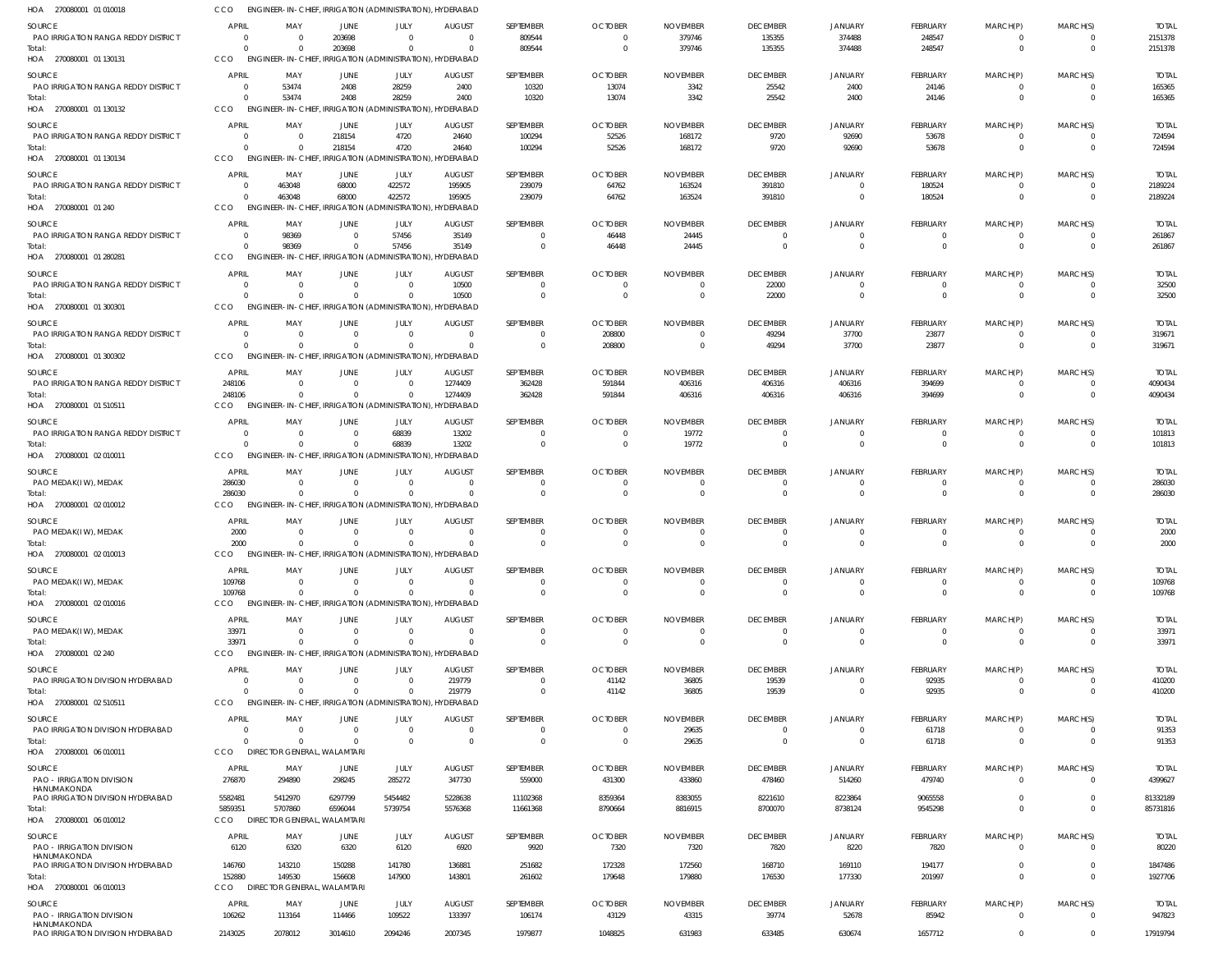HOA 270080001 01 010018 CCO ENGINEER-IN-CHIEF, IRRIGATION (ADMINISTRATION), HYDERABAD

| SOURCE | APRIL | MAY | JUNE | JULY | AUGUST | SEPTEMBER | OCTOBER | NOVEMBER | DECEMBER | JANUARY | FEBRUARY | MARCH(P) | MARCH(S) | TOTAL |
|---|---|---|---|---|---|---|---|---|---|---|---|---|---|---|
| PAO IRRIGATION RANGA REDDY DISTRICT | 0 | 0 | 203698 | 0 | 0 | 809544 | 0 | 379746 | 135355 | 374488 | 248547 | 0 | 0 | 2151378 |
| Total: | 0 | 0 | 203698 | 0 | 0 | 809544 | 0 | 379746 | 135355 | 374488 | 248547 | 0 | 0 | 2151378 |

HOA 270080001 01 130131 CCO ENGINEER-IN-CHIEF, IRRIGATION (ADMINISTRATION), HYDERABAD

| SOURCE | APRIL | MAY | JUNE | JULY | AUGUST | SEPTEMBER | OCTOBER | NOVEMBER | DECEMBER | JANUARY | FEBRUARY | MARCH(P) | MARCH(S) | TOTAL |
|---|---|---|---|---|---|---|---|---|---|---|---|---|---|---|
| PAO IRRIGATION RANGA REDDY DISTRICT | 0 | 53474 | 2408 | 28259 | 2400 | 10320 | 13074 | 3342 | 25542 | 2400 | 24146 | 0 | 0 | 165365 |
| Total: | 0 | 53474 | 2408 | 28259 | 2400 | 10320 | 13074 | 3342 | 25542 | 2400 | 24146 | 0 | 0 | 165365 |

HOA 270080001 01 130132 CCO ENGINEER-IN-CHIEF, IRRIGATION (ADMINISTRATION), HYDERABAD

| SOURCE | APRIL | MAY | JUNE | JULY | AUGUST | SEPTEMBER | OCTOBER | NOVEMBER | DECEMBER | JANUARY | FEBRUARY | MARCH(P) | MARCH(S) | TOTAL |
|---|---|---|---|---|---|---|---|---|---|---|---|---|---|---|
| PAO IRRIGATION RANGA REDDY DISTRICT | 0 | 0 | 218154 | 4720 | 24640 | 100294 | 52526 | 168172 | 9720 | 92690 | 53678 | 0 | 0 | 724594 |
| Total: | 0 | 0 | 218154 | 4720 | 24640 | 100294 | 52526 | 168172 | 9720 | 92690 | 53678 | 0 | 0 | 724594 |

HOA 270080001 01 130134 CCO ENGINEER-IN-CHIEF, IRRIGATION (ADMINISTRATION), HYDERABAD

| SOURCE | APRIL | MAY | JUNE | JULY | AUGUST | SEPTEMBER | OCTOBER | NOVEMBER | DECEMBER | JANUARY | FEBRUARY | MARCH(P) | MARCH(S) | TOTAL |
|---|---|---|---|---|---|---|---|---|---|---|---|---|---|---|
| PAO IRRIGATION RANGA REDDY DISTRICT | 0 | 463048 | 68000 | 422572 | 195905 | 239079 | 64762 | 163524 | 391810 | 0 | 180524 | 0 | 0 | 2189224 |
| Total: | 0 | 463048 | 68000 | 422572 | 195905 | 239079 | 64762 | 163524 | 391810 | 0 | 180524 | 0 | 0 | 2189224 |

HOA 270080001 01 240 CCO ENGINEER-IN-CHIEF, IRRIGATION (ADMINISTRATION), HYDERABAD

| SOURCE | APRIL | MAY | JUNE | JULY | AUGUST | SEPTEMBER | OCTOBER | NOVEMBER | DECEMBER | JANUARY | FEBRUARY | MARCH(P) | MARCH(S) | TOTAL |
|---|---|---|---|---|---|---|---|---|---|---|---|---|---|---|
| PAO IRRIGATION RANGA REDDY DISTRICT | 0 | 98369 | 0 | 57456 | 35149 | 0 | 46448 | 24445 | 0 | 0 | 0 | 0 | 0 | 261867 |
| Total: | 0 | 98369 | 0 | 57456 | 35149 | 0 | 46448 | 24445 | 0 | 0 | 0 | 0 | 0 | 261867 |

HOA 270080001 01 280281 CCO ENGINEER-IN-CHIEF, IRRIGATION (ADMINISTRATION), HYDERABAD

| SOURCE | APRIL | MAY | JUNE | JULY | AUGUST | SEPTEMBER | OCTOBER | NOVEMBER | DECEMBER | JANUARY | FEBRUARY | MARCH(P) | MARCH(S) | TOTAL |
|---|---|---|---|---|---|---|---|---|---|---|---|---|---|---|
| PAO IRRIGATION RANGA REDDY DISTRICT | 0 | 0 | 0 | 0 | 10500 | 0 | 0 | 0 | 22000 | 0 | 0 | 0 | 0 | 32500 |
| Total: | 0 | 0 | 0 | 0 | 10500 | 0 | 0 | 0 | 22000 | 0 | 0 | 0 | 0 | 32500 |

HOA 270080001 01 300301 CCO ENGINEER-IN-CHIEF, IRRIGATION (ADMINISTRATION), HYDERABAD

| SOURCE | APRIL | MAY | JUNE | JULY | AUGUST | SEPTEMBER | OCTOBER | NOVEMBER | DECEMBER | JANUARY | FEBRUARY | MARCH(P) | MARCH(S) | TOTAL |
|---|---|---|---|---|---|---|---|---|---|---|---|---|---|---|
| PAO IRRIGATION RANGA REDDY DISTRICT | 0 | 0 | 0 | 0 | 0 | 0 | 208800 | 0 | 49294 | 37700 | 23877 | 0 | 0 | 319671 |
| Total: | 0 | 0 | 0 | 0 | 0 | 0 | 208800 | 0 | 49294 | 37700 | 23877 | 0 | 0 | 319671 |

HOA 270080001 01 300302 CCO ENGINEER-IN-CHIEF, IRRIGATION (ADMINISTRATION), HYDERABAD

| SOURCE | APRIL | MAY | JUNE | JULY | AUGUST | SEPTEMBER | OCTOBER | NOVEMBER | DECEMBER | JANUARY | FEBRUARY | MARCH(P) | MARCH(S) | TOTAL |
|---|---|---|---|---|---|---|---|---|---|---|---|---|---|---|
| PAO IRRIGATION RANGA REDDY DISTRICT | 248106 | 0 | 0 | 0 | 1274409 | 362428 | 591844 | 406316 | 406316 | 406316 | 394699 | 0 | 0 | 4090434 |
| Total: | 248106 | 0 | 0 | 0 | 1274409 | 362428 | 591844 | 406316 | 406316 | 406316 | 394699 | 0 | 0 | 4090434 |

HOA 270080001 01 510511 CCO ENGINEER-IN-CHIEF, IRRIGATION (ADMINISTRATION), HYDERABAD

| SOURCE | APRIL | MAY | JUNE | JULY | AUGUST | SEPTEMBER | OCTOBER | NOVEMBER | DECEMBER | JANUARY | FEBRUARY | MARCH(P) | MARCH(S) | TOTAL |
|---|---|---|---|---|---|---|---|---|---|---|---|---|---|---|
| PAO IRRIGATION RANGA REDDY DISTRICT | 0 | 0 | 0 | 68839 | 13202 | 0 | 0 | 19772 | 0 | 0 | 0 | 0 | 0 | 101813 |
| Total: | 0 | 0 | 0 | 68839 | 13202 | 0 | 0 | 19772 | 0 | 0 | 0 | 0 | 0 | 101813 |

HOA 270080001 02 010011 CCO ENGINEER-IN-CHIEF, IRRIGATION (ADMINISTRATION), HYDERABAD

| SOURCE | APRIL | MAY | JUNE | JULY | AUGUST | SEPTEMBER | OCTOBER | NOVEMBER | DECEMBER | JANUARY | FEBRUARY | MARCH(P) | MARCH(S) | TOTAL |
|---|---|---|---|---|---|---|---|---|---|---|---|---|---|---|
| PAO MEDAK(IW), MEDAK | 286030 | 0 | 0 | 0 | 0 | 0 | 0 | 0 | 0 | 0 | 0 | 0 | 0 | 286030 |
| Total: | 286030 | 0 | 0 | 0 | 0 | 0 | 0 | 0 | 0 | 0 | 0 | 0 | 0 | 286030 |

HOA 270080001 02 010012 CCO ENGINEER-IN-CHIEF, IRRIGATION (ADMINISTRATION), HYDERABAD

| SOURCE | APRIL | MAY | JUNE | JULY | AUGUST | SEPTEMBER | OCTOBER | NOVEMBER | DECEMBER | JANUARY | FEBRUARY | MARCH(P) | MARCH(S) | TOTAL |
|---|---|---|---|---|---|---|---|---|---|---|---|---|---|---|
| PAO MEDAK(IW), MEDAK | 2000 | 0 | 0 | 0 | 0 | 0 | 0 | 0 | 0 | 0 | 0 | 0 | 0 | 2000 |
| Total: | 2000 | 0 | 0 | 0 | 0 | 0 | 0 | 0 | 0 | 0 | 0 | 0 | 0 | 2000 |

HOA 270080001 02 010013 CCO ENGINEER-IN-CHIEF, IRRIGATION (ADMINISTRATION), HYDERABAD

| SOURCE | APRIL | MAY | JUNE | JULY | AUGUST | SEPTEMBER | OCTOBER | NOVEMBER | DECEMBER | JANUARY | FEBRUARY | MARCH(P) | MARCH(S) | TOTAL |
|---|---|---|---|---|---|---|---|---|---|---|---|---|---|---|
| PAO MEDAK(IW), MEDAK | 109768 | 0 | 0 | 0 | 0 | 0 | 0 | 0 | 0 | 0 | 0 | 0 | 0 | 109768 |
| Total: | 109768 | 0 | 0 | 0 | 0 | 0 | 0 | 0 | 0 | 0 | 0 | 0 | 0 | 109768 |

HOA 270080001 02 010016 CCO ENGINEER-IN-CHIEF, IRRIGATION (ADMINISTRATION), HYDERABAD

| SOURCE | APRIL | MAY | JUNE | JULY | AUGUST | SEPTEMBER | OCTOBER | NOVEMBER | DECEMBER | JANUARY | FEBRUARY | MARCH(P) | MARCH(S) | TOTAL |
|---|---|---|---|---|---|---|---|---|---|---|---|---|---|---|
| PAO MEDAK(IW), MEDAK | 33971 | 0 | 0 | 0 | 0 | 0 | 0 | 0 | 0 | 0 | 0 | 0 | 0 | 33971 |
| Total: | 33971 | 0 | 0 | 0 | 0 | 0 | 0 | 0 | 0 | 0 | 0 | 0 | 0 | 33971 |

HOA 270080001 02 240 CCO ENGINEER-IN-CHIEF, IRRIGATION (ADMINISTRATION), HYDERABAD

| SOURCE | APRIL | MAY | JUNE | JULY | AUGUST | SEPTEMBER | OCTOBER | NOVEMBER | DECEMBER | JANUARY | FEBRUARY | MARCH(P) | MARCH(S) | TOTAL |
|---|---|---|---|---|---|---|---|---|---|---|---|---|---|---|
| PAO IRRIGATION DIVISION HYDERABAD | 0 | 0 | 0 | 0 | 219779 | 0 | 41142 | 36805 | 19539 | 0 | 92935 | 0 | 0 | 410200 |
| Total: | 0 | 0 | 0 | 0 | 219779 | 0 | 41142 | 36805 | 19539 | 0 | 92935 | 0 | 0 | 410200 |

HOA 270080001 02 510511 CCO ENGINEER-IN-CHIEF, IRRIGATION (ADMINISTRATION), HYDERABAD

| SOURCE | APRIL | MAY | JUNE | JULY | AUGUST | SEPTEMBER | OCTOBER | NOVEMBER | DECEMBER | JANUARY | FEBRUARY | MARCH(P) | MARCH(S) | TOTAL |
|---|---|---|---|---|---|---|---|---|---|---|---|---|---|---|
| PAO IRRIGATION DIVISION HYDERABAD | 0 | 0 | 0 | 0 | 0 | 0 | 0 | 29635 | 0 | 0 | 61718 | 0 | 0 | 91353 |
| Total: | 0 | 0 | 0 | 0 | 0 | 0 | 0 | 29635 | 0 | 0 | 61718 | 0 | 0 | 91353 |

HOA 270080001 06 010011 CCO DIRECTOR GENERAL, WALAMTARI

| SOURCE | APRIL | MAY | JUNE | JULY | AUGUST | SEPTEMBER | OCTOBER | NOVEMBER | DECEMBER | JANUARY | FEBRUARY | MARCH(P) | MARCH(S) | TOTAL |
|---|---|---|---|---|---|---|---|---|---|---|---|---|---|---|
| PAO - IRRIGATION DIVISION HANUMAKONDA | 276870 | 294890 | 298245 | 285272 | 347730 | 559000 | 431300 | 433860 | 478460 | 514260 | 479740 | 0 | 0 | 4399627 |
| PAO IRRIGATION DIVISION HYDERABAD | 5582481 | 5412970 | 6297799 | 5454482 | 5228638 | 11102368 | 8359364 | 8383055 | 8221610 | 8223864 | 9065558 | 0 | 0 | 81332189 |
| Total: | 5859351 | 5707860 | 6596044 | 5739754 | 5576368 | 11661368 | 8790664 | 8816915 | 8700070 | 8738124 | 9545298 | 0 | 0 | 85731816 |

HOA 270080001 06 010012 CCO DIRECTOR GENERAL, WALAMTARI

| SOURCE | APRIL | MAY | JUNE | JULY | AUGUST | SEPTEMBER | OCTOBER | NOVEMBER | DECEMBER | JANUARY | FEBRUARY | MARCH(P) | MARCH(S) | TOTAL |
|---|---|---|---|---|---|---|---|---|---|---|---|---|---|---|
| PAO - IRRIGATION DIVISION HANUMAKONDA | 6120 | 6320 | 6320 | 6120 | 6920 | 9920 | 7320 | 7320 | 7820 | 8220 | 7820 | 0 | 0 | 80220 |
| PAO IRRIGATION DIVISION HYDERABAD | 146760 | 143210 | 150288 | 141780 | 136881 | 251682 | 172328 | 172560 | 168710 | 169110 | 194177 | 0 | 0 | 1847486 |
| Total: | 152880 | 149530 | 156608 | 147900 | 143801 | 261602 | 179648 | 179880 | 176530 | 177330 | 201997 | 0 | 0 | 1927706 |

HOA 270080001 06 010013 CCO DIRECTOR GENERAL, WALAMTARI

| SOURCE | APRIL | MAY | JUNE | JULY | AUGUST | SEPTEMBER | OCTOBER | NOVEMBER | DECEMBER | JANUARY | FEBRUARY | MARCH(P) | MARCH(S) | TOTAL |
|---|---|---|---|---|---|---|---|---|---|---|---|---|---|---|
| PAO - IRRIGATION DIVISION HANUMAKONDA | 106262 | 113164 | 114466 | 109522 | 133397 | 106174 | 43129 | 43315 | 39774 | 52678 | 85942 | 0 | 0 | 947823 |
| PAO IRRIGATION DIVISION HYDERABAD | 2143025 | 2078012 | 3014610 | 2094246 | 2007345 | 1979877 | 1048825 | 631983 | 633485 | 630674 | 1657712 | 0 | 0 | 17919794 |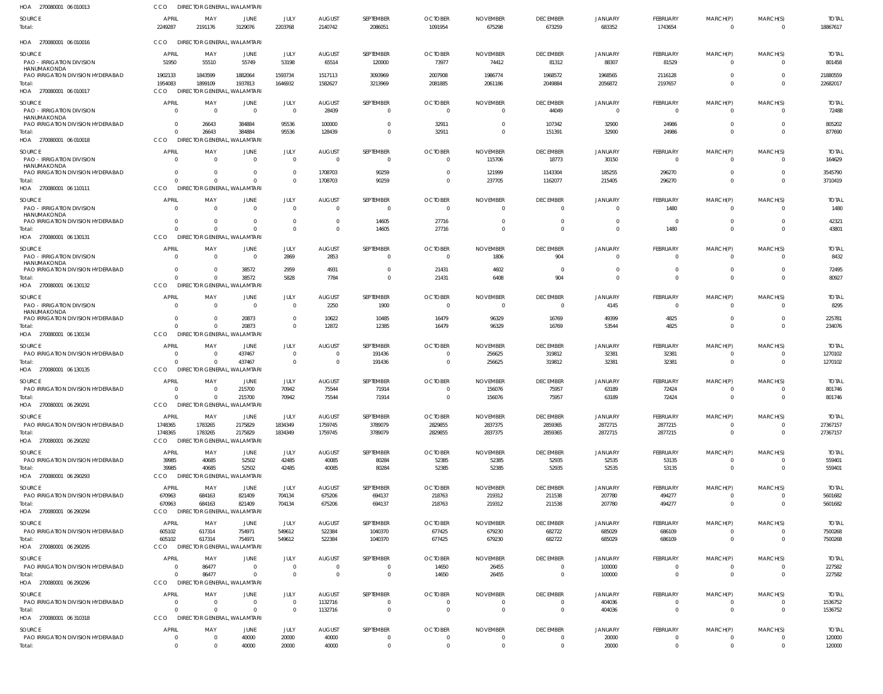HOA 270080001 06 010013 CCO DIRECTOR GENERAL, WALAMTARI

| SOURCE | APRIL | MAY | JUNE | JULY | AUGUST | SEPTEMBER | OCTOBER | NOVEMBER | DECEMBER | JANUARY | FEBRUARY | MARCH(P) | MARCH(S) | TOTAL |
|---|---|---|---|---|---|---|---|---|---|---|---|---|---|---|
| Total: | 2249287 | 2191176 | 3129076 | 2203768 | 2140742 | 2086051 | 1091954 | 675298 | 673259 | 683352 | 1743654 | 0 | 0 | 18867617 |

HOA 270080001 06 010016 CCO DIRECTOR GENERAL, WALAMTARI

| SOURCE | APRIL | MAY | JUNE | JULY | AUGUST | SEPTEMBER | OCTOBER | NOVEMBER | DECEMBER | JANUARY | FEBRUARY | MARCH(P) | MARCH(S) | TOTAL |
|---|---|---|---|---|---|---|---|---|---|---|---|---|---|---|
| PAO - IRRIGATION DIVISION HANUMAKONDA | 51950 | 55510 | 55749 | 53198 | 65514 | 120000 | 73977 | 74412 | 81312 | 88307 | 81529 | 0 | 0 | 801458 |
| PAO IRRIGATION DIVISION HYDERABAD | 1902133 | 1843599 | 1882064 | 1593734 | 1517113 | 3093969 | 2007908 | 1986774 | 1968572 | 1968565 | 2116128 | 0 | 0 | 21880559 |
| Total: | 1954083 | 1899109 | 1937813 | 1646932 | 1582627 | 3213969 | 2081885 | 2061186 | 2049884 | 2056872 | 2197657 | 0 | 0 | 22682017 |

HOA 270080001 06 010017 CCO DIRECTOR GENERAL, WALAMTARI

| SOURCE | APRIL | MAY | JUNE | JULY | AUGUST | SEPTEMBER | OCTOBER | NOVEMBER | DECEMBER | JANUARY | FEBRUARY | MARCH(P) | MARCH(S) | TOTAL |
|---|---|---|---|---|---|---|---|---|---|---|---|---|---|---|
| PAO - IRRIGATION DIVISION HANUMAKONDA | 0 | 0 | 0 | 0 | 28439 | 0 | 0 | 0 | 44049 | 0 | 0 | 0 | 0 | 72488 |
| PAO IRRIGATION DIVISION HYDERABAD | 0 | 26643 | 384884 | 95536 | 100000 | 0 | 32911 | 0 | 107342 | 32900 | 24986 | 0 | 0 | 805202 |
| Total: | 0 | 26643 | 384884 | 95536 | 128439 | 0 | 32911 | 0 | 151391 | 32900 | 24986 | 0 | 0 | 877690 |

HOA 270080001 06 010018 CCO DIRECTOR GENERAL, WALAMTARI

| SOURCE | APRIL | MAY | JUNE | JULY | AUGUST | SEPTEMBER | OCTOBER | NOVEMBER | DECEMBER | JANUARY | FEBRUARY | MARCH(P) | MARCH(S) | TOTAL |
|---|---|---|---|---|---|---|---|---|---|---|---|---|---|---|
| PAO - IRRIGATION DIVISION HANUMAKONDA | 0 | 0 | 0 | 0 | 0 | 0 | 0 | 115706 | 18773 | 30150 | 0 | 0 | 0 | 164629 |
| PAO IRRIGATION DIVISION HYDERABAD | 0 | 0 | 0 | 0 | 1708703 | 90259 | 0 | 121999 | 1143304 | 185255 | 296270 | 0 | 0 | 3545790 |
| Total: | 0 | 0 | 0 | 0 | 1708703 | 90259 | 0 | 237705 | 1162077 | 215405 | 296270 | 0 | 0 | 3710419 |

HOA 270080001 06 110111 CCO DIRECTOR GENERAL, WALAMTARI

| SOURCE | APRIL | MAY | JUNE | JULY | AUGUST | SEPTEMBER | OCTOBER | NOVEMBER | DECEMBER | JANUARY | FEBRUARY | MARCH(P) | MARCH(S) | TOTAL |
|---|---|---|---|---|---|---|---|---|---|---|---|---|---|---|
| PAO - IRRIGATION DIVISION HANUMAKONDA | 0 | 0 | 0 | 0 | 0 | 0 | 0 | 0 | 0 | 0 | 1480 | 0 | 0 | 1480 |
| PAO IRRIGATION DIVISION HYDERABAD | 0 | 0 | 0 | 0 | 0 | 14605 | 27716 | 0 | 0 | 0 | 0 | 0 | 0 | 42321 |
| Total: | 0 | 0 | 0 | 0 | 0 | 14605 | 27716 | 0 | 0 | 0 | 1480 | 0 | 0 | 43801 |

HOA 270080001 06 130131 CCO DIRECTOR GENERAL, WALAMTARI

| SOURCE | APRIL | MAY | JUNE | JULY | AUGUST | SEPTEMBER | OCTOBER | NOVEMBER | DECEMBER | JANUARY | FEBRUARY | MARCH(P) | MARCH(S) | TOTAL |
|---|---|---|---|---|---|---|---|---|---|---|---|---|---|---|
| PAO - IRRIGATION DIVISION HANUMAKONDA | 0 | 0 | 0 | 2869 | 2853 | 0 | 0 | 1806 | 904 | 0 | 0 | 0 | 0 | 8432 |
| PAO IRRIGATION DIVISION HYDERABAD | 0 | 0 | 38572 | 2959 | 4931 | 0 | 21431 | 4602 | 0 | 0 | 0 | 0 | 0 | 72495 |
| Total: | 0 | 0 | 38572 | 5828 | 7784 | 0 | 21431 | 6408 | 904 | 0 | 0 | 0 | 0 | 80927 |

HOA 270080001 06 130132 CCO DIRECTOR GENERAL, WALAMTARI

| SOURCE | APRIL | MAY | JUNE | JULY | AUGUST | SEPTEMBER | OCTOBER | NOVEMBER | DECEMBER | JANUARY | FEBRUARY | MARCH(P) | MARCH(S) | TOTAL |
|---|---|---|---|---|---|---|---|---|---|---|---|---|---|---|
| PAO - IRRIGATION DIVISION HANUMAKONDA | 0 | 0 | 0 | 0 | 2250 | 1900 | 0 | 0 | 0 | 4145 | 0 | 0 | 0 | 8295 |
| PAO IRRIGATION DIVISION HYDERABAD | 0 | 0 | 20873 | 0 | 10622 | 10485 | 16479 | 96329 | 16769 | 49399 | 4825 | 0 | 0 | 225781 |
| Total: | 0 | 0 | 20873 | 0 | 12872 | 12385 | 16479 | 96329 | 16769 | 53544 | 4825 | 0 | 0 | 234076 |

HOA 270080001 06 130134 CCO DIRECTOR GENERAL, WALAMTARI

| SOURCE | APRIL | MAY | JUNE | JULY | AUGUST | SEPTEMBER | OCTOBER | NOVEMBER | DECEMBER | JANUARY | FEBRUARY | MARCH(P) | MARCH(S) | TOTAL |
|---|---|---|---|---|---|---|---|---|---|---|---|---|---|---|
| PAO IRRIGATION DIVISION HYDERABAD | 0 | 0 | 437467 | 0 | 0 | 191436 | 0 | 256625 | 319812 | 32381 | 32381 | 0 | 0 | 1270102 |
| Total: | 0 | 0 | 437467 | 0 | 0 | 191436 | 0 | 256625 | 319812 | 32381 | 32381 | 0 | 0 | 1270102 |

HOA 270080001 06 130135 CCO DIRECTOR GENERAL, WALAMTARI

| SOURCE | APRIL | MAY | JUNE | JULY | AUGUST | SEPTEMBER | OCTOBER | NOVEMBER | DECEMBER | JANUARY | FEBRUARY | MARCH(P) | MARCH(S) | TOTAL |
|---|---|---|---|---|---|---|---|---|---|---|---|---|---|---|
| PAO IRRIGATION DIVISION HYDERABAD | 0 | 0 | 215700 | 70942 | 75544 | 71914 | 0 | 156076 | 75957 | 63189 | 72424 | 0 | 0 | 801746 |
| Total: | 0 | 0 | 215700 | 70942 | 75544 | 71914 | 0 | 156076 | 75957 | 63189 | 72424 | 0 | 0 | 801746 |

HOA 270080001 06 290291 CCO DIRECTOR GENERAL, WALAMTARI

| SOURCE | APRIL | MAY | JUNE | JULY | AUGUST | SEPTEMBER | OCTOBER | NOVEMBER | DECEMBER | JANUARY | FEBRUARY | MARCH(P) | MARCH(S) | TOTAL |
|---|---|---|---|---|---|---|---|---|---|---|---|---|---|---|
| PAO IRRIGATION DIVISION HYDERABAD | 1748365 | 1783265 | 2175829 | 1834349 | 1759745 | 3789079 | 2829855 | 2837375 | 2859365 | 2872715 | 2877215 | 0 | 0 | 27367157 |
| Total: | 1748365 | 1783265 | 2175829 | 1834349 | 1759745 | 3789079 | 2829855 | 2837375 | 2859365 | 2872715 | 2877215 | 0 | 0 | 27367157 |

HOA 270080001 06 290292 CCO DIRECTOR GENERAL, WALAMTARI

| SOURCE | APRIL | MAY | JUNE | JULY | AUGUST | SEPTEMBER | OCTOBER | NOVEMBER | DECEMBER | JANUARY | FEBRUARY | MARCH(P) | MARCH(S) | TOTAL |
|---|---|---|---|---|---|---|---|---|---|---|---|---|---|---|
| PAO IRRIGATION DIVISION HYDERABAD | 39985 | 40685 | 52502 | 42485 | 40085 | 80284 | 52385 | 52385 | 52935 | 52535 | 53135 | 0 | 0 | 559401 |
| Total: | 39985 | 40685 | 52502 | 42485 | 40085 | 80284 | 52385 | 52385 | 52935 | 52535 | 53135 | 0 | 0 | 559401 |

HOA 270080001 06 290293 CCO DIRECTOR GENERAL, WALAMTARI

| SOURCE | APRIL | MAY | JUNE | JULY | AUGUST | SEPTEMBER | OCTOBER | NOVEMBER | DECEMBER | JANUARY | FEBRUARY | MARCH(P) | MARCH(S) | TOTAL |
|---|---|---|---|---|---|---|---|---|---|---|---|---|---|---|
| PAO IRRIGATION DIVISION HYDERABAD | 670963 | 684163 | 821409 | 704134 | 675206 | 694137 | 218763 | 219312 | 211538 | 207780 | 494277 | 0 | 0 | 5601682 |
| Total: | 670963 | 684163 | 821409 | 704134 | 675206 | 694137 | 218763 | 219312 | 211538 | 207780 | 494277 | 0 | 0 | 5601682 |

HOA 270080001 06 290294 CCO DIRECTOR GENERAL, WALAMTARI

| SOURCE | APRIL | MAY | JUNE | JULY | AUGUST | SEPTEMBER | OCTOBER | NOVEMBER | DECEMBER | JANUARY | FEBRUARY | MARCH(P) | MARCH(S) | TOTAL |
|---|---|---|---|---|---|---|---|---|---|---|---|---|---|---|
| PAO IRRIGATION DIVISION HYDERABAD | 605102 | 617314 | 754971 | 549612 | 522384 | 1040370 | 677425 | 679230 | 682722 | 685029 | 686109 | 0 | 0 | 7500268 |
| Total: | 605102 | 617314 | 754971 | 549612 | 522384 | 1040370 | 677425 | 679230 | 682722 | 685029 | 686109 | 0 | 0 | 7500268 |

HOA 270080001 06 290295 CCO DIRECTOR GENERAL, WALAMTARI

| SOURCE | APRIL | MAY | JUNE | JULY | AUGUST | SEPTEMBER | OCTOBER | NOVEMBER | DECEMBER | JANUARY | FEBRUARY | MARCH(P) | MARCH(S) | TOTAL |
|---|---|---|---|---|---|---|---|---|---|---|---|---|---|---|
| PAO IRRIGATION DIVISION HYDERABAD | 0 | 86477 | 0 | 0 | 0 | 0 | 14650 | 26455 | 0 | 100000 | 0 | 0 | 0 | 227582 |
| Total: | 0 | 86477 | 0 | 0 | 0 | 0 | 14650 | 26455 | 0 | 100000 | 0 | 0 | 0 | 227582 |

HOA 270080001 06 290296 CCO DIRECTOR GENERAL, WALAMTARI

| SOURCE | APRIL | MAY | JUNE | JULY | AUGUST | SEPTEMBER | OCTOBER | NOVEMBER | DECEMBER | JANUARY | FEBRUARY | MARCH(P) | MARCH(S) | TOTAL |
|---|---|---|---|---|---|---|---|---|---|---|---|---|---|---|
| PAO IRRIGATION DIVISION HYDERABAD | 0 | 0 | 0 | 0 | 1132716 | 0 | 0 | 0 | 0 | 404036 | 0 | 0 | 0 | 1536752 |
| Total: | 0 | 0 | 0 | 0 | 1132716 | 0 | 0 | 0 | 0 | 404036 | 0 | 0 | 0 | 1536752 |

HOA 270080001 06 310318 CCO DIRECTOR GENERAL, WALAMTARI

| SOURCE | APRIL | MAY | JUNE | JULY | AUGUST | SEPTEMBER | OCTOBER | NOVEMBER | DECEMBER | JANUARY | FEBRUARY | MARCH(P) | MARCH(S) | TOTAL |
|---|---|---|---|---|---|---|---|---|---|---|---|---|---|---|
| PAO IRRIGATION DIVISION HYDERABAD | 0 | 0 | 40000 | 20000 | 40000 | 0 | 0 | 0 | 0 | 20000 | 0 | 0 | 0 | 120000 |
| Total: | 0 | 0 | 40000 | 20000 | 40000 | 0 | 0 | 0 | 0 | 20000 | 0 | 0 | 0 | 120000 |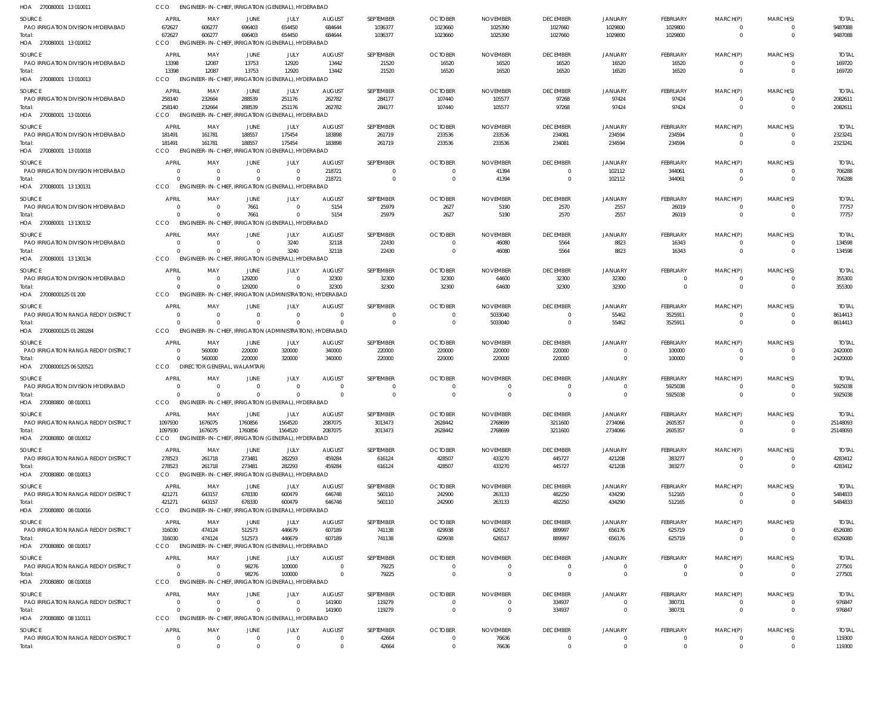HOA 270080001 13 010011 CCO ENGINEER- IN- CHIEF, IRRIGATION (GENERAL), HYDERABAD

| SOURCE | APRIL | MAY | JUNE | JULY | AUGUST | SEPTEMBER | OCTOBER | NOVEMBER | DECEMBER | JANUARY | FEBRUARY | MARCH(P) | MARCH(S) | TOTAL |
|---|---|---|---|---|---|---|---|---|---|---|---|---|---|---|
| PAO IRRIGATION DIVISION HYDERABAD | 672627 | 606277 | 696403 | 654450 | 684644 | 1036377 | 1023660 | 1025390 | 1027660 | 1029800 | 1029800 | 0 | 0 | 9487088 |
| Total: | 672627 | 606277 | 696403 | 654450 | 684644 | 1036377 | 1023660 | 1025390 | 1027660 | 1029800 | 1029800 | 0 | 0 | 9487088 |

HOA 270080001 13 010012 CCO ENGINEER- IN- CHIEF, IRRIGATION (GENERAL), HYDERABAD

| SOURCE | APRIL | MAY | JUNE | JULY | AUGUST | SEPTEMBER | OCTOBER | NOVEMBER | DECEMBER | JANUARY | FEBRUARY | MARCH(P) | MARCH(S) | TOTAL |
|---|---|---|---|---|---|---|---|---|---|---|---|---|---|---|
| PAO IRRIGATION DIVISION HYDERABAD | 13398 | 12087 | 13753 | 12920 | 13442 | 21520 | 16520 | 16520 | 16520 | 16520 | 16520 | 0 | 0 | 169720 |
| Total: | 13398 | 12087 | 13753 | 12920 | 13442 | 21520 | 16520 | 16520 | 16520 | 16520 | 16520 | 0 | 0 | 169720 |

HOA 270080001 13 010013 CCO ENGINEER- IN- CHIEF, IRRIGATION (GENERAL), HYDERABAD

| SOURCE | APRIL | MAY | JUNE | JULY | AUGUST | SEPTEMBER | OCTOBER | NOVEMBER | DECEMBER | JANUARY | FEBRUARY | MARCH(P) | MARCH(S) | TOTAL |
|---|---|---|---|---|---|---|---|---|---|---|---|---|---|---|
| PAO IRRIGATION DIVISION HYDERABAD | 258140 | 232664 | 288539 | 251176 | 262782 | 284177 | 107440 | 105577 | 97268 | 97424 | 97424 | 0 | 0 | 2082611 |
| Total: | 258140 | 232664 | 288539 | 251176 | 262782 | 284177 | 107440 | 105577 | 97268 | 97424 | 97424 | 0 | 0 | 2082611 |

HOA 270080001 13 010016 CCO ENGINEER- IN- CHIEF, IRRIGATION (GENERAL), HYDERABAD

| SOURCE | APRIL | MAY | JUNE | JULY | AUGUST | SEPTEMBER | OCTOBER | NOVEMBER | DECEMBER | JANUARY | FEBRUARY | MARCH(P) | MARCH(S) | TOTAL |
|---|---|---|---|---|---|---|---|---|---|---|---|---|---|---|
| PAO IRRIGATION DIVISION HYDERABAD | 181491 | 161781 | 188557 | 175454 | 183898 | 261719 | 233536 | 233536 | 234081 | 234594 | 234594 | 0 | 0 | 2323241 |
| Total: | 181491 | 161781 | 188557 | 175454 | 183898 | 261719 | 233536 | 233536 | 234081 | 234594 | 234594 | 0 | 0 | 2323241 |

HOA 270080001 13 010018 CCO ENGINEER- IN- CHIEF, IRRIGATION (GENERAL), HYDERABAD

| SOURCE | APRIL | MAY | JUNE | JULY | AUGUST | SEPTEMBER | OCTOBER | NOVEMBER | DECEMBER | JANUARY | FEBRUARY | MARCH(P) | MARCH(S) | TOTAL |
|---|---|---|---|---|---|---|---|---|---|---|---|---|---|---|
| PAO IRRIGATION DIVISION HYDERABAD | 0 | 0 | 0 | 0 | 218721 | 0 | 0 | 41394 | 0 | 102112 | 344061 | 0 | 0 | 706288 |
| Total: | 0 | 0 | 0 | 0 | 218721 | 0 | 0 | 41394 | 0 | 102112 | 344061 | 0 | 0 | 706288 |

HOA 270080001 13 130131 CCO ENGINEER- IN- CHIEF, IRRIGATION (GENERAL), HYDERABAD

| SOURCE | APRIL | MAY | JUNE | JULY | AUGUST | SEPTEMBER | OCTOBER | NOVEMBER | DECEMBER | JANUARY | FEBRUARY | MARCH(P) | MARCH(S) | TOTAL |
|---|---|---|---|---|---|---|---|---|---|---|---|---|---|---|
| PAO IRRIGATION DIVISION HYDERABAD | 0 | 0 | 7661 | 0 | 5154 | 25979 | 2627 | 5190 | 2570 | 2557 | 26019 | 0 | 0 | 77757 |
| Total: | 0 | 0 | 7661 | 0 | 5154 | 25979 | 2627 | 5190 | 2570 | 2557 | 26019 | 0 | 0 | 77757 |

HOA 270080001 13 130132 CCO ENGINEER- IN- CHIEF, IRRIGATION (GENERAL), HYDERABAD

| SOURCE | APRIL | MAY | JUNE | JULY | AUGUST | SEPTEMBER | OCTOBER | NOVEMBER | DECEMBER | JANUARY | FEBRUARY | MARCH(P) | MARCH(S) | TOTAL |
|---|---|---|---|---|---|---|---|---|---|---|---|---|---|---|
| PAO IRRIGATION DIVISION HYDERABAD | 0 | 0 | 0 | 3240 | 32118 | 22430 | 0 | 46080 | 5564 | 8823 | 16343 | 0 | 0 | 134598 |
| Total: | 0 | 0 | 0 | 3240 | 32118 | 22430 | 0 | 46080 | 5564 | 8823 | 16343 | 0 | 0 | 134598 |

HOA 270080001 13 130134 CCO ENGINEER- IN- CHIEF, IRRIGATION (GENERAL), HYDERABAD

| SOURCE | APRIL | MAY | JUNE | JULY | AUGUST | SEPTEMBER | OCTOBER | NOVEMBER | DECEMBER | JANUARY | FEBRUARY | MARCH(P) | MARCH(S) | TOTAL |
|---|---|---|---|---|---|---|---|---|---|---|---|---|---|---|
| PAO IRRIGATION DIVISION HYDERABAD | 0 | 0 | 129200 | 0 | 32300 | 32300 | 32300 | 64600 | 32300 | 32300 | 0 | 0 | 0 | 355300 |
| Total: | 0 | 0 | 129200 | 0 | 32300 | 32300 | 32300 | 64600 | 32300 | 32300 | 0 | 0 | 0 | 355300 |

HOA 27008000125 01 200 CCO ENGINEER- IN- CHIEF, IRRIGATION (ADMINISTRATION), HYDERABAD

| SOURCE | APRIL | MAY | JUNE | JULY | AUGUST | SEPTEMBER | OCTOBER | NOVEMBER | DECEMBER | JANUARY | FEBRUARY | MARCH(P) | MARCH(S) | TOTAL |
|---|---|---|---|---|---|---|---|---|---|---|---|---|---|---|
| PAO IRRIGATION RANGA REDDY DISTRICT | 0 | 0 | 0 | 0 | 0 | 0 | 0 | 5033040 | 0 | 55462 | 3525911 | 0 | 0 | 8614413 |
| Total: | 0 | 0 | 0 | 0 | 0 | 0 | 0 | 5033040 | 0 | 55462 | 3525911 | 0 | 0 | 8614413 |

HOA 27008000125 01 280284 CCO ENGINEER- IN- CHIEF, IRRIGATION (ADMINISTRATION), HYDERABAD

| SOURCE | APRIL | MAY | JUNE | JULY | AUGUST | SEPTEMBER | OCTOBER | NOVEMBER | DECEMBER | JANUARY | FEBRUARY | MARCH(P) | MARCH(S) | TOTAL |
|---|---|---|---|---|---|---|---|---|---|---|---|---|---|---|
| PAO IRRIGATION RANGA REDDY DISTRICT | 0 | 560000 | 220000 | 320000 | 340000 | 220000 | 220000 | 220000 | 220000 | 0 | 100000 | 0 | 0 | 2420000 |
| Total: | 0 | 560000 | 220000 | 320000 | 340000 | 220000 | 220000 | 220000 | 220000 | 0 | 100000 | 0 | 0 | 2420000 |

HOA 27008000125 06 520521 CCO DIRECTOR GENERAL, WALAMTARI

| SOURCE | APRIL | MAY | JUNE | JULY | AUGUST | SEPTEMBER | OCTOBER | NOVEMBER | DECEMBER | JANUARY | FEBRUARY | MARCH(P) | MARCH(S) | TOTAL |
|---|---|---|---|---|---|---|---|---|---|---|---|---|---|---|
| PAO IRRIGATION DIVISION HYDERABAD | 0 | 0 | 0 | 0 | 0 | 0 | 0 | 0 | 0 | 0 | 5925038 | 0 | 0 | 5925038 |
| Total: | 0 | 0 | 0 | 0 | 0 | 0 | 0 | 0 | 0 | 0 | 5925038 | 0 | 0 | 5925038 |

HOA 270080800 08 010011 CCO ENGINEER- IN- CHIEF, IRRIGATION (GENERAL), HYDERABAD

| SOURCE | APRIL | MAY | JUNE | JULY | AUGUST | SEPTEMBER | OCTOBER | NOVEMBER | DECEMBER | JANUARY | FEBRUARY | MARCH(P) | MARCH(S) | TOTAL |
|---|---|---|---|---|---|---|---|---|---|---|---|---|---|---|
| PAO IRRIGATION RANGA REDDY DISTRICT | 1097930 | 1676075 | 1760856 | 1564520 | 2087075 | 3013473 | 2628442 | 2768699 | 3211600 | 2734066 | 2605357 | 0 | 0 | 25148093 |
| Total: | 1097930 | 1676075 | 1760856 | 1564520 | 2087075 | 3013473 | 2628442 | 2768699 | 3211600 | 2734066 | 2605357 | 0 | 0 | 25148093 |

HOA 270080800 08 010012 CCO ENGINEER- IN- CHIEF, IRRIGATION (GENERAL), HYDERABAD

| SOURCE | APRIL | MAY | JUNE | JULY | AUGUST | SEPTEMBER | OCTOBER | NOVEMBER | DECEMBER | JANUARY | FEBRUARY | MARCH(P) | MARCH(S) | TOTAL |
|---|---|---|---|---|---|---|---|---|---|---|---|---|---|---|
| PAO IRRIGATION RANGA REDDY DISTRICT | 278523 | 261718 | 273481 | 282293 | 459284 | 616124 | 428507 | 433270 | 445727 | 421208 | 383277 | 0 | 0 | 4283412 |
| Total: | 278523 | 261718 | 273481 | 282293 | 459284 | 616124 | 428507 | 433270 | 445727 | 421208 | 383277 | 0 | 0 | 4283412 |

HOA 270080800 08 010013 CCO ENGINEER- IN- CHIEF, IRRIGATION (GENERAL), HYDERABAD

| SOURCE | APRIL | MAY | JUNE | JULY | AUGUST | SEPTEMBER | OCTOBER | NOVEMBER | DECEMBER | JANUARY | FEBRUARY | MARCH(P) | MARCH(S) | TOTAL |
|---|---|---|---|---|---|---|---|---|---|---|---|---|---|---|
| PAO IRRIGATION RANGA REDDY DISTRICT | 421271 | 643157 | 678330 | 600479 | 646748 | 560110 | 242900 | 263133 | 482250 | 434290 | 512165 | 0 | 0 | 5484833 |
| Total: | 421271 | 643157 | 678330 | 600479 | 646748 | 560110 | 242900 | 263133 | 482250 | 434290 | 512165 | 0 | 0 | 5484833 |

HOA 270080800 08 010016 CCO ENGINEER- IN- CHIEF, IRRIGATION (GENERAL), HYDERABAD

| SOURCE | APRIL | MAY | JUNE | JULY | AUGUST | SEPTEMBER | OCTOBER | NOVEMBER | DECEMBER | JANUARY | FEBRUARY | MARCH(P) | MARCH(S) | TOTAL |
|---|---|---|---|---|---|---|---|---|---|---|---|---|---|---|
| PAO IRRIGATION RANGA REDDY DISTRICT | 316030 | 474124 | 512573 | 446679 | 607189 | 741138 | 629938 | 626517 | 889997 | 656176 | 625719 | 0 | 0 | 6526080 |
| Total: | 316030 | 474124 | 512573 | 446679 | 607189 | 741138 | 629938 | 626517 | 889997 | 656176 | 625719 | 0 | 0 | 6526080 |

HOA 270080800 08 010017 CCO ENGINEER- IN- CHIEF, IRRIGATION (GENERAL), HYDERABAD

| SOURCE | APRIL | MAY | JUNE | JULY | AUGUST | SEPTEMBER | OCTOBER | NOVEMBER | DECEMBER | JANUARY | FEBRUARY | MARCH(P) | MARCH(S) | TOTAL |
|---|---|---|---|---|---|---|---|---|---|---|---|---|---|---|
| PAO IRRIGATION RANGA REDDY DISTRICT | 0 | 0 | 98276 | 100000 | 0 | 79225 | 0 | 0 | 0 | 0 | 0 | 0 | 0 | 277501 |
| Total: | 0 | 0 | 98276 | 100000 | 0 | 79225 | 0 | 0 | 0 | 0 | 0 | 0 | 0 | 277501 |

HOA 270080800 08 010018 CCO ENGINEER- IN- CHIEF, IRRIGATION (GENERAL), HYDERABAD

| SOURCE | APRIL | MAY | JUNE | JULY | AUGUST | SEPTEMBER | OCTOBER | NOVEMBER | DECEMBER | JANUARY | FEBRUARY | MARCH(P) | MARCH(S) | TOTAL |
|---|---|---|---|---|---|---|---|---|---|---|---|---|---|---|
| PAO IRRIGATION RANGA REDDY DISTRICT | 0 | 0 | 0 | 0 | 141900 | 119279 | 0 | 0 | 334937 | 0 | 380731 | 0 | 0 | 976847 |
| Total: | 0 | 0 | 0 | 0 | 141900 | 119279 | 0 | 0 | 334937 | 0 | 380731 | 0 | 0 | 976847 |

HOA 270080800 08 110111 CCO ENGINEER- IN- CHIEF, IRRIGATION (GENERAL), HYDERABAD

| SOURCE | APRIL | MAY | JUNE | JULY | AUGUST | SEPTEMBER | OCTOBER | NOVEMBER | DECEMBER | JANUARY | FEBRUARY | MARCH(P) | MARCH(S) | TOTAL |
|---|---|---|---|---|---|---|---|---|---|---|---|---|---|---|
| PAO IRRIGATION RANGA REDDY DISTRICT | 0 | 0 | 0 | 0 | 0 | 42664 | 0 | 76636 | 0 | 0 | 0 | 0 | 0 | 119300 |
| Total: | 0 | 0 | 0 | 0 | 0 | 42664 | 0 | 76636 | 0 | 0 | 0 | 0 | 0 | 119300 |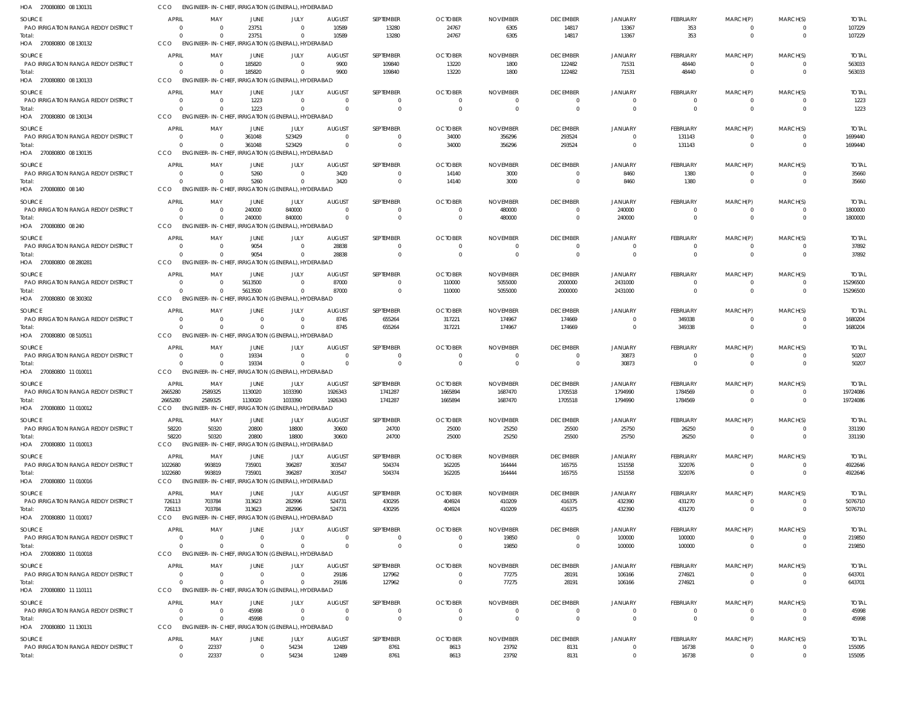HOA 270080800 08 130131 CCO ENGINEER- IN- CHIEF, IRRIGATION (GENERAL), HYDERABAD

| SOURCE | APRIL | MAY | JUNE | JULY | AUGUST | SEPTEMBER | OCTOBER | NOVEMBER | DECEMBER | JANUARY | FEBRUARY | MARCH(P) | MARCH(S) | TOTAL |
|---|---|---|---|---|---|---|---|---|---|---|---|---|---|---|
| PAO IRRIGATION RANGA REDDY DISTRICT | 0 | 0 | 23751 | 0 | 10589 | 13280 | 24767 | 6305 | 14817 | 13367 | 353 | 0 | 0 | 107229 |
| Total: | 0 | 0 | 23751 | 0 | 10589 | 13280 | 24767 | 6305 | 14817 | 13367 | 353 | 0 | 0 | 107229 |

HOA 270080800 08 130132 CCO ENGINEER- IN- CHIEF, IRRIGATION (GENERAL), HYDERABAD

| SOURCE | APRIL | MAY | JUNE | JULY | AUGUST | SEPTEMBER | OCTOBER | NOVEMBER | DECEMBER | JANUARY | FEBRUARY | MARCH(P) | MARCH(S) | TOTAL |
|---|---|---|---|---|---|---|---|---|---|---|---|---|---|---|
| PAO IRRIGATION RANGA REDDY DISTRICT | 0 | 0 | 185820 | 0 | 9900 | 109840 | 13220 | 1800 | 122482 | 71531 | 48440 | 0 | 0 | 563033 |
| Total: | 0 | 0 | 185820 | 0 | 9900 | 109840 | 13220 | 1800 | 122482 | 71531 | 48440 | 0 | 0 | 563033 |

HOA 270080800 08 130133 CCO ENGINEER- IN- CHIEF, IRRIGATION (GENERAL), HYDERABAD

| SOURCE | APRIL | MAY | JUNE | JULY | AUGUST | SEPTEMBER | OCTOBER | NOVEMBER | DECEMBER | JANUARY | FEBRUARY | MARCH(P) | MARCH(S) | TOTAL |
|---|---|---|---|---|---|---|---|---|---|---|---|---|---|---|
| PAO IRRIGATION RANGA REDDY DISTRICT | 0 | 0 | 1223 | 0 | 0 | 0 | 0 | 0 | 0 | 0 | 0 | 0 | 0 | 1223 |
| Total: | 0 | 0 | 1223 | 0 | 0 | 0 | 0 | 0 | 0 | 0 | 0 | 0 | 0 | 1223 |

HOA 270080800 08 130134 CCO ENGINEER- IN- CHIEF, IRRIGATION (GENERAL), HYDERABAD

| SOURCE | APRIL | MAY | JUNE | JULY | AUGUST | SEPTEMBER | OCTOBER | NOVEMBER | DECEMBER | JANUARY | FEBRUARY | MARCH(P) | MARCH(S) | TOTAL |
|---|---|---|---|---|---|---|---|---|---|---|---|---|---|---|
| PAO IRRIGATION RANGA REDDY DISTRICT | 0 | 0 | 361048 | 523429 | 0 | 0 | 34000 | 356296 | 293524 | 0 | 131143 | 0 | 0 | 1699440 |
| Total: | 0 | 0 | 361048 | 523429 | 0 | 0 | 34000 | 356296 | 293524 | 0 | 131143 | 0 | 0 | 1699440 |

HOA 270080800 08 130135 CCO ENGINEER- IN- CHIEF, IRRIGATION (GENERAL), HYDERABAD

| SOURCE | APRIL | MAY | JUNE | JULY | AUGUST | SEPTEMBER | OCTOBER | NOVEMBER | DECEMBER | JANUARY | FEBRUARY | MARCH(P) | MARCH(S) | TOTAL |
|---|---|---|---|---|---|---|---|---|---|---|---|---|---|---|
| PAO IRRIGATION RANGA REDDY DISTRICT | 0 | 0 | 5260 | 0 | 3420 | 0 | 14140 | 3000 | 0 | 8460 | 1380 | 0 | 0 | 35660 |
| Total: | 0 | 0 | 5260 | 0 | 3420 | 0 | 14140 | 3000 | 0 | 8460 | 1380 | 0 | 0 | 35660 |

HOA 270080800 08 140 CCO ENGINEER- IN- CHIEF, IRRIGATION (GENERAL), HYDERABAD

| SOURCE | APRIL | MAY | JUNE | JULY | AUGUST | SEPTEMBER | OCTOBER | NOVEMBER | DECEMBER | JANUARY | FEBRUARY | MARCH(P) | MARCH(S) | TOTAL |
|---|---|---|---|---|---|---|---|---|---|---|---|---|---|---|
| PAO IRRIGATION RANGA REDDY DISTRICT | 0 | 0 | 240000 | 840000 | 0 | 0 | 0 | 480000 | 0 | 240000 | 0 | 0 | 0 | 1800000 |
| Total: | 0 | 0 | 240000 | 840000 | 0 | 0 | 0 | 480000 | 0 | 240000 | 0 | 0 | 0 | 1800000 |

HOA 270080800 08 240 CCO ENGINEER- IN- CHIEF, IRRIGATION (GENERAL), HYDERABAD

| SOURCE | APRIL | MAY | JUNE | JULY | AUGUST | SEPTEMBER | OCTOBER | NOVEMBER | DECEMBER | JANUARY | FEBRUARY | MARCH(P) | MARCH(S) | TOTAL |
|---|---|---|---|---|---|---|---|---|---|---|---|---|---|---|
| PAO IRRIGATION RANGA REDDY DISTRICT | 0 | 0 | 9054 | 0 | 28838 | 0 | 0 | 0 | 0 | 0 | 0 | 0 | 0 | 37892 |
| Total: | 0 | 0 | 9054 | 0 | 28838 | 0 | 0 | 0 | 0 | 0 | 0 | 0 | 0 | 37892 |

HOA 270080800 08 280281 CCO ENGINEER- IN- CHIEF, IRRIGATION (GENERAL), HYDERABAD

| SOURCE | APRIL | MAY | JUNE | JULY | AUGUST | SEPTEMBER | OCTOBER | NOVEMBER | DECEMBER | JANUARY | FEBRUARY | MARCH(P) | MARCH(S) | TOTAL |
|---|---|---|---|---|---|---|---|---|---|---|---|---|---|---|
| PAO IRRIGATION RANGA REDDY DISTRICT | 0 | 0 | 5613500 | 0 | 87000 | 0 | 110000 | 5055000 | 2000000 | 2431000 | 0 | 0 | 0 | 15296500 |
| Total: | 0 | 0 | 5613500 | 0 | 87000 | 0 | 110000 | 5055000 | 2000000 | 2431000 | 0 | 0 | 0 | 15296500 |

HOA 270080800 08 300302 CCO ENGINEER- IN- CHIEF, IRRIGATION (GENERAL), HYDERABAD

| SOURCE | APRIL | MAY | JUNE | JULY | AUGUST | SEPTEMBER | OCTOBER | NOVEMBER | DECEMBER | JANUARY | FEBRUARY | MARCH(P) | MARCH(S) | TOTAL |
|---|---|---|---|---|---|---|---|---|---|---|---|---|---|---|
| PAO IRRIGATION RANGA REDDY DISTRICT | 0 | 0 | 0 | 0 | 8745 | 655264 | 317221 | 174967 | 174669 | 0 | 349338 | 0 | 0 | 1680204 |
| Total: | 0 | 0 | 0 | 0 | 8745 | 655264 | 317221 | 174967 | 174669 | 0 | 349338 | 0 | 0 | 1680204 |

HOA 270080800 08 510511 CCO ENGINEER- IN- CHIEF, IRRIGATION (GENERAL), HYDERABAD

| SOURCE | APRIL | MAY | JUNE | JULY | AUGUST | SEPTEMBER | OCTOBER | NOVEMBER | DECEMBER | JANUARY | FEBRUARY | MARCH(P) | MARCH(S) | TOTAL |
|---|---|---|---|---|---|---|---|---|---|---|---|---|---|---|
| PAO IRRIGATION RANGA REDDY DISTRICT | 0 | 0 | 19334 | 0 | 0 | 0 | 0 | 0 | 0 | 30873 | 0 | 0 | 0 | 50207 |
| Total: | 0 | 0 | 19334 | 0 | 0 | 0 | 0 | 0 | 0 | 30873 | 0 | 0 | 0 | 50207 |

HOA 270080800 11 010011 CCO ENGINEER- IN- CHIEF, IRRIGATION (GENERAL), HYDERABAD

| SOURCE | APRIL | MAY | JUNE | JULY | AUGUST | SEPTEMBER | OCTOBER | NOVEMBER | DECEMBER | JANUARY | FEBRUARY | MARCH(P) | MARCH(S) | TOTAL |
|---|---|---|---|---|---|---|---|---|---|---|---|---|---|---|
| PAO IRRIGATION RANGA REDDY DISTRICT | 2665280 | 2589325 | 1130020 | 1033390 | 1926343 | 1741287 | 1665894 | 1687470 | 1705518 | 1794990 | 1784569 | 0 | 0 | 19724086 |
| Total: | 2665280 | 2589325 | 1130020 | 1033390 | 1926343 | 1741287 | 1665894 | 1687470 | 1705518 | 1794990 | 1784569 | 0 | 0 | 19724086 |

HOA 270080800 11 010012 CCO ENGINEER- IN- CHIEF, IRRIGATION (GENERAL), HYDERABAD

| SOURCE | APRIL | MAY | JUNE | JULY | AUGUST | SEPTEMBER | OCTOBER | NOVEMBER | DECEMBER | JANUARY | FEBRUARY | MARCH(P) | MARCH(S) | TOTAL |
|---|---|---|---|---|---|---|---|---|---|---|---|---|---|---|
| PAO IRRIGATION RANGA REDDY DISTRICT | 58220 | 50320 | 20800 | 18800 | 30600 | 24700 | 25000 | 25250 | 25500 | 25750 | 26250 | 0 | 0 | 331190 |
| Total: | 58220 | 50320 | 20800 | 18800 | 30600 | 24700 | 25000 | 25250 | 25500 | 25750 | 26250 | 0 | 0 | 331190 |

HOA 270080800 11 010013 CCO ENGINEER- IN- CHIEF, IRRIGATION (GENERAL), HYDERABAD

| SOURCE | APRIL | MAY | JUNE | JULY | AUGUST | SEPTEMBER | OCTOBER | NOVEMBER | DECEMBER | JANUARY | FEBRUARY | MARCH(P) | MARCH(S) | TOTAL |
|---|---|---|---|---|---|---|---|---|---|---|---|---|---|---|
| PAO IRRIGATION RANGA REDDY DISTRICT | 1022680 | 993819 | 735901 | 396287 | 303547 | 504374 | 162205 | 164444 | 165755 | 151558 | 322076 | 0 | 0 | 4922646 |
| Total: | 1022680 | 993819 | 735901 | 396287 | 303547 | 504374 | 162205 | 164444 | 165755 | 151558 | 322076 | 0 | 0 | 4922646 |

HOA 270080800 11 010016 CCO ENGINEER- IN- CHIEF, IRRIGATION (GENERAL), HYDERABAD

| SOURCE | APRIL | MAY | JUNE | JULY | AUGUST | SEPTEMBER | OCTOBER | NOVEMBER | DECEMBER | JANUARY | FEBRUARY | MARCH(P) | MARCH(S) | TOTAL |
|---|---|---|---|---|---|---|---|---|---|---|---|---|---|---|
| PAO IRRIGATION RANGA REDDY DISTRICT | 726113 | 703784 | 313623 | 282996 | 524731 | 430295 | 404924 | 410209 | 416375 | 432390 | 431270 | 0 | 0 | 5076710 |
| Total: | 726113 | 703784 | 313623 | 282996 | 524731 | 430295 | 404924 | 410209 | 416375 | 432390 | 431270 | 0 | 0 | 5076710 |

HOA 270080800 11 010017 CCO ENGINEER- IN- CHIEF, IRRIGATION (GENERAL), HYDERABAD

| SOURCE | APRIL | MAY | JUNE | JULY | AUGUST | SEPTEMBER | OCTOBER | NOVEMBER | DECEMBER | JANUARY | FEBRUARY | MARCH(P) | MARCH(S) | TOTAL |
|---|---|---|---|---|---|---|---|---|---|---|---|---|---|---|
| PAO IRRIGATION RANGA REDDY DISTRICT | 0 | 0 | 0 | 0 | 0 | 0 | 0 | 19850 | 0 | 100000 | 100000 | 0 | 0 | 219850 |
| Total: | 0 | 0 | 0 | 0 | 0 | 0 | 0 | 19850 | 0 | 100000 | 100000 | 0 | 0 | 219850 |

HOA 270080800 11 010018 CCO ENGINEER- IN- CHIEF, IRRIGATION (GENERAL), HYDERABAD

| SOURCE | APRIL | MAY | JUNE | JULY | AUGUST | SEPTEMBER | OCTOBER | NOVEMBER | DECEMBER | JANUARY | FEBRUARY | MARCH(P) | MARCH(S) | TOTAL |
|---|---|---|---|---|---|---|---|---|---|---|---|---|---|---|
| PAO IRRIGATION RANGA REDDY DISTRICT | 0 | 0 | 0 | 0 | 29186 | 127962 | 0 | 77275 | 28191 | 106166 | 274921 | 0 | 0 | 643701 |
| Total: | 0 | 0 | 0 | 0 | 29186 | 127962 | 0 | 77275 | 28191 | 106166 | 274921 | 0 | 0 | 643701 |

HOA 270080800 11 110111 CCO ENGINEER- IN- CHIEF, IRRIGATION (GENERAL), HYDERABAD

| SOURCE | APRIL | MAY | JUNE | JULY | AUGUST | SEPTEMBER | OCTOBER | NOVEMBER | DECEMBER | JANUARY | FEBRUARY | MARCH(P) | MARCH(S) | TOTAL |
|---|---|---|---|---|---|---|---|---|---|---|---|---|---|---|
| PAO IRRIGATION RANGA REDDY DISTRICT | 0 | 0 | 45998 | 0 | 0 | 0 | 0 | 0 | 0 | 0 | 0 | 0 | 0 | 45998 |
| Total: | 0 | 0 | 45998 | 0 | 0 | 0 | 0 | 0 | 0 | 0 | 0 | 0 | 0 | 45998 |

HOA 270080800 11 130131 CCO ENGINEER- IN- CHIEF, IRRIGATION (GENERAL), HYDERABAD

| SOURCE | APRIL | MAY | JUNE | JULY | AUGUST | SEPTEMBER | OCTOBER | NOVEMBER | DECEMBER | JANUARY | FEBRUARY | MARCH(P) | MARCH(S) | TOTAL |
|---|---|---|---|---|---|---|---|---|---|---|---|---|---|---|
| PAO IRRIGATION RANGA REDDY DISTRICT | 0 | 22337 | 0 | 54234 | 12489 | 8761 | 8613 | 23792 | 8131 | 0 | 16738 | 0 | 0 | 155095 |
| Total: | 0 | 22337 | 0 | 54234 | 12489 | 8761 | 8613 | 23792 | 8131 | 0 | 16738 | 0 | 0 | 155095 |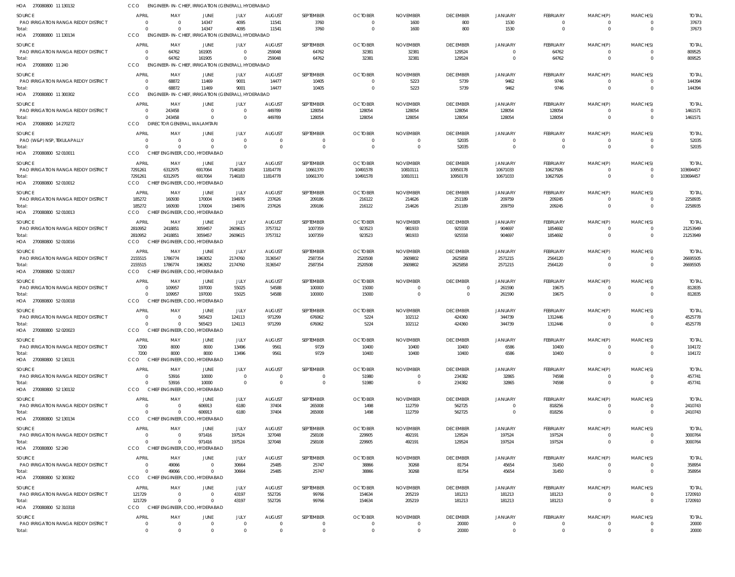HOA 270080800 11 130132 CCO ENGINEER- IN- CHIEF, IRRIGATION (GENERAL), HYDERABAD

| SOURCE | APRIL | MAY | JUNE | JULY | AUGUST | SEPTEMBER | OCTOBER | NOVEMBER | DECEMBER | JANUARY | FEBRUARY | MARCH(P) | MARCH(S) | TOTAL |
|---|---|---|---|---|---|---|---|---|---|---|---|---|---|---|
| PAO IRRIGATION RANGA REDDY DISTRICT | 0 | 0 | 14347 | 4095 | 11541 | 3760 | 0 | 1600 | 800 | 1530 | 0 | 0 | 0 | 37673 |
| Total: | 0 | 0 | 14347 | 4095 | 11541 | 3760 | 0 | 1600 | 800 | 1530 | 0 | 0 | 0 | 37673 |

HOA 270080800 11 130134 CCO ENGINEER- IN- CHIEF, IRRIGATION (GENERAL), HYDERABAD

| SOURCE | APRIL | MAY | JUNE | JULY | AUGUST | SEPTEMBER | OCTOBER | NOVEMBER | DECEMBER | JANUARY | FEBRUARY | MARCH(P) | MARCH(S) | TOTAL |
|---|---|---|---|---|---|---|---|---|---|---|---|---|---|---|
| PAO IRRIGATION RANGA REDDY DISTRICT | 0 | 64762 | 161905 | 0 | 259048 | 64762 | 32381 | 32381 | 129524 | 0 | 64762 | 0 | 0 | 809525 |
| Total: | 0 | 64762 | 161905 | 0 | 259048 | 64762 | 32381 | 32381 | 129524 | 0 | 64762 | 0 | 0 | 809525 |

HOA 270080800 11 240 CCO ENGINEER- IN- CHIEF, IRRIGATION (GENERAL), HYDERABAD

| SOURCE | APRIL | MAY | JUNE | JULY | AUGUST | SEPTEMBER | OCTOBER | NOVEMBER | DECEMBER | JANUARY | FEBRUARY | MARCH(P) | MARCH(S) | TOTAL |
|---|---|---|---|---|---|---|---|---|---|---|---|---|---|---|
| PAO IRRIGATION RANGA REDDY DISTRICT | 0 | 68872 | 11469 | 9001 | 14477 | 10405 | 0 | 5223 | 5739 | 9462 | 9746 | 0 | 0 | 144394 |
| Total: | 0 | 68872 | 11469 | 9001 | 14477 | 10405 | 0 | 5223 | 5739 | 9462 | 9746 | 0 | 0 | 144394 |

HOA 270080800 11 300302 CCO ENGINEER- IN- CHIEF, IRRIGATION (GENERAL), HYDERABAD

| SOURCE | APRIL | MAY | JUNE | JULY | AUGUST | SEPTEMBER | OCTOBER | NOVEMBER | DECEMBER | JANUARY | FEBRUARY | MARCH(P) | MARCH(S) | TOTAL |
|---|---|---|---|---|---|---|---|---|---|---|---|---|---|---|
| PAO IRRIGATION RANGA REDDY DISTRICT | 0 | 243458 | 0 | 0 | 449789 | 128054 | 128054 | 128054 | 128054 | 128054 | 128054 | 0 | 0 | 1461571 |
| Total: | 0 | 243458 | 0 | 0 | 449789 | 128054 | 128054 | 128054 | 128054 | 128054 | 128054 | 0 | 0 | 1461571 |

HOA 270080800 14 270272 CCO DIRECTOR GENERAL, WALAMTARI

| SOURCE | APRIL | MAY | JUNE | JULY | AUGUST | SEPTEMBER | OCTOBER | NOVEMBER | DECEMBER | JANUARY | FEBRUARY | MARCH(P) | MARCH(S) | TOTAL |
|---|---|---|---|---|---|---|---|---|---|---|---|---|---|---|
| PAO (W&P) NSP, TEKULAPALLY | 0 | 0 | 0 | 0 | 0 | 0 | 0 | 0 | 52035 | 0 | 0 | 0 | 0 | 52035 |
| Total: | 0 | 0 | 0 | 0 | 0 | 0 | 0 | 0 | 52035 | 0 | 0 | 0 | 0 | 52035 |

HOA 270080800 52 010011 CCO CHIEF ENGINEER, CDO, HYDERABAD

| SOURCE | APRIL | MAY | JUNE | JULY | AUGUST | SEPTEMBER | OCTOBER | NOVEMBER | DECEMBER | JANUARY | FEBRUARY | MARCH(P) | MARCH(S) | TOTAL |
|---|---|---|---|---|---|---|---|---|---|---|---|---|---|---|
| PAO IRRIGATION RANGA REDDY DISTRICT | 7291261 | 6312975 | 6917064 | 7146183 | 11814778 | 10661370 | 10491578 | 10810111 | 10950178 | 10671033 | 10627926 | 0 | 0 | 103694457 |
| Total: | 7291261 | 6312975 | 6917064 | 7146183 | 11814778 | 10661370 | 10491578 | 10810111 | 10950178 | 10671033 | 10627926 | 0 | 0 | 103694457 |

HOA 270080800 52 010012 CCO CHIEF ENGINEER, CDO, HYDERABAD

| SOURCE | APRIL | MAY | JUNE | JULY | AUGUST | SEPTEMBER | OCTOBER | NOVEMBER | DECEMBER | JANUARY | FEBRUARY | MARCH(P) | MARCH(S) | TOTAL |
|---|---|---|---|---|---|---|---|---|---|---|---|---|---|---|
| PAO IRRIGATION RANGA REDDY DISTRICT | 185272 | 160930 | 170004 | 194976 | 237626 | 209186 | 216122 | 214626 | 251189 | 209759 | 209245 | 0 | 0 | 2258935 |
| Total: | 185272 | 160930 | 170004 | 194976 | 237626 | 209186 | 216122 | 214626 | 251189 | 209759 | 209245 | 0 | 0 | 2258935 |

HOA 270080800 52 010013 CCO CHIEF ENGINEER, CDO, HYDERABAD

| SOURCE | APRIL | MAY | JUNE | JULY | AUGUST | SEPTEMBER | OCTOBER | NOVEMBER | DECEMBER | JANUARY | FEBRUARY | MARCH(P) | MARCH(S) | TOTAL |
|---|---|---|---|---|---|---|---|---|---|---|---|---|---|---|
| PAO IRRIGATION RANGA REDDY DISTRICT | 2810952 | 2418851 | 3059457 | 2609615 | 3757312 | 1007359 | 923523 | 981933 | 925558 | 904697 | 1854692 | 0 | 0 | 21253949 |
| Total: | 2810952 | 2418851 | 3059457 | 2609615 | 3757312 | 1007359 | 923523 | 981933 | 925558 | 904697 | 1854692 | 0 | 0 | 21253949 |

HOA 270080800 52 010016 CCO CHIEF ENGINEER, CDO, HYDERABAD

| SOURCE | APRIL | MAY | JUNE | JULY | AUGUST | SEPTEMBER | OCTOBER | NOVEMBER | DECEMBER | JANUARY | FEBRUARY | MARCH(P) | MARCH(S) | TOTAL |
|---|---|---|---|---|---|---|---|---|---|---|---|---|---|---|
| PAO IRRIGATION RANGA REDDY DISTRICT | 2155515 | 1786774 | 1963052 | 2174760 | 3136547 | 2587354 | 2520508 | 2609802 | 2625858 | 2571215 | 2564120 | 0 | 0 | 26695505 |
| Total: | 2155515 | 1786774 | 1963052 | 2174760 | 3136547 | 2587354 | 2520508 | 2609802 | 2625858 | 2571215 | 2564120 | 0 | 0 | 26695505 |

HOA 270080800 52 010017 CCO CHIEF ENGINEER, CDO, HYDERABAD

| SOURCE | APRIL | MAY | JUNE | JULY | AUGUST | SEPTEMBER | OCTOBER | NOVEMBER | DECEMBER | JANUARY | FEBRUARY | MARCH(P) | MARCH(S) | TOTAL |
|---|---|---|---|---|---|---|---|---|---|---|---|---|---|---|
| PAO IRRIGATION RANGA REDDY DISTRICT | 0 | 109957 | 197000 | 55025 | 54588 | 100000 | 15000 | 0 | 0 | 261590 | 19675 | 0 | 0 | 812835 |
| Total: | 0 | 109957 | 197000 | 55025 | 54588 | 100000 | 15000 | 0 | 0 | 261590 | 19675 | 0 | 0 | 812835 |

HOA 270080800 52 010018 CCO CHIEF ENGINEER, CDO, HYDERABAD

| SOURCE | APRIL | MAY | JUNE | JULY | AUGUST | SEPTEMBER | OCTOBER | NOVEMBER | DECEMBER | JANUARY | FEBRUARY | MARCH(P) | MARCH(S) | TOTAL |
|---|---|---|---|---|---|---|---|---|---|---|---|---|---|---|
| PAO IRRIGATION RANGA REDDY DISTRICT | 0 | 0 | 565423 | 124113 | 971299 | 676062 | 5224 | 102112 | 424360 | 344739 | 1312446 | 0 | 0 | 4525778 |
| Total: | 0 | 0 | 565423 | 124113 | 971299 | 676062 | 5224 | 102112 | 424360 | 344739 | 1312446 | 0 | 0 | 4525778 |

HOA 270080800 52 020023 CCO CHIEF ENGINEER, CDO, HYDERABAD

| SOURCE | APRIL | MAY | JUNE | JULY | AUGUST | SEPTEMBER | OCTOBER | NOVEMBER | DECEMBER | JANUARY | FEBRUARY | MARCH(P) | MARCH(S) | TOTAL |
|---|---|---|---|---|---|---|---|---|---|---|---|---|---|---|
| PAO IRRIGATION RANGA REDDY DISTRICT | 7200 | 8000 | 8000 | 13496 | 9561 | 9729 | 10400 | 10400 | 10400 | 6586 | 10400 | 0 | 0 | 104172 |
| Total: | 7200 | 8000 | 8000 | 13496 | 9561 | 9729 | 10400 | 10400 | 10400 | 6586 | 10400 | 0 | 0 | 104172 |

HOA 270080800 52 130131 CCO CHIEF ENGINEER, CDO, HYDERABAD

| SOURCE | APRIL | MAY | JUNE | JULY | AUGUST | SEPTEMBER | OCTOBER | NOVEMBER | DECEMBER | JANUARY | FEBRUARY | MARCH(P) | MARCH(S) | TOTAL |
|---|---|---|---|---|---|---|---|---|---|---|---|---|---|---|
| PAO IRRIGATION RANGA REDDY DISTRICT | 0 | 53916 | 10000 | 0 | 0 | 0 | 51980 | 0 | 234382 | 32865 | 74598 | 0 | 0 | 457741 |
| Total: | 0 | 53916 | 10000 | 0 | 0 | 0 | 51980 | 0 | 234382 | 32865 | 74598 | 0 | 0 | 457741 |

HOA 270080800 52 130132 CCO CHIEF ENGINEER, CDO, HYDERABAD

| SOURCE | APRIL | MAY | JUNE | JULY | AUGUST | SEPTEMBER | OCTOBER | NOVEMBER | DECEMBER | JANUARY | FEBRUARY | MARCH(P) | MARCH(S) | TOTAL |
|---|---|---|---|---|---|---|---|---|---|---|---|---|---|---|
| PAO IRRIGATION RANGA REDDY DISTRICT | 0 | 0 | 606913 | 6180 | 37404 | 265008 | 1498 | 112759 | 562725 | 0 | 818256 | 0 | 0 | 2410743 |
| Total: | 0 | 0 | 606913 | 6180 | 37404 | 265008 | 1498 | 112759 | 562725 | 0 | 818256 | 0 | 0 | 2410743 |

HOA 270080800 52 130134 CCO CHIEF ENGINEER, CDO, HYDERABAD

| SOURCE | APRIL | MAY | JUNE | JULY | AUGUST | SEPTEMBER | OCTOBER | NOVEMBER | DECEMBER | JANUARY | FEBRUARY | MARCH(P) | MARCH(S) | TOTAL |
|---|---|---|---|---|---|---|---|---|---|---|---|---|---|---|
| PAO IRRIGATION RANGA REDDY DISTRICT | 0 | 0 | 971416 | 197524 | 327048 | 258108 | 229905 | 492191 | 129524 | 197524 | 197524 | 0 | 0 | 3000764 |
| Total: | 0 | 0 | 971416 | 197524 | 327048 | 258108 | 229905 | 492191 | 129524 | 197524 | 197524 | 0 | 0 | 3000764 |

HOA 270080800 52 240 CCO CHIEF ENGINEER, CDO, HYDERABAD

| SOURCE | APRIL | MAY | JUNE | JULY | AUGUST | SEPTEMBER | OCTOBER | NOVEMBER | DECEMBER | JANUARY | FEBRUARY | MARCH(P) | MARCH(S) | TOTAL |
|---|---|---|---|---|---|---|---|---|---|---|---|---|---|---|
| PAO IRRIGATION RANGA REDDY DISTRICT | 0 | 49066 | 0 | 30664 | 25485 | 25747 | 38866 | 30268 | 81754 | 45654 | 31450 | 0 | 0 | 358954 |
| Total: | 0 | 49066 | 0 | 30664 | 25485 | 25747 | 38866 | 30268 | 81754 | 45654 | 31450 | 0 | 0 | 358954 |

HOA 270080800 52 300302 CCO CHIEF ENGINEER, CDO, HYDERABAD

| SOURCE | APRIL | MAY | JUNE | JULY | AUGUST | SEPTEMBER | OCTOBER | NOVEMBER | DECEMBER | JANUARY | FEBRUARY | MARCH(P) | MARCH(S) | TOTAL |
|---|---|---|---|---|---|---|---|---|---|---|---|---|---|---|
| PAO IRRIGATION RANGA REDDY DISTRICT | 121729 | 0 | 0 | 43197 | 552726 | 99766 | 154634 | 205219 | 181213 | 181213 | 181213 | 0 | 0 | 1720910 |
| Total: | 121729 | 0 | 0 | 43197 | 552726 | 99766 | 154634 | 205219 | 181213 | 181213 | 181213 | 0 | 0 | 1720910 |

HOA 270080800 52 310318 CCO CHIEF ENGINEER, CDO, HYDERABAD

| SOURCE | APRIL | MAY | JUNE | JULY | AUGUST | SEPTEMBER | OCTOBER | NOVEMBER | DECEMBER | JANUARY | FEBRUARY | MARCH(P) | MARCH(S) | TOTAL |
|---|---|---|---|---|---|---|---|---|---|---|---|---|---|---|
| PAO IRRIGATION RANGA REDDY DISTRICT | 0 | 0 | 0 | 0 | 0 | 0 | 0 | 0 | 20000 | 0 | 0 | 0 | 0 | 20000 |
| Total: | 0 | 0 | 0 | 0 | 0 | 0 | 0 | 0 | 20000 | 0 | 0 | 0 | 0 | 20000 |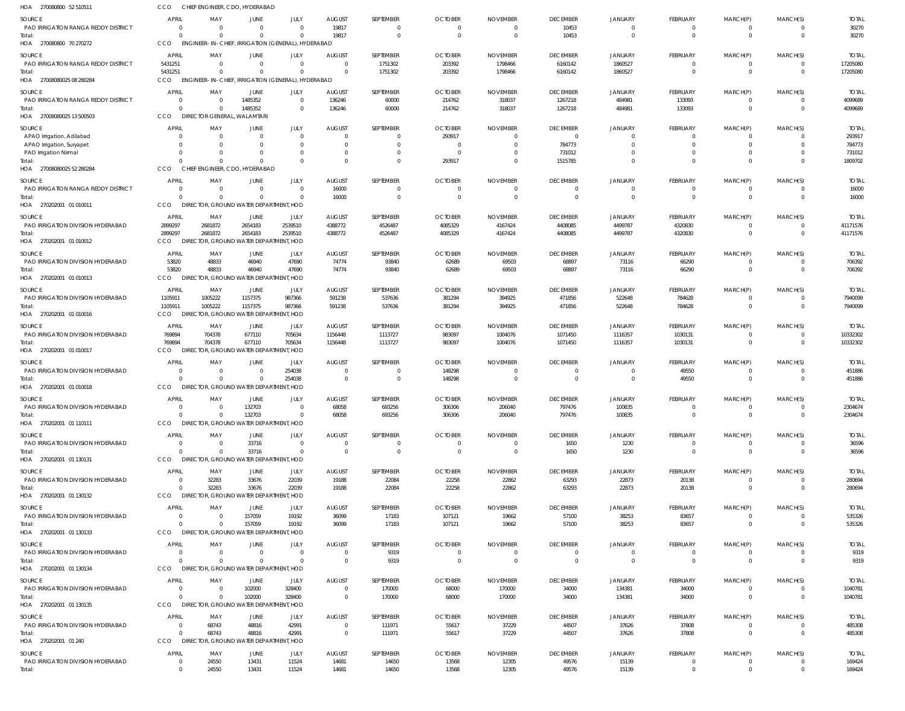HOA 270080800 52 510511 CCO CHIEF ENGINEER, CDO, HYDERABAD

| SOURCE | APRIL | MAY | JUNE | JULY | AUGUST | SEPTEMBER | OCTOBER | NOVEMBER | DECEMBER | JANUARY | FEBRUARY | MARCH(P) | MARCH(S) | TOTAL |
|---|---|---|---|---|---|---|---|---|---|---|---|---|---|---|
| PAO IRRIGATION RANGA REDDY DISTRICT | 0 | 0 | 0 | 0 | 19817 | 0 | 0 | 0 | 10453 | 0 | 0 | 0 | 0 | 30270 |
| Total: | 0 | 0 | 0 | 0 | 19817 | 0 | 0 | 0 | 10453 | 0 | 0 | 0 | 0 | 30270 |

HOA 270080800 70 270272 CCO ENGINEER-IN-CHIEF, IRRIGATION (GENERAL), HYDERABAD

| SOURCE | APRIL | MAY | JUNE | JULY | AUGUST | SEPTEMBER | OCTOBER | NOVEMBER | DECEMBER | JANUARY | FEBRUARY | MARCH(P) | MARCH(S) | TOTAL |
|---|---|---|---|---|---|---|---|---|---|---|---|---|---|---|
| PAO IRRIGATION RANGA REDDY DISTRICT | 5431251 | 0 | 0 | 0 | 0 | 1751302 | 203392 | 1798466 | 6160142 | 1860527 | 0 | 0 | 0 | 17205080 |
| Total: | 5431251 | 0 | 0 | 0 | 0 | 1751302 | 203392 | 1798466 | 6160142 | 1860527 | 0 | 0 | 0 | 17205080 |

HOA 27008080025 08 280284 CCO ENGINEER-IN-CHIEF, IRRIGATION (GENERAL), HYDERABAD

| SOURCE | APRIL | MAY | JUNE | JULY | AUGUST | SEPTEMBER | OCTOBER | NOVEMBER | DECEMBER | JANUARY | FEBRUARY | MARCH(P) | MARCH(S) | TOTAL |
|---|---|---|---|---|---|---|---|---|---|---|---|---|---|---|
| PAO IRRIGATION RANGA REDDY DISTRICT | 0 | 0 | 1485352 | 0 | 136246 | 60000 | 214762 | 318037 | 1267218 | 484981 | 133093 | 0 | 0 | 4099689 |
| Total: | 0 | 0 | 1485352 | 0 | 136246 | 60000 | 214762 | 318037 | 1267218 | 484981 | 133093 | 0 | 0 | 4099689 |

HOA 27008080025 13 500503 CCO DIRECTOR GENERAL, WALAMTARI

| SOURCE | APRIL | MAY | JUNE | JULY | AUGUST | SEPTEMBER | OCTOBER | NOVEMBER | DECEMBER | JANUARY | FEBRUARY | MARCH(P) | MARCH(S) | TOTAL |
|---|---|---|---|---|---|---|---|---|---|---|---|---|---|---|
| APAO Irrigation, Adilabad | 0 | 0 | 0 | 0 | 0 | 0 | 293917 | 0 | 0 | 0 | 0 | 0 | 0 | 293917 |
| APAO Irrigation, Suryapet | 0 | 0 | 0 | 0 | 0 | 0 | 0 | 0 | 784773 | 0 | 0 | 0 | 0 | 784773 |
| PAO Irrigation Nirmal | 0 | 0 | 0 | 0 | 0 | 0 | 0 | 0 | 731012 | 0 | 0 | 0 | 0 | 731012 |
| Total: | 0 | 0 | 0 | 0 | 0 | 0 | 293917 | 0 | 1515785 | 0 | 0 | 0 | 0 | 1809702 |

HOA 27008080025 52 280284 CCO CHIEF ENGINEER, CDO, HYDERABAD

| SOURCE | APRIL | MAY | JUNE | JULY | AUGUST | SEPTEMBER | OCTOBER | NOVEMBER | DECEMBER | JANUARY | FEBRUARY | MARCH(P) | MARCH(S) | TOTAL |
|---|---|---|---|---|---|---|---|---|---|---|---|---|---|---|
| PAO IRRIGATION RANGA REDDY DISTRICT | 0 | 0 | 0 | 0 | 16000 | 0 | 0 | 0 | 0 | 0 | 0 | 0 | 0 | 16000 |
| Total: | 0 | 0 | 0 | 0 | 16000 | 0 | 0 | 0 | 0 | 0 | 0 | 0 | 0 | 16000 |

HOA 270202001 01 010011 CCO DIRECTOR, GROUND WATER DEPARTMENT, HOD

| SOURCE | APRIL | MAY | JUNE | JULY | AUGUST | SEPTEMBER | OCTOBER | NOVEMBER | DECEMBER | JANUARY | FEBRUARY | MARCH(P) | MARCH(S) | TOTAL |
|---|---|---|---|---|---|---|---|---|---|---|---|---|---|---|
| PAO IRRIGATION DIVISION HYDERABAD | 2899297 | 2681872 | 2654183 | 2539510 | 4388772 | 4526487 | 4085329 | 4167424 | 4408085 | 4499787 | 4320830 | 0 | 0 | 41171576 |
| Total: | 2899297 | 2681872 | 2654183 | 2539510 | 4388772 | 4526487 | 4085329 | 4167424 | 4408085 | 4499787 | 4320830 | 0 | 0 | 41171576 |

HOA 270202001 01 010012 CCO DIRECTOR, GROUND WATER DEPARTMENT, HOD

| SOURCE | APRIL | MAY | JUNE | JULY | AUGUST | SEPTEMBER | OCTOBER | NOVEMBER | DECEMBER | JANUARY | FEBRUARY | MARCH(P) | MARCH(S) | TOTAL |
|---|---|---|---|---|---|---|---|---|---|---|---|---|---|---|
| PAO IRRIGATION DIVISION HYDERABAD | 53820 | 48833 | 46940 | 47690 | 74774 | 93840 | 62689 | 69503 | 68897 | 73116 | 66290 | 0 | 0 | 706392 |
| Total: | 53820 | 48833 | 46940 | 47690 | 74774 | 93840 | 62689 | 69503 | 68897 | 73116 | 66290 | 0 | 0 | 706392 |

HOA 270202001 01 010013 CCO DIRECTOR, GROUND WATER DEPARTMENT, HOD

| SOURCE | APRIL | MAY | JUNE | JULY | AUGUST | SEPTEMBER | OCTOBER | NOVEMBER | DECEMBER | JANUARY | FEBRUARY | MARCH(P) | MARCH(S) | TOTAL |
|---|---|---|---|---|---|---|---|---|---|---|---|---|---|---|
| PAO IRRIGATION DIVISION HYDERABAD | 1105911 | 1005222 | 1157375 | 987366 | 591238 | 537636 | 381294 | 394925 | 471856 | 522648 | 784628 | 0 | 0 | 7940099 |
| Total: | 1105911 | 1005222 | 1157375 | 987366 | 591238 | 537636 | 381294 | 394925 | 471856 | 522648 | 784628 | 0 | 0 | 7940099 |

HOA 270202001 01 010016 CCO DIRECTOR, GROUND WATER DEPARTMENT, HOD

| SOURCE | APRIL | MAY | JUNE | JULY | AUGUST | SEPTEMBER | OCTOBER | NOVEMBER | DECEMBER | JANUARY | FEBRUARY | MARCH(P) | MARCH(S) | TOTAL |
|---|---|---|---|---|---|---|---|---|---|---|---|---|---|---|
| PAO IRRIGATION DIVISION HYDERABAD | 769894 | 704378 | 677110 | 705634 | 1156448 | 1113727 | 983097 | 1004076 | 1071450 | 1116357 | 1030131 | 0 | 0 | 10332302 |
| Total: | 769894 | 704378 | 677110 | 705634 | 1156448 | 1113727 | 983097 | 1004076 | 1071450 | 1116357 | 1030131 | 0 | 0 | 10332302 |

HOA 270202001 01 010017 CCO DIRECTOR, GROUND WATER DEPARTMENT, HOD

| SOURCE | APRIL | MAY | JUNE | JULY | AUGUST | SEPTEMBER | OCTOBER | NOVEMBER | DECEMBER | JANUARY | FEBRUARY | MARCH(P) | MARCH(S) | TOTAL |
|---|---|---|---|---|---|---|---|---|---|---|---|---|---|---|
| PAO IRRIGATION DIVISION HYDERABAD | 0 | 0 | 0 | 254038 | 0 | 0 | 148298 | 0 | 0 | 0 | 49550 | 0 | 0 | 451886 |
| Total: | 0 | 0 | 0 | 254038 | 0 | 0 | 148298 | 0 | 0 | 0 | 49550 | 0 | 0 | 451886 |

HOA 270202001 01 010018 CCO DIRECTOR, GROUND WATER DEPARTMENT, HOD

| SOURCE | APRIL | MAY | JUNE | JULY | AUGUST | SEPTEMBER | OCTOBER | NOVEMBER | DECEMBER | JANUARY | FEBRUARY | MARCH(P) | MARCH(S) | TOTAL |
|---|---|---|---|---|---|---|---|---|---|---|---|---|---|---|
| PAO IRRIGATION DIVISION HYDERABAD | 0 | 0 | 132703 | 0 | 68058 | 693256 | 306306 | 206040 | 797476 | 100835 | 0 | 0 | 0 | 2304674 |
| Total: | 0 | 0 | 132703 | 0 | 68058 | 693256 | 306306 | 206040 | 797476 | 100835 | 0 | 0 | 0 | 2304674 |

HOA 270202001 01 110111 CCO DIRECTOR, GROUND WATER DEPARTMENT, HOD

| SOURCE | APRIL | MAY | JUNE | JULY | AUGUST | SEPTEMBER | OCTOBER | NOVEMBER | DECEMBER | JANUARY | FEBRUARY | MARCH(P) | MARCH(S) | TOTAL |
|---|---|---|---|---|---|---|---|---|---|---|---|---|---|---|
| PAO IRRIGATION DIVISION HYDERABAD | 0 | 0 | 33716 | 0 | 0 | 0 | 0 | 0 | 1650 | 1230 | 0 | 0 | 0 | 36596 |
| Total: | 0 | 0 | 33716 | 0 | 0 | 0 | 0 | 0 | 1650 | 1230 | 0 | 0 | 0 | 36596 |

HOA 270202001 01 130131 CCO DIRECTOR, GROUND WATER DEPARTMENT, HOD

| SOURCE | APRIL | MAY | JUNE | JULY | AUGUST | SEPTEMBER | OCTOBER | NOVEMBER | DECEMBER | JANUARY | FEBRUARY | MARCH(P) | MARCH(S) | TOTAL |
|---|---|---|---|---|---|---|---|---|---|---|---|---|---|---|
| PAO IRRIGATION DIVISION HYDERABAD | 0 | 32283 | 33676 | 22039 | 19188 | 22084 | 22258 | 22862 | 63293 | 22873 | 20138 | 0 | 0 | 280694 |
| Total: | 0 | 32283 | 33676 | 22039 | 19188 | 22084 | 22258 | 22862 | 63293 | 22873 | 20138 | 0 | 0 | 280694 |

HOA 270202001 01 130132 CCO DIRECTOR, GROUND WATER DEPARTMENT, HOD

| SOURCE | APRIL | MAY | JUNE | JULY | AUGUST | SEPTEMBER | OCTOBER | NOVEMBER | DECEMBER | JANUARY | FEBRUARY | MARCH(P) | MARCH(S) | TOTAL |
|---|---|---|---|---|---|---|---|---|---|---|---|---|---|---|
| PAO IRRIGATION DIVISION HYDERABAD | 0 | 0 | 157059 | 19192 | 36099 | 17183 | 107121 | 19662 | 57100 | 38253 | 83657 | 0 | 0 | 535326 |
| Total: | 0 | 0 | 157059 | 19192 | 36099 | 17183 | 107121 | 19662 | 57100 | 38253 | 83657 | 0 | 0 | 535326 |

HOA 270202001 01 130133 CCO DIRECTOR, GROUND WATER DEPARTMENT, HOD

| SOURCE | APRIL | MAY | JUNE | JULY | AUGUST | SEPTEMBER | OCTOBER | NOVEMBER | DECEMBER | JANUARY | FEBRUARY | MARCH(P) | MARCH(S) | TOTAL |
|---|---|---|---|---|---|---|---|---|---|---|---|---|---|---|
| PAO IRRIGATION DIVISION HYDERABAD | 0 | 0 | 0 | 0 | 0 | 9319 | 0 | 0 | 0 | 0 | 0 | 0 | 0 | 9319 |
| Total: | 0 | 0 | 0 | 0 | 0 | 9319 | 0 | 0 | 0 | 0 | 0 | 0 | 0 | 9319 |

HOA 270202001 01 130134 CCO DIRECTOR, GROUND WATER DEPARTMENT, HOD

| SOURCE | APRIL | MAY | JUNE | JULY | AUGUST | SEPTEMBER | OCTOBER | NOVEMBER | DECEMBER | JANUARY | FEBRUARY | MARCH(P) | MARCH(S) | TOTAL |
|---|---|---|---|---|---|---|---|---|---|---|---|---|---|---|
| PAO IRRIGATION DIVISION HYDERABAD | 0 | 0 | 102000 | 328400 | 0 | 170000 | 68000 | 170000 | 34000 | 134381 | 34000 | 0 | 0 | 1040781 |
| Total: | 0 | 0 | 102000 | 328400 | 0 | 170000 | 68000 | 170000 | 34000 | 134381 | 34000 | 0 | 0 | 1040781 |

HOA 270202001 01 130135 CCO DIRECTOR, GROUND WATER DEPARTMENT, HOD

| SOURCE | APRIL | MAY | JUNE | JULY | AUGUST | SEPTEMBER | OCTOBER | NOVEMBER | DECEMBER | JANUARY | FEBRUARY | MARCH(P) | MARCH(S) | TOTAL |
|---|---|---|---|---|---|---|---|---|---|---|---|---|---|---|
| PAO IRRIGATION DIVISION HYDERABAD | 0 | 68743 | 48816 | 42991 | 0 | 111971 | 55617 | 37229 | 44507 | 37626 | 37808 | 0 | 0 | 485308 |
| Total: | 0 | 68743 | 48816 | 42991 | 0 | 111971 | 55617 | 37229 | 44507 | 37626 | 37808 | 0 | 0 | 485308 |

HOA 270202001 01 240 CCO DIRECTOR, GROUND WATER DEPARTMENT, HOD

| SOURCE | APRIL | MAY | JUNE | JULY | AUGUST | SEPTEMBER | OCTOBER | NOVEMBER | DECEMBER | JANUARY | FEBRUARY | MARCH(P) | MARCH(S) | TOTAL |
|---|---|---|---|---|---|---|---|---|---|---|---|---|---|---|
| PAO IRRIGATION DIVISION HYDERABAD | 0 | 24550 | 13431 | 11524 | 14681 | 14650 | 13568 | 12305 | 49576 | 15139 | 0 | 0 | 0 | 169424 |
| Total: | 0 | 24550 | 13431 | 11524 | 14681 | 14650 | 13568 | 12305 | 49576 | 15139 | 0 | 0 | 0 | 169424 |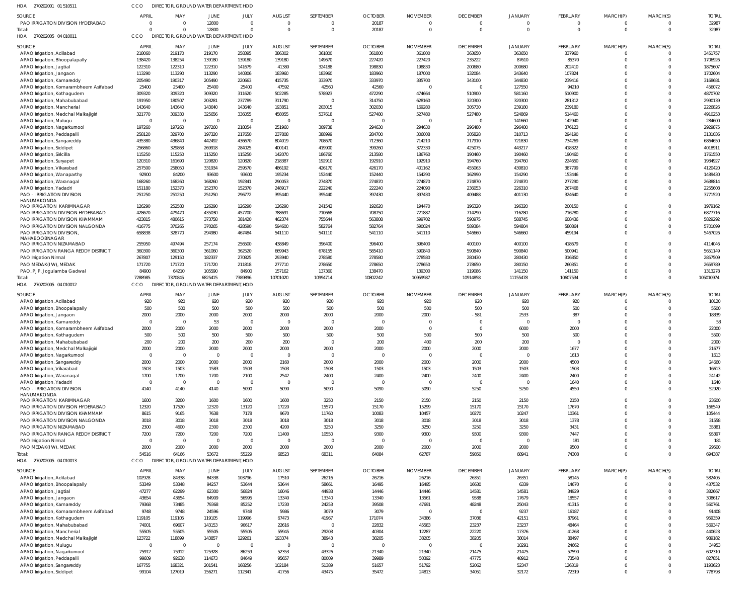HOA 270202001 01 510511 CCO DIRECTOR, GROUND WATER DEPARTMENT, HOD

| SOURCE | APRIL | MAY | JUNE | JULY | AUGUST | SEPTEMBER | OCTOBER | NOVEMBER | DECEMBER | JANUARY | FEBRUARY | MARCH(P) | MARCH(S) | TOTAL |
|---|---|---|---|---|---|---|---|---|---|---|---|---|---|---|
| PAO IRRIGATION DIVISION HYDERABAD | 0 | 0 | 12800 | 0 | 0 | 0 | 20187 | 0 | 0 | 0 | 0 | 0 | 0 | 32987 |
| Total: | 0 | 0 | 12800 | 0 | 0 | 0 | 20187 | 0 | 0 | 0 | 0 | 0 | 0 | 32987 |

HOA 270202005 04 010011 CCO DIRECTOR, GROUND WATER DEPARTMENT, HOD

| SOURCE | APRIL | MAY | JUNE | JULY | AUGUST | SEPTEMBER | OCTOBER | NOVEMBER | DECEMBER | JANUARY | FEBRUARY | MARCH(P) | MARCH(S) | TOTAL |
|---|---|---|---|---|---|---|---|---|---|---|---|---|---|---|
| APAO Irrigation, Adilabad | 218060 | 219170 | 219170 | 258395 | 386302 | 361800 | 361800 | 361800 | 363650 | 363650 | 337960 | 0 | 0 | 3451757 |
| APAO Irrigation, Bhoopalapally | 138420 | 138254 | 139180 | 139180 | 139180 | 149670 | 227420 | 227420 | 235222 | 87610 | 85370 | 0 | 0 | 1706926 |
| APAO Irrigation, Jagtial | 122310 | 122310 | 122310 | 141679 | 41380 | 324188 | 198830 | 198830 | 200680 | 200680 | 202410 | 0 | 0 | 1875607 |
| APAO Irrigation, Jangaon | 113290 | 113290 | 113290 | 140306 | 183960 | 183960 | 183960 | 187000 | 132084 | 243640 | 107824 | 0 | 0 | 1702604 |
| APAO Irrigation, Kamareddy | 205490 | 190317 | 205490 | 220663 | 415735 | 333970 | 333970 | 335700 | 343100 | 344830 | 239416 | 0 | 0 | 3168681 |
| APAO Irrigation, Komarambheem Asifabad | 25400 | 25400 | 25400 | 25400 | 47592 | 42560 | 42560 | 0 | 0 | 127550 | 94210 | 0 | 0 | 456072 |
| APAO Irrigation, Kothagudem | 309320 | 309320 | 309320 | 311620 | 502285 | 578923 | 472290 | 474664 | 510900 | 581160 | 510900 | 0 | 0 | 4870702 |
| APAO Irrigation, Mahabubabad | 191950 | 180507 | 203281 | 237789 | 311790 | 0 | 314750 | 628160 | 320300 | 320300 | 281312 | 0 | 0 | 2990139 |
| APAO Irrigation, Mancherial | 143640 | 143640 | 143640 | 143640 | 193851 | 203015 | 302030 | 169280 | 305730 | 239180 | 239180 | 0 | 0 | 2226826 |
| APAO Irrigation, Medchal Malkajigiri | 321770 | 309330 | 325656 | 336055 | 458055 | 537618 | 527480 | 527480 | 527480 | 524869 | 514460 | 0 | 0 | 4910253 |
| APAO Irrigation, Mulugu | 0 | 0 | 0 | 0 | 0 | 0 | 0 | 0 | 0 | 141660 | 142940 | 0 | 0 | 284600 |
| APAO Irrigation, Nagarkurnool | 197260 | 197260 | 197260 | 218054 | 251260 | 309738 | 294630 | 294630 | 296480 | 296480 | 376123 | 0 | 0 | 2929875 |
| APAO Irrigation, Peddapalli | 258120 | 329700 | 197320 | 217650 | 237808 | 388999 | 284700 | 306008 | 305828 | 310713 | 294190 | 0 | 0 | 3131036 |
| APAO Irrigation, Sangareddy | 435380 | 436840 | 442492 | 436670 | 804019 | 708670 | 712360 | 714210 | 717910 | 721830 | 734269 | 0 | 0 | 6864650 |
| APAO Irrigation, Siddipet | 256860 | 329863 | 269918 | 284025 | 400141 | 419900 | 399260 | 372330 | 425075 | 443217 | 418322 | 0 | 0 | 4018911 |
| APAO Irrigation, Siricilla | 115250 | 115250 | 115250 | 115250 | 142070 | 186760 | 213580 | 186760 | 190460 | 190460 | 190460 | 0 | 0 | 1761550 |
| APAO Irrigation, Suryapet | 120310 | 161690 | 120820 | 120820 | 218387 | 192910 | 192910 | 192910 | 194760 | 194760 | 224650 | 0 | 0 | 1934927 |
| APAO Irrigation, Vikarabad | 257500 | 258050 | 331934 | 259570 | 486192 | 426170 | 426170 | 401162 | 455063 | 430810 | 387799 | 0 | 0 | 4120420 |
| APAO Irrigation, Wanaparthy | 92900 | 84200 | 93600 | 93600 | 195234 | 152440 | 152440 | 154290 | 162990 | 154290 | 153446 | 0 | 0 | 1489430 |
| APAO Irrigation, Waranagal | 168260 | 168260 | 168260 | 192341 | 290053 | 274870 | 274870 | 274870 | 274870 | 274870 | 277290 | 0 | 0 | 2638814 |
| APAO Irrigation, Yadadri | 151180 | 152370 | 152370 | 152370 | 248917 | 222240 | 222240 | 224090 | 236053 | 226310 | 267468 | 0 | 0 | 2255608 |
| PAO - IRRIGATION DIVISION HANUMAKONDA | 251250 | 251250 | 251250 | 296772 | 395440 | 395440 | 397430 | 397430 | 409488 | 401130 | 324640 | 0 | 0 | 3771520 |
| PAO IRRIGATION KARIMNAGAR | 126290 | 252580 | 126290 | 126290 | 126290 | 241542 | 192620 | 194470 | 196320 | 196320 | 200150 | 0 | 0 | 1979162 |
| PAO IRRIGATION DIVISION HYDERABAD | 428670 | 479470 | 435030 | 457700 | 788691 | 710668 | 708750 | 721887 | 714290 | 716280 | 716280 | 0 | 0 | 6877716 |
| PAO IRRIGATION DIVISION KHAMMAM | 423815 | 480615 | 373758 | 381420 | 462374 | 755644 | 563808 | 599702 | 590975 | 588745 | 608436 | 0 | 0 | 5829292 |
| PAO IRRIGATION DIVISION NALGONDA | 416775 | 370265 | 370265 | 428590 | 594600 | 582764 | 582764 | 590024 | 589384 | 594804 | 580864 | 0 | 0 | 5701099 |
| PAO IRRIGATION DIVISION, MAHABOOBNAGAR | 658838 | 328770 | 294980 | 467484 | 541110 | 541110 | 541110 | 541110 | 546660 | 546660 | 459194 | 0 | 0 | 5467026 |
| PAO IRRIGATION NIZAMABAD | 255950 | 497494 | 257174 | 256500 | 438849 | 396400 | 396400 | 396400 | 400100 | 400100 | 418679 | 0 | 0 | 4114046 |
| PAO IRRIGATION RANGA REDDY DISTRICT | 360300 | 360300 | 361060 | 362520 | 669943 | 678155 | 585410 | 590840 | 590840 | 590840 | 500941 | 0 | 0 | 5651149 |
| PAO Irrigation Nirmal | 267807 | 129150 | 182337 | 270825 | 293940 | 278580 | 278580 | 278580 | 280430 | 280430 | 316850 | 0 | 0 | 2857509 |
| PAO MEDAK(IW), MEDAK | 171720 | 171720 | 171720 | 211818 | 277710 | 278650 | 278650 | 278650 | 278650 | 280150 | 260351 | 0 | 0 | 2659789 |
| PAO, PJP, Jogulamba Gadwal | 84900 | 64210 | 105590 | 84900 | 157162 | 137160 | 138470 | 139300 | 119086 | 141150 | 141150 | 0 | 0 | 1313278 |
| Total: | 7288985 | 7370845 | 6825415 | 7389896 | 10701020 | 10994714 | 10802242 | 10959987 | 10914858 | 11155478 | 10607534 | 0 | 0 | 105010974 |

HOA 270202005 04 010012 CCO DIRECTOR, GROUND WATER DEPARTMENT, HOD

| SOURCE | APRIL | MAY | JUNE | JULY | AUGUST | SEPTEMBER | OCTOBER | NOVEMBER | DECEMBER | JANUARY | FEBRUARY | MARCH(P) | MARCH(S) | TOTAL |
|---|---|---|---|---|---|---|---|---|---|---|---|---|---|---|
| APAO Irrigation, Adilabad | 920 | 920 | 920 | 920 | 920 | 920 | 920 | 920 | 920 | 920 | 920 | 0 | 0 | 10120 |
| APAO Irrigation, Bhoopalapally | 500 | 500 | 500 | 500 | 500 | 500 | 500 | 500 | 500 | 500 | 500 | 0 | 0 | 5500 |
| APAO Irrigation, Jangaon | 2000 | 2000 | 2000 | 2000 | 2000 | 2000 | 2000 | 2000 | -581 | 2533 | 387 | 0 | 0 | 18339 |
| APAO Irrigation, Kamareddy | 0 | 0 | 53 | 0 | 0 | 0 | 0 | 0 | 0 | 0 | 0 | 0 | 0 | 53 |
| APAO Irrigation, Komarambheem Asifabad | 2000 | 2000 | 2000 | 2000 | 2000 | 2000 | 2000 | 0 | 0 | 6000 | 2000 | 0 | 0 | 22000 |
| APAO Irrigation, Kothagudem | 500 | 500 | 500 | 500 | 500 | 500 | 500 | 500 | 500 | 500 | 500 | 0 | 0 | 5500 |
| APAO Irrigation, Mahabubabad | 200 | 200 | 200 | 200 | 200 | 0 | 200 | 400 | 200 | 200 | 0 | 0 | 0 | 2000 |
| APAO Irrigation, Medchal Malkajigiri | 2000 | 2000 | 2000 | 2000 | 2000 | 2000 | 2000 | 2000 | 2000 | 2000 | 1677 | 0 | 0 | 21677 |
| APAO Irrigation, Nagarkurnool | 0 | 0 | 0 | 0 | 0 | 0 | 0 | 0 | 0 | 0 | 1613 | 0 | 0 | 1613 |
| APAO Irrigation, Sangareddy | 2000 | 2000 | 2000 | 2000 | 2160 | 2000 | 2000 | 2000 | 2000 | 2000 | 4500 | 0 | 0 | 24660 |
| APAO Irrigation, Vikarabad | 1503 | 1503 | 1583 | 1503 | 1503 | 1503 | 1503 | 1503 | 1503 | 1503 | 1503 | 0 | 0 | 16613 |
| APAO Irrigation, Waranagal | 1700 | 1700 | 1700 | 2100 | 2542 | 2400 | 2400 | 2400 | 2400 | 2400 | 2400 | 0 | 0 | 24142 |
| APAO Irrigation, Yadadri | 0 | 0 | 0 | 0 | 0 | 0 | 0 | 0 | 0 | 0 | 1640 | 0 | 0 | 1640 |
| PAO - IRRIGATION DIVISION HANUMAKONDA | 4140 | 4140 | 4140 | 5090 | 5090 | 5090 | 5090 | 5090 | 5250 | 5250 | 4550 | 0 | 0 | 52920 |
| PAO IRRIGATION KARIMNAGAR | 1600 | 3200 | 1600 | 1600 | 1600 | 3250 | 2150 | 2150 | 2150 | 2150 | 2150 | 0 | 0 | 23600 |
| PAO IRRIGATION DIVISION HYDERABAD | 12320 | 17520 | 12320 | 13120 | 17220 | 15570 | 15170 | 15299 | 15170 | 15170 | 17670 | 0 | 0 | 166549 |
| PAO IRRIGATION DIVISION KHAMMAM | 8615 | 9165 | 7638 | 7178 | 9670 | 11760 | 10083 | 10457 | 10270 | 10247 | 10361 | 0 | 0 | 105444 |
| PAO IRRIGATION DIVISION NALGONDA | 3018 | 3018 | 3018 | 3018 | 3018 | 3018 | 3018 | 3018 | 3018 | 3018 | 1378 | 0 | 0 | 31558 |
| PAO IRRIGATION NIZAMABAD | 2300 | 4600 | 2300 | 2300 | 4200 | 3250 | 3250 | 3250 | 3250 | 3250 | 3431 | 0 | 0 | 35381 |
| PAO IRRIGATION RANGA REDDY DISTRICT | 7200 | 7200 | 7200 | 7200 | 11400 | 10550 | 9300 | 9300 | 9300 | 9300 | 7447 | 0 | 0 | 95397 |
| PAO Irrigation Nirmal | 0 | 0 | 0 | 0 | 0 | 0 | 0 | 0 | 0 | 0 | 181 | 0 | 0 | 181 |
| PAO MEDAK(IW), MEDAK | 2000 | 2000 | 2000 | 2000 | 2000 | 2000 | 2000 | 2000 | 2000 | 2000 | 9500 | 0 | 0 | 29500 |
| Total: | 54516 | 64166 | 53672 | 55229 | 68523 | 68311 | 64084 | 62787 | 59850 | 68941 | 74308 | 0 | 0 | 694387 |

HOA 270202005 04 010013 CCO DIRECTOR, GROUND WATER DEPARTMENT, HOD

| SOURCE | APRIL | MAY | JUNE | JULY | AUGUST | SEPTEMBER | OCTOBER | NOVEMBER | DECEMBER | JANUARY | FEBRUARY | MARCH(P) | MARCH(S) | TOTAL |
|---|---|---|---|---|---|---|---|---|---|---|---|---|---|---|
| APAO Irrigation, Adilabad | 102928 | 84338 | 84338 | 103796 | 17510 | 26216 | 26216 | 26216 | 26351 | 26351 | 58145 | 0 | 0 | 582405 |
| APAO Irrigation, Bhoopalapally | 53349 | 53348 | 94257 | 53644 | 53644 | 58661 | 16495 | 16495 | 16630 | 6339 | 14670 | 0 | 0 | 437532 |
| APAO Irrigation, Jagtial | 47277 | 62299 | 62300 | 56824 | 16046 | 44938 | 14446 | 14446 | 14581 | 14581 | 34929 | 0 | 0 | 382667 |
| APAO Irrigation, Jangaon | 43654 | 43654 | 64909 | 56995 | 13340 | 13340 | 13340 | 13561 | 9588 | 17679 | 18557 | 0 | 0 | 308617 |
| APAO Irrigation, Kamareddy | 79368 | 73485 | 79368 | 85252 | 17230 | 24253 | 39508 | 47691 | 48248 | 25043 | 41315 | 0 | 0 | 560761 |
| APAO Irrigation, Komarambheem Asifabad | 9748 | 9748 | 24596 | 9748 | 5986 | 3079 | 3079 | 0 | 0 | 9237 | 16187 | 0 | 0 | 91408 |
| APAO Irrigation, Kothagudem | 119105 | 119105 | 119105 | 119996 | 67473 | 41967 | 171074 | 34386 | 37036 | 42151 | 87961 | 0 | 0 | 959359 |
| APAO Irrigation, Mahabubabad | 74001 | 69607 | 143153 | 96617 | 22616 | 0 | 22832 | 45583 | 23237 | 23237 | 48464 | 0 | 0 | 569347 |
| APAO Irrigation, Mancherial | 55505 | 55505 | 55505 | 55505 | 55945 | 29203 | 40304 | 12287 | 22220 | 17376 | 41268 | 0 | 0 | 440623 |
| APAO Irrigation, Medchal Malkajigiri | 123722 | 118899 | 143857 | 129261 | 193374 | 38943 | 38205 | 38205 | 38205 | 38014 | 88497 | 0 | 0 | 989182 |
| APAO Irrigation, Mulugu | 0 | 0 | 0 | 0 | 0 | 0 | 0 | 0 | 0 | 10291 | 24662 | 0 | 0 | 34953 |
| APAO Irrigation, Nagarkurnool | 75912 | 75912 | 125328 | 86259 | 52353 | 43326 | 21340 | 21340 | 21475 | 21475 | 57590 | 0 | 0 | 602310 |
| APAO Irrigation, Peddapalli | 99609 | 92638 | 114673 | 84649 | 95657 | 80009 | 39989 | 50392 | 47775 | 48912 | 73548 | 0 | 0 | 827851 |
| APAO Irrigation, Sangareddy | 167755 | 168321 | 201541 | 168256 | 102184 | 51389 | 51657 | 51792 | 52062 | 52347 | 126319 | 0 | 0 | 1193623 |
| APAO Irrigation, Siddipet | 99104 | 127019 | 156271 | 112341 | 41756 | 43475 | 35472 | 24813 | 34051 | 32172 | 72319 | 0 | 0 | 778793 |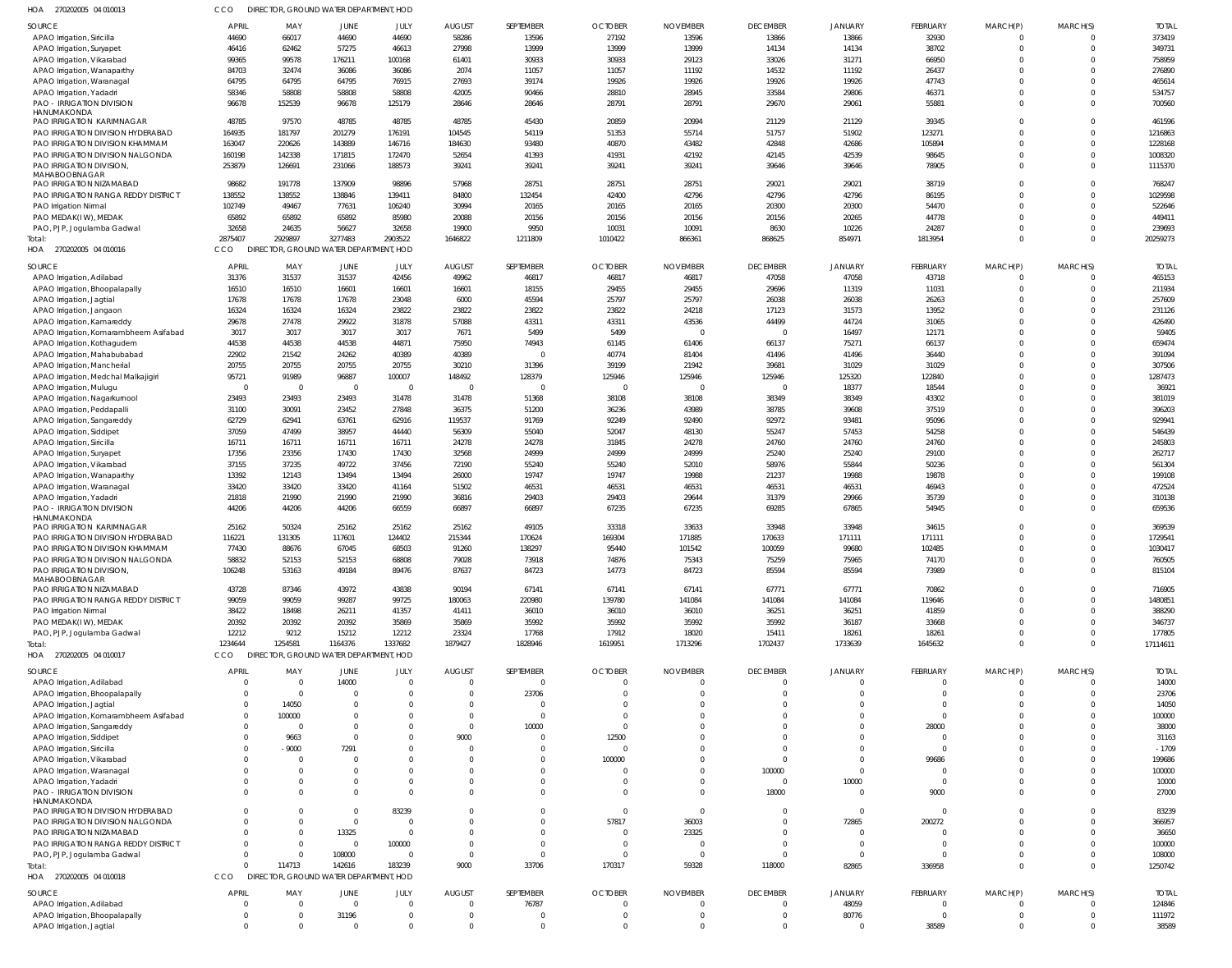HOA 270202005 04 010013 CCO DIRECTOR, GROUND WATER DEPARTMENT, HOD

| SOURCE | APRIL | MAY | JUNE | JULY | AUGUST | SEPTEMBER | OCTOBER | NOVEMBER | DECEMBER | JANUARY | FEBRUARY | MARCH(P) | MARCH(S) | TOTAL |
|---|---|---|---|---|---|---|---|---|---|---|---|---|---|---|
| APAO Irrigation, Siricilla | 44690 | 66017 | 44690 | 44690 | 58286 | 13596 | 27192 | 13596 | 13866 | 13866 | 32930 | 0 | 0 | 373419 |
| APAO Irrigation, Suryapet | 46416 | 62462 | 57275 | 46613 | 27998 | 13999 | 13999 | 13999 | 14134 | 14134 | 38702 | 0 | 0 | 349731 |
| APAO Irrigation, Vikarabad | 99365 | 99578 | 176211 | 100168 | 61401 | 30933 | 30933 | 29123 | 33026 | 31271 | 66950 | 0 | 0 | 758959 |
| APAO Irrigation, Wanaparthy | 84703 | 32474 | 36086 | 36086 | 2074 | 11057 | 11057 | 11192 | 14532 | 11192 | 26437 | 0 | 0 | 276890 |
| APAO Irrigation, Waranagal | 64795 | 64795 | 64795 | 76915 | 27693 | 39174 | 19926 | 19926 | 19926 | 19926 | 47743 | 0 | 0 | 465614 |
| APAO Irrigation, Yadadri | 58346 | 58808 | 58808 | 58808 | 42005 | 90466 | 28810 | 28945 | 33584 | 29806 | 46371 | 0 | 0 | 534757 |
| PAO - IRRIGATION DIVISION HANUMAKONDA | 96678 | 152539 | 96678 | 125179 | 28646 | 28646 | 28791 | 28791 | 29670 | 29061 | 55881 | 0 | 0 | 700560 |
| PAO IRRIGATION KARIMNAGAR | 48785 | 97570 | 48785 | 48785 | 48785 | 45430 | 20859 | 20994 | 21129 | 21129 | 39345 | 0 | 0 | 461596 |
| PAO IRRIGATION DIVISION HYDERABAD | 164935 | 181797 | 201279 | 176191 | 104545 | 54119 | 51353 | 55714 | 51757 | 51902 | 123271 | 0 | 0 | 1216863 |
| PAO IRRIGATION DIVISION KHAMMAM | 163047 | 220626 | 143889 | 146716 | 184630 | 93480 | 40870 | 43482 | 42848 | 42686 | 105894 | 0 | 0 | 1228168 |
| PAO IRRIGATION DIVISION NALGONDA | 160198 | 142338 | 171815 | 172470 | 52654 | 41393 | 41931 | 42192 | 42145 | 42539 | 98645 | 0 | 0 | 1008320 |
| PAO IRRIGATION DIVISION, MAHABOOBNAGAR | 253879 | 126691 | 231066 | 188573 | 39241 | 39241 | 39241 | 39241 | 39646 | 39646 | 78905 | 0 | 0 | 1115370 |
| PAO IRRIGATION NIZAMABAD | 98682 | 191778 | 137909 | 98896 | 57968 | 28751 | 28751 | 28751 | 29021 | 29021 | 38719 | 0 | 0 | 768247 |
| PAO IRRIGATION RANGA REDDY DISTRICT | 138552 | 138552 | 138846 | 139411 | 84800 | 132454 | 42400 | 42796 | 42796 | 42796 | 86195 | 0 | 0 | 1029598 |
| PAO Irrigation Nirmal | 102749 | 49467 | 77631 | 106240 | 30994 | 20165 | 20165 | 20165 | 20300 | 20300 | 54470 | 0 | 0 | 522646 |
| PAO MEDAK(IW), MEDAK | 65892 | 65892 | 65892 | 85980 | 20088 | 20156 | 20156 | 20156 | 20156 | 20265 | 44778 | 0 | 0 | 449411 |
| PAO, PJP, Jogulamba Gadwal | 32658 | 24635 | 56627 | 32658 | 19900 | 9950 | 10031 | 10091 | 8630 | 10226 | 24287 | 0 | 0 | 239693 |
| Total: | 2875407 | 2929897 | 3277483 | 2903522 | 1646822 | 1211809 | 1010422 | 866361 | 868625 | 854971 | 1813954 | 0 | 0 | 20259273 |

HOA 270202005 04 010016 CCO DIRECTOR, GROUND WATER DEPARTMENT, HOD

| SOURCE | APRIL | MAY | JUNE | JULY | AUGUST | SEPTEMBER | OCTOBER | NOVEMBER | DECEMBER | JANUARY | FEBRUARY | MARCH(P) | MARCH(S) | TOTAL |
|---|---|---|---|---|---|---|---|---|---|---|---|---|---|---|
| APAO Irrigation, Adilabad | 31376 | 31537 | 31537 | 42456 | 49962 | 46817 | 46817 | 46817 | 47058 | 47058 | 43718 | 0 | 0 | 465153 |
| APAO Irrigation, Bhoopalapally | 16510 | 16510 | 16601 | 16601 | 16601 | 18155 | 29455 | 29455 | 29696 | 11319 | 11031 | 0 | 0 | 211934 |
| APAO Irrigation, Jagtial | 17678 | 17678 | 17678 | 23048 | 6000 | 45594 | 25797 | 25797 | 26038 | 26038 | 26263 | 0 | 0 | 257609 |
| APAO Irrigation, Jangaon | 16324 | 16324 | 16324 | 23822 | 23822 | 23822 | 23822 | 24218 | 17123 | 31573 | 13952 | 0 | 0 | 231126 |
| APAO Irrigation, Kamareddy | 29678 | 27478 | 29922 | 31878 | 57088 | 43311 | 43311 | 43536 | 44499 | 44724 | 31065 | 0 | 0 | 426490 |
| APAO Irrigation, Komarambheem Asifabad | 3017 | 3017 | 3017 | 3017 | 7671 | 5499 | 5499 | 0 | 0 | 16497 | 12171 | 0 | 0 | 59405 |
| APAO Irrigation, Kothagudem | 44538 | 44538 | 44538 | 44871 | 75950 | 74943 | 61145 | 61406 | 66137 | 75271 | 66137 | 0 | 0 | 659474 |
| APAO Irrigation, Mahabubabad | 22902 | 21542 | 24262 | 40389 | 40389 | 0 | 40774 | 81404 | 41496 | 41496 | 36440 | 0 | 0 | 391094 |
| APAO Irrigation, Mancherial | 20755 | 20755 | 20755 | 20755 | 30210 | 31396 | 39199 | 21942 | 39681 | 31029 | 31029 | 0 | 0 | 307506 |
| APAO Irrigation, Medchal Malkajigiri | 95721 | 91989 | 96887 | 100007 | 148492 | 128379 | 125946 | 125946 | 125946 | 125320 | 122840 | 0 | 0 | 1287473 |
| APAO Irrigation, Mulugu | 0 | 0 | 0 | 0 | 0 | 0 | 0 | 0 | 0 | 18377 | 18544 | 0 | 0 | 36921 |
| APAO Irrigation, Nagarkurnool | 23493 | 23493 | 23493 | 31478 | 31478 | 51368 | 38108 | 38108 | 38349 | 38349 | 43302 | 0 | 0 | 381019 |
| APAO Irrigation, Peddapalli | 31100 | 30091 | 23452 | 27848 | 36375 | 51200 | 36236 | 43989 | 38785 | 39608 | 37519 | 0 | 0 | 396203 |
| APAO Irrigation, Sangareddy | 62729 | 62941 | 63761 | 62916 | 119537 | 91769 | 92249 | 92490 | 92972 | 93481 | 95096 | 0 | 0 | 929941 |
| APAO Irrigation, Siddipet | 37059 | 47499 | 38957 | 44440 | 56309 | 55040 | 52047 | 48130 | 55247 | 57453 | 54258 | 0 | 0 | 546439 |
| APAO Irrigation, Siricilla | 16711 | 16711 | 16711 | 16711 | 24278 | 24278 | 31845 | 24278 | 24760 | 24760 | 24760 | 0 | 0 | 245803 |
| APAO Irrigation, Suryapet | 17356 | 23356 | 17430 | 17430 | 32568 | 24999 | 24999 | 24999 | 25240 | 25240 | 29100 | 0 | 0 | 262717 |
| APAO Irrigation, Vikarabad | 37155 | 37235 | 49722 | 37456 | 72190 | 55240 | 55240 | 52010 | 58976 | 55844 | 50236 | 0 | 0 | 561304 |
| APAO Irrigation, Wanaparthy | 13392 | 12143 | 13494 | 13494 | 26000 | 19747 | 19747 | 19988 | 21237 | 19988 | 19878 | 0 | 0 | 199108 |
| APAO Irrigation, Waranagal | 33420 | 33420 | 33420 | 41164 | 51502 | 46531 | 46531 | 46531 | 46531 | 46531 | 46943 | 0 | 0 | 472524 |
| APAO Irrigation, Yadadri | 21818 | 21990 | 21990 | 21990 | 36816 | 29403 | 29403 | 29644 | 31379 | 29966 | 35739 | 0 | 0 | 310138 |
| PAO - IRRIGATION DIVISION HANUMAKONDA | 44206 | 44206 | 44206 | 66559 | 66897 | 66897 | 67235 | 67235 | 69285 | 67865 | 54945 | 0 | 0 | 659536 |
| PAO IRRIGATION KARIMNAGAR | 25162 | 50324 | 25162 | 25162 | 25162 | 49105 | 33318 | 33633 | 33948 | 33948 | 34615 | 0 | 0 | 369539 |
| PAO IRRIGATION DIVISION HYDERABAD | 116221 | 131305 | 117601 | 124402 | 215344 | 170624 | 169304 | 171885 | 170633 | 171111 | 171111 | 0 | 0 | 1729541 |
| PAO IRRIGATION DIVISION KHAMMAM | 77430 | 88676 | 67045 | 68503 | 91260 | 138297 | 95440 | 101542 | 100059 | 99680 | 102485 | 0 | 0 | 1030417 |
| PAO IRRIGATION DIVISION NALGONDA | 58832 | 52153 | 52153 | 68808 | 79028 | 73918 | 74876 | 75343 | 75259 | 75965 | 74170 | 0 | 0 | 760505 |
| PAO IRRIGATION DIVISION, MAHABOOBNAGAR | 106248 | 53163 | 49184 | 89476 | 87637 | 84723 | 14773 | 84723 | 85594 | 85594 | 73989 | 0 | 0 | 815104 |
| PAO IRRIGATION NIZAMABAD | 43728 | 87346 | 43972 | 43838 | 90194 | 67141 | 67141 | 67141 | 67771 | 67771 | 70862 | 0 | 0 | 716905 |
| PAO IRRIGATION RANGA REDDY DISTRICT | 99059 | 99059 | 99287 | 99725 | 180063 | 220980 | 139780 | 141084 | 141084 | 141084 | 119646 | 0 | 0 | 1480851 |
| PAO Irrigation Nirmal | 38422 | 18498 | 26211 | 41357 | 41411 | 36010 | 36010 | 36010 | 36251 | 36251 | 41859 | 0 | 0 | 388290 |
| PAO MEDAK(IW), MEDAK | 20392 | 20392 | 20392 | 35869 | 35869 | 35992 | 35992 | 35992 | 35992 | 36187 | 33668 | 0 | 0 | 346737 |
| PAO, PJP, Jogulamba Gadwal | 12212 | 9212 | 15212 | 12212 | 23324 | 17768 | 17912 | 18020 | 15411 | 18261 | 18261 | 0 | 0 | 177805 |
| Total: | 1234644 | 1254581 | 1164376 | 1337682 | 1879427 | 1828946 | 1619951 | 1713296 | 1702437 | 1733639 | 1645632 | 0 | 0 | 17114611 |

HOA 270202005 04 010017 CCO DIRECTOR, GROUND WATER DEPARTMENT, HOD

| SOURCE | APRIL | MAY | JUNE | JULY | AUGUST | SEPTEMBER | OCTOBER | NOVEMBER | DECEMBER | JANUARY | FEBRUARY | MARCH(P) | MARCH(S) | TOTAL |
|---|---|---|---|---|---|---|---|---|---|---|---|---|---|---|
| APAO Irrigation, Adilabad | 0 | 0 | 14000 | 0 | 0 | 0 | 0 | 0 | 0 | 0 | 0 | 0 | 0 | 14000 |
| APAO Irrigation, Bhoopalapally | 0 | 0 | 0 | 0 | 0 | 23706 | 0 | 0 | 0 | 0 | 0 | 0 | 0 | 23706 |
| APAO Irrigation, Jagtial | 0 | 14050 | 0 | 0 | 0 | 0 | 0 | 0 | 0 | 0 | 0 | 0 | 0 | 14050 |
| APAO Irrigation, Komarambheem Asifabad | 0 | 100000 | 0 | 0 | 0 | 0 | 0 | 0 | 0 | 0 | 0 | 0 | 0 | 100000 |
| APAO Irrigation, Sangareddy | 0 | 0 | 0 | 0 | 0 | 10000 | 0 | 0 | 0 | 0 | 28000 | 0 | 0 | 38000 |
| APAO Irrigation, Siddipet | 0 | 9663 | 0 | 0 | 9000 | 0 | 12500 | 0 | 0 | 0 | 0 | 0 | 0 | 31163 |
| APAO Irrigation, Siricilla | 0 | -9000 | 7291 | 0 | 0 | 0 | 0 | 0 | 0 | 0 | 0 | 0 | 0 | -1709 |
| APAO Irrigation, Vikarabad | 0 | 0 | 0 | 0 | 0 | 0 | 100000 | 0 | 0 | 0 | 99686 | 0 | 0 | 199686 |
| APAO Irrigation, Waranagal | 0 | 0 | 0 | 0 | 0 | 0 | 0 | 0 | 100000 | 0 | 0 | 0 | 0 | 100000 |
| APAO Irrigation, Yadadri | 0 | 0 | 0 | 0 | 0 | 0 | 0 | 0 | 0 | 10000 | 0 | 0 | 0 | 10000 |
| PAO - IRRIGATION DIVISION HANUMAKONDA | 0 | 0 | 0 | 0 | 0 | 0 | 0 | 0 | 18000 | 0 | 9000 | 0 | 0 | 27000 |
| PAO IRRIGATION DIVISION HYDERABAD | 0 | 0 | 0 | 83239 | 0 | 0 | 0 | 0 | 0 | 0 | 0 | 0 | 0 | 83239 |
| PAO IRRIGATION DIVISION NALGONDA | 0 | 0 | 0 | 0 | 0 | 0 | 57817 | 36003 | 0 | 72865 | 200272 | 0 | 0 | 366957 |
| PAO IRRIGATION NIZAMABAD | 0 | 0 | 13325 | 0 | 0 | 0 | 0 | 23325 | 0 | 0 | 0 | 0 | 0 | 36650 |
| PAO IRRIGATION RANGA REDDY DISTRICT | 0 | 0 | 0 | 100000 | 0 | 0 | 0 | 0 | 0 | 0 | 0 | 0 | 0 | 100000 |
| PAO, PJP, Jogulamba Gadwal | 0 | 0 | 108000 | 0 | 0 | 0 | 0 | 0 | 0 | 0 | 0 | 0 | 0 | 108000 |
| Total: | 0 | 114713 | 142616 | 183239 | 9000 | 33706 | 170317 | 59328 | 118000 | 82865 | 336958 | 0 | 0 | 1250742 |

HOA 270202005 04 010018 CCO DIRECTOR, GROUND WATER DEPARTMENT, HOD

| SOURCE | APRIL | MAY | JUNE | JULY | AUGUST | SEPTEMBER | OCTOBER | NOVEMBER | DECEMBER | JANUARY | FEBRUARY | MARCH(P) | MARCH(S) | TOTAL |
|---|---|---|---|---|---|---|---|---|---|---|---|---|---|---|
| APAO Irrigation, Adilabad | 0 | 0 | 0 | 0 | 0 | 76787 | 0 | 0 | 0 | 48059 | 0 | 0 | 0 | 124846 |
| APAO Irrigation, Bhoopalapally | 0 | 0 | 31196 | 0 | 0 | 0 | 0 | 0 | 0 | 80776 | 0 | 0 | 0 | 111972 |
| APAO Irrigation, Jagtial | 0 | 0 | 0 | 0 | 0 | 0 | 0 | 0 | 0 | 0 | 38589 | 0 | 0 | 38589 |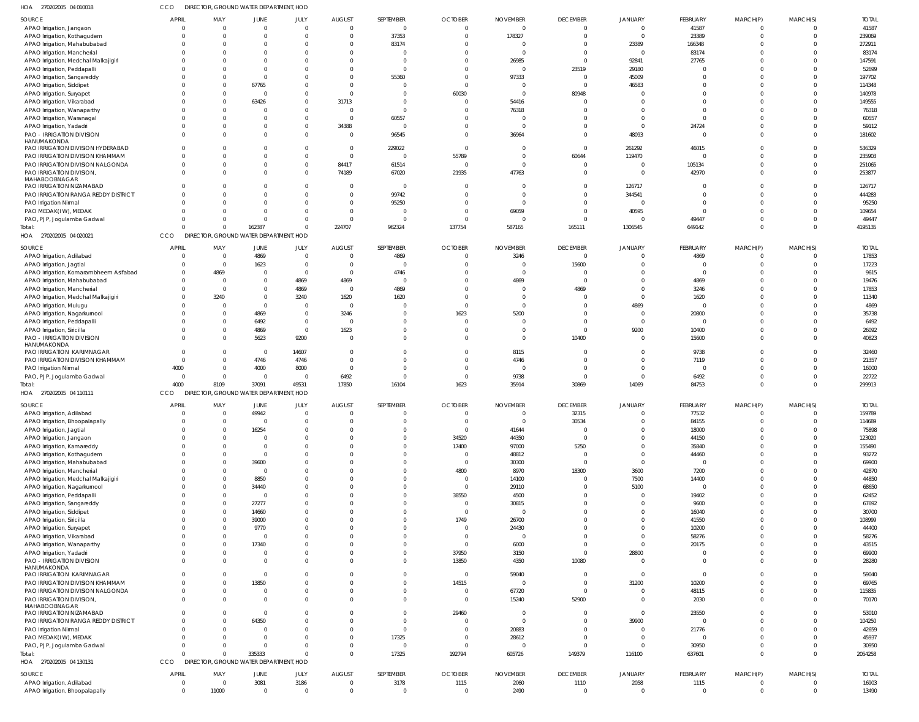HOA 270202005 04 010018 CCO DIRECTOR, GROUND WATER DEPARTMENT, HOD

| SOURCE | APRIL | MAY | JUNE | JULY | AUGUST | SEPTEMBER | OCTOBER | NOVEMBER | DECEMBER | JANUARY | FEBRUARY | MARCH(P) | MARCH(S) | TOTAL |
|---|---|---|---|---|---|---|---|---|---|---|---|---|---|---|
| APAO Irrigation, Jangaon | 0 | 0 | 0 | 0 | 0 | 0 | 0 | 0 | 0 | 0 | 41587 | 0 | 0 | 41587 |
| APAO Irrigation, Kothagudem | 0 | 0 | 0 | 0 | 0 | 37353 | 0 | 178327 | 0 | 0 | 23389 | 0 | 0 | 239069 |
| APAO Irrigation, Mahabubabad | 0 | 0 | 0 | 0 | 0 | 83174 | 0 | 0 | 0 | 23389 | 166348 | 0 | 0 | 272911 |
| APAO Irrigation, Mancherial | 0 | 0 | 0 | 0 | 0 | 0 | 0 | 0 | 0 | 0 | 83174 | 0 | 0 | 83174 |
| APAO Irrigation, Medchal Malkajigiri | 0 | 0 | 0 | 0 | 0 | 0 | 0 | 26985 | 0 | 92841 | 27765 | 0 | 0 | 147591 |
| APAO Irrigation, Peddapalli | 0 | 0 | 0 | 0 | 0 | 0 | 0 | 0 | 23519 | 29180 | 0 | 0 | 0 | 52699 |
| APAO Irrigation, Sangareddy | 0 | 0 | 0 | 0 | 0 | 55360 | 0 | 97333 | 0 | 45009 | 0 | 0 | 0 | 197702 |
| APAO Irrigation, Siddipet | 0 | 0 | 67765 | 0 | 0 | 0 | 0 | 0 | 0 | 46583 | 0 | 0 | 0 | 114348 |
| APAO Irrigation, Suryapet | 0 | 0 | 0 | 0 | 0 | 0 | 60030 | 0 | 80948 | 0 | 0 | 0 | 0 | 140978 |
| APAO Irrigation, Vikarabad | 0 | 0 | 63426 | 0 | 31713 | 0 | 0 | 54416 | 0 | 0 | 0 | 0 | 0 | 149555 |
| APAO Irrigation, Wanaparthy | 0 | 0 | 0 | 0 | 0 | 0 | 0 | 76318 | 0 | 0 | 0 | 0 | 0 | 76318 |
| APAO Irrigation, Waranagal | 0 | 0 | 0 | 0 | 0 | 60557 | 0 | 0 | 0 | 0 | 0 | 0 | 0 | 60557 |
| APAO Irrigation, Yadadri | 0 | 0 | 0 | 0 | 34388 | 0 | 0 | 0 | 0 | 0 | 24724 | 0 | 0 | 59112 |
| PAO - IRRIGATION DIVISION HANUMAKONDA | 0 | 0 | 0 | 0 | 0 | 96545 | 0 | 36964 | 0 | 48093 | 0 | 0 | 0 | 181602 |
| PAO IRRIGATION DIVISION HYDERABAD | 0 | 0 | 0 | 0 | 0 | 229022 | 0 | 0 | 0 | 261292 | 46015 | 0 | 0 | 536329 |
| PAO IRRIGATION DIVISION KHAMMAM | 0 | 0 | 0 | 0 | 0 | 0 | 55789 | 0 | 60644 | 119470 | 0 | 0 | 0 | 235903 |
| PAO IRRIGATION DIVISION NALGONDA | 0 | 0 | 0 | 0 | 84417 | 61514 | 0 | 0 | 0 | 0 | 105134 | 0 | 0 | 251065 |
| PAO IRRIGATION DIVISION, MAHABOOBNAGAR | 0 | 0 | 0 | 0 | 74189 | 67020 | 21935 | 47763 | 0 | 0 | 42970 | 0 | 0 | 253877 |
| PAO IRRIGATION NIZAMABAD | 0 | 0 | 0 | 0 | 0 | 0 | 0 | 0 | 0 | 126717 | 0 | 0 | 0 | 126717 |
| PAO IRRIGATION RANGA REDDY DISTRICT | 0 | 0 | 0 | 0 | 0 | 99742 | 0 | 0 | 0 | 344541 | 0 | 0 | 0 | 444283 |
| PAO Irrigation Nirmal | 0 | 0 | 0 | 0 | 0 | 95250 | 0 | 0 | 0 | 0 | 0 | 0 | 0 | 95250 |
| PAO MEDAK(IW), MEDAK | 0 | 0 | 0 | 0 | 0 | 0 | 0 | 69059 | 0 | 40595 | 0 | 0 | 0 | 109654 |
| PAO, PJP, Jogulamba Gadwal | 0 | 0 | 0 | 0 | 0 | 0 | 0 | 0 | 0 | 0 | 49447 | 0 | 0 | 49447 |
| Total: | 0 | 0 | 162387 | 0 | 224707 | 962324 | 137754 | 587165 | 165111 | 1306545 | 649142 | 0 | 0 | 4195135 |

HOA 270202005 04 020021 CCO DIRECTOR, GROUND WATER DEPARTMENT, HOD

| SOURCE | APRIL | MAY | JUNE | JULY | AUGUST | SEPTEMBER | OCTOBER | NOVEMBER | DECEMBER | JANUARY | FEBRUARY | MARCH(P) | MARCH(S) | TOTAL |
|---|---|---|---|---|---|---|---|---|---|---|---|---|---|---|
| APAO Irrigation, Adilabad | 0 | 0 | 4869 | 0 | 0 | 4869 | 0 | 3246 | 0 | 0 | 4869 | 0 | 0 | 17853 |
| APAO Irrigation, Jagtial | 0 | 0 | 1623 | 0 | 0 | 0 | 0 | 0 | 15600 | 0 | 0 | 0 | 0 | 17223 |
| APAO Irrigation, Komarambheem Asifabad | 0 | 4869 | 0 | 0 | 0 | 4746 | 0 | 0 | 0 | 0 | 0 | 0 | 0 | 9615 |
| APAO Irrigation, Mahabubabad | 0 | 0 | 0 | 4869 | 4869 | 0 | 0 | 4869 | 0 | 0 | 4869 | 0 | 0 | 19476 |
| APAO Irrigation, Mancherial | 0 | 0 | 0 | 4869 | 0 | 4869 | 0 | 0 | 4869 | 0 | 3246 | 0 | 0 | 17853 |
| APAO Irrigation, Medchal Malkajigiri | 0 | 3240 | 0 | 3240 | 1620 | 1620 | 0 | 0 | 0 | 0 | 1620 | 0 | 0 | 11340 |
| APAO Irrigation, Mulugu | 0 | 0 | 0 | 0 | 0 | 0 | 0 | 0 | 0 | 4869 | 0 | 0 | 0 | 4869 |
| APAO Irrigation, Nagarkurnool | 0 | 0 | 4869 | 0 | 3246 | 0 | 1623 | 5200 | 0 | 0 | 20800 | 0 | 0 | 35738 |
| APAO Irrigation, Peddapalli | 0 | 0 | 6492 | 0 | 0 | 0 | 0 | 0 | 0 | 0 | 0 | 0 | 0 | 6492 |
| APAO Irrigation, Siricilla | 0 | 0 | 4869 | 0 | 1623 | 0 | 0 | 0 | 0 | 9200 | 10400 | 0 | 0 | 26092 |
| PAO - IRRIGATION DIVISION HANUMAKONDA | 0 | 0 | 5623 | 9200 | 0 | 0 | 0 | 0 | 10400 | 0 | 15600 | 0 | 0 | 40823 |
| PAO IRRIGATION KARIMNAGAR | 0 | 0 | 0 | 14607 | 0 | 0 | 0 | 8115 | 0 | 0 | 9738 | 0 | 0 | 32460 |
| PAO IRRIGATION DIVISION KHAMMAM | 0 | 0 | 4746 | 4746 | 0 | 0 | 0 | 4746 | 0 | 0 | 7119 | 0 | 0 | 21357 |
| PAO Irrigation Nirmal | 4000 | 0 | 4000 | 8000 | 0 | 0 | 0 | 0 | 0 | 0 | 0 | 0 | 0 | 16000 |
| PAO, PJP, Jogulamba Gadwal | 0 | 0 | 0 | 0 | 6492 | 0 | 0 | 9738 | 0 | 0 | 6492 | 0 | 0 | 22722 |
| Total: | 4000 | 8109 | 37091 | 49531 | 17850 | 16104 | 1623 | 35914 | 30869 | 14069 | 84753 | 0 | 0 | 299913 |

HOA 270202005 04 110111 CCO DIRECTOR, GROUND WATER DEPARTMENT, HOD

| SOURCE | APRIL | MAY | JUNE | JULY | AUGUST | SEPTEMBER | OCTOBER | NOVEMBER | DECEMBER | JANUARY | FEBRUARY | MARCH(P) | MARCH(S) | TOTAL |
|---|---|---|---|---|---|---|---|---|---|---|---|---|---|---|
| APAO Irrigation, Adilabad | 0 | 0 | 49942 | 0 | 0 | 0 | 0 | 0 | 32315 | 0 | 77532 | 0 | 0 | 159789 |
| APAO Irrigation, Bhoopalapally | 0 | 0 | 0 | 0 | 0 | 0 | 0 | 0 | 30534 | 0 | 84155 | 0 | 0 | 114689 |
| APAO Irrigation, Jagtial | 0 | 0 | 16254 | 0 | 0 | 0 | 0 | 41644 | 0 | 0 | 18000 | 0 | 0 | 75898 |
| APAO Irrigation, Jangaon | 0 | 0 | 0 | 0 | 0 | 0 | 34520 | 44350 | 0 | 0 | 44150 | 0 | 0 | 123020 |
| APAO Irrigation, Kamareddy | 0 | 0 | 0 | 0 | 0 | 0 | 17400 | 97000 | 5250 | 0 | 35840 | 0 | 0 | 155490 |
| APAO Irrigation, Kothagudem | 0 | 0 | 0 | 0 | 0 | 0 | 0 | 48812 | 0 | 0 | 44460 | 0 | 0 | 93272 |
| APAO Irrigation, Mahabubabad | 0 | 0 | 39600 | 0 | 0 | 0 | 0 | 30300 | 0 | 0 | 0 | 0 | 0 | 69900 |
| APAO Irrigation, Mancherial | 0 | 0 | 0 | 0 | 0 | 0 | 4800 | 8970 | 18300 | 3600 | 7200 | 0 | 0 | 42870 |
| APAO Irrigation, Medchal Malkajigiri | 0 | 0 | 8850 | 0 | 0 | 0 | 0 | 14100 | 0 | 7500 | 14400 | 0 | 0 | 44850 |
| APAO Irrigation, Nagarkurnool | 0 | 0 | 34440 | 0 | 0 | 0 | 0 | 29110 | 0 | 5100 | 0 | 0 | 0 | 68650 |
| APAO Irrigation, Peddapalli | 0 | 0 | 0 | 0 | 0 | 0 | 38550 | 4500 | 0 | 0 | 19402 | 0 | 0 | 62452 |
| APAO Irrigation, Sangareddy | 0 | 0 | 27277 | 0 | 0 | 0 | 0 | 30815 | 0 | 0 | 9600 | 0 | 0 | 67692 |
| APAO Irrigation, Siddipet | 0 | 0 | 14660 | 0 | 0 | 0 | 0 | 0 | 0 | 0 | 16040 | 0 | 0 | 30700 |
| APAO Irrigation, Siricilla | 0 | 0 | 39000 | 0 | 0 | 0 | 1749 | 26700 | 0 | 0 | 41550 | 0 | 0 | 108999 |
| APAO Irrigation, Suryapet | 0 | 0 | 9770 | 0 | 0 | 0 | 0 | 24430 | 0 | 0 | 10200 | 0 | 0 | 44400 |
| APAO Irrigation, Vikarabad | 0 | 0 | 0 | 0 | 0 | 0 | 0 | 0 | 0 | 0 | 58276 | 0 | 0 | 58276 |
| APAO Irrigation, Wanaparthy | 0 | 0 | 17340 | 0 | 0 | 0 | 0 | 6000 | 0 | 0 | 20175 | 0 | 0 | 43515 |
| APAO Irrigation, Yadadri | 0 | 0 | 0 | 0 | 0 | 0 | 37950 | 3150 | 0 | 28800 | 0 | 0 | 0 | 69900 |
| PAO - IRRIGATION DIVISION HANUMAKONDA | 0 | 0 | 0 | 0 | 0 | 0 | 13850 | 4350 | 10080 | 0 | 0 | 0 | 0 | 28280 |
| PAO IRRIGATION KARIMNAGAR | 0 | 0 | 0 | 0 | 0 | 0 | 0 | 59040 | 0 | 0 | 0 | 0 | 0 | 59040 |
| PAO IRRIGATION DIVISION KHAMMAM | 0 | 0 | 13850 | 0 | 0 | 0 | 14515 | 0 | 0 | 31200 | 10200 | 0 | 0 | 69765 |
| PAO IRRIGATION DIVISION NALGONDA | 0 | 0 | 0 | 0 | 0 | 0 | 0 | 67720 | 0 | 0 | 48115 | 0 | 0 | 115835 |
| PAO IRRIGATION DIVISION, MAHABOOBNAGAR | 0 | 0 | 0 | 0 | 0 | 0 | 0 | 15240 | 52900 | 0 | 2030 | 0 | 0 | 70170 |
| PAO IRRIGATION NIZAMABAD | 0 | 0 | 0 | 0 | 0 | 0 | 29460 | 0 | 0 | 0 | 23550 | 0 | 0 | 53010 |
| PAO IRRIGATION RANGA REDDY DISTRICT | 0 | 0 | 64350 | 0 | 0 | 0 | 0 | 0 | 0 | 39900 | 0 | 0 | 0 | 104250 |
| PAO Irrigation Nirmal | 0 | 0 | 0 | 0 | 0 | 0 | 0 | 20883 | 0 | 0 | 21776 | 0 | 0 | 42659 |
| PAO MEDAK(IW), MEDAK | 0 | 0 | 0 | 0 | 0 | 17325 | 0 | 28612 | 0 | 0 | 0 | 0 | 0 | 45937 |
| PAO, PJP, Jogulamba Gadwal | 0 | 0 | 0 | 0 | 0 | 0 | 0 | 0 | 0 | 0 | 30950 | 0 | 0 | 30950 |
| Total: | 0 | 0 | 335333 | 0 | 0 | 17325 | 192794 | 605726 | 149379 | 116100 | 637601 | 0 | 0 | 2054258 |

HOA 270202005 04 130131 CCO DIRECTOR, GROUND WATER DEPARTMENT, HOD

| SOURCE | APRIL | MAY | JUNE | JULY | AUGUST | SEPTEMBER | OCTOBER | NOVEMBER | DECEMBER | JANUARY | FEBRUARY | MARCH(P) | MARCH(S) | TOTAL |
|---|---|---|---|---|---|---|---|---|---|---|---|---|---|---|
| APAO Irrigation, Adilabad | 0 | 0 | 3081 | 3186 | 0 | 3178 | 1115 | 2060 | 1110 | 2058 | 1115 | 0 | 0 | 16903 |
| APAO Irrigation, Bhoopalapally | 0 | 11000 | 0 | 0 | 0 | 0 | 0 | 2490 | 0 | 0 | 0 | 0 | 0 | 13490 |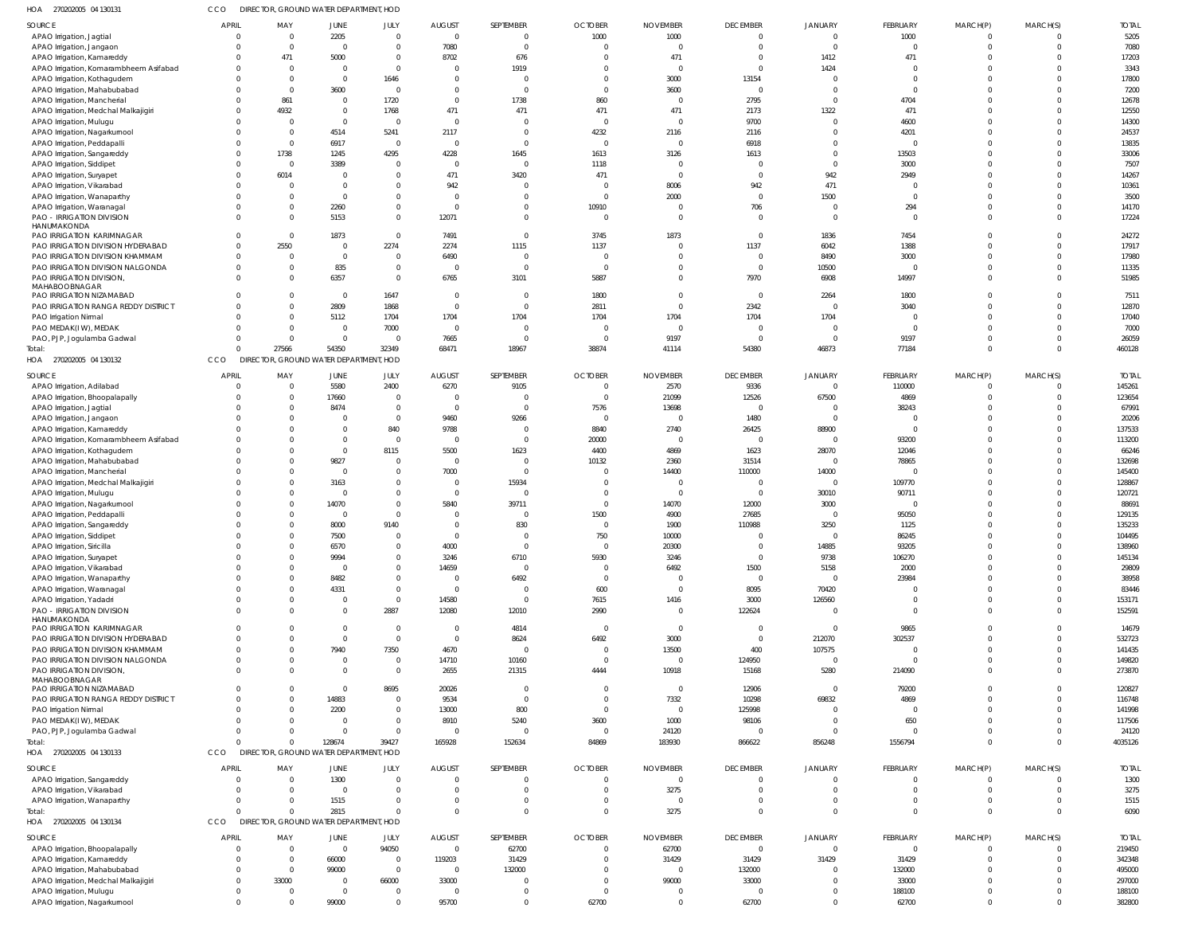HOA 270202005 04 130131 CCO DIRECTOR, GROUND WATER DEPARTMENT, HOD

| SOURCE | APRIL | MAY | JUNE | JULY | AUGUST | SEPTEMBER | OCTOBER | NOVEMBER | DECEMBER | JANUARY | FEBRUARY | MARCH(P) | MARCH(S) | TOTAL |
|---|---|---|---|---|---|---|---|---|---|---|---|---|---|---|
| APAO Irrigation, Jagtial | 0 | 0 | 2205 | 0 | 0 | 0 | 1000 | 1000 | 0 | 0 | 1000 | 0 | 0 | 5205 |
| APAO Irrigation, Jangaon | 0 | 0 | 0 | 0 | 7080 | 0 | 0 | 0 | 0 | 0 | 0 | 0 | 0 | 7080 |
| APAO Irrigation, Kamareddy | 0 | 471 | 5000 | 0 | 8702 | 676 | 0 | 471 | 0 | 1412 | 471 | 0 | 0 | 17203 |
| APAO Irrigation, Komarambheem Asifabad | 0 | 0 | 0 | 0 | 0 | 1919 | 0 | 0 | 0 | 1424 | 0 | 0 | 0 | 3343 |
| APAO Irrigation, Kothagudem | 0 | 0 | 0 | 1646 | 0 | 0 | 0 | 3000 | 13154 | 0 | 0 | 0 | 0 | 17800 |
| APAO Irrigation, Mahabubabad | 0 | 0 | 3600 | 0 | 0 | 0 | 0 | 3600 | 0 | 0 | 0 | 0 | 0 | 7200 |
| APAO Irrigation, Mancherial | 0 | 861 | 0 | 1720 | 0 | 1738 | 860 | 0 | 2795 | 0 | 4704 | 0 | 0 | 12678 |
| APAO Irrigation, Medchal Malkajigiri | 0 | 4932 | 0 | 1768 | 471 | 471 | 471 | 471 | 2173 | 1322 | 471 | 0 | 0 | 12550 |
| APAO Irrigation, Mulugu | 0 | 0 | 0 | 0 | 0 | 0 | 0 | 0 | 9700 | 0 | 4600 | 0 | 0 | 14300 |
| APAO Irrigation, Nagarkurnool | 0 | 0 | 4514 | 5241 | 2117 | 0 | 4232 | 2116 | 2116 | 0 | 4201 | 0 | 0 | 24537 |
| APAO Irrigation, Peddapalli | 0 | 0 | 6917 | 0 | 0 | 0 | 0 | 0 | 6918 | 0 | 0 | 0 | 0 | 13835 |
| APAO Irrigation, Sangareddy | 0 | 1738 | 1245 | 4295 | 4228 | 1645 | 1613 | 3126 | 1613 | 0 | 13503 | 0 | 0 | 33006 |
| APAO Irrigation, Siddipet | 0 | 0 | 3389 | 0 | 0 | 0 | 1118 | 0 | 0 | 0 | 3000 | 0 | 0 | 7507 |
| APAO Irrigation, Suryapet | 0 | 6014 | 0 | 0 | 471 | 3420 | 471 | 0 | 0 | 942 | 2949 | 0 | 0 | 14267 |
| APAO Irrigation, Vikarabad | 0 | 0 | 0 | 0 | 942 | 0 | 0 | 8006 | 942 | 471 | 0 | 0 | 0 | 10361 |
| APAO Irrigation, Wanaparthy | 0 | 0 | 0 | 0 | 0 | 0 | 0 | 2000 | 0 | 1500 | 0 | 0 | 0 | 3500 |
| APAO Irrigation, Waranagal | 0 | 0 | 2260 | 0 | 0 | 0 | 10910 | 0 | 706 | 0 | 294 | 0 | 0 | 14170 |
| PAO - IRRIGATION DIVISION HANUMAKONDA | 0 | 0 | 5153 | 0 | 12071 | 0 | 0 | 0 | 0 | 0 | 0 | 0 | 0 | 17224 |
| PAO IRRIGATION KARIMNAGAR | 0 | 0 | 1873 | 0 | 7491 | 0 | 3745 | 1873 | 0 | 1836 | 7454 | 0 | 0 | 24272 |
| PAO IRRIGATION DIVISION HYDERABAD | 0 | 2550 | 0 | 2274 | 2274 | 1115 | 1137 | 0 | 1137 | 6042 | 1388 | 0 | 0 | 17917 |
| PAO IRRIGATION DIVISION KHAMMAM | 0 | 0 | 0 | 0 | 6490 | 0 | 0 | 0 | 0 | 8490 | 3000 | 0 | 0 | 17980 |
| PAO IRRIGATION DIVISION NALGONDA | 0 | 0 | 835 | 0 | 0 | 0 | 0 | 0 | 0 | 10500 | 0 | 0 | 0 | 11335 |
| PAO IRRIGATION DIVISION, MAHABOOBNAGAR | 0 | 0 | 6357 | 0 | 6765 | 3101 | 5887 | 0 | 7970 | 6908 | 14997 | 0 | 0 | 51985 |
| PAO IRRIGATION NIZAMABAD | 0 | 0 | 0 | 1647 | 0 | 0 | 1800 | 0 | 0 | 2264 | 1800 | 0 | 0 | 7511 |
| PAO IRRIGATION RANGA REDDY DISTRICT | 0 | 0 | 2809 | 1868 | 0 | 0 | 2811 | 0 | 2342 | 0 | 3040 | 0 | 0 | 12870 |
| PAO Irrigation Nirmal | 0 | 0 | 5112 | 1704 | 1704 | 1704 | 1704 | 1704 | 1704 | 1704 | 0 | 0 | 0 | 17040 |
| PAO MEDAK(IW), MEDAK | 0 | 0 | 0 | 7000 | 0 | 0 | 0 | 0 | 0 | 0 | 0 | 0 | 0 | 7000 |
| PAO, PJP, Jogulamba Gadwal | 0 | 0 | 0 | 0 | 7665 | 0 | 0 | 9197 | 0 | 0 | 9197 | 0 | 0 | 26059 |
| Total: | 0 | 27566 | 54350 | 32349 | 68471 | 18967 | 38874 | 41114 | 54380 | 46873 | 77184 | 0 | 0 | 460128 |

HOA 270202005 04 130132 CCO DIRECTOR, GROUND WATER DEPARTMENT, HOD

| SOURCE | APRIL | MAY | JUNE | JULY | AUGUST | SEPTEMBER | OCTOBER | NOVEMBER | DECEMBER | JANUARY | FEBRUARY | MARCH(P) | MARCH(S) | TOTAL |
|---|---|---|---|---|---|---|---|---|---|---|---|---|---|---|
| APAO Irrigation, Adilabad | 0 | 0 | 5580 | 2400 | 6270 | 9105 | 0 | 2570 | 9336 | 0 | 110000 | 0 | 0 | 145261 |
| APAO Irrigation, Bhoopalapally | 0 | 0 | 17660 | 0 | 0 | 0 | 0 | 21099 | 12526 | 67500 | 4869 | 0 | 0 | 123654 |
| APAO Irrigation, Jagtial | 0 | 0 | 8474 | 0 | 0 | 0 | 7576 | 13698 | 0 | 0 | 38243 | 0 | 0 | 67991 |
| APAO Irrigation, Jangaon | 0 | 0 | 0 | 0 | 9460 | 9266 | 0 | 0 | 1480 | 0 | 0 | 0 | 0 | 20206 |
| APAO Irrigation, Kamareddy | 0 | 0 | 0 | 840 | 9788 | 0 | 8840 | 2740 | 26425 | 88900 | 0 | 0 | 0 | 137533 |
| APAO Irrigation, Komarambheem Asifabad | 0 | 0 | 0 | 0 | 0 | 0 | 20000 | 0 | 0 | 0 | 93200 | 0 | 0 | 113200 |
| APAO Irrigation, Kothagudem | 0 | 0 | 0 | 8115 | 5500 | 1623 | 4400 | 4869 | 1623 | 28070 | 12046 | 0 | 0 | 66246 |
| APAO Irrigation, Mahabubabad | 0 | 0 | 9827 | 0 | 0 | 0 | 10132 | 2360 | 31514 | 0 | 78865 | 0 | 0 | 132698 |
| APAO Irrigation, Mancherial | 0 | 0 | 0 | 0 | 7000 | 0 | 0 | 14400 | 110000 | 14000 | 0 | 0 | 0 | 145400 |
| APAO Irrigation, Medchal Malkajigiri | 0 | 0 | 3163 | 0 | 0 | 15934 | 0 | 0 | 0 | 0 | 109770 | 0 | 0 | 128867 |
| APAO Irrigation, Mulugu | 0 | 0 | 0 | 0 | 0 | 0 | 0 | 0 | 0 | 30010 | 90711 | 0 | 0 | 120721 |
| APAO Irrigation, Nagarkurnool | 0 | 0 | 14070 | 0 | 5840 | 39711 | 0 | 14070 | 12000 | 3000 | 0 | 0 | 0 | 88691 |
| APAO Irrigation, Peddapalli | 0 | 0 | 0 | 0 | 0 | 0 | 1500 | 4900 | 27685 | 0 | 95050 | 0 | 0 | 129135 |
| APAO Irrigation, Sangareddy | 0 | 0 | 8000 | 9140 | 0 | 830 | 0 | 1900 | 110988 | 3250 | 1125 | 0 | 0 | 135233 |
| APAO Irrigation, Siddipet | 0 | 0 | 7500 | 0 | 0 | 0 | 750 | 10000 | 0 | 0 | 86245 | 0 | 0 | 104495 |
| APAO Irrigation, Siricilla | 0 | 0 | 6570 | 0 | 4000 | 0 | 0 | 20300 | 0 | 14885 | 93205 | 0 | 0 | 138960 |
| APAO Irrigation, Suryapet | 0 | 0 | 9994 | 0 | 3246 | 6710 | 5930 | 3246 | 0 | 9738 | 106270 | 0 | 0 | 145134 |
| APAO Irrigation, Vikarabad | 0 | 0 | 0 | 0 | 14659 | 0 | 0 | 6492 | 1500 | 5158 | 2000 | 0 | 0 | 29809 |
| APAO Irrigation, Wanaparthy | 0 | 0 | 8482 | 0 | 0 | 6492 | 0 | 0 | 0 | 0 | 23984 | 0 | 0 | 38958 |
| APAO Irrigation, Waranagal | 0 | 0 | 4331 | 0 | 0 | 0 | 600 | 0 | 8095 | 70420 | 0 | 0 | 0 | 83446 |
| APAO Irrigation, Yadadri | 0 | 0 | 0 | 0 | 14580 | 0 | 7615 | 1416 | 3000 | 126560 | 0 | 0 | 0 | 153171 |
| PAO - IRRIGATION DIVISION HANUMAKONDA | 0 | 0 | 0 | 2887 | 12080 | 12010 | 2990 | 0 | 122624 | 0 | 0 | 0 | 0 | 152591 |
| PAO IRRIGATION KARIMNAGAR | 0 | 0 | 0 | 0 | 0 | 4814 | 0 | 0 | 0 | 0 | 9865 | 0 | 0 | 14679 |
| PAO IRRIGATION DIVISION HYDERABAD | 0 | 0 | 0 | 0 | 0 | 8624 | 6492 | 3000 | 0 | 212070 | 302537 | 0 | 0 | 532723 |
| PAO IRRIGATION DIVISION KHAMMAM | 0 | 0 | 7940 | 7350 | 4670 | 0 | 0 | 13500 | 400 | 107575 | 0 | 0 | 0 | 141435 |
| PAO IRRIGATION DIVISION NALGONDA | 0 | 0 | 0 | 0 | 14710 | 10160 | 0 | 0 | 124950 | 0 | 0 | 0 | 0 | 149820 |
| PAO IRRIGATION DIVISION, MAHABOOBNAGAR | 0 | 0 | 0 | 0 | 2655 | 21315 | 4444 | 10918 | 15168 | 5280 | 214090 | 0 | 0 | 273870 |
| PAO IRRIGATION NIZAMABAD | 0 | 0 | 0 | 8695 | 20026 | 0 | 0 | 0 | 12906 | 0 | 79200 | 0 | 0 | 120827 |
| PAO IRRIGATION RANGA REDDY DISTRICT | 0 | 0 | 14883 | 0 | 9534 | 0 | 0 | 7332 | 10298 | 69832 | 4869 | 0 | 0 | 116748 |
| PAO Irrigation Nirmal | 0 | 0 | 2200 | 0 | 13000 | 800 | 0 | 0 | 125998 | 0 | 0 | 0 | 0 | 141998 |
| PAO MEDAK(IW), MEDAK | 0 | 0 | 0 | 0 | 8910 | 5240 | 3600 | 1000 | 98106 | 0 | 650 | 0 | 0 | 117506 |
| PAO, PJP, Jogulamba Gadwal | 0 | 0 | 0 | 0 | 0 | 0 | 0 | 24120 | 0 | 0 | 0 | 0 | 0 | 24120 |
| Total: | 0 | 0 | 128674 | 39427 | 165928 | 152634 | 84869 | 183930 | 866622 | 856248 | 1556794 | 0 | 0 | 4035126 |

HOA 270202005 04 130133 CCO DIRECTOR, GROUND WATER DEPARTMENT, HOD

| SOURCE | APRIL | MAY | JUNE | JULY | AUGUST | SEPTEMBER | OCTOBER | NOVEMBER | DECEMBER | JANUARY | FEBRUARY | MARCH(P) | MARCH(S) | TOTAL |
|---|---|---|---|---|---|---|---|---|---|---|---|---|---|---|
| APAO Irrigation, Sangareddy | 0 | 0 | 1300 | 0 | 0 | 0 | 0 | 0 | 0 | 0 | 0 | 0 | 0 | 1300 |
| APAO Irrigation, Vikarabad | 0 | 0 | 0 | 0 | 0 | 0 | 0 | 3275 | 0 | 0 | 0 | 0 | 0 | 3275 |
| APAO Irrigation, Wanaparthy | 0 | 0 | 1515 | 0 | 0 | 0 | 0 | 0 | 0 | 0 | 0 | 0 | 0 | 1515 |
| Total: | 0 | 0 | 2815 | 0 | 0 | 0 | 0 | 3275 | 0 | 0 | 0 | 0 | 0 | 6090 |

HOA 270202005 04 130134 CCO DIRECTOR, GROUND WATER DEPARTMENT, HOD

| SOURCE | APRIL | MAY | JUNE | JULY | AUGUST | SEPTEMBER | OCTOBER | NOVEMBER | DECEMBER | JANUARY | FEBRUARY | MARCH(P) | MARCH(S) | TOTAL |
|---|---|---|---|---|---|---|---|---|---|---|---|---|---|---|
| APAO Irrigation, Bhoopalapally | 0 | 0 | 0 | 94050 | 0 | 62700 | 0 | 62700 | 0 | 0 | 0 | 0 | 0 | 219450 |
| APAO Irrigation, Kamareddy | 0 | 0 | 66000 | 0 | 119203 | 31429 | 0 | 31429 | 31429 | 31429 | 31429 | 0 | 0 | 342348 |
| APAO Irrigation, Mahabubabad | 0 | 0 | 99000 | 0 | 0 | 132000 | 0 | 0 | 132000 | 0 | 132000 | 0 | 0 | 495000 |
| APAO Irrigation, Medchal Malkajigiri | 0 | 33000 | 0 | 66000 | 33000 | 0 | 0 | 99000 | 33000 | 0 | 33000 | 0 | 0 | 297000 |
| APAO Irrigation, Mulugu | 0 | 0 | 0 | 0 | 0 | 0 | 0 | 0 | 0 | 0 | 188100 | 0 | 0 | 188100 |
| APAO Irrigation, Nagarkurnool | 0 | 0 | 99000 | 0 | 95700 | 0 | 62700 | 0 | 62700 | 0 | 62700 | 0 | 0 | 382800 |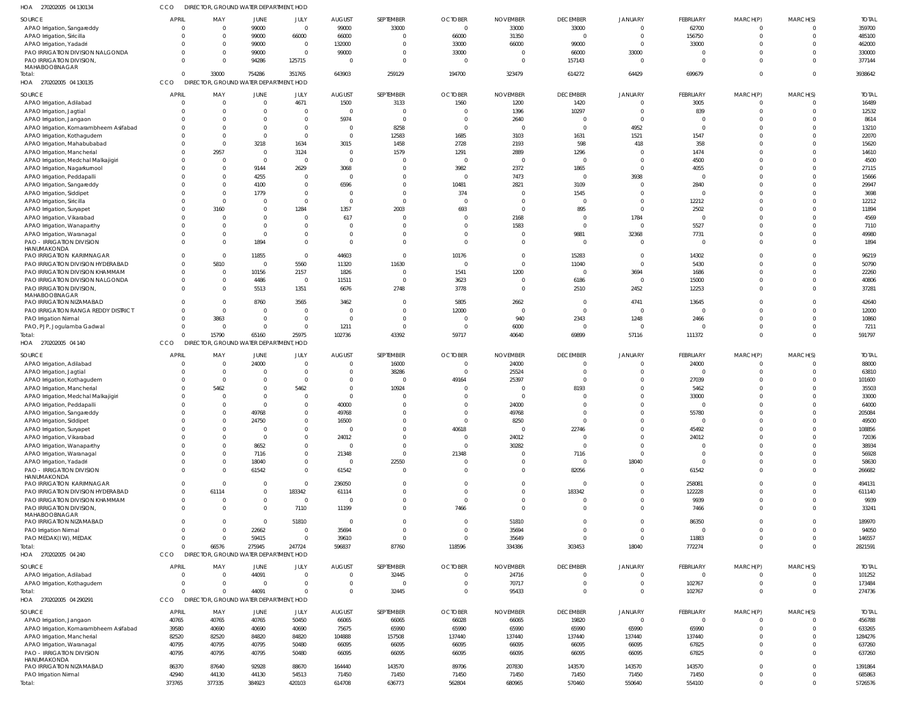HOA 270202005 04 130134 CCO DIRECTOR, GROUND WATER DEPARTMENT, HOD

| SOURCE | APRIL | MAY | JUNE | JULY | AUGUST | SEPTEMBER | OCTOBER | NOVEMBER | DECEMBER | JANUARY | FEBRUARY | MARCH(P) | MARCH(S) | TOTAL |
|---|---|---|---|---|---|---|---|---|---|---|---|---|---|---|
| APAO Irrigation, Sangareddy | 0 | 0 | 99000 | 0 | 99000 | 33000 | 0 | 33000 | 33000 | 0 | 62700 | 0 | 0 | 359700 |
| APAO Irrigation, Siricilla | 0 | 0 | 99000 | 66000 | 66000 | 0 | 66000 | 31350 | 0 | 0 | 156750 | 0 | 0 | 485100 |
| APAO Irrigation, Yadadri | 0 | 0 | 99000 | 0 | 132000 | 0 | 33000 | 66000 | 99000 | 0 | 33000 | 0 | 0 | 462000 |
| PAO IRRIGATION DIVISION NALGONDA | 0 | 0 | 99000 | 0 | 99000 | 0 | 33000 | 0 | 66000 | 33000 | 0 | 0 | 0 | 330000 |
| PAO IRRIGATION DIVISION, MAHABOOBNAGAR | 0 | 0 | 94286 | 125715 | 0 | 0 | 0 | 0 | 157143 | 0 | 0 | 0 | 0 | 377144 |
| Total: | 0 | 33000 | 754286 | 351765 | 643903 | 259129 | 194700 | 323479 | 614272 | 64429 | 699679 | 0 | 0 | 3938642 |

HOA 270202005 04 130135 CCO DIRECTOR, GROUND WATER DEPARTMENT, HOD

| SOURCE | APRIL | MAY | JUNE | JULY | AUGUST | SEPTEMBER | OCTOBER | NOVEMBER | DECEMBER | JANUARY | FEBRUARY | MARCH(P) | MARCH(S) | TOTAL |
|---|---|---|---|---|---|---|---|---|---|---|---|---|---|---|
| APAO Irrigation, Adilabad | 0 | 0 | 0 | 4671 | 1500 | 3133 | 1560 | 1200 | 1420 | 0 | 3005 | 0 | 0 | 16489 |
| APAO Irrigation, Jagtial | 0 | 0 | 0 | 0 | 0 | 0 | 0 | 1396 | 10297 | 0 | 839 | 0 | 0 | 12532 |
| APAO Irrigation, Jangaon | 0 | 0 | 0 | 0 | 5974 | 0 | 0 | 2640 | 0 | 0 | 0 | 0 | 0 | 8614 |
| APAO Irrigation, Komarambheem Asifabad | 0 | 0 | 0 | 0 | 0 | 8258 | 0 | 0 | 0 | 4952 | 0 | 0 | 0 | 13210 |
| APAO Irrigation, Kothagudem | 0 | 0 | 0 | 0 | 0 | 12583 | 1685 | 3103 | 1631 | 1521 | 1547 | 0 | 0 | 22070 |
| APAO Irrigation, Mahabubabad | 0 | 0 | 3218 | 1634 | 3015 | 1458 | 2728 | 2193 | 598 | 418 | 358 | 0 | 0 | 15620 |
| APAO Irrigation, Mancherial | 0 | 2957 | 0 | 3124 | 0 | 1579 | 1291 | 2889 | 1296 | 0 | 1474 | 0 | 0 | 14610 |
| APAO Irrigation, Medchal Malkajigiri | 0 | 0 | 0 | 0 | 0 | 0 | 0 | 0 | 0 | 0 | 4500 | 0 | 0 | 4500 |
| APAO Irrigation, Nagarkurnool | 0 | 0 | 9144 | 2629 | 3068 | 0 | 3982 | 2372 | 1865 | 0 | 4055 | 0 | 0 | 27115 |
| APAO Irrigation, Peddapalli | 0 | 0 | 4255 | 0 | 0 | 0 | 0 | 7473 | 0 | 3938 | 0 | 0 | 0 | 15666 |
| APAO Irrigation, Sangareddy | 0 | 0 | 4100 | 0 | 6596 | 0 | 10481 | 2821 | 3109 | 0 | 2840 | 0 | 0 | 29947 |
| APAO Irrigation, Siddipet | 0 | 0 | 1779 | 0 | 0 | 0 | 374 | 0 | 1545 | 0 | 0 | 0 | 0 | 3698 |
| APAO Irrigation, Siricilla | 0 | 0 | 0 | 0 | 0 | 0 | 0 | 0 | 0 | 0 | 12212 | 0 | 0 | 12212 |
| APAO Irrigation, Suryapet | 0 | 3160 | 0 | 1284 | 1357 | 2003 | 693 | 0 | 895 | 0 | 2502 | 0 | 0 | 11894 |
| APAO Irrigation, Vikarabad | 0 | 0 | 0 | 0 | 617 | 0 | 0 | 2168 | 0 | 1784 | 0 | 0 | 0 | 4569 |
| APAO Irrigation, Wanaparthy | 0 | 0 | 0 | 0 | 0 | 0 | 0 | 1583 | 0 | 0 | 5527 | 0 | 0 | 7110 |
| APAO Irrigation, Waranagal | 0 | 0 | 0 | 0 | 0 | 0 | 0 | 0 | 9881 | 32368 | 7731 | 0 | 0 | 49980 |
| PAO - IRRIGATION DIVISION HANUMAKONDA | 0 | 0 | 1894 | 0 | 0 | 0 | 0 | 0 | 0 | 0 | 0 | 0 | 0 | 1894 |
| PAO IRRIGATION KARIMNAGAR | 0 | 0 | 11855 | 0 | 44603 | 0 | 10176 | 0 | 15283 | 0 | 14302 | 0 | 0 | 96219 |
| PAO IRRIGATION DIVISION HYDERABAD | 0 | 5810 | 0 | 5560 | 11320 | 11630 | 0 | 0 | 11040 | 0 | 5430 | 0 | 0 | 50790 |
| PAO IRRIGATION DIVISION KHAMMAM | 0 | 0 | 10156 | 2157 | 1826 | 0 | 1541 | 1200 | 0 | 3694 | 1686 | 0 | 0 | 22260 |
| PAO IRRIGATION DIVISION NALGONDA | 0 | 0 | 4486 | 0 | 11511 | 0 | 3623 | 0 | 6186 | 0 | 15000 | 0 | 0 | 40806 |
| PAO IRRIGATION DIVISION, MAHABOOBNAGAR | 0 | 0 | 5513 | 1351 | 6676 | 2748 | 3778 | 0 | 2510 | 2452 | 12253 | 0 | 0 | 37281 |
| PAO IRRIGATION NIZAMABAD | 0 | 0 | 8760 | 3565 | 3462 | 0 | 5805 | 2662 | 0 | 4741 | 13645 | 0 | 0 | 42640 |
| PAO IRRIGATION RANGA REDDY DISTRICT | 0 | 0 | 0 | 0 | 0 | 0 | 12000 | 0 | 0 | 0 | 0 | 0 | 0 | 12000 |
| PAO Irrigation Nirmal | 0 | 3863 | 0 | 0 | 0 | 0 | 0 | 940 | 2343 | 1248 | 2466 | 0 | 0 | 10860 |
| PAO, PJP, Jogulamba Gadwal | 0 | 0 | 0 | 0 | 1211 | 0 | 0 | 6000 | 0 | 0 | 0 | 0 | 0 | 7211 |
| Total: | 0 | 15790 | 65160 | 25975 | 102736 | 43392 | 59717 | 40640 | 69899 | 57116 | 111372 | 0 | 0 | 591797 |

HOA 270202005 04 140 CCO DIRECTOR, GROUND WATER DEPARTMENT, HOD

| SOURCE | APRIL | MAY | JUNE | JULY | AUGUST | SEPTEMBER | OCTOBER | NOVEMBER | DECEMBER | JANUARY | FEBRUARY | MARCH(P) | MARCH(S) | TOTAL |
|---|---|---|---|---|---|---|---|---|---|---|---|---|---|---|
| APAO Irrigation, Adilabad | 0 | 0 | 24000 | 0 | 0 | 16000 | 0 | 24000 | 0 | 0 | 24000 | 0 | 0 | 88000 |
| APAO Irrigation, Jagtial | 0 | 0 | 0 | 0 | 0 | 38286 | 0 | 25524 | 0 | 0 | 0 | 0 | 0 | 63810 |
| APAO Irrigation, Kothagudem | 0 | 0 | 0 | 0 | 0 | 0 | 49164 | 25397 | 0 | 0 | 27039 | 0 | 0 | 101600 |
| APAO Irrigation, Mancherial | 0 | 5462 | 0 | 5462 | 0 | 10924 | 0 | 0 | 8193 | 0 | 5462 | 0 | 0 | 35503 |
| APAO Irrigation, Medchal Malkajigiri | 0 | 0 | 0 | 0 | 0 | 0 | 0 | 0 | 0 | 0 | 33000 | 0 | 0 | 33000 |
| APAO Irrigation, Peddapalli | 0 | 0 | 0 | 0 | 40000 | 0 | 0 | 24000 | 0 | 0 | 0 | 0 | 0 | 64000 |
| APAO Irrigation, Sangareddy | 0 | 0 | 49768 | 0 | 49768 | 0 | 0 | 49768 | 0 | 0 | 55780 | 0 | 0 | 205084 |
| APAO Irrigation, Siddipet | 0 | 0 | 24750 | 0 | 16500 | 0 | 0 | 8250 | 0 | 0 | 0 | 0 | 0 | 49500 |
| APAO Irrigation, Suryapet | 0 | 0 | 0 | 0 | 0 | 0 | 40618 | 0 | 22746 | 0 | 45492 | 0 | 0 | 108856 |
| APAO Irrigation, Vikarabad | 0 | 0 | 0 | 0 | 24012 | 0 | 0 | 24012 | 0 | 0 | 24012 | 0 | 0 | 72036 |
| APAO Irrigation, Wanaparthy | 0 | 0 | 8652 | 0 | 0 | 0 | 0 | 30282 | 0 | 0 | 0 | 0 | 0 | 38934 |
| APAO Irrigation, Waranagal | 0 | 0 | 7116 | 0 | 21348 | 0 | 21348 | 0 | 7116 | 0 | 0 | 0 | 0 | 56928 |
| APAO Irrigation, Yadadri | 0 | 0 | 18040 | 0 | 0 | 22550 | 0 | 0 | 0 | 18040 | 0 | 0 | 0 | 58630 |
| PAO - IRRIGATION DIVISION HANUMAKONDA | 0 | 0 | 61542 | 0 | 61542 | 0 | 0 | 0 | 82056 | 0 | 61542 | 0 | 0 | 266682 |
| PAO IRRIGATION KARIMNAGAR | 0 | 0 | 0 | 0 | 236050 | 0 | 0 | 0 | 0 | 0 | 258081 | 0 | 0 | 494131 |
| PAO IRRIGATION DIVISION HYDERABAD | 0 | 61114 | 0 | 183342 | 61114 | 0 | 0 | 0 | 183342 | 0 | 122228 | 0 | 0 | 611140 |
| PAO IRRIGATION DIVISION KHAMMAM | 0 | 0 | 0 | 0 | 0 | 0 | 0 | 0 | 0 | 0 | 9939 | 0 | 0 | 9939 |
| PAO IRRIGATION DIVISION, MAHABOOBNAGAR | 0 | 0 | 0 | 7110 | 11199 | 0 | 7466 | 0 | 0 | 0 | 7466 | 0 | 0 | 33241 |
| PAO IRRIGATION NIZAMABAD | 0 | 0 | 0 | 51810 | 0 | 0 | 0 | 51810 | 0 | 0 | 86350 | 0 | 0 | 189970 |
| PAO Irrigation Nirmal | 0 | 0 | 22662 | 0 | 35694 | 0 | 0 | 35694 | 0 | 0 | 0 | 0 | 0 | 94050 |
| PAO MEDAK(IW), MEDAK | 0 | 0 | 59415 | 0 | 39610 | 0 | 0 | 35649 | 0 | 0 | 11883 | 0 | 0 | 146557 |
| Total: | 0 | 66576 | 275945 | 247724 | 596837 | 87760 | 118596 | 334386 | 303453 | 18040 | 772274 | 0 | 0 | 2821591 |

HOA 270202005 04 240 CCO DIRECTOR, GROUND WATER DEPARTMENT, HOD

| SOURCE | APRIL | MAY | JUNE | JULY | AUGUST | SEPTEMBER | OCTOBER | NOVEMBER | DECEMBER | JANUARY | FEBRUARY | MARCH(P) | MARCH(S) | TOTAL |
|---|---|---|---|---|---|---|---|---|---|---|---|---|---|---|
| APAO Irrigation, Adilabad | 0 | 0 | 44091 | 0 | 0 | 32445 | 0 | 24716 | 0 | 0 | 0 | 0 | 0 | 101252 |
| APAO Irrigation, Kothagudem | 0 | 0 | 0 | 0 | 0 | 0 | 0 | 70717 | 0 | 0 | 102767 | 0 | 0 | 173484 |
| Total: | 0 | 0 | 44091 | 0 | 0 | 32445 | 0 | 95433 | 0 | 0 | 102767 | 0 | 0 | 274736 |

HOA 270202005 04 290291 CCO DIRECTOR, GROUND WATER DEPARTMENT, HOD

| SOURCE | APRIL | MAY | JUNE | JULY | AUGUST | SEPTEMBER | OCTOBER | NOVEMBER | DECEMBER | JANUARY | FEBRUARY | MARCH(P) | MARCH(S) | TOTAL |
|---|---|---|---|---|---|---|---|---|---|---|---|---|---|---|
| APAO Irrigation, Jangaon | 40765 | 40765 | 40765 | 50450 | 66065 | 66065 | 66028 | 66065 | 19820 | 0 | 0 | 0 | 0 | 456788 |
| APAO Irrigation, Komarambheem Asifabad | 39580 | 40690 | 40690 | 40690 | 75675 | 65990 | 65990 | 65990 | 65990 | 65990 | 65990 | 0 | 0 | 633265 |
| APAO Irrigation, Mancherial | 82520 | 82520 | 84820 | 84820 | 104888 | 157508 | 137440 | 137440 | 137440 | 137440 | 137440 | 0 | 0 | 1284276 |
| APAO Irrigation, Waranagal | 40795 | 40795 | 40795 | 50480 | 66095 | 66095 | 66095 | 66095 | 66095 | 66095 | 67825 | 0 | 0 | 637260 |
| PAO - IRRIGATION DIVISION HANUMAKONDA | 40795 | 40795 | 40795 | 50480 | 66095 | 66095 | 66095 | 66095 | 66095 | 66095 | 67825 | 0 | 0 | 637260 |
| PAO IRRIGATION NIZAMABAD | 86370 | 87640 | 92928 | 88670 | 164440 | 143570 | 89706 | 207830 | 143570 | 143570 | 143570 | 0 | 0 | 1391864 |
| PAO Irrigation Nirmal | 42940 | 44130 | 44130 | 54513 | 71450 | 71450 | 71450 | 71450 | 71450 | 71450 | 71450 | 0 | 0 | 685863 |
| Total: | 373765 | 377335 | 384923 | 420103 | 614708 | 636773 | 562804 | 680965 | 570460 | 550640 | 554100 | 0 | 0 | 5726576 |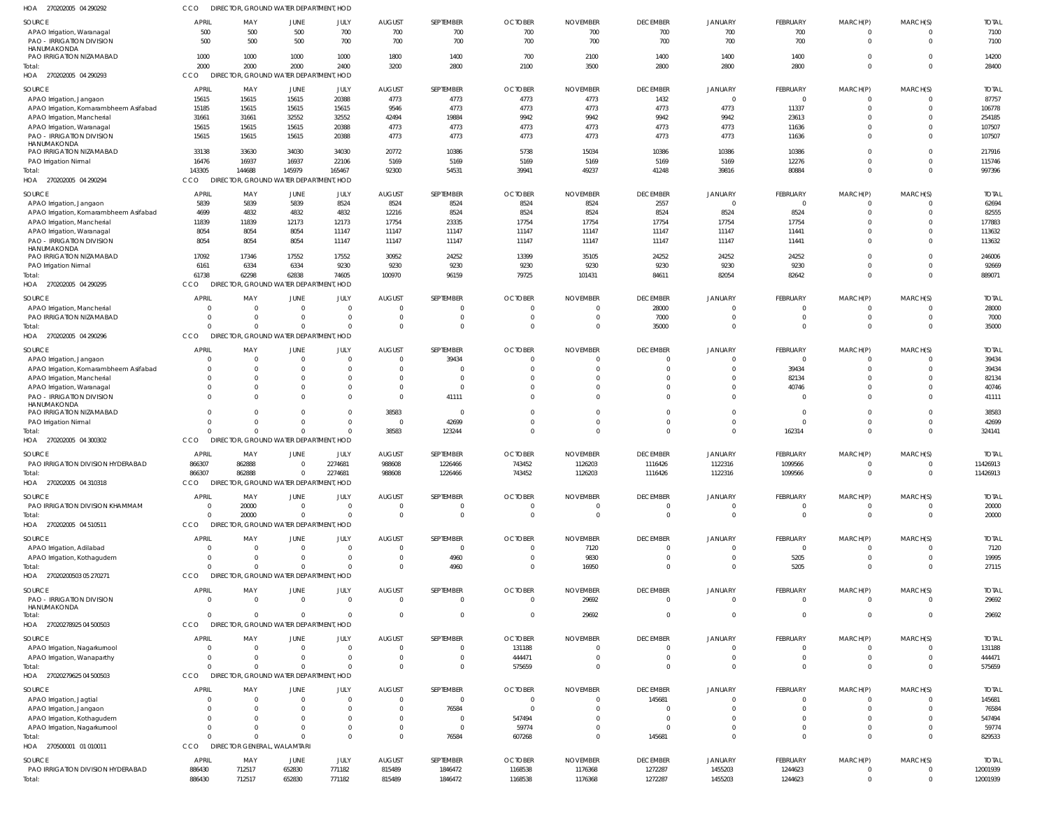HOA 270202005 04 290292 CCO DIRECTOR, GROUND WATER DEPARTMENT, HOD

| SOURCE | APRIL | MAY | JUNE | JULY | AUGUST | SEPTEMBER | OCTOBER | NOVEMBER | DECEMBER | JANUARY | FEBRUARY | MARCH(P) | MARCH(S) | TOTAL |
|---|---|---|---|---|---|---|---|---|---|---|---|---|---|---|
| APAO Irrigation, Waranagal | 500 | 500 | 500 | 700 | 700 | 700 | 700 | 700 | 700 | 700 | 700 | 0 | 0 | 7100 |
| PAO - IRRIGATION DIVISION HANUMAKONDA | 500 | 500 | 500 | 700 | 700 | 700 | 700 | 700 | 700 | 700 | 700 | 0 | 0 | 7100 |
| PAO IRRIGATION NIZAMABAD | 1000 | 1000 | 1000 | 1000 | 1800 | 1400 | 700 | 2100 | 1400 | 1400 | 1400 | 0 | 0 | 14200 |
| Total: | 2000 | 2000 | 2000 | 2400 | 3200 | 2800 | 2100 | 3500 | 2800 | 2800 | 2800 | 0 | 0 | 28400 |

HOA 270202005 04 290293 CCO DIRECTOR, GROUND WATER DEPARTMENT, HOD

| SOURCE | APRIL | MAY | JUNE | JULY | AUGUST | SEPTEMBER | OCTOBER | NOVEMBER | DECEMBER | JANUARY | FEBRUARY | MARCH(P) | MARCH(S) | TOTAL |
|---|---|---|---|---|---|---|---|---|---|---|---|---|---|---|
| APAO Irrigation, Jangaon | 15615 | 15615 | 15615 | 20388 | 4773 | 4773 | 4773 | 4773 | 1432 | 0 | 0 | 0 | 0 | 87757 |
| APAO Irrigation, Komarambheem Asifabad | 15185 | 15615 | 15615 | 15615 | 9546 | 4773 | 4773 | 4773 | 4773 | 4773 | 11337 | 0 | 0 | 106778 |
| APAO Irrigation, Mancherial | 31661 | 31661 | 32552 | 32552 | 42494 | 19884 | 9942 | 9942 | 9942 | 9942 | 23613 | 0 | 0 | 254185 |
| APAO Irrigation, Waranagal | 15615 | 15615 | 15615 | 20388 | 4773 | 4773 | 4773 | 4773 | 4773 | 4773 | 11636 | 0 | 0 | 107507 |
| PAO - IRRIGATION DIVISION HANUMAKONDA | 15615 | 15615 | 15615 | 20388 | 4773 | 4773 | 4773 | 4773 | 4773 | 4773 | 11636 | 0 | 0 | 107507 |
| PAO IRRIGATION NIZAMABAD | 33138 | 33630 | 34030 | 34030 | 20772 | 10386 | 5738 | 15034 | 10386 | 10386 | 10386 | 0 | 0 | 217916 |
| PAO Irrigation Nirmal | 16476 | 16937 | 16937 | 22106 | 5169 | 5169 | 5169 | 5169 | 5169 | 5169 | 12276 | 0 | 0 | 115746 |
| Total: | 143305 | 144688 | 145979 | 165467 | 92300 | 54531 | 39941 | 49237 | 41248 | 39816 | 80884 | 0 | 0 | 997396 |

HOA 270202005 04 290294 CCO DIRECTOR, GROUND WATER DEPARTMENT, HOD

| SOURCE | APRIL | MAY | JUNE | JULY | AUGUST | SEPTEMBER | OCTOBER | NOVEMBER | DECEMBER | JANUARY | FEBRUARY | MARCH(P) | MARCH(S) | TOTAL |
|---|---|---|---|---|---|---|---|---|---|---|---|---|---|---|
| APAO Irrigation, Jangaon | 5839 | 5839 | 5839 | 8524 | 8524 | 8524 | 8524 | 8524 | 2557 | 0 | 0 | 0 | 0 | 62694 |
| APAO Irrigation, Komarambheem Asifabad | 4699 | 4832 | 4832 | 4832 | 12216 | 8524 | 8524 | 8524 | 8524 | 8524 | 8524 | 0 | 0 | 82555 |
| APAO Irrigation, Mancherial | 11839 | 11839 | 12173 | 12173 | 17754 | 23335 | 17754 | 17754 | 17754 | 17754 | 17754 | 0 | 0 | 177883 |
| APAO Irrigation, Waranagal | 8054 | 8054 | 8054 | 11147 | 11147 | 11147 | 11147 | 11147 | 11147 | 11147 | 11441 | 0 | 0 | 113632 |
| PAO - IRRIGATION DIVISION HANUMAKONDA | 8054 | 8054 | 8054 | 11147 | 11147 | 11147 | 11147 | 11147 | 11147 | 11147 | 11441 | 0 | 0 | 113632 |
| PAO IRRIGATION NIZAMABAD | 17092 | 17346 | 17552 | 17552 | 30952 | 24252 | 13399 | 35105 | 24252 | 24252 | 24252 | 0 | 0 | 246006 |
| PAO Irrigation Nirmal | 6161 | 6334 | 6334 | 9230 | 9230 | 9230 | 9230 | 9230 | 9230 | 9230 | 9230 | 0 | 0 | 92669 |
| Total: | 61738 | 62298 | 62838 | 74605 | 100970 | 96159 | 79725 | 101431 | 84611 | 82054 | 82642 | 0 | 0 | 889071 |

HOA 270202005 04 290295 CCO DIRECTOR, GROUND WATER DEPARTMENT, HOD

| SOURCE | APRIL | MAY | JUNE | JULY | AUGUST | SEPTEMBER | OCTOBER | NOVEMBER | DECEMBER | JANUARY | FEBRUARY | MARCH(P) | MARCH(S) | TOTAL |
|---|---|---|---|---|---|---|---|---|---|---|---|---|---|---|
| APAO Irrigation, Mancherial | 0 | 0 | 0 | 0 | 0 | 0 | 0 | 0 | 28000 | 0 | 0 | 0 | 0 | 28000 |
| PAO IRRIGATION NIZAMABAD | 0 | 0 | 0 | 0 | 0 | 0 | 0 | 0 | 7000 | 0 | 0 | 0 | 0 | 7000 |
| Total: | 0 | 0 | 0 | 0 | 0 | 0 | 0 | 0 | 35000 | 0 | 0 | 0 | 0 | 35000 |

HOA 270202005 04 290296 CCO DIRECTOR, GROUND WATER DEPARTMENT, HOD

| SOURCE | APRIL | MAY | JUNE | JULY | AUGUST | SEPTEMBER | OCTOBER | NOVEMBER | DECEMBER | JANUARY | FEBRUARY | MARCH(P) | MARCH(S) | TOTAL |
|---|---|---|---|---|---|---|---|---|---|---|---|---|---|---|
| APAO Irrigation, Jangaon | 0 | 0 | 0 | 0 | 0 | 39434 | 0 | 0 | 0 | 0 | 0 | 0 | 0 | 39434 |
| APAO Irrigation, Komarambheem Asifabad | 0 | 0 | 0 | 0 | 0 | 0 | 0 | 0 | 0 | 0 | 39434 | 0 | 0 | 39434 |
| APAO Irrigation, Mancherial | 0 | 0 | 0 | 0 | 0 | 0 | 0 | 0 | 0 | 0 | 82134 | 0 | 0 | 82134 |
| APAO Irrigation, Waranagal | 0 | 0 | 0 | 0 | 0 | 0 | 0 | 0 | 0 | 0 | 40746 | 0 | 0 | 40746 |
| PAO - IRRIGATION DIVISION HANUMAKONDA | 0 | 0 | 0 | 0 | 0 | 41111 | 0 | 0 | 0 | 0 | 0 | 0 | 0 | 41111 |
| PAO IRRIGATION NIZAMABAD | 0 | 0 | 0 | 0 | 38583 | 0 | 0 | 0 | 0 | 0 | 0 | 0 | 0 | 38583 |
| PAO Irrigation Nirmal | 0 | 0 | 0 | 0 | 0 | 42699 | 0 | 0 | 0 | 0 | 0 | 0 | 0 | 42699 |
| Total: | 0 | 0 | 0 | 0 | 38583 | 123244 | 0 | 0 | 0 | 0 | 162314 | 0 | 0 | 324141 |

HOA 270202005 04 300302 CCO DIRECTOR, GROUND WATER DEPARTMENT, HOD

| SOURCE | APRIL | MAY | JUNE | JULY | AUGUST | SEPTEMBER | OCTOBER | NOVEMBER | DECEMBER | JANUARY | FEBRUARY | MARCH(P) | MARCH(S) | TOTAL |
|---|---|---|---|---|---|---|---|---|---|---|---|---|---|---|
| PAO IRRIGATION DIVISION HYDERABAD | 866307 | 862888 | 0 | 2274681 | 988608 | 1226466 | 743452 | 1126203 | 1116426 | 1122316 | 1099566 | 0 | 0 | 11426913 |
| Total: | 866307 | 862888 | 0 | 2274681 | 988608 | 1226466 | 743452 | 1126203 | 1116426 | 1122316 | 1099566 | 0 | 0 | 11426913 |

HOA 270202005 04 310318 CCO DIRECTOR, GROUND WATER DEPARTMENT, HOD

| SOURCE | APRIL | MAY | JUNE | JULY | AUGUST | SEPTEMBER | OCTOBER | NOVEMBER | DECEMBER | JANUARY | FEBRUARY | MARCH(P) | MARCH(S) | TOTAL |
|---|---|---|---|---|---|---|---|---|---|---|---|---|---|---|
| PAO IRRIGATION DIVISION KHAMMAM | 0 | 20000 | 0 | 0 | 0 | 0 | 0 | 0 | 0 | 0 | 0 | 0 | 0 | 20000 |
| Total: | 0 | 20000 | 0 | 0 | 0 | 0 | 0 | 0 | 0 | 0 | 0 | 0 | 0 | 20000 |

HOA 270202005 04 510511 CCO DIRECTOR, GROUND WATER DEPARTMENT, HOD

| SOURCE | APRIL | MAY | JUNE | JULY | AUGUST | SEPTEMBER | OCTOBER | NOVEMBER | DECEMBER | JANUARY | FEBRUARY | MARCH(P) | MARCH(S) | TOTAL |
|---|---|---|---|---|---|---|---|---|---|---|---|---|---|---|
| APAO Irrigation, Adilabad | 0 | 0 | 0 | 0 | 0 | 0 | 0 | 7120 | 0 | 0 | 0 | 0 | 0 | 7120 |
| APAO Irrigation, Kothagudem | 0 | 0 | 0 | 0 | 0 | 4960 | 0 | 9830 | 0 | 0 | 5205 | 0 | 0 | 19995 |
| Total: | 0 | 0 | 0 | 0 | 0 | 4960 | 0 | 16950 | 0 | 0 | 5205 | 0 | 0 | 27115 |

HOA 27020200503 05 270271 CCO DIRECTOR, GROUND WATER DEPARTMENT, HOD

| SOURCE | APRIL | MAY | JUNE | JULY | AUGUST | SEPTEMBER | OCTOBER | NOVEMBER | DECEMBER | JANUARY | FEBRUARY | MARCH(P) | MARCH(S) | TOTAL |
|---|---|---|---|---|---|---|---|---|---|---|---|---|---|---|
| PAO - IRRIGATION DIVISION HANUMAKONDA | 0 | 0 | 0 | 0 | 0 | 0 | 0 | 29692 | 0 | 0 | 0 | 0 | 0 | 29692 |
| Total: | 0 | 0 | 0 | 0 | 0 | 0 | 0 | 29692 | 0 | 0 | 0 | 0 | 0 | 29692 |

HOA 27020278925 04 500503 CCO DIRECTOR, GROUND WATER DEPARTMENT, HOD

| SOURCE | APRIL | MAY | JUNE | JULY | AUGUST | SEPTEMBER | OCTOBER | NOVEMBER | DECEMBER | JANUARY | FEBRUARY | MARCH(P) | MARCH(S) | TOTAL |
|---|---|---|---|---|---|---|---|---|---|---|---|---|---|---|
| APAO Irrigation, Nagarkurnool | 0 | 0 | 0 | 0 | 0 | 0 | 131188 | 0 | 0 | 0 | 0 | 0 | 0 | 131188 |
| APAO Irrigation, Wanaparthy | 0 | 0 | 0 | 0 | 0 | 0 | 444471 | 0 | 0 | 0 | 0 | 0 | 0 | 444471 |
| Total: | 0 | 0 | 0 | 0 | 0 | 0 | 575659 | 0 | 0 | 0 | 0 | 0 | 0 | 575659 |

HOA 27020279625 04 500503 CCO DIRECTOR, GROUND WATER DEPARTMENT, HOD

| SOURCE | APRIL | MAY | JUNE | JULY | AUGUST | SEPTEMBER | OCTOBER | NOVEMBER | DECEMBER | JANUARY | FEBRUARY | MARCH(P) | MARCH(S) | TOTAL |
|---|---|---|---|---|---|---|---|---|---|---|---|---|---|---|
| APAO Irrigation, Jagtial | 0 | 0 | 0 | 0 | 0 | 0 | 0 | 0 | 145681 | 0 | 0 | 0 | 0 | 145681 |
| APAO Irrigation, Jangaon | 0 | 0 | 0 | 0 | 0 | 76584 | 0 | 0 | 0 | 0 | 0 | 0 | 0 | 76584 |
| APAO Irrigation, Kothagudem | 0 | 0 | 0 | 0 | 0 | 0 | 547494 | 0 | 0 | 0 | 0 | 0 | 0 | 547494 |
| APAO Irrigation, Nagarkurnool | 0 | 0 | 0 | 0 | 0 | 0 | 59774 | 0 | 0 | 0 | 0 | 0 | 0 | 59774 |
| Total: | 0 | 0 | 0 | 0 | 0 | 76584 | 607268 | 0 | 145681 | 0 | 0 | 0 | 0 | 829533 |

HOA 270500001 01 010011 CCO DIRECTOR GENERAL, WALAMTARI

| SOURCE | APRIL | MAY | JUNE | JULY | AUGUST | SEPTEMBER | OCTOBER | NOVEMBER | DECEMBER | JANUARY | FEBRUARY | MARCH(P) | MARCH(S) | TOTAL |
|---|---|---|---|---|---|---|---|---|---|---|---|---|---|---|
| PAO IRRIGATION DIVISION HYDERABAD | 886430 | 712517 | 652830 | 771182 | 815489 | 1846472 | 1168538 | 1176368 | 1272287 | 1455203 | 1244623 | 0 | 0 | 12001939 |
| Total: | 886430 | 712517 | 652830 | 771182 | 815489 | 1846472 | 1168538 | 1176368 | 1272287 | 1455203 | 1244623 | 0 | 0 | 12001939 |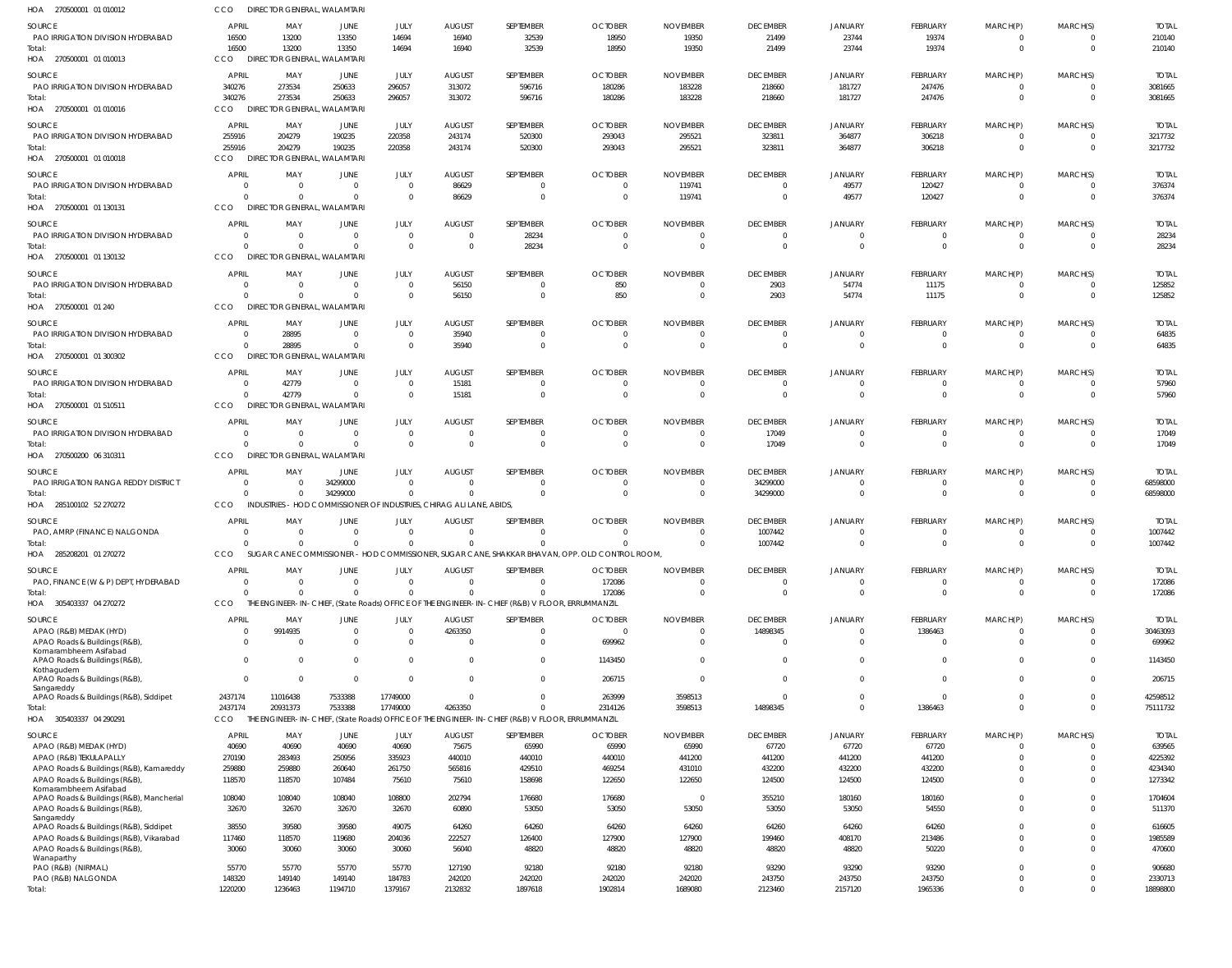HOA 270500001 01 010012 CCO DIRECTOR GENERAL, WALAMTARI

| SOURCE | APRIL | MAY | JUNE | JULY | AUGUST | SEPTEMBER | OCTOBER | NOVEMBER | DECEMBER | JANUARY | FEBRUARY | MARCH(P) | MARCH(S) | TOTAL |
|---|---|---|---|---|---|---|---|---|---|---|---|---|---|---|
| PAO IRRIGATION DIVISION HYDERABAD | 16500 | 13200 | 13350 | 14694 | 16940 | 32539 | 18950 | 19350 | 21499 | 23744 | 19374 | 0 | 0 | 210140 |
| Total: | 16500 | 13200 | 13350 | 14694 | 16940 | 32539 | 18950 | 19350 | 21499 | 23744 | 19374 | 0 | 0 | 210140 |

HOA 270500001 01 010013 CCO DIRECTOR GENERAL, WALAMTARI

| SOURCE | APRIL | MAY | JUNE | JULY | AUGUST | SEPTEMBER | OCTOBER | NOVEMBER | DECEMBER | JANUARY | FEBRUARY | MARCH(P) | MARCH(S) | TOTAL |
|---|---|---|---|---|---|---|---|---|---|---|---|---|---|---|
| PAO IRRIGATION DIVISION HYDERABAD | 340276 | 273534 | 250633 | 296057 | 313072 | 596716 | 180286 | 183228 | 218660 | 181727 | 247476 | 0 | 0 | 3081665 |
| Total: | 340276 | 273534 | 250633 | 296057 | 313072 | 596716 | 180286 | 183228 | 218660 | 181727 | 247476 | 0 | 0 | 3081665 |

HOA 270500001 01 010016 CCO DIRECTOR GENERAL, WALAMTARI

| SOURCE | APRIL | MAY | JUNE | JULY | AUGUST | SEPTEMBER | OCTOBER | NOVEMBER | DECEMBER | JANUARY | FEBRUARY | MARCH(P) | MARCH(S) | TOTAL |
|---|---|---|---|---|---|---|---|---|---|---|---|---|---|---|
| PAO IRRIGATION DIVISION HYDERABAD | 255916 | 204279 | 190235 | 220358 | 243174 | 520300 | 293043 | 295521 | 323811 | 364877 | 306218 | 0 | 0 | 3217732 |
| Total: | 255916 | 204279 | 190235 | 220358 | 243174 | 520300 | 293043 | 295521 | 323811 | 364877 | 306218 | 0 | 0 | 3217732 |

HOA 270500001 01 010018 CCO DIRECTOR GENERAL, WALAMTARI

| SOURCE | APRIL | MAY | JUNE | JULY | AUGUST | SEPTEMBER | OCTOBER | NOVEMBER | DECEMBER | JANUARY | FEBRUARY | MARCH(P) | MARCH(S) | TOTAL |
|---|---|---|---|---|---|---|---|---|---|---|---|---|---|---|
| PAO IRRIGATION DIVISION HYDERABAD | 0 | 0 | 0 | 0 | 86629 | 0 | 0 | 119741 | 0 | 49577 | 120427 | 0 | 0 | 376374 |
| Total: | 0 | 0 | 0 | 0 | 86629 | 0 | 0 | 119741 | 0 | 49577 | 120427 | 0 | 0 | 376374 |

HOA 270500001 01 130131 CCO DIRECTOR GENERAL, WALAMTARI

| SOURCE | APRIL | MAY | JUNE | JULY | AUGUST | SEPTEMBER | OCTOBER | NOVEMBER | DECEMBER | JANUARY | FEBRUARY | MARCH(P) | MARCH(S) | TOTAL |
|---|---|---|---|---|---|---|---|---|---|---|---|---|---|---|
| PAO IRRIGATION DIVISION HYDERABAD | 0 | 0 | 0 | 0 | 0 | 28234 | 0 | 0 | 0 | 0 | 0 | 0 | 0 | 28234 |
| Total: | 0 | 0 | 0 | 0 | 0 | 28234 | 0 | 0 | 0 | 0 | 0 | 0 | 0 | 28234 |

HOA 270500001 01 130132 CCO DIRECTOR GENERAL, WALAMTARI

| SOURCE | APRIL | MAY | JUNE | JULY | AUGUST | SEPTEMBER | OCTOBER | NOVEMBER | DECEMBER | JANUARY | FEBRUARY | MARCH(P) | MARCH(S) | TOTAL |
|---|---|---|---|---|---|---|---|---|---|---|---|---|---|---|
| PAO IRRIGATION DIVISION HYDERABAD | 0 | 0 | 0 | 0 | 56150 | 0 | 850 | 0 | 2903 | 54774 | 11175 | 0 | 0 | 125852 |
| Total: | 0 | 0 | 0 | 0 | 56150 | 0 | 850 | 0 | 2903 | 54774 | 11175 | 0 | 0 | 125852 |

HOA 270500001 01 240 CCO DIRECTOR GENERAL, WALAMTARI

| SOURCE | APRIL | MAY | JUNE | JULY | AUGUST | SEPTEMBER | OCTOBER | NOVEMBER | DECEMBER | JANUARY | FEBRUARY | MARCH(P) | MARCH(S) | TOTAL |
|---|---|---|---|---|---|---|---|---|---|---|---|---|---|---|
| PAO IRRIGATION DIVISION HYDERABAD | 0 | 28895 | 0 | 0 | 35940 | 0 | 0 | 0 | 0 | 0 | 0 | 0 | 0 | 64835 |
| Total: | 0 | 28895 | 0 | 0 | 35940 | 0 | 0 | 0 | 0 | 0 | 0 | 0 | 0 | 64835 |

HOA 270500001 01 300302 CCO DIRECTOR GENERAL, WALAMTARI

| SOURCE | APRIL | MAY | JUNE | JULY | AUGUST | SEPTEMBER | OCTOBER | NOVEMBER | DECEMBER | JANUARY | FEBRUARY | MARCH(P) | MARCH(S) | TOTAL |
|---|---|---|---|---|---|---|---|---|---|---|---|---|---|---|
| PAO IRRIGATION DIVISION HYDERABAD | 0 | 42779 | 0 | 0 | 15181 | 0 | 0 | 0 | 0 | 0 | 0 | 0 | 0 | 57960 |
| Total: | 0 | 42779 | 0 | 0 | 15181 | 0 | 0 | 0 | 0 | 0 | 0 | 0 | 0 | 57960 |

HOA 270500001 01 510511 CCO DIRECTOR GENERAL, WALAMTARI

| SOURCE | APRIL | MAY | JUNE | JULY | AUGUST | SEPTEMBER | OCTOBER | NOVEMBER | DECEMBER | JANUARY | FEBRUARY | MARCH(P) | MARCH(S) | TOTAL |
|---|---|---|---|---|---|---|---|---|---|---|---|---|---|---|
| PAO IRRIGATION DIVISION HYDERABAD | 0 | 0 | 0 | 0 | 0 | 0 | 0 | 0 | 17049 | 0 | 0 | 0 | 0 | 17049 |
| Total: | 0 | 0 | 0 | 0 | 0 | 0 | 0 | 0 | 17049 | 0 | 0 | 0 | 0 | 17049 |

HOA 270500200 06 310311 CCO DIRECTOR GENERAL, WALAMTARI

| SOURCE | APRIL | MAY | JUNE | JULY | AUGUST | SEPTEMBER | OCTOBER | NOVEMBER | DECEMBER | JANUARY | FEBRUARY | MARCH(P) | MARCH(S) | TOTAL |
|---|---|---|---|---|---|---|---|---|---|---|---|---|---|---|
| PAO IRRIGATION RANGA REDDY DISTRICT | 0 | 0 | 34299000 | 0 | 0 | 0 | 0 | 0 | 34299000 | 0 | 0 | 0 | 0 | 68598000 |
| Total: | 0 | 0 | 34299000 | 0 | 0 | 0 | 0 | 0 | 34299000 | 0 | 0 | 0 | 0 | 68598000 |

HOA 285100102 52 270272 CCO INDUSTRIES - HOD COMMISSIONER OF INDUSTRIES, CHIRAG ALI LANE, ABIDS,

| SOURCE | APRIL | MAY | JUNE | JULY | AUGUST | SEPTEMBER | OCTOBER | NOVEMBER | DECEMBER | JANUARY | FEBRUARY | MARCH(P) | MARCH(S) | TOTAL |
|---|---|---|---|---|---|---|---|---|---|---|---|---|---|---|
| PAO, AMRP (FINANCE) NALGONDA | 0 | 0 | 0 | 0 | 0 | 0 | 0 | 0 | 1007442 | 0 | 0 | 0 | 0 | 1007442 |
| Total: | 0 | 0 | 0 | 0 | 0 | 0 | 0 | 0 | 1007442 | 0 | 0 | 0 | 0 | 1007442 |

HOA 285208201 01 270272 CCO SUGAR CANE COMMISSIONER - HOD COMMISSIONER, SUGAR CANE, SHAKKAR BHAVAN, OPP. OLD CONTROL ROOM,

| SOURCE | APRIL | MAY | JUNE | JULY | AUGUST | SEPTEMBER | OCTOBER | NOVEMBER | DECEMBER | JANUARY | FEBRUARY | MARCH(P) | MARCH(S) | TOTAL |
|---|---|---|---|---|---|---|---|---|---|---|---|---|---|---|
| PAO, FINANCE (W & P) DEPT, HYDERABAD | 0 | 0 | 0 | 0 | 0 | 0 | 172086 | 0 | 0 | 0 | 0 | 0 | 0 | 172086 |
| Total: | 0 | 0 | 0 | 0 | 0 | 0 | 172086 | 0 | 0 | 0 | 0 | 0 | 0 | 172086 |

HOA 305403337 04 270272 CCO THE ENGINEER-IN-CHIEF, (State Roads) OFFICE OF THE ENGINEER-IN-CHIEF (R&B) V FLOOR, ERRUMMANZIL

| SOURCE | APRIL | MAY | JUNE | JULY | AUGUST | SEPTEMBER | OCTOBER | NOVEMBER | DECEMBER | JANUARY | FEBRUARY | MARCH(P) | MARCH(S) | TOTAL |
|---|---|---|---|---|---|---|---|---|---|---|---|---|---|---|
| APAO (R&B) MEDAK (HYD) | 0 | 9914935 | 0 | 0 | 4263350 | 0 | 0 | 0 | 14898345 | 0 | 1386463 | 0 | 0 | 30463093 |
| APAO Roads & Buildings (R&B), Komarambheem Asifabad | 0 | 0 | 0 | 0 | 0 | 0 | 699962 | 0 | 0 | 0 | 0 | 0 | 0 | 699962 |
| APAO Roads & Buildings (R&B), Kothagudem | 0 | 0 | 0 | 0 | 0 | 0 | 1143450 | 0 | 0 | 0 | 0 | 0 | 0 | 1143450 |
| APAO Roads & Buildings (R&B), Sangareddy | 0 | 0 | 0 | 0 | 0 | 0 | 206715 | 0 | 0 | 0 | 0 | 0 | 0 | 206715 |
| APAO Roads & Buildings (R&B), Siddipet | 2437174 | 11016438 | 7533388 | 17749000 | 0 | 0 | 263999 | 3598513 | 0 | 0 | 0 | 0 | 0 | 42598512 |
| Total: | 2437174 | 20931373 | 7533388 | 17749000 | 4263350 | 0 | 2314126 | 3598513 | 14898345 | 0 | 1386463 | 0 | 0 | 75111732 |

HOA 305403337 04 290291 CCO THE ENGINEER-IN-CHIEF, (State Roads) OFFICE OF THE ENGINEER-IN-CHIEF (R&B) V FLOOR, ERRUMMANZIL

| SOURCE | APRIL | MAY | JUNE | JULY | AUGUST | SEPTEMBER | OCTOBER | NOVEMBER | DECEMBER | JANUARY | FEBRUARY | MARCH(P) | MARCH(S) | TOTAL |
|---|---|---|---|---|---|---|---|---|---|---|---|---|---|---|
| APAO (R&B) MEDAK (HYD) | 40690 | 40690 | 40690 | 40690 | 75675 | 65990 | 65990 | 65990 | 67720 | 67720 | 67720 | 0 | 0 | 639565 |
| APAO (R&B) TEKULAPALLY | 270190 | 283493 | 250956 | 335923 | 440010 | 440010 | 440010 | 441200 | 441200 | 441200 | 441200 | 0 | 0 | 4225392 |
| APAO Roads & Buildings (R&B), Kamareddy | 259880 | 259880 | 260640 | 261750 | 565816 | 429510 | 469254 | 431010 | 432200 | 432200 | 432200 | 0 | 0 | 4234340 |
| APAO Roads & Buildings (R&B), Komarambheem Asifabad | 118570 | 118570 | 107484 | 75610 | 75610 | 158698 | 122650 | 122650 | 124500 | 124500 | 124500 | 0 | 0 | 1273342 |
| APAO Roads & Buildings (R&B), Mancherial | 108040 | 108040 | 108040 | 108800 | 202794 | 176680 | 176680 | 0 | 355210 | 180160 | 180160 | 0 | 0 | 1704604 |
| APAO Roads & Buildings (R&B), Sangareddy | 32670 | 32670 | 32670 | 32670 | 60890 | 53050 | 53050 | 53050 | 53050 | 53050 | 54550 | 0 | 0 | 511370 |
| APAO Roads & Buildings (R&B), Siddipet | 38550 | 39580 | 39580 | 49075 | 64260 | 64260 | 64260 | 64260 | 64260 | 64260 | 64260 | 0 | 0 | 616605 |
| APAO Roads & Buildings (R&B), Vikarabad | 117460 | 118570 | 119680 | 204036 | 222527 | 126400 | 127900 | 127900 | 199460 | 408170 | 213486 | 0 | 0 | 1985589 |
| APAO Roads & Buildings (R&B), Wanaparthy | 30060 | 30060 | 30060 | 30060 | 56040 | 48820 | 48820 | 48820 | 48820 | 48820 | 50220 | 0 | 0 | 470600 |
| PAO (R&B) (NIRMAL) | 55770 | 55770 | 55770 | 55770 | 127190 | 92180 | 92180 | 92180 | 93290 | 93290 | 93290 | 0 | 0 | 906680 |
| PAO (R&B) NALGONDA | 148320 | 149140 | 149140 | 184783 | 242020 | 242020 | 242020 | 242020 | 243750 | 243750 | 243750 | 0 | 0 | 2330713 |
| Total: | 1220200 | 1236463 | 1194710 | 1379167 | 2132832 | 1897618 | 1902814 | 1689080 | 2123460 | 2157120 | 1965336 | 0 | 0 | 18898800 |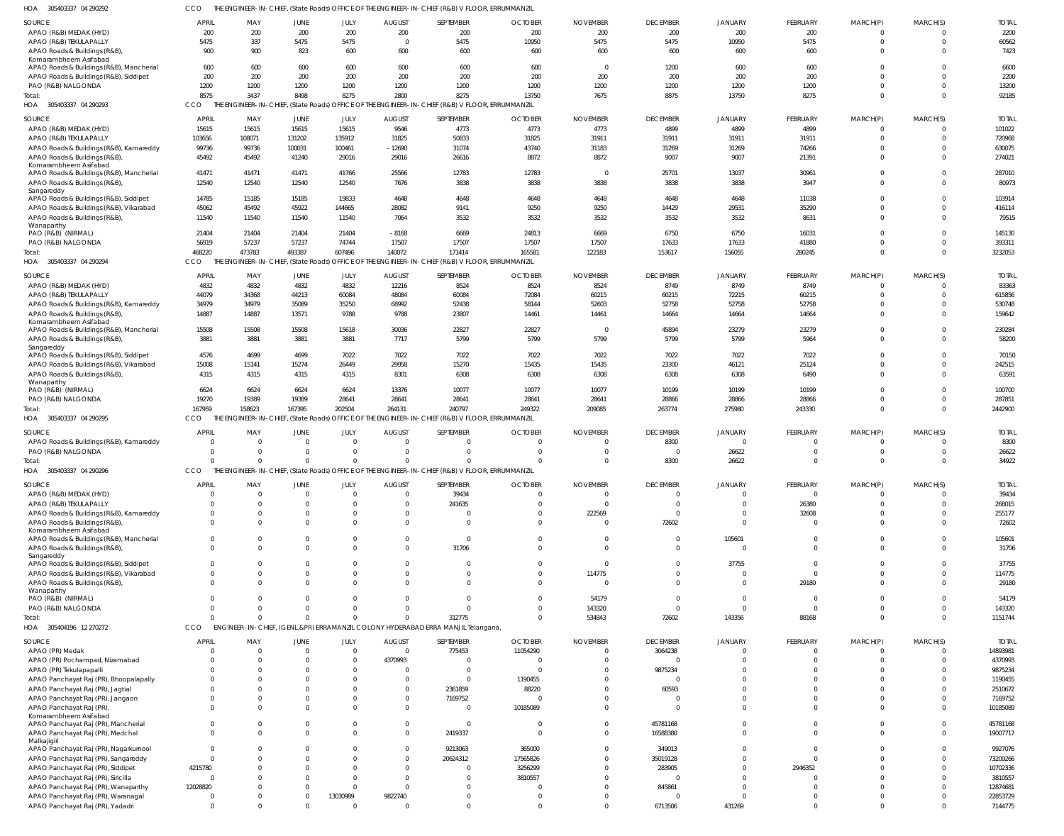HOA 305403337 04 290292 CCO THE ENGINEER- IN- CHIEF, (State Roads) OFFICE OF THE ENGINEER- IN- CHIEF (R&B) V FLOOR, ERRUMMANZIL

| SOURCE | APRIL | MAY | JUNE | JULY | AUGUST | SEPTEMBER | OCTOBER | NOVEMBER | DECEMBER | JANUARY | FEBRUARY | MARCH(P) | MARCH(S) | TOTAL |
|---|---|---|---|---|---|---|---|---|---|---|---|---|---|---|
| APAO (R&B) MEDAK (HYD) | 200 | 200 | 200 | 200 | 200 | 200 | 200 | 200 | 200 | 200 | 200 | 0 | 0 | 2200 |
| APAO (R&B) TEKULAPALLY | 5475 | 337 | 5475 | 5475 | 0 | 5475 | 10950 | 5475 | 5475 | 10950 | 5475 | 0 | 0 | 60562 |
| APAO Roads & Buildings (R&B), Komarambheem Asifabad | 900 | 900 | 823 | 600 | 600 | 600 | 600 | 600 | 600 | 600 | 600 | 0 | 0 | 7423 |
| APAO Roads & Buildings (R&B), Mancherial | 600 | 600 | 600 | 600 | 600 | 600 | 600 | 0 | 1200 | 600 | 600 | 0 | 0 | 6600 |
| APAO Roads & Buildings (R&B), Siddipet | 200 | 200 | 200 | 200 | 200 | 200 | 200 | 200 | 200 | 200 | 200 | 0 | 0 | 2200 |
| PAO (R&B) NALGONDA | 1200 | 1200 | 1200 | 1200 | 1200 | 1200 | 1200 | 1200 | 1200 | 1200 | 1200 | 0 | 0 | 13200 |
| Total: | 8575 | 3437 | 8498 | 8275 | 2800 | 8275 | 13750 | 7675 | 8875 | 13750 | 8275 | 0 | 0 | 92185 |

HOA 305403337 04 290293 CCO THE ENGINEER- IN- CHIEF, (State Roads) OFFICE OF THE ENGINEER- IN- CHIEF (R&B) V FLOOR, ERRUMMANZIL

| SOURCE | APRIL | MAY | JUNE | JULY | AUGUST | SEPTEMBER | OCTOBER | NOVEMBER | DECEMBER | JANUARY | FEBRUARY | MARCH(P) | MARCH(S) | TOTAL |
|---|---|---|---|---|---|---|---|---|---|---|---|---|---|---|
| APAO (R&B) MEDAK (HYD) | 15615 | 15615 | 15615 | 15615 | 9546 | 4773 | 4773 | 4773 | 4899 | 4899 | 4899 | 0 | 0 | 101022 |
| APAO (R&B) TEKULAPALLY | 103656 | 108071 | 131202 | 135912 | 31825 | 50833 | 31825 | 31911 | 31911 | 31911 | 31911 | 0 | 0 | 720968 |
| APAO Roads & Buildings (R&B), Kamareddy | 99736 | 99736 | 100031 | 100461 | -12690 | 31074 | 43740 | 31183 | 31269 | 31269 | 74266 | 0 | 0 | 630075 |
| APAO Roads & Buildings (R&B), Komarambheem Asifabad | 45492 | 45492 | 41240 | 29016 | 29016 | 26616 | 8872 | 8872 | 9007 | 9007 | 21391 | 0 | 0 | 274021 |
| APAO Roads & Buildings (R&B), Mancherial | 41471 | 41471 | 41471 | 41766 | 25566 | 12783 | 12783 | 0 | 25701 | 13037 | 30961 | 0 | 0 | 287010 |
| APAO Roads & Buildings (R&B), Sangareddy | 12540 | 12540 | 12540 | 12540 | 7676 | 3838 | 3838 | 3838 | 3838 | 3838 | 3947 | 0 | 0 | 80973 |
| APAO Roads & Buildings (R&B), Siddipet | 14785 | 15185 | 15185 | 19833 | 4648 | 4648 | 4648 | 4648 | 4648 | 4648 | 11038 | 0 | 0 | 103914 |
| APAO Roads & Buildings (R&B), Vikarabad | 45062 | 45492 | 45922 | 144665 | 28082 | 9141 | 9250 | 9250 | 14429 | 29531 | 35290 | 0 | 0 | 416114 |
| APAO Roads & Buildings (R&B), Wanaparthy | 11540 | 11540 | 11540 | 11540 | 7064 | 3532 | 3532 | 3532 | 3532 | 3532 | 8631 | 0 | 0 | 79515 |
| PAO (R&B) (NIRMAL) | 21404 | 21404 | 21404 | 21404 | -8168 | 6669 | 24813 | 6669 | 6750 | 6750 | 16031 | 0 | 0 | 145130 |
| PAO (R&B) NALGONDA | 56919 | 57237 | 57237 | 74744 | 17507 | 17507 | 17507 | 17507 | 17633 | 17633 | 41880 | 0 | 0 | 393311 |
| Total: | 468220 | 473783 | 493387 | 607496 | 140072 | 171414 | 165581 | 122183 | 153617 | 156055 | 280245 | 0 | 0 | 3232053 |

HOA 305403337 04 290294 CCO THE ENGINEER- IN- CHIEF, (State Roads) OFFICE OF THE ENGINEER- IN- CHIEF (R&B) V FLOOR, ERRUMMANZIL

| SOURCE | APRIL | MAY | JUNE | JULY | AUGUST | SEPTEMBER | OCTOBER | NOVEMBER | DECEMBER | JANUARY | FEBRUARY | MARCH(P) | MARCH(S) | TOTAL |
|---|---|---|---|---|---|---|---|---|---|---|---|---|---|---|
| APAO (R&B) MEDAK (HYD) | 4832 | 4832 | 4832 | 4832 | 12216 | 8524 | 8524 | 8524 | 8749 | 8749 | 8749 | 0 | 0 | 83363 |
| APAO (R&B) TEKULAPALLY | 44079 | 34368 | 44213 | 60084 | 48084 | 60084 | 72084 | 60215 | 60215 | 72215 | 60215 | 0 | 0 | 615856 |
| APAO Roads & Buildings (R&B), Kamareddy | 34979 | 34979 | 35089 | 35250 | 68992 | 52438 | 58144 | 52603 | 52758 | 52758 | 52758 | 0 | 0 | 530748 |
| APAO Roads & Buildings (R&B), Komarambheem Asifabad | 14887 | 14887 | 13571 | 9788 | 9788 | 23807 | 14461 | 14461 | 14664 | 14664 | 14664 | 0 | 0 | 159642 |
| APAO Roads & Buildings (R&B), Mancherial | 15508 | 15508 | 15508 | 15618 | 30036 | 22827 | 22827 | 0 | 45894 | 23279 | 23279 | 0 | 0 | 230284 |
| APAO Roads & Buildings (R&B), Sangareddy | 3881 | 3881 | 3881 | 3881 | 7717 | 5799 | 5799 | 5799 | 5799 | 5799 | 5964 | 0 | 0 | 58200 |
| APAO Roads & Buildings (R&B), Siddipet | 4576 | 4699 | 4699 | 7022 | 7022 | 7022 | 7022 | 7022 | 7022 | 7022 | 7022 | 0 | 0 | 70150 |
| APAO Roads & Buildings (R&B), Vikarabad | 15008 | 15141 | 15274 | 26449 | 29958 | 15270 | 15435 | 15435 | 23300 | 46121 | 25124 | 0 | 0 | 242515 |
| APAO Roads & Buildings (R&B), Wanaparthy | 4315 | 4315 | 4315 | 4315 | 8301 | 6308 | 6308 | 6308 | 6308 | 6308 | 6490 | 0 | 0 | 63591 |
| PAO (R&B) (NIRMAL) | 6624 | 6624 | 6624 | 6624 | 13376 | 10077 | 10077 | 10077 | 10199 | 10199 | 10199 | 0 | 0 | 100700 |
| PAO (R&B) NALGONDA | 19270 | 19389 | 19389 | 28641 | 28641 | 28641 | 28641 | 28641 | 28866 | 28866 | 28866 | 0 | 0 | 287851 |
| Total: | 167959 | 158623 | 167395 | 202504 | 264131 | 240797 | 249322 | 209085 | 263774 | 275980 | 243330 | 0 | 0 | 2442900 |

HOA 305403337 04 290295 CCO THE ENGINEER- IN- CHIEF, (State Roads) OFFICE OF THE ENGINEER- IN- CHIEF (R&B) V FLOOR, ERRUMMANZIL

| SOURCE | APRIL | MAY | JUNE | JULY | AUGUST | SEPTEMBER | OCTOBER | NOVEMBER | DECEMBER | JANUARY | FEBRUARY | MARCH(P) | MARCH(S) | TOTAL |
|---|---|---|---|---|---|---|---|---|---|---|---|---|---|---|
| APAO Roads & Buildings (R&B), Kamareddy | 0 | 0 | 0 | 0 | 0 | 0 | 0 | 0 | 8300 | 0 | 0 | 0 | 0 | 8300 |
| PAO (R&B) NALGONDA | 0 | 0 | 0 | 0 | 0 | 0 | 0 | 0 | 0 | 26622 | 0 | 0 | 0 | 26622 |
| Total: | 0 | 0 | 0 | 0 | 0 | 0 | 0 | 0 | 8300 | 26622 | 0 | 0 | 0 | 34922 |

HOA 305403337 04 290296 CCO THE ENGINEER- IN- CHIEF, (State Roads) OFFICE OF THE ENGINEER- IN- CHIEF (R&B) V FLOOR, ERRUMMANZIL

| SOURCE | APRIL | MAY | JUNE | JULY | AUGUST | SEPTEMBER | OCTOBER | NOVEMBER | DECEMBER | JANUARY | FEBRUARY | MARCH(P) | MARCH(S) | TOTAL |
|---|---|---|---|---|---|---|---|---|---|---|---|---|---|---|
| APAO (R&B) MEDAK (HYD) | 0 | 0 | 0 | 0 | 0 | 39434 | 0 | 0 | 0 | 0 | 0 | 0 | 0 | 39434 |
| APAO (R&B) TEKULAPALLY | 0 | 0 | 0 | 0 | 0 | 241635 | 0 | 0 | 0 | 0 | 26380 | 0 | 0 | 268015 |
| APAO Roads & Buildings (R&B), Kamareddy | 0 | 0 | 0 | 0 | 0 | 0 | 0 | 222569 | 0 | 0 | 32608 | 0 | 0 | 255177 |
| APAO Roads & Buildings (R&B), Komarambheem Asifabad | 0 | 0 | 0 | 0 | 0 | 0 | 0 | 0 | 72602 | 0 | 0 | 0 | 0 | 72602 |
| APAO Roads & Buildings (R&B), Mancherial | 0 | 0 | 0 | 0 | 0 | 0 | 0 | 0 | 0 | 105601 | 0 | 0 | 0 | 105601 |
| APAO Roads & Buildings (R&B), Sangareddy | 0 | 0 | 0 | 0 | 0 | 31706 | 0 | 0 | 0 | 0 | 0 | 0 | 0 | 31706 |
| APAO Roads & Buildings (R&B), Siddipet | 0 | 0 | 0 | 0 | 0 | 0 | 0 | 0 | 0 | 37755 | 0 | 0 | 0 | 37755 |
| APAO Roads & Buildings (R&B), Vikarabad | 0 | 0 | 0 | 0 | 0 | 0 | 0 | 114775 | 0 | 0 | 0 | 0 | 0 | 114775 |
| APAO Roads & Buildings (R&B), Wanaparthy | 0 | 0 | 0 | 0 | 0 | 0 | 0 | 0 | 0 | 0 | 29180 | 0 | 0 | 29180 |
| PAO (R&B) (NIRMAL) | 0 | 0 | 0 | 0 | 0 | 0 | 0 | 54179 | 0 | 0 | 0 | 0 | 0 | 54179 |
| PAO (R&B) NALGONDA | 0 | 0 | 0 | 0 | 0 | 0 | 0 | 143320 | 0 | 0 | 0 | 0 | 0 | 143320 |
| Total: | 0 | 0 | 0 | 0 | 0 | 312775 | 0 | 534843 | 72602 | 143356 | 88168 | 0 | 0 | 1151744 |

HOA 305404196 12 270272 CCO ENGINEER- IN- CHIEF, (GENL.&PR) ERRAMANZIL COLONY HYDERABAD ERRA MANJIL Telangana,

| SOURCE | APRIL | MAY | JUNE | JULY | AUGUST | SEPTEMBER | OCTOBER | NOVEMBER | DECEMBER | JANUARY | FEBRUARY | MARCH(P) | MARCH(S) | TOTAL |
|---|---|---|---|---|---|---|---|---|---|---|---|---|---|---|
| APAO (PR) Medak | 0 | 0 | 0 | 0 | 0 | 775453 | 11054290 | 0 | 3064238 | 0 | 0 | 0 | 0 | 14893981 |
| APAO (PR) Pochampad, Nizamabad | 0 | 0 | 0 | 0 | 4370993 | 0 | 0 | 0 | 0 | 0 | 0 | 0 | 0 | 4370993 |
| APAO (PR) Tekulapalli | 0 | 0 | 0 | 0 | 0 | 0 | 0 | 0 | 9875234 | 0 | 0 | 0 | 0 | 9875234 |
| APAO Panchayat Raj (PR), Bhoopalapally | 0 | 0 | 0 | 0 | 0 | 0 | 1190455 | 0 | 0 | 0 | 0 | 0 | 0 | 1190455 |
| APAO Panchayat Raj (PR), Jagtial | 0 | 0 | 0 | 0 | 0 | 2361859 | 88220 | 0 | 60593 | 0 | 0 | 0 | 0 | 2510672 |
| APAO Panchayat Raj (PR), Jangaon | 0 | 0 | 0 | 0 | 0 | 7169752 | 0 | 0 | 0 | 0 | 0 | 0 | 0 | 7169752 |
| APAO Panchayat Raj (PR), Komarambheem Asifabad | 0 | 0 | 0 | 0 | 0 | 0 | 10185089 | 0 | 0 | 0 | 0 | 0 | 0 | 10185089 |
| APAO Panchayat Raj (PR), Mancherial | 0 | 0 | 0 | 0 | 0 | 0 | 0 | 0 | 45781168 | 0 | 0 | 0 | 0 | 45781168 |
| APAO Panchayat Raj (PR), Medchal Malkajigiri | 0 | 0 | 0 | 0 | 0 | 2419337 | 0 | 0 | 16588380 | 0 | 0 | 0 | 0 | 19007717 |
| APAO Panchayat Raj (PR), Nagarkurnool | 0 | 0 | 0 | 0 | 0 | 9213063 | 365000 | 0 | 349013 | 0 | 0 | 0 | 0 | 9927076 |
| APAO Panchayat Raj (PR), Sangareddy | 0 | 0 | 0 | 0 | 0 | 20624312 | 17565826 | 0 | 35019128 | 0 | 0 | 0 | 0 | 73209266 |
| APAO Panchayat Raj (PR), Siddipet | 4215780 | 0 | 0 | 0 | 0 | 0 | 3256299 | 0 | 283905 | 0 | 2946352 | 0 | 0 | 10702336 |
| APAO Panchayat Raj (PR), Siricilla | 0 | 0 | 0 | 0 | 0 | 0 | 3810557 | 0 | 0 | 0 | 0 | 0 | 0 | 3810557 |
| APAO Panchayat Raj (PR), Wanaparthy | 12028820 | 0 | 0 | 0 | 0 | 0 | 0 | 0 | 845861 | 0 | 0 | 0 | 0 | 12874681 |
| APAO Panchayat Raj (PR), Waranagal | 0 | 0 | 0 | 13030989 | 9822740 | 0 | 0 | 0 | 0 | 0 | 0 | 0 | 0 | 22853729 |
| APAO Panchayat Raj (PR), Yadadri | 0 | 0 | 0 | 0 | 0 | 0 | 0 | 0 | 6713506 | 431269 | 0 | 0 | 0 | 7144775 |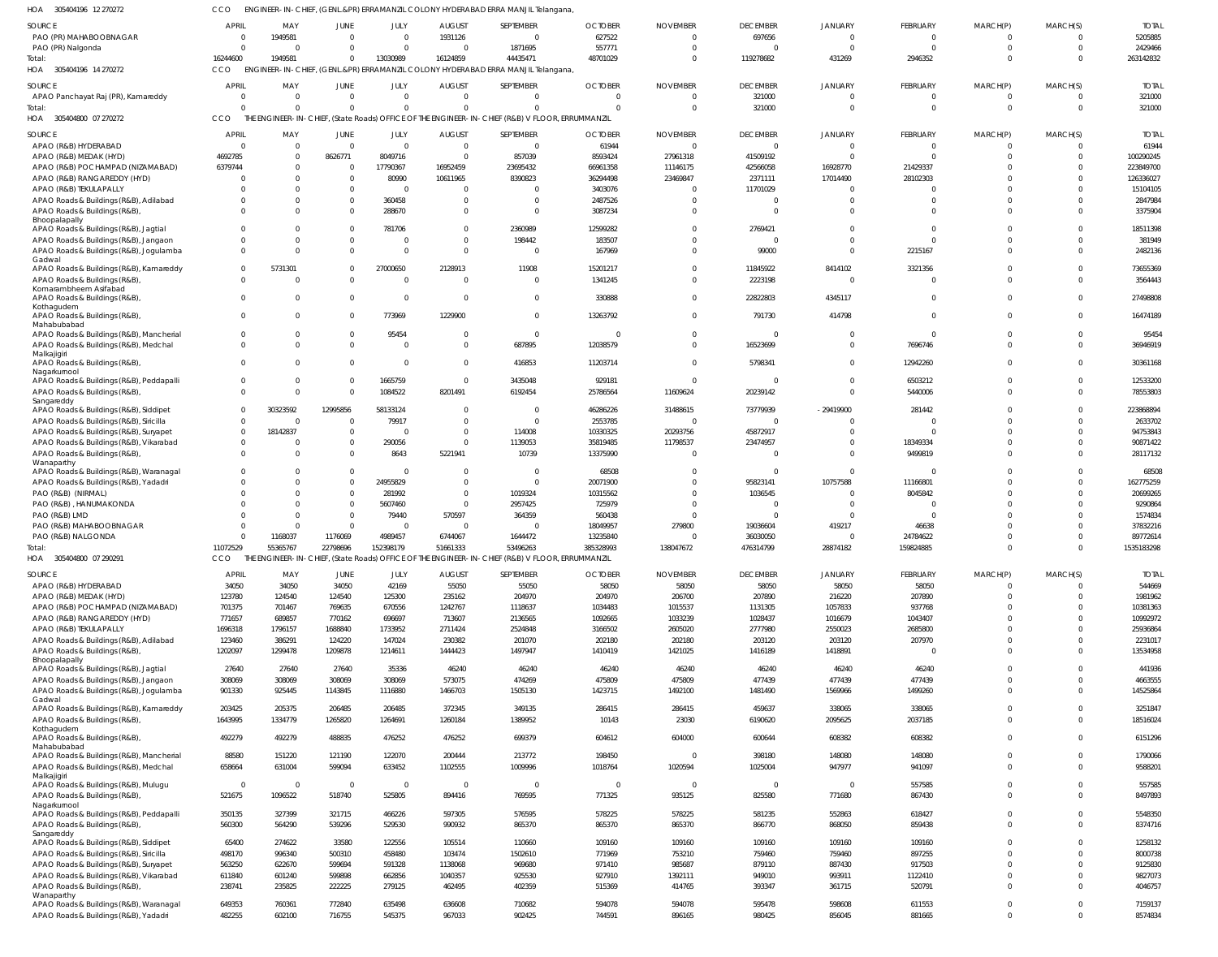HOA 305404196 12 270272 CCO ENGINEER-IN-CHIEF, (GENL.&PR) ERRAMANZIL COLONY HYDERABAD ERRA MANJIL Telangana,

| SOURCE | APRIL | MAY | JUNE | JULY | AUGUST | SEPTEMBER | OCTOBER | NOVEMBER | DECEMBER | JANUARY | FEBRUARY | MARCH(P) | MARCH(S) | TOTAL |
|---|---|---|---|---|---|---|---|---|---|---|---|---|---|---|
| PAO (PR) MAHABOOBNAGAR | 0 | 1949581 | 0 | 0 | 1931126 | 0 | 627522 | 0 | 697656 | 0 | 0 | 0 | 0 | 5205885 |
| PAO (PR) Nalgonda | 0 | 0 | 0 | 0 | 0 | 1871695 | 557771 | 0 | 0 | 0 | 0 | 0 | 0 | 2429466 |
| Total: | 16244600 | 1949581 | 0 | 13030989 | 16124859 | 44435471 | 48701029 | 0 | 119278682 | 431269 | 2946352 | 0 | 0 | 263142832 |

HOA 305404196 14 270272 CCO ENGINEER-IN-CHIEF, (GENL.&PR) ERRAMANZIL COLONY HYDERABAD ERRA MANJIL Telangana,

| SOURCE | APRIL | MAY | JUNE | JULY | AUGUST | SEPTEMBER | OCTOBER | NOVEMBER | DECEMBER | JANUARY | FEBRUARY | MARCH(P) | MARCH(S) | TOTAL |
|---|---|---|---|---|---|---|---|---|---|---|---|---|---|---|
| APAO Panchayat Raj (PR), Kamareddy | 0 | 0 | 0 | 0 | 0 | 0 | 0 | 0 | 321000 | 0 | 0 | 0 | 0 | 321000 |
| Total: | 0 | 0 | 0 | 0 | 0 | 0 | 0 | 0 | 321000 | 0 | 0 | 0 | 0 | 321000 |

HOA 305404800 07 270272 CCO THE ENGINEER-IN-CHIEF, (State Roads) OFFICE OF THE ENGINEER-IN-CHIEF (R&B) V FLOOR, ERRUMMANZIL

| SOURCE | APRIL | MAY | JUNE | JULY | AUGUST | SEPTEMBER | OCTOBER | NOVEMBER | DECEMBER | JANUARY | FEBRUARY | MARCH(P) | MARCH(S) | TOTAL |
|---|---|---|---|---|---|---|---|---|---|---|---|---|---|---|
| APAO (R&B) HYDERABAD | 0 | 0 | 0 | 0 | 0 | 0 | 61944 | 0 | 0 | 0 | 0 | 0 | 0 | 61944 |
| APAO (R&B) MEDAK (HYD) | 4692785 | 0 | 8626771 | 8049716 | 0 | 857039 | 8593424 | 27961318 | 41509192 | 0 | 0 | 0 | 0 | 100290245 |
| APAO (R&B) POCHAMPAD (NIZAMABAD) | 6379744 | 0 | 0 | 17790367 | 16952459 | 23695432 | 66961358 | 11146175 | 42566058 | 16928770 | 21429337 | 0 | 0 | 223849700 |
| APAO (R&B) RANGAREDDY (HYD) | 0 | 0 | 0 | 80990 | 10611965 | 8390823 | 36294498 | 23469847 | 2371111 | 17014490 | 28102303 | 0 | 0 | 126336027 |
| APAO (R&B) TEKULAPALLY | 0 | 0 | 0 | 0 | 0 | 0 | 3403076 | 0 | 11701029 | 0 | 0 | 0 | 0 | 15104105 |
| APAO Roads & Buildings (R&B), Adilabad | 0 | 0 | 0 | 360458 | 0 | 0 | 2487526 | 0 | 0 | 0 | 0 | 0 | 0 | 2847984 |
| APAO Roads & Buildings (R&B), Bhoopalapally | 0 | 0 | 0 | 288670 | 0 | 0 | 3087234 | 0 | 0 | 0 | 0 | 0 | 0 | 3375904 |
| APAO Roads & Buildings (R&B), Jagtial | 0 | 0 | 0 | 781706 | 0 | 2360989 | 12599282 | 0 | 2769421 | 0 | 0 | 0 | 0 | 18511398 |
| APAO Roads & Buildings (R&B), Jangaon | 0 | 0 | 0 | 0 | 0 | 198442 | 183507 | 0 | 0 | 0 | 0 | 0 | 0 | 381949 |
| APAO Roads & Buildings (R&B), Jogulamba Gadwal | 0 | 0 | 0 | 0 | 0 | 0 | 167969 | 0 | 99000 | 0 | 2215167 | 0 | 0 | 2482136 |
| APAO Roads & Buildings (R&B), Kamareddy | 0 | 5731301 | 0 | 27000650 | 2128913 | 11908 | 15201217 | 0 | 11845922 | 8414102 | 3321356 | 0 | 0 | 73655369 |
| APAO Roads & Buildings (R&B), Komarambheem Asifabad | 0 | 0 | 0 | 0 | 0 | 0 | 1341245 | 0 | 2223198 | 0 | 0 | 0 | 0 | 3564443 |
| APAO Roads & Buildings (R&B), Kothagudem | 0 | 0 | 0 | 0 | 0 | 0 | 330888 | 0 | 22822803 | 4345117 | 0 | 0 | 0 | 27498808 |
| APAO Roads & Buildings (R&B), Mahabubabad | 0 | 0 | 0 | 773969 | 1229900 | 0 | 13263792 | 0 | 791730 | 414798 | 0 | 0 | 0 | 16474189 |
| APAO Roads & Buildings (R&B), Mancherial | 0 | 0 | 0 | 95454 | 0 | 0 | 0 | 0 | 0 | 0 | 0 | 0 | 0 | 95454 |
| APAO Roads & Buildings (R&B), Medchal Malkajigiri | 0 | 0 | 0 | 0 | 0 | 687895 | 12038579 | 0 | 16523699 | 0 | 7696746 | 0 | 0 | 36946919 |
| APAO Roads & Buildings (R&B), Nagarkurnool | 0 | 0 | 0 | 0 | 0 | 416853 | 11203714 | 0 | 5798341 | 0 | 12942260 | 0 | 0 | 30361168 |
| APAO Roads & Buildings (R&B), Peddapalli | 0 | 0 | 0 | 1665759 | 0 | 3435048 | 929181 | 0 | 0 | 0 | 6503212 | 0 | 0 | 12533200 |
| APAO Roads & Buildings (R&B), Sangareddy | 0 | 0 | 0 | 1084522 | 8201491 | 6192454 | 25786564 | 11609624 | 20239142 | 0 | 5440006 | 0 | 0 | 78553803 |
| APAO Roads & Buildings (R&B), Siddipet | 0 | 30323592 | 12995856 | 58133124 | 0 | 0 | 46286226 | 31488615 | 73779939 | -29419900 | 281442 | 0 | 0 | 223868894 |
| APAO Roads & Buildings (R&B), Siricilla | 0 | 0 | 0 | 79917 | 0 | 0 | 2553785 | 0 | 0 | 0 | 0 | 0 | 0 | 2633702 |
| APAO Roads & Buildings (R&B), Suryapet | 0 | 18142837 | 0 | 0 | 0 | 114008 | 10330325 | 20293756 | 45872917 | 0 | 0 | 0 | 0 | 94753843 |
| APAO Roads & Buildings (R&B), Vikarabad | 0 | 0 | 0 | 290056 | 0 | 1139053 | 35819485 | 11798537 | 23474957 | 0 | 18349334 | 0 | 0 | 90871422 |
| APAO Roads & Buildings (R&B), Wanaparthy | 0 | 0 | 0 | 8643 | 5221941 | 10739 | 13375990 | 0 | 0 | 0 | 9499819 | 0 | 0 | 28117132 |
| APAO Roads & Buildings (R&B), Waranagal | 0 | 0 | 0 | 0 | 0 | 0 | 68508 | 0 | 0 | 0 | 0 | 0 | 0 | 68508 |
| APAO Roads & Buildings (R&B), Yadadri | 0 | 0 | 0 | 24955829 | 0 | 0 | 20071900 | 0 | 95823141 | 10757588 | 11166801 | 0 | 0 | 162775259 |
| PAO (R&B) (NIRMAL) | 0 | 0 | 0 | 281992 | 0 | 1019324 | 10315562 | 0 | 1036545 | 0 | 8045842 | 0 | 0 | 20699265 |
| PAO (R&B), HANUMAKONDA | 0 | 0 | 0 | 5607460 | 0 | 2957425 | 725979 | 0 | 0 | 0 | 0 | 0 | 0 | 9290864 |
| PAO (R&B) LMD | 0 | 0 | 0 | 79440 | 570597 | 364359 | 560438 | 0 | 0 | 0 | 0 | 0 | 0 | 1574834 |
| PAO (R&B) MAHABOOBNAGAR | 0 | 0 | 0 | 0 | 0 | 0 | 18049957 | 279800 | 19036604 | 419217 | 46638 | 0 | 0 | 37832216 |
| PAO (R&B) NALGONDA | 0 | 1168037 | 1176069 | 4989457 | 6744067 | 1644472 | 13235840 | 0 | 36030050 | 0 | 24784622 | 0 | 0 | 89772614 |
| Total: | 11072529 | 55365767 | 22798696 | 152398179 | 51661333 | 53496263 | 385328993 | 138047672 | 476314799 | 28874182 | 159824885 | 0 | 0 | 1535183298 |

HOA 305404800 07 290291 CCO THE ENGINEER-IN-CHIEF, (State Roads) OFFICE OF THE ENGINEER-IN-CHIEF (R&B) V FLOOR, ERRUMMANZIL

| SOURCE | APRIL | MAY | JUNE | JULY | AUGUST | SEPTEMBER | OCTOBER | NOVEMBER | DECEMBER | JANUARY | FEBRUARY | MARCH(P) | MARCH(S) | TOTAL |
|---|---|---|---|---|---|---|---|---|---|---|---|---|---|---|
| APAO (R&B) HYDERABAD | 34050 | 34050 | 34050 | 42169 | 55050 | 55050 | 58050 | 58050 | 58050 | 58050 | 58050 | 0 | 0 | 544669 |
| APAO (R&B) MEDAK (HYD) | 123780 | 124540 | 124540 | 125300 | 235162 | 204970 | 204970 | 206700 | 207890 | 216220 | 207890 | 0 | 0 | 1981962 |
| APAO (R&B) POCHAMPAD (NIZAMABAD) | 701375 | 701467 | 769635 | 670556 | 1242767 | 1118637 | 1034483 | 1015537 | 1131305 | 1057833 | 937768 | 0 | 0 | 10381363 |
| APAO (R&B) RANGAREDDY (HYD) | 771657 | 689857 | 770162 | 696697 | 713607 | 2136565 | 1092665 | 1033239 | 1028437 | 1016679 | 1043407 | 0 | 0 | 10992972 |
| APAO (R&B) TEKULAPALLY | 1696318 | 1796157 | 1688840 | 1733952 | 2711424 | 2524848 | 3166502 | 2605020 | 2777980 | 2550023 | 2685800 | 0 | 0 | 25936864 |
| APAO Roads & Buildings (R&B), Adilabad | 123460 | 386291 | 124220 | 147024 | 230382 | 201070 | 202180 | 202180 | 203120 | 203120 | 207970 | 0 | 0 | 2231017 |
| APAO Roads & Buildings (R&B), Bhoopalapally | 1202097 | 1299478 | 1209878 | 1214611 | 1444423 | 1497947 | 1410419 | 1421025 | 1416189 | 1418891 | 0 | 0 | 0 | 13534958 |
| APAO Roads & Buildings (R&B), Jagtial | 27640 | 27640 | 27640 | 35336 | 46240 | 46240 | 46240 | 46240 | 46240 | 46240 | 46240 | 0 | 0 | 441936 |
| APAO Roads & Buildings (R&B), Jangaon | 308069 | 308069 | 308069 | 308069 | 573075 | 474269 | 475809 | 475809 | 477439 | 477439 | 477439 | 0 | 0 | 4663555 |
| APAO Roads & Buildings (R&B), Jogulamba Gadwal | 901330 | 925445 | 1143845 | 1116880 | 1466703 | 1505130 | 1423715 | 1492100 | 1481490 | 1569966 | 1499260 | 0 | 0 | 14525864 |
| APAO Roads & Buildings (R&B), Kamareddy | 203425 | 205375 | 206485 | 206485 | 372345 | 349135 | 286415 | 286415 | 459637 | 338065 | 338065 | 0 | 0 | 3251847 |
| APAO Roads & Buildings (R&B), Kothagudem | 1643995 | 1334779 | 1265820 | 1264691 | 1260184 | 1389952 | 10143 | 23030 | 6190620 | 2095625 | 2037185 | 0 | 0 | 18516024 |
| APAO Roads & Buildings (R&B), Mahabubabad | 492279 | 492279 | 488835 | 476252 | 476252 | 699379 | 604612 | 604000 | 600644 | 608382 | 608382 | 0 | 0 | 6151296 |
| APAO Roads & Buildings (R&B), Mancherial | 88580 | 151220 | 121190 | 122070 | 200444 | 213772 | 198450 | 0 | 398180 | 148080 | 148080 | 0 | 0 | 1790066 |
| APAO Roads & Buildings (R&B), Medchal Malkajigiri | 658664 | 631004 | 599094 | 633452 | 1102555 | 1009996 | 1018764 | 1020594 | 1025004 | 947977 | 941097 | 0 | 0 | 9588201 |
| APAO Roads & Buildings (R&B), Mulugu | 0 | 0 | 0 | 0 | 0 | 0 | 0 | 0 | 0 | 0 | 557585 | 0 | 0 | 557585 |
| APAO Roads & Buildings (R&B), Nagarkurnool | 521675 | 1096522 | 518740 | 525805 | 894416 | 769595 | 771325 | 935125 | 825580 | 771680 | 867430 | 0 | 0 | 8497893 |
| APAO Roads & Buildings (R&B), Peddapalli | 350135 | 327399 | 321715 | 466225 | 597305 | 576595 | 578225 | 578225 | 581235 | 552863 | 618427 | 0 | 0 | 5548350 |
| APAO Roads & Buildings (R&B), Sangareddy | 560300 | 564290 | 539296 | 529530 | 990932 | 865370 | 865370 | 865370 | 866770 | 868050 | 859438 | 0 | 0 | 8374716 |
| APAO Roads & Buildings (R&B), Siddipet | 65400 | 274622 | 33580 | 122556 | 105514 | 110660 | 109160 | 109160 | 109160 | 109160 | 109160 | 0 | 0 | 1258132 |
| APAO Roads & Buildings (R&B), Siricilla | 498170 | 996340 | 500310 | 458480 | 103474 | 1502610 | 771969 | 753210 | 759460 | 759460 | 897255 | 0 | 0 | 8000738 |
| APAO Roads & Buildings (R&B), Suryapet | 563250 | 622670 | 599694 | 591328 | 1138068 | 969680 | 971410 | 985687 | 879110 | 887430 | 917503 | 0 | 0 | 9125830 |
| APAO Roads & Buildings (R&B), Vikarabad | 611840 | 601240 | 599898 | 662856 | 1040357 | 925530 | 927910 | 1392111 | 949010 | 993911 | 1122410 | 0 | 0 | 9827073 |
| APAO Roads & Buildings (R&B), Wanaparthy | 238741 | 235825 | 222225 | 279125 | 462495 | 402359 | 515369 | 414765 | 393347 | 361715 | 520791 | 0 | 0 | 4046757 |
| APAO Roads & Buildings (R&B), Waranagal | 649353 | 760361 | 772840 | 635498 | 636608 | 710682 | 594078 | 594078 | 595478 | 598608 | 611553 | 0 | 0 | 7159137 |
| APAO Roads & Buildings (R&B), Yadadri | 482255 | 602100 | 716755 | 545375 | 967033 | 902425 | 744591 | 896165 | 980425 | 856045 | 881665 | 0 | 0 | 8574834 |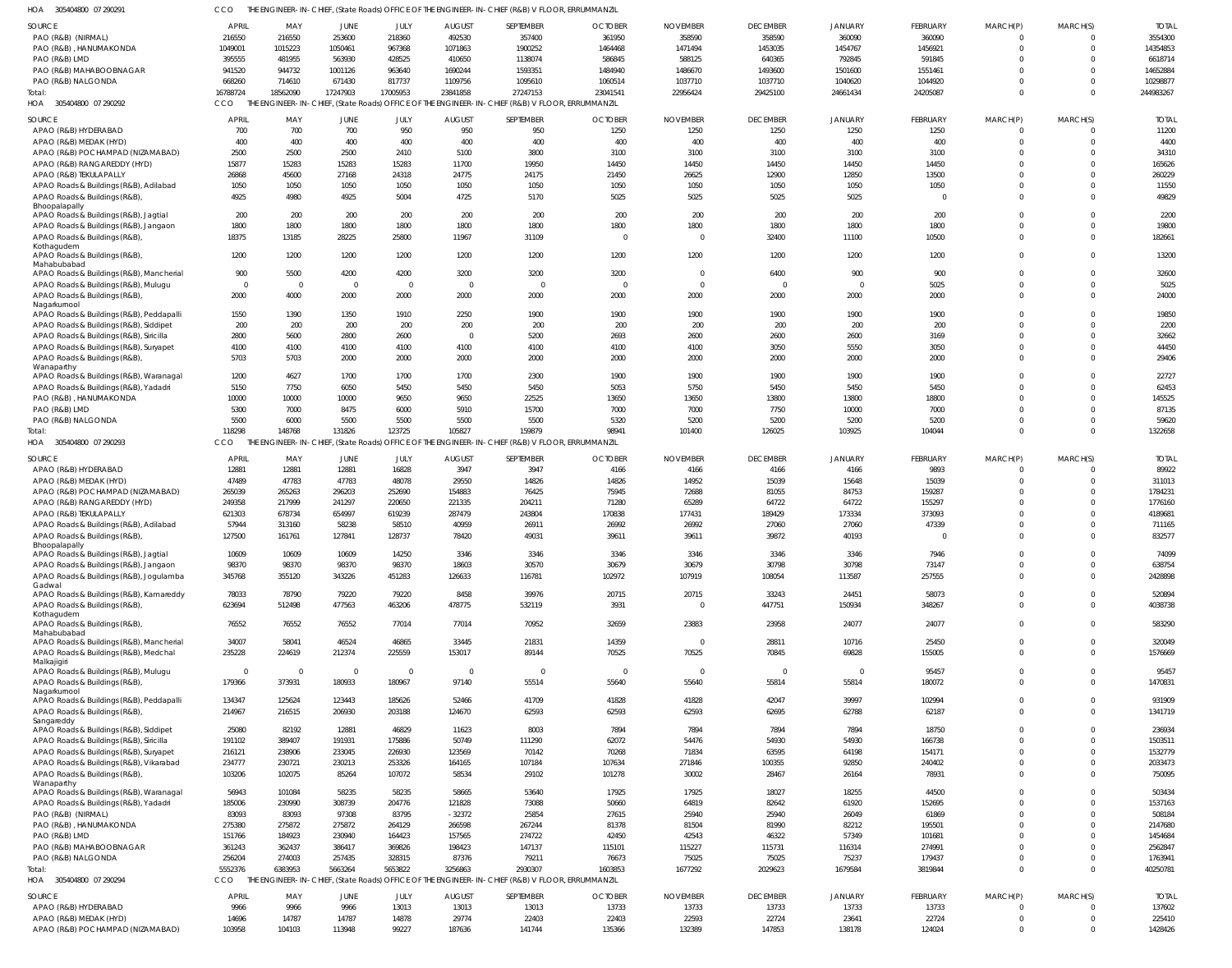HOA 305404800 07 290291 CCO THE ENGINEER-IN-CHIEF, (State Roads) OFFICE OF THE ENGINEER-IN-CHIEF (R&B) V FLOOR, ERRUMMANZIL

| SOURCE | APRIL | MAY | JUNE | JULY | AUGUST | SEPTEMBER | OCTOBER | NOVEMBER | DECEMBER | JANUARY | FEBRUARY | MARCH(P) | MARCH(S) | TOTAL |
|---|---|---|---|---|---|---|---|---|---|---|---|---|---|---|
| PAO (R&B) (NIRMAL) | 216550 | 216550 | 253600 | 218360 | 492530 | 357400 | 361950 | 358590 | 358590 | 360090 | 360090 | 0 | 0 | 3554300 |
| PAO (R&B), HANUMAKONDA | 1049001 | 1015223 | 1050461 | 967368 | 1071863 | 1900252 | 1464468 | 1471494 | 1453035 | 1454767 | 1456921 | 0 | 0 | 14354853 |
| PAO (R&B) LMD | 395555 | 481955 | 563930 | 428525 | 410650 | 1138074 | 586845 | 588125 | 640365 | 792845 | 591845 | 0 | 0 | 6618714 |
| PAO (R&B) MAHABOOBNAGAR | 941520 | 944732 | 1001126 | 963640 | 1690244 | 1593351 | 1484940 | 1486670 | 1493600 | 1501600 | 1551461 | 0 | 0 | 14652884 |
| PAO (R&B) NALGONDA | 668260 | 714610 | 671430 | 817737 | 1109756 | 1095610 | 1060514 | 1037710 | 1037710 | 1040620 | 1044920 | 0 | 0 | 10298877 |
| Total: | 16788724 | 18562090 | 17247903 | 17005953 | 23841858 | 27247153 | 23041541 | 22956424 | 29425100 | 24661434 | 24205087 | 0 | 0 | 244983267 |

HOA 305404800 07 290292 CCO THE ENGINEER-IN-CHIEF, (State Roads) OFFICE OF THE ENGINEER-IN-CHIEF (R&B) V FLOOR, ERRUMMANZIL

| SOURCE | APRIL | MAY | JUNE | JULY | AUGUST | SEPTEMBER | OCTOBER | NOVEMBER | DECEMBER | JANUARY | FEBRUARY | MARCH(P) | MARCH(S) | TOTAL |
|---|---|---|---|---|---|---|---|---|---|---|---|---|---|---|
| APAO (R&B) HYDERABAD | 700 | 700 | 700 | 950 | 950 | 950 | 1250 | 1250 | 1250 | 1250 | 1250 | 0 | 0 | 11200 |
| APAO (R&B) MEDAK (HYD) | 400 | 400 | 400 | 400 | 400 | 400 | 400 | 400 | 400 | 400 | 400 | 0 | 0 | 4400 |
| APAO (R&B) POCHAMPAD (NIZAMABAD) | 2500 | 2500 | 2500 | 2410 | 5100 | 3800 | 3100 | 3100 | 3100 | 3100 | 3100 | 0 | 0 | 34310 |
| APAO (R&B) RANGAREDDY (HYD) | 15877 | 15283 | 15283 | 15283 | 11700 | 19950 | 14450 | 14450 | 14450 | 14450 | 14450 | 0 | 0 | 165626 |
| APAO (R&B) TEKULAPALLY | 26868 | 45600 | 27168 | 24318 | 24775 | 24175 | 21450 | 26625 | 12900 | 12850 | 13500 | 0 | 0 | 260229 |
| APAO Roads & Buildings (R&B), Adilabad | 1050 | 1050 | 1050 | 1050 | 1050 | 1050 | 1050 | 1050 | 1050 | 1050 | 1050 | 0 | 0 | 11550 |
| APAO Roads & Buildings (R&B), Bhoopalapally | 4925 | 4980 | 4925 | 5004 | 4725 | 5170 | 5025 | 5025 | 5025 | 5025 | 0 | 0 | 0 | 49829 |
| APAO Roads & Buildings (R&B), Jagtial | 200 | 200 | 200 | 200 | 200 | 200 | 200 | 200 | 200 | 200 | 200 | 0 | 0 | 2200 |
| APAO Roads & Buildings (R&B), Jangaon | 1800 | 1800 | 1800 | 1800 | 1800 | 1800 | 1800 | 1800 | 1800 | 1800 | 1800 | 0 | 0 | 19800 |
| APAO Roads & Buildings (R&B), Kothagudem | 18375 | 13185 | 28225 | 25800 | 11967 | 31109 | 0 | 0 | 32400 | 11100 | 10500 | 0 | 0 | 182661 |
| APAO Roads & Buildings (R&B), Mahabubabad | 1200 | 1200 | 1200 | 1200 | 1200 | 1200 | 1200 | 1200 | 1200 | 1200 | 1200 | 0 | 0 | 13200 |
| APAO Roads & Buildings (R&B), Mancherial | 900 | 5500 | 4200 | 4200 | 3200 | 3200 | 3200 | 0 | 6400 | 900 | 900 | 0 | 0 | 32600 |
| APAO Roads & Buildings (R&B), Mulugu | 0 | 0 | 0 | 0 | 0 | 0 | 0 | 0 | 0 | 0 | 5025 | 0 | 0 | 5025 |
| APAO Roads & Buildings (R&B), Nagarkurnool | 2000 | 4000 | 2000 | 2000 | 2000 | 2000 | 2000 | 2000 | 2000 | 2000 | 2000 | 0 | 0 | 24000 |
| APAO Roads & Buildings (R&B), Peddapalli | 1550 | 1390 | 1350 | 1910 | 2250 | 1900 | 1900 | 1900 | 1900 | 1900 | 1900 | 0 | 0 | 19850 |
| APAO Roads & Buildings (R&B), Siddipet | 200 | 200 | 200 | 200 | 200 | 200 | 200 | 200 | 200 | 200 | 200 | 0 | 0 | 2200 |
| APAO Roads & Buildings (R&B), Siricilla | 2800 | 5600 | 2800 | 2600 | 0 | 5200 | 2693 | 2600 | 2600 | 2600 | 3169 | 0 | 0 | 32662 |
| APAO Roads & Buildings (R&B), Suryapet | 4100 | 4100 | 4100 | 4100 | 4100 | 4100 | 4100 | 4100 | 3050 | 5550 | 3050 | 0 | 0 | 44450 |
| APAO Roads & Buildings (R&B), Wanaparthy | 5703 | 5703 | 2000 | 2000 | 2000 | 2000 | 2000 | 2000 | 2000 | 2000 | 2000 | 0 | 0 | 29406 |
| APAO Roads & Buildings (R&B), Waranagal | 1200 | 4627 | 1700 | 1700 | 1700 | 2300 | 1900 | 1900 | 1900 | 1900 | 1900 | 0 | 0 | 22727 |
| APAO Roads & Buildings (R&B), Yadadri | 5150 | 7750 | 6050 | 5450 | 5450 | 5450 | 5053 | 5750 | 5450 | 5450 | 5450 | 0 | 0 | 62453 |
| PAO (R&B), HANUMAKONDA | 10000 | 10000 | 10000 | 9650 | 9650 | 22525 | 13650 | 13650 | 13800 | 13800 | 18800 | 0 | 0 | 145525 |
| PAO (R&B) LMD | 5300 | 7000 | 8475 | 6000 | 5910 | 15700 | 7000 | 7000 | 7750 | 10000 | 7000 | 0 | 0 | 87135 |
| PAO (R&B) NALGONDA | 5500 | 6000 | 5500 | 5500 | 5500 | 5500 | 5320 | 5200 | 5200 | 5200 | 5200 | 0 | 0 | 59620 |
| Total: | 118298 | 148768 | 131826 | 123725 | 105827 | 159879 | 98941 | 101400 | 126025 | 103925 | 104044 | 0 | 0 | 1322658 |

HOA 305404800 07 290293 CCO THE ENGINEER-IN-CHIEF, (State Roads) OFFICE OF THE ENGINEER-IN-CHIEF (R&B) V FLOOR, ERRUMMANZIL

| SOURCE | APRIL | MAY | JUNE | JULY | AUGUST | SEPTEMBER | OCTOBER | NOVEMBER | DECEMBER | JANUARY | FEBRUARY | MARCH(P) | MARCH(S) | TOTAL |
|---|---|---|---|---|---|---|---|---|---|---|---|---|---|---|
| APAO (R&B) HYDERABAD | 12881 | 12881 | 12881 | 16828 | 3947 | 3947 | 4166 | 4166 | 4166 | 4166 | 9893 | 0 | 0 | 89922 |
| APAO (R&B) MEDAK (HYD) | 47489 | 47783 | 47783 | 48078 | 29550 | 14826 | 14826 | 14952 | 15039 | 15648 | 15039 | 0 | 0 | 311013 |
| APAO (R&B) POCHAMPAD (NIZAMABAD) | 265039 | 265263 | 296203 | 252690 | 154883 | 76425 | 75945 | 72688 | 81055 | 84753 | 159287 | 0 | 0 | 1784231 |
| APAO (R&B) RANGAREDDY (HYD) | 249358 | 217999 | 241297 | 220650 | 221335 | 204211 | 71280 | 65289 | 64722 | 64722 | 155297 | 0 | 0 | 1776160 |
| APAO (R&B) TEKULAPALLY | 621303 | 678734 | 654997 | 619239 | 287479 | 243804 | 170838 | 177431 | 189429 | 173334 | 373093 | 0 | 0 | 4189681 |
| APAO Roads & Buildings (R&B), Adilabad | 57944 | 313160 | 58238 | 58510 | 40959 | 26911 | 26992 | 26992 | 27060 | 27060 | 47339 | 0 | 0 | 711165 |
| APAO Roads & Buildings (R&B), Bhoopalapally | 127500 | 161761 | 127841 | 128737 | 78420 | 49031 | 39611 | 39611 | 39872 | 40193 | 0 | 0 | 0 | 832577 |
| APAO Roads & Buildings (R&B), Jagtial | 10609 | 10609 | 10609 | 14250 | 3346 | 3346 | 3346 | 3346 | 3346 | 3346 | 7946 | 0 | 0 | 74099 |
| APAO Roads & Buildings (R&B), Jangaon | 98370 | 98370 | 98370 | 98370 | 18603 | 30570 | 30679 | 30679 | 30798 | 30798 | 73147 | 0 | 0 | 638754 |
| APAO Roads & Buildings (R&B), Jogulamba Gadwal | 345768 | 355120 | 343226 | 451283 | 126633 | 116781 | 102972 | 107919 | 108054 | 113587 | 257555 | 0 | 0 | 2428898 |
| APAO Roads & Buildings (R&B), Kamareddy | 78033 | 78790 | 79220 | 79220 | 8458 | 39976 | 20715 | 20715 | 33243 | 24451 | 58073 | 0 | 0 | 520894 |
| APAO Roads & Buildings (R&B), Kothagudem | 623694 | 512498 | 477563 | 463206 | 478775 | 532119 | 3931 | 0 | 447751 | 150934 | 348267 | 0 | 0 | 4038738 |
| APAO Roads & Buildings (R&B), Mahabubabad | 76552 | 76552 | 76552 | 77014 | 77014 | 70952 | 32659 | 23883 | 23958 | 24077 | 24077 | 0 | 0 | 583290 |
| APAO Roads & Buildings (R&B), Mancherial | 34007 | 58041 | 46524 | 46865 | 33445 | 21831 | 14359 | 0 | 28811 | 10716 | 25450 | 0 | 0 | 320049 |
| APAO Roads & Buildings (R&B), Medchal Malkajigiri | 235228 | 224619 | 212374 | 225559 | 153017 | 89144 | 70525 | 70525 | 70845 | 69828 | 155005 | 0 | 0 | 1576669 |
| APAO Roads & Buildings (R&B), Mulugu | 0 | 0 | 0 | 0 | 0 | 0 | 0 | 0 | 0 | 0 | 95457 | 0 | 0 | 95457 |
| APAO Roads & Buildings (R&B), Nagarkurnool | 179366 | 373931 | 180933 | 180967 | 97140 | 55514 | 55640 | 55640 | 55814 | 55814 | 180072 | 0 | 0 | 1470831 |
| APAO Roads & Buildings (R&B), Peddapalli | 134347 | 125624 | 123443 | 185626 | 52466 | 41709 | 41828 | 41828 | 42047 | 39997 | 102994 | 0 | 0 | 931909 |
| APAO Roads & Buildings (R&B), Sangareddy | 214967 | 216515 | 206930 | 203188 | 124670 | 62593 | 62593 | 62593 | 62695 | 62788 | 62187 | 0 | 0 | 1341719 |
| APAO Roads & Buildings (R&B), Siddipet | 25080 | 82192 | 12881 | 46829 | 11623 | 8003 | 7894 | 7894 | 7894 | 7894 | 18750 | 0 | 0 | 236934 |
| APAO Roads & Buildings (R&B), Siricilla | 191102 | 389407 | 191931 | 175886 | 50749 | 111290 | 62072 | 54476 | 54930 | 54930 | 166738 | 0 | 0 | 1503511 |
| APAO Roads & Buildings (R&B), Suryapet | 216121 | 238906 | 233045 | 226930 | 123569 | 70142 | 70268 | 71834 | 63595 | 64198 | 154171 | 0 | 0 | 1532779 |
| APAO Roads & Buildings (R&B), Vikarabad | 234777 | 230721 | 230213 | 253326 | 164165 | 107184 | 107634 | 271846 | 100355 | 92850 | 240402 | 0 | 0 | 2033473 |
| APAO Roads & Buildings (R&B), Wanaparthy | 103206 | 102075 | 85264 | 107072 | 58534 | 29102 | 101278 | 30002 | 28467 | 26164 | 78931 | 0 | 0 | 750095 |
| APAO Roads & Buildings (R&B), Waranagal | 56943 | 101084 | 58235 | 58235 | 58665 | 53640 | 17925 | 17925 | 18027 | 18255 | 44500 | 0 | 0 | 503434 |
| APAO Roads & Buildings (R&B), Yadadri | 185006 | 230990 | 308739 | 204776 | 121828 | 73088 | 50660 | 64819 | 82642 | 61920 | 152695 | 0 | 0 | 1537163 |
| PAO (R&B) (NIRMAL) | 83093 | 83093 | 97308 | 83795 | -32372 | 25854 | 27615 | 25940 | 25940 | 26049 | 61869 | 0 | 0 | 508184 |
| PAO (R&B), HANUMAKONDA | 275380 | 275872 | 275872 | 264129 | 266598 | 267244 | 81378 | 81504 | 81990 | 82212 | 195501 | 0 | 0 | 2147680 |
| PAO (R&B) LMD | 151766 | 184923 | 230940 | 164423 | 157565 | 274722 | 42450 | 42543 | 46322 | 57349 | 101681 | 0 | 0 | 1454684 |
| PAO (R&B) MAHABOOBNAGAR | 361243 | 362437 | 386417 | 369826 | 198423 | 147137 | 115101 | 115227 | 115731 | 116314 | 274991 | 0 | 0 | 2562847 |
| PAO (R&B) NALGONDA | 256204 | 274003 | 257435 | 328315 | 87376 | 79211 | 76673 | 75025 | 75025 | 75237 | 179437 | 0 | 0 | 1763941 |
| Total: | 5552376 | 6383953 | 5663264 | 5653822 | 3256863 | 2930307 | 1603853 | 1677292 | 2029623 | 1679584 | 3819844 | 0 | 0 | 40250781 |

HOA 305404800 07 290294 CCO THE ENGINEER-IN-CHIEF, (State Roads) OFFICE OF THE ENGINEER-IN-CHIEF (R&B) V FLOOR, ERRUMMANZIL

| SOURCE | APRIL | MAY | JUNE | JULY | AUGUST | SEPTEMBER | OCTOBER | NOVEMBER | DECEMBER | JANUARY | FEBRUARY | MARCH(P) | MARCH(S) | TOTAL |
|---|---|---|---|---|---|---|---|---|---|---|---|---|---|---|
| APAO (R&B) HYDERABAD | 9966 | 9966 | 9966 | 13013 | 13013 | 13013 | 13733 | 13733 | 13733 | 13733 | 13733 | 0 | 0 | 137602 |
| APAO (R&B) MEDAK (HYD) | 14696 | 14787 | 14787 | 14878 | 29774 | 22403 | 22403 | 22593 | 22724 | 23641 | 22724 | 0 | 0 | 225410 |
| APAO (R&B) POCHAMPAD (NIZAMABAD) | 103958 | 104103 | 113948 | 99227 | 187636 | 141744 | 135366 | 132389 | 147853 | 138178 | 124024 | 0 | 0 | 1428426 |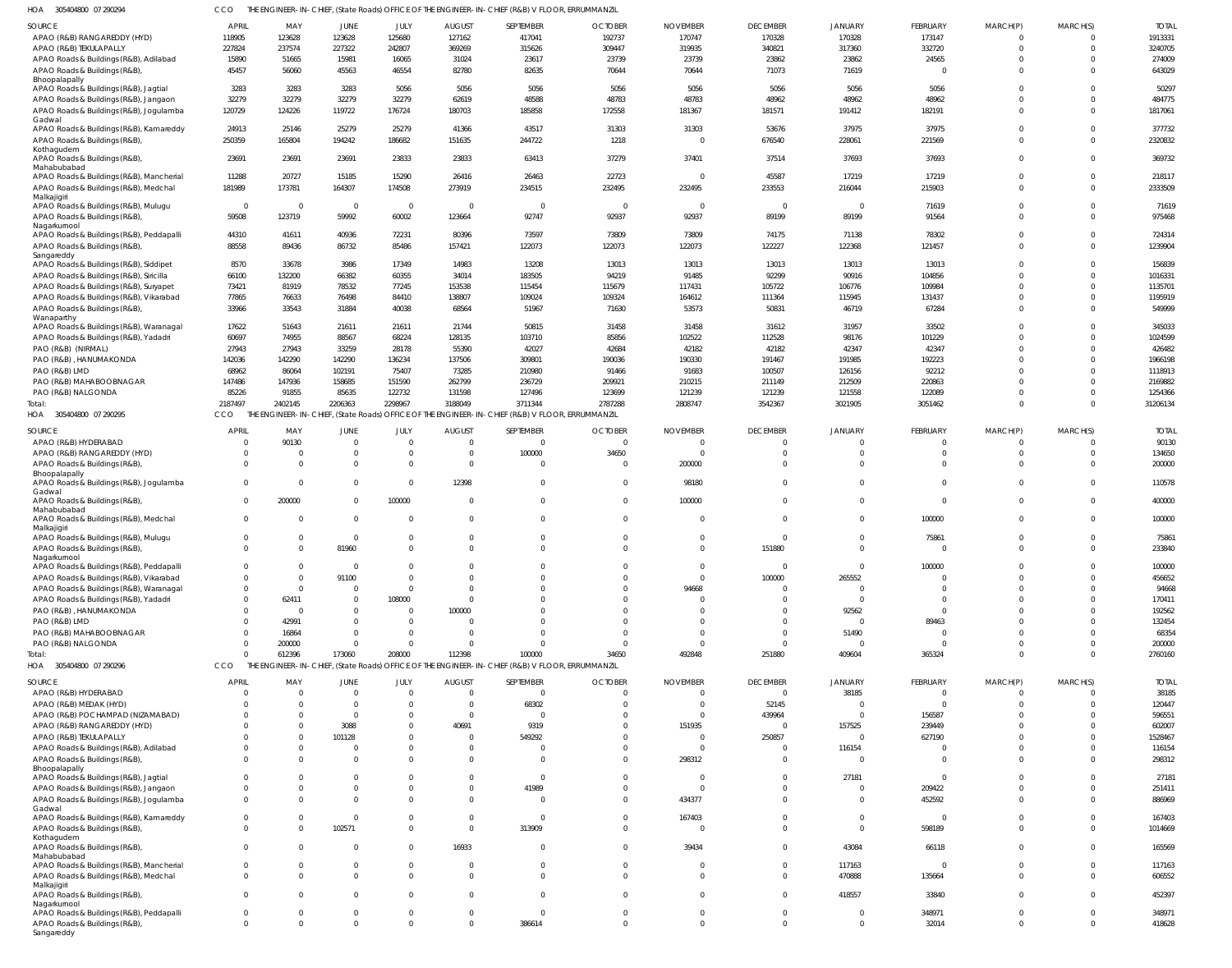HOA 305404800 07 290294 CCO THE ENGINEER-IN-CHIEF, (State Roads) OFFICE OF THE ENGINEER-IN-CHIEF (R&B) V FLOOR, ERRUMMANZIL

| SOURCE | APRIL | MAY | JUNE | JULY | AUGUST | SEPTEMBER | OCTOBER | NOVEMBER | DECEMBER | JANUARY | FEBRUARY | MARCH(P) | MARCH(S) | TOTAL |
|---|---|---|---|---|---|---|---|---|---|---|---|---|---|---|
| APAO (R&B) RANGAREDDY (HYD) | 118905 | 123628 | 123628 | 125680 | 127162 | 417041 | 192737 | 170747 | 170328 | 170328 | 173147 | 0 | 0 | 1913331 |
| APAO (R&B) TEKULAPALLY | 227824 | 237574 | 227322 | 242807 | 369269 | 315626 | 309447 | 319935 | 340821 | 317360 | 332720 | 0 | 0 | 3240705 |
| APAO Roads & Buildings (R&B), Adilabad | 15890 | 51665 | 15981 | 16065 | 31024 | 23617 | 23739 | 23739 | 23862 | 23862 | 24565 | 0 | 0 | 274009 |
| APAO Roads & Buildings (R&B), Bhoopalapally | 45457 | 56060 | 45563 | 46554 | 82780 | 82635 | 70644 | 70644 | 71073 | 71619 | 0 | 0 | 0 | 643029 |
| APAO Roads & Buildings (R&B), Jagtial | 3283 | 3283 | 3283 | 5056 | 5056 | 5056 | 5056 | 5056 | 5056 | 5056 | 5056 | 0 | 0 | 50297 |
| APAO Roads & Buildings (R&B), Jangaon | 32279 | 32279 | 32279 | 32279 | 62619 | 48588 | 48783 | 48783 | 48962 | 48962 | 48962 | 0 | 0 | 484775 |
| APAO Roads & Buildings (R&B), Jogulamba Gadwal | 120729 | 124226 | 119722 | 176724 | 180703 | 185858 | 172558 | 181367 | 181571 | 191412 | 182191 | 0 | 0 | 1817061 |
| APAO Roads & Buildings (R&B), Kamareddy | 24913 | 25146 | 25279 | 25279 | 41366 | 43517 | 31303 | 31303 | 53676 | 37975 | 37975 | 0 | 0 | 377732 |
| APAO Roads & Buildings (R&B), Kothagudem | 250359 | 165804 | 194242 | 186682 | 151635 | 244722 | 1218 | 0 | 676540 | 228061 | 221569 | 0 | 0 | 2320832 |
| APAO Roads & Buildings (R&B), Mahabubabad | 23691 | 23691 | 23691 | 23833 | 23833 | 63413 | 37279 | 37401 | 37514 | 37693 | 37693 | 0 | 0 | 369732 |
| APAO Roads & Buildings (R&B), Mancherial | 11288 | 20727 | 15185 | 15290 | 26416 | 26463 | 22723 | 0 | 45587 | 17219 | 17219 | 0 | 0 | 218117 |
| APAO Roads & Buildings (R&B), Medchal Malkajigiri | 181989 | 173781 | 164307 | 174508 | 273919 | 234515 | 232495 | 232495 | 233553 | 216044 | 215903 | 0 | 0 | 2333509 |
| APAO Roads & Buildings (R&B), Mulugu | 0 | 0 | 0 | 0 | 0 | 0 | 0 | 0 | 0 | 0 | 71619 | 0 | 0 | 71619 |
| APAO Roads & Buildings (R&B), Nagarkurnool | 59508 | 123719 | 59992 | 60002 | 123664 | 92747 | 92937 | 92937 | 89199 | 89199 | 91564 | 0 | 0 | 975468 |
| APAO Roads & Buildings (R&B), Peddapalli | 44310 | 41611 | 40936 | 72231 | 80396 | 73597 | 73809 | 73809 | 74175 | 71138 | 78302 | 0 | 0 | 724314 |
| APAO Roads & Buildings (R&B), Sangareddy | 88558 | 89436 | 86732 | 85486 | 157421 | 122073 | 122073 | 122073 | 122227 | 122368 | 121457 | 0 | 0 | 1239904 |
| APAO Roads & Buildings (R&B), Siddipet | 8570 | 33678 | 3986 | 17349 | 14983 | 13208 | 13013 | 13013 | 13013 | 13013 | 13013 | 0 | 0 | 156839 |
| APAO Roads & Buildings (R&B), Siricilla | 66100 | 132200 | 66382 | 60355 | 34014 | 183505 | 94219 | 91485 | 92299 | 90916 | 104856 | 0 | 0 | 1016331 |
| APAO Roads & Buildings (R&B), Suryapet | 73421 | 81919 | 78532 | 77245 | 153538 | 115454 | 115679 | 117431 | 105722 | 106776 | 109984 | 0 | 0 | 1135701 |
| APAO Roads & Buildings (R&B), Vikarabad | 77865 | 76633 | 76498 | 84410 | 138807 | 109024 | 109324 | 164612 | 111364 | 115945 | 131437 | 0 | 0 | 1195919 |
| APAO Roads & Buildings (R&B), Wanaparthy | 33966 | 33543 | 31884 | 40038 | 68564 | 51967 | 71630 | 53573 | 50831 | 46719 | 67284 | 0 | 0 | 549999 |
| APAO Roads & Buildings (R&B), Waranagal | 17622 | 51643 | 21611 | 21611 | 21744 | 50815 | 31458 | 31458 | 31612 | 31957 | 33502 | 0 | 0 | 345033 |
| APAO Roads & Buildings (R&B), Yadadri | 60697 | 74955 | 88567 | 68224 | 128135 | 103710 | 85856 | 102522 | 112528 | 98176 | 101229 | 0 | 0 | 1024599 |
| PAO (R&B) (NIRMAL) | 27943 | 27943 | 33259 | 28178 | 55390 | 42027 | 42684 | 42182 | 42182 | 42347 | 42347 | 0 | 0 | 426482 |
| PAO (R&B), HANUMAKONDA | 142036 | 142290 | 142290 | 136234 | 137506 | 309801 | 190036 | 190330 | 191467 | 191985 | 192223 | 0 | 0 | 1966198 |
| PAO (R&B) LMD | 68962 | 86064 | 102191 | 75407 | 73285 | 210980 | 91466 | 91683 | 100507 | 126156 | 92212 | 0 | 0 | 1118913 |
| PAO (R&B) MAHABOOBNAGAR | 147486 | 147936 | 158685 | 151590 | 262799 | 236729 | 209921 | 210215 | 211149 | 212509 | 220863 | 0 | 0 | 2169882 |
| PAO (R&B) NALGONDA | 85226 | 91855 | 85635 | 122732 | 131598 | 127496 | 123699 | 121239 | 121239 | 121558 | 122089 | 0 | 0 | 1254366 |
| Total: | 2187497 | 2402145 | 2206363 | 2298967 | 3188049 | 3711344 | 2787288 | 2808747 | 3542367 | 3021905 | 3051462 | 0 | 0 | 31206134 |

HOA 305404800 07 290295 CCO THE ENGINEER-IN-CHIEF, (State Roads) OFFICE OF THE ENGINEER-IN-CHIEF (R&B) V FLOOR, ERRUMMANZIL

| SOURCE | APRIL | MAY | JUNE | JULY | AUGUST | SEPTEMBER | OCTOBER | NOVEMBER | DECEMBER | JANUARY | FEBRUARY | MARCH(P) | MARCH(S) | TOTAL |
|---|---|---|---|---|---|---|---|---|---|---|---|---|---|---|
| APAO (R&B) HYDERABAD | 0 | 90130 | 0 | 0 | 0 | 0 | 0 | 0 | 0 | 0 | 0 | 0 | 0 | 90130 |
| APAO (R&B) RANGAREDDY (HYD) | 0 | 0 | 0 | 0 | 0 | 100000 | 34650 | 0 | 0 | 0 | 0 | 0 | 0 | 134650 |
| APAO Roads & Buildings (R&B), Bhoopalapally | 0 | 0 | 0 | 0 | 0 | 0 | 0 | 200000 | 0 | 0 | 0 | 0 | 0 | 200000 |
| APAO Roads & Buildings (R&B), Jogulamba Gadwal | 0 | 0 | 0 | 0 | 12398 | 0 | 0 | 98180 | 0 | 0 | 0 | 0 | 0 | 110578 |
| APAO Roads & Buildings (R&B), Mahabubabad | 0 | 200000 | 0 | 100000 | 0 | 0 | 0 | 100000 | 0 | 0 | 0 | 0 | 0 | 400000 |
| APAO Roads & Buildings (R&B), Medchal Malkajigiri | 0 | 0 | 0 | 0 | 0 | 0 | 0 | 0 | 0 | 0 | 100000 | 0 | 0 | 100000 |
| APAO Roads & Buildings (R&B), Mulugu | 0 | 0 | 0 | 0 | 0 | 0 | 0 | 0 | 0 | 0 | 75861 | 0 | 0 | 75861 |
| APAO Roads & Buildings (R&B), Nagarkurnool | 0 | 0 | 81960 | 0 | 0 | 0 | 0 | 0 | 151880 | 0 | 0 | 0 | 0 | 233840 |
| APAO Roads & Buildings (R&B), Peddapalli | 0 | 0 | 0 | 0 | 0 | 0 | 0 | 0 | 0 | 0 | 100000 | 0 | 0 | 100000 |
| APAO Roads & Buildings (R&B), Vikarabad | 0 | 0 | 91100 | 0 | 0 | 0 | 0 | 0 | 100000 | 265552 | 0 | 0 | 0 | 456652 |
| APAO Roads & Buildings (R&B), Waranagal | 0 | 0 | 0 | 0 | 0 | 0 | 0 | 94668 | 0 | 0 | 0 | 0 | 0 | 94668 |
| APAO Roads & Buildings (R&B), Yadadri | 0 | 62411 | 0 | 108000 | 0 | 0 | 0 | 0 | 0 | 0 | 0 | 0 | 0 | 170411 |
| PAO (R&B), HANUMAKONDA | 0 | 0 | 0 | 0 | 100000 | 0 | 0 | 0 | 0 | 92562 | 0 | 0 | 0 | 192562 |
| PAO (R&B) LMD | 0 | 42991 | 0 | 0 | 0 | 0 | 0 | 0 | 0 | 0 | 89463 | 0 | 0 | 132454 |
| PAO (R&B) MAHABOOBNAGAR | 0 | 16864 | 0 | 0 | 0 | 0 | 0 | 0 | 0 | 51490 | 0 | 0 | 0 | 68354 |
| PAO (R&B) NALGONDA | 0 | 200000 | 0 | 0 | 0 | 0 | 0 | 0 | 0 | 0 | 0 | 0 | 0 | 200000 |
| Total: | 0 | 612396 | 173060 | 208000 | 112398 | 100000 | 34650 | 492848 | 251880 | 409604 | 365324 | 0 | 0 | 2760160 |

HOA 305404800 07 290296 CCO THE ENGINEER-IN-CHIEF, (State Roads) OFFICE OF THE ENGINEER-IN-CHIEF (R&B) V FLOOR, ERRUMMANZIL

| SOURCE | APRIL | MAY | JUNE | JULY | AUGUST | SEPTEMBER | OCTOBER | NOVEMBER | DECEMBER | JANUARY | FEBRUARY | MARCH(P) | MARCH(S) | TOTAL |
|---|---|---|---|---|---|---|---|---|---|---|---|---|---|---|
| APAO (R&B) HYDERABAD | 0 | 0 | 0 | 0 | 0 | 0 | 0 | 0 | 0 | 38185 | 0 | 0 | 0 | 38185 |
| APAO (R&B) MEDAK (HYD) | 0 | 0 | 0 | 0 | 0 | 68302 | 0 | 0 | 52145 | 0 | 0 | 0 | 0 | 120447 |
| APAO (R&B) POCHAMPAD (NIZAMABAD) | 0 | 0 | 0 | 0 | 0 | 0 | 0 | 0 | 439964 | 0 | 156587 | 0 | 0 | 596551 |
| APAO (R&B) RANGAREDDY (HYD) | 0 | 0 | 3088 | 0 | 40691 | 9319 | 0 | 151935 | 0 | 157525 | 239449 | 0 | 0 | 602007 |
| APAO (R&B) TEKULAPALLY | 0 | 0 | 101128 | 0 | 0 | 549292 | 0 | 0 | 250857 | 0 | 627190 | 0 | 0 | 1528467 |
| APAO Roads & Buildings (R&B), Adilabad | 0 | 0 | 0 | 0 | 0 | 0 | 0 | 0 | 0 | 116154 | 0 | 0 | 0 | 116154 |
| APAO Roads & Buildings (R&B), Bhoopalapally | 0 | 0 | 0 | 0 | 0 | 0 | 0 | 298312 | 0 | 0 | 0 | 0 | 0 | 298312 |
| APAO Roads & Buildings (R&B), Jagtial | 0 | 0 | 0 | 0 | 0 | 0 | 0 | 0 | 0 | 27181 | 0 | 0 | 0 | 27181 |
| APAO Roads & Buildings (R&B), Jangaon | 0 | 0 | 0 | 0 | 0 | 41989 | 0 | 0 | 0 | 0 | 209422 | 0 | 0 | 251411 |
| APAO Roads & Buildings (R&B), Jogulamba Gadwal | 0 | 0 | 0 | 0 | 0 | 0 | 0 | 434377 | 0 | 0 | 452592 | 0 | 0 | 886969 |
| APAO Roads & Buildings (R&B), Kamareddy | 0 | 0 | 0 | 0 | 0 | 0 | 0 | 167403 | 0 | 0 | 0 | 0 | 0 | 167403 |
| APAO Roads & Buildings (R&B), Kothagudem | 0 | 0 | 102571 | 0 | 0 | 313909 | 0 | 0 | 0 | 0 | 598189 | 0 | 0 | 1014669 |
| APAO Roads & Buildings (R&B), Mahabubabad | 0 | 0 | 0 | 0 | 16933 | 0 | 0 | 39434 | 0 | 43084 | 66118 | 0 | 0 | 165569 |
| APAO Roads & Buildings (R&B), Mancherial | 0 | 0 | 0 | 0 | 0 | 0 | 0 | 0 | 0 | 117163 | 0 | 0 | 0 | 117163 |
| APAO Roads & Buildings (R&B), Medchal Malkajigiri | 0 | 0 | 0 | 0 | 0 | 0 | 0 | 0 | 0 | 470888 | 135664 | 0 | 0 | 606552 |
| APAO Roads & Buildings (R&B), Nagarkurnool | 0 | 0 | 0 | 0 | 0 | 0 | 0 | 0 | 0 | 418557 | 33840 | 0 | 0 | 452397 |
| APAO Roads & Buildings (R&B), Peddapalli | 0 | 0 | 0 | 0 | 0 | 0 | 0 | 0 | 0 | 0 | 348971 | 0 | 0 | 348971 |
| APAO Roads & Buildings (R&B), Sangareddy | 0 | 0 | 0 | 0 | 0 | 386614 | 0 | 0 | 0 | 0 | 32014 | 0 | 0 | 418628 |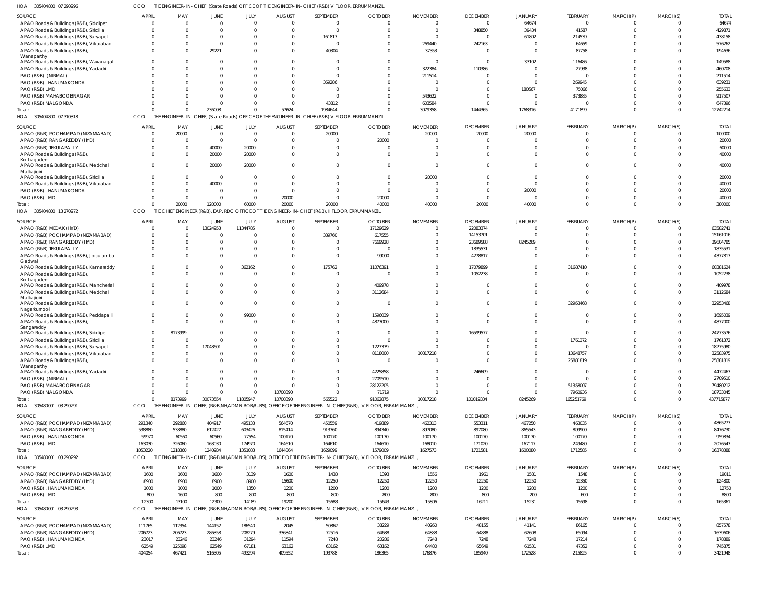HOA 305404800 07 290296 CCO THE ENGINEER-IN-CHIEF, (State Roads) OFFICE OF THE ENGINEER-IN-CHIEF (R&B) V FLOOR, ERRUMMANZIL

| SOURCE | APRIL | MAY | JUNE | JULY | AUGUST | SEPTEMBER | OCTOBER | NOVEMBER | DECEMBER | JANUARY | FEBRUARY | MARCH(P) | MARCH(S) | TOTAL |
|---|---|---|---|---|---|---|---|---|---|---|---|---|---|---|
| APAO Roads & Buildings (R&B), Siddipet | 0 | 0 | 0 | 0 | 0 | 0 | 0 | 0 | 0 | 64674 | 0 | 0 | 0 | 64674 |
| APAO Roads & Buildings (R&B), Siricilla | 0 | 0 | 0 | 0 | 0 | 0 | 0 | 0 | 348850 | 39434 | 41587 | 0 | 0 | 429871 |
| APAO Roads & Buildings (R&B), Suryapet | 0 | 0 | 0 | 0 | 0 | 161817 | 0 | 0 | 0 | 61802 | 214539 | 0 | 0 | 438158 |
| APAO Roads & Buildings (R&B), Vikarabad | 0 | 0 | 0 | 0 | 0 | 0 | 0 | 269440 | 242163 | 0 | 64659 | 0 | 0 | 576262 |
| APAO Roads & Buildings (R&B), Wanaparthy | 0 | 0 | 29221 | 0 | 0 | 40304 | 0 | 37353 | 0 | 0 | 87758 | 0 | 0 | 194636 |
| APAO Roads & Buildings (R&B), Waranagal | 0 | 0 | 0 | 0 | 0 | 0 | 0 | 0 | 0 | 33102 | 116486 | 0 | 0 | 149588 |
| APAO Roads & Buildings (R&B), Yadadri | 0 | 0 | 0 | 0 | 0 | 0 | 0 | 322384 | 110386 | 0 | 27938 | 0 | 0 | 460708 |
| PAO (R&B) (NIRMAL) | 0 | 0 | 0 | 0 | 0 | 0 | 0 | 211514 | 0 | 0 | 0 | 0 | 0 | 211514 |
| PAO (R&B), HANUMAKONDA | 0 | 0 | 0 | 0 | 0 | 369286 | 0 | 0 | 0 | 0 | 269945 | 0 | 0 | 639231 |
| PAO (R&B) LMD | 0 | 0 | 0 | 0 | 0 | 0 | 0 | 0 | 0 | 180567 | 75066 | 0 | 0 | 255633 |
| PAO (R&B) MAHABOOBNAGAR | 0 | 0 | 0 | 0 | 0 | 0 | 0 | 543622 | 0 | 0 | 373885 | 0 | 0 | 917507 |
| PAO (R&B) NALGONDA | 0 | 0 | 0 | 0 | 0 | 43812 | 0 | 603584 | 0 | 0 | 0 | 0 | 0 | 647396 |
| Total: | 0 | 0 | 236008 | 0 | 57624 | 1984644 | 0 | 3079358 | 1444365 | 1768316 | 4171899 | 0 | 0 | 12742214 |

HOA 305404800 07 310318 CCO THE ENGINEER-IN-CHIEF, (State Roads) OFFICE OF THE ENGINEER-IN-CHIEF (R&B) V FLOOR, ERRUMMANZIL

| SOURCE | APRIL | MAY | JUNE | JULY | AUGUST | SEPTEMBER | OCTOBER | NOVEMBER | DECEMBER | JANUARY | FEBRUARY | MARCH(P) | MARCH(S) | TOTAL |
|---|---|---|---|---|---|---|---|---|---|---|---|---|---|---|
| APAO (R&B) POCHAMPAD (NIZAMABAD) | 0 | 20000 | 0 | 0 | 0 | 20000 | 0 | 20000 | 20000 | 20000 | 0 | 0 | 0 | 100000 |
| APAO (R&B) RANGAREDDY (HYD) | 0 | 0 | 0 | 0 | 0 | 0 | 20000 | 0 | 0 | 0 | 0 | 0 | 0 | 20000 |
| APAO (R&B) TEKULAPALLY | 0 | 0 | 40000 | 20000 | 0 | 0 | 0 | 0 | 0 | 0 | 0 | 0 | 0 | 60000 |
| APAO Roads & Buildings (R&B), Kothagudem | 0 | 0 | 20000 | 20000 | 0 | 0 | 0 | 0 | 0 | 0 | 0 | 0 | 0 | 40000 |
| APAO Roads & Buildings (R&B), Medchal Malkajigiri | 0 | 0 | 20000 | 20000 | 0 | 0 | 0 | 0 | 0 | 0 | 0 | 0 | 0 | 40000 |
| APAO Roads & Buildings (R&B), Siricilla | 0 | 0 | 0 | 0 | 0 | 0 | 0 | 20000 | 0 | 0 | 0 | 0 | 0 | 20000 |
| APAO Roads & Buildings (R&B), Vikarabad | 0 | 0 | 40000 | 0 | 0 | 0 | 0 | 0 | 0 | 0 | 0 | 0 | 0 | 40000 |
| PAO (R&B), HANUMAKONDA | 0 | 0 | 0 | 0 | 0 | 0 | 0 | 0 | 0 | 20000 | 0 | 0 | 0 | 20000 |
| PAO (R&B) LMD | 0 | 0 | 0 | 0 | 20000 | 0 | 20000 | 0 | 0 | 0 | 0 | 0 | 0 | 40000 |
| Total: | 0 | 20000 | 120000 | 60000 | 20000 | 20000 | 40000 | 40000 | 20000 | 40000 | 0 | 0 | 0 | 380000 |

HOA 305404800 13 270272 CCO THE CHIEF ENGINEER (R&B), EAP, RDC OFFICE OF THE ENGINEER-IN-CHIEF (R&B), II FLOOR, ERRUMMANZIL

| SOURCE | APRIL | MAY | JUNE | JULY | AUGUST | SEPTEMBER | OCTOBER | NOVEMBER | DECEMBER | JANUARY | FEBRUARY | MARCH(P) | MARCH(S) | TOTAL |
|---|---|---|---|---|---|---|---|---|---|---|---|---|---|---|
| APAO (R&B) MEDAK (HYD) | 0 | 0 | 13024953 | 11344785 | 0 | 0 | 17129629 | 0 | 22083374 | 0 | 0 | 0 | 0 | 63582741 |
| APAO (R&B) POCHAMPAD (NIZAMABAD) | 0 | 0 | 0 | 0 | 0 | 389760 | 617555 | 0 | 14153701 | 0 | 0 | 0 | 0 | 15161016 |
| APAO (R&B) RANGAREDDY (HYD) | 0 | 0 | 0 | 0 | 0 | 0 | 7669928 | 0 | 23689588 | 8245269 | 0 | 0 | 0 | 39604785 |
| APAO (R&B) TEKULAPALLY | 0 | 0 | 0 | 0 | 0 | 0 | 0 | 0 | 1835531 | 0 | 0 | 0 | 0 | 1835531 |
| APAO Roads & Buildings (R&B), Jogulamba Gadwal | 0 | 0 | 0 | 0 | 0 | 0 | 99000 | 0 | 4278817 | 0 | 0 | 0 | 0 | 4377817 |
| APAO Roads & Buildings (R&B), Kamareddy | 0 | 0 | 0 | 362162 | 0 | 175762 | 11076391 | 0 | 17079899 | 0 | 31687410 | 0 | 0 | 60381624 |
| APAO Roads & Buildings (R&B), Kothagudem | 0 | 0 | 0 | 0 | 0 | 0 | 0 | 0 | 1052238 | 0 | 0 | 0 | 0 | 1052238 |
| APAO Roads & Buildings (R&B), Mancherial | 0 | 0 | 0 | 0 | 0 | 0 | 409978 | 0 | 0 | 0 | 0 | 0 | 0 | 409978 |
| APAO Roads & Buildings (R&B), Medchal Malkajigiri | 0 | 0 | 0 | 0 | 0 | 0 | 3112684 | 0 | 0 | 0 | 0 | 0 | 0 | 3112684 |
| APAO Roads & Buildings (R&B), Nagarkurnool | 0 | 0 | 0 | 0 | 0 | 0 | 0 | 0 | 0 | 0 | 32953468 | 0 | 0 | 32953468 |
| APAO Roads & Buildings (R&B), Peddapalli | 0 | 0 | 0 | 99000 | 0 | 0 | 1596039 | 0 | 0 | 0 | 0 | 0 | 0 | 1695039 |
| APAO Roads & Buildings (R&B), Sangareddy | 0 | 0 | 0 | 0 | 0 | 0 | 4877000 | 0 | 0 | 0 | 0 | 0 | 0 | 4877000 |
| APAO Roads & Buildings (R&B), Siddipet | 0 | 8173999 | 0 | 0 | 0 | 0 | 0 | 0 | 16599577 | 0 | 0 | 0 | 0 | 24773576 |
| APAO Roads & Buildings (R&B), Siricilla | 0 | 0 | 0 | 0 | 0 | 0 | 0 | 0 | 0 | 0 | 1761372 | 0 | 0 | 1761372 |
| APAO Roads & Buildings (R&B), Suryapet | 0 | 0 | 17048601 | 0 | 0 | 0 | 1227379 | 0 | 0 | 0 | 0 | 0 | 0 | 18275980 |
| APAO Roads & Buildings (R&B), Vikarabad | 0 | 0 | 0 | 0 | 0 | 0 | 8118000 | 10817218 | 0 | 0 | 13648757 | 0 | 0 | 32583975 |
| APAO Roads & Buildings (R&B), Wanaparthy | 0 | 0 | 0 | 0 | 0 | 0 | 0 | 0 | 0 | 0 | 25881819 | 0 | 0 | 25881819 |
| APAO Roads & Buildings (R&B), Yadadri | 0 | 0 | 0 | 0 | 0 | 0 | 4225858 | 0 | 246609 | 0 | 0 | 0 | 0 | 4472467 |
| PAO (R&B) (NIRMAL) | 0 | 0 | 0 | 0 | 0 | 0 | 2709510 | 0 | 0 | 0 | 0 | 0 | 0 | 2709510 |
| PAO (R&B) MAHABOOBNAGAR | 0 | 0 | 0 | 0 | 0 | 0 | 28122205 | 0 | 0 | 0 | 51358007 | 0 | 0 | 79480212 |
| PAO (R&B) NALGONDA | 0 | 0 | 0 | 0 | 10700390 | 0 | 71719 | 0 | 0 | 0 | 7960936 | 0 | 0 | 18733045 |
| Total: | 0 | 8173999 | 30073554 | 11805947 | 10700390 | 565522 | 91062875 | 10817218 | 101019334 | 8245269 | 165251769 | 0 | 0 | 437715877 |

HOA 305480001 03 290291 CCO THE ENGINEER-IN-CHIEF, (R&B,NH,ADMN,ROB/RUBS), OFFICE OF THE ENGINEER-IN-CHIEF(R&B), IV FLOOR, ERRAM MANZIL,

| SOURCE | APRIL | MAY | JUNE | JULY | AUGUST | SEPTEMBER | OCTOBER | NOVEMBER | DECEMBER | JANUARY | FEBRUARY | MARCH(P) | MARCH(S) | TOTAL |
|---|---|---|---|---|---|---|---|---|---|---|---|---|---|---|
| APAO (R&B) POCHAMPAD (NIZAMABAD) | 291340 | 292860 | 404917 | 495133 | 564670 | 450559 | 419889 | 462313 | 553311 | 467250 | 463035 | 0 | 0 | 4865277 |
| APAO (R&B) RANGAREDDY (HYD) | 538880 | 538880 | 612427 | 603426 | 815414 | 913760 | 894340 | 897080 | 897080 | 865543 | 899900 | 0 | 0 | 8476730 |
| PAO (R&B), HANUMAKONDA | 59970 | 60560 | 60560 | 77554 | 100170 | 100170 | 100170 | 100170 | 100170 | 100170 | 100170 | 0 | 0 | 959834 |
| PAO (R&B) LMD | 163030 | 326060 | 163030 | 174970 | 164610 | 164610 | 164610 | 168010 | 171020 | 167117 | 249480 | 0 | 0 | 2076547 |
| Total: | 1053220 | 1218360 | 1240934 | 1351083 | 1644864 | 1629099 | 1579009 | 1627573 | 1721581 | 1600080 | 1712585 | 0 | 0 | 16378388 |

HOA 305480001 03 290292 CCO THE ENGINEER-IN-CHIEF, (R&B,NH,ADMN,ROB/RUBS), OFFICE OF THE ENGINEER-IN-CHIEF(R&B), IV FLOOR, ERRAM MANZIL,

| SOURCE | APRIL | MAY | JUNE | JULY | AUGUST | SEPTEMBER | OCTOBER | NOVEMBER | DECEMBER | JANUARY | FEBRUARY | MARCH(P) | MARCH(S) | TOTAL |
|---|---|---|---|---|---|---|---|---|---|---|---|---|---|---|
| APAO (R&B) POCHAMPAD (NIZAMABAD) | 1600 | 1600 | 1600 | 3139 | 1600 | 1433 | 1393 | 1556 | 1961 | 1581 | 1548 | 0 | 0 | 19011 |
| APAO (R&B) RANGAREDDY (HYD) | 8900 | 8900 | 8900 | 8900 | 15600 | 12250 | 12250 | 12250 | 12250 | 12250 | 12350 | 0 | 0 | 124800 |
| PAO (R&B), HANUMAKONDA | 1000 | 1000 | 1000 | 1350 | 1200 | 1200 | 1200 | 1200 | 1200 | 1200 | 1200 | 0 | 0 | 12750 |
| PAO (R&B) LMD | 800 | 1600 | 800 | 800 | 800 | 800 | 800 | 800 | 800 | 200 | 600 | 0 | 0 | 8800 |
| Total: | 12300 | 13100 | 12300 | 14189 | 19200 | 15683 | 15643 | 15806 | 16211 | 15231 | 15698 | 0 | 0 | 165361 |

HOA 305480001 03 290293 CCO THE ENGINEER-IN-CHIEF, (R&B,NH,ADMN,ROB/RUBS), OFFICE OF THE ENGINEER-IN-CHIEF(R&B), IV FLOOR, ERRAM MANZIL,

| SOURCE | APRIL | MAY | JUNE | JULY | AUGUST | SEPTEMBER | OCTOBER | NOVEMBER | DECEMBER | JANUARY | FEBRUARY | MARCH(P) | MARCH(S) | TOTAL |
|---|---|---|---|---|---|---|---|---|---|---|---|---|---|---|
| APAO (R&B) POCHAMPAD (NIZAMABAD) | 111765 | 112354 | 144152 | 186540 | -2045 | 50862 | 38229 | 40260 | 48155 | 41141 | 86165 | 0 | 0 | 857578 |
| APAO (R&B) RANGAREDDY (HYD) | 206723 | 206723 | 286358 | 208279 | 336841 | 72516 | 64688 | 64888 | 64888 | 62608 | 65094 | 0 | 0 | 1639606 |
| PAO (R&B), HANUMAKONDA | 23017 | 23246 | 23246 | 31294 | 11594 | 7248 | 20286 | 7248 | 7248 | 7248 | 17214 | 0 | 0 | 178889 |
| PAO (R&B) LMD | 62549 | 125098 | 62549 | 67181 | 63162 | 63162 | 63162 | 64480 | 65649 | 61531 | 47352 | 0 | 0 | 745875 |
| Total: | 404054 | 467421 | 516305 | 493294 | 409552 | 193788 | 186365 | 176876 | 185940 | 172528 | 215825 | 0 | 0 | 3421948 |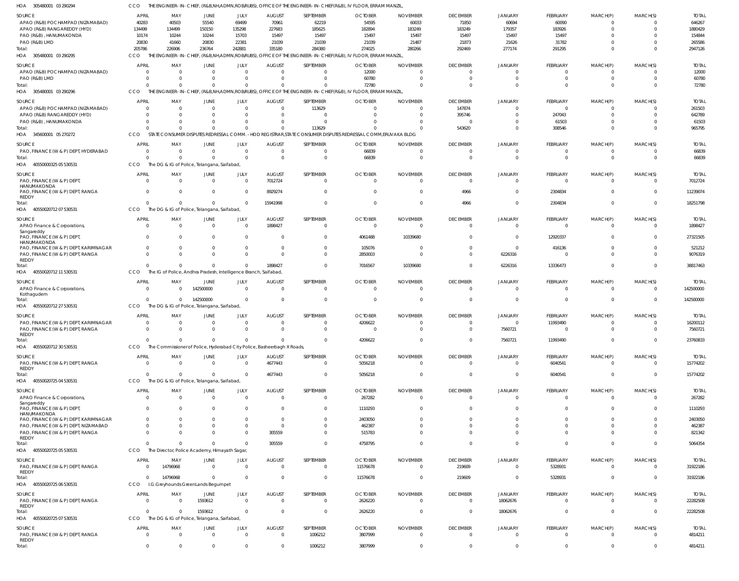HOA 305480001 03 290294 CCO THE ENGINEER- IN- CHIEF, (R&B,NH,ADMN,ROB/RUBS), OFFICE OF THE ENGINEER- IN- CHIEF(R&B), IV FLOOR, ERRAM MANZIL,

| SOURCE | APRIL | MAY | JUNE | JULY | AUGUST | SEPTEMBER | OCTOBER | NOVEMBER | DECEMBER | JANUARY | FEBRUARY | MARCH(P) | MARCH(S) | TOTAL |
|---|---|---|---|---|---|---|---|---|---|---|---|---|---|---|
| APAO (R&B) POCHAMPAD (NIZAMABAD) | 40283 | 40503 | 55540 | 69499 | 70961 | 62219 | 54595 | 60033 | 71850 | 60694 | 60090 | 0 | 0 | 646267 |
| APAO (R&B) RANGAREDDY (HYD) | 134499 | 134499 | 150150 | 135298 | 227683 | 185625 | 182894 | 183249 | 183249 | 179357 | 183926 | 0 | 0 | 1880429 |
| PAO (R&B), HANUMAKONDA | 10174 | 10244 | 10244 | 15703 | 15497 | 15497 | 15497 | 15497 | 15497 | 15497 | 15497 | 0 | 0 | 154844 |
| PAO (R&B) LMD | 20830 | 41660 | 20830 | 22381 | 21039 | 21039 | 21039 | 21487 | 21873 | 21626 | 31782 | 0 | 0 | 265586 |
| Total: | 205786 | 226906 | 236764 | 242881 | 335180 | 284380 | 274025 | 280266 | 292469 | 277174 | 291295 | 0 | 0 | 2947126 |

HOA 305480001 03 290295 CCO THE ENGINEER- IN- CHIEF, (R&B,NH,ADMN,ROB/RUBS), OFFICE OF THE ENGINEER- IN- CHIEF(R&B), IV FLOOR, ERRAM MANZIL,

| SOURCE | APRIL | MAY | JUNE | JULY | AUGUST | SEPTEMBER | OCTOBER | NOVEMBER | DECEMBER | JANUARY | FEBRUARY | MARCH(P) | MARCH(S) | TOTAL |
|---|---|---|---|---|---|---|---|---|---|---|---|---|---|---|
| APAO (R&B) POCHAMPAD (NIZAMABAD) | 0 | 0 | 0 | 0 | 0 | 0 | 12000 | 0 | 0 | 0 | 0 | 0 | 0 | 12000 |
| PAO (R&B) LMD | 0 | 0 | 0 | 0 | 0 | 0 | 60780 | 0 | 0 | 0 | 0 | 0 | 0 | 60780 |
| Total: | 0 | 0 | 0 | 0 | 0 | 0 | 72780 | 0 | 0 | 0 | 0 | 0 | 0 | 72780 |

HOA 305480001 03 290296 CCO THE ENGINEER- IN- CHIEF, (R&B,NH,ADMN,ROB/RUBS), OFFICE OF THE ENGINEER- IN- CHIEF(R&B), IV FLOOR, ERRAM MANZIL,

| SOURCE | APRIL | MAY | JUNE | JULY | AUGUST | SEPTEMBER | OCTOBER | NOVEMBER | DECEMBER | JANUARY | FEBRUARY | MARCH(P) | MARCH(S) | TOTAL |
|---|---|---|---|---|---|---|---|---|---|---|---|---|---|---|
| APAO (R&B) POCHAMPAD (NIZAMABAD) | 0 | 0 | 0 | 0 | 0 | 113629 | 0 | 0 | 147874 | 0 | 0 | 0 | 0 | 261503 |
| APAO (R&B) RANGAREDDY (HYD) | 0 | 0 | 0 | 0 | 0 | 0 | 0 | 0 | 395746 | 0 | 247043 | 0 | 0 | 642789 |
| PAO (R&B), HANUMAKONDA | 0 | 0 | 0 | 0 | 0 | 0 | 0 | 0 | 0 | 0 | 61503 | 0 | 0 | 61503 |
| Total: | 0 | 0 | 0 | 0 | 0 | 113629 | 0 | 0 | 543620 | 0 | 308546 | 0 | 0 | 965795 |

HOA 345600001 05 270272 CCO STATE CONSUMER DISPUTES REDRESSAL COMM. - HOD REGISTRAR,STATE CONSUMER DISPUTES REDRESSAL COMM,ERUVAKA BLDG

| SOURCE | APRIL | MAY | JUNE | JULY | AUGUST | SEPTEMBER | OCTOBER | NOVEMBER | DECEMBER | JANUARY | FEBRUARY | MARCH(P) | MARCH(S) | TOTAL |
|---|---|---|---|---|---|---|---|---|---|---|---|---|---|---|
| PAO, FINANCE (W & P) DEPT, HYDERABAD | 0 | 0 | 0 | 0 | 0 | 0 | 66839 | 0 | 0 | 0 | 0 | 0 | 0 | 66839 |
| Total: | 0 | 0 | 0 | 0 | 0 | 0 | 66839 | 0 | 0 | 0 | 0 | 0 | 0 | 66839 |

HOA 40550000325 05 530531 CCO The DG & IG of Police, Telangana, Saifabad,

| SOURCE | APRIL | MAY | JUNE | JULY | AUGUST | SEPTEMBER | OCTOBER | NOVEMBER | DECEMBER | JANUARY | FEBRUARY | MARCH(P) | MARCH(S) | TOTAL |
|---|---|---|---|---|---|---|---|---|---|---|---|---|---|---|
| PAO, FINANCE (W & P) DEPT, HANUMAKONDA | 0 | 0 | 0 | 0 | 7012724 | 0 | 0 | 0 | 0 | 0 | 0 | 0 | 0 | 7012724 |
| PAO, FINANCE (W & P) DEPT, RANGA REDDY | 0 | 0 | 0 | 0 | 8929274 | 0 | 0 | 0 | 4966 | 0 | 2304834 | 0 | 0 | 11239074 |
| Total: | 0 | 0 | 0 | 0 | 15941998 | 0 | 0 | 0 | 4966 | 0 | 2304834 | 0 | 0 | 18251798 |

HOA 40550020712 07 530531 CCO The DG & IG of Police, Telangana, Saifabad,

| SOURCE | APRIL | MAY | JUNE | JULY | AUGUST | SEPTEMBER | OCTOBER | NOVEMBER | DECEMBER | JANUARY | FEBRUARY | MARCH(P) | MARCH(S) | TOTAL |
|---|---|---|---|---|---|---|---|---|---|---|---|---|---|---|
| APAO Finance & Corporations, Sangareddy | 0 | 0 | 0 | 0 | 1898427 | 0 | 0 | 0 | 0 | 0 | 0 | 0 | 0 | 1898427 |
| PAO, FINANCE (W & P) DEPT, HANUMAKONDA | 0 | 0 | 0 | 0 | 0 | 0 | 4061488 | 10339680 | 0 | 0 | 12920337 | 0 | 0 | 27321505 |
| PAO, FINANCE (W & P) DEPT, KARIMNAGAR | 0 | 0 | 0 | 0 | 0 | 0 | 105076 | 0 | 0 | 0 | 416136 | 0 | 0 | 521212 |
| PAO, FINANCE (W & P) DEPT, RANGA REDDY | 0 | 0 | 0 | 0 | 0 | 0 | 2850003 | 0 | 0 | 6226316 | 0 | 0 | 0 | 9076319 |
| Total: | 0 | 0 | 0 | 0 | 1898427 | 0 | 7016567 | 10339680 | 0 | 6226316 | 13336473 | 0 | 0 | 38817463 |

HOA 40550020712 11 530531 CCO The IG of Police, Andhra Pradesh, Intelligence Branch, Saifabad,

| SOURCE | APRIL | MAY | JUNE | JULY | AUGUST | SEPTEMBER | OCTOBER | NOVEMBER | DECEMBER | JANUARY | FEBRUARY | MARCH(P) | MARCH(S) | TOTAL |
|---|---|---|---|---|---|---|---|---|---|---|---|---|---|---|
| APAO Finance & Corporations, Kothagudem | 0 | 0 | 142500000 | 0 | 0 | 0 | 0 | 0 | 0 | 0 | 0 | 0 | 0 | 142500000 |
| Total: | 0 | 0 | 142500000 | 0 | 0 | 0 | 0 | 0 | 0 | 0 | 0 | 0 | 0 | 142500000 |

HOA 40550020712 27 530531 CCO The DG & IG of Police, Telangana, Saifabad,

| SOURCE | APRIL | MAY | JUNE | JULY | AUGUST | SEPTEMBER | OCTOBER | NOVEMBER | DECEMBER | JANUARY | FEBRUARY | MARCH(P) | MARCH(S) | TOTAL |
|---|---|---|---|---|---|---|---|---|---|---|---|---|---|---|
| PAO, FINANCE (W & P) DEPT, KARIMNAGAR | 0 | 0 | 0 | 0 | 0 | 0 | 4206622 | 0 | 0 | 0 | 11993490 | 0 | 0 | 16200112 |
| PAO, FINANCE (W & P) DEPT, RANGA REDDY | 0 | 0 | 0 | 0 | 0 | 0 | 0 | 0 | 0 | 7560721 | 0 | 0 | 0 | 7560721 |
| Total: | 0 | 0 | 0 | 0 | 0 | 0 | 4206622 | 0 | 0 | 7560721 | 11993490 | 0 | 0 | 23760833 |

HOA 40550020712 30 530531 CCO The Commissioner of Police, Hyderabad City Police, Basheerbagh X Roads,

| SOURCE | APRIL | MAY | JUNE | JULY | AUGUST | SEPTEMBER | OCTOBER | NOVEMBER | DECEMBER | JANUARY | FEBRUARY | MARCH(P) | MARCH(S) | TOTAL |
|---|---|---|---|---|---|---|---|---|---|---|---|---|---|---|
| PAO, FINANCE (W & P) DEPT, RANGA REDDY | 0 | 0 | 0 | 0 | 4677443 | 0 | 5056218 | 0 | 0 | 0 | 6040541 | 0 | 0 | 15774202 |
| Total: | 0 | 0 | 0 | 0 | 4677443 | 0 | 5056218 | 0 | 0 | 0 | 6040541 | 0 | 0 | 15774202 |

HOA 40550020725 04 530531 CCO The DG & IG of Police, Telangana, Saifabad,

| SOURCE | APRIL | MAY | JUNE | JULY | AUGUST | SEPTEMBER | OCTOBER | NOVEMBER | DECEMBER | JANUARY | FEBRUARY | MARCH(P) | MARCH(S) | TOTAL |
|---|---|---|---|---|---|---|---|---|---|---|---|---|---|---|
| APAO Finance & Corporations, Sangareddy | 0 | 0 | 0 | 0 | 0 | 0 | 267282 | 0 | 0 | 0 | 0 | 0 | 0 | 267282 |
| PAO, FINANCE (W & P) DEPT, HANUMAKONDA | 0 | 0 | 0 | 0 | 0 | 0 | 1110293 | 0 | 0 | 0 | 0 | 0 | 0 | 1110293 |
| PAO, FINANCE (W & P) DEPT, KARIMNAGAR | 0 | 0 | 0 | 0 | 0 | 0 | 2403050 | 0 | 0 | 0 | 0 | 0 | 0 | 2403050 |
| PAO, FINANCE (W & P) DEPT, NIZAMABAD | 0 | 0 | 0 | 0 | 0 | 0 | 462387 | 0 | 0 | 0 | 0 | 0 | 0 | 462387 |
| PAO, FINANCE (W & P) DEPT, RANGA REDDY | 0 | 0 | 0 | 0 | 305559 | 0 | 515783 | 0 | 0 | 0 | 0 | 0 | 0 | 821342 |
| Total: | 0 | 0 | 0 | 0 | 305559 | 0 | 4758795 | 0 | 0 | 0 | 0 | 0 | 0 | 5064354 |

HOA 40550020725 05 530531 CCO The Director, Police Academy, Himayath Sagar,

| SOURCE | APRIL | MAY | JUNE | JULY | AUGUST | SEPTEMBER | OCTOBER | NOVEMBER | DECEMBER | JANUARY | FEBRUARY | MARCH(P) | MARCH(S) | TOTAL |
|---|---|---|---|---|---|---|---|---|---|---|---|---|---|---|
| PAO, FINANCE (W & P) DEPT, RANGA REDDY | 0 | 14796968 | 0 | 0 | 0 | 0 | 11576678 | 0 | 219609 | 0 | 5328931 | 0 | 0 | 31922186 |
| Total: | 0 | 14796968 | 0 | 0 | 0 | 0 | 11576678 | 0 | 219609 | 0 | 5328931 | 0 | 0 | 31922186 |

HOA 40550020725 06 530531 CCO I.G.Greyhounds GreenLands Begumpet

| SOURCE | APRIL | MAY | JUNE | JULY | AUGUST | SEPTEMBER | OCTOBER | NOVEMBER | DECEMBER | JANUARY | FEBRUARY | MARCH(P) | MARCH(S) | TOTAL |
|---|---|---|---|---|---|---|---|---|---|---|---|---|---|---|
| PAO, FINANCE (W & P) DEPT, RANGA REDDY | 0 | 0 | 1593612 | 0 | 0 | 0 | 2626220 | 0 | 0 | 18062676 | 0 | 0 | 0 | 22282508 |
| Total: | 0 | 0 | 1593612 | 0 | 0 | 0 | 2626220 | 0 | 0 | 18062676 | 0 | 0 | 0 | 22282508 |

HOA 40550020725 07 530531 CCO The DG & IG of Police, Telangana, Saifabad,

| SOURCE | APRIL | MAY | JUNE | JULY | AUGUST | SEPTEMBER | OCTOBER | NOVEMBER | DECEMBER | JANUARY | FEBRUARY | MARCH(P) | MARCH(S) | TOTAL |
|---|---|---|---|---|---|---|---|---|---|---|---|---|---|---|
| PAO, FINANCE (W & P) DEPT, RANGA REDDY | 0 | 0 | 0 | 0 | 0 | 1006212 | 3807999 | 0 | 0 | 0 | 0 | 0 | 0 | 4814211 |
| Total: | 0 | 0 | 0 | 0 | 0 | 1006212 | 3807999 | 0 | 0 | 0 | 0 | 0 | 0 | 4814211 |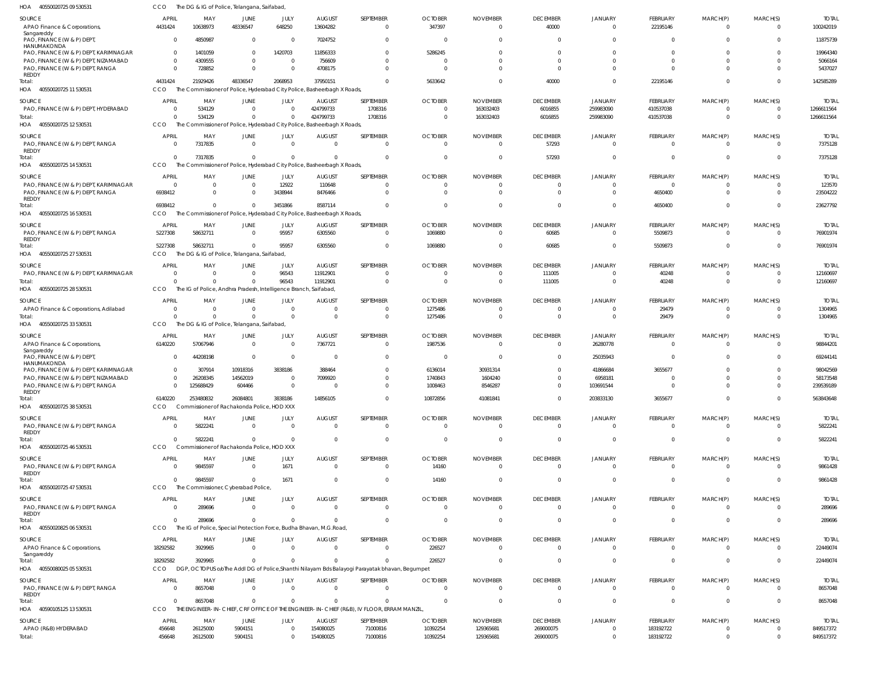HOA 40550020725 09 530531 CCO The DG & IG of Police, Telangana, Saifabad,

| SOURCE | APRIL | MAY | JUNE | JULY | AUGUST | SEPTEMBER | OCTOBER | NOVEMBER | DECEMBER | JANUARY | FEBRUARY | MARCH(P) | MARCH(S) | TOTAL |
|---|---|---|---|---|---|---|---|---|---|---|---|---|---|---|
| APAO Finance & Corporations, Sangareddy | 4431424 | 10638973 | 48336547 | 648250 | 13604282 | 0 | 347397 | 0 | 40000 | 0 | 22195146 | 0 | 0 | 100242019 |
| PAO, FINANCE (W & P) DEPT, HANUMAKONDA | 0 | 4850987 | 0 | 0 | 7024752 | 0 | 0 | 0 | 0 | 0 | 0 | 0 | 0 | 11875739 |
| PAO, FINANCE (W & P) DEPT, KARIMNAGAR | 0 | 1401059 | 0 | 1420703 | 11856333 | 0 | 5286245 | 0 | 0 | 0 | 0 | 0 | 0 | 19964340 |
| PAO, FINANCE (W & P) DEPT, NIZAMABAD | 0 | 4309555 | 0 | 0 | 756609 | 0 | 0 | 0 | 0 | 0 | 0 | 0 | 0 | 5066164 |
| PAO, FINANCE (W & P) DEPT, RANGA REDDY | 0 | 728852 | 0 | 0 | 4708175 | 0 | 0 | 0 | 0 | 0 | 0 | 0 | 0 | 5437027 |
| Total: | 4431424 | 21929426 | 48336547 | 2068953 | 37950151 | 0 | 5633642 | 0 | 40000 | 0 | 22195146 | 0 | 0 | 142585289 |

HOA 40550020725 11 530531 CCO The Commissioner of Police, Hyderabad City Police, Basheerbagh X Roads,

| SOURCE | APRIL | MAY | JUNE | JULY | AUGUST | SEPTEMBER | OCTOBER | NOVEMBER | DECEMBER | JANUARY | FEBRUARY | MARCH(P) | MARCH(S) | TOTAL |
|---|---|---|---|---|---|---|---|---|---|---|---|---|---|---|
| PAO, FINANCE (W & P) DEPT, HYDERABAD | 0 | 534129 | 0 | 0 | 424799733 | 1708316 | 0 | 163032403 | 6016855 | 259983090 | 410537038 | 0 | 0 | 1266611564 |
| Total: | 0 | 534129 | 0 | 0 | 424799733 | 1708316 | 0 | 163032403 | 6016855 | 259983090 | 410537038 | 0 | 0 | 1266611564 |

HOA 40550020725 12 530531 CCO The Commissioner of Police, Hyderabad City Police, Basheerbagh X Roads,

| SOURCE | APRIL | MAY | JUNE | JULY | AUGUST | SEPTEMBER | OCTOBER | NOVEMBER | DECEMBER | JANUARY | FEBRUARY | MARCH(P) | MARCH(S) | TOTAL |
|---|---|---|---|---|---|---|---|---|---|---|---|---|---|---|
| PAO, FINANCE (W & P) DEPT, RANGA REDDY | 0 | 7317835 | 0 | 0 | 0 | 0 | 0 | 0 | 57293 | 0 | 0 | 0 | 0 | 7375128 |
| Total: | 0 | 7317835 | 0 | 0 | 0 | 0 | 0 | 0 | 57293 | 0 | 0 | 0 | 0 | 7375128 |

HOA 40550020725 14 530531 CCO The Commissioner of Police, Hyderabad City Police, Basheerbagh X Roads,

| SOURCE | APRIL | MAY | JUNE | JULY | AUGUST | SEPTEMBER | OCTOBER | NOVEMBER | DECEMBER | JANUARY | FEBRUARY | MARCH(P) | MARCH(S) | TOTAL |
|---|---|---|---|---|---|---|---|---|---|---|---|---|---|---|
| PAO, FINANCE (W & P) DEPT, KARIMNAGAR | 0 | 0 | 0 | 12922 | 110648 | 0 | 0 | 0 | 0 | 0 | 0 | 0 | 0 | 123570 |
| PAO, FINANCE (W & P) DEPT, RANGA REDDY | 6938412 | 0 | 0 | 3438944 | 8476466 | 0 | 0 | 0 | 0 | 0 | 4650400 | 0 | 0 | 23504222 |
| Total: | 6938412 | 0 | 0 | 3451866 | 8587114 | 0 | 0 | 0 | 0 | 0 | 4650400 | 0 | 0 | 23627792 |

HOA 40550020725 16 530531 CCO The Commissioner of Police, Hyderabad City Police, Basheerbagh X Roads,

| SOURCE | APRIL | MAY | JUNE | JULY | AUGUST | SEPTEMBER | OCTOBER | NOVEMBER | DECEMBER | JANUARY | FEBRUARY | MARCH(P) | MARCH(S) | TOTAL |
|---|---|---|---|---|---|---|---|---|---|---|---|---|---|---|
| PAO, FINANCE (W & P) DEPT, RANGA REDDY | 5227308 | 58632711 | 0 | 95957 | 6305560 | 0 | 1069880 | 0 | 60685 | 0 | 5509873 | 0 | 0 | 76901974 |
| Total: | 5227308 | 58632711 | 0 | 95957 | 6305560 | 0 | 1069880 | 0 | 60685 | 0 | 5509873 | 0 | 0 | 76901974 |

HOA 40550020725 27 530531 CCO The DG & IG of Police, Telangana, Saifabad,

| SOURCE | APRIL | MAY | JUNE | JULY | AUGUST | SEPTEMBER | OCTOBER | NOVEMBER | DECEMBER | JANUARY | FEBRUARY | MARCH(P) | MARCH(S) | TOTAL |
|---|---|---|---|---|---|---|---|---|---|---|---|---|---|---|
| PAO, FINANCE (W & P) DEPT, KARIMNAGAR | 0 | 0 | 0 | 96543 | 11912901 | 0 | 0 | 0 | 111005 | 0 | 40248 | 0 | 0 | 12160697 |
| Total: | 0 | 0 | 0 | 96543 | 11912901 | 0 | 0 | 0 | 111005 | 0 | 40248 | 0 | 0 | 12160697 |

HOA 40550020725 28 530531 CCO The IG of Police, Andhra Pradesh, Intelligence Branch, Saifabad,

| SOURCE | APRIL | MAY | JUNE | JULY | AUGUST | SEPTEMBER | OCTOBER | NOVEMBER | DECEMBER | JANUARY | FEBRUARY | MARCH(P) | MARCH(S) | TOTAL |
|---|---|---|---|---|---|---|---|---|---|---|---|---|---|---|
| APAO Finance & Corporations, Adilabad | 0 | 0 | 0 | 0 | 0 | 0 | 1275486 | 0 | 0 | 0 | 29479 | 0 | 0 | 1304965 |
| Total: | 0 | 0 | 0 | 0 | 0 | 0 | 1275486 | 0 | 0 | 0 | 29479 | 0 | 0 | 1304965 |

HOA 40550020725 33 530531 CCO The DG & IG of Police, Telangana, Saifabad,

| SOURCE | APRIL | MAY | JUNE | JULY | AUGUST | SEPTEMBER | OCTOBER | NOVEMBER | DECEMBER | JANUARY | FEBRUARY | MARCH(P) | MARCH(S) | TOTAL |
|---|---|---|---|---|---|---|---|---|---|---|---|---|---|---|
| APAO Finance & Corporations, Sangareddy | 6140220 | 57067946 | 0 | 0 | 7367721 | 0 | 1987536 | 0 | 0 | 26280778 | 0 | 0 | 0 | 98844201 |
| PAO, FINANCE (W & P) DEPT, HANUMAKONDA | 0 | 44208198 | 0 | 0 | 0 | 0 | 0 | 0 | 0 | 25035943 | 0 | 0 | 0 | 69244141 |
| PAO, FINANCE (W & P) DEPT, KARIMNAGAR | 0 | 307914 | 10918316 | 3838186 | 388464 | 0 | 6136014 | 30931314 | 0 | 41866684 | 3655677 | 0 | 0 | 98042569 |
| PAO, FINANCE (W & P) DEPT, NIZAMABAD | 0 | 26208345 | 14562019 | 0 | 7099920 | 0 | 1740843 | 1604240 | 0 | 6958181 | 0 | 0 | 0 | 58173548 |
| PAO, FINANCE (W & P) DEPT, RANGA REDDY | 0 | 125688429 | 604466 | 0 | 0 | 0 | 1008463 | 8546287 | 0 | 103691544 | 0 | 0 | 0 | 239539189 |
| Total: | 6140220 | 253480832 | 26084801 | 3838186 | 14856105 | 0 | 10872856 | 41081841 | 0 | 203833130 | 3655677 | 0 | 0 | 563843648 |

HOA 40550020725 38 530531 CCO Commissioner of Rachakonda Police, HOD XXX

| SOURCE | APRIL | MAY | JUNE | JULY | AUGUST | SEPTEMBER | OCTOBER | NOVEMBER | DECEMBER | JANUARY | FEBRUARY | MARCH(P) | MARCH(S) | TOTAL |
|---|---|---|---|---|---|---|---|---|---|---|---|---|---|---|
| PAO, FINANCE (W & P) DEPT, RANGA REDDY | 0 | 5822241 | 0 | 0 | 0 | 0 | 0 | 0 | 0 | 0 | 0 | 0 | 0 | 5822241 |
| Total: | 0 | 5822241 | 0 | 0 | 0 | 0 | 0 | 0 | 0 | 0 | 0 | 0 | 0 | 5822241 |

HOA 40550020725 46 530531 CCO Commissioner of Rachakonda Police, HOD XXX

| SOURCE | APRIL | MAY | JUNE | JULY | AUGUST | SEPTEMBER | OCTOBER | NOVEMBER | DECEMBER | JANUARY | FEBRUARY | MARCH(P) | MARCH(S) | TOTAL |
|---|---|---|---|---|---|---|---|---|---|---|---|---|---|---|
| PAO, FINANCE (W & P) DEPT, RANGA REDDY | 0 | 9845597 | 0 | 1671 | 0 | 0 | 14160 | 0 | 0 | 0 | 0 | 0 | 0 | 9861428 |
| Total: | 0 | 9845597 | 0 | 1671 | 0 | 0 | 14160 | 0 | 0 | 0 | 0 | 0 | 0 | 9861428 |

HOA 40550020725 47 530531 CCO The Commissioner, Cyberabad Police,

| SOURCE | APRIL | MAY | JUNE | JULY | AUGUST | SEPTEMBER | OCTOBER | NOVEMBER | DECEMBER | JANUARY | FEBRUARY | MARCH(P) | MARCH(S) | TOTAL |
|---|---|---|---|---|---|---|---|---|---|---|---|---|---|---|
| PAO, FINANCE (W & P) DEPT, RANGA REDDY | 0 | 289696 | 0 | 0 | 0 | 0 | 0 | 0 | 0 | 0 | 0 | 0 | 0 | 289696 |
| Total: | 0 | 289696 | 0 | 0 | 0 | 0 | 0 | 0 | 0 | 0 | 0 | 0 | 0 | 289696 |

HOA 40550020825 06 530531 CCO The IG of Police, Special Protection Force, Budha Bhavan, M.G.Road,

| SOURCE | APRIL | MAY | JUNE | JULY | AUGUST | SEPTEMBER | OCTOBER | NOVEMBER | DECEMBER | JANUARY | FEBRUARY | MARCH(P) | MARCH(S) | TOTAL |
|---|---|---|---|---|---|---|---|---|---|---|---|---|---|---|
| APAO Finance & Corporations, Sangareddy | 18292582 | 3929965 | 0 | 0 | 0 | 0 | 226527 | 0 | 0 | 0 | 0 | 0 | 0 | 22449074 |
| Total: | 18292582 | 3929965 | 0 | 0 | 0 | 0 | 226527 | 0 | 0 | 0 | 0 | 0 | 0 | 22449074 |

HOA 40550080025 05 530531 CCO DGP, OCTOPUS o/o The Addl DG of Police,Shanthi Nilayam Bds Balayogi Parayatak bhavan, Begumpet

| SOURCE | APRIL | MAY | JUNE | JULY | AUGUST | SEPTEMBER | OCTOBER | NOVEMBER | DECEMBER | JANUARY | FEBRUARY | MARCH(P) | MARCH(S) | TOTAL |
|---|---|---|---|---|---|---|---|---|---|---|---|---|---|---|
| PAO, FINANCE (W & P) DEPT, RANGA REDDY | 0 | 8657048 | 0 | 0 | 0 | 0 | 0 | 0 | 0 | 0 | 0 | 0 | 0 | 8657048 |
| Total: | 0 | 8657048 | 0 | 0 | 0 | 0 | 0 | 0 | 0 | 0 | 0 | 0 | 0 | 8657048 |

HOA 40590105125 13 530531 CCO THE ENGINEER-IN-CHIEF, CRF OFFICE OF THE ENGINEER-IN-CHIEF (R&B), IV FLOOR, ERRAM MANZIL,

| SOURCE | APRIL | MAY | JUNE | JULY | AUGUST | SEPTEMBER | OCTOBER | NOVEMBER | DECEMBER | JANUARY | FEBRUARY | MARCH(P) | MARCH(S) | TOTAL |
|---|---|---|---|---|---|---|---|---|---|---|---|---|---|---|
| APAO (R&B) HYDERABAD | 456648 | 26125000 | 5904151 | 0 | 154080025 | 71000816 | 10392254 | 129365681 | 269000075 | 0 | 183192722 | 0 | 0 | 849517372 |
| Total: | 456648 | 26125000 | 5904151 | 0 | 154080025 | 71000816 | 10392254 | 129365681 | 269000075 | 0 | 183192722 | 0 | 0 | 849517372 |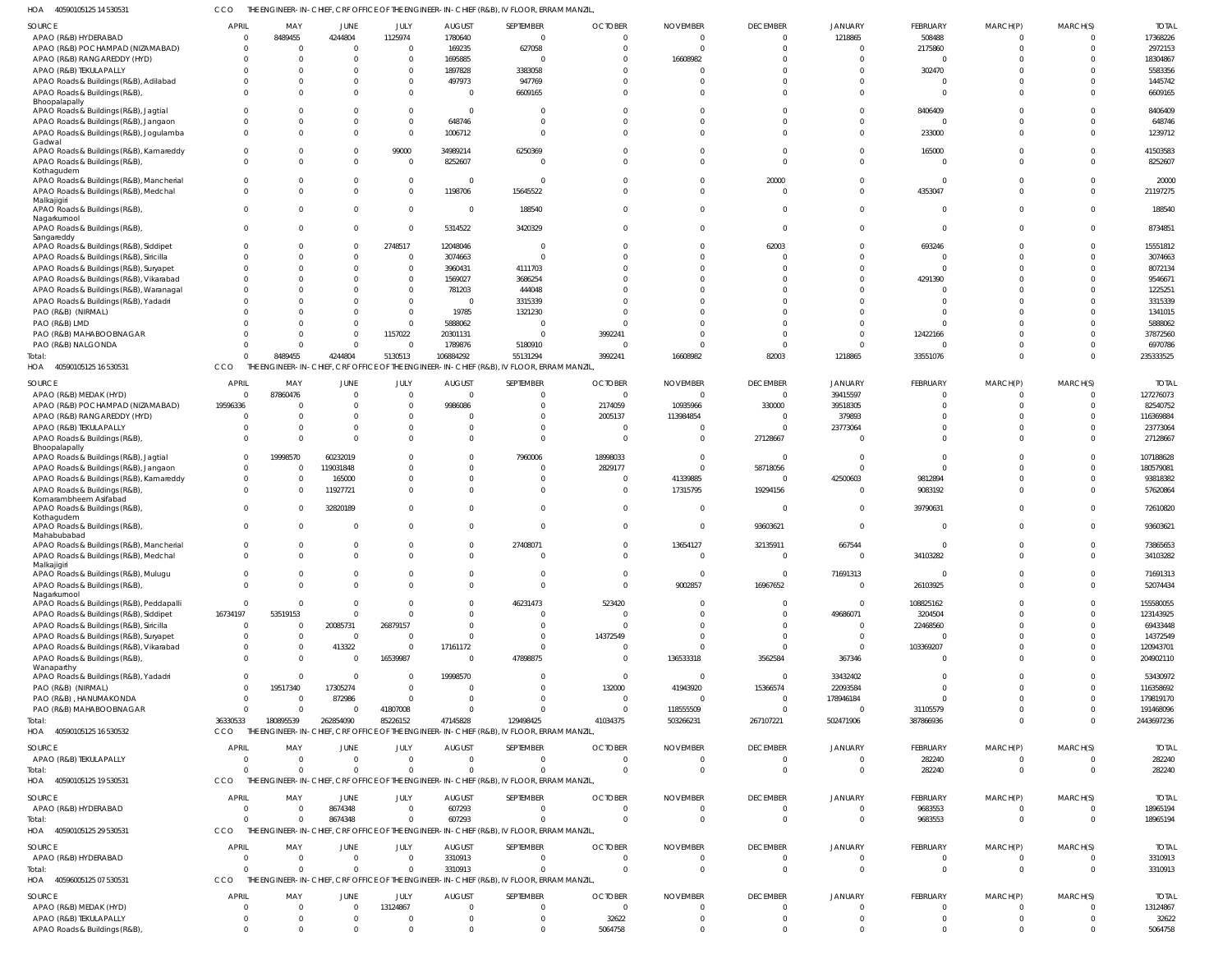HOA 40590105125 14 530531 CCO THE ENGINEER-IN-CHIEF, CRF OFFICE OF THE ENGINEER-IN-CHIEF (R&B), IV FLOOR, ERRAM MANZIL,

| SOURCE | APRIL | MAY | JUNE | JULY | AUGUST | SEPTEMBER | OCTOBER | NOVEMBER | DECEMBER | JANUARY | FEBRUARY | MARCH(P) | MARCH(S) | TOTAL |
|---|---|---|---|---|---|---|---|---|---|---|---|---|---|---|
| APAO (R&B) HYDERABAD | 0 | 8489455 | 4244804 | 1125974 | 1780640 | 0 | 0 | 0 | 0 | 1218865 | 508488 | 0 | 0 | 17368226 |
| APAO (R&B) POCHAMPAD (NIZAMABAD) | 0 | 0 | 0 | 0 | 169235 | 627058 | 0 | 0 | 0 | 0 | 2175860 | 0 | 0 | 2972153 |
| APAO (R&B) RANGAREDDY (HYD) | 0 | 0 | 0 | 0 | 1695885 | 0 | 0 | 16608982 | 0 | 0 | 0 | 0 | 0 | 18304867 |
| APAO (R&B) TEKULAPALLY | 0 | 0 | 0 | 0 | 1897828 | 3383058 | 0 | 0 | 0 | 0 | 302470 | 0 | 0 | 5583356 |
| APAO Roads & Buildings (R&B), Adilabad | 0 | 0 | 0 | 0 | 497973 | 947769 | 0 | 0 | 0 | 0 | 0 | 0 | 0 | 1445742 |
| APAO Roads & Buildings (R&B), Bhoopalapally | 0 | 0 | 0 | 0 | 0 | 6609165 | 0 | 0 | 0 | 0 | 0 | 0 | 0 | 6609165 |
| APAO Roads & Buildings (R&B), Jagtial | 0 | 0 | 0 | 0 | 0 | 0 | 0 | 0 | 0 | 0 | 8406409 | 0 | 0 | 8406409 |
| APAO Roads & Buildings (R&B), Jangaon | 0 | 0 | 0 | 0 | 648746 | 0 | 0 | 0 | 0 | 0 | 0 | 0 | 0 | 648746 |
| APAO Roads & Buildings (R&B), Jogulamba Gadwal | 0 | 0 | 0 | 0 | 1006712 | 0 | 0 | 0 | 0 | 0 | 233000 | 0 | 0 | 1239712 |
| APAO Roads & Buildings (R&B), Kamareddy | 0 | 0 | 0 | 99000 | 34989214 | 6250369 | 0 | 0 | 0 | 0 | 165000 | 0 | 0 | 41503583 |
| APAO Roads & Buildings (R&B), Kothagudem | 0 | 0 | 0 | 0 | 8252607 | 0 | 0 | 0 | 0 | 0 | 0 | 0 | 0 | 8252607 |
| APAO Roads & Buildings (R&B), Mancherial | 0 | 0 | 0 | 0 | 0 | 0 | 0 | 0 | 20000 | 0 | 0 | 0 | 0 | 20000 |
| APAO Roads & Buildings (R&B), Medchal Malkajigiri | 0 | 0 | 0 | 0 | 1198706 | 15645522 | 0 | 0 | 0 | 0 | 4353047 | 0 | 0 | 21197275 |
| APAO Roads & Buildings (R&B), Nagarkurnool | 0 | 0 | 0 | 0 | 0 | 188540 | 0 | 0 | 0 | 0 | 0 | 0 | 0 | 188540 |
| APAO Roads & Buildings (R&B), Sangareddy | 0 | 0 | 0 | 0 | 5314522 | 3420329 | 0 | 0 | 0 | 0 | 0 | 0 | 0 | 8734851 |
| APAO Roads & Buildings (R&B), Siddipet | 0 | 0 | 0 | 2748517 | 12048046 | 0 | 0 | 0 | 62003 | 0 | 693246 | 0 | 0 | 15551812 |
| APAO Roads & Buildings (R&B), Siricilla | 0 | 0 | 0 | 0 | 3074663 | 0 | 0 | 0 | 0 | 0 | 0 | 0 | 0 | 3074663 |
| APAO Roads & Buildings (R&B), Suryapet | 0 | 0 | 0 | 0 | 3960431 | 4111703 | 0 | 0 | 0 | 0 | 0 | 0 | 0 | 8072134 |
| APAO Roads & Buildings (R&B), Vikarabad | 0 | 0 | 0 | 0 | 1569027 | 3686254 | 0 | 0 | 0 | 0 | 4291390 | 0 | 0 | 9546671 |
| APAO Roads & Buildings (R&B), Waranagal | 0 | 0 | 0 | 0 | 781203 | 444048 | 0 | 0 | 0 | 0 | 0 | 0 | 0 | 1225251 |
| APAO Roads & Buildings (R&B), Yadadri | 0 | 0 | 0 | 0 | 0 | 3315339 | 0 | 0 | 0 | 0 | 0 | 0 | 0 | 3315339 |
| PAO (R&B) (NIRMAL) | 0 | 0 | 0 | 0 | 19785 | 1321230 | 0 | 0 | 0 | 0 | 0 | 0 | 0 | 1341015 |
| PAO (R&B) LMD | 0 | 0 | 0 | 0 | 5888062 | 0 | 0 | 0 | 0 | 0 | 0 | 0 | 0 | 5888062 |
| PAO (R&B) MAHABOOBNAGAR | 0 | 0 | 0 | 1157022 | 20301131 | 0 | 3992241 | 0 | 0 | 0 | 12422166 | 0 | 0 | 37872560 |
| PAO (R&B) NALGONDA | 0 | 0 | 0 | 0 | 1789876 | 5180910 | 0 | 0 | 0 | 0 | 0 | 0 | 0 | 6970786 |
| Total: | 0 | 8489455 | 4244804 | 5130513 | 106884292 | 55131294 | 3992241 | 16608982 | 82003 | 1218865 | 33551076 | 0 | 0 | 235333525 |

HOA 40590105125 16 530531 CCO THE ENGINEER-IN-CHIEF, CRF OFFICE OF THE ENGINEER-IN-CHIEF (R&B), IV FLOOR, ERRAM MANZIL,

| SOURCE | APRIL | MAY | JUNE | JULY | AUGUST | SEPTEMBER | OCTOBER | NOVEMBER | DECEMBER | JANUARY | FEBRUARY | MARCH(P) | MARCH(S) | TOTAL |
|---|---|---|---|---|---|---|---|---|---|---|---|---|---|---|
| APAO (R&B) MEDAK (HYD) | 0 | 87860476 | 0 | 0 | 0 | 0 | 0 | 0 | 0 | 39415597 | 0 | 0 | 0 | 127276073 |
| APAO (R&B) POCHAMPAD (NIZAMABAD) | 19596336 | 0 | 0 | 0 | 9986086 | 0 | 2174059 | 10935966 | 330000 | 39518305 | 0 | 0 | 0 | 82540752 |
| APAO (R&B) RANGAREDDY (HYD) | 0 | 0 | 0 | 0 | 0 | 0 | 2005137 | 113984854 | 0 | 379893 | 0 | 0 | 0 | 116369884 |
| APAO (R&B) TEKULAPALLY | 0 | 0 | 0 | 0 | 0 | 0 | 0 | 0 | 0 | 23773064 | 0 | 0 | 0 | 23773064 |
| APAO Roads & Buildings (R&B), Bhoopalapally | 0 | 0 | 0 | 0 | 0 | 0 | 0 | 0 | 27128667 | 0 | 0 | 0 | 0 | 27128667 |
| APAO Roads & Buildings (R&B), Jagtial | 0 | 19998570 | 60232019 | 0 | 0 | 7960006 | 18998033 | 0 | 0 | 0 | 0 | 0 | 0 | 107188628 |
| APAO Roads & Buildings (R&B), Jangaon | 0 | 0 | 119031848 | 0 | 0 | 0 | 2829177 | 0 | 58718056 | 0 | 0 | 0 | 0 | 180579081 |
| APAO Roads & Buildings (R&B), Kamareddy | 0 | 0 | 165000 | 0 | 0 | 0 | 0 | 41339885 | 0 | 42500603 | 9812894 | 0 | 0 | 93818382 |
| APAO Roads & Buildings (R&B), Komarambheem Asifabad | 0 | 0 | 11927721 | 0 | 0 | 0 | 0 | 17315795 | 19294156 | 0 | 9083192 | 0 | 0 | 57620864 |
| APAO Roads & Buildings (R&B), Kothagudem | 0 | 0 | 32820189 | 0 | 0 | 0 | 0 | 0 | 0 | 0 | 39790631 | 0 | 0 | 72610820 |
| APAO Roads & Buildings (R&B), Mahabubabad | 0 | 0 | 0 | 0 | 0 | 0 | 0 | 0 | 93603621 | 0 | 0 | 0 | 0 | 93603621 |
| APAO Roads & Buildings (R&B), Mancherial | 0 | 0 | 0 | 0 | 0 | 27408071 | 0 | 13654127 | 32135911 | 667544 | 0 | 0 | 0 | 73865653 |
| APAO Roads & Buildings (R&B), Medchal Malkajigiri | 0 | 0 | 0 | 0 | 0 | 0 | 0 | 0 | 0 | 0 | 34103282 | 0 | 0 | 34103282 |
| APAO Roads & Buildings (R&B), Mulugu | 0 | 0 | 0 | 0 | 0 | 0 | 0 | 0 | 0 | 71691313 | 0 | 0 | 0 | 71691313 |
| APAO Roads & Buildings (R&B), Nagarkurnool | 0 | 0 | 0 | 0 | 0 | 0 | 0 | 9002857 | 16967652 | 0 | 26103925 | 0 | 0 | 52074434 |
| APAO Roads & Buildings (R&B), Peddapalli | 0 | 0 | 0 | 0 | 0 | 46231473 | 523420 | 0 | 0 | 0 | 108825162 | 0 | 0 | 155580055 |
| APAO Roads & Buildings (R&B), Siddipet | 16734197 | 53519153 | 0 | 0 | 0 | 0 | 0 | 0 | 0 | 49686071 | 3204504 | 0 | 0 | 123143925 |
| APAO Roads & Buildings (R&B), Siricilla | 0 | 0 | 20085731 | 26879157 | 0 | 0 | 0 | 0 | 0 | 0 | 22468560 | 0 | 0 | 69433448 |
| APAO Roads & Buildings (R&B), Suryapet | 0 | 0 | 0 | 0 | 0 | 0 | 14372549 | 0 | 0 | 0 | 0 | 0 | 0 | 14372549 |
| APAO Roads & Buildings (R&B), Vikarabad | 0 | 0 | 413322 | 0 | 17161172 | 0 | 0 | 0 | 0 | 0 | 103369207 | 0 | 0 | 120943701 |
| APAO Roads & Buildings (R&B), Wanaparthy | 0 | 0 | 0 | 16539987 | 0 | 47898875 | 0 | 136533318 | 3562584 | 367346 | 0 | 0 | 0 | 204902110 |
| APAO Roads & Buildings (R&B), Yadadri | 0 | 0 | 0 | 0 | 19998570 | 0 | 0 | 0 | 0 | 33432402 | 0 | 0 | 0 | 53430972 |
| PAO (R&B) (NIRMAL) | 0 | 19517340 | 17305274 | 0 | 0 | 0 | 132000 | 41943920 | 15366574 | 22093584 | 0 | 0 | 0 | 116358692 |
| PAO (R&B), HANUMAKONDA | 0 | 0 | 872986 | 0 | 0 | 0 | 0 | 0 | 0 | 178946184 | 0 | 0 | 0 | 179819170 |
| PAO (R&B) MAHABOOBNAGAR | 0 | 0 | 0 | 41807008 | 0 | 0 | 0 | 118555509 | 0 | 0 | 31105579 | 0 | 0 | 191468096 |
| Total: | 36330533 | 180895539 | 262854090 | 85226152 | 47145828 | 129498425 | 41034375 | 503266231 | 267107221 | 502471906 | 387866936 | 0 | 0 | 2443697236 |

HOA 40590105125 16 530532 CCO THE ENGINEER-IN-CHIEF, CRF OFFICE OF THE ENGINEER-IN-CHIEF (R&B), IV FLOOR, ERRAM MANZIL,

| SOURCE | APRIL | MAY | JUNE | JULY | AUGUST | SEPTEMBER | OCTOBER | NOVEMBER | DECEMBER | JANUARY | FEBRUARY | MARCH(P) | MARCH(S) | TOTAL |
|---|---|---|---|---|---|---|---|---|---|---|---|---|---|---|
| APAO (R&B) TEKULAPALLY | 0 | 0 | 0 | 0 | 0 | 0 | 0 | 0 | 0 | 0 | 282240 | 0 | 0 | 282240 |
| Total: | 0 | 0 | 0 | 0 | 0 | 0 | 0 | 0 | 0 | 0 | 282240 | 0 | 0 | 282240 |

HOA 40590105125 19 530531 CCO THE ENGINEER-IN-CHIEF, CRF OFFICE OF THE ENGINEER-IN-CHIEF (R&B), IV FLOOR, ERRAM MANZIL,

| SOURCE | APRIL | MAY | JUNE | JULY | AUGUST | SEPTEMBER | OCTOBER | NOVEMBER | DECEMBER | JANUARY | FEBRUARY | MARCH(P) | MARCH(S) | TOTAL |
|---|---|---|---|---|---|---|---|---|---|---|---|---|---|---|
| APAO (R&B) HYDERABAD | 0 | 0 | 8674348 | 0 | 607293 | 0 | 0 | 0 | 0 | 0 | 9683553 | 0 | 0 | 18965194 |
| Total: | 0 | 0 | 8674348 | 0 | 607293 | 0 | 0 | 0 | 0 | 0 | 9683553 | 0 | 0 | 18965194 |

HOA 40590105125 29 530531 CCO THE ENGINEER-IN-CHIEF, CRF OFFICE OF THE ENGINEER-IN-CHIEF (R&B), IV FLOOR, ERRAM MANZIL,

| SOURCE | APRIL | MAY | JUNE | JULY | AUGUST | SEPTEMBER | OCTOBER | NOVEMBER | DECEMBER | JANUARY | FEBRUARY | MARCH(P) | MARCH(S) | TOTAL |
|---|---|---|---|---|---|---|---|---|---|---|---|---|---|---|
| APAO (R&B) HYDERABAD | 0 | 0 | 0 | 0 | 3310913 | 0 | 0 | 0 | 0 | 0 | 0 | 0 | 0 | 3310913 |
| Total: | 0 | 0 | 0 | 0 | 3310913 | 0 | 0 | 0 | 0 | 0 | 0 | 0 | 0 | 3310913 |

HOA 40596005125 07 530531 CCO THE ENGINEER-IN-CHIEF, CRF OFFICE OF THE ENGINEER-IN-CHIEF (R&B), IV FLOOR, ERRAM MANZIL,

| SOURCE | APRIL | MAY | JUNE | JULY | AUGUST | SEPTEMBER | OCTOBER | NOVEMBER | DECEMBER | JANUARY | FEBRUARY | MARCH(P) | MARCH(S) | TOTAL |
|---|---|---|---|---|---|---|---|---|---|---|---|---|---|---|
| APAO (R&B) MEDAK (HYD) | 0 | 0 | 0 | 13124867 | 0 | 0 | 0 | 0 | 0 | 0 | 0 | 0 | 0 | 13124867 |
| APAO (R&B) TEKULAPALLY | 0 | 0 | 0 | 0 | 0 | 0 | 32622 | 0 | 0 | 0 | 0 | 0 | 0 | 32622 |
| APAO Roads & Buildings (R&B), | 0 | 0 | 0 | 0 | 0 | 0 | 5064758 | 0 | 0 | 0 | 0 | 0 | 0 | 5064758 |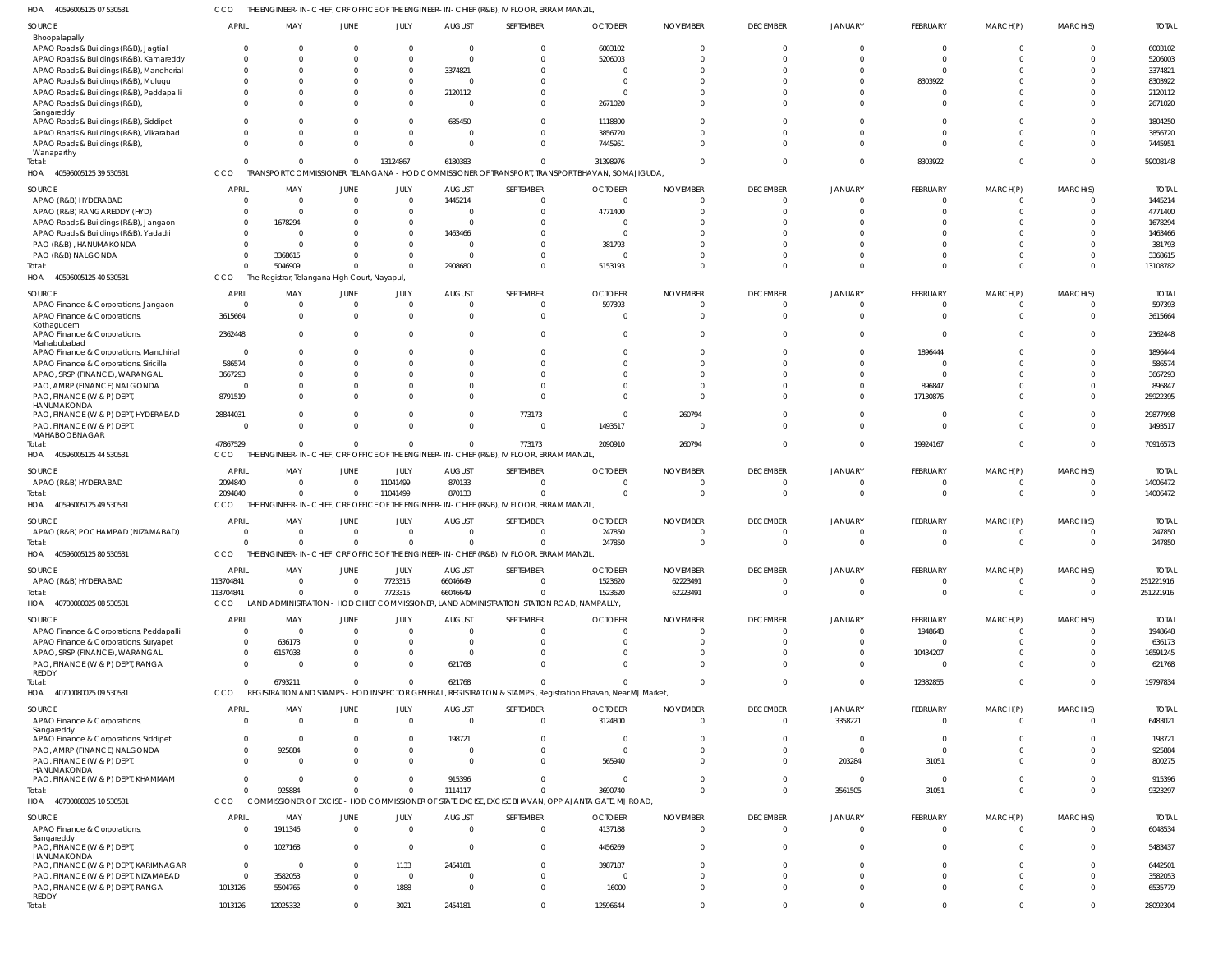HOA 40596005125 07 530531 CCO THE ENGINEER-IN-CHIEF, CRF OFFICE OF THE ENGINEER-IN-CHIEF (R&B), IV FLOOR, ERRAM MANZIL,

| SOURCE | APRIL | MAY | JUNE | JULY | AUGUST | SEPTEMBER | OCTOBER | NOVEMBER | DECEMBER | JANUARY | FEBRUARY | MARCH(P) | MARCH(S) | TOTAL |
|---|---|---|---|---|---|---|---|---|---|---|---|---|---|---|
| Bhoopalapally | | | | | | | | | | | | | | |
| APAO Roads & Buildings (R&B), Jagtial | 0 | 0 | 0 | 0 | 0 | 0 | 6003102 | 0 | 0 | 0 | 0 | 0 | 0 | 6003102 |
| APAO Roads & Buildings (R&B), Kamareddy | 0 | 0 | 0 | 0 | 0 | 0 | 5206003 | 0 | 0 | 0 | 0 | 0 | 0 | 5206003 |
| APAO Roads & Buildings (R&B), Mancherial | 0 | 0 | 0 | 0 | 3374821 | 0 | 0 | 0 | 0 | 0 | 0 | 0 | 0 | 3374821 |
| APAO Roads & Buildings (R&B), Mulugu | 0 | 0 | 0 | 0 | 0 | 0 | 0 | 0 | 0 | 0 | 8303922 | 0 | 0 | 8303922 |
| APAO Roads & Buildings (R&B), Peddapalli | 0 | 0 | 0 | 0 | 2120112 | 0 | 0 | 0 | 0 | 0 | 0 | 0 | 0 | 2120112 |
| APAO Roads & Buildings (R&B), Sangareddy | 0 | 0 | 0 | 0 | 0 | 0 | 2671020 | 0 | 0 | 0 | 0 | 0 | 0 | 2671020 |
| APAO Roads & Buildings (R&B), Siddipet | 0 | 0 | 0 | 0 | 685450 | 0 | 1118800 | 0 | 0 | 0 | 0 | 0 | 0 | 1804250 |
| APAO Roads & Buildings (R&B), Vikarabad | 0 | 0 | 0 | 0 | 0 | 0 | 3856720 | 0 | 0 | 0 | 0 | 0 | 0 | 3856720 |
| APAO Roads & Buildings (R&B), Wanaparthy | 0 | 0 | 0 | 0 | 0 | 0 | 7445951 | 0 | 0 | 0 | 0 | 0 | 0 | 7445951 |
| Total: | 0 | 0 | 0 | 13124867 | 6180383 | 0 | 31398976 | 0 | 0 | 0 | 8303922 | 0 | 0 | 59008148 |

HOA 40596005125 39 530531 CCO TRANSPORT COMMISSIONER TELANGANA - HOD COMMISSIONER OF TRANSPORT, TRANSPORT BHAVAN, SOMAJIGUDA,

| SOURCE | APRIL | MAY | JUNE | JULY | AUGUST | SEPTEMBER | OCTOBER | NOVEMBER | DECEMBER | JANUARY | FEBRUARY | MARCH(P) | MARCH(S) | TOTAL |
|---|---|---|---|---|---|---|---|---|---|---|---|---|---|---|
| APAO (R&B) HYDERABAD | 0 | 0 | 0 | 0 | 1445214 | 0 | 0 | 0 | 0 | 0 | 0 | 0 | 0 | 1445214 |
| APAO (R&B) RANGAREDDY (HYD) | 0 | 0 | 0 | 0 | 0 | 0 | 4771400 | 0 | 0 | 0 | 0 | 0 | 0 | 4771400 |
| APAO Roads & Buildings (R&B), Jangaon | 0 | 1678294 | 0 | 0 | 0 | 0 | 0 | 0 | 0 | 0 | 0 | 0 | 0 | 1678294 |
| APAO Roads & Buildings (R&B), Yadadri | 0 | 0 | 0 | 0 | 1463466 | 0 | 0 | 0 | 0 | 0 | 0 | 0 | 0 | 1463466 |
| PAO (R&B) , HANUMAKONDA | 0 | 0 | 0 | 0 | 0 | 0 | 381793 | 0 | 0 | 0 | 0 | 0 | 0 | 381793 |
| PAO (R&B) NALGONDA | 0 | 3368615 | 0 | 0 | 0 | 0 | 0 | 0 | 0 | 0 | 0 | 0 | 0 | 3368615 |
| Total: | 0 | 5046909 | 0 | 0 | 2908680 | 0 | 5153193 | 0 | 0 | 0 | 0 | 0 | 0 | 13108782 |

HOA 40596005125 40 530531 CCO The Registrar, Telangana High Court, Nayapul,

| SOURCE | APRIL | MAY | JUNE | JULY | AUGUST | SEPTEMBER | OCTOBER | NOVEMBER | DECEMBER | JANUARY | FEBRUARY | MARCH(P) | MARCH(S) | TOTAL |
|---|---|---|---|---|---|---|---|---|---|---|---|---|---|---|
| APAO Finance & Corporations, Jangaon | 0 | 0 | 0 | 0 | 0 | 0 | 597393 | 0 | 0 | 0 | 0 | 0 | 0 | 597393 |
| APAO Finance & Corporations, Kothagudem | 3615664 | 0 | 0 | 0 | 0 | 0 | 0 | 0 | 0 | 0 | 0 | 0 | 0 | 3615664 |
| APAO Finance & Corporations, Mahabubabad | 2362448 | 0 | 0 | 0 | 0 | 0 | 0 | 0 | 0 | 0 | 0 | 0 | 0 | 2362448 |
| APAO Finance & Corporations, Manchirial | 0 | 0 | 0 | 0 | 0 | 0 | 0 | 0 | 0 | 0 | 1896444 | 0 | 0 | 1896444 |
| APAO Finance & Corporations, Siricilla | 586574 | 0 | 0 | 0 | 0 | 0 | 0 | 0 | 0 | 0 | 0 | 0 | 0 | 586574 |
| APAO, SRSP (FINANCE), WARANGAL | 3667293 | 0 | 0 | 0 | 0 | 0 | 0 | 0 | 0 | 0 | 0 | 0 | 0 | 3667293 |
| PAO, AMRP (FINANCE) NALGONDA | 0 | 0 | 0 | 0 | 0 | 0 | 0 | 0 | 0 | 0 | 896847 | 0 | 0 | 896847 |
| PAO, FINANCE (W & P) DEPT, HANUMAKONDA | 8791519 | 0 | 0 | 0 | 0 | 0 | 0 | 0 | 0 | 0 | 17130876 | 0 | 0 | 25922395 |
| PAO, FINANCE (W & P) DEPT, HYDERABAD | 28844031 | 0 | 0 | 0 | 0 | 773173 | 0 | 260794 | 0 | 0 | 0 | 0 | 0 | 29877998 |
| PAO, FINANCE (W & P) DEPT, MAHABOOBNAGAR | 0 | 0 | 0 | 0 | 0 | 0 | 1493517 | 0 | 0 | 0 | 0 | 0 | 0 | 1493517 |
| Total: | 47867529 | 0 | 0 | 0 | 0 | 773173 | 2090910 | 260794 | 0 | 0 | 19924167 | 0 | 0 | 70916573 |

HOA 40596005125 44 530531 CCO THE ENGINEER-IN-CHIEF, CRF OFFICE OF THE ENGINEER-IN-CHIEF (R&B), IV FLOOR, ERRAM MANZIL,

| SOURCE | APRIL | MAY | JUNE | JULY | AUGUST | SEPTEMBER | OCTOBER | NOVEMBER | DECEMBER | JANUARY | FEBRUARY | MARCH(P) | MARCH(S) | TOTAL |
|---|---|---|---|---|---|---|---|---|---|---|---|---|---|---|
| APAO (R&B) HYDERABAD | 2094840 | 0 | 0 | 11041499 | 870133 | 0 | 0 | 0 | 0 | 0 | 0 | 0 | 0 | 14006472 |
| Total: | 2094840 | 0 | 0 | 11041499 | 870133 | 0 | 0 | 0 | 0 | 0 | 0 | 0 | 0 | 14006472 |

HOA 40596005125 49 530531 CCO THE ENGINEER-IN-CHIEF, CRF OFFICE OF THE ENGINEER-IN-CHIEF (R&B), IV FLOOR, ERRAM MANZIL,

| SOURCE | APRIL | MAY | JUNE | JULY | AUGUST | SEPTEMBER | OCTOBER | NOVEMBER | DECEMBER | JANUARY | FEBRUARY | MARCH(P) | MARCH(S) | TOTAL |
|---|---|---|---|---|---|---|---|---|---|---|---|---|---|---|
| APAO (R&B) POCHAMPAD (NIZAMABAD) | 0 | 0 | 0 | 0 | 0 | 0 | 247850 | 0 | 0 | 0 | 0 | 0 | 0 | 247850 |
| Total: | 0 | 0 | 0 | 0 | 0 | 0 | 247850 | 0 | 0 | 0 | 0 | 0 | 0 | 247850 |

HOA 40596005125 80 530531 CCO THE ENGINEER-IN-CHIEF, CRF OFFICE OF THE ENGINEER-IN-CHIEF (R&B), IV FLOOR, ERRAM MANZIL,

| SOURCE | APRIL | MAY | JUNE | JULY | AUGUST | SEPTEMBER | OCTOBER | NOVEMBER | DECEMBER | JANUARY | FEBRUARY | MARCH(P) | MARCH(S) | TOTAL |
|---|---|---|---|---|---|---|---|---|---|---|---|---|---|---|
| APAO (R&B) HYDERABAD | 113704841 | 0 | 0 | 7723315 | 66046649 | 0 | 1523620 | 62223491 | 0 | 0 | 0 | 0 | 0 | 251221916 |
| Total: | 113704841 | 0 | 0 | 7723315 | 66046649 | 0 | 1523620 | 62223491 | 0 | 0 | 0 | 0 | 0 | 251221916 |

HOA 40700080025 08 530531 CCO LAND ADMINISTRATION - HOD CHIEF COMMISSIONER, LAND ADMINISTRATION STATION ROAD, NAMPALLY,

| SOURCE | APRIL | MAY | JUNE | JULY | AUGUST | SEPTEMBER | OCTOBER | NOVEMBER | DECEMBER | JANUARY | FEBRUARY | MARCH(P) | MARCH(S) | TOTAL |
|---|---|---|---|---|---|---|---|---|---|---|---|---|---|---|
| APAO Finance & Corporations, Peddapalli | 0 | 0 | 0 | 0 | 0 | 0 | 0 | 0 | 0 | 0 | 1948648 | 0 | 0 | 1948648 |
| APAO Finance & Corporations, Suryapet | 0 | 636173 | 0 | 0 | 0 | 0 | 0 | 0 | 0 | 0 | 0 | 0 | 0 | 636173 |
| APAO, SRSP (FINANCE), WARANGAL | 0 | 6157038 | 0 | 0 | 0 | 0 | 0 | 0 | 0 | 0 | 10434207 | 0 | 0 | 16591245 |
| PAO, FINANCE (W & P) DEPT, RANGA REDDY | 0 | 0 | 0 | 0 | 621768 | 0 | 0 | 0 | 0 | 0 | 0 | 0 | 0 | 621768 |
| Total: | 0 | 6793211 | 0 | 0 | 621768 | 0 | 0 | 0 | 0 | 0 | 12382855 | 0 | 0 | 19797834 |

HOA 40700080025 09 530531 CCO REGISTRATION AND STAMPS - HOD INSPECTOR GENERAL, REGISTRATION & STAMPS , Registration Bhavan, Near MJ Market,

| SOURCE | APRIL | MAY | JUNE | JULY | AUGUST | SEPTEMBER | OCTOBER | NOVEMBER | DECEMBER | JANUARY | FEBRUARY | MARCH(P) | MARCH(S) | TOTAL |
|---|---|---|---|---|---|---|---|---|---|---|---|---|---|---|
| APAO Finance & Corporations, Sangareddy | 0 | 0 | 0 | 0 | 0 | 0 | 3124800 | 0 | 0 | 3358221 | 0 | 0 | 0 | 6483021 |
| APAO Finance & Corporations, Siddipet | 0 | 0 | 0 | 0 | 198721 | 0 | 0 | 0 | 0 | 0 | 0 | 0 | 0 | 198721 |
| PAO, AMRP (FINANCE) NALGONDA | 0 | 925884 | 0 | 0 | 0 | 0 | 0 | 0 | 0 | 0 | 0 | 0 | 0 | 925884 |
| PAO, FINANCE (W & P) DEPT, HANUMAKONDA | 0 | 0 | 0 | 0 | 0 | 0 | 565940 | 0 | 0 | 203284 | 31051 | 0 | 0 | 800275 |
| PAO, FINANCE (W & P) DEPT, KHAMMAM | 0 | 0 | 0 | 0 | 915396 | 0 | 0 | 0 | 0 | 0 | 0 | 0 | 0 | 915396 |
| Total: | 0 | 925884 | 0 | 0 | 1114117 | 0 | 3690740 | 0 | 0 | 3561505 | 31051 | 0 | 0 | 9323297 |

HOA 40700080025 10 530531 CCO COMMISSIONER OF EXCISE - HOD COMMISSIONER OF STATE EXCISE, EXCISE BHAVAN, OPP AJANTA GATE, MJ ROAD,

| SOURCE | APRIL | MAY | JUNE | JULY | AUGUST | SEPTEMBER | OCTOBER | NOVEMBER | DECEMBER | JANUARY | FEBRUARY | MARCH(P) | MARCH(S) | TOTAL |
|---|---|---|---|---|---|---|---|---|---|---|---|---|---|---|
| APAO Finance & Corporations, Sangareddy | 0 | 1911346 | 0 | 0 | 0 | 0 | 4137188 | 0 | 0 | 0 | 0 | 0 | 0 | 6048534 |
| PAO, FINANCE (W & P) DEPT, HANUMAKONDA | 0 | 1027168 | 0 | 0 | 0 | 0 | 4456269 | 0 | 0 | 0 | 0 | 0 | 0 | 5483437 |
| PAO, FINANCE (W & P) DEPT, KARIMNAGAR | 0 | 0 | 0 | 1133 | 2454181 | 0 | 3987187 | 0 | 0 | 0 | 0 | 0 | 0 | 6442501 |
| PAO, FINANCE (W & P) DEPT, NIZAMABAD | 0 | 3582053 | 0 | 0 | 0 | 0 | 0 | 0 | 0 | 0 | 0 | 0 | 0 | 3582053 |
| PAO, FINANCE (W & P) DEPT, RANGA REDDY | 1013126 | 5504765 | 0 | 1888 | 0 | 0 | 16000 | 0 | 0 | 0 | 0 | 0 | 0 | 6535779 |
| Total: | 1013126 | 12025332 | 0 | 3021 | 2454181 | 0 | 12596644 | 0 | 0 | 0 | 0 | 0 | 0 | 28092304 |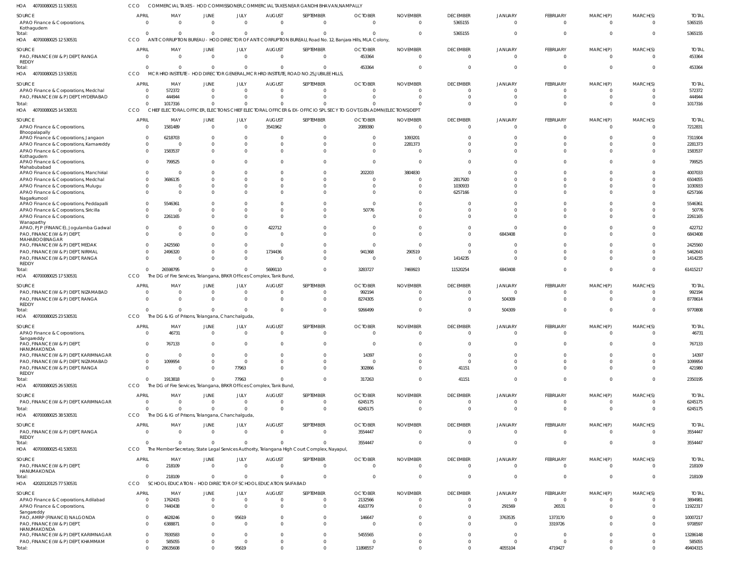HOA 40700080025 11 530531 CCO COMMERCIAL TAXES - HOD COMMISSIONER,COMMERCIAL TAXES NEAR GANDHI BHAVAN,NAMPALLY

| SOURCE | APRIL | MAY | JUNE | JULY | AUGUST | SEPTEMBER | OCTOBER | NOVEMBER | DECEMBER | JANUARY | FEBRUARY | MARCH(P) | MARCH(S) | TOTAL |
|---|---|---|---|---|---|---|---|---|---|---|---|---|---|---|
| APAO Finance & Corporations, Kothagudem | 0 | 0 | 0 | 0 | 0 | 0 | 0 | 0 | 5365155 | 0 | 0 | 0 | 0 | 5365155 |
| Total: | 0 | 0 | 0 | 0 | 0 | 0 | 0 | 0 | 5365155 | 0 | 0 | 0 | 0 | 5365155 |

HOA 40700080025 12 530531 CCO ANTI CORRUPTION BUREAU - HOD DIRECTOR OF ANTI CORRUPTION BUREAU, Road No. 12, Banjara Hills, MLA Colony,

| SOURCE | APRIL | MAY | JUNE | JULY | AUGUST | SEPTEMBER | OCTOBER | NOVEMBER | DECEMBER | JANUARY | FEBRUARY | MARCH(P) | MARCH(S) | TOTAL |
|---|---|---|---|---|---|---|---|---|---|---|---|---|---|---|
| PAO, FINANCE (W & P) DEPT, RANGA REDDY | 0 | 0 | 0 | 0 | 0 | 0 | 453364 | 0 | 0 | 0 | 0 | 0 | 0 | 453364 |
| Total: | 0 | 0 | 0 | 0 | 0 | 0 | 453364 | 0 | 0 | 0 | 0 | 0 | 0 | 453364 |

HOA 40700080025 13 530531 CCO MCR HRD INSTITUTE - HOD DIRECTOR GENERAL,MCR HRD INSTITUTE, ROAD NO.25, JUBILEE HILLS,

| SOURCE | APRIL | MAY | JUNE | JULY | AUGUST | SEPTEMBER | OCTOBER | NOVEMBER | DECEMBER | JANUARY | FEBRUARY | MARCH(P) | MARCH(S) | TOTAL |
|---|---|---|---|---|---|---|---|---|---|---|---|---|---|---|
| APAO Finance & Corporations, Medchal | 0 | 572372 | 0 | 0 | 0 | 0 | 0 | 0 | 0 | 0 | 0 | 0 | 0 | 572372 |
| PAO, FINANCE (W & P) DEPT, HYDERABAD | 0 | 444944 | 0 | 0 | 0 | 0 | 0 | 0 | 0 | 0 | 0 | 0 | 0 | 444944 |
| Total: | 0 | 1017316 | 0 | 0 | 0 | 0 | 0 | 0 | 0 | 0 | 0 | 0 | 0 | 1017316 |

HOA 40700080025 14 530531 CCO CHIEF ELECTORAL OFFICER, ELECTIONS CHIEF ELECTORAL OFFICER & EX-OFFICIO SPL SECY TO GOVT,GEN.ADMN(ELECTIONS)DEPT

| SOURCE | APRIL | MAY | JUNE | JULY | AUGUST | SEPTEMBER | OCTOBER | NOVEMBER | DECEMBER | JANUARY | FEBRUARY | MARCH(P) | MARCH(S) | TOTAL |
|---|---|---|---|---|---|---|---|---|---|---|---|---|---|---|
| APAO Finance & Corporations, Bhoopalapally | 0 | 1581489 | 0 | 0 | 3541962 | 0 | 2089380 | 0 | 0 | 0 | 0 | 0 | 0 | 7212831 |
| APAO Finance & Corporations, Jangaon | 0 | 6218703 | 0 | 0 | 0 | 0 | 0 | 1093201 | 0 | 0 | 0 | 0 | 0 | 7311904 |
| APAO Finance & Corporations, Kamareddy | 0 | 0 | 0 | 0 | 0 | 0 | 0 | 2281373 | 0 | 0 | 0 | 0 | 0 | 2281373 |
| APAO Finance & Corporations, Kothagudem | 0 | 1583537 | 0 | 0 | 0 | 0 | 0 | 0 | 0 | 0 | 0 | 0 | 0 | 1583537 |
| APAO Finance & Corporations, Mahabubabad | 0 | 799525 | 0 | 0 | 0 | 0 | 0 | 0 | 0 | 0 | 0 | 0 | 0 | 799525 |
| APAO Finance & Corporations, Manchirial | 0 | 0 | 0 | 0 | 0 | 0 | 202203 | 3804830 | 0 | 0 | 0 | 0 | 0 | 4007033 |
| APAO Finance & Corporations, Medchal | 0 | 3686135 | 0 | 0 | 0 | 0 | 0 | 0 | 2817920 | 0 | 0 | 0 | 0 | 6504055 |
| APAO Finance & Corporations, Mulugu | 0 | 0 | 0 | 0 | 0 | 0 | 0 | 0 | 1030933 | 0 | 0 | 0 | 0 | 1030933 |
| APAO Finance & Corporations, Nagarkurnool | 0 | 0 | 0 | 0 | 0 | 0 | 0 | 0 | 6257166 | 0 | 0 | 0 | 0 | 6257166 |
| APAO Finance & Corporations, Peddapalli | 0 | 5546361 | 0 | 0 | 0 | 0 | 0 | 0 | 0 | 0 | 0 | 0 | 0 | 5546361 |
| APAO Finance & Corporations, Siricilla | 0 | 0 | 0 | 0 | 0 | 0 | 50776 | 0 | 0 | 0 | 0 | 0 | 0 | 50776 |
| APAO Finance & Corporations, Wanaparthy | 0 | 2261165 | 0 | 0 | 0 | 0 | 0 | 0 | 0 | 0 | 0 | 0 | 0 | 2261165 |
| APAO, PJP (FINANCE), Jogulamba Gadwal | 0 | 0 | 0 | 0 | 422712 | 0 | 0 | 0 | 0 | 0 | 0 | 0 | 0 | 422712 |
| PAO, FINANCE (W & P) DEPT, MAHABOOBNAGAR | 0 | 0 | 0 | 0 | 0 | 0 | 0 | 0 | 0 | 6843408 | 0 | 0 | 0 | 6843408 |
| PAO, FINANCE (W & P) DEPT, MEDAK | 0 | 2425560 | 0 | 0 | 0 | 0 | 0 | 0 | 0 | 0 | 0 | 0 | 0 | 2425560 |
| PAO, FINANCE (W & P) DEPT, NIRMAL | 0 | 2496320 | 0 | 0 | 1734436 | 0 | 941368 | 290519 | 0 | 0 | 0 | 0 | 0 | 5462643 |
| PAO, FINANCE (W & P) DEPT, RANGA REDDY | 0 | 0 | 0 | 0 | 0 | 0 | 0 | 0 | 1414235 | 0 | 0 | 0 | 0 | 1414235 |
| Total: | 0 | 26598795 | 0 | 0 | 5699110 | 0 | 3283727 | 7469923 | 11520254 | 6843408 | 0 | 0 | 0 | 61415217 |

HOA 40700080025 17 530531 CCO The DG of Fire Services, Telangana, BRKR Offices Complex, Tank Bund,

| SOURCE | APRIL | MAY | JUNE | JULY | AUGUST | SEPTEMBER | OCTOBER | NOVEMBER | DECEMBER | JANUARY | FEBRUARY | MARCH(P) | MARCH(S) | TOTAL |
|---|---|---|---|---|---|---|---|---|---|---|---|---|---|---|
| PAO, FINANCE (W & P) DEPT, NIZAMABAD | 0 | 0 | 0 | 0 | 0 | 0 | 992194 | 0 | 0 | 0 | 0 | 0 | 0 | 992194 |
| PAO, FINANCE (W & P) DEPT, RANGA REDDY | 0 | 0 | 0 | 0 | 0 | 0 | 8274305 | 0 | 0 | 504309 | 0 | 0 | 0 | 8778614 |
| Total: | 0 | 0 | 0 | 0 | 0 | 0 | 9266499 | 0 | 0 | 504309 | 0 | 0 | 0 | 9770808 |

HOA 40700080025 23 530531 CCO The DG & IG of Prisons, Telangana, Chanchalguda,

| SOURCE | APRIL | MAY | JUNE | JULY | AUGUST | SEPTEMBER | OCTOBER | NOVEMBER | DECEMBER | JANUARY | FEBRUARY | MARCH(P) | MARCH(S) | TOTAL |
|---|---|---|---|---|---|---|---|---|---|---|---|---|---|---|
| APAO Finance & Corporations, Sangareddy | 0 | 46731 | 0 | 0 | 0 | 0 | 0 | 0 | 0 | 0 | 0 | 0 | 0 | 46731 |
| PAO, FINANCE (W & P) DEPT, HANUMAKONDA | 0 | 767133 | 0 | 0 | 0 | 0 | 0 | 0 | 0 | 0 | 0 | 0 | 0 | 767133 |
| PAO, FINANCE (W & P) DEPT, KARIMNAGAR | 0 | 0 | 0 | 0 | 0 | 0 | 14397 | 0 | 0 | 0 | 0 | 0 | 0 | 14397 |
| PAO, FINANCE (W & P) DEPT, NIZAMABAD | 0 | 1099954 | 0 | 0 | 0 | 0 | 0 | 0 | 0 | 0 | 0 | 0 | 0 | 1099954 |
| PAO, FINANCE (W & P) DEPT, RANGA REDDY | 0 | 0 | 0 | 77963 | 0 | 0 | 302866 | 0 | 41151 | 0 | 0 | 0 | 0 | 421980 |
| Total: | 0 | 1913818 | 0 | 77963 | 0 | 0 | 317263 | 0 | 41151 | 0 | 0 | 0 | 0 | 2350195 |

HOA 40700080025 26 530531 CCO The DG of Fire Services, Telangana, BRKR Offices Complex, Tank Bund,

| SOURCE | APRIL | MAY | JUNE | JULY | AUGUST | SEPTEMBER | OCTOBER | NOVEMBER | DECEMBER | JANUARY | FEBRUARY | MARCH(P) | MARCH(S) | TOTAL |
|---|---|---|---|---|---|---|---|---|---|---|---|---|---|---|
| PAO, FINANCE (W & P) DEPT, KARIMNAGAR | 0 | 0 | 0 | 0 | 0 | 0 | 6245175 | 0 | 0 | 0 | 0 | 0 | 0 | 6245175 |
| Total: | 0 | 0 | 0 | 0 | 0 | 0 | 6245175 | 0 | 0 | 0 | 0 | 0 | 0 | 6245175 |

HOA 40700080025 38 530531 CCO The DG & IG of Prisons, Telangana, Chanchalguda,

| SOURCE | APRIL | MAY | JUNE | JULY | AUGUST | SEPTEMBER | OCTOBER | NOVEMBER | DECEMBER | JANUARY | FEBRUARY | MARCH(P) | MARCH(S) | TOTAL |
|---|---|---|---|---|---|---|---|---|---|---|---|---|---|---|
| PAO, FINANCE (W & P) DEPT, RANGA REDDY | 0 | 0 | 0 | 0 | 0 | 0 | 3554447 | 0 | 0 | 0 | 0 | 0 | 0 | 3554447 |
| Total: | 0 | 0 | 0 | 0 | 0 | 0 | 3554447 | 0 | 0 | 0 | 0 | 0 | 0 | 3554447 |

HOA 40700080025 41 530531 CCO The Member Secretary, State Legal Services Authority, Telangana High Court Complex, Nayapul,

| SOURCE | APRIL | MAY | JUNE | JULY | AUGUST | SEPTEMBER | OCTOBER | NOVEMBER | DECEMBER | JANUARY | FEBRUARY | MARCH(P) | MARCH(S) | TOTAL |
|---|---|---|---|---|---|---|---|---|---|---|---|---|---|---|
| PAO, FINANCE (W & P) DEPT, HANUMAKONDA | 0 | 218109 | 0 | 0 | 0 | 0 | 0 | 0 | 0 | 0 | 0 | 0 | 0 | 218109 |
| Total: | 0 | 218109 | 0 | 0 | 0 | 0 | 0 | 0 | 0 | 0 | 0 | 0 | 0 | 218109 |

HOA 42020120125 77 530531 CCO SCHOOL EDUCATION - HOD DIRECTOR OF SCHOOL EDUCATION SAIFABAD

| SOURCE | APRIL | MAY | JUNE | JULY | AUGUST | SEPTEMBER | OCTOBER | NOVEMBER | DECEMBER | JANUARY | FEBRUARY | MARCH(P) | MARCH(S) | TOTAL |
|---|---|---|---|---|---|---|---|---|---|---|---|---|---|---|
| APAO Finance & Corporations, Adilabad | 0 | 1762415 | 0 | 0 | 0 | 0 | 2132566 | 0 | 0 | 0 | 0 | 0 | 0 | 3894981 |
| APAO Finance & Corporations, Sangareddy | 0 | 7440438 | 0 | 0 | 0 | 0 | 4163779 | 0 | 0 | 291569 | 26531 | 0 | 0 | 11922317 |
| PAO, AMRP (FINANCE) NALGONDA | 0 | 4628246 | 0 | 95619 | 0 | 0 | 146647 | 0 | 0 | 3763535 | 1373170 | 0 | 0 | 10007217 |
| PAO, FINANCE (W & P) DEPT, HANUMAKONDA | 0 | 6388871 | 0 | 0 | 0 | 0 | 0 | 0 | 0 | 0 | 3319726 | 0 | 0 | 9708597 |
| PAO, FINANCE (W & P) DEPT, KARIMNAGAR | 0 | 7830583 | 0 | 0 | 0 | 0 | 5455565 | 0 | 0 | 0 | 0 | 0 | 0 | 13286148 |
| PAO, FINANCE (W & P) DEPT, KHAMMAM | 0 | 585055 | 0 | 0 | 0 | 0 | 0 | 0 | 0 | 0 | 0 | 0 | 0 | 585055 |
| Total: | 0 | 28635608 | 0 | 95619 | 0 | 0 | 11898557 | 0 | 0 | 4055104 | 4719427 | 0 | 0 | 49404315 |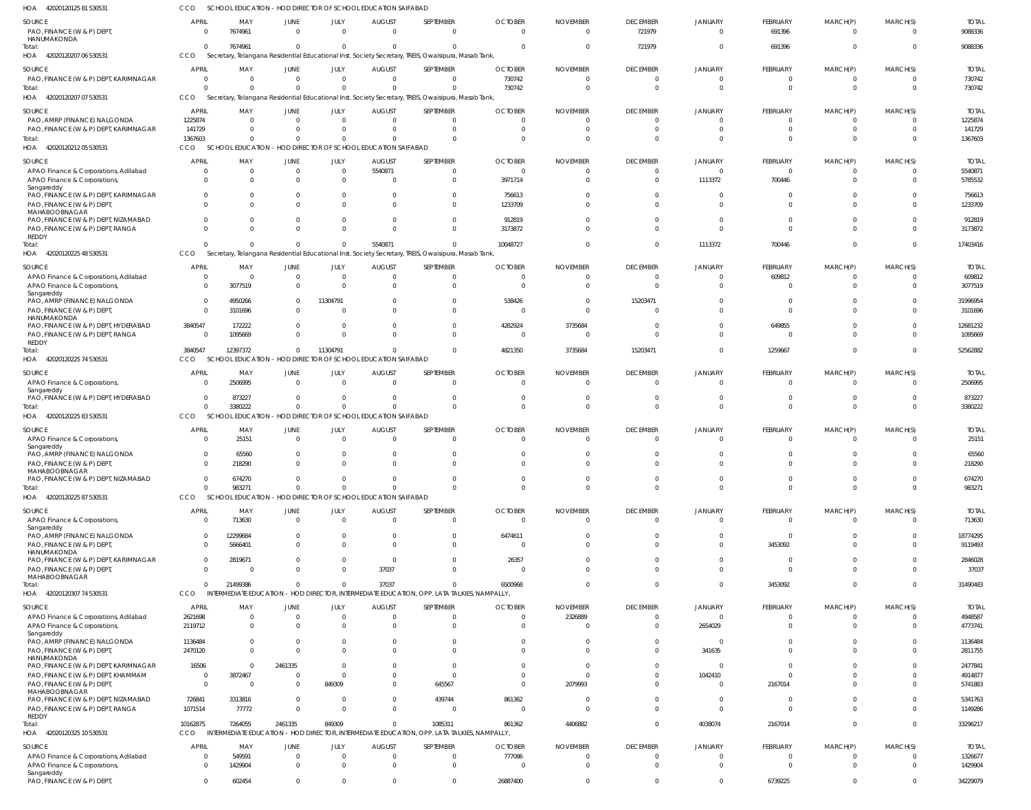HOA 420201201258 1530531 CCO SCHOOL EDUCATION - HOD DIRECTOR OF SCHOOL EDUCATION SAIFABAD

| SOURCE | APRIL | MAY | JUNE | JULY | AUGUST | SEPTEMBER | OCTOBER | NOVEMBER | DECEMBER | JANUARY | FEBRUARY | MARCH(P) | MARCH(S) | TOTAL |
|---|---|---|---|---|---|---|---|---|---|---|---|---|---|---|
| PAO, FINANCE (W & P) DEPT, HANUMAKONDA | 0 | 7674961 | 0 | 0 | 0 | 0 | 0 | 0 | 721979 | 0 | 691396 | 0 | 0 | 9088336 |
| Total: | 0 | 7674961 | 0 | 0 | 0 | 0 | 0 | 0 | 721979 | 0 | 691396 | 0 | 0 | 9088336 |

HOA 420201202070 6530531 CCO Secretary, Telangana Residential Educational Inst. Society Secretary, TREIS, Owaisipura, Masab Tank,

| SOURCE | APRIL | MAY | JUNE | JULY | AUGUST | SEPTEMBER | OCTOBER | NOVEMBER | DECEMBER | JANUARY | FEBRUARY | MARCH(P) | MARCH(S) | TOTAL |
|---|---|---|---|---|---|---|---|---|---|---|---|---|---|---|
| PAO, FINANCE (W & P) DEPT, KARIMNAGAR | 0 | 0 | 0 | 0 | 0 | 0 | 730742 | 0 | 0 | 0 | 0 | 0 | 0 | 730742 |
| Total: | 0 | 0 | 0 | 0 | 0 | 0 | 730742 | 0 | 0 | 0 | 0 | 0 | 0 | 730742 |

HOA 420201202070 7530531 CCO Secretary, Telangana Residential Educational Inst. Society Secretary, TREIS, Owaisipura, Masab Tank,

| SOURCE | APRIL | MAY | JUNE | JULY | AUGUST | SEPTEMBER | OCTOBER | NOVEMBER | DECEMBER | JANUARY | FEBRUARY | MARCH(P) | MARCH(S) | TOTAL |
|---|---|---|---|---|---|---|---|---|---|---|---|---|---|---|
| PAO, AMRP (FINANCE) NALGONDA | 1225874 | 0 | 0 | 0 | 0 | 0 | 0 | 0 | 0 | 0 | 0 | 0 | 0 | 1225874 |
| PAO, FINANCE (W & P) DEPT, KARIMNAGAR | 141729 | 0 | 0 | 0 | 0 | 0 | 0 | 0 | 0 | 0 | 0 | 0 | 0 | 141729 |
| Total: | 1367603 | 0 | 0 | 0 | 0 | 0 | 0 | 0 | 0 | 0 | 0 | 0 | 0 | 1367603 |

HOA 420201202120 5530531 CCO SCHOOL EDUCATION - HOD DIRECTOR OF SCHOOL EDUCATION SAIFABAD

| SOURCE | APRIL | MAY | JUNE | JULY | AUGUST | SEPTEMBER | OCTOBER | NOVEMBER | DECEMBER | JANUARY | FEBRUARY | MARCH(P) | MARCH(S) | TOTAL |
|---|---|---|---|---|---|---|---|---|---|---|---|---|---|---|
| APAO Finance & Corporations, Adilabad | 0 | 0 | 0 | 0 | 5540871 | 0 | 0 | 0 | 0 | 0 | 0 | 0 | 0 | 5540871 |
| APAO Finance & Corporations, Sangareddy | 0 | 0 | 0 | 0 | 0 | 0 | 3971714 | 0 | 0 | 1113372 | 700446 | 0 | 0 | 5785532 |
| PAO, FINANCE (W & P) DEPT, KARIMNAGAR | 0 | 0 | 0 | 0 | 0 | 0 | 756613 | 0 | 0 | 0 | 0 | 0 | 0 | 756613 |
| PAO, FINANCE (W & P) DEPT, MAHABOOBNAGAR | 0 | 0 | 0 | 0 | 0 | 0 | 1233709 | 0 | 0 | 0 | 0 | 0 | 0 | 1233709 |
| PAO, FINANCE (W & P) DEPT, NIZAMABAD | 0 | 0 | 0 | 0 | 0 | 0 | 912819 | 0 | 0 | 0 | 0 | 0 | 0 | 912819 |
| PAO, FINANCE (W & P) DEPT, RANGA REDDY | 0 | 0 | 0 | 0 | 0 | 0 | 3173872 | 0 | 0 | 0 | 0 | 0 | 0 | 3173872 |
| Total: | 0 | 0 | 0 | 0 | 5540871 | 0 | 10048727 | 0 | 0 | 1113372 | 700446 | 0 | 0 | 17403416 |

HOA 420201202254 8530531 CCO Secretary, Telangana Residential Educational Inst. Society Secretary, TREIS, Owaisipura, Masab Tank,

| SOURCE | APRIL | MAY | JUNE | JULY | AUGUST | SEPTEMBER | OCTOBER | NOVEMBER | DECEMBER | JANUARY | FEBRUARY | MARCH(P) | MARCH(S) | TOTAL |
|---|---|---|---|---|---|---|---|---|---|---|---|---|---|---|
| APAO Finance & Corporations, Adilabad | 0 | 0 | 0 | 0 | 0 | 0 | 0 | 0 | 0 | 0 | 609812 | 0 | 0 | 609812 |
| APAO Finance & Corporations, Sangareddy | 0 | 3077519 | 0 | 0 | 0 | 0 | 0 | 0 | 0 | 0 | 0 | 0 | 0 | 3077519 |
| PAO, AMRP (FINANCE) NALGONDA | 0 | 4950266 | 0 | 11304791 | 0 | 0 | 538426 | 0 | 15203471 | 0 | 0 | 0 | 0 | 31996954 |
| PAO, FINANCE (W & P) DEPT, HANUMAKONDA | 0 | 3101696 | 0 | 0 | 0 | 0 | 0 | 0 | 0 | 0 | 0 | 0 | 0 | 3101696 |
| PAO, FINANCE (W & P) DEPT, HYDERABAD | 3840547 | 172222 | 0 | 0 | 0 | 0 | 4282924 | 3735684 | 0 | 0 | 649855 | 0 | 0 | 12681232 |
| PAO, FINANCE (W & P) DEPT, RANGA REDDY | 0 | 1095669 | 0 | 0 | 0 | 0 | 0 | 0 | 0 | 0 | 0 | 0 | 0 | 1095669 |
| Total: | 3840547 | 12397372 | 0 | 11304791 | 0 | 0 | 4821350 | 3735684 | 15203471 | 0 | 1259667 | 0 | 0 | 52562882 |

HOA 420201202257 4530531 CCO SCHOOL EDUCATION - HOD DIRECTOR OF SCHOOL EDUCATION SAIFABAD

| SOURCE | APRIL | MAY | JUNE | JULY | AUGUST | SEPTEMBER | OCTOBER | NOVEMBER | DECEMBER | JANUARY | FEBRUARY | MARCH(P) | MARCH(S) | TOTAL |
|---|---|---|---|---|---|---|---|---|---|---|---|---|---|---|
| APAO Finance & Corporations, Sangareddy | 0 | 2506995 | 0 | 0 | 0 | 0 | 0 | 0 | 0 | 0 | 0 | 0 | 0 | 2506995 |
| PAO, FINANCE (W & P) DEPT, HYDERABAD | 0 | 873227 | 0 | 0 | 0 | 0 | 0 | 0 | 0 | 0 | 0 | 0 | 0 | 873227 |
| Total: | 0 | 3380222 | 0 | 0 | 0 | 0 | 0 | 0 | 0 | 0 | 0 | 0 | 0 | 3380222 |

HOA 420201202258 3530531 CCO SCHOOL EDUCATION - HOD DIRECTOR OF SCHOOL EDUCATION SAIFABAD

| SOURCE | APRIL | MAY | JUNE | JULY | AUGUST | SEPTEMBER | OCTOBER | NOVEMBER | DECEMBER | JANUARY | FEBRUARY | MARCH(P) | MARCH(S) | TOTAL |
|---|---|---|---|---|---|---|---|---|---|---|---|---|---|---|
| APAO Finance & Corporations, Sangareddy | 0 | 25151 | 0 | 0 | 0 | 0 | 0 | 0 | 0 | 0 | 0 | 0 | 0 | 25151 |
| PAO, AMRP (FINANCE) NALGONDA | 0 | 65560 | 0 | 0 | 0 | 0 | 0 | 0 | 0 | 0 | 0 | 0 | 0 | 65560 |
| PAO, FINANCE (W & P) DEPT, MAHABOOBNAGAR | 0 | 218290 | 0 | 0 | 0 | 0 | 0 | 0 | 0 | 0 | 0 | 0 | 0 | 218290 |
| PAO, FINANCE (W & P) DEPT, NIZAMABAD | 0 | 674270 | 0 | 0 | 0 | 0 | 0 | 0 | 0 | 0 | 0 | 0 | 0 | 674270 |
| Total: | 0 | 983271 | 0 | 0 | 0 | 0 | 0 | 0 | 0 | 0 | 0 | 0 | 0 | 983271 |

HOA 420201202258 7530531 CCO SCHOOL EDUCATION - HOD DIRECTOR OF SCHOOL EDUCATION SAIFABAD

| SOURCE | APRIL | MAY | JUNE | JULY | AUGUST | SEPTEMBER | OCTOBER | NOVEMBER | DECEMBER | JANUARY | FEBRUARY | MARCH(P) | MARCH(S) | TOTAL |
|---|---|---|---|---|---|---|---|---|---|---|---|---|---|---|
| APAO Finance & Corporations, Sangareddy | 0 | 713630 | 0 | 0 | 0 | 0 | 0 | 0 | 0 | 0 | 0 | 0 | 0 | 713630 |
| PAO, AMRP (FINANCE) NALGONDA | 0 | 12299684 | 0 | 0 | 0 | 0 | 6474611 | 0 | 0 | 0 | 0 | 0 | 0 | 18774295 |
| PAO, FINANCE (W & P) DEPT, HANUMAKONDA | 0 | 5666401 | 0 | 0 | 0 | 0 | 0 | 0 | 0 | 0 | 3453092 | 0 | 0 | 9119493 |
| PAO, FINANCE (W & P) DEPT, KARIMNAGAR | 0 | 2819671 | 0 | 0 | 0 | 0 | 26357 | 0 | 0 | 0 | 0 | 0 | 0 | 2846028 |
| PAO, FINANCE (W & P) DEPT, MAHABOOBNAGAR | 0 | 0 | 0 | 0 | 37037 | 0 | 0 | 0 | 0 | 0 | 0 | 0 | 0 | 37037 |
| Total: | 0 | 21499386 | 0 | 0 | 37037 | 0 | 6500968 | 0 | 0 | 0 | 3453092 | 0 | 0 | 31490483 |

HOA 420201203077 4530531 CCO INTERMEDIATE EDUCATION - HOD DIRECTOR, INTERMEDIATE EDUCATION, OPP. LATA TALKIES, NAMPALLY,

| SOURCE | APRIL | MAY | JUNE | JULY | AUGUST | SEPTEMBER | OCTOBER | NOVEMBER | DECEMBER | JANUARY | FEBRUARY | MARCH(P) | MARCH(S) | TOTAL |
|---|---|---|---|---|---|---|---|---|---|---|---|---|---|---|
| APAO Finance & Corporations, Adilabad | 2621698 | 0 | 0 | 0 | 0 | 0 | 0 | 2326889 | 0 | 0 | 0 | 0 | 0 | 4948587 |
| APAO Finance & Corporations, Sangareddy | 2119712 | 0 | 0 | 0 | 0 | 0 | 0 | 0 | 0 | 2654029 | 0 | 0 | 0 | 4773741 |
| PAO, AMRP (FINANCE) NALGONDA | 1136484 | 0 | 0 | 0 | 0 | 0 | 0 | 0 | 0 | 0 | 0 | 0 | 0 | 1136484 |
| PAO, FINANCE (W & P) DEPT, HANUMAKONDA | 2470120 | 0 | 0 | 0 | 0 | 0 | 0 | 0 | 0 | 341635 | 0 | 0 | 0 | 2811755 |
| PAO, FINANCE (W & P) DEPT, KARIMNAGAR | 16506 | 0 | 2461335 | 0 | 0 | 0 | 0 | 0 | 0 | 0 | 0 | 0 | 0 | 2477841 |
| PAO, FINANCE (W & P) DEPT, KHAMMAM | 0 | 3872467 | 0 | 0 | 0 | 0 | 0 | 0 | 0 | 1042410 | 0 | 0 | 0 | 4914877 |
| PAO, FINANCE (W & P) DEPT, MAHABOOBNAGAR | 0 | 0 | 0 | 849309 | 0 | 645567 | 0 | 2079993 | 0 | 0 | 2167014 | 0 | 0 | 5741883 |
| PAO, FINANCE (W & P) DEPT, NIZAMABAD | 726841 | 3313816 | 0 | 0 | 0 | 439744 | 861362 | 0 | 0 | 0 | 0 | 0 | 0 | 5341763 |
| PAO, FINANCE (W & P) DEPT, RANGA REDDY | 1071514 | 77772 | 0 | 0 | 0 | 0 | 0 | 0 | 0 | 0 | 0 | 0 | 0 | 1149286 |
| Total: | 10162875 | 7264055 | 2461335 | 849309 | 0 | 1085311 | 861362 | 4406882 | 0 | 4038074 | 2167014 | 0 | 0 | 33296217 |

HOA 420201203251 0530531 CCO INTERMEDIATE EDUCATION - HOD DIRECTOR, INTERMEDIATE EDUCATION, OPP. LATA TALKIES, NAMPALLY,

| SOURCE | APRIL | MAY | JUNE | JULY | AUGUST | SEPTEMBER | OCTOBER | NOVEMBER | DECEMBER | JANUARY | FEBRUARY | MARCH(P) | MARCH(S) | TOTAL |
|---|---|---|---|---|---|---|---|---|---|---|---|---|---|---|
| APAO Finance & Corporations, Adilabad | 0 | 549591 | 0 | 0 | 0 | 0 | 777086 | 0 | 0 | 0 | 0 | 0 | 0 | 1326677 |
| APAO Finance & Corporations, Sangareddy | 0 | 1429904 | 0 | 0 | 0 | 0 | 0 | 0 | 0 | 0 | 0 | 0 | 0 | 1429904 |
| PAO, FINANCE (W & P) DEPT, | 0 | 602454 | 0 | 0 | 0 | 0 | 26887400 | 0 | 0 | 0 | 6739225 | 0 | 0 | 34229079 |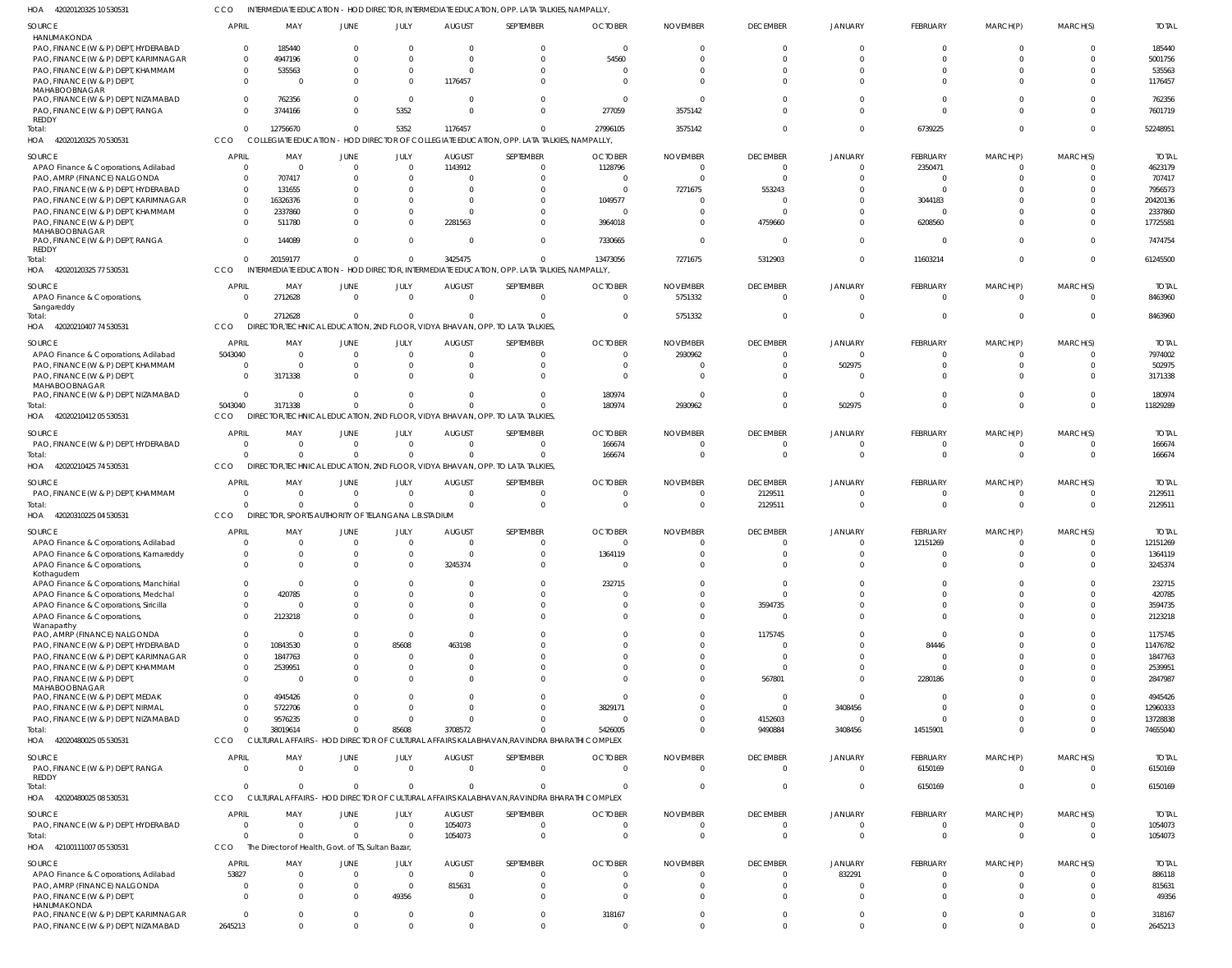HOA 42020120325 10 530531 CCO INTERMEDIATE EDUCATION - HOD DIRECTOR, INTERMEDIATE EDUCATION, OPP. LATA TALKIES, NAMPALLY,

| SOURCE | APRIL | MAY | JUNE | JULY | AUGUST | SEPTEMBER | OCTOBER | NOVEMBER | DECEMBER | JANUARY | FEBRUARY | MARCH(P) | MARCH(S) | TOTAL |
|---|---|---|---|---|---|---|---|---|---|---|---|---|---|---|
| HANUMAKONDA | | | | | | | | | | | | | | |
| PAO, FINANCE (W & P) DEPT, HYDERABAD | 0 | 185440 | 0 | 0 | 0 | 0 | 0 | 0 | 0 | 0 | 0 | 0 | 0 | 185440 |
| PAO, FINANCE (W & P) DEPT, KARIMNAGAR | 0 | 4947196 | 0 | 0 | 0 | 0 | 54560 | 0 | 0 | 0 | 0 | 0 | 0 | 5001756 |
| PAO, FINANCE (W & P) DEPT, KHAMMAM | 0 | 535563 | 0 | 0 | 0 | 0 | 0 | 0 | 0 | 0 | 0 | 0 | 0 | 535563 |
| PAO, FINANCE (W & P) DEPT, MAHABOOBNAGAR | 0 | 0 | 0 | 0 | 1176457 | 0 | 0 | 0 | 0 | 0 | 0 | 0 | 0 | 1176457 |
| PAO, FINANCE (W & P) DEPT, NIZAMABAD | 0 | 762356 | 0 | 0 | 0 | 0 | 0 | 0 | 0 | 0 | 0 | 0 | 0 | 762356 |
| PAO, FINANCE (W & P) DEPT, RANGA REDDY | 0 | 3744166 | 0 | 5352 | 0 | 0 | 277059 | 3575142 | 0 | 0 | 0 | 0 | 0 | 7601719 |
| Total: | 0 | 12756670 | 0 | 5352 | 1176457 | 0 | 27996105 | 3575142 | 0 | 0 | 6739225 | 0 | 0 | 52248951 |

HOA 42020120325 70 530531 CCO COLLEGIATE EDUCATION - HOD DIRECTOR OF COLLEGIATE EDUCATION, OPP. LATA TALKIES, NAMPALLY,

| SOURCE | APRIL | MAY | JUNE | JULY | AUGUST | SEPTEMBER | OCTOBER | NOVEMBER | DECEMBER | JANUARY | FEBRUARY | MARCH(P) | MARCH(S) | TOTAL |
|---|---|---|---|---|---|---|---|---|---|---|---|---|---|---|
| APAO Finance & Corporations, Adilabad | 0 | 0 | 0 | 0 | 1143912 | 0 | 1128796 | 0 | 0 | 0 | 2350471 | 0 | 0 | 4623179 |
| PAO, AMRP (FINANCE) NALGONDA | 0 | 707417 | 0 | 0 | 0 | 0 | 0 | 0 | 0 | 0 | 0 | 0 | 0 | 707417 |
| PAO, FINANCE (W & P) DEPT, HYDERABAD | 0 | 131655 | 0 | 0 | 0 | 0 | 0 | 7271675 | 553243 | 0 | 0 | 0 | 0 | 7956573 |
| PAO, FINANCE (W & P) DEPT, KARIMNAGAR | 0 | 16326376 | 0 | 0 | 0 | 0 | 1049577 | 0 | 0 | 0 | 3044183 | 0 | 0 | 20420136 |
| PAO, FINANCE (W & P) DEPT, KHAMMAM | 0 | 2337860 | 0 | 0 | 0 | 0 | 0 | 0 | 0 | 0 | 0 | 0 | 0 | 2337860 |
| PAO, FINANCE (W & P) DEPT, MAHABOOBNAGAR | 0 | 511780 | 0 | 0 | 2281563 | 0 | 3964018 | 0 | 4759660 | 0 | 6208560 | 0 | 0 | 17725581 |
| PAO, FINANCE (W & P) DEPT, RANGA REDDY | 0 | 144089 | 0 | 0 | 0 | 0 | 7330665 | 0 | 0 | 0 | 0 | 0 | 0 | 7474754 |
| Total: | 0 | 20159177 | 0 | 0 | 3425475 | 0 | 13473056 | 7271675 | 5312903 | 0 | 11603214 | 0 | 0 | 61245500 |

HOA 42020120325 77 530531 CCO INTERMEDIATE EDUCATION - HOD DIRECTOR, INTERMEDIATE EDUCATION, OPP. LATA TALKIES, NAMPALLY,

| SOURCE | APRIL | MAY | JUNE | JULY | AUGUST | SEPTEMBER | OCTOBER | NOVEMBER | DECEMBER | JANUARY | FEBRUARY | MARCH(P) | MARCH(S) | TOTAL |
|---|---|---|---|---|---|---|---|---|---|---|---|---|---|---|
| APAO Finance & Corporations, Sangareddy | 0 | 2712628 | 0 | 0 | 0 | 0 | 0 | 5751332 | 0 | 0 | 0 | 0 | 0 | 8463960 |
| Total: | 0 | 2712628 | 0 | 0 | 0 | 0 | 0 | 5751332 | 0 | 0 | 0 | 0 | 0 | 8463960 |

HOA 42020210407 74 530531 CCO DIRECTOR,TECHNICAL EDUCATION, 2ND FLOOR, VIDYA BHAVAN, OPP. TO LATA TALKIES,

| SOURCE | APRIL | MAY | JUNE | JULY | AUGUST | SEPTEMBER | OCTOBER | NOVEMBER | DECEMBER | JANUARY | FEBRUARY | MARCH(P) | MARCH(S) | TOTAL |
|---|---|---|---|---|---|---|---|---|---|---|---|---|---|---|
| APAO Finance & Corporations, Adilabad | 5043040 | 0 | 0 | 0 | 0 | 0 | 0 | 2930962 | 0 | 0 | 0 | 0 | 0 | 7974002 |
| PAO, FINANCE (W & P) DEPT, KHAMMAM | 0 | 0 | 0 | 0 | 0 | 0 | 0 | 0 | 0 | 502975 | 0 | 0 | 0 | 502975 |
| PAO, FINANCE (W & P) DEPT, MAHABOOBNAGAR | 0 | 3171338 | 0 | 0 | 0 | 0 | 0 | 0 | 0 | 0 | 0 | 0 | 0 | 3171338 |
| PAO, FINANCE (W & P) DEPT, NIZAMABAD | 0 | 0 | 0 | 0 | 0 | 0 | 180974 | 0 | 0 | 0 | 0 | 0 | 0 | 180974 |
| Total: | 5043040 | 3171338 | 0 | 0 | 0 | 0 | 180974 | 2930962 | 0 | 502975 | 0 | 0 | 0 | 11829289 |

HOA 42020210412 05 530531 CCO DIRECTOR,TECHNICAL EDUCATION, 2ND FLOOR, VIDYA BHAVAN, OPP. TO LATA TALKIES,

| SOURCE | APRIL | MAY | JUNE | JULY | AUGUST | SEPTEMBER | OCTOBER | NOVEMBER | DECEMBER | JANUARY | FEBRUARY | MARCH(P) | MARCH(S) | TOTAL |
|---|---|---|---|---|---|---|---|---|---|---|---|---|---|---|
| PAO, FINANCE (W & P) DEPT, HYDERABAD | 0 | 0 | 0 | 0 | 0 | 0 | 166674 | 0 | 0 | 0 | 0 | 0 | 0 | 166674 |
| Total: | 0 | 0 | 0 | 0 | 0 | 0 | 166674 | 0 | 0 | 0 | 0 | 0 | 0 | 166674 |

HOA 42020210425 74 530531 CCO DIRECTOR,TECHNICAL EDUCATION, 2ND FLOOR, VIDYA BHAVAN, OPP. TO LATA TALKIES,

| SOURCE | APRIL | MAY | JUNE | JULY | AUGUST | SEPTEMBER | OCTOBER | NOVEMBER | DECEMBER | JANUARY | FEBRUARY | MARCH(P) | MARCH(S) | TOTAL |
|---|---|---|---|---|---|---|---|---|---|---|---|---|---|---|
| PAO, FINANCE (W & P) DEPT, KHAMMAM | 0 | 0 | 0 | 0 | 0 | 0 | 0 | 0 | 2129511 | 0 | 0 | 0 | 0 | 2129511 |
| Total: | 0 | 0 | 0 | 0 | 0 | 0 | 0 | 0 | 2129511 | 0 | 0 | 0 | 0 | 2129511 |

HOA 42020310225 04 530531 CCO DIRECTOR, SPORTS AUTHORITY OF TELANGANA L.B.STADIUM

| SOURCE | APRIL | MAY | JUNE | JULY | AUGUST | SEPTEMBER | OCTOBER | NOVEMBER | DECEMBER | JANUARY | FEBRUARY | MARCH(P) | MARCH(S) | TOTAL |
|---|---|---|---|---|---|---|---|---|---|---|---|---|---|---|
| APAO Finance & Corporations, Adilabad | 0 | 0 | 0 | 0 | 0 | 0 | 0 | 0 | 0 | 0 | 12151269 | 0 | 0 | 12151269 |
| APAO Finance & Corporations, Kamareddy | 0 | 0 | 0 | 0 | 0 | 0 | 1364119 | 0 | 0 | 0 | 0 | 0 | 0 | 1364119 |
| APAO Finance & Corporations, Kothagudem | 0 | 0 | 0 | 0 | 3245374 | 0 | 0 | 0 | 0 | 0 | 0 | 0 | 0 | 3245374 |
| APAO Finance & Corporations, Manchirial | 0 | 0 | 0 | 0 | 0 | 0 | 232715 | 0 | 0 | 0 | 0 | 0 | 0 | 232715 |
| APAO Finance & Corporations, Medchal | 0 | 420785 | 0 | 0 | 0 | 0 | 0 | 0 | 0 | 0 | 0 | 0 | 0 | 420785 |
| APAO Finance & Corporations, Siricilla | 0 | 0 | 0 | 0 | 0 | 0 | 0 | 0 | 3594735 | 0 | 0 | 0 | 0 | 3594735 |
| APAO Finance & Corporations, Wanaparthy | 0 | 2123218 | 0 | 0 | 0 | 0 | 0 | 0 | 0 | 0 | 0 | 0 | 0 | 2123218 |
| PAO, AMRP (FINANCE) NALGONDA | 0 | 0 | 0 | 0 | 0 | 0 | 0 | 0 | 1175745 | 0 | 0 | 0 | 0 | 1175745 |
| PAO, FINANCE (W & P) DEPT, HYDERABAD | 0 | 10843530 | 0 | 85608 | 463198 | 0 | 0 | 0 | 0 | 0 | 84446 | 0 | 0 | 11476782 |
| PAO, FINANCE (W & P) DEPT, KARIMNAGAR | 0 | 1847763 | 0 | 0 | 0 | 0 | 0 | 0 | 0 | 0 | 0 | 0 | 0 | 1847763 |
| PAO, FINANCE (W & P) DEPT, KHAMMAM | 0 | 2539951 | 0 | 0 | 0 | 0 | 0 | 0 | 0 | 0 | 0 | 0 | 0 | 2539951 |
| PAO, FINANCE (W & P) DEPT, MAHABOOBNAGAR | 0 | 0 | 0 | 0 | 0 | 0 | 0 | 0 | 567801 | 0 | 2280186 | 0 | 0 | 2847987 |
| PAO, FINANCE (W & P) DEPT, MEDAK | 0 | 4945426 | 0 | 0 | 0 | 0 | 0 | 0 | 0 | 0 | 0 | 0 | 0 | 4945426 |
| PAO, FINANCE (W & P) DEPT, NIRMAL | 0 | 5722706 | 0 | 0 | 0 | 0 | 3829171 | 0 | 0 | 3408456 | 0 | 0 | 0 | 12960333 |
| PAO, FINANCE (W & P) DEPT, NIZAMABAD | 0 | 9576235 | 0 | 0 | 0 | 0 | 0 | 0 | 4152603 | 0 | 0 | 0 | 0 | 13728838 |
| Total: | 0 | 38019614 | 0 | 85608 | 3708572 | 0 | 5426005 | 0 | 9490884 | 3408456 | 14515901 | 0 | 0 | 74655040 |

HOA 42020480025 05 530531 CCO CULTURAL AFFAIRS - HOD DIRECTOR OF CULTURAL AFFAIRS KALABHAVAN,RAVINDRA BHARATHI COMPLEX

| SOURCE | APRIL | MAY | JUNE | JULY | AUGUST | SEPTEMBER | OCTOBER | NOVEMBER | DECEMBER | JANUARY | FEBRUARY | MARCH(P) | MARCH(S) | TOTAL |
|---|---|---|---|---|---|---|---|---|---|---|---|---|---|---|
| PAO, FINANCE (W & P) DEPT, RANGA REDDY | 0 | 0 | 0 | 0 | 0 | 0 | 0 | 0 | 0 | 0 | 6150169 | 0 | 0 | 6150169 |
| Total: | 0 | 0 | 0 | 0 | 0 | 0 | 0 | 0 | 0 | 0 | 6150169 | 0 | 0 | 6150169 |

HOA 42020480025 08 530531 CCO CULTURAL AFFAIRS - HOD DIRECTOR OF CULTURAL AFFAIRS KALABHAVAN,RAVINDRA BHARATHI COMPLEX

| SOURCE | APRIL | MAY | JUNE | JULY | AUGUST | SEPTEMBER | OCTOBER | NOVEMBER | DECEMBER | JANUARY | FEBRUARY | MARCH(P) | MARCH(S) | TOTAL |
|---|---|---|---|---|---|---|---|---|---|---|---|---|---|---|
| PAO, FINANCE (W & P) DEPT, HYDERABAD | 0 | 0 | 0 | 0 | 1054073 | 0 | 0 | 0 | 0 | 0 | 0 | 0 | 0 | 1054073 |
| Total: | 0 | 0 | 0 | 0 | 1054073 | 0 | 0 | 0 | 0 | 0 | 0 | 0 | 0 | 1054073 |

HOA 42100111007 05 530531 CCO The Director of Health, Govt. of TS, Sultan Bazar,

| SOURCE | APRIL | MAY | JUNE | JULY | AUGUST | SEPTEMBER | OCTOBER | NOVEMBER | DECEMBER | JANUARY | FEBRUARY | MARCH(P) | MARCH(S) | TOTAL |
|---|---|---|---|---|---|---|---|---|---|---|---|---|---|---|
| APAO Finance & Corporations, Adilabad | 53827 | 0 | 0 | 0 | 0 | 0 | 0 | 0 | 0 | 832291 | 0 | 0 | 0 | 886118 |
| PAO, AMRP (FINANCE) NALGONDA | 0 | 0 | 0 | 0 | 815631 | 0 | 0 | 0 | 0 | 0 | 0 | 0 | 0 | 815631 |
| PAO, FINANCE (W & P) DEPT, HANUMAKONDA | 0 | 0 | 0 | 49356 | 0 | 0 | 0 | 0 | 0 | 0 | 0 | 0 | 0 | 49356 |
| PAO, FINANCE (W & P) DEPT, KARIMNAGAR | 0 | 0 | 0 | 0 | 0 | 0 | 318167 | 0 | 0 | 0 | 0 | 0 | 0 | 318167 |
| PAO, FINANCE (W & P) DEPT, NIZAMABAD | 2645213 | 0 | 0 | 0 | 0 | 0 | 0 | 0 | 0 | 0 | 0 | 0 | 0 | 2645213 |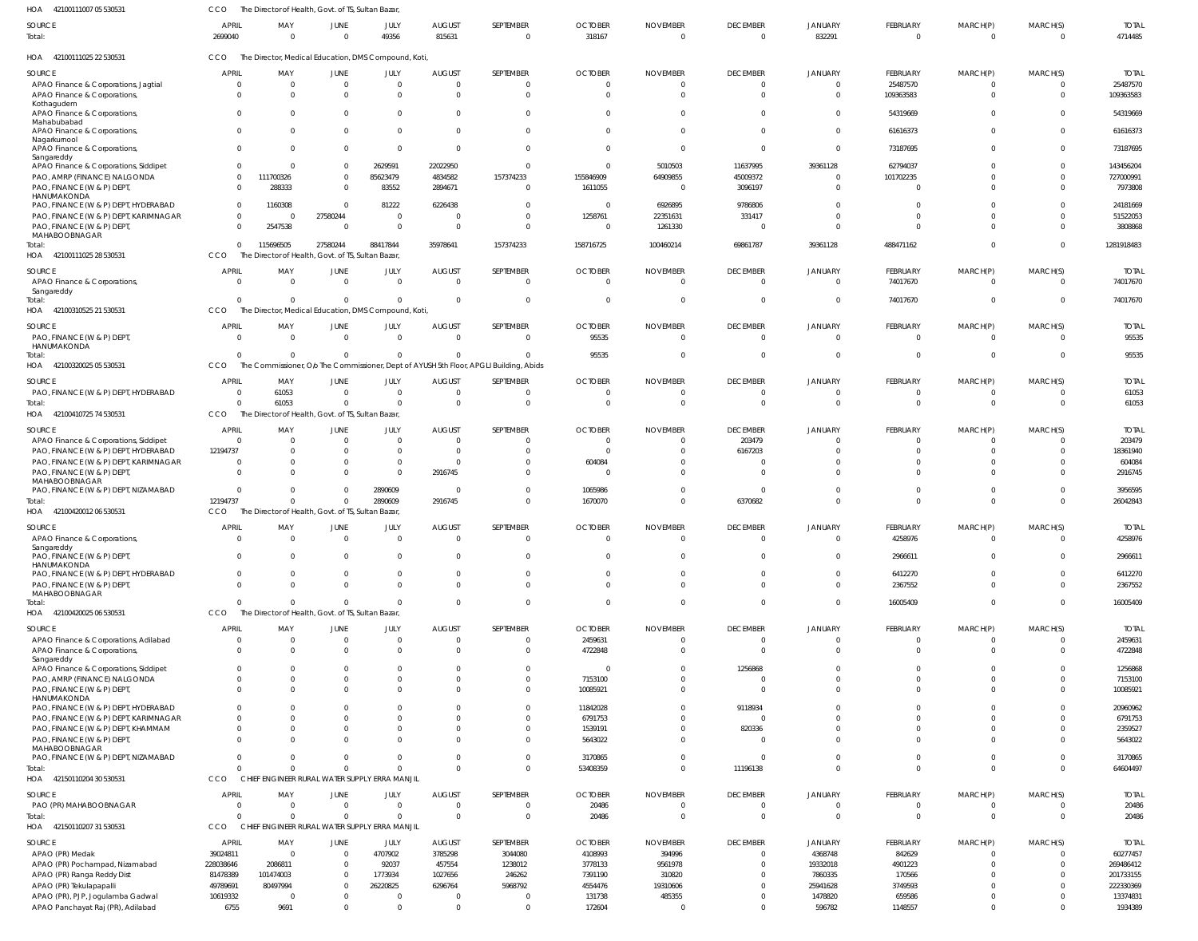HOA 42100111007 05 530531 CCO The Director of Health, Govt. of TS, Sultan Bazar,

| SOURCE | APRIL | MAY | JUNE | JULY | AUGUST | SEPTEMBER | OCTOBER | NOVEMBER | DECEMBER | JANUARY | FEBRUARY | MARCH(P) | MARCH(S) | TOTAL |
|---|---|---|---|---|---|---|---|---|---|---|---|---|---|---|
| Total: | 2699040 | 0 | 0 | 49356 | 815631 | 0 | 318167 | 0 | 0 | 832291 | 0 | 0 | 0 | 4714485 |

HOA 42100111025 22 530531 CCO The Director, Medical Education, DMS Compound, Koti,

| SOURCE | APRIL | MAY | JUNE | JULY | AUGUST | SEPTEMBER | OCTOBER | NOVEMBER | DECEMBER | JANUARY | FEBRUARY | MARCH(P) | MARCH(S) | TOTAL |
|---|---|---|---|---|---|---|---|---|---|---|---|---|---|---|
| APAO Finance & Corporations, Jagtial | 0 | 0 | 0 | 0 | 0 | 0 | 0 | 0 | 0 | 0 | 25487570 | 0 | 0 | 25487570 |
| APAO Finance & Corporations, Kothagudem | 0 | 0 | 0 | 0 | 0 | 0 | 0 | 0 | 0 | 0 | 109363583 | 0 | 0 | 109363583 |
| APAO Finance & Corporations, Mahabubabad | 0 | 0 | 0 | 0 | 0 | 0 | 0 | 0 | 0 | 0 | 54319669 | 0 | 0 | 54319669 |
| APAO Finance & Corporations, Nagarkurnool | 0 | 0 | 0 | 0 | 0 | 0 | 0 | 0 | 0 | 0 | 61616373 | 0 | 0 | 61616373 |
| APAO Finance & Corporations, Sangareddy | 0 | 0 | 0 | 0 | 0 | 0 | 0 | 0 | 0 | 0 | 73187695 | 0 | 0 | 73187695 |
| APAO Finance & Corporations, Siddipet | 0 | 0 | 0 | 2629591 | 22022950 | 0 | 0 | 5010503 | 11637995 | 39361128 | 62794037 | 0 | 0 | 143456204 |
| PAO, AMRP (FINANCE) NALGONDA | 0 | 111700326 | 0 | 85623479 | 4834582 | 157374233 | 155846909 | 64909855 | 45009372 | 0 | 101702235 | 0 | 0 | 727000991 |
| PAO, FINANCE (W & P) DEPT, HANUMAKONDA | 0 | 288333 | 0 | 83552 | 2894671 | 0 | 1611055 | 0 | 3096197 | 0 | 0 | 0 | 0 | 7973808 |
| PAO, FINANCE (W & P) DEPT, HYDERABAD | 0 | 1160308 | 0 | 81222 | 6226438 | 0 | 0 | 6926895 | 9786806 | 0 | 0 | 0 | 0 | 24181669 |
| PAO, FINANCE (W & P) DEPT, KARIMNAGAR | 0 | 0 | 27580244 | 0 | 0 | 0 | 1258761 | 22351631 | 331417 | 0 | 0 | 0 | 0 | 51522053 |
| PAO, FINANCE (W & P) DEPT, MAHABOOBNAGAR | 0 | 2547538 | 0 | 0 | 0 | 0 | 0 | 1261330 | 0 | 0 | 0 | 0 | 0 | 3808868 |
| Total: | 0 | 115696505 | 27580244 | 88417844 | 35978641 | 157374233 | 158716725 | 100460214 | 69861787 | 39361128 | 488471162 | 0 | 0 | 1281918483 |

HOA 42100111025 28 530531 CCO The Director of Health, Govt. of TS, Sultan Bazar,

| SOURCE | APRIL | MAY | JUNE | JULY | AUGUST | SEPTEMBER | OCTOBER | NOVEMBER | DECEMBER | JANUARY | FEBRUARY | MARCH(P) | MARCH(S) | TOTAL |
|---|---|---|---|---|---|---|---|---|---|---|---|---|---|---|
| APAO Finance & Corporations, Sangareddy | 0 | 0 | 0 | 0 | 0 | 0 | 0 | 0 | 0 | 0 | 74017670 | 0 | 0 | 74017670 |
| Total: | 0 | 0 | 0 | 0 | 0 | 0 | 0 | 0 | 0 | 0 | 74017670 | 0 | 0 | 74017670 |

HOA 42100310525 21 530531 CCO The Director, Medical Education, DMS Compound, Koti,

| SOURCE | APRIL | MAY | JUNE | JULY | AUGUST | SEPTEMBER | OCTOBER | NOVEMBER | DECEMBER | JANUARY | FEBRUARY | MARCH(P) | MARCH(S) | TOTAL |
|---|---|---|---|---|---|---|---|---|---|---|---|---|---|---|
| PAO, FINANCE (W & P) DEPT, HANUMAKONDA | 0 | 0 | 0 | 0 | 0 | 0 | 95535 | 0 | 0 | 0 | 0 | 0 | 0 | 95535 |
| Total: | 0 | 0 | 0 | 0 | 0 | 0 | 95535 | 0 | 0 | 0 | 0 | 0 | 0 | 95535 |

HOA 42100320025 05 530531 CCO The Commissioner, O/o The Commissioner, Dept of AYUSH 5th Floor, APGLI Building, Abids

| SOURCE | APRIL | MAY | JUNE | JULY | AUGUST | SEPTEMBER | OCTOBER | NOVEMBER | DECEMBER | JANUARY | FEBRUARY | MARCH(P) | MARCH(S) | TOTAL |
|---|---|---|---|---|---|---|---|---|---|---|---|---|---|---|
| PAO, FINANCE (W & P) DEPT, HYDERABAD | 0 | 61053 | 0 | 0 | 0 | 0 | 0 | 0 | 0 | 0 | 0 | 0 | 0 | 61053 |
| Total: | 0 | 61053 | 0 | 0 | 0 | 0 | 0 | 0 | 0 | 0 | 0 | 0 | 0 | 61053 |

HOA 42100410725 74 530531 CCO The Director of Health, Govt. of TS, Sultan Bazar,

| SOURCE | APRIL | MAY | JUNE | JULY | AUGUST | SEPTEMBER | OCTOBER | NOVEMBER | DECEMBER | JANUARY | FEBRUARY | MARCH(P) | MARCH(S) | TOTAL |
|---|---|---|---|---|---|---|---|---|---|---|---|---|---|---|
| APAO Finance & Corporations, Siddipet | 0 | 0 | 0 | 0 | 0 | 0 | 0 | 0 | 203479 | 0 | 0 | 0 | 0 | 203479 |
| PAO, FINANCE (W & P) DEPT, HYDERABAD | 12194737 | 0 | 0 | 0 | 0 | 0 | 0 | 0 | 6167203 | 0 | 0 | 0 | 0 | 18361940 |
| PAO, FINANCE (W & P) DEPT, KARIMNAGAR | 0 | 0 | 0 | 0 | 0 | 0 | 604084 | 0 | 0 | 0 | 0 | 0 | 0 | 604084 |
| PAO, FINANCE (W & P) DEPT, MAHABOOBNAGAR | 0 | 0 | 0 | 0 | 2916745 | 0 | 0 | 0 | 0 | 0 | 0 | 0 | 0 | 2916745 |
| PAO, FINANCE (W & P) DEPT, NIZAMABAD | 0 | 0 | 0 | 2890609 | 0 | 0 | 1065986 | 0 | 0 | 0 | 0 | 0 | 0 | 3956595 |
| Total: | 12194737 | 0 | 0 | 2890609 | 2916745 | 0 | 1670070 | 0 | 6370682 | 0 | 0 | 0 | 0 | 26042843 |

HOA 42100420012 06 530531 CCO The Director of Health, Govt. of TS, Sultan Bazar,

| SOURCE | APRIL | MAY | JUNE | JULY | AUGUST | SEPTEMBER | OCTOBER | NOVEMBER | DECEMBER | JANUARY | FEBRUARY | MARCH(P) | MARCH(S) | TOTAL |
|---|---|---|---|---|---|---|---|---|---|---|---|---|---|---|
| APAO Finance & Corporations, Sangareddy | 0 | 0 | 0 | 0 | 0 | 0 | 0 | 0 | 0 | 0 | 4258976 | 0 | 0 | 4258976 |
| PAO, FINANCE (W & P) DEPT, HANUMAKONDA | 0 | 0 | 0 | 0 | 0 | 0 | 0 | 0 | 0 | 0 | 2966611 | 0 | 0 | 2966611 |
| PAO, FINANCE (W & P) DEPT, HYDERABAD | 0 | 0 | 0 | 0 | 0 | 0 | 0 | 0 | 0 | 0 | 6412270 | 0 | 0 | 6412270 |
| PAO, FINANCE (W & P) DEPT, MAHABOOBNAGAR | 0 | 0 | 0 | 0 | 0 | 0 | 0 | 0 | 0 | 0 | 2367552 | 0 | 0 | 2367552 |
| Total: | 0 | 0 | 0 | 0 | 0 | 0 | 0 | 0 | 0 | 0 | 16005409 | 0 | 0 | 16005409 |

HOA 42100420025 06 530531 CCO The Director of Health, Govt. of TS, Sultan Bazar,

| SOURCE | APRIL | MAY | JUNE | JULY | AUGUST | SEPTEMBER | OCTOBER | NOVEMBER | DECEMBER | JANUARY | FEBRUARY | MARCH(P) | MARCH(S) | TOTAL |
|---|---|---|---|---|---|---|---|---|---|---|---|---|---|---|
| APAO Finance & Corporations, Adilabad | 0 | 0 | 0 | 0 | 0 | 0 | 2459631 | 0 | 0 | 0 | 0 | 0 | 0 | 2459631 |
| APAO Finance & Corporations, Sangareddy | 0 | 0 | 0 | 0 | 0 | 0 | 4722848 | 0 | 0 | 0 | 0 | 0 | 0 | 4722848 |
| APAO Finance & Corporations, Siddipet | 0 | 0 | 0 | 0 | 0 | 0 | 0 | 0 | 1256868 | 0 | 0 | 0 | 0 | 1256868 |
| PAO, AMRP (FINANCE) NALGONDA | 0 | 0 | 0 | 0 | 0 | 0 | 7153100 | 0 | 0 | 0 | 0 | 0 | 0 | 7153100 |
| PAO, FINANCE (W & P) DEPT, HANUMAKONDA | 0 | 0 | 0 | 0 | 0 | 0 | 10085921 | 0 | 0 | 0 | 0 | 0 | 0 | 10085921 |
| PAO, FINANCE (W & P) DEPT, HYDERABAD | 0 | 0 | 0 | 0 | 0 | 0 | 11842028 | 0 | 9118934 | 0 | 0 | 0 | 0 | 20960962 |
| PAO, FINANCE (W & P) DEPT, KARIMNAGAR | 0 | 0 | 0 | 0 | 0 | 0 | 6791753 | 0 | 0 | 0 | 0 | 0 | 0 | 6791753 |
| PAO, FINANCE (W & P) DEPT, KHAMMAM | 0 | 0 | 0 | 0 | 0 | 0 | 1539191 | 0 | 820336 | 0 | 0 | 0 | 0 | 2359527 |
| PAO, FINANCE (W & P) DEPT, MAHABOOBNAGAR | 0 | 0 | 0 | 0 | 0 | 0 | 5643022 | 0 | 0 | 0 | 0 | 0 | 0 | 5643022 |
| PAO, FINANCE (W & P) DEPT, NIZAMABAD | 0 | 0 | 0 | 0 | 0 | 0 | 3170865 | 0 | 0 | 0 | 0 | 0 | 0 | 3170865 |
| Total: | 0 | 0 | 0 | 0 | 0 | 0 | 53408359 | 0 | 11196138 | 0 | 0 | 0 | 0 | 64604497 |

HOA 42150110204 30 530531 CCO CHIEF ENGINEER RURAL WATER SUPPLY ERRA MANJIL

| SOURCE | APRIL | MAY | JUNE | JULY | AUGUST | SEPTEMBER | OCTOBER | NOVEMBER | DECEMBER | JANUARY | FEBRUARY | MARCH(P) | MARCH(S) | TOTAL |
|---|---|---|---|---|---|---|---|---|---|---|---|---|---|---|
| PAO (PR) MAHABOOBNAGAR | 0 | 0 | 0 | 0 | 0 | 0 | 20486 | 0 | 0 | 0 | 0 | 0 | 0 | 20486 |
| Total: | 0 | 0 | 0 | 0 | 0 | 0 | 20486 | 0 | 0 | 0 | 0 | 0 | 0 | 20486 |

HOA 42150110207 31 530531 CCO CHIEF ENGINEER RURAL WATER SUPPLY ERRA MANJIL

| SOURCE | APRIL | MAY | JUNE | JULY | AUGUST | SEPTEMBER | OCTOBER | NOVEMBER | DECEMBER | JANUARY | FEBRUARY | MARCH(P) | MARCH(S) | TOTAL |
|---|---|---|---|---|---|---|---|---|---|---|---|---|---|---|
| APAO (PR) Medak | 39024811 | 0 | 0 | 4707902 | 3785298 | 3044080 | 4108993 | 394996 | 0 | 4368748 | 842629 | 0 | 0 | 60277457 |
| APAO (PR) Pochampad, Nizamabad | 228038646 | 2086811 | 0 | 92037 | 457554 | 1238012 | 3778133 | 9561978 | 0 | 19332018 | 4901223 | 0 | 0 | 269486412 |
| APAO (PR) Ranga Reddy Dist | 81478389 | 101474003 | 0 | 1773934 | 1027656 | 246262 | 7391190 | 310820 | 0 | 7860335 | 170566 | 0 | 0 | 201733155 |
| APAO (PR) Tekulapalli | 49789691 | 80497994 | 0 | 26220825 | 6296764 | 5968792 | 4554476 | 19310606 | 0 | 25941628 | 3749593 | 0 | 0 | 222330369 |
| APAO (PR), PJP, Jogulamba Gadwal | 10619332 | 0 | 0 | 0 | 0 | 0 | 131738 | 485355 | 0 | 1478820 | 659586 | 0 | 0 | 13374831 |
| APAO Panchayat Raj (PR), Adilabad | 6755 | 9691 | 0 | 0 | 0 | 0 | 172604 | 0 | 0 | 596782 | 1148557 | 0 | 0 | 1934389 |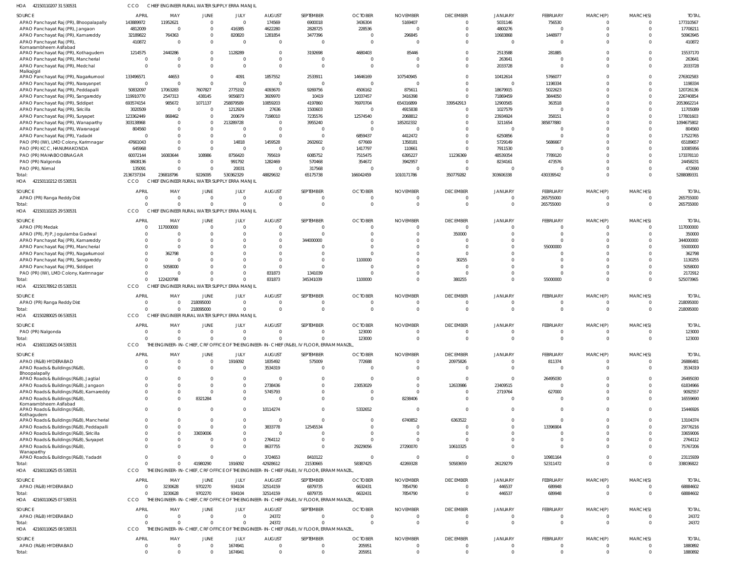HOA 42150110207 31 530531 CCO CHIEF ENGINEER RURAL WATER SUPPLY ERRA MANJIL

| SOURCE | APRIL | MAY | JUNE | JULY | AUGUST | SEPTEMBER | OCTOBER | NOVEMBER | DECEMBER | JANUARY | FEBRUARY | MARCH(P) | MARCH(S) | TOTAL |
|---|---|---|---|---|---|---|---|---|---|---|---|---|---|---|
| APAO Panchayat Raj (PR), Bhoopalapally | 143889972 | 11952621 | 0 | 0 | 174569 | 6900018 | 3436304 | 5169407 | 0 | 5031146 | 756530 | 0 | 0 | 177310567 |
| APAO Panchayat Raj (PR), Jangaon | 4812009 | 0 | 0 | 416385 | 4622280 | 2828725 | 228536 | 0 | 0 | 4800276 | 0 | 0 | 0 | 17708211 |
| APAO Panchayat Raj (PR), Kamareddy | 32189822 | 764363 | 0 | 820820 | 1281854 | 3477396 | 0 | 296845 | 0 | 10683868 | 1448977 | 0 | 0 | 50963945 |
| APAO Panchayat Raj (PR), Komarambheem Asifabad | 410872 | 0 | 0 | 0 | 0 | 0 | 0 | 0 | 0 | 0 | 0 | 0 | 0 | 410872 |
| APAO Panchayat Raj (PR), Kothagudem | 1214575 | 2440286 | 0 | 1128289 | 0 | 3192698 | 4680403 | 85446 | 0 | 2513588 | 281885 | 0 | 0 | 15537170 |
| APAO Panchayat Raj (PR), Mancherial | 0 | 0 | 0 | 0 | 0 | 0 | 0 | 0 | 0 | 263641 | 0 | 0 | 0 | 263641 |
| APAO Panchayat Raj (PR), Medchal Malkajigiri | 0 | 0 | 0 | 0 | 0 | 0 | 0 | 0 | 0 | 2033728 | 0 | 0 | 0 | 2033728 |
| APAO Panchayat Raj (PR), Nagarkurnool | 133496571 | 44653 | 0 | 4091 | 1857552 | 2533911 | 14646169 | 107540945 | 0 | 10412614 | 5766077 | 0 | 0 | 276302583 |
| APAO Panchayat Raj (PR), Narayanpet | 0 | 0 | 0 | 0 | 0 | 0 | 0 | 0 | 0 | 0 | 1198334 | 0 | 0 | 1198334 |
| APAO Panchayat Raj (PR), Peddapalli | 50832097 | 17063283 | 7607827 | 2775192 | 4093670 | 9269756 | 4506162 | 875611 | 0 | 18679915 | 5022623 | 0 | 0 | 120726136 |
| APAO Panchayat Raj (PR), Sangareddy | 119910770 | 2547313 | 438145 | 9056873 | 3609970 | 10419 | 12037457 | 3416398 | 0 | 71869459 | 3844050 | 0 | 0 | 226740854 |
| APAO Panchayat Raj (PR), Siddipet | 693574154 | 985672 | 1071137 | 258879589 | 10859203 | 4197860 | 76970704 | 654316899 | 339542913 | 12900565 | 363518 | 0 | 0 | 2053662214 |
| APAO Panchayat Raj (PR), Siricilla | 3020509 | 0 | 0 | 1212924 | 27636 | 1500603 | 0 | 4915838 | 0 | 1027579 | 0 | 0 | 0 | 11705089 |
| APAO Panchayat Raj (PR), Suryapet | 123362449 | 868462 | 0 | 200679 | 7198010 | 7235576 | 12574540 | 2068812 | 0 | 23934924 | 358151 | 0 | 0 | 177801603 |
| APAO Panchayat Raj (PR), Wanaparthy | 303138968 | 0 | 0 | 213289728 | 0 | 3955240 | 0 | 185202332 | 0 | 3211654 | 385877880 | 0 | 0 | 1094675802 |
| APAO Panchayat Raj (PR), Waranagal | 804560 | 0 | 0 | 0 | 0 | 0 | 0 | 0 | 0 | 0 | 0 | 0 | 0 | 804560 |
| APAO Panchayat Raj (PR), Yadadri | 0 | 0 | 0 | 0 | 0 | 0 | 6859437 | 4412472 | 0 | 6250856 | 0 | 0 | 0 | 17522765 |
| PAO (PR) (IW), LMD Colony, Karimnagar | 47661043 | 0 | 0 | 14818 | 1459528 | 2602602 | 677669 | 1358181 | 0 | 5729149 | 5686667 | 0 | 0 | 65189657 |
| PAO (PR) KCC, HANUMAKONDA | 645968 | 0 | 0 | 0 | 0 | 0 | 1417797 | 110661 | 0 | 7911530 | 0 | 0 | 0 | 10085956 |
| PAO (PR) MAHABOOBNAGAR | 60072144 | 16083644 | 108986 | 8756420 | 795619 | 6085752 | 7515475 | 6395227 | 11236369 | 48539354 | 7789120 | 0 | 0 | 173378110 |
| PAO (PR) Nalgonda | 8608136 | 0 | 0 | 991792 | 1282469 | 570468 | 354672 | 3942957 | 0 | 8234161 | 473576 | 0 | 0 | 24458231 |
| PAO (PR), Nirmal | 135091 | 0 | 0 | 20031 | 0 | 317568 | 0 | 0 | 0 | 0 | 0 | 0 | 0 | 472690 |
| Total: | 2136737334 | 236818796 | 9226095 | 530362329 | 48829632 | 65175738 | 166042459 | 1010171786 | 350779282 | 303606338 | 430339542 | 0 | 0 | 5288089331 |

HOA 42150110212 05 530531 CCO CHIEF ENGINEER RURAL WATER SUPPLY ERRA MANJIL

| SOURCE | APRIL | MAY | JUNE | JULY | AUGUST | SEPTEMBER | OCTOBER | NOVEMBER | DECEMBER | JANUARY | FEBRUARY | MARCH(P) | MARCH(S) | TOTAL |
|---|---|---|---|---|---|---|---|---|---|---|---|---|---|---|
| APAO (PR) Ranga Reddy Dist | 0 | 0 | 0 | 0 | 0 | 0 | 0 | 0 | 0 | 0 | 265755000 | 0 | 0 | 265755000 |
| Total: | 0 | 0 | 0 | 0 | 0 | 0 | 0 | 0 | 0 | 0 | 265755000 | 0 | 0 | 265755000 |

HOA 42150110225 29 530531 CCO CHIEF ENGINEER RURAL WATER SUPPLY ERRA MANJIL

| SOURCE | APRIL | MAY | JUNE | JULY | AUGUST | SEPTEMBER | OCTOBER | NOVEMBER | DECEMBER | JANUARY | FEBRUARY | MARCH(P) | MARCH(S) | TOTAL |
|---|---|---|---|---|---|---|---|---|---|---|---|---|---|---|
| APAO (PR) Medak | 0 | 117000000 | 0 | 0 | 0 | 0 | 0 | 0 | 0 | 0 | 0 | 0 | 0 | 117000000 |
| APAO (PR), PJP, Jogulamba Gadwal | 0 | 0 | 0 | 0 | 0 | 0 | 0 | 0 | 350000 | 0 | 0 | 0 | 0 | 350000 |
| APAO Panchayat Raj (PR), Kamareddy | 0 | 0 | 0 | 0 | 0 | 344000000 | 0 | 0 | 0 | 0 | 0 | 0 | 0 | 344000000 |
| APAO Panchayat Raj (PR), Mancherial | 0 | 0 | 0 | 0 | 0 | 0 | 0 | 0 | 0 | 0 | 55000000 | 0 | 0 | 55000000 |
| APAO Panchayat Raj (PR), Nagarkurnool | 0 | 362798 | 0 | 0 | 0 | 0 | 0 | 0 | 0 | 0 | 0 | 0 | 0 | 362798 |
| APAO Panchayat Raj (PR), Sangareddy | 0 | 0 | 0 | 0 | 0 | 0 | 1100000 | 0 | 30255 | 0 | 0 | 0 | 0 | 1130255 |
| APAO Panchayat Raj (PR), Siddipet | 0 | 5058000 | 0 | 0 | 0 | 0 | 0 | 0 | 0 | 0 | 0 | 0 | 0 | 5058000 |
| PAO (PR) (IW), LMD Colony, Karimnagar | 0 | 0 | 0 | 0 | 831873 | 1341039 | 0 | 0 | 0 | 0 | 0 | 0 | 0 | 2172912 |
| Total: | 0 | 122420798 | 0 | 0 | 831873 | 345341039 | 1100000 | 0 | 380255 | 0 | 55000000 | 0 | 0 | 525073965 |

HOA 42150178912 05 530531 CCO CHIEF ENGINEER RURAL WATER SUPPLY ERRA MANJIL

| SOURCE | APRIL | MAY | JUNE | JULY | AUGUST | SEPTEMBER | OCTOBER | NOVEMBER | DECEMBER | JANUARY | FEBRUARY | MARCH(P) | MARCH(S) | TOTAL |
|---|---|---|---|---|---|---|---|---|---|---|---|---|---|---|
| APAO (PR) Ranga Reddy Dist | 0 | 0 | 218095000 | 0 | 0 | 0 | 0 | 0 | 0 | 0 | 0 | 0 | 0 | 218095000 |
| Total: | 0 | 0 | 218095000 | 0 | 0 | 0 | 0 | 0 | 0 | 0 | 0 | 0 | 0 | 218095000 |

HOA 42150280025 06 530531 CCO CHIEF ENGINEER RURAL WATER SUPPLY ERRA MANJIL

| SOURCE | APRIL | MAY | JUNE | JULY | AUGUST | SEPTEMBER | OCTOBER | NOVEMBER | DECEMBER | JANUARY | FEBRUARY | MARCH(P) | MARCH(S) | TOTAL |
|---|---|---|---|---|---|---|---|---|---|---|---|---|---|---|
| PAO (PR) Nalgonda | 0 | 0 | 0 | 0 | 0 | 0 | 123000 | 0 | 0 | 0 | 0 | 0 | 0 | 123000 |
| Total: | 0 | 0 | 0 | 0 | 0 | 0 | 123000 | 0 | 0 | 0 | 0 | 0 | 0 | 123000 |

HOA 42160110625 04 530531 CCO THE ENGINEER-IN-CHIEF, CRF OFFICE OF THE ENGINEER-IN-CHIEF (R&B), IV FLOOR, ERRAM MANZIL,

| SOURCE | APRIL | MAY | JUNE | JULY | AUGUST | SEPTEMBER | OCTOBER | NOVEMBER | DECEMBER | JANUARY | FEBRUARY | MARCH(P) | MARCH(S) | TOTAL |
|---|---|---|---|---|---|---|---|---|---|---|---|---|---|---|
| APAO (R&B) HYDERABAD | 0 | 0 | 0 | 1916092 | 1835492 | 575009 | 772688 | 0 | 20975826 | 0 | 811374 | 0 | 0 | 26886481 |
| APAO Roads & Buildings (R&B), Bhoopalapally | 0 | 0 | 0 | 0 | 3534319 | 0 | 0 | 0 | 0 | 0 | 0 | 0 | 0 | 3534319 |
| APAO Roads & Buildings (R&B), Jagtial | 0 | 0 | 0 | 0 | 0 | 0 | 0 | 0 | 0 | 0 | 26495030 | 0 | 0 | 26495030 |
| APAO Roads & Buildings (R&B), Jangaon | 0 | 0 | 0 | 0 | 2738436 | 0 | 23053029 | 0 | 12633986 | 23409515 | 0 | 0 | 0 | 61834966 |
| APAO Roads & Buildings (R&B), Kamareddy | 0 | 0 | 0 | 0 | 5745793 | 0 | 0 | 0 | 0 | 2719764 | 627000 | 0 | 0 | 9092557 |
| APAO Roads & Buildings (R&B), Komarambheem Asifabad | 0 | 0 | 8321284 | 0 | 0 | 0 | 0 | 8238406 | 0 | 0 | 0 | 0 | 0 | 16559690 |
| APAO Roads & Buildings (R&B), Kothagudem | 0 | 0 | 0 | 0 | 10114274 | 0 | 5332652 | 0 | 0 | 0 | 0 | 0 | 0 | 15446926 |
| APAO Roads & Buildings (R&B), Mancherial | 0 | 0 | 0 | 0 | 0 | 0 | 0 | 6740852 | 6363522 | 0 | 0 | 0 | 0 | 13104374 |
| APAO Roads & Buildings (R&B), Peddapalli | 0 | 0 | 0 | 0 | 3833778 | 12545534 | 0 | 0 | 0 | 0 | 13396904 | 0 | 0 | 29776216 |
| APAO Roads & Buildings (R&B), Siricilla | 0 | 0 | 33659006 | 0 | 0 | 0 | 0 | 0 | 0 | 0 | 0 | 0 | 0 | 33659006 |
| APAO Roads & Buildings (R&B), Suryapet | 0 | 0 | 0 | 0 | 2764112 | 0 | 0 | 0 | 0 | 0 | 0 | 0 | 0 | 2764112 |
| APAO Roads & Buildings (R&B), Wanaparthy | 0 | 0 | 0 | 0 | 8637755 | 0 | 29229056 | 27290070 | 10610325 | 0 | 0 | 0 | 0 | 75767206 |
| APAO Roads & Buildings (R&B), Yadadri | 0 | 0 | 0 | 0 | 3724653 | 8410122 | 0 | 0 | 0 | 0 | 10981164 | 0 | 0 | 23115939 |
| Total: | 0 | 0 | 41980290 | 1916092 | 42928612 | 21530665 | 58387425 | 42269328 | 50583659 | 26129279 | 52311472 | 0 | 0 | 338036822 |

HOA 42160110625 05 530531 CCO THE ENGINEER-IN-CHIEF, CRF OFFICE OF THE ENGINEER-IN-CHIEF (R&B), IV FLOOR, ERRAM MANZIL,

| SOURCE | APRIL | MAY | JUNE | JULY | AUGUST | SEPTEMBER | OCTOBER | NOVEMBER | DECEMBER | JANUARY | FEBRUARY | MARCH(P) | MARCH(S) | TOTAL |
|---|---|---|---|---|---|---|---|---|---|---|---|---|---|---|
| APAO (R&B) HYDERABAD | 0 | 3230628 | 9702270 | 934104 | 32514159 | 6879735 | 6632431 | 7854790 | 0 | 446537 | 689948 | 0 | 0 | 68884602 |
| Total: | 0 | 3230628 | 9702270 | 934104 | 32514159 | 6879735 | 6632431 | 7854790 | 0 | 446537 | 689948 | 0 | 0 | 68884602 |

HOA 42160110625 07 530531 CCO THE ENGINEER-IN-CHIEF, CRF OFFICE OF THE ENGINEER-IN-CHIEF (R&B), IV FLOOR, ERRAM MANZIL,

| SOURCE | APRIL | MAY | JUNE | JULY | AUGUST | SEPTEMBER | OCTOBER | NOVEMBER | DECEMBER | JANUARY | FEBRUARY | MARCH(P) | MARCH(S) | TOTAL |
|---|---|---|---|---|---|---|---|---|---|---|---|---|---|---|
| APAO (R&B) HYDERABAD | 0 | 0 | 0 | 0 | 24372 | 0 | 0 | 0 | 0 | 0 | 0 | 0 | 0 | 24372 |
| Total: | 0 | 0 | 0 | 0 | 24372 | 0 | 0 | 0 | 0 | 0 | 0 | 0 | 0 | 24372 |

HOA 42160110625 08 530531 CCO THE ENGINEER-IN-CHIEF, CRF OFFICE OF THE ENGINEER-IN-CHIEF (R&B), IV FLOOR, ERRAM MANZIL,

| SOURCE | APRIL | MAY | JUNE | JULY | AUGUST | SEPTEMBER | OCTOBER | NOVEMBER | DECEMBER | JANUARY | FEBRUARY | MARCH(P) | MARCH(S) | TOTAL |
|---|---|---|---|---|---|---|---|---|---|---|---|---|---|---|
| APAO (R&B) HYDERABAD | 0 | 0 | 0 | 1674941 | 0 | 0 | 205951 | 0 | 0 | 0 | 0 | 0 | 0 | 1880892 |
| Total: | 0 | 0 | 0 | 1674941 | 0 | 0 | 205951 | 0 | 0 | 0 | 0 | 0 | 0 | 1880892 |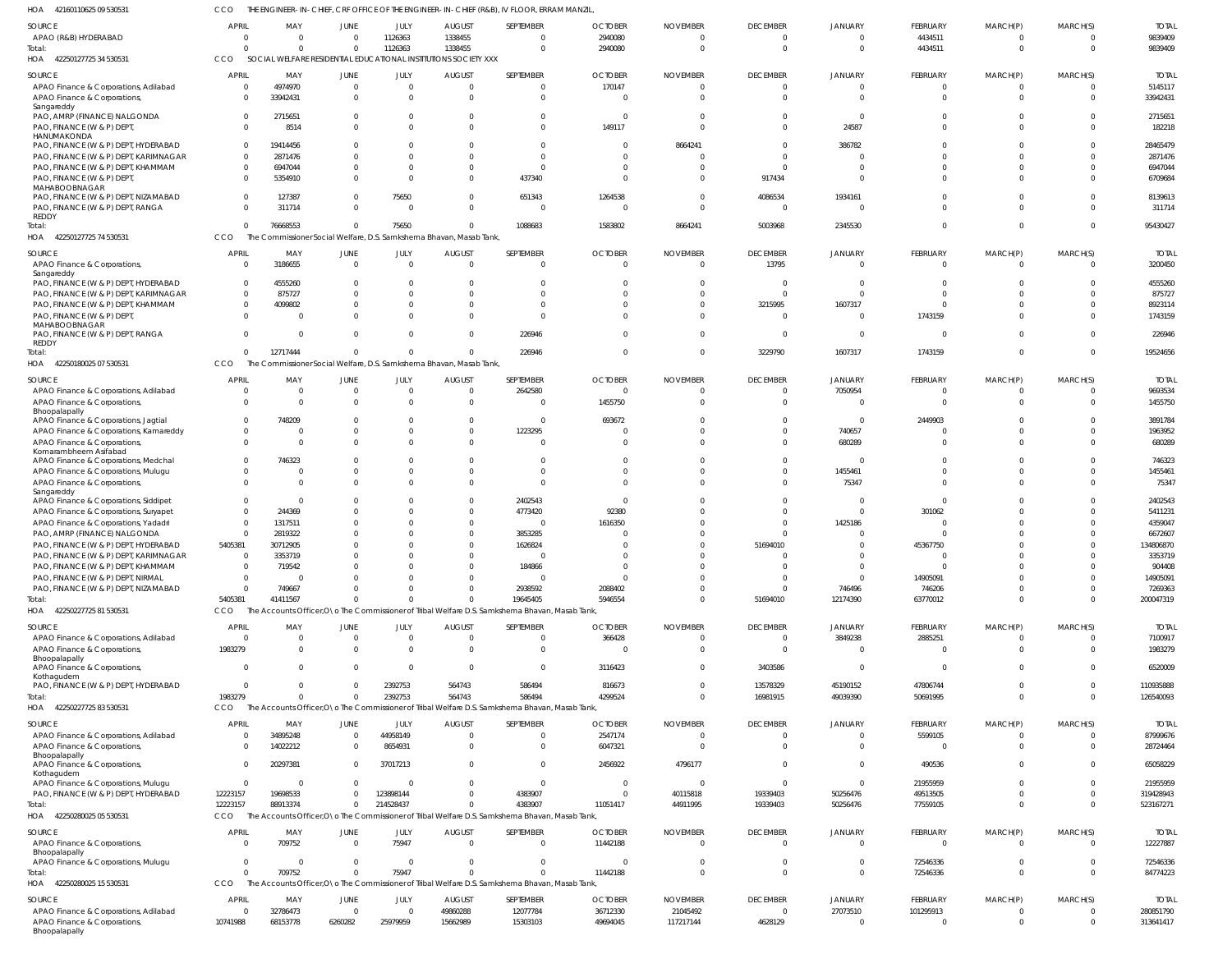HOA 42160110625 09 530531 CCO THE ENGINEER-IN-CHIEF, CRF OFFICE OF THE ENGINEER-IN-CHIEF (R&B), IV FLOOR, ERRAM MANZIL,

| SOURCE | APRIL | MAY | JUNE | JULY | AUGUST | SEPTEMBER | OCTOBER | NOVEMBER | DECEMBER | JANUARY | FEBRUARY | MARCH(P) | MARCH(S) | TOTAL |
|---|---|---|---|---|---|---|---|---|---|---|---|---|---|---|
| APAO (R&B) HYDERABAD | 0 | 0 | 0 | 1126363 | 1338455 | 0 | 2940080 | 0 | 0 | 0 | 4434511 | 0 | 0 | 9839409 |
| Total: | 0 | 0 | 0 | 1126363 | 1338455 | 0 | 2940080 | 0 | 0 | 0 | 4434511 | 0 | 0 | 9839409 |

HOA 42250127725 34 530531 CCO SOCIAL WELFARE RESIDENTIAL EDUCATIONAL INSTITUTIONS SOCIETY XXX

| SOURCE | APRIL | MAY | JUNE | JULY | AUGUST | SEPTEMBER | OCTOBER | NOVEMBER | DECEMBER | JANUARY | FEBRUARY | MARCH(P) | MARCH(S) | TOTAL |
|---|---|---|---|---|---|---|---|---|---|---|---|---|---|---|
| APAO Finance & Corporations, Adilabad | 0 | 4974970 | 0 | 0 | 0 | 0 | 170147 | 0 | 0 | 0 | 0 | 0 | 0 | 5145117 |
| APAO Finance & Corporations, Sangareddy | 0 | 33942431 | 0 | 0 | 0 | 0 | 0 | 0 | 0 | 0 | 0 | 0 | 0 | 33942431 |
| PAO, AMRP (FINANCE) NALGONDA | 0 | 2715651 | 0 | 0 | 0 | 0 | 0 | 0 | 0 | 0 | 0 | 0 | 0 | 2715651 |
| PAO, FINANCE (W & P) DEPT, HANUMAKONDA | 0 | 8514 | 0 | 0 | 0 | 0 | 149117 | 0 | 0 | 24587 | 0 | 0 | 0 | 182218 |
| PAO, FINANCE (W & P) DEPT, HYDERABAD | 0 | 19414456 | 0 | 0 | 0 | 0 | 0 | 8664241 | 0 | 386782 | 0 | 0 | 0 | 28465479 |
| PAO, FINANCE (W & P) DEPT, KARIMNAGAR | 0 | 2871476 | 0 | 0 | 0 | 0 | 0 | 0 | 0 | 0 | 0 | 0 | 0 | 2871476 |
| PAO, FINANCE (W & P) DEPT, KHAMMAM | 0 | 6947044 | 0 | 0 | 0 | 0 | 0 | 0 | 0 | 0 | 0 | 0 | 0 | 6947044 |
| PAO, FINANCE (W & P) DEPT, MAHABOOBNAGAR | 0 | 5354910 | 0 | 0 | 0 | 437340 | 0 | 0 | 917434 | 0 | 0 | 0 | 0 | 6709684 |
| PAO, FINANCE (W & P) DEPT, NIZAMABAD | 0 | 127387 | 0 | 75650 | 0 | 651343 | 1264538 | 0 | 4086534 | 1934161 | 0 | 0 | 0 | 8139613 |
| PAO, FINANCE (W & P) DEPT, RANGA REDDY | 0 | 311714 | 0 | 0 | 0 | 0 | 0 | 0 | 0 | 0 | 0 | 0 | 0 | 311714 |
| Total: | 0 | 76668553 | 0 | 75650 | 0 | 1088683 | 1583802 | 8664241 | 5003968 | 2345530 | 0 | 0 | 0 | 95430427 |

HOA 42250127725 74 530531 CCO The Commissioner Social Welfare, D.S. Samkshema Bhavan, Masab Tank,

| SOURCE | APRIL | MAY | JUNE | JULY | AUGUST | SEPTEMBER | OCTOBER | NOVEMBER | DECEMBER | JANUARY | FEBRUARY | MARCH(P) | MARCH(S) | TOTAL |
|---|---|---|---|---|---|---|---|---|---|---|---|---|---|---|
| APAO Finance & Corporations, Sangareddy | 0 | 3186655 | 0 | 0 | 0 | 0 | 0 | 0 | 13795 | 0 | 0 | 0 | 0 | 3200450 |
| PAO, FINANCE (W & P) DEPT, HYDERABAD | 0 | 4555260 | 0 | 0 | 0 | 0 | 0 | 0 | 0 | 0 | 0 | 0 | 0 | 4555260 |
| PAO, FINANCE (W & P) DEPT, KARIMNAGAR | 0 | 875727 | 0 | 0 | 0 | 0 | 0 | 0 | 0 | 0 | 0 | 0 | 0 | 875727 |
| PAO, FINANCE (W & P) DEPT, KHAMMAM | 0 | 4099802 | 0 | 0 | 0 | 0 | 0 | 0 | 3215995 | 1607317 | 0 | 0 | 0 | 8923114 |
| PAO, FINANCE (W & P) DEPT, MAHABOOBNAGAR | 0 | 0 | 0 | 0 | 0 | 0 | 0 | 0 | 0 | 0 | 1743159 | 0 | 0 | 1743159 |
| PAO, FINANCE (W & P) DEPT, RANGA REDDY | 0 | 0 | 0 | 0 | 0 | 226946 | 0 | 0 | 0 | 0 | 0 | 0 | 0 | 226946 |
| Total: | 0 | 12717444 | 0 | 0 | 0 | 226946 | 0 | 0 | 3229790 | 1607317 | 1743159 | 0 | 0 | 19524656 |

HOA 42250180025 07 530531 CCO The Commissioner Social Welfare, D.S. Samkshema Bhavan, Masab Tank,

| SOURCE | APRIL | MAY | JUNE | JULY | AUGUST | SEPTEMBER | OCTOBER | NOVEMBER | DECEMBER | JANUARY | FEBRUARY | MARCH(P) | MARCH(S) | TOTAL |
|---|---|---|---|---|---|---|---|---|---|---|---|---|---|---|
| APAO Finance & Corporations, Adilabad | 0 | 0 | 0 | 0 | 0 | 2642580 | 0 | 0 | 0 | 7050954 | 0 | 0 | 0 | 9693534 |
| APAO Finance & Corporations, Bhoopalapally | 0 | 0 | 0 | 0 | 0 | 0 | 1455750 | 0 | 0 | 0 | 0 | 0 | 0 | 1455750 |
| APAO Finance & Corporations, Jagtial | 0 | 748209 | 0 | 0 | 0 | 0 | 693672 | 0 | 0 | 0 | 2449903 | 0 | 0 | 3891784 |
| APAO Finance & Corporations, Kamareddy | 0 | 0 | 0 | 0 | 0 | 1223295 | 0 | 0 | 0 | 740657 | 0 | 0 | 0 | 1963952 |
| APAO Finance & Corporations, Komarambheem Asifabad | 0 | 0 | 0 | 0 | 0 | 0 | 0 | 0 | 0 | 680289 | 0 | 0 | 0 | 680289 |
| APAO Finance & Corporations, Medchal | 0 | 746323 | 0 | 0 | 0 | 0 | 0 | 0 | 0 | 0 | 0 | 0 | 0 | 746323 |
| APAO Finance & Corporations, Mulugu | 0 | 0 | 0 | 0 | 0 | 0 | 0 | 0 | 0 | 1455461 | 0 | 0 | 0 | 1455461 |
| APAO Finance & Corporations, Sangareddy | 0 | 0 | 0 | 0 | 0 | 0 | 0 | 0 | 0 | 75347 | 0 | 0 | 0 | 75347 |
| APAO Finance & Corporations, Siddipet | 0 | 0 | 0 | 0 | 0 | 2402543 | 0 | 0 | 0 | 0 | 0 | 0 | 0 | 2402543 |
| APAO Finance & Corporations, Suryapet | 0 | 244369 | 0 | 0 | 0 | 4773420 | 92380 | 0 | 0 | 0 | 301062 | 0 | 0 | 5411231 |
| APAO Finance & Corporations, Yadadri | 0 | 1317511 | 0 | 0 | 0 | 0 | 1616350 | 0 | 0 | 1425186 | 0 | 0 | 0 | 4359047 |
| PAO, AMRP (FINANCE) NALGONDA | 0 | 2819322 | 0 | 0 | 0 | 3853285 | 0 | 0 | 0 | 0 | 0 | 0 | 0 | 6672607 |
| PAO, FINANCE (W & P) DEPT, HYDERABAD | 5405381 | 30712905 | 0 | 0 | 0 | 1626824 | 0 | 0 | 51694010 | 0 | 45367750 | 0 | 0 | 134806870 |
| PAO, FINANCE (W & P) DEPT, KARIMNAGAR | 0 | 3353719 | 0 | 0 | 0 | 0 | 0 | 0 | 0 | 0 | 0 | 0 | 0 | 3353719 |
| PAO, FINANCE (W & P) DEPT, KHAMMAM | 0 | 719542 | 0 | 0 | 0 | 184866 | 0 | 0 | 0 | 0 | 0 | 0 | 0 | 904408 |
| PAO, FINANCE (W & P) DEPT, NIRMAL | 0 | 0 | 0 | 0 | 0 | 0 | 0 | 0 | 0 | 0 | 14905091 | 0 | 0 | 14905091 |
| PAO, FINANCE (W & P) DEPT, NIZAMABAD | 0 | 749667 | 0 | 0 | 0 | 2938592 | 2088402 | 0 | 0 | 746496 | 746206 | 0 | 0 | 7269363 |
| Total: | 5405381 | 41411567 | 0 | 0 | 0 | 19645405 | 5946554 | 0 | 51694010 | 12174390 | 63770012 | 0 | 0 | 200047319 |

HOA 42250227725 81 530531 CCO The Accounts Officer,O\o The Commissioner of Tribal Welfare D.S. Samkshema Bhavan, Masab Tank,

| SOURCE | APRIL | MAY | JUNE | JULY | AUGUST | SEPTEMBER | OCTOBER | NOVEMBER | DECEMBER | JANUARY | FEBRUARY | MARCH(P) | MARCH(S) | TOTAL |
|---|---|---|---|---|---|---|---|---|---|---|---|---|---|---|
| APAO Finance & Corporations, Adilabad | 0 | 0 | 0 | 0 | 0 | 0 | 366428 | 0 | 0 | 3849238 | 2885251 | 0 | 0 | 7100917 |
| APAO Finance & Corporations, Bhoopalapally | 1983279 | 0 | 0 | 0 | 0 | 0 | 0 | 0 | 0 | 0 | 0 | 0 | 0 | 1983279 |
| APAO Finance & Corporations, Kothagudem | 0 | 0 | 0 | 0 | 0 | 0 | 3116423 | 0 | 3403586 | 0 | 0 | 0 | 0 | 6520009 |
| PAO, FINANCE (W & P) DEPT, HYDERABAD | 0 | 0 | 0 | 2392753 | 564743 | 586494 | 816673 | 0 | 13578329 | 45190152 | 47806744 | 0 | 0 | 110935888 |
| Total: | 1983279 | 0 | 0 | 2392753 | 564743 | 586494 | 4299524 | 0 | 16981915 | 49039390 | 50691995 | 0 | 0 | 126540093 |

HOA 42250227725 83 530531 CCO The Accounts Officer,O\o The Commissioner of Tribal Welfare D.S. Samkshema Bhavan, Masab Tank,

| SOURCE | APRIL | MAY | JUNE | JULY | AUGUST | SEPTEMBER | OCTOBER | NOVEMBER | DECEMBER | JANUARY | FEBRUARY | MARCH(P) | MARCH(S) | TOTAL |
|---|---|---|---|---|---|---|---|---|---|---|---|---|---|---|
| APAO Finance & Corporations, Adilabad | 0 | 34895248 | 0 | 44958149 | 0 | 0 | 2547174 | 0 | 0 | 0 | 5599105 | 0 | 0 | 87999676 |
| APAO Finance & Corporations, Bhoopalapally | 0 | 14022212 | 0 | 8654931 | 0 | 0 | 6047321 | 0 | 0 | 0 | 0 | 0 | 0 | 28724464 |
| APAO Finance & Corporations, Kothagudem | 0 | 20297381 | 0 | 37017213 | 0 | 0 | 2456922 | 4796177 | 0 | 0 | 490536 | 0 | 0 | 65058229 |
| APAO Finance & Corporations, Mulugu | 0 | 0 | 0 | 0 | 0 | 0 | 0 | 0 | 0 | 0 | 21955959 | 0 | 0 | 21955959 |
| PAO, FINANCE (W & P) DEPT, HYDERABAD | 12223157 | 19698533 | 0 | 123898144 | 0 | 4383907 | 0 | 40115818 | 19339403 | 50256476 | 49513505 | 0 | 0 | 319428943 |
| Total: | 12223157 | 88913374 | 0 | 214528437 | 0 | 4383907 | 11051417 | 44911995 | 19339403 | 50256476 | 77559105 | 0 | 0 | 523167271 |

HOA 42250280025 05 530531 CCO The Accounts Officer,O\o The Commissioner of Tribal Welfare D.S. Samkshema Bhavan, Masab Tank,

| SOURCE | APRIL | MAY | JUNE | JULY | AUGUST | SEPTEMBER | OCTOBER | NOVEMBER | DECEMBER | JANUARY | FEBRUARY | MARCH(P) | MARCH(S) | TOTAL |
|---|---|---|---|---|---|---|---|---|---|---|---|---|---|---|
| APAO Finance & Corporations, Bhoopalapally | 0 | 709752 | 0 | 75947 | 0 | 0 | 11442188 | 0 | 0 | 0 | 0 | 0 | 0 | 12227887 |
| APAO Finance & Corporations, Mulugu | 0 | 0 | 0 | 0 | 0 | 0 | 0 | 0 | 0 | 0 | 72546336 | 0 | 0 | 72546336 |
| Total: | 0 | 709752 | 0 | 75947 | 0 | 0 | 11442188 | 0 | 0 | 0 | 72546336 | 0 | 0 | 84774223 |

HOA 42250280025 15 530531 CCO The Accounts Officer,O\o The Commissioner of Tribal Welfare D.S. Samkshema Bhavan, Masab Tank,

| SOURCE | APRIL | MAY | JUNE | JULY | AUGUST | SEPTEMBER | OCTOBER | NOVEMBER | DECEMBER | JANUARY | FEBRUARY | MARCH(P) | MARCH(S) | TOTAL |
|---|---|---|---|---|---|---|---|---|---|---|---|---|---|---|
| APAO Finance & Corporations, Adilabad | 0 | 32786473 | 0 | 0 | 49860288 | 12077784 | 36712330 | 21045492 | 0 | 27073510 | 101295913 | 0 | 0 | 280851790 |
| APAO Finance & Corporations, Bhoopalapally | 10741988 | 68153778 | 6260282 | 25979959 | 15662989 | 15303103 | 49694045 | 117217144 | 4628129 | 0 | 0 | 0 | 0 | 313641417 |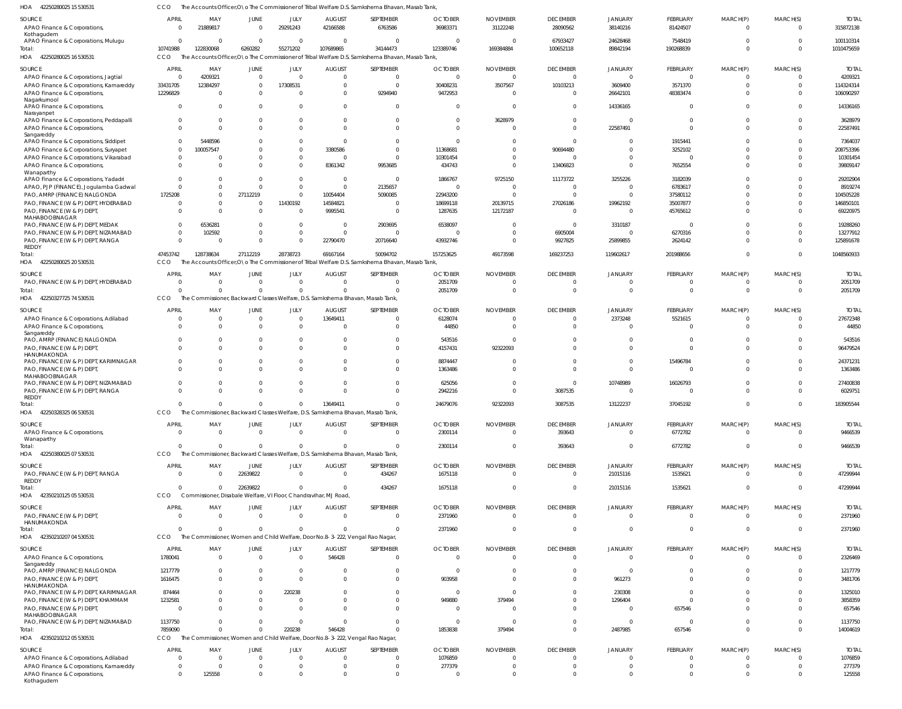HOA 42250280025 15 530531 CCO The Accounts Officer,O\o The Commissioner of Tribal Welfare D.S. Samkshema Bhavan, Masab Tank,

| SOURCE | APRIL | MAY | JUNE | JULY | AUGUST | SEPTEMBER | OCTOBER | NOVEMBER | DECEMBER | JANUARY | FEBRUARY | MARCH(P) | MARCH(S) | TOTAL |
|---|---|---|---|---|---|---|---|---|---|---|---|---|---|---|
| APAO Finance & Corporations, Kothagudem | 0 | 21889817 | 0 | 29291243 | 42166588 | 6763586 | 36983371 | 31122248 | 28090562 | 38140216 | 81424507 | 0 | 0 | 315872138 |
| APAO Finance & Corporations, Mulugu | 0 | 0 | 0 | 0 | 0 | 0 | 0 | 0 | 67933427 | 24628468 | 7548419 | 0 | 0 | 100110314 |
| Total: | 10741988 | 122830068 | 6260282 | 55271202 | 107689865 | 34144473 | 123389746 | 169384884 | 100652118 | 89842194 | 190268839 | 0 | 0 | 1010475659 |

HOA 42250280025 16 530531 CCO The Accounts Officer,O\o The Commissioner of Tribal Welfare D.S. Samkshema Bhavan, Masab Tank,

| SOURCE | APRIL | MAY | JUNE | JULY | AUGUST | SEPTEMBER | OCTOBER | NOVEMBER | DECEMBER | JANUARY | FEBRUARY | MARCH(P) | MARCH(S) | TOTAL |
|---|---|---|---|---|---|---|---|---|---|---|---|---|---|---|
| APAO Finance & Corporations, Jagtial | 0 | 4209321 | 0 | 0 | 0 | 0 | 0 | 0 | 0 | 0 | 0 | 0 | 0 | 4209321 |
| APAO Finance & Corporations, Kamareddy | 33431705 | 12384297 | 0 | 17308531 | 0 | 0 | 30408231 | 3507567 | 10103213 | 3609400 | 3571370 | 0 | 0 | 114324314 |
| APAO Finance & Corporations, Nagarkurnool | 12296829 | 0 | 0 | 0 | 0 | 9294940 | 9472953 | 0 | 0 | 26642101 | 48383474 | 0 | 0 | 106090297 |
| APAO Finance & Corporations, Narayanpet | 0 | 0 | 0 | 0 | 0 | 0 | 0 | 0 | 0 | 14336165 | 0 | 0 | 0 | 14336165 |
| APAO Finance & Corporations, Peddapalli | 0 | 0 | 0 | 0 | 0 | 0 | 0 | 3628979 | 0 | 0 | 0 | 0 | 0 | 3628979 |
| APAO Finance & Corporations, Sangareddy | 0 | 0 | 0 | 0 | 0 | 0 | 0 | 0 | 0 | 22587491 | 0 | 0 | 0 | 22587491 |
| APAO Finance & Corporations, Siddipet | 0 | 5448596 | 0 | 0 | 0 | 0 | 0 | 0 | 0 | 0 | 1915441 | 0 | 0 | 7364037 |
| APAO Finance & Corporations, Suryapet | 0 | 100057547 | 0 | 0 | 3380586 | 0 | 11368681 | 0 | 90694480 | 0 | 3252102 | 0 | 0 | 208753396 |
| APAO Finance & Corporations, Vikarabad | 0 | 0 | 0 | 0 | 0 | 0 | 10301454 | 0 | 0 | 0 | 0 | 0 | 0 | 10301454 |
| APAO Finance & Corporations, Wanaparthy | 0 | 0 | 0 | 0 | 8361342 | 9953685 | 434743 | 0 | 13406823 | 0 | 7652554 | 0 | 0 | 39809147 |
| APAO Finance & Corporations, Yadadri | 0 | 0 | 0 | 0 | 0 | 0 | 1866767 | 9725150 | 11173722 | 3255226 | 3182039 | 0 | 0 | 29202904 |
| APAO, PJP (FINANCE), Jogulamba Gadwal | 0 | 0 | 0 | 0 | 0 | 2135657 | 0 | 0 | 0 | 0 | 6783617 | 0 | 0 | 8919274 |
| PAO, AMRP (FINANCE) NALGONDA | 1725208 | 0 | 27112219 | 0 | 10054404 | 5090085 | 22943200 | 0 | 0 | 0 | 37580112 | 0 | 0 | 104505228 |
| PAO, FINANCE (W & P) DEPT, HYDERABAD | 0 | 0 | 0 | 11430192 | 14584821 | 0 | 18699118 | 20139715 | 27026186 | 19962192 | 35007877 | 0 | 0 | 146850101 |
| PAO, FINANCE (W & P) DEPT, MAHABOOBNAGAR | 0 | 0 | 0 | 0 | 9995541 | 0 | 1287635 | 12172187 | 0 | 0 | 45765612 | 0 | 0 | 69220975 |
| PAO, FINANCE (W & P) DEPT, MEDAK | 0 | 6536281 | 0 | 0 | 0 | 2903695 | 6538097 | 0 | 0 | 3310187 | 0 | 0 | 0 | 19288260 |
| PAO, FINANCE (W & P) DEPT, NIZAMABAD | 0 | 102592 | 0 | 0 | 0 | 0 | 0 | 0 | 6905004 | 0 | 6270316 | 0 | 0 | 13277912 |
| PAO, FINANCE (W & P) DEPT, RANGA REDDY | 0 | 0 | 0 | 0 | 22790470 | 20716640 | 43932746 | 0 | 9927825 | 25899855 | 2624142 | 0 | 0 | 125891678 |
| Total: | 47453742 | 128738634 | 27112219 | 28738723 | 69167164 | 50094702 | 157253625 | 49173598 | 169237253 | 119602617 | 201988656 | 0 | 0 | 1048560933 |

HOA 42250280025 20 530531 CCO The Accounts Officer,O\o The Commissioner of Tribal Welfare D.S. Samkshema Bhavan, Masab Tank,

| SOURCE | APRIL | MAY | JUNE | JULY | AUGUST | SEPTEMBER | OCTOBER | NOVEMBER | DECEMBER | JANUARY | FEBRUARY | MARCH(P) | MARCH(S) | TOTAL |
|---|---|---|---|---|---|---|---|---|---|---|---|---|---|---|
| PAO, FINANCE (W & P) DEPT, HYDERABAD | 0 | 0 | 0 | 0 | 0 | 0 | 2051709 | 0 | 0 | 0 | 0 | 0 | 0 | 2051709 |
| Total: | 0 | 0 | 0 | 0 | 0 | 0 | 2051709 | 0 | 0 | 0 | 0 | 0 | 0 | 2051709 |

HOA 42250327725 74 530531 CCO The Commissioner, Backward Classes Welfare, D.S. Samkshema Bhavan, Masab Tank,

| SOURCE | APRIL | MAY | JUNE | JULY | AUGUST | SEPTEMBER | OCTOBER | NOVEMBER | DECEMBER | JANUARY | FEBRUARY | MARCH(P) | MARCH(S) | TOTAL |
|---|---|---|---|---|---|---|---|---|---|---|---|---|---|---|
| APAO Finance & Corporations, Adilabad | 0 | 0 | 0 | 0 | 13649411 | 0 | 6128074 | 0 | 0 | 2373248 | 5521615 | 0 | 0 | 27672348 |
| APAO Finance & Corporations, Sangareddy | 0 | 0 | 0 | 0 | 0 | 0 | 44850 | 0 | 0 | 0 | 0 | 0 | 0 | 44850 |
| PAO, AMRP (FINANCE) NALGONDA | 0 | 0 | 0 | 0 | 0 | 0 | 543516 | 0 | 0 | 0 | 0 | 0 | 0 | 543516 |
| PAO, FINANCE (W & P) DEPT, HANUMAKONDA | 0 | 0 | 0 | 0 | 0 | 0 | 4157431 | 92322093 | 0 | 0 | 0 | 0 | 0 | 96479524 |
| PAO, FINANCE (W & P) DEPT, KARIMNAGAR | 0 | 0 | 0 | 0 | 0 | 0 | 8874447 | 0 | 0 | 0 | 15496784 | 0 | 0 | 24371231 |
| PAO, FINANCE (W & P) DEPT, MAHABOOBNAGAR | 0 | 0 | 0 | 0 | 0 | 0 | 1363486 | 0 | 0 | 0 | 0 | 0 | 0 | 1363486 |
| PAO, FINANCE (W & P) DEPT, NIZAMABAD | 0 | 0 | 0 | 0 | 0 | 0 | 625056 | 0 | 0 | 10748989 | 16026793 | 0 | 0 | 27400838 |
| PAO, FINANCE (W & P) DEPT, RANGA REDDY | 0 | 0 | 0 | 0 | 0 | 0 | 2942216 | 0 | 3087535 | 0 | 0 | 0 | 0 | 6029751 |
| Total: | 0 | 0 | 0 | 0 | 13649411 | 0 | 24679076 | 92322093 | 3087535 | 13122237 | 37045192 | 0 | 0 | 183905544 |

HOA 42250328325 06 530531 CCO The Commissioner, Backward Classes Welfare, D.S. Samkshema Bhavan, Masab Tank,

| SOURCE | APRIL | MAY | JUNE | JULY | AUGUST | SEPTEMBER | OCTOBER | NOVEMBER | DECEMBER | JANUARY | FEBRUARY | MARCH(P) | MARCH(S) | TOTAL |
|---|---|---|---|---|---|---|---|---|---|---|---|---|---|---|
| APAO Finance & Corporations, Wanaparthy | 0 | 0 | 0 | 0 | 0 | 0 | 2300114 | 0 | 393643 | 0 | 6772782 | 0 | 0 | 9466539 |
| Total: | 0 | 0 | 0 | 0 | 0 | 0 | 2300114 | 0 | 393643 | 0 | 6772782 | 0 | 0 | 9466539 |

HOA 42250380025 07 530531 CCO The Commissioner, Backward Classes Welfare, D.S. Samkshema Bhavan, Masab Tank,

| SOURCE | APRIL | MAY | JUNE | JULY | AUGUST | SEPTEMBER | OCTOBER | NOVEMBER | DECEMBER | JANUARY | FEBRUARY | MARCH(P) | MARCH(S) | TOTAL |
|---|---|---|---|---|---|---|---|---|---|---|---|---|---|---|
| PAO, FINANCE (W & P) DEPT, RANGA REDDY | 0 | 0 | 22639822 | 0 | 0 | 434267 | 1675118 | 0 | 0 | 21015116 | 1535621 | 0 | 0 | 47299944 |
| Total: | 0 | 0 | 22639822 | 0 | 0 | 434267 | 1675118 | 0 | 0 | 21015116 | 1535621 | 0 | 0 | 47299944 |

HOA 42350210125 05 530531 CCO Commissioner, Disabale Welfare, VI Floor, Chandravihar, MJ Road,

| SOURCE | APRIL | MAY | JUNE | JULY | AUGUST | SEPTEMBER | OCTOBER | NOVEMBER | DECEMBER | JANUARY | FEBRUARY | MARCH(P) | MARCH(S) | TOTAL |
|---|---|---|---|---|---|---|---|---|---|---|---|---|---|---|
| PAO, FINANCE (W & P) DEPT, HANUMAKONDA | 0 | 0 | 0 | 0 | 0 | 0 | 2371960 | 0 | 0 | 0 | 0 | 0 | 0 | 2371960 |
| Total: | 0 | 0 | 0 | 0 | 0 | 0 | 2371960 | 0 | 0 | 0 | 0 | 0 | 0 | 2371960 |

HOA 42350210207 04 530531 CCO The Commissioner, Women and Child Welfare, Door No.8-3-222, Vengal Rao Nagar,

| SOURCE | APRIL | MAY | JUNE | JULY | AUGUST | SEPTEMBER | OCTOBER | NOVEMBER | DECEMBER | JANUARY | FEBRUARY | MARCH(P) | MARCH(S) | TOTAL |
|---|---|---|---|---|---|---|---|---|---|---|---|---|---|---|
| APAO Finance & Corporations, Sangareddy | 1780041 | 0 | 0 | 0 | 546428 | 0 | 0 | 0 | 0 | 0 | 0 | 0 | 0 | 2326469 |
| PAO, AMRP (FINANCE) NALGONDA | 1217779 | 0 | 0 | 0 | 0 | 0 | 0 | 0 | 0 | 0 | 0 | 0 | 0 | 1217779 |
| PAO, FINANCE (W & P) DEPT, HANUMAKONDA | 1616475 | 0 | 0 | 0 | 0 | 0 | 903958 | 0 | 0 | 961273 | 0 | 0 | 0 | 3481706 |
| PAO, FINANCE (W & P) DEPT, KARIMNAGAR | 874464 | 0 | 0 | 220238 | 0 | 0 | 0 | 0 | 0 | 230308 | 0 | 0 | 0 | 1325010 |
| PAO, FINANCE (W & P) DEPT, KHAMMAM | 1232581 | 0 | 0 | 0 | 0 | 0 | 949880 | 379494 | 0 | 1296404 | 0 | 0 | 0 | 3858359 |
| PAO, FINANCE (W & P) DEPT, MAHABOOBNAGAR | 0 | 0 | 0 | 0 | 0 | 0 | 0 | 0 | 0 | 0 | 657546 | 0 | 0 | 657546 |
| PAO, FINANCE (W & P) DEPT, NIZAMABAD | 1137750 | 0 | 0 | 0 | 0 | 0 | 0 | 0 | 0 | 0 | 0 | 0 | 0 | 1137750 |
| Total: | 7859090 | 0 | 0 | 220238 | 546428 | 0 | 1853838 | 379494 | 0 | 2487985 | 657546 | 0 | 0 | 14004619 |

HOA 42350210212 05 530531 CCO The Commissioner, Women and Child Welfare, Door No.8-3-222, Vengal Rao Nagar,

| SOURCE | APRIL | MAY | JUNE | JULY | AUGUST | SEPTEMBER | OCTOBER | NOVEMBER | DECEMBER | JANUARY | FEBRUARY | MARCH(P) | MARCH(S) | TOTAL |
|---|---|---|---|---|---|---|---|---|---|---|---|---|---|---|
| APAO Finance & Corporations, Adilabad | 0 | 0 | 0 | 0 | 0 | 0 | 1076859 | 0 | 0 | 0 | 0 | 0 | 0 | 1076859 |
| APAO Finance & Corporations, Kamareddy | 0 | 0 | 0 | 0 | 0 | 0 | 277379 | 0 | 0 | 0 | 0 | 0 | 0 | 277379 |
| APAO Finance & Corporations, Kothagudem | 0 | 125558 | 0 | 0 | 0 | 0 | 0 | 0 | 0 | 0 | 0 | 0 | 0 | 125558 |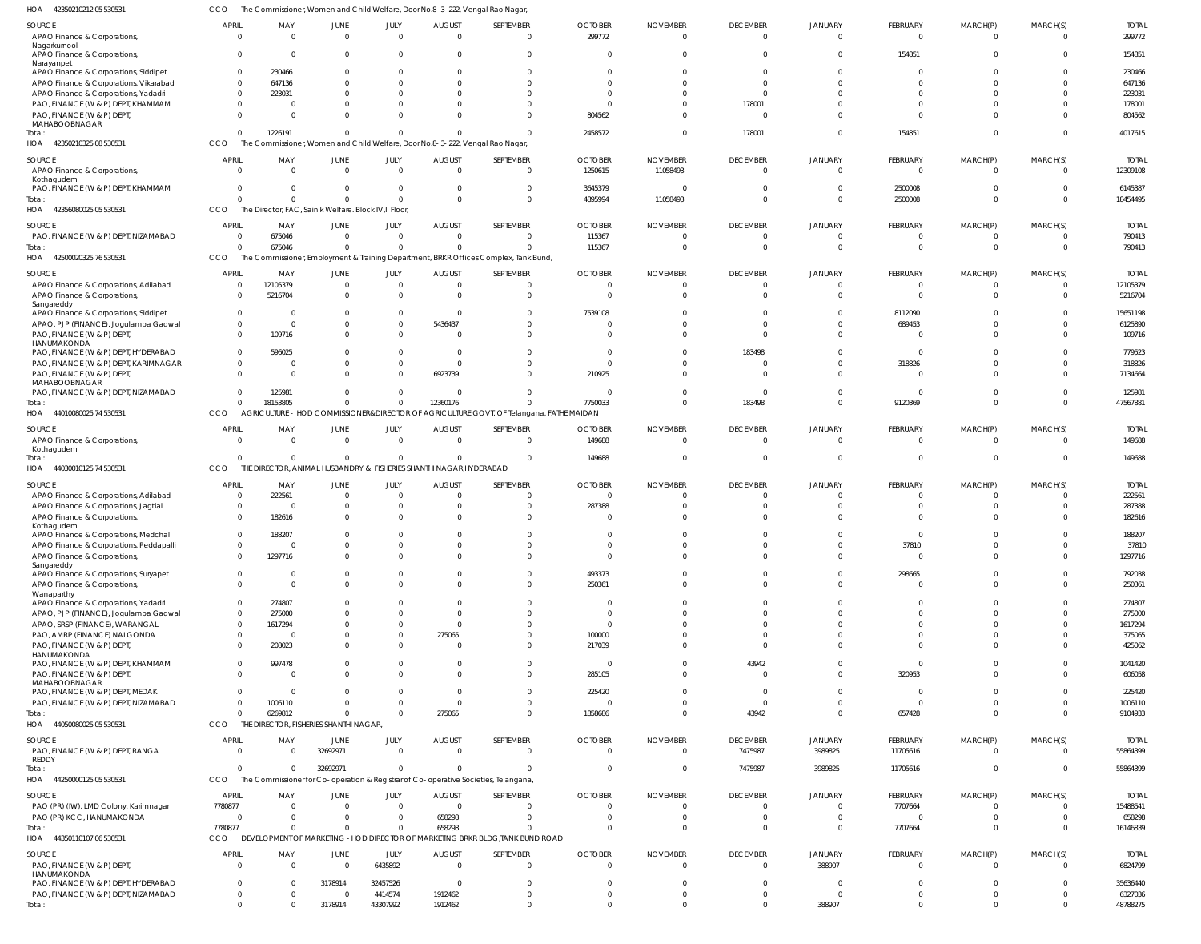HOA 42350210212 05 530531 CCO The Commissioner, Women and Child Welfare, Door No.8-3-222, Vengal Rao Nagar,

| SOURCE | APRIL | MAY | JUNE | JULY | AUGUST | SEPTEMBER | OCTOBER | NOVEMBER | DECEMBER | JANUARY | FEBRUARY | MARCH(P) | MARCH(S) | TOTAL |
|---|---|---|---|---|---|---|---|---|---|---|---|---|---|---|
| APAO Finance & Corporations, Nagarkurnool | 0 | 0 | 0 | 0 | 0 | 0 | 299772 | 0 | 0 | 0 | 0 | 0 | 0 | 299772 |
| APAO Finance & Corporations, Narayanpet | 0 | 0 | 0 | 0 | 0 | 0 | 0 | 0 | 0 | 0 | 154851 | 0 | 0 | 154851 |
| APAO Finance & Corporations, Siddipet | 0 | 230466 | 0 | 0 | 0 | 0 | 0 | 0 | 0 | 0 | 0 | 0 | 0 | 230466 |
| APAO Finance & Corporations, Vikarabad | 0 | 647136 | 0 | 0 | 0 | 0 | 0 | 0 | 0 | 0 | 0 | 0 | 0 | 647136 |
| APAO Finance & Corporations, Yadadri | 0 | 223031 | 0 | 0 | 0 | 0 | 0 | 0 | 0 | 0 | 0 | 0 | 0 | 223031 |
| PAO, FINANCE (W & P) DEPT, KHAMMAM | 0 | 0 | 0 | 0 | 0 | 0 | 0 | 0 | 178001 | 0 | 0 | 0 | 0 | 178001 |
| PAO, FINANCE (W & P) DEPT, MAHABOOBNAGAR | 0 | 0 | 0 | 0 | 0 | 0 | 804562 | 0 | 0 | 0 | 0 | 0 | 0 | 804562 |
| Total: | 0 | 1226191 | 0 | 0 | 0 | 0 | 2458572 | 0 | 178001 | 0 | 154851 | 0 | 0 | 4017615 |

HOA 42350210325 08 530531 CCO The Commissioner, Women and Child Welfare, Door No.8-3-222, Vengal Rao Nagar,

| SOURCE | APRIL | MAY | JUNE | JULY | AUGUST | SEPTEMBER | OCTOBER | NOVEMBER | DECEMBER | JANUARY | FEBRUARY | MARCH(P) | MARCH(S) | TOTAL |
|---|---|---|---|---|---|---|---|---|---|---|---|---|---|---|
| APAO Finance & Corporations, Kothagudem | 0 | 0 | 0 | 0 | 0 | 0 | 1250615 | 11058493 | 0 | 0 | 0 | 0 | 0 | 12309108 |
| PAO, FINANCE (W & P) DEPT, KHAMMAM | 0 | 0 | 0 | 0 | 0 | 0 | 3645379 | 0 | 0 | 0 | 2500008 | 0 | 0 | 6145387 |
| Total: | 0 | 0 | 0 | 0 | 0 | 0 | 4895994 | 11058493 | 0 | 0 | 2500008 | 0 | 0 | 18454495 |

HOA 42356080025 05 530531 CCO The Director, FAC, Sainik Welfare. Block IV,II Floor,

| SOURCE | APRIL | MAY | JUNE | JULY | AUGUST | SEPTEMBER | OCTOBER | NOVEMBER | DECEMBER | JANUARY | FEBRUARY | MARCH(P) | MARCH(S) | TOTAL |
|---|---|---|---|---|---|---|---|---|---|---|---|---|---|---|
| PAO, FINANCE (W & P) DEPT, NIZAMABAD | 0 | 675046 | 0 | 0 | 0 | 0 | 115367 | 0 | 0 | 0 | 0 | 0 | 0 | 790413 |
| Total: | 0 | 675046 | 0 | 0 | 0 | 0 | 115367 | 0 | 0 | 0 | 0 | 0 | 0 | 790413 |

HOA 42500020325 76 530531 CCO The Commissioner, Employment & Training Department, BRKR Offices Complex, Tank Bund,

| SOURCE | APRIL | MAY | JUNE | JULY | AUGUST | SEPTEMBER | OCTOBER | NOVEMBER | DECEMBER | JANUARY | FEBRUARY | MARCH(P) | MARCH(S) | TOTAL |
|---|---|---|---|---|---|---|---|---|---|---|---|---|---|---|
| APAO Finance & Corporations, Adilabad | 0 | 12105379 | 0 | 0 | 0 | 0 | 0 | 0 | 0 | 0 | 0 | 0 | 0 | 12105379 |
| APAO Finance & Corporations, Sangareddy | 0 | 5216704 | 0 | 0 | 0 | 0 | 0 | 0 | 0 | 0 | 0 | 0 | 0 | 5216704 |
| APAO Finance & Corporations, Siddipet | 0 | 0 | 0 | 0 | 0 | 0 | 7539108 | 0 | 0 | 0 | 8112090 | 0 | 0 | 15651198 |
| APAO, PJP (FINANCE), Jogulamba Gadwal | 0 | 0 | 0 | 0 | 5436437 | 0 | 0 | 0 | 0 | 0 | 689453 | 0 | 0 | 6125890 |
| PAO, FINANCE (W & P) DEPT, HANUMAKONDA | 0 | 109716 | 0 | 0 | 0 | 0 | 0 | 0 | 0 | 0 | 0 | 0 | 0 | 109716 |
| PAO, FINANCE (W & P) DEPT, HYDERABAD | 0 | 596025 | 0 | 0 | 0 | 0 | 0 | 0 | 183498 | 0 | 0 | 0 | 0 | 779523 |
| PAO, FINANCE (W & P) DEPT, KARIMNAGAR | 0 | 0 | 0 | 0 | 0 | 0 | 0 | 0 | 0 | 0 | 318826 | 0 | 0 | 318826 |
| PAO, FINANCE (W & P) DEPT, MAHABOOBNAGAR | 0 | 0 | 0 | 0 | 6923739 | 0 | 210925 | 0 | 0 | 0 | 0 | 0 | 0 | 7134664 |
| PAO, FINANCE (W & P) DEPT, NIZAMABAD | 0 | 125981 | 0 | 0 | 0 | 0 | 0 | 0 | 0 | 0 | 0 | 0 | 0 | 125981 |
| Total: | 0 | 18153805 | 0 | 0 | 12360176 | 0 | 7750033 | 0 | 183498 | 0 | 9120369 | 0 | 0 | 47567881 |

HOA 44010080025 74 530531 CCO AGRICULTURE - HOD COMMISSIONER&DIRECTOR OF AGRICULTURE GOVT. OF Telangana, FATHE MAIDAN

| SOURCE | APRIL | MAY | JUNE | JULY | AUGUST | SEPTEMBER | OCTOBER | NOVEMBER | DECEMBER | JANUARY | FEBRUARY | MARCH(P) | MARCH(S) | TOTAL |
|---|---|---|---|---|---|---|---|---|---|---|---|---|---|---|
| APAO Finance & Corporations, Kothagudem | 0 | 0 | 0 | 0 | 0 | 0 | 149688 | 0 | 0 | 0 | 0 | 0 | 0 | 149688 |
| Total: | 0 | 0 | 0 | 0 | 0 | 0 | 149688 | 0 | 0 | 0 | 0 | 0 | 0 | 149688 |

HOA 44030010125 74 530531 CCO THE DIRECTOR, ANIMAL HUSBANDRY & FISHERIES SHANTHI NAGAR,HYDERABAD

| SOURCE | APRIL | MAY | JUNE | JULY | AUGUST | SEPTEMBER | OCTOBER | NOVEMBER | DECEMBER | JANUARY | FEBRUARY | MARCH(P) | MARCH(S) | TOTAL |
|---|---|---|---|---|---|---|---|---|---|---|---|---|---|---|
| APAO Finance & Corporations, Adilabad | 0 | 222561 | 0 | 0 | 0 | 0 | 0 | 0 | 0 | 0 | 0 | 0 | 0 | 222561 |
| APAO Finance & Corporations, Jagtial | 0 | 0 | 0 | 0 | 0 | 0 | 287388 | 0 | 0 | 0 | 0 | 0 | 0 | 287388 |
| APAO Finance & Corporations, Kothagudem | 0 | 182616 | 0 | 0 | 0 | 0 | 0 | 0 | 0 | 0 | 0 | 0 | 0 | 182616 |
| APAO Finance & Corporations, Medchal | 0 | 188207 | 0 | 0 | 0 | 0 | 0 | 0 | 0 | 0 | 0 | 0 | 0 | 188207 |
| APAO Finance & Corporations, Peddapalli | 0 | 0 | 0 | 0 | 0 | 0 | 0 | 0 | 0 | 0 | 37810 | 0 | 0 | 37810 |
| APAO Finance & Corporations, Sangareddy | 0 | 1297716 | 0 | 0 | 0 | 0 | 0 | 0 | 0 | 0 | 0 | 0 | 0 | 1297716 |
| APAO Finance & Corporations, Suryapet | 0 | 0 | 0 | 0 | 0 | 0 | 493373 | 0 | 0 | 0 | 298665 | 0 | 0 | 792038 |
| APAO Finance & Corporations, Wanaparthy | 0 | 0 | 0 | 0 | 0 | 0 | 250361 | 0 | 0 | 0 | 0 | 0 | 0 | 250361 |
| APAO Finance & Corporations, Yadadri | 0 | 274807 | 0 | 0 | 0 | 0 | 0 | 0 | 0 | 0 | 0 | 0 | 0 | 274807 |
| APAO, PJP (FINANCE), Jogulamba Gadwal | 0 | 275000 | 0 | 0 | 0 | 0 | 0 | 0 | 0 | 0 | 0 | 0 | 0 | 275000 |
| APAO, SRSP (FINANCE), WARANGAL | 0 | 1617294 | 0 | 0 | 0 | 0 | 0 | 0 | 0 | 0 | 0 | 0 | 0 | 1617294 |
| PAO, AMRP (FINANCE) NALGONDA | 0 | 0 | 0 | 0 | 275065 | 0 | 100000 | 0 | 0 | 0 | 0 | 0 | 0 | 375065 |
| PAO, FINANCE (W & P) DEPT, HANUMAKONDA | 0 | 208023 | 0 | 0 | 0 | 0 | 217039 | 0 | 0 | 0 | 0 | 0 | 0 | 425062 |
| PAO, FINANCE (W & P) DEPT, KHAMMAM | 0 | 997478 | 0 | 0 | 0 | 0 | 0 | 0 | 43942 | 0 | 0 | 0 | 0 | 1041420 |
| PAO, FINANCE (W & P) DEPT, MAHABOOBNAGAR | 0 | 0 | 0 | 0 | 0 | 0 | 285105 | 0 | 0 | 0 | 320953 | 0 | 0 | 606058 |
| PAO, FINANCE (W & P) DEPT, MEDAK | 0 | 0 | 0 | 0 | 0 | 0 | 225420 | 0 | 0 | 0 | 0 | 0 | 0 | 225420 |
| PAO, FINANCE (W & P) DEPT, NIZAMABAD | 0 | 1006110 | 0 | 0 | 0 | 0 | 0 | 0 | 0 | 0 | 0 | 0 | 0 | 1006110 |
| Total: | 0 | 6269812 | 0 | 0 | 275065 | 0 | 1858686 | 0 | 43942 | 0 | 657428 | 0 | 0 | 9104933 |

HOA 44050080025 05 530531 CCO THE DIRECTOR, FISHERIES SHANTHI NAGAR,

| SOURCE | APRIL | MAY | JUNE | JULY | AUGUST | SEPTEMBER | OCTOBER | NOVEMBER | DECEMBER | JANUARY | FEBRUARY | MARCH(P) | MARCH(S) | TOTAL |
|---|---|---|---|---|---|---|---|---|---|---|---|---|---|---|
| PAO, FINANCE (W & P) DEPT, RANGA REDDY | 0 | 0 | 32692971 | 0 | 0 | 0 | 0 | 0 | 7475987 | 3989825 | 11705616 | 0 | 0 | 55864399 |
| Total: | 0 | 0 | 32692971 | 0 | 0 | 0 | 0 | 0 | 7475987 | 3989825 | 11705616 | 0 | 0 | 55864399 |

HOA 44250000125 05 530531 CCO The Commissioner for Co-operation & Registrar of Co-operative Societies, Telangana,

| SOURCE | APRIL | MAY | JUNE | JULY | AUGUST | SEPTEMBER | OCTOBER | NOVEMBER | DECEMBER | JANUARY | FEBRUARY | MARCH(P) | MARCH(S) | TOTAL |
|---|---|---|---|---|---|---|---|---|---|---|---|---|---|---|
| PAO (PR) (IW), LMD Colony, Karimnagar | 7780877 | 0 | 0 | 0 | 0 | 0 | 0 | 0 | 0 | 0 | 7707664 | 0 | 0 | 15488541 |
| PAO (PR) KCC, HANUMAKONDA | 0 | 0 | 0 | 0 | 658298 | 0 | 0 | 0 | 0 | 0 | 0 | 0 | 0 | 658298 |
| Total: | 7780877 | 0 | 0 | 0 | 658298 | 0 | 0 | 0 | 0 | 0 | 7707664 | 0 | 0 | 16146839 |

HOA 44350110107 06 530531 CCO DEVELOPMENT OF MARKETING - HOD DIRECTOR OF MARKETING BRKR BLDG, TANK BUND ROAD

| SOURCE | APRIL | MAY | JUNE | JULY | AUGUST | SEPTEMBER | OCTOBER | NOVEMBER | DECEMBER | JANUARY | FEBRUARY | MARCH(P) | MARCH(S) | TOTAL |
|---|---|---|---|---|---|---|---|---|---|---|---|---|---|---|
| PAO, FINANCE (W & P) DEPT, HANUMAKONDA | 0 | 0 | 0 | 6435892 | 0 | 0 | 0 | 0 | 0 | 388907 | 0 | 0 | 0 | 6824799 |
| PAO, FINANCE (W & P) DEPT, HYDERABAD | 0 | 0 | 3178914 | 32457526 | 0 | 0 | 0 | 0 | 0 | 0 | 0 | 0 | 0 | 35636440 |
| PAO, FINANCE (W & P) DEPT, NIZAMABAD | 0 | 0 | 0 | 4414574 | 1912462 | 0 | 0 | 0 | 0 | 0 | 0 | 0 | 0 | 6327036 |
| Total: | 0 | 0 | 3178914 | 43307992 | 1912462 | 0 | 0 | 0 | 0 | 388907 | 0 | 0 | 0 | 48788275 |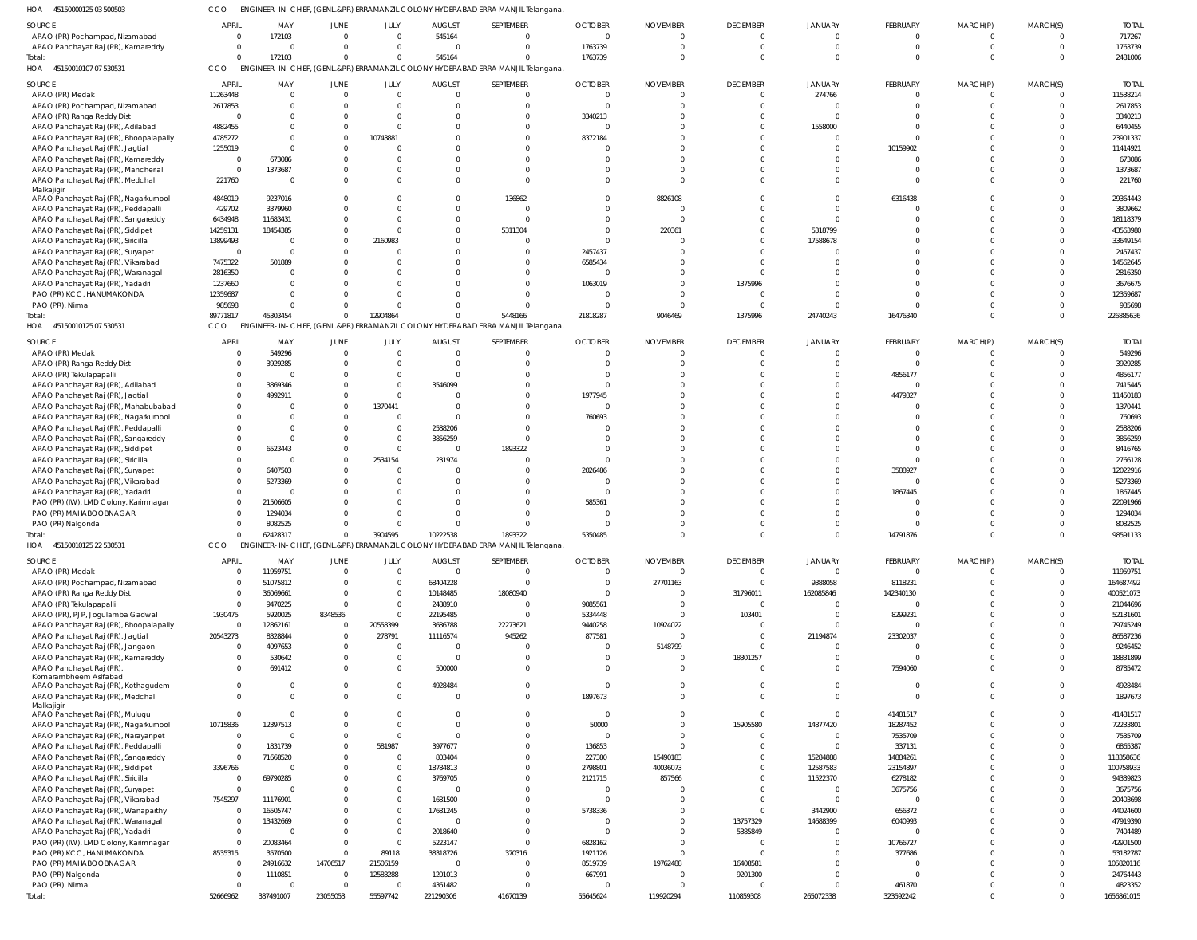HOA 451500001250350503 CCO ENGINEER-IN-CHIEF, (GENL.&PR) ERRAMANZIL COLONY HYDERABAD ERRA MANJIL Telangana,

| SOURCE | APRIL | MAY | JUNE | JULY | AUGUST | SEPTEMBER | OCTOBER | NOVEMBER | DECEMBER | JANUARY | FEBRUARY | MARCH(P) | MARCH(S) | TOTAL |
|---|---|---|---|---|---|---|---|---|---|---|---|---|---|---|
| APAO (PR) Pochampad, Nizamabad | 0 | 172103 | 0 | 0 | 545164 | 0 | 0 | 0 | 0 | 0 | 0 | 0 | 0 | 717267 |
| APAO Panchayat Raj (PR), Kamareddy | 0 | 0 | 0 | 0 | 0 | 0 | 1763739 | 0 | 0 | 0 | 0 | 0 | 0 | 1763739 |
| Total: | 0 | 172103 | 0 | 0 | 545164 | 0 | 1763739 | 0 | 0 | 0 | 0 | 0 | 0 | 2481006 |

HOA 451500101070753 0531 CCO ENGINEER-IN-CHIEF, (GENL.&PR) ERRAMANZIL COLONY HYDERABAD ERRA MANJIL Telangana,

| SOURCE | APRIL | MAY | JUNE | JULY | AUGUST | SEPTEMBER | OCTOBER | NOVEMBER | DECEMBER | JANUARY | FEBRUARY | MARCH(P) | MARCH(S) | TOTAL |
|---|---|---|---|---|---|---|---|---|---|---|---|---|---|---|
| APAO (PR) Medak | 11263448 | 0 | 0 | 0 | 0 | 0 | 0 | 0 | 0 | 274766 | 0 | 0 | 0 | 11538214 |
| APAO (PR) Pochampad, Nizamabad | 2617853 | 0 | 0 | 0 | 0 | 0 | 0 | 0 | 0 | 0 | 0 | 0 | 0 | 2617853 |
| APAO (PR) Ranga Reddy Dist | 0 | 0 | 0 | 0 | 0 | 0 | 3340213 | 0 | 0 | 0 | 0 | 0 | 0 | 3340213 |
| APAO Panchayat Raj (PR), Adilabad | 4882455 | 0 | 0 | 0 | 0 | 0 | 0 | 0 | 0 | 1558000 | 0 | 0 | 0 | 6440455 |
| APAO Panchayat Raj (PR), Bhoopalapally | 4785272 | 0 | 0 | 10743881 | 0 | 0 | 8372184 | 0 | 0 | 0 | 0 | 0 | 0 | 23901337 |
| APAO Panchayat Raj (PR), Jagtial | 1255019 | 0 | 0 | 0 | 0 | 0 | 0 | 0 | 0 | 0 | 10159902 | 0 | 0 | 11414921 |
| APAO Panchayat Raj (PR), Kamareddy | 0 | 673086 | 0 | 0 | 0 | 0 | 0 | 0 | 0 | 0 | 0 | 0 | 0 | 673086 |
| APAO Panchayat Raj (PR), Mancherial | 0 | 1373687 | 0 | 0 | 0 | 0 | 0 | 0 | 0 | 0 | 0 | 0 | 0 | 1373687 |
| APAO Panchayat Raj (PR), Medchal Malkajigiri | 221760 | 0 | 0 | 0 | 0 | 0 | 0 | 0 | 0 | 0 | 0 | 0 | 0 | 221760 |
| APAO Panchayat Raj (PR), Nagarkurnool | 4848019 | 9237016 | 0 | 0 | 0 | 136862 | 0 | 8826108 | 0 | 0 | 6316438 | 0 | 0 | 29364443 |
| APAO Panchayat Raj (PR), Peddapalli | 429702 | 3379960 | 0 | 0 | 0 | 0 | 0 | 0 | 0 | 0 | 0 | 0 | 0 | 3809662 |
| APAO Panchayat Raj (PR), Sangareddy | 6434948 | 11683431 | 0 | 0 | 0 | 0 | 0 | 0 | 0 | 0 | 0 | 0 | 0 | 18118379 |
| APAO Panchayat Raj (PR), Siddipet | 14259131 | 18454385 | 0 | 0 | 0 | 5311304 | 0 | 220361 | 0 | 5318799 | 0 | 0 | 0 | 43563980 |
| APAO Panchayat Raj (PR), Siricilla | 13899493 | 0 | 0 | 2160983 | 0 | 0 | 0 | 0 | 0 | 17588678 | 0 | 0 | 0 | 33649154 |
| APAO Panchayat Raj (PR), Suryapet | 0 | 0 | 0 | 0 | 0 | 0 | 2457437 | 0 | 0 | 0 | 0 | 0 | 0 | 2457437 |
| APAO Panchayat Raj (PR), Vikarabad | 7475322 | 501889 | 0 | 0 | 0 | 0 | 6585434 | 0 | 0 | 0 | 0 | 0 | 0 | 14562645 |
| APAO Panchayat Raj (PR), Waranagal | 2816350 | 0 | 0 | 0 | 0 | 0 | 0 | 0 | 0 | 0 | 0 | 0 | 0 | 2816350 |
| APAO Panchayat Raj (PR), Yadadri | 1237660 | 0 | 0 | 0 | 0 | 0 | 1063019 | 0 | 1375996 | 0 | 0 | 0 | 0 | 3676675 |
| PAO (PR) KCC, HANUMAKONDA | 12359687 | 0 | 0 | 0 | 0 | 0 | 0 | 0 | 0 | 0 | 0 | 0 | 0 | 12359687 |
| PAO (PR), Nirmal | 985698 | 0 | 0 | 0 | 0 | 0 | 0 | 0 | 0 | 0 | 0 | 0 | 0 | 985698 |
| Total: | 89771817 | 45303454 | 0 | 12904864 | 0 | 5448166 | 21818287 | 9046469 | 1375996 | 24740243 | 16476340 | 0 | 0 | 226885636 |

HOA 451500101250753 0531 CCO ENGINEER-IN-CHIEF, (GENL.&PR) ERRAMANZIL COLONY HYDERABAD ERRA MANJIL Telangana,

| SOURCE | APRIL | MAY | JUNE | JULY | AUGUST | SEPTEMBER | OCTOBER | NOVEMBER | DECEMBER | JANUARY | FEBRUARY | MARCH(P) | MARCH(S) | TOTAL |
|---|---|---|---|---|---|---|---|---|---|---|---|---|---|---|
| APAO (PR) Medak | 0 | 549296 | 0 | 0 | 0 | 0 | 0 | 0 | 0 | 0 | 0 | 0 | 0 | 549296 |
| APAO (PR) Ranga Reddy Dist | 0 | 3929285 | 0 | 0 | 0 | 0 | 0 | 0 | 0 | 0 | 0 | 0 | 0 | 3929285 |
| APAO (PR) Tekulapapalli | 0 | 0 | 0 | 0 | 0 | 0 | 0 | 0 | 0 | 0 | 4856177 | 0 | 0 | 4856177 |
| APAO Panchayat Raj (PR), Adilabad | 0 | 3869346 | 0 | 0 | 3546099 | 0 | 0 | 0 | 0 | 0 | 0 | 0 | 0 | 7415445 |
| APAO Panchayat Raj (PR), Jagtial | 0 | 4992911 | 0 | 0 | 0 | 0 | 1977945 | 0 | 0 | 0 | 4479327 | 0 | 0 | 11450183 |
| APAO Panchayat Raj (PR), Mahabubabad | 0 | 0 | 0 | 1370441 | 0 | 0 | 0 | 0 | 0 | 0 | 0 | 0 | 0 | 1370441 |
| APAO Panchayat Raj (PR), Nagarkurnool | 0 | 0 | 0 | 0 | 0 | 0 | 760693 | 0 | 0 | 0 | 0 | 0 | 0 | 760693 |
| APAO Panchayat Raj (PR), Peddapalli | 0 | 0 | 0 | 0 | 2588206 | 0 | 0 | 0 | 0 | 0 | 0 | 0 | 0 | 2588206 |
| APAO Panchayat Raj (PR), Sangareddy | 0 | 0 | 0 | 0 | 3856259 | 0 | 0 | 0 | 0 | 0 | 0 | 0 | 0 | 3856259 |
| APAO Panchayat Raj (PR), Siddipet | 0 | 6523443 | 0 | 0 | 0 | 1893322 | 0 | 0 | 0 | 0 | 0 | 0 | 0 | 8416765 |
| APAO Panchayat Raj (PR), Siricilla | 0 | 0 | 0 | 2534154 | 231974 | 0 | 0 | 0 | 0 | 0 | 0 | 0 | 0 | 2766128 |
| APAO Panchayat Raj (PR), Suryapet | 0 | 6407503 | 0 | 0 | 0 | 0 | 2026486 | 0 | 0 | 0 | 3588927 | 0 | 0 | 12022916 |
| APAO Panchayat Raj (PR), Vikarabad | 0 | 5273369 | 0 | 0 | 0 | 0 | 0 | 0 | 0 | 0 | 0 | 0 | 0 | 5273369 |
| APAO Panchayat Raj (PR), Yadadri | 0 | 0 | 0 | 0 | 0 | 0 | 0 | 0 | 0 | 0 | 1867445 | 0 | 0 | 1867445 |
| PAO (PR) (IW), LMD Colony, Karimnagar | 0 | 21506605 | 0 | 0 | 0 | 0 | 585361 | 0 | 0 | 0 | 0 | 0 | 0 | 22091966 |
| PAO (PR) MAHABOOBNAGAR | 0 | 1294034 | 0 | 0 | 0 | 0 | 0 | 0 | 0 | 0 | 0 | 0 | 0 | 1294034 |
| PAO (PR) Nalgonda | 0 | 8082525 | 0 | 0 | 0 | 0 | 0 | 0 | 0 | 0 | 0 | 0 | 0 | 8082525 |
| Total: | 0 | 62428317 | 0 | 3904595 | 10222538 | 1893322 | 5350485 | 0 | 0 | 0 | 14791876 | 0 | 0 | 98591133 |

HOA 451500101252253 0531 CCO ENGINEER-IN-CHIEF, (GENL.&PR) ERRAMANZIL COLONY HYDERABAD ERRA MANJIL Telangana,

| SOURCE | APRIL | MAY | JUNE | JULY | AUGUST | SEPTEMBER | OCTOBER | NOVEMBER | DECEMBER | JANUARY | FEBRUARY | MARCH(P) | MARCH(S) | TOTAL |
|---|---|---|---|---|---|---|---|---|---|---|---|---|---|---|
| APAO (PR) Medak | 0 | 11959751 | 0 | 0 | 0 | 0 | 0 | 0 | 0 | 0 | 0 | 0 | 0 | 11959751 |
| APAO (PR) Pochampad, Nizamabad | 0 | 51075812 | 0 | 0 | 68404228 | 0 | 0 | 27701163 | 0 | 9388058 | 8118231 | 0 | 0 | 164687492 |
| APAO (PR) Ranga Reddy Dist | 0 | 36069661 | 0 | 0 | 10148485 | 18080940 | 0 | 0 | 31796011 | 162085846 | 142340130 | 0 | 0 | 400521073 |
| APAO (PR) Tekulapapalli | 0 | 9470225 | 0 | 0 | 2488910 | 0 | 9085561 | 0 | 0 | 0 | 0 | 0 | 0 | 21044696 |
| APAO (PR), PJP, Jogulamba Gadwal | 1930475 | 5920025 | 8348536 | 0 | 22195485 | 0 | 5334448 | 0 | 103401 | 0 | 8299231 | 0 | 0 | 52131601 |
| APAO Panchayat Raj (PR), Bhoopalapally | 0 | 12862161 | 0 | 20558399 | 3686788 | 22273621 | 9440258 | 10924022 | 0 | 0 | 0 | 0 | 0 | 79745249 |
| APAO Panchayat Raj (PR), Jagtial | 20543273 | 8328844 | 0 | 278791 | 11116574 | 945262 | 877581 | 0 | 0 | 21194874 | 23302037 | 0 | 0 | 86587236 |
| APAO Panchayat Raj (PR), Jangaon | 0 | 4097653 | 0 | 0 | 0 | 0 | 0 | 5148799 | 0 | 0 | 0 | 0 | 0 | 9246452 |
| APAO Panchayat Raj (PR), Kamareddy | 0 | 530642 | 0 | 0 | 0 | 0 | 0 | 0 | 18301257 | 0 | 0 | 0 | 0 | 18831899 |
| APAO Panchayat Raj (PR), Komarambheem Asifabad | 0 | 691412 | 0 | 0 | 500000 | 0 | 0 | 0 | 0 | 0 | 7594060 | 0 | 0 | 8785472 |
| APAO Panchayat Raj (PR), Kothagudem | 0 | 0 | 0 | 0 | 4928484 | 0 | 0 | 0 | 0 | 0 | 0 | 0 | 0 | 4928484 |
| APAO Panchayat Raj (PR), Medchal Malkajigiri | 0 | 0 | 0 | 0 | 0 | 0 | 1897673 | 0 | 0 | 0 | 0 | 0 | 0 | 1897673 |
| APAO Panchayat Raj (PR), Mulugu | 0 | 0 | 0 | 0 | 0 | 0 | 0 | 0 | 0 | 0 | 41481517 | 0 | 0 | 41481517 |
| APAO Panchayat Raj (PR), Nagarkurnool | 10715836 | 12397513 | 0 | 0 | 0 | 0 | 50000 | 0 | 15905580 | 14877420 | 18287452 | 0 | 0 | 72233801 |
| APAO Panchayat Raj (PR), Narayanpet | 0 | 0 | 0 | 0 | 0 | 0 | 0 | 0 | 0 | 0 | 7535709 | 0 | 0 | 7535709 |
| APAO Panchayat Raj (PR), Peddapalli | 0 | 1831739 | 0 | 581987 | 3977677 | 0 | 136853 | 0 | 0 | 0 | 337131 | 0 | 0 | 6865387 |
| APAO Panchayat Raj (PR), Sangareddy | 0 | 71668520 | 0 | 0 | 803404 | 0 | 227380 | 15490183 | 0 | 15284888 | 14884261 | 0 | 0 | 118358636 |
| APAO Panchayat Raj (PR), Siddipet | 3396766 | 0 | 0 | 0 | 18784813 | 0 | 2798801 | 40036073 | 0 | 12587583 | 23154897 | 0 | 0 | 100758933 |
| APAO Panchayat Raj (PR), Siricilla | 0 | 69790285 | 0 | 0 | 3769705 | 0 | 2121715 | 857566 | 0 | 11522370 | 6278182 | 0 | 0 | 94339823 |
| APAO Panchayat Raj (PR), Suryapet | 0 | 0 | 0 | 0 | 0 | 0 | 0 | 0 | 0 | 0 | 3675756 | 0 | 0 | 3675756 |
| APAO Panchayat Raj (PR), Vikarabad | 7545297 | 11176901 | 0 | 0 | 1681500 | 0 | 0 | 0 | 0 | 0 | 0 | 0 | 0 | 20403698 |
| APAO Panchayat Raj (PR), Wanaparthy | 0 | 16505747 | 0 | 0 | 17681245 | 0 | 5738336 | 0 | 0 | 3442900 | 656372 | 0 | 0 | 44024600 |
| APAO Panchayat Raj (PR), Waranagal | 0 | 13432669 | 0 | 0 | 0 | 0 | 0 | 0 | 13757329 | 14688399 | 6040993 | 0 | 0 | 47919390 |
| APAO Panchayat Raj (PR), Yadadri | 0 | 0 | 0 | 0 | 2018640 | 0 | 0 | 0 | 5385849 | 0 | 0 | 0 | 0 | 7404489 |
| PAO (PR) (IW), LMD Colony, Karimnagar | 0 | 20083464 | 0 | 0 | 5223147 | 0 | 6828162 | 0 | 0 | 0 | 10766727 | 0 | 0 | 42901500 |
| PAO (PR) KCC, HANUMAKONDA | 8535315 | 3570500 | 0 | 89118 | 38318726 | 370316 | 1921126 | 0 | 0 | 0 | 377686 | 0 | 0 | 53182787 |
| PAO (PR) MAHABOOBNAGAR | 0 | 24916632 | 14706517 | 21506159 | 0 | 0 | 8519739 | 19762488 | 16408581 | 0 | 0 | 0 | 0 | 105820116 |
| PAO (PR) Nalgonda | 0 | 1110851 | 0 | 12583288 | 1201013 | 0 | 667991 | 0 | 9201300 | 0 | 0 | 0 | 0 | 24764443 |
| PAO (PR), Nirmal | 0 | 0 | 0 | 0 | 4361482 | 0 | 0 | 0 | 0 | 0 | 461870 | 0 | 0 | 4823352 |
| Total: | 52666962 | 387491007 | 23055053 | 55597742 | 221290306 | 41670139 | 55645624 | 119920294 | 110859308 | 265072338 | 323592242 | 0 | 0 | 1656861015 |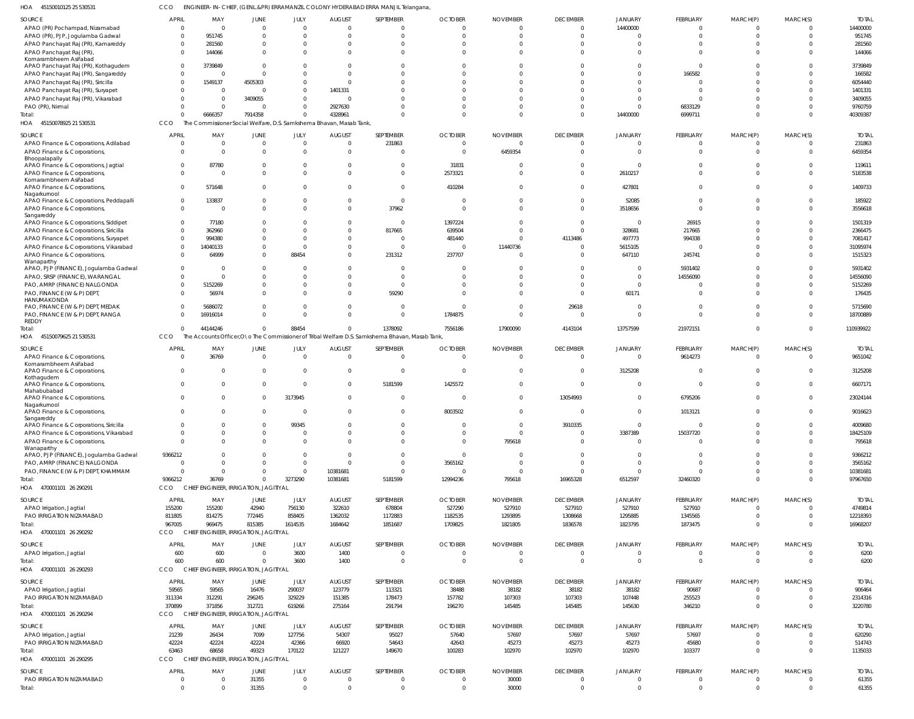HOA 45150010125 25 530531 CCO ENGINEER- IN- CHIEF, (GENL.&PR) ERRAMANZIL COLONY HYDERABAD ERRA MANJIL Telangana,

| SOURCE | APRIL | MAY | JUNE | JULY | AUGUST | SEPTEMBER | OCTOBER | NOVEMBER | DECEMBER | JANUARY | FEBRUARY | MARCH(P) | MARCH(S) | TOTAL |
|---|---|---|---|---|---|---|---|---|---|---|---|---|---|---|
| APAO (PR) Pochampad, Nizamabad | 0 | 0 | 0 | 0 | 0 | 0 | 0 | 0 | 0 | 14400000 | 0 | 0 | 0 | 14400000 |
| APAO (PR), PJP, Jogulamba Gadwal | 0 | 951745 | 0 | 0 | 0 | 0 | 0 | 0 | 0 | 0 | 0 | 0 | 0 | 951745 |
| APAO Panchayat Raj (PR), Kamareddy | 0 | 281560 | 0 | 0 | 0 | 0 | 0 | 0 | 0 | 0 | 0 | 0 | 0 | 281560 |
| APAO Panchayat Raj (PR), Komarambheem Asifabad | 0 | 144066 | 0 | 0 | 0 | 0 | 0 | 0 | 0 | 0 | 0 | 0 | 0 | 144066 |
| APAO Panchayat Raj (PR), Kothagudem | 0 | 3739849 | 0 | 0 | 0 | 0 | 0 | 0 | 0 | 0 | 0 | 0 | 0 | 3739849 |
| APAO Panchayat Raj (PR), Sangareddy | 0 | 0 | 0 | 0 | 0 | 0 | 0 | 0 | 0 | 0 | 166582 | 0 | 0 | 166582 |
| APAO Panchayat Raj (PR), Siricilla | 0 | 1549137 | 4505303 | 0 | 0 | 0 | 0 | 0 | 0 | 0 | 0 | 0 | 0 | 6054440 |
| APAO Panchayat Raj (PR), Suryapet | 0 | 0 | 0 | 0 | 1401331 | 0 | 0 | 0 | 0 | 0 | 0 | 0 | 0 | 1401331 |
| APAO Panchayat Raj (PR), Vikarabad | 0 | 0 | 3409055 | 0 | 0 | 0 | 0 | 0 | 0 | 0 | 0 | 0 | 0 | 3409055 |
| PAO (PR), Nirmal | 0 | 0 | 0 | 0 | 2927630 | 0 | 0 | 0 | 0 | 0 | 6833129 | 0 | 0 | 9760759 |
| Total: | 0 | 6666357 | 7914358 | 0 | 4328961 | 0 | 0 | 0 | 0 | 14400000 | 6999711 | 0 | 0 | 40309387 |

HOA 45150078925 21 530531 CCO The Commissioner Social Welfare, D.S. Samkshema Bhavan, Masab Tank,

| SOURCE | APRIL | MAY | JUNE | JULY | AUGUST | SEPTEMBER | OCTOBER | NOVEMBER | DECEMBER | JANUARY | FEBRUARY | MARCH(P) | MARCH(S) | TOTAL |
|---|---|---|---|---|---|---|---|---|---|---|---|---|---|---|
| APAO Finance & Corporations, Adilabad | 0 | 0 | 0 | 0 | 0 | 231863 | 0 | 0 | 0 | 0 | 0 | 0 | 0 | 231863 |
| APAO Finance & Corporations, Bhoopalapally | 0 | 0 | 0 | 0 | 0 | 0 | 0 | 6459354 | 0 | 0 | 0 | 0 | 0 | 6459354 |
| APAO Finance & Corporations, Jagtial | 0 | 87780 | 0 | 0 | 0 | 0 | 31831 | 0 | 0 | 0 | 0 | 0 | 0 | 119611 |
| APAO Finance & Corporations, Komarambheem Asifabad | 0 | 0 | 0 | 0 | 0 | 0 | 2573321 | 0 | 0 | 2610217 | 0 | 0 | 0 | 5183538 |
| APAO Finance & Corporations, Nagarkurnool | 0 | 571648 | 0 | 0 | 0 | 0 | 410284 | 0 | 0 | 427801 | 0 | 0 | 0 | 1409733 |
| APAO Finance & Corporations, Peddapalli | 0 | 133837 | 0 | 0 | 0 | 0 | 0 | 0 | 0 | 52085 | 0 | 0 | 0 | 185922 |
| APAO Finance & Corporations, Sangareddy | 0 | 0 | 0 | 0 | 0 | 37962 | 0 | 0 | 0 | 3518656 | 0 | 0 | 0 | 3556618 |
| APAO Finance & Corporations, Siddipet | 0 | 77180 | 0 | 0 | 0 | 0 | 1397224 | 0 | 0 | 0 | 26915 | 0 | 0 | 1501319 |
| APAO Finance & Corporations, Siricilla | 0 | 362960 | 0 | 0 | 0 | 817665 | 639504 | 0 | 0 | 328681 | 217665 | 0 | 0 | 2366475 |
| APAO Finance & Corporations, Suryapet | 0 | 994380 | 0 | 0 | 0 | 0 | 481440 | 0 | 4113486 | 497773 | 994338 | 0 | 0 | 7081417 |
| APAO Finance & Corporations, Vikarabad | 0 | 14040133 | 0 | 0 | 0 | 0 | 0 | 11440736 | 0 | 5615105 | 0 | 0 | 0 | 31095974 |
| APAO Finance & Corporations, Wanaparthy | 0 | 64999 | 0 | 88454 | 0 | 231312 | 237707 | 0 | 0 | 647110 | 245741 | 0 | 0 | 1515323 |
| APAO, PJP (FINANCE), Jogulamba Gadwal | 0 | 0 | 0 | 0 | 0 | 0 | 0 | 0 | 0 | 0 | 5931402 | 0 | 0 | 5931402 |
| APAO, SRSP (FINANCE), WARANGAL | 0 | 0 | 0 | 0 | 0 | 0 | 0 | 0 | 0 | 0 | 14556090 | 0 | 0 | 14556090 |
| PAO, AMRP (FINANCE) NALGONDA | 0 | 5152269 | 0 | 0 | 0 | 0 | 0 | 0 | 0 | 0 | 0 | 0 | 0 | 5152269 |
| PAO, FINANCE (W & P) DEPT, HANUMAKONDA | 0 | 56974 | 0 | 0 | 0 | 59290 | 0 | 0 | 0 | 60171 | 0 | 0 | 0 | 176435 |
| PAO, FINANCE (W & P) DEPT, MEDAK | 0 | 5686072 | 0 | 0 | 0 | 0 | 0 | 0 | 29618 | 0 | 0 | 0 | 0 | 5715690 |
| PAO, FINANCE (W & P) DEPT, RANGA REDDY | 0 | 16916014 | 0 | 0 | 0 | 0 | 1784875 | 0 | 0 | 0 | 0 | 0 | 0 | 18700889 |
| Total: | 0 | 44144246 | 0 | 88454 | 0 | 1378092 | 7556186 | 17900090 | 4143104 | 13757599 | 21972151 | 0 | 0 | 110939922 |

HOA 45150079625 21 530531 CCO The Accounts Officer,O\o The Commissioner of Tribal Welfare D.S. Samkshema Bhavan, Masab Tank,

| SOURCE | APRIL | MAY | JUNE | JULY | AUGUST | SEPTEMBER | OCTOBER | NOVEMBER | DECEMBER | JANUARY | FEBRUARY | MARCH(P) | MARCH(S) | TOTAL |
|---|---|---|---|---|---|---|---|---|---|---|---|---|---|---|
| APAO Finance & Corporations, Komarambheem Asifabad | 0 | 36769 | 0 | 0 | 0 | 0 | 0 | 0 | 0 | 0 | 9614273 | 0 | 0 | 9651042 |
| APAO Finance & Corporations, Kothagudem | 0 | 0 | 0 | 0 | 0 | 0 | 0 | 0 | 0 | 3125208 | 0 | 0 | 0 | 3125208 |
| APAO Finance & Corporations, Mahabubabad | 0 | 0 | 0 | 0 | 0 | 5181599 | 1425572 | 0 | 0 | 0 | 0 | 0 | 0 | 6607171 |
| APAO Finance & Corporations, Nagarkurnool | 0 | 0 | 0 | 3173945 | 0 | 0 | 0 | 0 | 13054993 | 0 | 6795206 | 0 | 0 | 23024144 |
| APAO Finance & Corporations, Sangareddy | 0 | 0 | 0 | 0 | 0 | 0 | 8003502 | 0 | 0 | 0 | 1013121 | 0 | 0 | 9016623 |
| APAO Finance & Corporations, Siricilla | 0 | 0 | 0 | 99345 | 0 | 0 | 0 | 0 | 3910335 | 0 | 0 | 0 | 0 | 4009680 |
| APAO Finance & Corporations, Vikarabad | 0 | 0 | 0 | 0 | 0 | 0 | 0 | 0 | 0 | 3387389 | 15037720 | 0 | 0 | 18425109 |
| APAO Finance & Corporations, Wanaparthy | 0 | 0 | 0 | 0 | 0 | 0 | 0 | 795618 | 0 | 0 | 0 | 0 | 0 | 795618 |
| APAO, PJP (FINANCE), Jogulamba Gadwal | 9366212 | 0 | 0 | 0 | 0 | 0 | 0 | 0 | 0 | 0 | 0 | 0 | 0 | 9366212 |
| PAO, AMRP (FINANCE) NALGONDA | 0 | 0 | 0 | 0 | 0 | 0 | 3565162 | 0 | 0 | 0 | 0 | 0 | 0 | 3565162 |
| PAO, FINANCE (W & P) DEPT, KHAMMAM | 0 | 0 | 0 | 0 | 10381681 | 0 | 0 | 0 | 0 | 0 | 0 | 0 | 0 | 10381681 |
| Total: | 9366212 | 36769 | 0 | 3273290 | 10381681 | 5181599 | 12994236 | 795618 | 16965328 | 6512597 | 32460320 | 0 | 0 | 97967650 |

HOA 470001101 26 290291 CCO CHIEF ENGINEER, IRRIGATION, JAGITIYAL

| SOURCE | APRIL | MAY | JUNE | JULY | AUGUST | SEPTEMBER | OCTOBER | NOVEMBER | DECEMBER | JANUARY | FEBRUARY | MARCH(P) | MARCH(S) | TOTAL |
|---|---|---|---|---|---|---|---|---|---|---|---|---|---|---|
| APAO Irrigation, Jagtial | 155200 | 155200 | 42940 | 756130 | 322610 | 678804 | 527290 | 527910 | 527910 | 527910 | 527910 | 0 | 0 | 4749814 |
| PAO IRRIGATION NIZAMABAD | 811805 | 814275 | 772445 | 858405 | 1362032 | 1172883 | 1182535 | 1293895 | 1308668 | 1295885 | 1345565 | 0 | 0 | 12218393 |
| Total: | 967005 | 969475 | 815385 | 1614535 | 1684642 | 1851687 | 1709825 | 1821805 | 1836578 | 1823795 | 1873475 | 0 | 0 | 16968207 |

HOA 470001101 26 290292 CCO CHIEF ENGINEER, IRRIGATION, JAGITIYAL

| SOURCE | APRIL | MAY | JUNE | JULY | AUGUST | SEPTEMBER | OCTOBER | NOVEMBER | DECEMBER | JANUARY | FEBRUARY | MARCH(P) | MARCH(S) | TOTAL |
|---|---|---|---|---|---|---|---|---|---|---|---|---|---|---|
| APAO Irrigation, Jagtial | 600 | 600 | 0 | 3600 | 1400 | 0 | 0 | 0 | 0 | 0 | 0 | 0 | 0 | 6200 |
| Total: | 600 | 600 | 0 | 3600 | 1400 | 0 | 0 | 0 | 0 | 0 | 0 | 0 | 0 | 6200 |

HOA 470001101 26 290293 CCO CHIEF ENGINEER, IRRIGATION, JAGITIYAL

| SOURCE | APRIL | MAY | JUNE | JULY | AUGUST | SEPTEMBER | OCTOBER | NOVEMBER | DECEMBER | JANUARY | FEBRUARY | MARCH(P) | MARCH(S) | TOTAL |
|---|---|---|---|---|---|---|---|---|---|---|---|---|---|---|
| APAO Irrigation, Jagtial | 59565 | 59565 | 16476 | 290037 | 123779 | 113321 | 38488 | 38182 | 38182 | 38182 | 90687 | 0 | 0 | 906464 |
| PAO IRRIGATION NIZAMABAD | 311334 | 312291 | 296245 | 329229 | 151385 | 178473 | 157782 | 107303 | 107303 | 107448 | 255523 | 0 | 0 | 2314316 |
| Total: | 370899 | 371856 | 312721 | 619266 | 275164 | 291794 | 196270 | 145485 | 145485 | 145630 | 346210 | 0 | 0 | 3220780 |

HOA 470001101 26 290294 CCO CHIEF ENGINEER, IRRIGATION, JAGITIYAL

| SOURCE | APRIL | MAY | JUNE | JULY | AUGUST | SEPTEMBER | OCTOBER | NOVEMBER | DECEMBER | JANUARY | FEBRUARY | MARCH(P) | MARCH(S) | TOTAL |
|---|---|---|---|---|---|---|---|---|---|---|---|---|---|---|
| APAO Irrigation, Jagtial | 21239 | 26434 | 7099 | 127756 | 54307 | 95027 | 57640 | 57697 | 57697 | 57697 | 57697 | 0 | 0 | 620290 |
| PAO IRRIGATION NIZAMABAD | 42224 | 42224 | 42224 | 42366 | 66920 | 54643 | 42643 | 45273 | 45273 | 45273 | 45680 | 0 | 0 | 514743 |
| Total: | 63463 | 68658 | 49323 | 170122 | 121227 | 149670 | 100283 | 102970 | 102970 | 102970 | 103377 | 0 | 0 | 1135033 |

HOA 470001101 26 290295 CCO CHIEF ENGINEER, IRRIGATION, JAGITIYAL

| SOURCE | APRIL | MAY | JUNE | JULY | AUGUST | SEPTEMBER | OCTOBER | NOVEMBER | DECEMBER | JANUARY | FEBRUARY | MARCH(P) | MARCH(S) | TOTAL |
|---|---|---|---|---|---|---|---|---|---|---|---|---|---|---|
| PAO IRRIGATION NIZAMABAD | 0 | 0 | 31355 | 0 | 0 | 0 | 0 | 30000 | 0 | 0 | 0 | 0 | 0 | 61355 |
| Total: | 0 | 0 | 31355 | 0 | 0 | 0 | 0 | 30000 | 0 | 0 | 0 | 0 | 0 | 61355 |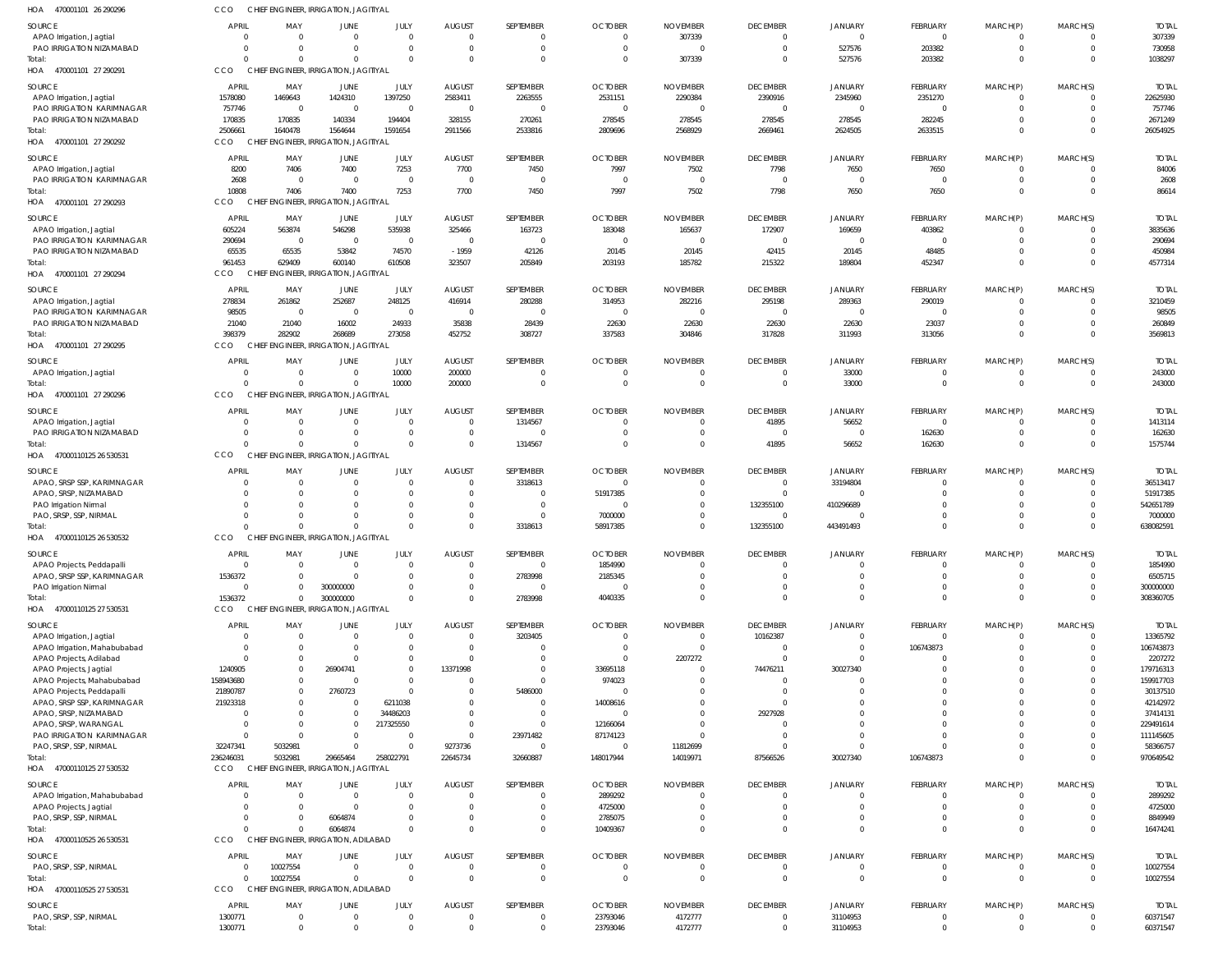HOA 470001101 26 290296 CCO CHIEF ENGINEER, IRRIGATION, JAGITIYAL

| SOURCE | APRIL | MAY | JUNE | JULY | AUGUST | SEPTEMBER | OCTOBER | NOVEMBER | DECEMBER | JANUARY | FEBRUARY | MARCH(P) | MARCH(S) | TOTAL |
|---|---|---|---|---|---|---|---|---|---|---|---|---|---|---|
| APAO Irrigation, Jagtial | 0 | 0 | 0 | 0 | 0 | 0 | 0 | 307339 | 0 | 0 | 0 | 0 | 0 | 307339 |
| PAO IRRIGATION NIZAMABAD | 0 | 0 | 0 | 0 | 0 | 0 | 0 | 0 | 0 | 527576 | 203382 | 0 | 0 | 730958 |
| Total: | 0 | 0 | 0 | 0 | 0 | 0 | 0 | 307339 | 0 | 527576 | 203382 | 0 | 0 | 1038297 |

HOA 470001101 27 290291 CCO CHIEF ENGINEER, IRRIGATION, JAGITIYAL

| SOURCE | APRIL | MAY | JUNE | JULY | AUGUST | SEPTEMBER | OCTOBER | NOVEMBER | DECEMBER | JANUARY | FEBRUARY | MARCH(P) | MARCH(S) | TOTAL |
|---|---|---|---|---|---|---|---|---|---|---|---|---|---|---|
| APAO Irrigation, Jagtial | 1578080 | 1469643 | 1424310 | 1397250 | 2583411 | 2263555 | 2531151 | 2290384 | 2390916 | 2345960 | 2351270 | 0 | 0 | 22625930 |
| PAO IRRIGATION KARIMNAGAR | 757746 | 0 | 0 | 0 | 0 | 0 | 0 | 0 | 0 | 0 | 0 | 0 | 0 | 757746 |
| PAO IRRIGATION NIZAMABAD | 170835 | 170835 | 140334 | 194404 | 328155 | 270261 | 278545 | 278545 | 278545 | 278545 | 282245 | 0 | 0 | 2671249 |
| Total: | 2506661 | 1640478 | 1564644 | 1591654 | 2911566 | 2533816 | 2809696 | 2568929 | 2669461 | 2624505 | 2633515 | 0 | 0 | 26054925 |

HOA 470001101 27 290292 CCO CHIEF ENGINEER, IRRIGATION, JAGITIYAL

| SOURCE | APRIL | MAY | JUNE | JULY | AUGUST | SEPTEMBER | OCTOBER | NOVEMBER | DECEMBER | JANUARY | FEBRUARY | MARCH(P) | MARCH(S) | TOTAL |
|---|---|---|---|---|---|---|---|---|---|---|---|---|---|---|
| APAO Irrigation, Jagtial | 8200 | 7406 | 7400 | 7253 | 7700 | 7450 | 7997 | 7502 | 7798 | 7650 | 7650 | 0 | 0 | 84006 |
| PAO IRRIGATION KARIMNAGAR | 2608 | 0 | 0 | 0 | 0 | 0 | 0 | 0 | 0 | 0 | 0 | 0 | 0 | 2608 |
| Total: | 10808 | 7406 | 7400 | 7253 | 7700 | 7450 | 7997 | 7502 | 7798 | 7650 | 7650 | 0 | 0 | 86614 |

HOA 470001101 27 290293 CCO CHIEF ENGINEER, IRRIGATION, JAGITIYAL

| SOURCE | APRIL | MAY | JUNE | JULY | AUGUST | SEPTEMBER | OCTOBER | NOVEMBER | DECEMBER | JANUARY | FEBRUARY | MARCH(P) | MARCH(S) | TOTAL |
|---|---|---|---|---|---|---|---|---|---|---|---|---|---|---|
| APAO Irrigation, Jagtial | 605224 | 563874 | 546298 | 535938 | 325466 | 163723 | 183048 | 165637 | 172907 | 169659 | 403862 | 0 | 0 | 3835636 |
| PAO IRRIGATION KARIMNAGAR | 290694 | 0 | 0 | 0 | 0 | 0 | 0 | 0 | 0 | 0 | 0 | 0 | 0 | 290694 |
| PAO IRRIGATION NIZAMABAD | 65535 | 65535 | 53842 | 74570 | -1959 | 42126 | 20145 | 20145 | 42415 | 20145 | 48485 | 0 | 0 | 450984 |
| Total: | 961453 | 629409 | 600140 | 610508 | 323507 | 205849 | 203193 | 185782 | 215322 | 189804 | 452347 | 0 | 0 | 4577314 |

HOA 470001101 27 290294 CCO CHIEF ENGINEER, IRRIGATION, JAGITIYAL

| SOURCE | APRIL | MAY | JUNE | JULY | AUGUST | SEPTEMBER | OCTOBER | NOVEMBER | DECEMBER | JANUARY | FEBRUARY | MARCH(P) | MARCH(S) | TOTAL |
|---|---|---|---|---|---|---|---|---|---|---|---|---|---|---|
| APAO Irrigation, Jagtial | 278834 | 261862 | 252687 | 248125 | 416914 | 280288 | 314953 | 282216 | 295198 | 289363 | 290019 | 0 | 0 | 3210459 |
| PAO IRRIGATION KARIMNAGAR | 98505 | 0 | 0 | 0 | 0 | 0 | 0 | 0 | 0 | 0 | 0 | 0 | 0 | 98505 |
| PAO IRRIGATION NIZAMABAD | 21040 | 21040 | 16002 | 24933 | 35838 | 28439 | 22630 | 22630 | 22630 | 22630 | 23037 | 0 | 0 | 260849 |
| Total: | 398379 | 282902 | 268689 | 273058 | 452752 | 308727 | 337583 | 304846 | 317828 | 311993 | 313056 | 0 | 0 | 3569813 |

HOA 470001101 27 290295 CCO CHIEF ENGINEER, IRRIGATION, JAGITIYAL

| SOURCE | APRIL | MAY | JUNE | JULY | AUGUST | SEPTEMBER | OCTOBER | NOVEMBER | DECEMBER | JANUARY | FEBRUARY | MARCH(P) | MARCH(S) | TOTAL |
|---|---|---|---|---|---|---|---|---|---|---|---|---|---|---|
| APAO Irrigation, Jagtial | 0 | 0 | 0 | 10000 | 200000 | 0 | 0 | 0 | 0 | 33000 | 0 | 0 | 0 | 243000 |
| Total: | 0 | 0 | 0 | 10000 | 200000 | 0 | 0 | 0 | 0 | 33000 | 0 | 0 | 0 | 243000 |

HOA 470001101 27 290296 CCO CHIEF ENGINEER, IRRIGATION, JAGITIYAL

| SOURCE | APRIL | MAY | JUNE | JULY | AUGUST | SEPTEMBER | OCTOBER | NOVEMBER | DECEMBER | JANUARY | FEBRUARY | MARCH(P) | MARCH(S) | TOTAL |
|---|---|---|---|---|---|---|---|---|---|---|---|---|---|---|
| APAO Irrigation, Jagtial | 0 | 0 | 0 | 0 | 0 | 1314567 | 0 | 0 | 41895 | 56652 | 0 | 0 | 0 | 1413114 |
| PAO IRRIGATION NIZAMABAD | 0 | 0 | 0 | 0 | 0 | 0 | 0 | 0 | 0 | 0 | 162630 | 0 | 0 | 162630 |
| Total: | 0 | 0 | 0 | 0 | 0 | 1314567 | 0 | 0 | 41895 | 56652 | 162630 | 0 | 0 | 1575744 |

HOA 47000110125 26 530531 CCO CHIEF ENGINEER, IRRIGATION, JAGITIYAL

| SOURCE | APRIL | MAY | JUNE | JULY | AUGUST | SEPTEMBER | OCTOBER | NOVEMBER | DECEMBER | JANUARY | FEBRUARY | MARCH(P) | MARCH(S) | TOTAL |
|---|---|---|---|---|---|---|---|---|---|---|---|---|---|---|
| APAO, SRSP SSP, KARIMNAGAR | 0 | 0 | 0 | 0 | 0 | 3318613 | 0 | 0 | 0 | 33194804 | 0 | 0 | 0 | 36513417 |
| APAO, SRSP, NIZAMABAD | 0 | 0 | 0 | 0 | 0 | 0 | 51917385 | 0 | 0 | 0 | 0 | 0 | 0 | 51917385 |
| PAO Irrigation Nirmal | 0 | 0 | 0 | 0 | 0 | 0 | 0 | 0 | 132355100 | 410296689 | 0 | 0 | 0 | 542651789 |
| PAO, SRSP, SSP, NIRMAL | 0 | 0 | 0 | 0 | 0 | 0 | 7000000 | 0 | 0 | 0 | 0 | 0 | 0 | 7000000 |
| Total: | 0 | 0 | 0 | 0 | 0 | 3318613 | 58917385 | 0 | 132355100 | 443491493 | 0 | 0 | 0 | 638082591 |

HOA 47000110125 26 530532 CCO CHIEF ENGINEER, IRRIGATION, JAGITIYAL

| SOURCE | APRIL | MAY | JUNE | JULY | AUGUST | SEPTEMBER | OCTOBER | NOVEMBER | DECEMBER | JANUARY | FEBRUARY | MARCH(P) | MARCH(S) | TOTAL |
|---|---|---|---|---|---|---|---|---|---|---|---|---|---|---|
| APAO Projects, Peddapalli | 0 | 0 | 0 | 0 | 0 | 0 | 1854990 | 0 | 0 | 0 | 0 | 0 | 0 | 1854990 |
| APAO, SRSP SSP, KARIMNAGAR | 1536372 | 0 | 0 | 0 | 0 | 2783998 | 2185345 | 0 | 0 | 0 | 0 | 0 | 0 | 6505715 |
| PAO Irrigation Nirmal | 0 | 0 | 300000000 | 0 | 0 | 0 | 0 | 0 | 0 | 0 | 0 | 0 | 0 | 300000000 |
| Total: | 1536372 | 0 | 300000000 | 0 | 0 | 2783998 | 4040335 | 0 | 0 | 0 | 0 | 0 | 0 | 308360705 |

HOA 47000110125 27 530531 CCO CHIEF ENGINEER, IRRIGATION, JAGITIYAL

| SOURCE | APRIL | MAY | JUNE | JULY | AUGUST | SEPTEMBER | OCTOBER | NOVEMBER | DECEMBER | JANUARY | FEBRUARY | MARCH(P) | MARCH(S) | TOTAL |
|---|---|---|---|---|---|---|---|---|---|---|---|---|---|---|
| APAO Irrigation, Jagtial | 0 | 0 | 0 | 0 | 0 | 3203405 | 0 | 0 | 10162387 | 0 | 0 | 0 | 0 | 13365792 |
| APAO Irrigation, Mahabubabad | 0 | 0 | 0 | 0 | 0 | 0 | 0 | 0 | 0 | 0 | 106743873 | 0 | 0 | 106743873 |
| APAO Projects, Adilabad | 0 | 0 | 0 | 0 | 0 | 0 | 0 | 2207272 | 0 | 0 | 0 | 0 | 0 | 2207272 |
| APAO Projects, Jagtial | 1240905 | 0 | 26904741 | 0 | 13371998 | 0 | 33695118 | 0 | 74476211 | 30027340 | 0 | 0 | 0 | 179716313 |
| APAO Projects, Mahabubabad | 158943680 | 0 | 0 | 0 | 0 | 0 | 974023 | 0 | 0 | 0 | 0 | 0 | 0 | 159917703 |
| APAO Projects, Peddapalli | 21890787 | 0 | 2760723 | 0 | 0 | 5486000 | 0 | 0 | 0 | 0 | 0 | 0 | 0 | 30137510 |
| APAO, SRSP SSP, KARIMNAGAR | 21923318 | 0 | 0 | 6211038 | 0 | 0 | 14008616 | 0 | 0 | 0 | 0 | 0 | 0 | 42142972 |
| APAO, SRSP, NIZAMABAD | 0 | 0 | 0 | 34486203 | 0 | 0 | 0 | 0 | 2927928 | 0 | 0 | 0 | 0 | 37414131 |
| APAO, SRSP, WARANGAL | 0 | 0 | 0 | 217325550 | 0 | 0 | 12166064 | 0 | 0 | 0 | 0 | 0 | 0 | 229491614 |
| PAO IRRIGATION KARIMNAGAR | 0 | 0 | 0 | 0 | 0 | 23971482 | 87174123 | 0 | 0 | 0 | 0 | 0 | 0 | 111145605 |
| PAO, SRSP, SSP, NIRMAL | 32247341 | 5032981 | 0 | 0 | 9273736 | 0 | 0 | 11812699 | 0 | 0 | 0 | 0 | 0 | 58366757 |
| Total: | 236246031 | 5032981 | 29665464 | 258022791 | 22645734 | 32660887 | 148017944 | 14019971 | 87566526 | 30027340 | 106743873 | 0 | 0 | 970649542 |

HOA 47000110125 27 530532 CCO CHIEF ENGINEER, IRRIGATION, JAGITIYAL

| SOURCE | APRIL | MAY | JUNE | JULY | AUGUST | SEPTEMBER | OCTOBER | NOVEMBER | DECEMBER | JANUARY | FEBRUARY | MARCH(P) | MARCH(S) | TOTAL |
|---|---|---|---|---|---|---|---|---|---|---|---|---|---|---|
| APAO Irrigation, Mahabubabad | 0 | 0 | 0 | 0 | 0 | 0 | 2899292 | 0 | 0 | 0 | 0 | 0 | 0 | 2899292 |
| APAO Projects, Jagtial | 0 | 0 | 0 | 0 | 0 | 0 | 4725000 | 0 | 0 | 0 | 0 | 0 | 0 | 4725000 |
| PAO, SRSP, SSP, NIRMAL | 0 | 0 | 6064874 | 0 | 0 | 0 | 2785075 | 0 | 0 | 0 | 0 | 0 | 0 | 8849949 |
| Total: | 0 | 0 | 6064874 | 0 | 0 | 0 | 10409367 | 0 | 0 | 0 | 0 | 0 | 0 | 16474241 |

HOA 47000110525 26 530531 CCO CHIEF ENGINEER, IRRIGATION, ADILABAD

| SOURCE | APRIL | MAY | JUNE | JULY | AUGUST | SEPTEMBER | OCTOBER | NOVEMBER | DECEMBER | JANUARY | FEBRUARY | MARCH(P) | MARCH(S) | TOTAL |
|---|---|---|---|---|---|---|---|---|---|---|---|---|---|---|
| PAO, SRSP, SSP, NIRMAL | 0 | 10027554 | 0 | 0 | 0 | 0 | 0 | 0 | 0 | 0 | 0 | 0 | 0 | 10027554 |
| Total: | 0 | 10027554 | 0 | 0 | 0 | 0 | 0 | 0 | 0 | 0 | 0 | 0 | 0 | 10027554 |

HOA 47000110525 27 530531 CCO CHIEF ENGINEER, IRRIGATION, ADILABAD

| SOURCE | APRIL | MAY | JUNE | JULY | AUGUST | SEPTEMBER | OCTOBER | NOVEMBER | DECEMBER | JANUARY | FEBRUARY | MARCH(P) | MARCH(S) | TOTAL |
|---|---|---|---|---|---|---|---|---|---|---|---|---|---|---|
| PAO, SRSP, SSP, NIRMAL | 1300771 | 0 | 0 | 0 | 0 | 0 | 23793046 | 4172777 | 0 | 31104953 | 0 | 0 | 0 | 60371547 |
| Total: | 1300771 | 0 | 0 | 0 | 0 | 0 | 23793046 | 4172777 | 0 | 31104953 | 0 | 0 | 0 | 60371547 |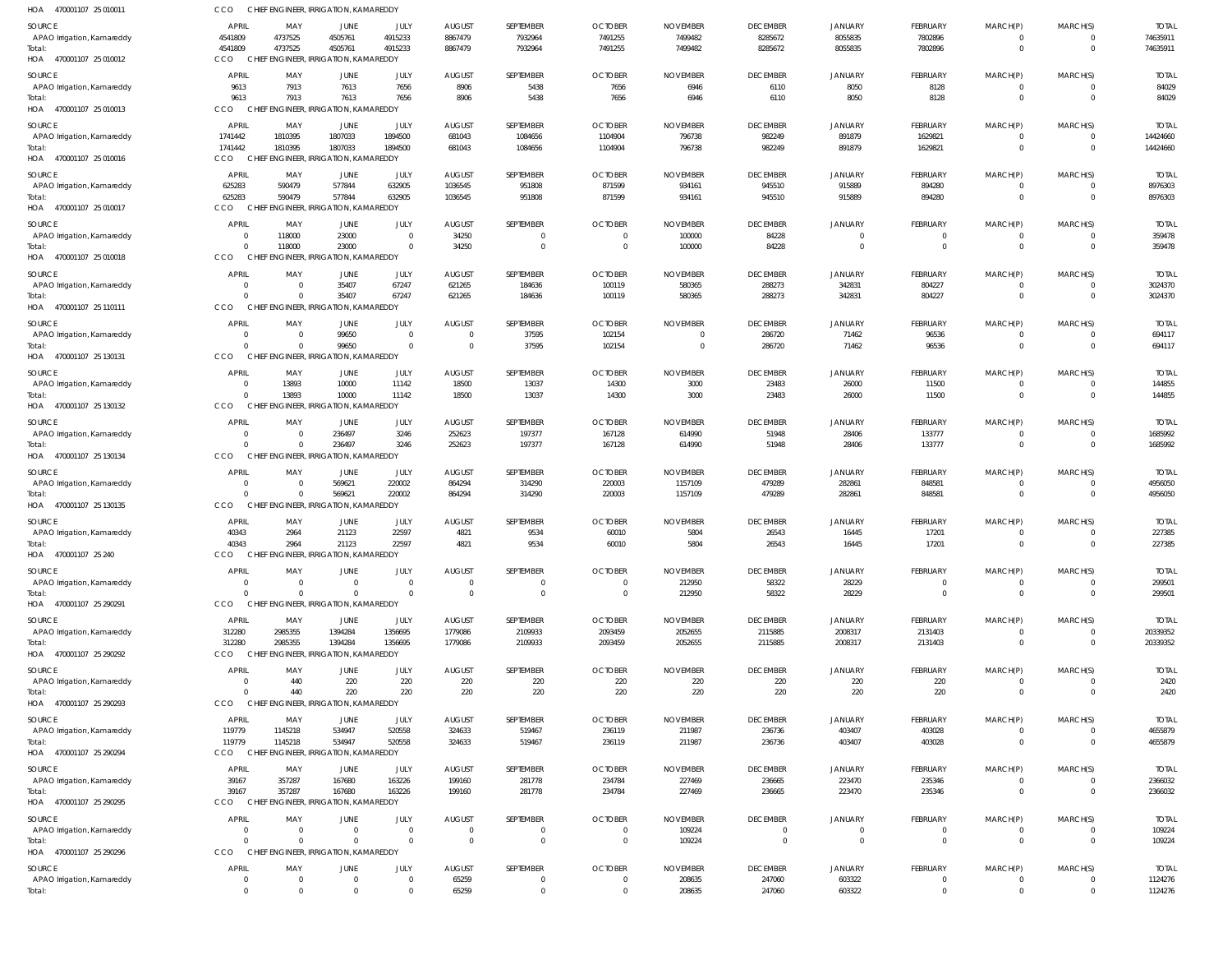HOA 470001107 25 010011 CCO CHIEF ENGINEER, IRRIGATION, KAMAREDDY

| SOURCE | APRIL | MAY | JUNE | JULY | AUGUST | SEPTEMBER | OCTOBER | NOVEMBER | DECEMBER | JANUARY | FEBRUARY | MARCH(P) | MARCH(S) | TOTAL |
|---|---|---|---|---|---|---|---|---|---|---|---|---|---|---|
| APAO Irrigation, Kamareddy | 4541809 | 4737525 | 4505761 | 4915233 | 8867479 | 7932964 | 7491255 | 7499482 | 8285672 | 8055835 | 7802896 | 0 | 0 | 74635911 |
| Total: | 4541809 | 4737525 | 4505761 | 4915233 | 8867479 | 7932964 | 7491255 | 7499482 | 8285672 | 8055835 | 7802896 | 0 | 0 | 74635911 |

HOA 470001107 25 010012 CCO CHIEF ENGINEER, IRRIGATION, KAMAREDDY

| SOURCE | APRIL | MAY | JUNE | JULY | AUGUST | SEPTEMBER | OCTOBER | NOVEMBER | DECEMBER | JANUARY | FEBRUARY | MARCH(P) | MARCH(S) | TOTAL |
|---|---|---|---|---|---|---|---|---|---|---|---|---|---|---|
| APAO Irrigation, Kamareddy | 9613 | 7913 | 7613 | 7656 | 8906 | 5438 | 7656 | 6946 | 6110 | 8050 | 8128 | 0 | 0 | 84029 |
| Total: | 9613 | 7913 | 7613 | 7656 | 8906 | 5438 | 7656 | 6946 | 6110 | 8050 | 8128 | 0 | 0 | 84029 |

HOA 470001107 25 010013 CCO CHIEF ENGINEER, IRRIGATION, KAMAREDDY

| SOURCE | APRIL | MAY | JUNE | JULY | AUGUST | SEPTEMBER | OCTOBER | NOVEMBER | DECEMBER | JANUARY | FEBRUARY | MARCH(P) | MARCH(S) | TOTAL |
|---|---|---|---|---|---|---|---|---|---|---|---|---|---|---|
| APAO Irrigation, Kamareddy | 1741442 | 1810395 | 1807033 | 1894500 | 681043 | 1084656 | 1104904 | 796738 | 982249 | 891879 | 1629821 | 0 | 0 | 14424660 |
| Total: | 1741442 | 1810395 | 1807033 | 1894500 | 681043 | 1084656 | 1104904 | 796738 | 982249 | 891879 | 1629821 | 0 | 0 | 14424660 |

HOA 470001107 25 010016 CCO CHIEF ENGINEER, IRRIGATION, KAMAREDDY

| SOURCE | APRIL | MAY | JUNE | JULY | AUGUST | SEPTEMBER | OCTOBER | NOVEMBER | DECEMBER | JANUARY | FEBRUARY | MARCH(P) | MARCH(S) | TOTAL |
|---|---|---|---|---|---|---|---|---|---|---|---|---|---|---|
| APAO Irrigation, Kamareddy | 625283 | 590479 | 577844 | 632905 | 1036545 | 951808 | 871599 | 934161 | 945510 | 915889 | 894280 | 0 | 0 | 8976303 |
| Total: | 625283 | 590479 | 577844 | 632905 | 1036545 | 951808 | 871599 | 934161 | 945510 | 915889 | 894280 | 0 | 0 | 8976303 |

HOA 470001107 25 010017 CCO CHIEF ENGINEER, IRRIGATION, KAMAREDDY

| SOURCE | APRIL | MAY | JUNE | JULY | AUGUST | SEPTEMBER | OCTOBER | NOVEMBER | DECEMBER | JANUARY | FEBRUARY | MARCH(P) | MARCH(S) | TOTAL |
|---|---|---|---|---|---|---|---|---|---|---|---|---|---|---|
| APAO Irrigation, Kamareddy | 0 | 118000 | 23000 | 0 | 34250 | 0 | 0 | 100000 | 84228 | 0 | 0 | 0 | 0 | 359478 |
| Total: | 0 | 118000 | 23000 | 0 | 34250 | 0 | 0 | 100000 | 84228 | 0 | 0 | 0 | 0 | 359478 |

HOA 470001107 25 010018 CCO CHIEF ENGINEER, IRRIGATION, KAMAREDDY

| SOURCE | APRIL | MAY | JUNE | JULY | AUGUST | SEPTEMBER | OCTOBER | NOVEMBER | DECEMBER | JANUARY | FEBRUARY | MARCH(P) | MARCH(S) | TOTAL |
|---|---|---|---|---|---|---|---|---|---|---|---|---|---|---|
| APAO Irrigation, Kamareddy | 0 | 0 | 35407 | 67247 | 621265 | 184636 | 100119 | 580365 | 288273 | 342831 | 804227 | 0 | 0 | 3024370 |
| Total: | 0 | 0 | 35407 | 67247 | 621265 | 184636 | 100119 | 580365 | 288273 | 342831 | 804227 | 0 | 0 | 3024370 |

HOA 470001107 25 110111 CCO CHIEF ENGINEER, IRRIGATION, KAMAREDDY

| SOURCE | APRIL | MAY | JUNE | JULY | AUGUST | SEPTEMBER | OCTOBER | NOVEMBER | DECEMBER | JANUARY | FEBRUARY | MARCH(P) | MARCH(S) | TOTAL |
|---|---|---|---|---|---|---|---|---|---|---|---|---|---|---|
| APAO Irrigation, Kamareddy | 0 | 0 | 99650 | 0 | 0 | 37595 | 102154 | 0 | 286720 | 71462 | 96536 | 0 | 0 | 694117 |
| Total: | 0 | 0 | 99650 | 0 | 0 | 37595 | 102154 | 0 | 286720 | 71462 | 96536 | 0 | 0 | 694117 |

HOA 470001107 25 130131 CCO CHIEF ENGINEER, IRRIGATION, KAMAREDDY

| SOURCE | APRIL | MAY | JUNE | JULY | AUGUST | SEPTEMBER | OCTOBER | NOVEMBER | DECEMBER | JANUARY | FEBRUARY | MARCH(P) | MARCH(S) | TOTAL |
|---|---|---|---|---|---|---|---|---|---|---|---|---|---|---|
| APAO Irrigation, Kamareddy | 0 | 13893 | 10000 | 11142 | 18500 | 13037 | 14300 | 3000 | 23483 | 26000 | 11500 | 0 | 0 | 144855 |
| Total: | 0 | 13893 | 10000 | 11142 | 18500 | 13037 | 14300 | 3000 | 23483 | 26000 | 11500 | 0 | 0 | 144855 |

HOA 470001107 25 130132 CCO CHIEF ENGINEER, IRRIGATION, KAMAREDDY

| SOURCE | APRIL | MAY | JUNE | JULY | AUGUST | SEPTEMBER | OCTOBER | NOVEMBER | DECEMBER | JANUARY | FEBRUARY | MARCH(P) | MARCH(S) | TOTAL |
|---|---|---|---|---|---|---|---|---|---|---|---|---|---|---|
| APAO Irrigation, Kamareddy | 0 | 0 | 236497 | 3246 | 252623 | 197377 | 167128 | 614990 | 51948 | 28406 | 133777 | 0 | 0 | 1685992 |
| Total: | 0 | 0 | 236497 | 3246 | 252623 | 197377 | 167128 | 614990 | 51948 | 28406 | 133777 | 0 | 0 | 1685992 |

HOA 470001107 25 130134 CCO CHIEF ENGINEER, IRRIGATION, KAMAREDDY

| SOURCE | APRIL | MAY | JUNE | JULY | AUGUST | SEPTEMBER | OCTOBER | NOVEMBER | DECEMBER | JANUARY | FEBRUARY | MARCH(P) | MARCH(S) | TOTAL |
|---|---|---|---|---|---|---|---|---|---|---|---|---|---|---|
| APAO Irrigation, Kamareddy | 0 | 0 | 569621 | 220002 | 864294 | 314290 | 220003 | 1157109 | 479289 | 282861 | 848581 | 0 | 0 | 4956050 |
| Total: | 0 | 0 | 569621 | 220002 | 864294 | 314290 | 220003 | 1157109 | 479289 | 282861 | 848581 | 0 | 0 | 4956050 |

HOA 470001107 25 130135 CCO CHIEF ENGINEER, IRRIGATION, KAMAREDDY

| SOURCE | APRIL | MAY | JUNE | JULY | AUGUST | SEPTEMBER | OCTOBER | NOVEMBER | DECEMBER | JANUARY | FEBRUARY | MARCH(P) | MARCH(S) | TOTAL |
|---|---|---|---|---|---|---|---|---|---|---|---|---|---|---|
| APAO Irrigation, Kamareddy | 40343 | 2964 | 21123 | 22597 | 4821 | 9534 | 60010 | 5804 | 26543 | 16445 | 17201 | 0 | 0 | 227385 |
| Total: | 40343 | 2964 | 21123 | 22597 | 4821 | 9534 | 60010 | 5804 | 26543 | 16445 | 17201 | 0 | 0 | 227385 |

HOA 470001107 25 240 CCO CHIEF ENGINEER, IRRIGATION, KAMAREDDY

| SOURCE | APRIL | MAY | JUNE | JULY | AUGUST | SEPTEMBER | OCTOBER | NOVEMBER | DECEMBER | JANUARY | FEBRUARY | MARCH(P) | MARCH(S) | TOTAL |
|---|---|---|---|---|---|---|---|---|---|---|---|---|---|---|
| APAO Irrigation, Kamareddy | 0 | 0 | 0 | 0 | 0 | 0 | 0 | 212950 | 58322 | 28229 | 0 | 0 | 0 | 299501 |
| Total: | 0 | 0 | 0 | 0 | 0 | 0 | 0 | 212950 | 58322 | 28229 | 0 | 0 | 0 | 299501 |

HOA 470001107 25 290291 CCO CHIEF ENGINEER, IRRIGATION, KAMAREDDY

| SOURCE | APRIL | MAY | JUNE | JULY | AUGUST | SEPTEMBER | OCTOBER | NOVEMBER | DECEMBER | JANUARY | FEBRUARY | MARCH(P) | MARCH(S) | TOTAL |
|---|---|---|---|---|---|---|---|---|---|---|---|---|---|---|
| APAO Irrigation, Kamareddy | 312280 | 2985355 | 1394284 | 1356695 | 1779086 | 2109933 | 2093459 | 2052655 | 2115885 | 2008317 | 2131403 | 0 | 0 | 20339352 |
| Total: | 312280 | 2985355 | 1394284 | 1356695 | 1779086 | 2109933 | 2093459 | 2052655 | 2115885 | 2008317 | 2131403 | 0 | 0 | 20339352 |

HOA 470001107 25 290292 CCO CHIEF ENGINEER, IRRIGATION, KAMAREDDY

| SOURCE | APRIL | MAY | JUNE | JULY | AUGUST | SEPTEMBER | OCTOBER | NOVEMBER | DECEMBER | JANUARY | FEBRUARY | MARCH(P) | MARCH(S) | TOTAL |
|---|---|---|---|---|---|---|---|---|---|---|---|---|---|---|
| APAO Irrigation, Kamareddy | 0 | 440 | 220 | 220 | 220 | 220 | 220 | 220 | 220 | 220 | 220 | 0 | 0 | 2420 |
| Total: | 0 | 440 | 220 | 220 | 220 | 220 | 220 | 220 | 220 | 220 | 220 | 0 | 0 | 2420 |

HOA 470001107 25 290293 CCO CHIEF ENGINEER, IRRIGATION, KAMAREDDY

| SOURCE | APRIL | MAY | JUNE | JULY | AUGUST | SEPTEMBER | OCTOBER | NOVEMBER | DECEMBER | JANUARY | FEBRUARY | MARCH(P) | MARCH(S) | TOTAL |
|---|---|---|---|---|---|---|---|---|---|---|---|---|---|---|
| APAO Irrigation, Kamareddy | 119779 | 1145218 | 534947 | 520558 | 324633 | 519467 | 236119 | 211987 | 236736 | 403407 | 403028 | 0 | 0 | 4655879 |
| Total: | 119779 | 1145218 | 534947 | 520558 | 324633 | 519467 | 236119 | 211987 | 236736 | 403407 | 403028 | 0 | 0 | 4655879 |

HOA 470001107 25 290294 CCO CHIEF ENGINEER, IRRIGATION, KAMAREDDY

| SOURCE | APRIL | MAY | JUNE | JULY | AUGUST | SEPTEMBER | OCTOBER | NOVEMBER | DECEMBER | JANUARY | FEBRUARY | MARCH(P) | MARCH(S) | TOTAL |
|---|---|---|---|---|---|---|---|---|---|---|---|---|---|---|
| APAO Irrigation, Kamareddy | 39167 | 357287 | 167680 | 163226 | 199160 | 281778 | 234784 | 227469 | 236665 | 223470 | 235346 | 0 | 0 | 2366032 |
| Total: | 39167 | 357287 | 167680 | 163226 | 199160 | 281778 | 234784 | 227469 | 236665 | 223470 | 235346 | 0 | 0 | 2366032 |

HOA 470001107 25 290295 CCO CHIEF ENGINEER, IRRIGATION, KAMAREDDY

| SOURCE | APRIL | MAY | JUNE | JULY | AUGUST | SEPTEMBER | OCTOBER | NOVEMBER | DECEMBER | JANUARY | FEBRUARY | MARCH(P) | MARCH(S) | TOTAL |
|---|---|---|---|---|---|---|---|---|---|---|---|---|---|---|
| APAO Irrigation, Kamareddy | 0 | 0 | 0 | 0 | 0 | 0 | 0 | 109224 | 0 | 0 | 0 | 0 | 0 | 109224 |
| Total: | 0 | 0 | 0 | 0 | 0 | 0 | 0 | 109224 | 0 | 0 | 0 | 0 | 0 | 109224 |

HOA 470001107 25 290296 CCO CHIEF ENGINEER, IRRIGATION, KAMAREDDY

| SOURCE | APRIL | MAY | JUNE | JULY | AUGUST | SEPTEMBER | OCTOBER | NOVEMBER | DECEMBER | JANUARY | FEBRUARY | MARCH(P) | MARCH(S) | TOTAL |
|---|---|---|---|---|---|---|---|---|---|---|---|---|---|---|
| APAO Irrigation, Kamareddy | 0 | 0 | 0 | 0 | 65259 | 0 | 0 | 208635 | 247060 | 603322 | 0 | 0 | 0 | 1124276 |
| Total: | 0 | 0 | 0 | 0 | 65259 | 0 | 0 | 208635 | 247060 | 603322 | 0 | 0 | 0 | 1124276 |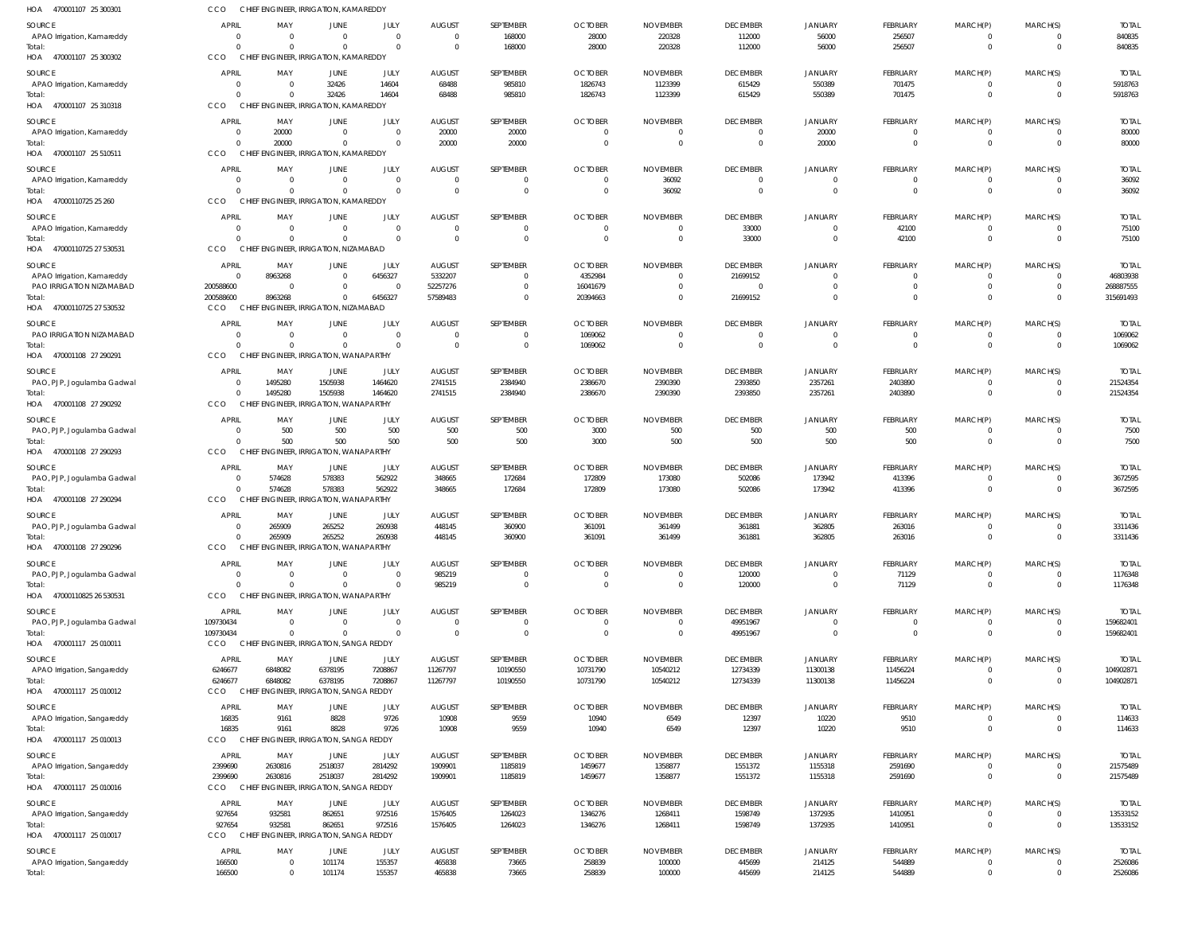HOA 470001107 25 300301 CCO CHIEF ENGINEER, IRRIGATION, KAMAREDDY

| SOURCE | APRIL | MAY | JUNE | JULY | AUGUST | SEPTEMBER | OCTOBER | NOVEMBER | DECEMBER | JANUARY | FEBRUARY | MARCH(P) | MARCH(S) | TOTAL |
|---|---|---|---|---|---|---|---|---|---|---|---|---|---|---|
| APAO Irrigation, Kamareddy | 0 | 0 | 0 | 0 | 0 | 168000 | 28000 | 220328 | 112000 | 56000 | 256507 | 0 | 0 | 840835 |
| Total: | 0 | 0 | 0 | 0 | 0 | 168000 | 28000 | 220328 | 112000 | 56000 | 256507 | 0 | 0 | 840835 |

HOA 470001107 25 300302 CCO CHIEF ENGINEER, IRRIGATION, KAMAREDDY

| SOURCE | APRIL | MAY | JUNE | JULY | AUGUST | SEPTEMBER | OCTOBER | NOVEMBER | DECEMBER | JANUARY | FEBRUARY | MARCH(P) | MARCH(S) | TOTAL |
|---|---|---|---|---|---|---|---|---|---|---|---|---|---|---|
| APAO Irrigation, Kamareddy | 0 | 0 | 32426 | 14604 | 68488 | 985810 | 1826743 | 1123399 | 615429 | 550389 | 701475 | 0 | 0 | 5918763 |
| Total: | 0 | 0 | 32426 | 14604 | 68488 | 985810 | 1826743 | 1123399 | 615429 | 550389 | 701475 | 0 | 0 | 5918763 |

HOA 470001107 25 310318 CCO CHIEF ENGINEER, IRRIGATION, KAMAREDDY

| SOURCE | APRIL | MAY | JUNE | JULY | AUGUST | SEPTEMBER | OCTOBER | NOVEMBER | DECEMBER | JANUARY | FEBRUARY | MARCH(P) | MARCH(S) | TOTAL |
|---|---|---|---|---|---|---|---|---|---|---|---|---|---|---|
| APAO Irrigation, Kamareddy | 0 | 20000 | 0 | 0 | 20000 | 20000 | 0 | 0 | 0 | 20000 | 0 | 0 | 0 | 80000 |
| Total: | 0 | 20000 | 0 | 0 | 20000 | 20000 | 0 | 0 | 0 | 20000 | 0 | 0 | 0 | 80000 |

HOA 470001107 25 510511 CCO CHIEF ENGINEER, IRRIGATION, KAMAREDDY

| SOURCE | APRIL | MAY | JUNE | JULY | AUGUST | SEPTEMBER | OCTOBER | NOVEMBER | DECEMBER | JANUARY | FEBRUARY | MARCH(P) | MARCH(S) | TOTAL |
|---|---|---|---|---|---|---|---|---|---|---|---|---|---|---|
| APAO Irrigation, Kamareddy | 0 | 0 | 0 | 0 | 0 | 0 | 0 | 36092 | 0 | 0 | 0 | 0 | 0 | 36092 |
| Total: | 0 | 0 | 0 | 0 | 0 | 0 | 0 | 36092 | 0 | 0 | 0 | 0 | 0 | 36092 |

HOA 47000110725 25 260 CCO CHIEF ENGINEER, IRRIGATION, KAMAREDDY

| SOURCE | APRIL | MAY | JUNE | JULY | AUGUST | SEPTEMBER | OCTOBER | NOVEMBER | DECEMBER | JANUARY | FEBRUARY | MARCH(P) | MARCH(S) | TOTAL |
|---|---|---|---|---|---|---|---|---|---|---|---|---|---|---|
| APAO Irrigation, Kamareddy | 0 | 0 | 0 | 0 | 0 | 0 | 0 | 0 | 33000 | 0 | 42100 | 0 | 0 | 75100 |
| Total: | 0 | 0 | 0 | 0 | 0 | 0 | 0 | 0 | 33000 | 0 | 42100 | 0 | 0 | 75100 |

HOA 47000110725 27 530531 CCO CHIEF ENGINEER, IRRIGATION, NIZAMABAD

| SOURCE | APRIL | MAY | JUNE | JULY | AUGUST | SEPTEMBER | OCTOBER | NOVEMBER | DECEMBER | JANUARY | FEBRUARY | MARCH(P) | MARCH(S) | TOTAL |
|---|---|---|---|---|---|---|---|---|---|---|---|---|---|---|
| APAO Irrigation, Kamareddy | 0 | 8963268 | 0 | 6456327 | 5332207 | 0 | 4352984 | 0 | 21699152 | 0 | 0 | 0 | 0 | 46803938 |
| PAO IRRIGATION NIZAMABAD | 200588600 | 0 | 0 | 0 | 52257276 | 0 | 16041679 | 0 | 0 | 0 | 0 | 0 | 0 | 268887555 |
| Total: | 200588600 | 8963268 | 0 | 6456327 | 57589483 | 0 | 20394663 | 0 | 21699152 | 0 | 0 | 0 | 0 | 315691493 |

HOA 47000110725 27 530532 CCO CHIEF ENGINEER, IRRIGATION, NIZAMABAD

| SOURCE | APRIL | MAY | JUNE | JULY | AUGUST | SEPTEMBER | OCTOBER | NOVEMBER | DECEMBER | JANUARY | FEBRUARY | MARCH(P) | MARCH(S) | TOTAL |
|---|---|---|---|---|---|---|---|---|---|---|---|---|---|---|
| PAO IRRIGATION NIZAMABAD | 0 | 0 | 0 | 0 | 0 | 0 | 1069062 | 0 | 0 | 0 | 0 | 0 | 0 | 1069062 |
| Total: | 0 | 0 | 0 | 0 | 0 | 0 | 1069062 | 0 | 0 | 0 | 0 | 0 | 0 | 1069062 |

HOA 470001108 27 290291 CCO CHIEF ENGINEER, IRRIGATION, WANAPARTHY

| SOURCE | APRIL | MAY | JUNE | JULY | AUGUST | SEPTEMBER | OCTOBER | NOVEMBER | DECEMBER | JANUARY | FEBRUARY | MARCH(P) | MARCH(S) | TOTAL |
|---|---|---|---|---|---|---|---|---|---|---|---|---|---|---|
| PAO, PJP, Jogulamba Gadwal | 0 | 1495280 | 1505938 | 1464620 | 2741515 | 2384940 | 2386670 | 2390390 | 2393850 | 2357261 | 2403890 | 0 | 0 | 21524354 |
| Total: | 0 | 1495280 | 1505938 | 1464620 | 2741515 | 2384940 | 2386670 | 2390390 | 2393850 | 2357261 | 2403890 | 0 | 0 | 21524354 |

HOA 470001108 27 290292 CCO CHIEF ENGINEER, IRRIGATION, WANAPARTHY

| SOURCE | APRIL | MAY | JUNE | JULY | AUGUST | SEPTEMBER | OCTOBER | NOVEMBER | DECEMBER | JANUARY | FEBRUARY | MARCH(P) | MARCH(S) | TOTAL |
|---|---|---|---|---|---|---|---|---|---|---|---|---|---|---|
| PAO, PJP, Jogulamba Gadwal | 0 | 500 | 500 | 500 | 500 | 500 | 3000 | 500 | 500 | 500 | 500 | 0 | 0 | 7500 |
| Total: | 0 | 500 | 500 | 500 | 500 | 500 | 3000 | 500 | 500 | 500 | 500 | 0 | 0 | 7500 |

HOA 470001108 27 290293 CCO CHIEF ENGINEER, IRRIGATION, WANAPARTHY

| SOURCE | APRIL | MAY | JUNE | JULY | AUGUST | SEPTEMBER | OCTOBER | NOVEMBER | DECEMBER | JANUARY | FEBRUARY | MARCH(P) | MARCH(S) | TOTAL |
|---|---|---|---|---|---|---|---|---|---|---|---|---|---|---|
| PAO, PJP, Jogulamba Gadwal | 0 | 574628 | 578383 | 562922 | 348665 | 172684 | 172809 | 173080 | 502086 | 173942 | 413396 | 0 | 0 | 3672595 |
| Total: | 0 | 574628 | 578383 | 562922 | 348665 | 172684 | 172809 | 173080 | 502086 | 173942 | 413396 | 0 | 0 | 3672595 |

HOA 470001108 27 290294 CCO CHIEF ENGINEER, IRRIGATION, WANAPARTHY

| SOURCE | APRIL | MAY | JUNE | JULY | AUGUST | SEPTEMBER | OCTOBER | NOVEMBER | DECEMBER | JANUARY | FEBRUARY | MARCH(P) | MARCH(S) | TOTAL |
|---|---|---|---|---|---|---|---|---|---|---|---|---|---|---|
| PAO, PJP, Jogulamba Gadwal | 0 | 265909 | 265252 | 260938 | 448145 | 360900 | 361091 | 361499 | 361881 | 362805 | 263016 | 0 | 0 | 3311436 |
| Total: | 0 | 265909 | 265252 | 260938 | 448145 | 360900 | 361091 | 361499 | 361881 | 362805 | 263016 | 0 | 0 | 3311436 |

HOA 470001108 27 290296 CCO CHIEF ENGINEER, IRRIGATION, WANAPARTHY

| SOURCE | APRIL | MAY | JUNE | JULY | AUGUST | SEPTEMBER | OCTOBER | NOVEMBER | DECEMBER | JANUARY | FEBRUARY | MARCH(P) | MARCH(S) | TOTAL |
|---|---|---|---|---|---|---|---|---|---|---|---|---|---|---|
| PAO, PJP, Jogulamba Gadwal | 0 | 0 | 0 | 0 | 985219 | 0 | 0 | 0 | 120000 | 0 | 71129 | 0 | 0 | 1176348 |
| Total: | 0 | 0 | 0 | 0 | 985219 | 0 | 0 | 0 | 120000 | 0 | 71129 | 0 | 0 | 1176348 |

HOA 47000110825 26 530531 CCO CHIEF ENGINEER, IRRIGATION, WANAPARTHY

| SOURCE | APRIL | MAY | JUNE | JULY | AUGUST | SEPTEMBER | OCTOBER | NOVEMBER | DECEMBER | JANUARY | FEBRUARY | MARCH(P) | MARCH(S) | TOTAL |
|---|---|---|---|---|---|---|---|---|---|---|---|---|---|---|
| PAO, PJP, Jogulamba Gadwal | 109730434 | 0 | 0 | 0 | 0 | 0 | 0 | 0 | 49951967 | 0 | 0 | 0 | 0 | 159682401 |
| Total: | 109730434 | 0 | 0 | 0 | 0 | 0 | 0 | 0 | 49951967 | 0 | 0 | 0 | 0 | 159682401 |

HOA 470001117 25 010011 CCO CHIEF ENGINEER, IRRIGATION, SANGA REDDY

| SOURCE | APRIL | MAY | JUNE | JULY | AUGUST | SEPTEMBER | OCTOBER | NOVEMBER | DECEMBER | JANUARY | FEBRUARY | MARCH(P) | MARCH(S) | TOTAL |
|---|---|---|---|---|---|---|---|---|---|---|---|---|---|---|
| APAO Irrigation, Sangareddy | 6246677 | 6848082 | 6378195 | 7208867 | 11267797 | 10190550 | 10731790 | 10540212 | 12734339 | 11300138 | 11456224 | 0 | 0 | 104902871 |
| Total: | 6246677 | 6848082 | 6378195 | 7208867 | 11267797 | 10190550 | 10731790 | 10540212 | 12734339 | 11300138 | 11456224 | 0 | 0 | 104902871 |

HOA 470001117 25 010012 CCO CHIEF ENGINEER, IRRIGATION, SANGA REDDY

| SOURCE | APRIL | MAY | JUNE | JULY | AUGUST | SEPTEMBER | OCTOBER | NOVEMBER | DECEMBER | JANUARY | FEBRUARY | MARCH(P) | MARCH(S) | TOTAL |
|---|---|---|---|---|---|---|---|---|---|---|---|---|---|---|
| APAO Irrigation, Sangareddy | 16835 | 9161 | 8828 | 9726 | 10908 | 9559 | 10940 | 6549 | 12397 | 10220 | 9510 | 0 | 0 | 114633 |
| Total: | 16835 | 9161 | 8828 | 9726 | 10908 | 9559 | 10940 | 6549 | 12397 | 10220 | 9510 | 0 | 0 | 114633 |

HOA 470001117 25 010013 CCO CHIEF ENGINEER, IRRIGATION, SANGA REDDY

| SOURCE | APRIL | MAY | JUNE | JULY | AUGUST | SEPTEMBER | OCTOBER | NOVEMBER | DECEMBER | JANUARY | FEBRUARY | MARCH(P) | MARCH(S) | TOTAL |
|---|---|---|---|---|---|---|---|---|---|---|---|---|---|---|
| APAO Irrigation, Sangareddy | 2399690 | 2630816 | 2518037 | 2814292 | 1909901 | 1185819 | 1459677 | 1358877 | 1551372 | 1155318 | 2591690 | 0 | 0 | 21575489 |
| Total: | 2399690 | 2630816 | 2518037 | 2814292 | 1909901 | 1185819 | 1459677 | 1358877 | 1551372 | 1155318 | 2591690 | 0 | 0 | 21575489 |

HOA 470001117 25 010016 CCO CHIEF ENGINEER, IRRIGATION, SANGA REDDY

| SOURCE | APRIL | MAY | JUNE | JULY | AUGUST | SEPTEMBER | OCTOBER | NOVEMBER | DECEMBER | JANUARY | FEBRUARY | MARCH(P) | MARCH(S) | TOTAL |
|---|---|---|---|---|---|---|---|---|---|---|---|---|---|---|
| APAO Irrigation, Sangareddy | 927654 | 932581 | 862651 | 972516 | 1576405 | 1264023 | 1346276 | 1268411 | 1598749 | 1372935 | 1410951 | 0 | 0 | 13533152 |
| Total: | 927654 | 932581 | 862651 | 972516 | 1576405 | 1264023 | 1346276 | 1268411 | 1598749 | 1372935 | 1410951 | 0 | 0 | 13533152 |

HOA 470001117 25 010017 CCO CHIEF ENGINEER, IRRIGATION, SANGA REDDY

| SOURCE | APRIL | MAY | JUNE | JULY | AUGUST | SEPTEMBER | OCTOBER | NOVEMBER | DECEMBER | JANUARY | FEBRUARY | MARCH(P) | MARCH(S) | TOTAL |
|---|---|---|---|---|---|---|---|---|---|---|---|---|---|---|
| APAO Irrigation, Sangareddy | 166500 | 0 | 101174 | 155357 | 465838 | 73665 | 258839 | 100000 | 445699 | 214125 | 544889 | 0 | 0 | 2526086 |
| Total: | 166500 | 0 | 101174 | 155357 | 465838 | 73665 | 258839 | 100000 | 445699 | 214125 | 544889 | 0 | 0 | 2526086 |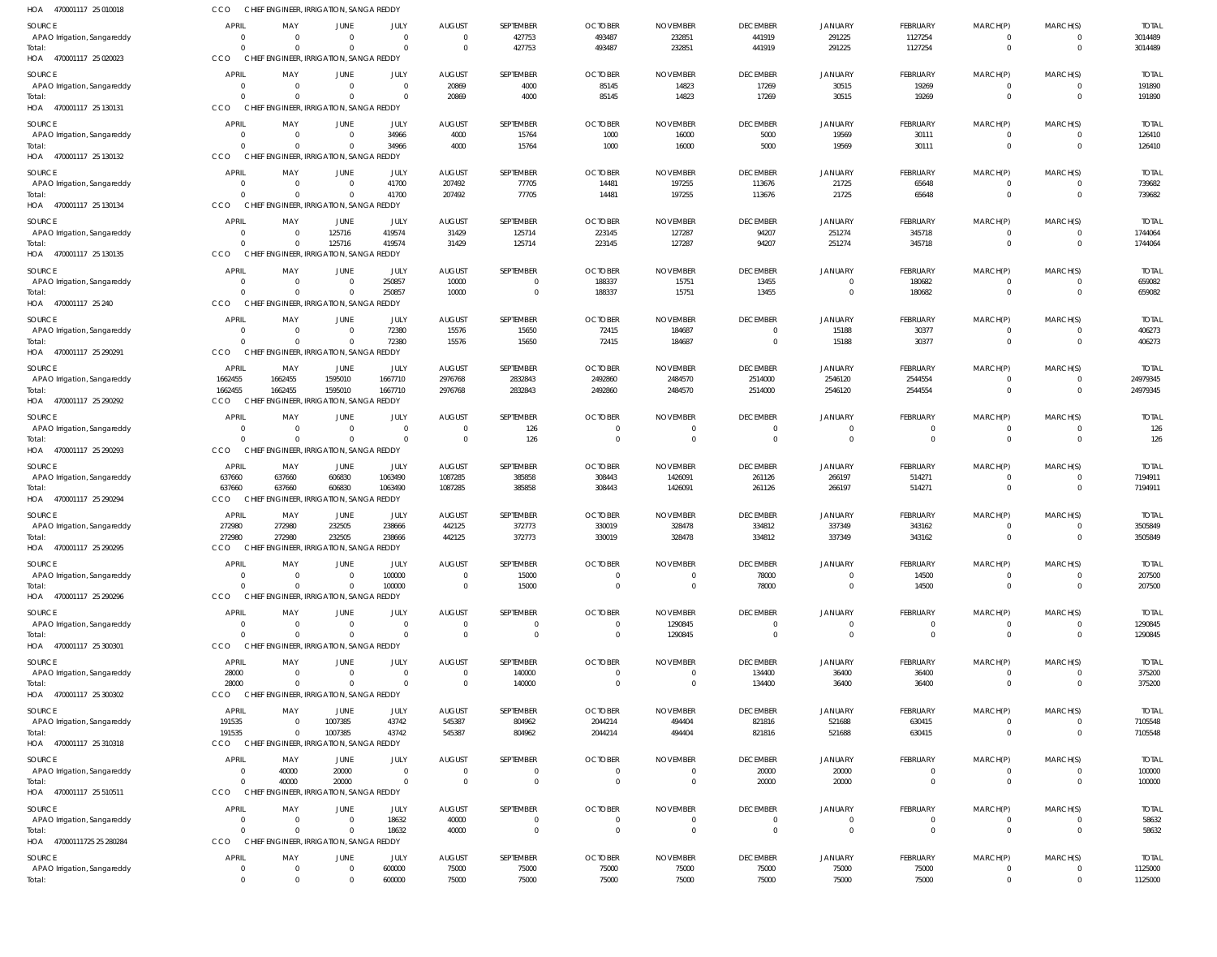HOA 470001117 25 010018 CCO CHIEF ENGINEER, IRRIGATION, SANGA REDDY

| SOURCE | APRIL | MAY | JUNE | JULY | AUGUST | SEPTEMBER | OCTOBER | NOVEMBER | DECEMBER | JANUARY | FEBRUARY | MARCH(P) | MARCH(S) | TOTAL |
|---|---|---|---|---|---|---|---|---|---|---|---|---|---|---|
| APAO Irrigation, Sangareddy | 0 | 0 | 0 | 0 | 0 | 427753 | 493487 | 232851 | 441919 | 291225 | 1127254 | 0 | 0 | 3014489 |
| Total: | 0 | 0 | 0 | 0 | 0 | 427753 | 493487 | 232851 | 441919 | 291225 | 1127254 | 0 | 0 | 3014489 |

HOA 470001117 25 020023 CCO CHIEF ENGINEER, IRRIGATION, SANGA REDDY

| SOURCE | APRIL | MAY | JUNE | JULY | AUGUST | SEPTEMBER | OCTOBER | NOVEMBER | DECEMBER | JANUARY | FEBRUARY | MARCH(P) | MARCH(S) | TOTAL |
|---|---|---|---|---|---|---|---|---|---|---|---|---|---|---|
| APAO Irrigation, Sangareddy | 0 | 0 | 0 | 0 | 20869 | 4000 | 85145 | 14823 | 17269 | 30515 | 19269 | 0 | 0 | 191890 |
| Total: | 0 | 0 | 0 | 0 | 20869 | 4000 | 85145 | 14823 | 17269 | 30515 | 19269 | 0 | 0 | 191890 |

HOA 470001117 25 130131 CCO CHIEF ENGINEER, IRRIGATION, SANGA REDDY

| SOURCE | APRIL | MAY | JUNE | JULY | AUGUST | SEPTEMBER | OCTOBER | NOVEMBER | DECEMBER | JANUARY | FEBRUARY | MARCH(P) | MARCH(S) | TOTAL |
|---|---|---|---|---|---|---|---|---|---|---|---|---|---|---|
| APAO Irrigation, Sangareddy | 0 | 0 | 0 | 34966 | 4000 | 15764 | 1000 | 16000 | 5000 | 19569 | 30111 | 0 | 0 | 126410 |
| Total: | 0 | 0 | 0 | 34966 | 4000 | 15764 | 1000 | 16000 | 5000 | 19569 | 30111 | 0 | 0 | 126410 |

HOA 470001117 25 130132 CCO CHIEF ENGINEER, IRRIGATION, SANGA REDDY

| SOURCE | APRIL | MAY | JUNE | JULY | AUGUST | SEPTEMBER | OCTOBER | NOVEMBER | DECEMBER | JANUARY | FEBRUARY | MARCH(P) | MARCH(S) | TOTAL |
|---|---|---|---|---|---|---|---|---|---|---|---|---|---|---|
| APAO Irrigation, Sangareddy | 0 | 0 | 0 | 41700 | 207492 | 77705 | 14481 | 197255 | 113676 | 21725 | 65648 | 0 | 0 | 739682 |
| Total: | 0 | 0 | 0 | 41700 | 207492 | 77705 | 14481 | 197255 | 113676 | 21725 | 65648 | 0 | 0 | 739682 |

HOA 470001117 25 130134 CCO CHIEF ENGINEER, IRRIGATION, SANGA REDDY

| SOURCE | APRIL | MAY | JUNE | JULY | AUGUST | SEPTEMBER | OCTOBER | NOVEMBER | DECEMBER | JANUARY | FEBRUARY | MARCH(P) | MARCH(S) | TOTAL |
|---|---|---|---|---|---|---|---|---|---|---|---|---|---|---|
| APAO Irrigation, Sangareddy | 0 | 0 | 125716 | 419574 | 31429 | 125714 | 223145 | 127287 | 94207 | 251274 | 345718 | 0 | 0 | 1744064 |
| Total: | 0 | 0 | 125716 | 419574 | 31429 | 125714 | 223145 | 127287 | 94207 | 251274 | 345718 | 0 | 0 | 1744064 |

HOA 470001117 25 130135 CCO CHIEF ENGINEER, IRRIGATION, SANGA REDDY

| SOURCE | APRIL | MAY | JUNE | JULY | AUGUST | SEPTEMBER | OCTOBER | NOVEMBER | DECEMBER | JANUARY | FEBRUARY | MARCH(P) | MARCH(S) | TOTAL |
|---|---|---|---|---|---|---|---|---|---|---|---|---|---|---|
| APAO Irrigation, Sangareddy | 0 | 0 | 0 | 250857 | 10000 | 0 | 188337 | 15751 | 13455 | 0 | 180682 | 0 | 0 | 659082 |
| Total: | 0 | 0 | 0 | 250857 | 10000 | 0 | 188337 | 15751 | 13455 | 0 | 180682 | 0 | 0 | 659082 |

HOA 470001117 25 240 CCO CHIEF ENGINEER, IRRIGATION, SANGA REDDY

| SOURCE | APRIL | MAY | JUNE | JULY | AUGUST | SEPTEMBER | OCTOBER | NOVEMBER | DECEMBER | JANUARY | FEBRUARY | MARCH(P) | MARCH(S) | TOTAL |
|---|---|---|---|---|---|---|---|---|---|---|---|---|---|---|
| APAO Irrigation, Sangareddy | 0 | 0 | 0 | 72380 | 15576 | 15650 | 72415 | 184687 | 0 | 15188 | 30377 | 0 | 0 | 406273 |
| Total: | 0 | 0 | 0 | 72380 | 15576 | 15650 | 72415 | 184687 | 0 | 15188 | 30377 | 0 | 0 | 406273 |

HOA 470001117 25 290291 CCO CHIEF ENGINEER, IRRIGATION, SANGA REDDY

| SOURCE | APRIL | MAY | JUNE | JULY | AUGUST | SEPTEMBER | OCTOBER | NOVEMBER | DECEMBER | JANUARY | FEBRUARY | MARCH(P) | MARCH(S) | TOTAL |
|---|---|---|---|---|---|---|---|---|---|---|---|---|---|---|
| APAO Irrigation, Sangareddy | 1662455 | 1662455 | 1595010 | 1667710 | 2976768 | 2832843 | 2492860 | 2484570 | 2514000 | 2546120 | 2544554 | 0 | 0 | 24979345 |
| Total: | 1662455 | 1662455 | 1595010 | 1667710 | 2976768 | 2832843 | 2492860 | 2484570 | 2514000 | 2546120 | 2544554 | 0 | 0 | 24979345 |

HOA 470001117 25 290292 CCO CHIEF ENGINEER, IRRIGATION, SANGA REDDY

| SOURCE | APRIL | MAY | JUNE | JULY | AUGUST | SEPTEMBER | OCTOBER | NOVEMBER | DECEMBER | JANUARY | FEBRUARY | MARCH(P) | MARCH(S) | TOTAL |
|---|---|---|---|---|---|---|---|---|---|---|---|---|---|---|
| APAO Irrigation, Sangareddy | 0 | 0 | 0 | 0 | 0 | 126 | 0 | 0 | 0 | 0 | 0 | 0 | 0 | 126 |
| Total: | 0 | 0 | 0 | 0 | 0 | 126 | 0 | 0 | 0 | 0 | 0 | 0 | 0 | 126 |

HOA 470001117 25 290293 CCO CHIEF ENGINEER, IRRIGATION, SANGA REDDY

| SOURCE | APRIL | MAY | JUNE | JULY | AUGUST | SEPTEMBER | OCTOBER | NOVEMBER | DECEMBER | JANUARY | FEBRUARY | MARCH(P) | MARCH(S) | TOTAL |
|---|---|---|---|---|---|---|---|---|---|---|---|---|---|---|
| APAO Irrigation, Sangareddy | 637660 | 637660 | 606830 | 1063490 | 1087285 | 385858 | 308443 | 1426091 | 261126 | 266197 | 514271 | 0 | 0 | 7194911 |
| Total: | 637660 | 637660 | 606830 | 1063490 | 1087285 | 385858 | 308443 | 1426091 | 261126 | 266197 | 514271 | 0 | 0 | 7194911 |

HOA 470001117 25 290294 CCO CHIEF ENGINEER, IRRIGATION, SANGA REDDY

| SOURCE | APRIL | MAY | JUNE | JULY | AUGUST | SEPTEMBER | OCTOBER | NOVEMBER | DECEMBER | JANUARY | FEBRUARY | MARCH(P) | MARCH(S) | TOTAL |
|---|---|---|---|---|---|---|---|---|---|---|---|---|---|---|
| APAO Irrigation, Sangareddy | 272980 | 272980 | 232505 | 238666 | 442125 | 372773 | 330019 | 328478 | 334812 | 337349 | 343162 | 0 | 0 | 3505849 |
| Total: | 272980 | 272980 | 232505 | 238666 | 442125 | 372773 | 330019 | 328478 | 334812 | 337349 | 343162 | 0 | 0 | 3505849 |

HOA 470001117 25 290295 CCO CHIEF ENGINEER, IRRIGATION, SANGA REDDY

| SOURCE | APRIL | MAY | JUNE | JULY | AUGUST | SEPTEMBER | OCTOBER | NOVEMBER | DECEMBER | JANUARY | FEBRUARY | MARCH(P) | MARCH(S) | TOTAL |
|---|---|---|---|---|---|---|---|---|---|---|---|---|---|---|
| APAO Irrigation, Sangareddy | 0 | 0 | 0 | 100000 | 0 | 15000 | 0 | 0 | 78000 | 0 | 14500 | 0 | 0 | 207500 |
| Total: | 0 | 0 | 0 | 100000 | 0 | 15000 | 0 | 0 | 78000 | 0 | 14500 | 0 | 0 | 207500 |

HOA 470001117 25 290296 CCO CHIEF ENGINEER, IRRIGATION, SANGA REDDY

| SOURCE | APRIL | MAY | JUNE | JULY | AUGUST | SEPTEMBER | OCTOBER | NOVEMBER | DECEMBER | JANUARY | FEBRUARY | MARCH(P) | MARCH(S) | TOTAL |
|---|---|---|---|---|---|---|---|---|---|---|---|---|---|---|
| APAO Irrigation, Sangareddy | 0 | 0 | 0 | 0 | 0 | 0 | 0 | 1290845 | 0 | 0 | 0 | 0 | 0 | 1290845 |
| Total: | 0 | 0 | 0 | 0 | 0 | 0 | 0 | 1290845 | 0 | 0 | 0 | 0 | 0 | 1290845 |

HOA 470001117 25 300301 CCO CHIEF ENGINEER, IRRIGATION, SANGA REDDY

| SOURCE | APRIL | MAY | JUNE | JULY | AUGUST | SEPTEMBER | OCTOBER | NOVEMBER | DECEMBER | JANUARY | FEBRUARY | MARCH(P) | MARCH(S) | TOTAL |
|---|---|---|---|---|---|---|---|---|---|---|---|---|---|---|
| APAO Irrigation, Sangareddy | 28000 | 0 | 0 | 0 | 0 | 140000 | 0 | 0 | 134400 | 36400 | 36400 | 0 | 0 | 375200 |
| Total: | 28000 | 0 | 0 | 0 | 0 | 140000 | 0 | 0 | 134400 | 36400 | 36400 | 0 | 0 | 375200 |

HOA 470001117 25 300302 CCO CHIEF ENGINEER, IRRIGATION, SANGA REDDY

| SOURCE | APRIL | MAY | JUNE | JULY | AUGUST | SEPTEMBER | OCTOBER | NOVEMBER | DECEMBER | JANUARY | FEBRUARY | MARCH(P) | MARCH(S) | TOTAL |
|---|---|---|---|---|---|---|---|---|---|---|---|---|---|---|
| APAO Irrigation, Sangareddy | 191535 | 0 | 1007385 | 43742 | 545387 | 804962 | 2044214 | 494404 | 821816 | 521688 | 630415 | 0 | 0 | 7105548 |
| Total: | 191535 | 0 | 1007385 | 43742 | 545387 | 804962 | 2044214 | 494404 | 821816 | 521688 | 630415 | 0 | 0 | 7105548 |

HOA 470001117 25 310318 CCO CHIEF ENGINEER, IRRIGATION, SANGA REDDY

| SOURCE | APRIL | MAY | JUNE | JULY | AUGUST | SEPTEMBER | OCTOBER | NOVEMBER | DECEMBER | JANUARY | FEBRUARY | MARCH(P) | MARCH(S) | TOTAL |
|---|---|---|---|---|---|---|---|---|---|---|---|---|---|---|
| APAO Irrigation, Sangareddy | 0 | 40000 | 20000 | 0 | 0 | 0 | 0 | 0 | 20000 | 20000 | 0 | 0 | 0 | 100000 |
| Total: | 0 | 40000 | 20000 | 0 | 0 | 0 | 0 | 0 | 20000 | 20000 | 0 | 0 | 0 | 100000 |

HOA 470001117 25 510511 CCO CHIEF ENGINEER, IRRIGATION, SANGA REDDY

| SOURCE | APRIL | MAY | JUNE | JULY | AUGUST | SEPTEMBER | OCTOBER | NOVEMBER | DECEMBER | JANUARY | FEBRUARY | MARCH(P) | MARCH(S) | TOTAL |
|---|---|---|---|---|---|---|---|---|---|---|---|---|---|---|
| APAO Irrigation, Sangareddy | 0 | 0 | 0 | 18632 | 40000 | 0 | 0 | 0 | 0 | 0 | 0 | 0 | 0 | 58632 |
| Total: | 0 | 0 | 0 | 18632 | 40000 | 0 | 0 | 0 | 0 | 0 | 0 | 0 | 0 | 58632 |

HOA 47000111725 25 280284 CCO CHIEF ENGINEER, IRRIGATION, SANGA REDDY

| SOURCE | APRIL | MAY | JUNE | JULY | AUGUST | SEPTEMBER | OCTOBER | NOVEMBER | DECEMBER | JANUARY | FEBRUARY | MARCH(P) | MARCH(S) | TOTAL |
|---|---|---|---|---|---|---|---|---|---|---|---|---|---|---|
| APAO Irrigation, Sangareddy | 0 | 0 | 0 | 600000 | 75000 | 75000 | 75000 | 75000 | 75000 | 75000 | 75000 | 0 | 0 | 1125000 |
| Total: | 0 | 0 | 0 | 600000 | 75000 | 75000 | 75000 | 75000 | 75000 | 75000 | 75000 | 0 | 0 | 1125000 |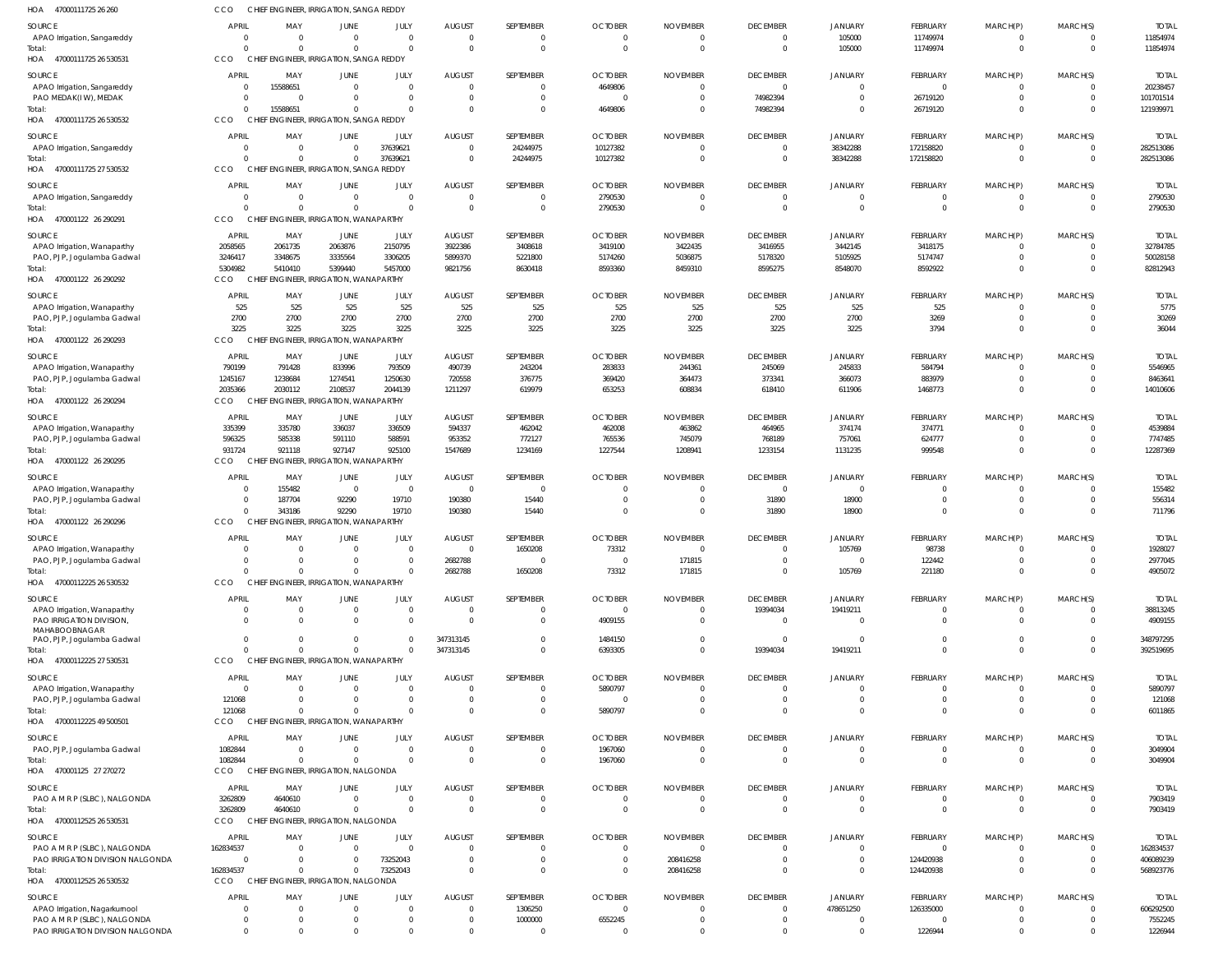HOA 47000111725 26 260 CCO CHIEF ENGINEER, IRRIGATION, SANGA REDDY

| SOURCE | APRIL | MAY | JUNE | JULY | AUGUST | SEPTEMBER | OCTOBER | NOVEMBER | DECEMBER | JANUARY | FEBRUARY | MARCH(P) | MARCH(S) | TOTAL |
|---|---|---|---|---|---|---|---|---|---|---|---|---|---|---|
| APAO Irrigation, Sangareddy | 0 | 0 | 0 | 0 | 0 | 0 | 0 | 0 | 0 | 105000 | 11749974 | 0 | 0 | 11854974 |
| Total: | 0 | 0 | 0 | 0 | 0 | 0 | 0 | 0 | 0 | 105000 | 11749974 | 0 | 0 | 11854974 |

HOA 47000111725 26 530531 CCO CHIEF ENGINEER, IRRIGATION, SANGA REDDY

| SOURCE | APRIL | MAY | JUNE | JULY | AUGUST | SEPTEMBER | OCTOBER | NOVEMBER | DECEMBER | JANUARY | FEBRUARY | MARCH(P) | MARCH(S) | TOTAL |
|---|---|---|---|---|---|---|---|---|---|---|---|---|---|---|
| APAO Irrigation, Sangareddy | 0 | 15588651 | 0 | 0 | 0 | 0 | 4649806 | 0 | 0 | 0 | 0 | 0 | 0 | 20238457 |
| PAO MEDAK(IW), MEDAK | 0 | 0 | 0 | 0 | 0 | 0 | 0 | 0 | 74982394 | 0 | 26719120 | 0 | 0 | 101701514 |
| Total: | 0 | 15588651 | 0 | 0 | 0 | 0 | 4649806 | 0 | 74982394 | 0 | 26719120 | 0 | 0 | 121939971 |

HOA 47000111725 26 530532 CCO CHIEF ENGINEER, IRRIGATION, SANGA REDDY

| SOURCE | APRIL | MAY | JUNE | JULY | AUGUST | SEPTEMBER | OCTOBER | NOVEMBER | DECEMBER | JANUARY | FEBRUARY | MARCH(P) | MARCH(S) | TOTAL |
|---|---|---|---|---|---|---|---|---|---|---|---|---|---|---|
| APAO Irrigation, Sangareddy | 0 | 0 | 0 | 37639621 | 0 | 24244975 | 10127382 | 0 | 0 | 38342288 | 172158820 | 0 | 0 | 282513086 |
| Total: | 0 | 0 | 0 | 37639621 | 0 | 24244975 | 10127382 | 0 | 0 | 38342288 | 172158820 | 0 | 0 | 282513086 |

HOA 47000111725 27 530532 CCO CHIEF ENGINEER, IRRIGATION, SANGA REDDY

| SOURCE | APRIL | MAY | JUNE | JULY | AUGUST | SEPTEMBER | OCTOBER | NOVEMBER | DECEMBER | JANUARY | FEBRUARY | MARCH(P) | MARCH(S) | TOTAL |
|---|---|---|---|---|---|---|---|---|---|---|---|---|---|---|
| APAO Irrigation, Sangareddy | 0 | 0 | 0 | 0 | 0 | 0 | 2790530 | 0 | 0 | 0 | 0 | 0 | 0 | 2790530 |
| Total: | 0 | 0 | 0 | 0 | 0 | 0 | 2790530 | 0 | 0 | 0 | 0 | 0 | 0 | 2790530 |

HOA 470001122 26 290291 CCO CHIEF ENGINEER, IRRIGATION, WANAPARTHY

| SOURCE | APRIL | MAY | JUNE | JULY | AUGUST | SEPTEMBER | OCTOBER | NOVEMBER | DECEMBER | JANUARY | FEBRUARY | MARCH(P) | MARCH(S) | TOTAL |
|---|---|---|---|---|---|---|---|---|---|---|---|---|---|---|
| APAO Irrigation, Wanaparthy | 2058565 | 2061735 | 2063876 | 2150795 | 3922386 | 3408618 | 3419100 | 3422435 | 3416955 | 3442145 | 3418175 | 0 | 0 | 32784785 |
| PAO, PJP, Jogulamba Gadwal | 3246417 | 3348675 | 3335564 | 3306205 | 5899370 | 5221800 | 5174260 | 5036875 | 5178320 | 5105925 | 5174747 | 0 | 0 | 50028158 |
| Total: | 5304982 | 5410410 | 5399440 | 5457000 | 9821756 | 8630418 | 8593360 | 8459310 | 8595275 | 8548070 | 8592922 | 0 | 0 | 82812943 |

HOA 470001122 26 290292 CCO CHIEF ENGINEER, IRRIGATION, WANAPARTHY

| SOURCE | APRIL | MAY | JUNE | JULY | AUGUST | SEPTEMBER | OCTOBER | NOVEMBER | DECEMBER | JANUARY | FEBRUARY | MARCH(P) | MARCH(S) | TOTAL |
|---|---|---|---|---|---|---|---|---|---|---|---|---|---|---|
| APAO Irrigation, Wanaparthy | 525 | 525 | 525 | 525 | 525 | 525 | 525 | 525 | 525 | 525 | 525 | 0 | 0 | 5775 |
| PAO, PJP, Jogulamba Gadwal | 2700 | 2700 | 2700 | 2700 | 2700 | 2700 | 2700 | 2700 | 2700 | 2700 | 3269 | 0 | 0 | 30269 |
| Total: | 3225 | 3225 | 3225 | 3225 | 3225 | 3225 | 3225 | 3225 | 3225 | 3225 | 3794 | 0 | 0 | 36044 |

HOA 470001122 26 290293 CCO CHIEF ENGINEER, IRRIGATION, WANAPARTHY

| SOURCE | APRIL | MAY | JUNE | JULY | AUGUST | SEPTEMBER | OCTOBER | NOVEMBER | DECEMBER | JANUARY | FEBRUARY | MARCH(P) | MARCH(S) | TOTAL |
|---|---|---|---|---|---|---|---|---|---|---|---|---|---|---|
| APAO Irrigation, Wanaparthy | 790199 | 791428 | 833996 | 793509 | 490739 | 243204 | 283833 | 244361 | 245069 | 245833 | 584794 | 0 | 0 | 5546965 |
| PAO, PJP, Jogulamba Gadwal | 1245167 | 1238684 | 1274541 | 1250630 | 720558 | 376775 | 369420 | 364473 | 373341 | 366073 | 883979 | 0 | 0 | 8463641 |
| Total: | 2035366 | 2030112 | 2108537 | 2044139 | 1211297 | 619979 | 653253 | 608834 | 618410 | 611906 | 1468773 | 0 | 0 | 14010606 |

HOA 470001122 26 290294 CCO CHIEF ENGINEER, IRRIGATION, WANAPARTHY

| SOURCE | APRIL | MAY | JUNE | JULY | AUGUST | SEPTEMBER | OCTOBER | NOVEMBER | DECEMBER | JANUARY | FEBRUARY | MARCH(P) | MARCH(S) | TOTAL |
|---|---|---|---|---|---|---|---|---|---|---|---|---|---|---|
| APAO Irrigation, Wanaparthy | 335399 | 335780 | 336037 | 336509 | 594337 | 462042 | 462008 | 463862 | 464965 | 374174 | 374771 | 0 | 0 | 4539884 |
| PAO, PJP, Jogulamba Gadwal | 596325 | 585338 | 591110 | 588591 | 953352 | 772127 | 765536 | 745079 | 768189 | 757061 | 624777 | 0 | 0 | 7747485 |
| Total: | 931724 | 921118 | 927147 | 925100 | 1547689 | 1234169 | 1227544 | 1208941 | 1233154 | 1131235 | 999548 | 0 | 0 | 12287369 |

HOA 470001122 26 290295 CCO CHIEF ENGINEER, IRRIGATION, WANAPARTHY

| SOURCE | APRIL | MAY | JUNE | JULY | AUGUST | SEPTEMBER | OCTOBER | NOVEMBER | DECEMBER | JANUARY | FEBRUARY | MARCH(P) | MARCH(S) | TOTAL |
|---|---|---|---|---|---|---|---|---|---|---|---|---|---|---|
| APAO Irrigation, Wanaparthy | 0 | 155482 | 0 | 0 | 0 | 0 | 0 | 0 | 0 | 0 | 0 | 0 | 0 | 155482 |
| PAO, PJP, Jogulamba Gadwal | 0 | 187704 | 92290 | 19710 | 190380 | 15440 | 0 | 0 | 31890 | 18900 | 0 | 0 | 0 | 556314 |
| Total: | 0 | 343186 | 92290 | 19710 | 190380 | 15440 | 0 | 0 | 31890 | 18900 | 0 | 0 | 0 | 711796 |

HOA 470001122 26 290296 CCO CHIEF ENGINEER, IRRIGATION, WANAPARTHY

| SOURCE | APRIL | MAY | JUNE | JULY | AUGUST | SEPTEMBER | OCTOBER | NOVEMBER | DECEMBER | JANUARY | FEBRUARY | MARCH(P) | MARCH(S) | TOTAL |
|---|---|---|---|---|---|---|---|---|---|---|---|---|---|---|
| APAO Irrigation, Wanaparthy | 0 | 0 | 0 | 0 | 0 | 1650208 | 73312 | 0 | 0 | 105769 | 98738 | 0 | 0 | 1928027 |
| PAO, PJP, Jogulamba Gadwal | 0 | 0 | 0 | 0 | 2682788 | 0 | 0 | 171815 | 0 | 0 | 122442 | 0 | 0 | 2977045 |
| Total: | 0 | 0 | 0 | 0 | 2682788 | 1650208 | 73312 | 171815 | 0 | 105769 | 221180 | 0 | 0 | 4905072 |

HOA 47000112225 26 530532 CCO CHIEF ENGINEER, IRRIGATION, WANAPARTHY

| SOURCE | APRIL | MAY | JUNE | JULY | AUGUST | SEPTEMBER | OCTOBER | NOVEMBER | DECEMBER | JANUARY | FEBRUARY | MARCH(P) | MARCH(S) | TOTAL |
|---|---|---|---|---|---|---|---|---|---|---|---|---|---|---|
| APAO Irrigation, Wanaparthy | 0 | 0 | 0 | 0 | 0 | 0 | 0 | 0 | 19394034 | 19419211 | 0 | 0 | 0 | 38813245 |
| PAO IRRIGATION DIVISION, MAHABOOBNAGAR | 0 | 0 | 0 | 0 | 0 | 0 | 4909155 | 0 | 0 | 0 | 0 | 0 | 0 | 4909155 |
| PAO, PJP, Jogulamba Gadwal | 0 | 0 | 0 | 0 | 347313145 | 0 | 1484150 | 0 | 0 | 0 | 0 | 0 | 0 | 348797295 |
| Total: | 0 | 0 | 0 | 0 | 347313145 | 0 | 6393305 | 0 | 19394034 | 19419211 | 0 | 0 | 0 | 392519695 |

HOA 47000112225 27 530531 CCO CHIEF ENGINEER, IRRIGATION, WANAPARTHY

| SOURCE | APRIL | MAY | JUNE | JULY | AUGUST | SEPTEMBER | OCTOBER | NOVEMBER | DECEMBER | JANUARY | FEBRUARY | MARCH(P) | MARCH(S) | TOTAL |
|---|---|---|---|---|---|---|---|---|---|---|---|---|---|---|
| APAO Irrigation, Wanaparthy | 0 | 0 | 0 | 0 | 0 | 0 | 5890797 | 0 | 0 | 0 | 0 | 0 | 0 | 5890797 |
| PAO, PJP, Jogulamba Gadwal | 121068 | 0 | 0 | 0 | 0 | 0 | 0 | 0 | 0 | 0 | 0 | 0 | 0 | 121068 |
| Total: | 121068 | 0 | 0 | 0 | 0 | 0 | 5890797 | 0 | 0 | 0 | 0 | 0 | 0 | 6011865 |

HOA 47000112225 49 500501 CCO CHIEF ENGINEER, IRRIGATION, WANAPARTHY

| SOURCE | APRIL | MAY | JUNE | JULY | AUGUST | SEPTEMBER | OCTOBER | NOVEMBER | DECEMBER | JANUARY | FEBRUARY | MARCH(P) | MARCH(S) | TOTAL |
|---|---|---|---|---|---|---|---|---|---|---|---|---|---|---|
| PAO, PJP, Jogulamba Gadwal | 1082844 | 0 | 0 | 0 | 0 | 0 | 1967060 | 0 | 0 | 0 | 0 | 0 | 0 | 3049904 |
| Total: | 1082844 | 0 | 0 | 0 | 0 | 0 | 1967060 | 0 | 0 | 0 | 0 | 0 | 0 | 3049904 |

HOA 470001125 27 270272 CCO CHIEF ENGINEER, IRRIGATION, NALGONDA

| SOURCE | APRIL | MAY | JUNE | JULY | AUGUST | SEPTEMBER | OCTOBER | NOVEMBER | DECEMBER | JANUARY | FEBRUARY | MARCH(P) | MARCH(S) | TOTAL |
|---|---|---|---|---|---|---|---|---|---|---|---|---|---|---|
| PAO A M R P (SLBC), NALGONDA | 3262809 | 4640610 | 0 | 0 | 0 | 0 | 0 | 0 | 0 | 0 | 0 | 0 | 0 | 7903419 |
| Total: | 3262809 | 4640610 | 0 | 0 | 0 | 0 | 0 | 0 | 0 | 0 | 0 | 0 | 0 | 7903419 |

HOA 47000112525 26 530531 CCO CHIEF ENGINEER, IRRIGATION, NALGONDA

| SOURCE | APRIL | MAY | JUNE | JULY | AUGUST | SEPTEMBER | OCTOBER | NOVEMBER | DECEMBER | JANUARY | FEBRUARY | MARCH(P) | MARCH(S) | TOTAL |
|---|---|---|---|---|---|---|---|---|---|---|---|---|---|---|
| PAO A M R P (SLBC), NALGONDA | 162834537 | 0 | 0 | 0 | 0 | 0 | 0 | 0 | 0 | 0 | 0 | 0 | 0 | 162834537 |
| PAO IRRIGATION DIVISION NALGONDA | 0 | 0 | 0 | 73252043 | 0 | 0 | 0 | 208416258 | 0 | 0 | 124420938 | 0 | 0 | 406089239 |
| Total: | 162834537 | 0 | 0 | 73252043 | 0 | 0 | 0 | 208416258 | 0 | 0 | 124420938 | 0 | 0 | 568923776 |

HOA 47000112525 26 530532 CCO CHIEF ENGINEER, IRRIGATION, NALGONDA

| SOURCE | APRIL | MAY | JUNE | JULY | AUGUST | SEPTEMBER | OCTOBER | NOVEMBER | DECEMBER | JANUARY | FEBRUARY | MARCH(P) | MARCH(S) | TOTAL |
|---|---|---|---|---|---|---|---|---|---|---|---|---|---|---|
| APAO Irrigation, Nagarkurnool | 0 | 0 | 0 | 0 | 0 | 1306250 | 0 | 0 | 0 | 478651250 | 126335000 | 0 | 0 | 606292500 |
| PAO A M R P (SLBC), NALGONDA | 0 | 0 | 0 | 0 | 0 | 1000000 | 6552245 | 0 | 0 | 0 | 0 | 0 | 0 | 7552245 |
| PAO IRRIGATION DIVISION NALGONDA | 0 | 0 | 0 | 0 | 0 | 0 | 0 | 0 | 0 | 0 | 1226944 | 0 | 0 | 1226944 |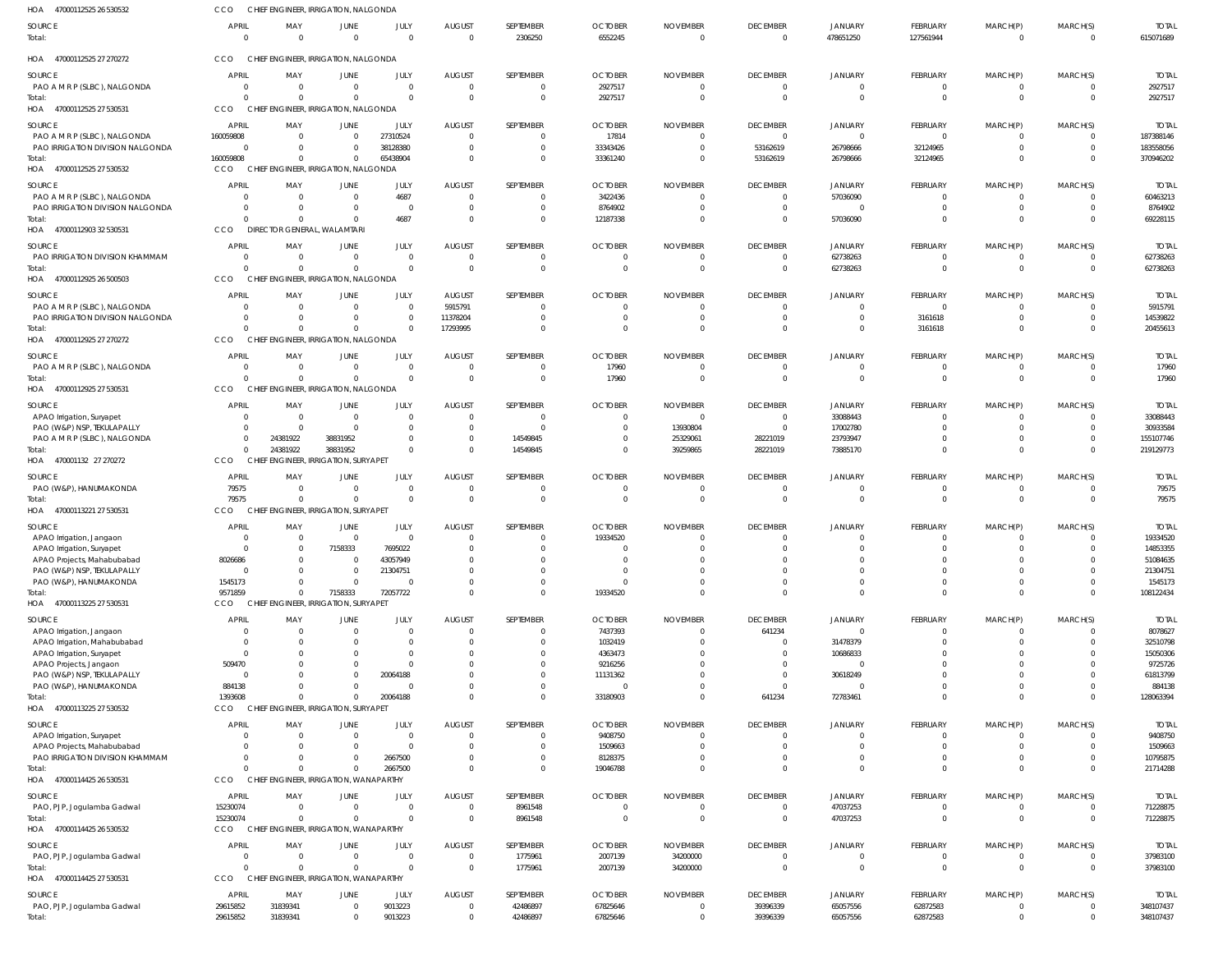HOA 47000112525 26 530532 CCO CHIEF ENGINEER, IRRIGATION, NALGONDA

| SOURCE | APRIL | MAY | JUNE | JULY | AUGUST | SEPTEMBER | OCTOBER | NOVEMBER | DECEMBER | JANUARY | FEBRUARY | MARCH(P) | MARCH(S) | TOTAL |
|---|---|---|---|---|---|---|---|---|---|---|---|---|---|---|
| Total: | 0 | 0 | 0 | 0 | 0 | 2306250 | 6552245 | 0 | 0 | 478651250 | 127561944 | 0 | 0 | 615071689 |

HOA 47000112525 27 270272 CCO CHIEF ENGINEER, IRRIGATION, NALGONDA

| SOURCE | APRIL | MAY | JUNE | JULY | AUGUST | SEPTEMBER | OCTOBER | NOVEMBER | DECEMBER | JANUARY | FEBRUARY | MARCH(P) | MARCH(S) | TOTAL |
|---|---|---|---|---|---|---|---|---|---|---|---|---|---|---|
| PAO A M R P (SLBC), NALGONDA | 0 | 0 | 0 | 0 | 0 | 0 | 2927517 | 0 | 0 | 0 | 0 | 0 | 0 | 2927517 |
| Total: | 0 | 0 | 0 | 0 | 0 | 0 | 2927517 | 0 | 0 | 0 | 0 | 0 | 0 | 2927517 |

HOA 47000112525 27 530531 CCO CHIEF ENGINEER, IRRIGATION, NALGONDA

| SOURCE | APRIL | MAY | JUNE | JULY | AUGUST | SEPTEMBER | OCTOBER | NOVEMBER | DECEMBER | JANUARY | FEBRUARY | MARCH(P) | MARCH(S) | TOTAL |
|---|---|---|---|---|---|---|---|---|---|---|---|---|---|---|
| PAO A M R P (SLBC), NALGONDA | 160059808 | 0 | 0 | 27310524 | 0 | 0 | 17814 | 0 | 0 | 0 | 0 | 0 | 0 | 187388146 |
| PAO IRRIGATION DIVISION NALGONDA | 0 | 0 | 0 | 38128380 | 0 | 0 | 33343426 | 0 | 53162619 | 26798666 | 32124965 | 0 | 0 | 183558056 |
| Total: | 160059808 | 0 | 0 | 65438904 | 0 | 0 | 33361240 | 0 | 53162619 | 26798666 | 32124965 | 0 | 0 | 370946202 |

HOA 47000112525 27 530532 CCO CHIEF ENGINEER, IRRIGATION, NALGONDA

| SOURCE | APRIL | MAY | JUNE | JULY | AUGUST | SEPTEMBER | OCTOBER | NOVEMBER | DECEMBER | JANUARY | FEBRUARY | MARCH(P) | MARCH(S) | TOTAL |
|---|---|---|---|---|---|---|---|---|---|---|---|---|---|---|
| PAO A M R P (SLBC), NALGONDA | 0 | 0 | 0 | 4687 | 0 | 0 | 3422436 | 0 | 0 | 57036090 | 0 | 0 | 0 | 60463213 |
| PAO IRRIGATION DIVISION NALGONDA | 0 | 0 | 0 | 0 | 0 | 0 | 8764902 | 0 | 0 | 0 | 0 | 0 | 0 | 8764902 |
| Total: | 0 | 0 | 0 | 4687 | 0 | 0 | 12187338 | 0 | 0 | 57036090 | 0 | 0 | 0 | 69228115 |

HOA 47000112903 32 530531 CCO DIRECTOR GENERAL, WALAMTARI

| SOURCE | APRIL | MAY | JUNE | JULY | AUGUST | SEPTEMBER | OCTOBER | NOVEMBER | DECEMBER | JANUARY | FEBRUARY | MARCH(P) | MARCH(S) | TOTAL |
|---|---|---|---|---|---|---|---|---|---|---|---|---|---|---|
| PAO IRRIGATION DIVISION KHAMMAM | 0 | 0 | 0 | 0 | 0 | 0 | 0 | 0 | 0 | 62738263 | 0 | 0 | 0 | 62738263 |
| Total: | 0 | 0 | 0 | 0 | 0 | 0 | 0 | 0 | 0 | 62738263 | 0 | 0 | 0 | 62738263 |

HOA 47000112925 26 500503 CCO CHIEF ENGINEER, IRRIGATION, NALGONDA

| SOURCE | APRIL | MAY | JUNE | JULY | AUGUST | SEPTEMBER | OCTOBER | NOVEMBER | DECEMBER | JANUARY | FEBRUARY | MARCH(P) | MARCH(S) | TOTAL |
|---|---|---|---|---|---|---|---|---|---|---|---|---|---|---|
| PAO A M R P (SLBC), NALGONDA | 0 | 0 | 0 | 0 | 5915791 | 0 | 0 | 0 | 0 | 0 | 0 | 0 | 0 | 5915791 |
| PAO IRRIGATION DIVISION NALGONDA | 0 | 0 | 0 | 0 | 11378204 | 0 | 0 | 0 | 0 | 0 | 3161618 | 0 | 0 | 14539822 |
| Total: | 0 | 0 | 0 | 0 | 17293995 | 0 | 0 | 0 | 0 | 0 | 3161618 | 0 | 0 | 20455613 |

HOA 47000112925 27 270272 CCO CHIEF ENGINEER, IRRIGATION, NALGONDA

| SOURCE | APRIL | MAY | JUNE | JULY | AUGUST | SEPTEMBER | OCTOBER | NOVEMBER | DECEMBER | JANUARY | FEBRUARY | MARCH(P) | MARCH(S) | TOTAL |
|---|---|---|---|---|---|---|---|---|---|---|---|---|---|---|
| PAO A M R P (SLBC), NALGONDA | 0 | 0 | 0 | 0 | 0 | 0 | 17960 | 0 | 0 | 0 | 0 | 0 | 0 | 17960 |
| Total: | 0 | 0 | 0 | 0 | 0 | 0 | 17960 | 0 | 0 | 0 | 0 | 0 | 0 | 17960 |

HOA 47000112925 27 530531 CCO CHIEF ENGINEER, IRRIGATION, NALGONDA

| SOURCE | APRIL | MAY | JUNE | JULY | AUGUST | SEPTEMBER | OCTOBER | NOVEMBER | DECEMBER | JANUARY | FEBRUARY | MARCH(P) | MARCH(S) | TOTAL |
|---|---|---|---|---|---|---|---|---|---|---|---|---|---|---|
| APAO Irrigation, Suryapet | 0 | 0 | 0 | 0 | 0 | 0 | 0 | 0 | 0 | 33088443 | 0 | 0 | 0 | 33088443 |
| PAO (W&P) NSP, TEKULAPALLY | 0 | 0 | 0 | 0 | 0 | 0 | 0 | 13930804 | 0 | 17002780 | 0 | 0 | 0 | 30933584 |
| PAO A M R P (SLBC), NALGONDA | 0 | 24381922 | 38831952 | 0 | 0 | 14549845 | 0 | 25329061 | 28221019 | 23793947 | 0 | 0 | 0 | 155107746 |
| Total: | 0 | 24381922 | 38831952 | 0 | 0 | 14549845 | 0 | 39259865 | 28221019 | 73885170 | 0 | 0 | 0 | 219129773 |

HOA 470001132 27 270272 CCO CHIEF ENGINEER, IRRIGATION, SURYAPET

| SOURCE | APRIL | MAY | JUNE | JULY | AUGUST | SEPTEMBER | OCTOBER | NOVEMBER | DECEMBER | JANUARY | FEBRUARY | MARCH(P) | MARCH(S) | TOTAL |
|---|---|---|---|---|---|---|---|---|---|---|---|---|---|---|
| PAO (W&P), HANUMAKONDA | 79575 | 0 | 0 | 0 | 0 | 0 | 0 | 0 | 0 | 0 | 0 | 0 | 0 | 79575 |
| Total: | 79575 | 0 | 0 | 0 | 0 | 0 | 0 | 0 | 0 | 0 | 0 | 0 | 0 | 79575 |

HOA 47000113221 27 530531 CCO CHIEF ENGINEER, IRRIGATION, SURYAPET

| SOURCE | APRIL | MAY | JUNE | JULY | AUGUST | SEPTEMBER | OCTOBER | NOVEMBER | DECEMBER | JANUARY | FEBRUARY | MARCH(P) | MARCH(S) | TOTAL |
|---|---|---|---|---|---|---|---|---|---|---|---|---|---|---|
| APAO Irrigation, Jangaon | 0 | 0 | 0 | 0 | 0 | 0 | 19334520 | 0 | 0 | 0 | 0 | 0 | 0 | 19334520 |
| APAO Irrigation, Suryapet | 0 | 0 | 7158333 | 7695022 | 0 | 0 | 0 | 0 | 0 | 0 | 0 | 0 | 0 | 14853355 |
| APAO Projects, Mahabubabad | 8026686 | 0 | 0 | 43057949 | 0 | 0 | 0 | 0 | 0 | 0 | 0 | 0 | 0 | 51084635 |
| PAO (W&P) NSP, TEKULAPALLY | 0 | 0 | 0 | 21304751 | 0 | 0 | 0 | 0 | 0 | 0 | 0 | 0 | 0 | 21304751 |
| PAO (W&P), HANUMAKONDA | 1545173 | 0 | 0 | 0 | 0 | 0 | 0 | 0 | 0 | 0 | 0 | 0 | 0 | 1545173 |
| Total: | 9571859 | 0 | 7158333 | 72057722 | 0 | 0 | 19334520 | 0 | 0 | 0 | 0 | 0 | 0 | 108122434 |

HOA 47000113225 27 530531 CCO CHIEF ENGINEER, IRRIGATION, SURYAPET

| SOURCE | APRIL | MAY | JUNE | JULY | AUGUST | SEPTEMBER | OCTOBER | NOVEMBER | DECEMBER | JANUARY | FEBRUARY | MARCH(P) | MARCH(S) | TOTAL |
|---|---|---|---|---|---|---|---|---|---|---|---|---|---|---|
| APAO Irrigation, Jangaon | 0 | 0 | 0 | 0 | 0 | 0 | 7437393 | 0 | 641234 | 0 | 0 | 0 | 0 | 8078627 |
| APAO Irrigation, Mahabubabad | 0 | 0 | 0 | 0 | 0 | 0 | 1032419 | 0 | 0 | 31478379 | 0 | 0 | 0 | 32510798 |
| APAO Irrigation, Suryapet | 0 | 0 | 0 | 0 | 0 | 0 | 4363473 | 0 | 0 | 10686833 | 0 | 0 | 0 | 15050306 |
| APAO Projects, Jangaon | 509470 | 0 | 0 | 0 | 0 | 0 | 9216256 | 0 | 0 | 0 | 0 | 0 | 0 | 9725726 |
| PAO (W&P) NSP, TEKULAPALLY | 0 | 0 | 0 | 20064188 | 0 | 0 | 11131362 | 0 | 0 | 30618249 | 0 | 0 | 0 | 61813799 |
| PAO (W&P), HANUMAKONDA | 884138 | 0 | 0 | 0 | 0 | 0 | 0 | 0 | 0 | 0 | 0 | 0 | 0 | 884138 |
| Total: | 1393608 | 0 | 0 | 20064188 | 0 | 0 | 33180903 | 0 | 641234 | 72783461 | 0 | 0 | 0 | 128063394 |

HOA 47000113225 27 530532 CCO CHIEF ENGINEER, IRRIGATION, SURYAPET

| SOURCE | APRIL | MAY | JUNE | JULY | AUGUST | SEPTEMBER | OCTOBER | NOVEMBER | DECEMBER | JANUARY | FEBRUARY | MARCH(P) | MARCH(S) | TOTAL |
|---|---|---|---|---|---|---|---|---|---|---|---|---|---|---|
| APAO Irrigation, Suryapet | 0 | 0 | 0 | 0 | 0 | 0 | 9408750 | 0 | 0 | 0 | 0 | 0 | 0 | 9408750 |
| APAO Projects, Mahabubabad | 0 | 0 | 0 | 0 | 0 | 0 | 1509663 | 0 | 0 | 0 | 0 | 0 | 0 | 1509663 |
| PAO IRRIGATION DIVISION KHAMMAM | 0 | 0 | 0 | 2667500 | 0 | 0 | 8128375 | 0 | 0 | 0 | 0 | 0 | 0 | 10795875 |
| Total: | 0 | 0 | 0 | 2667500 | 0 | 0 | 19046788 | 0 | 0 | 0 | 0 | 0 | 0 | 21714288 |

HOA 47000114425 26 530531 CCO CHIEF ENGINEER, IRRIGATION, WANAPARTHY

| SOURCE | APRIL | MAY | JUNE | JULY | AUGUST | SEPTEMBER | OCTOBER | NOVEMBER | DECEMBER | JANUARY | FEBRUARY | MARCH(P) | MARCH(S) | TOTAL |
|---|---|---|---|---|---|---|---|---|---|---|---|---|---|---|
| PAO, PJP, Jogulamba Gadwal | 15230074 | 0 | 0 | 0 | 0 | 8961548 | 0 | 0 | 0 | 47037253 | 0 | 0 | 0 | 71228875 |
| Total: | 15230074 | 0 | 0 | 0 | 0 | 8961548 | 0 | 0 | 0 | 47037253 | 0 | 0 | 0 | 71228875 |

HOA 47000114425 26 530532 CCO CHIEF ENGINEER, IRRIGATION, WANAPARTHY

| SOURCE | APRIL | MAY | JUNE | JULY | AUGUST | SEPTEMBER | OCTOBER | NOVEMBER | DECEMBER | JANUARY | FEBRUARY | MARCH(P) | MARCH(S) | TOTAL |
|---|---|---|---|---|---|---|---|---|---|---|---|---|---|---|
| PAO, PJP, Jogulamba Gadwal | 0 | 0 | 0 | 0 | 0 | 1775961 | 2007139 | 34200000 | 0 | 0 | 0 | 0 | 0 | 37983100 |
| Total: | 0 | 0 | 0 | 0 | 0 | 1775961 | 2007139 | 34200000 | 0 | 0 | 0 | 0 | 0 | 37983100 |

HOA 47000114425 27 530531 CCO CHIEF ENGINEER, IRRIGATION, WANAPARTHY

| SOURCE | APRIL | MAY | JUNE | JULY | AUGUST | SEPTEMBER | OCTOBER | NOVEMBER | DECEMBER | JANUARY | FEBRUARY | MARCH(P) | MARCH(S) | TOTAL |
|---|---|---|---|---|---|---|---|---|---|---|---|---|---|---|
| PAO, PJP, Jogulamba Gadwal | 29615852 | 31839341 | 0 | 9013223 | 0 | 42486897 | 67825646 | 0 | 39396339 | 65057556 | 62872583 | 0 | 0 | 348107437 |
| Total: | 29615852 | 31839341 | 0 | 9013223 | 0 | 42486897 | 67825646 | 0 | 39396339 | 65057556 | 62872583 | 0 | 0 | 348107437 |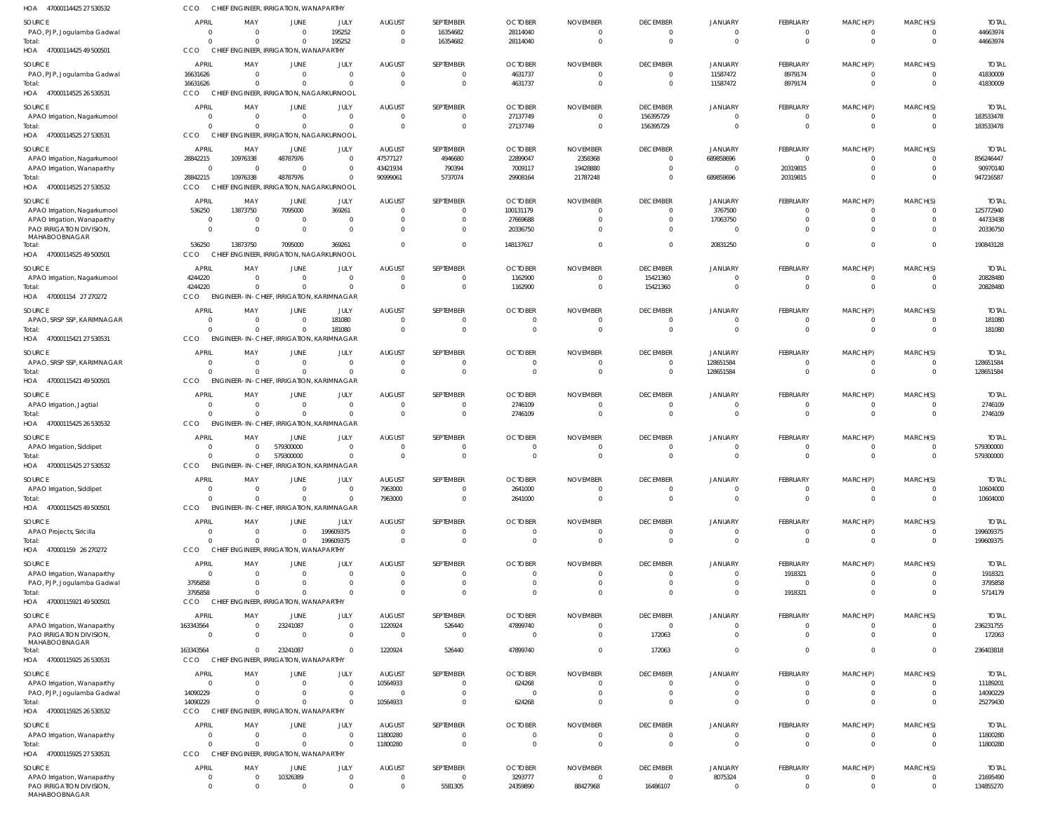HOA 470001144252 7530532 CCO CHIEF ENGINEER, IRRIGATION, WANAPARTHY

| SOURCE | APRIL | MAY | JUNE | JULY | AUGUST | SEPTEMBER | OCTOBER | NOVEMBER | DECEMBER | JANUARY | FEBRUARY | MARCH(P) | MARCH(S) | TOTAL |
|---|---|---|---|---|---|---|---|---|---|---|---|---|---|---|
| PAO, PJP, Jogulamba Gadwal | 0 | 0 | 0 | 195252 | 0 | 16354682 | 28114040 | 0 | 0 | 0 | 0 | 0 | 0 | 44663974 |
| Total: | 0 | 0 | 0 | 195252 | 0 | 16354682 | 28114040 | 0 | 0 | 0 | 0 | 0 | 0 | 44663974 |

HOA 470001144254 9500501 CCO CHIEF ENGINEER, IRRIGATION, WANAPARTHY

| SOURCE | APRIL | MAY | JUNE | JULY | AUGUST | SEPTEMBER | OCTOBER | NOVEMBER | DECEMBER | JANUARY | FEBRUARY | MARCH(P) | MARCH(S) | TOTAL |
|---|---|---|---|---|---|---|---|---|---|---|---|---|---|---|
| PAO, PJP, Jogulamba Gadwal | 16631626 | 0 | 0 | 0 | 0 | 0 | 4631737 | 0 | 0 | 11587472 | 8979174 | 0 | 0 | 41830009 |
| Total: | 16631626 | 0 | 0 | 0 | 0 | 0 | 4631737 | 0 | 0 | 11587472 | 8979174 | 0 | 0 | 41830009 |

HOA 470001145252 6530531 CCO CHIEF ENGINEER, IRRIGATION, NAGARKURNOOL

| SOURCE | APRIL | MAY | JUNE | JULY | AUGUST | SEPTEMBER | OCTOBER | NOVEMBER | DECEMBER | JANUARY | FEBRUARY | MARCH(P) | MARCH(S) | TOTAL |
|---|---|---|---|---|---|---|---|---|---|---|---|---|---|---|
| APAO Irrigation, Nagarkurnool | 0 | 0 | 0 | 0 | 0 | 0 | 27137749 | 0 | 156395729 | 0 | 0 | 0 | 0 | 183533478 |
| Total: | 0 | 0 | 0 | 0 | 0 | 0 | 27137749 | 0 | 156395729 | 0 | 0 | 0 | 0 | 183533478 |

HOA 470001145252 7530531 CCO CHIEF ENGINEER, IRRIGATION, NAGARKURNOOL

| SOURCE | APRIL | MAY | JUNE | JULY | AUGUST | SEPTEMBER | OCTOBER | NOVEMBER | DECEMBER | JANUARY | FEBRUARY | MARCH(P) | MARCH(S) | TOTAL |
|---|---|---|---|---|---|---|---|---|---|---|---|---|---|---|
| APAO Irrigation, Nagarkurnool | 28842215 | 10976338 | 48787976 | 0 | 47577127 | 4946680 | 22899047 | 2358368 | 0 | 689858696 | 0 | 0 | 0 | 856246447 |
| APAO Irrigation, Wanaparthy | 0 | 0 | 0 | 0 | 43421934 | 790394 | 7009117 | 19428880 | 0 | 0 | 20319815 | 0 | 0 | 90970140 |
| Total: | 28842215 | 10976338 | 48787976 | 0 | 90999061 | 5737074 | 29908164 | 21787248 | 0 | 689858696 | 20319815 | 0 | 0 | 947216587 |

HOA 470001145252 7530532 CCO CHIEF ENGINEER, IRRIGATION, NAGARKURNOOL

| SOURCE | APRIL | MAY | JUNE | JULY | AUGUST | SEPTEMBER | OCTOBER | NOVEMBER | DECEMBER | JANUARY | FEBRUARY | MARCH(P) | MARCH(S) | TOTAL |
|---|---|---|---|---|---|---|---|---|---|---|---|---|---|---|
| APAO Irrigation, Nagarkurnool | 536250 | 13873750 | 7095000 | 369261 | 0 | 0 | 100131179 | 0 | 0 | 3767500 | 0 | 0 | 0 | 125772940 |
| APAO Irrigation, Wanaparthy | 0 | 0 | 0 | 0 | 0 | 0 | 27669688 | 0 | 0 | 17063750 | 0 | 0 | 0 | 44733438 |
| PAO IRRIGATION DIVISION, MAHABOOBNAGAR | 0 | 0 | 0 | 0 | 0 | 0 | 20336750 | 0 | 0 | 0 | 0 | 0 | 0 | 20336750 |
| Total: | 536250 | 13873750 | 7095000 | 369261 | 0 | 0 | 148137617 | 0 | 0 | 20831250 | 0 | 0 | 0 | 190843128 |

HOA 470001145254 9500501 CCO CHIEF ENGINEER, IRRIGATION, NAGARKURNOOL

| SOURCE | APRIL | MAY | JUNE | JULY | AUGUST | SEPTEMBER | OCTOBER | NOVEMBER | DECEMBER | JANUARY | FEBRUARY | MARCH(P) | MARCH(S) | TOTAL |
|---|---|---|---|---|---|---|---|---|---|---|---|---|---|---|
| APAO Irrigation, Nagarkurnool | 4244220 | 0 | 0 | 0 | 0 | 0 | 1162900 | 0 | 15421360 | 0 | 0 | 0 | 0 | 20828480 |
| Total: | 4244220 | 0 | 0 | 0 | 0 | 0 | 1162900 | 0 | 15421360 | 0 | 0 | 0 | 0 | 20828480 |

HOA 470001154 27 270272 CCO ENGINEER- IN- CHIEF, IRRIGATION, KARIMNAGAR

| SOURCE | APRIL | MAY | JUNE | JULY | AUGUST | SEPTEMBER | OCTOBER | NOVEMBER | DECEMBER | JANUARY | FEBRUARY | MARCH(P) | MARCH(S) | TOTAL |
|---|---|---|---|---|---|---|---|---|---|---|---|---|---|---|
| APAO, SRSP SSP, KARIMNAGAR | 0 | 0 | 0 | 181080 | 0 | 0 | 0 | 0 | 0 | 0 | 0 | 0 | 0 | 181080 |
| Total: | 0 | 0 | 0 | 181080 | 0 | 0 | 0 | 0 | 0 | 0 | 0 | 0 | 0 | 181080 |

HOA 470001154212 7530531 CCO ENGINEER- IN- CHIEF, IRRIGATION, KARIMNAGAR

| SOURCE | APRIL | MAY | JUNE | JULY | AUGUST | SEPTEMBER | OCTOBER | NOVEMBER | DECEMBER | JANUARY | FEBRUARY | MARCH(P) | MARCH(S) | TOTAL |
|---|---|---|---|---|---|---|---|---|---|---|---|---|---|---|
| APAO, SRSP SSP, KARIMNAGAR | 0 | 0 | 0 | 0 | 0 | 0 | 0 | 0 | 0 | 128651584 | 0 | 0 | 0 | 128651584 |
| Total: | 0 | 0 | 0 | 0 | 0 | 0 | 0 | 0 | 0 | 128651584 | 0 | 0 | 0 | 128651584 |

HOA 470001154214 9500501 CCO ENGINEER- IN- CHIEF, IRRIGATION, KARIMNAGAR

| SOURCE | APRIL | MAY | JUNE | JULY | AUGUST | SEPTEMBER | OCTOBER | NOVEMBER | DECEMBER | JANUARY | FEBRUARY | MARCH(P) | MARCH(S) | TOTAL |
|---|---|---|---|---|---|---|---|---|---|---|---|---|---|---|
| APAO Irrigation, Jagtial | 0 | 0 | 0 | 0 | 0 | 0 | 2746109 | 0 | 0 | 0 | 0 | 0 | 0 | 2746109 |
| Total: | 0 | 0 | 0 | 0 | 0 | 0 | 2746109 | 0 | 0 | 0 | 0 | 0 | 0 | 2746109 |

HOA 470001154252 6530532 CCO ENGINEER- IN- CHIEF, IRRIGATION, KARIMNAGAR

| SOURCE | APRIL | MAY | JUNE | JULY | AUGUST | SEPTEMBER | OCTOBER | NOVEMBER | DECEMBER | JANUARY | FEBRUARY | MARCH(P) | MARCH(S) | TOTAL |
|---|---|---|---|---|---|---|---|---|---|---|---|---|---|---|
| APAO Irrigation, Siddipet | 0 | 0 | 579300000 | 0 | 0 | 0 | 0 | 0 | 0 | 0 | 0 | 0 | 0 | 579300000 |
| Total: | 0 | 0 | 579300000 | 0 | 0 | 0 | 0 | 0 | 0 | 0 | 0 | 0 | 0 | 579300000 |

HOA 470001154252 7530532 CCO ENGINEER- IN- CHIEF, IRRIGATION, KARIMNAGAR

| SOURCE | APRIL | MAY | JUNE | JULY | AUGUST | SEPTEMBER | OCTOBER | NOVEMBER | DECEMBER | JANUARY | FEBRUARY | MARCH(P) | MARCH(S) | TOTAL |
|---|---|---|---|---|---|---|---|---|---|---|---|---|---|---|
| APAO Irrigation, Siddipet | 0 | 0 | 0 | 0 | 7963000 | 0 | 2641000 | 0 | 0 | 0 | 0 | 0 | 0 | 10604000 |
| Total: | 0 | 0 | 0 | 0 | 7963000 | 0 | 2641000 | 0 | 0 | 0 | 0 | 0 | 0 | 10604000 |

HOA 470001154254 9500501 CCO ENGINEER- IN- CHIEF, IRRIGATION, KARIMNAGAR

| SOURCE | APRIL | MAY | JUNE | JULY | AUGUST | SEPTEMBER | OCTOBER | NOVEMBER | DECEMBER | JANUARY | FEBRUARY | MARCH(P) | MARCH(S) | TOTAL |
|---|---|---|---|---|---|---|---|---|---|---|---|---|---|---|
| APAO Projects, Siricilla | 0 | 0 | 0 | 199609375 | 0 | 0 | 0 | 0 | 0 | 0 | 0 | 0 | 0 | 199609375 |
| Total: | 0 | 0 | 0 | 199609375 | 0 | 0 | 0 | 0 | 0 | 0 | 0 | 0 | 0 | 199609375 |

HOA 470001159 26 270272 CCO CHIEF ENGINEER, IRRIGATION, WANAPARTHY

| SOURCE | APRIL | MAY | JUNE | JULY | AUGUST | SEPTEMBER | OCTOBER | NOVEMBER | DECEMBER | JANUARY | FEBRUARY | MARCH(P) | MARCH(S) | TOTAL |
|---|---|---|---|---|---|---|---|---|---|---|---|---|---|---|
| APAO Irrigation, Wanaparthy | 0 | 0 | 0 | 0 | 0 | 0 | 0 | 0 | 0 | 0 | 1918321 | 0 | 0 | 1918321 |
| PAO, PJP, Jogulamba Gadwal | 3795858 | 0 | 0 | 0 | 0 | 0 | 0 | 0 | 0 | 0 | 0 | 0 | 0 | 3795858 |
| Total: | 3795858 | 0 | 0 | 0 | 0 | 0 | 0 | 0 | 0 | 0 | 1918321 | 0 | 0 | 5714179 |

HOA 470001159214 9500501 CCO CHIEF ENGINEER, IRRIGATION, WANAPARTHY

| SOURCE | APRIL | MAY | JUNE | JULY | AUGUST | SEPTEMBER | OCTOBER | NOVEMBER | DECEMBER | JANUARY | FEBRUARY | MARCH(P) | MARCH(S) | TOTAL |
|---|---|---|---|---|---|---|---|---|---|---|---|---|---|---|
| APAO Irrigation, Wanaparthy | 163343564 | 0 | 23241087 | 0 | 1220924 | 526440 | 47899740 | 0 | 0 | 0 | 0 | 0 | 0 | 236231755 |
| PAO IRRIGATION DIVISION, MAHABOOBNAGAR | 0 | 0 | 0 | 0 | 0 | 0 | 0 | 0 | 172063 | 0 | 0 | 0 | 0 | 172063 |
| Total: | 163343564 | 0 | 23241087 | 0 | 1220924 | 526440 | 47899740 | 0 | 172063 | 0 | 0 | 0 | 0 | 236403818 |

HOA 470001159252 6530531 CCO CHIEF ENGINEER, IRRIGATION, WANAPARTHY

| SOURCE | APRIL | MAY | JUNE | JULY | AUGUST | SEPTEMBER | OCTOBER | NOVEMBER | DECEMBER | JANUARY | FEBRUARY | MARCH(P) | MARCH(S) | TOTAL |
|---|---|---|---|---|---|---|---|---|---|---|---|---|---|---|
| APAO Irrigation, Wanaparthy | 0 | 0 | 0 | 0 | 10564933 | 0 | 624268 | 0 | 0 | 0 | 0 | 0 | 0 | 11189201 |
| PAO, PJP, Jogulamba Gadwal | 14090229 | 0 | 0 | 0 | 0 | 0 | 0 | 0 | 0 | 0 | 0 | 0 | 0 | 14090229 |
| Total: | 14090229 | 0 | 0 | 0 | 10564933 | 0 | 624268 | 0 | 0 | 0 | 0 | 0 | 0 | 25279430 |

HOA 470001159252 6530532 CCO CHIEF ENGINEER, IRRIGATION, WANAPARTHY

| SOURCE | APRIL | MAY | JUNE | JULY | AUGUST | SEPTEMBER | OCTOBER | NOVEMBER | DECEMBER | JANUARY | FEBRUARY | MARCH(P) | MARCH(S) | TOTAL |
|---|---|---|---|---|---|---|---|---|---|---|---|---|---|---|
| APAO Irrigation, Wanaparthy | 0 | 0 | 0 | 0 | 11800280 | 0 | 0 | 0 | 0 | 0 | 0 | 0 | 0 | 11800280 |
| Total: | 0 | 0 | 0 | 0 | 11800280 | 0 | 0 | 0 | 0 | 0 | 0 | 0 | 0 | 11800280 |

HOA 470001159252 7530531 CCO CHIEF ENGINEER, IRRIGATION, WANAPARTHY

| SOURCE | APRIL | MAY | JUNE | JULY | AUGUST | SEPTEMBER | OCTOBER | NOVEMBER | DECEMBER | JANUARY | FEBRUARY | MARCH(P) | MARCH(S) | TOTAL |
|---|---|---|---|---|---|---|---|---|---|---|---|---|---|---|
| APAO Irrigation, Wanaparthy | 0 | 0 | 10326389 | 0 | 0 | 0 | 3293777 | 0 | 0 | 8075324 | 0 | 0 | 0 | 21695490 |
| PAO IRRIGATION DIVISION, MAHABOOBNAGAR | 0 | 0 | 0 | 0 | 0 | 5581305 | 24359890 | 88427968 | 16486107 | 0 | 0 | 0 | 0 | 134855270 |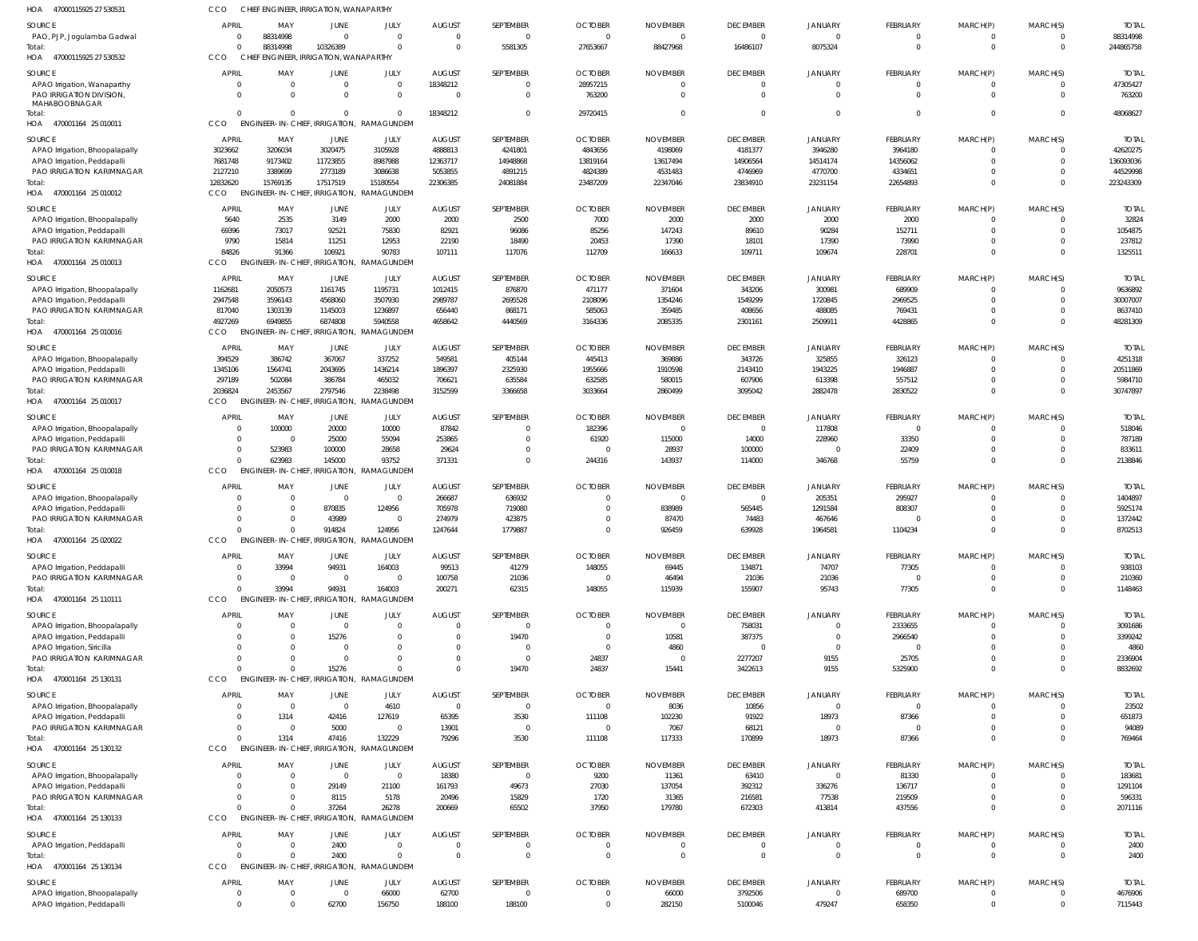HOA 47000115925 27 530531 CCO CHIEF ENGINEER, IRRIGATION, WANAPARTHY

| SOURCE | APRIL | MAY | JUNE | JULY | AUGUST | SEPTEMBER | OCTOBER | NOVEMBER | DECEMBER | JANUARY | FEBRUARY | MARCH(P) | MARCH(S) | TOTAL |
|---|---|---|---|---|---|---|---|---|---|---|---|---|---|---|
| PAO, PJP, Jogulamba Gadwal | 0 | 88314998 | 0 | 0 | 0 | 0 | 0 | 0 | 0 | 0 | 0 | 0 | 0 | 88314998 |
| Total: | 0 | 88314998 | 10326389 | 0 | 0 | 5581305 | 27653667 | 88427968 | 16486107 | 8075324 | 0 | 0 | 0 | 244865758 |

HOA 47000115925 27 530532 CCO CHIEF ENGINEER, IRRIGATION, WANAPARTHY

| SOURCE | APRIL | MAY | JUNE | JULY | AUGUST | SEPTEMBER | OCTOBER | NOVEMBER | DECEMBER | JANUARY | FEBRUARY | MARCH(P) | MARCH(S) | TOTAL |
|---|---|---|---|---|---|---|---|---|---|---|---|---|---|---|
| APAO Irrigation, Wanaparthy | 0 | 0 | 0 | 0 | 18348212 | 0 | 28957215 | 0 | 0 | 0 | 0 | 0 | 0 | 47305427 |
| PAO IRRIGATION DIVISION, MAHABOOBNAGAR | 0 | 0 | 0 | 0 | 0 | 0 | 763200 | 0 | 0 | 0 | 0 | 0 | 0 | 763200 |
| Total: | 0 | 0 | 0 | 0 | 18348212 | 0 | 29720415 | 0 | 0 | 0 | 0 | 0 | 0 | 48068627 |

HOA 470001164 25 010011 CCO ENGINEER-IN-CHIEF, IRRIGATION, RAMAGUNDEM

| SOURCE | APRIL | MAY | JUNE | JULY | AUGUST | SEPTEMBER | OCTOBER | NOVEMBER | DECEMBER | JANUARY | FEBRUARY | MARCH(P) | MARCH(S) | TOTAL |
|---|---|---|---|---|---|---|---|---|---|---|---|---|---|---|
| APAO Irrigation, Bhoopalapally | 3023662 | 3206034 | 3020475 | 3105928 | 4888813 | 4241801 | 4843656 | 4198069 | 4181377 | 3946280 | 3964180 | 0 | 0 | 42620275 |
| APAO Irrigation, Peddapalli | 7681748 | 9173402 | 11723855 | 8987988 | 12363717 | 14948868 | 13819164 | 13617494 | 14906564 | 14514174 | 14356062 | 0 | 0 | 136093036 |
| PAO IRRIGATION KARIMNAGAR | 2127210 | 3389699 | 2773189 | 3086638 | 5053855 | 4891215 | 4824389 | 4531483 | 4746969 | 4770700 | 4334651 | 0 | 0 | 44529998 |
| Total: | 12832620 | 15769135 | 17517519 | 15180554 | 22306385 | 24081884 | 23487209 | 22347046 | 23834910 | 23231154 | 22654893 | 0 | 0 | 223243309 |

HOA 470001164 25 010012 CCO ENGINEER-IN-CHIEF, IRRIGATION, RAMAGUNDEM

| SOURCE | APRIL | MAY | JUNE | JULY | AUGUST | SEPTEMBER | OCTOBER | NOVEMBER | DECEMBER | JANUARY | FEBRUARY | MARCH(P) | MARCH(S) | TOTAL |
|---|---|---|---|---|---|---|---|---|---|---|---|---|---|---|
| APAO Irrigation, Bhoopalapally | 5640 | 2535 | 3149 | 2000 | 2000 | 2500 | 7000 | 2000 | 2000 | 2000 | 2000 | 0 | 0 | 32824 |
| APAO Irrigation, Peddapalli | 69396 | 73017 | 92521 | 75830 | 82921 | 96086 | 85256 | 147243 | 89610 | 90284 | 152711 | 0 | 0 | 1054875 |
| PAO IRRIGATION KARIMNAGAR | 9790 | 15814 | 11251 | 12953 | 22190 | 18490 | 20453 | 17390 | 18101 | 17390 | 73990 | 0 | 0 | 237812 |
| Total: | 84826 | 91366 | 106921 | 90783 | 107111 | 117076 | 112709 | 166633 | 109711 | 109674 | 228701 | 0 | 0 | 1325511 |

HOA 470001164 25 010013 CCO ENGINEER-IN-CHIEF, IRRIGATION, RAMAGUNDEM

| SOURCE | APRIL | MAY | JUNE | JULY | AUGUST | SEPTEMBER | OCTOBER | NOVEMBER | DECEMBER | JANUARY | FEBRUARY | MARCH(P) | MARCH(S) | TOTAL |
|---|---|---|---|---|---|---|---|---|---|---|---|---|---|---|
| APAO Irrigation, Bhoopalapally | 1162681 | 2050573 | 1161745 | 1195731 | 1012415 | 876870 | 471177 | 371604 | 343206 | 300981 | 689909 | 0 | 0 | 9636892 |
| APAO Irrigation, Peddapalli | 2947548 | 3596143 | 4568060 | 3507930 | 2989787 | 2695528 | 2108096 | 1354246 | 1549299 | 1720845 | 2969525 | 0 | 0 | 30007007 |
| PAO IRRIGATION KARIMNAGAR | 817040 | 1303139 | 1145003 | 1236897 | 656440 | 868171 | 585063 | 359485 | 408656 | 488085 | 769431 | 0 | 0 | 8637410 |
| Total: | 4927269 | 6949855 | 6874808 | 5940558 | 4658642 | 4440569 | 3164336 | 2085335 | 2301161 | 2509911 | 4428865 | 0 | 0 | 48281309 |

HOA 470001164 25 010016 CCO ENGINEER-IN-CHIEF, IRRIGATION, RAMAGUNDEM

| SOURCE | APRIL | MAY | JUNE | JULY | AUGUST | SEPTEMBER | OCTOBER | NOVEMBER | DECEMBER | JANUARY | FEBRUARY | MARCH(P) | MARCH(S) | TOTAL |
|---|---|---|---|---|---|---|---|---|---|---|---|---|---|---|
| APAO Irrigation, Bhoopalapally | 394529 | 386742 | 367067 | 337252 | 549581 | 405144 | 445413 | 369886 | 343726 | 325855 | 326123 | 0 | 0 | 4251318 |
| APAO Irrigation, Peddapalli | 1345106 | 1564741 | 2043695 | 1436214 | 1896397 | 2325930 | 1955666 | 1910598 | 2143410 | 1943225 | 1946887 | 0 | 0 | 20511869 |
| PAO IRRIGATION KARIMNAGAR | 297189 | 502084 | 386784 | 465032 | 706621 | 635584 | 632585 | 580015 | 607906 | 613398 | 557512 | 0 | 0 | 5984710 |
| Total: | 2036824 | 2453567 | 2797546 | 2238498 | 3152599 | 3366658 | 3033664 | 2860499 | 3095042 | 2882478 | 2830522 | 0 | 0 | 30747897 |

HOA 470001164 25 010017 CCO ENGINEER-IN-CHIEF, IRRIGATION, RAMAGUNDEM

| SOURCE | APRIL | MAY | JUNE | JULY | AUGUST | SEPTEMBER | OCTOBER | NOVEMBER | DECEMBER | JANUARY | FEBRUARY | MARCH(P) | MARCH(S) | TOTAL |
|---|---|---|---|---|---|---|---|---|---|---|---|---|---|---|
| APAO Irrigation, Bhoopalapally | 0 | 100000 | 20000 | 10000 | 87842 | 0 | 182396 | 0 | 0 | 117808 | 0 | 0 | 0 | 518046 |
| APAO Irrigation, Peddapalli | 0 | 0 | 25000 | 55094 | 253865 | 0 | 61920 | 115000 | 14000 | 228960 | 33350 | 0 | 0 | 787189 |
| PAO IRRIGATION KARIMNAGAR | 0 | 523983 | 100000 | 28658 | 29624 | 0 | 0 | 28937 | 100000 | 0 | 22409 | 0 | 0 | 833611 |
| Total: | 0 | 623983 | 145000 | 93752 | 371331 | 0 | 244316 | 143937 | 114000 | 346768 | 55759 | 0 | 0 | 2138846 |

HOA 470001164 25 010018 CCO ENGINEER-IN-CHIEF, IRRIGATION, RAMAGUNDEM

| SOURCE | APRIL | MAY | JUNE | JULY | AUGUST | SEPTEMBER | OCTOBER | NOVEMBER | DECEMBER | JANUARY | FEBRUARY | MARCH(P) | MARCH(S) | TOTAL |
|---|---|---|---|---|---|---|---|---|---|---|---|---|---|---|
| APAO Irrigation, Bhoopalapally | 0 | 0 | 0 | 0 | 266687 | 636932 | 0 | 0 | 0 | 205351 | 295927 | 0 | 0 | 1404897 |
| APAO Irrigation, Peddapalli | 0 | 0 | 870835 | 124956 | 705978 | 719080 | 0 | 838989 | 565445 | 1291584 | 808307 | 0 | 0 | 5925174 |
| PAO IRRIGATION KARIMNAGAR | 0 | 0 | 43989 | 0 | 274979 | 423875 | 0 | 87470 | 74483 | 467646 | 0 | 0 | 0 | 1372442 |
| Total: | 0 | 0 | 914824 | 124956 | 1247644 | 1779887 | 0 | 926459 | 639928 | 1964581 | 1104234 | 0 | 0 | 8702513 |

HOA 470001164 25 020022 CCO ENGINEER-IN-CHIEF, IRRIGATION, RAMAGUNDEM

| SOURCE | APRIL | MAY | JUNE | JULY | AUGUST | SEPTEMBER | OCTOBER | NOVEMBER | DECEMBER | JANUARY | FEBRUARY | MARCH(P) | MARCH(S) | TOTAL |
|---|---|---|---|---|---|---|---|---|---|---|---|---|---|---|
| APAO Irrigation, Peddapalli | 0 | 33994 | 94931 | 164003 | 99513 | 41279 | 148055 | 69445 | 134871 | 74707 | 77305 | 0 | 0 | 938103 |
| PAO IRRIGATION KARIMNAGAR | 0 | 0 | 0 | 0 | 100758 | 21036 | 0 | 46494 | 21036 | 21036 | 0 | 0 | 0 | 210360 |
| Total: | 0 | 33994 | 94931 | 164003 | 200271 | 62315 | 148055 | 115939 | 155907 | 95743 | 77305 | 0 | 0 | 1148463 |

HOA 470001164 25 110111 CCO ENGINEER-IN-CHIEF, IRRIGATION, RAMAGUNDEM

| SOURCE | APRIL | MAY | JUNE | JULY | AUGUST | SEPTEMBER | OCTOBER | NOVEMBER | DECEMBER | JANUARY | FEBRUARY | MARCH(P) | MARCH(S) | TOTAL |
|---|---|---|---|---|---|---|---|---|---|---|---|---|---|---|
| APAO Irrigation, Bhoopalapally | 0 | 0 | 0 | 0 | 0 | 0 | 0 | 0 | 758031 | 0 | 2333655 | 0 | 0 | 3091686 |
| APAO Irrigation, Peddapalli | 0 | 0 | 15276 | 0 | 0 | 19470 | 0 | 10581 | 387375 | 0 | 2966540 | 0 | 0 | 3399242 |
| APAO Irrigation, Siricilla | 0 | 0 | 0 | 0 | 0 | 0 | 0 | 4860 | 0 | 0 | 0 | 0 | 0 | 4860 |
| PAO IRRIGATION KARIMNAGAR | 0 | 0 | 0 | 0 | 0 | 0 | 24837 | 0 | 2277207 | 9155 | 25705 | 0 | 0 | 2336904 |
| Total: | 0 | 0 | 15276 | 0 | 0 | 19470 | 24837 | 15441 | 3422613 | 9155 | 5325900 | 0 | 0 | 8832692 |

HOA 470001164 25 130131 CCO ENGINEER-IN-CHIEF, IRRIGATION, RAMAGUNDEM

| SOURCE | APRIL | MAY | JUNE | JULY | AUGUST | SEPTEMBER | OCTOBER | NOVEMBER | DECEMBER | JANUARY | FEBRUARY | MARCH(P) | MARCH(S) | TOTAL |
|---|---|---|---|---|---|---|---|---|---|---|---|---|---|---|
| APAO Irrigation, Bhoopalapally | 0 | 0 | 0 | 4610 | 0 | 0 | 0 | 8036 | 10856 | 0 | 0 | 0 | 0 | 23502 |
| APAO Irrigation, Peddapalli | 0 | 1314 | 42416 | 127619 | 65395 | 3530 | 111108 | 102230 | 91922 | 18973 | 87366 | 0 | 0 | 651873 |
| PAO IRRIGATION KARIMNAGAR | 0 | 0 | 5000 | 0 | 13901 | 0 | 0 | 7067 | 68121 | 0 | 0 | 0 | 0 | 94089 |
| Total: | 0 | 1314 | 47416 | 132229 | 79296 | 3530 | 111108 | 117333 | 170899 | 18973 | 87366 | 0 | 0 | 769464 |

HOA 470001164 25 130132 CCO ENGINEER-IN-CHIEF, IRRIGATION, RAMAGUNDEM

| SOURCE | APRIL | MAY | JUNE | JULY | AUGUST | SEPTEMBER | OCTOBER | NOVEMBER | DECEMBER | JANUARY | FEBRUARY | MARCH(P) | MARCH(S) | TOTAL |
|---|---|---|---|---|---|---|---|---|---|---|---|---|---|---|
| APAO Irrigation, Bhoopalapally | 0 | 0 | 0 | 0 | 18380 | 0 | 9200 | 11361 | 63410 | 0 | 81330 | 0 | 0 | 183681 |
| APAO Irrigation, Peddapalli | 0 | 0 | 29149 | 21100 | 161793 | 49673 | 27030 | 137054 | 392312 | 336276 | 136717 | 0 | 0 | 1291104 |
| PAO IRRIGATION KARIMNAGAR | 0 | 0 | 8115 | 5178 | 20496 | 15829 | 1720 | 31365 | 216581 | 77538 | 219509 | 0 | 0 | 596331 |
| Total: | 0 | 0 | 37264 | 26278 | 200669 | 65502 | 37950 | 179780 | 672303 | 413814 | 437556 | 0 | 0 | 2071116 |

HOA 470001164 25 130133 CCO ENGINEER-IN-CHIEF, IRRIGATION, RAMAGUNDEM

| SOURCE | APRIL | MAY | JUNE | JULY | AUGUST | SEPTEMBER | OCTOBER | NOVEMBER | DECEMBER | JANUARY | FEBRUARY | MARCH(P) | MARCH(S) | TOTAL |
|---|---|---|---|---|---|---|---|---|---|---|---|---|---|---|
| APAO Irrigation, Peddapalli | 0 | 0 | 2400 | 0 | 0 | 0 | 0 | 0 | 0 | 0 | 0 | 0 | 0 | 2400 |
| Total: | 0 | 0 | 2400 | 0 | 0 | 0 | 0 | 0 | 0 | 0 | 0 | 0 | 0 | 2400 |

HOA 470001164 25 130134 CCO ENGINEER-IN-CHIEF, IRRIGATION, RAMAGUNDEM

| SOURCE | APRIL | MAY | JUNE | JULY | AUGUST | SEPTEMBER | OCTOBER | NOVEMBER | DECEMBER | JANUARY | FEBRUARY | MARCH(P) | MARCH(S) | TOTAL |
|---|---|---|---|---|---|---|---|---|---|---|---|---|---|---|
| APAO Irrigation, Bhoopalapally | 0 | 0 | 0 | 66000 | 62700 | 0 | 0 | 66000 | 3792506 | 0 | 689700 | 0 | 0 | 4676906 |
| APAO Irrigation, Peddapalli | 0 | 0 | 62700 | 156750 | 188100 | 188100 | 0 | 282150 | 5100046 | 479247 | 658350 | 0 | 0 | 7115443 |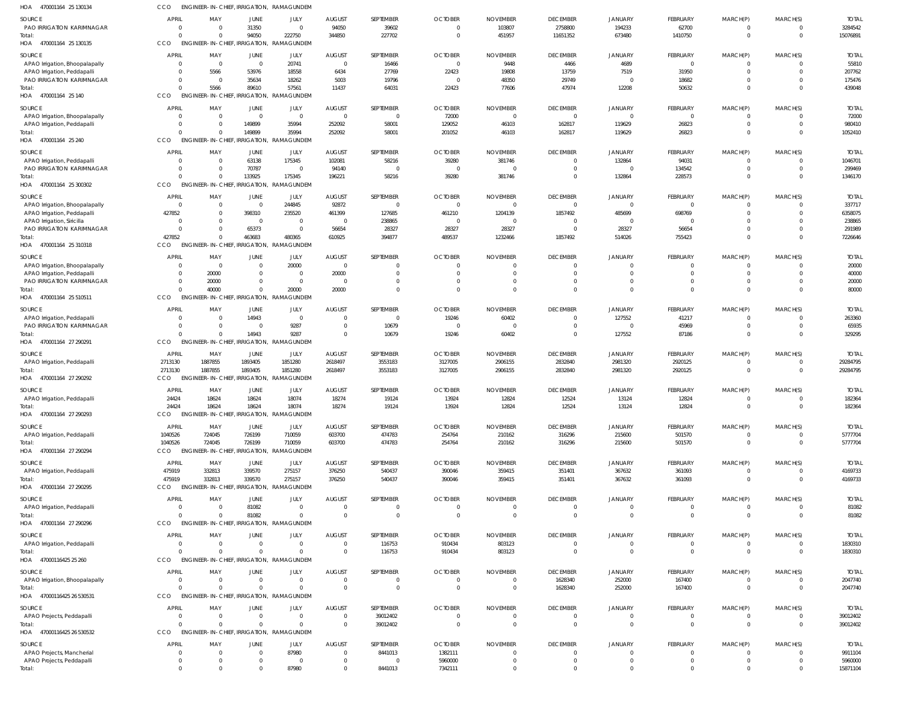HOA 470001164 25 130134 CCO ENGINEER-IN-CHIEF, IRRIGATION, RAMAGUNDEM

| SOURCE | APRIL | MAY | JUNE | JULY | AUGUST | SEPTEMBER | OCTOBER | NOVEMBER | DECEMBER | JANUARY | FEBRUARY | MARCH(P) | MARCH(S) | TOTAL |
|---|---|---|---|---|---|---|---|---|---|---|---|---|---|---|
| PAO IRRIGATION KARIMNAGAR | 0 | 0 | 31350 | 0 | 94050 | 39602 | 0 | 103807 | 2758800 | 194233 | 62700 | 0 | 0 | 3284542 |
| Total: | 0 | 0 | 94050 | 222750 | 344850 | 227702 | 0 | 451957 | 11651352 | 673480 | 1410750 | 0 | 0 | 15076891 |

HOA 470001164 25 130135 CCO ENGINEER-IN-CHIEF, IRRIGATION, RAMAGUNDEM

| SOURCE | APRIL | MAY | JUNE | JULY | AUGUST | SEPTEMBER | OCTOBER | NOVEMBER | DECEMBER | JANUARY | FEBRUARY | MARCH(P) | MARCH(S) | TOTAL |
|---|---|---|---|---|---|---|---|---|---|---|---|---|---|---|
| APAO Irrigation, Bhoopalapally | 0 | 0 | 0 | 20741 | 0 | 16466 | 0 | 9448 | 4466 | 4689 | 0 | 0 | 0 | 55810 |
| APAO Irrigation, Peddapalli | 0 | 5566 | 53976 | 18558 | 6434 | 27769 | 22423 | 19808 | 13759 | 7519 | 31950 | 0 | 0 | 207762 |
| PAO IRRIGATION KARIMNAGAR | 0 | 0 | 35634 | 18262 | 5003 | 19796 | 0 | 48350 | 29749 | 0 | 18682 | 0 | 0 | 175476 |
| Total: | 0 | 5566 | 89610 | 57561 | 11437 | 64031 | 22423 | 77606 | 47974 | 12208 | 50632 | 0 | 0 | 439048 |

HOA 470001164 25 140 CCO ENGINEER-IN-CHIEF, IRRIGATION, RAMAGUNDEM

| SOURCE | APRIL | MAY | JUNE | JULY | AUGUST | SEPTEMBER | OCTOBER | NOVEMBER | DECEMBER | JANUARY | FEBRUARY | MARCH(P) | MARCH(S) | TOTAL |
|---|---|---|---|---|---|---|---|---|---|---|---|---|---|---|
| APAO Irrigation, Bhoopalapally | 0 | 0 | 0 | 0 | 0 | 0 | 72000 | 0 | 0 | 0 | 0 | 0 | 0 | 72000 |
| APAO Irrigation, Peddapalli | 0 | 0 | 149899 | 35994 | 252092 | 58001 | 129052 | 46103 | 162817 | 119629 | 26823 | 0 | 0 | 980410 |
| Total: | 0 | 0 | 149899 | 35994 | 252092 | 58001 | 201052 | 46103 | 162817 | 119629 | 26823 | 0 | 0 | 1052410 |

HOA 470001164 25 240 CCO ENGINEER-IN-CHIEF, IRRIGATION, RAMAGUNDEM

| SOURCE | APRIL | MAY | JUNE | JULY | AUGUST | SEPTEMBER | OCTOBER | NOVEMBER | DECEMBER | JANUARY | FEBRUARY | MARCH(P) | MARCH(S) | TOTAL |
|---|---|---|---|---|---|---|---|---|---|---|---|---|---|---|
| APAO Irrigation, Peddapalli | 0 | 0 | 63138 | 175345 | 102081 | 58216 | 39280 | 381746 | 0 | 132864 | 94031 | 0 | 0 | 1046701 |
| PAO IRRIGATION KARIMNAGAR | 0 | 0 | 70787 | 0 | 94140 | 0 | 0 | 0 | 0 | 0 | 134542 | 0 | 0 | 299469 |
| Total: | 0 | 0 | 133925 | 175345 | 196221 | 58216 | 39280 | 381746 | 0 | 132864 | 228573 | 0 | 0 | 1346170 |

HOA 470001164 25 300302 CCO ENGINEER-IN-CHIEF, IRRIGATION, RAMAGUNDEM

| SOURCE | APRIL | MAY | JUNE | JULY | AUGUST | SEPTEMBER | OCTOBER | NOVEMBER | DECEMBER | JANUARY | FEBRUARY | MARCH(P) | MARCH(S) | TOTAL |
|---|---|---|---|---|---|---|---|---|---|---|---|---|---|---|
| APAO Irrigation, Bhoopalapally | 0 | 0 | 0 | 244845 | 92872 | 0 | 0 | 0 | 0 | 0 | 0 | 0 | 0 | 337717 |
| APAO Irrigation, Peddapalli | 427852 | 0 | 398310 | 235520 | 461399 | 127685 | 461210 | 1204139 | 1857492 | 485699 | 698769 | 0 | 0 | 6358075 |
| APAO Irrigation, Siricilla | 0 | 0 | 0 | 0 | 0 | 238865 | 0 | 0 | 0 | 0 | 0 | 0 | 0 | 238865 |
| PAO IRRIGATION KARIMNAGAR | 0 | 0 | 65373 | 0 | 56654 | 28327 | 28327 | 28327 | 0 | 28327 | 56654 | 0 | 0 | 291989 |
| Total: | 427852 | 0 | 463683 | 480365 | 610925 | 394877 | 489537 | 1232466 | 1857492 | 514026 | 755423 | 0 | 0 | 7226646 |

HOA 470001164 25 310318 CCO ENGINEER-IN-CHIEF, IRRIGATION, RAMAGUNDEM

| SOURCE | APRIL | MAY | JUNE | JULY | AUGUST | SEPTEMBER | OCTOBER | NOVEMBER | DECEMBER | JANUARY | FEBRUARY | MARCH(P) | MARCH(S) | TOTAL |
|---|---|---|---|---|---|---|---|---|---|---|---|---|---|---|
| APAO Irrigation, Bhoopalapally | 0 | 0 | 0 | 20000 | 0 | 0 | 0 | 0 | 0 | 0 | 0 | 0 | 0 | 20000 |
| APAO Irrigation, Peddapalli | 0 | 20000 | 0 | 0 | 20000 | 0 | 0 | 0 | 0 | 0 | 0 | 0 | 0 | 40000 |
| PAO IRRIGATION KARIMNAGAR | 0 | 20000 | 0 | 0 | 0 | 0 | 0 | 0 | 0 | 0 | 0 | 0 | 0 | 20000 |
| Total: | 0 | 40000 | 0 | 20000 | 20000 | 0 | 0 | 0 | 0 | 0 | 0 | 0 | 0 | 80000 |

HOA 470001164 25 510511 CCO ENGINEER-IN-CHIEF, IRRIGATION, RAMAGUNDEM

| SOURCE | APRIL | MAY | JUNE | JULY | AUGUST | SEPTEMBER | OCTOBER | NOVEMBER | DECEMBER | JANUARY | FEBRUARY | MARCH(P) | MARCH(S) | TOTAL |
|---|---|---|---|---|---|---|---|---|---|---|---|---|---|---|
| APAO Irrigation, Peddapalli | 0 | 0 | 14943 | 0 | 0 | 0 | 19246 | 60402 | 0 | 127552 | 41217 | 0 | 0 | 263360 |
| PAO IRRIGATION KARIMNAGAR | 0 | 0 | 0 | 9287 | 0 | 10679 | 0 | 0 | 0 | 0 | 45969 | 0 | 0 | 65935 |
| Total: | 0 | 0 | 14943 | 9287 | 0 | 10679 | 19246 | 60402 | 0 | 127552 | 87186 | 0 | 0 | 329295 |

HOA 470001164 27 290291 CCO ENGINEER-IN-CHIEF, IRRIGATION, RAMAGUNDEM

| SOURCE | APRIL | MAY | JUNE | JULY | AUGUST | SEPTEMBER | OCTOBER | NOVEMBER | DECEMBER | JANUARY | FEBRUARY | MARCH(P) | MARCH(S) | TOTAL |
|---|---|---|---|---|---|---|---|---|---|---|---|---|---|---|
| APAO Irrigation, Peddapalli | 2713130 | 1887855 | 1893405 | 1851280 | 2618497 | 3553183 | 3127005 | 2906155 | 2832840 | 2981320 | 2920125 | 0 | 0 | 29284795 |
| Total: | 2713130 | 1887855 | 1893405 | 1851280 | 2618497 | 3553183 | 3127005 | 2906155 | 2832840 | 2981320 | 2920125 | 0 | 0 | 29284795 |

HOA 470001164 27 290292 CCO ENGINEER-IN-CHIEF, IRRIGATION, RAMAGUNDEM

| SOURCE | APRIL | MAY | JUNE | JULY | AUGUST | SEPTEMBER | OCTOBER | NOVEMBER | DECEMBER | JANUARY | FEBRUARY | MARCH(P) | MARCH(S) | TOTAL |
|---|---|---|---|---|---|---|---|---|---|---|---|---|---|---|
| APAO Irrigation, Peddapalli | 24424 | 18624 | 18624 | 18074 | 18274 | 19124 | 13924 | 12824 | 12524 | 13124 | 12824 | 0 | 0 | 182364 |
| Total: | 24424 | 18624 | 18624 | 18074 | 18274 | 19124 | 13924 | 12824 | 12524 | 13124 | 12824 | 0 | 0 | 182364 |

HOA 470001164 27 290293 CCO ENGINEER-IN-CHIEF, IRRIGATION, RAMAGUNDEM

| SOURCE | APRIL | MAY | JUNE | JULY | AUGUST | SEPTEMBER | OCTOBER | NOVEMBER | DECEMBER | JANUARY | FEBRUARY | MARCH(P) | MARCH(S) | TOTAL |
|---|---|---|---|---|---|---|---|---|---|---|---|---|---|---|
| APAO Irrigation, Peddapalli | 1040526 | 724045 | 726199 | 710059 | 603700 | 474783 | 254764 | 210162 | 316296 | 215600 | 501570 | 0 | 0 | 5777704 |
| Total: | 1040526 | 724045 | 726199 | 710059 | 603700 | 474783 | 254764 | 210162 | 316296 | 215600 | 501570 | 0 | 0 | 5777704 |

HOA 470001164 27 290294 CCO ENGINEER-IN-CHIEF, IRRIGATION, RAMAGUNDEM

| SOURCE | APRIL | MAY | JUNE | JULY | AUGUST | SEPTEMBER | OCTOBER | NOVEMBER | DECEMBER | JANUARY | FEBRUARY | MARCH(P) | MARCH(S) | TOTAL |
|---|---|---|---|---|---|---|---|---|---|---|---|---|---|---|
| APAO Irrigation, Peddapalli | 475919 | 332813 | 339570 | 275157 | 376250 | 540437 | 390046 | 359415 | 351401 | 367632 | 361093 | 0 | 0 | 4169733 |
| Total: | 475919 | 332813 | 339570 | 275157 | 376250 | 540437 | 390046 | 359415 | 351401 | 367632 | 361093 | 0 | 0 | 4169733 |

HOA 470001164 27 290295 CCO ENGINEER-IN-CHIEF, IRRIGATION, RAMAGUNDEM

| SOURCE | APRIL | MAY | JUNE | JULY | AUGUST | SEPTEMBER | OCTOBER | NOVEMBER | DECEMBER | JANUARY | FEBRUARY | MARCH(P) | MARCH(S) | TOTAL |
|---|---|---|---|---|---|---|---|---|---|---|---|---|---|---|
| APAO Irrigation, Peddapalli | 0 | 0 | 81082 | 0 | 0 | 0 | 0 | 0 | 0 | 0 | 0 | 0 | 0 | 81082 |
| Total: | 0 | 0 | 81082 | 0 | 0 | 0 | 0 | 0 | 0 | 0 | 0 | 0 | 0 | 81082 |

HOA 470001164 27 290296 CCO ENGINEER-IN-CHIEF, IRRIGATION, RAMAGUNDEM

| SOURCE | APRIL | MAY | JUNE | JULY | AUGUST | SEPTEMBER | OCTOBER | NOVEMBER | DECEMBER | JANUARY | FEBRUARY | MARCH(P) | MARCH(S) | TOTAL |
|---|---|---|---|---|---|---|---|---|---|---|---|---|---|---|
| APAO Irrigation, Peddapalli | 0 | 0 | 0 | 0 | 0 | 116753 | 910434 | 803123 | 0 | 0 | 0 | 0 | 0 | 1830310 |
| Total: | 0 | 0 | 0 | 0 | 0 | 116753 | 910434 | 803123 | 0 | 0 | 0 | 0 | 0 | 1830310 |

HOA 47000116425 25 260 CCO ENGINEER-IN-CHIEF, IRRIGATION, RAMAGUNDEM

| SOURCE | APRIL | MAY | JUNE | JULY | AUGUST | SEPTEMBER | OCTOBER | NOVEMBER | DECEMBER | JANUARY | FEBRUARY | MARCH(P) | MARCH(S) | TOTAL |
|---|---|---|---|---|---|---|---|---|---|---|---|---|---|---|
| APAO Irrigation, Bhoopalapally | 0 | 0 | 0 | 0 | 0 | 0 | 0 | 0 | 1628340 | 252000 | 167400 | 0 | 0 | 2047740 |
| Total: | 0 | 0 | 0 | 0 | 0 | 0 | 0 | 0 | 1628340 | 252000 | 167400 | 0 | 0 | 2047740 |

HOA 47000116425 26 530531 CCO ENGINEER-IN-CHIEF, IRRIGATION, RAMAGUNDEM

| SOURCE | APRIL | MAY | JUNE | JULY | AUGUST | SEPTEMBER | OCTOBER | NOVEMBER | DECEMBER | JANUARY | FEBRUARY | MARCH(P) | MARCH(S) | TOTAL |
|---|---|---|---|---|---|---|---|---|---|---|---|---|---|---|
| APAO Projects, Peddapalli | 0 | 0 | 0 | 0 | 0 | 39012402 | 0 | 0 | 0 | 0 | 0 | 0 | 0 | 39012402 |
| Total: | 0 | 0 | 0 | 0 | 0 | 39012402 | 0 | 0 | 0 | 0 | 0 | 0 | 0 | 39012402 |

HOA 47000116425 26 530532 CCO ENGINEER-IN-CHIEF, IRRIGATION, RAMAGUNDEM

| SOURCE | APRIL | MAY | JUNE | JULY | AUGUST | SEPTEMBER | OCTOBER | NOVEMBER | DECEMBER | JANUARY | FEBRUARY | MARCH(P) | MARCH(S) | TOTAL |
|---|---|---|---|---|---|---|---|---|---|---|---|---|---|---|
| APAO Projects, Mancherial | 0 | 0 | 0 | 87980 | 0 | 8441013 | 1382111 | 0 | 0 | 0 | 0 | 0 | 0 | 9911104 |
| APAO Projects, Peddapalli | 0 | 0 | 0 | 0 | 0 | 0 | 5960000 | 0 | 0 | 0 | 0 | 0 | 0 | 5960000 |
| Total: | 0 | 0 | 0 | 87980 | 0 | 8441013 | 7342111 | 0 | 0 | 0 | 0 | 0 | 0 | 15871104 |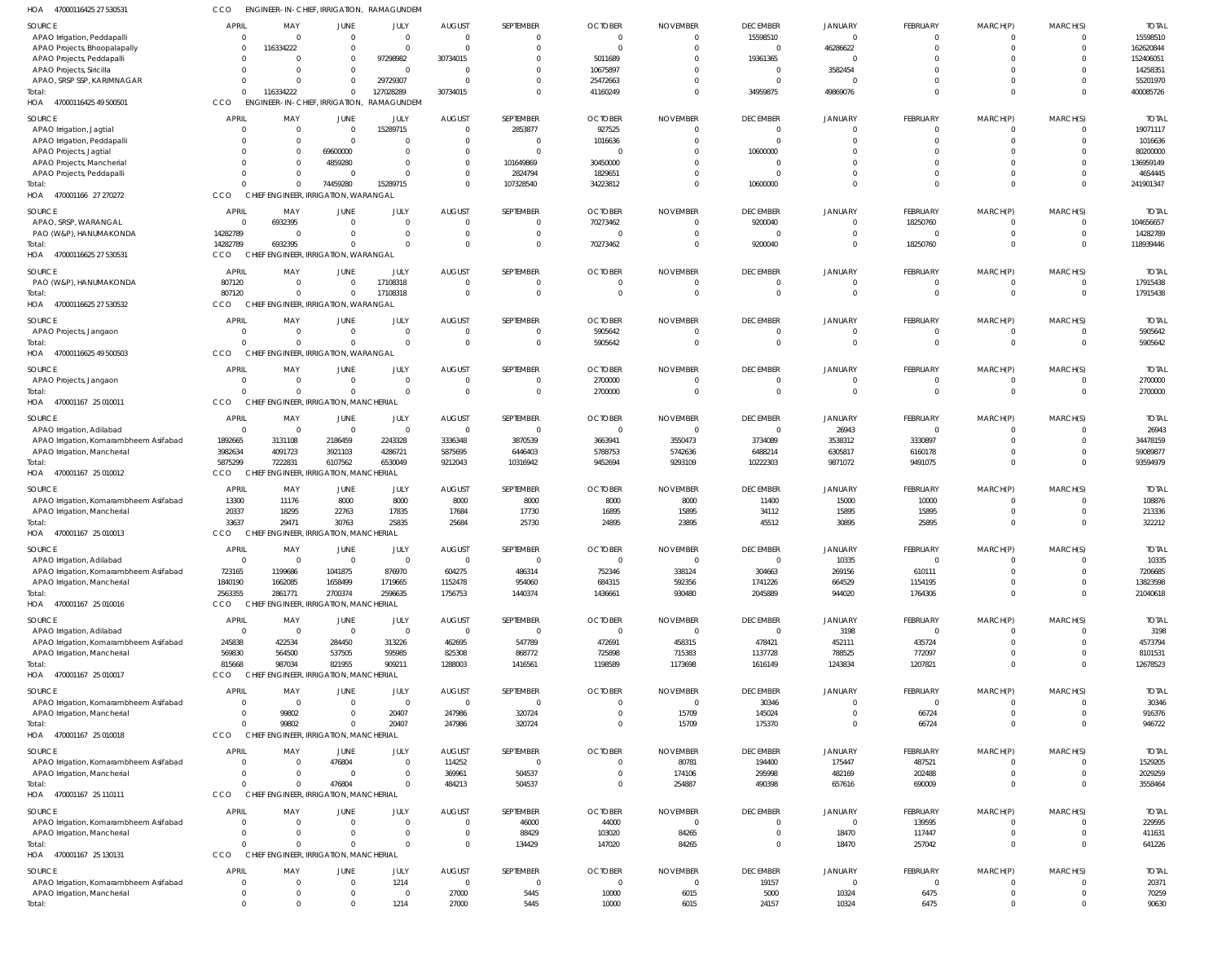HOA 47000116425 27 530531 CCO ENGINEER-IN-CHIEF, IRRIGATION, RAMAGUNDEM

| SOURCE | APRIL | MAY | JUNE | JULY | AUGUST | SEPTEMBER | OCTOBER | NOVEMBER | DECEMBER | JANUARY | FEBRUARY | MARCH(P) | MARCH(S) | TOTAL |
|---|---|---|---|---|---|---|---|---|---|---|---|---|---|---|
| APAO Irrigation, Peddapalli | 0 | 0 | 0 | 0 | 0 | 0 | 0 | 0 | 15598510 | 0 | 0 | 0 | 0 | 15598510 |
| APAO Projects, Bhoopalapally | 0 | 116334222 | 0 | 0 | 0 | 0 | 0 | 0 | 0 | 46286622 | 0 | 0 | 0 | 162620844 |
| APAO Projects, Peddapalli | 0 | 0 | 0 | 97298982 | 30734015 | 0 | 5011689 | 0 | 19361365 | 0 | 0 | 0 | 0 | 152406051 |
| APAO Projects, Siricilla | 0 | 0 | 0 | 0 | 0 | 0 | 10675897 | 0 | 0 | 3582454 | 0 | 0 | 0 | 14258351 |
| APAO, SRSP SSP, KARIMNAGAR | 0 | 0 | 0 | 29729307 | 0 | 0 | 25472663 | 0 | 0 | 0 | 0 | 0 | 0 | 55201970 |
| Total: | 0 | 116334222 | 0 | 127028289 | 30734015 | 0 | 41160249 | 0 | 34959875 | 49869076 | 0 | 0 | 0 | 400085726 |

HOA 47000116425 49 500501 CCO ENGINEER-IN-CHIEF, IRRIGATION, RAMAGUNDEM

| SOURCE | APRIL | MAY | JUNE | JULY | AUGUST | SEPTEMBER | OCTOBER | NOVEMBER | DECEMBER | JANUARY | FEBRUARY | MARCH(P) | MARCH(S) | TOTAL |
|---|---|---|---|---|---|---|---|---|---|---|---|---|---|---|
| APAO Irrigation, Jagtial | 0 | 0 | 0 | 15289715 | 0 | 2853877 | 927525 | 0 | 0 | 0 | 0 | 0 | 0 | 19071117 |
| APAO Irrigation, Peddapalli | 0 | 0 | 0 | 0 | 0 | 0 | 1016636 | 0 | 0 | 0 | 0 | 0 | 0 | 1016636 |
| APAO Projects, Jagtial | 0 | 0 | 69600000 | 0 | 0 | 0 | 0 | 0 | 10600000 | 0 | 0 | 0 | 0 | 80200000 |
| APAO Projects, Mancherial | 0 | 0 | 4859280 | 0 | 0 | 101649869 | 30450000 | 0 | 0 | 0 | 0 | 0 | 0 | 136959149 |
| APAO Projects, Peddapalli | 0 | 0 | 0 | 0 | 0 | 2824794 | 1829651 | 0 | 0 | 0 | 0 | 0 | 0 | 4654445 |
| Total: | 0 | 0 | 74459280 | 15289715 | 0 | 107328540 | 34223812 | 0 | 10600000 | 0 | 0 | 0 | 0 | 241901347 |

HOA 470001166 27 270272 CCO CHIEF ENGINEER, IRRIGATION, WARANGAL

| SOURCE | APRIL | MAY | JUNE | JULY | AUGUST | SEPTEMBER | OCTOBER | NOVEMBER | DECEMBER | JANUARY | FEBRUARY | MARCH(P) | MARCH(S) | TOTAL |
|---|---|---|---|---|---|---|---|---|---|---|---|---|---|---|
| APAO, SRSP, WARANGAL | 0 | 6932395 | 0 | 0 | 0 | 0 | 70273462 | 0 | 9200040 | 0 | 18250760 | 0 | 0 | 104656657 |
| PAO (W&P), HANUMAKONDA | 14282789 | 0 | 0 | 0 | 0 | 0 | 0 | 0 | 0 | 0 | 0 | 0 | 0 | 14282789 |
| Total: | 14282789 | 6932395 | 0 | 0 | 0 | 0 | 70273462 | 0 | 9200040 | 0 | 18250760 | 0 | 0 | 118939446 |

HOA 47000116625 27 530531 CCO CHIEF ENGINEER, IRRIGATION, WARANGAL

| SOURCE | APRIL | MAY | JUNE | JULY | AUGUST | SEPTEMBER | OCTOBER | NOVEMBER | DECEMBER | JANUARY | FEBRUARY | MARCH(P) | MARCH(S) | TOTAL |
|---|---|---|---|---|---|---|---|---|---|---|---|---|---|---|
| PAO (W&P), HANUMAKONDA | 807120 | 0 | 0 | 17108318 | 0 | 0 | 0 | 0 | 0 | 0 | 0 | 0 | 0 | 17915438 |
| Total: | 807120 | 0 | 0 | 17108318 | 0 | 0 | 0 | 0 | 0 | 0 | 0 | 0 | 0 | 17915438 |

HOA 47000116625 27 530532 CCO CHIEF ENGINEER, IRRIGATION, WARANGAL

| SOURCE | APRIL | MAY | JUNE | JULY | AUGUST | SEPTEMBER | OCTOBER | NOVEMBER | DECEMBER | JANUARY | FEBRUARY | MARCH(P) | MARCH(S) | TOTAL |
|---|---|---|---|---|---|---|---|---|---|---|---|---|---|---|
| APAO Projects, Jangaon | 0 | 0 | 0 | 0 | 0 | 0 | 5905642 | 0 | 0 | 0 | 0 | 0 | 0 | 5905642 |
| Total: | 0 | 0 | 0 | 0 | 0 | 0 | 5905642 | 0 | 0 | 0 | 0 | 0 | 0 | 5905642 |

HOA 47000116625 49 500503 CCO CHIEF ENGINEER, IRRIGATION, WARANGAL

| SOURCE | APRIL | MAY | JUNE | JULY | AUGUST | SEPTEMBER | OCTOBER | NOVEMBER | DECEMBER | JANUARY | FEBRUARY | MARCH(P) | MARCH(S) | TOTAL |
|---|---|---|---|---|---|---|---|---|---|---|---|---|---|---|
| APAO Projects, Jangaon | 0 | 0 | 0 | 0 | 0 | 0 | 2700000 | 0 | 0 | 0 | 0 | 0 | 0 | 2700000 |
| Total: | 0 | 0 | 0 | 0 | 0 | 0 | 2700000 | 0 | 0 | 0 | 0 | 0 | 0 | 2700000 |

HOA 470001167 25 010011 CCO CHIEF ENGINEER, IRRIGATION, MANCHERIAL

| SOURCE | APRIL | MAY | JUNE | JULY | AUGUST | SEPTEMBER | OCTOBER | NOVEMBER | DECEMBER | JANUARY | FEBRUARY | MARCH(P) | MARCH(S) | TOTAL |
|---|---|---|---|---|---|---|---|---|---|---|---|---|---|---|
| APAO Irrigation, Adilabad | 0 | 0 | 0 | 0 | 0 | 0 | 0 | 0 | 0 | 26943 | 0 | 0 | 0 | 26943 |
| APAO Irrigation, Komarambheem Asifabad | 1892665 | 3131108 | 2186459 | 2243328 | 3336348 | 3870539 | 3663941 | 3550473 | 3734089 | 3538312 | 3330897 | 0 | 0 | 34478159 |
| APAO Irrigation, Mancherial | 3982634 | 4091723 | 3921103 | 4286721 | 5875695 | 6446403 | 5788753 | 5742636 | 6488214 | 6305817 | 6160178 | 0 | 0 | 59089877 |
| Total: | 5875299 | 7222831 | 6107562 | 6530049 | 9212043 | 10316942 | 9452694 | 9293109 | 10222303 | 9871072 | 9491075 | 0 | 0 | 93594979 |

HOA 470001167 25 010012 CCO CHIEF ENGINEER, IRRIGATION, MANCHERIAL

| SOURCE | APRIL | MAY | JUNE | JULY | AUGUST | SEPTEMBER | OCTOBER | NOVEMBER | DECEMBER | JANUARY | FEBRUARY | MARCH(P) | MARCH(S) | TOTAL |
|---|---|---|---|---|---|---|---|---|---|---|---|---|---|---|
| APAO Irrigation, Komarambheem Asifabad | 13300 | 11176 | 8000 | 8000 | 8000 | 8000 | 8000 | 8000 | 11400 | 15000 | 10000 | 0 | 0 | 108876 |
| APAO Irrigation, Mancherial | 20337 | 18295 | 22763 | 17835 | 17684 | 17730 | 16895 | 15895 | 34112 | 15895 | 15895 | 0 | 0 | 213336 |
| Total: | 33637 | 29471 | 30763 | 25835 | 25684 | 25730 | 24895 | 23895 | 45512 | 30895 | 25895 | 0 | 0 | 322212 |

HOA 470001167 25 010013 CCO CHIEF ENGINEER, IRRIGATION, MANCHERIAL

| SOURCE | APRIL | MAY | JUNE | JULY | AUGUST | SEPTEMBER | OCTOBER | NOVEMBER | DECEMBER | JANUARY | FEBRUARY | MARCH(P) | MARCH(S) | TOTAL |
|---|---|---|---|---|---|---|---|---|---|---|---|---|---|---|
| APAO Irrigation, Adilabad | 0 | 0 | 0 | 0 | 0 | 0 | 0 | 0 | 0 | 10335 | 0 | 0 | 0 | 10335 |
| APAO Irrigation, Komarambheem Asifabad | 723165 | 1199686 | 1041875 | 876970 | 604275 | 486314 | 752346 | 338124 | 304663 | 269156 | 610111 | 0 | 0 | 7206685 |
| APAO Irrigation, Mancherial | 1840190 | 1662085 | 1658499 | 1719665 | 1152478 | 954060 | 684315 | 592356 | 1741226 | 664529 | 1154195 | 0 | 0 | 13823598 |
| Total: | 2563355 | 2861771 | 2700374 | 2596635 | 1756753 | 1440374 | 1436661 | 930480 | 2045889 | 944020 | 1764306 | 0 | 0 | 21040618 |

HOA 470001167 25 010016 CCO CHIEF ENGINEER, IRRIGATION, MANCHERIAL

| SOURCE | APRIL | MAY | JUNE | JULY | AUGUST | SEPTEMBER | OCTOBER | NOVEMBER | DECEMBER | JANUARY | FEBRUARY | MARCH(P) | MARCH(S) | TOTAL |
|---|---|---|---|---|---|---|---|---|---|---|---|---|---|---|
| APAO Irrigation, Adilabad | 0 | 0 | 0 | 0 | 0 | 0 | 0 | 0 | 0 | 3198 | 0 | 0 | 0 | 3198 |
| APAO Irrigation, Komarambheem Asifabad | 245838 | 422534 | 284450 | 313226 | 462695 | 547789 | 472691 | 458315 | 478421 | 452111 | 435724 | 0 | 0 | 4573794 |
| APAO Irrigation, Mancherial | 569830 | 564500 | 537505 | 595985 | 825308 | 868772 | 725898 | 715383 | 1137728 | 788525 | 772097 | 0 | 0 | 8101531 |
| Total: | 815668 | 987034 | 821955 | 909211 | 1288003 | 1416561 | 1198589 | 1173698 | 1616149 | 1243834 | 1207821 | 0 | 0 | 12678523 |

HOA 470001167 25 010017 CCO CHIEF ENGINEER, IRRIGATION, MANCHERIAL

| SOURCE | APRIL | MAY | JUNE | JULY | AUGUST | SEPTEMBER | OCTOBER | NOVEMBER | DECEMBER | JANUARY | FEBRUARY | MARCH(P) | MARCH(S) | TOTAL |
|---|---|---|---|---|---|---|---|---|---|---|---|---|---|---|
| APAO Irrigation, Komarambheem Asifabad | 0 | 0 | 0 | 0 | 0 | 0 | 0 | 0 | 30346 | 0 | 0 | 0 | 0 | 30346 |
| APAO Irrigation, Mancherial | 0 | 99802 | 0 | 20407 | 247986 | 320724 | 0 | 15709 | 145024 | 0 | 66724 | 0 | 0 | 916376 |
| Total: | 0 | 99802 | 0 | 20407 | 247986 | 320724 | 0 | 15709 | 175370 | 0 | 66724 | 0 | 0 | 946722 |

HOA 470001167 25 010018 CCO CHIEF ENGINEER, IRRIGATION, MANCHERIAL

| SOURCE | APRIL | MAY | JUNE | JULY | AUGUST | SEPTEMBER | OCTOBER | NOVEMBER | DECEMBER | JANUARY | FEBRUARY | MARCH(P) | MARCH(S) | TOTAL |
|---|---|---|---|---|---|---|---|---|---|---|---|---|---|---|
| APAO Irrigation, Komarambheem Asifabad | 0 | 0 | 476804 | 0 | 114252 | 0 | 0 | 80781 | 194400 | 175447 | 487521 | 0 | 0 | 1529205 |
| APAO Irrigation, Mancherial | 0 | 0 | 0 | 0 | 369961 | 504537 | 0 | 174106 | 295998 | 482169 | 202488 | 0 | 0 | 2029259 |
| Total: | 0 | 0 | 476804 | 0 | 484213 | 504537 | 0 | 254887 | 490398 | 657616 | 690009 | 0 | 0 | 3558464 |

HOA 470001167 25 110111 CCO CHIEF ENGINEER, IRRIGATION, MANCHERIAL

| SOURCE | APRIL | MAY | JUNE | JULY | AUGUST | SEPTEMBER | OCTOBER | NOVEMBER | DECEMBER | JANUARY | FEBRUARY | MARCH(P) | MARCH(S) | TOTAL |
|---|---|---|---|---|---|---|---|---|---|---|---|---|---|---|
| APAO Irrigation, Komarambheem Asifabad | 0 | 0 | 0 | 0 | 0 | 46000 | 44000 | 0 | 0 | 0 | 139595 | 0 | 0 | 229595 |
| APAO Irrigation, Mancherial | 0 | 0 | 0 | 0 | 0 | 88429 | 103020 | 84265 | 0 | 18470 | 117447 | 0 | 0 | 411631 |
| Total: | 0 | 0 | 0 | 0 | 0 | 134429 | 147020 | 84265 | 0 | 18470 | 257042 | 0 | 0 | 641226 |

HOA 470001167 25 130131 CCO CHIEF ENGINEER, IRRIGATION, MANCHERIAL

| SOURCE | APRIL | MAY | JUNE | JULY | AUGUST | SEPTEMBER | OCTOBER | NOVEMBER | DECEMBER | JANUARY | FEBRUARY | MARCH(P) | MARCH(S) | TOTAL |
|---|---|---|---|---|---|---|---|---|---|---|---|---|---|---|
| APAO Irrigation, Komarambheem Asifabad | 0 | 0 | 0 | 1214 | 0 | 0 | 0 | 0 | 19157 | 0 | 0 | 0 | 0 | 20371 |
| APAO Irrigation, Mancherial | 0 | 0 | 0 | 0 | 27000 | 5445 | 10000 | 6015 | 5000 | 10324 | 6475 | 0 | 0 | 70259 |
| Total: | 0 | 0 | 0 | 1214 | 27000 | 5445 | 10000 | 6015 | 24157 | 10324 | 6475 | 0 | 0 | 90630 |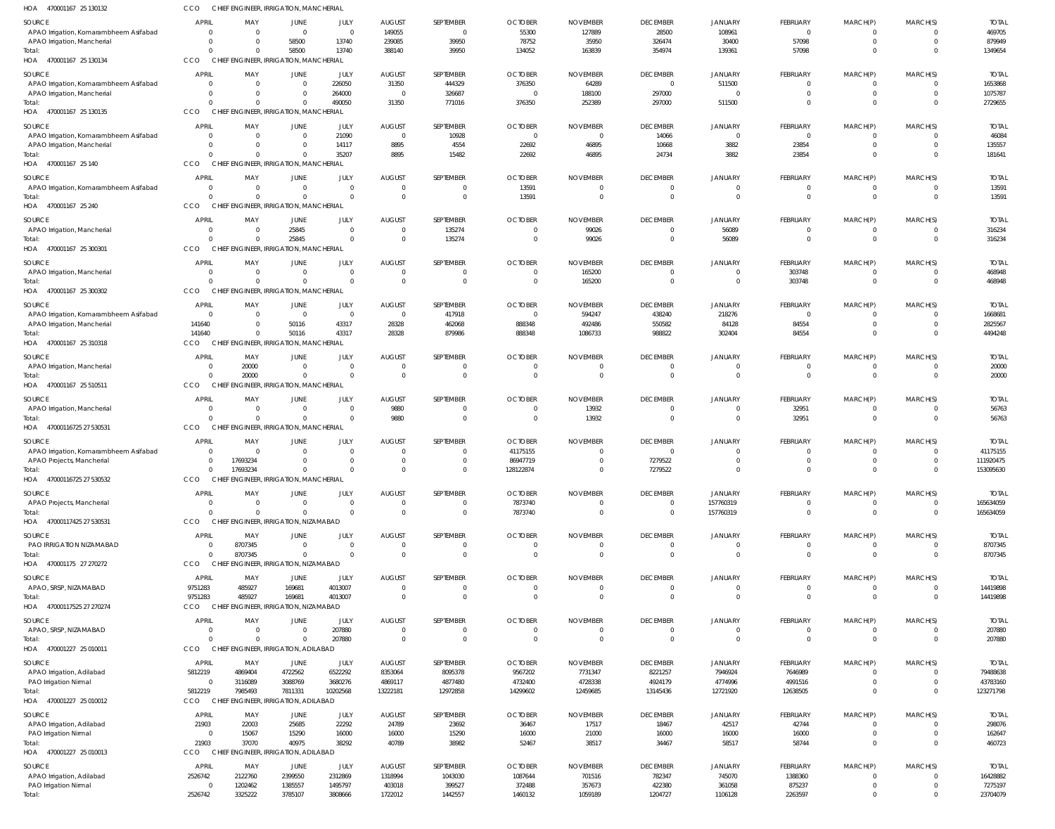HOA 470001167 25 130132 CCO CHIEF ENGINEER, IRRIGATION, MANCHERIAL

| SOURCE | APRIL | MAY | JUNE | JULY | AUGUST | SEPTEMBER | OCTOBER | NOVEMBER | DECEMBER | JANUARY | FEBRUARY | MARCH(P) | MARCH(S) | TOTAL |
|---|---|---|---|---|---|---|---|---|---|---|---|---|---|---|
| APAO Irrigation, Komarambheem Asifabad | 0 | 0 | 0 | 0 | 149055 | 0 | 55300 | 127889 | 28500 | 108961 | 0 | 0 | 0 | 469705 |
| APAO Irrigation, Mancherial | 0 | 0 | 58500 | 13740 | 239085 | 39950 | 78752 | 35950 | 326474 | 30400 | 57098 | 0 | 0 | 879949 |
| Total: | 0 | 0 | 58500 | 13740 | 388140 | 39950 | 134052 | 163839 | 354974 | 139361 | 57098 | 0 | 0 | 1349654 |

HOA 470001167 25 130134 CCO CHIEF ENGINEER, IRRIGATION, MANCHERIAL

| SOURCE | APRIL | MAY | JUNE | JULY | AUGUST | SEPTEMBER | OCTOBER | NOVEMBER | DECEMBER | JANUARY | FEBRUARY | MARCH(P) | MARCH(S) | TOTAL |
|---|---|---|---|---|---|---|---|---|---|---|---|---|---|---|
| APAO Irrigation, Komarambheem Asifabad | 0 | 0 | 0 | 226050 | 31350 | 444329 | 376350 | 64289 | 0 | 511500 | 0 | 0 | 0 | 1653868 |
| APAO Irrigation, Mancherial | 0 | 0 | 0 | 264000 | 0 | 326687 | 0 | 188100 | 297000 | 0 | 0 | 0 | 0 | 1075787 |
| Total: | 0 | 0 | 0 | 490050 | 31350 | 771016 | 376350 | 252389 | 297000 | 511500 | 0 | 0 | 0 | 2729655 |

HOA 470001167 25 130135 CCO CHIEF ENGINEER, IRRIGATION, MANCHERIAL

| SOURCE | APRIL | MAY | JUNE | JULY | AUGUST | SEPTEMBER | OCTOBER | NOVEMBER | DECEMBER | JANUARY | FEBRUARY | MARCH(P) | MARCH(S) | TOTAL |
|---|---|---|---|---|---|---|---|---|---|---|---|---|---|---|
| APAO Irrigation, Komarambheem Asifabad | 0 | 0 | 0 | 21090 | 0 | 10928 | 0 | 0 | 14066 | 0 | 0 | 0 | 0 | 46084 |
| APAO Irrigation, Mancherial | 0 | 0 | 0 | 14117 | 8895 | 4554 | 22692 | 46895 | 10668 | 3882 | 23854 | 0 | 0 | 135557 |
| Total: | 0 | 0 | 0 | 35207 | 8895 | 15482 | 22692 | 46895 | 24734 | 3882 | 23854 | 0 | 0 | 181641 |

HOA 470001167 25 140 CCO CHIEF ENGINEER, IRRIGATION, MANCHERIAL

| SOURCE | APRIL | MAY | JUNE | JULY | AUGUST | SEPTEMBER | OCTOBER | NOVEMBER | DECEMBER | JANUARY | FEBRUARY | MARCH(P) | MARCH(S) | TOTAL |
|---|---|---|---|---|---|---|---|---|---|---|---|---|---|---|
| APAO Irrigation, Komarambheem Asifabad | 0 | 0 | 0 | 0 | 0 | 0 | 13591 | 0 | 0 | 0 | 0 | 0 | 0 | 13591 |
| Total: | 0 | 0 | 0 | 0 | 0 | 0 | 13591 | 0 | 0 | 0 | 0 | 0 | 0 | 13591 |

HOA 470001167 25 240 CCO CHIEF ENGINEER, IRRIGATION, MANCHERIAL

| SOURCE | APRIL | MAY | JUNE | JULY | AUGUST | SEPTEMBER | OCTOBER | NOVEMBER | DECEMBER | JANUARY | FEBRUARY | MARCH(P) | MARCH(S) | TOTAL |
|---|---|---|---|---|---|---|---|---|---|---|---|---|---|---|
| APAO Irrigation, Mancherial | 0 | 0 | 25845 | 0 | 0 | 135274 | 0 | 99026 | 0 | 56089 | 0 | 0 | 0 | 316234 |
| Total: | 0 | 0 | 25845 | 0 | 0 | 135274 | 0 | 99026 | 0 | 56089 | 0 | 0 | 0 | 316234 |

HOA 470001167 25 300301 CCO CHIEF ENGINEER, IRRIGATION, MANCHERIAL

| SOURCE | APRIL | MAY | JUNE | JULY | AUGUST | SEPTEMBER | OCTOBER | NOVEMBER | DECEMBER | JANUARY | FEBRUARY | MARCH(P) | MARCH(S) | TOTAL |
|---|---|---|---|---|---|---|---|---|---|---|---|---|---|---|
| APAO Irrigation, Mancherial | 0 | 0 | 0 | 0 | 0 | 0 | 0 | 165200 | 0 | 0 | 303748 | 0 | 0 | 468948 |
| Total: | 0 | 0 | 0 | 0 | 0 | 0 | 0 | 165200 | 0 | 0 | 303748 | 0 | 0 | 468948 |

HOA 470001167 25 300302 CCO CHIEF ENGINEER, IRRIGATION, MANCHERIAL

| SOURCE | APRIL | MAY | JUNE | JULY | AUGUST | SEPTEMBER | OCTOBER | NOVEMBER | DECEMBER | JANUARY | FEBRUARY | MARCH(P) | MARCH(S) | TOTAL |
|---|---|---|---|---|---|---|---|---|---|---|---|---|---|---|
| APAO Irrigation, Komarambheem Asifabad | 0 | 0 | 0 | 0 | 0 | 417918 | 0 | 594247 | 438240 | 218276 | 0 | 0 | 0 | 1668681 |
| APAO Irrigation, Mancherial | 141640 | 0 | 50116 | 43317 | 28328 | 462068 | 888348 | 492486 | 550582 | 84128 | 84554 | 0 | 0 | 2825567 |
| Total: | 141640 | 0 | 50116 | 43317 | 28328 | 879986 | 888348 | 1086733 | 988822 | 302404 | 84554 | 0 | 0 | 4494248 |

HOA 470001167 25 310318 CCO CHIEF ENGINEER, IRRIGATION, MANCHERIAL

| SOURCE | APRIL | MAY | JUNE | JULY | AUGUST | SEPTEMBER | OCTOBER | NOVEMBER | DECEMBER | JANUARY | FEBRUARY | MARCH(P) | MARCH(S) | TOTAL |
|---|---|---|---|---|---|---|---|---|---|---|---|---|---|---|
| APAO Irrigation, Mancherial | 0 | 20000 | 0 | 0 | 0 | 0 | 0 | 0 | 0 | 0 | 0 | 0 | 0 | 20000 |
| Total: | 0 | 20000 | 0 | 0 | 0 | 0 | 0 | 0 | 0 | 0 | 0 | 0 | 0 | 20000 |

HOA 470001167 25 510511 CCO CHIEF ENGINEER, IRRIGATION, MANCHERIAL

| SOURCE | APRIL | MAY | JUNE | JULY | AUGUST | SEPTEMBER | OCTOBER | NOVEMBER | DECEMBER | JANUARY | FEBRUARY | MARCH(P) | MARCH(S) | TOTAL |
|---|---|---|---|---|---|---|---|---|---|---|---|---|---|---|
| APAO Irrigation, Mancherial | 0 | 0 | 0 | 0 | 9880 | 0 | 0 | 13932 | 0 | 0 | 32951 | 0 | 0 | 56763 |
| Total: | 0 | 0 | 0 | 0 | 9880 | 0 | 0 | 13932 | 0 | 0 | 32951 | 0 | 0 | 56763 |

HOA 47000116725 27 530531 CCO CHIEF ENGINEER, IRRIGATION, MANCHERIAL

| SOURCE | APRIL | MAY | JUNE | JULY | AUGUST | SEPTEMBER | OCTOBER | NOVEMBER | DECEMBER | JANUARY | FEBRUARY | MARCH(P) | MARCH(S) | TOTAL |
|---|---|---|---|---|---|---|---|---|---|---|---|---|---|---|
| APAO Irrigation, Komarambheem Asifabad | 0 | 0 | 0 | 0 | 0 | 0 | 41175155 | 0 | 0 | 0 | 0 | 0 | 0 | 41175155 |
| APAO Projects, Mancherial | 0 | 17693234 | 0 | 0 | 0 | 0 | 86947719 | 0 | 7279522 | 0 | 0 | 0 | 0 | 111920475 |
| Total: | 0 | 17693234 | 0 | 0 | 0 | 0 | 128122874 | 0 | 7279522 | 0 | 0 | 0 | 0 | 153095630 |

HOA 47000116725 27 530532 CCO CHIEF ENGINEER, IRRIGATION, MANCHERIAL

| SOURCE | APRIL | MAY | JUNE | JULY | AUGUST | SEPTEMBER | OCTOBER | NOVEMBER | DECEMBER | JANUARY | FEBRUARY | MARCH(P) | MARCH(S) | TOTAL |
|---|---|---|---|---|---|---|---|---|---|---|---|---|---|---|
| APAO Projects, Mancherial | 0 | 0 | 0 | 0 | 0 | 0 | 7873740 | 0 | 0 | 157760319 | 0 | 0 | 0 | 165634059 |
| Total: | 0 | 0 | 0 | 0 | 0 | 0 | 7873740 | 0 | 0 | 157760319 | 0 | 0 | 0 | 165634059 |

HOA 47000117425 27 530531 CCO CHIEF ENGINEER, IRRIGATION, NIZAMABAD

| SOURCE | APRIL | MAY | JUNE | JULY | AUGUST | SEPTEMBER | OCTOBER | NOVEMBER | DECEMBER | JANUARY | FEBRUARY | MARCH(P) | MARCH(S) | TOTAL |
|---|---|---|---|---|---|---|---|---|---|---|---|---|---|---|
| PAO IRRIGATION NIZAMABAD | 0 | 8707345 | 0 | 0 | 0 | 0 | 0 | 0 | 0 | 0 | 0 | 0 | 0 | 8707345 |
| Total: | 0 | 8707345 | 0 | 0 | 0 | 0 | 0 | 0 | 0 | 0 | 0 | 0 | 0 | 8707345 |

HOA 470001175 27 270272 CCO CHIEF ENGINEER, IRRIGATION, NIZAMABAD

| SOURCE | APRIL | MAY | JUNE | JULY | AUGUST | SEPTEMBER | OCTOBER | NOVEMBER | DECEMBER | JANUARY | FEBRUARY | MARCH(P) | MARCH(S) | TOTAL |
|---|---|---|---|---|---|---|---|---|---|---|---|---|---|---|
| APAO, SRSP, NIZAMABAD | 9751283 | 485927 | 169681 | 4013007 | 0 | 0 | 0 | 0 | 0 | 0 | 0 | 0 | 0 | 14419898 |
| Total: | 9751283 | 485927 | 169681 | 4013007 | 0 | 0 | 0 | 0 | 0 | 0 | 0 | 0 | 0 | 14419898 |

HOA 47000117525 27 270274 CCO CHIEF ENGINEER, IRRIGATION, NIZAMABAD

| SOURCE | APRIL | MAY | JUNE | JULY | AUGUST | SEPTEMBER | OCTOBER | NOVEMBER | DECEMBER | JANUARY | FEBRUARY | MARCH(P) | MARCH(S) | TOTAL |
|---|---|---|---|---|---|---|---|---|---|---|---|---|---|---|
| APAO, SRSP, NIZAMABAD | 0 | 0 | 0 | 207880 | 0 | 0 | 0 | 0 | 0 | 0 | 0 | 0 | 0 | 207880 |
| Total: | 0 | 0 | 0 | 207880 | 0 | 0 | 0 | 0 | 0 | 0 | 0 | 0 | 0 | 207880 |

HOA 470001227 25 010011 CCO CHIEF ENGINEER, IRRIGATION, ADILABAD

| SOURCE | APRIL | MAY | JUNE | JULY | AUGUST | SEPTEMBER | OCTOBER | NOVEMBER | DECEMBER | JANUARY | FEBRUARY | MARCH(P) | MARCH(S) | TOTAL |
|---|---|---|---|---|---|---|---|---|---|---|---|---|---|---|
| APAO Irrigation, Adilabad | 5812219 | 4869404 | 4722562 | 6522292 | 8353064 | 8095378 | 9567202 | 7731347 | 8221257 | 7946924 | 7646989 | 0 | 0 | 79488638 |
| PAO Irrigation Nirmal | 0 | 3116089 | 3088769 | 3680276 | 4869117 | 4877480 | 4732400 | 4728338 | 4924179 | 4774996 | 4991516 | 0 | 0 | 43783160 |
| Total: | 5812219 | 7985493 | 7811331 | 10202568 | 13222181 | 12972858 | 14299602 | 12459685 | 13145436 | 12721920 | 12638505 | 0 | 0 | 123271798 |

HOA 470001227 25 010012 CCO CHIEF ENGINEER, IRRIGATION, ADILABAD

| SOURCE | APRIL | MAY | JUNE | JULY | AUGUST | SEPTEMBER | OCTOBER | NOVEMBER | DECEMBER | JANUARY | FEBRUARY | MARCH(P) | MARCH(S) | TOTAL |
|---|---|---|---|---|---|---|---|---|---|---|---|---|---|---|
| APAO Irrigation, Adilabad | 21903 | 22003 | 25685 | 22292 | 24789 | 23692 | 36467 | 17517 | 18467 | 42517 | 42744 | 0 | 0 | 298076 |
| PAO Irrigation Nirmal | 0 | 15067 | 15290 | 16000 | 16000 | 15290 | 16000 | 21000 | 16000 | 16000 | 16000 | 0 | 0 | 162647 |
| Total: | 21903 | 37070 | 40975 | 38292 | 40789 | 38982 | 52467 | 38517 | 34467 | 58517 | 58744 | 0 | 0 | 460723 |

HOA 470001227 25 010013 CCO CHIEF ENGINEER, IRRIGATION, ADILABAD

| SOURCE | APRIL | MAY | JUNE | JULY | AUGUST | SEPTEMBER | OCTOBER | NOVEMBER | DECEMBER | JANUARY | FEBRUARY | MARCH(P) | MARCH(S) | TOTAL |
|---|---|---|---|---|---|---|---|---|---|---|---|---|---|---|
| APAO Irrigation, Adilabad | 2526742 | 2122760 | 2399550 | 2312869 | 1318994 | 1043030 | 1087644 | 701516 | 782347 | 745070 | 1388360 | 0 | 0 | 16428882 |
| PAO Irrigation Nirmal | 0 | 1202462 | 1385557 | 1495797 | 403018 | 399527 | 372488 | 357673 | 422380 | 361058 | 875237 | 0 | 0 | 7275197 |
| Total: | 2526742 | 3325222 | 3785107 | 3808666 | 1722012 | 1442557 | 1460132 | 1059189 | 1204727 | 1106128 | 2263597 | 0 | 0 | 23704079 |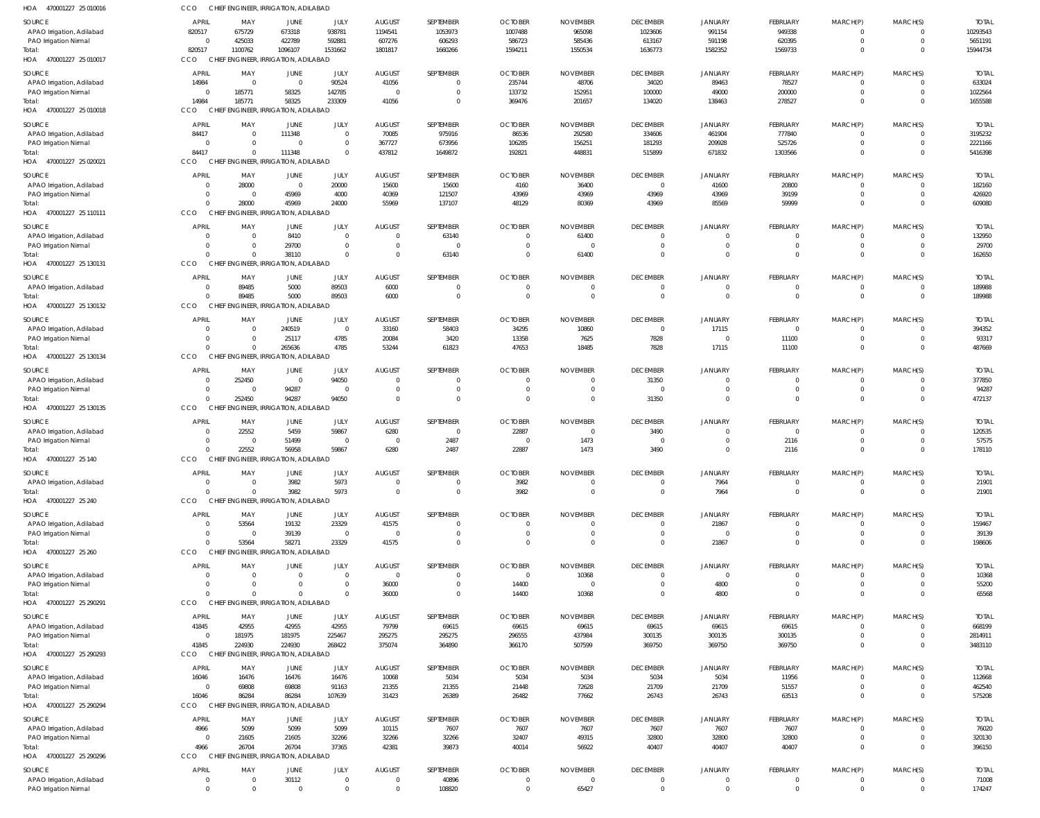HOA 470001227 25 010016 CCO CHIEF ENGINEER, IRRIGATION, ADILABAD

| SOURCE | APRIL | MAY | JUNE | JULY | AUGUST | SEPTEMBER | OCTOBER | NOVEMBER | DECEMBER | JANUARY | FEBRUARY | MARCH(P) | MARCH(S) | TOTAL |
|---|---|---|---|---|---|---|---|---|---|---|---|---|---|---|
| APAO Irrigation, Adilabad | 820517 | 675729 | 673318 | 938781 | 1194541 | 1053973 | 1007488 | 965098 | 1023606 | 991154 | 949338 | 0 | 0 | 10293543 |
| PAO Irrigation Nirmal | 0 | 425033 | 422789 | 592881 | 607276 | 606293 | 586723 | 585436 | 613167 | 591198 | 620395 | 0 | 0 | 5651191 |
| Total: | 820517 | 1100762 | 1096107 | 1531662 | 1801817 | 1660266 | 1594211 | 1550534 | 1636773 | 1582352 | 1569733 | 0 | 0 | 15944734 |

HOA 470001227 25 010017 CCO CHIEF ENGINEER, IRRIGATION, ADILABAD

| SOURCE | APRIL | MAY | JUNE | JULY | AUGUST | SEPTEMBER | OCTOBER | NOVEMBER | DECEMBER | JANUARY | FEBRUARY | MARCH(P) | MARCH(S) | TOTAL |
|---|---|---|---|---|---|---|---|---|---|---|---|---|---|---|
| APAO Irrigation, Adilabad | 14984 | 0 | 0 | 90524 | 41056 | 0 | 235744 | 48706 | 34020 | 89463 | 78527 | 0 | 0 | 633024 |
| PAO Irrigation Nirmal | 0 | 185771 | 58325 | 142785 | 0 | 0 | 133732 | 152951 | 100000 | 49000 | 200000 | 0 | 0 | 1022564 |
| Total: | 14984 | 185771 | 58325 | 233309 | 41056 | 0 | 369476 | 201657 | 134020 | 138463 | 278527 | 0 | 0 | 1655588 |

HOA 470001227 25 010018 CCO CHIEF ENGINEER, IRRIGATION, ADILABAD

| SOURCE | APRIL | MAY | JUNE | JULY | AUGUST | SEPTEMBER | OCTOBER | NOVEMBER | DECEMBER | JANUARY | FEBRUARY | MARCH(P) | MARCH(S) | TOTAL |
|---|---|---|---|---|---|---|---|---|---|---|---|---|---|---|
| APAO Irrigation, Adilabad | 84417 | 0 | 111348 | 0 | 70085 | 975916 | 86536 | 292580 | 334606 | 461904 | 777840 | 0 | 0 | 3195232 |
| PAO Irrigation Nirmal | 0 | 0 | 0 | 0 | 367727 | 673956 | 106285 | 156251 | 181293 | 209928 | 525726 | 0 | 0 | 2221166 |
| Total: | 84417 | 0 | 111348 | 0 | 437812 | 1649872 | 192821 | 448831 | 515899 | 671832 | 1303566 | 0 | 0 | 5416398 |

HOA 470001227 25 020021 CCO CHIEF ENGINEER, IRRIGATION, ADILABAD

| SOURCE | APRIL | MAY | JUNE | JULY | AUGUST | SEPTEMBER | OCTOBER | NOVEMBER | DECEMBER | JANUARY | FEBRUARY | MARCH(P) | MARCH(S) | TOTAL |
|---|---|---|---|---|---|---|---|---|---|---|---|---|---|---|
| APAO Irrigation, Adilabad | 0 | 28000 | 0 | 20000 | 15600 | 15600 | 4160 | 36400 | 0 | 41600 | 20800 | 0 | 0 | 182160 |
| PAO Irrigation Nirmal | 0 | 0 | 45969 | 4000 | 40369 | 121507 | 43969 | 43969 | 43969 | 43969 | 39199 | 0 | 0 | 426920 |
| Total: | 0 | 28000 | 45969 | 24000 | 55969 | 137107 | 48129 | 80369 | 43969 | 85569 | 59999 | 0 | 0 | 609080 |

HOA 470001227 25 110111 CCO CHIEF ENGINEER, IRRIGATION, ADILABAD

| SOURCE | APRIL | MAY | JUNE | JULY | AUGUST | SEPTEMBER | OCTOBER | NOVEMBER | DECEMBER | JANUARY | FEBRUARY | MARCH(P) | MARCH(S) | TOTAL |
|---|---|---|---|---|---|---|---|---|---|---|---|---|---|---|
| APAO Irrigation, Adilabad | 0 | 0 | 8410 | 0 | 0 | 63140 | 0 | 61400 | 0 | 0 | 0 | 0 | 0 | 132950 |
| PAO Irrigation Nirmal | 0 | 0 | 29700 | 0 | 0 | 0 | 0 | 0 | 0 | 0 | 0 | 0 | 0 | 29700 |
| Total: | 0 | 0 | 38110 | 0 | 0 | 63140 | 0 | 61400 | 0 | 0 | 0 | 0 | 0 | 162650 |

HOA 470001227 25 130131 CCO CHIEF ENGINEER, IRRIGATION, ADILABAD

| SOURCE | APRIL | MAY | JUNE | JULY | AUGUST | SEPTEMBER | OCTOBER | NOVEMBER | DECEMBER | JANUARY | FEBRUARY | MARCH(P) | MARCH(S) | TOTAL |
|---|---|---|---|---|---|---|---|---|---|---|---|---|---|---|
| APAO Irrigation, Adilabad | 0 | 89485 | 5000 | 89503 | 6000 | 0 | 0 | 0 | 0 | 0 | 0 | 0 | 0 | 189988 |
| Total: | 0 | 89485 | 5000 | 89503 | 6000 | 0 | 0 | 0 | 0 | 0 | 0 | 0 | 0 | 189988 |

HOA 470001227 25 130132 CCO CHIEF ENGINEER, IRRIGATION, ADILABAD

| SOURCE | APRIL | MAY | JUNE | JULY | AUGUST | SEPTEMBER | OCTOBER | NOVEMBER | DECEMBER | JANUARY | FEBRUARY | MARCH(P) | MARCH(S) | TOTAL |
|---|---|---|---|---|---|---|---|---|---|---|---|---|---|---|
| APAO Irrigation, Adilabad | 0 | 0 | 240519 | 0 | 33160 | 58403 | 34295 | 10860 | 0 | 17115 | 0 | 0 | 0 | 394352 |
| PAO Irrigation Nirmal | 0 | 0 | 25117 | 4785 | 20084 | 3420 | 13358 | 7625 | 7828 | 0 | 11100 | 0 | 0 | 93317 |
| Total: | 0 | 0 | 265636 | 4785 | 53244 | 61823 | 47653 | 18485 | 7828 | 17115 | 11100 | 0 | 0 | 487669 |

HOA 470001227 25 130134 CCO CHIEF ENGINEER, IRRIGATION, ADILABAD

| SOURCE | APRIL | MAY | JUNE | JULY | AUGUST | SEPTEMBER | OCTOBER | NOVEMBER | DECEMBER | JANUARY | FEBRUARY | MARCH(P) | MARCH(S) | TOTAL |
|---|---|---|---|---|---|---|---|---|---|---|---|---|---|---|
| APAO Irrigation, Adilabad | 0 | 252450 | 0 | 94050 | 0 | 0 | 0 | 0 | 31350 | 0 | 0 | 0 | 0 | 377850 |
| PAO Irrigation Nirmal | 0 | 0 | 94287 | 0 | 0 | 0 | 0 | 0 | 0 | 0 | 0 | 0 | 0 | 94287 |
| Total: | 0 | 252450 | 94287 | 94050 | 0 | 0 | 0 | 0 | 31350 | 0 | 0 | 0 | 0 | 472137 |

HOA 470001227 25 130135 CCO CHIEF ENGINEER, IRRIGATION, ADILABAD

| SOURCE | APRIL | MAY | JUNE | JULY | AUGUST | SEPTEMBER | OCTOBER | NOVEMBER | DECEMBER | JANUARY | FEBRUARY | MARCH(P) | MARCH(S) | TOTAL |
|---|---|---|---|---|---|---|---|---|---|---|---|---|---|---|
| APAO Irrigation, Adilabad | 0 | 22552 | 5459 | 59867 | 6280 | 0 | 22887 | 0 | 3490 | 0 | 0 | 0 | 0 | 120535 |
| PAO Irrigation Nirmal | 0 | 0 | 51499 | 0 | 0 | 2487 | 0 | 1473 | 0 | 0 | 2116 | 0 | 0 | 57575 |
| Total: | 0 | 22552 | 56958 | 59867 | 6280 | 2487 | 22887 | 1473 | 3490 | 0 | 2116 | 0 | 0 | 178110 |

HOA 470001227 25 140 CCO CHIEF ENGINEER, IRRIGATION, ADILABAD

| SOURCE | APRIL | MAY | JUNE | JULY | AUGUST | SEPTEMBER | OCTOBER | NOVEMBER | DECEMBER | JANUARY | FEBRUARY | MARCH(P) | MARCH(S) | TOTAL |
|---|---|---|---|---|---|---|---|---|---|---|---|---|---|---|
| APAO Irrigation, Adilabad | 0 | 0 | 3982 | 5973 | 0 | 0 | 3982 | 0 | 0 | 7964 | 0 | 0 | 0 | 21901 |
| Total: | 0 | 0 | 3982 | 5973 | 0 | 0 | 3982 | 0 | 0 | 7964 | 0 | 0 | 0 | 21901 |

HOA 470001227 25 240 CCO CHIEF ENGINEER, IRRIGATION, ADILABAD

| SOURCE | APRIL | MAY | JUNE | JULY | AUGUST | SEPTEMBER | OCTOBER | NOVEMBER | DECEMBER | JANUARY | FEBRUARY | MARCH(P) | MARCH(S) | TOTAL |
|---|---|---|---|---|---|---|---|---|---|---|---|---|---|---|
| APAO Irrigation, Adilabad | 0 | 53564 | 19132 | 23329 | 41575 | 0 | 0 | 0 | 0 | 21867 | 0 | 0 | 0 | 159467 |
| PAO Irrigation Nirmal | 0 | 0 | 39139 | 0 | 0 | 0 | 0 | 0 | 0 | 0 | 0 | 0 | 0 | 39139 |
| Total: | 0 | 53564 | 58271 | 23329 | 41575 | 0 | 0 | 0 | 0 | 21867 | 0 | 0 | 0 | 198606 |

HOA 470001227 25 260 CCO CHIEF ENGINEER, IRRIGATION, ADILABAD

| SOURCE | APRIL | MAY | JUNE | JULY | AUGUST | SEPTEMBER | OCTOBER | NOVEMBER | DECEMBER | JANUARY | FEBRUARY | MARCH(P) | MARCH(S) | TOTAL |
|---|---|---|---|---|---|---|---|---|---|---|---|---|---|---|
| APAO Irrigation, Adilabad | 0 | 0 | 0 | 0 | 0 | 0 | 0 | 10368 | 0 | 0 | 0 | 0 | 0 | 10368 |
| PAO Irrigation Nirmal | 0 | 0 | 0 | 0 | 36000 | 0 | 14400 | 0 | 0 | 4800 | 0 | 0 | 0 | 55200 |
| Total: | 0 | 0 | 0 | 0 | 36000 | 0 | 14400 | 10368 | 0 | 4800 | 0 | 0 | 0 | 65568 |

HOA 470001227 25 290291 CCO CHIEF ENGINEER, IRRIGATION, ADILABAD

| SOURCE | APRIL | MAY | JUNE | JULY | AUGUST | SEPTEMBER | OCTOBER | NOVEMBER | DECEMBER | JANUARY | FEBRUARY | MARCH(P) | MARCH(S) | TOTAL |
|---|---|---|---|---|---|---|---|---|---|---|---|---|---|---|
| APAO Irrigation, Adilabad | 41845 | 42955 | 42955 | 42955 | 79799 | 69615 | 69615 | 69615 | 69615 | 69615 | 69615 | 0 | 0 | 668199 |
| PAO Irrigation Nirmal | 0 | 181975 | 181975 | 225467 | 295275 | 295275 | 296555 | 437984 | 300135 | 300135 | 300135 | 0 | 0 | 2814911 |
| Total: | 41845 | 224930 | 224930 | 268422 | 375074 | 364890 | 366170 | 507599 | 369750 | 369750 | 369750 | 0 | 0 | 3483110 |

HOA 470001227 25 290293 CCO CHIEF ENGINEER, IRRIGATION, ADILABAD

| SOURCE | APRIL | MAY | JUNE | JULY | AUGUST | SEPTEMBER | OCTOBER | NOVEMBER | DECEMBER | JANUARY | FEBRUARY | MARCH(P) | MARCH(S) | TOTAL |
|---|---|---|---|---|---|---|---|---|---|---|---|---|---|---|
| APAO Irrigation, Adilabad | 16046 | 16476 | 16476 | 16476 | 10068 | 5034 | 5034 | 5034 | 5034 | 5034 | 11956 | 0 | 0 | 112668 |
| PAO Irrigation Nirmal | 0 | 69808 | 69808 | 91163 | 21355 | 21355 | 21448 | 72628 | 21709 | 21709 | 51557 | 0 | 0 | 462540 |
| Total: | 16046 | 86284 | 86284 | 107639 | 31423 | 26389 | 26482 | 77662 | 26743 | 26743 | 63513 | 0 | 0 | 575208 |

HOA 470001227 25 290294 CCO CHIEF ENGINEER, IRRIGATION, ADILABAD

| SOURCE | APRIL | MAY | JUNE | JULY | AUGUST | SEPTEMBER | OCTOBER | NOVEMBER | DECEMBER | JANUARY | FEBRUARY | MARCH(P) | MARCH(S) | TOTAL |
|---|---|---|---|---|---|---|---|---|---|---|---|---|---|---|
| APAO Irrigation, Adilabad | 4966 | 5099 | 5099 | 5099 | 10115 | 7607 | 7607 | 7607 | 7607 | 7607 | 7607 | 0 | 0 | 76020 |
| PAO Irrigation Nirmal | 0 | 21605 | 21605 | 32266 | 32266 | 32266 | 32407 | 49315 | 32800 | 32800 | 32800 | 0 | 0 | 320130 |
| Total: | 4966 | 26704 | 26704 | 37365 | 42381 | 39873 | 40014 | 56922 | 40407 | 40407 | 40407 | 0 | 0 | 396150 |

HOA 470001227 25 290296 CCO CHIEF ENGINEER, IRRIGATION, ADILABAD

| SOURCE | APRIL | MAY | JUNE | JULY | AUGUST | SEPTEMBER | OCTOBER | NOVEMBER | DECEMBER | JANUARY | FEBRUARY | MARCH(P) | MARCH(S) | TOTAL |
|---|---|---|---|---|---|---|---|---|---|---|---|---|---|---|
| APAO Irrigation, Adilabad | 0 | 0 | 30112 | 0 | 0 | 40896 | 0 | 0 | 0 | 0 | 0 | 0 | 0 | 71008 |
| PAO Irrigation Nirmal | 0 | 0 | 0 | 0 | 0 | 108820 | 0 | 65427 | 0 | 0 | 0 | 0 | 0 | 174247 |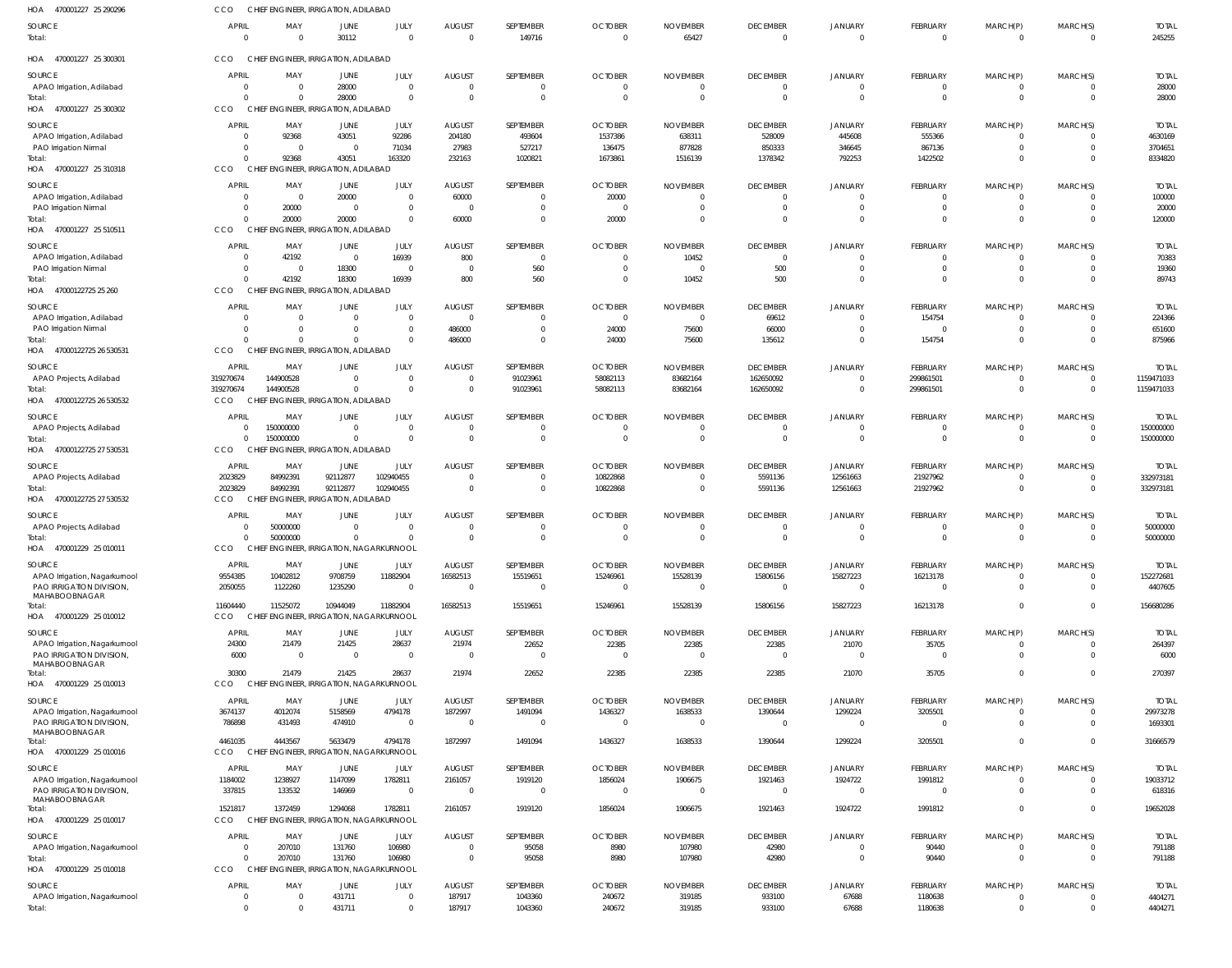HOA 470001227 25 290296 CCO CHIEF ENGINEER, IRRIGATION, ADILABAD

| SOURCE | APRIL | MAY | JUNE | JULY | AUGUST | SEPTEMBER | OCTOBER | NOVEMBER | DECEMBER | JANUARY | FEBRUARY | MARCH(P) | MARCH(S) | TOTAL |
|---|---|---|---|---|---|---|---|---|---|---|---|---|---|---|
| Total: | 0 | 0 | 30112 | 0 | 0 | 149716 | 0 | 65427 | 0 | 0 | 0 | 0 | 0 | 245255 |

HOA 470001227 25 300301 CCO CHIEF ENGINEER, IRRIGATION, ADILABAD

| SOURCE | APRIL | MAY | JUNE | JULY | AUGUST | SEPTEMBER | OCTOBER | NOVEMBER | DECEMBER | JANUARY | FEBRUARY | MARCH(P) | MARCH(S) | TOTAL |
|---|---|---|---|---|---|---|---|---|---|---|---|---|---|---|
| APAO Irrigation, Adilabad | 0 | 0 | 28000 | 0 | 0 | 0 | 0 | 0 | 0 | 0 | 0 | 0 | 0 | 28000 |
| Total: | 0 | 0 | 28000 | 0 | 0 | 0 | 0 | 0 | 0 | 0 | 0 | 0 | 0 | 28000 |

HOA 470001227 25 300302 CCO CHIEF ENGINEER, IRRIGATION, ADILABAD

| SOURCE | APRIL | MAY | JUNE | JULY | AUGUST | SEPTEMBER | OCTOBER | NOVEMBER | DECEMBER | JANUARY | FEBRUARY | MARCH(P) | MARCH(S) | TOTAL |
|---|---|---|---|---|---|---|---|---|---|---|---|---|---|---|
| APAO Irrigation, Adilabad | 0 | 92368 | 43051 | 92286 | 204180 | 493604 | 1537386 | 638311 | 528009 | 445608 | 555366 | 0 | 0 | 4630169 |
| PAO Irrigation Nirmal | 0 | 0 | 0 | 71034 | 27983 | 527217 | 136475 | 877828 | 850333 | 346645 | 867136 | 0 | 0 | 3704651 |
| Total: | 0 | 92368 | 43051 | 163320 | 232163 | 1020821 | 1673861 | 1516139 | 1378342 | 792253 | 1422502 | 0 | 0 | 8334820 |

HOA 470001227 25 310318 CCO CHIEF ENGINEER, IRRIGATION, ADILABAD

| SOURCE | APRIL | MAY | JUNE | JULY | AUGUST | SEPTEMBER | OCTOBER | NOVEMBER | DECEMBER | JANUARY | FEBRUARY | MARCH(P) | MARCH(S) | TOTAL |
|---|---|---|---|---|---|---|---|---|---|---|---|---|---|---|
| APAO Irrigation, Adilabad | 0 | 0 | 20000 | 0 | 60000 | 0 | 20000 | 0 | 0 | 0 | 0 | 0 | 0 | 100000 |
| PAO Irrigation Nirmal | 0 | 20000 | 0 | 0 | 0 | 0 | 0 | 0 | 0 | 0 | 0 | 0 | 0 | 20000 |
| Total: | 0 | 20000 | 20000 | 0 | 60000 | 0 | 20000 | 0 | 0 | 0 | 0 | 0 | 0 | 120000 |

HOA 470001227 25 510511 CCO CHIEF ENGINEER, IRRIGATION, ADILABAD

| SOURCE | APRIL | MAY | JUNE | JULY | AUGUST | SEPTEMBER | OCTOBER | NOVEMBER | DECEMBER | JANUARY | FEBRUARY | MARCH(P) | MARCH(S) | TOTAL |
|---|---|---|---|---|---|---|---|---|---|---|---|---|---|---|
| APAO Irrigation, Adilabad | 0 | 42192 | 0 | 16939 | 800 | 0 | 0 | 10452 | 0 | 0 | 0 | 0 | 0 | 70383 |
| PAO Irrigation Nirmal | 0 | 0 | 18300 | 0 | 0 | 560 | 0 | 0 | 500 | 0 | 0 | 0 | 0 | 19360 |
| Total: | 0 | 42192 | 18300 | 16939 | 800 | 560 | 0 | 10452 | 500 | 0 | 0 | 0 | 0 | 89743 |

HOA 47000122725 25 260 CCO CHIEF ENGINEER, IRRIGATION, ADILABAD

| SOURCE | APRIL | MAY | JUNE | JULY | AUGUST | SEPTEMBER | OCTOBER | NOVEMBER | DECEMBER | JANUARY | FEBRUARY | MARCH(P) | MARCH(S) | TOTAL |
|---|---|---|---|---|---|---|---|---|---|---|---|---|---|---|
| APAO Irrigation, Adilabad | 0 | 0 | 0 | 0 | 0 | 0 | 0 | 0 | 69612 | 0 | 154754 | 0 | 0 | 224366 |
| PAO Irrigation Nirmal | 0 | 0 | 0 | 0 | 486000 | 0 | 24000 | 75600 | 66000 | 0 | 0 | 0 | 0 | 651600 |
| Total: | 0 | 0 | 0 | 0 | 486000 | 0 | 24000 | 75600 | 135612 | 0 | 154754 | 0 | 0 | 875966 |

HOA 47000122725 26 530531 CCO CHIEF ENGINEER, IRRIGATION, ADILABAD

| SOURCE | APRIL | MAY | JUNE | JULY | AUGUST | SEPTEMBER | OCTOBER | NOVEMBER | DECEMBER | JANUARY | FEBRUARY | MARCH(P) | MARCH(S) | TOTAL |
|---|---|---|---|---|---|---|---|---|---|---|---|---|---|---|
| APAO Projects, Adilabad | 319270674 | 144900528 | 0 | 0 | 0 | 91023961 | 58082113 | 83682164 | 162650092 | 0 | 299861501 | 0 | 0 | 1159471033 |
| Total: | 319270674 | 144900528 | 0 | 0 | 0 | 91023961 | 58082113 | 83682164 | 162650092 | 0 | 299861501 | 0 | 0 | 1159471033 |

HOA 47000122725 26 530532 CCO CHIEF ENGINEER, IRRIGATION, ADILABAD

| SOURCE | APRIL | MAY | JUNE | JULY | AUGUST | SEPTEMBER | OCTOBER | NOVEMBER | DECEMBER | JANUARY | FEBRUARY | MARCH(P) | MARCH(S) | TOTAL |
|---|---|---|---|---|---|---|---|---|---|---|---|---|---|---|
| APAO Projects, Adilabad | 0 | 150000000 | 0 | 0 | 0 | 0 | 0 | 0 | 0 | 0 | 0 | 0 | 0 | 150000000 |
| Total: | 0 | 150000000 | 0 | 0 | 0 | 0 | 0 | 0 | 0 | 0 | 0 | 0 | 0 | 150000000 |

HOA 47000122725 27 530531 CCO CHIEF ENGINEER, IRRIGATION, ADILABAD

| SOURCE | APRIL | MAY | JUNE | JULY | AUGUST | SEPTEMBER | OCTOBER | NOVEMBER | DECEMBER | JANUARY | FEBRUARY | MARCH(P) | MARCH(S) | TOTAL |
|---|---|---|---|---|---|---|---|---|---|---|---|---|---|---|
| APAO Projects, Adilabad | 2023829 | 84992391 | 92112877 | 102940455 | 0 | 0 | 10822868 | 0 | 5591136 | 12561663 | 21927962 | 0 | 0 | 332973181 |
| Total: | 2023829 | 84992391 | 92112877 | 102940455 | 0 | 0 | 10822868 | 0 | 5591136 | 12561663 | 21927962 | 0 | 0 | 332973181 |

HOA 47000122725 27 530532 CCO CHIEF ENGINEER, IRRIGATION, ADILABAD

| SOURCE | APRIL | MAY | JUNE | JULY | AUGUST | SEPTEMBER | OCTOBER | NOVEMBER | DECEMBER | JANUARY | FEBRUARY | MARCH(P) | MARCH(S) | TOTAL |
|---|---|---|---|---|---|---|---|---|---|---|---|---|---|---|
| APAO Projects, Adilabad | 0 | 50000000 | 0 | 0 | 0 | 0 | 0 | 0 | 0 | 0 | 0 | 0 | 0 | 50000000 |
| Total: | 0 | 50000000 | 0 | 0 | 0 | 0 | 0 | 0 | 0 | 0 | 0 | 0 | 0 | 50000000 |

HOA 470001229 25 010011 CCO CHIEF ENGINEER, IRRIGATION, NAGARKURNOOL

| SOURCE | APRIL | MAY | JUNE | JULY | AUGUST | SEPTEMBER | OCTOBER | NOVEMBER | DECEMBER | JANUARY | FEBRUARY | MARCH(P) | MARCH(S) | TOTAL |
|---|---|---|---|---|---|---|---|---|---|---|---|---|---|---|
| APAO Irrigation, Nagarkurnool | 9554385 | 10402812 | 9708759 | 11882904 | 16582513 | 15519651 | 15246961 | 15528139 | 15806156 | 15827223 | 16213178 | 0 | 0 | 152272681 |
| PAO IRRIGATION DIVISION, MAHABOOBNAGAR | 2050055 | 1122260 | 1235290 | 0 | 0 | 0 | 0 | 0 | 0 | 0 | 0 | 0 | 0 | 4407605 |
| Total: | 11604440 | 11525072 | 10944049 | 11882904 | 16582513 | 15519651 | 15246961 | 15528139 | 15806156 | 15827223 | 16213178 | 0 | 0 | 156680286 |

HOA 470001229 25 010012 CCO CHIEF ENGINEER, IRRIGATION, NAGARKURNOOL

| SOURCE | APRIL | MAY | JUNE | JULY | AUGUST | SEPTEMBER | OCTOBER | NOVEMBER | DECEMBER | JANUARY | FEBRUARY | MARCH(P) | MARCH(S) | TOTAL |
|---|---|---|---|---|---|---|---|---|---|---|---|---|---|---|
| APAO Irrigation, Nagarkurnool | 24300 | 21479 | 21425 | 28637 | 21974 | 22652 | 22385 | 22385 | 22385 | 21070 | 35705 | 0 | 0 | 264397 |
| PAO IRRIGATION DIVISION, MAHABOOBNAGAR | 6000 | 0 | 0 | 0 | 0 | 0 | 0 | 0 | 0 | 0 | 0 | 0 | 0 | 6000 |
| Total: | 30300 | 21479 | 21425 | 28637 | 21974 | 22652 | 22385 | 22385 | 22385 | 21070 | 35705 | 0 | 0 | 270397 |

HOA 470001229 25 010013 CCO CHIEF ENGINEER, IRRIGATION, NAGARKURNOOL

| SOURCE | APRIL | MAY | JUNE | JULY | AUGUST | SEPTEMBER | OCTOBER | NOVEMBER | DECEMBER | JANUARY | FEBRUARY | MARCH(P) | MARCH(S) | TOTAL |
|---|---|---|---|---|---|---|---|---|---|---|---|---|---|---|
| APAO Irrigation, Nagarkurnool | 3674137 | 4012074 | 5158569 | 4794178 | 1872997 | 1491094 | 1436327 | 1638533 | 1390644 | 1299224 | 3205501 | 0 | 0 | 29973278 |
| PAO IRRIGATION DIVISION, MAHABOOBNAGAR | 786898 | 431493 | 474910 | 0 | 0 | 0 | 0 | 0 | 0 | 0 | 0 | 0 | 0 | 1693301 |
| Total: | 4461035 | 4443567 | 5633479 | 4794178 | 1872997 | 1491094 | 1436327 | 1638533 | 1390644 | 1299224 | 3205501 | 0 | 0 | 31666579 |

HOA 470001229 25 010016 CCO CHIEF ENGINEER, IRRIGATION, NAGARKURNOOL

| SOURCE | APRIL | MAY | JUNE | JULY | AUGUST | SEPTEMBER | OCTOBER | NOVEMBER | DECEMBER | JANUARY | FEBRUARY | MARCH(P) | MARCH(S) | TOTAL |
|---|---|---|---|---|---|---|---|---|---|---|---|---|---|---|
| APAO Irrigation, Nagarkurnool | 1184002 | 1238927 | 1147099 | 1782811 | 2161057 | 1919120 | 1856024 | 1906675 | 1921463 | 1924722 | 1991812 | 0 | 0 | 19033712 |
| PAO IRRIGATION DIVISION, MAHABOOBNAGAR | 337815 | 133532 | 146969 | 0 | 0 | 0 | 0 | 0 | 0 | 0 | 0 | 0 | 0 | 618316 |
| Total: | 1521817 | 1372459 | 1294068 | 1782811 | 2161057 | 1919120 | 1856024 | 1906675 | 1921463 | 1924722 | 1991812 | 0 | 0 | 19652028 |

HOA 470001229 25 010017 CCO CHIEF ENGINEER, IRRIGATION, NAGARKURNOOL

| SOURCE | APRIL | MAY | JUNE | JULY | AUGUST | SEPTEMBER | OCTOBER | NOVEMBER | DECEMBER | JANUARY | FEBRUARY | MARCH(P) | MARCH(S) | TOTAL |
|---|---|---|---|---|---|---|---|---|---|---|---|---|---|---|
| APAO Irrigation, Nagarkurnool | 0 | 207010 | 131760 | 106980 | 0 | 95058 | 8980 | 107980 | 42980 | 0 | 90440 | 0 | 0 | 791188 |
| Total: | 0 | 207010 | 131760 | 106980 | 0 | 95058 | 8980 | 107980 | 42980 | 0 | 90440 | 0 | 0 | 791188 |

HOA 470001229 25 010018 CCO CHIEF ENGINEER, IRRIGATION, NAGARKURNOOL

| SOURCE | APRIL | MAY | JUNE | JULY | AUGUST | SEPTEMBER | OCTOBER | NOVEMBER | DECEMBER | JANUARY | FEBRUARY | MARCH(P) | MARCH(S) | TOTAL |
|---|---|---|---|---|---|---|---|---|---|---|---|---|---|---|
| APAO Irrigation, Nagarkurnool | 0 | 0 | 431711 | 0 | 187917 | 1043360 | 240672 | 319185 | 933100 | 67688 | 1180638 | 0 | 0 | 4404271 |
| Total: | 0 | 0 | 431711 | 0 | 187917 | 1043360 | 240672 | 319185 | 933100 | 67688 | 1180638 | 0 | 0 | 4404271 |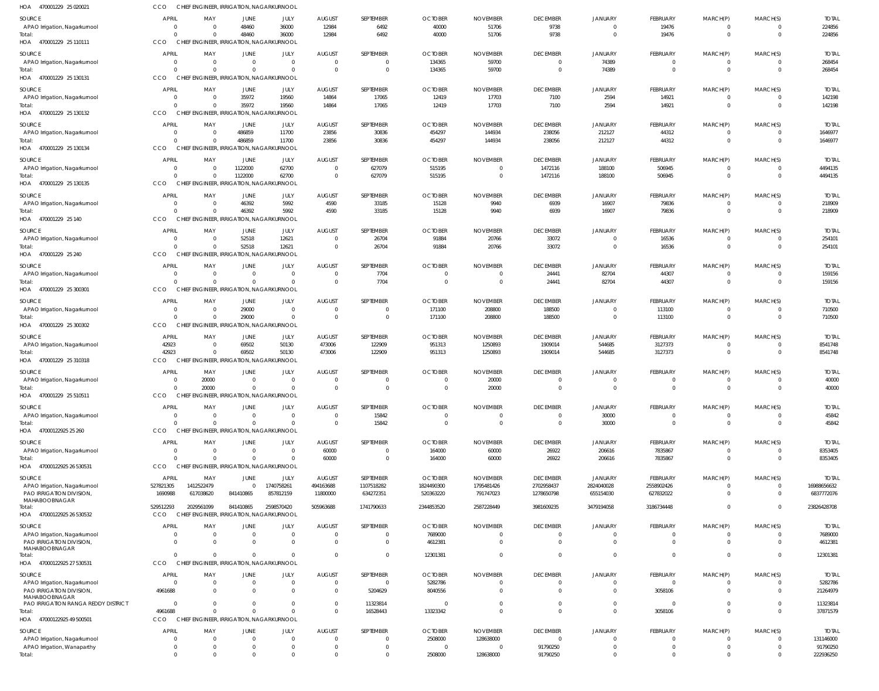HOA 470001229 25 020021 CCO CHIEF ENGINEER, IRRIGATION, NAGARKURNOOL

| SOURCE | APRIL | MAY | JUNE | JULY | AUGUST | SEPTEMBER | OCTOBER | NOVEMBER | DECEMBER | JANUARY | FEBRUARY | MARCH(P) | MARCH(S) | TOTAL |
|---|---|---|---|---|---|---|---|---|---|---|---|---|---|---|
| APAO Irrigation, Nagarkurnool | 0 | 0 | 48460 | 36000 | 12984 | 6492 | 40000 | 51706 | 9738 | 0 | 19476 | 0 | 0 | 224856 |
| Total: | 0 | 0 | 48460 | 36000 | 12984 | 6492 | 40000 | 51706 | 9738 | 0 | 19476 | 0 | 0 | 224856 |

HOA 470001229 25 110111 CCO CHIEF ENGINEER, IRRIGATION, NAGARKURNOOL

| SOURCE | APRIL | MAY | JUNE | JULY | AUGUST | SEPTEMBER | OCTOBER | NOVEMBER | DECEMBER | JANUARY | FEBRUARY | MARCH(P) | MARCH(S) | TOTAL |
|---|---|---|---|---|---|---|---|---|---|---|---|---|---|---|
| APAO Irrigation, Nagarkurnool | 0 | 0 | 0 | 0 | 0 | 0 | 134365 | 59700 | 0 | 74389 | 0 | 0 | 0 | 268454 |
| Total: | 0 | 0 | 0 | 0 | 0 | 0 | 134365 | 59700 | 0 | 74389 | 0 | 0 | 0 | 268454 |

HOA 470001229 25 130131 CCO CHIEF ENGINEER, IRRIGATION, NAGARKURNOOL

| SOURCE | APRIL | MAY | JUNE | JULY | AUGUST | SEPTEMBER | OCTOBER | NOVEMBER | DECEMBER | JANUARY | FEBRUARY | MARCH(P) | MARCH(S) | TOTAL |
|---|---|---|---|---|---|---|---|---|---|---|---|---|---|---|
| APAO Irrigation, Nagarkurnool | 0 | 0 | 35972 | 19560 | 14864 | 17065 | 12419 | 17703 | 7100 | 2594 | 14921 | 0 | 0 | 142198 |
| Total: | 0 | 0 | 35972 | 19560 | 14864 | 17065 | 12419 | 17703 | 7100 | 2594 | 14921 | 0 | 0 | 142198 |

HOA 470001229 25 130132 CCO CHIEF ENGINEER, IRRIGATION, NAGARKURNOOL

| SOURCE | APRIL | MAY | JUNE | JULY | AUGUST | SEPTEMBER | OCTOBER | NOVEMBER | DECEMBER | JANUARY | FEBRUARY | MARCH(P) | MARCH(S) | TOTAL |
|---|---|---|---|---|---|---|---|---|---|---|---|---|---|---|
| APAO Irrigation, Nagarkurnool | 0 | 0 | 486859 | 11700 | 23856 | 30836 | 454297 | 144934 | 238056 | 212127 | 44312 | 0 | 0 | 1646977 |
| Total: | 0 | 0 | 486859 | 11700 | 23856 | 30836 | 454297 | 144934 | 238056 | 212127 | 44312 | 0 | 0 | 1646977 |

HOA 470001229 25 130134 CCO CHIEF ENGINEER, IRRIGATION, NAGARKURNOOL

| SOURCE | APRIL | MAY | JUNE | JULY | AUGUST | SEPTEMBER | OCTOBER | NOVEMBER | DECEMBER | JANUARY | FEBRUARY | MARCH(P) | MARCH(S) | TOTAL |
|---|---|---|---|---|---|---|---|---|---|---|---|---|---|---|
| APAO Irrigation, Nagarkurnool | 0 | 0 | 1122000 | 62700 | 0 | 627079 | 515195 | 0 | 1472116 | 188100 | 506945 | 0 | 0 | 4494135 |
| Total: | 0 | 0 | 1122000 | 62700 | 0 | 627079 | 515195 | 0 | 1472116 | 188100 | 506945 | 0 | 0 | 4494135 |

HOA 470001229 25 130135 CCO CHIEF ENGINEER, IRRIGATION, NAGARKURNOOL

| SOURCE | APRIL | MAY | JUNE | JULY | AUGUST | SEPTEMBER | OCTOBER | NOVEMBER | DECEMBER | JANUARY | FEBRUARY | MARCH(P) | MARCH(S) | TOTAL |
|---|---|---|---|---|---|---|---|---|---|---|---|---|---|---|
| APAO Irrigation, Nagarkurnool | 0 | 0 | 46392 | 5992 | 4590 | 33185 | 15128 | 9940 | 6939 | 16907 | 79836 | 0 | 0 | 218909 |
| Total: | 0 | 0 | 46392 | 5992 | 4590 | 33185 | 15128 | 9940 | 6939 | 16907 | 79836 | 0 | 0 | 218909 |

HOA 470001229 25 140 CCO CHIEF ENGINEER, IRRIGATION, NAGARKURNOOL

| SOURCE | APRIL | MAY | JUNE | JULY | AUGUST | SEPTEMBER | OCTOBER | NOVEMBER | DECEMBER | JANUARY | FEBRUARY | MARCH(P) | MARCH(S) | TOTAL |
|---|---|---|---|---|---|---|---|---|---|---|---|---|---|---|
| APAO Irrigation, Nagarkurnool | 0 | 0 | 52518 | 12621 | 0 | 26704 | 91884 | 20766 | 33072 | 0 | 16536 | 0 | 0 | 254101 |
| Total: | 0 | 0 | 52518 | 12621 | 0 | 26704 | 91884 | 20766 | 33072 | 0 | 16536 | 0 | 0 | 254101 |

HOA 470001229 25 240 CCO CHIEF ENGINEER, IRRIGATION, NAGARKURNOOL

| SOURCE | APRIL | MAY | JUNE | JULY | AUGUST | SEPTEMBER | OCTOBER | NOVEMBER | DECEMBER | JANUARY | FEBRUARY | MARCH(P) | MARCH(S) | TOTAL |
|---|---|---|---|---|---|---|---|---|---|---|---|---|---|---|
| APAO Irrigation, Nagarkurnool | 0 | 0 | 0 | 0 | 0 | 7704 | 0 | 0 | 24441 | 82704 | 44307 | 0 | 0 | 159156 |
| Total: | 0 | 0 | 0 | 0 | 0 | 7704 | 0 | 0 | 24441 | 82704 | 44307 | 0 | 0 | 159156 |

HOA 470001229 25 300301 CCO CHIEF ENGINEER, IRRIGATION, NAGARKURNOOL

| SOURCE | APRIL | MAY | JUNE | JULY | AUGUST | SEPTEMBER | OCTOBER | NOVEMBER | DECEMBER | JANUARY | FEBRUARY | MARCH(P) | MARCH(S) | TOTAL |
|---|---|---|---|---|---|---|---|---|---|---|---|---|---|---|
| APAO Irrigation, Nagarkurnool | 0 | 0 | 29000 | 0 | 0 | 0 | 171100 | 208800 | 188500 | 0 | 113100 | 0 | 0 | 710500 |
| Total: | 0 | 0 | 29000 | 0 | 0 | 0 | 171100 | 208800 | 188500 | 0 | 113100 | 0 | 0 | 710500 |

HOA 470001229 25 300302 CCO CHIEF ENGINEER, IRRIGATION, NAGARKURNOOL

| SOURCE | APRIL | MAY | JUNE | JULY | AUGUST | SEPTEMBER | OCTOBER | NOVEMBER | DECEMBER | JANUARY | FEBRUARY | MARCH(P) | MARCH(S) | TOTAL |
|---|---|---|---|---|---|---|---|---|---|---|---|---|---|---|
| APAO Irrigation, Nagarkurnool | 42923 | 0 | 69502 | 50130 | 473006 | 122909 | 951313 | 1250893 | 1909014 | 544685 | 3127373 | 0 | 0 | 8541748 |
| Total: | 42923 | 0 | 69502 | 50130 | 473006 | 122909 | 951313 | 1250893 | 1909014 | 544685 | 3127373 | 0 | 0 | 8541748 |

HOA 470001229 25 310318 CCO CHIEF ENGINEER, IRRIGATION, NAGARKURNOOL

| SOURCE | APRIL | MAY | JUNE | JULY | AUGUST | SEPTEMBER | OCTOBER | NOVEMBER | DECEMBER | JANUARY | FEBRUARY | MARCH(P) | MARCH(S) | TOTAL |
|---|---|---|---|---|---|---|---|---|---|---|---|---|---|---|
| APAO Irrigation, Nagarkurnool | 0 | 20000 | 0 | 0 | 0 | 0 | 0 | 20000 | 0 | 0 | 0 | 0 | 0 | 40000 |
| Total: | 0 | 20000 | 0 | 0 | 0 | 0 | 0 | 20000 | 0 | 0 | 0 | 0 | 0 | 40000 |

HOA 470001229 25 510511 CCO CHIEF ENGINEER, IRRIGATION, NAGARKURNOOL

| SOURCE | APRIL | MAY | JUNE | JULY | AUGUST | SEPTEMBER | OCTOBER | NOVEMBER | DECEMBER | JANUARY | FEBRUARY | MARCH(P) | MARCH(S) | TOTAL |
|---|---|---|---|---|---|---|---|---|---|---|---|---|---|---|
| APAO Irrigation, Nagarkurnool | 0 | 0 | 0 | 0 | 0 | 15842 | 0 | 0 | 0 | 30000 | 0 | 0 | 0 | 45842 |
| Total: | 0 | 0 | 0 | 0 | 0 | 15842 | 0 | 0 | 0 | 30000 | 0 | 0 | 0 | 45842 |

HOA 47000122925 25 260 CCO CHIEF ENGINEER, IRRIGATION, NAGARKURNOOL

| SOURCE | APRIL | MAY | JUNE | JULY | AUGUST | SEPTEMBER | OCTOBER | NOVEMBER | DECEMBER | JANUARY | FEBRUARY | MARCH(P) | MARCH(S) | TOTAL |
|---|---|---|---|---|---|---|---|---|---|---|---|---|---|---|
| APAO Irrigation, Nagarkurnool | 0 | 0 | 0 | 0 | 60000 | 0 | 164000 | 60000 | 26922 | 206616 | 7835867 | 0 | 0 | 8353405 |
| Total: | 0 | 0 | 0 | 0 | 60000 | 0 | 164000 | 60000 | 26922 | 206616 | 7835867 | 0 | 0 | 8353405 |

HOA 47000122925 26 530531 CCO CHIEF ENGINEER, IRRIGATION, NAGARKURNOOL

| SOURCE | APRIL | MAY | JUNE | JULY | AUGUST | SEPTEMBER | OCTOBER | NOVEMBER | DECEMBER | JANUARY | FEBRUARY | MARCH(P) | MARCH(S) | TOTAL |
|---|---|---|---|---|---|---|---|---|---|---|---|---|---|---|
| APAO Irrigation, Nagarkurnool | 527821305 | 1412522479 | 0 | 1740758261 | 494163688 | 1107518282 | 1824490300 | 1795481426 | 2702958437 | 2824040028 | 2558902426 | 0 | 0 | 16988656632 |
| PAO IRRIGATION DIVISION, MAHABOOBNAGAR | 1690988 | 617038620 | 841410865 | 857812159 | 11800000 | 634272351 | 520363220 | 791747023 | 1278650798 | 655154030 | 627832022 | 0 | 0 | 6837772076 |
| Total: | 529512293 | 2029561099 | 841410865 | 2598570420 | 505963688 | 1741790633 | 2344853520 | 2587228449 | 3981609235 | 3479194058 | 3186734448 | 0 | 0 | 23826428708 |

HOA 47000122925 26 530532 CCO CHIEF ENGINEER, IRRIGATION, NAGARKURNOOL

| SOURCE | APRIL | MAY | JUNE | JULY | AUGUST | SEPTEMBER | OCTOBER | NOVEMBER | DECEMBER | JANUARY | FEBRUARY | MARCH(P) | MARCH(S) | TOTAL |
|---|---|---|---|---|---|---|---|---|---|---|---|---|---|---|
| APAO Irrigation, Nagarkurnool | 0 | 0 | 0 | 0 | 0 | 0 | 7689000 | 0 | 0 | 0 | 0 | 0 | 0 | 7689000 |
| PAO IRRIGATION DIVISION, MAHABOOBNAGAR | 0 | 0 | 0 | 0 | 0 | 0 | 4612381 | 0 | 0 | 0 | 0 | 0 | 0 | 4612381 |
| Total: | 0 | 0 | 0 | 0 | 0 | 0 | 12301381 | 0 | 0 | 0 | 0 | 0 | 0 | 12301381 |

HOA 47000122925 27 530531 CCO CHIEF ENGINEER, IRRIGATION, NAGARKURNOOL

| SOURCE | APRIL | MAY | JUNE | JULY | AUGUST | SEPTEMBER | OCTOBER | NOVEMBER | DECEMBER | JANUARY | FEBRUARY | MARCH(P) | MARCH(S) | TOTAL |
|---|---|---|---|---|---|---|---|---|---|---|---|---|---|---|
| APAO Irrigation, Nagarkurnool | 0 | 0 | 0 | 0 | 0 | 0 | 5282786 | 0 | 0 | 0 | 0 | 0 | 0 | 5282786 |
| PAO IRRIGATION DIVISION, MAHABOOBNAGAR | 4961688 | 0 | 0 | 0 | 0 | 5204629 | 8040556 | 0 | 0 | 0 | 3058106 | 0 | 0 | 21264979 |
| PAO IRRIGATION RANGA REDDY DISTRICT | 0 | 0 | 0 | 0 | 0 | 11323814 | 0 | 0 | 0 | 0 | 0 | 0 | 0 | 11323814 |
| Total: | 4961688 | 0 | 0 | 0 | 0 | 16528443 | 13323342 | 0 | 0 | 0 | 3058106 | 0 | 0 | 37871579 |

HOA 47000122925 49 500501 CCO CHIEF ENGINEER, IRRIGATION, NAGARKURNOOL

| SOURCE | APRIL | MAY | JUNE | JULY | AUGUST | SEPTEMBER | OCTOBER | NOVEMBER | DECEMBER | JANUARY | FEBRUARY | MARCH(P) | MARCH(S) | TOTAL |
|---|---|---|---|---|---|---|---|---|---|---|---|---|---|---|
| APAO Irrigation, Nagarkurnool | 0 | 0 | 0 | 0 | 0 | 0 | 2508000 | 128638000 | 0 | 0 | 0 | 0 | 0 | 131146000 |
| APAO Irrigation, Wanaparthy | 0 | 0 | 0 | 0 | 0 | 0 | 0 | 0 | 91790250 | 0 | 0 | 0 | 0 | 91790250 |
| Total: | 0 | 0 | 0 | 0 | 0 | 0 | 2508000 | 128638000 | 91790250 | 0 | 0 | 0 | 0 | 222936250 |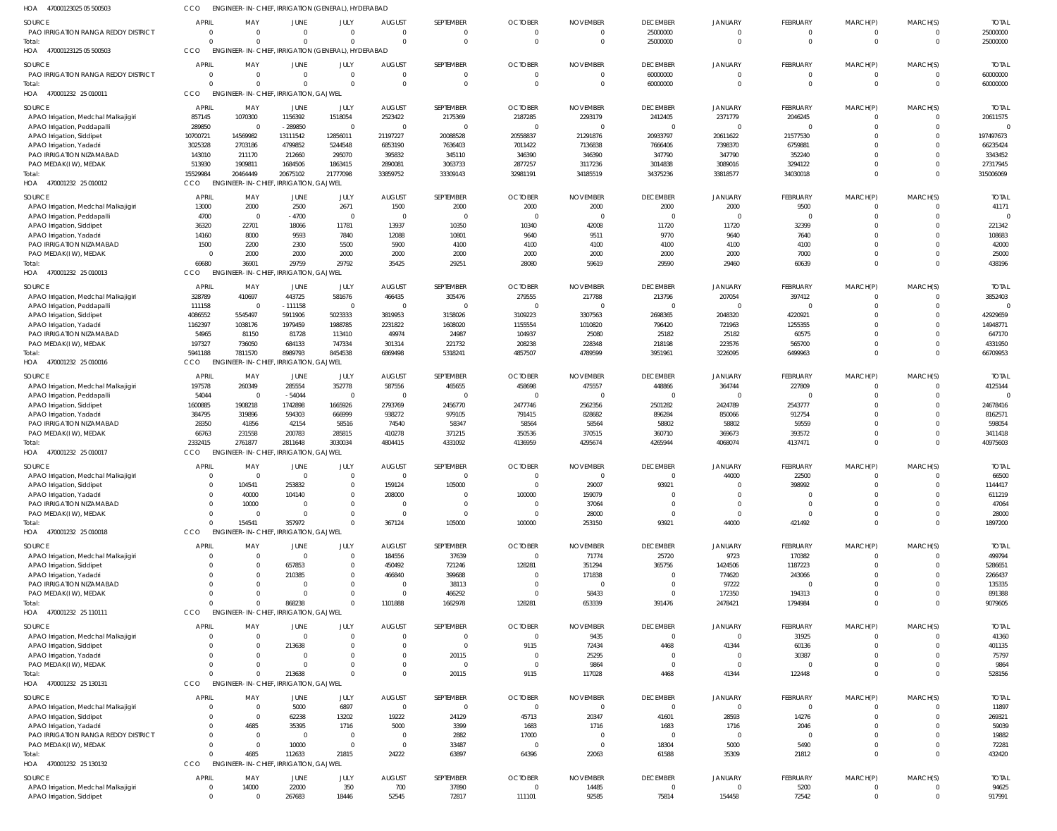HOA 470001230250 5 500503 CCO ENGINEER-IN-CHIEF, IRRIGATION (GENERAL), HYDERABAD

| SOURCE | APRIL | MAY | JUNE | JULY | AUGUST | SEPTEMBER | OCTOBER | NOVEMBER | DECEMBER | JANUARY | FEBRUARY | MARCH(P) | MARCH(S) | TOTAL |
|---|---|---|---|---|---|---|---|---|---|---|---|---|---|---|
| PAO IRRIGATION RANGA REDDY DISTRICT | 0 | 0 | 0 | 0 | 0 | 0 | 0 | 0 | 25000000 | 0 | 0 | 0 | 0 | 25000000 |
| Total: | 0 | 0 | 0 | 0 | 0 | 0 | 0 | 0 | 25000000 | 0 | 0 | 0 | 0 | 25000000 |

HOA 470001231250 5 500503 CCO ENGINEER-IN-CHIEF, IRRIGATION (GENERAL), HYDERABAD

| SOURCE | APRIL | MAY | JUNE | JULY | AUGUST | SEPTEMBER | OCTOBER | NOVEMBER | DECEMBER | JANUARY | FEBRUARY | MARCH(P) | MARCH(S) | TOTAL |
|---|---|---|---|---|---|---|---|---|---|---|---|---|---|---|
| PAO IRRIGATION RANGA REDDY DISTRICT | 0 | 0 | 0 | 0 | 0 | 0 | 0 | 0 | 60000000 | 0 | 0 | 0 | 0 | 60000000 |
| Total: | 0 | 0 | 0 | 0 | 0 | 0 | 0 | 0 | 60000000 | 0 | 0 | 0 | 0 | 60000000 |

HOA 470001232 25 010011 CCO ENGINEER-IN-CHIEF, IRRIGATION, GAJWEL

| SOURCE | APRIL | MAY | JUNE | JULY | AUGUST | SEPTEMBER | OCTOBER | NOVEMBER | DECEMBER | JANUARY | FEBRUARY | MARCH(P) | MARCH(S) | TOTAL |
|---|---|---|---|---|---|---|---|---|---|---|---|---|---|---|
| APAO Irrigation, Medchal Malkajigiri | 857145 | 1070300 | 1156392 | 1518054 | 2523422 | 2175369 | 2187285 | 2293179 | 2412405 | 2371779 | 2046245 | 0 | 0 | 20611575 |
| APAO Irrigation, Peddapalli | 289850 | 0 | -289850 | 0 | 0 | 0 | 0 | 0 | 0 | 0 | 0 | 0 | 0 | 0 |
| APAO Irrigation, Siddipet | 10700721 | 14569982 | 13111542 | 12856011 | 21197227 | 20088528 | 20558837 | 21291876 | 20933797 | 20611622 | 21577530 | 0 | 0 | 197497673 |
| APAO Irrigation, Yadadri | 3025328 | 2703186 | 4799852 | 5244548 | 6853190 | 7636403 | 7011422 | 7136838 | 7666406 | 7398370 | 6759881 | 0 | 0 | 66235424 |
| PAO IRRIGATION NIZAMABAD | 143010 | 211170 | 212660 | 295070 | 395832 | 345110 | 346390 | 346390 | 347790 | 347790 | 352240 | 0 | 0 | 3343452 |
| PAO MEDAK(IW), MEDAK | 513930 | 1909811 | 1684506 | 1863415 | 2890081 | 3063733 | 2877257 | 3117236 | 3014838 | 3089016 | 3294122 | 0 | 0 | 27317945 |
| Total: | 15529984 | 20464449 | 20675102 | 21777098 | 33859752 | 33309143 | 32981191 | 34185519 | 34375236 | 33818577 | 34030018 | 0 | 0 | 315006069 |

HOA 470001232 25 010012 CCO ENGINEER-IN-CHIEF, IRRIGATION, GAJWEL

| SOURCE | APRIL | MAY | JUNE | JULY | AUGUST | SEPTEMBER | OCTOBER | NOVEMBER | DECEMBER | JANUARY | FEBRUARY | MARCH(P) | MARCH(S) | TOTAL |
|---|---|---|---|---|---|---|---|---|---|---|---|---|---|---|
| APAO Irrigation, Medchal Malkajigiri | 13000 | 2000 | 2500 | 2671 | 1500 | 2000 | 2000 | 2000 | 2000 | 2000 | 9500 | 0 | 0 | 41171 |
| APAO Irrigation, Peddapalli | 4700 | 0 | -4700 | 0 | 0 | 0 | 0 | 0 | 0 | 0 | 0 | 0 | 0 | 0 |
| APAO Irrigation, Siddipet | 36320 | 22701 | 18066 | 11781 | 13937 | 10350 | 10340 | 42008 | 11720 | 11720 | 32399 | 0 | 0 | 221342 |
| APAO Irrigation, Yadadri | 14160 | 8000 | 9593 | 7840 | 12088 | 10801 | 9640 | 9511 | 9770 | 9640 | 7640 | 0 | 0 | 108683 |
| PAO IRRIGATION NIZAMABAD | 1500 | 2200 | 2300 | 5500 | 5900 | 4100 | 4100 | 4100 | 4100 | 4100 | 4100 | 0 | 0 | 42000 |
| PAO MEDAK(IW), MEDAK | 0 | 2000 | 2000 | 2000 | 2000 | 2000 | 2000 | 2000 | 2000 | 2000 | 7000 | 0 | 0 | 25000 |
| Total: | 69680 | 36901 | 29759 | 29792 | 35425 | 29251 | 28080 | 59619 | 29590 | 29460 | 60639 | 0 | 0 | 438196 |

HOA 470001232 25 010013 CCO ENGINEER-IN-CHIEF, IRRIGATION, GAJWEL

| SOURCE | APRIL | MAY | JUNE | JULY | AUGUST | SEPTEMBER | OCTOBER | NOVEMBER | DECEMBER | JANUARY | FEBRUARY | MARCH(P) | MARCH(S) | TOTAL |
|---|---|---|---|---|---|---|---|---|---|---|---|---|---|---|
| APAO Irrigation, Medchal Malkajigiri | 328789 | 410697 | 443725 | 581676 | 466435 | 305476 | 279555 | 217788 | 213796 | 207054 | 397412 | 0 | 0 | 3852403 |
| APAO Irrigation, Peddapalli | 111158 | 0 | -111158 | 0 | 0 | 0 | 0 | 0 | 0 | 0 | 0 | 0 | 0 | 0 |
| APAO Irrigation, Siddipet | 4086552 | 5545497 | 5911906 | 5023333 | 3819953 | 3158026 | 3109223 | 3307563 | 2698365 | 2048320 | 4220921 | 0 | 0 | 42929659 |
| APAO Irrigation, Yadadri | 1162397 | 1038176 | 1979459 | 1988785 | 2231822 | 1608020 | 1155554 | 1010820 | 796420 | 721963 | 1255355 | 0 | 0 | 14948771 |
| PAO IRRIGATION NIZAMABAD | 54965 | 81150 | 81728 | 113410 | 49974 | 24987 | 104937 | 25080 | 25182 | 25182 | 60575 | 0 | 0 | 647170 |
| PAO MEDAK(IW), MEDAK | 197327 | 736050 | 684133 | 747334 | 301314 | 221732 | 208238 | 228348 | 218198 | 223576 | 565700 | 0 | 0 | 4331950 |
| Total: | 5941188 | 7811570 | 8989793 | 8454538 | 6869498 | 5318241 | 4857507 | 4789599 | 3951961 | 3226095 | 6499963 | 0 | 0 | 66709953 |

HOA 470001232 25 010016 CCO ENGINEER-IN-CHIEF, IRRIGATION, GAJWEL

| SOURCE | APRIL | MAY | JUNE | JULY | AUGUST | SEPTEMBER | OCTOBER | NOVEMBER | DECEMBER | JANUARY | FEBRUARY | MARCH(P) | MARCH(S) | TOTAL |
|---|---|---|---|---|---|---|---|---|---|---|---|---|---|---|
| APAO Irrigation, Medchal Malkajigiri | 197578 | 260349 | 285554 | 352778 | 587556 | 465655 | 458698 | 475557 | 448866 | 364744 | 227809 | 0 | 0 | 4125144 |
| APAO Irrigation, Peddapalli | 54044 | 0 | -54044 | 0 | 0 | 0 | 0 | 0 | 0 | 0 | 0 | 0 | 0 | 0 |
| APAO Irrigation, Siddipet | 1600885 | 1908218 | 1742898 | 1665926 | 2793769 | 2456770 | 2477746 | 2562356 | 2501282 | 2424789 | 2543777 | 0 | 0 | 24678416 |
| APAO Irrigation, Yadadri | 384795 | 319896 | 594303 | 666999 | 938272 | 979105 | 791415 | 828682 | 896284 | 850066 | 912754 | 0 | 0 | 8162571 |
| PAO IRRIGATION NIZAMABAD | 28350 | 41856 | 42154 | 58516 | 74540 | 58347 | 58564 | 58564 | 58802 | 58802 | 59559 | 0 | 0 | 598054 |
| PAO MEDAK(IW), MEDAK | 66763 | 231558 | 200783 | 285815 | 410278 | 371215 | 350536 | 370515 | 360710 | 369673 | 393572 | 0 | 0 | 3411418 |
| Total: | 2332415 | 2761877 | 2811648 | 3030034 | 4804415 | 4331092 | 4136959 | 4295674 | 4265944 | 4068074 | 4137471 | 0 | 0 | 40975603 |

HOA 470001232 25 010017 CCO ENGINEER-IN-CHIEF, IRRIGATION, GAJWEL

| SOURCE | APRIL | MAY | JUNE | JULY | AUGUST | SEPTEMBER | OCTOBER | NOVEMBER | DECEMBER | JANUARY | FEBRUARY | MARCH(P) | MARCH(S) | TOTAL |
|---|---|---|---|---|---|---|---|---|---|---|---|---|---|---|
| APAO Irrigation, Medchal Malkajigiri | 0 | 0 | 0 | 0 | 0 | 0 | 0 | 0 | 0 | 44000 | 22500 | 0 | 0 | 66500 |
| APAO Irrigation, Siddipet | 0 | 104541 | 253832 | 0 | 159124 | 105000 | 0 | 29007 | 93921 | 0 | 398992 | 0 | 0 | 1144417 |
| APAO Irrigation, Yadadri | 0 | 40000 | 104140 | 0 | 208000 | 0 | 100000 | 159079 | 0 | 0 | 0 | 0 | 0 | 611219 |
| PAO IRRIGATION NIZAMABAD | 0 | 10000 | 0 | 0 | 0 | 0 | 0 | 37064 | 0 | 0 | 0 | 0 | 0 | 47064 |
| PAO MEDAK(IW), MEDAK | 0 | 0 | 0 | 0 | 0 | 0 | 0 | 28000 | 0 | 0 | 0 | 0 | 0 | 28000 |
| Total: | 0 | 154541 | 357972 | 0 | 367124 | 105000 | 100000 | 253150 | 93921 | 44000 | 421492 | 0 | 0 | 1897200 |

HOA 470001232 25 010018 CCO ENGINEER-IN-CHIEF, IRRIGATION, GAJWEL

| SOURCE | APRIL | MAY | JUNE | JULY | AUGUST | SEPTEMBER | OCTOBER | NOVEMBER | DECEMBER | JANUARY | FEBRUARY | MARCH(P) | MARCH(S) | TOTAL |
|---|---|---|---|---|---|---|---|---|---|---|---|---|---|---|
| APAO Irrigation, Medchal Malkajigiri | 0 | 0 | 0 | 0 | 184556 | 37639 | 0 | 71774 | 25720 | 9723 | 170382 | 0 | 0 | 499794 |
| APAO Irrigation, Siddipet | 0 | 0 | 657853 | 0 | 450492 | 721246 | 128281 | 351294 | 365756 | 1424506 | 1187223 | 0 | 0 | 5286651 |
| APAO Irrigation, Yadadri | 0 | 0 | 210385 | 0 | 466840 | 399688 | 0 | 171838 | 0 | 774620 | 243066 | 0 | 0 | 2266437 |
| PAO IRRIGATION NIZAMABAD | 0 | 0 | 0 | 0 | 0 | 38113 | 0 | 0 | 0 | 97222 | 0 | 0 | 0 | 135335 |
| PAO MEDAK(IW), MEDAK | 0 | 0 | 0 | 0 | 0 | 466292 | 0 | 58433 | 0 | 172350 | 194313 | 0 | 0 | 891388 |
| Total: | 0 | 0 | 868238 | 0 | 1101888 | 1662978 | 128281 | 653339 | 391476 | 2478421 | 1794984 | 0 | 0 | 9079605 |

HOA 470001232 25 110111 CCO ENGINEER-IN-CHIEF, IRRIGATION, GAJWEL

| SOURCE | APRIL | MAY | JUNE | JULY | AUGUST | SEPTEMBER | OCTOBER | NOVEMBER | DECEMBER | JANUARY | FEBRUARY | MARCH(P) | MARCH(S) | TOTAL |
|---|---|---|---|---|---|---|---|---|---|---|---|---|---|---|
| APAO Irrigation, Medchal Malkajigiri | 0 | 0 | 0 | 0 | 0 | 0 | 0 | 9435 | 0 | 0 | 31925 | 0 | 0 | 41360 |
| APAO Irrigation, Siddipet | 0 | 0 | 213638 | 0 | 0 | 0 | 9115 | 72434 | 4468 | 41344 | 60136 | 0 | 0 | 401135 |
| APAO Irrigation, Yadadri | 0 | 0 | 0 | 0 | 0 | 20115 | 0 | 25295 | 0 | 0 | 30387 | 0 | 0 | 75797 |
| PAO MEDAK(IW), MEDAK | 0 | 0 | 0 | 0 | 0 | 0 | 0 | 9864 | 0 | 0 | 0 | 0 | 0 | 9864 |
| Total: | 0 | 0 | 213638 | 0 | 0 | 20115 | 9115 | 117028 | 4468 | 41344 | 122448 | 0 | 0 | 528156 |

HOA 470001232 25 130131 CCO ENGINEER-IN-CHIEF, IRRIGATION, GAJWEL

| SOURCE | APRIL | MAY | JUNE | JULY | AUGUST | SEPTEMBER | OCTOBER | NOVEMBER | DECEMBER | JANUARY | FEBRUARY | MARCH(P) | MARCH(S) | TOTAL |
|---|---|---|---|---|---|---|---|---|---|---|---|---|---|---|
| APAO Irrigation, Medchal Malkajigiri | 0 | 0 | 5000 | 6897 | 0 | 0 | 0 | 0 | 0 | 0 | 0 | 0 | 0 | 11897 |
| APAO Irrigation, Siddipet | 0 | 0 | 62238 | 13202 | 19222 | 24129 | 45713 | 20347 | 41601 | 28593 | 14276 | 0 | 0 | 269321 |
| APAO Irrigation, Yadadri | 0 | 4685 | 35395 | 1716 | 5000 | 3399 | 1683 | 1716 | 1683 | 1716 | 2046 | 0 | 0 | 59039 |
| PAO IRRIGATION RANGA REDDY DISTRICT | 0 | 0 | 0 | 0 | 0 | 2882 | 17000 | 0 | 0 | 0 | 0 | 0 | 0 | 19882 |
| PAO MEDAK(IW), MEDAK | 0 | 0 | 10000 | 0 | 0 | 33487 | 0 | 0 | 18304 | 5000 | 5490 | 0 | 0 | 72281 |
| Total: | 0 | 4685 | 112633 | 21815 | 24222 | 63897 | 64396 | 22063 | 61588 | 35309 | 21812 | 0 | 0 | 432420 |

HOA 470001232 25 130132 CCO ENGINEER-IN-CHIEF, IRRIGATION, GAJWEL

| SOURCE | APRIL | MAY | JUNE | JULY | AUGUST | SEPTEMBER | OCTOBER | NOVEMBER | DECEMBER | JANUARY | FEBRUARY | MARCH(P) | MARCH(S) | TOTAL |
|---|---|---|---|---|---|---|---|---|---|---|---|---|---|---|
| APAO Irrigation, Medchal Malkajigiri | 0 | 14000 | 22000 | 350 | 700 | 37890 | 0 | 14485 | 0 | 0 | 5200 | 0 | 0 | 94625 |
| APAO Irrigation, Siddipet | 0 | 0 | 267683 | 18446 | 52545 | 72817 | 111101 | 92585 | 75814 | 154458 | 72542 | 0 | 0 | 917991 |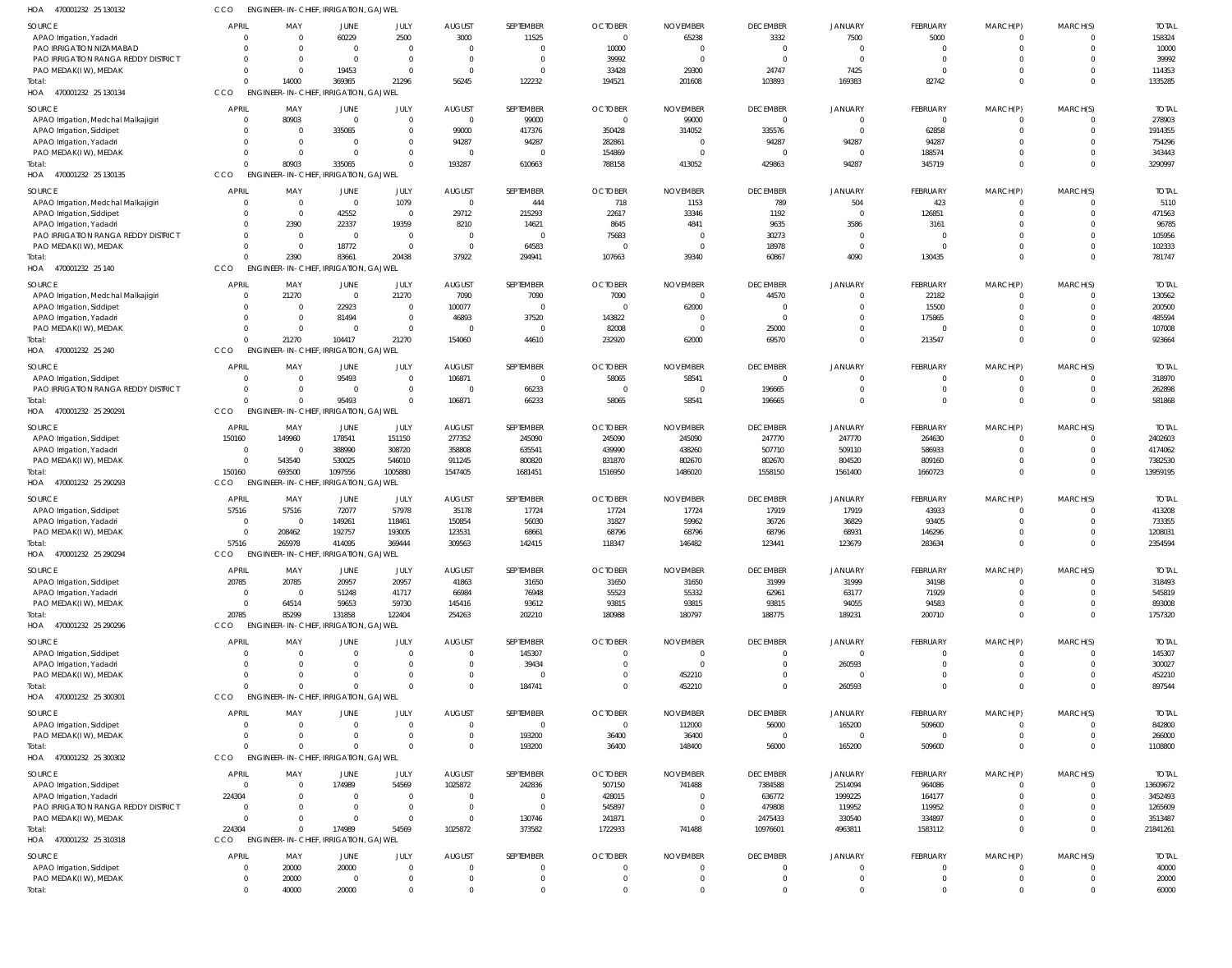HOA 470001232 25 130132 CCO ENGINEER-IN-CHIEF, IRRIGATION, GAJWEL

| SOURCE | APRIL | MAY | JUNE | JULY | AUGUST | SEPTEMBER | OCTOBER | NOVEMBER | DECEMBER | JANUARY | FEBRUARY | MARCH(P) | MARCH(S) | TOTAL |
|---|---|---|---|---|---|---|---|---|---|---|---|---|---|---|
| APAO Irrigation, Yadadri | 0 | 0 | 60229 | 2500 | 3000 | 11525 | 0 | 65238 | 3332 | 7500 | 5000 | 0 | 0 | 158324 |
| PAO IRRIGATION NIZAMABAD | 0 | 0 | 0 | 0 | 0 | 0 | 10000 | 0 | 0 | 0 | 0 | 0 | 0 | 10000 |
| PAO IRRIGATION RANGA REDDY DISTRICT | 0 | 0 | 0 | 0 | 0 | 0 | 39992 | 0 | 0 | 0 | 0 | 0 | 0 | 39992 |
| PAO MEDAK(IW), MEDAK | 0 | 0 | 19453 | 0 | 0 | 0 | 33428 | 29300 | 24747 | 7425 | 0 | 0 | 0 | 114353 |
| Total: | 0 | 14000 | 369365 | 21296 | 56245 | 122232 | 194521 | 201608 | 103893 | 169383 | 82742 | 0 | 0 | 1335285 |

HOA 470001232 25 130134 CCO ENGINEER-IN-CHIEF, IRRIGATION, GAJWEL

| SOURCE | APRIL | MAY | JUNE | JULY | AUGUST | SEPTEMBER | OCTOBER | NOVEMBER | DECEMBER | JANUARY | FEBRUARY | MARCH(P) | MARCH(S) | TOTAL |
|---|---|---|---|---|---|---|---|---|---|---|---|---|---|---|
| APAO Irrigation, Medchal Malkajigiri | 0 | 80903 | 0 | 0 | 0 | 99000 | 0 | 99000 | 0 | 0 | 0 | 0 | 0 | 278903 |
| APAO Irrigation, Siddipet | 0 | 0 | 335065 | 0 | 99000 | 417376 | 350428 | 314052 | 335576 | 0 | 62858 | 0 | 0 | 1914355 |
| APAO Irrigation, Yadadri | 0 | 0 | 0 | 0 | 94287 | 94287 | 282861 | 0 | 94287 | 94287 | 94287 | 0 | 0 | 754296 |
| PAO MEDAK(IW), MEDAK | 0 | 0 | 0 | 0 | 0 | 0 | 154869 | 0 | 0 | 0 | 188574 | 0 | 0 | 343443 |
| Total: | 0 | 80903 | 335065 | 0 | 193287 | 610663 | 788158 | 413052 | 429863 | 94287 | 345719 | 0 | 0 | 3290997 |

HOA 470001232 25 130135 CCO ENGINEER-IN-CHIEF, IRRIGATION, GAJWEL

| SOURCE | APRIL | MAY | JUNE | JULY | AUGUST | SEPTEMBER | OCTOBER | NOVEMBER | DECEMBER | JANUARY | FEBRUARY | MARCH(P) | MARCH(S) | TOTAL |
|---|---|---|---|---|---|---|---|---|---|---|---|---|---|---|
| APAO Irrigation, Medchal Malkajigiri | 0 | 0 | 0 | 1079 | 0 | 444 | 718 | 1153 | 789 | 504 | 423 | 0 | 0 | 5110 |
| APAO Irrigation, Siddipet | 0 | 0 | 42552 | 0 | 29712 | 215293 | 22617 | 33346 | 1192 | 0 | 126851 | 0 | 0 | 471563 |
| APAO Irrigation, Yadadri | 0 | 2390 | 22337 | 19359 | 8210 | 14621 | 8645 | 4841 | 9635 | 3586 | 3161 | 0 | 0 | 96785 |
| PAO IRRIGATION RANGA REDDY DISTRICT | 0 | 0 | 0 | 0 | 0 | 0 | 75683 | 0 | 30273 | 0 | 0 | 0 | 0 | 105956 |
| PAO MEDAK(IW), MEDAK | 0 | 0 | 18772 | 0 | 0 | 64583 | 0 | 0 | 18978 | 0 | 0 | 0 | 0 | 102333 |
| Total: | 0 | 2390 | 83661 | 20438 | 37922 | 294941 | 107663 | 39340 | 60867 | 4090 | 130435 | 0 | 0 | 781747 |

HOA 470001232 25 140 CCO ENGINEER-IN-CHIEF, IRRIGATION, GAJWEL

| SOURCE | APRIL | MAY | JUNE | JULY | AUGUST | SEPTEMBER | OCTOBER | NOVEMBER | DECEMBER | JANUARY | FEBRUARY | MARCH(P) | MARCH(S) | TOTAL |
|---|---|---|---|---|---|---|---|---|---|---|---|---|---|---|
| APAO Irrigation, Medchal Malkajigiri | 0 | 21270 | 0 | 21270 | 7090 | 7090 | 7090 | 0 | 44570 | 0 | 22182 | 0 | 0 | 130562 |
| APAO Irrigation, Siddipet | 0 | 0 | 22923 | 0 | 100077 | 0 | 0 | 62000 | 0 | 0 | 15500 | 0 | 0 | 200500 |
| APAO Irrigation, Yadadri | 0 | 0 | 81494 | 0 | 46893 | 37520 | 143822 | 0 | 0 | 0 | 175865 | 0 | 0 | 485594 |
| PAO MEDAK(IW), MEDAK | 0 | 0 | 0 | 0 | 0 | 0 | 82008 | 0 | 25000 | 0 | 0 | 0 | 0 | 107008 |
| Total: | 0 | 21270 | 104417 | 21270 | 154060 | 44610 | 232920 | 62000 | 69570 | 0 | 213547 | 0 | 0 | 923664 |

HOA 470001232 25 240 CCO ENGINEER-IN-CHIEF, IRRIGATION, GAJWEL

| SOURCE | APRIL | MAY | JUNE | JULY | AUGUST | SEPTEMBER | OCTOBER | NOVEMBER | DECEMBER | JANUARY | FEBRUARY | MARCH(P) | MARCH(S) | TOTAL |
|---|---|---|---|---|---|---|---|---|---|---|---|---|---|---|
| APAO Irrigation, Siddipet | 0 | 0 | 95493 | 0 | 106871 | 0 | 58065 | 58541 | 0 | 0 | 0 | 0 | 0 | 318970 |
| PAO IRRIGATION RANGA REDDY DISTRICT | 0 | 0 | 0 | 0 | 0 | 66233 | 0 | 0 | 196665 | 0 | 0 | 0 | 0 | 262898 |
| Total: | 0 | 0 | 95493 | 0 | 106871 | 66233 | 58065 | 58541 | 196665 | 0 | 0 | 0 | 0 | 581868 |

HOA 470001232 25 290291 CCO ENGINEER-IN-CHIEF, IRRIGATION, GAJWEL

| SOURCE | APRIL | MAY | JUNE | JULY | AUGUST | SEPTEMBER | OCTOBER | NOVEMBER | DECEMBER | JANUARY | FEBRUARY | MARCH(P) | MARCH(S) | TOTAL |
|---|---|---|---|---|---|---|---|---|---|---|---|---|---|---|
| APAO Irrigation, Siddipet | 150160 | 149960 | 178541 | 151150 | 277352 | 245090 | 245090 | 245090 | 247770 | 247770 | 264630 | 0 | 0 | 2402603 |
| APAO Irrigation, Yadadri | 0 | 0 | 388990 | 308720 | 358808 | 635541 | 439990 | 438260 | 507710 | 509110 | 586933 | 0 | 0 | 4174062 |
| PAO MEDAK(IW), MEDAK | 0 | 543540 | 530025 | 546010 | 911245 | 800820 | 831870 | 802670 | 802670 | 804520 | 809160 | 0 | 0 | 7382530 |
| Total: | 150160 | 693500 | 1097556 | 1005880 | 1547405 | 1681451 | 1516950 | 1486020 | 1558150 | 1561400 | 1660723 | 0 | 0 | 13959195 |

HOA 470001232 25 290293 CCO ENGINEER-IN-CHIEF, IRRIGATION, GAJWEL

| SOURCE | APRIL | MAY | JUNE | JULY | AUGUST | SEPTEMBER | OCTOBER | NOVEMBER | DECEMBER | JANUARY | FEBRUARY | MARCH(P) | MARCH(S) | TOTAL |
|---|---|---|---|---|---|---|---|---|---|---|---|---|---|---|
| APAO Irrigation, Siddipet | 57516 | 57516 | 72077 | 57978 | 35178 | 17724 | 17724 | 17724 | 17919 | 17919 | 43933 | 0 | 0 | 413208 |
| APAO Irrigation, Yadadri | 0 | 0 | 149261 | 118461 | 150854 | 56030 | 31827 | 59962 | 36726 | 36829 | 93405 | 0 | 0 | 733355 |
| PAO MEDAK(IW), MEDAK | 0 | 208462 | 192757 | 193005 | 123531 | 68661 | 68796 | 68796 | 68796 | 68931 | 146296 | 0 | 0 | 1208031 |
| Total: | 57516 | 265978 | 414095 | 369444 | 309563 | 142415 | 118347 | 146482 | 123441 | 123679 | 283634 | 0 | 0 | 2354594 |

HOA 470001232 25 290294 CCO ENGINEER-IN-CHIEF, IRRIGATION, GAJWEL

| SOURCE | APRIL | MAY | JUNE | JULY | AUGUST | SEPTEMBER | OCTOBER | NOVEMBER | DECEMBER | JANUARY | FEBRUARY | MARCH(P) | MARCH(S) | TOTAL |
|---|---|---|---|---|---|---|---|---|---|---|---|---|---|---|
| APAO Irrigation, Siddipet | 20785 | 20785 | 20957 | 20957 | 41863 | 31650 | 31650 | 31650 | 31999 | 31999 | 34198 | 0 | 0 | 318493 |
| APAO Irrigation, Yadadri | 0 | 0 | 51248 | 41717 | 66984 | 76948 | 55523 | 55332 | 62961 | 63177 | 71929 | 0 | 0 | 545819 |
| PAO MEDAK(IW), MEDAK | 0 | 64514 | 59653 | 59730 | 145416 | 93612 | 93815 | 93815 | 93815 | 94055 | 94583 | 0 | 0 | 893008 |
| Total: | 20785 | 85299 | 131858 | 122404 | 254263 | 202210 | 180988 | 180797 | 188775 | 189231 | 200710 | 0 | 0 | 1757320 |

HOA 470001232 25 290296 CCO ENGINEER-IN-CHIEF, IRRIGATION, GAJWEL

| SOURCE | APRIL | MAY | JUNE | JULY | AUGUST | SEPTEMBER | OCTOBER | NOVEMBER | DECEMBER | JANUARY | FEBRUARY | MARCH(P) | MARCH(S) | TOTAL |
|---|---|---|---|---|---|---|---|---|---|---|---|---|---|---|
| APAO Irrigation, Siddipet | 0 | 0 | 0 | 0 | 0 | 145307 | 0 | 0 | 0 | 0 | 0 | 0 | 0 | 145307 |
| APAO Irrigation, Yadadri | 0 | 0 | 0 | 0 | 0 | 39434 | 0 | 0 | 0 | 260593 | 0 | 0 | 0 | 300027 |
| PAO MEDAK(IW), MEDAK | 0 | 0 | 0 | 0 | 0 | 0 | 0 | 452210 | 0 | 0 | 0 | 0 | 0 | 452210 |
| Total: | 0 | 0 | 0 | 0 | 0 | 184741 | 0 | 452210 | 0 | 260593 | 0 | 0 | 0 | 897544 |

HOA 470001232 25 300301 CCO ENGINEER-IN-CHIEF, IRRIGATION, GAJWEL

| SOURCE | APRIL | MAY | JUNE | JULY | AUGUST | SEPTEMBER | OCTOBER | NOVEMBER | DECEMBER | JANUARY | FEBRUARY | MARCH(P) | MARCH(S) | TOTAL |
|---|---|---|---|---|---|---|---|---|---|---|---|---|---|---|
| APAO Irrigation, Siddipet | 0 | 0 | 0 | 0 | 0 | 0 | 0 | 112000 | 56000 | 165200 | 509600 | 0 | 0 | 842800 |
| PAO MEDAK(IW), MEDAK | 0 | 0 | 0 | 0 | 0 | 193200 | 36400 | 36400 | 0 | 0 | 0 | 0 | 0 | 266000 |
| Total: | 0 | 0 | 0 | 0 | 0 | 193200 | 36400 | 148400 | 56000 | 165200 | 509600 | 0 | 0 | 1108800 |

HOA 470001232 25 300302 CCO ENGINEER-IN-CHIEF, IRRIGATION, GAJWEL

| SOURCE | APRIL | MAY | JUNE | JULY | AUGUST | SEPTEMBER | OCTOBER | NOVEMBER | DECEMBER | JANUARY | FEBRUARY | MARCH(P) | MARCH(S) | TOTAL |
|---|---|---|---|---|---|---|---|---|---|---|---|---|---|---|
| APAO Irrigation, Siddipet | 0 | 0 | 174989 | 54569 | 1025872 | 242836 | 507150 | 741488 | 7384588 | 2514094 | 964086 | 0 | 0 | 13609672 |
| APAO Irrigation, Yadadri | 224304 | 0 | 0 | 0 | 0 | 0 | 428015 | 0 | 636772 | 1999225 | 164177 | 0 | 0 | 3452493 |
| PAO IRRIGATION RANGA REDDY DISTRICT | 0 | 0 | 0 | 0 | 0 | 0 | 545897 | 0 | 479808 | 119952 | 119952 | 0 | 0 | 1265609 |
| PAO MEDAK(IW), MEDAK | 0 | 0 | 0 | 0 | 0 | 130746 | 241871 | 0 | 2475433 | 330540 | 334897 | 0 | 0 | 3513487 |
| Total: | 224304 | 0 | 174989 | 54569 | 1025872 | 373582 | 1722933 | 741488 | 10976601 | 4963811 | 1583112 | 0 | 0 | 21841261 |

HOA 470001232 25 310318 CCO ENGINEER-IN-CHIEF, IRRIGATION, GAJWEL

| SOURCE | APRIL | MAY | JUNE | JULY | AUGUST | SEPTEMBER | OCTOBER | NOVEMBER | DECEMBER | JANUARY | FEBRUARY | MARCH(P) | MARCH(S) | TOTAL |
|---|---|---|---|---|---|---|---|---|---|---|---|---|---|---|
| APAO Irrigation, Siddipet | 0 | 20000 | 20000 | 0 | 0 | 0 | 0 | 0 | 0 | 0 | 0 | 0 | 0 | 40000 |
| PAO MEDAK(IW), MEDAK | 0 | 20000 | 0 | 0 | 0 | 0 | 0 | 0 | 0 | 0 | 0 | 0 | 0 | 20000 |
| Total: | 0 | 40000 | 20000 | 0 | 0 | 0 | 0 | 0 | 0 | 0 | 0 | 0 | 0 | 60000 |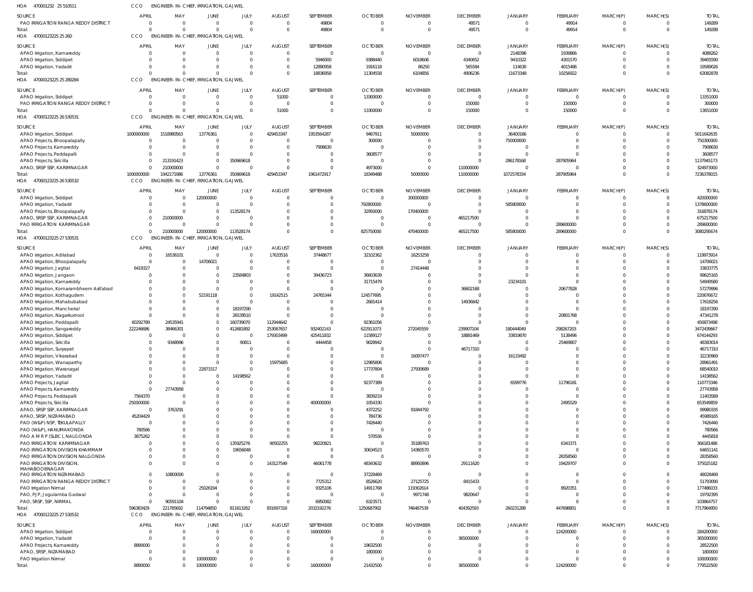HOA 470001232 25 510511 CCO ENGINEER- IN- CHIEF, IRRIGATION, GAJWEL

| SOURCE | APRIL | MAY | JUNE | JULY | AUGUST | SEPTEMBER | OCTOBER | NOVEMBER | DECEMBER | JANUARY | FEBRUARY | MARCH(P) | MARCH(S) | TOTAL |
|---|---|---|---|---|---|---|---|---|---|---|---|---|---|---|
| PAO IRRIGATION RANGA REDDY DISTRICT | 0 | 0 | 0 | 0 | 0 | 49804 | 0 | 0 | 49571 | 0 | 49914 | 0 | 0 | 149289 |
| Total: | 0 | 0 | 0 | 0 | 0 | 49804 | 0 | 0 | 49571 | 0 | 49914 | 0 | 0 | 149289 |

HOA 47000123225 25 260 CCO ENGINEER- IN- CHIEF, IRRIGATION, GAJWEL

| SOURCE | APRIL | MAY | JUNE | JULY | AUGUST | SEPTEMBER | OCTOBER | NOVEMBER | DECEMBER | JANUARY | FEBRUARY | MARCH(P) | MARCH(S) | TOTAL |
|---|---|---|---|---|---|---|---|---|---|---|---|---|---|---|
| APAO Irrigation, Kamareddy | 0 | 0 | 0 | 0 | 0 | 0 | 0 | 0 | 0 | 2148396 | 1939866 | 0 | 0 | 4088262 |
| APAO Irrigation, Siddipet | 0 | 0 | 0 | 0 | 0 | 5946000 | 9388440 | 6018606 | 4340652 | 9410322 | 4301570 | 0 | 0 | 39405590 |
| APAO Irrigation, Yadadri | 0 | 0 | 0 | 0 | 0 | 12890958 | 1916118 | 86250 | 565584 | 114630 | 4015486 | 0 | 0 | 19589026 |
| Total: | 0 | 0 | 0 | 0 | 0 | 18836958 | 11304558 | 6104856 | 4906236 | 11673348 | 10256922 | 0 | 0 | 63082878 |

HOA 47000123225 25 280284 CCO ENGINEER- IN- CHIEF, IRRIGATION, GAJWEL

| SOURCE | APRIL | MAY | JUNE | JULY | AUGUST | SEPTEMBER | OCTOBER | NOVEMBER | DECEMBER | JANUARY | FEBRUARY | MARCH(P) | MARCH(S) | TOTAL |
|---|---|---|---|---|---|---|---|---|---|---|---|---|---|---|
| APAO Irrigation, Siddipet | 0 | 0 | 0 | 0 | 51000 | 0 | 13300000 | 0 | 0 | 0 | 0 | 0 | 0 | 13351000 |
| PAO IRRIGATION RANGA REDDY DISTRICT | 0 | 0 | 0 | 0 | 0 | 0 | 0 | 0 | 150000 | 0 | 150000 | 0 | 0 | 300000 |
| Total: | 0 | 0 | 0 | 0 | 51000 | 0 | 13300000 | 0 | 150000 | 0 | 150000 | 0 | 0 | 13651000 |

HOA 47000123225 26 530531 CCO ENGINEER- IN- CHIEF, IRRIGATION, GAJWEL

| SOURCE | APRIL | MAY | JUNE | JULY | AUGUST | SEPTEMBER | OCTOBER | NOVEMBER | DECEMBER | JANUARY | FEBRUARY | MARCH(P) | MARCH(S) | TOTAL |
|---|---|---|---|---|---|---|---|---|---|---|---|---|---|---|
| APAO Irrigation, Siddipet | 1000000000 | 1518980563 | 13776361 | 0 | 429453347 | 1953564287 | 9467911 | 50000000 | 0 | 36400166 | 0 | 0 | 0 | 5011642635 |
| APAO Projects, Bhoopalapally | 0 | 0 | 0 | 0 | 0 | 0 | 300000 | 0 | 0 | 750000000 | 0 | 0 | 0 | 750300000 |
| APAO Projects, Kamareddy | 0 | 0 | 0 | 0 | 0 | 7908630 | 0 | 0 | 0 | 0 | 0 | 0 | 0 | 7908630 |
| APAO Projects, Peddapalli | 0 | 0 | 0 | 0 | 0 | 0 | 3608577 | 0 | 0 | 0 | 0 | 0 | 0 | 3608577 |
| APAO Projects, Siricilla | 0 | 213191423 | 0 | 350669618 | 0 | 0 | 0 | 0 | 0 | 286178168 | 287905964 | 0 | 0 | 1137945173 |
| APAO, SRSP SSP, KARIMNAGAR | 0 | 210000000 | 0 | 0 | 0 | 0 | 4973000 | 0 | 110000000 | 0 | 0 | 0 | 0 | 324973000 |
| Total: | 1000000000 | 1942171986 | 13776361 | 350669618 | 429453347 | 1961472917 | 18349488 | 50000000 | 110000000 | 1072578334 | 287905964 | 0 | 0 | 7236378015 |

HOA 47000123225 26 530532 CCO ENGINEER- IN- CHIEF, IRRIGATION, GAJWEL

| SOURCE | APRIL | MAY | JUNE | JULY | AUGUST | SEPTEMBER | OCTOBER | NOVEMBER | DECEMBER | JANUARY | FEBRUARY | MARCH(P) | MARCH(S) | TOTAL |
|---|---|---|---|---|---|---|---|---|---|---|---|---|---|---|
| APAO Irrigation, Siddipet | 0 | 0 | 120000000 | 0 | 0 | 0 | 0 | 300000000 | 0 | 0 | 0 | 0 | 0 | 420000000 |
| APAO Irrigation, Yadadri | 0 | 0 | 0 | 0 | 0 | 0 | 792800000 | 0 | 0 | 585800000 | 0 | 0 | 0 | 1378600000 |
| APAO Projects, Bhoopalapally | 0 | 0 | 0 | 113528174 | 0 | 0 | 32950000 | 170400000 | 0 | 0 | 0 | 0 | 0 | 316878174 |
| APAO, SRSP SSP, KARIMNAGAR | 0 | 210000000 | 0 | 0 | 0 | 0 | 0 | 0 | 465217500 | 0 | 0 | 0 | 0 | 675217500 |
| PAO IRRIGATION KARIMNAGAR | 0 | 0 | 0 | 0 | 0 | 0 | 0 | 0 | 0 | 0 | 289600000 | 0 | 0 | 289600000 |
| Total: | 0 | 210000000 | 120000000 | 113528174 | 0 | 0 | 825750000 | 470400000 | 465217500 | 585800000 | 289600000 | 0 | 0 | 3080295674 |

HOA 47000123225 27 530531 CCO ENGINEER- IN- CHIEF, IRRIGATION, GAJWEL

| SOURCE | APRIL | MAY | JUNE | JULY | AUGUST | SEPTEMBER | OCTOBER | NOVEMBER | DECEMBER | JANUARY | FEBRUARY | MARCH(P) | MARCH(S) | TOTAL |
|---|---|---|---|---|---|---|---|---|---|---|---|---|---|---|
| APAO Irrigation, Adilabad | 0 | 16536101 | 0 | 0 | 17633516 | 37448677 | 32102362 | 16253258 | 0 | 0 | 0 | 0 | 0 | 119973914 |
| APAO Irrigation, Bhoopalapally | 0 | 0 | 14706021 | 0 | 0 | 0 | 0 | 0 | 0 | 0 | 0 | 0 | 0 | 14706021 |
| APAO Irrigation, Jagtial | 6419327 | 0 | 0 | 0 | 0 | 0 | 0 | 27414448 | 0 | 0 | 0 | 0 | 0 | 33833775 |
| APAO Irrigation, Jangaon | 0 | 0 | 0 | 23584803 | 0 | 39436723 | 36603639 | 0 | 0 | 0 | 0 | 0 | 0 | 99625165 |
| APAO Irrigation, Kamareddy | 0 | 0 | 0 | 0 | 0 | 0 | 31715479 | 0 | 0 | 23234101 | 0 | 0 | 0 | 54949580 |
| APAO Irrigation, Komarambheem Asifabad | 0 | 0 | 0 | 0 | 0 | 0 | 0 | 0 | 36602168 | 0 | 20677828 | 0 | 0 | 57279996 |
| APAO Irrigation, Kothagudem | 0 | 0 | 52191118 | 0 | 19142515 | 24765344 | 124577695 | 0 | 0 | 0 | 0 | 0 | 0 | 220676672 |
| APAO Irrigation, Mahabubabad | 0 | 0 | 0 | 0 | 0 | 0 | 2681414 | 0 | 14936842 | 0 | 0 | 0 | 0 | 17618256 |
| APAO Irrigation, Mancherial | 0 | 0 | 0 | 18197290 | 0 | 0 | 0 | 0 | 0 | 0 | 0 | 0 | 0 | 18197290 |
| APAO Irrigation, Nagarkurnool | 0 | 0 | 0 | 26539510 | 0 | 0 | 0 | 0 | 0 | 0 | 20801768 | 0 | 0 | 47341278 |
| APAO Irrigation, Peddapalli | 60292789 | 24535941 | 0 | 160739070 | 112944642 | 0 | 92361056 | 0 | 0 | 0 | 0 | 0 | 0 | 450873498 |
| APAO Irrigation, Sangareddy | 222246686 | 38466301 | 0 | 412681892 | 253067657 | 932402143 | 622911073 | 272045559 | 239907104 | 180444049 | 298267203 | 0 | 0 | 3472439667 |
| APAO Irrigation, Siddipet | 0 | 0 | 0 | 0 | 179303499 | 425411832 | 11589127 | 0 | 18881469 | 33819870 | 5138496 | 0 | 0 | 674144293 |
| APAO Irrigation, Siricilla | 0 | 9348996 | 0 | 90811 | 0 | 4444458 | 9028942 | 0 | 0 | 0 | 25469807 | 0 | 0 | 48383014 |
| APAO Irrigation, Suryapet | 0 | 0 | 0 | 0 | 0 | 0 | 0 | 0 | 46717310 | 0 | 0 | 0 | 0 | 46717310 |
| APAO Irrigation, Vikarabad | 0 | 0 | 0 | 0 | 0 | 0 | 0 | 16097477 | 0 | 16133492 | 0 | 0 | 0 | 32230969 |
| APAO Irrigation, Wanaparthy | 0 | 0 | 0 | 0 | 15975685 | 0 | 12985806 | 0 | 0 | 0 | 0 | 0 | 0 | 28961491 |
| APAO Irrigation, Waranagal | 0 | 0 | 22871517 | 0 | 0 | 0 | 17737804 | 27930689 | 0 | 0 | 0 | 0 | 0 | 68540010 |
| APAO Irrigation, Yadadri | 0 | 0 | 0 | 14198562 | 0 | 0 | 0 | 0 | 0 | 0 | 0 | 0 | 0 | 14198562 |
| APAO Projects, Jagtial | 0 | 0 | 0 | 0 | 0 | 0 | 92377389 | 0 | 0 | 6599776 | 11796181 | 0 | 0 | 110773346 |
| APAO Projects, Kamareddy | 0 | 27743958 | 0 | 0 | 0 | 0 | 0 | 0 | 0 | 0 | 0 | 0 | 0 | 27743958 |
| APAO Projects, Peddapalli | 7564370 | 0 | 0 | 0 | 0 | 0 | 3839219 | 0 | 0 | 0 | 0 | 0 | 0 | 11403589 |
| APAO Projects, Siricilla | 250000000 | 0 | 0 | 0 | 0 | 400000000 | 1054330 | 0 | 0 | 0 | 2495529 | 0 | 0 | 653549859 |
| APAO, SRSP SSP, KARIMNAGAR | 0 | 3763291 | 0 | 0 | 0 | 0 | 4372252 | 91844792 | 0 | 0 | 0 | 0 | 0 | 99980335 |
| APAO, SRSP, NIZAMABAD | 45204429 | 0 | 0 | 0 | 0 | 0 | 784736 | 0 | 0 | 0 | 0 | 0 | 0 | 45989165 |
| PAO (W&P) NSP, TEKULAPALLY | 0 | 0 | 0 | 0 | 0 | 0 | 7426440 | 0 | 0 | 0 | 0 | 0 | 0 | 7426440 |
| PAO (W&P), HANUMAKONDA | 780566 | 0 | 0 | 0 | 0 | 0 | 0 | 0 | 0 | 0 | 0 | 0 | 0 | 780566 |
| PAO A M R P (SLBC), NALGONDA | 3875262 | 0 | 0 | 0 | 0 | 0 | 570556 | 0 | 0 | 0 | 0 | 0 | 0 | 4445818 |
| PAO IRRIGATION KARIMNAGAR | 0 | 0 | 0 | 135925276 | 90502255 | 98220821 | 0 | 35189763 | 0 | 0 | 6343371 | 0 | 0 | 366181486 |
| PAO IRRIGATION DIVISION KHAMMAM | 0 | 0 | 0 | 19656048 | 0 | 0 | 30634523 | 14360570 | 0 | 0 | 0 | 0 | 0 | 64651141 |
| PAO IRRIGATION DIVISION NALGONDA | 0 | 0 | 0 | 0 | 0 | 0 | 0 | 0 | 0 | 0 | 28358560 | 0 | 0 | 28358560 |
| PAO IRRIGATION DIVISION, MAHABOOBNAGAR | 0 | 0 | 0 | 0 | 143127549 | 46061778 | 48343632 | 88950896 | 29111620 | 0 | 19429707 | 0 | 0 | 375025182 |
| PAO IRRIGATION NIZAMABAD | 0 | 10800000 | 0 | 0 | 0 | 0 | 37228469 | 0 | 0 | 0 | 0 | 0 | 0 | 48028469 |
| PAO IRRIGATION RANGA REDDY DISTRICT | 0 | 0 | 0 | 0 | 0 | 7725312 | 8526620 | 27125725 | 8415433 | 0 | 0 | 0 | 0 | 51793090 |
| PAO Irrigation Nirmal | 0 | 0 | 25026194 | 0 | 0 | 9325106 | 14911768 | 119302614 | 0 | 0 | 8920351 | 0 | 0 | 177486033 |
| PAO, PJP, Jogulamba Gadwal | 0 | 0 | 0 | 0 | 0 | 0 | 0 | 9971748 | 9820647 | 0 | 0 | 0 | 0 | 19792395 |
| PAO, SRSP, SSP, NIRMAL | 0 | 90591104 | 0 | 0 | 0 | 6950082 | 6323571 | 0 | 0 | 0 | 0 | 0 | 0 | 103864757 |
| Total: | 596383429 | 221785692 | 114794850 | 811613262 | 831697318 | 2032192276 | 1250687902 | 746487539 | 404392593 | 260231288 | 447698801 | 0 | 0 | 7717964950 |

HOA 47000123225 27 530532 CCO ENGINEER- IN- CHIEF, IRRIGATION, GAJWEL

| SOURCE | APRIL | MAY | JUNE | JULY | AUGUST | SEPTEMBER | OCTOBER | NOVEMBER | DECEMBER | JANUARY | FEBRUARY | MARCH(P) | MARCH(S) | TOTAL |
|---|---|---|---|---|---|---|---|---|---|---|---|---|---|---|
| APAO Irrigation, Siddipet | 0 | 0 | 0 | 0 | 0 | 160000000 | 0 | 0 | 0 | 0 | 124200000 | 0 | 0 | 284200000 |
| APAO Irrigation, Yadadri | 0 | 0 | 0 | 0 | 0 | 0 | 0 | 0 | 365000000 | 0 | 0 | 0 | 0 | 365000000 |
| APAO Projects, Kamareddy | 8890000 | 0 | 0 | 0 | 0 | 0 | 19632500 | 0 | 0 | 0 | 0 | 0 | 0 | 28522500 |
| APAO, SRSP, NIZAMABAD | 0 | 0 | 0 | 0 | 0 | 0 | 1800000 | 0 | 0 | 0 | 0 | 0 | 0 | 1800000 |
| PAO Irrigation Nirmal | 0 | 0 | 100000000 | 0 | 0 | 0 | 0 | 0 | 0 | 0 | 0 | 0 | 0 | 100000000 |
| Total: | 8890000 | 0 | 100000000 | 0 | 0 | 160000000 | 21432500 | 0 | 365000000 | 0 | 124200000 | 0 | 0 | 779522500 |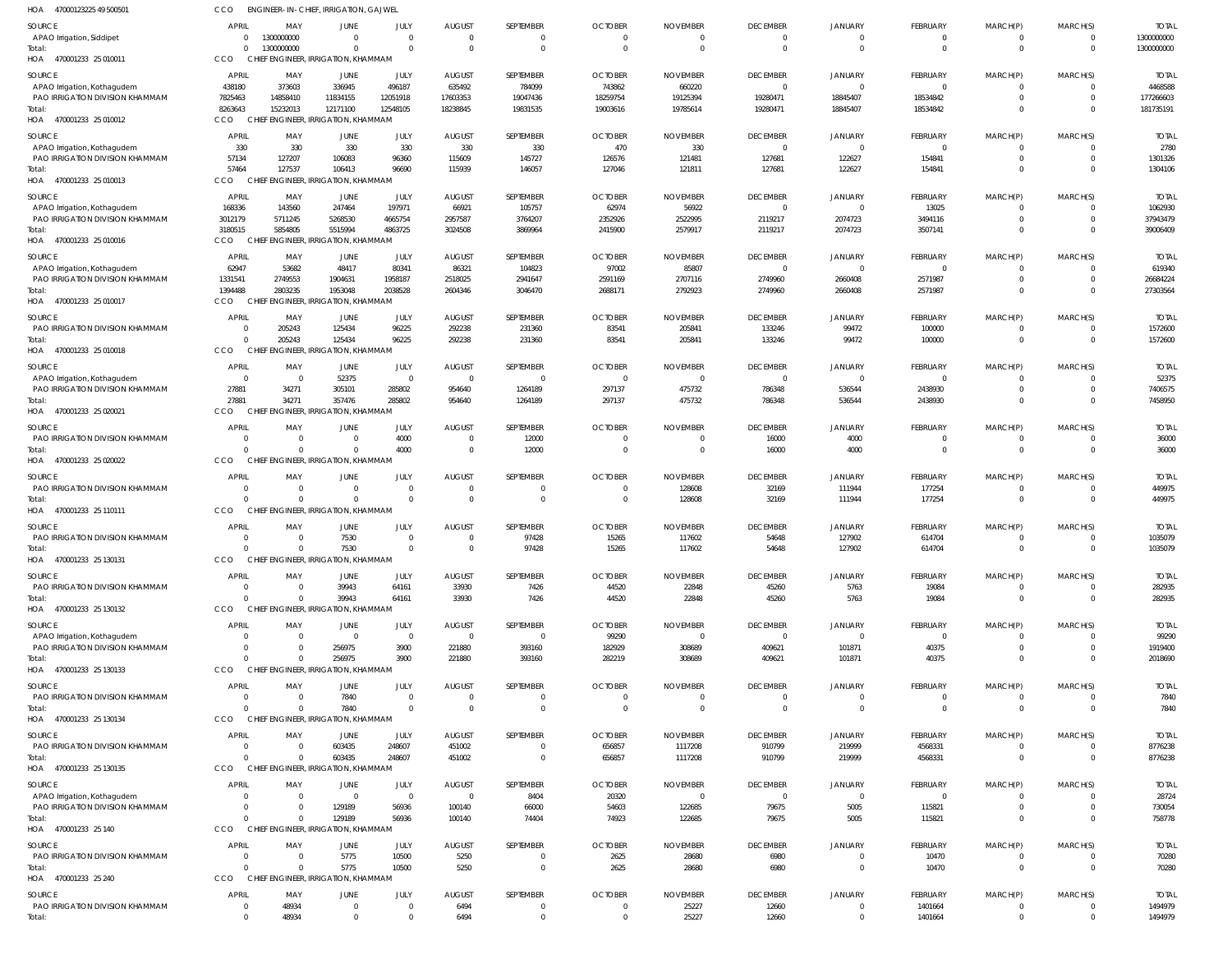HOA 470001232 25 49 500501 CCO ENGINEER- IN- CHIEF, IRRIGATION, GAJWEL

| SOURCE | APRIL | MAY | JUNE | JULY | AUGUST | SEPTEMBER | OCTOBER | NOVEMBER | DECEMBER | JANUARY | FEBRUARY | MARCH(P) | MARCH(S) | TOTAL |
|---|---|---|---|---|---|---|---|---|---|---|---|---|---|---|
| APAO Irrigation, Siddipet | 0 | 1300000000 | 0 | 0 | 0 | 0 | 0 | 0 | 0 | 0 | 0 | 0 | 0 | 1300000000 |
| Total: | 0 | 1300000000 | 0 | 0 | 0 | 0 | 0 | 0 | 0 | 0 | 0 | 0 | 0 | 1300000000 |

HOA 470001233 25 010011 CCO CHIEF ENGINEER, IRRIGATION, KHAMMAM

| SOURCE | APRIL | MAY | JUNE | JULY | AUGUST | SEPTEMBER | OCTOBER | NOVEMBER | DECEMBER | JANUARY | FEBRUARY | MARCH(P) | MARCH(S) | TOTAL |
|---|---|---|---|---|---|---|---|---|---|---|---|---|---|---|
| APAO Irrigation, Kothagudem | 438180 | 373603 | 336945 | 496187 | 635492 | 784099 | 743862 | 660220 | 0 | 0 | 0 | 0 | 0 | 4468588 |
| PAO IRRIGATION DIVISION KHAMMAM | 7825463 | 14858410 | 11834155 | 12051918 | 17603353 | 19047436 | 18259754 | 19125394 | 19280471 | 18845407 | 18534842 | 0 | 0 | 177266603 |
| Total: | 8263643 | 15232013 | 12171100 | 12548105 | 18238845 | 19831535 | 19003616 | 19785614 | 19280471 | 18845407 | 18534842 | 0 | 0 | 181735191 |

HOA 470001233 25 010012 CCO CHIEF ENGINEER, IRRIGATION, KHAMMAM

| SOURCE | APRIL | MAY | JUNE | JULY | AUGUST | SEPTEMBER | OCTOBER | NOVEMBER | DECEMBER | JANUARY | FEBRUARY | MARCH(P) | MARCH(S) | TOTAL |
|---|---|---|---|---|---|---|---|---|---|---|---|---|---|---|
| APAO Irrigation, Kothagudem | 330 | 330 | 330 | 330 | 330 | 330 | 470 | 330 | 0 | 0 | 0 | 0 | 0 | 2780 |
| PAO IRRIGATION DIVISION KHAMMAM | 57134 | 127207 | 106083 | 96360 | 115609 | 145727 | 126576 | 121481 | 127681 | 122627 | 154841 | 0 | 0 | 1301326 |
| Total: | 57464 | 127537 | 106413 | 96690 | 115939 | 146057 | 127046 | 121811 | 127681 | 122627 | 154841 | 0 | 0 | 1304106 |

HOA 470001233 25 010013 CCO CHIEF ENGINEER, IRRIGATION, KHAMMAM

| SOURCE | APRIL | MAY | JUNE | JULY | AUGUST | SEPTEMBER | OCTOBER | NOVEMBER | DECEMBER | JANUARY | FEBRUARY | MARCH(P) | MARCH(S) | TOTAL |
|---|---|---|---|---|---|---|---|---|---|---|---|---|---|---|
| APAO Irrigation, Kothagudem | 168336 | 143560 | 247464 | 197971 | 66921 | 105757 | 62974 | 56922 | 0 | 0 | 13025 | 0 | 0 | 1062930 |
| PAO IRRIGATION DIVISION KHAMMAM | 3012179 | 5711245 | 5268530 | 4665754 | 2957587 | 3764207 | 2352926 | 2522995 | 2119217 | 2074723 | 3494116 | 0 | 0 | 37943479 |
| Total: | 3180515 | 5854805 | 5515994 | 4863725 | 3024508 | 3869964 | 2415900 | 2579917 | 2119217 | 2074723 | 3507141 | 0 | 0 | 39006409 |

HOA 470001233 25 010016 CCO CHIEF ENGINEER, IRRIGATION, KHAMMAM

| SOURCE | APRIL | MAY | JUNE | JULY | AUGUST | SEPTEMBER | OCTOBER | NOVEMBER | DECEMBER | JANUARY | FEBRUARY | MARCH(P) | MARCH(S) | TOTAL |
|---|---|---|---|---|---|---|---|---|---|---|---|---|---|---|
| APAO Irrigation, Kothagudem | 62947 | 53682 | 48417 | 80341 | 86321 | 104823 | 97002 | 85807 | 0 | 0 | 0 | 0 | 0 | 619340 |
| PAO IRRIGATION DIVISION KHAMMAM | 1331541 | 2749553 | 1904631 | 1958187 | 2518025 | 2941647 | 2591169 | 2707116 | 2749960 | 2660408 | 2571987 | 0 | 0 | 26684224 |
| Total: | 1394488 | 2803235 | 1953048 | 2038528 | 2604346 | 3046470 | 2688171 | 2792923 | 2749960 | 2660408 | 2571987 | 0 | 0 | 27303564 |

HOA 470001233 25 010017 CCO CHIEF ENGINEER, IRRIGATION, KHAMMAM

| SOURCE | APRIL | MAY | JUNE | JULY | AUGUST | SEPTEMBER | OCTOBER | NOVEMBER | DECEMBER | JANUARY | FEBRUARY | MARCH(P) | MARCH(S) | TOTAL |
|---|---|---|---|---|---|---|---|---|---|---|---|---|---|---|
| PAO IRRIGATION DIVISION KHAMMAM | 0 | 205243 | 125434 | 96225 | 292238 | 231360 | 83541 | 205841 | 133246 | 99472 | 100000 | 0 | 0 | 1572600 |
| Total: | 0 | 205243 | 125434 | 96225 | 292238 | 231360 | 83541 | 205841 | 133246 | 99472 | 100000 | 0 | 0 | 1572600 |

HOA 470001233 25 010018 CCO CHIEF ENGINEER, IRRIGATION, KHAMMAM

| SOURCE | APRIL | MAY | JUNE | JULY | AUGUST | SEPTEMBER | OCTOBER | NOVEMBER | DECEMBER | JANUARY | FEBRUARY | MARCH(P) | MARCH(S) | TOTAL |
|---|---|---|---|---|---|---|---|---|---|---|---|---|---|---|
| APAO Irrigation, Kothagudem | 0 | 0 | 52375 | 0 | 0 | 0 | 0 | 0 | 0 | 0 | 0 | 0 | 0 | 52375 |
| PAO IRRIGATION DIVISION KHAMMAM | 27881 | 34271 | 305101 | 285802 | 954640 | 1264189 | 297137 | 475732 | 786348 | 536544 | 2438930 | 0 | 0 | 7406575 |
| Total: | 27881 | 34271 | 357476 | 285802 | 954640 | 1264189 | 297137 | 475732 | 786348 | 536544 | 2438930 | 0 | 0 | 7458950 |

HOA 470001233 25 020021 CCO CHIEF ENGINEER, IRRIGATION, KHAMMAM

| SOURCE | APRIL | MAY | JUNE | JULY | AUGUST | SEPTEMBER | OCTOBER | NOVEMBER | DECEMBER | JANUARY | FEBRUARY | MARCH(P) | MARCH(S) | TOTAL |
|---|---|---|---|---|---|---|---|---|---|---|---|---|---|---|
| PAO IRRIGATION DIVISION KHAMMAM | 0 | 0 | 0 | 4000 | 0 | 12000 | 0 | 0 | 16000 | 4000 | 0 | 0 | 0 | 36000 |
| Total: | 0 | 0 | 0 | 4000 | 0 | 12000 | 0 | 0 | 16000 | 4000 | 0 | 0 | 0 | 36000 |

HOA 470001233 25 020022 CCO CHIEF ENGINEER, IRRIGATION, KHAMMAM

| SOURCE | APRIL | MAY | JUNE | JULY | AUGUST | SEPTEMBER | OCTOBER | NOVEMBER | DECEMBER | JANUARY | FEBRUARY | MARCH(P) | MARCH(S) | TOTAL |
|---|---|---|---|---|---|---|---|---|---|---|---|---|---|---|
| PAO IRRIGATION DIVISION KHAMMAM | 0 | 0 | 0 | 0 | 0 | 0 | 0 | 128608 | 32169 | 111944 | 177254 | 0 | 0 | 449975 |
| Total: | 0 | 0 | 0 | 0 | 0 | 0 | 0 | 128608 | 32169 | 111944 | 177254 | 0 | 0 | 449975 |

HOA 470001233 25 110111 CCO CHIEF ENGINEER, IRRIGATION, KHAMMAM

| SOURCE | APRIL | MAY | JUNE | JULY | AUGUST | SEPTEMBER | OCTOBER | NOVEMBER | DECEMBER | JANUARY | FEBRUARY | MARCH(P) | MARCH(S) | TOTAL |
|---|---|---|---|---|---|---|---|---|---|---|---|---|---|---|
| PAO IRRIGATION DIVISION KHAMMAM | 0 | 0 | 7530 | 0 | 0 | 97428 | 15265 | 117602 | 54648 | 127902 | 614704 | 0 | 0 | 1035079 |
| Total: | 0 | 0 | 7530 | 0 | 0 | 97428 | 15265 | 117602 | 54648 | 127902 | 614704 | 0 | 0 | 1035079 |

HOA 470001233 25 130131 CCO CHIEF ENGINEER, IRRIGATION, KHAMMAM

| SOURCE | APRIL | MAY | JUNE | JULY | AUGUST | SEPTEMBER | OCTOBER | NOVEMBER | DECEMBER | JANUARY | FEBRUARY | MARCH(P) | MARCH(S) | TOTAL |
|---|---|---|---|---|---|---|---|---|---|---|---|---|---|---|
| PAO IRRIGATION DIVISION KHAMMAM | 0 | 0 | 39943 | 64161 | 33930 | 7426 | 44520 | 22848 | 45260 | 5763 | 19084 | 0 | 0 | 282935 |
| Total: | 0 | 0 | 39943 | 64161 | 33930 | 7426 | 44520 | 22848 | 45260 | 5763 | 19084 | 0 | 0 | 282935 |

HOA 470001233 25 130132 CCO CHIEF ENGINEER, IRRIGATION, KHAMMAM

| SOURCE | APRIL | MAY | JUNE | JULY | AUGUST | SEPTEMBER | OCTOBER | NOVEMBER | DECEMBER | JANUARY | FEBRUARY | MARCH(P) | MARCH(S) | TOTAL |
|---|---|---|---|---|---|---|---|---|---|---|---|---|---|---|
| APAO Irrigation, Kothagudem | 0 | 0 | 0 | 0 | 0 | 0 | 99290 | 0 | 0 | 0 | 0 | 0 | 0 | 99290 |
| PAO IRRIGATION DIVISION KHAMMAM | 0 | 0 | 256975 | 3900 | 221880 | 393160 | 182929 | 308689 | 409621 | 101871 | 40375 | 0 | 0 | 1919400 |
| Total: | 0 | 0 | 256975 | 3900 | 221880 | 393160 | 282219 | 308689 | 409621 | 101871 | 40375 | 0 | 0 | 2018690 |

HOA 470001233 25 130133 CCO CHIEF ENGINEER, IRRIGATION, KHAMMAM

| SOURCE | APRIL | MAY | JUNE | JULY | AUGUST | SEPTEMBER | OCTOBER | NOVEMBER | DECEMBER | JANUARY | FEBRUARY | MARCH(P) | MARCH(S) | TOTAL |
|---|---|---|---|---|---|---|---|---|---|---|---|---|---|---|
| PAO IRRIGATION DIVISION KHAMMAM | 0 | 0 | 7840 | 0 | 0 | 0 | 0 | 0 | 0 | 0 | 0 | 0 | 0 | 7840 |
| Total: | 0 | 0 | 7840 | 0 | 0 | 0 | 0 | 0 | 0 | 0 | 0 | 0 | 0 | 7840 |

HOA 470001233 25 130134 CCO CHIEF ENGINEER, IRRIGATION, KHAMMAM

| SOURCE | APRIL | MAY | JUNE | JULY | AUGUST | SEPTEMBER | OCTOBER | NOVEMBER | DECEMBER | JANUARY | FEBRUARY | MARCH(P) | MARCH(S) | TOTAL |
|---|---|---|---|---|---|---|---|---|---|---|---|---|---|---|
| PAO IRRIGATION DIVISION KHAMMAM | 0 | 0 | 603435 | 248607 | 451002 | 0 | 656857 | 1117208 | 910799 | 219999 | 4568331 | 0 | 0 | 8776238 |
| Total: | 0 | 0 | 603435 | 248607 | 451002 | 0 | 656857 | 1117208 | 910799 | 219999 | 4568331 | 0 | 0 | 8776238 |

HOA 470001233 25 130135 CCO CHIEF ENGINEER, IRRIGATION, KHAMMAM

| SOURCE | APRIL | MAY | JUNE | JULY | AUGUST | SEPTEMBER | OCTOBER | NOVEMBER | DECEMBER | JANUARY | FEBRUARY | MARCH(P) | MARCH(S) | TOTAL |
|---|---|---|---|---|---|---|---|---|---|---|---|---|---|---|
| APAO Irrigation, Kothagudem | 0 | 0 | 0 | 0 | 0 | 8404 | 20320 | 0 | 0 | 0 | 0 | 0 | 0 | 28724 |
| PAO IRRIGATION DIVISION KHAMMAM | 0 | 0 | 129189 | 56936 | 100140 | 66000 | 54603 | 122685 | 79675 | 5005 | 115821 | 0 | 0 | 730054 |
| Total: | 0 | 0 | 129189 | 56936 | 100140 | 74404 | 74923 | 122685 | 79675 | 5005 | 115821 | 0 | 0 | 758778 |

HOA 470001233 25 140 CCO CHIEF ENGINEER, IRRIGATION, KHAMMAM

| SOURCE | APRIL | MAY | JUNE | JULY | AUGUST | SEPTEMBER | OCTOBER | NOVEMBER | DECEMBER | JANUARY | FEBRUARY | MARCH(P) | MARCH(S) | TOTAL |
|---|---|---|---|---|---|---|---|---|---|---|---|---|---|---|
| PAO IRRIGATION DIVISION KHAMMAM | 0 | 0 | 5775 | 10500 | 5250 | 0 | 2625 | 28680 | 6980 | 0 | 10470 | 0 | 0 | 70280 |
| Total: | 0 | 0 | 5775 | 10500 | 5250 | 0 | 2625 | 28680 | 6980 | 0 | 10470 | 0 | 0 | 70280 |

HOA 470001233 25 240 CCO CHIEF ENGINEER, IRRIGATION, KHAMMAM

| SOURCE | APRIL | MAY | JUNE | JULY | AUGUST | SEPTEMBER | OCTOBER | NOVEMBER | DECEMBER | JANUARY | FEBRUARY | MARCH(P) | MARCH(S) | TOTAL |
|---|---|---|---|---|---|---|---|---|---|---|---|---|---|---|
| PAO IRRIGATION DIVISION KHAMMAM | 0 | 48934 | 0 | 0 | 6494 | 0 | 0 | 25227 | 12660 | 0 | 1401664 | 0 | 0 | 1494979 |
| Total: | 0 | 48934 | 0 | 0 | 6494 | 0 | 0 | 25227 | 12660 | 0 | 1401664 | 0 | 0 | 1494979 |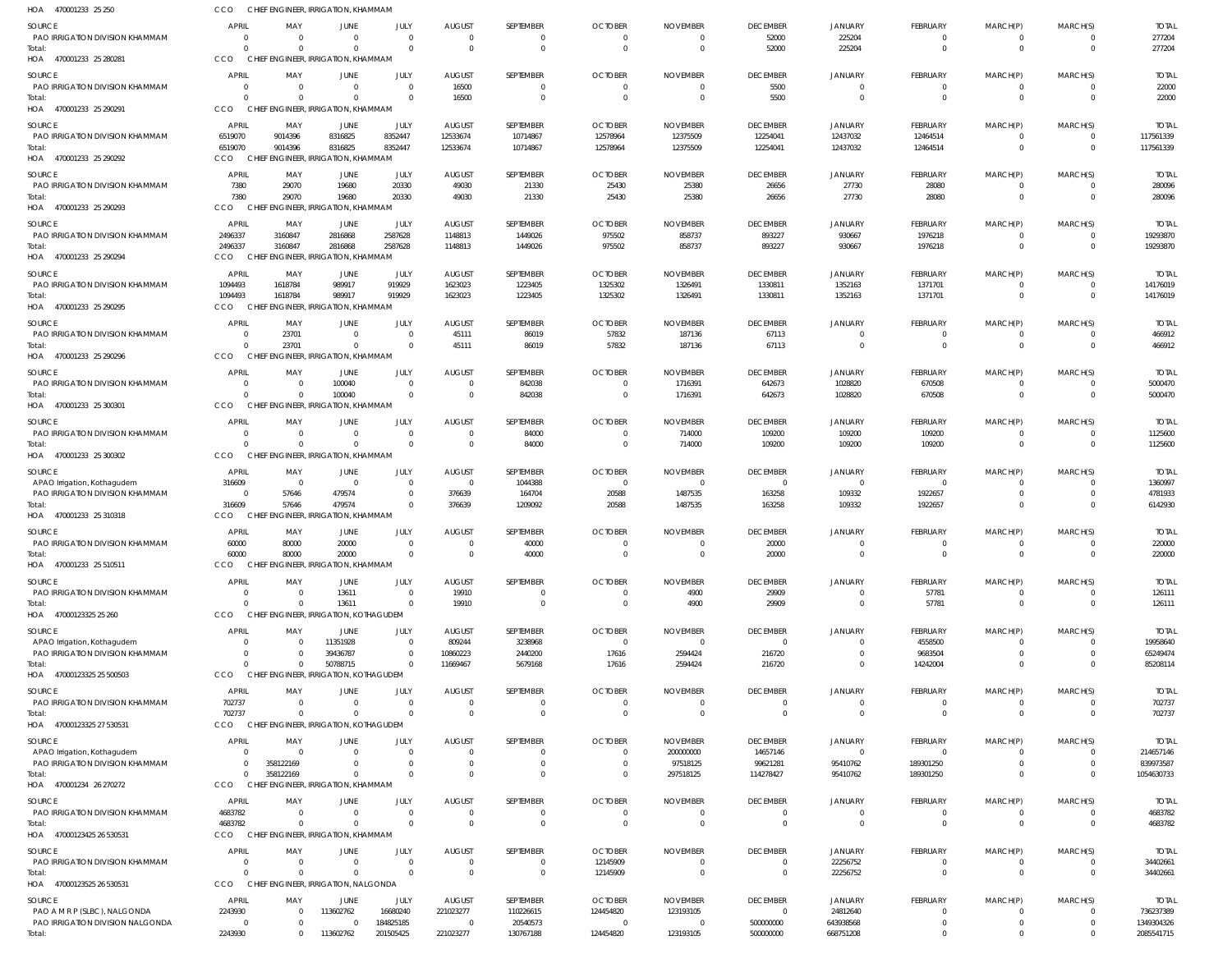HOA 470001233 25 250 CCO CHIEF ENGINEER, IRRIGATION, KHAMMAM

| SOURCE | APRIL | MAY | JUNE | JULY | AUGUST | SEPTEMBER | OCTOBER | NOVEMBER | DECEMBER | JANUARY | FEBRUARY | MARCH(P) | MARCH(S) | TOTAL |
|---|---|---|---|---|---|---|---|---|---|---|---|---|---|---|
| PAO IRRIGATION DIVISION KHAMMAM | 0 | 0 | 0 | 0 | 0 | 0 | 0 | 0 | 52000 | 225204 | 0 | 0 | 0 | 277204 |
| Total: | 0 | 0 | 0 | 0 | 0 | 0 | 0 | 0 | 52000 | 225204 | 0 | 0 | 0 | 277204 |

HOA 470001233 25 280281 CCO CHIEF ENGINEER, IRRIGATION, KHAMMAM

| SOURCE | APRIL | MAY | JUNE | JULY | AUGUST | SEPTEMBER | OCTOBER | NOVEMBER | DECEMBER | JANUARY | FEBRUARY | MARCH(P) | MARCH(S) | TOTAL |
|---|---|---|---|---|---|---|---|---|---|---|---|---|---|---|
| PAO IRRIGATION DIVISION KHAMMAM | 0 | 0 | 0 | 0 | 16500 | 0 | 0 | 0 | 5500 | 0 | 0 | 0 | 0 | 22000 |
| Total: | 0 | 0 | 0 | 0 | 16500 | 0 | 0 | 0 | 5500 | 0 | 0 | 0 | 0 | 22000 |

HOA 470001233 25 290291 CCO CHIEF ENGINEER, IRRIGATION, KHAMMAM

| SOURCE | APRIL | MAY | JUNE | JULY | AUGUST | SEPTEMBER | OCTOBER | NOVEMBER | DECEMBER | JANUARY | FEBRUARY | MARCH(P) | MARCH(S) | TOTAL |
|---|---|---|---|---|---|---|---|---|---|---|---|---|---|---|
| PAO IRRIGATION DIVISION KHAMMAM | 6519070 | 9014396 | 8316825 | 8352447 | 12533674 | 10714867 | 12578964 | 12375509 | 12254041 | 12437032 | 12464514 | 0 | 0 | 117561339 |
| Total: | 6519070 | 9014396 | 8316825 | 8352447 | 12533674 | 10714867 | 12578964 | 12375509 | 12254041 | 12437032 | 12464514 | 0 | 0 | 117561339 |

HOA 470001233 25 290292 CCO CHIEF ENGINEER, IRRIGATION, KHAMMAM

| SOURCE | APRIL | MAY | JUNE | JULY | AUGUST | SEPTEMBER | OCTOBER | NOVEMBER | DECEMBER | JANUARY | FEBRUARY | MARCH(P) | MARCH(S) | TOTAL |
|---|---|---|---|---|---|---|---|---|---|---|---|---|---|---|
| PAO IRRIGATION DIVISION KHAMMAM | 7380 | 29070 | 19680 | 20330 | 49030 | 21330 | 25430 | 25380 | 26656 | 27730 | 28080 | 0 | 0 | 280096 |
| Total: | 7380 | 29070 | 19680 | 20330 | 49030 | 21330 | 25430 | 25380 | 26656 | 27730 | 28080 | 0 | 0 | 280096 |

HOA 470001233 25 290293 CCO CHIEF ENGINEER, IRRIGATION, KHAMMAM

| SOURCE | APRIL | MAY | JUNE | JULY | AUGUST | SEPTEMBER | OCTOBER | NOVEMBER | DECEMBER | JANUARY | FEBRUARY | MARCH(P) | MARCH(S) | TOTAL |
|---|---|---|---|---|---|---|---|---|---|---|---|---|---|---|
| PAO IRRIGATION DIVISION KHAMMAM | 2496337 | 3160847 | 2816868 | 2587628 | 1148813 | 1449026 | 975502 | 858737 | 893227 | 930667 | 1976218 | 0 | 0 | 19293870 |
| Total: | 2496337 | 3160847 | 2816868 | 2587628 | 1148813 | 1449026 | 975502 | 858737 | 893227 | 930667 | 1976218 | 0 | 0 | 19293870 |

HOA 470001233 25 290294 CCO CHIEF ENGINEER, IRRIGATION, KHAMMAM

| SOURCE | APRIL | MAY | JUNE | JULY | AUGUST | SEPTEMBER | OCTOBER | NOVEMBER | DECEMBER | JANUARY | FEBRUARY | MARCH(P) | MARCH(S) | TOTAL |
|---|---|---|---|---|---|---|---|---|---|---|---|---|---|---|
| PAO IRRIGATION DIVISION KHAMMAM | 1094493 | 1618784 | 989917 | 919929 | 1623023 | 1223405 | 1325302 | 1326491 | 1330811 | 1352163 | 1371701 | 0 | 0 | 14176019 |
| Total: | 1094493 | 1618784 | 989917 | 919929 | 1623023 | 1223405 | 1325302 | 1326491 | 1330811 | 1352163 | 1371701 | 0 | 0 | 14176019 |

HOA 470001233 25 290295 CCO CHIEF ENGINEER, IRRIGATION, KHAMMAM

| SOURCE | APRIL | MAY | JUNE | JULY | AUGUST | SEPTEMBER | OCTOBER | NOVEMBER | DECEMBER | JANUARY | FEBRUARY | MARCH(P) | MARCH(S) | TOTAL |
|---|---|---|---|---|---|---|---|---|---|---|---|---|---|---|
| PAO IRRIGATION DIVISION KHAMMAM | 0 | 23701 | 0 | 0 | 45111 | 86019 | 57832 | 187136 | 67113 | 0 | 0 | 0 | 0 | 466912 |
| Total: | 0 | 23701 | 0 | 0 | 45111 | 86019 | 57832 | 187136 | 67113 | 0 | 0 | 0 | 0 | 466912 |

HOA 470001233 25 290296 CCO CHIEF ENGINEER, IRRIGATION, KHAMMAM

| SOURCE | APRIL | MAY | JUNE | JULY | AUGUST | SEPTEMBER | OCTOBER | NOVEMBER | DECEMBER | JANUARY | FEBRUARY | MARCH(P) | MARCH(S) | TOTAL |
|---|---|---|---|---|---|---|---|---|---|---|---|---|---|---|
| PAO IRRIGATION DIVISION KHAMMAM | 0 | 0 | 100040 | 0 | 0 | 842038 | 0 | 1716391 | 642673 | 1028820 | 670508 | 0 | 0 | 5000470 |
| Total: | 0 | 0 | 100040 | 0 | 0 | 842038 | 0 | 1716391 | 642673 | 1028820 | 670508 | 0 | 0 | 5000470 |

HOA 470001233 25 300301 CCO CHIEF ENGINEER, IRRIGATION, KHAMMAM

| SOURCE | APRIL | MAY | JUNE | JULY | AUGUST | SEPTEMBER | OCTOBER | NOVEMBER | DECEMBER | JANUARY | FEBRUARY | MARCH(P) | MARCH(S) | TOTAL |
|---|---|---|---|---|---|---|---|---|---|---|---|---|---|---|
| PAO IRRIGATION DIVISION KHAMMAM | 0 | 0 | 0 | 0 | 0 | 84000 | 0 | 714000 | 109200 | 109200 | 109200 | 0 | 0 | 1125600 |
| Total: | 0 | 0 | 0 | 0 | 0 | 84000 | 0 | 714000 | 109200 | 109200 | 109200 | 0 | 0 | 1125600 |

HOA 470001233 25 300302 CCO CHIEF ENGINEER, IRRIGATION, KHAMMAM

| SOURCE | APRIL | MAY | JUNE | JULY | AUGUST | SEPTEMBER | OCTOBER | NOVEMBER | DECEMBER | JANUARY | FEBRUARY | MARCH(P) | MARCH(S) | TOTAL |
|---|---|---|---|---|---|---|---|---|---|---|---|---|---|---|
| APAO Irrigation, Kothagudem | 316609 | 0 | 0 | 0 | 0 | 1044388 | 0 | 0 | 0 | 0 | 0 | 0 | 0 | 1360997 |
| PAO IRRIGATION DIVISION KHAMMAM | 0 | 57646 | 479574 | 0 | 376639 | 164704 | 20588 | 1487535 | 163258 | 109332 | 1922657 | 0 | 0 | 4781933 |
| Total: | 316609 | 57646 | 479574 | 0 | 376639 | 1209092 | 20588 | 1487535 | 163258 | 109332 | 1922657 | 0 | 0 | 6142930 |

HOA 470001233 25 310318 CCO CHIEF ENGINEER, IRRIGATION, KHAMMAM

| SOURCE | APRIL | MAY | JUNE | JULY | AUGUST | SEPTEMBER | OCTOBER | NOVEMBER | DECEMBER | JANUARY | FEBRUARY | MARCH(P) | MARCH(S) | TOTAL |
|---|---|---|---|---|---|---|---|---|---|---|---|---|---|---|
| PAO IRRIGATION DIVISION KHAMMAM | 60000 | 80000 | 20000 | 0 | 0 | 40000 | 0 | 0 | 20000 | 0 | 0 | 0 | 0 | 220000 |
| Total: | 60000 | 80000 | 20000 | 0 | 0 | 40000 | 0 | 0 | 20000 | 0 | 0 | 0 | 0 | 220000 |

HOA 470001233 25 510511 CCO CHIEF ENGINEER, IRRIGATION, KHAMMAM

| SOURCE | APRIL | MAY | JUNE | JULY | AUGUST | SEPTEMBER | OCTOBER | NOVEMBER | DECEMBER | JANUARY | FEBRUARY | MARCH(P) | MARCH(S) | TOTAL |
|---|---|---|---|---|---|---|---|---|---|---|---|---|---|---|
| PAO IRRIGATION DIVISION KHAMMAM | 0 | 0 | 13611 | 0 | 19910 | 0 | 0 | 4900 | 29909 | 0 | 57781 | 0 | 0 | 126111 |
| Total: | 0 | 0 | 13611 | 0 | 19910 | 0 | 0 | 4900 | 29909 | 0 | 57781 | 0 | 0 | 126111 |

HOA 47000123325 25 260 CCO CHIEF ENGINEER, IRRIGATION, KOTHAGUDEM

| SOURCE | APRIL | MAY | JUNE | JULY | AUGUST | SEPTEMBER | OCTOBER | NOVEMBER | DECEMBER | JANUARY | FEBRUARY | MARCH(P) | MARCH(S) | TOTAL |
|---|---|---|---|---|---|---|---|---|---|---|---|---|---|---|
| APAO Irrigation, Kothagudem | 0 | 0 | 11351928 | 0 | 809244 | 3238968 | 0 | 0 | 0 | 0 | 4558500 | 0 | 0 | 19958640 |
| PAO IRRIGATION DIVISION KHAMMAM | 0 | 0 | 39436787 | 0 | 10860223 | 2440200 | 17616 | 2594424 | 216720 | 0 | 9683504 | 0 | 0 | 65249474 |
| Total: | 0 | 0 | 50788715 | 0 | 11669467 | 5679168 | 17616 | 2594424 | 216720 | 0 | 14242004 | 0 | 0 | 85208114 |

HOA 47000123325 25 500503 CCO CHIEF ENGINEER, IRRIGATION, KOTHAGUDEM

| SOURCE | APRIL | MAY | JUNE | JULY | AUGUST | SEPTEMBER | OCTOBER | NOVEMBER | DECEMBER | JANUARY | FEBRUARY | MARCH(P) | MARCH(S) | TOTAL |
|---|---|---|---|---|---|---|---|---|---|---|---|---|---|---|
| PAO IRRIGATION DIVISION KHAMMAM | 702737 | 0 | 0 | 0 | 0 | 0 | 0 | 0 | 0 | 0 | 0 | 0 | 0 | 702737 |
| Total: | 702737 | 0 | 0 | 0 | 0 | 0 | 0 | 0 | 0 | 0 | 0 | 0 | 0 | 702737 |

HOA 47000123325 27 530531 CCO CHIEF ENGINEER, IRRIGATION, KOTHAGUDEM

| SOURCE | APRIL | MAY | JUNE | JULY | AUGUST | SEPTEMBER | OCTOBER | NOVEMBER | DECEMBER | JANUARY | FEBRUARY | MARCH(P) | MARCH(S) | TOTAL |
|---|---|---|---|---|---|---|---|---|---|---|---|---|---|---|
| APAO Irrigation, Kothagudem | 0 | 0 | 0 | 0 | 0 | 0 | 0 | 200000000 | 14657146 | 0 | 0 | 0 | 0 | 214657146 |
| PAO IRRIGATION DIVISION KHAMMAM | 0 | 358122169 | 0 | 0 | 0 | 0 | 0 | 97518125 | 99621281 | 95410762 | 189301250 | 0 | 0 | 839973587 |
| Total: | 0 | 358122169 | 0 | 0 | 0 | 0 | 0 | 297518125 | 114278427 | 95410762 | 189301250 | 0 | 0 | 1054630733 |

HOA 470001234 26 270272 CCO CHIEF ENGINEER, IRRIGATION, KHAMMAM

| SOURCE | APRIL | MAY | JUNE | JULY | AUGUST | SEPTEMBER | OCTOBER | NOVEMBER | DECEMBER | JANUARY | FEBRUARY | MARCH(P) | MARCH(S) | TOTAL |
|---|---|---|---|---|---|---|---|---|---|---|---|---|---|---|
| PAO IRRIGATION DIVISION KHAMMAM | 4683782 | 0 | 0 | 0 | 0 | 0 | 0 | 0 | 0 | 0 | 0 | 0 | 0 | 4683782 |
| Total: | 4683782 | 0 | 0 | 0 | 0 | 0 | 0 | 0 | 0 | 0 | 0 | 0 | 0 | 4683782 |

HOA 47000123425 26 530531 CCO CHIEF ENGINEER, IRRIGATION, KHAMMAM

| SOURCE | APRIL | MAY | JUNE | JULY | AUGUST | SEPTEMBER | OCTOBER | NOVEMBER | DECEMBER | JANUARY | FEBRUARY | MARCH(P) | MARCH(S) | TOTAL |
|---|---|---|---|---|---|---|---|---|---|---|---|---|---|---|
| PAO IRRIGATION DIVISION KHAMMAM | 0 | 0 | 0 | 0 | 0 | 0 | 12145909 | 0 | 0 | 22256752 | 0 | 0 | 0 | 34402661 |
| Total: | 0 | 0 | 0 | 0 | 0 | 0 | 12145909 | 0 | 0 | 22256752 | 0 | 0 | 0 | 34402661 |

HOA 47000123525 26 530531 CCO CHIEF ENGINEER, IRRIGATION, NALGONDA

| SOURCE | APRIL | MAY | JUNE | JULY | AUGUST | SEPTEMBER | OCTOBER | NOVEMBER | DECEMBER | JANUARY | FEBRUARY | MARCH(P) | MARCH(S) | TOTAL |
|---|---|---|---|---|---|---|---|---|---|---|---|---|---|---|
| PAO A M R P (SLBC), NALGONDA | 2243930 | 0 | 113602762 | 16680240 | 221023277 | 110226615 | 124454820 | 123193105 | 0 | 24812640 | 0 | 0 | 0 | 736237389 |
| PAO IRRIGATION DIVISION NALGONDA | 0 | 0 | 0 | 184825185 | 0 | 20540573 | 0 | 0 | 500000000 | 643938568 | 0 | 0 | 0 | 1349304326 |
| Total: | 2243930 | 0 | 113602762 | 201505425 | 221023277 | 130767188 | 124454820 | 123193105 | 500000000 | 668751208 | 0 | 0 | 0 | 2085541715 |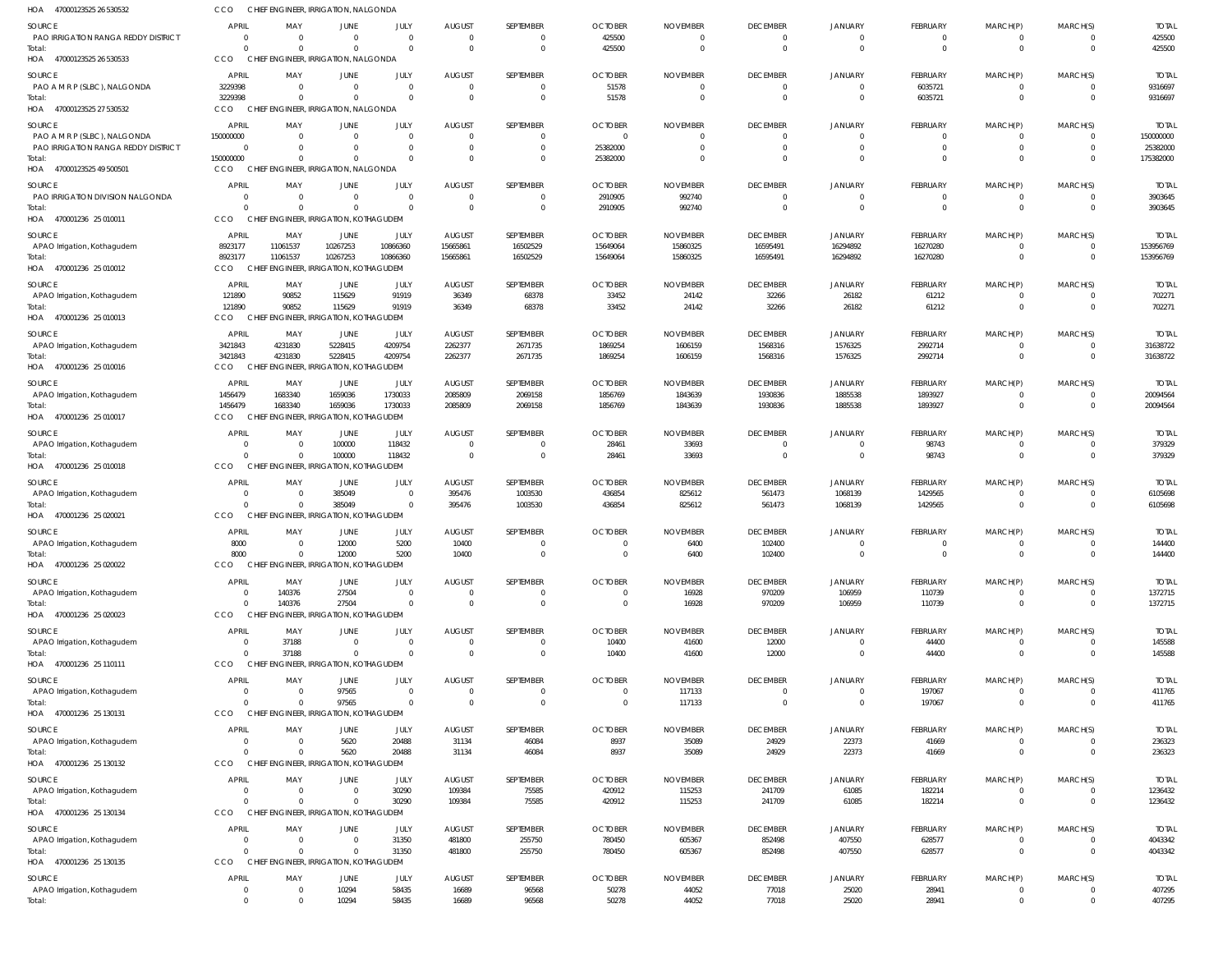HOA 470001235 25 26 530532 CCO CHIEF ENGINEER, IRRIGATION, NALGONDA

| SOURCE | APRIL | MAY | JUNE | JULY | AUGUST | SEPTEMBER | OCTOBER | NOVEMBER | DECEMBER | JANUARY | FEBRUARY | MARCH(P) | MARCH(S) | TOTAL |
|---|---|---|---|---|---|---|---|---|---|---|---|---|---|---|
| PAO IRRIGATION RANGA REDDY DISTRICT | 0 | 0 | 0 | 0 | 0 | 0 | 425500 | 0 | 0 | 0 | 0 | 0 | 0 | 425500 |
| Total: | 0 | 0 | 0 | 0 | 0 | 0 | 425500 | 0 | 0 | 0 | 0 | 0 | 0 | 425500 |

HOA 470001235 25 26 530533 CCO CHIEF ENGINEER, IRRIGATION, NALGONDA

| SOURCE | APRIL | MAY | JUNE | JULY | AUGUST | SEPTEMBER | OCTOBER | NOVEMBER | DECEMBER | JANUARY | FEBRUARY | MARCH(P) | MARCH(S) | TOTAL |
|---|---|---|---|---|---|---|---|---|---|---|---|---|---|---|
| PAO A M R P (SLBC), NALGONDA | 3229398 | 0 | 0 | 0 | 0 | 0 | 51578 | 0 | 0 | 0 | 6035721 | 0 | 0 | 9316697 |
| Total: | 3229398 | 0 | 0 | 0 | 0 | 0 | 51578 | 0 | 0 | 0 | 6035721 | 0 | 0 | 9316697 |

HOA 470001235 25 27 530532 CCO CHIEF ENGINEER, IRRIGATION, NALGONDA

| SOURCE | APRIL | MAY | JUNE | JULY | AUGUST | SEPTEMBER | OCTOBER | NOVEMBER | DECEMBER | JANUARY | FEBRUARY | MARCH(P) | MARCH(S) | TOTAL |
|---|---|---|---|---|---|---|---|---|---|---|---|---|---|---|
| PAO A M R P (SLBC), NALGONDA | 150000000 | 0 | 0 | 0 | 0 | 0 | 0 | 0 | 0 | 0 | 0 | 0 | 0 | 150000000 |
| PAO IRRIGATION RANGA REDDY DISTRICT | 0 | 0 | 0 | 0 | 0 | 0 | 25382000 | 0 | 0 | 0 | 0 | 0 | 0 | 25382000 |
| Total: | 150000000 | 0 | 0 | 0 | 0 | 0 | 25382000 | 0 | 0 | 0 | 0 | 0 | 0 | 175382000 |

HOA 470001235 25 49 500501 CCO CHIEF ENGINEER, IRRIGATION, NALGONDA

| SOURCE | APRIL | MAY | JUNE | JULY | AUGUST | SEPTEMBER | OCTOBER | NOVEMBER | DECEMBER | JANUARY | FEBRUARY | MARCH(P) | MARCH(S) | TOTAL |
|---|---|---|---|---|---|---|---|---|---|---|---|---|---|---|
| PAO IRRIGATION DIVISION NALGONDA | 0 | 0 | 0 | 0 | 0 | 0 | 2910905 | 992740 | 0 | 0 | 0 | 0 | 0 | 3903645 |
| Total: | 0 | 0 | 0 | 0 | 0 | 0 | 2910905 | 992740 | 0 | 0 | 0 | 0 | 0 | 3903645 |

HOA 470001236 25 010011 CCO CHIEF ENGINEER, IRRIGATION, KOTHAGUDEM

| SOURCE | APRIL | MAY | JUNE | JULY | AUGUST | SEPTEMBER | OCTOBER | NOVEMBER | DECEMBER | JANUARY | FEBRUARY | MARCH(P) | MARCH(S) | TOTAL |
|---|---|---|---|---|---|---|---|---|---|---|---|---|---|---|
| APAO Irrigation, Kothagudem | 8923177 | 11061537 | 10267253 | 10866360 | 15665861 | 16502529 | 15649064 | 15860325 | 16595491 | 16294892 | 16270280 | 0 | 0 | 153956769 |
| Total: | 8923177 | 11061537 | 10267253 | 10866360 | 15665861 | 16502529 | 15649064 | 15860325 | 16595491 | 16294892 | 16270280 | 0 | 0 | 153956769 |

HOA 470001236 25 010012 CCO CHIEF ENGINEER, IRRIGATION, KOTHAGUDEM

| SOURCE | APRIL | MAY | JUNE | JULY | AUGUST | SEPTEMBER | OCTOBER | NOVEMBER | DECEMBER | JANUARY | FEBRUARY | MARCH(P) | MARCH(S) | TOTAL |
|---|---|---|---|---|---|---|---|---|---|---|---|---|---|---|
| APAO Irrigation, Kothagudem | 121890 | 90852 | 115629 | 91919 | 36349 | 68378 | 33452 | 24142 | 32266 | 26182 | 61212 | 0 | 0 | 702271 |
| Total: | 121890 | 90852 | 115629 | 91919 | 36349 | 68378 | 33452 | 24142 | 32266 | 26182 | 61212 | 0 | 0 | 702271 |

HOA 470001236 25 010013 CCO CHIEF ENGINEER, IRRIGATION, KOTHAGUDEM

| SOURCE | APRIL | MAY | JUNE | JULY | AUGUST | SEPTEMBER | OCTOBER | NOVEMBER | DECEMBER | JANUARY | FEBRUARY | MARCH(P) | MARCH(S) | TOTAL |
|---|---|---|---|---|---|---|---|---|---|---|---|---|---|---|
| APAO Irrigation, Kothagudem | 3421843 | 4231830 | 5228415 | 4209754 | 2262377 | 2671735 | 1869254 | 1606159 | 1568316 | 1576325 | 2992714 | 0 | 0 | 31638722 |
| Total: | 3421843 | 4231830 | 5228415 | 4209754 | 2262377 | 2671735 | 1869254 | 1606159 | 1568316 | 1576325 | 2992714 | 0 | 0 | 31638722 |

HOA 470001236 25 010016 CCO CHIEF ENGINEER, IRRIGATION, KOTHAGUDEM

| SOURCE | APRIL | MAY | JUNE | JULY | AUGUST | SEPTEMBER | OCTOBER | NOVEMBER | DECEMBER | JANUARY | FEBRUARY | MARCH(P) | MARCH(S) | TOTAL |
|---|---|---|---|---|---|---|---|---|---|---|---|---|---|---|
| APAO Irrigation, Kothagudem | 1456479 | 1683340 | 1659036 | 1730033 | 2085809 | 2069158 | 1856769 | 1843639 | 1930836 | 1885538 | 1893927 | 0 | 0 | 20094564 |
| Total: | 1456479 | 1683340 | 1659036 | 1730033 | 2085809 | 2069158 | 1856769 | 1843639 | 1930836 | 1885538 | 1893927 | 0 | 0 | 20094564 |

HOA 470001236 25 010017 CCO CHIEF ENGINEER, IRRIGATION, KOTHAGUDEM

| SOURCE | APRIL | MAY | JUNE | JULY | AUGUST | SEPTEMBER | OCTOBER | NOVEMBER | DECEMBER | JANUARY | FEBRUARY | MARCH(P) | MARCH(S) | TOTAL |
|---|---|---|---|---|---|---|---|---|---|---|---|---|---|---|
| APAO Irrigation, Kothagudem | 0 | 0 | 100000 | 118432 | 0 | 0 | 28461 | 33693 | 0 | 0 | 98743 | 0 | 0 | 379329 |
| Total: | 0 | 0 | 100000 | 118432 | 0 | 0 | 28461 | 33693 | 0 | 0 | 98743 | 0 | 0 | 379329 |

HOA 470001236 25 010018 CCO CHIEF ENGINEER, IRRIGATION, KOTHAGUDEM

| SOURCE | APRIL | MAY | JUNE | JULY | AUGUST | SEPTEMBER | OCTOBER | NOVEMBER | DECEMBER | JANUARY | FEBRUARY | MARCH(P) | MARCH(S) | TOTAL |
|---|---|---|---|---|---|---|---|---|---|---|---|---|---|---|
| APAO Irrigation, Kothagudem | 0 | 0 | 385049 | 0 | 395476 | 1003530 | 436854 | 825612 | 561473 | 1068139 | 1429565 | 0 | 0 | 6105698 |
| Total: | 0 | 0 | 385049 | 0 | 395476 | 1003530 | 436854 | 825612 | 561473 | 1068139 | 1429565 | 0 | 0 | 6105698 |

HOA 470001236 25 020021 CCO CHIEF ENGINEER, IRRIGATION, KOTHAGUDEM

| SOURCE | APRIL | MAY | JUNE | JULY | AUGUST | SEPTEMBER | OCTOBER | NOVEMBER | DECEMBER | JANUARY | FEBRUARY | MARCH(P) | MARCH(S) | TOTAL |
|---|---|---|---|---|---|---|---|---|---|---|---|---|---|---|
| APAO Irrigation, Kothagudem | 8000 | 0 | 12000 | 5200 | 10400 | 0 | 0 | 6400 | 102400 | 0 | 0 | 0 | 0 | 144400 |
| Total: | 8000 | 0 | 12000 | 5200 | 10400 | 0 | 0 | 6400 | 102400 | 0 | 0 | 0 | 0 | 144400 |

HOA 470001236 25 020022 CCO CHIEF ENGINEER, IRRIGATION, KOTHAGUDEM

| SOURCE | APRIL | MAY | JUNE | JULY | AUGUST | SEPTEMBER | OCTOBER | NOVEMBER | DECEMBER | JANUARY | FEBRUARY | MARCH(P) | MARCH(S) | TOTAL |
|---|---|---|---|---|---|---|---|---|---|---|---|---|---|---|
| APAO Irrigation, Kothagudem | 0 | 140376 | 27504 | 0 | 0 | 0 | 0 | 16928 | 970209 | 106959 | 110739 | 0 | 0 | 1372715 |
| Total: | 0 | 140376 | 27504 | 0 | 0 | 0 | 0 | 16928 | 970209 | 106959 | 110739 | 0 | 0 | 1372715 |

HOA 470001236 25 020023 CCO CHIEF ENGINEER, IRRIGATION, KOTHAGUDEM

| SOURCE | APRIL | MAY | JUNE | JULY | AUGUST | SEPTEMBER | OCTOBER | NOVEMBER | DECEMBER | JANUARY | FEBRUARY | MARCH(P) | MARCH(S) | TOTAL |
|---|---|---|---|---|---|---|---|---|---|---|---|---|---|---|
| APAO Irrigation, Kothagudem | 0 | 37188 | 0 | 0 | 0 | 0 | 10400 | 41600 | 12000 | 0 | 44400 | 0 | 0 | 145588 |
| Total: | 0 | 37188 | 0 | 0 | 0 | 0 | 10400 | 41600 | 12000 | 0 | 44400 | 0 | 0 | 145588 |

HOA 470001236 25 110111 CCO CHIEF ENGINEER, IRRIGATION, KOTHAGUDEM

| SOURCE | APRIL | MAY | JUNE | JULY | AUGUST | SEPTEMBER | OCTOBER | NOVEMBER | DECEMBER | JANUARY | FEBRUARY | MARCH(P) | MARCH(S) | TOTAL |
|---|---|---|---|---|---|---|---|---|---|---|---|---|---|---|
| APAO Irrigation, Kothagudem | 0 | 0 | 97565 | 0 | 0 | 0 | 0 | 117133 | 0 | 0 | 197067 | 0 | 0 | 411765 |
| Total: | 0 | 0 | 97565 | 0 | 0 | 0 | 0 | 117133 | 0 | 0 | 197067 | 0 | 0 | 411765 |

HOA 470001236 25 130131 CCO CHIEF ENGINEER, IRRIGATION, KOTHAGUDEM

| SOURCE | APRIL | MAY | JUNE | JULY | AUGUST | SEPTEMBER | OCTOBER | NOVEMBER | DECEMBER | JANUARY | FEBRUARY | MARCH(P) | MARCH(S) | TOTAL |
|---|---|---|---|---|---|---|---|---|---|---|---|---|---|---|
| APAO Irrigation, Kothagudem | 0 | 0 | 5620 | 20488 | 31134 | 46084 | 8937 | 35089 | 24929 | 22373 | 41669 | 0 | 0 | 236323 |
| Total: | 0 | 0 | 5620 | 20488 | 31134 | 46084 | 8937 | 35089 | 24929 | 22373 | 41669 | 0 | 0 | 236323 |

HOA 470001236 25 130132 CCO CHIEF ENGINEER, IRRIGATION, KOTHAGUDEM

| SOURCE | APRIL | MAY | JUNE | JULY | AUGUST | SEPTEMBER | OCTOBER | NOVEMBER | DECEMBER | JANUARY | FEBRUARY | MARCH(P) | MARCH(S) | TOTAL |
|---|---|---|---|---|---|---|---|---|---|---|---|---|---|---|
| APAO Irrigation, Kothagudem | 0 | 0 | 0 | 30290 | 109384 | 75585 | 420912 | 115253 | 241709 | 61085 | 182214 | 0 | 0 | 1236432 |
| Total: | 0 | 0 | 0 | 30290 | 109384 | 75585 | 420912 | 115253 | 241709 | 61085 | 182214 | 0 | 0 | 1236432 |

HOA 470001236 25 130134 CCO CHIEF ENGINEER, IRRIGATION, KOTHAGUDEM

| SOURCE | APRIL | MAY | JUNE | JULY | AUGUST | SEPTEMBER | OCTOBER | NOVEMBER | DECEMBER | JANUARY | FEBRUARY | MARCH(P) | MARCH(S) | TOTAL |
|---|---|---|---|---|---|---|---|---|---|---|---|---|---|---|
| APAO Irrigation, Kothagudem | 0 | 0 | 0 | 31350 | 481800 | 255750 | 780450 | 605367 | 852498 | 407550 | 628577 | 0 | 0 | 4043342 |
| Total: | 0 | 0 | 0 | 31350 | 481800 | 255750 | 780450 | 605367 | 852498 | 407550 | 628577 | 0 | 0 | 4043342 |

HOA 470001236 25 130135 CCO CHIEF ENGINEER, IRRIGATION, KOTHAGUDEM

| SOURCE | APRIL | MAY | JUNE | JULY | AUGUST | SEPTEMBER | OCTOBER | NOVEMBER | DECEMBER | JANUARY | FEBRUARY | MARCH(P) | MARCH(S) | TOTAL |
|---|---|---|---|---|---|---|---|---|---|---|---|---|---|---|
| APAO Irrigation, Kothagudem | 0 | 0 | 10294 | 58435 | 16689 | 96568 | 50278 | 44052 | 77018 | 25020 | 28941 | 0 | 0 | 407295 |
| Total: | 0 | 0 | 10294 | 58435 | 16689 | 96568 | 50278 | 44052 | 77018 | 25020 | 28941 | 0 | 0 | 407295 |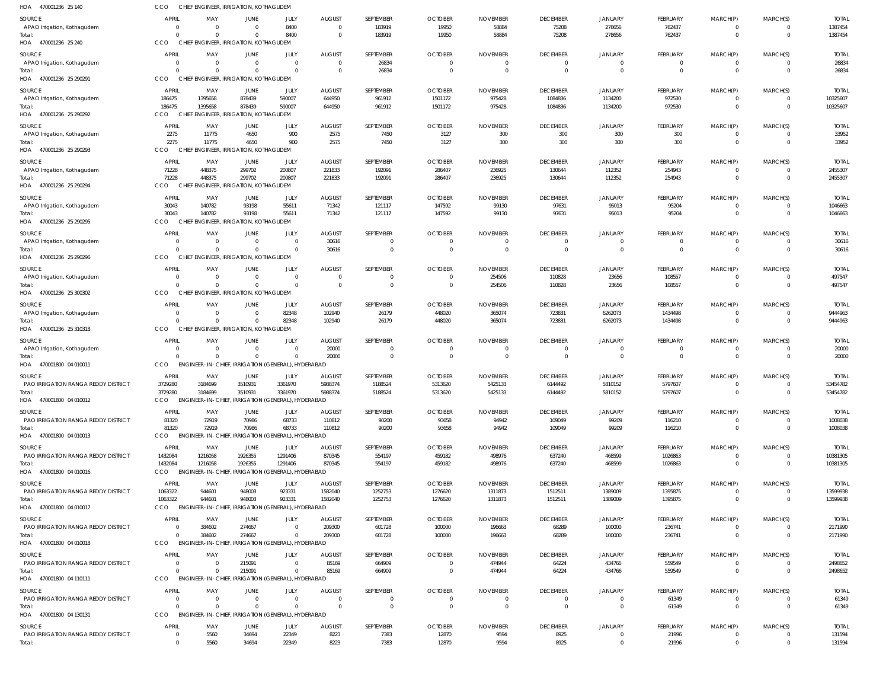HOA 470001236 25 140 CCO CHIEF ENGINEER, IRRIGATION, KOTHAGUDEM

| SOURCE | APRIL | MAY | JUNE | JULY | AUGUST | SEPTEMBER | OCTOBER | NOVEMBER | DECEMBER | JANUARY | FEBRUARY | MARCH(P) | MARCH(S) | TOTAL |
|---|---|---|---|---|---|---|---|---|---|---|---|---|---|---|
| APAO Irrigation, Kothagudem | 0 | 0 | 0 | 8400 | 0 | 183919 | 19950 | 58884 | 75208 | 278656 | 762437 | 0 | 0 | 1387454 |
| Total: | 0 | 0 | 0 | 8400 | 0 | 183919 | 19950 | 58884 | 75208 | 278656 | 762437 | 0 | 0 | 1387454 |

HOA 470001236 25 240 CCO CHIEF ENGINEER, IRRIGATION, KOTHAGUDEM

| SOURCE | APRIL | MAY | JUNE | JULY | AUGUST | SEPTEMBER | OCTOBER | NOVEMBER | DECEMBER | JANUARY | FEBRUARY | MARCH(P) | MARCH(S) | TOTAL |
|---|---|---|---|---|---|---|---|---|---|---|---|---|---|---|
| APAO Irrigation, Kothagudem | 0 | 0 | 0 | 0 | 0 | 26834 | 0 | 0 | 0 | 0 | 0 | 0 | 0 | 26834 |
| Total: | 0 | 0 | 0 | 0 | 0 | 26834 | 0 | 0 | 0 | 0 | 0 | 0 | 0 | 26834 |

HOA 470001236 25 290291 CCO CHIEF ENGINEER, IRRIGATION, KOTHAGUDEM

| SOURCE | APRIL | MAY | JUNE | JULY | AUGUST | SEPTEMBER | OCTOBER | NOVEMBER | DECEMBER | JANUARY | FEBRUARY | MARCH(P) | MARCH(S) | TOTAL |
|---|---|---|---|---|---|---|---|---|---|---|---|---|---|---|
| APAO Irrigation, Kothagudem | 186475 | 1395658 | 878439 | 590007 | 644950 | 961912 | 1501172 | 975428 | 1084836 | 1134200 | 972530 | 0 | 0 | 10325607 |
| Total: | 186475 | 1395658 | 878439 | 590007 | 644950 | 961912 | 1501172 | 975428 | 1084836 | 1134200 | 972530 | 0 | 0 | 10325607 |

HOA 470001236 25 290292 CCO CHIEF ENGINEER, IRRIGATION, KOTHAGUDEM

| SOURCE | APRIL | MAY | JUNE | JULY | AUGUST | SEPTEMBER | OCTOBER | NOVEMBER | DECEMBER | JANUARY | FEBRUARY | MARCH(P) | MARCH(S) | TOTAL |
|---|---|---|---|---|---|---|---|---|---|---|---|---|---|---|
| APAO Irrigation, Kothagudem | 2275 | 11775 | 4650 | 900 | 2575 | 7450 | 3127 | 300 | 300 | 300 | 300 | 0 | 0 | 33952 |
| Total: | 2275 | 11775 | 4650 | 900 | 2575 | 7450 | 3127 | 300 | 300 | 300 | 300 | 0 | 0 | 33952 |

HOA 470001236 25 290293 CCO CHIEF ENGINEER, IRRIGATION, KOTHAGUDEM

| SOURCE | APRIL | MAY | JUNE | JULY | AUGUST | SEPTEMBER | OCTOBER | NOVEMBER | DECEMBER | JANUARY | FEBRUARY | MARCH(P) | MARCH(S) | TOTAL |
|---|---|---|---|---|---|---|---|---|---|---|---|---|---|---|
| APAO Irrigation, Kothagudem | 71228 | 448375 | 299702 | 200807 | 221833 | 192091 | 286407 | 236925 | 130644 | 112352 | 254943 | 0 | 0 | 2455307 |
| Total: | 71228 | 448375 | 299702 | 200807 | 221833 | 192091 | 286407 | 236925 | 130644 | 112352 | 254943 | 0 | 0 | 2455307 |

HOA 470001236 25 290294 CCO CHIEF ENGINEER, IRRIGATION, KOTHAGUDEM

| SOURCE | APRIL | MAY | JUNE | JULY | AUGUST | SEPTEMBER | OCTOBER | NOVEMBER | DECEMBER | JANUARY | FEBRUARY | MARCH(P) | MARCH(S) | TOTAL |
|---|---|---|---|---|---|---|---|---|---|---|---|---|---|---|
| APAO Irrigation, Kothagudem | 30043 | 140782 | 93198 | 55611 | 71342 | 121117 | 147592 | 99130 | 97631 | 95013 | 95204 | 0 | 0 | 1046663 |
| Total: | 30043 | 140782 | 93198 | 55611 | 71342 | 121117 | 147592 | 99130 | 97631 | 95013 | 95204 | 0 | 0 | 1046663 |

HOA 470001236 25 290295 CCO CHIEF ENGINEER, IRRIGATION, KOTHAGUDEM

| SOURCE | APRIL | MAY | JUNE | JULY | AUGUST | SEPTEMBER | OCTOBER | NOVEMBER | DECEMBER | JANUARY | FEBRUARY | MARCH(P) | MARCH(S) | TOTAL |
|---|---|---|---|---|---|---|---|---|---|---|---|---|---|---|
| APAO Irrigation, Kothagudem | 0 | 0 | 0 | 0 | 30616 | 0 | 0 | 0 | 0 | 0 | 0 | 0 | 0 | 30616 |
| Total: | 0 | 0 | 0 | 0 | 30616 | 0 | 0 | 0 | 0 | 0 | 0 | 0 | 0 | 30616 |

HOA 470001236 25 290296 CCO CHIEF ENGINEER, IRRIGATION, KOTHAGUDEM

| SOURCE | APRIL | MAY | JUNE | JULY | AUGUST | SEPTEMBER | OCTOBER | NOVEMBER | DECEMBER | JANUARY | FEBRUARY | MARCH(P) | MARCH(S) | TOTAL |
|---|---|---|---|---|---|---|---|---|---|---|---|---|---|---|
| APAO Irrigation, Kothagudem | 0 | 0 | 0 | 0 | 0 | 0 | 0 | 254506 | 110828 | 23656 | 108557 | 0 | 0 | 497547 |
| Total: | 0 | 0 | 0 | 0 | 0 | 0 | 0 | 254506 | 110828 | 23656 | 108557 | 0 | 0 | 497547 |

HOA 470001236 25 300302 CCO CHIEF ENGINEER, IRRIGATION, KOTHAGUDEM

| SOURCE | APRIL | MAY | JUNE | JULY | AUGUST | SEPTEMBER | OCTOBER | NOVEMBER | DECEMBER | JANUARY | FEBRUARY | MARCH(P) | MARCH(S) | TOTAL |
|---|---|---|---|---|---|---|---|---|---|---|---|---|---|---|
| APAO Irrigation, Kothagudem | 0 | 0 | 0 | 82348 | 102940 | 26179 | 448020 | 365074 | 723831 | 6262073 | 1434498 | 0 | 0 | 9444963 |
| Total: | 0 | 0 | 0 | 82348 | 102940 | 26179 | 448020 | 365074 | 723831 | 6262073 | 1434498 | 0 | 0 | 9444963 |

HOA 470001236 25 310318 CCO CHIEF ENGINEER, IRRIGATION, KOTHAGUDEM

| SOURCE | APRIL | MAY | JUNE | JULY | AUGUST | SEPTEMBER | OCTOBER | NOVEMBER | DECEMBER | JANUARY | FEBRUARY | MARCH(P) | MARCH(S) | TOTAL |
|---|---|---|---|---|---|---|---|---|---|---|---|---|---|---|
| APAO Irrigation, Kothagudem | 0 | 0 | 0 | 0 | 20000 | 0 | 0 | 0 | 0 | 0 | 0 | 0 | 0 | 20000 |
| Total: | 0 | 0 | 0 | 0 | 20000 | 0 | 0 | 0 | 0 | 0 | 0 | 0 | 0 | 20000 |

HOA 470001800 04 010011 CCO ENGINEER-IN-CHIEF, IRRIGATION (GENERAL), HYDERABAD

| SOURCE | APRIL | MAY | JUNE | JULY | AUGUST | SEPTEMBER | OCTOBER | NOVEMBER | DECEMBER | JANUARY | FEBRUARY | MARCH(P) | MARCH(S) | TOTAL |
|---|---|---|---|---|---|---|---|---|---|---|---|---|---|---|
| PAO IRRIGATION RANGA REDDY DISTRICT | 3729280 | 3184699 | 3510931 | 3361970 | 5988374 | 5188524 | 5313620 | 5425133 | 6144492 | 5810152 | 5797607 | 0 | 0 | 53454782 |
| Total: | 3729280 | 3184699 | 3510931 | 3361970 | 5988374 | 5188524 | 5313620 | 5425133 | 6144492 | 5810152 | 5797607 | 0 | 0 | 53454782 |

HOA 470001800 04 010012 CCO ENGINEER-IN-CHIEF, IRRIGATION (GENERAL), HYDERABAD

| SOURCE | APRIL | MAY | JUNE | JULY | AUGUST | SEPTEMBER | OCTOBER | NOVEMBER | DECEMBER | JANUARY | FEBRUARY | MARCH(P) | MARCH(S) | TOTAL |
|---|---|---|---|---|---|---|---|---|---|---|---|---|---|---|
| PAO IRRIGATION RANGA REDDY DISTRICT | 81320 | 72919 | 70986 | 68733 | 110812 | 90200 | 93658 | 94942 | 109049 | 99209 | 116210 | 0 | 0 | 1008038 |
| Total: | 81320 | 72919 | 70986 | 68733 | 110812 | 90200 | 93658 | 94942 | 109049 | 99209 | 116210 | 0 | 0 | 1008038 |

HOA 470001800 04 010013 CCO ENGINEER-IN-CHIEF, IRRIGATION (GENERAL), HYDERABAD

| SOURCE | APRIL | MAY | JUNE | JULY | AUGUST | SEPTEMBER | OCTOBER | NOVEMBER | DECEMBER | JANUARY | FEBRUARY | MARCH(P) | MARCH(S) | TOTAL |
|---|---|---|---|---|---|---|---|---|---|---|---|---|---|---|
| PAO IRRIGATION RANGA REDDY DISTRICT | 1432084 | 1216058 | 1926355 | 1291406 | 870345 | 554197 | 459182 | 498976 | 637240 | 468599 | 1026863 | 0 | 0 | 10381305 |
| Total: | 1432084 | 1216058 | 1926355 | 1291406 | 870345 | 554197 | 459182 | 498976 | 637240 | 468599 | 1026863 | 0 | 0 | 10381305 |

HOA 470001800 04 010016 CCO ENGINEER-IN-CHIEF, IRRIGATION (GENERAL), HYDERABAD

| SOURCE | APRIL | MAY | JUNE | JULY | AUGUST | SEPTEMBER | OCTOBER | NOVEMBER | DECEMBER | JANUARY | FEBRUARY | MARCH(P) | MARCH(S) | TOTAL |
|---|---|---|---|---|---|---|---|---|---|---|---|---|---|---|
| PAO IRRIGATION RANGA REDDY DISTRICT | 1063322 | 944601 | 948003 | 923331 | 1582040 | 1252753 | 1276620 | 1311873 | 1512511 | 1389009 | 1395875 | 0 | 0 | 13599938 |
| Total: | 1063322 | 944601 | 948003 | 923331 | 1582040 | 1252753 | 1276620 | 1311873 | 1512511 | 1389009 | 1395875 | 0 | 0 | 13599938 |

HOA 470001800 04 010017 CCO ENGINEER-IN-CHIEF, IRRIGATION (GENERAL), HYDERABAD

| SOURCE | APRIL | MAY | JUNE | JULY | AUGUST | SEPTEMBER | OCTOBER | NOVEMBER | DECEMBER | JANUARY | FEBRUARY | MARCH(P) | MARCH(S) | TOTAL |
|---|---|---|---|---|---|---|---|---|---|---|---|---|---|---|
| PAO IRRIGATION RANGA REDDY DISTRICT | 0 | 384602 | 274667 | 0 | 209300 | 601728 | 100000 | 196663 | 68289 | 100000 | 236741 | 0 | 0 | 2171990 |
| Total: | 0 | 384602 | 274667 | 0 | 209300 | 601728 | 100000 | 196663 | 68289 | 100000 | 236741 | 0 | 0 | 2171990 |

HOA 470001800 04 010018 CCO ENGINEER-IN-CHIEF, IRRIGATION (GENERAL), HYDERABAD

| SOURCE | APRIL | MAY | JUNE | JULY | AUGUST | SEPTEMBER | OCTOBER | NOVEMBER | DECEMBER | JANUARY | FEBRUARY | MARCH(P) | MARCH(S) | TOTAL |
|---|---|---|---|---|---|---|---|---|---|---|---|---|---|---|
| PAO IRRIGATION RANGA REDDY DISTRICT | 0 | 0 | 215091 | 0 | 85169 | 664909 | 0 | 474944 | 64224 | 434766 | 559549 | 0 | 0 | 2498652 |
| Total: | 0 | 0 | 215091 | 0 | 85169 | 664909 | 0 | 474944 | 64224 | 434766 | 559549 | 0 | 0 | 2498652 |

HOA 470001800 04 110111 CCO ENGINEER-IN-CHIEF, IRRIGATION (GENERAL), HYDERABAD

| SOURCE | APRIL | MAY | JUNE | JULY | AUGUST | SEPTEMBER | OCTOBER | NOVEMBER | DECEMBER | JANUARY | FEBRUARY | MARCH(P) | MARCH(S) | TOTAL |
|---|---|---|---|---|---|---|---|---|---|---|---|---|---|---|
| PAO IRRIGATION RANGA REDDY DISTRICT | 0 | 0 | 0 | 0 | 0 | 0 | 0 | 0 | 0 | 0 | 61349 | 0 | 0 | 61349 |
| Total: | 0 | 0 | 0 | 0 | 0 | 0 | 0 | 0 | 0 | 0 | 61349 | 0 | 0 | 61349 |

HOA 470001800 04 130131 CCO ENGINEER-IN-CHIEF, IRRIGATION (GENERAL), HYDERABAD

| SOURCE | APRIL | MAY | JUNE | JULY | AUGUST | SEPTEMBER | OCTOBER | NOVEMBER | DECEMBER | JANUARY | FEBRUARY | MARCH(P) | MARCH(S) | TOTAL |
|---|---|---|---|---|---|---|---|---|---|---|---|---|---|---|
| PAO IRRIGATION RANGA REDDY DISTRICT | 0 | 5560 | 34694 | 22349 | 8223 | 7383 | 12870 | 9594 | 8925 | 0 | 21996 | 0 | 0 | 131594 |
| Total: | 0 | 5560 | 34694 | 22349 | 8223 | 7383 | 12870 | 9594 | 8925 | 0 | 21996 | 0 | 0 | 131594 |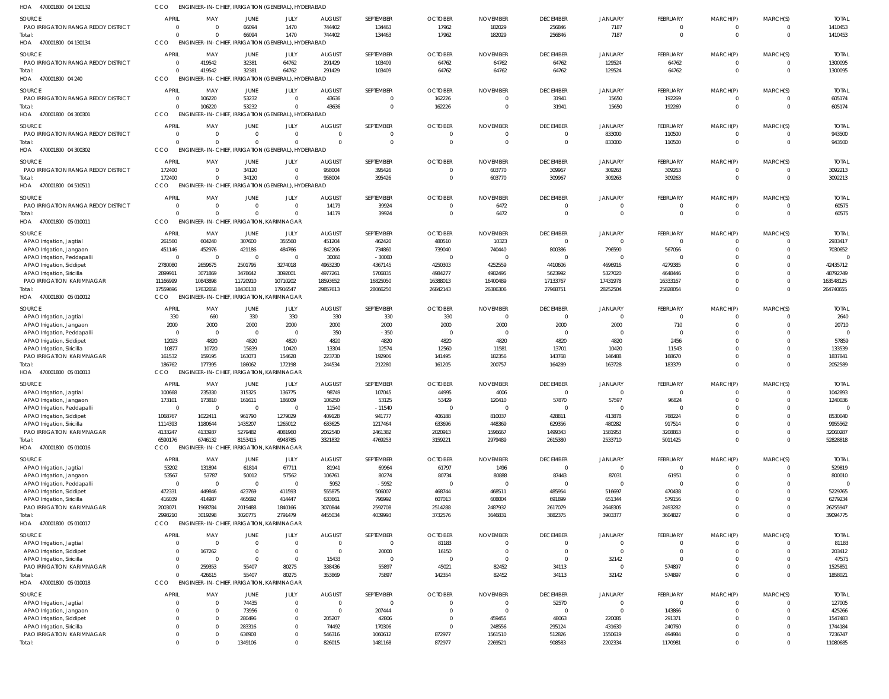HOA 470001800 04 130132 CCO ENGINEER-IN-CHIEF, IRRIGATION (GENERAL), HYDERABAD

| SOURCE | APRIL | MAY | JUNE | JULY | AUGUST | SEPTEMBER | OCTOBER | NOVEMBER | DECEMBER | JANUARY | FEBRUARY | MARCH(P) | MARCH(S) | TOTAL |
|---|---|---|---|---|---|---|---|---|---|---|---|---|---|---|
| PAO IRRIGATION RANGA REDDY DISTRICT | 0 | 0 | 66094 | 1470 | 744402 | 134463 | 17962 | 182029 | 256846 | 7187 | 0 | 0 | 0 | 1410453 |
| Total: | 0 | 0 | 66094 | 1470 | 744402 | 134463 | 17962 | 182029 | 256846 | 7187 | 0 | 0 | 0 | 1410453 |

HOA 470001800 04 130134 CCO ENGINEER-IN-CHIEF, IRRIGATION (GENERAL), HYDERABAD

| SOURCE | APRIL | MAY | JUNE | JULY | AUGUST | SEPTEMBER | OCTOBER | NOVEMBER | DECEMBER | JANUARY | FEBRUARY | MARCH(P) | MARCH(S) | TOTAL |
|---|---|---|---|---|---|---|---|---|---|---|---|---|---|---|
| PAO IRRIGATION RANGA REDDY DISTRICT | 0 | 419542 | 32381 | 64762 | 291429 | 103409 | 64762 | 64762 | 64762 | 129524 | 64762 | 0 | 0 | 1300095 |
| Total: | 0 | 419542 | 32381 | 64762 | 291429 | 103409 | 64762 | 64762 | 64762 | 129524 | 64762 | 0 | 0 | 1300095 |

HOA 470001800 04 240 CCO ENGINEER-IN-CHIEF, IRRIGATION (GENERAL), HYDERABAD

| SOURCE | APRIL | MAY | JUNE | JULY | AUGUST | SEPTEMBER | OCTOBER | NOVEMBER | DECEMBER | JANUARY | FEBRUARY | MARCH(P) | MARCH(S) | TOTAL |
|---|---|---|---|---|---|---|---|---|---|---|---|---|---|---|
| PAO IRRIGATION RANGA REDDY DISTRICT | 0 | 106220 | 53232 | 0 | 43636 | 0 | 162226 | 0 | 31941 | 15650 | 192269 | 0 | 0 | 605174 |
| Total: | 0 | 106220 | 53232 | 0 | 43636 | 0 | 162226 | 0 | 31941 | 15650 | 192269 | 0 | 0 | 605174 |

HOA 470001800 04 300301 CCO ENGINEER-IN-CHIEF, IRRIGATION (GENERAL), HYDERABAD

| SOURCE | APRIL | MAY | JUNE | JULY | AUGUST | SEPTEMBER | OCTOBER | NOVEMBER | DECEMBER | JANUARY | FEBRUARY | MARCH(P) | MARCH(S) | TOTAL |
|---|---|---|---|---|---|---|---|---|---|---|---|---|---|---|
| PAO IRRIGATION RANGA REDDY DISTRICT | 0 | 0 | 0 | 0 | 0 | 0 | 0 | 0 | 0 | 833000 | 110500 | 0 | 0 | 943500 |
| Total: | 0 | 0 | 0 | 0 | 0 | 0 | 0 | 0 | 0 | 833000 | 110500 | 0 | 0 | 943500 |

HOA 470001800 04 300302 CCO ENGINEER-IN-CHIEF, IRRIGATION (GENERAL), HYDERABAD

| SOURCE | APRIL | MAY | JUNE | JULY | AUGUST | SEPTEMBER | OCTOBER | NOVEMBER | DECEMBER | JANUARY | FEBRUARY | MARCH(P) | MARCH(S) | TOTAL |
|---|---|---|---|---|---|---|---|---|---|---|---|---|---|---|
| PAO IRRIGATION RANGA REDDY DISTRICT | 172400 | 0 | 34120 | 0 | 958004 | 395426 | 0 | 603770 | 309967 | 309263 | 309263 | 0 | 0 | 3092213 |
| Total: | 172400 | 0 | 34120 | 0 | 958004 | 395426 | 0 | 603770 | 309967 | 309263 | 309263 | 0 | 0 | 3092213 |

HOA 470001800 04 510511 CCO ENGINEER-IN-CHIEF, IRRIGATION (GENERAL), HYDERABAD

| SOURCE | APRIL | MAY | JUNE | JULY | AUGUST | SEPTEMBER | OCTOBER | NOVEMBER | DECEMBER | JANUARY | FEBRUARY | MARCH(P) | MARCH(S) | TOTAL |
|---|---|---|---|---|---|---|---|---|---|---|---|---|---|---|
| PAO IRRIGATION RANGA REDDY DISTRICT | 0 | 0 | 0 | 0 | 14179 | 39924 | 0 | 6472 | 0 | 0 | 0 | 0 | 0 | 60575 |
| Total: | 0 | 0 | 0 | 0 | 14179 | 39924 | 0 | 6472 | 0 | 0 | 0 | 0 | 0 | 60575 |

HOA 470001800 05 010011 CCO ENGINEER-IN-CHIEF, IRRIGATION, KARIMNAGAR

| SOURCE | APRIL | MAY | JUNE | JULY | AUGUST | SEPTEMBER | OCTOBER | NOVEMBER | DECEMBER | JANUARY | FEBRUARY | MARCH(P) | MARCH(S) | TOTAL |
|---|---|---|---|---|---|---|---|---|---|---|---|---|---|---|
| APAO Irrigation, Jagtial | 261560 | 604240 | 307600 | 355560 | 451204 | 462420 | 480510 | 10323 | 0 | 0 | 0 | 0 | 0 | 2933417 |
| APAO Irrigation, Jangaon | 451146 | 452976 | 421186 | 484766 | 842206 | 734860 | 739040 | 740440 | 800386 | 796590 | 567056 | 0 | 0 | 7030652 |
| APAO Irrigation, Peddapalli | 0 | 0 | 0 | 0 | 30060 | -30060 | 0 | 0 | 0 | 0 | 0 | 0 | 0 | 0 |
| APAO Irrigation, Siddipet | 2780080 | 2659675 | 2501795 | 3274018 | 4963230 | 4367145 | 4250303 | 4252559 | 4410606 | 4696916 | 4279385 | 0 | 0 | 42435712 |
| APAO Irrigation, Siricilla | 2899911 | 3071869 | 3478642 | 3092001 | 4977261 | 5706835 | 4984277 | 4982495 | 5623992 | 5327020 | 4648446 | 0 | 0 | 48792749 |
| PAO IRRIGATION KARIMNAGAR | 11166999 | 10843898 | 11720910 | 10710202 | 18593652 | 16825050 | 16388013 | 16400489 | 17133767 | 17431978 | 16333167 | 0 | 0 | 163548125 |
| Total: | 17559696 | 17632658 | 18430133 | 17916547 | 29857613 | 28066250 | 26842143 | 26386306 | 27968751 | 28252504 | 25828054 | 0 | 0 | 264740655 |

HOA 470001800 05 010012 CCO ENGINEER-IN-CHIEF, IRRIGATION, KARIMNAGAR

| SOURCE | APRIL | MAY | JUNE | JULY | AUGUST | SEPTEMBER | OCTOBER | NOVEMBER | DECEMBER | JANUARY | FEBRUARY | MARCH(P) | MARCH(S) | TOTAL |
|---|---|---|---|---|---|---|---|---|---|---|---|---|---|---|
| APAO Irrigation, Jagtial | 330 | 660 | 330 | 330 | 330 | 330 | 330 | 0 | 0 | 0 | 0 | 0 | 0 | 2640 |
| APAO Irrigation, Jangaon | 2000 | 2000 | 2000 | 2000 | 2000 | 2000 | 2000 | 2000 | 2000 | 2000 | 710 | 0 | 0 | 20710 |
| APAO Irrigation, Peddapalli | 0 | 0 | 0 | 0 | 350 | -350 | 0 | 0 | 0 | 0 | 0 | 0 | 0 | 0 |
| APAO Irrigation, Siddipet | 12023 | 4820 | 4820 | 4820 | 4820 | 4820 | 4820 | 4820 | 4820 | 4820 | 2456 | 0 | 0 | 57859 |
| APAO Irrigation, Siricilla | 10877 | 10720 | 15839 | 10420 | 13304 | 12574 | 12560 | 11581 | 13701 | 10420 | 11543 | 0 | 0 | 133539 |
| PAO IRRIGATION KARIMNAGAR | 161532 | 159195 | 163073 | 154628 | 223730 | 192906 | 141495 | 182356 | 143768 | 146488 | 168670 | 0 | 0 | 1837841 |
| Total: | 186762 | 177395 | 186062 | 172198 | 244534 | 212280 | 161205 | 200757 | 164289 | 163728 | 183379 | 0 | 0 | 2052589 |

HOA 470001800 05 010013 CCO ENGINEER-IN-CHIEF, IRRIGATION, KARIMNAGAR

| SOURCE | APRIL | MAY | JUNE | JULY | AUGUST | SEPTEMBER | OCTOBER | NOVEMBER | DECEMBER | JANUARY | FEBRUARY | MARCH(P) | MARCH(S) | TOTAL |
|---|---|---|---|---|---|---|---|---|---|---|---|---|---|---|
| APAO Irrigation, Jagtial | 100668 | 235330 | 315325 | 136775 | 98749 | 107045 | 44995 | 4006 | 0 | 0 | 0 | 0 | 0 | 1042893 |
| APAO Irrigation, Jangaon | 173101 | 173810 | 161611 | 186009 | 106250 | 53125 | 53429 | 120410 | 57870 | 57597 | 96824 | 0 | 0 | 1240036 |
| APAO Irrigation, Peddapalli | 0 | 0 | 0 | 0 | 11540 | -11540 | 0 | 0 | 0 | 0 | 0 | 0 | 0 | 0 |
| APAO Irrigation, Siddipet | 1068767 | 1022411 | 961790 | 1279029 | 409128 | 941777 | 406188 | 810037 | 428811 | 413878 | 788224 | 0 | 0 | 8530040 |
| APAO Irrigation, Siricilla | 1114393 | 1180644 | 1435207 | 1265012 | 633625 | 1217464 | 633696 | 448369 | 629356 | 480282 | 917514 | 0 | 0 | 9955562 |
| PAO IRRIGATION KARIMNAGAR | 4133247 | 4133937 | 5279482 | 4081960 | 2062540 | 2461382 | 2020913 | 1596667 | 1499343 | 1581953 | 3208863 | 0 | 0 | 32060287 |
| Total: | 6590176 | 6746132 | 8153415 | 6948785 | 3321832 | 4769253 | 3159221 | 2979489 | 2615380 | 2533710 | 5011425 | 0 | 0 | 52828818 |

HOA 470001800 05 010016 CCO ENGINEER-IN-CHIEF, IRRIGATION, KARIMNAGAR

| SOURCE | APRIL | MAY | JUNE | JULY | AUGUST | SEPTEMBER | OCTOBER | NOVEMBER | DECEMBER | JANUARY | FEBRUARY | MARCH(P) | MARCH(S) | TOTAL |
|---|---|---|---|---|---|---|---|---|---|---|---|---|---|---|
| APAO Irrigation, Jagtial | 53202 | 131894 | 61814 | 67711 | 81941 | 69964 | 61797 | 1496 | 0 | 0 | 0 | 0 | 0 | 529819 |
| APAO Irrigation, Jangaon | 53567 | 53787 | 50012 | 57562 | 106761 | 80274 | 80734 | 80888 | 87443 | 87031 | 61951 | 0 | 0 | 800010 |
| APAO Irrigation, Peddapalli | 0 | 0 | 0 | 0 | 5952 | -5952 | 0 | 0 | 0 | 0 | 0 | 0 | 0 | 0 |
| APAO Irrigation, Siddipet | 472331 | 449846 | 423769 | 411593 | 555875 | 506007 | 468744 | 468511 | 485954 | 516697 | 470438 | 0 | 0 | 5229765 |
| APAO Irrigation, Siricilla | 416039 | 414987 | 465692 | 414447 | 633661 | 796992 | 607013 | 608004 | 691899 | 651344 | 579156 | 0 | 0 | 6279234 |
| PAO IRRIGATION KARIMNAGAR | 2003071 | 1968784 | 2019488 | 1840166 | 3070844 | 2592708 | 2514288 | 2487932 | 2617079 | 2648305 | 2493282 | 0 | 0 | 26255947 |
| Total: | 2998210 | 3019298 | 3020775 | 2791479 | 4455034 | 4039993 | 3732576 | 3646831 | 3882375 | 3903377 | 3604827 | 0 | 0 | 39094775 |

HOA 470001800 05 010017 CCO ENGINEER-IN-CHIEF, IRRIGATION, KARIMNAGAR

| SOURCE | APRIL | MAY | JUNE | JULY | AUGUST | SEPTEMBER | OCTOBER | NOVEMBER | DECEMBER | JANUARY | FEBRUARY | MARCH(P) | MARCH(S) | TOTAL |
|---|---|---|---|---|---|---|---|---|---|---|---|---|---|---|
| APAO Irrigation, Jagtial | 0 | 0 | 0 | 0 | 0 | 0 | 81183 | 0 | 0 | 0 | 0 | 0 | 0 | 81183 |
| APAO Irrigation, Siddipet | 0 | 167262 | 0 | 0 | 0 | 20000 | 16150 | 0 | 0 | 0 | 0 | 0 | 0 | 203412 |
| APAO Irrigation, Siricilla | 0 | 0 | 0 | 0 | 15433 | 0 | 0 | 0 | 0 | 32142 | 0 | 0 | 0 | 47575 |
| PAO IRRIGATION KARIMNAGAR | 0 | 259353 | 55407 | 80275 | 338436 | 55897 | 45021 | 82452 | 34113 | 0 | 574897 | 0 | 0 | 1525851 |
| Total: | 0 | 426615 | 55407 | 80275 | 353869 | 75897 | 142354 | 82452 | 34113 | 32142 | 574897 | 0 | 0 | 1858021 |

HOA 470001800 05 010018 CCO ENGINEER-IN-CHIEF, IRRIGATION, KARIMNAGAR

| SOURCE | APRIL | MAY | JUNE | JULY | AUGUST | SEPTEMBER | OCTOBER | NOVEMBER | DECEMBER | JANUARY | FEBRUARY | MARCH(P) | MARCH(S) | TOTAL |
|---|---|---|---|---|---|---|---|---|---|---|---|---|---|---|
| APAO Irrigation, Jagtial | 0 | 0 | 74435 | 0 | 0 | 0 | 0 | 0 | 52570 | 0 | 0 | 0 | 0 | 127005 |
| APAO Irrigation, Jangaon | 0 | 0 | 73956 | 0 | 0 | 207444 | 0 | 0 | 0 | 0 | 143866 | 0 | 0 | 425266 |
| APAO Irrigation, Siddipet | 0 | 0 | 280496 | 0 | 205207 | 42806 | 0 | 459455 | 48063 | 220085 | 291371 | 0 | 0 | 1547483 |
| APAO Irrigation, Siricilla | 0 | 0 | 283316 | 0 | 74492 | 170306 | 0 | 248556 | 295124 | 431630 | 240760 | 0 | 0 | 1744184 |
| PAO IRRIGATION KARIMNAGAR | 0 | 0 | 636903 | 0 | 546316 | 1060612 | 872977 | 1561510 | 512826 | 1550619 | 494984 | 0 | 0 | 7236747 |
| Total: | 0 | 0 | 1349106 | 0 | 826015 | 1481168 | 872977 | 2269521 | 908583 | 2202334 | 1170981 | 0 | 0 | 11080685 |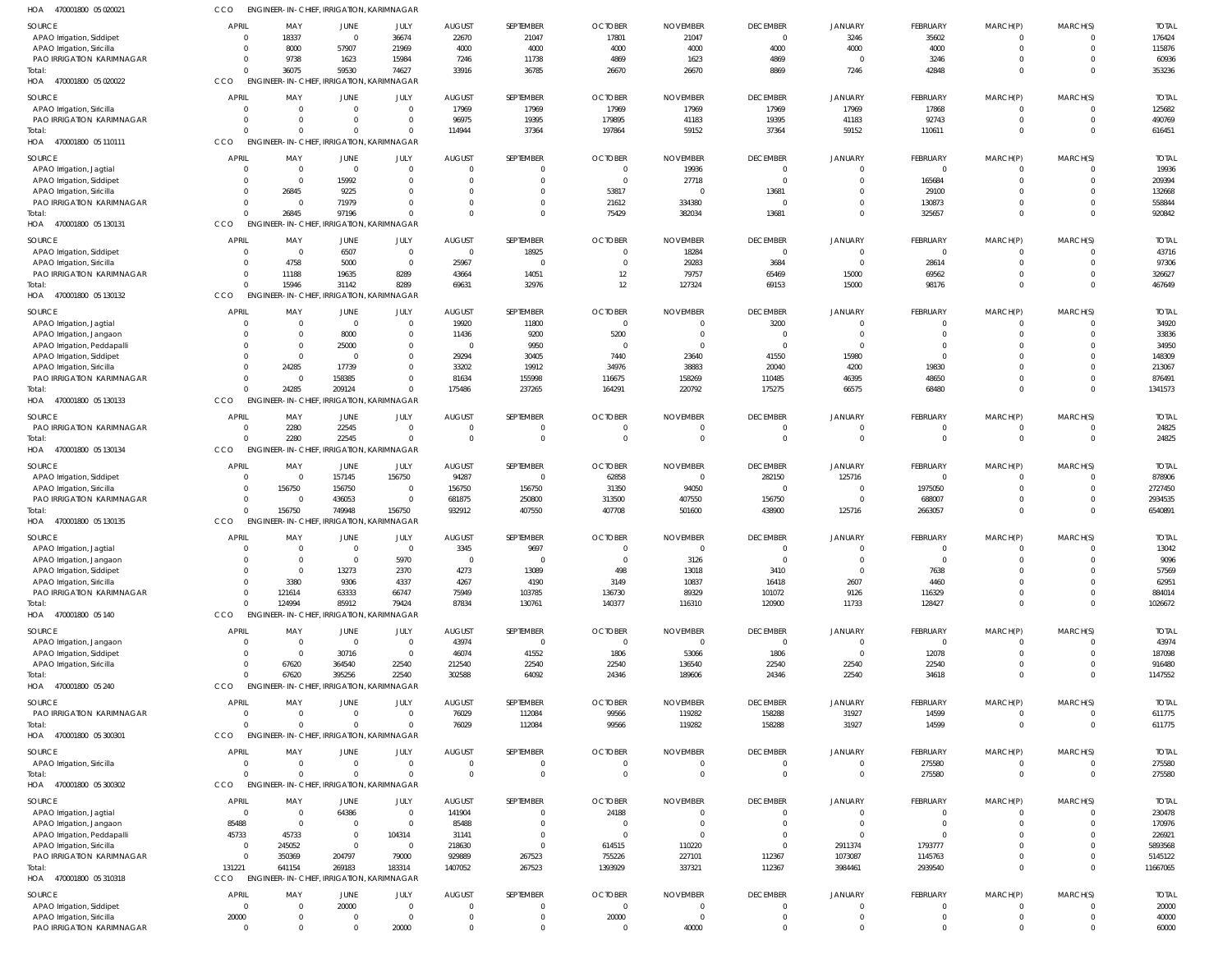HOA 470001800 05 020021 CCO ENGINEER- IN- CHIEF, IRRIGATION, KARIMNAGAR

| SOURCE | APRIL | MAY | JUNE | JULY | AUGUST | SEPTEMBER | OCTOBER | NOVEMBER | DECEMBER | JANUARY | FEBRUARY | MARCH(P) | MARCH(S) | TOTAL |
|---|---|---|---|---|---|---|---|---|---|---|---|---|---|---|
| APAO Irrigation, Siddipet | 0 | 18337 | 0 | 36674 | 22670 | 21047 | 17801 | 21047 | 0 | 3246 | 35602 | 0 | 0 | 176424 |
| APAO Irrigation, Siricilla | 0 | 8000 | 57907 | 21969 | 4000 | 4000 | 4000 | 4000 | 4000 | 4000 | 4000 | 0 | 0 | 115876 |
| PAO IRRIGATION KARIMNAGAR | 0 | 9738 | 1623 | 15984 | 7246 | 11738 | 4869 | 1623 | 4869 | 0 | 3246 | 0 | 0 | 60936 |
| Total: | 0 | 36075 | 59530 | 74627 | 33916 | 36785 | 26670 | 26670 | 8869 | 7246 | 42848 | 0 | 0 | 353236 |

HOA 470001800 05 020022 CCO ENGINEER- IN- CHIEF, IRRIGATION, KARIMNAGAR

| SOURCE | APRIL | MAY | JUNE | JULY | AUGUST | SEPTEMBER | OCTOBER | NOVEMBER | DECEMBER | JANUARY | FEBRUARY | MARCH(P) | MARCH(S) | TOTAL |
|---|---|---|---|---|---|---|---|---|---|---|---|---|---|---|
| APAO Irrigation, Siricilla | 0 | 0 | 0 | 0 | 17969 | 17969 | 17969 | 17969 | 17969 | 17969 | 17868 | 0 | 0 | 125682 |
| PAO IRRIGATION KARIMNAGAR | 0 | 0 | 0 | 0 | 96975 | 19395 | 179895 | 41183 | 19395 | 41183 | 92743 | 0 | 0 | 490769 |
| Total: | 0 | 0 | 0 | 0 | 114944 | 37364 | 197864 | 59152 | 37364 | 59152 | 110611 | 0 | 0 | 616451 |

HOA 470001800 05 110111 CCO ENGINEER- IN- CHIEF, IRRIGATION, KARIMNAGAR

| SOURCE | APRIL | MAY | JUNE | JULY | AUGUST | SEPTEMBER | OCTOBER | NOVEMBER | DECEMBER | JANUARY | FEBRUARY | MARCH(P) | MARCH(S) | TOTAL |
|---|---|---|---|---|---|---|---|---|---|---|---|---|---|---|
| APAO Irrigation, Jagtial | 0 | 0 | 0 | 0 | 0 | 0 | 0 | 19936 | 0 | 0 | 0 | 0 | 0 | 19936 |
| APAO Irrigation, Siddipet | 0 | 0 | 15992 | 0 | 0 | 0 | 0 | 27718 | 0 | 0 | 165684 | 0 | 0 | 209394 |
| APAO Irrigation, Siricilla | 0 | 26845 | 9225 | 0 | 0 | 0 | 53817 | 0 | 13681 | 0 | 29100 | 0 | 0 | 132668 |
| PAO IRRIGATION KARIMNAGAR | 0 | 0 | 71979 | 0 | 0 | 0 | 21612 | 334380 | 0 | 0 | 130873 | 0 | 0 | 558844 |
| Total: | 0 | 26845 | 97196 | 0 | 0 | 0 | 75429 | 382034 | 13681 | 0 | 325657 | 0 | 0 | 920842 |

HOA 470001800 05 130131 CCO ENGINEER- IN- CHIEF, IRRIGATION, KARIMNAGAR

| SOURCE | APRIL | MAY | JUNE | JULY | AUGUST | SEPTEMBER | OCTOBER | NOVEMBER | DECEMBER | JANUARY | FEBRUARY | MARCH(P) | MARCH(S) | TOTAL |
|---|---|---|---|---|---|---|---|---|---|---|---|---|---|---|
| APAO Irrigation, Siddipet | 0 | 0 | 6507 | 0 | 0 | 18925 | 0 | 18284 | 0 | 0 | 0 | 0 | 0 | 43716 |
| APAO Irrigation, Siricilla | 0 | 4758 | 5000 | 0 | 25967 | 0 | 0 | 29283 | 3684 | 0 | 28614 | 0 | 0 | 97306 |
| PAO IRRIGATION KARIMNAGAR | 0 | 11188 | 19635 | 8289 | 43664 | 14051 | 12 | 79757 | 65469 | 15000 | 69562 | 0 | 0 | 326627 |
| Total: | 0 | 15946 | 31142 | 8289 | 69631 | 32976 | 12 | 127324 | 69153 | 15000 | 98176 | 0 | 0 | 467649 |

HOA 470001800 05 130132 CCO ENGINEER- IN- CHIEF, IRRIGATION, KARIMNAGAR

| SOURCE | APRIL | MAY | JUNE | JULY | AUGUST | SEPTEMBER | OCTOBER | NOVEMBER | DECEMBER | JANUARY | FEBRUARY | MARCH(P) | MARCH(S) | TOTAL |
|---|---|---|---|---|---|---|---|---|---|---|---|---|---|---|
| APAO Irrigation, Jagtial | 0 | 0 | 0 | 0 | 19920 | 11800 | 0 | 0 | 3200 | 0 | 0 | 0 | 0 | 34920 |
| APAO Irrigation, Jangaon | 0 | 0 | 8000 | 0 | 11436 | 9200 | 5200 | 0 | 0 | 0 | 0 | 0 | 0 | 33836 |
| APAO Irrigation, Peddapalli | 0 | 0 | 25000 | 0 | 0 | 9950 | 0 | 0 | 0 | 0 | 0 | 0 | 0 | 34950 |
| APAO Irrigation, Siddipet | 0 | 0 | 0 | 0 | 29294 | 30405 | 7440 | 23640 | 41550 | 15980 | 0 | 0 | 0 | 148309 |
| APAO Irrigation, Siricilla | 0 | 24285 | 17739 | 0 | 33202 | 19912 | 34976 | 38883 | 20040 | 4200 | 19830 | 0 | 0 | 213067 |
| PAO IRRIGATION KARIMNAGAR | 0 | 0 | 158385 | 0 | 81634 | 155998 | 116675 | 158269 | 110485 | 46395 | 48650 | 0 | 0 | 876491 |
| Total: | 0 | 24285 | 209124 | 0 | 175486 | 237265 | 164291 | 220792 | 175275 | 66575 | 68480 | 0 | 0 | 1341573 |

HOA 470001800 05 130133 CCO ENGINEER- IN- CHIEF, IRRIGATION, KARIMNAGAR

| SOURCE | APRIL | MAY | JUNE | JULY | AUGUST | SEPTEMBER | OCTOBER | NOVEMBER | DECEMBER | JANUARY | FEBRUARY | MARCH(P) | MARCH(S) | TOTAL |
|---|---|---|---|---|---|---|---|---|---|---|---|---|---|---|
| PAO IRRIGATION KARIMNAGAR | 0 | 2280 | 22545 | 0 | 0 | 0 | 0 | 0 | 0 | 0 | 0 | 0 | 0 | 24825 |
| Total: | 0 | 2280 | 22545 | 0 | 0 | 0 | 0 | 0 | 0 | 0 | 0 | 0 | 0 | 24825 |

HOA 470001800 05 130134 CCO ENGINEER- IN- CHIEF, IRRIGATION, KARIMNAGAR

| SOURCE | APRIL | MAY | JUNE | JULY | AUGUST | SEPTEMBER | OCTOBER | NOVEMBER | DECEMBER | JANUARY | FEBRUARY | MARCH(P) | MARCH(S) | TOTAL |
|---|---|---|---|---|---|---|---|---|---|---|---|---|---|---|
| APAO Irrigation, Siddipet | 0 | 0 | 157145 | 156750 | 94287 | 0 | 62858 | 0 | 282150 | 125716 | 0 | 0 | 0 | 878906 |
| APAO Irrigation, Siricilla | 0 | 156750 | 156750 | 0 | 156750 | 156750 | 31350 | 94050 | 0 | 0 | 1975050 | 0 | 0 | 2727450 |
| PAO IRRIGATION KARIMNAGAR | 0 | 0 | 436053 | 0 | 681875 | 250800 | 313500 | 407550 | 156750 | 0 | 688007 | 0 | 0 | 2934535 |
| Total: | 0 | 156750 | 749948 | 156750 | 932912 | 407550 | 407708 | 501600 | 438900 | 125716 | 2663057 | 0 | 0 | 6540891 |

HOA 470001800 05 130135 CCO ENGINEER- IN- CHIEF, IRRIGATION, KARIMNAGAR

| SOURCE | APRIL | MAY | JUNE | JULY | AUGUST | SEPTEMBER | OCTOBER | NOVEMBER | DECEMBER | JANUARY | FEBRUARY | MARCH(P) | MARCH(S) | TOTAL |
|---|---|---|---|---|---|---|---|---|---|---|---|---|---|---|
| APAO Irrigation, Jagtial | 0 | 0 | 0 | 0 | 3345 | 9697 | 0 | 0 | 0 | 0 | 0 | 0 | 0 | 13042 |
| APAO Irrigation, Jangaon | 0 | 0 | 0 | 5970 | 0 | 0 | 0 | 3126 | 0 | 0 | 0 | 0 | 0 | 9096 |
| APAO Irrigation, Siddipet | 0 | 0 | 13273 | 2370 | 4273 | 13089 | 498 | 13018 | 3410 | 0 | 7638 | 0 | 0 | 57569 |
| APAO Irrigation, Siricilla | 0 | 3380 | 9306 | 4337 | 4267 | 4190 | 3149 | 10837 | 16418 | 2607 | 4460 | 0 | 0 | 62951 |
| PAO IRRIGATION KARIMNAGAR | 0 | 121614 | 63333 | 66747 | 75949 | 103785 | 136730 | 89329 | 101072 | 9126 | 116329 | 0 | 0 | 884014 |
| Total: | 0 | 124994 | 85912 | 79424 | 87834 | 130761 | 140377 | 116310 | 120900 | 11733 | 128427 | 0 | 0 | 1026672 |

HOA 470001800 05 140 CCO ENGINEER- IN- CHIEF, IRRIGATION, KARIMNAGAR

| SOURCE | APRIL | MAY | JUNE | JULY | AUGUST | SEPTEMBER | OCTOBER | NOVEMBER | DECEMBER | JANUARY | FEBRUARY | MARCH(P) | MARCH(S) | TOTAL |
|---|---|---|---|---|---|---|---|---|---|---|---|---|---|---|
| APAO Irrigation, Jangaon | 0 | 0 | 0 | 0 | 43974 | 0 | 0 | 0 | 0 | 0 | 0 | 0 | 0 | 43974 |
| APAO Irrigation, Siddipet | 0 | 0 | 30716 | 0 | 46074 | 41552 | 1806 | 53066 | 1806 | 0 | 12078 | 0 | 0 | 187098 |
| APAO Irrigation, Siricilla | 0 | 67620 | 364540 | 22540 | 212540 | 22540 | 22540 | 136540 | 22540 | 22540 | 22540 | 0 | 0 | 916480 |
| Total: | 0 | 67620 | 395256 | 22540 | 302588 | 64092 | 24346 | 189606 | 24346 | 22540 | 34618 | 0 | 0 | 1147552 |

HOA 470001800 05 240 CCO ENGINEER- IN- CHIEF, IRRIGATION, KARIMNAGAR

| SOURCE | APRIL | MAY | JUNE | JULY | AUGUST | SEPTEMBER | OCTOBER | NOVEMBER | DECEMBER | JANUARY | FEBRUARY | MARCH(P) | MARCH(S) | TOTAL |
|---|---|---|---|---|---|---|---|---|---|---|---|---|---|---|
| PAO IRRIGATION KARIMNAGAR | 0 | 0 | 0 | 0 | 76029 | 112084 | 99566 | 119282 | 158288 | 31927 | 14599 | 0 | 0 | 611775 |
| Total: | 0 | 0 | 0 | 0 | 76029 | 112084 | 99566 | 119282 | 158288 | 31927 | 14599 | 0 | 0 | 611775 |

HOA 470001800 05 300301 CCO ENGINEER- IN- CHIEF, IRRIGATION, KARIMNAGAR

| SOURCE | APRIL | MAY | JUNE | JULY | AUGUST | SEPTEMBER | OCTOBER | NOVEMBER | DECEMBER | JANUARY | FEBRUARY | MARCH(P) | MARCH(S) | TOTAL |
|---|---|---|---|---|---|---|---|---|---|---|---|---|---|---|
| APAO Irrigation, Siricilla | 0 | 0 | 0 | 0 | 0 | 0 | 0 | 0 | 0 | 0 | 275580 | 0 | 0 | 275580 |
| Total: | 0 | 0 | 0 | 0 | 0 | 0 | 0 | 0 | 0 | 0 | 275580 | 0 | 0 | 275580 |

HOA 470001800 05 300302 CCO ENGINEER- IN- CHIEF, IRRIGATION, KARIMNAGAR

| SOURCE | APRIL | MAY | JUNE | JULY | AUGUST | SEPTEMBER | OCTOBER | NOVEMBER | DECEMBER | JANUARY | FEBRUARY | MARCH(P) | MARCH(S) | TOTAL |
|---|---|---|---|---|---|---|---|---|---|---|---|---|---|---|
| APAO Irrigation, Jagtial | 0 | 0 | 64386 | 0 | 141904 | 0 | 24188 | 0 | 0 | 0 | 0 | 0 | 0 | 230478 |
| APAO Irrigation, Jangaon | 85488 | 0 | 0 | 0 | 85488 | 0 | 0 | 0 | 0 | 0 | 0 | 0 | 0 | 170976 |
| APAO Irrigation, Peddapalli | 45733 | 45733 | 0 | 104314 | 31141 | 0 | 0 | 0 | 0 | 0 | 0 | 0 | 0 | 226921 |
| APAO Irrigation, Siricilla | 0 | 245052 | 0 | 0 | 218630 | 0 | 614515 | 110220 | 0 | 2911374 | 1793777 | 0 | 0 | 5893568 |
| PAO IRRIGATION KARIMNAGAR | 0 | 350369 | 204797 | 79000 | 929889 | 267523 | 755226 | 227101 | 112367 | 1073087 | 1145763 | 0 | 0 | 5145122 |
| Total: | 131221 | 641154 | 269183 | 183314 | 1407052 | 267523 | 1393929 | 337321 | 112367 | 3984461 | 2939540 | 0 | 0 | 11667065 |

HOA 470001800 05 310318 CCO ENGINEER- IN- CHIEF, IRRIGATION, KARIMNAGAR

| SOURCE | APRIL | MAY | JUNE | JULY | AUGUST | SEPTEMBER | OCTOBER | NOVEMBER | DECEMBER | JANUARY | FEBRUARY | MARCH(P) | MARCH(S) | TOTAL |
|---|---|---|---|---|---|---|---|---|---|---|---|---|---|---|
| APAO Irrigation, Siddipet | 0 | 0 | 20000 | 0 | 0 | 0 | 0 | 0 | 0 | 0 | 0 | 0 | 0 | 20000 |
| APAO Irrigation, Siricilla | 20000 | 0 | 0 | 0 | 0 | 0 | 20000 | 0 | 0 | 0 | 0 | 0 | 0 | 40000 |
| PAO IRRIGATION KARIMNAGAR | 0 | 0 | 0 | 20000 | 0 | 0 | 0 | 40000 | 0 | 0 | 0 | 0 | 0 | 60000 |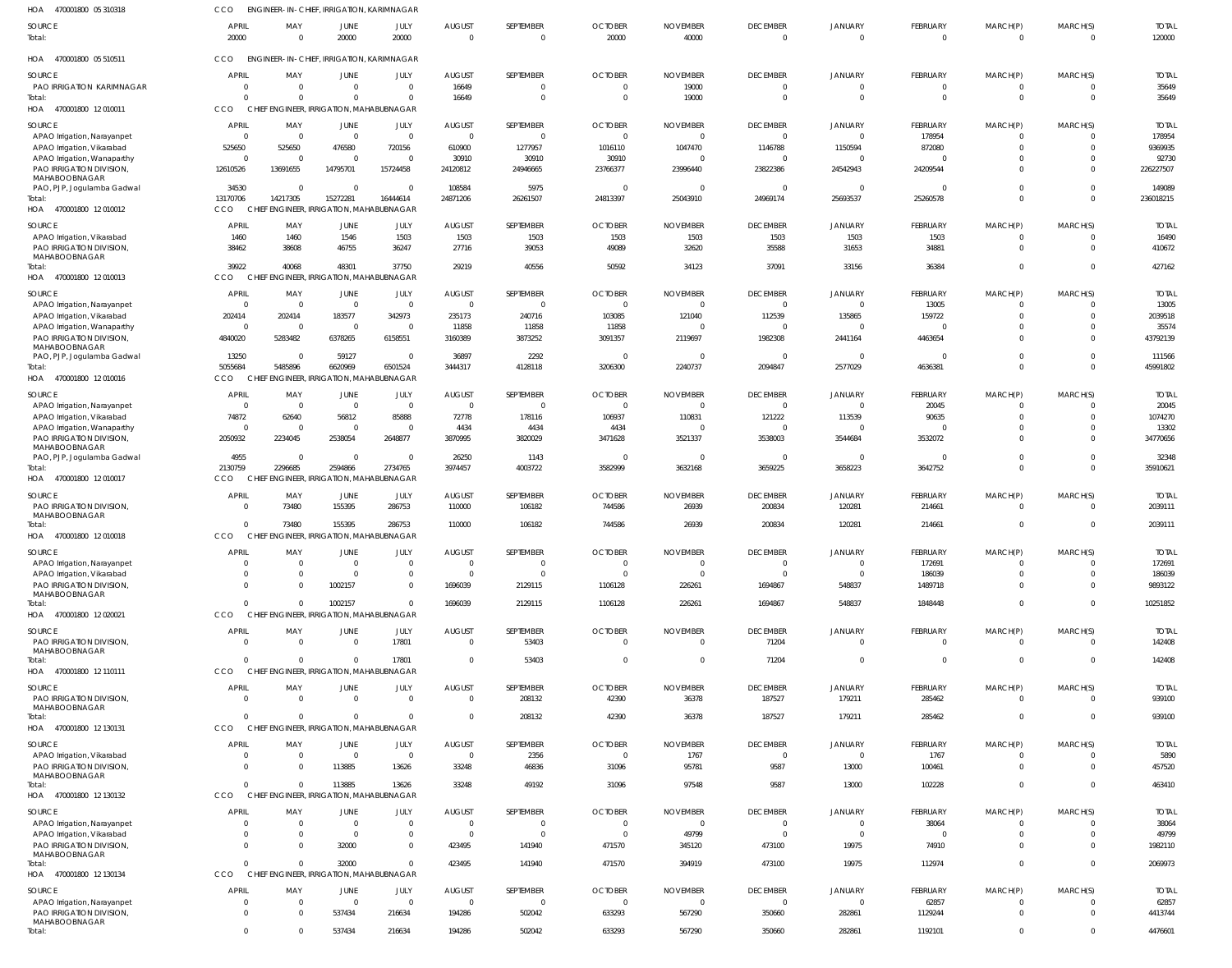HOA 470001800 05 310318 CCO ENGINEER-IN-CHIEF, IRRIGATION, KARIMNAGAR

| SOURCE | APRIL | MAY | JUNE | JULY | AUGUST | SEPTEMBER | OCTOBER | NOVEMBER | DECEMBER | JANUARY | FEBRUARY | MARCH(P) | MARCH(S) | TOTAL |
|---|---|---|---|---|---|---|---|---|---|---|---|---|---|---|
| Total: | 20000 | 0 | 20000 | 20000 | 0 | 0 | 20000 | 40000 | 0 | 0 | 0 | 0 | 0 | 120000 |

HOA 470001800 05 510511 CCO ENGINEER-IN-CHIEF, IRRIGATION, KARIMNAGAR

| SOURCE | APRIL | MAY | JUNE | JULY | AUGUST | SEPTEMBER | OCTOBER | NOVEMBER | DECEMBER | JANUARY | FEBRUARY | MARCH(P) | MARCH(S) | TOTAL |
|---|---|---|---|---|---|---|---|---|---|---|---|---|---|---|
| PAO IRRIGATION KARIMNAGAR | 0 | 0 | 0 | 0 | 16649 | 0 | 0 | 19000 | 0 | 0 | 0 | 0 | 0 | 35649 |
| Total: | 0 | 0 | 0 | 0 | 16649 | 0 | 0 | 19000 | 0 | 0 | 0 | 0 | 0 | 35649 |

HOA 470001800 12 010011 CCO CHIEF ENGINEER, IRRIGATION, MAHABUBNAGAR

| SOURCE | APRIL | MAY | JUNE | JULY | AUGUST | SEPTEMBER | OCTOBER | NOVEMBER | DECEMBER | JANUARY | FEBRUARY | MARCH(P) | MARCH(S) | TOTAL |
|---|---|---|---|---|---|---|---|---|---|---|---|---|---|---|
| APAO Irrigation, Narayanpet | 0 | 0 | 0 | 0 | 0 | 0 | 0 | 0 | 0 | 0 | 178954 | 0 | 0 | 178954 |
| APAO Irrigation, Vikarabad | 525650 | 525650 | 476580 | 720156 | 610900 | 1277957 | 1016110 | 1047470 | 1146788 | 1150594 | 872080 | 0 | 0 | 9369935 |
| APAO Irrigation, Wanaparthy | 0 | 0 | 0 | 0 | 30910 | 30910 | 30910 | 0 | 0 | 0 | 0 | 0 | 0 | 92730 |
| PAO IRRIGATION DIVISION, MAHABOOBNAGAR | 12610526 | 13691655 | 14795701 | 15724458 | 24120812 | 24946665 | 23766377 | 23996440 | 23822386 | 24542943 | 24209544 | 0 | 0 | 226227507 |
| PAO, PJP, Jogulamba Gadwal | 34530 | 0 | 0 | 0 | 108584 | 5975 | 0 | 0 | 0 | 0 | 0 | 0 | 0 | 149089 |
| Total: | 13170706 | 14217305 | 15272281 | 16444614 | 24871206 | 26261507 | 24813397 | 25043910 | 24969174 | 25693537 | 25260578 | 0 | 0 | 236018215 |

HOA 470001800 12 010012 CCO CHIEF ENGINEER, IRRIGATION, MAHABUBNAGAR

| SOURCE | APRIL | MAY | JUNE | JULY | AUGUST | SEPTEMBER | OCTOBER | NOVEMBER | DECEMBER | JANUARY | FEBRUARY | MARCH(P) | MARCH(S) | TOTAL |
|---|---|---|---|---|---|---|---|---|---|---|---|---|---|---|
| APAO Irrigation, Vikarabad | 1460 | 1460 | 1546 | 1503 | 1503 | 1503 | 1503 | 1503 | 1503 | 1503 | 1503 | 0 | 0 | 16490 |
| PAO IRRIGATION DIVISION, MAHABOOBNAGAR | 38462 | 38608 | 46755 | 36247 | 27716 | 39053 | 49089 | 32620 | 35588 | 31653 | 34881 | 0 | 0 | 410672 |
| Total: | 39922 | 40068 | 48301 | 37750 | 29219 | 40556 | 50592 | 34123 | 37091 | 33156 | 36384 | 0 | 0 | 427162 |

HOA 470001800 12 010013 CCO CHIEF ENGINEER, IRRIGATION, MAHABUBNAGAR

| SOURCE | APRIL | MAY | JUNE | JULY | AUGUST | SEPTEMBER | OCTOBER | NOVEMBER | DECEMBER | JANUARY | FEBRUARY | MARCH(P) | MARCH(S) | TOTAL |
|---|---|---|---|---|---|---|---|---|---|---|---|---|---|---|
| APAO Irrigation, Narayanpet | 0 | 0 | 0 | 0 | 0 | 0 | 0 | 0 | 0 | 0 | 13005 | 0 | 0 | 13005 |
| APAO Irrigation, Vikarabad | 202414 | 202414 | 183577 | 342973 | 235173 | 240716 | 103085 | 121040 | 112539 | 135865 | 159722 | 0 | 0 | 2039518 |
| APAO Irrigation, Wanaparthy | 0 | 0 | 0 | 0 | 11858 | 11858 | 11858 | 0 | 0 | 0 | 0 | 0 | 0 | 35574 |
| PAO IRRIGATION DIVISION, MAHABOOBNAGAR | 4840020 | 5283482 | 6378265 | 6158551 | 3160389 | 3873252 | 3091357 | 2119697 | 1982308 | 2441164 | 4463654 | 0 | 0 | 43792139 |
| PAO, PJP, Jogulamba Gadwal | 13250 | 0 | 59127 | 0 | 36897 | 2292 | 0 | 0 | 0 | 0 | 0 | 0 | 0 | 111566 |
| Total: | 5055684 | 5485896 | 6620969 | 6501524 | 3444317 | 4128118 | 3206300 | 2240737 | 2094847 | 2577029 | 4636381 | 0 | 0 | 45991802 |

HOA 470001800 12 010016 CCO CHIEF ENGINEER, IRRIGATION, MAHABUBNAGAR

| SOURCE | APRIL | MAY | JUNE | JULY | AUGUST | SEPTEMBER | OCTOBER | NOVEMBER | DECEMBER | JANUARY | FEBRUARY | MARCH(P) | MARCH(S) | TOTAL |
|---|---|---|---|---|---|---|---|---|---|---|---|---|---|---|
| APAO Irrigation, Narayanpet | 0 | 0 | 0 | 0 | 0 | 0 | 0 | 0 | 0 | 0 | 20045 | 0 | 0 | 20045 |
| APAO Irrigation, Vikarabad | 74872 | 62640 | 56812 | 85888 | 72778 | 178116 | 106937 | 110831 | 121222 | 113539 | 90635 | 0 | 0 | 1074270 |
| APAO Irrigation, Wanaparthy | 0 | 0 | 0 | 0 | 4434 | 4434 | 4434 | 0 | 0 | 0 | 0 | 0 | 0 | 13302 |
| PAO IRRIGATION DIVISION, MAHABOOBNAGAR | 2050932 | 2234045 | 2538054 | 2648877 | 3870995 | 3820029 | 3471628 | 3521337 | 3538003 | 3544684 | 3532072 | 0 | 0 | 34770656 |
| PAO, PJP, Jogulamba Gadwal | 4955 | 0 | 0 | 0 | 26250 | 1143 | 0 | 0 | 0 | 0 | 0 | 0 | 0 | 32348 |
| Total: | 2130759 | 2296685 | 2594866 | 2734765 | 3974457 | 4003722 | 3582999 | 3632168 | 3659225 | 3658223 | 3642752 | 0 | 0 | 35910621 |

HOA 470001800 12 010017 CCO CHIEF ENGINEER, IRRIGATION, MAHABUBNAGAR

| SOURCE | APRIL | MAY | JUNE | JULY | AUGUST | SEPTEMBER | OCTOBER | NOVEMBER | DECEMBER | JANUARY | FEBRUARY | MARCH(P) | MARCH(S) | TOTAL |
|---|---|---|---|---|---|---|---|---|---|---|---|---|---|---|
| PAO IRRIGATION DIVISION, MAHABOOBNAGAR | 0 | 73480 | 155395 | 286753 | 110000 | 106182 | 744586 | 26939 | 200834 | 120281 | 214661 | 0 | 0 | 2039111 |
| Total: | 0 | 73480 | 155395 | 286753 | 110000 | 106182 | 744586 | 26939 | 200834 | 120281 | 214661 | 0 | 0 | 2039111 |

HOA 470001800 12 010018 CCO CHIEF ENGINEER, IRRIGATION, MAHABUBNAGAR

| SOURCE | APRIL | MAY | JUNE | JULY | AUGUST | SEPTEMBER | OCTOBER | NOVEMBER | DECEMBER | JANUARY | FEBRUARY | MARCH(P) | MARCH(S) | TOTAL |
|---|---|---|---|---|---|---|---|---|---|---|---|---|---|---|
| APAO Irrigation, Narayanpet | 0 | 0 | 0 | 0 | 0 | 0 | 0 | 0 | 0 | 0 | 172691 | 0 | 0 | 172691 |
| APAO Irrigation, Vikarabad | 0 | 0 | 0 | 0 | 0 | 0 | 0 | 0 | 0 | 0 | 186039 | 0 | 0 | 186039 |
| PAO IRRIGATION DIVISION, MAHABOOBNAGAR | 0 | 0 | 1002157 | 0 | 1696039 | 2129115 | 1106128 | 226261 | 1694867 | 548837 | 1489718 | 0 | 0 | 9893122 |
| Total: | 0 | 0 | 1002157 | 0 | 1696039 | 2129115 | 1106128 | 226261 | 1694867 | 548837 | 1848448 | 0 | 0 | 10251852 |

HOA 470001800 12 020021 CCO CHIEF ENGINEER, IRRIGATION, MAHABUBNAGAR

| SOURCE | APRIL | MAY | JUNE | JULY | AUGUST | SEPTEMBER | OCTOBER | NOVEMBER | DECEMBER | JANUARY | FEBRUARY | MARCH(P) | MARCH(S) | TOTAL |
|---|---|---|---|---|---|---|---|---|---|---|---|---|---|---|
| PAO IRRIGATION DIVISION, MAHABOOBNAGAR | 0 | 0 | 0 | 17801 | 0 | 53403 | 0 | 0 | 71204 | 0 | 0 | 0 | 0 | 142408 |
| Total: | 0 | 0 | 0 | 17801 | 0 | 53403 | 0 | 0 | 71204 | 0 | 0 | 0 | 0 | 142408 |

HOA 470001800 12 110111 CCO CHIEF ENGINEER, IRRIGATION, MAHABUBNAGAR

| SOURCE | APRIL | MAY | JUNE | JULY | AUGUST | SEPTEMBER | OCTOBER | NOVEMBER | DECEMBER | JANUARY | FEBRUARY | MARCH(P) | MARCH(S) | TOTAL |
|---|---|---|---|---|---|---|---|---|---|---|---|---|---|---|
| PAO IRRIGATION DIVISION, MAHABOOBNAGAR | 0 | 0 | 0 | 0 | 0 | 208132 | 42390 | 36378 | 187527 | 179211 | 285462 | 0 | 0 | 939100 |
| Total: | 0 | 0 | 0 | 0 | 0 | 208132 | 42390 | 36378 | 187527 | 179211 | 285462 | 0 | 0 | 939100 |

HOA 470001800 12 130131 CCO CHIEF ENGINEER, IRRIGATION, MAHABUBNAGAR

| SOURCE | APRIL | MAY | JUNE | JULY | AUGUST | SEPTEMBER | OCTOBER | NOVEMBER | DECEMBER | JANUARY | FEBRUARY | MARCH(P) | MARCH(S) | TOTAL |
|---|---|---|---|---|---|---|---|---|---|---|---|---|---|---|
| APAO Irrigation, Vikarabad | 0 | 0 | 0 | 0 | 0 | 2356 | 0 | 1767 | 0 | 0 | 1767 | 0 | 0 | 5890 |
| PAO IRRIGATION DIVISION, MAHABOOBNAGAR | 0 | 0 | 113885 | 13626 | 33248 | 46836 | 31096 | 95781 | 9587 | 13000 | 100461 | 0 | 0 | 457520 |
| Total: | 0 | 0 | 113885 | 13626 | 33248 | 49192 | 31096 | 97548 | 9587 | 13000 | 102228 | 0 | 0 | 463410 |

HOA 470001800 12 130132 CCO CHIEF ENGINEER, IRRIGATION, MAHABUBNAGAR

| SOURCE | APRIL | MAY | JUNE | JULY | AUGUST | SEPTEMBER | OCTOBER | NOVEMBER | DECEMBER | JANUARY | FEBRUARY | MARCH(P) | MARCH(S) | TOTAL |
|---|---|---|---|---|---|---|---|---|---|---|---|---|---|---|
| APAO Irrigation, Narayanpet | 0 | 0 | 0 | 0 | 0 | 0 | 0 | 0 | 0 | 0 | 38064 | 0 | 0 | 38064 |
| APAO Irrigation, Vikarabad | 0 | 0 | 0 | 0 | 0 | 0 | 0 | 49799 | 0 | 0 | 0 | 0 | 0 | 49799 |
| PAO IRRIGATION DIVISION, MAHABOOBNAGAR | 0 | 0 | 32000 | 0 | 423495 | 141940 | 471570 | 345120 | 473100 | 19975 | 74910 | 0 | 0 | 1982110 |
| Total: | 0 | 0 | 32000 | 0 | 423495 | 141940 | 471570 | 394919 | 473100 | 19975 | 112974 | 0 | 0 | 2069973 |

HOA 470001800 12 130134 CCO CHIEF ENGINEER, IRRIGATION, MAHABUBNAGAR

| SOURCE | APRIL | MAY | JUNE | JULY | AUGUST | SEPTEMBER | OCTOBER | NOVEMBER | DECEMBER | JANUARY | FEBRUARY | MARCH(P) | MARCH(S) | TOTAL |
|---|---|---|---|---|---|---|---|---|---|---|---|---|---|---|
| APAO Irrigation, Narayanpet | 0 | 0 | 0 | 0 | 0 | 0 | 0 | 0 | 0 | 0 | 62857 | 0 | 0 | 62857 |
| PAO IRRIGATION DIVISION, MAHABOOBNAGAR | 0 | 0 | 537434 | 216634 | 194286 | 502042 | 633293 | 567290 | 350660 | 282861 | 1129244 | 0 | 0 | 4413744 |
| Total: | 0 | 0 | 537434 | 216634 | 194286 | 502042 | 633293 | 567290 | 350660 | 282861 | 1192101 | 0 | 0 | 4476601 |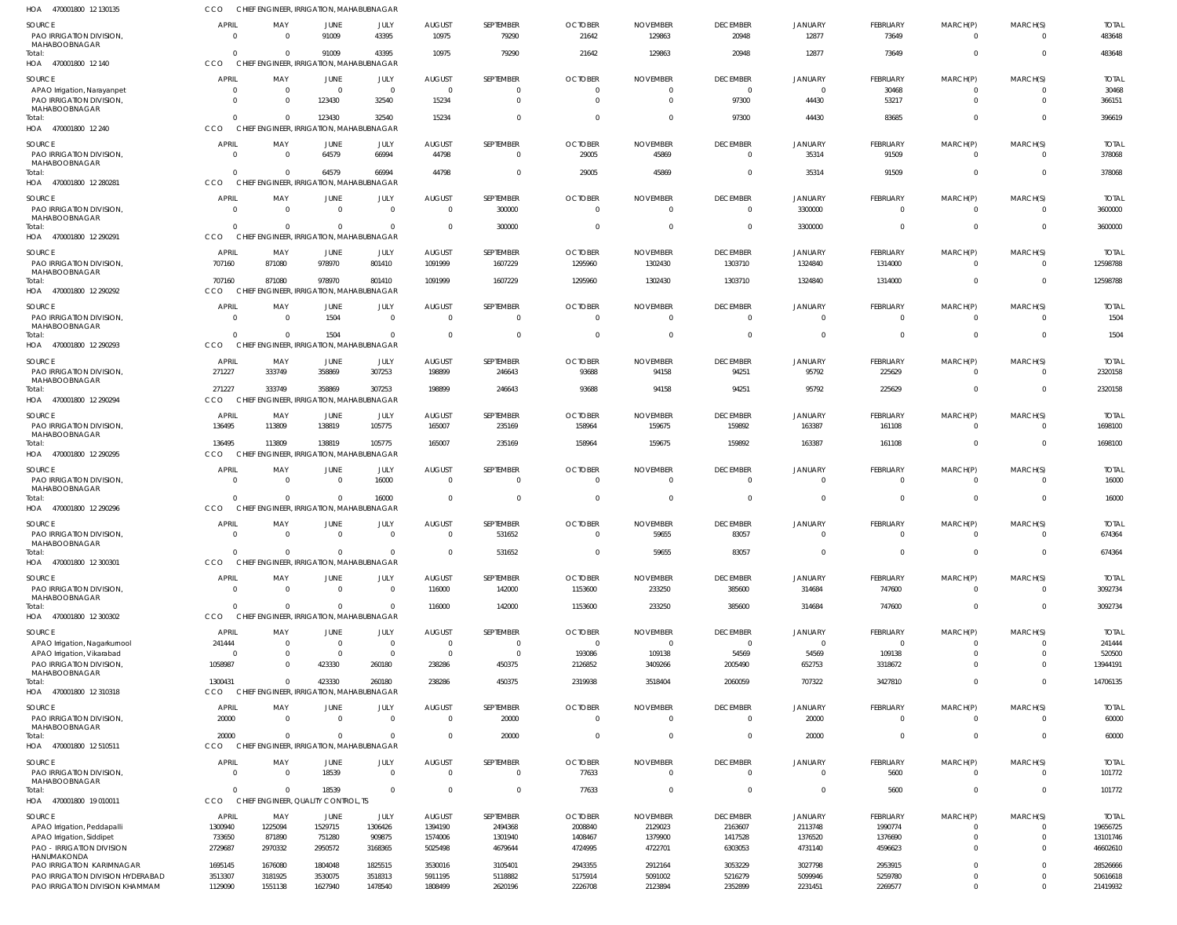HOA 470001800 12 130135 CCO CHIEF ENGINEER, IRRIGATION, MAHABUBNAGAR

| SOURCE | APRIL | MAY | JUNE | JULY | AUGUST | SEPTEMBER | OCTOBER | NOVEMBER | DECEMBER | JANUARY | FEBRUARY | MARCH(P) | MARCH(S) | TOTAL |
|---|---|---|---|---|---|---|---|---|---|---|---|---|---|---|
| PAO IRRIGATION DIVISION, MAHABOOBNAGAR | 0 | 0 | 91009 | 43395 | 10975 | 79290 | 21642 | 129863 | 20948 | 12877 | 73649 | 0 | 0 | 483648 |
| Total: | 0 | 0 | 91009 | 43395 | 10975 | 79290 | 21642 | 129863 | 20948 | 12877 | 73649 | 0 | 0 | 483648 |

HOA 470001800 12 140 CCO CHIEF ENGINEER, IRRIGATION, MAHABUBNAGAR

| SOURCE | APRIL | MAY | JUNE | JULY | AUGUST | SEPTEMBER | OCTOBER | NOVEMBER | DECEMBER | JANUARY | FEBRUARY | MARCH(P) | MARCH(S) | TOTAL |
|---|---|---|---|---|---|---|---|---|---|---|---|---|---|---|
| APAO Irrigation, Narayanpet | 0 | 0 | 0 | 0 | 0 | 0 | 0 | 0 | 0 | 0 | 30468 | 0 | 0 | 30468 |
| PAO IRRIGATION DIVISION, MAHABOOBNAGAR | 0 | 0 | 123430 | 32540 | 15234 | 0 | 0 | 0 | 97300 | 44430 | 53217 | 0 | 0 | 366151 |
| Total: | 0 | 0 | 123430 | 32540 | 15234 | 0 | 0 | 0 | 97300 | 44430 | 83685 | 0 | 0 | 396619 |

HOA 470001800 12 240 CCO CHIEF ENGINEER, IRRIGATION, MAHABUBNAGAR

| SOURCE | APRIL | MAY | JUNE | JULY | AUGUST | SEPTEMBER | OCTOBER | NOVEMBER | DECEMBER | JANUARY | FEBRUARY | MARCH(P) | MARCH(S) | TOTAL |
|---|---|---|---|---|---|---|---|---|---|---|---|---|---|---|
| PAO IRRIGATION DIVISION, MAHABOOBNAGAR | 0 | 0 | 64579 | 66994 | 44798 | 0 | 29005 | 45869 | 0 | 35314 | 91509 | 0 | 0 | 378068 |
| Total: | 0 | 0 | 64579 | 66994 | 44798 | 0 | 29005 | 45869 | 0 | 35314 | 91509 | 0 | 0 | 378068 |

HOA 470001800 12 280281 CCO CHIEF ENGINEER, IRRIGATION, MAHABUBNAGAR

| SOURCE | APRIL | MAY | JUNE | JULY | AUGUST | SEPTEMBER | OCTOBER | NOVEMBER | DECEMBER | JANUARY | FEBRUARY | MARCH(P) | MARCH(S) | TOTAL |
|---|---|---|---|---|---|---|---|---|---|---|---|---|---|---|
| PAO IRRIGATION DIVISION, MAHABOOBNAGAR | 0 | 0 | 0 | 0 | 0 | 300000 | 0 | 0 | 0 | 3300000 | 0 | 0 | 0 | 3600000 |
| Total: | 0 | 0 | 0 | 0 | 0 | 300000 | 0 | 0 | 0 | 3300000 | 0 | 0 | 0 | 3600000 |

HOA 470001800 12 290291 CCO CHIEF ENGINEER, IRRIGATION, MAHABUBNAGAR

| SOURCE | APRIL | MAY | JUNE | JULY | AUGUST | SEPTEMBER | OCTOBER | NOVEMBER | DECEMBER | JANUARY | FEBRUARY | MARCH(P) | MARCH(S) | TOTAL |
|---|---|---|---|---|---|---|---|---|---|---|---|---|---|---|
| PAO IRRIGATION DIVISION, MAHABOOBNAGAR | 707160 | 871080 | 978970 | 801410 | 1091999 | 1607229 | 1295960 | 1302430 | 1303710 | 1324840 | 1314000 | 0 | 0 | 12598788 |
| Total: | 707160 | 871080 | 978970 | 801410 | 1091999 | 1607229 | 1295960 | 1302430 | 1303710 | 1324840 | 1314000 | 0 | 0 | 12598788 |

HOA 470001800 12 290292 CCO CHIEF ENGINEER, IRRIGATION, MAHABUBNAGAR

| SOURCE | APRIL | MAY | JUNE | JULY | AUGUST | SEPTEMBER | OCTOBER | NOVEMBER | DECEMBER | JANUARY | FEBRUARY | MARCH(P) | MARCH(S) | TOTAL |
|---|---|---|---|---|---|---|---|---|---|---|---|---|---|---|
| PAO IRRIGATION DIVISION, MAHABOOBNAGAR | 0 | 0 | 1504 | 0 | 0 | 0 | 0 | 0 | 0 | 0 | 0 | 0 | 0 | 1504 |
| Total: | 0 | 0 | 1504 | 0 | 0 | 0 | 0 | 0 | 0 | 0 | 0 | 0 | 0 | 1504 |

HOA 470001800 12 290293 CCO CHIEF ENGINEER, IRRIGATION, MAHABUBNAGAR

| SOURCE | APRIL | MAY | JUNE | JULY | AUGUST | SEPTEMBER | OCTOBER | NOVEMBER | DECEMBER | JANUARY | FEBRUARY | MARCH(P) | MARCH(S) | TOTAL |
|---|---|---|---|---|---|---|---|---|---|---|---|---|---|---|
| PAO IRRIGATION DIVISION, MAHABOOBNAGAR | 271227 | 333749 | 358869 | 307253 | 198899 | 246643 | 93688 | 94158 | 94251 | 95792 | 225629 | 0 | 0 | 2320158 |
| Total: | 271227 | 333749 | 358869 | 307253 | 198899 | 246643 | 93688 | 94158 | 94251 | 95792 | 225629 | 0 | 0 | 2320158 |

HOA 470001800 12 290294 CCO CHIEF ENGINEER, IRRIGATION, MAHABUBNAGAR

| SOURCE | APRIL | MAY | JUNE | JULY | AUGUST | SEPTEMBER | OCTOBER | NOVEMBER | DECEMBER | JANUARY | FEBRUARY | MARCH(P) | MARCH(S) | TOTAL |
|---|---|---|---|---|---|---|---|---|---|---|---|---|---|---|
| PAO IRRIGATION DIVISION, MAHABOOBNAGAR | 136495 | 113809 | 138819 | 105775 | 165007 | 235169 | 158964 | 159675 | 159892 | 163387 | 161108 | 0 | 0 | 1698100 |
| Total: | 136495 | 113809 | 138819 | 105775 | 165007 | 235169 | 158964 | 159675 | 159892 | 163387 | 161108 | 0 | 0 | 1698100 |

HOA 470001800 12 290295 CCO CHIEF ENGINEER, IRRIGATION, MAHABUBNAGAR

| SOURCE | APRIL | MAY | JUNE | JULY | AUGUST | SEPTEMBER | OCTOBER | NOVEMBER | DECEMBER | JANUARY | FEBRUARY | MARCH(P) | MARCH(S) | TOTAL |
|---|---|---|---|---|---|---|---|---|---|---|---|---|---|---|
| PAO IRRIGATION DIVISION, MAHABOOBNAGAR | 0 | 0 | 0 | 16000 | 0 | 0 | 0 | 0 | 0 | 0 | 0 | 0 | 0 | 16000 |
| Total: | 0 | 0 | 0 | 16000 | 0 | 0 | 0 | 0 | 0 | 0 | 0 | 0 | 0 | 16000 |

HOA 470001800 12 290296 CCO CHIEF ENGINEER, IRRIGATION, MAHABUBNAGAR

| SOURCE | APRIL | MAY | JUNE | JULY | AUGUST | SEPTEMBER | OCTOBER | NOVEMBER | DECEMBER | JANUARY | FEBRUARY | MARCH(P) | MARCH(S) | TOTAL |
|---|---|---|---|---|---|---|---|---|---|---|---|---|---|---|
| PAO IRRIGATION DIVISION, MAHABOOBNAGAR | 0 | 0 | 0 | 0 | 0 | 531652 | 0 | 59655 | 83057 | 0 | 0 | 0 | 0 | 674364 |
| Total: | 0 | 0 | 0 | 0 | 0 | 531652 | 0 | 59655 | 83057 | 0 | 0 | 0 | 0 | 674364 |

HOA 470001800 12 300301 CCO CHIEF ENGINEER, IRRIGATION, MAHABUBNAGAR

| SOURCE | APRIL | MAY | JUNE | JULY | AUGUST | SEPTEMBER | OCTOBER | NOVEMBER | DECEMBER | JANUARY | FEBRUARY | MARCH(P) | MARCH(S) | TOTAL |
|---|---|---|---|---|---|---|---|---|---|---|---|---|---|---|
| PAO IRRIGATION DIVISION, MAHABOOBNAGAR | 0 | 0 | 0 | 0 | 116000 | 142000 | 1153600 | 233250 | 385600 | 314684 | 747600 | 0 | 0 | 3092734 |
| Total: | 0 | 0 | 0 | 0 | 116000 | 142000 | 1153600 | 233250 | 385600 | 314684 | 747600 | 0 | 0 | 3092734 |

HOA 470001800 12 300302 CCO CHIEF ENGINEER, IRRIGATION, MAHABUBNAGAR

| SOURCE | APRIL | MAY | JUNE | JULY | AUGUST | SEPTEMBER | OCTOBER | NOVEMBER | DECEMBER | JANUARY | FEBRUARY | MARCH(P) | MARCH(S) | TOTAL |
|---|---|---|---|---|---|---|---|---|---|---|---|---|---|---|
| APAO Irrigation, Nagarkurnool | 241444 | 0 | 0 | 0 | 0 | 0 | 0 | 0 | 0 | 0 | 0 | 0 | 0 | 241444 |
| APAO Irrigation, Vikarabad | 0 | 0 | 0 | 0 | 0 | 0 | 193086 | 109138 | 54569 | 54569 | 109138 | 0 | 0 | 520500 |
| PAO IRRIGATION DIVISION, MAHABOOBNAGAR | 1058987 | 0 | 423330 | 260180 | 238286 | 450375 | 2126852 | 3409266 | 2005490 | 652753 | 3318672 | 0 | 0 | 13944191 |
| Total: | 1300431 | 0 | 423330 | 260180 | 238286 | 450375 | 2319938 | 3518404 | 2060059 | 707322 | 3427810 | 0 | 0 | 14706135 |

HOA 470001800 12 310318 CCO CHIEF ENGINEER, IRRIGATION, MAHABUBNAGAR

| SOURCE | APRIL | MAY | JUNE | JULY | AUGUST | SEPTEMBER | OCTOBER | NOVEMBER | DECEMBER | JANUARY | FEBRUARY | MARCH(P) | MARCH(S) | TOTAL |
|---|---|---|---|---|---|---|---|---|---|---|---|---|---|---|
| PAO IRRIGATION DIVISION, MAHABOOBNAGAR | 20000 | 0 | 0 | 0 | 0 | 20000 | 0 | 0 | 0 | 20000 | 0 | 0 | 0 | 60000 |
| Total: | 20000 | 0 | 0 | 0 | 0 | 20000 | 0 | 0 | 0 | 20000 | 0 | 0 | 0 | 60000 |

HOA 470001800 12 510511 CCO CHIEF ENGINEER, IRRIGATION, MAHABUBNAGAR

| SOURCE | APRIL | MAY | JUNE | JULY | AUGUST | SEPTEMBER | OCTOBER | NOVEMBER | DECEMBER | JANUARY | FEBRUARY | MARCH(P) | MARCH(S) | TOTAL |
|---|---|---|---|---|---|---|---|---|---|---|---|---|---|---|
| PAO IRRIGATION DIVISION, MAHABOOBNAGAR | 0 | 0 | 18539 | 0 | 0 | 0 | 77633 | 0 | 0 | 0 | 5600 | 0 | 0 | 101772 |
| Total: | 0 | 0 | 18539 | 0 | 0 | 0 | 77633 | 0 | 0 | 0 | 5600 | 0 | 0 | 101772 |

HOA 470001800 19 010011 CCO CHIEF ENGINEER, QUALITY CONTROL, TS

| SOURCE | APRIL | MAY | JUNE | JULY | AUGUST | SEPTEMBER | OCTOBER | NOVEMBER | DECEMBER | JANUARY | FEBRUARY | MARCH(P) | MARCH(S) | TOTAL |
|---|---|---|---|---|---|---|---|---|---|---|---|---|---|---|
| APAO Irrigation, Peddapalli | 1300940 | 1225094 | 1529715 | 1306426 | 1394190 | 2494368 | 2008840 | 2129023 | 2163607 | 2113748 | 1990774 | 0 | 0 | 19656725 |
| APAO Irrigation, Siddipet | 733650 | 871890 | 751280 | 909875 | 1574006 | 1301940 | 1408467 | 1379900 | 1417528 | 1376520 | 1376690 | 0 | 0 | 13101746 |
| PAO - IRRIGATION DIVISION HANUMAKONDA | 2729687 | 2970332 | 2950572 | 3168365 | 5025498 | 4679644 | 4724995 | 4722701 | 6303053 | 4731140 | 4596623 | 0 | 0 | 46602610 |
| PAO IRRIGATION KARIMNAGAR | 1695145 | 1676080 | 1804048 | 1825515 | 3530016 | 3105401 | 2943355 | 2912164 | 3053229 | 3027798 | 2953915 | 0 | 0 | 28526666 |
| PAO IRRIGATION DIVISION HYDERABAD | 3513307 | 3181925 | 3530075 | 3518313 | 5911195 | 5118882 | 5175914 | 5091002 | 5216279 | 5099946 | 5259780 | 0 | 0 | 50616618 |
| PAO IRRIGATION DIVISION KHAMMAM | 1129090 | 1551138 | 1627940 | 1478540 | 1808499 | 2620196 | 2226708 | 2123894 | 2352899 | 2231451 | 2269577 | 0 | 0 | 21419932 |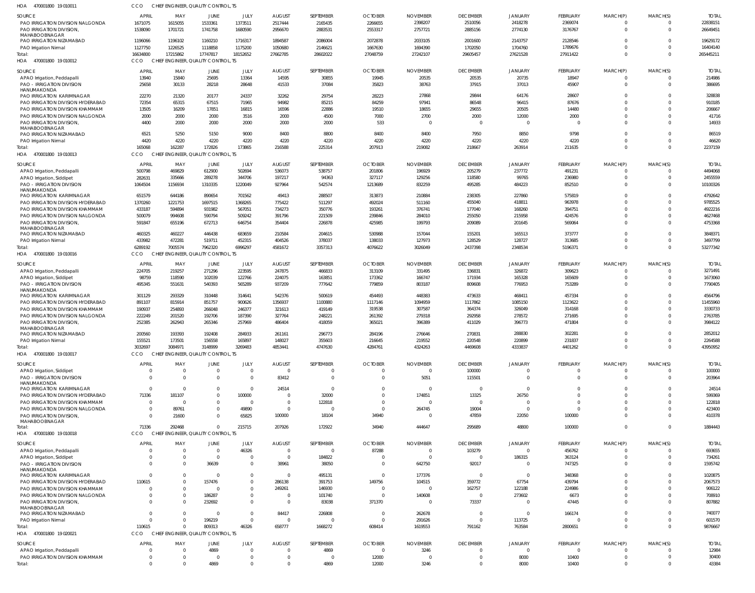HOA 470001800 19 010011 CCO CHIEF ENGINEER, QUALITY CONTROL, TS

| SOURCE | APRIL | MAY | JUNE | JULY | AUGUST | SEPTEMBER | OCTOBER | NOVEMBER | DECEMBER | JANUARY | FEBRUARY | MARCH(P) | MARCH(S) | TOTAL |
|---|---|---|---|---|---|---|---|---|---|---|---|---|---|---|
| PAO IRRIGATION DIVISION NALGONDA | 1671075 | 1615055 | 1533361 | 1373511 | 2517444 | 2165435 | 2266655 | 2398207 | 2510056 | 2418278 | 2369074 | 0 | 0 | 22838151 |
| PAO IRRIGATION DIVISION, MAHABOOBNAGAR | 1538090 | 1701721 | 1741758 | 1680590 | 2956670 | 2883531 | 2553317 | 2757721 | 2885156 | 2774130 | 3176767 | 0 | 0 | 26649451 |
| PAO IRRIGATION NIZAMABAD | 1196066 | 1196102 | 1160210 | 1716317 | 1894587 | 2086004 | 2072878 | 2033105 | 2001600 | 2143757 | 2128546 | 0 | 0 | 19629172 |
| PAO Irrigation Nirmal | 1127750 | 1226525 | 1118858 | 1175200 | 1050680 | 2146621 | 1667630 | 1694390 | 1702050 | 1704760 | 1789676 | 0 | 0 | 16404140 |
| Total: | 16634800 | 17215862 | 17747817 | 18152652 | 27662785 | 28602022 | 27048759 | 27242107 | 29605457 | 27621528 | 27911422 | 0 | 0 | 265445211 |

HOA 470001800 19 010012 CCO CHIEF ENGINEER, QUALITY CONTROL, TS

| SOURCE | APRIL | MAY | JUNE | JULY | AUGUST | SEPTEMBER | OCTOBER | NOVEMBER | DECEMBER | JANUARY | FEBRUARY | MARCH(P) | MARCH(S) | TOTAL |
|---|---|---|---|---|---|---|---|---|---|---|---|---|---|---|
| APAO Irrigation, Peddapalli | 13940 | 15840 | 25695 | 13364 | 14595 | 30855 | 19945 | 20535 | 20535 | 20735 | 18947 | 0 | 0 | 214986 |
| PAO - IRRIGATION DIVISION HANUMAKONDA | 25658 | 30133 | 28218 | 28648 | 41533 | 37084 | 35823 | 38763 | 37915 | 37013 | 45907 | 0 | 0 | 386695 |
| PAO IRRIGATION KARIMNAGAR | 22270 | 21320 | 20177 | 24337 | 32262 | 29754 | 28223 | 27868 | 29844 | 64176 | 28607 | 0 | 0 | 328838 |
| PAO IRRIGATION DIVISION HYDERABAD | 72354 | 65315 | 67515 | 71965 | 94982 | 85215 | 84259 | 97941 | 86548 | 96415 | 87676 | 0 | 0 | 910185 |
| PAO IRRIGATION DIVISION KHAMMAM | 13505 | 16209 | 17851 | 16815 | 16596 | 22886 | 19510 | 18655 | 29655 | 20505 | 14480 | 0 | 0 | 206667 |
| PAO IRRIGATION DIVISION NALGONDA | 2000 | 2000 | 2000 | 3516 | 2000 | 4500 | 7000 | 2700 | 2000 | 12000 | 2000 | 0 | 0 | 41716 |
| PAO IRRIGATION DIVISION, MAHABOOBNAGAR | 4400 | 2000 | 2000 | 2000 | 2000 | 2000 | 533 | 0 | 0 | 0 | 0 | 0 | 0 | 14933 |
| PAO IRRIGATION NIZAMABAD | 6521 | 5250 | 5150 | 9000 | 8400 | 8800 | 8400 | 8400 | 7950 | 8850 | 9798 | 0 | 0 | 86519 |
| PAO Irrigation Nirmal | 4420 | 4220 | 4220 | 4220 | 4220 | 4220 | 4220 | 4220 | 4220 | 4220 | 4220 | 0 | 0 | 46620 |
| Total: | 165068 | 162287 | 172826 | 173865 | 216588 | 225314 | 207913 | 219082 | 218667 | 263914 | 211635 | 0 | 0 | 2237159 |

HOA 470001800 19 010013 CCO CHIEF ENGINEER, QUALITY CONTROL, TS

| SOURCE | APRIL | MAY | JUNE | JULY | AUGUST | SEPTEMBER | OCTOBER | NOVEMBER | DECEMBER | JANUARY | FEBRUARY | MARCH(P) | MARCH(S) | TOTAL |
|---|---|---|---|---|---|---|---|---|---|---|---|---|---|---|
| APAO Irrigation, Peddapalli | 500798 | 469829 | 612900 | 502694 | 536073 | 538757 | 201806 | 196929 | 205279 | 237772 | 491231 | 0 | 0 | 4494068 |
| APAO Irrigation, Siddipet | 282631 | 335666 | 289278 | 344706 | 197217 | 94363 | 327117 | 129256 | 118580 | 99765 | 236980 | 0 | 0 | 2455559 |
| PAO - IRRIGATION DIVISION HANUMAKONDA | 1064504 | 1156934 | 1310335 | 1220049 | 927964 | 542574 | 1213689 | 832259 | 495285 | 484223 | 852510 | 0 | 0 | 10100326 |
| PAO IRRIGATION KARIMNAGAR | 651579 | 644186 | 890654 | 701562 | 49413 | 288507 | 313873 | 210884 | 238305 | 227860 | 575819 | 0 | 0 | 4792642 |
| PAO IRRIGATION DIVISION HYDERABAD | 1370260 | 1221753 | 1697515 | 1368265 | 775422 | 511297 | 492024 | 511160 | 455040 | 418811 | 963978 | 0 | 0 | 9785525 |
| PAO IRRIGATION DIVISION KHAMMAM | 433187 | 594894 | 931982 | 567051 | 734273 | 350776 | 193261 | 376741 | 177040 | 168260 | 394751 | 0 | 0 | 4922216 |
| PAO IRRIGATION DIVISION NALGONDA | 500079 | 994608 | 590794 | 509242 | 391796 | 221509 | 239846 | 284010 | 255050 | 215958 | 424576 | 0 | 0 | 4627468 |
| PAO IRRIGATION DIVISION, MAHABOOBNAGAR | 591847 | 655196 | 672713 | 646754 | 354404 | 226878 | 425985 | 199793 | 209089 | 201645 | 569064 | 0 | 0 | 4753368 |
| PAO IRRIGATION NIZAMABAD | 460325 | 460227 | 446438 | 683659 | 210584 | 204615 | 530988 | 157044 | 155201 | 165513 | 373777 | 0 | 0 | 3848371 |
| PAO Irrigation Nirmal | 433982 | 472281 | 519711 | 452315 | 404526 | 378037 | 138033 | 127973 | 128529 | 128727 | 313685 | 0 | 0 | 3497799 |
| Total: | 6289192 | 7005574 | 7962320 | 6996297 | 4581672 | 3357313 | 4076622 | 3026049 | 2437398 | 2348534 | 5196371 | 0 | 0 | 53277342 |

HOA 470001800 19 010016 CCO CHIEF ENGINEER, QUALITY CONTROL, TS

| SOURCE | APRIL | MAY | JUNE | JULY | AUGUST | SEPTEMBER | OCTOBER | NOVEMBER | DECEMBER | JANUARY | FEBRUARY | MARCH(P) | MARCH(S) | TOTAL |
|---|---|---|---|---|---|---|---|---|---|---|---|---|---|---|
| APAO Irrigation, Peddapalli | 224705 | 219257 | 271296 | 223595 | 247875 | 466833 | 313109 | 331495 | 336831 | 326872 | 309623 | 0 | 0 | 3271491 |
| APAO Irrigation, Siddipet | 98759 | 118590 | 102039 | 122766 | 224075 | 163851 | 173362 | 166747 | 171934 | 165328 | 165609 | 0 | 0 | 1673060 |
| PAO - IRRIGATION DIVISION HANUMAKONDA | 495345 | 551631 | 540393 | 565289 | 937209 | 777642 | 779859 | 803187 | 809608 | 776953 | 753289 | 0 | 0 | 7790405 |
| PAO IRRIGATION KARIMNAGAR | 301129 | 293329 | 310448 | 314641 | 542376 | 500619 | 454493 | 448383 | 473633 | 468411 | 457334 | 0 | 0 | 4564796 |
| PAO IRRIGATION DIVISION HYDERABAD | 891107 | 815914 | 851757 | 900626 | 1356937 | 1100880 | 1117146 | 1094959 | 1117862 | 1085150 | 1123622 | 0 | 0 | 11455960 |
| PAO IRRIGATION DIVISION KHAMMAM | 190937 | 254893 | 266048 | 246377 | 321613 | 419149 | 319538 | 307587 | 364374 | 326049 | 314168 | 0 | 0 | 3330733 |
| PAO IRRIGATION DIVISION NALGONDA | 222249 | 201520 | 192706 | 187390 | 327764 | 248221 | 261392 | 279318 | 292958 | 278572 | 271695 | 0 | 0 | 2763785 |
| PAO IRRIGATION DIVISION, MAHABOOBNAGAR | 252385 | 262943 | 265346 | 257969 | 486404 | 418059 | 365021 | 396389 | 411029 | 396773 | 471804 | 0 | 0 | 3984122 |
| PAO IRRIGATION NIZAMABAD | 200560 | 193393 | 192408 | 284933 | 261161 | 296773 | 284196 | 276646 | 270831 | 288830 | 302281 | 0 | 0 | 2852012 |
| PAO Irrigation Nirmal | 155521 | 173501 | 156558 | 165897 | 148027 | 355603 | 216645 | 219552 | 220548 | 220899 | 231837 | 0 | 0 | 2264588 |
| Total: | 3032697 | 3084971 | 3148999 | 3269483 | 4853441 | 4747630 | 4284761 | 4324263 | 4469608 | 4333837 | 4401262 | 0 | 0 | 43950952 |

HOA 470001800 19 010017 CCO CHIEF ENGINEER, QUALITY CONTROL, TS

| SOURCE | APRIL | MAY | JUNE | JULY | AUGUST | SEPTEMBER | OCTOBER | NOVEMBER | DECEMBER | JANUARY | FEBRUARY | MARCH(P) | MARCH(S) | TOTAL |
|---|---|---|---|---|---|---|---|---|---|---|---|---|---|---|
| APAO Irrigation, Siddipet | 0 | 0 | 0 | 0 | 0 | 0 | 0 | 0 | 100000 | 0 | 0 | 0 | 0 | 100000 |
| PAO - IRRIGATION DIVISION HANUMAKONDA | 0 | 0 | 0 | 0 | 83412 | 0 | 0 | 5051 | 115501 | 0 | 0 | 0 | 0 | 203964 |
| PAO IRRIGATION KARIMNAGAR | 0 | 0 | 0 | 0 | 24514 | 0 | 0 | 0 | 0 | 0 | 0 | 0 | 0 | 24514 |
| PAO IRRIGATION DIVISION HYDERABAD | 71336 | 181107 | 0 | 100000 | 0 | 32000 | 0 | 174851 | 13325 | 26750 | 0 | 0 | 0 | 599369 |
| PAO IRRIGATION DIVISION KHAMMAM | 0 | 0 | 0 | 0 | 0 | 122818 | 0 | 0 | 0 | 0 | 0 | 0 | 0 | 122818 |
| PAO IRRIGATION DIVISION NALGONDA | 0 | 89761 | 0 | 49890 | 0 | 0 | 0 | 264745 | 19004 | 0 | 0 | 0 | 0 | 423400 |
| PAO IRRIGATION DIVISION, MAHABOOBNAGAR | 0 | 21600 | 0 | 65825 | 100000 | 18104 | 34940 | 0 | 47859 | 22050 | 100000 | 0 | 0 | 410378 |
| Total: | 71336 | 292468 | 0 | 215715 | 207926 | 172922 | 34940 | 444647 | 295689 | 48800 | 100000 | 0 | 0 | 1884443 |

HOA 470001800 19 010018 CCO CHIEF ENGINEER, QUALITY CONTROL, TS

| SOURCE | APRIL | MAY | JUNE | JULY | AUGUST | SEPTEMBER | OCTOBER | NOVEMBER | DECEMBER | JANUARY | FEBRUARY | MARCH(P) | MARCH(S) | TOTAL |
|---|---|---|---|---|---|---|---|---|---|---|---|---|---|---|
| APAO Irrigation, Peddapalli | 0 | 0 | 0 | 46326 | 0 | 0 | 87288 | 0 | 103279 | 0 | 456762 | 0 | 0 | 693655 |
| APAO Irrigation, Siddipet | 0 | 0 | 0 | 0 | 0 | 184822 | 0 | 0 | 0 | 186315 | 363124 | 0 | 0 | 734261 |
| PAO - IRRIGATION DIVISION HANUMAKONDA | 0 | 0 | 36639 | 0 | 38961 | 38050 | 0 | 642750 | 92017 | 0 | 747325 | 0 | 0 | 1595742 |
| PAO IRRIGATION KARIMNAGAR | 0 | 0 | 0 | 0 | 0 | 495131 | 0 | 177376 | 0 | 0 | 348368 | 0 | 0 | 1020875 |
| PAO IRRIGATION DIVISION HYDERABAD | 110615 | 0 | 157476 | 0 | 286138 | 391753 | 149756 | 104515 | 359772 | 67754 | 439794 | 0 | 0 | 2067573 |
| PAO IRRIGATION DIVISION KHAMMAM | 0 | 0 | 0 | 0 | 249261 | 146930 | 0 | 0 | 162757 | 122188 | 224986 | 0 | 0 | 906122 |
| PAO IRRIGATION DIVISION NALGONDA | 0 | 0 | 186287 | 0 | 0 | 101740 | 0 | 140608 | 0 | 273602 | 6673 | 0 | 0 | 708910 |
| PAO IRRIGATION DIVISION, MAHABOOBNAGAR | 0 | 0 | 232692 | 0 | 0 | 83038 | 371370 | 0 | 73337 | 0 | 47445 | 0 | 0 | 807882 |
| PAO IRRIGATION NIZAMABAD | 0 | 0 | 0 | 0 | 84417 | 226808 | 0 | 262678 | 0 | 0 | 166174 | 0 | 0 | 740077 |
| PAO Irrigation Nirmal | 0 | 0 | 196219 | 0 | 0 | 0 | 0 | 291626 | 0 | 113725 | 0 | 0 | 0 | 601570 |
| Total: | 110615 | 0 | 809313 | 46326 | 658777 | 1668272 | 608414 | 1619553 | 791162 | 763584 | 2800651 | 0 | 0 | 9876667 |

HOA 470001800 19 020021 CCO CHIEF ENGINEER, QUALITY CONTROL, TS

| SOURCE | APRIL | MAY | JUNE | JULY | AUGUST | SEPTEMBER | OCTOBER | NOVEMBER | DECEMBER | JANUARY | FEBRUARY | MARCH(P) | MARCH(S) | TOTAL |
|---|---|---|---|---|---|---|---|---|---|---|---|---|---|---|
| APAO Irrigation, Peddapalli | 0 | 0 | 4869 | 0 | 0 | 4869 | 0 | 3246 | 0 | 0 | 0 | 0 | 0 | 12984 |
| PAO IRRIGATION DIVISION KHAMMAM | 0 | 0 | 0 | 0 | 0 | 0 | 12000 | 0 | 0 | 8000 | 10400 | 0 | 0 | 30400 |
| Total: | 0 | 0 | 4869 | 0 | 0 | 4869 | 12000 | 3246 | 0 | 8000 | 10400 | 0 | 0 | 43384 |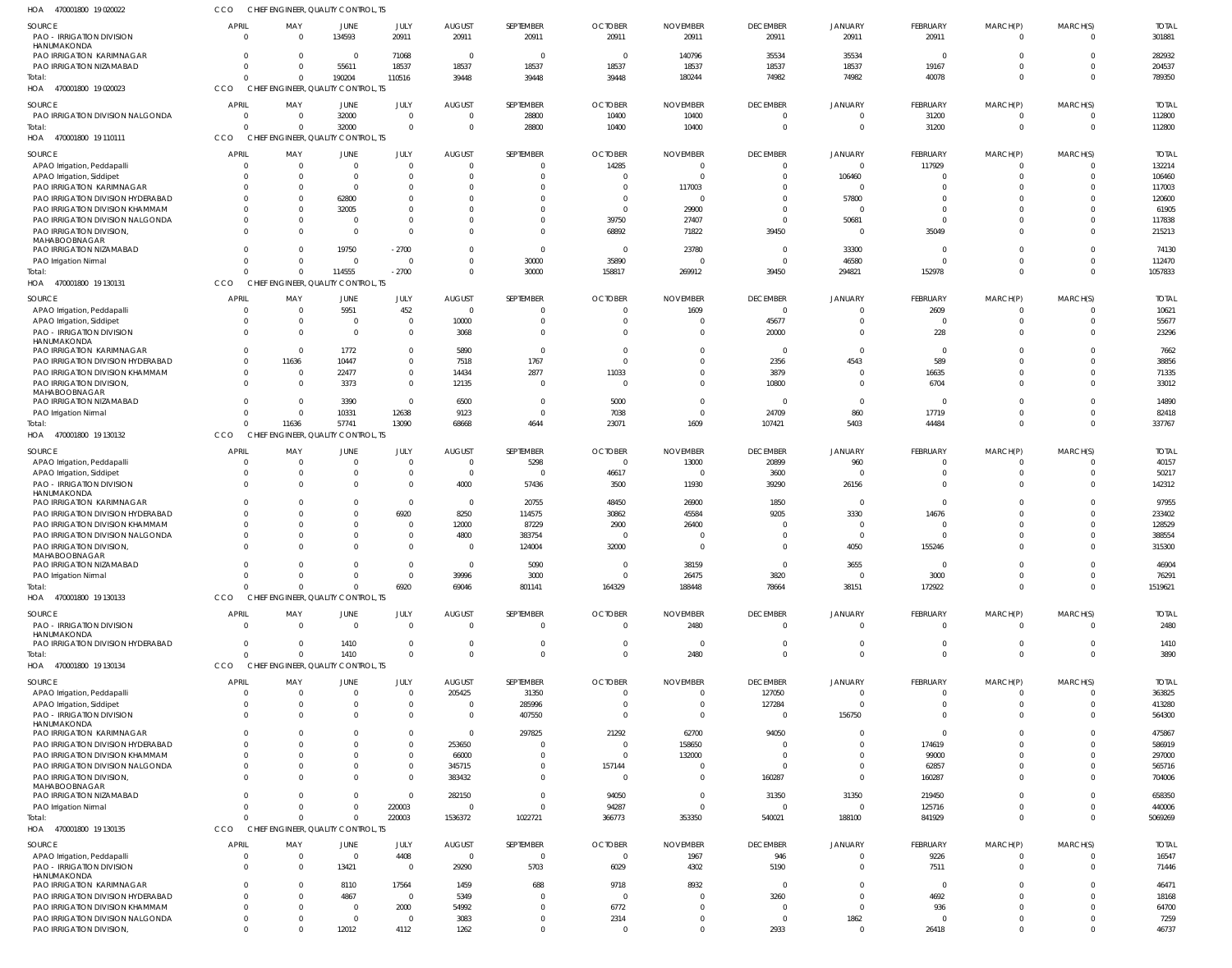HOA 470001800 19 020022 CCO CHIEF ENGINEER, QUALITY CONTROL, TS

| SOURCE | APRIL | MAY | JUNE | JULY | AUGUST | SEPTEMBER | OCTOBER | NOVEMBER | DECEMBER | JANUARY | FEBRUARY | MARCH(P) | MARCH(S) | TOTAL |
|---|---|---|---|---|---|---|---|---|---|---|---|---|---|---|
| PAO - IRRIGATION DIVISION HANUMAKONDA | 0 | 0 | 134593 | 20911 | 20911 | 20911 | 20911 | 20911 | 20911 | 20911 | 20911 | 0 | 0 | 301881 |
| PAO IRRIGATION KARIMNAGAR | 0 | 0 | 0 | 71068 | 0 | 0 | 0 | 140796 | 35534 | 35534 | 0 | 0 | 0 | 282932 |
| PAO IRRIGATION NIZAMABAD | 0 | 0 | 55611 | 18537 | 18537 | 18537 | 18537 | 18537 | 18537 | 18537 | 19167 | 0 | 0 | 204537 |
| Total: | 0 | 0 | 190204 | 110516 | 39448 | 39448 | 39448 | 180244 | 74982 | 74982 | 40078 | 0 | 0 | 789350 |

HOA 470001800 19 020023 CCO CHIEF ENGINEER, QUALITY CONTROL, TS

| SOURCE | APRIL | MAY | JUNE | JULY | AUGUST | SEPTEMBER | OCTOBER | NOVEMBER | DECEMBER | JANUARY | FEBRUARY | MARCH(P) | MARCH(S) | TOTAL |
|---|---|---|---|---|---|---|---|---|---|---|---|---|---|---|
| PAO IRRIGATION DIVISION NALGONDA | 0 | 0 | 32000 | 0 | 0 | 28800 | 10400 | 10400 | 0 | 0 | 31200 | 0 | 0 | 112800 |
| Total: | 0 | 0 | 32000 | 0 | 0 | 28800 | 10400 | 10400 | 0 | 0 | 31200 | 0 | 0 | 112800 |

HOA 470001800 19 110111 CCO CHIEF ENGINEER, QUALITY CONTROL, TS

| SOURCE | APRIL | MAY | JUNE | JULY | AUGUST | SEPTEMBER | OCTOBER | NOVEMBER | DECEMBER | JANUARY | FEBRUARY | MARCH(P) | MARCH(S) | TOTAL |
|---|---|---|---|---|---|---|---|---|---|---|---|---|---|---|
| APAO Irrigation, Peddapalli | 0 | 0 | 0 | 0 | 0 | 0 | 14285 | 0 | 0 | 0 | 117929 | 0 | 0 | 132214 |
| APAO Irrigation, Siddipet | 0 | 0 | 0 | 0 | 0 | 0 | 0 | 0 | 0 | 106460 | 0 | 0 | 0 | 106460 |
| PAO IRRIGATION KARIMNAGAR | 0 | 0 | 0 | 0 | 0 | 0 | 0 | 117003 | 0 | 0 | 0 | 0 | 0 | 117003 |
| PAO IRRIGATION DIVISION HYDERABAD | 0 | 0 | 62800 | 0 | 0 | 0 | 0 | 0 | 0 | 57800 | 0 | 0 | 0 | 120600 |
| PAO IRRIGATION DIVISION KHAMMAM | 0 | 0 | 32005 | 0 | 0 | 0 | 0 | 29900 | 0 | 0 | 0 | 0 | 0 | 61905 |
| PAO IRRIGATION DIVISION NALGONDA | 0 | 0 | 0 | 0 | 0 | 0 | 39750 | 27407 | 0 | 50681 | 0 | 0 | 0 | 117838 |
| PAO IRRIGATION DIVISION, MAHABOOBNAGAR | 0 | 0 | 0 | 0 | 0 | 0 | 68892 | 71822 | 39450 | 0 | 35049 | 0 | 0 | 215213 |
| PAO IRRIGATION NIZAMABAD | 0 | 0 | 19750 | -2700 | 0 | 0 | 0 | 23780 | 0 | 33300 | 0 | 0 | 0 | 74130 |
| PAO Irrigation Nirmal | 0 | 0 | 0 | 0 | 0 | 30000 | 35890 | 0 | 0 | 46580 | 0 | 0 | 0 | 112470 |
| Total: | 0 | 0 | 114555 | -2700 | 0 | 30000 | 158817 | 269912 | 39450 | 294821 | 152978 | 0 | 0 | 1057833 |

HOA 470001800 19 130131 CCO CHIEF ENGINEER, QUALITY CONTROL, TS

| SOURCE | APRIL | MAY | JUNE | JULY | AUGUST | SEPTEMBER | OCTOBER | NOVEMBER | DECEMBER | JANUARY | FEBRUARY | MARCH(P) | MARCH(S) | TOTAL |
|---|---|---|---|---|---|---|---|---|---|---|---|---|---|---|
| APAO Irrigation, Peddapalli | 0 | 0 | 5951 | 452 | 0 | 0 | 0 | 1609 | 0 | 0 | 2609 | 0 | 0 | 10621 |
| APAO Irrigation, Siddipet | 0 | 0 | 0 | 0 | 10000 | 0 | 0 | 0 | 45677 | 0 | 0 | 0 | 0 | 55677 |
| PAO - IRRIGATION DIVISION HANUMAKONDA | 0 | 0 | 0 | 0 | 3068 | 0 | 0 | 0 | 20000 | 0 | 228 | 0 | 0 | 23296 |
| PAO IRRIGATION KARIMNAGAR | 0 | 0 | 1772 | 0 | 5890 | 0 | 0 | 0 | 0 | 0 | 0 | 0 | 0 | 7662 |
| PAO IRRIGATION DIVISION HYDERABAD | 0 | 11636 | 10447 | 0 | 7518 | 1767 | 0 | 0 | 2356 | 4543 | 589 | 0 | 0 | 38856 |
| PAO IRRIGATION DIVISION KHAMMAM | 0 | 0 | 22477 | 0 | 14434 | 2877 | 11033 | 0 | 3879 | 0 | 16635 | 0 | 0 | 71335 |
| PAO IRRIGATION DIVISION, MAHABOOBNAGAR | 0 | 0 | 3373 | 0 | 12135 | 0 | 0 | 0 | 10800 | 0 | 6704 | 0 | 0 | 33012 |
| PAO IRRIGATION NIZAMABAD | 0 | 0 | 3390 | 0 | 6500 | 0 | 5000 | 0 | 0 | 0 | 0 | 0 | 0 | 14890 |
| PAO Irrigation Nirmal | 0 | 0 | 10331 | 12638 | 9123 | 0 | 7038 | 0 | 24709 | 860 | 17719 | 0 | 0 | 82418 |
| Total: | 0 | 11636 | 57741 | 13090 | 68668 | 4644 | 23071 | 1609 | 107421 | 5403 | 44484 | 0 | 0 | 337767 |

HOA 470001800 19 130132 CCO CHIEF ENGINEER, QUALITY CONTROL, TS

| SOURCE | APRIL | MAY | JUNE | JULY | AUGUST | SEPTEMBER | OCTOBER | NOVEMBER | DECEMBER | JANUARY | FEBRUARY | MARCH(P) | MARCH(S) | TOTAL |
|---|---|---|---|---|---|---|---|---|---|---|---|---|---|---|
| APAO Irrigation, Peddapalli | 0 | 0 | 0 | 0 | 0 | 5298 | 0 | 13000 | 20899 | 960 | 0 | 0 | 0 | 40157 |
| APAO Irrigation, Siddipet | 0 | 0 | 0 | 0 | 0 | 0 | 46617 | 0 | 3600 | 0 | 0 | 0 | 0 | 50217 |
| PAO - IRRIGATION DIVISION HANUMAKONDA | 0 | 0 | 0 | 0 | 4000 | 57436 | 3500 | 11930 | 39290 | 26156 | 0 | 0 | 0 | 142312 |
| PAO IRRIGATION KARIMNAGAR | 0 | 0 | 0 | 0 | 0 | 20755 | 48450 | 26900 | 1850 | 0 | 0 | 0 | 0 | 97955 |
| PAO IRRIGATION DIVISION HYDERABAD | 0 | 0 | 0 | 6920 | 8250 | 114575 | 30862 | 45584 | 9205 | 3330 | 14676 | 0 | 0 | 233402 |
| PAO IRRIGATION DIVISION KHAMMAM | 0 | 0 | 0 | 0 | 12000 | 87229 | 2900 | 26400 | 0 | 0 | 0 | 0 | 0 | 128529 |
| PAO IRRIGATION DIVISION NALGONDA | 0 | 0 | 0 | 0 | 4800 | 383754 | 0 | 0 | 0 | 0 | 0 | 0 | 0 | 388554 |
| PAO IRRIGATION DIVISION, MAHABOOBNAGAR | 0 | 0 | 0 | 0 | 0 | 124004 | 32000 | 0 | 0 | 4050 | 155246 | 0 | 0 | 315300 |
| PAO IRRIGATION NIZAMABAD | 0 | 0 | 0 | 0 | 0 | 5090 | 0 | 38159 | 0 | 3655 | 0 | 0 | 0 | 46904 |
| PAO Irrigation Nirmal | 0 | 0 | 0 | 0 | 39996 | 3000 | 0 | 26475 | 3820 | 0 | 3000 | 0 | 0 | 76291 |
| Total: | 0 | 0 | 0 | 6920 | 69046 | 801141 | 164329 | 188448 | 78664 | 38151 | 172922 | 0 | 0 | 1519621 |

HOA 470001800 19 130133 CCO CHIEF ENGINEER, QUALITY CONTROL, TS

| SOURCE | APRIL | MAY | JUNE | JULY | AUGUST | SEPTEMBER | OCTOBER | NOVEMBER | DECEMBER | JANUARY | FEBRUARY | MARCH(P) | MARCH(S) | TOTAL |
|---|---|---|---|---|---|---|---|---|---|---|---|---|---|---|
| PAO - IRRIGATION DIVISION HANUMAKONDA | 0 | 0 | 0 | 0 | 0 | 0 | 0 | 2480 | 0 | 0 | 0 | 0 | 0 | 2480 |
| PAO IRRIGATION DIVISION HYDERABAD | 0 | 0 | 1410 | 0 | 0 | 0 | 0 | 0 | 0 | 0 | 0 | 0 | 0 | 1410 |
| Total: | 0 | 0 | 1410 | 0 | 0 | 0 | 0 | 2480 | 0 | 0 | 0 | 0 | 0 | 3890 |

HOA 470001800 19 130134 CCO CHIEF ENGINEER, QUALITY CONTROL, TS

| SOURCE | APRIL | MAY | JUNE | JULY | AUGUST | SEPTEMBER | OCTOBER | NOVEMBER | DECEMBER | JANUARY | FEBRUARY | MARCH(P) | MARCH(S) | TOTAL |
|---|---|---|---|---|---|---|---|---|---|---|---|---|---|---|
| APAO Irrigation, Peddapalli | 0 | 0 | 0 | 0 | 205425 | 31350 | 0 | 0 | 127050 | 0 | 0 | 0 | 0 | 363825 |
| APAO Irrigation, Siddipet | 0 | 0 | 0 | 0 | 0 | 285996 | 0 | 0 | 127284 | 0 | 0 | 0 | 0 | 413280 |
| PAO - IRRIGATION DIVISION HANUMAKONDA | 0 | 0 | 0 | 0 | 0 | 407550 | 0 | 0 | 0 | 156750 | 0 | 0 | 0 | 564300 |
| PAO IRRIGATION KARIMNAGAR | 0 | 0 | 0 | 0 | 0 | 297825 | 21292 | 62700 | 94050 | 0 | 0 | 0 | 0 | 475867 |
| PAO IRRIGATION DIVISION HYDERABAD | 0 | 0 | 0 | 0 | 253650 | 0 | 0 | 158650 | 0 | 0 | 174619 | 0 | 0 | 586919 |
| PAO IRRIGATION DIVISION KHAMMAM | 0 | 0 | 0 | 0 | 66000 | 0 | 0 | 132000 | 0 | 0 | 99000 | 0 | 0 | 297000 |
| PAO IRRIGATION DIVISION NALGONDA | 0 | 0 | 0 | 0 | 345715 | 0 | 157144 | 0 | 0 | 0 | 62857 | 0 | 0 | 565716 |
| PAO IRRIGATION DIVISION, MAHABOOBNAGAR | 0 | 0 | 0 | 0 | 383432 | 0 | 0 | 0 | 160287 | 0 | 160287 | 0 | 0 | 704006 |
| PAO IRRIGATION NIZAMABAD | 0 | 0 | 0 | 0 | 282150 | 0 | 94050 | 0 | 31350 | 31350 | 219450 | 0 | 0 | 658350 |
| PAO Irrigation Nirmal | 0 | 0 | 0 | 220003 | 0 | 0 | 94287 | 0 | 0 | 0 | 125716 | 0 | 0 | 440006 |
| Total: | 0 | 0 | 0 | 220003 | 1536372 | 1022721 | 366773 | 353350 | 540021 | 188100 | 841929 | 0 | 0 | 5069269 |

HOA 470001800 19 130135 CCO CHIEF ENGINEER, QUALITY CONTROL, TS

| SOURCE | APRIL | MAY | JUNE | JULY | AUGUST | SEPTEMBER | OCTOBER | NOVEMBER | DECEMBER | JANUARY | FEBRUARY | MARCH(P) | MARCH(S) | TOTAL |
|---|---|---|---|---|---|---|---|---|---|---|---|---|---|---|
| APAO Irrigation, Peddapalli | 0 | 0 | 0 | 4408 | 0 | 0 | 0 | 1967 | 946 | 0 | 9226 | 0 | 0 | 16547 |
| PAO - IRRIGATION DIVISION HANUMAKONDA | 0 | 0 | 13421 | 0 | 29290 | 5703 | 6029 | 4302 | 5190 | 0 | 7511 | 0 | 0 | 71446 |
| PAO IRRIGATION KARIMNAGAR | 0 | 0 | 8110 | 17564 | 1459 | 688 | 9718 | 8932 | 0 | 0 | 0 | 0 | 0 | 46471 |
| PAO IRRIGATION DIVISION HYDERABAD | 0 | 0 | 4867 | 0 | 5349 | 0 | 0 | 0 | 3260 | 0 | 4692 | 0 | 0 | 18168 |
| PAO IRRIGATION DIVISION KHAMMAM | 0 | 0 | 0 | 2000 | 54992 | 0 | 6772 | 0 | 0 | 0 | 936 | 0 | 0 | 64700 |
| PAO IRRIGATION DIVISION NALGONDA | 0 | 0 | 0 | 0 | 3083 | 0 | 2314 | 0 | 0 | 1862 | 0 | 0 | 0 | 7259 |
| PAO IRRIGATION DIVISION, | 0 | 0 | 12012 | 4112 | 1262 | 0 | 0 | 0 | 2933 | 0 | 26418 | 0 | 0 | 46737 |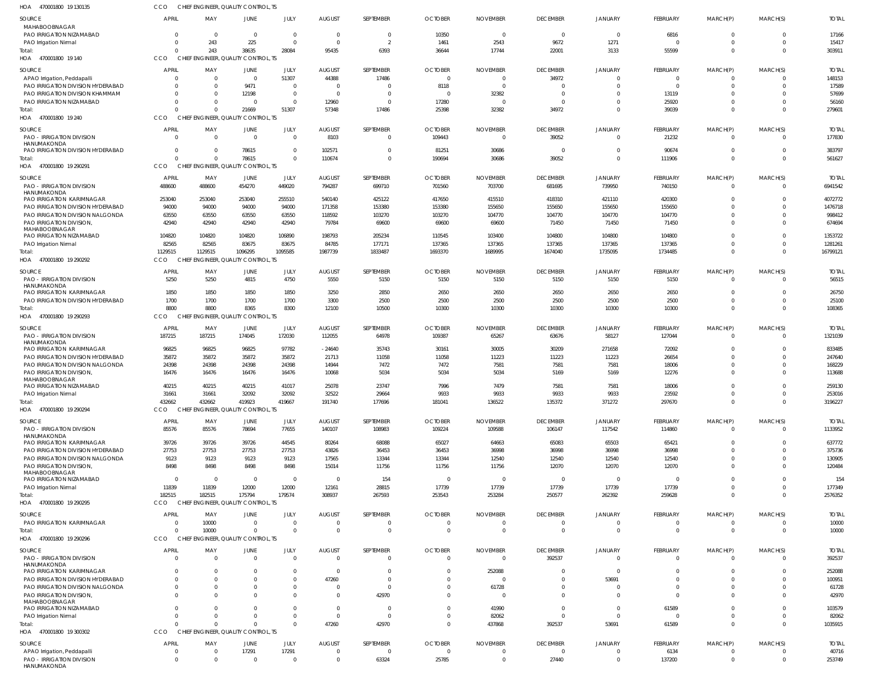HOA 470001800 19 130135 CCO CHIEF ENGINEER, QUALITY CONTROL, TS

| SOURCE | APRIL | MAY | JUNE | JULY | AUGUST | SEPTEMBER | OCTOBER | NOVEMBER | DECEMBER | JANUARY | FEBRUARY | MARCH(P) | MARCH(S) | TOTAL |
|---|---|---|---|---|---|---|---|---|---|---|---|---|---|---|
| MAHABOOBNAGAR | | | | | | | | | | | | | | |
| PAO IRRIGATION NIZAMABAD | 0 | 0 | 0 | 0 | 0 | 0 | 10350 | 0 | 0 | 0 | 6816 | 0 | 0 | 17166 |
| PAO Irrigation Nirmal | 0 | 243 | 225 | 0 | 0 | 2 | 1461 | 2543 | 9672 | 1271 | 0 | 0 | 0 | 15417 |
| Total: | 0 | 243 | 38635 | 28084 | 95435 | 6393 | 36644 | 17744 | 22001 | 3133 | 55599 | 0 | 0 | 303911 |

HOA 470001800 19 140 CCO CHIEF ENGINEER, QUALITY CONTROL, TS

| SOURCE | APRIL | MAY | JUNE | JULY | AUGUST | SEPTEMBER | OCTOBER | NOVEMBER | DECEMBER | JANUARY | FEBRUARY | MARCH(P) | MARCH(S) | TOTAL |
|---|---|---|---|---|---|---|---|---|---|---|---|---|---|---|
| APAO Irrigation, Peddapalli | 0 | 0 | 0 | 51307 | 44388 | 17486 | 0 | 0 | 34972 | 0 | 0 | 0 | 0 | 148153 |
| PAO IRRIGATION DIVISION HYDERABAD | 0 | 0 | 9471 | 0 | 0 | 0 | 8118 | 0 | 0 | 0 | 0 | 0 | 0 | 17589 |
| PAO IRRIGATION DIVISION KHAMMAM | 0 | 0 | 12198 | 0 | 0 | 0 | 0 | 32382 | 0 | 0 | 13119 | 0 | 0 | 57699 |
| PAO IRRIGATION NIZAMABAD | 0 | 0 | 0 | 0 | 12960 | 0 | 17280 | 0 | 0 | 0 | 25920 | 0 | 0 | 56160 |
| Total: | 0 | 0 | 21669 | 51307 | 57348 | 17486 | 25398 | 32382 | 34972 | 0 | 39039 | 0 | 0 | 279601 |

HOA 470001800 19 240 CCO CHIEF ENGINEER, QUALITY CONTROL, TS

| SOURCE | APRIL | MAY | JUNE | JULY | AUGUST | SEPTEMBER | OCTOBER | NOVEMBER | DECEMBER | JANUARY | FEBRUARY | MARCH(P) | MARCH(S) | TOTAL |
|---|---|---|---|---|---|---|---|---|---|---|---|---|---|---|
| PAO - IRRIGATION DIVISION HANUMAKONDA | 0 | 0 | 0 | 0 | 8103 | 0 | 109443 | 0 | 39052 | 0 | 21232 | 0 | 0 | 177830 |
| PAO IRRIGATION DIVISION HYDERABAD | 0 | 0 | 78615 | 0 | 102571 | 0 | 81251 | 30686 | 0 | 0 | 90674 | 0 | 0 | 383797 |
| Total: | 0 | 0 | 78615 | 0 | 110674 | 0 | 190694 | 30686 | 39052 | 0 | 111906 | 0 | 0 | 561627 |

HOA 470001800 19 290291 CCO CHIEF ENGINEER, QUALITY CONTROL, TS

| SOURCE | APRIL | MAY | JUNE | JULY | AUGUST | SEPTEMBER | OCTOBER | NOVEMBER | DECEMBER | JANUARY | FEBRUARY | MARCH(P) | MARCH(S) | TOTAL |
|---|---|---|---|---|---|---|---|---|---|---|---|---|---|---|
| PAO - IRRIGATION DIVISION HANUMAKONDA | 488600 | 488600 | 454270 | 449020 | 794287 | 699710 | 701560 | 703700 | 681695 | 739950 | 740150 | 0 | 0 | 6941542 |
| PAO IRRIGATION KARIMNAGAR | 253040 | 253040 | 253040 | 255510 | 540140 | 425122 | 417650 | 415510 | 418310 | 421110 | 420300 | 0 | 0 | 4072772 |
| PAO IRRIGATION DIVISION HYDERABAD | 94000 | 94000 | 94000 | 94000 | 171358 | 153380 | 153380 | 155650 | 155650 | 155650 | 155650 | 0 | 0 | 1476718 |
| PAO IRRIGATION DIVISION NALGONDA | 63550 | 63550 | 63550 | 63550 | 118592 | 103270 | 103270 | 104770 | 104770 | 104770 | 104770 | 0 | 0 | 998412 |
| PAO IRRIGATION DIVISION, MAHABOOBNAGAR | 42940 | 42940 | 42940 | 42940 | 79784 | 69600 | 69600 | 69600 | 71450 | 71450 | 71450 | 0 | 0 | 674694 |
| PAO IRRIGATION NIZAMABAD | 104820 | 104820 | 104820 | 106890 | 198793 | 205234 | 110545 | 103400 | 104800 | 104800 | 104800 | 0 | 0 | 1353722 |
| PAO Irrigation Nirmal | 82565 | 82565 | 83675 | 83675 | 84785 | 177171 | 137365 | 137365 | 137365 | 137365 | 137365 | 0 | 0 | 1281261 |
| Total: | 1129515 | 1129515 | 1096295 | 1095585 | 1987739 | 1833487 | 1693370 | 1689995 | 1674040 | 1735095 | 1734485 | 0 | 0 | 16799121 |

HOA 470001800 19 290292 CCO CHIEF ENGINEER, QUALITY CONTROL, TS

| SOURCE | APRIL | MAY | JUNE | JULY | AUGUST | SEPTEMBER | OCTOBER | NOVEMBER | DECEMBER | JANUARY | FEBRUARY | MARCH(P) | MARCH(S) | TOTAL |
|---|---|---|---|---|---|---|---|---|---|---|---|---|---|---|
| PAO - IRRIGATION DIVISION HANUMAKONDA | 5250 | 5250 | 4815 | 4750 | 5550 | 5150 | 5150 | 5150 | 5150 | 5150 | 5150 | 0 | 0 | 56515 |
| PAO IRRIGATION KARIMNAGAR | 1850 | 1850 | 1850 | 1850 | 3250 | 2850 | 2650 | 2650 | 2650 | 2650 | 2650 | 0 | 0 | 26750 |
| PAO IRRIGATION DIVISION HYDERABAD | 1700 | 1700 | 1700 | 1700 | 3300 | 2500 | 2500 | 2500 | 2500 | 2500 | 2500 | 0 | 0 | 25100 |
| Total: | 8800 | 8800 | 8365 | 8300 | 12100 | 10500 | 10300 | 10300 | 10300 | 10300 | 10300 | 0 | 0 | 108365 |

HOA 470001800 19 290293 CCO CHIEF ENGINEER, QUALITY CONTROL, TS

| SOURCE | APRIL | MAY | JUNE | JULY | AUGUST | SEPTEMBER | OCTOBER | NOVEMBER | DECEMBER | JANUARY | FEBRUARY | MARCH(P) | MARCH(S) | TOTAL |
|---|---|---|---|---|---|---|---|---|---|---|---|---|---|---|
| PAO - IRRIGATION DIVISION HANUMAKONDA | 187215 | 187215 | 174045 | 172030 | 112055 | 64978 | 109387 | 65267 | 63676 | 58127 | 127044 | 0 | 0 | 1321039 |
| PAO IRRIGATION KARIMNAGAR | 96825 | 96825 | 96825 | 97782 | -24640 | 35743 | 30161 | 30005 | 30209 | 271658 | 72092 | 0 | 0 | 833485 |
| PAO IRRIGATION DIVISION HYDERABAD | 35872 | 35872 | 35872 | 35872 | 21713 | 11058 | 11058 | 11223 | 11223 | 11223 | 26654 | 0 | 0 | 247640 |
| PAO IRRIGATION DIVISION NALGONDA | 24398 | 24398 | 24398 | 24398 | 14944 | 7472 | 7472 | 7581 | 7581 | 7581 | 18006 | 0 | 0 | 168229 |
| PAO IRRIGATION DIVISION, MAHABOOBNAGAR | 16476 | 16476 | 16476 | 16476 | 10068 | 5034 | 5034 | 5034 | 5169 | 5169 | 12276 | 0 | 0 | 113688 |
| PAO IRRIGATION NIZAMABAD | 40215 | 40215 | 40215 | 41017 | 25078 | 23747 | 7996 | 7479 | 7581 | 7581 | 18006 | 0 | 0 | 259130 |
| PAO Irrigation Nirmal | 31661 | 31661 | 32092 | 32092 | 32522 | 29664 | 9933 | 9933 | 9933 | 9933 | 23592 | 0 | 0 | 253016 |
| Total: | 432662 | 432662 | 419923 | 419667 | 191740 | 177696 | 181041 | 136522 | 135372 | 371272 | 297670 | 0 | 0 | 3196227 |

HOA 470001800 19 290294 CCO CHIEF ENGINEER, QUALITY CONTROL, TS

| SOURCE | APRIL | MAY | JUNE | JULY | AUGUST | SEPTEMBER | OCTOBER | NOVEMBER | DECEMBER | JANUARY | FEBRUARY | MARCH(P) | MARCH(S) | TOTAL |
|---|---|---|---|---|---|---|---|---|---|---|---|---|---|---|
| PAO - IRRIGATION DIVISION HANUMAKONDA | 85576 | 85576 | 78694 | 77655 | 140107 | 108983 | 109224 | 109588 | 106147 | 117542 | 114860 | 0 | 0 | 1133952 |
| PAO IRRIGATION KARIMNAGAR | 39726 | 39726 | 39726 | 44545 | 80264 | 68088 | 65027 | 64663 | 65083 | 65503 | 65421 | 0 | 0 | 637772 |
| PAO IRRIGATION DIVISION HYDERABAD | 27753 | 27753 | 27753 | 27753 | 43826 | 36453 | 36453 | 36998 | 36998 | 36998 | 36998 | 0 | 0 | 375736 |
| PAO IRRIGATION DIVISION NALGONDA | 9123 | 9123 | 9123 | 9123 | 17565 | 13344 | 13344 | 12540 | 12540 | 12540 | 12540 | 0 | 0 | 130905 |
| PAO IRRIGATION DIVISION, MAHABOOBNAGAR | 8498 | 8498 | 8498 | 8498 | 15014 | 11756 | 11756 | 11756 | 12070 | 12070 | 12070 | 0 | 0 | 120484 |
| PAO IRRIGATION NIZAMABAD | 0 | 0 | 0 | 0 | 0 | 154 | 0 | 0 | 0 | 0 | 0 | 0 | 0 | 154 |
| PAO Irrigation Nirmal | 11839 | 11839 | 12000 | 12000 | 12161 | 28815 | 17739 | 17739 | 17739 | 17739 | 17739 | 0 | 0 | 177349 |
| Total: | 182515 | 182515 | 175794 | 179574 | 308937 | 267593 | 253543 | 253284 | 250577 | 262392 | 259628 | 0 | 0 | 2576352 |

HOA 470001800 19 290295 CCO CHIEF ENGINEER, QUALITY CONTROL, TS

| SOURCE | APRIL | MAY | JUNE | JULY | AUGUST | SEPTEMBER | OCTOBER | NOVEMBER | DECEMBER | JANUARY | FEBRUARY | MARCH(P) | MARCH(S) | TOTAL |
|---|---|---|---|---|---|---|---|---|---|---|---|---|---|---|
| PAO IRRIGATION KARIMNAGAR | 0 | 10000 | 0 | 0 | 0 | 0 | 0 | 0 | 0 | 0 | 0 | 0 | 0 | 10000 |
| Total: | 0 | 10000 | 0 | 0 | 0 | 0 | 0 | 0 | 0 | 0 | 0 | 0 | 0 | 10000 |

HOA 470001800 19 290296 CCO CHIEF ENGINEER, QUALITY CONTROL, TS

| SOURCE | APRIL | MAY | JUNE | JULY | AUGUST | SEPTEMBER | OCTOBER | NOVEMBER | DECEMBER | JANUARY | FEBRUARY | MARCH(P) | MARCH(S) | TOTAL |
|---|---|---|---|---|---|---|---|---|---|---|---|---|---|---|
| PAO - IRRIGATION DIVISION HANUMAKONDA | 0 | 0 | 0 | 0 | 0 | 0 | 0 | 0 | 392537 | 0 | 0 | 0 | 0 | 392537 |
| PAO IRRIGATION KARIMNAGAR | 0 | 0 | 0 | 0 | 0 | 0 | 0 | 252088 | 0 | 0 | 0 | 0 | 0 | 252088 |
| PAO IRRIGATION DIVISION HYDERABAD | 0 | 0 | 0 | 0 | 47260 | 0 | 0 | 0 | 0 | 53691 | 0 | 0 | 0 | 100951 |
| PAO IRRIGATION DIVISION NALGONDA | 0 | 0 | 0 | 0 | 0 | 0 | 0 | 61728 | 0 | 0 | 0 | 0 | 0 | 61728 |
| PAO IRRIGATION DIVISION, MAHABOOBNAGAR | 0 | 0 | 0 | 0 | 0 | 42970 | 0 | 0 | 0 | 0 | 0 | 0 | 0 | 42970 |
| PAO IRRIGATION NIZAMABAD | 0 | 0 | 0 | 0 | 0 | 0 | 0 | 41990 | 0 | 0 | 61589 | 0 | 0 | 103579 |
| PAO Irrigation Nirmal | 0 | 0 | 0 | 0 | 0 | 0 | 0 | 82062 | 0 | 0 | 0 | 0 | 0 | 82062 |
| Total: | 0 | 0 | 0 | 0 | 47260 | 42970 | 0 | 437868 | 392537 | 53691 | 61589 | 0 | 0 | 1035915 |

HOA 470001800 19 300302 CCO CHIEF ENGINEER, QUALITY CONTROL, TS

| SOURCE | APRIL | MAY | JUNE | JULY | AUGUST | SEPTEMBER | OCTOBER | NOVEMBER | DECEMBER | JANUARY | FEBRUARY | MARCH(P) | MARCH(S) | TOTAL |
|---|---|---|---|---|---|---|---|---|---|---|---|---|---|---|
| APAO Irrigation, Peddapalli | 0 | 0 | 17291 | 17291 | 0 | 0 | 0 | 0 | 0 | 0 | 6134 | 0 | 0 | 40716 |
| PAO - IRRIGATION DIVISION HANUMAKONDA | 0 | 0 | 0 | 0 | 0 | 63324 | 25785 | 0 | 27440 | 0 | 137200 | 0 | 0 | 253749 |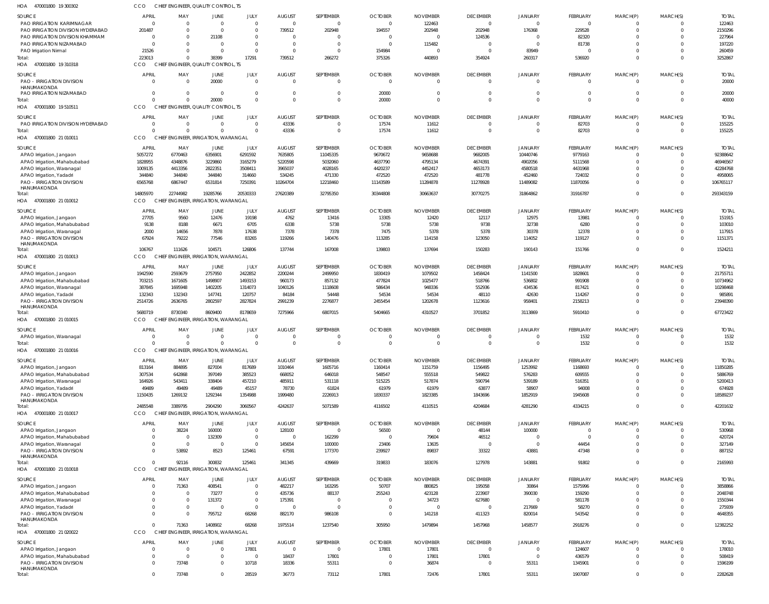HOA 470001800 19 300302 CCO CHIEF ENGINEER, QUALITY CONTROL, TS

| SOURCE | APRIL | MAY | JUNE | JULY | AUGUST | SEPTEMBER | OCTOBER | NOVEMBER | DECEMBER | JANUARY | FEBRUARY | MARCH(P) | MARCH(S) | TOTAL |
|---|---|---|---|---|---|---|---|---|---|---|---|---|---|---|
| PAO IRRIGATION KARIMNAGAR | 0 | 0 | 0 | 0 | 0 | 0 | 0 | 122463 | 0 | 0 | 0 | 0 | 0 | 122463 |
| PAO IRRIGATION DIVISION HYDERABAD | 201487 | 0 | 0 | 0 | 739512 | 202948 | 194557 | 202948 | 202948 | 176368 | 229528 | 0 | 0 | 2150296 |
| PAO IRRIGATION DIVISION KHAMMAM | 0 | 0 | 21108 | 0 | 0 | 0 | 0 | 0 | 124536 | 0 | 82320 | 0 | 0 | 227964 |
| PAO IRRIGATION NIZAMABAD | 0 | 0 | 0 | 0 | 0 | 0 | 0 | 115482 | 0 | 0 | 81738 | 0 | 0 | 197220 |
| PAO Irrigation Nirmal | 21526 | 0 | 0 | 0 | 0 | 0 | 154984 | 0 | 0 | 83949 | 0 | 0 | 0 | 260459 |
| Total: | 223013 | 0 | 38399 | 17291 | 739512 | 266272 | 375326 | 440893 | 354924 | 260317 | 536920 | 0 | 0 | 3252867 |

HOA 470001800 19 310318 CCO CHIEF ENGINEER, QUALITY CONTROL, TS

| SOURCE | APRIL | MAY | JUNE | JULY | AUGUST | SEPTEMBER | OCTOBER | NOVEMBER | DECEMBER | JANUARY | FEBRUARY | MARCH(P) | MARCH(S) | TOTAL |
|---|---|---|---|---|---|---|---|---|---|---|---|---|---|---|
| PAO - IRRIGATION DIVISION HANUMAKONDA | 0 | 0 | 20000 | 0 | 0 | 0 | 0 | 0 | 0 | 0 | 0 | 0 | 0 | 20000 |
| PAO IRRIGATION NIZAMABAD | 0 | 0 | 0 | 0 | 0 | 0 | 20000 | 0 | 0 | 0 | 0 | 0 | 0 | 20000 |
| Total: | 0 | 0 | 20000 | 0 | 0 | 0 | 20000 | 0 | 0 | 0 | 0 | 0 | 0 | 40000 |

HOA 470001800 19 510511 CCO CHIEF ENGINEER, QUALITY CONTROL, TS

| SOURCE | APRIL | MAY | JUNE | JULY | AUGUST | SEPTEMBER | OCTOBER | NOVEMBER | DECEMBER | JANUARY | FEBRUARY | MARCH(P) | MARCH(S) | TOTAL |
|---|---|---|---|---|---|---|---|---|---|---|---|---|---|---|
| PAO IRRIGATION DIVISION HYDERABAD | 0 | 0 | 0 | 0 | 43336 | 0 | 17574 | 11612 | 0 | 0 | 82703 | 0 | 0 | 155225 |
| Total: | 0 | 0 | 0 | 0 | 43336 | 0 | 17574 | 11612 | 0 | 0 | 82703 | 0 | 0 | 155225 |

HOA 470001800 21 010011 CCO CHIEF ENGINEER, IRRIGATION, WARANGAL

| SOURCE | APRIL | MAY | JUNE | JULY | AUGUST | SEPTEMBER | OCTOBER | NOVEMBER | DECEMBER | JANUARY | FEBRUARY | MARCH(P) | MARCH(S) | TOTAL |
|---|---|---|---|---|---|---|---|---|---|---|---|---|---|---|
| APAO Irrigation, Jangaon | 5057272 | 6770463 | 6356901 | 6291592 | 7635805 | 11045335 | 9670672 | 9658688 | 9682005 | 10440746 | 9779163 | 0 | 0 | 92388642 |
| APAO Irrigation, Mahabubabad | 1828955 | 4348876 | 3229860 | 3165279 | 5220598 | 5032060 | 4637790 | 4795134 | 4674391 | 4902056 | 5111568 | 0 | 0 | 46946567 |
| APAO Irrigation, Waranagal | 1009135 | 4413356 | 2822351 | 3508411 | 3965037 | 4028165 | 4420237 | 4452417 | 4653173 | 4580518 | 4431968 | 0 | 0 | 42284768 |
| APAO Irrigation, Yadadri | 344840 | 344840 | 344840 | 314660 | 534245 | 471330 | 472520 | 472520 | 481778 | 452460 | 724032 | 0 | 0 | 4958065 |
| PAO - IRRIGATION DIVISION HANUMAKONDA | 6565768 | 6867447 | 6531814 | 7250391 | 10264704 | 12218460 | 11143589 | 11284878 | 11278928 | 11489082 | 11870056 | 0 | 0 | 106765117 |
| Total: | 14805970 | 22744982 | 19285766 | 20530333 | 27620389 | 32795350 | 30344808 | 30663637 | 30770275 | 31864862 | 31916787 | 0 | 0 | 293343159 |

HOA 470001800 21 010012 CCO CHIEF ENGINEER, IRRIGATION, WARANGAL

| SOURCE | APRIL | MAY | JUNE | JULY | AUGUST | SEPTEMBER | OCTOBER | NOVEMBER | DECEMBER | JANUARY | FEBRUARY | MARCH(P) | MARCH(S) | TOTAL |
|---|---|---|---|---|---|---|---|---|---|---|---|---|---|---|
| APAO Irrigation, Jangaon | 27705 | 9560 | 12476 | 19198 | 4762 | 13416 | 13305 | 12420 | 12117 | 12975 | 13981 | 0 | 0 | 151915 |
| APAO Irrigation, Mahabubabad | 9138 | 8188 | 6671 | 6705 | 6338 | 5738 | 5738 | 5738 | 9738 | 32738 | 6280 | 0 | 0 | 103010 |
| APAO Irrigation, Waranagal | 2000 | 14656 | 7878 | 17638 | 7378 | 7378 | 7475 | 5378 | 5378 | 30378 | 12378 | 0 | 0 | 117915 |
| PAO - IRRIGATION DIVISION HANUMAKONDA | 67924 | 79222 | 77546 | 83265 | 119266 | 140476 | 113285 | 114158 | 123050 | 114052 | 119127 | 0 | 0 | 1151371 |
| Total: | 106767 | 111626 | 104571 | 126806 | 137744 | 167008 | 139803 | 137694 | 150283 | 190143 | 151766 | 0 | 0 | 1524211 |

HOA 470001800 21 010013 CCO CHIEF ENGINEER, IRRIGATION, WARANGAL

| SOURCE | APRIL | MAY | JUNE | JULY | AUGUST | SEPTEMBER | OCTOBER | NOVEMBER | DECEMBER | JANUARY | FEBRUARY | MARCH(P) | MARCH(S) | TOTAL |
|---|---|---|---|---|---|---|---|---|---|---|---|---|---|---|
| APAO Irrigation, Jangaon | 1942590 | 2593679 | 2757950 | 2422852 | 2200244 | 2499950 | 1830419 | 1079502 | 1458424 | 1141500 | 1828601 | 0 | 0 | 21755711 |
| APAO Irrigation, Mahabubabad | 703215 | 1671605 | 1498907 | 1493153 | 960173 | 857132 | 477824 | 1025477 | 518766 | 536802 | 991908 | 0 | 0 | 10734962 |
| APAO Irrigation, Waranagal | 387845 | 1695948 | 1402205 | 1314073 | 1040126 | 1118608 | 586434 | 948336 | 552936 | 434536 | 817421 | 0 | 0 | 10298468 |
| APAO Irrigation, Yadadri | 132343 | 132343 | 147741 | 120757 | 84184 | 54448 | 54534 | 54534 | 48110 | 42630 | 114267 | 0 | 0 | 985891 |
| PAO - IRRIGATION DIVISION HANUMAKONDA | 2514726 | 2636765 | 2802597 | 2827824 | 2991239 | 2276877 | 2455454 | 1202678 | 1123616 | 958401 | 2158213 | 0 | 0 | 23948390 |
| Total: | 5680719 | 8730340 | 8609400 | 8178659 | 7275966 | 6807015 | 5404665 | 4310527 | 3701852 | 3113869 | 5910410 | 0 | 0 | 67723422 |

HOA 470001800 21 010015 CCO CHIEF ENGINEER, IRRIGATION, WARANGAL

| SOURCE | APRIL | MAY | JUNE | JULY | AUGUST | SEPTEMBER | OCTOBER | NOVEMBER | DECEMBER | JANUARY | FEBRUARY | MARCH(P) | MARCH(S) | TOTAL |
|---|---|---|---|---|---|---|---|---|---|---|---|---|---|---|
| APAO Irrigation, Waranagal | 0 | 0 | 0 | 0 | 0 | 0 | 0 | 0 | 0 | 0 | 1532 | 0 | 0 | 1532 |
| Total: | 0 | 0 | 0 | 0 | 0 | 0 | 0 | 0 | 0 | 0 | 1532 | 0 | 0 | 1532 |

HOA 470001800 21 010016 CCO CHIEF ENGINEER, IRRIGATION, WARANGAL

| SOURCE | APRIL | MAY | JUNE | JULY | AUGUST | SEPTEMBER | OCTOBER | NOVEMBER | DECEMBER | JANUARY | FEBRUARY | MARCH(P) | MARCH(S) | TOTAL |
|---|---|---|---|---|---|---|---|---|---|---|---|---|---|---|
| APAO Irrigation, Jangaon | 813164 | 884895 | 827004 | 817689 | 1010464 | 1605716 | 1160414 | 1151759 | 1156495 | 1253992 | 1168693 | 0 | 0 | 11850285 |
| APAO Irrigation, Mahabubabad | 307534 | 642868 | 397049 | 385523 | 668052 | 646018 | 548547 | 555518 | 549822 | 576283 | 609555 | 0 | 0 | 5886769 |
| APAO Irrigation, Waranagal | 164926 | 543411 | 338404 | 457210 | 485911 | 531118 | 515225 | 517874 | 590794 | 539189 | 516351 | 0 | 0 | 5200413 |
| APAO Irrigation, Yadadri | 49489 | 49489 | 49489 | 45157 | 78730 | 61824 | 61979 | 61979 | 63877 | 58907 | 94008 | 0 | 0 | 674928 |
| PAO - IRRIGATION DIVISION HANUMAKONDA | 1150435 | 1269132 | 1292344 | 1354988 | 1999480 | 2226913 | 1830337 | 1823385 | 1843696 | 1852919 | 1945608 | 0 | 0 | 18589237 |
| Total: | 2485548 | 3389795 | 2904290 | 3060567 | 4242637 | 5071589 | 4116502 | 4110515 | 4204684 | 4281290 | 4334215 | 0 | 0 | 42201632 |

HOA 470001800 21 010017 CCO CHIEF ENGINEER, IRRIGATION, WARANGAL

| SOURCE | APRIL | MAY | JUNE | JULY | AUGUST | SEPTEMBER | OCTOBER | NOVEMBER | DECEMBER | JANUARY | FEBRUARY | MARCH(P) | MARCH(S) | TOTAL |
|---|---|---|---|---|---|---|---|---|---|---|---|---|---|---|
| APAO Irrigation, Jangaon | 0 | 38224 | 160000 | 0 | 128100 | 0 | 56500 | 0 | 48144 | 100000 | 0 | 0 | 0 | 530968 |
| APAO Irrigation, Mahabubabad | 0 | 0 | 132309 | 0 | 0 | 162299 | 0 | 79604 | 46512 | 0 | 0 | 0 | 0 | 420724 |
| APAO Irrigation, Waranagal | 0 | 0 | 0 | 0 | 145654 | 100000 | 23406 | 13635 | 0 | 0 | 44454 | 0 | 0 | 327149 |
| PAO - IRRIGATION DIVISION HANUMAKONDA | 0 | 53892 | 8523 | 125461 | 67591 | 177370 | 239927 | 89837 | 33322 | 43881 | 47348 | 0 | 0 | 887152 |
| Total: | 0 | 92116 | 300832 | 125461 | 341345 | 439669 | 319833 | 183076 | 127978 | 143881 | 91802 | 0 | 0 | 2165993 |

HOA 470001800 21 010018 CCO CHIEF ENGINEER, IRRIGATION, WARANGAL

| SOURCE | APRIL | MAY | JUNE | JULY | AUGUST | SEPTEMBER | OCTOBER | NOVEMBER | DECEMBER | JANUARY | FEBRUARY | MARCH(P) | MARCH(S) | TOTAL |
|---|---|---|---|---|---|---|---|---|---|---|---|---|---|---|
| APAO Irrigation, Jangaon | 0 | 71363 | 408541 | 0 | 482217 | 163295 | 50707 | 880825 | 195058 | 30864 | 1575996 | 0 | 0 | 3858866 |
| APAO Irrigation, Mahabubabad | 0 | 0 | 73277 | 0 | 435736 | 88137 | 255243 | 423128 | 223907 | 390030 | 159290 | 0 | 0 | 2048748 |
| APAO Irrigation, Waranagal | 0 | 0 | 131372 | 0 | 175391 | 0 | 0 | 34723 | 627680 | 0 | 581178 | 0 | 0 | 1550344 |
| APAO Irrigation, Yadadri | 0 | 0 | 0 | 0 | 0 | 0 | 0 | 0 | 0 | 217669 | 58270 | 0 | 0 | 275939 |
| PAO - IRRIGATION DIVISION HANUMAKONDA | 0 | 0 | 795712 | 68268 | 882170 | 986108 | 0 | 141218 | 411323 | 820014 | 543542 | 0 | 0 | 4648355 |
| Total: | 0 | 71363 | 1408902 | 68268 | 1975514 | 1237540 | 305950 | 1479894 | 1457968 | 1458577 | 2918276 | 0 | 0 | 12382252 |

HOA 470001800 21 020022 CCO CHIEF ENGINEER, IRRIGATION, WARANGAL

| SOURCE | APRIL | MAY | JUNE | JULY | AUGUST | SEPTEMBER | OCTOBER | NOVEMBER | DECEMBER | JANUARY | FEBRUARY | MARCH(P) | MARCH(S) | TOTAL |
|---|---|---|---|---|---|---|---|---|---|---|---|---|---|---|
| APAO Irrigation, Jangaon | 0 | 0 | 0 | 17801 | 0 | 0 | 17801 | 17801 | 0 | 0 | 124607 | 0 | 0 | 178010 |
| APAO Irrigation, Mahabubabad | 0 | 0 | 0 | 0 | 18437 | 17801 | 0 | 17801 | 17801 | 0 | 436579 | 0 | 0 | 508419 |
| PAO - IRRIGATION DIVISION HANUMAKONDA | 0 | 73748 | 0 | 10718 | 18336 | 55311 | 0 | 36874 | 0 | 55311 | 1345901 | 0 | 0 | 1596199 |
| Total: | 0 | 73748 | 0 | 28519 | 36773 | 73112 | 17801 | 72476 | 17801 | 55311 | 1907087 | 0 | 0 | 2282628 |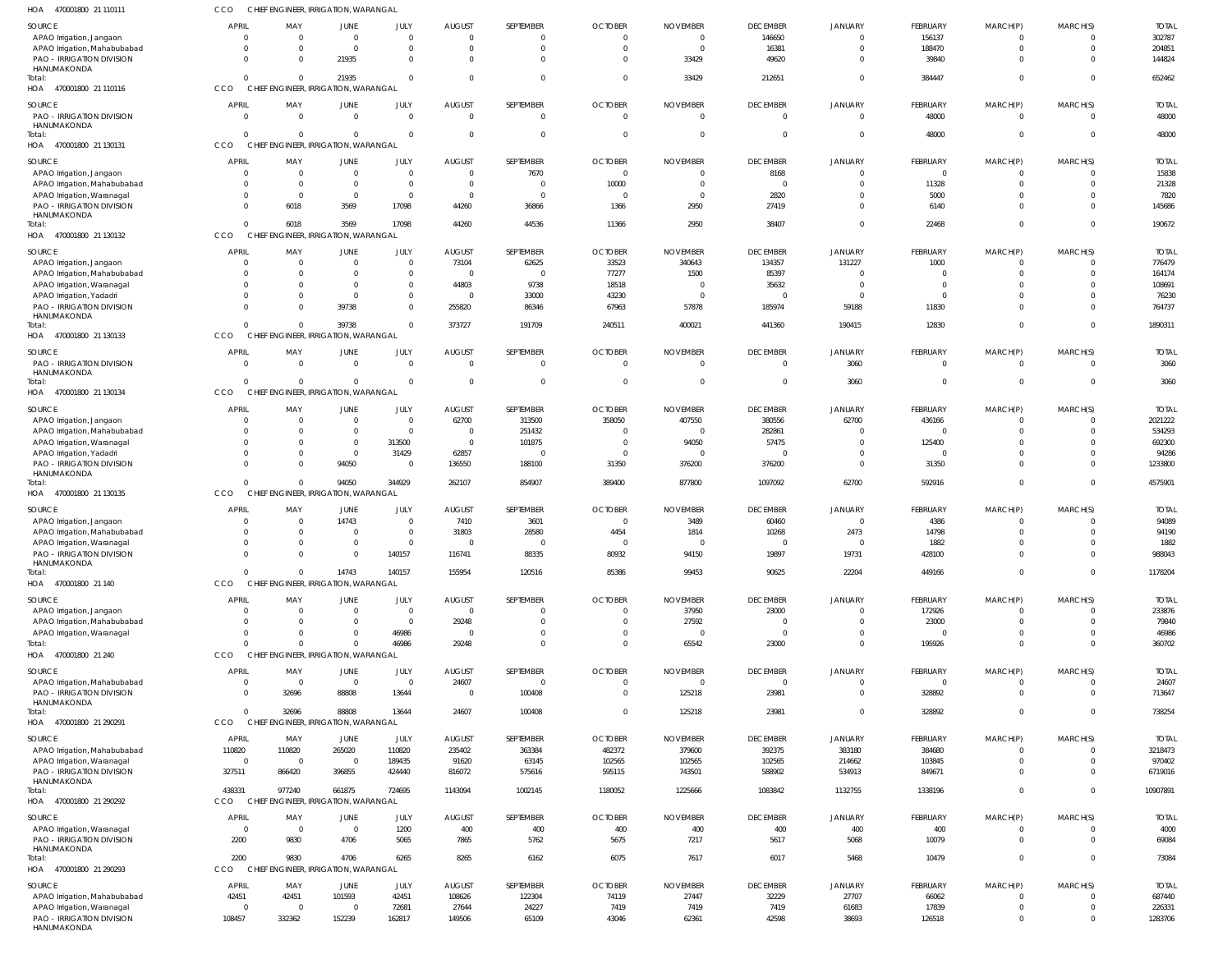HOA 470001800 21 110111 CCO CHIEF ENGINEER, IRRIGATION, WARANGAL

| SOURCE | APRIL | MAY | JUNE | JULY | AUGUST | SEPTEMBER | OCTOBER | NOVEMBER | DECEMBER | JANUARY | FEBRUARY | MARCH(P) | MARCH(S) | TOTAL |
|---|---|---|---|---|---|---|---|---|---|---|---|---|---|---|
| APAO Irrigation, Jangaon | 0 | 0 | 0 | 0 | 0 | 0 | 0 | 0 | 146650 | 0 | 156137 | 0 | 0 | 302787 |
| APAO Irrigation, Mahabubabad | 0 | 0 | 0 | 0 | 0 | 0 | 0 | 0 | 16381 | 0 | 188470 | 0 | 0 | 204851 |
| PAO - IRRIGATION DIVISION HANUMAKONDA | 0 | 0 | 21935 | 0 | 0 | 0 | 0 | 33429 | 49620 | 0 | 39840 | 0 | 0 | 144824 |
| Total: | 0 | 0 | 21935 | 0 | 0 | 0 | 0 | 33429 | 212651 | 0 | 384447 | 0 | 0 | 652462 |

HOA 470001800 21 110116 CCO CHIEF ENGINEER, IRRIGATION, WARANGAL

| SOURCE | APRIL | MAY | JUNE | JULY | AUGUST | SEPTEMBER | OCTOBER | NOVEMBER | DECEMBER | JANUARY | FEBRUARY | MARCH(P) | MARCH(S) | TOTAL |
|---|---|---|---|---|---|---|---|---|---|---|---|---|---|---|
| PAO - IRRIGATION DIVISION HANUMAKONDA | 0 | 0 | 0 | 0 | 0 | 0 | 0 | 0 | 0 | 0 | 48000 | 0 | 0 | 48000 |
| Total: | 0 | 0 | 0 | 0 | 0 | 0 | 0 | 0 | 0 | 0 | 48000 | 0 | 0 | 48000 |

HOA 470001800 21 130131 CCO CHIEF ENGINEER, IRRIGATION, WARANGAL

| SOURCE | APRIL | MAY | JUNE | JULY | AUGUST | SEPTEMBER | OCTOBER | NOVEMBER | DECEMBER | JANUARY | FEBRUARY | MARCH(P) | MARCH(S) | TOTAL |
|---|---|---|---|---|---|---|---|---|---|---|---|---|---|---|
| APAO Irrigation, Jangaon | 0 | 0 | 0 | 0 | 0 | 7670 | 0 | 0 | 8168 | 0 | 0 | 0 | 0 | 15838 |
| APAO Irrigation, Mahabubabad | 0 | 0 | 0 | 0 | 0 | 0 | 10000 | 0 | 0 | 0 | 11328 | 0 | 0 | 21328 |
| APAO Irrigation, Waranagal | 0 | 0 | 0 | 0 | 0 | 0 | 0 | 0 | 2820 | 0 | 5000 | 0 | 0 | 7820 |
| PAO - IRRIGATION DIVISION HANUMAKONDA | 0 | 6018 | 3569 | 17098 | 44260 | 36866 | 1366 | 2950 | 27419 | 0 | 6140 | 0 | 0 | 145686 |
| Total: | 0 | 6018 | 3569 | 17098 | 44260 | 44536 | 11366 | 2950 | 38407 | 0 | 22468 | 0 | 0 | 190672 |

HOA 470001800 21 130132 CCO CHIEF ENGINEER, IRRIGATION, WARANGAL

| SOURCE | APRIL | MAY | JUNE | JULY | AUGUST | SEPTEMBER | OCTOBER | NOVEMBER | DECEMBER | JANUARY | FEBRUARY | MARCH(P) | MARCH(S) | TOTAL |
|---|---|---|---|---|---|---|---|---|---|---|---|---|---|---|
| APAO Irrigation, Jangaon | 0 | 0 | 0 | 0 | 73104 | 62625 | 33523 | 340643 | 134357 | 131227 | 1000 | 0 | 0 | 776479 |
| APAO Irrigation, Mahabubabad | 0 | 0 | 0 | 0 | 0 | 0 | 77277 | 1500 | 85397 | 0 | 0 | 0 | 0 | 164174 |
| APAO Irrigation, Waranagal | 0 | 0 | 0 | 0 | 44803 | 9738 | 18518 | 0 | 35632 | 0 | 0 | 0 | 0 | 108691 |
| APAO Irrigation, Yadadri | 0 | 0 | 0 | 0 | 0 | 33000 | 43230 | 0 | 0 | 0 | 0 | 0 | 0 | 76230 |
| PAO - IRRIGATION DIVISION HANUMAKONDA | 0 | 0 | 39738 | 0 | 255820 | 86346 | 67963 | 57878 | 185974 | 59188 | 11830 | 0 | 0 | 764737 |
| Total: | 0 | 0 | 39738 | 0 | 373727 | 191709 | 240511 | 400021 | 441360 | 190415 | 12830 | 0 | 0 | 1890311 |

HOA 470001800 21 130133 CCO CHIEF ENGINEER, IRRIGATION, WARANGAL

| SOURCE | APRIL | MAY | JUNE | JULY | AUGUST | SEPTEMBER | OCTOBER | NOVEMBER | DECEMBER | JANUARY | FEBRUARY | MARCH(P) | MARCH(S) | TOTAL |
|---|---|---|---|---|---|---|---|---|---|---|---|---|---|---|
| PAO - IRRIGATION DIVISION HANUMAKONDA | 0 | 0 | 0 | 0 | 0 | 0 | 0 | 0 | 0 | 3060 | 0 | 0 | 0 | 3060 |
| Total: | 0 | 0 | 0 | 0 | 0 | 0 | 0 | 0 | 0 | 3060 | 0 | 0 | 0 | 3060 |

HOA 470001800 21 130134 CCO CHIEF ENGINEER, IRRIGATION, WARANGAL

| SOURCE | APRIL | MAY | JUNE | JULY | AUGUST | SEPTEMBER | OCTOBER | NOVEMBER | DECEMBER | JANUARY | FEBRUARY | MARCH(P) | MARCH(S) | TOTAL |
|---|---|---|---|---|---|---|---|---|---|---|---|---|---|---|
| APAO Irrigation, Jangaon | 0 | 0 | 0 | 0 | 62700 | 313500 | 358050 | 407550 | 380556 | 62700 | 436166 | 0 | 0 | 2021222 |
| APAO Irrigation, Mahabubabad | 0 | 0 | 0 | 0 | 0 | 251432 | 0 | 0 | 282861 | 0 | 0 | 0 | 0 | 534293 |
| APAO Irrigation, Waranagal | 0 | 0 | 0 | 313500 | 0 | 101875 | 0 | 94050 | 57475 | 0 | 125400 | 0 | 0 | 692300 |
| APAO Irrigation, Yadadri | 0 | 0 | 0 | 31429 | 62857 | 0 | 0 | 0 | 0 | 0 | 0 | 0 | 0 | 94286 |
| PAO - IRRIGATION DIVISION HANUMAKONDA | 0 | 0 | 94050 | 0 | 136550 | 188100 | 31350 | 376200 | 376200 | 0 | 31350 | 0 | 0 | 1233800 |
| Total: | 0 | 0 | 94050 | 344929 | 262107 | 854907 | 389400 | 877800 | 1097092 | 62700 | 592916 | 0 | 0 | 4575901 |

HOA 470001800 21 130135 CCO CHIEF ENGINEER, IRRIGATION, WARANGAL

| SOURCE | APRIL | MAY | JUNE | JULY | AUGUST | SEPTEMBER | OCTOBER | NOVEMBER | DECEMBER | JANUARY | FEBRUARY | MARCH(P) | MARCH(S) | TOTAL |
|---|---|---|---|---|---|---|---|---|---|---|---|---|---|---|
| APAO Irrigation, Jangaon | 0 | 0 | 14743 | 0 | 7410 | 3601 | 0 | 3489 | 60460 | 0 | 4386 | 0 | 0 | 94089 |
| APAO Irrigation, Mahabubabad | 0 | 0 | 0 | 0 | 31803 | 28580 | 4454 | 1814 | 10268 | 2473 | 14798 | 0 | 0 | 94190 |
| APAO Irrigation, Waranagal | 0 | 0 | 0 | 0 | 0 | 0 | 0 | 0 | 0 | 0 | 1882 | 0 | 0 | 1882 |
| PAO - IRRIGATION DIVISION HANUMAKONDA | 0 | 0 | 0 | 140157 | 116741 | 88335 | 80932 | 94150 | 19897 | 19731 | 428100 | 0 | 0 | 988043 |
| Total: | 0 | 0 | 14743 | 140157 | 155954 | 120516 | 85386 | 99453 | 90625 | 22204 | 449166 | 0 | 0 | 1178204 |

HOA 470001800 21 140 CCO CHIEF ENGINEER, IRRIGATION, WARANGAL

| SOURCE | APRIL | MAY | JUNE | JULY | AUGUST | SEPTEMBER | OCTOBER | NOVEMBER | DECEMBER | JANUARY | FEBRUARY | MARCH(P) | MARCH(S) | TOTAL |
|---|---|---|---|---|---|---|---|---|---|---|---|---|---|---|
| APAO Irrigation, Jangaon | 0 | 0 | 0 | 0 | 0 | 0 | 0 | 37950 | 23000 | 0 | 172926 | 0 | 0 | 233876 |
| APAO Irrigation, Mahabubabad | 0 | 0 | 0 | 0 | 29248 | 0 | 0 | 27592 | 0 | 0 | 23000 | 0 | 0 | 79840 |
| APAO Irrigation, Waranagal | 0 | 0 | 0 | 46986 | 0 | 0 | 0 | 0 | 0 | 0 | 0 | 0 | 0 | 46986 |
| Total: | 0 | 0 | 0 | 46986 | 29248 | 0 | 0 | 65542 | 23000 | 0 | 195926 | 0 | 0 | 360702 |

HOA 470001800 21 240 CCO CHIEF ENGINEER, IRRIGATION, WARANGAL

| SOURCE | APRIL | MAY | JUNE | JULY | AUGUST | SEPTEMBER | OCTOBER | NOVEMBER | DECEMBER | JANUARY | FEBRUARY | MARCH(P) | MARCH(S) | TOTAL |
|---|---|---|---|---|---|---|---|---|---|---|---|---|---|---|
| APAO Irrigation, Mahabubabad | 0 | 0 | 0 | 0 | 24607 | 0 | 0 | 0 | 0 | 0 | 0 | 0 | 0 | 24607 |
| PAO - IRRIGATION DIVISION HANUMAKONDA | 0 | 32696 | 88808 | 13644 | 0 | 100408 | 0 | 125218 | 23981 | 0 | 328892 | 0 | 0 | 713647 |
| Total: | 0 | 32696 | 88808 | 13644 | 24607 | 100408 | 0 | 125218 | 23981 | 0 | 328892 | 0 | 0 | 738254 |

HOA 470001800 21 290291 CCO CHIEF ENGINEER, IRRIGATION, WARANGAL

| SOURCE | APRIL | MAY | JUNE | JULY | AUGUST | SEPTEMBER | OCTOBER | NOVEMBER | DECEMBER | JANUARY | FEBRUARY | MARCH(P) | MARCH(S) | TOTAL |
|---|---|---|---|---|---|---|---|---|---|---|---|---|---|---|
| APAO Irrigation, Mahabubabad | 110820 | 110820 | 265020 | 110820 | 235402 | 363384 | 482372 | 379600 | 392375 | 383180 | 384680 | 0 | 0 | 3218473 |
| APAO Irrigation, Waranagal | 0 | 0 | 0 | 189435 | 91620 | 63145 | 102565 | 102565 | 102565 | 214662 | 103845 | 0 | 0 | 970402 |
| PAO - IRRIGATION DIVISION HANUMAKONDA | 327511 | 866420 | 396855 | 424440 | 816072 | 575616 | 595115 | 743501 | 588902 | 534913 | 849671 | 0 | 0 | 6719016 |
| Total: | 438331 | 977240 | 661875 | 724695 | 1143094 | 1002145 | 1180052 | 1225666 | 1083842 | 1132755 | 1338196 | 0 | 0 | 10907891 |

HOA 470001800 21 290292 CCO CHIEF ENGINEER, IRRIGATION, WARANGAL

| SOURCE | APRIL | MAY | JUNE | JULY | AUGUST | SEPTEMBER | OCTOBER | NOVEMBER | DECEMBER | JANUARY | FEBRUARY | MARCH(P) | MARCH(S) | TOTAL |
|---|---|---|---|---|---|---|---|---|---|---|---|---|---|---|
| APAO Irrigation, Waranagal | 0 | 0 | 0 | 1200 | 400 | 400 | 400 | 400 | 400 | 400 | 400 | 0 | 0 | 4000 |
| PAO - IRRIGATION DIVISION HANUMAKONDA | 2200 | 9830 | 4706 | 5065 | 7865 | 5762 | 5675 | 7217 | 5617 | 5068 | 10079 | 0 | 0 | 69084 |
| Total: | 2200 | 9830 | 4706 | 6265 | 8265 | 6162 | 6075 | 7617 | 6017 | 5468 | 10479 | 0 | 0 | 73084 |

HOA 470001800 21 290293 CCO CHIEF ENGINEER, IRRIGATION, WARANGAL

| SOURCE | APRIL | MAY | JUNE | JULY | AUGUST | SEPTEMBER | OCTOBER | NOVEMBER | DECEMBER | JANUARY | FEBRUARY | MARCH(P) | MARCH(S) | TOTAL |
|---|---|---|---|---|---|---|---|---|---|---|---|---|---|---|
| APAO Irrigation, Mahabubabad | 42451 | 42451 | 101593 | 42451 | 108626 | 122304 | 74119 | 27447 | 32229 | 27707 | 66062 | 0 | 0 | 687440 |
| APAO Irrigation, Waranagal | 0 | 0 | 0 | 72681 | 27644 | 24227 | 7419 | 7419 | 7419 | 61683 | 17839 | 0 | 0 | 226331 |
| PAO - IRRIGATION DIVISION HANUMAKONDA | 108457 | 332362 | 152239 | 162817 | 149506 | 65109 | 43046 | 62361 | 42598 | 38693 | 126518 | 0 | 0 | 1283706 |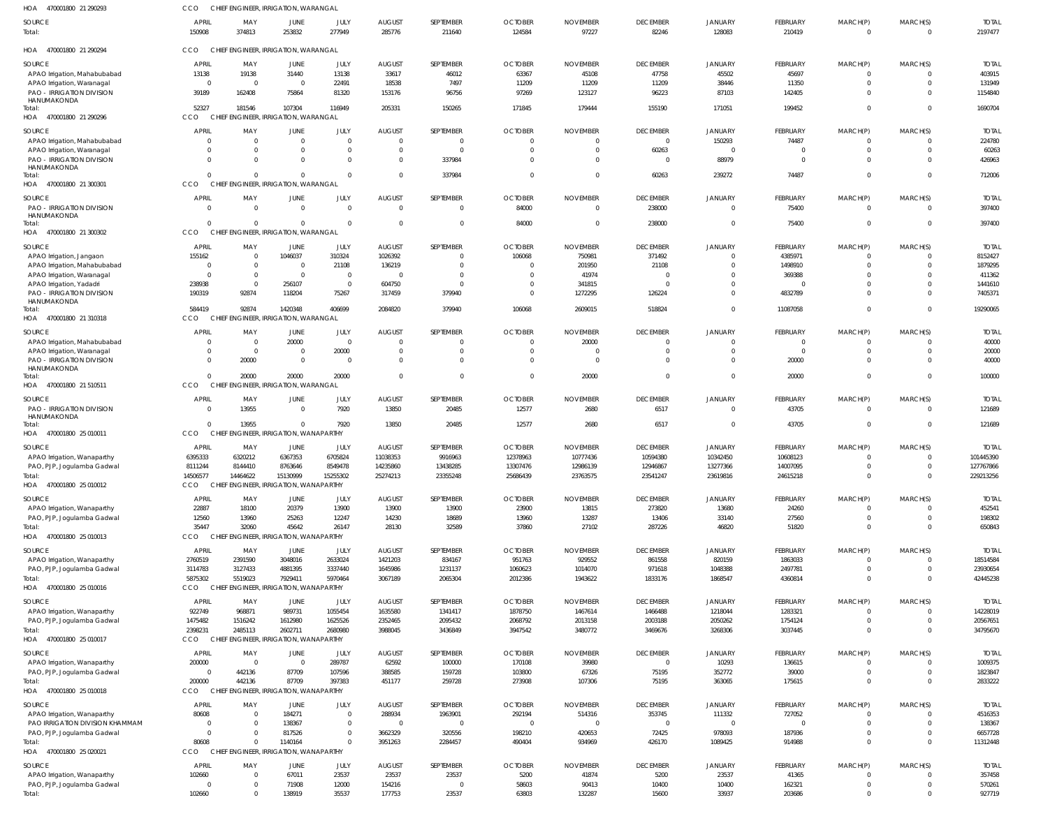HOA 470001800 21 290293 CCO CHIEF ENGINEER, IRRIGATION, WARANGAL

| SOURCE | APRIL | MAY | JUNE | JULY | AUGUST | SEPTEMBER | OCTOBER | NOVEMBER | DECEMBER | JANUARY | FEBRUARY | MARCH(P) | MARCH(S) | TOTAL |
|---|---|---|---|---|---|---|---|---|---|---|---|---|---|---|
| Total: | 150908 | 374813 | 253832 | 277949 | 285776 | 211640 | 124584 | 97227 | 82246 | 128083 | 210419 | 0 | 0 | 2197477 |

HOA 470001800 21 290294 CCO CHIEF ENGINEER, IRRIGATION, WARANGAL

| SOURCE | APRIL | MAY | JUNE | JULY | AUGUST | SEPTEMBER | OCTOBER | NOVEMBER | DECEMBER | JANUARY | FEBRUARY | MARCH(P) | MARCH(S) | TOTAL |
|---|---|---|---|---|---|---|---|---|---|---|---|---|---|---|
| APAO Irrigation, Mahabubabad | 13138 | 19138 | 31440 | 13138 | 33617 | 46012 | 63367 | 45108 | 47758 | 45502 | 45697 | 0 | 0 | 403915 |
| APAO Irrigation, Waranagal | 0 | 0 | 0 | 22491 | 18538 | 7497 | 11209 | 11209 | 11209 | 38446 | 11350 | 0 | 0 | 131949 |
| PAO - IRRIGATION DIVISION HANUMAKONDA | 39189 | 162408 | 75864 | 81320 | 153176 | 96756 | 97269 | 123127 | 96223 | 87103 | 142405 | 0 | 0 | 1154840 |
| Total: | 52327 | 181546 | 107304 | 116949 | 205331 | 150265 | 171845 | 179444 | 155190 | 171051 | 199452 | 0 | 0 | 1690704 |

HOA 470001800 21 290296 CCO CHIEF ENGINEER, IRRIGATION, WARANGAL

| SOURCE | APRIL | MAY | JUNE | JULY | AUGUST | SEPTEMBER | OCTOBER | NOVEMBER | DECEMBER | JANUARY | FEBRUARY | MARCH(P) | MARCH(S) | TOTAL |
|---|---|---|---|---|---|---|---|---|---|---|---|---|---|---|
| APAO Irrigation, Mahabubabad | 0 | 0 | 0 | 0 | 0 | 0 | 0 | 0 | 0 | 150293 | 74487 | 0 | 0 | 224780 |
| APAO Irrigation, Waranagal | 0 | 0 | 0 | 0 | 0 | 0 | 0 | 0 | 60263 | 0 | 0 | 0 | 0 | 60263 |
| PAO - IRRIGATION DIVISION HANUMAKONDA | 0 | 0 | 0 | 0 | 0 | 337984 | 0 | 0 | 0 | 88979 | 0 | 0 | 0 | 426963 |
| Total: | 0 | 0 | 0 | 0 | 0 | 337984 | 0 | 0 | 60263 | 239272 | 74487 | 0 | 0 | 712006 |

HOA 470001800 21 300301 CCO CHIEF ENGINEER, IRRIGATION, WARANGAL

| SOURCE | APRIL | MAY | JUNE | JULY | AUGUST | SEPTEMBER | OCTOBER | NOVEMBER | DECEMBER | JANUARY | FEBRUARY | MARCH(P) | MARCH(S) | TOTAL |
|---|---|---|---|---|---|---|---|---|---|---|---|---|---|---|
| PAO - IRRIGATION DIVISION HANUMAKONDA | 0 | 0 | 0 | 0 | 0 | 0 | 84000 | 0 | 238000 | 0 | 75400 | 0 | 0 | 397400 |
| Total: | 0 | 0 | 0 | 0 | 0 | 0 | 84000 | 0 | 238000 | 0 | 75400 | 0 | 0 | 397400 |

HOA 470001800 21 300302 CCO CHIEF ENGINEER, IRRIGATION, WARANGAL

| SOURCE | APRIL | MAY | JUNE | JULY | AUGUST | SEPTEMBER | OCTOBER | NOVEMBER | DECEMBER | JANUARY | FEBRUARY | MARCH(P) | MARCH(S) | TOTAL |
|---|---|---|---|---|---|---|---|---|---|---|---|---|---|---|
| APAO Irrigation, Jangaon | 155162 | 0 | 1046037 | 310324 | 1026392 | 0 | 106068 | 750981 | 371492 | 0 | 4385971 | 0 | 0 | 8152427 |
| APAO Irrigation, Mahabubabad | 0 | 0 | 0 | 21108 | 136219 | 0 | 0 | 201950 | 21108 | 0 | 1498910 | 0 | 0 | 1879295 |
| APAO Irrigation, Waranagal | 0 | 0 | 0 | 0 | 0 | 0 | 0 | 41974 | 0 | 0 | 369388 | 0 | 0 | 411362 |
| APAO Irrigation, Yadadri | 238938 | 0 | 256107 | 0 | 604750 | 0 | 0 | 341815 | 0 | 0 | 0 | 0 | 0 | 1441610 |
| PAO - IRRIGATION DIVISION HANUMAKONDA | 190319 | 92874 | 118204 | 75267 | 317459 | 379940 | 0 | 1272295 | 126224 | 0 | 4832789 | 0 | 0 | 7405371 |
| Total: | 584419 | 92874 | 1420348 | 406699 | 2084820 | 379940 | 106068 | 2609015 | 518824 | 0 | 11087058 | 0 | 0 | 19290065 |

HOA 470001800 21 310318 CCO CHIEF ENGINEER, IRRIGATION, WARANGAL

| SOURCE | APRIL | MAY | JUNE | JULY | AUGUST | SEPTEMBER | OCTOBER | NOVEMBER | DECEMBER | JANUARY | FEBRUARY | MARCH(P) | MARCH(S) | TOTAL |
|---|---|---|---|---|---|---|---|---|---|---|---|---|---|---|
| APAO Irrigation, Mahabubabad | 0 | 0 | 20000 | 0 | 0 | 0 | 0 | 20000 | 0 | 0 | 0 | 0 | 0 | 40000 |
| APAO Irrigation, Waranagal | 0 | 0 | 0 | 20000 | 0 | 0 | 0 | 0 | 0 | 0 | 0 | 0 | 0 | 20000 |
| PAO - IRRIGATION DIVISION HANUMAKONDA | 0 | 20000 | 0 | 0 | 0 | 0 | 0 | 0 | 0 | 0 | 20000 | 0 | 0 | 40000 |
| Total: | 0 | 20000 | 20000 | 20000 | 0 | 0 | 0 | 20000 | 0 | 0 | 20000 | 0 | 0 | 100000 |

HOA 470001800 21 510511 CCO CHIEF ENGINEER, IRRIGATION, WARANGAL

| SOURCE | APRIL | MAY | JUNE | JULY | AUGUST | SEPTEMBER | OCTOBER | NOVEMBER | DECEMBER | JANUARY | FEBRUARY | MARCH(P) | MARCH(S) | TOTAL |
|---|---|---|---|---|---|---|---|---|---|---|---|---|---|---|
| PAO - IRRIGATION DIVISION HANUMAKONDA | 0 | 13955 | 0 | 7920 | 13850 | 20485 | 12577 | 2680 | 6517 | 0 | 43705 | 0 | 0 | 121689 |
| Total: | 0 | 13955 | 0 | 7920 | 13850 | 20485 | 12577 | 2680 | 6517 | 0 | 43705 | 0 | 0 | 121689 |

HOA 470001800 25 010011 CCO CHIEF ENGINEER, IRRIGATION, WANAPARTHY

| SOURCE | APRIL | MAY | JUNE | JULY | AUGUST | SEPTEMBER | OCTOBER | NOVEMBER | DECEMBER | JANUARY | FEBRUARY | MARCH(P) | MARCH(S) | TOTAL |
|---|---|---|---|---|---|---|---|---|---|---|---|---|---|---|
| APAO Irrigation, Wanaparthy | 6395333 | 6320212 | 6367353 | 6705824 | 11038353 | 9916963 | 12378963 | 10777436 | 10594380 | 10342450 | 10608123 | 0 | 0 | 101445390 |
| PAO, PJP, Jogulamba Gadwal | 8111244 | 8144410 | 8763646 | 8549478 | 14235860 | 13438285 | 13307476 | 12986139 | 12946867 | 13277366 | 14007095 | 0 | 0 | 127767866 |
| Total: | 14506577 | 14464622 | 15130999 | 15255302 | 25274213 | 23355248 | 25686439 | 23763575 | 23541247 | 23619816 | 24615218 | 0 | 0 | 229213256 |

HOA 470001800 25 010012 CCO CHIEF ENGINEER, IRRIGATION, WANAPARTHY

| SOURCE | APRIL | MAY | JUNE | JULY | AUGUST | SEPTEMBER | OCTOBER | NOVEMBER | DECEMBER | JANUARY | FEBRUARY | MARCH(P) | MARCH(S) | TOTAL |
|---|---|---|---|---|---|---|---|---|---|---|---|---|---|---|
| APAO Irrigation, Wanaparthy | 22887 | 18100 | 20379 | 13900 | 13900 | 13900 | 23900 | 13815 | 273820 | 13680 | 24260 | 0 | 0 | 452541 |
| PAO, PJP, Jogulamba Gadwal | 12560 | 13960 | 25263 | 12247 | 14230 | 18689 | 13960 | 13287 | 13406 | 33140 | 27560 | 0 | 0 | 198302 |
| Total: | 35447 | 32060 | 45642 | 26147 | 28130 | 32589 | 37860 | 27102 | 287226 | 46820 | 51820 | 0 | 0 | 650843 |

HOA 470001800 25 010013 CCO CHIEF ENGINEER, IRRIGATION, WANAPARTHY

| SOURCE | APRIL | MAY | JUNE | JULY | AUGUST | SEPTEMBER | OCTOBER | NOVEMBER | DECEMBER | JANUARY | FEBRUARY | MARCH(P) | MARCH(S) | TOTAL |
|---|---|---|---|---|---|---|---|---|---|---|---|---|---|---|
| APAO Irrigation, Wanaparthy | 2760519 | 2391590 | 3048016 | 2633024 | 1421203 | 834167 | 951763 | 929552 | 861558 | 820159 | 1863033 | 0 | 0 | 18514584 |
| PAO, PJP, Jogulamba Gadwal | 3114783 | 3127433 | 4881395 | 3337440 | 1645986 | 1231137 | 1060623 | 1014070 | 971618 | 1048388 | 2497781 | 0 | 0 | 23930654 |
| Total: | 5875302 | 5519023 | 7929411 | 5970464 | 3067189 | 2065304 | 2012386 | 1943622 | 1833176 | 1868547 | 4360814 | 0 | 0 | 42445238 |

HOA 470001800 25 010016 CCO CHIEF ENGINEER, IRRIGATION, WANAPARTHY

| SOURCE | APRIL | MAY | JUNE | JULY | AUGUST | SEPTEMBER | OCTOBER | NOVEMBER | DECEMBER | JANUARY | FEBRUARY | MARCH(P) | MARCH(S) | TOTAL |
|---|---|---|---|---|---|---|---|---|---|---|---|---|---|---|
| APAO Irrigation, Wanaparthy | 922749 | 968871 | 989731 | 1055454 | 1635580 | 1341417 | 1878750 | 1467614 | 1466488 | 1218044 | 1283321 | 0 | 0 | 14228019 |
| PAO, PJP, Jogulamba Gadwal | 1475482 | 1516242 | 1612980 | 1625526 | 2352465 | 2095432 | 2068792 | 2013158 | 2003188 | 2050262 | 1754124 | 0 | 0 | 20567651 |
| Total: | 2398231 | 2485113 | 2602711 | 2680980 | 3988045 | 3436849 | 3947542 | 3480772 | 3469676 | 3268306 | 3037445 | 0 | 0 | 34795670 |

HOA 470001800 25 010017 CCO CHIEF ENGINEER, IRRIGATION, WANAPARTHY

| SOURCE | APRIL | MAY | JUNE | JULY | AUGUST | SEPTEMBER | OCTOBER | NOVEMBER | DECEMBER | JANUARY | FEBRUARY | MARCH(P) | MARCH(S) | TOTAL |
|---|---|---|---|---|---|---|---|---|---|---|---|---|---|---|
| APAO Irrigation, Wanaparthy | 200000 | 0 | 0 | 289787 | 62592 | 100000 | 170108 | 39980 | 0 | 10293 | 136615 | 0 | 0 | 1009375 |
| PAO, PJP, Jogulamba Gadwal | 0 | 442136 | 87709 | 107596 | 388585 | 159728 | 103800 | 67326 | 75195 | 352772 | 39000 | 0 | 0 | 1823847 |
| Total: | 200000 | 442136 | 87709 | 397383 | 451177 | 259728 | 273908 | 107306 | 75195 | 363065 | 175615 | 0 | 0 | 2833222 |

HOA 470001800 25 010018 CCO CHIEF ENGINEER, IRRIGATION, WANAPARTHY

| SOURCE | APRIL | MAY | JUNE | JULY | AUGUST | SEPTEMBER | OCTOBER | NOVEMBER | DECEMBER | JANUARY | FEBRUARY | MARCH(P) | MARCH(S) | TOTAL |
|---|---|---|---|---|---|---|---|---|---|---|---|---|---|---|
| APAO Irrigation, Wanaparthy | 80608 | 0 | 184271 | 0 | 288934 | 1963901 | 292194 | 514316 | 353745 | 111332 | 727052 | 0 | 0 | 4516353 |
| PAO IRRIGATION DIVISION KHAMMAM | 0 | 0 | 138367 | 0 | 0 | 0 | 0 | 0 | 0 | 0 | 0 | 0 | 0 | 138367 |
| PAO, PJP, Jogulamba Gadwal | 0 | 0 | 817526 | 0 | 3662329 | 320556 | 198210 | 420653 | 72425 | 978093 | 187936 | 0 | 0 | 6657728 |
| Total: | 80608 | 0 | 1140164 | 0 | 3951263 | 2284457 | 490404 | 934969 | 426170 | 1089425 | 914988 | 0 | 0 | 11312448 |

HOA 470001800 25 020021 CCO CHIEF ENGINEER, IRRIGATION, WANAPARTHY

| SOURCE | APRIL | MAY | JUNE | JULY | AUGUST | SEPTEMBER | OCTOBER | NOVEMBER | DECEMBER | JANUARY | FEBRUARY | MARCH(P) | MARCH(S) | TOTAL |
|---|---|---|---|---|---|---|---|---|---|---|---|---|---|---|
| APAO Irrigation, Wanaparthy | 102660 | 0 | 67011 | 23537 | 23537 | 23537 | 5200 | 41874 | 5200 | 23537 | 41365 | 0 | 0 | 357458 |
| PAO, PJP, Jogulamba Gadwal | 0 | 0 | 71908 | 12000 | 154216 | 0 | 58603 | 90413 | 10400 | 10400 | 162321 | 0 | 0 | 570261 |
| Total: | 102660 | 0 | 138919 | 35537 | 177753 | 23537 | 63803 | 132287 | 15600 | 33937 | 203686 | 0 | 0 | 927719 |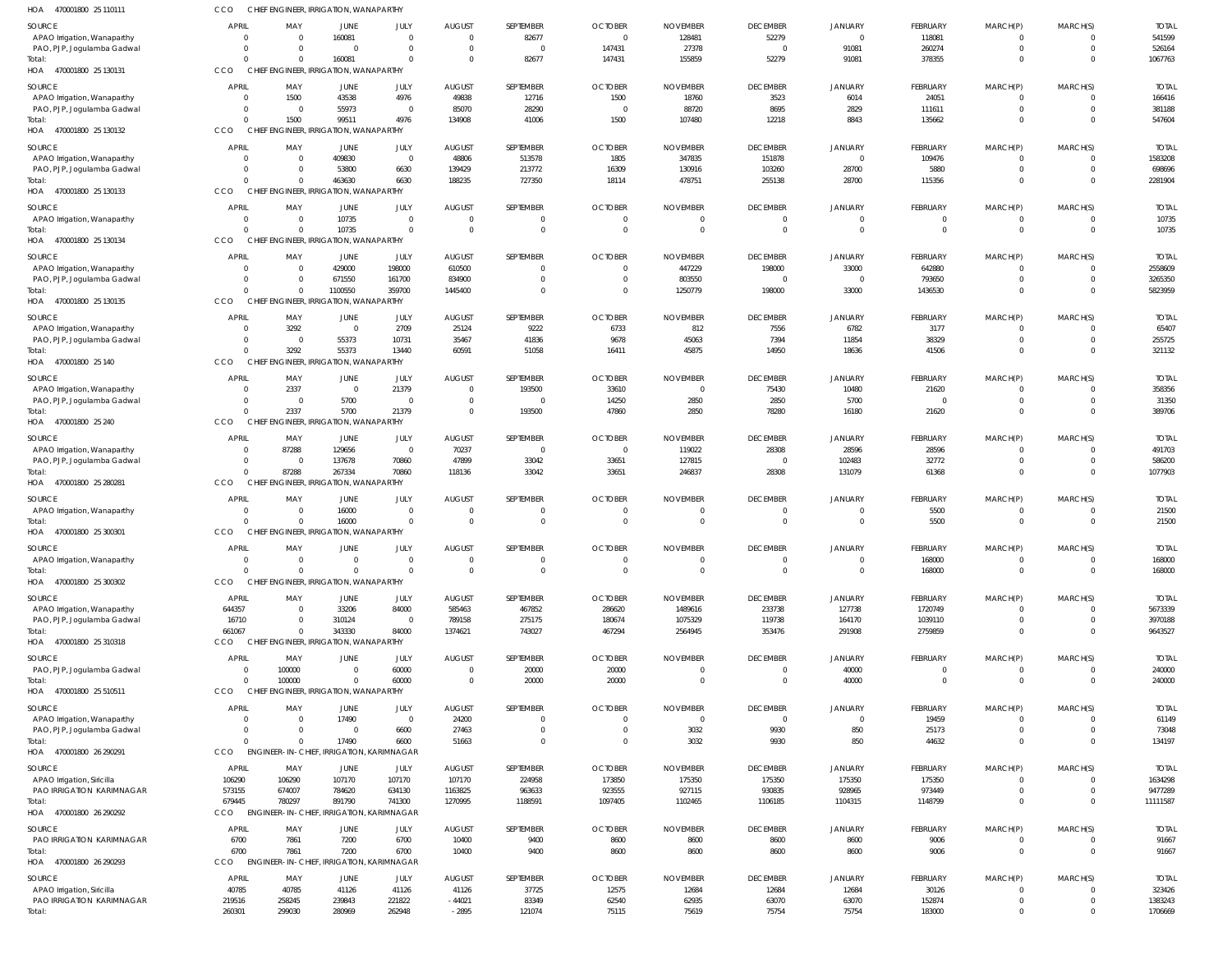HOA 470001800 25 110111 CCO CHIEF ENGINEER, IRRIGATION, WANAPARTHY

| SOURCE | APRIL | MAY | JUNE | JULY | AUGUST | SEPTEMBER | OCTOBER | NOVEMBER | DECEMBER | JANUARY | FEBRUARY | MARCH(P) | MARCH(S) | TOTAL |
|---|---|---|---|---|---|---|---|---|---|---|---|---|---|---|
| APAO Irrigation, Wanaparthy | 0 | 0 | 160081 | 0 | 0 | 82677 | 0 | 128481 | 52279 | 0 | 118081 | 0 | 0 | 541599 |
| PAO, PJP, Jogulamba Gadwal | 0 | 0 | 0 | 0 | 0 | 0 | 147431 | 27378 | 0 | 91081 | 260274 | 0 | 0 | 526164 |
| Total: | 0 | 0 | 160081 | 0 | 0 | 82677 | 147431 | 155859 | 52279 | 91081 | 378355 | 0 | 0 | 1067763 |

HOA 470001800 25 130131 CCO CHIEF ENGINEER, IRRIGATION, WANAPARTHY

| SOURCE | APRIL | MAY | JUNE | JULY | AUGUST | SEPTEMBER | OCTOBER | NOVEMBER | DECEMBER | JANUARY | FEBRUARY | MARCH(P) | MARCH(S) | TOTAL |
|---|---|---|---|---|---|---|---|---|---|---|---|---|---|---|
| APAO Irrigation, Wanaparthy | 0 | 1500 | 43538 | 4976 | 49838 | 12716 | 1500 | 18760 | 3523 | 6014 | 24051 | 0 | 0 | 166416 |
| PAO, PJP, Jogulamba Gadwal | 0 | 0 | 55973 | 0 | 85070 | 28290 | 0 | 88720 | 8695 | 2829 | 111611 | 0 | 0 | 381188 |
| Total: | 0 | 1500 | 99511 | 4976 | 134908 | 41006 | 1500 | 107480 | 12218 | 8843 | 135662 | 0 | 0 | 547604 |

HOA 470001800 25 130132 CCO CHIEF ENGINEER, IRRIGATION, WANAPARTHY

| SOURCE | APRIL | MAY | JUNE | JULY | AUGUST | SEPTEMBER | OCTOBER | NOVEMBER | DECEMBER | JANUARY | FEBRUARY | MARCH(P) | MARCH(S) | TOTAL |
|---|---|---|---|---|---|---|---|---|---|---|---|---|---|---|
| APAO Irrigation, Wanaparthy | 0 | 0 | 409830 | 0 | 48806 | 513578 | 1805 | 347835 | 151878 | 0 | 109476 | 0 | 0 | 1583208 |
| PAO, PJP, Jogulamba Gadwal | 0 | 0 | 53800 | 6630 | 139429 | 213772 | 16309 | 130916 | 103260 | 28700 | 5880 | 0 | 0 | 698696 |
| Total: | 0 | 0 | 463630 | 6630 | 188235 | 727350 | 18114 | 478751 | 255138 | 28700 | 115356 | 0 | 0 | 2281904 |

HOA 470001800 25 130133 CCO CHIEF ENGINEER, IRRIGATION, WANAPARTHY

| SOURCE | APRIL | MAY | JUNE | JULY | AUGUST | SEPTEMBER | OCTOBER | NOVEMBER | DECEMBER | JANUARY | FEBRUARY | MARCH(P) | MARCH(S) | TOTAL |
|---|---|---|---|---|---|---|---|---|---|---|---|---|---|---|
| APAO Irrigation, Wanaparthy | 0 | 0 | 10735 | 0 | 0 | 0 | 0 | 0 | 0 | 0 | 0 | 0 | 0 | 10735 |
| Total: | 0 | 0 | 10735 | 0 | 0 | 0 | 0 | 0 | 0 | 0 | 0 | 0 | 0 | 10735 |

HOA 470001800 25 130134 CCO CHIEF ENGINEER, IRRIGATION, WANAPARTHY

| SOURCE | APRIL | MAY | JUNE | JULY | AUGUST | SEPTEMBER | OCTOBER | NOVEMBER | DECEMBER | JANUARY | FEBRUARY | MARCH(P) | MARCH(S) | TOTAL |
|---|---|---|---|---|---|---|---|---|---|---|---|---|---|---|
| APAO Irrigation, Wanaparthy | 0 | 0 | 429000 | 198000 | 610500 | 0 | 0 | 447229 | 198000 | 33000 | 642880 | 0 | 0 | 2558609 |
| PAO, PJP, Jogulamba Gadwal | 0 | 0 | 671550 | 161700 | 834900 | 0 | 0 | 803550 | 0 | 0 | 793650 | 0 | 0 | 3265350 |
| Total: | 0 | 0 | 1100550 | 359700 | 1445400 | 0 | 0 | 1250779 | 198000 | 33000 | 1436530 | 0 | 0 | 5823959 |

HOA 470001800 25 130135 CCO CHIEF ENGINEER, IRRIGATION, WANAPARTHY

| SOURCE | APRIL | MAY | JUNE | JULY | AUGUST | SEPTEMBER | OCTOBER | NOVEMBER | DECEMBER | JANUARY | FEBRUARY | MARCH(P) | MARCH(S) | TOTAL |
|---|---|---|---|---|---|---|---|---|---|---|---|---|---|---|
| APAO Irrigation, Wanaparthy | 0 | 3292 | 0 | 2709 | 25124 | 9222 | 6733 | 812 | 7556 | 6782 | 3177 | 0 | 0 | 65407 |
| PAO, PJP, Jogulamba Gadwal | 0 | 0 | 55373 | 10731 | 35467 | 41836 | 9678 | 45063 | 7394 | 11854 | 38329 | 0 | 0 | 255725 |
| Total: | 0 | 3292 | 55373 | 13440 | 60591 | 51058 | 16411 | 45875 | 14950 | 18636 | 41506 | 0 | 0 | 321132 |

HOA 470001800 25 140 CCO CHIEF ENGINEER, IRRIGATION, WANAPARTHY

| SOURCE | APRIL | MAY | JUNE | JULY | AUGUST | SEPTEMBER | OCTOBER | NOVEMBER | DECEMBER | JANUARY | FEBRUARY | MARCH(P) | MARCH(S) | TOTAL |
|---|---|---|---|---|---|---|---|---|---|---|---|---|---|---|
| APAO Irrigation, Wanaparthy | 0 | 2337 | 0 | 21379 | 0 | 193500 | 33610 | 0 | 75430 | 10480 | 21620 | 0 | 0 | 358356 |
| PAO, PJP, Jogulamba Gadwal | 0 | 0 | 5700 | 0 | 0 | 0 | 14250 | 2850 | 2850 | 5700 | 0 | 0 | 0 | 31350 |
| Total: | 0 | 2337 | 5700 | 21379 | 0 | 193500 | 47860 | 2850 | 78280 | 16180 | 21620 | 0 | 0 | 389706 |

HOA 470001800 25 240 CCO CHIEF ENGINEER, IRRIGATION, WANAPARTHY

| SOURCE | APRIL | MAY | JUNE | JULY | AUGUST | SEPTEMBER | OCTOBER | NOVEMBER | DECEMBER | JANUARY | FEBRUARY | MARCH(P) | MARCH(S) | TOTAL |
|---|---|---|---|---|---|---|---|---|---|---|---|---|---|---|
| APAO Irrigation, Wanaparthy | 0 | 87288 | 129656 | 0 | 70237 | 0 | 0 | 119022 | 28308 | 28596 | 28596 | 0 | 0 | 491703 |
| PAO, PJP, Jogulamba Gadwal | 0 | 0 | 137678 | 70860 | 47899 | 33042 | 33651 | 127815 | 0 | 102483 | 32772 | 0 | 0 | 586200 |
| Total: | 0 | 87288 | 267334 | 70860 | 118136 | 33042 | 33651 | 246837 | 28308 | 131079 | 61368 | 0 | 0 | 1077903 |

HOA 470001800 25 280281 CCO CHIEF ENGINEER, IRRIGATION, WANAPARTHY

| SOURCE | APRIL | MAY | JUNE | JULY | AUGUST | SEPTEMBER | OCTOBER | NOVEMBER | DECEMBER | JANUARY | FEBRUARY | MARCH(P) | MARCH(S) | TOTAL |
|---|---|---|---|---|---|---|---|---|---|---|---|---|---|---|
| APAO Irrigation, Wanaparthy | 0 | 0 | 16000 | 0 | 0 | 0 | 0 | 0 | 0 | 0 | 5500 | 0 | 0 | 21500 |
| Total: | 0 | 0 | 16000 | 0 | 0 | 0 | 0 | 0 | 0 | 0 | 5500 | 0 | 0 | 21500 |

HOA 470001800 25 300301 CCO CHIEF ENGINEER, IRRIGATION, WANAPARTHY

| SOURCE | APRIL | MAY | JUNE | JULY | AUGUST | SEPTEMBER | OCTOBER | NOVEMBER | DECEMBER | JANUARY | FEBRUARY | MARCH(P) | MARCH(S) | TOTAL |
|---|---|---|---|---|---|---|---|---|---|---|---|---|---|---|
| APAO Irrigation, Wanaparthy | 0 | 0 | 0 | 0 | 0 | 0 | 0 | 0 | 0 | 0 | 168000 | 0 | 0 | 168000 |
| Total: | 0 | 0 | 0 | 0 | 0 | 0 | 0 | 0 | 0 | 0 | 168000 | 0 | 0 | 168000 |

HOA 470001800 25 300302 CCO CHIEF ENGINEER, IRRIGATION, WANAPARTHY

| SOURCE | APRIL | MAY | JUNE | JULY | AUGUST | SEPTEMBER | OCTOBER | NOVEMBER | DECEMBER | JANUARY | FEBRUARY | MARCH(P) | MARCH(S) | TOTAL |
|---|---|---|---|---|---|---|---|---|---|---|---|---|---|---|
| APAO Irrigation, Wanaparthy | 644357 | 0 | 33206 | 84000 | 585463 | 467852 | 286620 | 1489616 | 233738 | 127738 | 1720749 | 0 | 0 | 5673339 |
| PAO, PJP, Jogulamba Gadwal | 16710 | 0 | 310124 | 0 | 789158 | 275175 | 180674 | 1075329 | 119738 | 164170 | 1039110 | 0 | 0 | 3970188 |
| Total: | 661067 | 0 | 343330 | 84000 | 1374621 | 743027 | 467294 | 2564945 | 353476 | 291908 | 2759859 | 0 | 0 | 9643527 |

HOA 470001800 25 310318 CCO CHIEF ENGINEER, IRRIGATION, WANAPARTHY

| SOURCE | APRIL | MAY | JUNE | JULY | AUGUST | SEPTEMBER | OCTOBER | NOVEMBER | DECEMBER | JANUARY | FEBRUARY | MARCH(P) | MARCH(S) | TOTAL |
|---|---|---|---|---|---|---|---|---|---|---|---|---|---|---|
| PAO, PJP, Jogulamba Gadwal | 0 | 100000 | 0 | 60000 | 0 | 20000 | 20000 | 0 | 0 | 40000 | 0 | 0 | 0 | 240000 |
| Total: | 0 | 100000 | 0 | 60000 | 0 | 20000 | 20000 | 0 | 0 | 40000 | 0 | 0 | 0 | 240000 |

HOA 470001800 25 510511 CCO CHIEF ENGINEER, IRRIGATION, WANAPARTHY

| SOURCE | APRIL | MAY | JUNE | JULY | AUGUST | SEPTEMBER | OCTOBER | NOVEMBER | DECEMBER | JANUARY | FEBRUARY | MARCH(P) | MARCH(S) | TOTAL |
|---|---|---|---|---|---|---|---|---|---|---|---|---|---|---|
| APAO Irrigation, Wanaparthy | 0 | 0 | 17490 | 0 | 24200 | 0 | 0 | 0 | 0 | 0 | 19459 | 0 | 0 | 61149 |
| PAO, PJP, Jogulamba Gadwal | 0 | 0 | 0 | 6600 | 27463 | 0 | 0 | 3032 | 9930 | 850 | 25173 | 0 | 0 | 73048 |
| Total: | 0 | 0 | 17490 | 6600 | 51663 | 0 | 0 | 3032 | 9930 | 850 | 44632 | 0 | 0 | 134197 |

HOA 470001800 26 290291 CCO ENGINEER- IN- CHIEF, IRRIGATION, KARIMNAGAR

| SOURCE | APRIL | MAY | JUNE | JULY | AUGUST | SEPTEMBER | OCTOBER | NOVEMBER | DECEMBER | JANUARY | FEBRUARY | MARCH(P) | MARCH(S) | TOTAL |
|---|---|---|---|---|---|---|---|---|---|---|---|---|---|---|
| APAO Irrigation, Siricilla | 106290 | 106290 | 107170 | 107170 | 107170 | 224958 | 173850 | 175350 | 175350 | 175350 | 175350 | 0 | 0 | 1634298 |
| PAO IRRIGATION KARIMNAGAR | 573155 | 674007 | 784620 | 634130 | 1163825 | 963633 | 923555 | 927115 | 930835 | 928965 | 973449 | 0 | 0 | 9477289 |
| Total: | 679445 | 780297 | 891790 | 741300 | 1270995 | 1188591 | 1097405 | 1102465 | 1106185 | 1104315 | 1148799 | 0 | 0 | 11111587 |

HOA 470001800 26 290292 CCO ENGINEER- IN- CHIEF, IRRIGATION, KARIMNAGAR

| SOURCE | APRIL | MAY | JUNE | JULY | AUGUST | SEPTEMBER | OCTOBER | NOVEMBER | DECEMBER | JANUARY | FEBRUARY | MARCH(P) | MARCH(S) | TOTAL |
|---|---|---|---|---|---|---|---|---|---|---|---|---|---|---|
| PAO IRRIGATION KARIMNAGAR | 6700 | 7861 | 7200 | 6700 | 10400 | 9400 | 8600 | 8600 | 8600 | 8600 | 9006 | 0 | 0 | 91667 |
| Total: | 6700 | 7861 | 7200 | 6700 | 10400 | 9400 | 8600 | 8600 | 8600 | 8600 | 9006 | 0 | 0 | 91667 |

HOA 470001800 26 290293 CCO ENGINEER- IN- CHIEF, IRRIGATION, KARIMNAGAR

| SOURCE | APRIL | MAY | JUNE | JULY | AUGUST | SEPTEMBER | OCTOBER | NOVEMBER | DECEMBER | JANUARY | FEBRUARY | MARCH(P) | MARCH(S) | TOTAL |
|---|---|---|---|---|---|---|---|---|---|---|---|---|---|---|
| APAO Irrigation, Siricilla | 40785 | 40785 | 41126 | 41126 | 41126 | 37725 | 12575 | 12684 | 12684 | 12684 | 30126 | 0 | 0 | 323426 |
| PAO IRRIGATION KARIMNAGAR | 219516 | 258245 | 239843 | 221822 | -44021 | 83349 | 62540 | 62935 | 63070 | 63070 | 152874 | 0 | 0 | 1383243 |
| Total: | 260301 | 299030 | 280969 | 262948 | -2895 | 121074 | 75115 | 75619 | 75754 | 75754 | 183000 | 0 | 0 | 1706669 |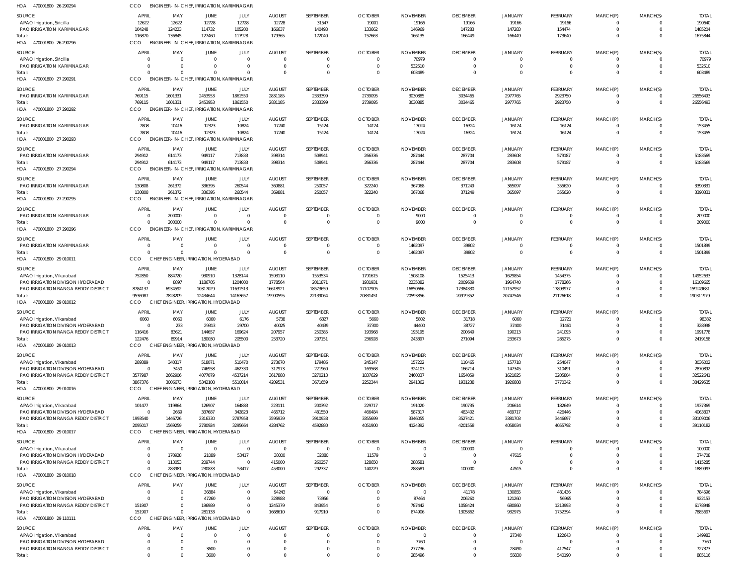HOA 470001800 26 290294 CCO ENGINEER-IN-CHIEF, IRRIGATION, KARIMNAGAR

| SOURCE | APRIL | MAY | JUNE | JULY | AUGUST | SEPTEMBER | OCTOBER | NOVEMBER | DECEMBER | JANUARY | FEBRUARY | MARCH(P) | MARCH(S) | TOTAL |
|---|---|---|---|---|---|---|---|---|---|---|---|---|---|---|
| APAO Irrigation, Siricilla | 12622 | 12622 | 12728 | 12728 | 12728 | 31547 | 19001 | 19166 | 19166 | 19166 | 19166 | 0 | 0 | 190640 |
| PAO IRRIGATION KARIMNAGAR | 104248 | 124223 | 114732 | 105200 | 166637 | 140493 | 133662 | 146969 | 147283 | 147283 | 154474 | 0 | 0 | 1485204 |
| Total: | 116870 | 136845 | 127460 | 117928 | 179365 | 172040 | 152663 | 166135 | 166449 | 166449 | 173640 | 0 | 0 | 1675844 |

HOA 470001800 26 290296 CCO ENGINEER-IN-CHIEF, IRRIGATION, KARIMNAGAR

| SOURCE | APRIL | MAY | JUNE | JULY | AUGUST | SEPTEMBER | OCTOBER | NOVEMBER | DECEMBER | JANUARY | FEBRUARY | MARCH(P) | MARCH(S) | TOTAL |
|---|---|---|---|---|---|---|---|---|---|---|---|---|---|---|
| APAO Irrigation, Siricilla | 0 | 0 | 0 | 0 | 0 | 0 | 0 | 70979 | 0 | 0 | 0 | 0 | 0 | 70979 |
| PAO IRRIGATION KARIMNAGAR | 0 | 0 | 0 | 0 | 0 | 0 | 0 | 532510 | 0 | 0 | 0 | 0 | 0 | 532510 |
| Total: | 0 | 0 | 0 | 0 | 0 | 0 | 0 | 603489 | 0 | 0 | 0 | 0 | 0 | 603489 |

HOA 470001800 27 290291 CCO ENGINEER-IN-CHIEF, IRRIGATION, KARIMNAGAR

| SOURCE | APRIL | MAY | JUNE | JULY | AUGUST | SEPTEMBER | OCTOBER | NOVEMBER | DECEMBER | JANUARY | FEBRUARY | MARCH(P) | MARCH(S) | TOTAL |
|---|---|---|---|---|---|---|---|---|---|---|---|---|---|---|
| PAO IRRIGATION KARIMNAGAR | 769115 | 1601331 | 2453953 | 1861550 | 2831185 | 2333399 | 2739095 | 3030885 | 3034465 | 2977765 | 2923750 | 0 | 0 | 26556493 |
| Total: | 769115 | 1601331 | 2453953 | 1861550 | 2831185 | 2333399 | 2739095 | 3030885 | 3034465 | 2977765 | 2923750 | 0 | 0 | 26556493 |

HOA 470001800 27 290292 CCO ENGINEER-IN-CHIEF, IRRIGATION, KARIMNAGAR

| SOURCE | APRIL | MAY | JUNE | JULY | AUGUST | SEPTEMBER | OCTOBER | NOVEMBER | DECEMBER | JANUARY | FEBRUARY | MARCH(P) | MARCH(S) | TOTAL |
|---|---|---|---|---|---|---|---|---|---|---|---|---|---|---|
| PAO IRRIGATION KARIMNAGAR | 7808 | 10416 | 12323 | 10824 | 17240 | 15124 | 14124 | 17024 | 16324 | 16124 | 16124 | 0 | 0 | 153455 |
| Total: | 7808 | 10416 | 12323 | 10824 | 17240 | 15124 | 14124 | 17024 | 16324 | 16124 | 16124 | 0 | 0 | 153455 |

HOA 470001800 27 290293 CCO ENGINEER-IN-CHIEF, IRRIGATION, KARIMNAGAR

| SOURCE | APRIL | MAY | JUNE | JULY | AUGUST | SEPTEMBER | OCTOBER | NOVEMBER | DECEMBER | JANUARY | FEBRUARY | MARCH(P) | MARCH(S) | TOTAL |
|---|---|---|---|---|---|---|---|---|---|---|---|---|---|---|
| PAO IRRIGATION KARIMNAGAR | 294912 | 614173 | 949117 | 713833 | 398314 | 508941 | 266336 | 287444 | 287704 | 283608 | 579187 | 0 | 0 | 5183569 |
| Total: | 294912 | 614173 | 949117 | 713833 | 398314 | 508941 | 266336 | 287444 | 287704 | 283608 | 579187 | 0 | 0 | 5183569 |

HOA 470001800 27 290294 CCO ENGINEER-IN-CHIEF, IRRIGATION, KARIMNAGAR

| SOURCE | APRIL | MAY | JUNE | JULY | AUGUST | SEPTEMBER | OCTOBER | NOVEMBER | DECEMBER | JANUARY | FEBRUARY | MARCH(P) | MARCH(S) | TOTAL |
|---|---|---|---|---|---|---|---|---|---|---|---|---|---|---|
| PAO IRRIGATION KARIMNAGAR | 130808 | 261372 | 336395 | 260544 | 369881 | 250057 | 322240 | 367068 | 371249 | 365097 | 355620 | 0 | 0 | 3390331 |
| Total: | 130808 | 261372 | 336395 | 260544 | 369881 | 250057 | 322240 | 367068 | 371249 | 365097 | 355620 | 0 | 0 | 3390331 |

HOA 470001800 27 290295 CCO ENGINEER-IN-CHIEF, IRRIGATION, KARIMNAGAR

| SOURCE | APRIL | MAY | JUNE | JULY | AUGUST | SEPTEMBER | OCTOBER | NOVEMBER | DECEMBER | JANUARY | FEBRUARY | MARCH(P) | MARCH(S) | TOTAL |
|---|---|---|---|---|---|---|---|---|---|---|---|---|---|---|
| PAO IRRIGATION KARIMNAGAR | 0 | 200000 | 0 | 0 | 0 | 0 | 0 | 9000 | 0 | 0 | 0 | 0 | 0 | 209000 |
| Total: | 0 | 200000 | 0 | 0 | 0 | 0 | 0 | 9000 | 0 | 0 | 0 | 0 | 0 | 209000 |

HOA 470001800 27 290296 CCO ENGINEER-IN-CHIEF, IRRIGATION, KARIMNAGAR

| SOURCE | APRIL | MAY | JUNE | JULY | AUGUST | SEPTEMBER | OCTOBER | NOVEMBER | DECEMBER | JANUARY | FEBRUARY | MARCH(P) | MARCH(S) | TOTAL |
|---|---|---|---|---|---|---|---|---|---|---|---|---|---|---|
| PAO IRRIGATION KARIMNAGAR | 0 | 0 | 0 | 0 | 0 | 0 | 0 | 1462097 | 39802 | 0 | 0 | 0 | 0 | 1501899 |
| Total: | 0 | 0 | 0 | 0 | 0 | 0 | 0 | 1462097 | 39802 | 0 | 0 | 0 | 0 | 1501899 |

HOA 470001800 29 010011 CCO CHIEF ENGINEER, IRRIGATION, HYDERABAD

| SOURCE | APRIL | MAY | JUNE | JULY | AUGUST | SEPTEMBER | OCTOBER | NOVEMBER | DECEMBER | JANUARY | FEBRUARY | MARCH(P) | MARCH(S) | TOTAL |
|---|---|---|---|---|---|---|---|---|---|---|---|---|---|---|
| APAO Irrigation, Vikarabad | 752850 | 884720 | 930910 | 1328144 | 1593110 | 1553534 | 1791615 | 1508108 | 1525413 | 1629854 | 1454375 | 0 | 0 | 14952633 |
| PAO IRRIGATION DIVISION HYDERABAD | 0 | 8897 | 1186705 | 1204000 | 1778564 | 2011871 | 1931931 | 2235082 | 2009609 | 1964740 | 1778266 | 0 | 0 | 16109665 |
| PAO IRRIGATION RANGA REDDY DISTRICT | 8784137 | 6934592 | 10317029 | 11631513 | 16618921 | 18573659 | 17107905 | 16850666 | 17384330 | 17152952 | 17893977 | 0 | 0 | 159249681 |
| Total: | 9536987 | 7828209 | 12434644 | 14163657 | 19990595 | 22139064 | 20831451 | 20593856 | 20919352 | 20747546 | 21126618 | 0 | 0 | 190311979 |

HOA 470001800 29 010012 CCO CHIEF ENGINEER, IRRIGATION, HYDERABAD

| SOURCE | APRIL | MAY | JUNE | JULY | AUGUST | SEPTEMBER | OCTOBER | NOVEMBER | DECEMBER | JANUARY | FEBRUARY | MARCH(P) | MARCH(S) | TOTAL |
|---|---|---|---|---|---|---|---|---|---|---|---|---|---|---|
| APAO Irrigation, Vikarabad | 6060 | 6060 | 6060 | 6176 | 5738 | 6327 | 5660 | 5802 | 31718 | 6060 | 12721 | 0 | 0 | 98382 |
| PAO IRRIGATION DIVISION HYDERABAD | 0 | 233 | 29313 | 29700 | 40025 | 40439 | 37300 | 44400 | 38727 | 37400 | 31461 | 0 | 0 | 328998 |
| PAO IRRIGATION RANGA REDDY DISTRICT | 116416 | 83621 | 144657 | 169624 | 207957 | 250385 | 193968 | 193195 | 200649 | 190213 | 241093 | 0 | 0 | 1991778 |
| Total: | 122476 | 89914 | 180030 | 205500 | 253720 | 297151 | 236928 | 243397 | 271094 | 233673 | 285275 | 0 | 0 | 2419158 |

HOA 470001800 29 010013 CCO CHIEF ENGINEER, IRRIGATION, HYDERABAD

| SOURCE | APRIL | MAY | JUNE | JULY | AUGUST | SEPTEMBER | OCTOBER | NOVEMBER | DECEMBER | JANUARY | FEBRUARY | MARCH(P) | MARCH(S) | TOTAL |
|---|---|---|---|---|---|---|---|---|---|---|---|---|---|---|
| APAO Irrigation, Vikarabad | 289389 | 340317 | 518071 | 510470 | 273670 | 179486 | 245147 | 157222 | 110465 | 157718 | 254047 | 0 | 0 | 3036002 |
| PAO IRRIGATION DIVISION HYDERABAD | 0 | 3450 | 746958 | 462330 | 317973 | 221960 | 169568 | 324103 | 166714 | 147345 | 310491 | 0 | 0 | 2870892 |
| PAO IRRIGATION RANGA REDDY DISTRICT | 3577987 | 2662906 | 4077079 | 4537214 | 3617888 | 3270213 | 1837629 | 2460037 | 1654059 | 1621825 | 3205804 | 0 | 0 | 32522641 |
| Total: | 3867376 | 3006673 | 5342108 | 5510014 | 4209531 | 3671659 | 2252344 | 2941362 | 1931238 | 1926888 | 3770342 | 0 | 0 | 38429535 |

HOA 470001800 29 010016 CCO CHIEF ENGINEER, IRRIGATION, HYDERABAD

| SOURCE | APRIL | MAY | JUNE | JULY | AUGUST | SEPTEMBER | OCTOBER | NOVEMBER | DECEMBER | JANUARY | FEBRUARY | MARCH(P) | MARCH(S) | TOTAL |
|---|---|---|---|---|---|---|---|---|---|---|---|---|---|---|
| APAO Irrigation, Vikarabad | 101477 | 119864 | 126907 | 164883 | 223111 | 200392 | 229717 | 191020 | 190735 | 206614 | 182649 | 0 | 0 | 1937369 |
| PAO IRRIGATION DIVISION HYDERABAD | 0 | 2669 | 337687 | 342823 | 465712 | 481550 | 466484 | 587317 | 483402 | 469717 | 426446 | 0 | 0 | 4063807 |
| PAO IRRIGATION RANGA REDDY DISTRICT | 1993540 | 1446726 | 2316330 | 2787958 | 3595939 | 3910938 | 3355699 | 3346055 | 3527421 | 3381703 | 3446697 | 0 | 0 | 33109006 |
| Total: | 2095017 | 1569259 | 2780924 | 3295664 | 4284762 | 4592880 | 4051900 | 4124392 | 4201558 | 4058034 | 4055792 | 0 | 0 | 39110182 |

HOA 470001800 29 010017 CCO CHIEF ENGINEER, IRRIGATION, HYDERABAD

| SOURCE | APRIL | MAY | JUNE | JULY | AUGUST | SEPTEMBER | OCTOBER | NOVEMBER | DECEMBER | JANUARY | FEBRUARY | MARCH(P) | MARCH(S) | TOTAL |
|---|---|---|---|---|---|---|---|---|---|---|---|---|---|---|
| APAO Irrigation, Vikarabad | 0 | 0 | 0 | 0 | 0 | 0 | 0 | 0 | 100000 | 0 | 0 | 0 | 0 | 100000 |
| PAO IRRIGATION DIVISION HYDERABAD | 0 | 170928 | 21089 | 53417 | 38000 | 32080 | 11579 | 0 | 0 | 47615 | 0 | 0 | 0 | 374708 |
| PAO IRRIGATION RANGA REDDY DISTRICT | 0 | 113053 | 209744 | 0 | 415000 | 260257 | 128650 | 288581 | 0 | 0 | 0 | 0 | 0 | 1415285 |
| Total: | 0 | 283981 | 230833 | 53417 | 453000 | 292337 | 140229 | 288581 | 100000 | 47615 | 0 | 0 | 0 | 1889993 |

HOA 470001800 29 010018 CCO CHIEF ENGINEER, IRRIGATION, HYDERABAD

| SOURCE | APRIL | MAY | JUNE | JULY | AUGUST | SEPTEMBER | OCTOBER | NOVEMBER | DECEMBER | JANUARY | FEBRUARY | MARCH(P) | MARCH(S) | TOTAL |
|---|---|---|---|---|---|---|---|---|---|---|---|---|---|---|
| APAO Irrigation, Vikarabad | 0 | 0 | 36884 | 0 | 94243 | 0 | 0 | 0 | 41178 | 130855 | 481436 | 0 | 0 | 784596 |
| PAO IRRIGATION DIVISION HYDERABAD | 0 | 0 | 47260 | 0 | 328988 | 73956 | 0 | 87464 | 206260 | 121260 | 56965 | 0 | 0 | 922153 |
| PAO IRRIGATION RANGA REDDY DISTRICT | 151907 | 0 | 196989 | 0 | 1245379 | 843954 | 0 | 787442 | 1058424 | 680860 | 1213993 | 0 | 0 | 6178948 |
| Total: | 151907 | 0 | 281133 | 0 | 1668610 | 917910 | 0 | 874906 | 1305862 | 932975 | 1752394 | 0 | 0 | 7885697 |

HOA 470001800 29 110111 CCO CHIEF ENGINEER, IRRIGATION, HYDERABAD

| SOURCE | APRIL | MAY | JUNE | JULY | AUGUST | SEPTEMBER | OCTOBER | NOVEMBER | DECEMBER | JANUARY | FEBRUARY | MARCH(P) | MARCH(S) | TOTAL |
|---|---|---|---|---|---|---|---|---|---|---|---|---|---|---|
| APAO Irrigation, Vikarabad | 0 | 0 | 0 | 0 | 0 | 0 | 0 | 0 | 0 | 27340 | 122643 | 0 | 0 | 149983 |
| PAO IRRIGATION DIVISION HYDERABAD | 0 | 0 | 0 | 0 | 0 | 0 | 0 | 7760 | 0 | 0 | 0 | 0 | 0 | 7760 |
| PAO IRRIGATION RANGA REDDY DISTRICT | 0 | 0 | 3600 | 0 | 0 | 0 | 0 | 277736 | 0 | 28490 | 417547 | 0 | 0 | 727373 |
| Total: | 0 | 0 | 3600 | 0 | 0 | 0 | 0 | 285496 | 0 | 55830 | 540190 | 0 | 0 | 885116 |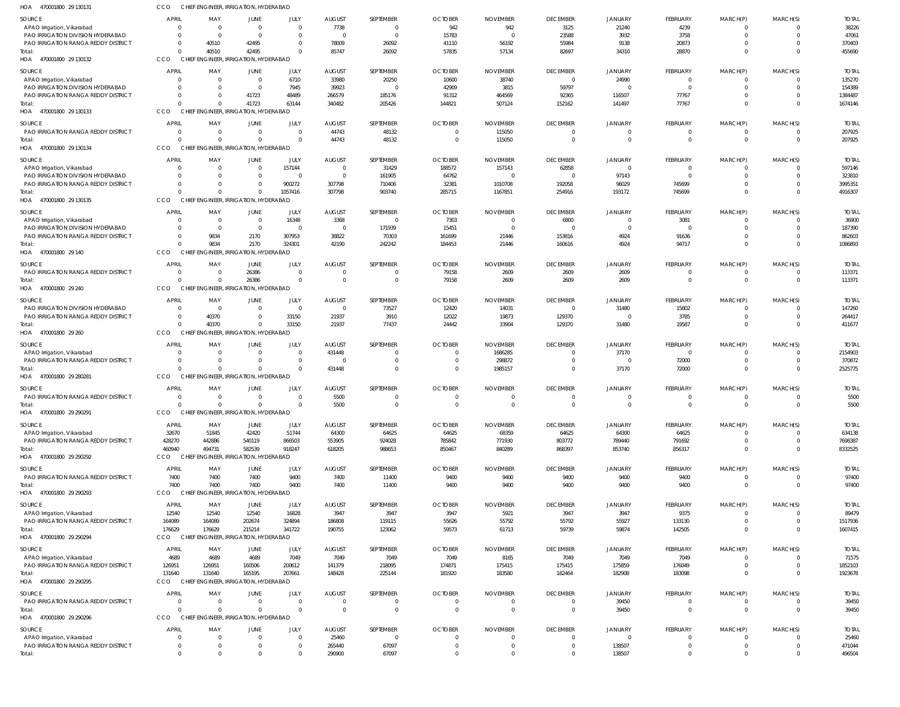HOA 470001800 29 130131 CCO CHIEF ENGINEER, IRRIGATION, HYDERABAD

| SOURCE | APRIL | MAY | JUNE | JULY | AUGUST | SEPTEMBER | OCTOBER | NOVEMBER | DECEMBER | JANUARY | FEBRUARY | MARCH(P) | MARCH(S) | TOTAL |
|---|---|---|---|---|---|---|---|---|---|---|---|---|---|---|
| APAO Irrigation, Vikarabad | 0 | 0 | 0 | 0 | 7738 | 0 | 942 | 942 | 3125 | 21240 | 4239 | 0 | 0 | 38226 |
| PAO IRRIGATION DIVISION HYDERABAD | 0 | 0 | 0 | 0 | 0 | 0 | 15783 | 0 | 23588 | 3932 | 3758 | 0 | 0 | 47061 |
| PAO IRRIGATION RANGA REDDY DISTRICT | 0 | 40510 | 42495 | 0 | 78009 | 26092 | 41110 | 56192 | 55984 | 9138 | 20873 | 0 | 0 | 370403 |
| Total: | 0 | 40510 | 42495 | 0 | 85747 | 26092 | 57835 | 57134 | 82697 | 34310 | 28870 | 0 | 0 | 455690 |

HOA 470001800 29 130132 CCO CHIEF ENGINEER, IRRIGATION, HYDERABAD

| SOURCE | APRIL | MAY | JUNE | JULY | AUGUST | SEPTEMBER | OCTOBER | NOVEMBER | DECEMBER | JANUARY | FEBRUARY | MARCH(P) | MARCH(S) | TOTAL |
|---|---|---|---|---|---|---|---|---|---|---|---|---|---|---|
| APAO Irrigation, Vikarabad | 0 | 0 | 0 | 6710 | 33980 | 20250 | 10600 | 38740 | 0 | 24990 | 0 | 0 | 0 | 135270 |
| PAO IRRIGATION DIVISION HYDERABAD | 0 | 0 | 0 | 7945 | 39923 | 0 | 42909 | 3815 | 59797 | 0 | 0 | 0 | 0 | 154389 |
| PAO IRRIGATION RANGA REDDY DISTRICT | 0 | 0 | 41723 | 48489 | 266579 | 185176 | 91312 | 464569 | 92365 | 116507 | 77767 | 0 | 0 | 1384487 |
| Total: | 0 | 0 | 41723 | 63144 | 340482 | 205426 | 144821 | 507124 | 152162 | 141497 | 77767 | 0 | 0 | 1674146 |

HOA 470001800 29 130133 CCO CHIEF ENGINEER, IRRIGATION, HYDERABAD

| SOURCE | APRIL | MAY | JUNE | JULY | AUGUST | SEPTEMBER | OCTOBER | NOVEMBER | DECEMBER | JANUARY | FEBRUARY | MARCH(P) | MARCH(S) | TOTAL |
|---|---|---|---|---|---|---|---|---|---|---|---|---|---|---|
| PAO IRRIGATION RANGA REDDY DISTRICT | 0 | 0 | 0 | 0 | 44743 | 48132 | 0 | 115050 | 0 | 0 | 0 | 0 | 0 | 207925 |
| Total: | 0 | 0 | 0 | 0 | 44743 | 48132 | 0 | 115050 | 0 | 0 | 0 | 0 | 0 | 207925 |

HOA 470001800 29 130134 CCO CHIEF ENGINEER, IRRIGATION, HYDERABAD

| SOURCE | APRIL | MAY | JUNE | JULY | AUGUST | SEPTEMBER | OCTOBER | NOVEMBER | DECEMBER | JANUARY | FEBRUARY | MARCH(P) | MARCH(S) | TOTAL |
|---|---|---|---|---|---|---|---|---|---|---|---|---|---|---|
| APAO Irrigation, Vikarabad | 0 | 0 | 0 | 157144 | 0 | 31429 | 188572 | 157143 | 62858 | 0 | 0 | 0 | 0 | 597146 |
| PAO IRRIGATION DIVISION HYDERABAD | 0 | 0 | 0 | 0 | 0 | 161905 | 64762 | 0 | 0 | 97143 | 0 | 0 | 0 | 323810 |
| PAO IRRIGATION RANGA REDDY DISTRICT | 0 | 0 | 0 | 900272 | 307798 | 710406 | 32381 | 1010708 | 192058 | 96029 | 745699 | 0 | 0 | 3995351 |
| Total: | 0 | 0 | 0 | 1057416 | 307798 | 903740 | 285715 | 1167851 | 254916 | 193172 | 745699 | 0 | 0 | 4916307 |

HOA 470001800 29 130135 CCO CHIEF ENGINEER, IRRIGATION, HYDERABAD

| SOURCE | APRIL | MAY | JUNE | JULY | AUGUST | SEPTEMBER | OCTOBER | NOVEMBER | DECEMBER | JANUARY | FEBRUARY | MARCH(P) | MARCH(S) | TOTAL |
|---|---|---|---|---|---|---|---|---|---|---|---|---|---|---|
| APAO Irrigation, Vikarabad | 0 | 0 | 0 | 16348 | 3368 | 0 | 7303 | 0 | 6800 | 0 | 3081 | 0 | 0 | 36900 |
| PAO IRRIGATION DIVISION HYDERABAD | 0 | 0 | 0 | 0 | 0 | 171939 | 15451 | 0 | 0 | 0 | 0 | 0 | 0 | 187390 |
| PAO IRRIGATION RANGA REDDY DISTRICT | 0 | 9834 | 2170 | 307953 | 38822 | 70303 | 161699 | 21446 | 153816 | 4924 | 91636 | 0 | 0 | 862603 |
| Total: | 0 | 9834 | 2170 | 324301 | 42190 | 242242 | 184453 | 21446 | 160616 | 4924 | 94717 | 0 | 0 | 1086893 |

HOA 470001800 29 140 CCO CHIEF ENGINEER, IRRIGATION, HYDERABAD

| SOURCE | APRIL | MAY | JUNE | JULY | AUGUST | SEPTEMBER | OCTOBER | NOVEMBER | DECEMBER | JANUARY | FEBRUARY | MARCH(P) | MARCH(S) | TOTAL |
|---|---|---|---|---|---|---|---|---|---|---|---|---|---|---|
| PAO IRRIGATION RANGA REDDY DISTRICT | 0 | 0 | 26386 | 0 | 0 | 0 | 79158 | 2609 | 2609 | 2609 | 0 | 0 | 0 | 113371 |
| Total: | 0 | 0 | 26386 | 0 | 0 | 0 | 79158 | 2609 | 2609 | 2609 | 0 | 0 | 0 | 113371 |

HOA 470001800 29 240 CCO CHIEF ENGINEER, IRRIGATION, HYDERABAD

| SOURCE | APRIL | MAY | JUNE | JULY | AUGUST | SEPTEMBER | OCTOBER | NOVEMBER | DECEMBER | JANUARY | FEBRUARY | MARCH(P) | MARCH(S) | TOTAL |
|---|---|---|---|---|---|---|---|---|---|---|---|---|---|---|
| PAO IRRIGATION DIVISION HYDERABAD | 0 | 0 | 0 | 0 | 0 | 73527 | 12420 | 14031 | 0 | 31480 | 15802 | 0 | 0 | 147260 |
| PAO IRRIGATION RANGA REDDY DISTRICT | 0 | 40370 | 0 | 33150 | 21937 | 3910 | 12022 | 19873 | 129370 | 0 | 3785 | 0 | 0 | 264417 |
| Total: | 0 | 40370 | 0 | 33150 | 21937 | 77437 | 24442 | 33904 | 129370 | 31480 | 19587 | 0 | 0 | 411677 |

HOA 470001800 29 260 CCO CHIEF ENGINEER, IRRIGATION, HYDERABAD

| SOURCE | APRIL | MAY | JUNE | JULY | AUGUST | SEPTEMBER | OCTOBER | NOVEMBER | DECEMBER | JANUARY | FEBRUARY | MARCH(P) | MARCH(S) | TOTAL |
|---|---|---|---|---|---|---|---|---|---|---|---|---|---|---|
| APAO Irrigation, Vikarabad | 0 | 0 | 0 | 0 | 431448 | 0 | 0 | 1686285 | 0 | 37170 | 0 | 0 | 0 | 2154903 |
| PAO IRRIGATION RANGA REDDY DISTRICT | 0 | 0 | 0 | 0 | 0 | 0 | 0 | 298872 | 0 | 0 | 72000 | 0 | 0 | 370872 |
| Total: | 0 | 0 | 0 | 0 | 431448 | 0 | 0 | 1985157 | 0 | 37170 | 72000 | 0 | 0 | 2525775 |

HOA 470001800 29 280281 CCO CHIEF ENGINEER, IRRIGATION, HYDERABAD

| SOURCE | APRIL | MAY | JUNE | JULY | AUGUST | SEPTEMBER | OCTOBER | NOVEMBER | DECEMBER | JANUARY | FEBRUARY | MARCH(P) | MARCH(S) | TOTAL |
|---|---|---|---|---|---|---|---|---|---|---|---|---|---|---|
| PAO IRRIGATION RANGA REDDY DISTRICT | 0 | 0 | 0 | 0 | 5500 | 0 | 0 | 0 | 0 | 0 | 0 | 0 | 0 | 5500 |
| Total: | 0 | 0 | 0 | 0 | 5500 | 0 | 0 | 0 | 0 | 0 | 0 | 0 | 0 | 5500 |

HOA 470001800 29 290291 CCO CHIEF ENGINEER, IRRIGATION, HYDERABAD

| SOURCE | APRIL | MAY | JUNE | JULY | AUGUST | SEPTEMBER | OCTOBER | NOVEMBER | DECEMBER | JANUARY | FEBRUARY | MARCH(P) | MARCH(S) | TOTAL |
|---|---|---|---|---|---|---|---|---|---|---|---|---|---|---|
| APAO Irrigation, Vikarabad | 32670 | 51845 | 42420 | 51744 | 64300 | 64625 | 64625 | 68359 | 64625 | 64300 | 64625 | 0 | 0 | 634138 |
| PAO IRRIGATION RANGA REDDY DISTRICT | 428270 | 442886 | 540119 | 866503 | 553905 | 924028 | 785842 | 771930 | 803772 | 789440 | 791692 | 0 | 0 | 7698387 |
| Total: | 460940 | 494731 | 582539 | 918247 | 618205 | 988653 | 850467 | 840289 | 868397 | 853740 | 856317 | 0 | 0 | 8332525 |

HOA 470001800 29 290292 CCO CHIEF ENGINEER, IRRIGATION, HYDERABAD

| SOURCE | APRIL | MAY | JUNE | JULY | AUGUST | SEPTEMBER | OCTOBER | NOVEMBER | DECEMBER | JANUARY | FEBRUARY | MARCH(P) | MARCH(S) | TOTAL |
|---|---|---|---|---|---|---|---|---|---|---|---|---|---|---|
| PAO IRRIGATION RANGA REDDY DISTRICT | 7400 | 7400 | 7400 | 9400 | 7400 | 11400 | 9400 | 9400 | 9400 | 9400 | 9400 | 0 | 0 | 97400 |
| Total: | 7400 | 7400 | 7400 | 9400 | 7400 | 11400 | 9400 | 9400 | 9400 | 9400 | 9400 | 0 | 0 | 97400 |

HOA 470001800 29 290293 CCO CHIEF ENGINEER, IRRIGATION, HYDERABAD

| SOURCE | APRIL | MAY | JUNE | JULY | AUGUST | SEPTEMBER | OCTOBER | NOVEMBER | DECEMBER | JANUARY | FEBRUARY | MARCH(P) | MARCH(S) | TOTAL |
|---|---|---|---|---|---|---|---|---|---|---|---|---|---|---|
| APAO Irrigation, Vikarabad | 12540 | 12540 | 12540 | 16828 | 3947 | 3947 | 3947 | 5921 | 3947 | 3947 | 9375 | 0 | 0 | 89479 |
| PAO IRRIGATION RANGA REDDY DISTRICT | 164089 | 164089 | 202674 | 324894 | 186808 | 119115 | 55626 | 55792 | 55792 | 55927 | 133130 | 0 | 0 | 1517936 |
| Total: | 176629 | 176629 | 215214 | 341722 | 190755 | 123062 | 59573 | 61713 | 59739 | 59874 | 142505 | 0 | 0 | 1607415 |

HOA 470001800 29 290294 CCO CHIEF ENGINEER, IRRIGATION, HYDERABAD

| SOURCE | APRIL | MAY | JUNE | JULY | AUGUST | SEPTEMBER | OCTOBER | NOVEMBER | DECEMBER | JANUARY | FEBRUARY | MARCH(P) | MARCH(S) | TOTAL |
|---|---|---|---|---|---|---|---|---|---|---|---|---|---|---|
| APAO Irrigation, Vikarabad | 4689 | 4689 | 4689 | 7049 | 7049 | 7049 | 7049 | 8165 | 7049 | 7049 | 7049 | 0 | 0 | 71575 |
| PAO IRRIGATION RANGA REDDY DISTRICT | 126951 | 126951 | 160506 | 200612 | 141379 | 218095 | 174871 | 175415 | 175415 | 175859 | 176049 | 0 | 0 | 1852103 |
| Total: | 131640 | 131640 | 165195 | 207661 | 148428 | 225144 | 181920 | 183580 | 182464 | 182908 | 183098 | 0 | 0 | 1923678 |

HOA 470001800 29 290295 CCO CHIEF ENGINEER, IRRIGATION, HYDERABAD

| SOURCE | APRIL | MAY | JUNE | JULY | AUGUST | SEPTEMBER | OCTOBER | NOVEMBER | DECEMBER | JANUARY | FEBRUARY | MARCH(P) | MARCH(S) | TOTAL |
|---|---|---|---|---|---|---|---|---|---|---|---|---|---|---|
| PAO IRRIGATION RANGA REDDY DISTRICT | 0 | 0 | 0 | 0 | 0 | 0 | 0 | 0 | 0 | 39450 | 0 | 0 | 0 | 39450 |
| Total: | 0 | 0 | 0 | 0 | 0 | 0 | 0 | 0 | 0 | 39450 | 0 | 0 | 0 | 39450 |

HOA 470001800 29 290296 CCO CHIEF ENGINEER, IRRIGATION, HYDERABAD

| SOURCE | APRIL | MAY | JUNE | JULY | AUGUST | SEPTEMBER | OCTOBER | NOVEMBER | DECEMBER | JANUARY | FEBRUARY | MARCH(P) | MARCH(S) | TOTAL |
|---|---|---|---|---|---|---|---|---|---|---|---|---|---|---|
| APAO Irrigation, Vikarabad | 0 | 0 | 0 | 0 | 25460 | 0 | 0 | 0 | 0 | 0 | 0 | 0 | 0 | 25460 |
| PAO IRRIGATION RANGA REDDY DISTRICT | 0 | 0 | 0 | 0 | 265440 | 67097 | 0 | 0 | 0 | 138507 | 0 | 0 | 0 | 471044 |
| Total: | 0 | 0 | 0 | 0 | 290900 | 67097 | 0 | 0 | 0 | 138507 | 0 | 0 | 0 | 496504 |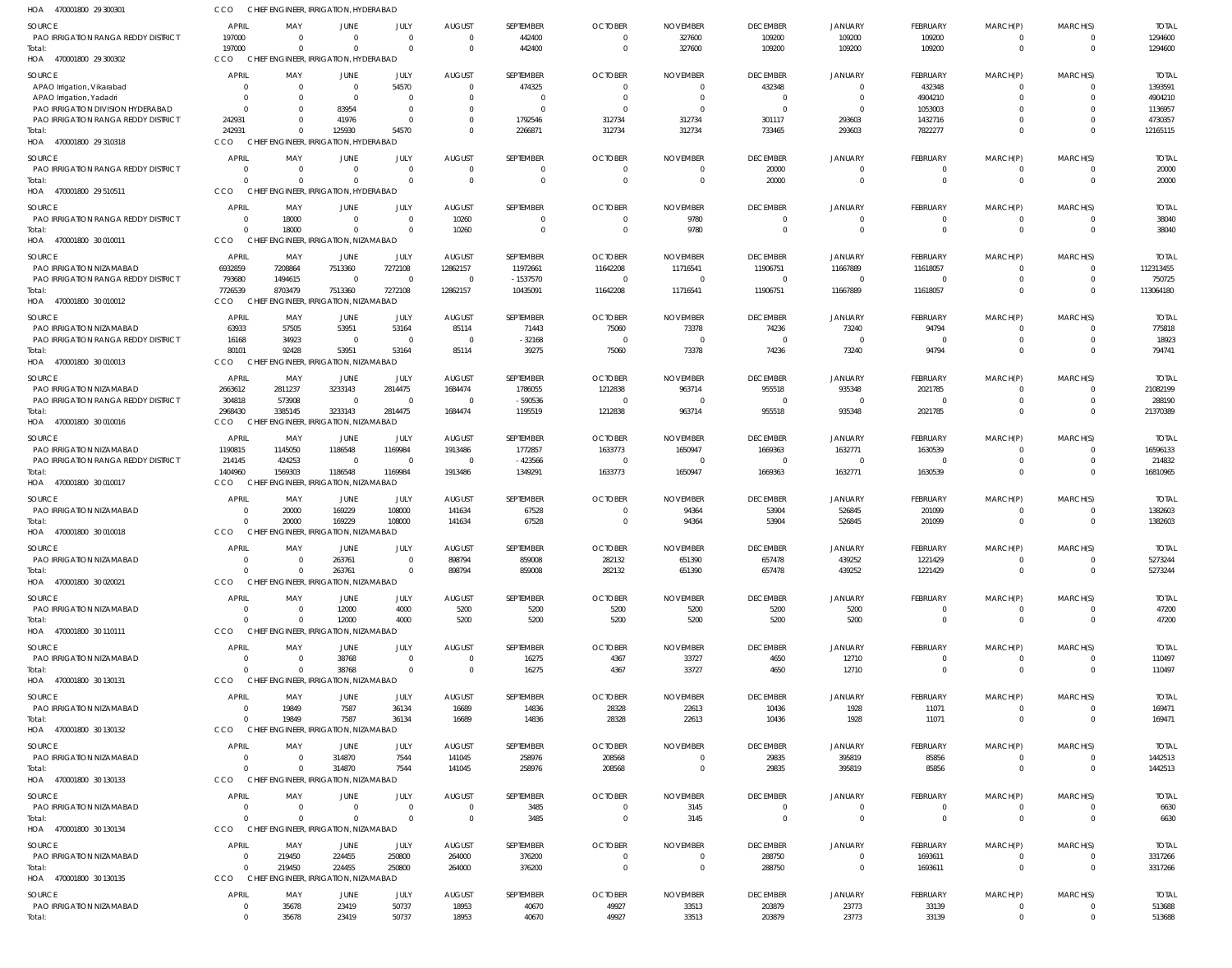HOA 470001800 29 300301 CCO CHIEF ENGINEER, IRRIGATION, HYDERABAD

| SOURCE | APRIL | MAY | JUNE | JULY | AUGUST | SEPTEMBER | OCTOBER | NOVEMBER | DECEMBER | JANUARY | FEBRUARY | MARCH(P) | MARCH(S) | TOTAL |
|---|---|---|---|---|---|---|---|---|---|---|---|---|---|---|
| PAO IRRIGATION RANGA REDDY DISTRICT | 197000 | 0 | 0 | 0 | 0 | 442400 | 0 | 327600 | 109200 | 109200 | 109200 | 0 | 0 | 1294600 |
| Total: | 197000 | 0 | 0 | 0 | 0 | 442400 | 0 | 327600 | 109200 | 109200 | 109200 | 0 | 0 | 1294600 |

HOA 470001800 29 300302 CCO CHIEF ENGINEER, IRRIGATION, HYDERABAD

| SOURCE | APRIL | MAY | JUNE | JULY | AUGUST | SEPTEMBER | OCTOBER | NOVEMBER | DECEMBER | JANUARY | FEBRUARY | MARCH(P) | MARCH(S) | TOTAL |
|---|---|---|---|---|---|---|---|---|---|---|---|---|---|---|
| APAO Irrigation, Vikarabad | 0 | 0 | 0 | 54570 | 0 | 474325 | 0 | 0 | 432348 | 0 | 432348 | 0 | 0 | 1393591 |
| APAO Irrigation, Yadadri | 0 | 0 | 0 | 0 | 0 | 0 | 0 | 0 | 0 | 0 | 4904210 | 0 | 0 | 4904210 |
| PAO IRRIGATION DIVISION HYDERABAD | 0 | 0 | 83954 | 0 | 0 | 0 | 0 | 0 | 0 | 0 | 1053003 | 0 | 0 | 1136957 |
| PAO IRRIGATION RANGA REDDY DISTRICT | 242931 | 0 | 41976 | 0 | 0 | 1792546 | 312734 | 312734 | 301117 | 293603 | 1432716 | 0 | 0 | 4730357 |
| Total: | 242931 | 0 | 125930 | 54570 | 0 | 2266871 | 312734 | 312734 | 733465 | 293603 | 7822277 | 0 | 0 | 12165115 |

HOA 470001800 29 310318 CCO CHIEF ENGINEER, IRRIGATION, HYDERABAD

| SOURCE | APRIL | MAY | JUNE | JULY | AUGUST | SEPTEMBER | OCTOBER | NOVEMBER | DECEMBER | JANUARY | FEBRUARY | MARCH(P) | MARCH(S) | TOTAL |
|---|---|---|---|---|---|---|---|---|---|---|---|---|---|---|
| PAO IRRIGATION RANGA REDDY DISTRICT | 0 | 0 | 0 | 0 | 0 | 0 | 0 | 0 | 20000 | 0 | 0 | 0 | 0 | 20000 |
| Total: | 0 | 0 | 0 | 0 | 0 | 0 | 0 | 0 | 20000 | 0 | 0 | 0 | 0 | 20000 |

HOA 470001800 29 510511 CCO CHIEF ENGINEER, IRRIGATION, HYDERABAD

| SOURCE | APRIL | MAY | JUNE | JULY | AUGUST | SEPTEMBER | OCTOBER | NOVEMBER | DECEMBER | JANUARY | FEBRUARY | MARCH(P) | MARCH(S) | TOTAL |
|---|---|---|---|---|---|---|---|---|---|---|---|---|---|---|
| PAO IRRIGATION RANGA REDDY DISTRICT | 0 | 18000 | 0 | 0 | 10260 | 0 | 0 | 9780 | 0 | 0 | 0 | 0 | 0 | 38040 |
| Total: | 0 | 18000 | 0 | 0 | 10260 | 0 | 0 | 9780 | 0 | 0 | 0 | 0 | 0 | 38040 |

HOA 470001800 30 010011 CCO CHIEF ENGINEER, IRRIGATION, NIZAMABAD

| SOURCE | APRIL | MAY | JUNE | JULY | AUGUST | SEPTEMBER | OCTOBER | NOVEMBER | DECEMBER | JANUARY | FEBRUARY | MARCH(P) | MARCH(S) | TOTAL |
|---|---|---|---|---|---|---|---|---|---|---|---|---|---|---|
| PAO IRRIGATION NIZAMABAD | 6932859 | 7208864 | 7513360 | 7272108 | 12862157 | 11972661 | 11642208 | 11716541 | 11906751 | 11667889 | 11618057 | 0 | 0 | 112313455 |
| PAO IRRIGATION RANGA REDDY DISTRICT | 793680 | 1494615 | 0 | 0 | 0 | -1537570 | 0 | 0 | 0 | 0 | 0 | 0 | 0 | 750725 |
| Total: | 7726539 | 8703479 | 7513360 | 7272108 | 12862157 | 10435091 | 11642208 | 11716541 | 11906751 | 11667889 | 11618057 | 0 | 0 | 113064180 |

HOA 470001800 30 010012 CCO CHIEF ENGINEER, IRRIGATION, NIZAMABAD

| SOURCE | APRIL | MAY | JUNE | JULY | AUGUST | SEPTEMBER | OCTOBER | NOVEMBER | DECEMBER | JANUARY | FEBRUARY | MARCH(P) | MARCH(S) | TOTAL |
|---|---|---|---|---|---|---|---|---|---|---|---|---|---|---|
| PAO IRRIGATION NIZAMABAD | 63933 | 57505 | 53951 | 53164 | 85114 | 71443 | 75060 | 73378 | 74236 | 73240 | 94794 | 0 | 0 | 775818 |
| PAO IRRIGATION RANGA REDDY DISTRICT | 16168 | 34923 | 0 | 0 | 0 | -32168 | 0 | 0 | 0 | 0 | 0 | 0 | 0 | 18923 |
| Total: | 80101 | 92428 | 53951 | 53164 | 85114 | 39275 | 75060 | 73378 | 74236 | 73240 | 94794 | 0 | 0 | 794741 |

HOA 470001800 30 010013 CCO CHIEF ENGINEER, IRRIGATION, NIZAMABAD

| SOURCE | APRIL | MAY | JUNE | JULY | AUGUST | SEPTEMBER | OCTOBER | NOVEMBER | DECEMBER | JANUARY | FEBRUARY | MARCH(P) | MARCH(S) | TOTAL |
|---|---|---|---|---|---|---|---|---|---|---|---|---|---|---|
| PAO IRRIGATION NIZAMABAD | 2663612 | 2811237 | 3233143 | 2814475 | 1684474 | 1786055 | 1212838 | 963714 | 955518 | 935348 | 2021785 | 0 | 0 | 21082199 |
| PAO IRRIGATION RANGA REDDY DISTRICT | 304818 | 573908 | 0 | 0 | 0 | -590536 | 0 | 0 | 0 | 0 | 0 | 0 | 0 | 288190 |
| Total: | 2968430 | 3385145 | 3233143 | 2814475 | 1684474 | 1195519 | 1212838 | 963714 | 955518 | 935348 | 2021785 | 0 | 0 | 21370389 |

HOA 470001800 30 010016 CCO CHIEF ENGINEER, IRRIGATION, NIZAMABAD

| SOURCE | APRIL | MAY | JUNE | JULY | AUGUST | SEPTEMBER | OCTOBER | NOVEMBER | DECEMBER | JANUARY | FEBRUARY | MARCH(P) | MARCH(S) | TOTAL |
|---|---|---|---|---|---|---|---|---|---|---|---|---|---|---|
| PAO Irrigation NIZAMABAD | 1190815 | 1145050 | 1186548 | 1169984 | 1913486 | 1772857 | 1633773 | 1650947 | 1669363 | 1632771 | 1630539 | 0 | 0 | 16596133 |
| PAO IRRIGATION RANGA REDDY DISTRICT | 214145 | 424253 | 0 | 0 | 0 | -423566 | 0 | 0 | 0 | 0 | 0 | 0 | 0 | 214832 |
| Total: | 1404960 | 1569303 | 1186548 | 1169984 | 1913486 | 1349291 | 1633773 | 1650947 | 1669363 | 1632771 | 1630539 | 0 | 0 | 16810965 |

HOA 470001800 30 010017 CCO CHIEF ENGINEER, IRRIGATION, NIZAMABAD

| SOURCE | APRIL | MAY | JUNE | JULY | AUGUST | SEPTEMBER | OCTOBER | NOVEMBER | DECEMBER | JANUARY | FEBRUARY | MARCH(P) | MARCH(S) | TOTAL |
|---|---|---|---|---|---|---|---|---|---|---|---|---|---|---|
| PAO IRRIGATION NIZAMABAD | 0 | 20000 | 169229 | 108000 | 141634 | 67528 | 0 | 94364 | 53904 | 526845 | 201099 | 0 | 0 | 1382603 |
| Total: | 0 | 20000 | 169229 | 108000 | 141634 | 67528 | 0 | 94364 | 53904 | 526845 | 201099 | 0 | 0 | 1382603 |

HOA 470001800 30 010018 CCO CHIEF ENGINEER, IRRIGATION, NIZAMABAD

| SOURCE | APRIL | MAY | JUNE | JULY | AUGUST | SEPTEMBER | OCTOBER | NOVEMBER | DECEMBER | JANUARY | FEBRUARY | MARCH(P) | MARCH(S) | TOTAL |
|---|---|---|---|---|---|---|---|---|---|---|---|---|---|---|
| PAO IRRIGATION NIZAMABAD | 0 | 0 | 263761 | 0 | 898794 | 859008 | 282132 | 651390 | 657478 | 439252 | 1221429 | 0 | 0 | 5273244 |
| Total: | 0 | 0 | 263761 | 0 | 898794 | 859008 | 282132 | 651390 | 657478 | 439252 | 1221429 | 0 | 0 | 5273244 |

HOA 470001800 30 020021 CCO CHIEF ENGINEER, IRRIGATION, NIZAMABAD

| SOURCE | APRIL | MAY | JUNE | JULY | AUGUST | SEPTEMBER | OCTOBER | NOVEMBER | DECEMBER | JANUARY | FEBRUARY | MARCH(P) | MARCH(S) | TOTAL |
|---|---|---|---|---|---|---|---|---|---|---|---|---|---|---|
| PAO IRRIGATION NIZAMABAD | 0 | 0 | 12000 | 4000 | 5200 | 5200 | 5200 | 5200 | 5200 | 5200 | 0 | 0 | 0 | 47200 |
| Total: | 0 | 0 | 12000 | 4000 | 5200 | 5200 | 5200 | 5200 | 5200 | 5200 | 0 | 0 | 0 | 47200 |

HOA 470001800 30 110111 CCO CHIEF ENGINEER, IRRIGATION, NIZAMABAD

| SOURCE | APRIL | MAY | JUNE | JULY | AUGUST | SEPTEMBER | OCTOBER | NOVEMBER | DECEMBER | JANUARY | FEBRUARY | MARCH(P) | MARCH(S) | TOTAL |
|---|---|---|---|---|---|---|---|---|---|---|---|---|---|---|
| PAO IRRIGATION NIZAMABAD | 0 | 0 | 38768 | 0 | 0 | 16275 | 4367 | 33727 | 4650 | 12710 | 0 | 0 | 0 | 110497 |
| Total: | 0 | 0 | 38768 | 0 | 0 | 16275 | 4367 | 33727 | 4650 | 12710 | 0 | 0 | 0 | 110497 |

HOA 470001800 30 130131 CCO CHIEF ENGINEER, IRRIGATION, NIZAMABAD

| SOURCE | APRIL | MAY | JUNE | JULY | AUGUST | SEPTEMBER | OCTOBER | NOVEMBER | DECEMBER | JANUARY | FEBRUARY | MARCH(P) | MARCH(S) | TOTAL |
|---|---|---|---|---|---|---|---|---|---|---|---|---|---|---|
| PAO IRRIGATION NIZAMABAD | 0 | 19849 | 7587 | 36134 | 16689 | 14836 | 28328 | 22613 | 10436 | 1928 | 11071 | 0 | 0 | 169471 |
| Total: | 0 | 19849 | 7587 | 36134 | 16689 | 14836 | 28328 | 22613 | 10436 | 1928 | 11071 | 0 | 0 | 169471 |

HOA 470001800 30 130132 CCO CHIEF ENGINEER, IRRIGATION, NIZAMABAD

| SOURCE | APRIL | MAY | JUNE | JULY | AUGUST | SEPTEMBER | OCTOBER | NOVEMBER | DECEMBER | JANUARY | FEBRUARY | MARCH(P) | MARCH(S) | TOTAL |
|---|---|---|---|---|---|---|---|---|---|---|---|---|---|---|
| PAO IRRIGATION NIZAMABAD | 0 | 0 | 314870 | 7544 | 141045 | 258976 | 208568 | 0 | 29835 | 395819 | 85856 | 0 | 0 | 1442513 |
| Total: | 0 | 0 | 314870 | 7544 | 141045 | 258976 | 208568 | 0 | 29835 | 395819 | 85856 | 0 | 0 | 1442513 |

HOA 470001800 30 130133 CCO CHIEF ENGINEER, IRRIGATION, NIZAMABAD

| SOURCE | APRIL | MAY | JUNE | JULY | AUGUST | SEPTEMBER | OCTOBER | NOVEMBER | DECEMBER | JANUARY | FEBRUARY | MARCH(P) | MARCH(S) | TOTAL |
|---|---|---|---|---|---|---|---|---|---|---|---|---|---|---|
| PAO IRRIGATION NIZAMABAD | 0 | 0 | 0 | 0 | 0 | 3485 | 0 | 3145 | 0 | 0 | 0 | 0 | 0 | 6630 |
| Total: | 0 | 0 | 0 | 0 | 0 | 3485 | 0 | 3145 | 0 | 0 | 0 | 0 | 0 | 6630 |

HOA 470001800 30 130134 CCO CHIEF ENGINEER, IRRIGATION, NIZAMABAD

| SOURCE | APRIL | MAY | JUNE | JULY | AUGUST | SEPTEMBER | OCTOBER | NOVEMBER | DECEMBER | JANUARY | FEBRUARY | MARCH(P) | MARCH(S) | TOTAL |
|---|---|---|---|---|---|---|---|---|---|---|---|---|---|---|
| PAO IRRIGATION NIZAMABAD | 0 | 219450 | 224455 | 250800 | 264000 | 376200 | 0 | 0 | 288750 | 0 | 1693611 | 0 | 0 | 3317266 |
| Total: | 0 | 219450 | 224455 | 250800 | 264000 | 376200 | 0 | 0 | 288750 | 0 | 1693611 | 0 | 0 | 3317266 |

HOA 470001800 30 130135 CCO CHIEF ENGINEER, IRRIGATION, NIZAMABAD

| SOURCE | APRIL | MAY | JUNE | JULY | AUGUST | SEPTEMBER | OCTOBER | NOVEMBER | DECEMBER | JANUARY | FEBRUARY | MARCH(P) | MARCH(S) | TOTAL |
|---|---|---|---|---|---|---|---|---|---|---|---|---|---|---|
| PAO IRRIGATION NIZAMABAD | 0 | 35678 | 23419 | 50737 | 18953 | 40670 | 49927 | 33513 | 203879 | 23773 | 33139 | 0 | 0 | 513688 |
| Total: | 0 | 35678 | 23419 | 50737 | 18953 | 40670 | 49927 | 33513 | 203879 | 23773 | 33139 | 0 | 0 | 513688 |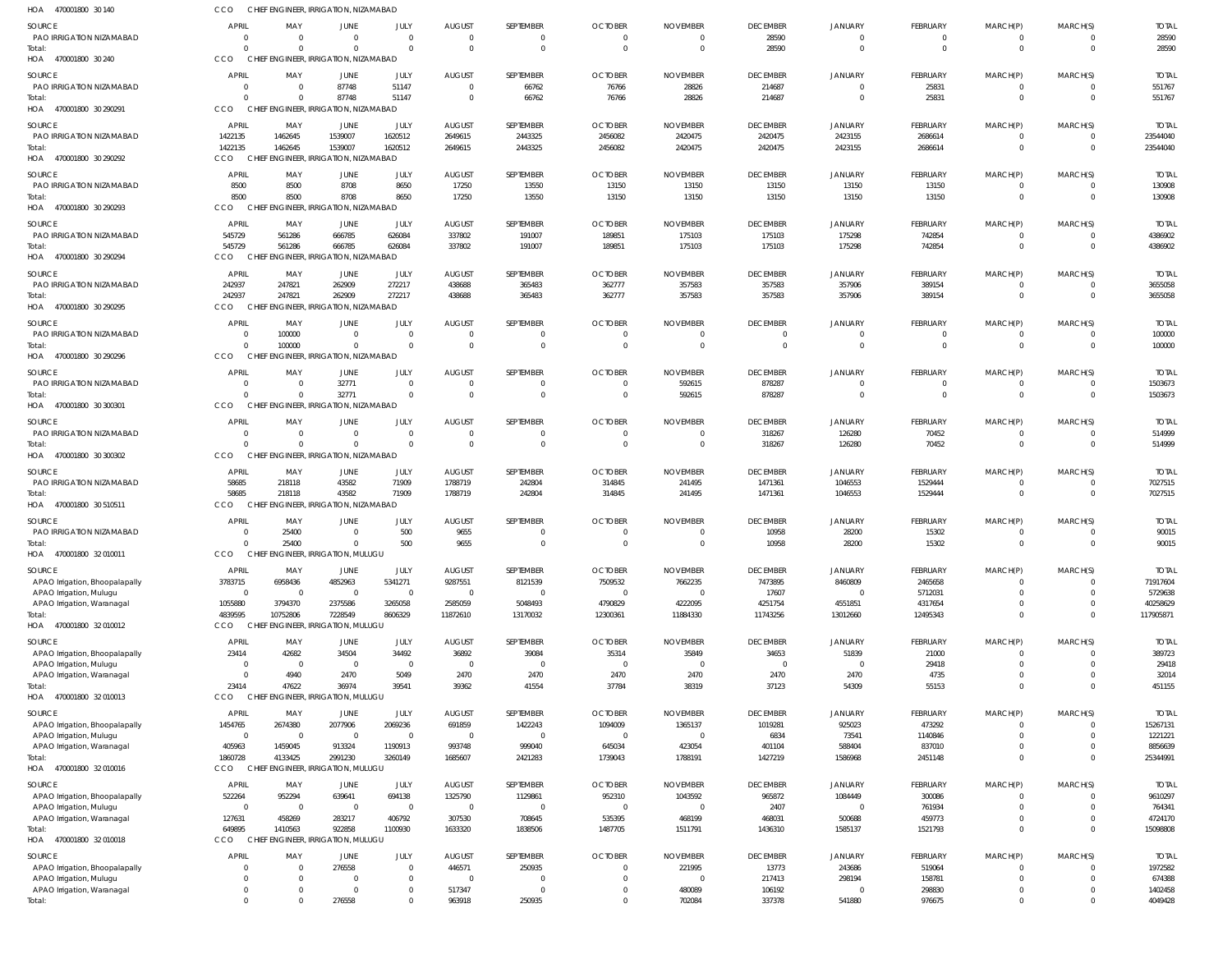HOA 470001800 30 140 CCO CHIEF ENGINEER, IRRIGATION, NIZAMABAD

| SOURCE | APRIL | MAY | JUNE | JULY | AUGUST | SEPTEMBER | OCTOBER | NOVEMBER | DECEMBER | JANUARY | FEBRUARY | MARCH(P) | MARCH(S) | TOTAL |
|---|---|---|---|---|---|---|---|---|---|---|---|---|---|---|
| PAO IRRIGATION NIZAMABAD | 0 | 0 | 0 | 0 | 0 | 0 | 0 | 0 | 28590 | 0 | 0 | 0 | 0 | 28590 |
| Total: | 0 | 0 | 0 | 0 | 0 | 0 | 0 | 0 | 28590 | 0 | 0 | 0 | 0 | 28590 |

HOA 470001800 30 240 CCO CHIEF ENGINEER, IRRIGATION, NIZAMABAD

| SOURCE | APRIL | MAY | JUNE | JULY | AUGUST | SEPTEMBER | OCTOBER | NOVEMBER | DECEMBER | JANUARY | FEBRUARY | MARCH(P) | MARCH(S) | TOTAL |
|---|---|---|---|---|---|---|---|---|---|---|---|---|---|---|
| PAO IRRIGATION NIZAMABAD | 0 | 0 | 87748 | 51147 | 0 | 66762 | 76766 | 28826 | 214687 | 0 | 25831 | 0 | 0 | 551767 |
| Total: | 0 | 0 | 87748 | 51147 | 0 | 66762 | 76766 | 28826 | 214687 | 0 | 25831 | 0 | 0 | 551767 |

HOA 470001800 30 290291 CCO CHIEF ENGINEER, IRRIGATION, NIZAMABAD

| SOURCE | APRIL | MAY | JUNE | JULY | AUGUST | SEPTEMBER | OCTOBER | NOVEMBER | DECEMBER | JANUARY | FEBRUARY | MARCH(P) | MARCH(S) | TOTAL |
|---|---|---|---|---|---|---|---|---|---|---|---|---|---|---|
| PAO IRRIGATION NIZAMABAD | 1422135 | 1462645 | 1539007 | 1620512 | 2649615 | 2443325 | 2456082 | 2420475 | 2420475 | 2423155 | 2686614 | 0 | 0 | 23544040 |
| Total: | 1422135 | 1462645 | 1539007 | 1620512 | 2649615 | 2443325 | 2456082 | 2420475 | 2420475 | 2423155 | 2686614 | 0 | 0 | 23544040 |

HOA 470001800 30 290292 CCO CHIEF ENGINEER, IRRIGATION, NIZAMABAD

| SOURCE | APRIL | MAY | JUNE | JULY | AUGUST | SEPTEMBER | OCTOBER | NOVEMBER | DECEMBER | JANUARY | FEBRUARY | MARCH(P) | MARCH(S) | TOTAL |
|---|---|---|---|---|---|---|---|---|---|---|---|---|---|---|
| PAO IRRIGATION NIZAMABAD | 8500 | 8500 | 8708 | 8650 | 17250 | 13550 | 13150 | 13150 | 13150 | 13150 | 13150 | 0 | 0 | 130908 |
| Total: | 8500 | 8500 | 8708 | 8650 | 17250 | 13550 | 13150 | 13150 | 13150 | 13150 | 13150 | 0 | 0 | 130908 |

HOA 470001800 30 290293 CCO CHIEF ENGINEER, IRRIGATION, NIZAMABAD

| SOURCE | APRIL | MAY | JUNE | JULY | AUGUST | SEPTEMBER | OCTOBER | NOVEMBER | DECEMBER | JANUARY | FEBRUARY | MARCH(P) | MARCH(S) | TOTAL |
|---|---|---|---|---|---|---|---|---|---|---|---|---|---|---|
| PAO IRRIGATION NIZAMABAD | 545729 | 561286 | 666785 | 626084 | 337802 | 191007 | 189851 | 175103 | 175103 | 175298 | 742854 | 0 | 0 | 4386902 |
| Total: | 545729 | 561286 | 666785 | 626084 | 337802 | 191007 | 189851 | 175103 | 175103 | 175298 | 742854 | 0 | 0 | 4386902 |

HOA 470001800 30 290294 CCO CHIEF ENGINEER, IRRIGATION, NIZAMABAD

| SOURCE | APRIL | MAY | JUNE | JULY | AUGUST | SEPTEMBER | OCTOBER | NOVEMBER | DECEMBER | JANUARY | FEBRUARY | MARCH(P) | MARCH(S) | TOTAL |
|---|---|---|---|---|---|---|---|---|---|---|---|---|---|---|
| PAO IRRIGATION NIZAMABAD | 242937 | 247821 | 262909 | 272217 | 438688 | 365483 | 362777 | 357583 | 357583 | 357906 | 389154 | 0 | 0 | 3655058 |
| Total: | 242937 | 247821 | 262909 | 272217 | 438688 | 365483 | 362777 | 357583 | 357583 | 357906 | 389154 | 0 | 0 | 3655058 |

HOA 470001800 30 290295 CCO CHIEF ENGINEER, IRRIGATION, NIZAMABAD

| SOURCE | APRIL | MAY | JUNE | JULY | AUGUST | SEPTEMBER | OCTOBER | NOVEMBER | DECEMBER | JANUARY | FEBRUARY | MARCH(P) | MARCH(S) | TOTAL |
|---|---|---|---|---|---|---|---|---|---|---|---|---|---|---|
| PAO IRRIGATION NIZAMABAD | 0 | 100000 | 0 | 0 | 0 | 0 | 0 | 0 | 0 | 0 | 0 | 0 | 0 | 100000 |
| Total: | 0 | 100000 | 0 | 0 | 0 | 0 | 0 | 0 | 0 | 0 | 0 | 0 | 0 | 100000 |

HOA 470001800 30 290296 CCO CHIEF ENGINEER, IRRIGATION, NIZAMABAD

| SOURCE | APRIL | MAY | JUNE | JULY | AUGUST | SEPTEMBER | OCTOBER | NOVEMBER | DECEMBER | JANUARY | FEBRUARY | MARCH(P) | MARCH(S) | TOTAL |
|---|---|---|---|---|---|---|---|---|---|---|---|---|---|---|
| PAO IRRIGATION NIZAMABAD | 0 | 0 | 32771 | 0 | 0 | 0 | 0 | 592615 | 878287 | 0 | 0 | 0 | 0 | 1503673 |
| Total: | 0 | 0 | 32771 | 0 | 0 | 0 | 0 | 592615 | 878287 | 0 | 0 | 0 | 0 | 1503673 |

HOA 470001800 30 300301 CCO CHIEF ENGINEER, IRRIGATION, NIZAMABAD

| SOURCE | APRIL | MAY | JUNE | JULY | AUGUST | SEPTEMBER | OCTOBER | NOVEMBER | DECEMBER | JANUARY | FEBRUARY | MARCH(P) | MARCH(S) | TOTAL |
|---|---|---|---|---|---|---|---|---|---|---|---|---|---|---|
| PAO IRRIGATION NIZAMABAD | 0 | 0 | 0 | 0 | 0 | 0 | 0 | 0 | 318267 | 126280 | 70452 | 0 | 0 | 514999 |
| Total: | 0 | 0 | 0 | 0 | 0 | 0 | 0 | 0 | 318267 | 126280 | 70452 | 0 | 0 | 514999 |

HOA 470001800 30 300302 CCO CHIEF ENGINEER, IRRIGATION, NIZAMABAD

| SOURCE | APRIL | MAY | JUNE | JULY | AUGUST | SEPTEMBER | OCTOBER | NOVEMBER | DECEMBER | JANUARY | FEBRUARY | MARCH(P) | MARCH(S) | TOTAL |
|---|---|---|---|---|---|---|---|---|---|---|---|---|---|---|
| PAO IRRIGATION NIZAMABAD | 58685 | 218118 | 43582 | 71909 | 1788719 | 242804 | 314845 | 241495 | 1471361 | 1046553 | 1529444 | 0 | 0 | 7027515 |
| Total: | 58685 | 218118 | 43582 | 71909 | 1788719 | 242804 | 314845 | 241495 | 1471361 | 1046553 | 1529444 | 0 | 0 | 7027515 |

HOA 470001800 30 510511 CCO CHIEF ENGINEER, IRRIGATION, NIZAMABAD

| SOURCE | APRIL | MAY | JUNE | JULY | AUGUST | SEPTEMBER | OCTOBER | NOVEMBER | DECEMBER | JANUARY | FEBRUARY | MARCH(P) | MARCH(S) | TOTAL |
|---|---|---|---|---|---|---|---|---|---|---|---|---|---|---|
| PAO IRRIGATION NIZAMABAD | 0 | 25400 | 0 | 500 | 9655 | 0 | 0 | 0 | 10958 | 28200 | 15302 | 0 | 0 | 90015 |
| Total: | 0 | 25400 | 0 | 500 | 9655 | 0 | 0 | 0 | 10958 | 28200 | 15302 | 0 | 0 | 90015 |

HOA 470001800 32 010011 CCO CHIEF ENGINEER, IRRIGATION, MULUGU

| SOURCE | APRIL | MAY | JUNE | JULY | AUGUST | SEPTEMBER | OCTOBER | NOVEMBER | DECEMBER | JANUARY | FEBRUARY | MARCH(P) | MARCH(S) | TOTAL |
|---|---|---|---|---|---|---|---|---|---|---|---|---|---|---|
| APAO Irrigation, Bhoopalapally | 3783715 | 6958436 | 4852963 | 5341271 | 9287551 | 8121539 | 7509532 | 7662235 | 7473895 | 8460809 | 2465658 | 0 | 0 | 71917604 |
| APAO Irrigation, Mulugu | 0 | 0 | 0 | 0 | 0 | 0 | 0 | 0 | 17607 | 0 | 5712031 | 0 | 0 | 5729638 |
| APAO Irrigation, Waranagal | 1055880 | 3794370 | 2375586 | 3265058 | 2585059 | 5048493 | 4790829 | 4222095 | 4251754 | 4551851 | 4317654 | 0 | 0 | 40258629 |
| Total: | 4839595 | 10752806 | 7228549 | 8606329 | 11872610 | 13170032 | 12300361 | 11884330 | 11743256 | 13012660 | 12495343 | 0 | 0 | 117905871 |

HOA 470001800 32 010012 CCO CHIEF ENGINEER, IRRIGATION, MULUGU

| SOURCE | APRIL | MAY | JUNE | JULY | AUGUST | SEPTEMBER | OCTOBER | NOVEMBER | DECEMBER | JANUARY | FEBRUARY | MARCH(P) | MARCH(S) | TOTAL |
|---|---|---|---|---|---|---|---|---|---|---|---|---|---|---|
| APAO Irrigation, Bhoopalapally | 23414 | 42682 | 34504 | 34492 | 36892 | 39084 | 35314 | 35849 | 34653 | 51839 | 21000 | 0 | 0 | 389723 |
| APAO Irrigation, Mulugu | 0 | 0 | 0 | 0 | 0 | 0 | 0 | 0 | 0 | 0 | 29418 | 0 | 0 | 29418 |
| APAO Irrigation, Waranagal | 0 | 4940 | 2470 | 5049 | 2470 | 2470 | 2470 | 2470 | 2470 | 2470 | 4735 | 0 | 0 | 32014 |
| Total: | 23414 | 47622 | 36974 | 39541 | 39362 | 41554 | 37784 | 38319 | 37123 | 54309 | 55153 | 0 | 0 | 451155 |

HOA 470001800 32 010013 CCO CHIEF ENGINEER, IRRIGATION, MULUGU

| SOURCE | APRIL | MAY | JUNE | JULY | AUGUST | SEPTEMBER | OCTOBER | NOVEMBER | DECEMBER | JANUARY | FEBRUARY | MARCH(P) | MARCH(S) | TOTAL |
|---|---|---|---|---|---|---|---|---|---|---|---|---|---|---|
| APAO Irrigation, Bhoopalapally | 1454765 | 2674380 | 2077906 | 2069236 | 691859 | 1422243 | 1094009 | 1365137 | 1019281 | 925023 | 473292 | 0 | 0 | 15267131 |
| APAO Irrigation, Mulugu | 0 | 0 | 0 | 0 | 0 | 0 | 0 | 0 | 6834 | 73541 | 1140846 | 0 | 0 | 1221221 |
| APAO Irrigation, Waranagal | 405963 | 1459045 | 913324 | 1190913 | 993748 | 999040 | 645034 | 423054 | 401104 | 588404 | 837010 | 0 | 0 | 8856639 |
| Total: | 1860728 | 4133425 | 2991230 | 3260149 | 1685607 | 2421283 | 1739043 | 1788191 | 1427219 | 1586968 | 2451148 | 0 | 0 | 25344991 |

HOA 470001800 32 010016 CCO CHIEF ENGINEER, IRRIGATION, MULUGU

| SOURCE | APRIL | MAY | JUNE | JULY | AUGUST | SEPTEMBER | OCTOBER | NOVEMBER | DECEMBER | JANUARY | FEBRUARY | MARCH(P) | MARCH(S) | TOTAL |
|---|---|---|---|---|---|---|---|---|---|---|---|---|---|---|
| APAO Irrigation, Bhoopalapally | 522264 | 952294 | 639641 | 694138 | 1325790 | 1129861 | 952310 | 1043592 | 965872 | 1084449 | 300086 | 0 | 0 | 9610297 |
| APAO Irrigation, Mulugu | 0 | 0 | 0 | 0 | 0 | 0 | 0 | 0 | 2407 | 0 | 761934 | 0 | 0 | 764341 |
| APAO Irrigation, Waranagal | 127631 | 458269 | 283217 | 406792 | 307530 | 708645 | 535395 | 468199 | 468031 | 500688 | 459773 | 0 | 0 | 4724170 |
| Total: | 649895 | 1410563 | 922858 | 1100930 | 1633320 | 1838506 | 1487705 | 1511791 | 1436310 | 1585137 | 1521793 | 0 | 0 | 15098808 |

HOA 470001800 32 010018 CCO CHIEF ENGINEER, IRRIGATION, MULUGU

| SOURCE | APRIL | MAY | JUNE | JULY | AUGUST | SEPTEMBER | OCTOBER | NOVEMBER | DECEMBER | JANUARY | FEBRUARY | MARCH(P) | MARCH(S) | TOTAL |
|---|---|---|---|---|---|---|---|---|---|---|---|---|---|---|
| APAO Irrigation, Bhoopalapally | 0 | 0 | 276558 | 0 | 446571 | 250935 | 0 | 221995 | 13773 | 243686 | 519064 | 0 | 0 | 1972582 |
| APAO Irrigation, Mulugu | 0 | 0 | 0 | 0 | 0 | 0 | 0 | 0 | 217413 | 298194 | 158781 | 0 | 0 | 674388 |
| APAO Irrigation, Waranagal | 0 | 0 | 0 | 0 | 517347 | 0 | 0 | 480089 | 106192 | 0 | 298830 | 0 | 0 | 1402458 |
| Total: | 0 | 0 | 276558 | 0 | 963918 | 250935 | 0 | 702084 | 337378 | 541880 | 976675 | 0 | 0 | 4049428 |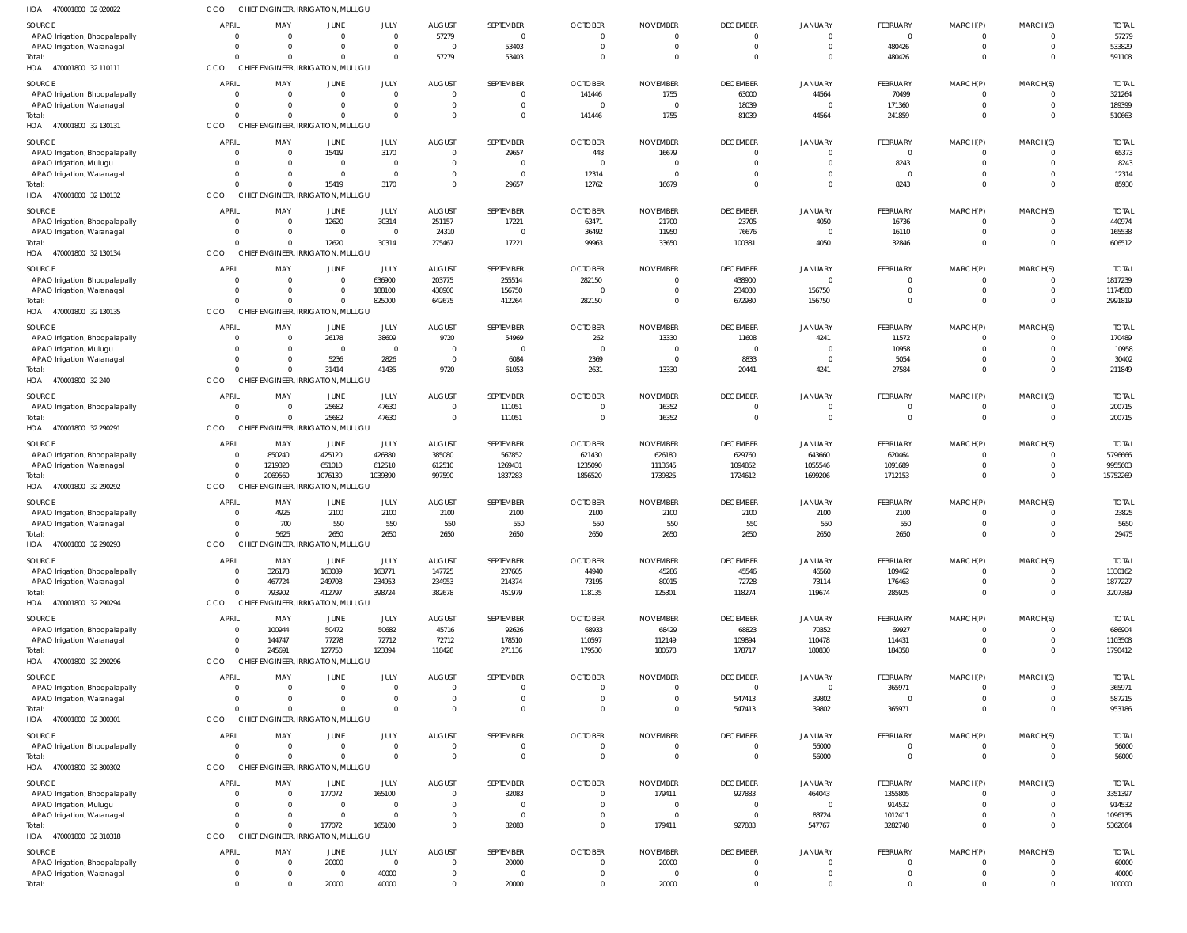HOA 470001800 32 020022 CCO CHIEF ENGINEER, IRRIGATION, MULUGU

| SOURCE | APRIL | MAY | JUNE | JULY | AUGUST | SEPTEMBER | OCTOBER | NOVEMBER | DECEMBER | JANUARY | FEBRUARY | MARCH(P) | MARCH(S) | TOTAL |
|---|---|---|---|---|---|---|---|---|---|---|---|---|---|---|
| APAO Irrigation, Bhoopalapally | 0 | 0 | 0 | 0 | 57279 | 0 | 0 | 0 | 0 | 0 | 0 | 0 | 0 | 57279 |
| APAO Irrigation, Waranagal | 0 | 0 | 0 | 0 | 0 | 53403 | 0 | 0 | 0 | 0 | 480426 | 0 | 0 | 533829 |
| Total: | 0 | 0 | 0 | 0 | 57279 | 53403 | 0 | 0 | 0 | 0 | 480426 | 0 | 0 | 591108 |

HOA 470001800 32 110111 CCO CHIEF ENGINEER, IRRIGATION, MULUGU

| SOURCE | APRIL | MAY | JUNE | JULY | AUGUST | SEPTEMBER | OCTOBER | NOVEMBER | DECEMBER | JANUARY | FEBRUARY | MARCH(P) | MARCH(S) | TOTAL |
|---|---|---|---|---|---|---|---|---|---|---|---|---|---|---|
| APAO Irrigation, Bhoopalapally | 0 | 0 | 0 | 0 | 0 | 0 | 141446 | 1755 | 63000 | 44564 | 70499 | 0 | 0 | 321264 |
| APAO Irrigation, Waranagal | 0 | 0 | 0 | 0 | 0 | 0 | 0 | 0 | 18039 | 0 | 171360 | 0 | 0 | 189399 |
| Total: | 0 | 0 | 0 | 0 | 0 | 0 | 141446 | 1755 | 81039 | 44564 | 241859 | 0 | 0 | 510663 |

HOA 470001800 32 130131 CCO CHIEF ENGINEER, IRRIGATION, MULUGU

| SOURCE | APRIL | MAY | JUNE | JULY | AUGUST | SEPTEMBER | OCTOBER | NOVEMBER | DECEMBER | JANUARY | FEBRUARY | MARCH(P) | MARCH(S) | TOTAL |
|---|---|---|---|---|---|---|---|---|---|---|---|---|---|---|
| APAO Irrigation, Bhoopalapally | 0 | 0 | 15419 | 3170 | 0 | 29657 | 448 | 16679 | 0 | 0 | 0 | 0 | 0 | 65373 |
| APAO Irrigation, Mulugu | 0 | 0 | 0 | 0 | 0 | 0 | 0 | 0 | 0 | 0 | 8243 | 0 | 0 | 8243 |
| APAO Irrigation, Waranagal | 0 | 0 | 0 | 0 | 0 | 0 | 12314 | 0 | 0 | 0 | 0 | 0 | 0 | 12314 |
| Total: | 0 | 0 | 15419 | 3170 | 0 | 29657 | 12762 | 16679 | 0 | 0 | 8243 | 0 | 0 | 85930 |

HOA 470001800 32 130132 CCO CHIEF ENGINEER, IRRIGATION, MULUGU

| SOURCE | APRIL | MAY | JUNE | JULY | AUGUST | SEPTEMBER | OCTOBER | NOVEMBER | DECEMBER | JANUARY | FEBRUARY | MARCH(P) | MARCH(S) | TOTAL |
|---|---|---|---|---|---|---|---|---|---|---|---|---|---|---|
| APAO Irrigation, Bhoopalapally | 0 | 0 | 12620 | 30314 | 251157 | 17221 | 63471 | 21700 | 23705 | 4050 | 16736 | 0 | 0 | 440974 |
| APAO Irrigation, Waranagal | 0 | 0 | 0 | 0 | 24310 | 0 | 36492 | 11950 | 76676 | 0 | 16110 | 0 | 0 | 165538 |
| Total: | 0 | 0 | 12620 | 30314 | 275467 | 17221 | 99963 | 33650 | 100381 | 4050 | 32846 | 0 | 0 | 606512 |

HOA 470001800 32 130134 CCO CHIEF ENGINEER, IRRIGATION, MULUGU

| SOURCE | APRIL | MAY | JUNE | JULY | AUGUST | SEPTEMBER | OCTOBER | NOVEMBER | DECEMBER | JANUARY | FEBRUARY | MARCH(P) | MARCH(S) | TOTAL |
|---|---|---|---|---|---|---|---|---|---|---|---|---|---|---|
| APAO Irrigation, Bhoopalapally | 0 | 0 | 0 | 636900 | 203775 | 255514 | 282150 | 0 | 438900 | 0 | 0 | 0 | 0 | 1817239 |
| APAO Irrigation, Waranagal | 0 | 0 | 0 | 188100 | 438900 | 156750 | 0 | 0 | 234080 | 156750 | 0 | 0 | 0 | 1174580 |
| Total: | 0 | 0 | 0 | 825000 | 642675 | 412264 | 282150 | 0 | 672980 | 156750 | 0 | 0 | 0 | 2991819 |

HOA 470001800 32 130135 CCO CHIEF ENGINEER, IRRIGATION, MULUGU

| SOURCE | APRIL | MAY | JUNE | JULY | AUGUST | SEPTEMBER | OCTOBER | NOVEMBER | DECEMBER | JANUARY | FEBRUARY | MARCH(P) | MARCH(S) | TOTAL |
|---|---|---|---|---|---|---|---|---|---|---|---|---|---|---|
| APAO Irrigation, Bhoopalapally | 0 | 0 | 26178 | 38609 | 9720 | 54969 | 262 | 13330 | 11608 | 4241 | 11572 | 0 | 0 | 170489 |
| APAO Irrigation, Mulugu | 0 | 0 | 0 | 0 | 0 | 0 | 0 | 0 | 0 | 0 | 10958 | 0 | 0 | 10958 |
| APAO Irrigation, Waranagal | 0 | 0 | 5236 | 2826 | 0 | 6084 | 2369 | 0 | 8833 | 0 | 5054 | 0 | 0 | 30402 |
| Total: | 0 | 0 | 31414 | 41435 | 9720 | 61053 | 2631 | 13330 | 20441 | 4241 | 27584 | 0 | 0 | 211849 |

HOA 470001800 32 240 CCO CHIEF ENGINEER, IRRIGATION, MULUGU

| SOURCE | APRIL | MAY | JUNE | JULY | AUGUST | SEPTEMBER | OCTOBER | NOVEMBER | DECEMBER | JANUARY | FEBRUARY | MARCH(P) | MARCH(S) | TOTAL |
|---|---|---|---|---|---|---|---|---|---|---|---|---|---|---|
| APAO Irrigation, Bhoopalapally | 0 | 0 | 25682 | 47630 | 0 | 111051 | 0 | 16352 | 0 | 0 | 0 | 0 | 0 | 200715 |
| Total: | 0 | 0 | 25682 | 47630 | 0 | 111051 | 0 | 16352 | 0 | 0 | 0 | 0 | 0 | 200715 |

HOA 470001800 32 290291 CCO CHIEF ENGINEER, IRRIGATION, MULUGU

| SOURCE | APRIL | MAY | JUNE | JULY | AUGUST | SEPTEMBER | OCTOBER | NOVEMBER | DECEMBER | JANUARY | FEBRUARY | MARCH(P) | MARCH(S) | TOTAL |
|---|---|---|---|---|---|---|---|---|---|---|---|---|---|---|
| APAO Irrigation, Bhoopalapally | 0 | 850240 | 425120 | 426880 | 385080 | 567852 | 621430 | 626180 | 629760 | 643660 | 620464 | 0 | 0 | 5796666 |
| APAO Irrigation, Waranagal | 0 | 1219320 | 651010 | 612510 | 612510 | 1269431 | 1235090 | 1113645 | 1094852 | 1055546 | 1091689 | 0 | 0 | 9955603 |
| Total: | 0 | 2069560 | 1076130 | 1039390 | 997590 | 1837283 | 1856520 | 1739825 | 1724612 | 1699206 | 1712153 | 0 | 0 | 15752269 |

HOA 470001800 32 290292 CCO CHIEF ENGINEER, IRRIGATION, MULUGU

| SOURCE | APRIL | MAY | JUNE | JULY | AUGUST | SEPTEMBER | OCTOBER | NOVEMBER | DECEMBER | JANUARY | FEBRUARY | MARCH(P) | MARCH(S) | TOTAL |
|---|---|---|---|---|---|---|---|---|---|---|---|---|---|---|
| APAO Irrigation, Bhoopalapally | 0 | 4925 | 2100 | 2100 | 2100 | 2100 | 2100 | 2100 | 2100 | 2100 | 2100 | 0 | 0 | 23825 |
| APAO Irrigation, Waranagal | 0 | 700 | 550 | 550 | 550 | 550 | 550 | 550 | 550 | 550 | 550 | 0 | 0 | 5650 |
| Total: | 0 | 5625 | 2650 | 2650 | 2650 | 2650 | 2650 | 2650 | 2650 | 2650 | 2650 | 0 | 0 | 29475 |

HOA 470001800 32 290293 CCO CHIEF ENGINEER, IRRIGATION, MULUGU

| SOURCE | APRIL | MAY | JUNE | JULY | AUGUST | SEPTEMBER | OCTOBER | NOVEMBER | DECEMBER | JANUARY | FEBRUARY | MARCH(P) | MARCH(S) | TOTAL |
|---|---|---|---|---|---|---|---|---|---|---|---|---|---|---|
| APAO Irrigation, Bhoopalapally | 0 | 326178 | 163089 | 163771 | 147725 | 237605 | 44940 | 45286 | 45546 | 46560 | 109462 | 0 | 0 | 1330162 |
| APAO Irrigation, Waranagal | 0 | 467724 | 249708 | 234953 | 234953 | 214374 | 73195 | 80015 | 72728 | 73114 | 176463 | 0 | 0 | 1877227 |
| Total: | 0 | 793902 | 412797 | 398724 | 382678 | 451979 | 118135 | 125301 | 118274 | 119674 | 285925 | 0 | 0 | 3207389 |

HOA 470001800 32 290294 CCO CHIEF ENGINEER, IRRIGATION, MULUGU

| SOURCE | APRIL | MAY | JUNE | JULY | AUGUST | SEPTEMBER | OCTOBER | NOVEMBER | DECEMBER | JANUARY | FEBRUARY | MARCH(P) | MARCH(S) | TOTAL |
|---|---|---|---|---|---|---|---|---|---|---|---|---|---|---|
| APAO Irrigation, Bhoopalapally | 0 | 100944 | 50472 | 50682 | 45716 | 92626 | 68933 | 68429 | 68823 | 70352 | 69927 | 0 | 0 | 686904 |
| APAO Irrigation, Waranagal | 0 | 144747 | 77278 | 72712 | 72712 | 178510 | 110597 | 112149 | 109894 | 110478 | 114431 | 0 | 0 | 1103508 |
| Total: | 0 | 245691 | 127750 | 123394 | 118428 | 271136 | 179530 | 180578 | 178717 | 180830 | 184358 | 0 | 0 | 1790412 |

HOA 470001800 32 290296 CCO CHIEF ENGINEER, IRRIGATION, MULUGU

| SOURCE | APRIL | MAY | JUNE | JULY | AUGUST | SEPTEMBER | OCTOBER | NOVEMBER | DECEMBER | JANUARY | FEBRUARY | MARCH(P) | MARCH(S) | TOTAL |
|---|---|---|---|---|---|---|---|---|---|---|---|---|---|---|
| APAO Irrigation, Bhoopalapally | 0 | 0 | 0 | 0 | 0 | 0 | 0 | 0 | 0 | 0 | 365971 | 0 | 0 | 365971 |
| APAO Irrigation, Waranagal | 0 | 0 | 0 | 0 | 0 | 0 | 0 | 0 | 547413 | 39802 | 0 | 0 | 0 | 587215 |
| Total: | 0 | 0 | 0 | 0 | 0 | 0 | 0 | 0 | 547413 | 39802 | 365971 | 0 | 0 | 953186 |

HOA 470001800 32 300301 CCO CHIEF ENGINEER, IRRIGATION, MULUGU

| SOURCE | APRIL | MAY | JUNE | JULY | AUGUST | SEPTEMBER | OCTOBER | NOVEMBER | DECEMBER | JANUARY | FEBRUARY | MARCH(P) | MARCH(S) | TOTAL |
|---|---|---|---|---|---|---|---|---|---|---|---|---|---|---|
| APAO Irrigation, Bhoopalapally | 0 | 0 | 0 | 0 | 0 | 0 | 0 | 0 | 0 | 56000 | 0 | 0 | 0 | 56000 |
| Total: | 0 | 0 | 0 | 0 | 0 | 0 | 0 | 0 | 0 | 56000 | 0 | 0 | 0 | 56000 |

HOA 470001800 32 300302 CCO CHIEF ENGINEER, IRRIGATION, MULUGU

| SOURCE | APRIL | MAY | JUNE | JULY | AUGUST | SEPTEMBER | OCTOBER | NOVEMBER | DECEMBER | JANUARY | FEBRUARY | MARCH(P) | MARCH(S) | TOTAL |
|---|---|---|---|---|---|---|---|---|---|---|---|---|---|---|
| APAO Irrigation, Bhoopalapally | 0 | 0 | 177072 | 165100 | 0 | 82083 | 0 | 179411 | 927883 | 464043 | 1355805 | 0 | 0 | 3351397 |
| APAO Irrigation, Mulugu | 0 | 0 | 0 | 0 | 0 | 0 | 0 | 0 | 0 | 0 | 914532 | 0 | 0 | 914532 |
| APAO Irrigation, Waranagal | 0 | 0 | 0 | 0 | 0 | 0 | 0 | 0 | 0 | 83724 | 1012411 | 0 | 0 | 1096135 |
| Total: | 0 | 0 | 177072 | 165100 | 0 | 82083 | 0 | 179411 | 927883 | 547767 | 3282748 | 0 | 0 | 5362064 |

HOA 470001800 32 310318 CCO CHIEF ENGINEER, IRRIGATION, MULUGU

| SOURCE | APRIL | MAY | JUNE | JULY | AUGUST | SEPTEMBER | OCTOBER | NOVEMBER | DECEMBER | JANUARY | FEBRUARY | MARCH(P) | MARCH(S) | TOTAL |
|---|---|---|---|---|---|---|---|---|---|---|---|---|---|---|
| APAO Irrigation, Bhoopalapally | 0 | 0 | 20000 | 0 | 0 | 20000 | 0 | 20000 | 0 | 0 | 0 | 0 | 0 | 60000 |
| APAO Irrigation, Waranagal | 0 | 0 | 0 | 40000 | 0 | 0 | 0 | 0 | 0 | 0 | 0 | 0 | 0 | 40000 |
| Total: | 0 | 0 | 20000 | 40000 | 0 | 20000 | 0 | 20000 | 0 | 0 | 0 | 0 | 0 | 100000 |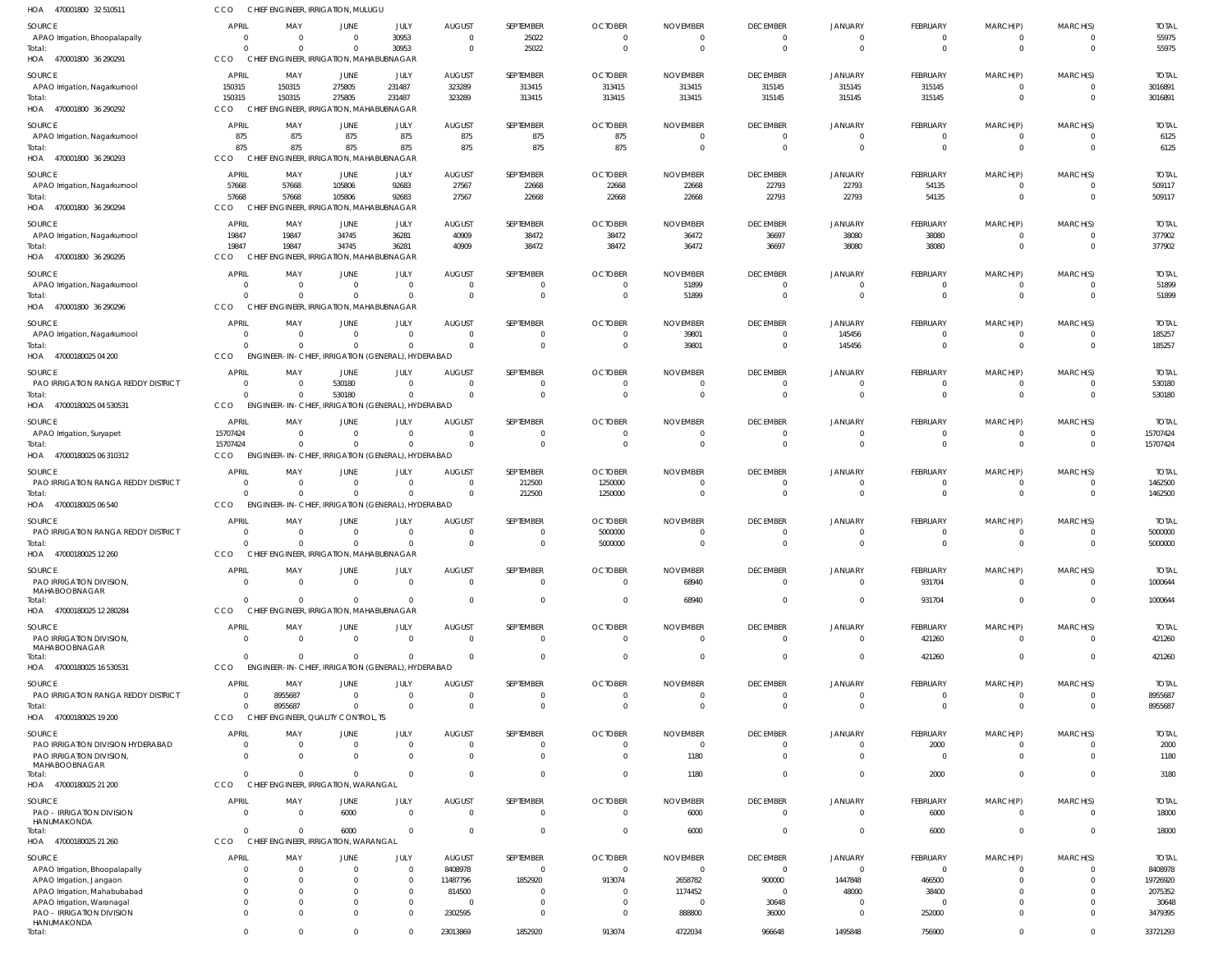HOA 470001800 32 510511 CCO CHIEF ENGINEER, IRRIGATION, MULUGU

| SOURCE | APRIL | MAY | JUNE | JULY | AUGUST | SEPTEMBER | OCTOBER | NOVEMBER | DECEMBER | JANUARY | FEBRUARY | MARCH(P) | MARCH(S) | TOTAL |
|---|---|---|---|---|---|---|---|---|---|---|---|---|---|---|
| APAO Irrigation, Bhoopalapally | 0 | 0 | 0 | 30953 | 0 | 25022 | 0 | 0 | 0 | 0 | 0 | 0 | 0 | 55975 |
| Total: | 0 | 0 | 0 | 30953 | 0 | 25022 | 0 | 0 | 0 | 0 | 0 | 0 | 0 | 55975 |

HOA 470001800 36 290291 CCO CHIEF ENGINEER, IRRIGATION, MAHABUBNAGAR

| SOURCE | APRIL | MAY | JUNE | JULY | AUGUST | SEPTEMBER | OCTOBER | NOVEMBER | DECEMBER | JANUARY | FEBRUARY | MARCH(P) | MARCH(S) | TOTAL |
|---|---|---|---|---|---|---|---|---|---|---|---|---|---|---|
| APAO Irrigation, Nagarkurnool | 150315 | 150315 | 275805 | 231487 | 323289 | 313415 | 313415 | 313415 | 315145 | 315145 | 315145 | 0 | 0 | 3016891 |
| Total: | 150315 | 150315 | 275805 | 231487 | 323289 | 313415 | 313415 | 313415 | 315145 | 315145 | 315145 | 0 | 0 | 3016891 |

HOA 470001800 36 290292 CCO CHIEF ENGINEER, IRRIGATION, MAHABUBNAGAR

| SOURCE | APRIL | MAY | JUNE | JULY | AUGUST | SEPTEMBER | OCTOBER | NOVEMBER | DECEMBER | JANUARY | FEBRUARY | MARCH(P) | MARCH(S) | TOTAL |
|---|---|---|---|---|---|---|---|---|---|---|---|---|---|---|
| APAO Irrigation, Nagarkurnool | 875 | 875 | 875 | 875 | 875 | 875 | 875 | 0 | 0 | 0 | 0 | 0 | 0 | 6125 |
| Total: | 875 | 875 | 875 | 875 | 875 | 875 | 875 | 0 | 0 | 0 | 0 | 0 | 0 | 6125 |

HOA 470001800 36 290293 CCO CHIEF ENGINEER, IRRIGATION, MAHABUBNAGAR

| SOURCE | APRIL | MAY | JUNE | JULY | AUGUST | SEPTEMBER | OCTOBER | NOVEMBER | DECEMBER | JANUARY | FEBRUARY | MARCH(P) | MARCH(S) | TOTAL |
|---|---|---|---|---|---|---|---|---|---|---|---|---|---|---|
| APAO Irrigation, Nagarkurnool | 57668 | 57668 | 105806 | 92683 | 27567 | 22668 | 22668 | 22668 | 22793 | 22793 | 54135 | 0 | 0 | 509117 |
| Total: | 57668 | 57668 | 105806 | 92683 | 27567 | 22668 | 22668 | 22668 | 22793 | 22793 | 54135 | 0 | 0 | 509117 |

HOA 470001800 36 290294 CCO CHIEF ENGINEER, IRRIGATION, MAHABUBNAGAR

| SOURCE | APRIL | MAY | JUNE | JULY | AUGUST | SEPTEMBER | OCTOBER | NOVEMBER | DECEMBER | JANUARY | FEBRUARY | MARCH(P) | MARCH(S) | TOTAL |
|---|---|---|---|---|---|---|---|---|---|---|---|---|---|---|
| APAO Irrigation, Nagarkurnool | 19847 | 19847 | 34745 | 36281 | 40909 | 38472 | 38472 | 36472 | 36697 | 38080 | 38080 | 0 | 0 | 377902 |
| Total: | 19847 | 19847 | 34745 | 36281 | 40909 | 38472 | 38472 | 36472 | 36697 | 38080 | 38080 | 0 | 0 | 377902 |

HOA 470001800 36 290295 CCO CHIEF ENGINEER, IRRIGATION, MAHABUBNAGAR

| SOURCE | APRIL | MAY | JUNE | JULY | AUGUST | SEPTEMBER | OCTOBER | NOVEMBER | DECEMBER | JANUARY | FEBRUARY | MARCH(P) | MARCH(S) | TOTAL |
|---|---|---|---|---|---|---|---|---|---|---|---|---|---|---|
| APAO Irrigation, Nagarkurnool | 0 | 0 | 0 | 0 | 0 | 0 | 0 | 51899 | 0 | 0 | 0 | 0 | 0 | 51899 |
| Total: | 0 | 0 | 0 | 0 | 0 | 0 | 0 | 51899 | 0 | 0 | 0 | 0 | 0 | 51899 |

HOA 470001800 36 290296 CCO CHIEF ENGINEER, IRRIGATION, MAHABUBNAGAR

| SOURCE | APRIL | MAY | JUNE | JULY | AUGUST | SEPTEMBER | OCTOBER | NOVEMBER | DECEMBER | JANUARY | FEBRUARY | MARCH(P) | MARCH(S) | TOTAL |
|---|---|---|---|---|---|---|---|---|---|---|---|---|---|---|
| APAO Irrigation, Nagarkurnool | 0 | 0 | 0 | 0 | 0 | 0 | 0 | 39801 | 0 | 145456 | 0 | 0 | 0 | 185257 |
| Total: | 0 | 0 | 0 | 0 | 0 | 0 | 0 | 39801 | 0 | 145456 | 0 | 0 | 0 | 185257 |

HOA 47000180025 04 200 CCO ENGINEER-IN-CHIEF, IRRIGATION (GENERAL), HYDERABAD

| SOURCE | APRIL | MAY | JUNE | JULY | AUGUST | SEPTEMBER | OCTOBER | NOVEMBER | DECEMBER | JANUARY | FEBRUARY | MARCH(P) | MARCH(S) | TOTAL |
|---|---|---|---|---|---|---|---|---|---|---|---|---|---|---|
| PAO IRRIGATION RANGA REDDY DISTRICT | 0 | 0 | 530180 | 0 | 0 | 0 | 0 | 0 | 0 | 0 | 0 | 0 | 0 | 530180 |
| Total: | 0 | 0 | 530180 | 0 | 0 | 0 | 0 | 0 | 0 | 0 | 0 | 0 | 0 | 530180 |

HOA 47000180025 04 530531 CCO ENGINEER-IN-CHIEF, IRRIGATION (GENERAL), HYDERABAD

| SOURCE | APRIL | MAY | JUNE | JULY | AUGUST | SEPTEMBER | OCTOBER | NOVEMBER | DECEMBER | JANUARY | FEBRUARY | MARCH(P) | MARCH(S) | TOTAL |
|---|---|---|---|---|---|---|---|---|---|---|---|---|---|---|
| APAO Irrigation, Suryapet | 15707424 | 0 | 0 | 0 | 0 | 0 | 0 | 0 | 0 | 0 | 0 | 0 | 0 | 15707424 |
| Total: | 15707424 | 0 | 0 | 0 | 0 | 0 | 0 | 0 | 0 | 0 | 0 | 0 | 0 | 15707424 |

HOA 47000180025 06 310312 CCO ENGINEER-IN-CHIEF, IRRIGATION (GENERAL), HYDERABAD

| SOURCE | APRIL | MAY | JUNE | JULY | AUGUST | SEPTEMBER | OCTOBER | NOVEMBER | DECEMBER | JANUARY | FEBRUARY | MARCH(P) | MARCH(S) | TOTAL |
|---|---|---|---|---|---|---|---|---|---|---|---|---|---|---|
| PAO IRRIGATION RANGA REDDY DISTRICT | 0 | 0 | 0 | 0 | 0 | 212500 | 1250000 | 0 | 0 | 0 | 0 | 0 | 0 | 1462500 |
| Total: | 0 | 0 | 0 | 0 | 0 | 212500 | 1250000 | 0 | 0 | 0 | 0 | 0 | 0 | 1462500 |

HOA 47000180025 06 540 CCO ENGINEER-IN-CHIEF, IRRIGATION (GENERAL), HYDERABAD

| SOURCE | APRIL | MAY | JUNE | JULY | AUGUST | SEPTEMBER | OCTOBER | NOVEMBER | DECEMBER | JANUARY | FEBRUARY | MARCH(P) | MARCH(S) | TOTAL |
|---|---|---|---|---|---|---|---|---|---|---|---|---|---|---|
| PAO IRRIGATION RANGA REDDY DISTRICT | 0 | 0 | 0 | 0 | 0 | 0 | 5000000 | 0 | 0 | 0 | 0 | 0 | 0 | 5000000 |
| Total: | 0 | 0 | 0 | 0 | 0 | 0 | 5000000 | 0 | 0 | 0 | 0 | 0 | 0 | 5000000 |

HOA 47000180025 12 260 CCO CHIEF ENGINEER, IRRIGATION, MAHABUBNAGAR

| SOURCE | APRIL | MAY | JUNE | JULY | AUGUST | SEPTEMBER | OCTOBER | NOVEMBER | DECEMBER | JANUARY | FEBRUARY | MARCH(P) | MARCH(S) | TOTAL |
|---|---|---|---|---|---|---|---|---|---|---|---|---|---|---|
| PAO IRRIGATION DIVISION, MAHABOOBNAGAR | 0 | 0 | 0 | 0 | 0 | 0 | 0 | 68940 | 0 | 0 | 931704 | 0 | 0 | 1000644 |
| Total: | 0 | 0 | 0 | 0 | 0 | 0 | 0 | 68940 | 0 | 0 | 931704 | 0 | 0 | 1000644 |

HOA 47000180025 12 280284 CCO CHIEF ENGINEER, IRRIGATION, MAHABUBNAGAR

| SOURCE | APRIL | MAY | JUNE | JULY | AUGUST | SEPTEMBER | OCTOBER | NOVEMBER | DECEMBER | JANUARY | FEBRUARY | MARCH(P) | MARCH(S) | TOTAL |
|---|---|---|---|---|---|---|---|---|---|---|---|---|---|---|
| PAO IRRIGATION DIVISION, MAHABOOBNAGAR | 0 | 0 | 0 | 0 | 0 | 0 | 0 | 0 | 0 | 0 | 421260 | 0 | 0 | 421260 |
| Total: | 0 | 0 | 0 | 0 | 0 | 0 | 0 | 0 | 0 | 0 | 421260 | 0 | 0 | 421260 |

HOA 47000180025 16 530531 CCO ENGINEER-IN-CHIEF, IRRIGATION (GENERAL), HYDERABAD

| SOURCE | APRIL | MAY | JUNE | JULY | AUGUST | SEPTEMBER | OCTOBER | NOVEMBER | DECEMBER | JANUARY | FEBRUARY | MARCH(P) | MARCH(S) | TOTAL |
|---|---|---|---|---|---|---|---|---|---|---|---|---|---|---|
| PAO IRRIGATION RANGA REDDY DISTRICT | 0 | 8955687 | 0 | 0 | 0 | 0 | 0 | 0 | 0 | 0 | 0 | 0 | 0 | 8955687 |
| Total: | 0 | 8955687 | 0 | 0 | 0 | 0 | 0 | 0 | 0 | 0 | 0 | 0 | 0 | 8955687 |

HOA 47000180025 19 200 CCO CHIEF ENGINEER, QUALITY CONTROL, TS

| SOURCE | APRIL | MAY | JUNE | JULY | AUGUST | SEPTEMBER | OCTOBER | NOVEMBER | DECEMBER | JANUARY | FEBRUARY | MARCH(P) | MARCH(S) | TOTAL |
|---|---|---|---|---|---|---|---|---|---|---|---|---|---|---|
| PAO IRRIGATION DIVISION HYDERABAD | 0 | 0 | 0 | 0 | 0 | 0 | 0 | 0 | 0 | 0 | 2000 | 0 | 0 | 2000 |
| PAO IRRIGATION DIVISION, MAHABOOBNAGAR | 0 | 0 | 0 | 0 | 0 | 0 | 0 | 1180 | 0 | 0 | 0 | 0 | 0 | 1180 |
| Total: | 0 | 0 | 0 | 0 | 0 | 0 | 0 | 1180 | 0 | 0 | 2000 | 0 | 0 | 3180 |

HOA 47000180025 21 200 CCO CHIEF ENGINEER, IRRIGATION, WARANGAL

| SOURCE | APRIL | MAY | JUNE | JULY | AUGUST | SEPTEMBER | OCTOBER | NOVEMBER | DECEMBER | JANUARY | FEBRUARY | MARCH(P) | MARCH(S) | TOTAL |
|---|---|---|---|---|---|---|---|---|---|---|---|---|---|---|
| PAO - IRRIGATION DIVISION HANUMAKONDA | 0 | 0 | 6000 | 0 | 0 | 0 | 0 | 6000 | 0 | 0 | 6000 | 0 | 0 | 18000 |
| Total: | 0 | 0 | 6000 | 0 | 0 | 0 | 0 | 6000 | 0 | 0 | 6000 | 0 | 0 | 18000 |

HOA 47000180025 21 260 CCO CHIEF ENGINEER, IRRIGATION, WARANGAL

| SOURCE | APRIL | MAY | JUNE | JULY | AUGUST | SEPTEMBER | OCTOBER | NOVEMBER | DECEMBER | JANUARY | FEBRUARY | MARCH(P) | MARCH(S) | TOTAL |
|---|---|---|---|---|---|---|---|---|---|---|---|---|---|---|
| APAO Irrigation, Bhoopalapally | 0 | 0 | 0 | 0 | 8408978 | 0 | 0 | 0 | 0 | 0 | 0 | 0 | 0 | 8408978 |
| APAO Irrigation, Jangaon | 0 | 0 | 0 | 0 | 11487796 | 1852920 | 913074 | 2658782 | 900000 | 1447848 | 466500 | 0 | 0 | 19726920 |
| APAO Irrigation, Mahabubabad | 0 | 0 | 0 | 0 | 814500 | 0 | 0 | 1174452 | 0 | 48000 | 38400 | 0 | 0 | 2075352 |
| APAO Irrigation, Waranagal | 0 | 0 | 0 | 0 | 0 | 0 | 0 | 0 | 30648 | 0 | 0 | 0 | 0 | 30648 |
| PAO - IRRIGATION DIVISION HANUMAKONDA | 0 | 0 | 0 | 0 | 2302595 | 0 | 0 | 888800 | 36000 | 0 | 252000 | 0 | 0 | 3479395 |
| Total: | 0 | 0 | 0 | 0 | 23013869 | 1852920 | 913074 | 4722034 | 966648 | 1495848 | 756900 | 0 | 0 | 33721293 |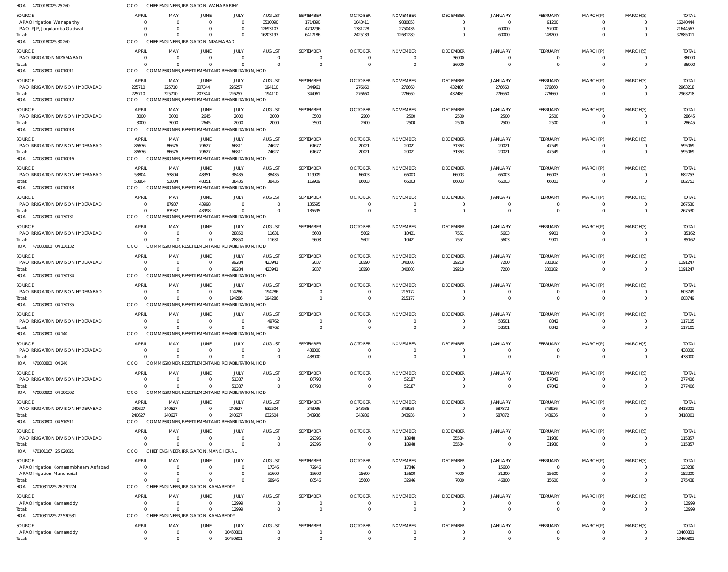HOA 47000180025 25 260 CCO CHIEF ENGINEER, IRRIGATION, WANAPARTHY

| SOURCE | APRIL | MAY | JUNE | JULY | AUGUST | SEPTEMBER | OCTOBER | NOVEMBER | DECEMBER | JANUARY | FEBRUARY | MARCH(P) | MARCH(S) | TOTAL |
|---|---|---|---|---|---|---|---|---|---|---|---|---|---|---|
| APAO Irrigation, Wanaparthy | 0 | 0 | 0 | 0 | 3510090 | 1714890 | 1043411 | 9880853 | 0 | 0 | 91200 | 0 | 0 | 16240444 |
| PAO, PJP, Jogulamba Gadwal | 0 | 0 | 0 | 0 | 12693107 | 4702296 | 1381728 | 2750436 | 0 | 60000 | 57000 | 0 | 0 | 21644567 |
| Total: | 0 | 0 | 0 | 0 | 16203197 | 6417186 | 2425139 | 12631289 | 0 | 60000 | 148200 | 0 | 0 | 37885011 |

HOA 47000180025 30 260 CCO CHIEF ENGINEER, IRRIGATION, NIZAMABAD

| SOURCE | APRIL | MAY | JUNE | JULY | AUGUST | SEPTEMBER | OCTOBER | NOVEMBER | DECEMBER | JANUARY | FEBRUARY | MARCH(P) | MARCH(S) | TOTAL |
|---|---|---|---|---|---|---|---|---|---|---|---|---|---|---|
| PAO IRRIGATION NIZAMABAD | 0 | 0 | 0 | 0 | 0 | 0 | 0 | 0 | 36000 | 0 | 0 | 0 | 0 | 36000 |
| Total: | 0 | 0 | 0 | 0 | 0 | 0 | 0 | 0 | 36000 | 0 | 0 | 0 | 0 | 36000 |

HOA 470080800 04 010011 CCO COMMISSIONER, RESETTLEMENT AND REHABILITATION, HOD

| SOURCE | APRIL | MAY | JUNE | JULY | AUGUST | SEPTEMBER | OCTOBER | NOVEMBER | DECEMBER | JANUARY | FEBRUARY | MARCH(P) | MARCH(S) | TOTAL |
|---|---|---|---|---|---|---|---|---|---|---|---|---|---|---|
| PAO IRRIGATION DIVISION HYDERABAD | 225710 | 225710 | 207344 | 226257 | 194110 | 344961 | 276660 | 276660 | 432486 | 276660 | 276660 | 0 | 0 | 2963218 |
| Total: | 225710 | 225710 | 207344 | 226257 | 194110 | 344961 | 276660 | 276660 | 432486 | 276660 | 276660 | 0 | 0 | 2963218 |

HOA 470080800 04 010012 CCO COMMISSIONER, RESETTLEMENT AND REHABILITATION, HOD

| SOURCE | APRIL | MAY | JUNE | JULY | AUGUST | SEPTEMBER | OCTOBER | NOVEMBER | DECEMBER | JANUARY | FEBRUARY | MARCH(P) | MARCH(S) | TOTAL |
|---|---|---|---|---|---|---|---|---|---|---|---|---|---|---|
| PAO IRRIGATION DIVISION HYDERABAD | 3000 | 3000 | 2645 | 2000 | 2000 | 3500 | 2500 | 2500 | 2500 | 2500 | 2500 | 0 | 0 | 28645 |
| Total: | 3000 | 3000 | 2645 | 2000 | 2000 | 3500 | 2500 | 2500 | 2500 | 2500 | 2500 | 0 | 0 | 28645 |

HOA 470080800 04 010013 CCO COMMISSIONER, RESETTLEMENT AND REHABILITATION, HOD

| SOURCE | APRIL | MAY | JUNE | JULY | AUGUST | SEPTEMBER | OCTOBER | NOVEMBER | DECEMBER | JANUARY | FEBRUARY | MARCH(P) | MARCH(S) | TOTAL |
|---|---|---|---|---|---|---|---|---|---|---|---|---|---|---|
| PAO IRRIGATION DIVISION HYDERABAD | 86676 | 86676 | 79627 | 66811 | 74627 | 61677 | 20021 | 20021 | 31363 | 20021 | 47549 | 0 | 0 | 595069 |
| Total: | 86676 | 86676 | 79627 | 66811 | 74627 | 61677 | 20021 | 20021 | 31363 | 20021 | 47549 | 0 | 0 | 595069 |

HOA 470080800 04 010016 CCO COMMISSIONER, RESETTLEMENT AND REHABILITATION, HOD

| SOURCE | APRIL | MAY | JUNE | JULY | AUGUST | SEPTEMBER | OCTOBER | NOVEMBER | DECEMBER | JANUARY | FEBRUARY | MARCH(P) | MARCH(S) | TOTAL |
|---|---|---|---|---|---|---|---|---|---|---|---|---|---|---|
| PAO IRRIGATION DIVISION HYDERABAD | 53804 | 53804 | 48351 | 38435 | 38435 | 119909 | 66003 | 66003 | 66003 | 66003 | 66003 | 0 | 0 | 682753 |
| Total: | 53804 | 53804 | 48351 | 38435 | 38435 | 119909 | 66003 | 66003 | 66003 | 66003 | 66003 | 0 | 0 | 682753 |

HOA 470080800 04 010018 CCO COMMISSIONER, RESETTLEMENT AND REHABILITATION, HOD

| SOURCE | APRIL | MAY | JUNE | JULY | AUGUST | SEPTEMBER | OCTOBER | NOVEMBER | DECEMBER | JANUARY | FEBRUARY | MARCH(P) | MARCH(S) | TOTAL |
|---|---|---|---|---|---|---|---|---|---|---|---|---|---|---|
| PAO IRRIGATION DIVISION HYDERABAD | 0 | 87937 | 43998 | 0 | 0 | 135595 | 0 | 0 | 0 | 0 | 0 | 0 | 0 | 267530 |
| Total: | 0 | 87937 | 43998 | 0 | 0 | 135595 | 0 | 0 | 0 | 0 | 0 | 0 | 0 | 267530 |

HOA 470080800 04 130131 CCO COMMISSIONER, RESETTLEMENT AND REHABILITATION, HOD

| SOURCE | APRIL | MAY | JUNE | JULY | AUGUST | SEPTEMBER | OCTOBER | NOVEMBER | DECEMBER | JANUARY | FEBRUARY | MARCH(P) | MARCH(S) | TOTAL |
|---|---|---|---|---|---|---|---|---|---|---|---|---|---|---|
| PAO IRRIGATION DIVISION HYDERABAD | 0 | 0 | 0 | 28850 | 11631 | 5603 | 5602 | 10421 | 7551 | 5603 | 9901 | 0 | 0 | 85162 |
| Total: | 0 | 0 | 0 | 28850 | 11631 | 5603 | 5602 | 10421 | 7551 | 5603 | 9901 | 0 | 0 | 85162 |

HOA 470080800 04 130132 CCO COMMISSIONER, RESETTLEMENT AND REHABILITATION, HOD

| SOURCE | APRIL | MAY | JUNE | JULY | AUGUST | SEPTEMBER | OCTOBER | NOVEMBER | DECEMBER | JANUARY | FEBRUARY | MARCH(P) | MARCH(S) | TOTAL |
|---|---|---|---|---|---|---|---|---|---|---|---|---|---|---|
| PAO IRRIGATION DIVISION HYDERABAD | 0 | 0 | 0 | 99284 | 423941 | 2037 | 18590 | 340803 | 19210 | 7200 | 280182 | 0 | 0 | 1191247 |
| Total: | 0 | 0 | 0 | 99284 | 423941 | 2037 | 18590 | 340803 | 19210 | 7200 | 280182 | 0 | 0 | 1191247 |

HOA 470080800 04 130134 CCO COMMISSIONER, RESETTLEMENT AND REHABILITATION, HOD

| SOURCE | APRIL | MAY | JUNE | JULY | AUGUST | SEPTEMBER | OCTOBER | NOVEMBER | DECEMBER | JANUARY | FEBRUARY | MARCH(P) | MARCH(S) | TOTAL |
|---|---|---|---|---|---|---|---|---|---|---|---|---|---|---|
| PAO IRRIGATION DIVISION HYDERABAD | 0 | 0 | 0 | 194286 | 194286 | 0 | 0 | 215177 | 0 | 0 | 0 | 0 | 0 | 603749 |
| Total: | 0 | 0 | 0 | 194286 | 194286 | 0 | 0 | 215177 | 0 | 0 | 0 | 0 | 0 | 603749 |

HOA 470080800 04 130135 CCO COMMISSIONER, RESETTLEMENT AND REHABILITATION, HOD

| SOURCE | APRIL | MAY | JUNE | JULY | AUGUST | SEPTEMBER | OCTOBER | NOVEMBER | DECEMBER | JANUARY | FEBRUARY | MARCH(P) | MARCH(S) | TOTAL |
|---|---|---|---|---|---|---|---|---|---|---|---|---|---|---|
| PAO IRRIGATION DIVISION HYDERABAD | 0 | 0 | 0 | 0 | 49762 | 0 | 0 | 0 | 0 | 58501 | 8842 | 0 | 0 | 117105 |
| Total: | 0 | 0 | 0 | 0 | 49762 | 0 | 0 | 0 | 0 | 58501 | 8842 | 0 | 0 | 117105 |

HOA 470080800 04 140 CCO COMMISSIONER, RESETTLEMENT AND REHABILITATION, HOD

| SOURCE | APRIL | MAY | JUNE | JULY | AUGUST | SEPTEMBER | OCTOBER | NOVEMBER | DECEMBER | JANUARY | FEBRUARY | MARCH(P) | MARCH(S) | TOTAL |
|---|---|---|---|---|---|---|---|---|---|---|---|---|---|---|
| PAO IRRIGATION DIVISION HYDERABAD | 0 | 0 | 0 | 0 | 0 | 438000 | 0 | 0 | 0 | 0 | 0 | 0 | 0 | 438000 |
| Total: | 0 | 0 | 0 | 0 | 0 | 438000 | 0 | 0 | 0 | 0 | 0 | 0 | 0 | 438000 |

HOA 470080800 04 240 CCO COMMISSIONER, RESETTLEMENT AND REHABILITATION, HOD

| SOURCE | APRIL | MAY | JUNE | JULY | AUGUST | SEPTEMBER | OCTOBER | NOVEMBER | DECEMBER | JANUARY | FEBRUARY | MARCH(P) | MARCH(S) | TOTAL |
|---|---|---|---|---|---|---|---|---|---|---|---|---|---|---|
| PAO IRRIGATION DIVISION HYDERABAD | 0 | 0 | 0 | 51387 | 0 | 86790 | 0 | 52187 | 0 | 0 | 87042 | 0 | 0 | 277406 |
| Total: | 0 | 0 | 0 | 51387 | 0 | 86790 | 0 | 52187 | 0 | 0 | 87042 | 0 | 0 | 277406 |

HOA 470080800 04 300302 CCO COMMISSIONER, RESETTLEMENT AND REHABILITATION, HOD

| SOURCE | APRIL | MAY | JUNE | JULY | AUGUST | SEPTEMBER | OCTOBER | NOVEMBER | DECEMBER | JANUARY | FEBRUARY | MARCH(P) | MARCH(S) | TOTAL |
|---|---|---|---|---|---|---|---|---|---|---|---|---|---|---|
| PAO IRRIGATION DIVISION HYDERABAD | 240627 | 240627 | 0 | 240627 | 632504 | 343936 | 343936 | 343936 | 0 | 687872 | 343936 | 0 | 0 | 3418001 |
| Total: | 240627 | 240627 | 0 | 240627 | 632504 | 343936 | 343936 | 343936 | 0 | 687872 | 343936 | 0 | 0 | 3418001 |

HOA 470080800 04 510511 CCO COMMISSIONER, RESETTLEMENT AND REHABILITATION, HOD

| SOURCE | APRIL | MAY | JUNE | JULY | AUGUST | SEPTEMBER | OCTOBER | NOVEMBER | DECEMBER | JANUARY | FEBRUARY | MARCH(P) | MARCH(S) | TOTAL |
|---|---|---|---|---|---|---|---|---|---|---|---|---|---|---|
| PAO IRRIGATION DIVISION HYDERABAD | 0 | 0 | 0 | 0 | 0 | 29395 | 0 | 18948 | 35584 | 0 | 31930 | 0 | 0 | 115857 |
| Total: | 0 | 0 | 0 | 0 | 0 | 29395 | 0 | 18948 | 35584 | 0 | 31930 | 0 | 0 | 115857 |

HOA 470101167 25 020021 CCO CHIEF ENGINEER, IRRIGATION, MANCHERIAL

| SOURCE | APRIL | MAY | JUNE | JULY | AUGUST | SEPTEMBER | OCTOBER | NOVEMBER | DECEMBER | JANUARY | FEBRUARY | MARCH(P) | MARCH(S) | TOTAL |
|---|---|---|---|---|---|---|---|---|---|---|---|---|---|---|
| APAO Irrigation, Komarambheem Asifabad | 0 | 0 | 0 | 0 | 17346 | 72946 | 0 | 17346 | 0 | 15600 | 0 | 0 | 0 | 123238 |
| APAO Irrigation, Mancherial | 0 | 0 | 0 | 0 | 51600 | 15600 | 15600 | 15600 | 7000 | 31200 | 15600 | 0 | 0 | 152200 |
| Total: | 0 | 0 | 0 | 0 | 68946 | 88546 | 15600 | 32946 | 7000 | 46800 | 15600 | 0 | 0 | 275438 |

HOA 47010311225 26 270274 CCO CHIEF ENGINEER, IRRIGATION, KAMAREDDY

| SOURCE | APRIL | MAY | JUNE | JULY | AUGUST | SEPTEMBER | OCTOBER | NOVEMBER | DECEMBER | JANUARY | FEBRUARY | MARCH(P) | MARCH(S) | TOTAL |
|---|---|---|---|---|---|---|---|---|---|---|---|---|---|---|
| APAO Irrigation, Kamareddy | 0 | 0 | 0 | 12999 | 0 | 0 | 0 | 0 | 0 | 0 | 0 | 0 | 0 | 12999 |
| Total: | 0 | 0 | 0 | 12999 | 0 | 0 | 0 | 0 | 0 | 0 | 0 | 0 | 0 | 12999 |

HOA 47010311225 27 530531 CCO CHIEF ENGINEER, IRRIGATION, KAMAREDDY

| SOURCE | APRIL | MAY | JUNE | JULY | AUGUST | SEPTEMBER | OCTOBER | NOVEMBER | DECEMBER | JANUARY | FEBRUARY | MARCH(P) | MARCH(S) | TOTAL |
|---|---|---|---|---|---|---|---|---|---|---|---|---|---|---|
| APAO Irrigation, Kamareddy | 0 | 0 | 0 | 10460801 | 0 | 0 | 0 | 0 | 0 | 0 | 0 | 0 | 0 | 10460801 |
| Total: | 0 | 0 | 0 | 10460801 | 0 | 0 | 0 | 0 | 0 | 0 | 0 | 0 | 0 | 10460801 |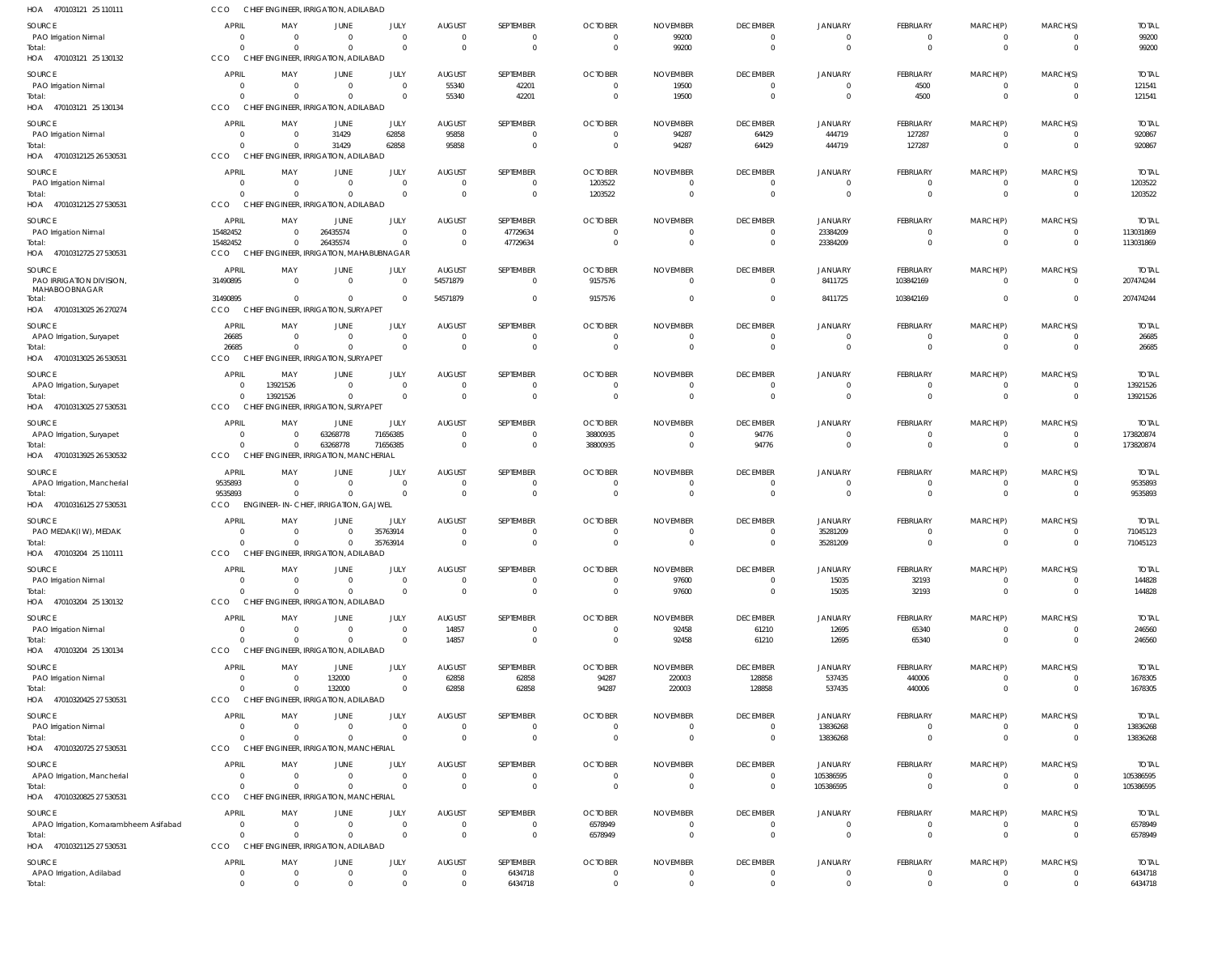HOA 470103121 25 110111 CCO CHIEF ENGINEER, IRRIGATION, ADILABAD

| SOURCE | APRIL | MAY | JUNE | JULY | AUGUST | SEPTEMBER | OCTOBER | NOVEMBER | DECEMBER | JANUARY | FEBRUARY | MARCH(P) | MARCH(S) | TOTAL |
|---|---|---|---|---|---|---|---|---|---|---|---|---|---|---|
| PAO Irrigation Nirmal | 0 | 0 | 0 | 0 | 0 | 0 | 0 | 99200 | 0 | 0 | 0 | 0 | 0 | 99200 |
| Total: | 0 | 0 | 0 | 0 | 0 | 0 | 0 | 99200 | 0 | 0 | 0 | 0 | 0 | 99200 |

HOA 470103121 25 130132 CCO CHIEF ENGINEER, IRRIGATION, ADILABAD

| SOURCE | APRIL | MAY | JUNE | JULY | AUGUST | SEPTEMBER | OCTOBER | NOVEMBER | DECEMBER | JANUARY | FEBRUARY | MARCH(P) | MARCH(S) | TOTAL |
|---|---|---|---|---|---|---|---|---|---|---|---|---|---|---|
| PAO Irrigation Nirmal | 0 | 0 | 0 | 0 | 55340 | 42201 | 0 | 19500 | 0 | 0 | 4500 | 0 | 0 | 121541 |
| Total: | 0 | 0 | 0 | 0 | 55340 | 42201 | 0 | 19500 | 0 | 0 | 4500 | 0 | 0 | 121541 |

HOA 470103121 25 130134 CCO CHIEF ENGINEER, IRRIGATION, ADILABAD

| SOURCE | APRIL | MAY | JUNE | JULY | AUGUST | SEPTEMBER | OCTOBER | NOVEMBER | DECEMBER | JANUARY | FEBRUARY | MARCH(P) | MARCH(S) | TOTAL |
|---|---|---|---|---|---|---|---|---|---|---|---|---|---|---|
| PAO Irrigation Nirmal | 0 | 0 | 31429 | 62858 | 95858 | 0 | 0 | 94287 | 64429 | 444719 | 127287 | 0 | 0 | 920867 |
| Total: | 0 | 0 | 31429 | 62858 | 95858 | 0 | 0 | 94287 | 64429 | 444719 | 127287 | 0 | 0 | 920867 |

HOA 47010312125 26 530531 CCO CHIEF ENGINEER, IRRIGATION, ADILABAD

| SOURCE | APRIL | MAY | JUNE | JULY | AUGUST | SEPTEMBER | OCTOBER | NOVEMBER | DECEMBER | JANUARY | FEBRUARY | MARCH(P) | MARCH(S) | TOTAL |
|---|---|---|---|---|---|---|---|---|---|---|---|---|---|---|
| PAO Irrigation Nirmal | 0 | 0 | 0 | 0 | 0 | 0 | 1203522 | 0 | 0 | 0 | 0 | 0 | 0 | 1203522 |
| Total: | 0 | 0 | 0 | 0 | 0 | 0 | 1203522 | 0 | 0 | 0 | 0 | 0 | 0 | 1203522 |

HOA 47010312125 27 530531 CCO CHIEF ENGINEER, IRRIGATION, ADILABAD

| SOURCE | APRIL | MAY | JUNE | JULY | AUGUST | SEPTEMBER | OCTOBER | NOVEMBER | DECEMBER | JANUARY | FEBRUARY | MARCH(P) | MARCH(S) | TOTAL |
|---|---|---|---|---|---|---|---|---|---|---|---|---|---|---|
| PAO Irrigation Nirmal | 15482452 | 0 | 26435574 | 0 | 0 | 47729634 | 0 | 0 | 0 | 23384209 | 0 | 0 | 0 | 113031869 |
| Total: | 15482452 | 0 | 26435574 | 0 | 0 | 47729634 | 0 | 0 | 0 | 23384209 | 0 | 0 | 0 | 113031869 |

HOA 47010312725 27 530531 CCO CHIEF ENGINEER, IRRIGATION, MAHABUBNAGAR

| SOURCE | APRIL | MAY | JUNE | JULY | AUGUST | SEPTEMBER | OCTOBER | NOVEMBER | DECEMBER | JANUARY | FEBRUARY | MARCH(P) | MARCH(S) | TOTAL |
|---|---|---|---|---|---|---|---|---|---|---|---|---|---|---|
| PAO IRRIGATION DIVISION, MAHABOOBNAGAR | 31490895 | 0 | 0 | 0 | 54571879 | 0 | 9157576 | 0 | 0 | 8411725 | 103842169 | 0 | 0 | 207474244 |
| Total: | 31490895 | 0 | 0 | 0 | 54571879 | 0 | 9157576 | 0 | 0 | 8411725 | 103842169 | 0 | 0 | 207474244 |

HOA 47010313025 26 270274 CCO CHIEF ENGINEER, IRRIGATION, SURYAPET

| SOURCE | APRIL | MAY | JUNE | JULY | AUGUST | SEPTEMBER | OCTOBER | NOVEMBER | DECEMBER | JANUARY | FEBRUARY | MARCH(P) | MARCH(S) | TOTAL |
|---|---|---|---|---|---|---|---|---|---|---|---|---|---|---|
| APAO Irrigation, Suryapet | 26685 | 0 | 0 | 0 | 0 | 0 | 0 | 0 | 0 | 0 | 0 | 0 | 0 | 26685 |
| Total: | 26685 | 0 | 0 | 0 | 0 | 0 | 0 | 0 | 0 | 0 | 0 | 0 | 0 | 26685 |

HOA 47010313025 26 530531 CCO CHIEF ENGINEER, IRRIGATION, SURYAPET

| SOURCE | APRIL | MAY | JUNE | JULY | AUGUST | SEPTEMBER | OCTOBER | NOVEMBER | DECEMBER | JANUARY | FEBRUARY | MARCH(P) | MARCH(S) | TOTAL |
|---|---|---|---|---|---|---|---|---|---|---|---|---|---|---|
| APAO Irrigation, Suryapet | 0 | 13921526 | 0 | 0 | 0 | 0 | 0 | 0 | 0 | 0 | 0 | 0 | 0 | 13921526 |
| Total: | 0 | 13921526 | 0 | 0 | 0 | 0 | 0 | 0 | 0 | 0 | 0 | 0 | 0 | 13921526 |

HOA 47010313025 27 530531 CCO CHIEF ENGINEER, IRRIGATION, SURYAPET

| SOURCE | APRIL | MAY | JUNE | JULY | AUGUST | SEPTEMBER | OCTOBER | NOVEMBER | DECEMBER | JANUARY | FEBRUARY | MARCH(P) | MARCH(S) | TOTAL |
|---|---|---|---|---|---|---|---|---|---|---|---|---|---|---|
| APAO Irrigation, Suryapet | 0 | 0 | 63268778 | 71656385 | 0 | 0 | 38800935 | 0 | 94776 | 0 | 0 | 0 | 0 | 173820874 |
| Total: | 0 | 0 | 63268778 | 71656385 | 0 | 0 | 38800935 | 0 | 94776 | 0 | 0 | 0 | 0 | 173820874 |

HOA 47010313925 26 530532 CCO CHIEF ENGINEER, IRRIGATION, MANCHERIAL

| SOURCE | APRIL | MAY | JUNE | JULY | AUGUST | SEPTEMBER | OCTOBER | NOVEMBER | DECEMBER | JANUARY | FEBRUARY | MARCH(P) | MARCH(S) | TOTAL |
|---|---|---|---|---|---|---|---|---|---|---|---|---|---|---|
| APAO Irrigation, Mancherial | 9535893 | 0 | 0 | 0 | 0 | 0 | 0 | 0 | 0 | 0 | 0 | 0 | 0 | 9535893 |
| Total: | 9535893 | 0 | 0 | 0 | 0 | 0 | 0 | 0 | 0 | 0 | 0 | 0 | 0 | 9535893 |

HOA 47010316125 27 530531 CCO ENGINEER-IN-CHIEF, IRRIGATION, GAJWEL

| SOURCE | APRIL | MAY | JUNE | JULY | AUGUST | SEPTEMBER | OCTOBER | NOVEMBER | DECEMBER | JANUARY | FEBRUARY | MARCH(P) | MARCH(S) | TOTAL |
|---|---|---|---|---|---|---|---|---|---|---|---|---|---|---|
| PAO MEDAK(IW), MEDAK | 0 | 0 | 0 | 35763914 | 0 | 0 | 0 | 0 | 0 | 35281209 | 0 | 0 | 0 | 71045123 |
| Total: | 0 | 0 | 0 | 35763914 | 0 | 0 | 0 | 0 | 0 | 35281209 | 0 | 0 | 0 | 71045123 |

HOA 470103204 25 110111 CCO CHIEF ENGINEER, IRRIGATION, ADILABAD

| SOURCE | APRIL | MAY | JUNE | JULY | AUGUST | SEPTEMBER | OCTOBER | NOVEMBER | DECEMBER | JANUARY | FEBRUARY | MARCH(P) | MARCH(S) | TOTAL |
|---|---|---|---|---|---|---|---|---|---|---|---|---|---|---|
| PAO Irrigation Nirmal | 0 | 0 | 0 | 0 | 0 | 0 | 0 | 97600 | 0 | 15035 | 32193 | 0 | 0 | 144828 |
| Total: | 0 | 0 | 0 | 0 | 0 | 0 | 0 | 97600 | 0 | 15035 | 32193 | 0 | 0 | 144828 |

HOA 470103204 25 130132 CCO CHIEF ENGINEER, IRRIGATION, ADILABAD

| SOURCE | APRIL | MAY | JUNE | JULY | AUGUST | SEPTEMBER | OCTOBER | NOVEMBER | DECEMBER | JANUARY | FEBRUARY | MARCH(P) | MARCH(S) | TOTAL |
|---|---|---|---|---|---|---|---|---|---|---|---|---|---|---|
| PAO Irrigation Nirmal | 0 | 0 | 0 | 0 | 14857 | 0 | 0 | 92458 | 61210 | 12695 | 65340 | 0 | 0 | 246560 |
| Total: | 0 | 0 | 0 | 0 | 14857 | 0 | 0 | 92458 | 61210 | 12695 | 65340 | 0 | 0 | 246560 |

HOA 470103204 25 130134 CCO CHIEF ENGINEER, IRRIGATION, ADILABAD

| SOURCE | APRIL | MAY | JUNE | JULY | AUGUST | SEPTEMBER | OCTOBER | NOVEMBER | DECEMBER | JANUARY | FEBRUARY | MARCH(P) | MARCH(S) | TOTAL |
|---|---|---|---|---|---|---|---|---|---|---|---|---|---|---|
| PAO Irrigation Nirmal | 0 | 0 | 132000 | 0 | 62858 | 62858 | 94287 | 220003 | 128858 | 537435 | 440006 | 0 | 0 | 1678305 |
| Total: | 0 | 0 | 132000 | 0 | 62858 | 62858 | 94287 | 220003 | 128858 | 537435 | 440006 | 0 | 0 | 1678305 |

HOA 47010320425 27 530531 CCO CHIEF ENGINEER, IRRIGATION, ADILABAD

| SOURCE | APRIL | MAY | JUNE | JULY | AUGUST | SEPTEMBER | OCTOBER | NOVEMBER | DECEMBER | JANUARY | FEBRUARY | MARCH(P) | MARCH(S) | TOTAL |
|---|---|---|---|---|---|---|---|---|---|---|---|---|---|---|
| PAO Irrigation Nirmal | 0 | 0 | 0 | 0 | 0 | 0 | 0 | 0 | 0 | 13836268 | 0 | 0 | 0 | 13836268 |
| Total: | 0 | 0 | 0 | 0 | 0 | 0 | 0 | 0 | 0 | 13836268 | 0 | 0 | 0 | 13836268 |

HOA 47010320725 27 530531 CCO CHIEF ENGINEER, IRRIGATION, MANCHERIAL

| SOURCE | APRIL | MAY | JUNE | JULY | AUGUST | SEPTEMBER | OCTOBER | NOVEMBER | DECEMBER | JANUARY | FEBRUARY | MARCH(P) | MARCH(S) | TOTAL |
|---|---|---|---|---|---|---|---|---|---|---|---|---|---|---|
| APAO Irrigation, Mancherial | 0 | 0 | 0 | 0 | 0 | 0 | 0 | 0 | 0 | 105386595 | 0 | 0 | 0 | 105386595 |
| Total: | 0 | 0 | 0 | 0 | 0 | 0 | 0 | 0 | 0 | 105386595 | 0 | 0 | 0 | 105386595 |

HOA 47010320825 27 530531 CCO CHIEF ENGINEER, IRRIGATION, MANCHERIAL

| SOURCE | APRIL | MAY | JUNE | JULY | AUGUST | SEPTEMBER | OCTOBER | NOVEMBER | DECEMBER | JANUARY | FEBRUARY | MARCH(P) | MARCH(S) | TOTAL |
|---|---|---|---|---|---|---|---|---|---|---|---|---|---|---|
| APAO Irrigation, Komarambheem Asifabad | 0 | 0 | 0 | 0 | 0 | 0 | 6578949 | 0 | 0 | 0 | 0 | 0 | 0 | 6578949 |
| Total: | 0 | 0 | 0 | 0 | 0 | 0 | 6578949 | 0 | 0 | 0 | 0 | 0 | 0 | 6578949 |

HOA 47010321125 27 530531 CCO CHIEF ENGINEER, IRRIGATION, ADILABAD

| SOURCE | APRIL | MAY | JUNE | JULY | AUGUST | SEPTEMBER | OCTOBER | NOVEMBER | DECEMBER | JANUARY | FEBRUARY | MARCH(P) | MARCH(S) | TOTAL |
|---|---|---|---|---|---|---|---|---|---|---|---|---|---|---|
| APAO Irrigation, Adilabad | 0 | 0 | 0 | 0 | 0 | 6434718 | 0 | 0 | 0 | 0 | 0 | 0 | 0 | 6434718 |
| Total: | 0 | 0 | 0 | 0 | 0 | 6434718 | 0 | 0 | 0 | 0 | 0 | 0 | 0 | 6434718 |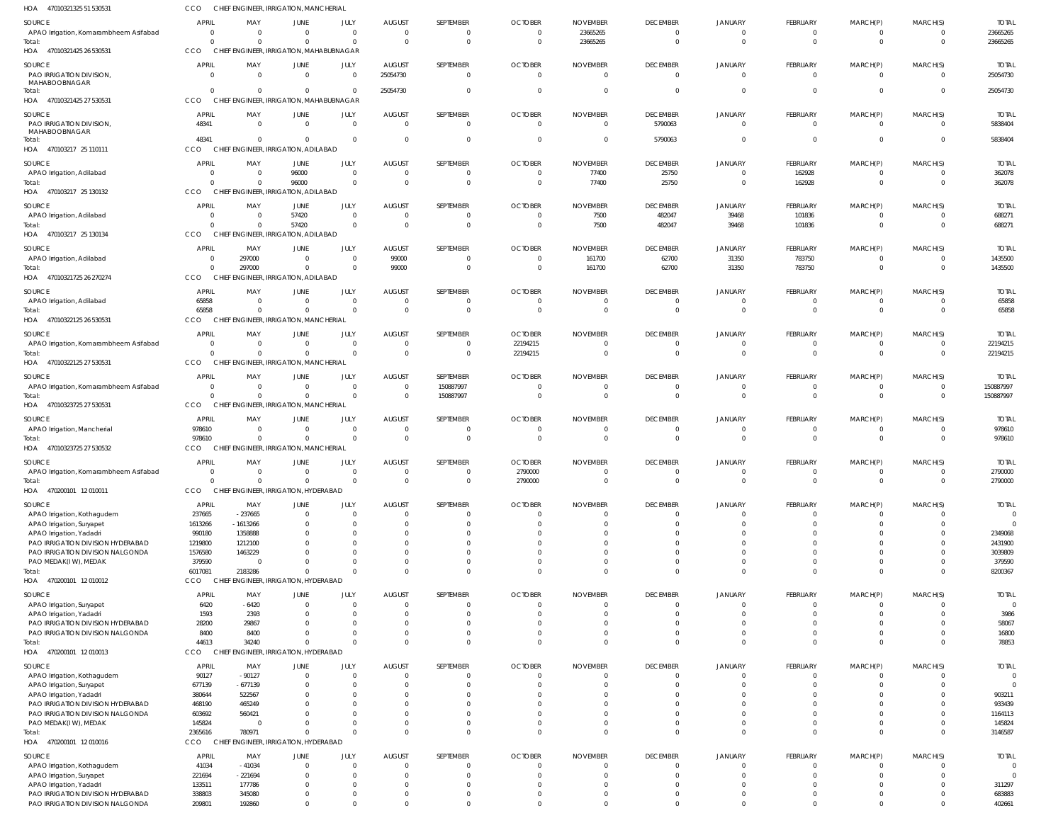HOA 47010321325 51 530531 CCO CHIEF ENGINEER, IRRIGATION, MANCHERIAL

| SOURCE | APRIL | MAY | JUNE | JULY | AUGUST | SEPTEMBER | OCTOBER | NOVEMBER | DECEMBER | JANUARY | FEBRUARY | MARCH(P) | MARCH(S) | TOTAL |
|---|---|---|---|---|---|---|---|---|---|---|---|---|---|---|
| APAO Irrigation, Komarambheem Asifabad | 0 | 0 | 0 | 0 | 0 | 0 | 0 | 23665265 | 0 | 0 | 0 | 0 | 0 | 23665265 |
| Total: | 0 | 0 | 0 | 0 | 0 | 0 | 0 | 23665265 | 0 | 0 | 0 | 0 | 0 | 23665265 |

HOA 47010321425 26 530531 CCO CHIEF ENGINEER, IRRIGATION, MAHABUBNAGAR

| SOURCE | APRIL | MAY | JUNE | JULY | AUGUST | SEPTEMBER | OCTOBER | NOVEMBER | DECEMBER | JANUARY | FEBRUARY | MARCH(P) | MARCH(S) | TOTAL |
|---|---|---|---|---|---|---|---|---|---|---|---|---|---|---|
| PAO IRRIGATION DIVISION, MAHABOOBNAGAR | 0 | 0 | 0 | 0 | 25054730 | 0 | 0 | 0 | 0 | 0 | 0 | 0 | 0 | 25054730 |
| Total: | 0 | 0 | 0 | 0 | 25054730 | 0 | 0 | 0 | 0 | 0 | 0 | 0 | 0 | 25054730 |

HOA 47010321425 27 530531 CCO CHIEF ENGINEER, IRRIGATION, MAHABUBNAGAR

| SOURCE | APRIL | MAY | JUNE | JULY | AUGUST | SEPTEMBER | OCTOBER | NOVEMBER | DECEMBER | JANUARY | FEBRUARY | MARCH(P) | MARCH(S) | TOTAL |
|---|---|---|---|---|---|---|---|---|---|---|---|---|---|---|
| PAO IRRIGATION DIVISION, MAHABOOBNAGAR | 48341 | 0 | 0 | 0 | 0 | 0 | 0 | 0 | 5790063 | 0 | 0 | 0 | 0 | 5838404 |
| Total: | 48341 | 0 | 0 | 0 | 0 | 0 | 0 | 0 | 5790063 | 0 | 0 | 0 | 0 | 5838404 |

HOA 470103217 25 110111 CCO CHIEF ENGINEER, IRRIGATION, ADILABAD

| SOURCE | APRIL | MAY | JUNE | JULY | AUGUST | SEPTEMBER | OCTOBER | NOVEMBER | DECEMBER | JANUARY | FEBRUARY | MARCH(P) | MARCH(S) | TOTAL |
|---|---|---|---|---|---|---|---|---|---|---|---|---|---|---|
| APAO Irrigation, Adilabad | 0 | 0 | 96000 | 0 | 0 | 0 | 0 | 77400 | 25750 | 0 | 162928 | 0 | 0 | 362078 |
| Total: | 0 | 0 | 96000 | 0 | 0 | 0 | 0 | 77400 | 25750 | 0 | 162928 | 0 | 0 | 362078 |

HOA 470103217 25 130132 CCO CHIEF ENGINEER, IRRIGATION, ADILABAD

| SOURCE | APRIL | MAY | JUNE | JULY | AUGUST | SEPTEMBER | OCTOBER | NOVEMBER | DECEMBER | JANUARY | FEBRUARY | MARCH(P) | MARCH(S) | TOTAL |
|---|---|---|---|---|---|---|---|---|---|---|---|---|---|---|
| APAO Irrigation, Adilabad | 0 | 0 | 57420 | 0 | 0 | 0 | 0 | 7500 | 482047 | 39468 | 101836 | 0 | 0 | 688271 |
| Total: | 0 | 0 | 57420 | 0 | 0 | 0 | 0 | 7500 | 482047 | 39468 | 101836 | 0 | 0 | 688271 |

HOA 470103217 25 130134 CCO CHIEF ENGINEER, IRRIGATION, ADILABAD

| SOURCE | APRIL | MAY | JUNE | JULY | AUGUST | SEPTEMBER | OCTOBER | NOVEMBER | DECEMBER | JANUARY | FEBRUARY | MARCH(P) | MARCH(S) | TOTAL |
|---|---|---|---|---|---|---|---|---|---|---|---|---|---|---|
| APAO Irrigation, Adilabad | 0 | 297000 | 0 | 0 | 99000 | 0 | 0 | 161700 | 62700 | 31350 | 783750 | 0 | 0 | 1435500 |
| Total: | 0 | 297000 | 0 | 0 | 99000 | 0 | 0 | 161700 | 62700 | 31350 | 783750 | 0 | 0 | 1435500 |

HOA 47010321725 26 270274 CCO CHIEF ENGINEER, IRRIGATION, ADILABAD

| SOURCE | APRIL | MAY | JUNE | JULY | AUGUST | SEPTEMBER | OCTOBER | NOVEMBER | DECEMBER | JANUARY | FEBRUARY | MARCH(P) | MARCH(S) | TOTAL |
|---|---|---|---|---|---|---|---|---|---|---|---|---|---|---|
| APAO Irrigation, Adilabad | 65858 | 0 | 0 | 0 | 0 | 0 | 0 | 0 | 0 | 0 | 0 | 0 | 0 | 65858 |
| Total: | 65858 | 0 | 0 | 0 | 0 | 0 | 0 | 0 | 0 | 0 | 0 | 0 | 0 | 65858 |

HOA 47010322125 26 530531 CCO CHIEF ENGINEER, IRRIGATION, MANCHERIAL

| SOURCE | APRIL | MAY | JUNE | JULY | AUGUST | SEPTEMBER | OCTOBER | NOVEMBER | DECEMBER | JANUARY | FEBRUARY | MARCH(P) | MARCH(S) | TOTAL |
|---|---|---|---|---|---|---|---|---|---|---|---|---|---|---|
| APAO Irrigation, Komarambheem Asifabad | 0 | 0 | 0 | 0 | 0 | 0 | 22194215 | 0 | 0 | 0 | 0 | 0 | 0 | 22194215 |
| Total: | 0 | 0 | 0 | 0 | 0 | 0 | 22194215 | 0 | 0 | 0 | 0 | 0 | 0 | 22194215 |

HOA 47010322125 27 530531 CCO CHIEF ENGINEER, IRRIGATION, MANCHERIAL

| SOURCE | APRIL | MAY | JUNE | JULY | AUGUST | SEPTEMBER | OCTOBER | NOVEMBER | DECEMBER | JANUARY | FEBRUARY | MARCH(P) | MARCH(S) | TOTAL |
|---|---|---|---|---|---|---|---|---|---|---|---|---|---|---|
| APAO Irrigation, Komarambheem Asifabad | 0 | 0 | 0 | 0 | 0 | 150887997 | 0 | 0 | 0 | 0 | 0 | 0 | 0 | 150887997 |
| Total: | 0 | 0 | 0 | 0 | 0 | 150887997 | 0 | 0 | 0 | 0 | 0 | 0 | 0 | 150887997 |

HOA 47010323725 27 530531 CCO CHIEF ENGINEER, IRRIGATION, MANCHERIAL

| SOURCE | APRIL | MAY | JUNE | JULY | AUGUST | SEPTEMBER | OCTOBER | NOVEMBER | DECEMBER | JANUARY | FEBRUARY | MARCH(P) | MARCH(S) | TOTAL |
|---|---|---|---|---|---|---|---|---|---|---|---|---|---|---|
| APAO Irrigation, Mancherial | 978610 | 0 | 0 | 0 | 0 | 0 | 0 | 0 | 0 | 0 | 0 | 0 | 0 | 978610 |
| Total: | 978610 | 0 | 0 | 0 | 0 | 0 | 0 | 0 | 0 | 0 | 0 | 0 | 0 | 978610 |

HOA 47010323725 27 530532 CCO CHIEF ENGINEER, IRRIGATION, MANCHERIAL

| SOURCE | APRIL | MAY | JUNE | JULY | AUGUST | SEPTEMBER | OCTOBER | NOVEMBER | DECEMBER | JANUARY | FEBRUARY | MARCH(P) | MARCH(S) | TOTAL |
|---|---|---|---|---|---|---|---|---|---|---|---|---|---|---|
| APAO Irrigation, Komarambheem Asifabad | 0 | 0 | 0 | 0 | 0 | 0 | 2790000 | 0 | 0 | 0 | 0 | 0 | 0 | 2790000 |
| Total: | 0 | 0 | 0 | 0 | 0 | 0 | 2790000 | 0 | 0 | 0 | 0 | 0 | 0 | 2790000 |

HOA 470200101 12 010011 CCO CHIEF ENGINEER, IRRIGATION, HYDERABAD

| SOURCE | APRIL | MAY | JUNE | JULY | AUGUST | SEPTEMBER | OCTOBER | NOVEMBER | DECEMBER | JANUARY | FEBRUARY | MARCH(P) | MARCH(S) | TOTAL |
|---|---|---|---|---|---|---|---|---|---|---|---|---|---|---|
| APAO Irrigation, Kothagudem | 237665 | -237665 | 0 | 0 | 0 | 0 | 0 | 0 | 0 | 0 | 0 | 0 | 0 | 0 |
| APAO Irrigation, Suryapet | 1613266 | -1613266 | 0 | 0 | 0 | 0 | 0 | 0 | 0 | 0 | 0 | 0 | 0 | 0 |
| APAO Irrigation, Yadadri | 990180 | 1358888 | 0 | 0 | 0 | 0 | 0 | 0 | 0 | 0 | 0 | 0 | 0 | 2349068 |
| PAO IRRIGATION DIVISION HYDERABAD | 1219800 | 1212100 | 0 | 0 | 0 | 0 | 0 | 0 | 0 | 0 | 0 | 0 | 0 | 2431900 |
| PAO IRRIGATION DIVISION NALGONDA | 1576580 | 1463229 | 0 | 0 | 0 | 0 | 0 | 0 | 0 | 0 | 0 | 0 | 0 | 3039809 |
| PAO MEDAK(IW), MEDAK | 379590 | 0 | 0 | 0 | 0 | 0 | 0 | 0 | 0 | 0 | 0 | 0 | 0 | 379590 |
| Total: | 6017081 | 2183286 | 0 | 0 | 0 | 0 | 0 | 0 | 0 | 0 | 0 | 0 | 0 | 8200367 |

HOA 470200101 12 010012 CCO CHIEF ENGINEER, IRRIGATION, HYDERABAD

| SOURCE | APRIL | MAY | JUNE | JULY | AUGUST | SEPTEMBER | OCTOBER | NOVEMBER | DECEMBER | JANUARY | FEBRUARY | MARCH(P) | MARCH(S) | TOTAL |
|---|---|---|---|---|---|---|---|---|---|---|---|---|---|---|
| APAO Irrigation, Suryapet | 6420 | -6420 | 0 | 0 | 0 | 0 | 0 | 0 | 0 | 0 | 0 | 0 | 0 | 0 |
| APAO Irrigation, Yadadri | 1593 | 2393 | 0 | 0 | 0 | 0 | 0 | 0 | 0 | 0 | 0 | 0 | 0 | 3986 |
| PAO IRRIGATION DIVISION HYDERABAD | 28200 | 29867 | 0 | 0 | 0 | 0 | 0 | 0 | 0 | 0 | 0 | 0 | 0 | 58067 |
| PAO IRRIGATION DIVISION NALGONDA | 8400 | 8400 | 0 | 0 | 0 | 0 | 0 | 0 | 0 | 0 | 0 | 0 | 0 | 16800 |
| Total: | 44613 | 34240 | 0 | 0 | 0 | 0 | 0 | 0 | 0 | 0 | 0 | 0 | 0 | 78853 |

HOA 470200101 12 010013 CCO CHIEF ENGINEER, IRRIGATION, HYDERABAD

| SOURCE | APRIL | MAY | JUNE | JULY | AUGUST | SEPTEMBER | OCTOBER | NOVEMBER | DECEMBER | JANUARY | FEBRUARY | MARCH(P) | MARCH(S) | TOTAL |
|---|---|---|---|---|---|---|---|---|---|---|---|---|---|---|
| APAO Irrigation, Kothagudem | 90127 | -90127 | 0 | 0 | 0 | 0 | 0 | 0 | 0 | 0 | 0 | 0 | 0 | 0 |
| APAO Irrigation, Suryapet | 677139 | -677139 | 0 | 0 | 0 | 0 | 0 | 0 | 0 | 0 | 0 | 0 | 0 | 0 |
| APAO Irrigation, Yadadri | 380644 | 522567 | 0 | 0 | 0 | 0 | 0 | 0 | 0 | 0 | 0 | 0 | 0 | 903211 |
| PAO IRRIGATION DIVISION HYDERABAD | 468190 | 465249 | 0 | 0 | 0 | 0 | 0 | 0 | 0 | 0 | 0 | 0 | 0 | 933439 |
| PAO IRRIGATION DIVISION NALGONDA | 603692 | 560421 | 0 | 0 | 0 | 0 | 0 | 0 | 0 | 0 | 0 | 0 | 0 | 1164113 |
| PAO MEDAK(IW), MEDAK | 145824 | 0 | 0 | 0 | 0 | 0 | 0 | 0 | 0 | 0 | 0 | 0 | 0 | 145824 |
| Total: | 2365616 | 780971 | 0 | 0 | 0 | 0 | 0 | 0 | 0 | 0 | 0 | 0 | 0 | 3146587 |

HOA 470200101 12 010016 CCO CHIEF ENGINEER, IRRIGATION, HYDERABAD

| SOURCE | APRIL | MAY | JUNE | JULY | AUGUST | SEPTEMBER | OCTOBER | NOVEMBER | DECEMBER | JANUARY | FEBRUARY | MARCH(P) | MARCH(S) | TOTAL |
|---|---|---|---|---|---|---|---|---|---|---|---|---|---|---|
| APAO Irrigation, Kothagudem | 41034 | -41034 | 0 | 0 | 0 | 0 | 0 | 0 | 0 | 0 | 0 | 0 | 0 | 0 |
| APAO Irrigation, Suryapet | 221694 | -221694 | 0 | 0 | 0 | 0 | 0 | 0 | 0 | 0 | 0 | 0 | 0 | 0 |
| APAO Irrigation, Yadadri | 133511 | 177786 | 0 | 0 | 0 | 0 | 0 | 0 | 0 | 0 | 0 | 0 | 0 | 311297 |
| PAO IRRIGATION DIVISION HYDERABAD | 338803 | 345080 | 0 | 0 | 0 | 0 | 0 | 0 | 0 | 0 | 0 | 0 | 0 | 683883 |
| PAO IRRIGATION DIVISION NALGONDA | 209801 | 192860 | 0 | 0 | 0 | 0 | 0 | 0 | 0 | 0 | 0 | 0 | 0 | 402661 |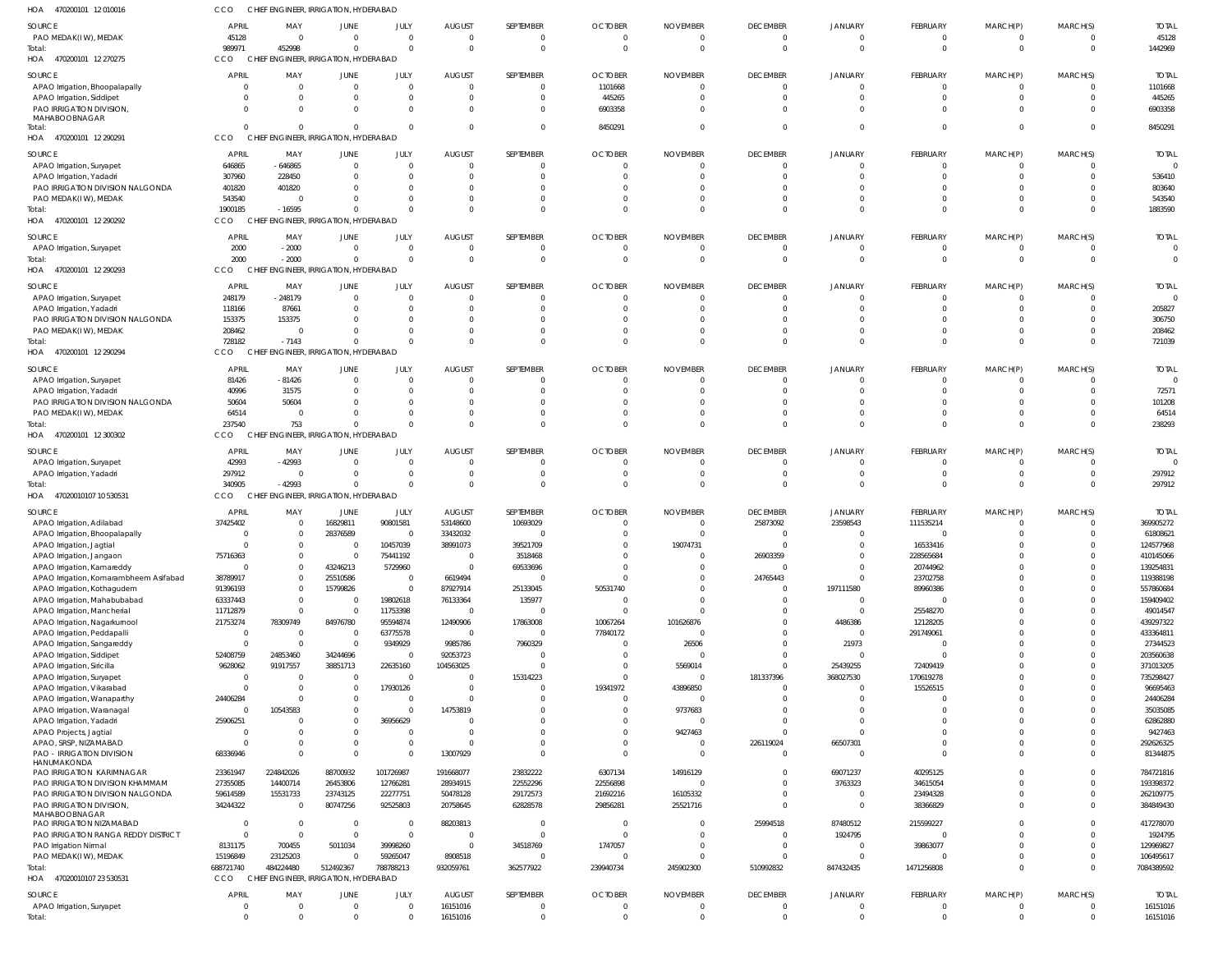HOA 470200101 12 010016 CCO CHIEF ENGINEER, IRRIGATION, HYDERABAD

| SOURCE | APRIL | MAY | JUNE | JULY | AUGUST | SEPTEMBER | OCTOBER | NOVEMBER | DECEMBER | JANUARY | FEBRUARY | MARCH(P) | MARCH(S) | TOTAL |
|---|---|---|---|---|---|---|---|---|---|---|---|---|---|---|
| PAO MEDAK(IW), MEDAK | 45128 | 0 | 0 | 0 | 0 | 0 | 0 | 0 | 0 | 0 | 0 | 0 | 0 | 45128 |
| Total: | 989971 | 452998 | 0 | 0 | 0 | 0 | 0 | 0 | 0 | 0 | 0 | 0 | 0 | 1442969 |

HOA 470200101 12 270275 CCO CHIEF ENGINEER, IRRIGATION, HYDERABAD

| SOURCE | APRIL | MAY | JUNE | JULY | AUGUST | SEPTEMBER | OCTOBER | NOVEMBER | DECEMBER | JANUARY | FEBRUARY | MARCH(P) | MARCH(S) | TOTAL |
|---|---|---|---|---|---|---|---|---|---|---|---|---|---|---|
| APAO Irrigation, Bhoopalapally | 0 | 0 | 0 | 0 | 0 | 0 | 1101668 | 0 | 0 | 0 | 0 | 0 | 0 | 1101668 |
| APAO Irrigation, Siddipet | 0 | 0 | 0 | 0 | 0 | 0 | 445265 | 0 | 0 | 0 | 0 | 0 | 0 | 445265 |
| PAO IRRIGATION DIVISION, MAHABOOBNAGAR | 0 | 0 | 0 | 0 | 0 | 0 | 6903358 | 0 | 0 | 0 | 0 | 0 | 0 | 6903358 |
| Total: | 0 | 0 | 0 | 0 | 0 | 0 | 8450291 | 0 | 0 | 0 | 0 | 0 | 0 | 8450291 |

HOA 470200101 12 290291 CCO CHIEF ENGINEER, IRRIGATION, HYDERABAD

| SOURCE | APRIL | MAY | JUNE | JULY | AUGUST | SEPTEMBER | OCTOBER | NOVEMBER | DECEMBER | JANUARY | FEBRUARY | MARCH(P) | MARCH(S) | TOTAL |
|---|---|---|---|---|---|---|---|---|---|---|---|---|---|---|
| APAO Irrigation, Suryapet | 646865 | -646865 | 0 | 0 | 0 | 0 | 0 | 0 | 0 | 0 | 0 | 0 | 0 | 0 |
| APAO Irrigation, Yadadri | 307960 | 228450 | 0 | 0 | 0 | 0 | 0 | 0 | 0 | 0 | 0 | 0 | 0 | 536410 |
| PAO IRRIGATION DIVISION NALGONDA | 401820 | 401820 | 0 | 0 | 0 | 0 | 0 | 0 | 0 | 0 | 0 | 0 | 0 | 803640 |
| PAO MEDAK(IW), MEDAK | 543540 | 0 | 0 | 0 | 0 | 0 | 0 | 0 | 0 | 0 | 0 | 0 | 0 | 543540 |
| Total: | 1900185 | -16595 | 0 | 0 | 0 | 0 | 0 | 0 | 0 | 0 | 0 | 0 | 0 | 1883590 |

HOA 470200101 12 290292 CCO CHIEF ENGINEER, IRRIGATION, HYDERABAD

| SOURCE | APRIL | MAY | JUNE | JULY | AUGUST | SEPTEMBER | OCTOBER | NOVEMBER | DECEMBER | JANUARY | FEBRUARY | MARCH(P) | MARCH(S) | TOTAL |
|---|---|---|---|---|---|---|---|---|---|---|---|---|---|---|
| APAO Irrigation, Suryapet | 2000 | -2000 | 0 | 0 | 0 | 0 | 0 | 0 | 0 | 0 | 0 | 0 | 0 | 0 |
| Total: | 2000 | -2000 | 0 | 0 | 0 | 0 | 0 | 0 | 0 | 0 | 0 | 0 | 0 | 0 |

HOA 470200101 12 290293 CCO CHIEF ENGINEER, IRRIGATION, HYDERABAD

| SOURCE | APRIL | MAY | JUNE | JULY | AUGUST | SEPTEMBER | OCTOBER | NOVEMBER | DECEMBER | JANUARY | FEBRUARY | MARCH(P) | MARCH(S) | TOTAL |
|---|---|---|---|---|---|---|---|---|---|---|---|---|---|---|
| APAO Irrigation, Suryapet | 248179 | -248179 | 0 | 0 | 0 | 0 | 0 | 0 | 0 | 0 | 0 | 0 | 0 | 0 |
| APAO Irrigation, Yadadri | 118166 | 87661 | 0 | 0 | 0 | 0 | 0 | 0 | 0 | 0 | 0 | 0 | 0 | 205827 |
| PAO IRRIGATION DIVISION NALGONDA | 153375 | 153375 | 0 | 0 | 0 | 0 | 0 | 0 | 0 | 0 | 0 | 0 | 0 | 306750 |
| PAO MEDAK(IW), MEDAK | 208462 | 0 | 0 | 0 | 0 | 0 | 0 | 0 | 0 | 0 | 0 | 0 | 0 | 208462 |
| Total: | 728182 | -7143 | 0 | 0 | 0 | 0 | 0 | 0 | 0 | 0 | 0 | 0 | 0 | 721039 |

HOA 470200101 12 290294 CCO CHIEF ENGINEER, IRRIGATION, HYDERABAD

| SOURCE | APRIL | MAY | JUNE | JULY | AUGUST | SEPTEMBER | OCTOBER | NOVEMBER | DECEMBER | JANUARY | FEBRUARY | MARCH(P) | MARCH(S) | TOTAL |
|---|---|---|---|---|---|---|---|---|---|---|---|---|---|---|
| APAO Irrigation, Suryapet | 81426 | -81426 | 0 | 0 | 0 | 0 | 0 | 0 | 0 | 0 | 0 | 0 | 0 | 0 |
| APAO Irrigation, Yadadri | 40996 | 31575 | 0 | 0 | 0 | 0 | 0 | 0 | 0 | 0 | 0 | 0 | 0 | 72571 |
| PAO IRRIGATION DIVISION NALGONDA | 50604 | 50604 | 0 | 0 | 0 | 0 | 0 | 0 | 0 | 0 | 0 | 0 | 0 | 101208 |
| PAO MEDAK(IW), MEDAK | 64514 | 0 | 0 | 0 | 0 | 0 | 0 | 0 | 0 | 0 | 0 | 0 | 0 | 64514 |
| Total: | 237540 | 753 | 0 | 0 | 0 | 0 | 0 | 0 | 0 | 0 | 0 | 0 | 0 | 238293 |

HOA 470200101 12 300302 CCO CHIEF ENGINEER, IRRIGATION, HYDERABAD

| SOURCE | APRIL | MAY | JUNE | JULY | AUGUST | SEPTEMBER | OCTOBER | NOVEMBER | DECEMBER | JANUARY | FEBRUARY | MARCH(P) | MARCH(S) | TOTAL |
|---|---|---|---|---|---|---|---|---|---|---|---|---|---|---|
| APAO Irrigation, Suryapet | 42993 | -42993 | 0 | 0 | 0 | 0 | 0 | 0 | 0 | 0 | 0 | 0 | 0 | 0 |
| APAO Irrigation, Yadadri | 297912 | 0 | 0 | 0 | 0 | 0 | 0 | 0 | 0 | 0 | 0 | 0 | 0 | 297912 |
| Total: | 340905 | -42993 | 0 | 0 | 0 | 0 | 0 | 0 | 0 | 0 | 0 | 0 | 0 | 297912 |

HOA 47020010107 10 530531 CCO CHIEF ENGINEER, IRRIGATION, HYDERABAD

| SOURCE | APRIL | MAY | JUNE | JULY | AUGUST | SEPTEMBER | OCTOBER | NOVEMBER | DECEMBER | JANUARY | FEBRUARY | MARCH(P) | MARCH(S) | TOTAL |
|---|---|---|---|---|---|---|---|---|---|---|---|---|---|---|
| APAO Irrigation, Adilabad | 37425402 | 0 | 16829811 | 90801581 | 53148600 | 10693029 | 0 | 0 | 25873092 | 23598543 | 111535214 | 0 | 0 | 369905272 |
| APAO Irrigation, Bhoopalapally | 0 | 0 | 28376589 | 0 | 33432032 | 0 | 0 | 0 | 0 | 0 | 0 | 0 | 0 | 61808621 |
| APAO Irrigation, Jagtial | 0 | 0 | 0 | 10457039 | 38991073 | 39521709 | 0 | 19074731 | 0 | 0 | 16533416 | 0 | 0 | 124577968 |
| APAO Irrigation, Jangaon | 75716363 | 0 | 0 | 75441192 | 0 | 3518468 | 0 | 0 | 26903359 | 0 | 228565684 | 0 | 0 | 410145066 |
| APAO Irrigation, Kamareddy | 0 | 0 | 43246213 | 5729960 | 0 | 69533696 | 0 | 0 | 0 | 0 | 20744962 | 0 | 0 | 139254831 |
| APAO Irrigation, Komarambheem Asifabad | 38789917 | 0 | 25510586 | 0 | 6619494 | 0 | 0 | 0 | 24765443 | 0 | 23702758 | 0 | 0 | 119388198 |
| APAO Irrigation, Kothagudem | 91396193 | 0 | 15799826 | 0 | 87927914 | 25133045 | 50531740 | 0 | 0 | 197111580 | 89960386 | 0 | 0 | 557860684 |
| APAO Irrigation, Mahabubabad | 63337443 | 0 | 0 | 19802618 | 76133364 | 135977 | 0 | 0 | 0 | 0 | 0 | 0 | 0 | 159409402 |
| APAO Irrigation, Mancherial | 11712879 | 0 | 0 | 11753398 | 0 | 0 | 0 | 0 | 0 | 0 | 25548270 | 0 | 0 | 49014547 |
| APAO Irrigation, Nagarkurnool | 21753274 | 78309749 | 84976780 | 95594874 | 12490906 | 17863008 | 10067264 | 101626876 | 0 | 4486386 | 12128205 | 0 | 0 | 439297322 |
| APAO Irrigation, Peddapalli | 0 | 0 | 0 | 63775578 | 0 | 0 | 77840172 | 0 | 0 | 0 | 291749061 | 0 | 0 | 433364811 |
| APAO Irrigation, Sangareddy | 0 | 0 | 0 | 9349929 | 9985786 | 7960329 | 0 | 26506 | 0 | 21973 | 0 | 0 | 0 | 27344523 |
| APAO Irrigation, Siddipet | 52408759 | 24853460 | 34244696 | 0 | 92053723 | 0 | 0 | 0 | 0 | 0 | 0 | 0 | 0 | 203560638 |
| APAO Irrigation, Siricilla | 9628062 | 91917557 | 38851713 | 22635160 | 104563025 | 0 | 0 | 5569014 | 0 | 25439255 | 72409419 | 0 | 0 | 371013205 |
| APAO Irrigation, Suryapet | 0 | 0 | 0 | 0 | 0 | 15314223 | 0 | 0 | 181337396 | 368027530 | 170619278 | 0 | 0 | 735298427 |
| APAO Irrigation, Vikarabad | 0 | 0 | 0 | 17930126 | 0 | 0 | 19341972 | 43896850 | 0 | 0 | 15526515 | 0 | 0 | 96695463 |
| APAO Irrigation, Wanaparthy | 24406284 | 0 | 0 | 0 | 0 | 0 | 0 | 0 | 0 | 0 | 0 | 0 | 0 | 24406284 |
| APAO Irrigation, Waranagal | 0 | 10543583 | 0 | 0 | 14753819 | 0 | 0 | 9737683 | 0 | 0 | 0 | 0 | 0 | 35035085 |
| APAO Irrigation, Yadadri | 25906251 | 0 | 0 | 36956629 | 0 | 0 | 0 | 0 | 0 | 0 | 0 | 0 | 0 | 62862880 |
| APAO Projects, Jagtial | 0 | 0 | 0 | 0 | 0 | 0 | 0 | 9427463 | 0 | 0 | 0 | 0 | 0 | 9427463 |
| APAO, SRSP, NIZAMABAD | 0 | 0 | 0 | 0 | 0 | 0 | 0 | 0 | 226119024 | 66507301 | 0 | 0 | 0 | 292626325 |
| PAO - IRRIGATION DIVISION HANUMAKONDA | 68336946 | 0 | 0 | 0 | 13007929 | 0 | 0 | 0 | 0 | 0 | 0 | 0 | 0 | 81344875 |
| PAO IRRIGATION KARIMNAGAR | 23361947 | 224842026 | 88700932 | 101726987 | 191668077 | 23832222 | 6307134 | 14916129 | 0 | 69071237 | 40295125 | 0 | 0 | 784721816 |
| PAO IRRIGATION DIVISION KHAMMAM | 27355085 | 14400714 | 26453806 | 12766281 | 28934915 | 22552296 | 22556898 | 0 | 0 | 3763323 | 34615054 | 0 | 0 | 193398372 |
| PAO IRRIGATION DIVISION NALGONDA | 59614589 | 15531733 | 23743125 | 22277751 | 50478128 | 29172573 | 21692216 | 16105332 | 0 | 0 | 23494328 | 0 | 0 | 262109775 |
| PAO IRRIGATION DIVISION, MAHABOOBNAGAR | 34244322 | 0 | 80747256 | 92525803 | 20758645 | 62828578 | 29856281 | 25521716 | 0 | 0 | 38366829 | 0 | 0 | 384849430 |
| PAO IRRIGATION NIZAMABAD | 0 | 0 | 0 | 0 | 88203813 | 0 | 0 | 0 | 25994518 | 87480512 | 215599227 | 0 | 0 | 417278070 |
| PAO IRRIGATION RANGA REDDY DISTRICT | 0 | 0 | 0 | 0 | 0 | 0 | 0 | 0 | 0 | 1924795 | 0 | 0 | 0 | 1924795 |
| PAO Irrigation Nirmal | 8131175 | 700455 | 5011034 | 39998260 | 0 | 34518769 | 1747057 | 0 | 0 | 0 | 39863077 | 0 | 0 | 129969827 |
| PAO MEDAK(IW), MEDAK | 15196849 | 23125203 | 0 | 59265047 | 8908518 | 0 | 0 | 0 | 0 | 0 | 0 | 0 | 0 | 106495617 |
| Total: | 688721740 | 484224480 | 512492367 | 788788213 | 932059761 | 362577922 | 239940734 | 245902300 | 510992832 | 847432435 | 1471256808 | 0 | 0 | 7084389592 |

HOA 47020010107 23 530531 CCO CHIEF ENGINEER, IRRIGATION, HYDERABAD

| SOURCE | APRIL | MAY | JUNE | JULY | AUGUST | SEPTEMBER | OCTOBER | NOVEMBER | DECEMBER | JANUARY | FEBRUARY | MARCH(P) | MARCH(S) | TOTAL |
|---|---|---|---|---|---|---|---|---|---|---|---|---|---|---|
| APAO Irrigation, Suryapet | 0 | 0 | 0 | 0 | 16151016 | 0 | 0 | 0 | 0 | 0 | 0 | 0 | 0 | 16151016 |
| Total: | 0 | 0 | 0 | 0 | 16151016 | 0 | 0 | 0 | 0 | 0 | 0 | 0 | 0 | 16151016 |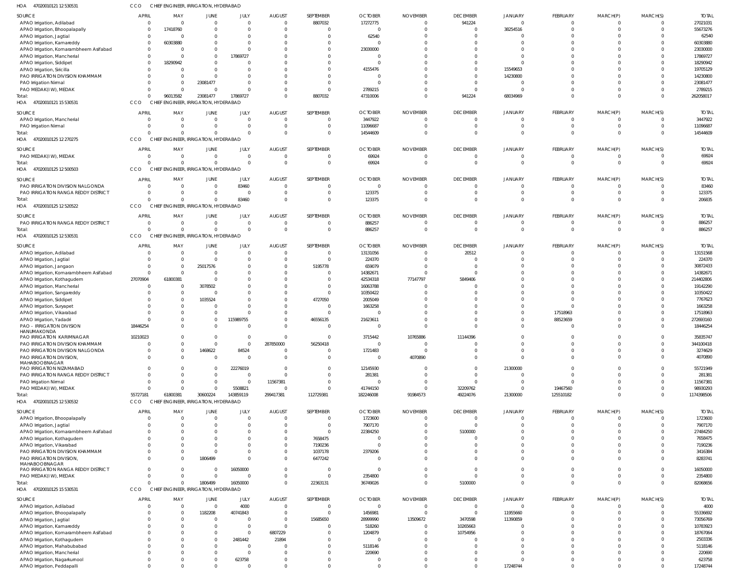HOA 470200101 21 12 530531 CCO CHIEF ENGINEER, IRRIGATION, HYDERABAD

| SOURCE | APRIL | MAY | JUNE | JULY | AUGUST | SEPTEMBER | OCTOBER | NOVEMBER | DECEMBER | JANUARY | FEBRUARY | MARCH(P) | MARCH(S) | TOTAL |
|---|---|---|---|---|---|---|---|---|---|---|---|---|---|---|
| APAO Irrigation, Adilabad | 0 | 0 | 0 | 0 | 0 | 8807032 | 17272775 | 0 | 941224 | 0 | 0 | 0 | 0 | 27021031 |
| APAO Irrigation, Bhoopalapally | 0 | 17418760 | 0 | 0 | 0 | 0 | 0 | 0 | 0 | 38254516 | 0 | 0 | 0 | 55673276 |
| APAO Irrigation, Jagtial | 0 | 0 | 0 | 0 | 0 | 0 | 62540 | 0 | 0 | 0 | 0 | 0 | 0 | 62540 |
| APAO Irrigation, Kamareddy | 0 | 60303880 | 0 | 0 | 0 | 0 | 0 | 0 | 0 | 0 | 0 | 0 | 0 | 60303880 |
| APAO Irrigation, Komarambheem Asifabad | 0 | 0 | 0 | 0 | 0 | 0 | 23030000 | 0 | 0 | 0 | 0 | 0 | 0 | 23030000 |
| APAO Irrigation, Mancherial | 0 | 0 | 0 | 17869727 | 0 | 0 | 0 | 0 | 0 | 0 | 0 | 0 | 0 | 17869727 |
| APAO Irrigation, Siddipet | 0 | 18290942 | 0 | 0 | 0 | 0 | 0 | 0 | 0 | 0 | 0 | 0 | 0 | 18290942 |
| APAO Irrigation, Siricilla | 0 | 0 | 0 | 0 | 0 | 0 | 4155476 | 0 | 0 | 15549653 | 0 | 0 | 0 | 19705129 |
| PAO IRRIGATION DIVISION KHAMMAM | 0 | 0 | 0 | 0 | 0 | 0 | 0 | 0 | 0 | 14230800 | 0 | 0 | 0 | 14230800 |
| PAO Irrigation Nirmal | 0 | 0 | 23081477 | 0 | 0 | 0 | 0 | 0 | 0 | 0 | 0 | 0 | 0 | 23081477 |
| PAO MEDAK(IW), MEDAK | 0 | 0 | 0 | 0 | 0 | 0 | 2789215 | 0 | 0 | 0 | 0 | 0 | 0 | 2789215 |
| Total: | 0 | 96013582 | 23081477 | 17869727 | 0 | 8807032 | 47310006 | 0 | 941224 | 68034969 | 0 | 0 | 0 | 262058017 |

HOA 470200101 21 15 530531 CCO CHIEF ENGINEER, IRRIGATION, HYDERABAD

| SOURCE | APRIL | MAY | JUNE | JULY | AUGUST | SEPTEMBER | OCTOBER | NOVEMBER | DECEMBER | JANUARY | FEBRUARY | MARCH(P) | MARCH(S) | TOTAL |
|---|---|---|---|---|---|---|---|---|---|---|---|---|---|---|
| APAO Irrigation, Mancherial | 0 | 0 | 0 | 0 | 0 | 0 | 3447922 | 0 | 0 | 0 | 0 | 0 | 0 | 3447922 |
| PAO Irrigation Nirmal | 0 | 0 | 0 | 0 | 0 | 0 | 11096687 | 0 | 0 | 0 | 0 | 0 | 0 | 11096687 |
| Total: | 0 | 0 | 0 | 0 | 0 | 0 | 14544609 | 0 | 0 | 0 | 0 | 0 | 0 | 14544609 |

HOA 470200101 25 12 270275 CCO CHIEF ENGINEER, IRRIGATION, HYDERABAD

| SOURCE | APRIL | MAY | JUNE | JULY | AUGUST | SEPTEMBER | OCTOBER | NOVEMBER | DECEMBER | JANUARY | FEBRUARY | MARCH(P) | MARCH(S) | TOTAL |
|---|---|---|---|---|---|---|---|---|---|---|---|---|---|---|
| PAO MEDAK(IW), MEDAK | 0 | 0 | 0 | 0 | 0 | 0 | 69924 | 0 | 0 | 0 | 0 | 0 | 0 | 69924 |
| Total: | 0 | 0 | 0 | 0 | 0 | 0 | 69924 | 0 | 0 | 0 | 0 | 0 | 0 | 69924 |

HOA 470200101 25 12 500503 CCO CHIEF ENGINEER, IRRIGATION, HYDERABAD

| SOURCE | APRIL | MAY | JUNE | JULY | AUGUST | SEPTEMBER | OCTOBER | NOVEMBER | DECEMBER | JANUARY | FEBRUARY | MARCH(P) | MARCH(S) | TOTAL |
|---|---|---|---|---|---|---|---|---|---|---|---|---|---|---|
| PAO IRRIGATION DIVISION NALGONDA | 0 | 0 | 0 | 83460 | 0 | 0 | 0 | 0 | 0 | 0 | 0 | 0 | 0 | 83460 |
| PAO IRRIGATION RANGA REDDY DISTRICT | 0 | 0 | 0 | 0 | 0 | 0 | 123375 | 0 | 0 | 0 | 0 | 0 | 0 | 123375 |
| Total: | 0 | 0 | 0 | 83460 | 0 | 0 | 123375 | 0 | 0 | 0 | 0 | 0 | 0 | 206835 |

HOA 470200101 25 12 520522 CCO CHIEF ENGINEER, IRRIGATION, HYDERABAD

| SOURCE | APRIL | MAY | JUNE | JULY | AUGUST | SEPTEMBER | OCTOBER | NOVEMBER | DECEMBER | JANUARY | FEBRUARY | MARCH(P) | MARCH(S) | TOTAL |
|---|---|---|---|---|---|---|---|---|---|---|---|---|---|---|
| PAO IRRIGATION RANGA REDDY DISTRICT | 0 | 0 | 0 | 0 | 0 | 0 | 886257 | 0 | 0 | 0 | 0 | 0 | 0 | 886257 |
| Total: | 0 | 0 | 0 | 0 | 0 | 0 | 886257 | 0 | 0 | 0 | 0 | 0 | 0 | 886257 |

HOA 470200101 25 12 530531 CCO CHIEF ENGINEER, IRRIGATION, HYDERABAD

| SOURCE | APRIL | MAY | JUNE | JULY | AUGUST | SEPTEMBER | OCTOBER | NOVEMBER | DECEMBER | JANUARY | FEBRUARY | MARCH(P) | MARCH(S) | TOTAL |
|---|---|---|---|---|---|---|---|---|---|---|---|---|---|---|
| APAO Irrigation, Adilabad | 0 | 0 | 0 | 0 | 0 | 0 | 13131056 | 0 | 20512 | 0 | 0 | 0 | 0 | 13151568 |
| APAO Irrigation, Jagtial | 0 | 0 | 0 | 0 | 0 | 0 | 224370 | 0 | 0 | 0 | 0 | 0 | 0 | 224370 |
| APAO Irrigation, Jangaon | 0 | 0 | 25017576 | 0 | 0 | 5195778 | 659079 | 0 | 0 | 0 | 0 | 0 | 0 | 30872433 |
| APAO Irrigation, Komarambheem Asifabad | 0 | 0 | 0 | 0 | 0 | 0 | 14382671 | 0 | 0 | 0 | 0 | 0 | 0 | 14382671 |
| APAO Irrigation, Kothagudem | 27070904 | 61800381 | 0 | 0 | 0 | 0 | 42534318 | 77147797 | 5849406 | 0 | 0 | 0 | 0 | 214402806 |
| APAO Irrigation, Mancherial | 0 | 0 | 3078502 | 0 | 0 | 0 | 16063788 | 0 | 0 | 0 | 0 | 0 | 0 | 19142290 |
| APAO Irrigation, Sangareddy | 0 | 0 | 0 | 0 | 0 | 0 | 10350422 | 0 | 0 | 0 | 0 | 0 | 0 | 10350422 |
| APAO Irrigation, Siddipet | 0 | 0 | 1035524 | 0 | 0 | 4727050 | 2005049 | 0 | 0 | 0 | 0 | 0 | 0 | 7767623 |
| APAO Irrigation, Suryapet | 0 | 0 | 0 | 0 | 0 | 0 | 1663258 | 0 | 0 | 0 | 0 | 0 | 0 | 1663258 |
| APAO Irrigation, Vikarabad | 0 | 0 | 0 | 0 | 0 | 0 | 0 | 0 | 0 | 0 | 17518963 | 0 | 0 | 17518963 |
| APAO Irrigation, Yadadri | 0 | 0 | 0 | 115989755 | 0 | 46556135 | 21623611 | 0 | 0 | 0 | 88523659 | 0 | 0 | 272693160 |
| PAO - IRRIGATION DIVISION HANUMAKONDA | 18446254 | 0 | 0 | 0 | 0 | 0 | 0 | 0 | 0 | 0 | 0 | 0 | 0 | 18446254 |
| PAO IRRIGATION KARIMNAGAR | 10210023 | 0 | 0 | 0 | 0 | 0 | 3715442 | 10765886 | 11144396 | 0 | 0 | 0 | 0 | 35835747 |
| PAO IRRIGATION DIVISION KHAMMAM | 0 | 0 | 0 | 0 | 287850000 | 56250418 | 0 | 0 | 0 | 0 | 0 | 0 | 0 | 344100418 |
| PAO IRRIGATION DIVISION NALGONDA | 0 | 0 | 1468622 | 84524 | 0 | 0 | 1721483 | 0 | 0 | 0 | 0 | 0 | 0 | 3274629 |
| PAO IRRIGATION DIVISION, MAHABOOBNAGAR | 0 | 0 | 0 | 0 | 0 | 0 | 0 | 4070890 | 0 | 0 | 0 | 0 | 0 | 4070890 |
| PAO IRRIGATION NIZAMABAD | 0 | 0 | 0 | 22276019 | 0 | 0 | 12145930 | 0 | 0 | 21300000 | 0 | 0 | 0 | 55721949 |
| PAO IRRIGATION RANGA REDDY DISTRICT | 0 | 0 | 0 | 0 | 0 | 0 | 281381 | 0 | 0 | 0 | 0 | 0 | 0 | 281381 |
| PAO Irrigation Nirmal | 0 | 0 | 0 | 0 | 11567381 | 0 | 0 | 0 | 0 | 0 | 0 | 0 | 0 | 11567381 |
| PAO MEDAK(IW), MEDAK | 0 | 0 | 0 | 5508821 | 0 | 0 | 41744150 | 0 | 32209762 | 0 | 19467560 | 0 | 0 | 98930293 |
| Total: | 55727181 | 61800381 | 30600224 | 143859119 | 299417381 | 112729381 | 182246008 | 91984573 | 49224076 | 21300000 | 125510182 | 0 | 0 | 1174398506 |

HOA 470200101 25 12 530532 CCO CHIEF ENGINEER, IRRIGATION, HYDERABAD

| SOURCE | APRIL | MAY | JUNE | JULY | AUGUST | SEPTEMBER | OCTOBER | NOVEMBER | DECEMBER | JANUARY | FEBRUARY | MARCH(P) | MARCH(S) | TOTAL |
|---|---|---|---|---|---|---|---|---|---|---|---|---|---|---|
| APAO Irrigation, Bhoopalapally | 0 | 0 | 0 | 0 | 0 | 0 | 1723600 | 0 | 0 | 0 | 0 | 0 | 0 | 1723600 |
| APAO Irrigation, Jagtial | 0 | 0 | 0 | 0 | 0 | 0 | 7907170 | 0 | 0 | 0 | 0 | 0 | 0 | 7907170 |
| APAO Irrigation, Komarambheem Asifabad | 0 | 0 | 0 | 0 | 0 | 0 | 22384250 | 0 | 5100000 | 0 | 0 | 0 | 0 | 27484250 |
| APAO Irrigation, Kothagudem | 0 | 0 | 0 | 0 | 0 | 7658475 | 0 | 0 | 0 | 0 | 0 | 0 | 0 | 7658475 |
| APAO Irrigation, Vikarabad | 0 | 0 | 0 | 0 | 0 | 7190236 | 0 | 0 | 0 | 0 | 0 | 0 | 0 | 7190236 |
| PAO IRRIGATION DIVISION KHAMMAM | 0 | 0 | 0 | 0 | 0 | 1037178 | 2379206 | 0 | 0 | 0 | 0 | 0 | 0 | 3416384 |
| PAO IRRIGATION DIVISION, MAHABOOBNAGAR | 0 | 0 | 1806499 | 0 | 0 | 6477242 | 0 | 0 | 0 | 0 | 0 | 0 | 0 | 8283741 |
| PAO IRRIGATION RANGA REDDY DISTRICT | 0 | 0 | 0 | 16050000 | 0 | 0 | 0 | 0 | 0 | 0 | 0 | 0 | 0 | 16050000 |
| PAO MEDAK(IW), MEDAK | 0 | 0 | 0 | 0 | 0 | 0 | 2354800 | 0 | 0 | 0 | 0 | 0 | 0 | 2354800 |
| Total: | 0 | 0 | 1806499 | 16050000 | 0 | 22363131 | 36749026 | 0 | 5100000 | 0 | 0 | 0 | 0 | 82068656 |

HOA 470200101 25 15 530531 CCO CHIEF ENGINEER, IRRIGATION, HYDERABAD

| SOURCE | APRIL | MAY | JUNE | JULY | AUGUST | SEPTEMBER | OCTOBER | NOVEMBER | DECEMBER | JANUARY | FEBRUARY | MARCH(P) | MARCH(S) | TOTAL |
|---|---|---|---|---|---|---|---|---|---|---|---|---|---|---|
| APAO Irrigation, Adilabad | 0 | 0 | 0 | 4000 | 0 | 0 | 0 | 0 | 0 | 0 | 0 | 0 | 0 | 4000 |
| APAO Irrigation, Bhoopalapally | 0 | 0 | 1182208 | 40741843 | 0 | 0 | 1456981 | 0 | 0 | 11955660 | 0 | 0 | 0 | 55336692 |
| APAO Irrigation, Jagtial | 0 | 0 | 0 | 0 | 0 | 15685650 | 28999990 | 13509672 | 3470598 | 11390859 | 0 | 0 | 0 | 73056769 |
| APAO Irrigation, Kamareddy | 0 | 0 | 0 | 0 | 0 | 0 | 518260 | 0 | 10265663 | 0 | 0 | 0 | 0 | 10783923 |
| APAO Irrigation, Komarambheem Asifabad | 0 | 0 | 0 | 0 | 6807229 | 0 | 1204879 | 0 | 10754956 | 0 | 0 | 0 | 0 | 18767064 |
| APAO Irrigation, Kothagudem | 0 | 0 | 0 | 2481442 | 21894 | 0 | 0 | 0 | 0 | 0 | 0 | 0 | 0 | 2503336 |
| APAO Irrigation, Mahabubabad | 0 | 0 | 0 | 0 | 0 | 0 | 5118146 | 0 | 0 | 0 | 0 | 0 | 0 | 5118146 |
| APAO Irrigation, Mancherial | 0 | 0 | 0 | 0 | 0 | 0 | 220690 | 0 | 0 | 0 | 0 | 0 | 0 | 220690 |
| APAO Irrigation, Nagarkurnool | 0 | 0 | 0 | 623758 | 0 | 0 | 0 | 0 | 0 | 0 | 0 | 0 | 0 | 623758 |
| APAO Irrigation, Peddapalli | 0 | 0 | 0 | 0 | 0 | 0 | 0 | 0 | 0 | 17248744 | 0 | 0 | 0 | 17248744 |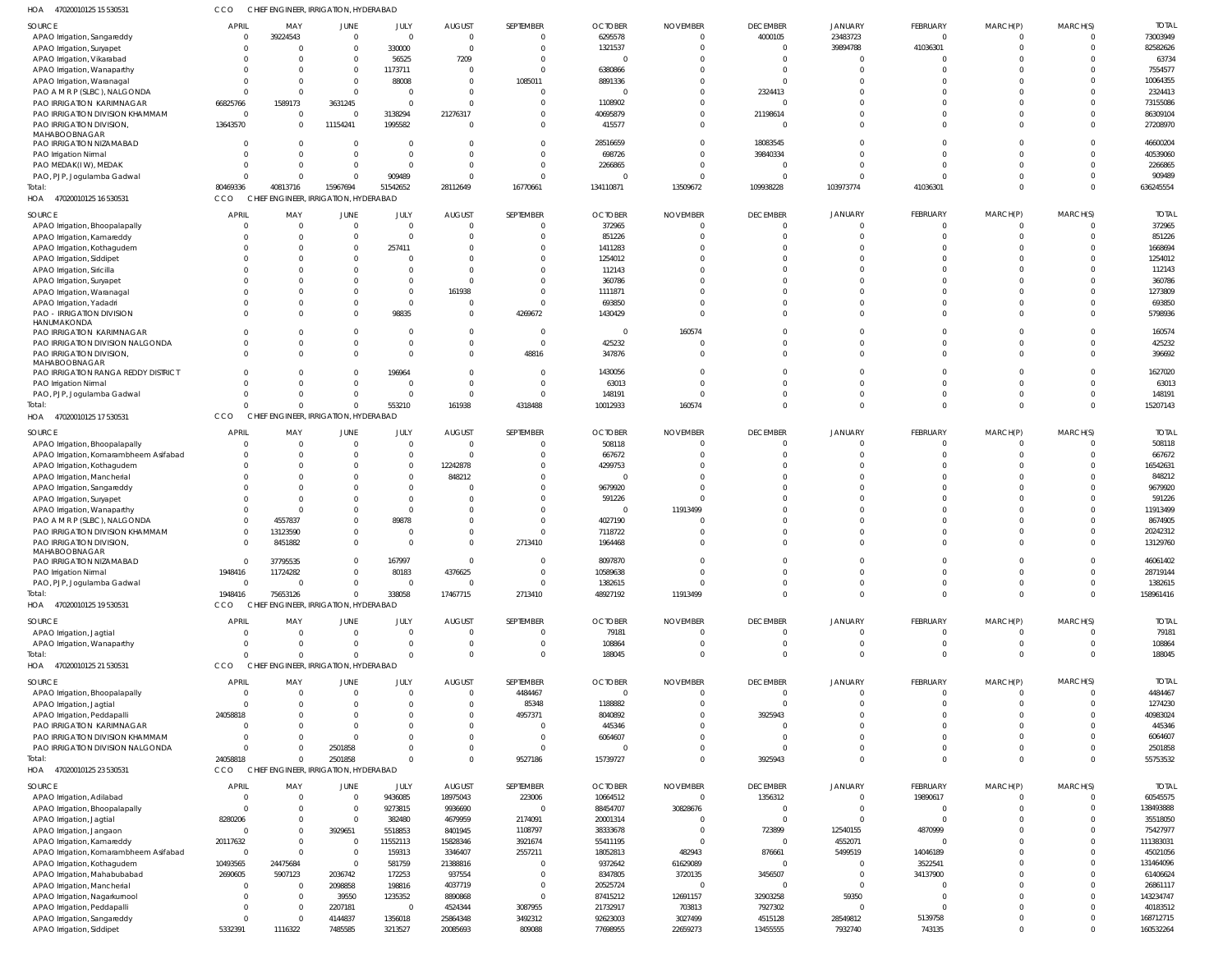HOA 470200101 25 15 530531 CCO CHIEF ENGINEER, IRRIGATION, HYDERABAD

| SOURCE | APRIL | MAY | JUNE | JULY | AUGUST | SEPTEMBER | OCTOBER | NOVEMBER | DECEMBER | JANUARY | FEBRUARY | MARCH(P) | MARCH(S) | TOTAL |
|---|---|---|---|---|---|---|---|---|---|---|---|---|---|---|
| APAO Irrigation, Sangareddy | 0 | 39224543 | 0 | 0 | 0 | 0 | 6295578 | 0 | 4000105 | 23483723 | 0 | 0 | 0 | 73003949 |
| APAO Irrigation, Suryapet | 0 | 0 | 0 | 330000 | 0 | 0 | 1321537 | 0 | 0 | 39894788 | 41036301 | 0 | 0 | 82582626 |
| APAO Irrigation, Vikarabad | 0 | 0 | 0 | 56525 | 7209 | 0 | 0 | 0 | 0 | 0 | 0 | 0 | 0 | 63734 |
| APAO Irrigation, Wanaparthy | 0 | 0 | 0 | 1173711 | 0 | 0 | 6380866 | 0 | 0 | 0 | 0 | 0 | 0 | 7554577 |
| APAO Irrigation, Waranagal | 0 | 0 | 0 | 88008 | 0 | 1085011 | 8891336 | 0 | 0 | 0 | 0 | 0 | 0 | 10064355 |
| PAO A M R P (SLBC), NALGONDA | 0 | 0 | 0 | 0 | 0 | 0 | 0 | 0 | 2324413 | 0 | 0 | 0 | 0 | 2324413 |
| PAO IRRIGATION KARIMNAGAR | 66825766 | 1589173 | 3631245 | 0 | 0 | 0 | 1108902 | 0 | 0 | 0 | 0 | 0 | 0 | 73155086 |
| PAO IRRIGATION DIVISION KHAMMAM | 0 | 0 | 0 | 3138294 | 21276317 | 0 | 40695879 | 0 | 21198614 | 0 | 0 | 0 | 0 | 86309104 |
| PAO IRRIGATION DIVISION, MAHABOOBNAGAR | 13643570 | 0 | 11154241 | 1995582 | 0 | 0 | 415577 | 0 | 0 | 0 | 0 | 0 | 0 | 27208970 |
| PAO IRRIGATION NIZAMABAD | 0 | 0 | 0 | 0 | 0 | 0 | 28516659 | 0 | 18083545 | 0 | 0 | 0 | 0 | 46600204 |
| PAO Irrigation Nirmal | 0 | 0 | 0 | 0 | 0 | 0 | 698726 | 0 | 39840334 | 0 | 0 | 0 | 0 | 40539060 |
| PAO MEDAK(IW), MEDAK | 0 | 0 | 0 | 0 | 0 | 0 | 2266865 | 0 | 0 | 0 | 0 | 0 | 0 | 2266865 |
| PAO, PJP, Jogulamba Gadwal | 0 | 0 | 0 | 909489 | 0 | 0 | 0 | 0 | 0 | 0 | 0 | 0 | 0 | 909489 |
| Total: | 80469336 | 40813716 | 15967694 | 51542652 | 28112649 | 16770661 | 134110871 | 13509672 | 109938228 | 103973774 | 41036301 | 0 | 0 | 636245554 |

HOA 470200101 25 16 530531 CCO CHIEF ENGINEER, IRRIGATION, HYDERABAD

| SOURCE | APRIL | MAY | JUNE | JULY | AUGUST | SEPTEMBER | OCTOBER | NOVEMBER | DECEMBER | JANUARY | FEBRUARY | MARCH(P) | MARCH(S) | TOTAL |
|---|---|---|---|---|---|---|---|---|---|---|---|---|---|---|
| APAO Irrigation, Bhoopalapally | 0 | 0 | 0 | 0 | 0 | 0 | 372965 | 0 | 0 | 0 | 0 | 0 | 0 | 372965 |
| APAO Irrigation, Kamareddy | 0 | 0 | 0 | 0 | 0 | 0 | 851226 | 0 | 0 | 0 | 0 | 0 | 0 | 851226 |
| APAO Irrigation, Kothagudem | 0 | 0 | 0 | 257411 | 0 | 0 | 1411283 | 0 | 0 | 0 | 0 | 0 | 0 | 1668694 |
| APAO Irrigation, Siddipet | 0 | 0 | 0 | 0 | 0 | 0 | 1254012 | 0 | 0 | 0 | 0 | 0 | 0 | 1254012 |
| APAO Irrigation, Siricilla | 0 | 0 | 0 | 0 | 0 | 0 | 112143 | 0 | 0 | 0 | 0 | 0 | 0 | 112143 |
| APAO Irrigation, Suryapet | 0 | 0 | 0 | 0 | 0 | 0 | 360786 | 0 | 0 | 0 | 0 | 0 | 0 | 360786 |
| APAO Irrigation, Waranagal | 0 | 0 | 0 | 0 | 161938 | 0 | 1111871 | 0 | 0 | 0 | 0 | 0 | 0 | 1273809 |
| APAO Irrigation, Yadadri | 0 | 0 | 0 | 0 | 0 | 0 | 693850 | 0 | 0 | 0 | 0 | 0 | 0 | 693850 |
| PAO - IRRIGATION DIVISION HANUMAKONDA | 0 | 0 | 0 | 98835 | 0 | 4269672 | 1430429 | 0 | 0 | 0 | 0 | 0 | 0 | 5798936 |
| PAO IRRIGATION KARIMNAGAR | 0 | 0 | 0 | 0 | 0 | 0 | 0 | 160574 | 0 | 0 | 0 | 0 | 0 | 160574 |
| PAO IRRIGATION DIVISION NALGONDA | 0 | 0 | 0 | 0 | 0 | 0 | 425232 | 0 | 0 | 0 | 0 | 0 | 0 | 425232 |
| PAO IRRIGATION DIVISION, MAHABOOBNAGAR | 0 | 0 | 0 | 0 | 0 | 48816 | 347876 | 0 | 0 | 0 | 0 | 0 | 0 | 396692 |
| PAO IRRIGATION RANGA REDDY DISTRICT | 0 | 0 | 0 | 196964 | 0 | 0 | 1430056 | 0 | 0 | 0 | 0 | 0 | 0 | 1627020 |
| PAO Irrigation Nirmal | 0 | 0 | 0 | 0 | 0 | 0 | 63013 | 0 | 0 | 0 | 0 | 0 | 0 | 63013 |
| PAO, PJP, Jogulamba Gadwal | 0 | 0 | 0 | 0 | 0 | 0 | 148191 | 0 | 0 | 0 | 0 | 0 | 0 | 148191 |
| Total: | 0 | 0 | 0 | 553210 | 161938 | 4318488 | 10012933 | 160574 | 0 | 0 | 0 | 0 | 0 | 15207143 |

HOA 470200101 25 17 530531 CCO CHIEF ENGINEER, IRRIGATION, HYDERABAD

| SOURCE | APRIL | MAY | JUNE | JULY | AUGUST | SEPTEMBER | OCTOBER | NOVEMBER | DECEMBER | JANUARY | FEBRUARY | MARCH(P) | MARCH(S) | TOTAL |
|---|---|---|---|---|---|---|---|---|---|---|---|---|---|---|
| APAO Irrigation, Bhoopalapally | 0 | 0 | 0 | 0 | 0 | 0 | 508118 | 0 | 0 | 0 | 0 | 0 | 0 | 508118 |
| APAO Irrigation, Komarambheem Asifabad | 0 | 0 | 0 | 0 | 0 | 0 | 667672 | 0 | 0 | 0 | 0 | 0 | 0 | 667672 |
| APAO Irrigation, Kothagudem | 0 | 0 | 0 | 0 | 12242878 | 0 | 4299753 | 0 | 0 | 0 | 0 | 0 | 0 | 16542631 |
| APAO Irrigation, Mancherial | 0 | 0 | 0 | 0 | 848212 | 0 | 0 | 0 | 0 | 0 | 0 | 0 | 0 | 848212 |
| APAO Irrigation, Sangareddy | 0 | 0 | 0 | 0 | 0 | 0 | 9679920 | 0 | 0 | 0 | 0 | 0 | 0 | 9679920 |
| APAO Irrigation, Suryapet | 0 | 0 | 0 | 0 | 0 | 0 | 591226 | 0 | 0 | 0 | 0 | 0 | 0 | 591226 |
| APAO Irrigation, Wanaparthy | 0 | 0 | 0 | 0 | 0 | 0 | 0 | 11913499 | 0 | 0 | 0 | 0 | 0 | 11913499 |
| PAO A M R P (SLBC), NALGONDA | 0 | 4557837 | 0 | 89878 | 0 | 0 | 4027190 | 0 | 0 | 0 | 0 | 0 | 0 | 8674905 |
| PAO IRRIGATION DIVISION KHAMMAM | 0 | 13123590 | 0 | 0 | 0 | 0 | 7118722 | 0 | 0 | 0 | 0 | 0 | 0 | 20242312 |
| PAO IRRIGATION DIVISION, MAHABOOBNAGAR | 0 | 8451882 | 0 | 0 | 0 | 2713410 | 1964468 | 0 | 0 | 0 | 0 | 0 | 0 | 13129760 |
| PAO IRRIGATION NIZAMABAD | 0 | 37795535 | 0 | 167997 | 0 | 0 | 8097870 | 0 | 0 | 0 | 0 | 0 | 0 | 46061402 |
| PAO Irrigation Nirmal | 1948416 | 11724282 | 0 | 80183 | 4376625 | 0 | 10589638 | 0 | 0 | 0 | 0 | 0 | 0 | 28719144 |
| PAO, PJP, Jogulamba Gadwal | 0 | 0 | 0 | 0 | 0 | 0 | 1382615 | 0 | 0 | 0 | 0 | 0 | 0 | 1382615 |
| Total: | 1948416 | 75653126 | 0 | 338058 | 17467715 | 2713410 | 48927192 | 11913499 | 0 | 0 | 0 | 0 | 0 | 158961416 |

HOA 470200101 25 19 530531 CCO CHIEF ENGINEER, IRRIGATION, HYDERABAD

| SOURCE | APRIL | MAY | JUNE | JULY | AUGUST | SEPTEMBER | OCTOBER | NOVEMBER | DECEMBER | JANUARY | FEBRUARY | MARCH(P) | MARCH(S) | TOTAL |
|---|---|---|---|---|---|---|---|---|---|---|---|---|---|---|
| APAO Irrigation, Jagtial | 0 | 0 | 0 | 0 | 0 | 0 | 79181 | 0 | 0 | 0 | 0 | 0 | 0 | 79181 |
| APAO Irrigation, Wanaparthy | 0 | 0 | 0 | 0 | 0 | 0 | 108864 | 0 | 0 | 0 | 0 | 0 | 0 | 108864 |
| Total: | 0 | 0 | 0 | 0 | 0 | 0 | 188045 | 0 | 0 | 0 | 0 | 0 | 0 | 188045 |

HOA 470200101 25 21 530531 CCO CHIEF ENGINEER, IRRIGATION, HYDERABAD

| SOURCE | APRIL | MAY | JUNE | JULY | AUGUST | SEPTEMBER | OCTOBER | NOVEMBER | DECEMBER | JANUARY | FEBRUARY | MARCH(P) | MARCH(S) | TOTAL |
|---|---|---|---|---|---|---|---|---|---|---|---|---|---|---|
| APAO Irrigation, Bhoopalapally | 0 | 0 | 0 | 0 | 0 | 4484467 | 0 | 0 | 0 | 0 | 0 | 0 | 0 | 4484467 |
| APAO Irrigation, Jagtial | 0 | 0 | 0 | 0 | 0 | 85348 | 1188882 | 0 | 0 | 0 | 0 | 0 | 0 | 1274230 |
| APAO Irrigation, Peddapalli | 24058818 | 0 | 0 | 0 | 0 | 4957371 | 8040892 | 0 | 3925943 | 0 | 0 | 0 | 0 | 40983024 |
| PAO IRRIGATION KARIMNAGAR | 0 | 0 | 0 | 0 | 0 | 0 | 445346 | 0 | 0 | 0 | 0 | 0 | 0 | 445346 |
| PAO IRRIGATION DIVISION KHAMMAM | 0 | 0 | 0 | 0 | 0 | 0 | 6064607 | 0 | 0 | 0 | 0 | 0 | 0 | 6064607 |
| PAO IRRIGATION DIVISION NALGONDA | 0 | 0 | 2501858 | 0 | 0 | 0 | 0 | 0 | 0 | 0 | 0 | 0 | 0 | 2501858 |
| Total: | 24058818 | 0 | 2501858 | 0 | 0 | 9527186 | 15739727 | 0 | 3925943 | 0 | 0 | 0 | 0 | 55753532 |

HOA 470200101 25 23 530531 CCO CHIEF ENGINEER, IRRIGATION, HYDERABAD

| SOURCE | APRIL | MAY | JUNE | JULY | AUGUST | SEPTEMBER | OCTOBER | NOVEMBER | DECEMBER | JANUARY | FEBRUARY | MARCH(P) | MARCH(S) | TOTAL |
|---|---|---|---|---|---|---|---|---|---|---|---|---|---|---|
| APAO Irrigation, Adilabad | 0 | 0 | 0 | 9436085 | 18975043 | 223006 | 10664512 | 0 | 1356312 | 0 | 19890617 | 0 | 0 | 60545575 |
| APAO Irrigation, Bhoopalapally | 0 | 0 | 0 | 9273815 | 9936690 | 0 | 88454707 | 30828676 | 0 | 0 | 0 | 0 | 0 | 138493888 |
| APAO Irrigation, Jagtial | 8280206 | 0 | 0 | 382480 | 4679959 | 2174091 | 20001314 | 0 | 0 | 0 | 0 | 0 | 0 | 35518050 |
| APAO Irrigation, Jangaon | 0 | 0 | 3929651 | 5518853 | 8401945 | 1108797 | 38333678 | 0 | 723899 | 12540155 | 4870999 | 0 | 0 | 75427977 |
| APAO Irrigation, Kamareddy | 20117632 | 0 | 0 | 11552113 | 15828346 | 3921674 | 55411195 | 0 | 0 | 4552071 | 0 | 0 | 0 | 111383031 |
| APAO Irrigation, Komarambheem Asifabad | 0 | 0 | 0 | 159313 | 3346407 | 2557211 | 18052813 | 482943 | 876661 | 5499519 | 14046189 | 0 | 0 | 45021056 |
| APAO Irrigation, Kothagudem | 10493565 | 24475684 | 0 | 581759 | 21388816 | 0 | 9372642 | 61629089 | 0 | 0 | 3522541 | 0 | 0 | 131464096 |
| APAO Irrigation, Mahabubabad | 2690605 | 5907123 | 2036742 | 172253 | 937554 | 0 | 8347805 | 3720135 | 3456507 | 0 | 34137900 | 0 | 0 | 61406624 |
| APAO Irrigation, Mancherial | 0 | 0 | 2098858 | 198816 | 4037719 | 0 | 20525724 | 0 | 0 | 0 | 0 | 0 | 0 | 26861117 |
| APAO Irrigation, Nagarkurnool | 0 | 0 | 39550 | 1235352 | 8890868 | 0 | 87415212 | 12691157 | 32903258 | 59350 | 0 | 0 | 0 | 143234747 |
| APAO Irrigation, Peddapalli | 0 | 0 | 2207181 | 0 | 4524344 | 3087955 | 21732917 | 703813 | 7927302 | 0 | 0 | 0 | 0 | 40183512 |
| APAO Irrigation, Sangareddy | 0 | 0 | 4144837 | 1356018 | 25864348 | 3492312 | 92623003 | 3027499 | 4515128 | 28549812 | 5139758 | 0 | 0 | 168712715 |
| APAO Irrigation, Siddipet | 5332391 | 1116322 | 7485585 | 3213527 | 20085693 | 809088 | 77698955 | 22659273 | 13455555 | 7932740 | 743135 | 0 | 0 | 160532264 |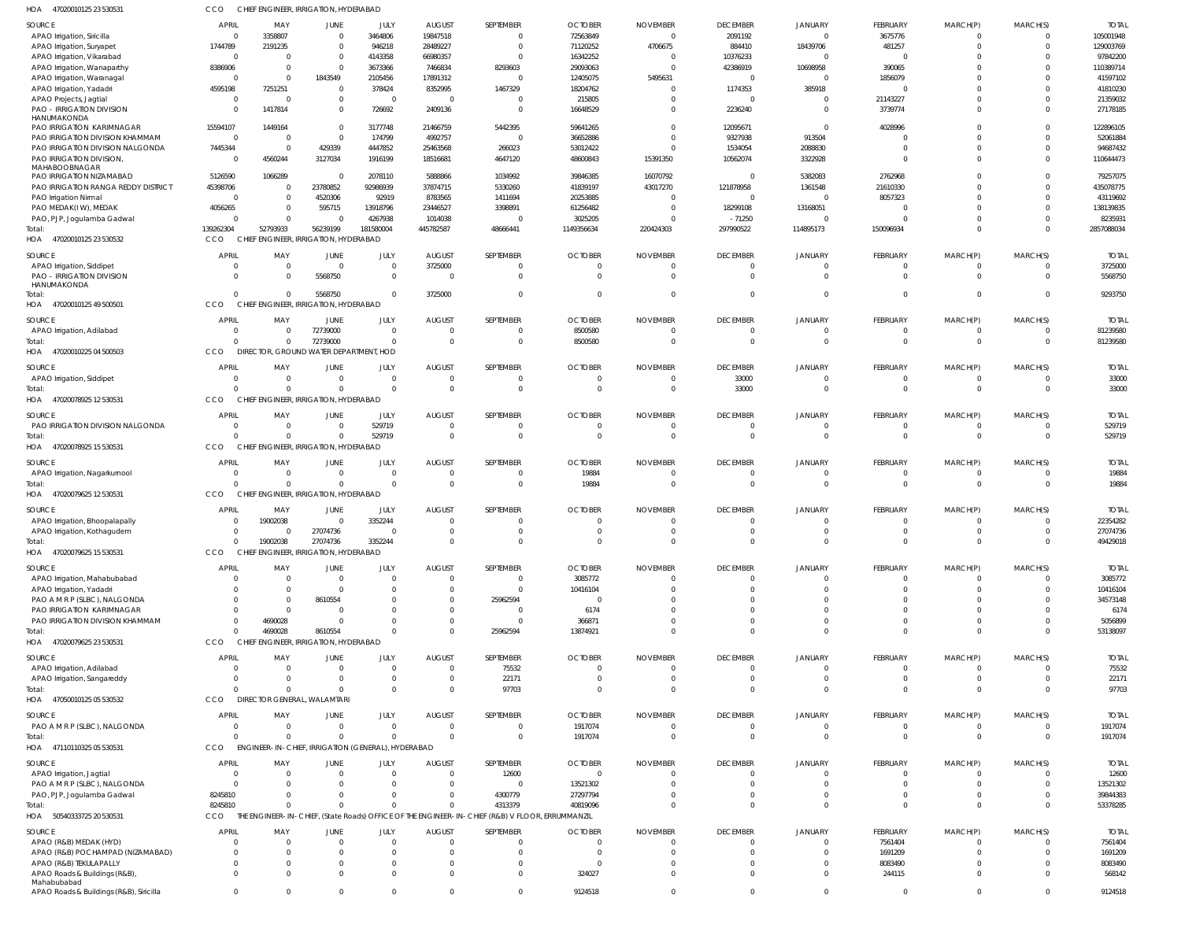HOA 470200101252 3 530531 CCO CHIEF ENGINEER, IRRIGATION, HYDERABAD

| SOURCE | APRIL | MAY | JUNE | JULY | AUGUST | SEPTEMBER | OCTOBER | NOVEMBER | DECEMBER | JANUARY | FEBRUARY | MARCH(P) | MARCH(S) | TOTAL |
|---|---|---|---|---|---|---|---|---|---|---|---|---|---|---|
| APAO Irrigation, Siricilla | 0 | 3358807 | 0 | 3464806 | 19847518 | 0 | 72563849 | 0 | 2091192 | 0 | 3675776 | 0 | 0 | 105001948 |
| APAO Irrigation, Suryapet | 1744789 | 2191235 | 0 | 946218 | 28489227 | 0 | 71120252 | 4706675 | 884410 | 18439706 | 481257 | 0 | 0 | 129003769 |
| APAO Irrigation, Vikarabad | 0 | 0 | 0 | 4143358 | 66980357 | 0 | 16342252 | 0 | 10376233 | 0 | 0 | 0 | 0 | 97842200 |
| APAO Irrigation, Wanaparthy | 8386906 | 0 | 0 | 3673366 | 7466834 | 8293603 | 29093063 | 0 | 42386919 | 10698958 | 390065 | 0 | 0 | 110389714 |
| APAO Irrigation, Waranagal | 0 | 0 | 1843549 | 2105456 | 17891312 | 0 | 12405075 | 5495631 | 0 | 0 | 1856079 | 0 | 0 | 41597102 |
| APAO Irrigation, Yadadri | 4595198 | 7251251 | 0 | 378424 | 8352995 | 1467329 | 18204762 | 0 | 1174353 | 385918 | 0 | 0 | 0 | 41810230 |
| APAO Projects, Jagtial | 0 | 0 | 0 | 0 | 0 | 0 | 215805 | 0 | 0 | 0 | 21143227 | 0 | 0 | 21359032 |
| PAO - IRRIGATION DIVISION HANUMAKONDA | 0 | 1417814 | 0 | 726692 | 2409136 | 0 | 16648529 | 0 | 2236240 | 0 | 3739774 | 0 | 0 | 27178185 |
| PAO IRRIGATION KARIMNAGAR | 15594107 | 1449164 | 0 | 3177748 | 21466759 | 5442395 | 59641265 | 0 | 12095671 | 0 | 4028996 | 0 | 0 | 122896105 |
| PAO IRRIGATION DIVISION KHAMMAM | 0 | 0 | 0 | 174799 | 4992757 | 0 | 36652886 | 0 | 9327938 | 913504 | 0 | 0 | 0 | 52061884 |
| PAO IRRIGATION DIVISION NALGONDA | 7445344 | 0 | 429339 | 4447852 | 25463568 | 266023 | 53012422 | 0 | 1534054 | 2088830 | 0 | 0 | 0 | 94687432 |
| PAO IRRIGATION DIVISION, MAHABOOBNAGAR | 0 | 4560244 | 3127034 | 1916199 | 18516681 | 4647120 | 48600843 | 15391350 | 10562074 | 3322928 | 0 | 0 | 0 | 110644473 |
| PAO IRRIGATION NIZAMABAD | 5126590 | 1066289 | 0 | 2078110 | 5888866 | 1034992 | 39846385 | 16070792 | 0 | 5382083 | 2762968 | 0 | 0 | 79257075 |
| PAO IRRIGATION RANGA REDDY DISTRICT | 45398706 | 0 | 23780852 | 92986939 | 37874715 | 5330260 | 41839197 | 43017270 | 121878958 | 1361548 | 21610330 | 0 | 0 | 435078775 |
| PAO Irrigation Nirmal | 0 | 0 | 4520306 | 92919 | 8783565 | 1411694 | 20253885 | 0 | 0 | 0 | 8057323 | 0 | 0 | 43119692 |
| PAO MEDAK(IW), MEDAK | 4056265 | 0 | 595715 | 13918796 | 23446527 | 3398891 | 61256482 | 0 | 18299108 | 13168051 | 0 | 0 | 0 | 138139835 |
| PAO, PJP, Jogulamba Gadwal | 0 | 0 | 0 | 4267938 | 1014038 | 0 | 3025205 | 0 | - 71250 | 0 | 0 | 0 | 0 | 8235931 |
| Total: | 139262304 | 52793933 | 56239199 | 181580004 | 445782587 | 48666441 | 1149356634 | 220424303 | 297990522 | 114895173 | 150096934 | 0 | 0 | 2857088034 |

HOA 470200101252 3 530532 CCO CHIEF ENGINEER, IRRIGATION, HYDERABAD

| SOURCE | APRIL | MAY | JUNE | JULY | AUGUST | SEPTEMBER | OCTOBER | NOVEMBER | DECEMBER | JANUARY | FEBRUARY | MARCH(P) | MARCH(S) | TOTAL |
|---|---|---|---|---|---|---|---|---|---|---|---|---|---|---|
| APAO Irrigation, Siddipet | 0 | 0 | 0 | 0 | 3725000 | 0 | 0 | 0 | 0 | 0 | 0 | 0 | 0 | 3725000 |
| PAO - IRRIGATION DIVISION HANUMAKONDA | 0 | 0 | 5568750 | 0 | 0 | 0 | 0 | 0 | 0 | 0 | 0 | 0 | 0 | 5568750 |
| Total: | 0 | 0 | 5568750 | 0 | 3725000 | 0 | 0 | 0 | 0 | 0 | 0 | 0 | 0 | 9293750 |

HOA 470200101254 9 500501 CCO CHIEF ENGINEER, IRRIGATION, HYDERABAD

| SOURCE | APRIL | MAY | JUNE | JULY | AUGUST | SEPTEMBER | OCTOBER | NOVEMBER | DECEMBER | JANUARY | FEBRUARY | MARCH(P) | MARCH(S) | TOTAL |
|---|---|---|---|---|---|---|---|---|---|---|---|---|---|---|
| APAO Irrigation, Adilabad | 0 | 0 | 72739000 | 0 | 0 | 0 | 8500580 | 0 | 0 | 0 | 0 | 0 | 0 | 81239580 |
| Total: | 0 | 0 | 72739000 | 0 | 0 | 0 | 8500580 | 0 | 0 | 0 | 0 | 0 | 0 | 81239580 |

HOA 470200102250 4 500503 CCO DIRECTOR, GROUND WATER DEPARTMENT, HOD

| SOURCE | APRIL | MAY | JUNE | JULY | AUGUST | SEPTEMBER | OCTOBER | NOVEMBER | DECEMBER | JANUARY | FEBRUARY | MARCH(P) | MARCH(S) | TOTAL |
|---|---|---|---|---|---|---|---|---|---|---|---|---|---|---|
| APAO Irrigation, Siddipet | 0 | 0 | 0 | 0 | 0 | 0 | 0 | 0 | 33000 | 0 | 0 | 0 | 0 | 33000 |
| Total: | 0 | 0 | 0 | 0 | 0 | 0 | 0 | 0 | 33000 | 0 | 0 | 0 | 0 | 33000 |

HOA 470200789251 2 530531 CCO CHIEF ENGINEER, IRRIGATION, HYDERABAD

| SOURCE | APRIL | MAY | JUNE | JULY | AUGUST | SEPTEMBER | OCTOBER | NOVEMBER | DECEMBER | JANUARY | FEBRUARY | MARCH(P) | MARCH(S) | TOTAL |
|---|---|---|---|---|---|---|---|---|---|---|---|---|---|---|
| PAO IRRIGATION DIVISION NALGONDA | 0 | 0 | 0 | 529719 | 0 | 0 | 0 | 0 | 0 | 0 | 0 | 0 | 0 | 529719 |
| Total: | 0 | 0 | 0 | 529719 | 0 | 0 | 0 | 0 | 0 | 0 | 0 | 0 | 0 | 529719 |

HOA 470200789251 5 530531 CCO CHIEF ENGINEER, IRRIGATION, HYDERABAD

| SOURCE | APRIL | MAY | JUNE | JULY | AUGUST | SEPTEMBER | OCTOBER | NOVEMBER | DECEMBER | JANUARY | FEBRUARY | MARCH(P) | MARCH(S) | TOTAL |
|---|---|---|---|---|---|---|---|---|---|---|---|---|---|---|
| APAO Irrigation, Nagarkurnool | 0 | 0 | 0 | 0 | 0 | 0 | 19884 | 0 | 0 | 0 | 0 | 0 | 0 | 19884 |
| Total: | 0 | 0 | 0 | 0 | 0 | 0 | 19884 | 0 | 0 | 0 | 0 | 0 | 0 | 19884 |

HOA 470200796251 2 530531 CCO CHIEF ENGINEER, IRRIGATION, HYDERABAD

| SOURCE | APRIL | MAY | JUNE | JULY | AUGUST | SEPTEMBER | OCTOBER | NOVEMBER | DECEMBER | JANUARY | FEBRUARY | MARCH(P) | MARCH(S) | TOTAL |
|---|---|---|---|---|---|---|---|---|---|---|---|---|---|---|
| APAO Irrigation, Bhoopalapally | 0 | 19002038 | 0 | 3352244 | 0 | 0 | 0 | 0 | 0 | 0 | 0 | 0 | 0 | 22354282 |
| APAO Irrigation, Kothagudem | 0 | 0 | 27074736 | 0 | 0 | 0 | 0 | 0 | 0 | 0 | 0 | 0 | 0 | 27074736 |
| Total: | 0 | 19002038 | 27074736 | 3352244 | 0 | 0 | 0 | 0 | 0 | 0 | 0 | 0 | 0 | 49429018 |

HOA 470200796251 5 530531 CCO CHIEF ENGINEER, IRRIGATION, HYDERABAD

| SOURCE | APRIL | MAY | JUNE | JULY | AUGUST | SEPTEMBER | OCTOBER | NOVEMBER | DECEMBER | JANUARY | FEBRUARY | MARCH(P) | MARCH(S) | TOTAL |
|---|---|---|---|---|---|---|---|---|---|---|---|---|---|---|
| APAO Irrigation, Mahabubabad | 0 | 0 | 0 | 0 | 0 | 0 | 3085772 | 0 | 0 | 0 | 0 | 0 | 0 | 3085772 |
| APAO Irrigation, Yadadri | 0 | 0 | 0 | 0 | 0 | 0 | 10416104 | 0 | 0 | 0 | 0 | 0 | 0 | 10416104 |
| PAO A M R P (SLBC), NALGONDA | 0 | 0 | 8610554 | 0 | 0 | 25962594 | 0 | 0 | 0 | 0 | 0 | 0 | 0 | 34573148 |
| PAO IRRIGATION KARIMNAGAR | 0 | 0 | 0 | 0 | 0 | 0 | 6174 | 0 | 0 | 0 | 0 | 0 | 0 | 6174 |
| PAO IRRIGATION DIVISION KHAMMAM | 0 | 4690028 | 0 | 0 | 0 | 0 | 366871 | 0 | 0 | 0 | 0 | 0 | 0 | 5056899 |
| Total: | 0 | 4690028 | 8610554 | 0 | 0 | 25962594 | 13874921 | 0 | 0 | 0 | 0 | 0 | 0 | 53138097 |

HOA 470200796252 3 530531 CCO CHIEF ENGINEER, IRRIGATION, HYDERABAD

| SOURCE | APRIL | MAY | JUNE | JULY | AUGUST | SEPTEMBER | OCTOBER | NOVEMBER | DECEMBER | JANUARY | FEBRUARY | MARCH(P) | MARCH(S) | TOTAL |
|---|---|---|---|---|---|---|---|---|---|---|---|---|---|---|
| APAO Irrigation, Adilabad | 0 | 0 | 0 | 0 | 0 | 75532 | 0 | 0 | 0 | 0 | 0 | 0 | 0 | 75532 |
| APAO Irrigation, Sangareddy | 0 | 0 | 0 | 0 | 0 | 22171 | 0 | 0 | 0 | 0 | 0 | 0 | 0 | 22171 |
| Total: | 0 | 0 | 0 | 0 | 0 | 97703 | 0 | 0 | 0 | 0 | 0 | 0 | 0 | 97703 |

HOA 470500101250 5 530532 CCO DIRECTOR GENERAL, WALAMTARI

| SOURCE | APRIL | MAY | JUNE | JULY | AUGUST | SEPTEMBER | OCTOBER | NOVEMBER | DECEMBER | JANUARY | FEBRUARY | MARCH(P) | MARCH(S) | TOTAL |
|---|---|---|---|---|---|---|---|---|---|---|---|---|---|---|
| PAO A M R P (SLBC), NALGONDA | 0 | 0 | 0 | 0 | 0 | 0 | 1917074 | 0 | 0 | 0 | 0 | 0 | 0 | 1917074 |
| Total: | 0 | 0 | 0 | 0 | 0 | 0 | 1917074 | 0 | 0 | 0 | 0 | 0 | 0 | 1917074 |

HOA 471101103250 5 530531 CCO ENGINEER-IN-CHIEF, IRRIGATION (GENERAL), HYDERABAD

| SOURCE | APRIL | MAY | JUNE | JULY | AUGUST | SEPTEMBER | OCTOBER | NOVEMBER | DECEMBER | JANUARY | FEBRUARY | MARCH(P) | MARCH(S) | TOTAL |
|---|---|---|---|---|---|---|---|---|---|---|---|---|---|---|
| APAO Irrigation, Jagtial | 0 | 0 | 0 | 0 | 0 | 12600 | 0 | 0 | 0 | 0 | 0 | 0 | 0 | 12600 |
| PAO A M R P (SLBC), NALGONDA | 0 | 0 | 0 | 0 | 0 | 0 | 13521302 | 0 | 0 | 0 | 0 | 0 | 0 | 13521302 |
| PAO, PJP, Jogulamba Gadwal | 8245810 | 0 | 0 | 0 | 0 | 4300779 | 27297794 | 0 | 0 | 0 | 0 | 0 | 0 | 39844383 |
| Total: | 8245810 | 0 | 0 | 0 | 0 | 4313379 | 40819096 | 0 | 0 | 0 | 0 | 0 | 0 | 53378285 |

HOA 505403337252 0 530531 CCO THE ENGINEER-IN-CHIEF, (State Roads) OFFICE OF THE ENGINEER-IN-CHIEF (R&B) V FLOOR, ERRUMMANZIL

| SOURCE | APRIL | MAY | JUNE | JULY | AUGUST | SEPTEMBER | OCTOBER | NOVEMBER | DECEMBER | JANUARY | FEBRUARY | MARCH(P) | MARCH(S) | TOTAL |
|---|---|---|---|---|---|---|---|---|---|---|---|---|---|---|
| APAO (R&B) MEDAK (HYD) | 0 | 0 | 0 | 0 | 0 | 0 | 0 | 0 | 0 | 0 | 7561404 | 0 | 0 | 7561404 |
| APAO (R&B) POCHAMPAD (NIZAMABAD) | 0 | 0 | 0 | 0 | 0 | 0 | 0 | 0 | 0 | 0 | 1691209 | 0 | 0 | 1691209 |
| APAO (R&B) TEKULAPALLY | 0 | 0 | 0 | 0 | 0 | 0 | 0 | 0 | 0 | 0 | 8083490 | 0 | 0 | 8083490 |
| APAO Roads & Buildings (R&B), Mahabubabad | 0 | 0 | 0 | 0 | 0 | 0 | 324027 | 0 | 0 | 0 | 244115 | 0 | 0 | 568142 |
| APAO Roads & Buildings (R&B), Siricilla | 0 | 0 | 0 | 0 | 0 | 0 | 9124518 | 0 | 0 | 0 | 0 | 0 | 0 | 9124518 |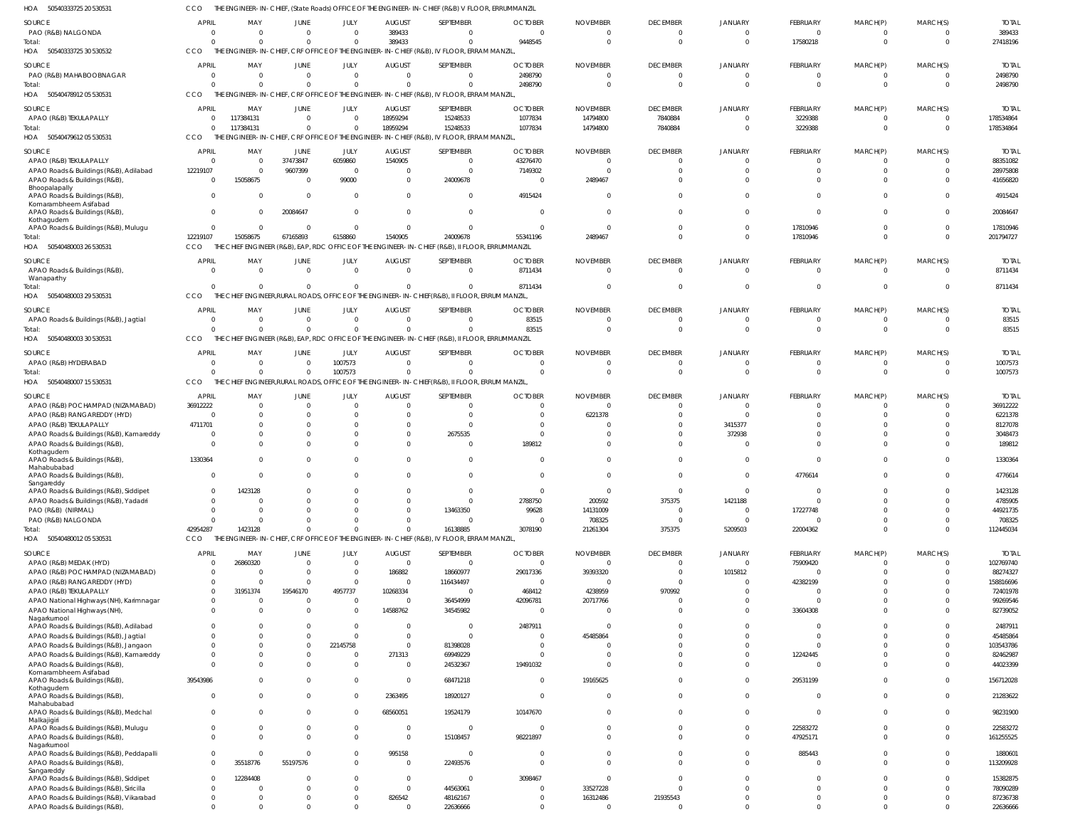HOA 50540333725 20 530531 CCO THE ENGINEER-IN-CHIEF, (State Roads) OFFICE OF THE ENGINEER-IN-CHIEF (R&B) V FLOOR, ERRUMMANZIL

| SOURCE | APRIL | MAY | JUNE | JULY | AUGUST | SEPTEMBER | OCTOBER | NOVEMBER | DECEMBER | JANUARY | FEBRUARY | MARCH(P) | MARCH(S) | TOTAL |
|---|---|---|---|---|---|---|---|---|---|---|---|---|---|---|
| PAO (R&B) NALGONDA | 0 | 0 | 0 | 0 | 389433 | 0 | 0 | 0 | 0 | 0 | 0 | 0 | 0 | 389433 |
| Total: | 0 | 0 | 0 | 0 | 389433 | 0 | 9448545 | 0 | 0 | 0 | 17580218 | 0 | 0 | 27418196 |

HOA 50540333725 30 530532 CCO THE ENGINEER-IN-CHIEF, CRF OFFICE OF THE ENGINEER-IN-CHIEF (R&B), IV FLOOR, ERRAM MANZIL,

| SOURCE | APRIL | MAY | JUNE | JULY | AUGUST | SEPTEMBER | OCTOBER | NOVEMBER | DECEMBER | JANUARY | FEBRUARY | MARCH(P) | MARCH(S) | TOTAL |
|---|---|---|---|---|---|---|---|---|---|---|---|---|---|---|
| PAO (R&B) MAHABOOBNAGAR | 0 | 0 | 0 | 0 | 0 | 0 | 2498790 | 0 | 0 | 0 | 0 | 0 | 0 | 2498790 |
| Total: | 0 | 0 | 0 | 0 | 0 | 0 | 2498790 | 0 | 0 | 0 | 0 | 0 | 0 | 2498790 |

HOA 50540478912 05 530531 CCO THE ENGINEER-IN-CHIEF, CRF OFFICE OF THE ENGINEER-IN-CHIEF (R&B), IV FLOOR, ERRAM MANZIL,

| SOURCE | APRIL | MAY | JUNE | JULY | AUGUST | SEPTEMBER | OCTOBER | NOVEMBER | DECEMBER | JANUARY | FEBRUARY | MARCH(P) | MARCH(S) | TOTAL |
|---|---|---|---|---|---|---|---|---|---|---|---|---|---|---|
| APAO (R&B) TEKULAPALLY | 0 | 117384131 | 0 | 0 | 18959294 | 15248533 | 1077834 | 14794800 | 7840884 | 0 | 3229388 | 0 | 0 | 178534864 |
| Total: | 0 | 117384131 | 0 | 0 | 18959294 | 15248533 | 1077834 | 14794800 | 7840884 | 0 | 3229388 | 0 | 0 | 178534864 |

HOA 50540479612 05 530531 CCO THE ENGINEER-IN-CHIEF, CRF OFFICE OF THE ENGINEER-IN-CHIEF (R&B), IV FLOOR, ERRAM MANZIL,

| SOURCE | APRIL | MAY | JUNE | JULY | AUGUST | SEPTEMBER | OCTOBER | NOVEMBER | DECEMBER | JANUARY | FEBRUARY | MARCH(P) | MARCH(S) | TOTAL |
|---|---|---|---|---|---|---|---|---|---|---|---|---|---|---|
| APAO (R&B) TEKULAPALLY | 0 | 0 | 37473847 | 6059860 | 1540905 | 0 | 43276470 | 0 | 0 | 0 | 0 | 0 | 0 | 88351082 |
| APAO Roads & Buildings (R&B), Adilabad | 12219107 | 0 | 9607399 | 0 | 0 | 0 | 7149302 | 0 | 0 | 0 | 0 | 0 | 0 | 28975808 |
| APAO Roads & Buildings (R&B), Bhoopalapally | 0 | 15058675 | 0 | 99000 | 0 | 24009678 | 0 | 2489467 | 0 | 0 | 0 | 0 | 0 | 41656820 |
| APAO Roads & Buildings (R&B), Komarambheem Asifabad | 0 | 0 | 0 | 0 | 0 | 0 | 4915424 | 0 | 0 | 0 | 0 | 0 | 0 | 4915424 |
| APAO Roads & Buildings (R&B), Kothagudem | 0 | 0 | 20084647 | 0 | 0 | 0 | 0 | 0 | 0 | 0 | 0 | 0 | 0 | 20084647 |
| APAO Roads & Buildings (R&B), Mulugu | 0 | 0 | 0 | 0 | 0 | 0 | 0 | 0 | 0 | 0 | 17810946 | 0 | 0 | 17810946 |
| Total: | 12219107 | 15058675 | 67165893 | 6158860 | 1540905 | 24009678 | 55341196 | 2489467 | 0 | 0 | 17810946 | 0 | 0 | 201794727 |

HOA 50540480003 26 530531 CCO THE CHIEF ENGINEER (R&B), EAP, RDC OFFICE OF THE ENGINEER-IN-CHIEF (R&B), II FLOOR, ERRUMMANZIL

| SOURCE | APRIL | MAY | JUNE | JULY | AUGUST | SEPTEMBER | OCTOBER | NOVEMBER | DECEMBER | JANUARY | FEBRUARY | MARCH(P) | MARCH(S) | TOTAL |
|---|---|---|---|---|---|---|---|---|---|---|---|---|---|---|
| APAO Roads & Buildings (R&B), Wanaparthy | 0 | 0 | 0 | 0 | 0 | 0 | 8711434 | 0 | 0 | 0 | 0 | 0 | 0 | 8711434 |
| Total: | 0 | 0 | 0 | 0 | 0 | 0 | 8711434 | 0 | 0 | 0 | 0 | 0 | 0 | 8711434 |

HOA 50540480003 29 530531 CCO THE CHIEF ENGINEER,RURAL ROADS, OFFICE OF THE ENGINEER-IN-CHIEF(R&B), II FLOOR, ERRUM MANZIL,

| SOURCE | APRIL | MAY | JUNE | JULY | AUGUST | SEPTEMBER | OCTOBER | NOVEMBER | DECEMBER | JANUARY | FEBRUARY | MARCH(P) | MARCH(S) | TOTAL |
|---|---|---|---|---|---|---|---|---|---|---|---|---|---|---|
| APAO Roads & Buildings (R&B), Jagtial | 0 | 0 | 0 | 0 | 0 | 0 | 83515 | 0 | 0 | 0 | 0 | 0 | 0 | 83515 |
| Total: | 0 | 0 | 0 | 0 | 0 | 0 | 83515 | 0 | 0 | 0 | 0 | 0 | 0 | 83515 |

HOA 50540480003 30 530531 CCO THE CHIEF ENGINEER (R&B), EAP, RDC OFFICE OF THE ENGINEER-IN-CHIEF (R&B), II FLOOR, ERRUMMANZIL

| SOURCE | APRIL | MAY | JUNE | JULY | AUGUST | SEPTEMBER | OCTOBER | NOVEMBER | DECEMBER | JANUARY | FEBRUARY | MARCH(P) | MARCH(S) | TOTAL |
|---|---|---|---|---|---|---|---|---|---|---|---|---|---|---|
| APAO (R&B) HYDERABAD | 0 | 0 | 0 | 1007573 | 0 | 0 | 0 | 0 | 0 | 0 | 0 | 0 | 0 | 1007573 |
| Total: | 0 | 0 | 0 | 1007573 | 0 | 0 | 0 | 0 | 0 | 0 | 0 | 0 | 0 | 1007573 |

HOA 50540480007 15 530531 CCO THE CHIEF ENGINEER,RURAL ROADS, OFFICE OF THE ENGINEER-IN-CHIEF(R&B), II FLOOR, ERRUM MANZIL,

| SOURCE | APRIL | MAY | JUNE | JULY | AUGUST | SEPTEMBER | OCTOBER | NOVEMBER | DECEMBER | JANUARY | FEBRUARY | MARCH(P) | MARCH(S) | TOTAL |
|---|---|---|---|---|---|---|---|---|---|---|---|---|---|---|
| APAO (R&B) POCHAMPAD (NIZAMABAD) | 36912222 | 0 | 0 | 0 | 0 | 0 | 0 | 0 | 0 | 0 | 0 | 0 | 0 | 36912222 |
| APAO (R&B) RANGAREDDY (HYD) | 0 | 0 | 0 | 0 | 0 | 0 | 0 | 6221378 | 0 | 0 | 0 | 0 | 0 | 6221378 |
| APAO (R&B) TEKULAPALLY | 4711701 | 0 | 0 | 0 | 0 | 0 | 0 | 0 | 0 | 3415377 | 0 | 0 | 0 | 8127078 |
| APAO Roads & Buildings (R&B), Kamareddy | 0 | 0 | 0 | 0 | 0 | 2675535 | 0 | 0 | 0 | 372938 | 0 | 0 | 0 | 3048473 |
| APAO Roads & Buildings (R&B), Kothagudem | 0 | 0 | 0 | 0 | 0 | 0 | 189812 | 0 | 0 | 0 | 0 | 0 | 0 | 189812 |
| APAO Roads & Buildings (R&B), Mahabubabad | 1330364 | 0 | 0 | 0 | 0 | 0 | 0 | 0 | 0 | 0 | 0 | 0 | 0 | 1330364 |
| APAO Roads & Buildings (R&B), Sangareddy | 0 | 0 | 0 | 0 | 0 | 0 | 0 | 0 | 0 | 0 | 4776614 | 0 | 0 | 4776614 |
| APAO Roads & Buildings (R&B), Siddipet | 0 | 1423128 | 0 | 0 | 0 | 0 | 0 | 0 | 0 | 0 | 0 | 0 | 0 | 1423128 |
| APAO Roads & Buildings (R&B), Yadadri | 0 | 0 | 0 | 0 | 0 | 0 | 2788750 | 200592 | 375375 | 1421188 | 0 | 0 | 0 | 4785905 |
| PAO (R&B) (NIRMAL) | 0 | 0 | 0 | 0 | 0 | 13463350 | 99628 | 14131009 | 0 | 0 | 17227748 | 0 | 0 | 44921735 |
| PAO (R&B) NALGONDA | 0 | 0 | 0 | 0 | 0 | 0 | 0 | 708325 | 0 | 0 | 0 | 0 | 0 | 708325 |
| Total: | 42954287 | 1423128 | 0 | 0 | 0 | 16138885 | 3078190 | 21261304 | 375375 | 5209503 | 22004362 | 0 | 0 | 112445034 |

HOA 50540480012 05 530531 CCO THE ENGINEER-IN-CHIEF, CRF OFFICE OF THE ENGINEER-IN-CHIEF (R&B), IV FLOOR, ERRAM MANZIL,

| SOURCE | APRIL | MAY | JUNE | JULY | AUGUST | SEPTEMBER | OCTOBER | NOVEMBER | DECEMBER | JANUARY | FEBRUARY | MARCH(P) | MARCH(S) | TOTAL |
|---|---|---|---|---|---|---|---|---|---|---|---|---|---|---|
| APAO (R&B) MEDAK (HYD) | 0 | 26860320 | 0 | 0 | 0 | 0 | 0 | 0 | 0 | 0 | 75909420 | 0 | 0 | 102769740 |
| APAO (R&B) POCHAMPAD (NIZAMABAD) | 0 | 0 | 0 | 0 | 186882 | 18660977 | 29017336 | 39393320 | 0 | 1015812 | 0 | 0 | 0 | 88274327 |
| APAO (R&B) RANGAREDDY (HYD) | 0 | 0 | 0 | 0 | 0 | 116434497 | 0 | 0 | 0 | 0 | 42382199 | 0 | 0 | 158816696 |
| APAO (R&B) TEKULAPALLY | 0 | 31951374 | 19546170 | 4957737 | 10268334 | 0 | 468412 | 4238959 | 970992 | 0 | 0 | 0 | 0 | 72401978 |
| APAO National Highways (NH), Karimnagar | 0 | 0 | 0 | 0 | 0 | 36454999 | 42096781 | 20717766 | 0 | 0 | 0 | 0 | 0 | 99269546 |
| APAO National Highways (NH), Nagarkurnool | 0 | 0 | 0 | 0 | 14588762 | 34545982 | 0 | 0 | 0 | 0 | 33604308 | 0 | 0 | 82739052 |
| APAO Roads & Buildings (R&B), Adilabad | 0 | 0 | 0 | 0 | 0 | 0 | 2487911 | 0 | 0 | 0 | 0 | 0 | 0 | 2487911 |
| APAO Roads & Buildings (R&B), Jagtial | 0 | 0 | 0 | 0 | 0 | 0 | 0 | 45485864 | 0 | 0 | 0 | 0 | 0 | 45485864 |
| APAO Roads & Buildings (R&B), Jangaon | 0 | 0 | 0 | 22145758 | 0 | 81398028 | 0 | 0 | 0 | 0 | 0 | 0 | 0 | 103543786 |
| APAO Roads & Buildings (R&B), Kamareddy | 0 | 0 | 0 | 0 | 271313 | 69949229 | 0 | 0 | 0 | 0 | 12242445 | 0 | 0 | 82462987 |
| APAO Roads & Buildings (R&B), Komarambheem Asifabad | 0 | 0 | 0 | 0 | 0 | 24532367 | 19491032 | 0 | 0 | 0 | 0 | 0 | 0 | 44023399 |
| APAO Roads & Buildings (R&B), Kothagudem | 39543986 | 0 | 0 | 0 | 0 | 68471218 | 0 | 19165625 | 0 | 0 | 29531199 | 0 | 0 | 156712028 |
| APAO Roads & Buildings (R&B), Mahabubabad | 0 | 0 | 0 | 0 | 2363495 | 18920127 | 0 | 0 | 0 | 0 | 0 | 0 | 0 | 21283622 |
| APAO Roads & Buildings (R&B), Medchal Malkajigiri | 0 | 0 | 0 | 0 | 68560051 | 19524179 | 10147670 | 0 | 0 | 0 | 0 | 0 | 0 | 98231900 |
| APAO Roads & Buildings (R&B), Mulugu | 0 | 0 | 0 | 0 | 0 | 0 | 0 | 0 | 0 | 0 | 22583272 | 0 | 0 | 22583272 |
| APAO Roads & Buildings (R&B), Nagarkurnool | 0 | 0 | 0 | 0 | 0 | 15108457 | 98221897 | 0 | 0 | 0 | 47925171 | 0 | 0 | 161255525 |
| APAO Roads & Buildings (R&B), Peddapalli | 0 | 0 | 0 | 0 | 995158 | 0 | 0 | 0 | 0 | 0 | 885443 | 0 | 0 | 1880601 |
| APAO Roads & Buildings (R&B), Sangareddy | 0 | 35518776 | 55197576 | 0 | 0 | 22493576 | 0 | 0 | 0 | 0 | 0 | 0 | 0 | 113209928 |
| APAO Roads & Buildings (R&B), Siddipet | 0 | 12284408 | 0 | 0 | 0 | 0 | 3098467 | 0 | 0 | 0 | 0 | 0 | 0 | 15382875 |
| APAO Roads & Buildings (R&B), Siricilla | 0 | 0 | 0 | 0 | 0 | 44563061 | 0 | 33527228 | 0 | 0 | 0 | 0 | 0 | 78090289 |
| APAO Roads & Buildings (R&B), Vikarabad | 0 | 0 | 0 | 0 | 826542 | 48162167 | 0 | 16312486 | 21935543 | 0 | 0 | 0 | 0 | 87236738 |
| APAO Roads & Buildings (R&B), | 0 | 0 | 0 | 0 | 0 | 22636666 | 0 | 0 | 0 | 0 | 0 | 0 | 0 | 22636666 |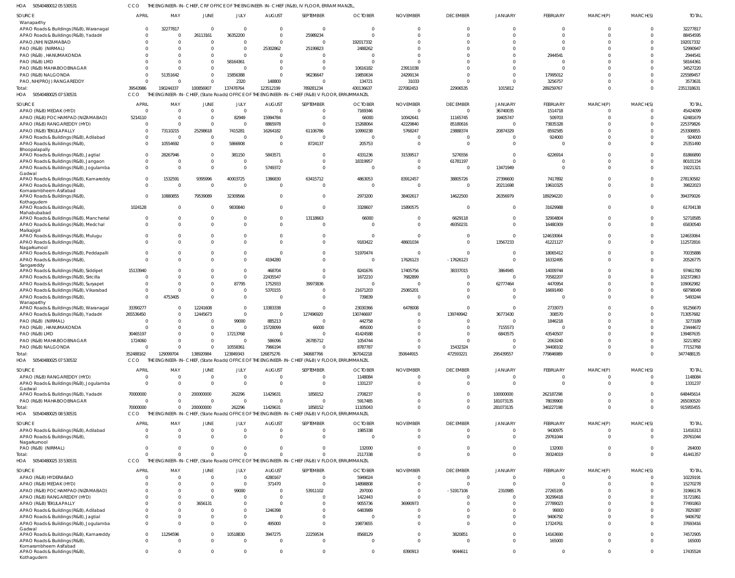HOA 50540480012 05 530531 CCO THE ENGINEER-IN-CHIEF, CRF OFFICE OF THE ENGINEER-IN-CHIEF (R&B), IV FLOOR, ERRAM MANZIL,

| SOURCE | APRIL | MAY | JUNE | JULY | AUGUST | SEPTEMBER | OCTOBER | NOVEMBER | DECEMBER | JANUARY | FEBRUARY | MARCH(P) | MARCH(S) | TOTAL |
|---|---|---|---|---|---|---|---|---|---|---|---|---|---|---|
| Wanaparthy | | | | | | | | | | | | | | |
| APAO Roads & Buildings (R&B), Waranagal | 0 | 32277817 | 0 | 0 | 0 | 0 | 0 | 0 | 0 | 0 | 0 | 0 | 0 | 32277817 |
| APAO Roads & Buildings (R&B), Yadadri | 0 | 0 | 26113161 | 36352200 | 0 | 25989234 | 0 | 0 | 0 | 0 | 0 | 0 | 0 | 88454595 |
| APAO,(NH) NIZAMABAD | 0 | 0 | 0 | 0 | 0 | 0 | 192017332 | 0 | 0 | 0 | 0 | 0 | 0 | 192017332 |
| PAO (R&B) (NIRMAL) | 0 | 0 | 0 | 0 | 25302862 | 25199823 | 2488262 | 0 | 0 | 0 | 0 | 0 | 0 | 52990947 |
| PAO (R&B), HANUMAKONDA | 0 | 0 | 0 | 0 | 0 | 0 | 0 | 0 | 0 | 0 | 2944541 | 0 | 0 | 2944541 |
| PAO (R&B) LMD | 0 | 0 | 0 | 58164361 | 0 | 0 | 0 | 0 | 0 | 0 | 0 | 0 | 0 | 58164361 |
| PAO (R&B) MAHABOOBNAGAR | 0 | 0 | 0 | 0 | 0 | 0 | 10616182 | 23911038 | 0 | 0 | 0 | 0 | 0 | 34527220 |
| PAO (R&B) NALGONDA | 0 | 51351642 | 0 | 15856388 | 0 | 96236647 | 19850634 | 24299134 | 0 | 0 | 17995012 | 0 | 0 | 225589457 |
| PAO, NH(PROJ) RANGAREDDY | 0 | 0 | 0 | 2320 | 148800 | 0 | 134721 | 31033 | 0 | 0 | 3256757 | 0 | 0 | 3573631 |
| Total: | 39543986 | 190244337 | 100856907 | 137478764 | 123512199 | 789281234 | 430136637 | 227082453 | 22906535 | 1015812 | 289259767 | 0 | 0 | 2351318631 |

HOA 50540480025 07 530531 CCO THE ENGINEER-IN-CHIEF, (State Roads) OFFICE OF THE ENGINEER-IN-CHIEF (R&B) V FLOOR, ERRUMMANZIL

| SOURCE | APRIL | MAY | JUNE | JULY | AUGUST | SEPTEMBER | OCTOBER | NOVEMBER | DECEMBER | JANUARY | FEBRUARY | MARCH(P) | MARCH(S) | TOTAL |
|---|---|---|---|---|---|---|---|---|---|---|---|---|---|---|
| APAO (R&B) MEDAK (HYD) | 0 | 0 | 0 | 0 | 0 | 0 | 7169346 | 0 | 0 | 36740035 | 1514718 | 0 | 0 | 45424099 |
| APAO (R&B) POCHAMPAD (NIZAMABAD) | 5214110 | 0 | 0 | 82949 | 15994784 | 0 | 66000 | 10042641 | 11165745 | 19405747 | 509703 | 0 | 0 | 62481679 |
| APAO (R&B) RANGAREDDY (HYD) | 0 | 0 | 0 | 0 | 8865978 | 0 | 15268064 | 42229840 | 85180616 | 0 | 73835328 | 0 | 0 | 225379826 |
| APAO (R&B) TEKULAPALLY | 0 | 73110215 | 25298618 | 7415281 | 16264182 | 61106786 | 10990238 | 5768247 | 23888374 | 20874329 | 8592585 | 0 | 0 | 253308855 |
| APAO Roads & Buildings (R&B), Adilabad | 0 | 0 | 0 | 0 | 0 | 0 | 0 | 0 | 0 | 0 | 924000 | 0 | 0 | 924000 |
| APAO Roads & Buildings (R&B), Bhoopalapally | 0 | 10554692 | 0 | 5866908 | 0 | 8724137 | 205753 | 0 | 0 | 0 | 0 | 0 | 0 | 25351490 |
| APAO Roads & Buildings (R&B), Jagtial | 0 | 28267946 | 0 | 381150 | 5843571 | 0 | 4331236 | 31539517 | 5276556 | 0 | 6226914 | 0 | 0 | 81866890 |
| APAO Roads & Buildings (R&B), Jangaon | 0 | 0 | 0 | 0 | 0 | 0 | 18319957 | 0 | 61781197 | 0 | 0 | 0 | 0 | 80101154 |
| APAO Roads & Buildings (R&B), Jogulamba Gadwal | 0 | 0 | 0 | 0 | 5749372 | 0 | 0 | 0 | 0 | 13471949 | 0 | 0 | 0 | 19221321 |
| APAO Roads & Buildings (R&B), Kamareddy | 0 | 1532591 | 9395996 | 40003725 | 1386830 | 63415712 | 4863053 | 83912457 | 38805726 | 27396600 | 7417892 | 0 | 0 | 278130582 |
| APAO Roads & Buildings (R&B), Komarambheem Asifabad | 0 | 0 | 0 | 0 | 0 | 0 | 0 | 0 | 0 | 20211698 | 19610325 | 0 | 0 | 39822023 |
| APAO Roads & Buildings (R&B), Kothagudem | 0 | 10880855 | 79539089 | 32309566 | 0 | 0 | 2973200 | 38402617 | 14622500 | 26356979 | 189294220 | 0 | 0 | 394379026 |
| APAO Roads & Buildings (R&B), Mahabubabad | 1024128 | 0 | 0 | 9830840 | 0 | 0 | 3328607 | 15890575 | 0 | 0 | 31629988 | 0 | 0 | 61704138 |
| APAO Roads & Buildings (R&B), Mancherial | 0 | 0 | 0 | 0 | 0 | 13118663 | 66000 | 0 | 6629118 | 0 | 32904804 | 0 | 0 | 52718585 |
| APAO Roads & Buildings (R&B), Medchal Malkajigiri | 0 | 0 | 0 | 0 | 0 | 0 | 0 | 0 | 49350231 | 0 | 16480309 | 0 | 0 | 65830540 |
| APAO Roads & Buildings (R&B), Mulugu | 0 | 0 | 0 | 0 | 0 | 0 | 0 | 0 | 0 | 0 | 124633064 | 0 | 0 | 124633064 |
| APAO Roads & Buildings (R&B), Nagarkurnool | 0 | 0 | 0 | 0 | 0 | 0 | 9183422 | 48601034 | 0 | 13567233 | 41221127 | 0 | 0 | 112572816 |
| APAO Roads & Buildings (R&B), Peddapalli | 0 | 0 | 0 | 0 | 0 | 0 | 51970474 | 0 | 0 | 0 | 18065412 | 0 | 0 | 70035886 |
| APAO Roads & Buildings (R&B), Sangareddy | 0 | 0 | 0 | 0 | 4194280 | 0 | 0 | 17626123 | -17626123 | 0 | 16332495 | 0 | 0 | 20526775 |
| APAO Roads & Buildings (R&B), Siddipet | 15133940 | 0 | 0 | 0 | 468704 | 0 | 8241676 | 17405756 | 38337015 | 3864945 | 14009744 | 0 | 0 | 97461780 |
| APAO Roads & Buildings (R&B), Siricilla | 0 | 0 | 0 | 0 | 22435547 | 0 | 1672210 | 7682899 | 0 | 0 | 70582207 | 0 | 0 | 102372863 |
| APAO Roads & Buildings (R&B), Suryapet | 0 | 0 | 0 | 87795 | 1752933 | 39973836 | 0 | 0 | 0 | 62777464 | 4470954 | 0 | 0 | 109062982 |
| APAO Roads & Buildings (R&B), Vikarabad | 0 | 0 | 0 | 0 | 5370155 | 0 | 21671203 | 25065201 | 0 | 0 | 16691490 | 0 | 0 | 68798049 |
| APAO Roads & Buildings (R&B), Wanaparthy | 0 | 4753405 | 0 | 0 | 0 | 0 | 739839 | 0 | 0 | 0 | 0 | 0 | 0 | 5493244 |
| APAO Roads & Buildings (R&B), Waranagal | 33390277 | 0 | 12241608 | 0 | 13383338 | 0 | 23030366 | 6478008 | 0 | 0 | 2733073 | 0 | 0 | 91256670 |
| APAO Roads & Buildings (R&B), Yadadri | 265536450 | 0 | 12445673 | 0 | 0 | 127496920 | 130746697 | 0 | 139749942 | 36773430 | 308570 | 0 | 0 | 713057682 |
| PAO (R&B) (NIRMAL) | 0 | 0 | 0 | 99000 | 885213 | 0 | 442758 | 0 | 0 | 0 | 1846218 | 0 | 0 | 3273189 |
| PAO (R&B), HANUMAKONDA | 0 | 0 | 0 | 0 | 15728099 | 66000 | 495000 | 0 | 0 | 7155573 | 0 | 0 | 0 | 23444672 |
| PAO (R&B) LMD | 30465197 | 0 | 0 | 17213768 | 0 | 0 | 41424588 | 0 | 0 | 6843575 | 43540507 | 0 | 0 | 139487635 |
| PAO (R&B) MAHABOOBNAGAR | 1724060 | 0 | 0 | 0 | 586096 | 26785712 | 1054744 | 0 | 0 | 0 | 2063240 | 0 | 0 | 32213852 |
| PAO (R&B) NALGONDA | 0 | 0 | 0 | 10558361 | 7966194 | 0 | 8787787 | 0 | 15432324 | 0 | 34408102 | 0 | 0 | 77152768 |
| Total: | 352488162 | 129099704 | 138920984 | 123849343 | 126875276 | 340687766 | 367042218 | 350644915 | 472593221 | 295439557 | 779846989 | 0 | 0 | 3477488135 |

HOA 50540480025 07 530532 CCO THE ENGINEER-IN-CHIEF, (State Roads) OFFICE OF THE ENGINEER-IN-CHIEF (R&B) V FLOOR, ERRUMMANZIL

| SOURCE | APRIL | MAY | JUNE | JULY | AUGUST | SEPTEMBER | OCTOBER | NOVEMBER | DECEMBER | JANUARY | FEBRUARY | MARCH(P) | MARCH(S) | TOTAL |
|---|---|---|---|---|---|---|---|---|---|---|---|---|---|---|
| APAO (R&B) RANGAREDDY (HYD) | 0 | 0 | 0 | 0 | 0 | 0 | 1148084 | 0 | 0 | 0 | 0 | 0 | 0 | 1148084 |
| APAO Roads & Buildings (R&B), Jogulamba Gadwal | 0 | 0 | 0 | 0 | 0 | 0 | 1331237 | 0 | 0 | 0 | 0 | 0 | 0 | 1331237 |
| APAO Roads & Buildings (R&B), Yadadri | 70000000 | 0 | 200000000 | 262296 | 11429631 | 1858152 | 2708237 | 0 | 0 | 100000000 | 262187298 | 0 | 0 | 648445614 |
| PAO (R&B) MAHABOOBNAGAR | 0 | 0 | 0 | 0 | 0 | 0 | 5917485 | 0 | 0 | 181073135 | 78039900 | 0 | 0 | 265030520 |
| Total: | 70000000 | 0 | 200000000 | 262296 | 11429631 | 1858152 | 11105043 | 0 | 0 | 281073135 | 340227198 | 0 | 0 | 915955455 |

HOA 50540480025 08 530531 CCO THE ENGINEER-IN-CHIEF, (State Roads) OFFICE OF THE ENGINEER-IN-CHIEF (R&B) V FLOOR, ERRUMMANZIL

| SOURCE | APRIL | MAY | JUNE | JULY | AUGUST | SEPTEMBER | OCTOBER | NOVEMBER | DECEMBER | JANUARY | FEBRUARY | MARCH(P) | MARCH(S) | TOTAL |
|---|---|---|---|---|---|---|---|---|---|---|---|---|---|---|
| APAO Roads & Buildings (R&B), Adilabad | 0 | 0 | 0 | 0 | 0 | 0 | 1985338 | 0 | 0 | 0 | 9430975 | 0 | 0 | 11416313 |
| APAO Roads & Buildings (R&B), Nagarkurnool | 0 | 0 | 0 | 0 | 0 | 0 | 0 | 0 | 0 | 0 | 29761044 | 0 | 0 | 29761044 |
| PAO (R&B) (NIRMAL) | 0 | 0 | 0 | 0 | 0 | 0 | 132000 | 0 | 0 | 0 | 132000 | 0 | 0 | 264000 |
| Total: | 0 | 0 | 0 | 0 | 0 | 0 | 2117338 | 0 | 0 | 0 | 39324019 | 0 | 0 | 41441357 |

HOA 50540480025 33 530531 CCO THE ENGINEER-IN-CHIEF, (State Roads) OFFICE OF THE ENGINEER-IN-CHIEF (R&B) V FLOOR, ERRUMMANZIL

| SOURCE | APRIL | MAY | JUNE | JULY | AUGUST | SEPTEMBER | OCTOBER | NOVEMBER | DECEMBER | JANUARY | FEBRUARY | MARCH(P) | MARCH(S) | TOTAL |
|---|---|---|---|---|---|---|---|---|---|---|---|---|---|---|
| APAO (R&B) HYDERABAD | 0 | 0 | 0 | 0 | 4280167 | 0 | 5949024 | 0 | 0 | 0 | 0 | 0 | 0 | 10229191 |
| APAO (R&B) MEDAK (HYD) | 0 | 0 | 0 | 0 | 371470 | 0 | 14898808 | 0 | 0 | 0 | 0 | 0 | 0 | 15270278 |
| APAO (R&B) POCHAMPAD (NIZAMABAD) | 0 | 0 | 0 | 99000 | 0 | 53911102 | 297000 | 0 | -51917106 | 2310985 | 27265195 | 0 | 0 | 31966176 |
| APAO (R&B) RANGAREDDY (HYD) | 0 | 0 | 0 | 0 | 0 | 0 | 1422443 | 0 | 0 | 0 | 30299418 | 0 | 0 | 31721861 |
| APAO (R&B) TEKULAPALLY | 0 | 0 | 3656131 | 0 | 0 | 0 | 9055736 | 36990973 | 0 | 0 | 27789023 | 0 | 0 | 77491863 |
| APAO Roads & Buildings (R&B), Adilabad | 0 | 0 | 0 | 0 | 1246398 | 0 | 6483989 | 0 | 0 | 0 | 99000 | 0 | 0 | 7829387 |
| APAO Roads & Buildings (R&B), Jagtial | 0 | 0 | 0 | 0 | 0 | 0 | 0 | 0 | 0 | 0 | 9406792 | 0 | 0 | 9406792 |
| APAO Roads & Buildings (R&B), Jogulamba Gadwal | 0 | 0 | 0 | 0 | 495000 | 0 | 19873655 | 0 | 0 | 0 | 17324761 | 0 | 0 | 37693416 |
| APAO Roads & Buildings (R&B), Kamareddy | 0 | 11294596 | 0 | 10518830 | 3947275 | 22259534 | 8568129 | 0 | 3820851 | 0 | 14163690 | 0 | 0 | 74572905 |
| APAO Roads & Buildings (R&B), Komarambheem Asifabad | 0 | 0 | 0 | 0 | 0 | 0 | 0 | 0 | 0 | 0 | 165000 | 0 | 0 | 165000 |
| APAO Roads & Buildings (R&B), Kothagudem | 0 | 0 | 0 | 0 | 0 | 0 | 0 | 8390913 | 9044611 | 0 | 0 | 0 | 0 | 17435524 |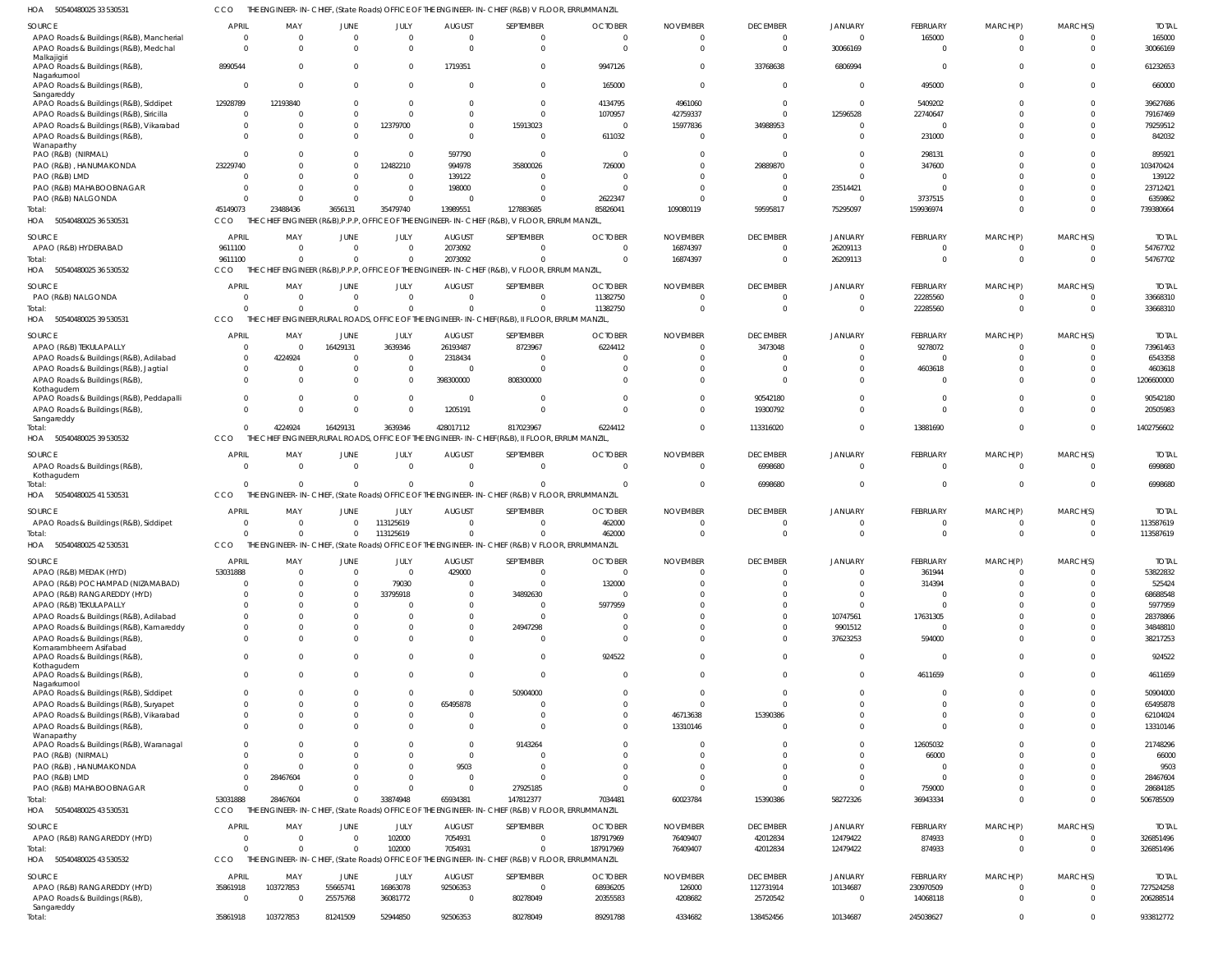HOA 50540480025 33 530531 CCO THE ENGINEER-IN-CHIEF, (State Roads) OFFICE OF THE ENGINEER-IN-CHIEF (R&B) V FLOOR, ERRUMMANZIL

| SOURCE | APRIL | MAY | JUNE | JULY | AUGUST | SEPTEMBER | OCTOBER | NOVEMBER | DECEMBER | JANUARY | FEBRUARY | MARCH(P) | MARCH(S) | TOTAL |
|---|---|---|---|---|---|---|---|---|---|---|---|---|---|---|
| APAO Roads & Buildings (R&B), Mancherial | 0 | 0 | 0 | 0 | 0 | 0 | 0 | 0 | 0 | 0 | 165000 | 0 | 0 | 165000 |
| APAO Roads & Buildings (R&B), Medchal Malkajigiri | 0 | 0 | 0 | 0 | 0 | 0 | 0 | 0 | 0 | 30066169 | 0 | 0 | 0 | 30066169 |
| APAO Roads & Buildings (R&B), Nagarkurnool | 8990544 | 0 | 0 | 0 | 1719351 | 0 | 9447126 | 0 | 33768638 | 6806994 | 0 | 0 | 0 | 61232653 |
| APAO Roads & Buildings (R&B), Sangareddy | 0 | 0 | 0 | 0 | 0 | 0 | 165000 | 0 | 0 | 0 | 495000 | 0 | 0 | 660000 |
| APAO Roads & Buildings (R&B), Siddipet | 12928789 | 12193840 | 0 | 0 | 0 | 0 | 4134795 | 4961060 | 0 | 0 | 5409202 | 0 | 0 | 39627686 |
| APAO Roads & Buildings (R&B), Siricilla | 0 | 0 | 0 | 0 | 0 | 0 | 1070957 | 42759337 | 0 | 12596528 | 22740647 | 0 | 0 | 79167469 |
| APAO Roads & Buildings (R&B), Vikarabad | 0 | 0 | 0 | 12379700 | 0 | 15913023 | 0 | 15977836 | 34988953 | 0 | 0 | 0 | 0 | 79259512 |
| APAO Roads & Buildings (R&B), Wanaparthy | 0 | 0 | 0 | 0 | 0 | 0 | 611032 | 0 | 0 | 0 | 231000 | 0 | 0 | 842032 |
| PAO (R&B) (NIRMAL) | 0 | 0 | 0 | 0 | 597790 | 0 | 0 | 0 | 0 | 0 | 298131 | 0 | 0 | 895921 |
| PAO (R&B) , HANUMAKONDA | 23229740 | 0 | 0 | 12482210 | 994978 | 35800026 | 726000 | 0 | 29889870 | 0 | 347600 | 0 | 0 | 103470424 |
| PAO (R&B) LMD | 0 | 0 | 0 | 0 | 139122 | 0 | 0 | 0 | 0 | 0 | 0 | 0 | 0 | 139122 |
| PAO (R&B) MAHABOOBNAGAR | 0 | 0 | 0 | 0 | 198000 | 0 | 0 | 0 | 0 | 23514421 | 0 | 0 | 0 | 23712421 |
| PAO (R&B) NALGONDA | 0 | 0 | 0 | 0 | 0 | 0 | 2622347 | 0 | 0 | 0 | 3737515 | 0 | 0 | 6359862 |
| Total: | 45149073 | 23488436 | 3656131 | 35479740 | 13989551 | 127883685 | 85826041 | 109080119 | 59595817 | 75295097 | 159936974 | 0 | 0 | 739380664 |

HOA 50540480025 36 530531 CCO THE CHIEF ENGINEER (R&B),P.P.P, OFFICE OF THE ENGINEER-IN-CHIEF (R&B), V FLOOR, ERRUM MANZIL,

| SOURCE | APRIL | MAY | JUNE | JULY | AUGUST | SEPTEMBER | OCTOBER | NOVEMBER | DECEMBER | JANUARY | FEBRUARY | MARCH(P) | MARCH(S) | TOTAL |
|---|---|---|---|---|---|---|---|---|---|---|---|---|---|---|
| APAO (R&B) HYDERABAD | 9611100 | 0 | 0 | 0 | 2073092 | 0 | 0 | 16874397 | 0 | 26209113 | 0 | 0 | 0 | 54767702 |
| Total: | 9611100 | 0 | 0 | 0 | 2073092 | 0 | 0 | 16874397 | 0 | 26209113 | 0 | 0 | 0 | 54767702 |

HOA 50540480025 36 530532 CCO THE CHIEF ENGINEER (R&B),P.P.P, OFFICE OF THE ENGINEER-IN-CHIEF (R&B), V FLOOR, ERRUM MANZIL,

| SOURCE | APRIL | MAY | JUNE | JULY | AUGUST | SEPTEMBER | OCTOBER | NOVEMBER | DECEMBER | JANUARY | FEBRUARY | MARCH(P) | MARCH(S) | TOTAL |
|---|---|---|---|---|---|---|---|---|---|---|---|---|---|---|
| PAO (R&B) NALGONDA | 0 | 0 | 0 | 0 | 0 | 0 | 11382750 | 0 | 0 | 0 | 22285560 | 0 | 0 | 33668310 |
| Total: | 0 | 0 | 0 | 0 | 0 | 0 | 11382750 | 0 | 0 | 0 | 22285560 | 0 | 0 | 33668310 |

HOA 50540480025 39 530531 CCO THE CHIEF ENGINEER,RURAL ROADS, OFFICE OF THE ENGINEER-IN-CHIEF(R&B), II FLOOR, ERRUM MANZIL,

| SOURCE | APRIL | MAY | JUNE | JULY | AUGUST | SEPTEMBER | OCTOBER | NOVEMBER | DECEMBER | JANUARY | FEBRUARY | MARCH(P) | MARCH(S) | TOTAL |
|---|---|---|---|---|---|---|---|---|---|---|---|---|---|---|
| APAO (R&B) TEKULAPALLY | 0 | 0 | 16429131 | 3639346 | 26193487 | 8723967 | 6224412 | 0 | 3473048 | 0 | 9278072 | 0 | 0 | 73961463 |
| APAO Roads & Buildings (R&B), Adilabad | 0 | 4224924 | 0 | 0 | 2318434 | 0 | 0 | 0 | 0 | 0 | 0 | 0 | 0 | 6543358 |
| APAO Roads & Buildings (R&B), Jagtial | 0 | 0 | 0 | 0 | 0 | 0 | 0 | 0 | 0 | 0 | 4603618 | 0 | 0 | 4603618 |
| APAO Roads & Buildings (R&B), Kothagudem | 0 | 0 | 0 | 0 | 398300000 | 808300000 | 0 | 0 | 0 | 0 | 0 | 0 | 0 | 1206600000 |
| APAO Roads & Buildings (R&B), Peddapalli | 0 | 0 | 0 | 0 | 0 | 0 | 0 | 0 | 90542180 | 0 | 0 | 0 | 0 | 90542180 |
| APAO Roads & Buildings (R&B), Sangareddy | 0 | 0 | 0 | 0 | 1205191 | 0 | 0 | 0 | 19300792 | 0 | 0 | 0 | 0 | 20505983 |
| Total: | 0 | 4224924 | 16429131 | 3639346 | 428017112 | 817023967 | 6224412 | 0 | 113316020 | 0 | 13881690 | 0 | 0 | 1402756602 |

HOA 50540480025 39 530532 CCO THE CHIEF ENGINEER,RURAL ROADS, OFFICE OF THE ENGINEER-IN-CHIEF(R&B), II FLOOR, ERRUM MANZIL,

| SOURCE | APRIL | MAY | JUNE | JULY | AUGUST | SEPTEMBER | OCTOBER | NOVEMBER | DECEMBER | JANUARY | FEBRUARY | MARCH(P) | MARCH(S) | TOTAL |
|---|---|---|---|---|---|---|---|---|---|---|---|---|---|---|
| APAO Roads & Buildings (R&B), Kothagudem | 0 | 0 | 0 | 0 | 0 | 0 | 0 | 0 | 6998680 | 0 | 0 | 0 | 0 | 6998680 |
| Total: | 0 | 0 | 0 | 0 | 0 | 0 | 0 | 0 | 6998680 | 0 | 0 | 0 | 0 | 6998680 |

HOA 50540480025 41 530531 CCO THE ENGINEER-IN-CHIEF, (State Roads) OFFICE OF THE ENGINEER-IN-CHIEF (R&B) V FLOOR, ERRUMMANZIL

| SOURCE | APRIL | MAY | JUNE | JULY | AUGUST | SEPTEMBER | OCTOBER | NOVEMBER | DECEMBER | JANUARY | FEBRUARY | MARCH(P) | MARCH(S) | TOTAL |
|---|---|---|---|---|---|---|---|---|---|---|---|---|---|---|
| APAO Roads & Buildings (R&B), Siddipet | 0 | 0 | 0 | 113125619 | 0 | 0 | 462000 | 0 | 0 | 0 | 0 | 0 | 0 | 113587619 |
| Total: | 0 | 0 | 0 | 113125619 | 0 | 0 | 462000 | 0 | 0 | 0 | 0 | 0 | 0 | 113587619 |

HOA 50540480025 42 530531 CCO THE ENGINEER-IN-CHIEF, (State Roads) OFFICE OF THE ENGINEER-IN-CHIEF (R&B) V FLOOR, ERRUMMANZIL

| SOURCE | APRIL | MAY | JUNE | JULY | AUGUST | SEPTEMBER | OCTOBER | NOVEMBER | DECEMBER | JANUARY | FEBRUARY | MARCH(P) | MARCH(S) | TOTAL |
|---|---|---|---|---|---|---|---|---|---|---|---|---|---|---|
| APAO (R&B) MEDAK (HYD) | 53031888 | 0 | 0 | 0 | 429000 | 0 | 0 | 0 | 0 | 0 | 361944 | 0 | 0 | 53822832 |
| APAO (R&B) POCHAMPAD (NIZAMABAD) | 0 | 0 | 0 | 79030 | 0 | 0 | 132000 | 0 | 0 | 0 | 314394 | 0 | 0 | 525424 |
| APAO (R&B) RANGAREDDY (HYD) | 0 | 0 | 0 | 33795918 | 0 | 34892630 | 0 | 0 | 0 | 0 | 0 | 0 | 0 | 68688548 |
| APAO (R&B) TEKULAPALLY | 0 | 0 | 0 | 0 | 0 | 0 | 5977959 | 0 | 0 | 0 | 0 | 0 | 0 | 5977959 |
| APAO Roads & Buildings (R&B), Adilabad | 0 | 0 | 0 | 0 | 0 | 0 | 0 | 0 | 0 | 10747561 | 17631305 | 0 | 0 | 28378866 |
| APAO Roads & Buildings (R&B), Kamareddy | 0 | 0 | 0 | 0 | 0 | 24947298 | 0 | 0 | 0 | 9901512 | 0 | 0 | 0 | 34848810 |
| APAO Roads & Buildings (R&B), Komarambheem Asifabad | 0 | 0 | 0 | 0 | 0 | 0 | 0 | 0 | 0 | 37623253 | 594000 | 0 | 0 | 38217253 |
| APAO Roads & Buildings (R&B), Kothagudem | 0 | 0 | 0 | 0 | 0 | 0 | 924522 | 0 | 0 | 0 | 0 | 0 | 0 | 924522 |
| APAO Roads & Buildings (R&B), Nagarkurnool | 0 | 0 | 0 | 0 | 0 | 0 | 0 | 0 | 0 | 0 | 4611659 | 0 | 0 | 4611659 |
| APAO Roads & Buildings (R&B), Siddipet | 0 | 0 | 0 | 0 | 0 | 50904000 | 0 | 0 | 0 | 0 | 0 | 0 | 0 | 50904000 |
| APAO Roads & Buildings (R&B), Suryapet | 0 | 0 | 0 | 0 | 65495878 | 0 | 0 | 0 | 0 | 0 | 0 | 0 | 0 | 65495878 |
| APAO Roads & Buildings (R&B), Vikarabad | 0 | 0 | 0 | 0 | 0 | 0 | 0 | 46713638 | 15390386 | 0 | 0 | 0 | 0 | 62104024 |
| APAO Roads & Buildings (R&B), Wanaparthy | 0 | 0 | 0 | 0 | 0 | 0 | 0 | 13310146 | 0 | 0 | 0 | 0 | 0 | 13310146 |
| APAO Roads & Buildings (R&B), Waranagal | 0 | 0 | 0 | 0 | 0 | 9143264 | 0 | 0 | 0 | 0 | 12605032 | 0 | 0 | 21748296 |
| PAO (R&B) (NIRMAL) | 0 | 0 | 0 | 0 | 0 | 0 | 0 | 0 | 0 | 0 | 66000 | 0 | 0 | 66000 |
| PAO (R&B) , HANUMAKONDA | 0 | 0 | 0 | 0 | 9503 | 0 | 0 | 0 | 0 | 0 | 0 | 0 | 0 | 9503 |
| PAO (R&B) LMD | 0 | 28467604 | 0 | 0 | 0 | 0 | 0 | 0 | 0 | 0 | 0 | 0 | 0 | 28467604 |
| PAO (R&B) MAHABOOBNAGAR | 0 | 0 | 0 | 0 | 0 | 27925185 | 0 | 0 | 0 | 0 | 759000 | 0 | 0 | 28684185 |
| Total: | 53031888 | 28467604 | 0 | 33874948 | 65934381 | 147812377 | 7034481 | 60023784 | 15390386 | 58272326 | 36943334 | 0 | 0 | 506785509 |

HOA 50540480025 43 530531 CCO THE ENGINEER-IN-CHIEF, (State Roads) OFFICE OF THE ENGINEER-IN-CHIEF (R&B) V FLOOR, ERRUMMANZIL

| SOURCE | APRIL | MAY | JUNE | JULY | AUGUST | SEPTEMBER | OCTOBER | NOVEMBER | DECEMBER | JANUARY | FEBRUARY | MARCH(P) | MARCH(S) | TOTAL |
|---|---|---|---|---|---|---|---|---|---|---|---|---|---|---|
| APAO (R&B) RANGAREDDY (HYD) | 0 | 0 | 0 | 102000 | 7054931 | 0 | 187917969 | 76409407 | 42012834 | 12479422 | 874933 | 0 | 0 | 326851496 |
| Total: | 0 | 0 | 0 | 102000 | 7054931 | 0 | 187917969 | 76409407 | 42012834 | 12479422 | 874933 | 0 | 0 | 326851496 |

HOA 50540480025 43 530532 CCO THE ENGINEER-IN-CHIEF, (State Roads) OFFICE OF THE ENGINEER-IN-CHIEF (R&B) V FLOOR, ERRUMMANZIL

| SOURCE | APRIL | MAY | JUNE | JULY | AUGUST | SEPTEMBER | OCTOBER | NOVEMBER | DECEMBER | JANUARY | FEBRUARY | MARCH(P) | MARCH(S) | TOTAL |
|---|---|---|---|---|---|---|---|---|---|---|---|---|---|---|
| APAO (R&B) RANGAREDDY (HYD) | 35861918 | 103727853 | 55665741 | 16863078 | 92506353 | 0 | 68936205 | 126000 | 112731914 | 10134687 | 230970509 | 0 | 0 | 727524258 |
| APAO Roads & Buildings (R&B), Sangareddy | 0 | 0 | 25575768 | 36081772 | 0 | 80278049 | 20355583 | 4208682 | 25720542 | 0 | 14068118 | 0 | 0 | 206288514 |
| Total: | 35861918 | 103727853 | 81241509 | 52944850 | 92506353 | 80278049 | 89291788 | 4334682 | 138452456 | 10134687 | 245038627 | 0 | 0 | 933812772 |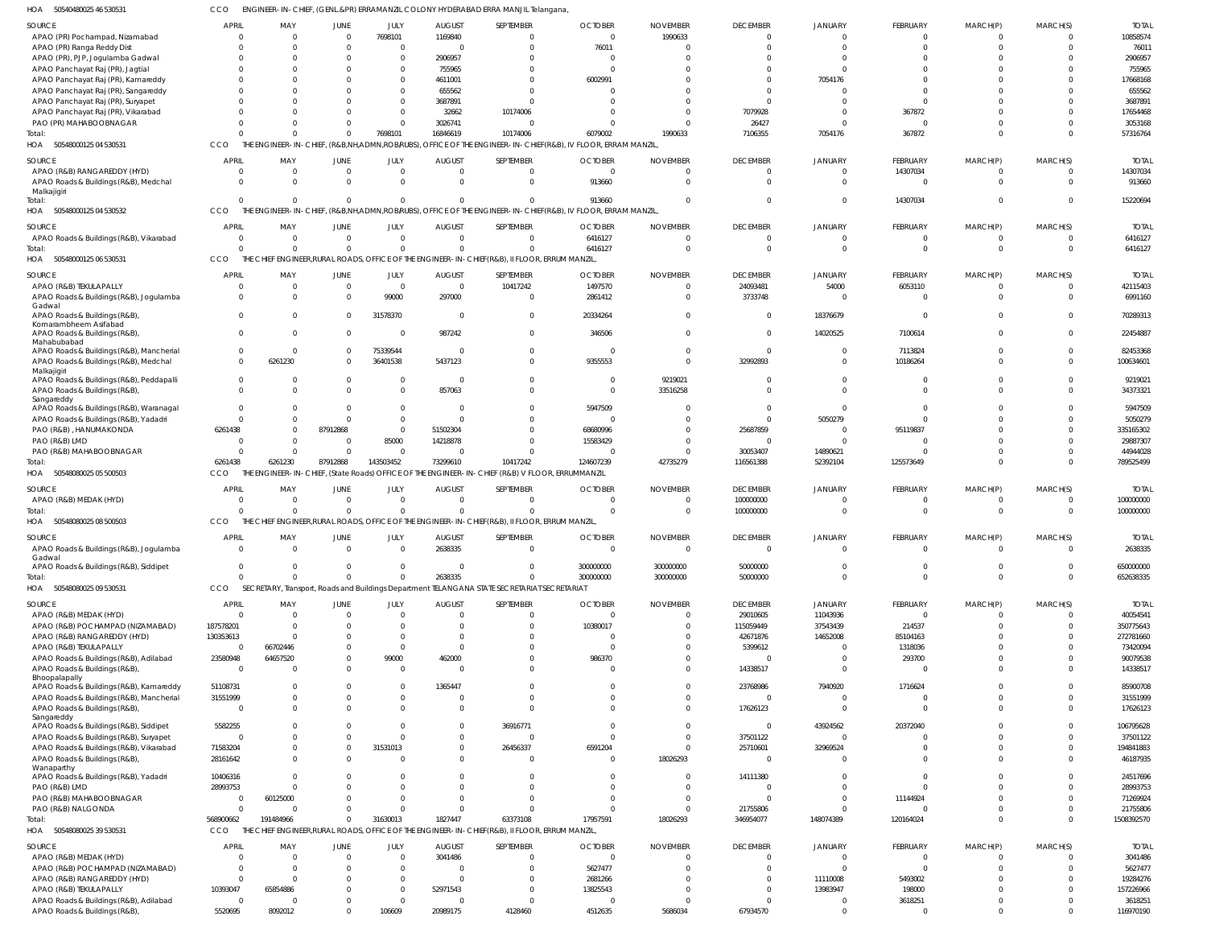HOA 50540480025 46 530531 CCO ENGINEER- IN- CHIEF, (GENL.&PR) ERRAMANZIL COLONY HYDERABAD ERRA MANJIL Telangana,

| SOURCE | APRIL | MAY | JUNE | JULY | AUGUST | SEPTEMBER | OCTOBER | NOVEMBER | DECEMBER | JANUARY | FEBRUARY | MARCH(P) | MARCH(S) | TOTAL |
|---|---|---|---|---|---|---|---|---|---|---|---|---|---|---|
| APAO (PR) Pochampad, Nizamabad | 0 | 0 | 0 | 7698101 | 1169840 | 0 | 0 | 1990633 | 0 | 0 | 0 | 0 | 0 | 10858574 |
| APAO (PR) Ranga Reddy Dist | 0 | 0 | 0 | 0 | 0 | 0 | 76011 | 0 | 0 | 0 | 0 | 0 | 0 | 76011 |
| APAO (PR), PJP, Jogulamba Gadwal | 0 | 0 | 0 | 0 | 2906957 | 0 | 0 | 0 | 0 | 0 | 0 | 0 | 0 | 2906957 |
| APAO Panchayat Raj (PR), Jagtial | 0 | 0 | 0 | 0 | 755965 | 0 | 0 | 0 | 0 | 0 | 0 | 0 | 0 | 755965 |
| APAO Panchayat Raj (PR), Kamareddy | 0 | 0 | 0 | 0 | 4611001 | 0 | 6002991 | 0 | 0 | 7054176 | 0 | 0 | 0 | 17668168 |
| APAO Panchayat Raj (PR), Sangareddy | 0 | 0 | 0 | 0 | 655562 | 0 | 0 | 0 | 0 | 0 | 0 | 0 | 0 | 655562 |
| APAO Panchayat Raj (PR), Suryapet | 0 | 0 | 0 | 0 | 3687891 | 0 | 0 | 0 | 0 | 0 | 0 | 0 | 0 | 3687891 |
| APAO Panchayat Raj (PR), Vikarabad | 0 | 0 | 0 | 0 | 32662 | 10174006 | 0 | 0 | 7079928 | 0 | 367872 | 0 | 0 | 17654468 |
| PAO (PR) MAHABOOBNAGAR | 0 | 0 | 0 | 0 | 3026741 | 0 | 0 | 0 | 26427 | 0 | 0 | 0 | 0 | 3053168 |
| Total: | 0 | 0 | 0 | 7698101 | 16846619 | 10174006 | 6079002 | 1990633 | 7106355 | 7054176 | 367872 | 0 | 0 | 57316764 |

HOA 50548000125 04 530531 CCO THE ENGINEER- IN- CHIEF, (R&B,NH,ADMN,ROB/RUBS), OFFICE OF THE ENGINEER- IN- CHIEF(R&B), IV FLOOR, ERRAM MANZIL,

| SOURCE | APRIL | MAY | JUNE | JULY | AUGUST | SEPTEMBER | OCTOBER | NOVEMBER | DECEMBER | JANUARY | FEBRUARY | MARCH(P) | MARCH(S) | TOTAL |
|---|---|---|---|---|---|---|---|---|---|---|---|---|---|---|
| APAO (R&B) RANGAREDDY (HYD) | 0 | 0 | 0 | 0 | 0 | 0 | 0 | 0 | 0 | 0 | 14307034 | 0 | 0 | 14307034 |
| APAO Roads & Buildings (R&B), Medchal Malkajigiri | 0 | 0 | 0 | 0 | 0 | 0 | 913660 | 0 | 0 | 0 | 0 | 0 | 0 | 913660 |
| Total: | 0 | 0 | 0 | 0 | 0 | 0 | 913660 | 0 | 0 | 0 | 14307034 | 0 | 0 | 15220694 |

HOA 50548000125 04 530532 CCO THE ENGINEER- IN- CHIEF, (R&B,NH,ADMN,ROB/RUBS), OFFICE OF THE ENGINEER- IN- CHIEF(R&B), IV FLOOR, ERRAM MANZIL,

| SOURCE | APRIL | MAY | JUNE | JULY | AUGUST | SEPTEMBER | OCTOBER | NOVEMBER | DECEMBER | JANUARY | FEBRUARY | MARCH(P) | MARCH(S) | TOTAL |
|---|---|---|---|---|---|---|---|---|---|---|---|---|---|---|
| APAO Roads & Buildings (R&B), Vikarabad | 0 | 0 | 0 | 0 | 0 | 0 | 6416127 | 0 | 0 | 0 | 0 | 0 | 0 | 6416127 |
| Total: | 0 | 0 | 0 | 0 | 0 | 0 | 6416127 | 0 | 0 | 0 | 0 | 0 | 0 | 6416127 |

HOA 50548000125 06 530531 CCO THE CHIEF ENGINEER,RURAL ROADS, OFFICE OF THE ENGINEER- IN- CHIEF(R&B), II FLOOR, ERRUM MANZIL,

| SOURCE | APRIL | MAY | JUNE | JULY | AUGUST | SEPTEMBER | OCTOBER | NOVEMBER | DECEMBER | JANUARY | FEBRUARY | MARCH(P) | MARCH(S) | TOTAL |
|---|---|---|---|---|---|---|---|---|---|---|---|---|---|---|
| APAO (R&B) TEKULAPALLY | 0 | 0 | 0 | 0 | 0 | 10417242 | 1497570 | 0 | 24093481 | 54000 | 6053110 | 0 | 0 | 42115403 |
| APAO Roads & Buildings (R&B), Jogulamba Gadwal | 0 | 0 | 0 | 99000 | 297000 | 0 | 2861412 | 0 | 3733748 | 0 | 0 | 0 | 0 | 6991160 |
| APAO Roads & Buildings (R&B), Komarambheem Asifabad | 0 | 0 | 0 | 31578370 | 0 | 0 | 20334264 | 0 | 0 | 18376679 | 0 | 0 | 0 | 70289313 |
| APAO Roads & Buildings (R&B), Mahabubabad | 0 | 0 | 0 | 0 | 987242 | 0 | 346506 | 0 | 0 | 14020525 | 7100614 | 0 | 0 | 22454887 |
| APAO Roads & Buildings (R&B), Mancherial | 0 | 0 | 0 | 75339544 | 0 | 0 | 0 | 0 | 0 | 0 | 7113824 | 0 | 0 | 82453368 |
| APAO Roads & Buildings (R&B), Medchal Malkajigiri | 0 | 6261230 | 0 | 36401538 | 5437123 | 0 | 9355553 | 0 | 32992893 | 0 | 10186264 | 0 | 0 | 100634601 |
| APAO Roads & Buildings (R&B), Peddapalli | 0 | 0 | 0 | 0 | 0 | 0 | 0 | 9219021 | 0 | 0 | 0 | 0 | 0 | 9219021 |
| APAO Roads & Buildings (R&B), Sangareddy | 0 | 0 | 0 | 0 | 857063 | 0 | 0 | 33516258 | 0 | 0 | 0 | 0 | 0 | 34373321 |
| APAO Roads & Buildings (R&B), Waranagal | 0 | 0 | 0 | 0 | 0 | 0 | 5947509 | 0 | 0 | 0 | 0 | 0 | 0 | 5947509 |
| APAO Roads & Buildings (R&B), Yadadri | 0 | 0 | 0 | 0 | 0 | 0 | 0 | 0 | 0 | 5050279 | 0 | 0 | 0 | 5050279 |
| PAO (R&B) , HANUMAKONDA | 6261438 | 0 | 87912868 | 0 | 51502304 | 0 | 68680996 | 0 | 25687859 | 0 | 95119837 | 0 | 0 | 335165302 |
| PAO (R&B) LMD | 0 | 0 | 0 | 85000 | 14218878 | 0 | 15583429 | 0 | 0 | 0 | 0 | 0 | 0 | 29887307 |
| PAO (R&B) MAHABOOBNAGAR | 0 | 0 | 0 | 0 | 0 | 0 | 0 | 0 | 30053407 | 14890621 | 0 | 0 | 0 | 44944028 |
| Total: | 6261438 | 6261230 | 87912868 | 143503452 | 73299610 | 10417242 | 124607239 | 42735279 | 116561388 | 52392104 | 125573649 | 0 | 0 | 789525499 |

HOA 50548080025 05 500503 CCO THE ENGINEER- IN- CHIEF, (State Roads) OFFICE OF THE ENGINEER- IN- CHIEF (R&B) V FLOOR, ERRUMMANZIL

| SOURCE | APRIL | MAY | JUNE | JULY | AUGUST | SEPTEMBER | OCTOBER | NOVEMBER | DECEMBER | JANUARY | FEBRUARY | MARCH(P) | MARCH(S) | TOTAL |
|---|---|---|---|---|---|---|---|---|---|---|---|---|---|---|
| APAO (R&B) MEDAK (HYD) | 0 | 0 | 0 | 0 | 0 | 0 | 0 | 0 | 100000000 | 0 | 0 | 0 | 0 | 100000000 |
| Total: | 0 | 0 | 0 | 0 | 0 | 0 | 0 | 0 | 100000000 | 0 | 0 | 0 | 0 | 100000000 |

HOA 50548080025 08 500503 CCO THE CHIEF ENGINEER,RURAL ROADS, OFFICE OF THE ENGINEER- IN- CHIEF(R&B), II FLOOR, ERRUM MANZIL,

| SOURCE | APRIL | MAY | JUNE | JULY | AUGUST | SEPTEMBER | OCTOBER | NOVEMBER | DECEMBER | JANUARY | FEBRUARY | MARCH(P) | MARCH(S) | TOTAL |
|---|---|---|---|---|---|---|---|---|---|---|---|---|---|---|
| APAO Roads & Buildings (R&B), Jogulamba Gadwal | 0 | 0 | 0 | 0 | 2638335 | 0 | 0 | 0 | 0 | 0 | 0 | 0 | 0 | 2638335 |
| APAO Roads & Buildings (R&B), Siddipet | 0 | 0 | 0 | 0 | 0 | 0 | 300000000 | 300000000 | 50000000 | 0 | 0 | 0 | 0 | 650000000 |
| Total: | 0 | 0 | 0 | 0 | 2638335 | 0 | 300000000 | 300000000 | 50000000 | 0 | 0 | 0 | 0 | 652638335 |

HOA 50548080025 09 530531 CCO SECRETARY, Transport, Roads and Buildings Department TELANGANA STATE SECRETARIAT SECRETARIAT

| SOURCE | APRIL | MAY | JUNE | JULY | AUGUST | SEPTEMBER | OCTOBER | NOVEMBER | DECEMBER | JANUARY | FEBRUARY | MARCH(P) | MARCH(S) | TOTAL |
|---|---|---|---|---|---|---|---|---|---|---|---|---|---|---|
| APAO (R&B) MEDAK (HYD) | 0 | 0 | 0 | 0 | 0 | 0 | 0 | 0 | 29010605 | 11043936 | 0 | 0 | 0 | 40054541 |
| APAO (R&B) POCHAMPAD (NIZAMABAD) | 187578201 | 0 | 0 | 0 | 0 | 0 | 10380017 | 0 | 115059449 | 37543439 | 214537 | 0 | 0 | 350775643 |
| APAO (R&B) RANGAREDDY (HYD) | 130353613 | 0 | 0 | 0 | 0 | 0 | 0 | 0 | 42671876 | 14652008 | 85104163 | 0 | 0 | 272781660 |
| APAO (R&B) TEKULAPALLY | 0 | 66702446 | 0 | 0 | 0 | 0 | 0 | 0 | 5399612 | 0 | 1318036 | 0 | 0 | 73420094 |
| APAO Roads & Buildings (R&B), Adilabad | 23580948 | 64657520 | 0 | 99000 | 462000 | 0 | 986370 | 0 | 0 | 0 | 293700 | 0 | 0 | 90079538 |
| APAO Roads & Buildings (R&B), Bhoopalapally | 0 | 0 | 0 | 0 | 0 | 0 | 0 | 0 | 14338517 | 0 | 0 | 0 | 0 | 14338517 |
| APAO Roads & Buildings (R&B), Kamareddy | 51108731 | 0 | 0 | 0 | 1365447 | 0 | 0 | 0 | 23768986 | 7940920 | 1716624 | 0 | 0 | 85900708 |
| APAO Roads & Buildings (R&B), Mancherial | 31551999 | 0 | 0 | 0 | 0 | 0 | 0 | 0 | 0 | 0 | 0 | 0 | 0 | 31551999 |
| APAO Roads & Buildings (R&B), Sangareddy | 0 | 0 | 0 | 0 | 0 | 0 | 0 | 0 | 17626123 | 0 | 0 | 0 | 0 | 17626123 |
| APAO Roads & Buildings (R&B), Siddipet | 5582255 | 0 | 0 | 0 | 0 | 36916771 | 0 | 0 | 0 | 43924562 | 20372040 | 0 | 0 | 106795628 |
| APAO Roads & Buildings (R&B), Suryapet | 0 | 0 | 0 | 0 | 0 | 0 | 0 | 0 | 37501122 | 0 | 0 | 0 | 0 | 37501122 |
| APAO Roads & Buildings (R&B), Vikarabad | 71583204 | 0 | 0 | 31531013 | 0 | 26456337 | 6591204 | 0 | 25710601 | 32969524 | 0 | 0 | 0 | 194841883 |
| APAO Roads & Buildings (R&B), Wanaparthy | 28161642 | 0 | 0 | 0 | 0 | 0 | 0 | 18026293 | 0 | 0 | 0 | 0 | 0 | 46187935 |
| APAO Roads & Buildings (R&B), Yadadri | 10406316 | 0 | 0 | 0 | 0 | 0 | 0 | 0 | 14111380 | 0 | 0 | 0 | 0 | 24517696 |
| PAO (R&B) LMD | 28993753 | 0 | 0 | 0 | 0 | 0 | 0 | 0 | 0 | 0 | 0 | 0 | 0 | 28993753 |
| PAO (R&B) MAHABOOBNAGAR | 0 | 60125000 | 0 | 0 | 0 | 0 | 0 | 0 | 0 | 0 | 11144924 | 0 | 0 | 71269924 |
| PAO (R&B) NALGONDA | 0 | 0 | 0 | 0 | 0 | 0 | 0 | 0 | 21755806 | 0 | 0 | 0 | 0 | 21755806 |
| Total: | 568900662 | 191484966 | 0 | 31630013 | 1827447 | 63373108 | 17957591 | 18026293 | 346954077 | 148074389 | 120164024 | 0 | 0 | 1508392570 |

HOA 50548080025 39 530531 CCO THE CHIEF ENGINEER,RURAL ROADS, OFFICE OF THE ENGINEER- IN- CHIEF(R&B), II FLOOR, ERRUM MANZIL,

| SOURCE | APRIL | MAY | JUNE | JULY | AUGUST | SEPTEMBER | OCTOBER | NOVEMBER | DECEMBER | JANUARY | FEBRUARY | MARCH(P) | MARCH(S) | TOTAL |
|---|---|---|---|---|---|---|---|---|---|---|---|---|---|---|
| APAO (R&B) MEDAK (HYD) | 0 | 0 | 0 | 0 | 3041486 | 0 | 0 | 0 | 0 | 0 | 0 | 0 | 0 | 3041486 |
| APAO (R&B) POCHAMPAD (NIZAMABAD) | 0 | 0 | 0 | 0 | 0 | 0 | 5627477 | 0 | 0 | 0 | 0 | 0 | 0 | 5627477 |
| APAO (R&B) RANGAREDDY (HYD) | 0 | 0 | 0 | 0 | 0 | 0 | 2681266 | 0 | 0 | 11110008 | 5493002 | 0 | 0 | 19284276 |
| APAO (R&B) TEKULAPALLY | 10393047 | 65854886 | 0 | 0 | 52971543 | 0 | 13825543 | 0 | 0 | 13983947 | 198000 | 0 | 0 | 157226966 |
| APAO Roads & Buildings (R&B), Adilabad | 0 | 0 | 0 | 0 | 0 | 0 | 0 | 0 | 0 | 0 | 3618251 | 0 | 0 | 3618251 |
| APAO Roads & Buildings (R&B), | 5520695 | 8092012 | 0 | 106609 | 20989175 | 4128460 | 4512635 | 5686034 | 67934570 | 0 | 0 | 0 | 0 | 116970190 |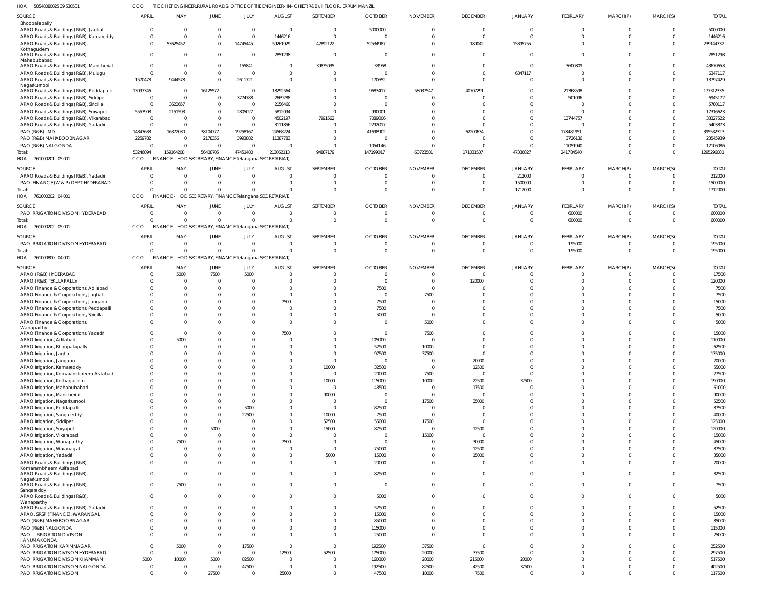HOA 50548080025 39 530531 CCO THE CHIEF ENGINEER,RURAL ROADS, OFFICE OF THE ENGINEER- IN- CHIEF(R&B), II FLOOR, ERRUM MANZIL,

| SOURCE | APRIL | MAY | JUNE | JULY | AUGUST | SEPTEMBER | OCTOBER | NOVEMBER | DECEMBER | JANUARY | FEBRUARY | MARCH(P) | MARCH(S) | TOTAL |
|---|---|---|---|---|---|---|---|---|---|---|---|---|---|---|
| Bhoopalapally | | | | | | | | | | | | | | |
| APAO Roads & Buildings (R&B), Jagtial | 0 | 0 | 0 | 0 | 0 | 0 | 5000000 | 0 | 0 | 0 | 0 | 0 | 0 | 5000000 |
| APAO Roads & Buildings (R&B), Kamareddy | 0 | 0 | 0 | 0 | 1446216 | 0 | 0 | 0 | 0 | 0 | 0 | 0 | 0 | 1446216 |
| APAO Roads & Buildings (R&B), Kothagudem | 0 | 53625452 | 0 | 14745445 | 59261929 | 42892122 | 52534987 | 0 | 189042 | 15895755 | 0 | 0 | 0 | 239144732 |
| APAO Roads & Buildings (R&B), Mahabubabad | 0 | 0 | 0 | 0 | 2851298 | 0 | 0 | 0 | 0 | 0 | 0 | 0 | 0 | 2851298 |
| APAO Roads & Buildings (R&B), Mancherial | 0 | 0 | 0 | 155841 | 0 | 39875035 | 38968 | 0 | 0 | 0 | 3600809 | 0 | 0 | 43670653 |
| APAO Roads & Buildings (R&B), Mulugu | 0 | 0 | 0 | 0 | 0 | 0 | 0 | 0 | 0 | 6347117 | 0 | 0 | 0 | 6347117 |
| APAO Roads & Buildings (R&B), Nagarkurnool | 1570478 | 9444578 | 0 | 2611721 | 0 | 0 | 170652 | 0 | 0 | 0 | 0 | 0 | 0 | 13797429 |
| APAO Roads & Buildings (R&B), Peddapalli | 13097346 | 0 | 16125572 | 0 | 18292564 | 0 | 9683417 | 58037547 | 40707291 | 0 | 21368598 | 0 | 0 | 177312335 |
| APAO Roads & Buildings (R&B), Siddipet | 0 | 0 | 0 | 3774788 | 2669288 | 0 | 0 | 0 | 0 | 0 | 501096 | 0 | 0 | 6945172 |
| APAO Roads & Buildings (R&B), Siricilla | 0 | 3623657 | 0 | 0 | 2156460 | 0 | 0 | 0 | 0 | 0 | 0 | 0 | 0 | 5780117 |
| APAO Roads & Buildings (R&B), Suryapet | 5557908 | 2151593 | 0 | 2805027 | 5812094 | 0 | 990001 | 0 | 0 | 0 | 0 | 0 | 0 | 17316623 |
| APAO Roads & Buildings (R&B), Vikarabad | 0 | 0 | 0 | 0 | 4502197 | 7991562 | 7089006 | 0 | 0 | 0 | 13744757 | 0 | 0 | 33327522 |
| APAO Roads & Buildings (R&B), Yadadri | 0 | 0 | 0 | 0 | 3111856 | 0 | 2292017 | 0 | 0 | 0 | 0 | 0 | 0 | 5403873 |
| PAO (R&B) LMD | 14847638 | 16372030 | 38104777 | 19258167 | 24568224 | 0 | 41698902 | 0 | 62200634 | 0 | 178481951 | 0 | 0 | 395532323 |
| PAO (R&B) MAHABOOBNAGAR | 2259782 | 0 | 2178356 | 3993882 | 11387783 | 0 | 0 | 0 | 0 | 0 | 3726136 | 0 | 0 | 23545939 |
| PAO (R&B) NALGONDA | 0 | 0 | 0 | 0 | 0 | 0 | 1054146 | 0 | 0 | 0 | 11051940 | 0 | 0 | 12106086 |
| Total: | 53246894 | 159164208 | 56408705 | 47451480 | 213062113 | 94887179 | 147199017 | 63723581 | 171031537 | 47336827 | 241784540 | 0 | 0 | 1295296081 |

HOA 761000201 05 001 CCO FINANCE - HOD SECRETARY, FINANCE Telangana SECRETARIAT,

| SOURCE | APRIL | MAY | JUNE | JULY | AUGUST | SEPTEMBER | OCTOBER | NOVEMBER | DECEMBER | JANUARY | FEBRUARY | MARCH(P) | MARCH(S) | TOTAL |
|---|---|---|---|---|---|---|---|---|---|---|---|---|---|---|
| APAO Roads & Buildings (R&B), Yadadri | 0 | 0 | 0 | 0 | 0 | 0 | 0 | 0 | 0 | 212000 | 0 | 0 | 0 | 212000 |
| PAO, FINANCE (W & P) DEPT, HYDERABAD | 0 | 0 | 0 | 0 | 0 | 0 | 0 | 0 | 0 | 1500000 | 0 | 0 | 0 | 1500000 |
| Total: | 0 | 0 | 0 | 0 | 0 | 0 | 0 | 0 | 0 | 1712000 | 0 | 0 | 0 | 1712000 |

HOA 761000202 04 001 CCO FINANCE - HOD SECRETARY, FINANCE Telangana SECRETARIAT,

| SOURCE | APRIL | MAY | JUNE | JULY | AUGUST | SEPTEMBER | OCTOBER | NOVEMBER | DECEMBER | JANUARY | FEBRUARY | MARCH(P) | MARCH(S) | TOTAL |
|---|---|---|---|---|---|---|---|---|---|---|---|---|---|---|
| PAO IRRIGATION DIVISION HYDERABAD | 0 | 0 | 0 | 0 | 0 | 0 | 0 | 0 | 0 | 0 | 600000 | 0 | 0 | 600000 |
| Total: | 0 | 0 | 0 | 0 | 0 | 0 | 0 | 0 | 0 | 0 | 600000 | 0 | 0 | 600000 |

HOA 761000202 05 001 CCO FINANCE - HOD SECRETARY, FINANCE Telangana SECRETARIAT,

| SOURCE | APRIL | MAY | JUNE | JULY | AUGUST | SEPTEMBER | OCTOBER | NOVEMBER | DECEMBER | JANUARY | FEBRUARY | MARCH(P) | MARCH(S) | TOTAL |
|---|---|---|---|---|---|---|---|---|---|---|---|---|---|---|
| PAO IRRIGATION DIVISION HYDERABAD | 0 | 0 | 0 | 0 | 0 | 0 | 0 | 0 | 0 | 0 | 195000 | 0 | 0 | 195000 |
| Total: | 0 | 0 | 0 | 0 | 0 | 0 | 0 | 0 | 0 | 0 | 195000 | 0 | 0 | 195000 |

HOA 761000800 04 001 CCO FINANCE - HOD SECRETARY, FINANCE Telangana SECRETARIAT,

| SOURCE | APRIL | MAY | JUNE | JULY | AUGUST | SEPTEMBER | OCTOBER | NOVEMBER | DECEMBER | JANUARY | FEBRUARY | MARCH(P) | MARCH(S) | TOTAL |
|---|---|---|---|---|---|---|---|---|---|---|---|---|---|---|
| APAO (R&B) HYDERABAD | 0 | 5000 | 7500 | 5000 | 0 | 0 | 0 | 0 | 0 | 0 | 0 | 0 | 0 | 17500 |
| APAO (R&B) TEKULAPALLY | 0 | 0 | 0 | 0 | 0 | 0 | 0 | 0 | 120000 | 0 | 0 | 0 | 0 | 120000 |
| APAO Finance & Corporations, Adilabad | 0 | 0 | 0 | 0 | 0 | 0 | 7500 | 0 | 0 | 0 | 0 | 0 | 0 | 7500 |
| APAO Finance & Corporations, Jagtial | 0 | 0 | 0 | 0 | 0 | 0 | 0 | 7500 | 0 | 0 | 0 | 0 | 0 | 7500 |
| APAO Finance & Corporations, Jangaon | 0 | 0 | 0 | 0 | 7500 | 0 | 7500 | 0 | 0 | 0 | 0 | 0 | 0 | 15000 |
| APAO Finance & Corporations, Peddapalli | 0 | 0 | 0 | 0 | 0 | 0 | 7500 | 0 | 0 | 0 | 0 | 0 | 0 | 7500 |
| APAO Finance & Corporations, Siricilla | 0 | 0 | 0 | 0 | 0 | 0 | 5000 | 0 | 0 | 0 | 0 | 0 | 0 | 5000 |
| APAO Finance & Corporations, Wanaparthy | 0 | 0 | 0 | 0 | 0 | 0 | 0 | 5000 | 0 | 0 | 0 | 0 | 0 | 5000 |
| APAO Finance & Corporations, Yadadri | 0 | 0 | 0 | 0 | 7500 | 0 | 0 | 7500 | 0 | 0 | 0 | 0 | 0 | 15000 |
| APAO Irrigation, Adilabad | 0 | 5000 | 0 | 0 | 0 | 0 | 105000 | 0 | 0 | 0 | 0 | 0 | 0 | 110000 |
| APAO Irrigation, Bhoopalapally | 0 | 0 | 0 | 0 | 0 | 0 | 52500 | 10000 | 0 | 0 | 0 | 0 | 0 | 62500 |
| APAO Irrigation, Jagtial | 0 | 0 | 0 | 0 | 0 | 0 | 97500 | 37500 | 0 | 0 | 0 | 0 | 0 | 135000 |
| APAO Irrigation, Jangaon | 0 | 0 | 0 | 0 | 0 | 0 | 0 | 0 | 20000 | 0 | 0 | 0 | 0 | 20000 |
| APAO Irrigation, Kamareddy | 0 | 0 | 0 | 0 | 0 | 10000 | 32500 | 0 | 12500 | 0 | 0 | 0 | 0 | 55000 |
| APAO Irrigation, Komarambheem Asifabad | 0 | 0 | 0 | 0 | 0 | 0 | 20000 | 7500 | 0 | 0 | 0 | 0 | 0 | 27500 |
| APAO Irrigation, Kothagudem | 0 | 0 | 0 | 0 | 0 | 10000 | 115000 | 10000 | 22500 | 32500 | 0 | 0 | 0 | 190000 |
| APAO Irrigation, Mahabubabad | 0 | 0 | 0 | 0 | 0 | 0 | 43500 | 0 | 17500 | 0 | 0 | 0 | 0 | 61000 |
| APAO Irrigation, Mancherial | 0 | 0 | 0 | 0 | 0 | 90000 | 0 | 0 | 0 | 0 | 0 | 0 | 0 | 90000 |
| APAO Irrigation, Nagarkurnool | 0 | 0 | 0 | 0 | 0 | 0 | 0 | 17500 | 35000 | 0 | 0 | 0 | 0 | 52500 |
| APAO Irrigation, Peddapalli | 0 | 0 | 0 | 5000 | 0 | 0 | 82500 | 0 | 0 | 0 | 0 | 0 | 0 | 87500 |
| APAO Irrigation, Sangareddy | 0 | 0 | 0 | 22500 | 0 | 10000 | 7500 | 0 | 0 | 0 | 0 | 0 | 0 | 40000 |
| APAO Irrigation, Siddipet | 0 | 0 | 0 | 0 | 0 | 52500 | 55000 | 17500 | 0 | 0 | 0 | 0 | 0 | 125000 |
| APAO Irrigation, Suryapet | 0 | 0 | 5000 | 0 | 0 | 15000 | 87500 | 0 | 12500 | 0 | 0 | 0 | 0 | 120000 |
| APAO Irrigation, Vikarabad | 0 | 0 | 0 | 0 | 0 | 0 | 0 | 15000 | 0 | 0 | 0 | 0 | 0 | 15000 |
| APAO Irrigation, Wanaparthy | 0 | 7500 | 0 | 0 | 7500 | 0 | 0 | 0 | 30000 | 0 | 0 | 0 | 0 | 45000 |
| APAO Irrigation, Waranagal | 0 | 0 | 0 | 0 | 0 | 0 | 75000 | 0 | 12500 | 0 | 0 | 0 | 0 | 87500 |
| APAO Irrigation, Yadadri | 0 | 0 | 0 | 0 | 0 | 5000 | 15000 | 0 | 15000 | 0 | 0 | 0 | 0 | 35000 |
| APAO Roads & Buildings (R&B), Komarambheem Asifabad | 0 | 0 | 0 | 0 | 0 | 0 | 20000 | 0 | 0 | 0 | 0 | 0 | 0 | 20000 |
| APAO Roads & Buildings (R&B), Nagarkurnool | 0 | 0 | 0 | 0 | 0 | 0 | 82500 | 0 | 0 | 0 | 0 | 0 | 0 | 82500 |
| APAO Roads & Buildings (R&B), Sangareddy | 0 | 7500 | 0 | 0 | 0 | 0 | 0 | 0 | 0 | 0 | 0 | 0 | 0 | 7500 |
| APAO Roads & Buildings (R&B), Wanaparthy | 0 | 0 | 0 | 0 | 0 | 0 | 5000 | 0 | 0 | 0 | 0 | 0 | 0 | 5000 |
| APAO Roads & Buildings (R&B), Yadadri | 0 | 0 | 0 | 0 | 0 | 0 | 52500 | 0 | 0 | 0 | 0 | 0 | 0 | 52500 |
| APAO, SRSP (FINANCE), WARANGAL | 0 | 0 | 0 | 0 | 0 | 0 | 15000 | 0 | 0 | 0 | 0 | 0 | 0 | 15000 |
| PAO (R&B) MAHABOOBNAGAR | 0 | 0 | 0 | 0 | 0 | 0 | 85000 | 0 | 0 | 0 | 0 | 0 | 0 | 85000 |
| PAO (R&B) NALGONDA | 0 | 0 | 0 | 0 | 0 | 0 | 115000 | 0 | 0 | 0 | 0 | 0 | 0 | 115000 |
| PAO - IRRIGATION DIVISION HANUMAKONDA | 0 | 0 | 0 | 0 | 0 | 0 | 25000 | 0 | 0 | 0 | 0 | 0 | 0 | 25000 |
| PAO IRRIGATION KARIMNAGAR | 0 | 5000 | 0 | 17500 | 0 | 0 | 192500 | 37500 | 0 | 0 | 0 | 0 | 0 | 252500 |
| PAO IRRIGATION DIVISION HYDERABAD | 0 | 0 | 0 | 0 | 12500 | 52500 | 175000 | 20000 | 37500 | 0 | 0 | 0 | 0 | 297500 |
| PAO IRRIGATION DIVISION KHAMMAM | 5000 | 10000 | 5000 | 82500 | 0 | 0 | 160000 | 20000 | 215000 | 20000 | 0 | 0 | 0 | 517500 |
| PAO IRRIGATION DIVISION NALGONDA | 0 | 0 | 0 | 47500 | 0 | 0 | 192500 | 82500 | 42500 | 37500 | 0 | 0 | 0 | 402500 |
| PAO IRRIGATION DIVISION, | 0 | 0 | 27500 | 0 | 25000 | 0 | 47500 | 10000 | 7500 | 0 | 0 | 0 | 0 | 117500 |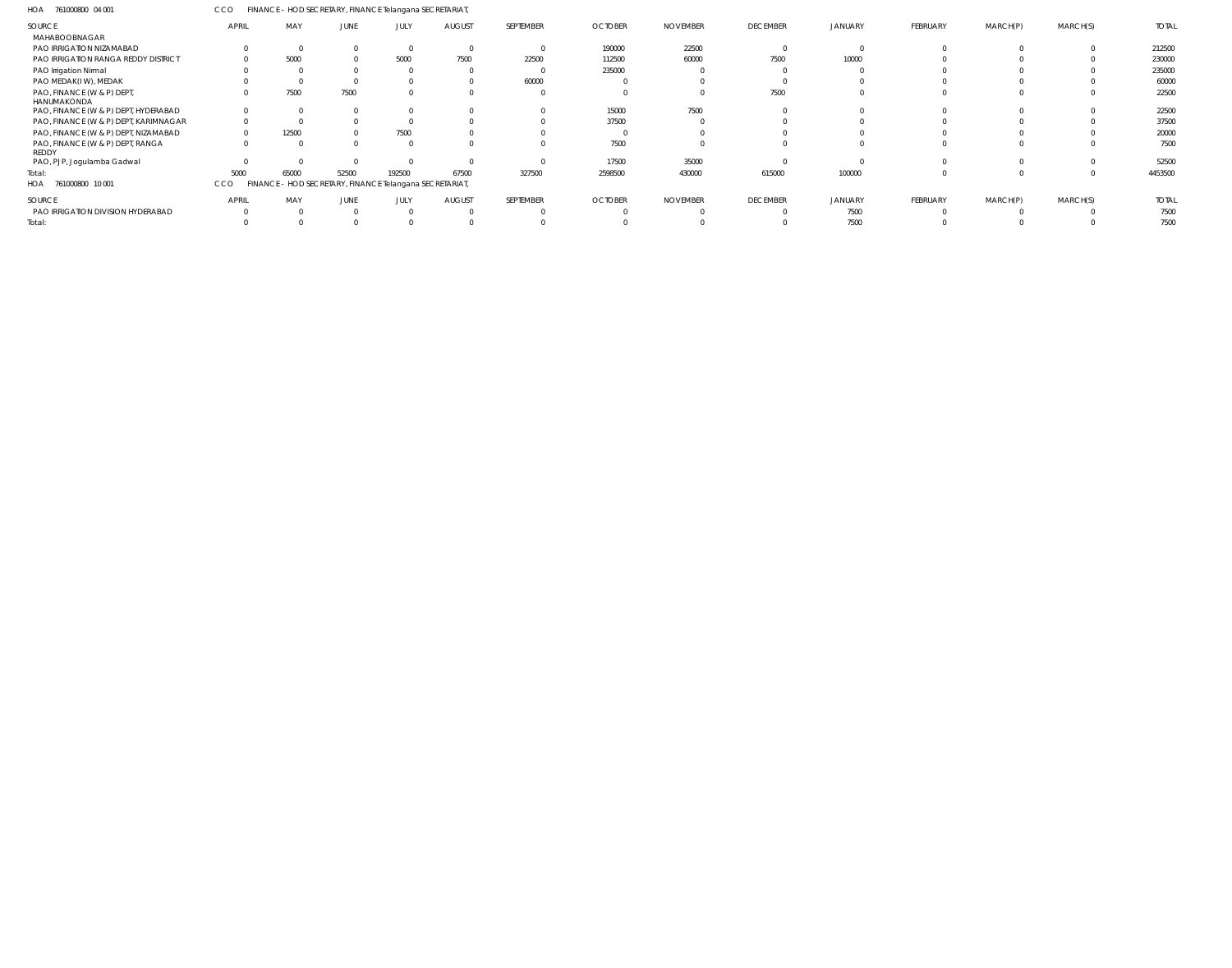HOA 761000800 04 001 CCO FINANCE - HOD SECRETARY, FINANCE Telangana SECRETARIAT,

| SOURCE | APRIL | MAY | JUNE | JULY | AUGUST | SEPTEMBER | OCTOBER | NOVEMBER | DECEMBER | JANUARY | FEBRUARY | MARCH(P) | MARCH(S) | TOTAL |
|---|---|---|---|---|---|---|---|---|---|---|---|---|---|---|
| MAHABOOBNAGAR | | | | | | | | | | | | | | |
| PAO IRRIGATION NIZAMABAD | 0 | 0 | 0 | 0 | 0 | 0 | 190000 | 22500 | 0 | 0 | 0 | 0 | 0 | 212500 |
| PAO IRRIGATION RANGA REDDY DISTRICT | 0 | 5000 | 0 | 5000 | 7500 | 22500 | 112500 | 60000 | 7500 | 10000 | 0 | 0 | 0 | 230000 |
| PAO Irrigation Nirmal | 0 | 0 | 0 | 0 | 0 | 0 | 235000 | 0 | 0 | 0 | 0 | 0 | 0 | 235000 |
| PAO MEDAK(IW), MEDAK | 0 | 0 | 0 | 0 | 0 | 60000 | 0 | 0 | 0 | 0 | 0 | 0 | 0 | 60000 |
| PAO, FINANCE (W & P) DEPT, HANUMAKONDA | 0 | 7500 | 7500 | 0 | 0 | 0 | 0 | 0 | 7500 | 0 | 0 | 0 | 0 | 22500 |
| PAO, FINANCE (W & P) DEPT, HYDERABAD | 0 | 0 | 0 | 0 | 0 | 0 | 15000 | 7500 | 0 | 0 | 0 | 0 | 0 | 22500 |
| PAO, FINANCE (W & P) DEPT, KARIMNAGAR | 0 | 0 | 0 | 0 | 0 | 0 | 37500 | 0 | 0 | 0 | 0 | 0 | 0 | 37500 |
| PAO, FINANCE (W & P) DEPT, NIZAMABAD | 0 | 12500 | 0 | 7500 | 0 | 0 | 0 | 0 | 0 | 0 | 0 | 0 | 0 | 20000 |
| PAO, FINANCE (W & P) DEPT, RANGA REDDY | 0 | 0 | 0 | 0 | 0 | 0 | 7500 | 0 | 0 | 0 | 0 | 0 | 0 | 7500 |
| PAO, PJP, Jogulamba Gadwal | 0 | 0 | 0 | 0 | 0 | 0 | 17500 | 35000 | 0 | 0 | 0 | 0 | 0 | 52500 |
| Total: | 5000 | 65000 | 52500 | 192500 | 67500 | 327500 | 2598500 | 430000 | 615000 | 100000 | 0 | 0 | 0 | 4453500 |

HOA 761000800 10 001 CCO FINANCE - HOD SECRETARY, FINANCE Telangana SECRETARIAT,

| SOURCE | APRIL | MAY | JUNE | JULY | AUGUST | SEPTEMBER | OCTOBER | NOVEMBER | DECEMBER | JANUARY | FEBRUARY | MARCH(P) | MARCH(S) | TOTAL |
|---|---|---|---|---|---|---|---|---|---|---|---|---|---|---|
| PAO IRRIGATION DIVISION HYDERABAD | 0 | 0 | 0 | 0 | 0 | 0 | 0 | 0 | 0 | 7500 | 0 | 0 | 0 | 7500 |
| Total: | 0 | 0 | 0 | 0 | 0 | 0 | 0 | 0 | 0 | 7500 | 0 | 0 | 0 | 7500 |